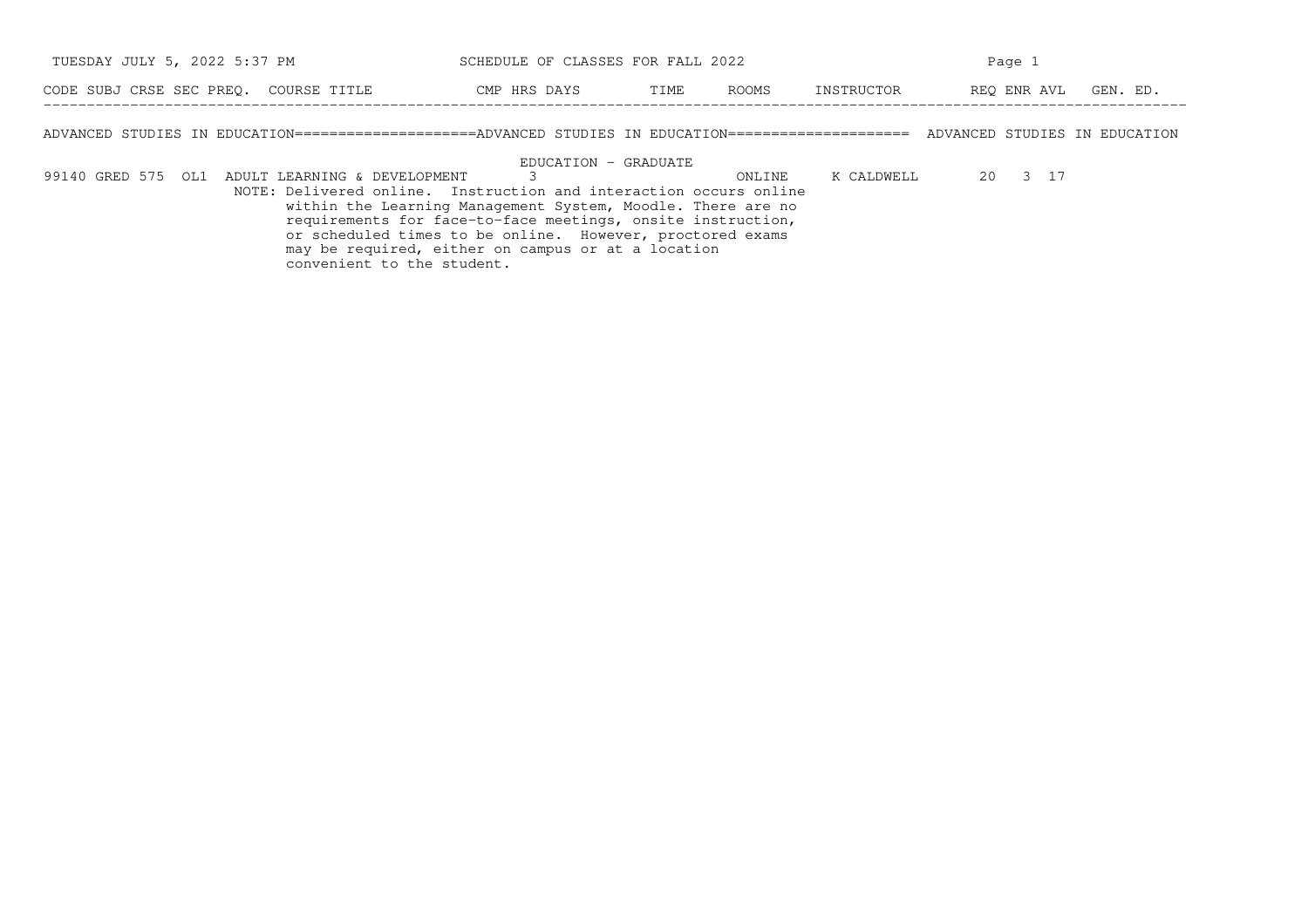SCHEDULE OF CLASSES FOR FALL 2022

| CODE | SUBJ | CRSE | SEC | PREQ. | COURSE TITLE | CMP | HRS | DAYS | TIME | ROOMS | INSTRUCTOR | REQ | ENR | AVL | GEN. ED. |
|---|---|---|---|---|---|---|---|---|---|---|---|---|---|---|---|

## ADVANCED STUDIES IN EDUCATION

EDUCATION - GRADUATE

| CODE | SUBJ | CRSE | SEC | PREQ. | COURSE TITLE | CMP | HRS | DAYS | TIME | ROOMS | INSTRUCTOR | REQ | ENR | AVL | GEN. ED. |
|---|---|---|---|---|---|---|---|---|---|---|---|---|---|---|---|
| 99140 | GRED | 575 | OL1 | | ADULT LEARNING & DEVELOPMENT | | 3 | | | ONLINE | K CALDWELL | 20 | 3 | 17 | |

NOTE: Delivered online. Instruction and interaction occurs online within the Learning Management System, Moodle. There are no requirements for face-to-face meetings, onsite instruction, or scheduled times to be online. However, proctored exams may be required, either on campus or at a location convenient to the student.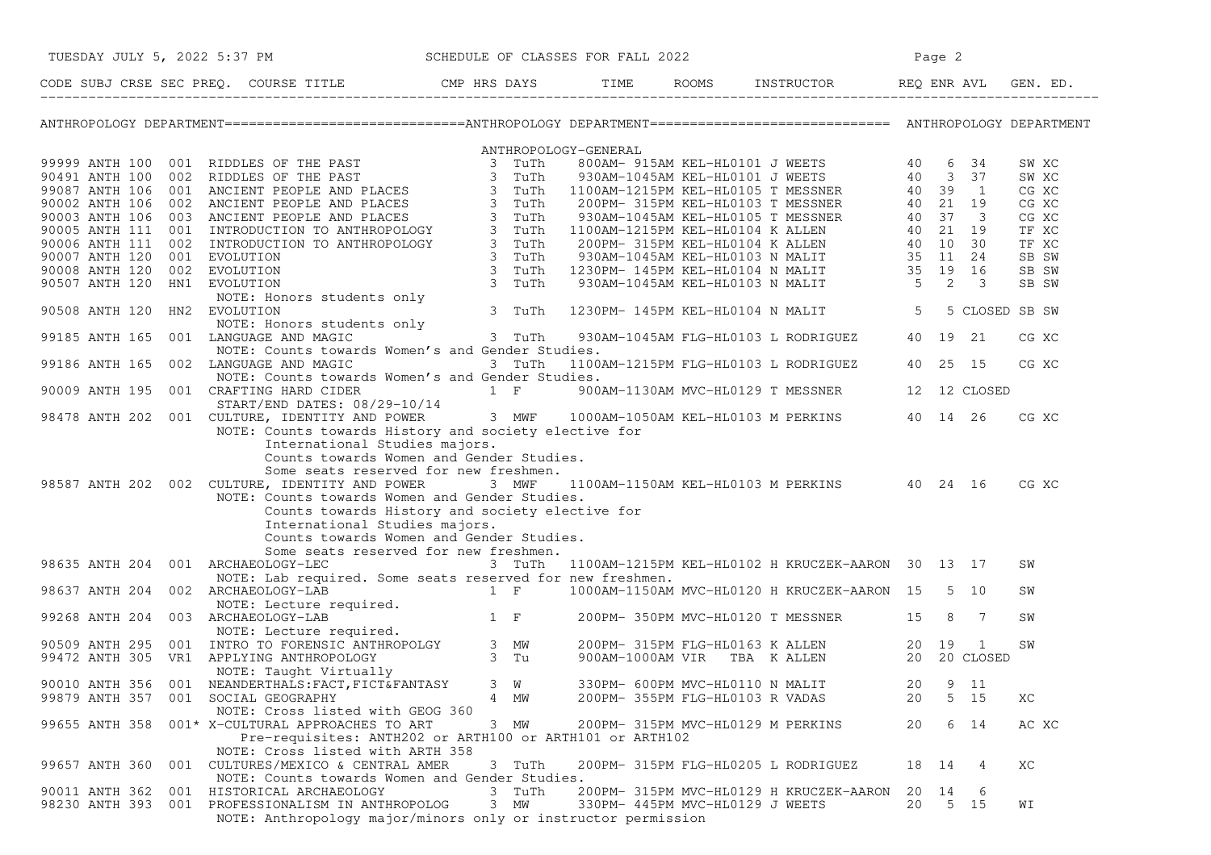# SCHEDULE OF CLASSES FOR FALL 2022

## ANTHROPOLOGY DEPARTMENT

### ANTHROPOLOGY-GENERAL

| CODE | SUBJ | CRSE | SEC | PREQ. | COURSE TITLE | CMP | HRS | DAYS | TIME | ROOMS | INSTRUCTOR | REQ | ENR | AVL | GEN. ED. |
|---|---|---|---|---|---|---|---|---|---|---|---|---|---|---|---|
| 99999 | ANTH | 100 | 001 | | RIDDLES OF THE PAST | | 3 | TuTh | 800AM- 915AM | KEL-HL0101 | J WEETS | 40 | 6 | 34 | SW XC |
| 90491 | ANTH | 100 | 002 | | RIDDLES OF THE PAST | | 3 | TuTh | 930AM-1045AM | KEL-HL0101 | J WEETS | 40 | 3 | 37 | SW XC |
| 99087 | ANTH | 106 | 001 | | ANCIENT PEOPLE AND PLACES | | 3 | TuTh | 1100AM-1215PM | KEL-HL0105 | T MESSNER | 40 | 39 | 1 | CG XC |
| 90002 | ANTH | 106 | 002 | | ANCIENT PEOPLE AND PLACES | | 3 | TuTh | 200PM- 315PM | KEL-HL0103 | T MESSNER | 40 | 21 | 19 | CG XC |
| 90003 | ANTH | 106 | 003 | | ANCIENT PEOPLE AND PLACES | | 3 | TuTh | 930AM-1045AM | KEL-HL0105 | T MESSNER | 40 | 37 | 3 | CG XC |
| 90005 | ANTH | 111 | 001 | | INTRODUCTION TO ANTHROPOLOGY | | 3 | TuTh | 1100AM-1215PM | KEL-HL0104 | K ALLEN | 40 | 21 | 19 | TF XC |
| 90006 | ANTH | 111 | 002 | | INTRODUCTION TO ANTHROPOLOGY | | 3 | TuTh | 200PM- 315PM | KEL-HL0104 | K ALLEN | 40 | 10 | 30 | TF XC |
| 90007 | ANTH | 120 | 001 | | EVOLUTION | | 3 | TuTh | 930AM-1045AM | KEL-HL0103 | N MALIT | 35 | 11 | 24 | SB SW |
| 90008 | ANTH | 120 | 002 | | EVOLUTION | | 3 | TuTh | 1230PM- 145PM | KEL-HL0104 | N MALIT | 35 | 19 | 16 | SB SW |
| 90507 | ANTH | 120 | HN1 | | EVOLUTION | | 3 | TuTh | 930AM-1045AM | KEL-HL0103 | N MALIT | 5 | 2 | 3 | SB SW |
| | | | | | NOTE: Honors students only | | | | | | | | | | |
| 90508 | ANTH | 120 | HN2 | | EVOLUTION | | 3 | TuTh | 1230PM- 145PM | KEL-HL0104 | N MALIT | 5 | 5 | CLOSED | SB SW |
| | | | | | NOTE: Honors students only | | | | | | | | | | |
| 99185 | ANTH | 165 | 001 | | LANGUAGE AND MAGIC | | 3 | TuTh | 930AM-1045AM | FLG-HL0103 | L RODRIGUEZ | 40 | 19 | 21 | CG XC |
| | | | | | NOTE: Counts towards Women's and Gender Studies. | | | | | | | | | | |
| 99186 | ANTH | 165 | 002 | | LANGUAGE AND MAGIC | | 3 | TuTh | 1100AM-1215PM | FLG-HL0103 | L RODRIGUEZ | 40 | 25 | 15 | CG XC |
| | | | | | NOTE: Counts towards Women's and Gender Studies. | | | | | | | | | | |
| 90009 | ANTH | 195 | 001 | | CRAFTING HARD CIDER | | 1 | F | 900AM-1130AM | MVC-HL0129 | T MESSNER | 12 | 12 | CLOSED | |
| | | | | | START/END DATES: 08/29-10/14 | | | | | | | | | | |
| 98478 | ANTH | 202 | 001 | | CULTURE, IDENTITY AND POWER | | 3 | MWF | 1000AM-1050AM | KEL-HL0103 | M PERKINS | 40 | 14 | 26 | CG XC |
| | | | | | NOTE: Counts towards History and society elective for International Studies majors. Counts towards Women and Gender Studies. Some seats reserved for new freshmen. | | | | | | | | | | |
| 98587 | ANTH | 202 | 002 | | CULTURE, IDENTITY AND POWER | | 3 | MWF | 1100AM-1150AM | KEL-HL0103 | M PERKINS | 40 | 24 | 16 | CG XC |
| | | | | | NOTE: Counts towards Women and Gender Studies. Counts towards History and society elective for International Studies majors. Counts towards Women and Gender Studies. Some seats reserved for new freshmen. | | | | | | | | | | |
| 98635 | ANTH | 204 | 001 | | ARCHAEOLOGY-LEC | | 3 | TuTh | 1100AM-1215PM | KEL-HL0102 | H KRUCZEK-AARON | 30 | 13 | 17 | SW |
| | | | | | NOTE: Lab required. Some seats reserved for new freshmen. | | | | | | | | | | |
| 98637 | ANTH | 204 | 002 | | ARCHAEOLOGY-LAB | | 1 | F | 1000AM-1150AM | MVC-HL0120 | H KRUCZEK-AARON | 15 | 5 | 10 | SW |
| | | | | | NOTE: Lecture required. | | | | | | | | | | |
| 99268 | ANTH | 204 | 003 | | ARCHAEOLOGY-LAB | | 1 | F | 200PM- 350PM | MVC-HL0120 | T MESSNER | 15 | 8 | 7 | SW |
| | | | | | NOTE: Lecture required. | | | | | | | | | | |
| 90509 | ANTH | 295 | 001 | | INTRO TO FORENSIC ANTHROPOLGY | | 3 | MW | 200PM- 315PM | FLG-HL0163 | K ALLEN | 20 | 19 | 1 | SW |
| 99472 | ANTH | 305 | VR1 | | APPLYING ANTHROPOLOGY | | 3 | Tu | 900AM-1000AM | VIR TBA | K ALLEN | 20 | 20 | CLOSED | |
| | | | | | NOTE: Taught Virtually | | | | | | | | | | |
| 90010 | ANTH | 356 | 001 | | NEANDERTHALS:FACT,FICT&FANTASY | | 3 | W | 330PM- 600PM | MVC-HL0110 | N MALIT | 20 | 9 | 11 | |
| 99879 | ANTH | 357 | 001 | | SOCIAL GEOGRAPHY | | 4 | MW | 200PM- 355PM | FLG-HL0103 | R VADAS | 20 | 5 | 15 | XC |
| | | | | | NOTE: Cross listed with GEOG 360 | | | | | | | | | | |
| 99655 | ANTH | 358 | 001 | * | X-CULTURAL APPROACHES TO ART | | 3 | MW | 200PM- 315PM | MVC-HL0129 | M PERKINS | 20 | 6 | 14 | AC XC |
| | | | | | Pre-requisites: ANTH202 or ARTH100 or ARTH101 or ARTH102 | | | | | | | | | | |
| | | | | | NOTE: Cross listed with ARTH 358 | | | | | | | | | | |
| 99657 | ANTH | 360 | 001 | | CULTURES/MEXICO & CENTRAL AMER | | 3 | TuTh | 200PM- 315PM | FLG-HL0205 | L RODRIGUEZ | 18 | 14 | 4 | XC |
| | | | | | NOTE: Counts towards Women and Gender Studies. | | | | | | | | | | |
| 90011 | ANTH | 362 | 001 | | HISTORICAL ARCHAEOLOGY | | 3 | TuTh | 200PM- 315PM | MVC-HL0129 | H KRUCZEK-AARON | 20 | 14 | 6 | |
| 98230 | ANTH | 393 | 001 | | PROFESSIONALISM IN ANTHROPOLOG | | 3 | MW | 330PM- 445PM | MVC-HL0129 | J WEETS | 20 | 5 | 15 | WI |
| | | | | | NOTE: Anthropology major/minors only or instructor permission | | | | | | | | | | |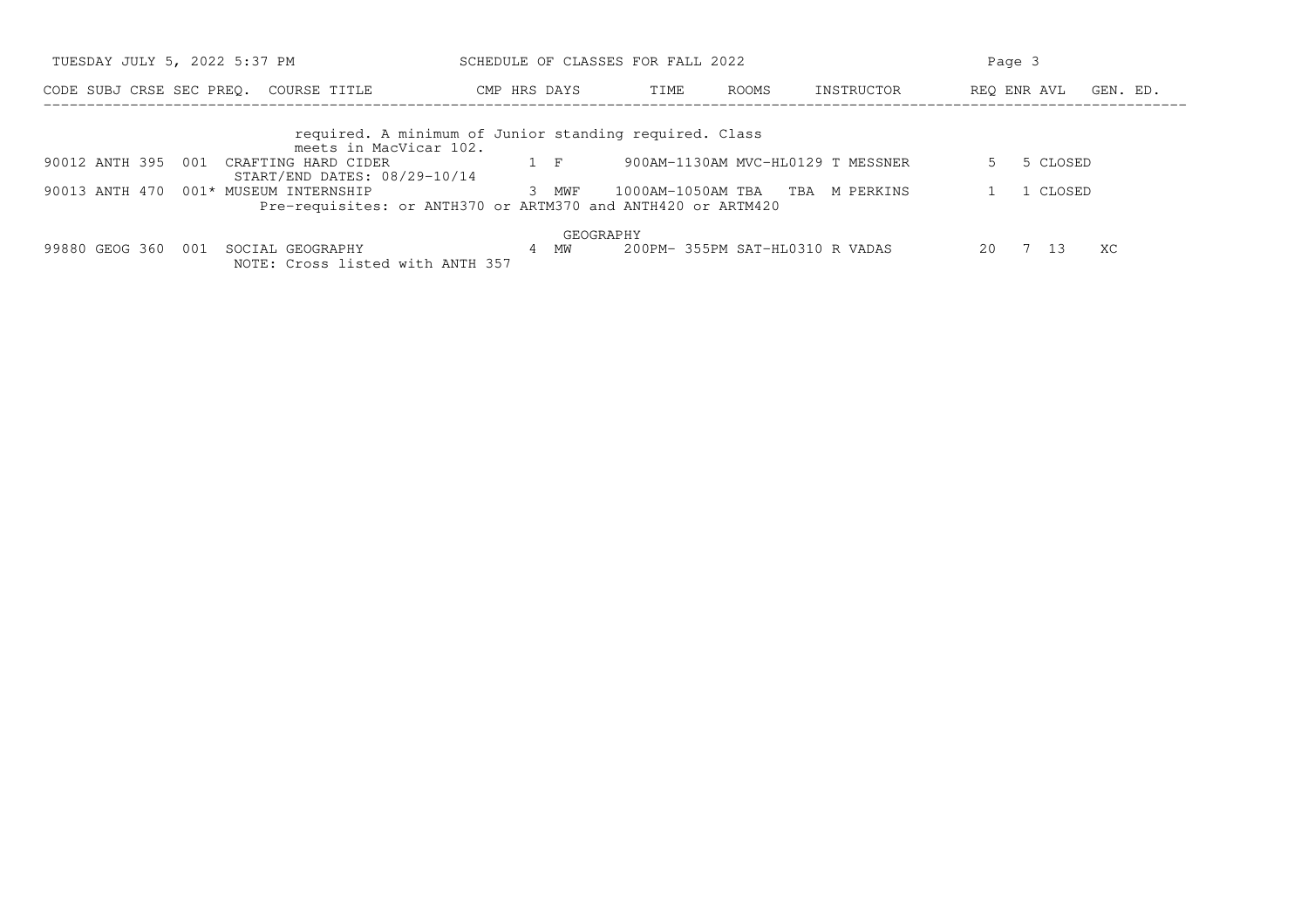| CODE | SUBJ | CRSE | SEC | PREQ. | COURSE TITLE | CMP | HRS | DAYS | TIME | ROOMS | INSTRUCTOR | REQ | ENR | AVL | GEN. ED. |
|---|---|---|---|---|---|---|---|---|---|---|---|---|---|---|---|
| | | | | | required. A minimum of Junior standing required. Class meets in MacVicar 102. | | | | | | | | | | |
| 90012 | ANTH | 395 | 001 | | CRAFTING HARD CIDER | | 1 | F | 900AM-1130AM | MVC-HL0129 | T MESSNER | 5 | 5 | CLOSED | |
| | | | | | START/END DATES: 08/29-10/14 | | | | | | | | | | |
| 90013 | ANTH | 470 | 001 | * | MUSEUM INTERNSHIP | | 3 | MWF | 1000AM-1050AM | TBA | TBA M PERKINS | 1 | 1 | CLOSED | |
| | | | | | Pre-requisites: or ANTH370 or ARTM370 and ANTH420 or ARTM420 | | | | | | | | | | |

GEOGRAPHY

| CODE | SUBJ | CRSE | SEC | PREQ. | COURSE TITLE | CMP | HRS | DAYS | TIME | ROOMS | INSTRUCTOR | REQ | ENR | AVL | GEN. ED. |
|---|---|---|---|---|---|---|---|---|---|---|---|---|---|---|---|
| 99880 | GEOG | 360 | 001 | | SOCIAL GEOGRAPHY | | 4 | MW | 200PM- 355PM | SAT-HL0310 | R VADAS | 20 | 7 | 13 | XC |
| | | | | | NOTE: Cross listed with ANTH 357 | | | | | | | | | | |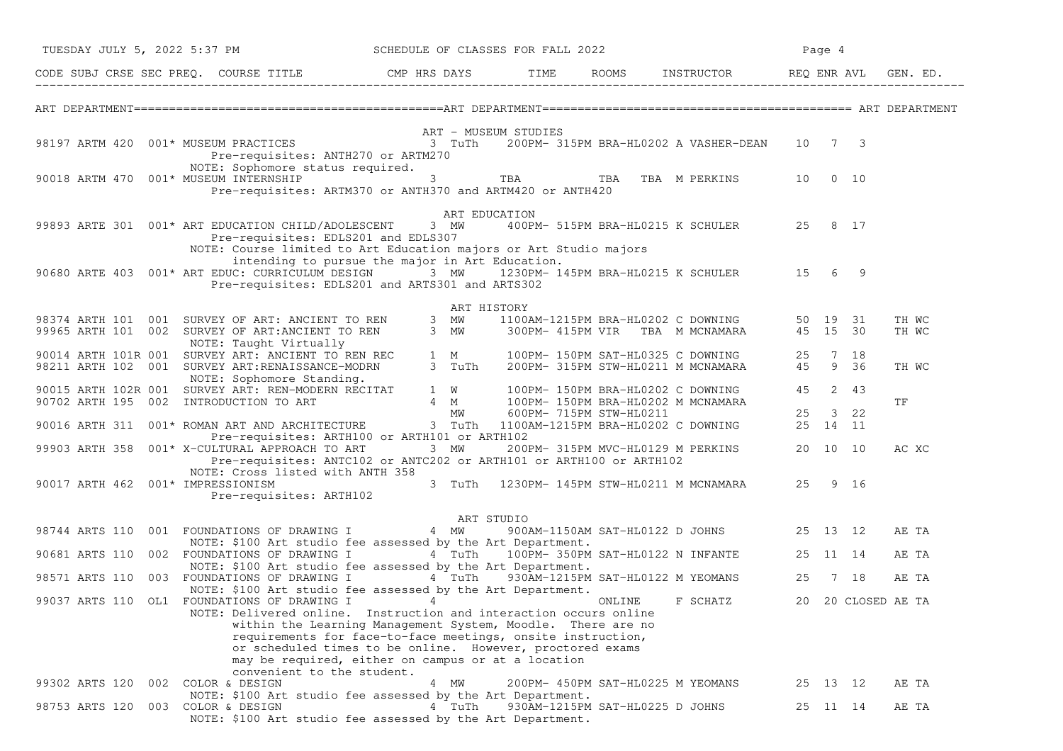# ART DEPARTMENT

| CODE | SUBJ | CRSE | SEC | PREQ. | COURSE TITLE | CMP | HRS | DAYS | TIME | ROOMS | INSTRUCTOR | REQ | ENR | AVL | GEN. ED. |
|---|---|---|---|---|---|---|---|---|---|---|---|---|---|---|---|

## ART - MUSEUM STUDIES

| CODE | SUBJ | CRSE | SEC | PREQ. | COURSE TITLE | CMP | HRS | DAYS | TIME | ROOMS | INSTRUCTOR | REQ | ENR | AVL | GEN. ED. |
|---|---|---|---|---|---|---|---|---|---|---|---|---|---|---|---|
| 98197 | ARTM | 420 | 001 | * | MUSEUM PRACTICES | | 3 | TuTh | 200PM- 315PM | BRA-HL0202 | A VASHER-DEAN | 10 | 7 | 3 | |
| | | | | | Pre-requisites: ANTH270 or ARTM270 | | | | | | | | | | |
| | | | | | NOTE: Sophomore status required. | | | | | | | | | | |
| 90018 | ARTM | 470 | 001 | * | MUSEUM INTERNSHIP | | 3 | | TBA | TBA | TBA M PERKINS | 10 | 0 | 10 | |
| | | | | | Pre-requisites: ARTM370 or ANTH370 and ARTM420 or ANTH420 | | | | | | | | | | |

## ART EDUCATION

| CODE | SUBJ | CRSE | SEC | PREQ. | COURSE TITLE | CMP | HRS | DAYS | TIME | ROOMS | INSTRUCTOR | REQ | ENR | AVL | GEN. ED. |
|---|---|---|---|---|---|---|---|---|---|---|---|---|---|---|---|
| 99893 | ARTE | 301 | 001 | * | ART EDUCATION CHILD/ADOLESCENT | | 3 | MW | 400PM- 515PM | BRA-HL0215 | K SCHULER | 25 | 8 | 17 | |
| | | | | | Pre-requisites: EDLS201 and EDLS307 | | | | | | | | | | |
| | | | | | NOTE: Course limited to Art Education majors or Art Studio majors intending to pursue the major in Art Education. | | | | | | | | | | |
| 90680 | ARTE | 403 | 001 | * | ART EDUC: CURRICULUM DESIGN | | 3 | MW | 1230PM- 145PM | BRA-HL0215 | K SCHULER | 15 | 6 | 9 | |
| | | | | | Pre-requisites: EDLS201 and ARTS301 and ARTS302 | | | | | | | | | | |

## ART HISTORY

| CODE | SUBJ | CRSE | SEC | PREQ. | COURSE TITLE | CMP | HRS | DAYS | TIME | ROOMS | INSTRUCTOR | REQ | ENR | AVL | GEN. ED. |
|---|---|---|---|---|---|---|---|---|---|---|---|---|---|---|---|
| 98374 | ARTH | 101 | 001 | | SURVEY OF ART: ANCIENT TO REN | | 3 | MW | 1100AM-1215PM | BRA-HL0202 | C DOWNING | 50 | 19 | 31 | TH WC |
| 99965 | ARTH | 101 | 002 | | SURVEY OF ART:ANCIENT TO REN | | 3 | MW | 300PM- 415PM | VIR TBA | M MCNAMARA | 45 | 15 | 30 | TH WC |
| | | | | | NOTE: Taught Virtually | | | | | | | | | | |
| 90014 | ARTH | 101R | 001 | | SURVEY ART: ANCIENT TO REN REC | | 1 | M | 100PM- 150PM | SAT-HL0325 | C DOWNING | 25 | 7 | 18 | |
| 98211 | ARTH | 102 | 001 | | SURVEY ART:RENAISSANCE-MODRN | | 3 | TuTh | 200PM- 315PM | STW-HL0211 | M MCNAMARA | 45 | 9 | 36 | TH WC |
| | | | | | NOTE: Sophomore Standing. | | | | | | | | | | |
| 90015 | ARTH | 102R | 001 | | SURVEY ART: REN-MODERN RECITAT | | 1 | W | 100PM- 150PM | BRA-HL0202 | C DOWNING | 45 | 2 | 43 | |
| 90702 | ARTH | 195 | 002 | | INTRODUCTION TO ART | | 4 | M | 100PM- 150PM | BRA-HL0202 | M MCNAMARA | | | | TF |
| | | | | | | | | MW | 600PM- 715PM | STW-HL0211 | | 25 | 3 | 22 | |
| 90016 | ARTH | 311 | 001 | * | ROMAN ART AND ARCHITECTURE | | 3 | TuTh | 1100AM-1215PM | BRA-HL0202 | C DOWNING | 25 | 14 | 11 | |
| | | | | | Pre-requisites: ARTH100 or ARTH101 or ARTH102 | | | | | | | | | | |
| 99903 | ARTH | 358 | 001 | * | X-CULTURAL APPROACH TO ART | | 3 | MW | 200PM- 315PM | MVC-HL0129 | M PERKINS | 20 | 10 | 10 | AC XC |
| | | | | | Pre-requisites: ANTC102 or ANTC202 or ARTH101 or ARTH100 or ARTH102 | | | | | | | | | | |
| | | | | | NOTE: Cross listed with ANTH 358 | | | | | | | | | | |
| 90017 | ARTH | 462 | 001 | * | IMPRESSIONISM | | 3 | TuTh | 1230PM- 145PM | STW-HL0211 | M MCNAMARA | 25 | 9 | 16 | |
| | | | | | Pre-requisites: ARTH102 | | | | | | | | | | |

## ART STUDIO

| CODE | SUBJ | CRSE | SEC | PREQ. | COURSE TITLE | CMP | HRS | DAYS | TIME | ROOMS | INSTRUCTOR | REQ | ENR | AVL | GEN. ED. |
|---|---|---|---|---|---|---|---|---|---|---|---|---|---|---|---|
| 98744 | ARTS | 110 | 001 | | FOUNDATIONS OF DRAWING I | | 4 | MW | 900AM-1150AM | SAT-HL0122 | D JOHNS | 25 | 13 | 12 | AE TA |
| | | | | | NOTE: $100 Art studio fee assessed by the Art Department. | | | | | | | | | | |
| 90681 | ARTS | 110 | 002 | | FOUNDATIONS OF DRAWING I | | 4 | TuTh | 100PM- 350PM | SAT-HL0122 | N INFANTE | 25 | 11 | 14 | AE TA |
| | | | | | NOTE: $100 Art studio fee assessed by the Art Department. | | | | | | | | | | |
| 98571 | ARTS | 110 | 003 | | FOUNDATIONS OF DRAWING I | | 4 | TuTh | 930AM-1215PM | SAT-HL0122 | M YEOMANS | 25 | 7 | 18 | AE TA |
| | | | | | NOTE: $100 Art studio fee assessed by the Art Department. | | | | | | | | | | |
| 99037 | ARTS | 110 | OL1 | | FOUNDATIONS OF DRAWING I | | 4 | | | ONLINE | F SCHATZ | 20 | 20 | CLOSED | AE TA |
| | | | | | NOTE: Delivered online. Instruction and interaction occurs online within the Learning Management System, Moodle. There are no requirements for face-to-face meetings, onsite instruction, or scheduled times to be online. However, proctored exams may be required, either on campus or at a location convenient to the student. | | | | | | | | | | |
| 99302 | ARTS | 120 | 002 | | COLOR & DESIGN | | 4 | MW | 200PM- 450PM | SAT-HL0225 | M YEOMANS | 25 | 13 | 12 | AE TA |
| | | | | | NOTE: $100 Art studio fee assessed by the Art Department. | | | | | | | | | | |
| 98753 | ARTS | 120 | 003 | | COLOR & DESIGN | | 4 | TuTh | 930AM-1215PM | SAT-HL0225 | D JOHNS | 25 | 11 | 14 | AE TA |
| | | | | | NOTE: $100 Art studio fee assessed by the Art Department. | | | | | | | | | | |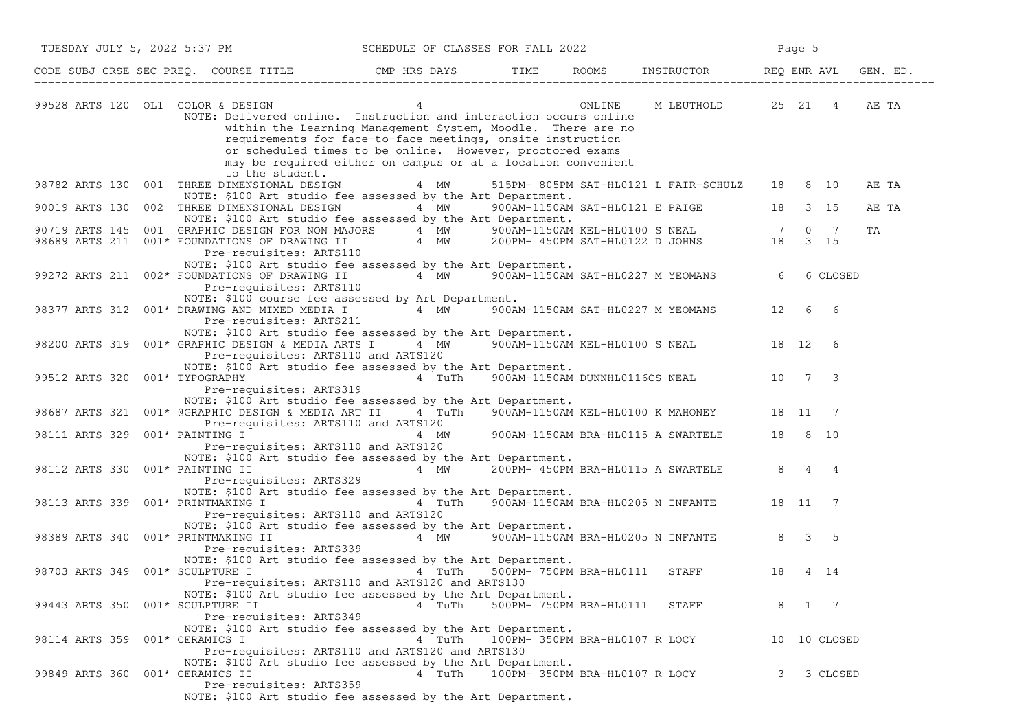| CODE | SUBJ | CRSE | SEC | PREQ. | COURSE TITLE | CMP | HRS | DAYS | TIME | ROOMS | INSTRUCTOR | REQ | ENR | AVL | GEN. ED. |
|---|---|---|---|---|---|---|---|---|---|---|---|---|---|---|---|
| 99528 | ARTS | 120 | OL1 | | COLOR & DESIGN | | 4 | | | ONLINE | M LEUTHOLD | 25 | 21 | 4 | AE TA |
| | | | | | NOTE: Delivered online. Instruction and interaction occurs online within the Learning Management System, Moodle. There are no requirements for face-to-face meetings, onsite instruction or scheduled times to be online. However, proctored exams may be required either on campus or at a location convenient to the student. | | | | | | | | | | |
| 98782 | ARTS | 130 | 001 | | THREE DIMENSIONAL DESIGN | | 4 | MW | 515PM- 805PM | SAT-HL0121 | L FAIR-SCHULZ | 18 | 8 | 10 | AE TA |
| | | | | | NOTE: $100 Art studio fee assessed by the Art Department. | | | | | | | | | | |
| 90019 | ARTS | 130 | 002 | | THREE DIMENSIONAL DESIGN | | 4 | MW | 900AM-1150AM | SAT-HL0121 | E PAIGE | 18 | 3 | 15 | AE TA |
| | | | | | NOTE: $100 Art studio fee assessed by the Art Department. | | | | | | | | | | |
| 90719 | ARTS | 145 | 001 | | GRAPHIC DESIGN FOR NON MAJORS | | 4 | MW | 900AM-1150AM | KEL-HL0100 | S NEAL | 7 | 0 | 7 | TA |
| 98689 | ARTS | 211 | 001 | * | FOUNDATIONS OF DRAWING II | | 4 | MW | 200PM- 450PM | SAT-HL0122 | D JOHNS | 18 | 3 | 15 | |
| | | | | | Pre-requisites: ARTS110 | | | | | | | | | | |
| | | | | | NOTE: $100 Art studio fee assessed by the Art Department. | | | | | | | | | | |
| 99272 | ARTS | 211 | 002 | * | FOUNDATIONS OF DRAWING II | | 4 | MW | 900AM-1150AM | SAT-HL0227 | M YEOMANS | 6 | 6 | CLOSED | |
| | | | | | Pre-requisites: ARTS110 | | | | | | | | | | |
| | | | | | NOTE: $100 course fee assessed by Art Department. | | | | | | | | | | |
| 98377 | ARTS | 312 | 001 | * | DRAWING AND MIXED MEDIA I | | 4 | MW | 900AM-1150AM | SAT-HL0227 | M YEOMANS | 12 | 6 | 6 | |
| | | | | | Pre-requisites: ARTS211 | | | | | | | | | | |
| | | | | | NOTE: $100 Art studio fee assessed by the Art Department. | | | | | | | | | | |
| 98200 | ARTS | 319 | 001 | * | GRAPHIC DESIGN & MEDIA ARTS I | | 4 | MW | 900AM-1150AM | KEL-HL0100 | S NEAL | 18 | 12 | 6 | |
| | | | | | Pre-requisites: ARTS110 and ARTS120 | | | | | | | | | | |
| | | | | | NOTE: $100 Art studio fee assessed by the Art Department. | | | | | | | | | | |
| 99512 | ARTS | 320 | 001 | * | TYPOGRAPHY | | 4 | TuTh | 900AM-1150AM | DUNNHL0116CS | NEAL | 10 | 7 | 3 | |
| | | | | | Pre-requisites: ARTS319 | | | | | | | | | | |
| | | | | | NOTE: $100 Art studio fee assessed by the Art Department. | | | | | | | | | | |
| 98687 | ARTS | 321 | 001 | * | @GRAPHIC DESIGN & MEDIA ART II | | 4 | TuTh | 900AM-1150AM | KEL-HL0100 | K MAHONEY | 18 | 11 | 7 | |
| | | | | | Pre-requisites: ARTS110 and ARTS120 | | | | | | | | | | |
| 98111 | ARTS | 329 | 001 | * | PAINTING I | | 4 | MW | 900AM-1150AM | BRA-HL0115 | A SWARTELE | 18 | 8 | 10 | |
| | | | | | Pre-requisites: ARTS110 and ARTS120 | | | | | | | | | | |
| | | | | | NOTE: $100 Art studio fee assessed by the Art Department. | | | | | | | | | | |
| 98112 | ARTS | 330 | 001 | * | PAINTING II | | 4 | MW | 200PM- 450PM | BRA-HL0115 | A SWARTELE | 8 | 4 | 4 | |
| | | | | | Pre-requisites: ARTS329 | | | | | | | | | | |
| | | | | | NOTE: $100 Art studio fee assessed by the Art Department. | | | | | | | | | | |
| 98113 | ARTS | 339 | 001 | * | PRINTMAKING I | | 4 | TuTh | 900AM-1150AM | BRA-HL0205 | N INFANTE | 18 | 11 | 7 | |
| | | | | | Pre-requisites: ARTS110 and ARTS120 | | | | | | | | | | |
| | | | | | NOTE: $100 Art studio fee assessed by the Art Department. | | | | | | | | | | |
| 98389 | ARTS | 340 | 001 | * | PRINTMAKING II | | 4 | MW | 900AM-1150AM | BRA-HL0205 | N INFANTE | 8 | 3 | 5 | |
| | | | | | Pre-requisites: ARTS339 | | | | | | | | | | |
| | | | | | NOTE: $100 Art studio fee assessed by the Art Department. | | | | | | | | | | |
| 98703 | ARTS | 349 | 001 | * | SCULPTURE I | | 4 | TuTh | 500PM- 750PM | BRA-HL0111 | STAFF | 18 | 4 | 14 | |
| | | | | | Pre-requisites: ARTS110 and ARTS120 and ARTS130 | | | | | | | | | | |
| | | | | | NOTE: $100 Art studio fee assessed by the Art Department. | | | | | | | | | | |
| 99443 | ARTS | 350 | 001 | * | SCULPTURE II | | 4 | TuTh | 500PM- 750PM | BRA-HL0111 | STAFF | 8 | 1 | 7 | |
| | | | | | Pre-requisites: ARTS349 | | | | | | | | | | |
| | | | | | NOTE: $100 Art studio fee assessed by the Art Department. | | | | | | | | | | |
| 98114 | ARTS | 359 | 001 | * | CERAMICS I | | 4 | TuTh | 100PM- 350PM | BRA-HL0107 | R LOCY | 10 | 10 | CLOSED | |
| | | | | | Pre-requisites: ARTS110 and ARTS120 and ARTS130 | | | | | | | | | | |
| | | | | | NOTE: $100 Art studio fee assessed by the Art Department. | | | | | | | | | | |
| 99849 | ARTS | 360 | 001 | * | CERAMICS II | | 4 | TuTh | 100PM- 350PM | BRA-HL0107 | R LOCY | 3 | 3 | CLOSED | |
| | | | | | Pre-requisites: ARTS359 | | | | | | | | | | |
| | | | | | NOTE: $100 Art studio fee assessed by the Art Department. | | | | | | | | | | |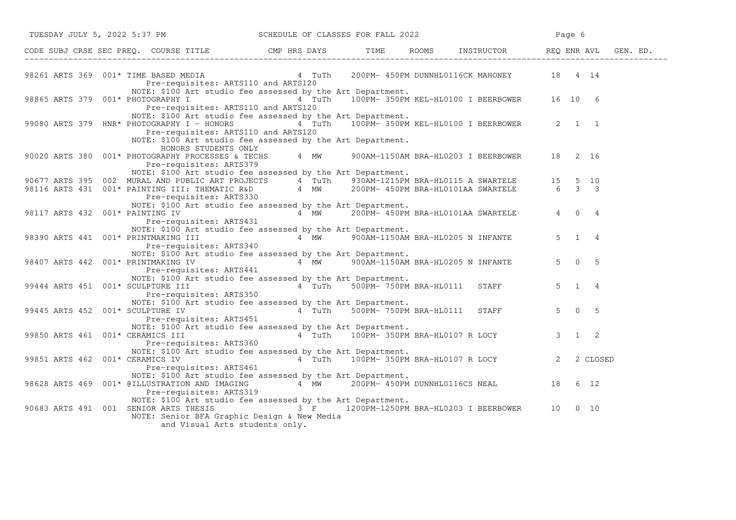SCHEDULE OF CLASSES FOR FALL 2022

| CODE | SUBJ | CRSE | SEC | PREQ. | COURSE TITLE | CMP | HRS | DAYS | TIME | ROOMS | INSTRUCTOR | REQ | ENR | AVL | GEN. ED. |
|---|---|---|---|---|---|---|---|---|---|---|---|---|---|---|---|
| 98261 | ARTS | 369 | 001 | * | TIME BASED MEDIA | | 4 | TuTh | 200PM- 450PM | DUNNHL0116CK | MAHONEY | 18 | 4 | 14 | |
| | | | | | Pre-requisites: ARTS110 and ARTS120 | | | | | | | | | | |
| | | | | | NOTE: $100 Art studio fee assessed by the Art Department. | | | | | | | | | | |
| 98865 | ARTS | 379 | 001 | * | PHOTOGRAPHY I | | 4 | TuTh | 100PM- 350PM | KEL-HL0100 | I BEERBOWER | 16 | 10 | 6 | |
| | | | | | Pre-requisites: ARTS110 and ARTS120 | | | | | | | | | | |
| | | | | | NOTE: $100 Art studio fee assessed by the Art Department. | | | | | | | | | | |
| 99080 | ARTS | 379 | HNR | * | PHOTOGRAPHY I - HONORS | | 4 | TuTh | 100PM- 350PM | KEL-HL0100 | I BEERBOWER | 2 | 1 | 1 | |
| | | | | | Pre-requisites: ARTS110 and ARTS120 | | | | | | | | | | |
| | | | | | NOTE: $100 Art studio fee assessed by the Art Department. | | | | | | | | | | |
| | | | | | HONORS STUDENTS ONLY | | | | | | | | | | |
| 90020 | ARTS | 380 | 001 | * | PHOTOGRAPHY PROCESSES & TECHS | | 4 | MW | 900AM-1150AM | BRA-HL0203 | I BEERBOWER | 18 | 2 | 16 | |
| | | | | | Pre-requisites: ARTS379 | | | | | | | | | | |
| | | | | | NOTE: $100 Art studio fee assessed by the Art Department. | | | | | | | | | | |
| 90677 | ARTS | 395 | 002 | | MURAL AND PUBLIC ART PROJECTS | | 4 | TuTh | 930AM-1215PM | BRA-HL0115 | A SWARTELE | 15 | 5 | 10 | |
| 98116 | ARTS | 431 | 001 | * | PAINTING III: THEMATIC R&D | | 4 | MW | 200PM- 450PM | BRA-HL0101AA | SWARTELE | 6 | 3 | 3 | |
| | | | | | Pre-requisites: ARTS330 | | | | | | | | | | |
| | | | | | NOTE: $100 Art studio fee assessed by the Art Department. | | | | | | | | | | |
| 98117 | ARTS | 432 | 001 | * | PAINTING IV | | 4 | MW | 200PM- 450PM | BRA-HL0101AA | SWARTELE | 4 | 0 | 4 | |
| | | | | | Pre-requisites: ARTS431 | | | | | | | | | | |
| | | | | | NOTE: $100 Art studio fee assessed by the Art Department. | | | | | | | | | | |
| 98390 | ARTS | 441 | 001 | * | PRINTMAKING III | | 4 | MW | 900AM-1150AM | BRA-HL0205 | N INFANTE | 5 | 1 | 4 | |
| | | | | | Pre-requisites: ARTS340 | | | | | | | | | | |
| | | | | | NOTE: $100 Art studio fee assessed by the Art Department. | | | | | | | | | | |
| 98407 | ARTS | 442 | 001 | * | PRINTMAKING IV | | 4 | MW | 900AM-1150AM | BRA-HL0205 | N INFANTE | 5 | 0 | 5 | |
| | | | | | Pre-requisites: ARTS441 | | | | | | | | | | |
| | | | | | NOTE: $100 Art studio fee assessed by the Art Department. | | | | | | | | | | |
| 99444 | ARTS | 451 | 001 | * | SCULPTURE III | | 4 | TuTh | 500PM- 750PM | BRA-HL0111 | STAFF | 5 | 1 | 4 | |
| | | | | | Pre-requisites: ARTS350 | | | | | | | | | | |
| | | | | | NOTE: $100 Art studio fee assessed by the Art Department. | | | | | | | | | | |
| 99445 | ARTS | 452 | 001 | * | SCULPTURE IV | | 4 | TuTh | 500PM- 750PM | BRA-HL0111 | STAFF | 5 | 0 | 5 | |
| | | | | | Pre-requisites: ARTS451 | | | | | | | | | | |
| | | | | | NOTE: $100 Art studio fee assessed by the Art Department. | | | | | | | | | | |
| 99850 | ARTS | 461 | 001 | * | CERAMICS III | | 4 | TuTh | 100PM- 350PM | BRA-HL0107 | R LOCY | 3 | 1 | 2 | |
| | | | | | Pre-requisites: ARTS360 | | | | | | | | | | |
| | | | | | NOTE: $100 Art studio fee assessed by the Art Department. | | | | | | | | | | |
| 99851 | ARTS | 462 | 001 | * | CERAMICS IV | | 4 | TuTh | 100PM- 350PM | BRA-HL0107 | R LOCY | 2 | 2 | CLOSED | |
| | | | | | Pre-requisites: ARTS461 | | | | | | | | | | |
| | | | | | NOTE: $100 Art studio fee assessed by the Art Department. | | | | | | | | | | |
| 98628 | ARTS | 469 | 001 | * | @ILLUSTRATION AND IMAGING | | 4 | MW | 200PM- 450PM | DUNNHL0116CS | NEAL | 18 | 6 | 12 | |
| | | | | | Pre-requisites: ARTS319 | | | | | | | | | | |
| | | | | | NOTE: $100 Art studio fee assessed by the Art Department. | | | | | | | | | | |
| 90683 | ARTS | 491 | 001 | | SENIOR ARTS THESIS | | 3 | F | 1200PM-1250PM | BRA-HL0203 | I BEERBOWER | 10 | 0 | 10 | |
| | | | | | NOTE: Senior BFA Graphic Design & New Media and Visual Arts students only. | | | | | | | | | | |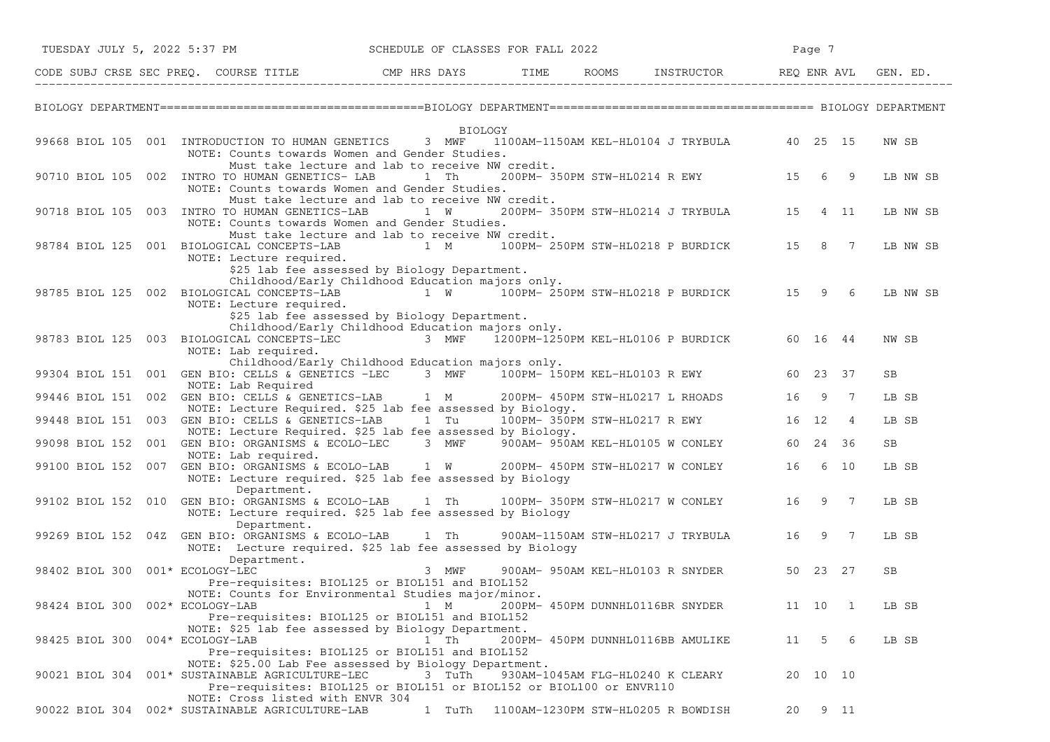## BIOLOGY DEPARTMENT

### BIOLOGY

| CODE | SUBJ | CRSE | SEC | PREQ. | COURSE TITLE | CMP | HRS | DAYS | TIME | ROOMS | INSTRUCTOR | REQ | ENR | AVL | GEN. ED. |
|---|---|---|---|---|---|---|---|---|---|---|---|---|---|---|---|
| 99668 | BIOL | 105 | 001 | | INTRODUCTION TO HUMAN GENETICS | | 3 | MWF | 1100AM-1150AM | KEL-HL0104 | J TRYBULA | 40 | 25 | 15 | NW SB |
| | | | | | NOTE: Counts towards Women and Gender Studies. Must take lecture and lab to receive NW credit. | | | | | | | | | | |
| 90710 | BIOL | 105 | 002 | | INTRO TO HUMAN GENETICS- LAB | | 1 | Th | 200PM- 350PM | STW-HL0214 | R EWY | 15 | 6 | 9 | LB NW SB |
| | | | | | NOTE: Counts towards Women and Gender Studies. Must take lecture and lab to receive NW credit. | | | | | | | | | | |
| 90718 | BIOL | 105 | 003 | | INTRO TO HUMAN GENETICS-LAB | | 1 | W | 200PM- 350PM | STW-HL0214 | J TRYBULA | 15 | 4 | 11 | LB NW SB |
| | | | | | NOTE: Counts towards Women and Gender Studies. Must take lecture and lab to receive NW credit. | | | | | | | | | | |
| 98784 | BIOL | 125 | 001 | | BIOLOGICAL CONCEPTS-LAB | | 1 | M | 100PM- 250PM | STW-HL0218 | P BURDICK | 15 | 8 | 7 | LB NW SB |
| | | | | | NOTE: Lecture required. $25 lab fee assessed by Biology Department. Childhood/Early Childhood Education majors only. | | | | | | | | | | |
| 98785 | BIOL | 125 | 002 | | BIOLOGICAL CONCEPTS-LAB | | 1 | W | 100PM- 250PM | STW-HL0218 | P BURDICK | 15 | 9 | 6 | LB NW SB |
| | | | | | NOTE: Lecture required. $25 lab fee assessed by Biology Department. Childhood/Early Childhood Education majors only. | | | | | | | | | | |
| 98783 | BIOL | 125 | 003 | | BIOLOGICAL CONCEPTS-LEC | | 3 | MWF | 1200PM-1250PM | KEL-HL0106 | P BURDICK | 60 | 16 | 44 | NW SB |
| | | | | | NOTE: Lab required. Childhood/Early Childhood Education majors only. | | | | | | | | | | |
| 99304 | BIOL | 151 | 001 | | GEN BIO: CELLS & GENETICS -LEC | | 3 | MWF | 100PM- 150PM | KEL-HL0103 | R EWY | 60 | 23 | 37 | SB |
| | | | | | NOTE: Lab Required | | | | | | | | | | |
| 99446 | BIOL | 151 | 002 | | GEN BIO: CELLS & GENETICS-LAB | | 1 | M | 200PM- 450PM | STW-HL0217 | L RHOADS | 16 | 9 | 7 | LB SB |
| | | | | | NOTE: Lecture Required. $25 lab fee assessed by Biology. | | | | | | | | | | |
| 99448 | BIOL | 151 | 003 | | GEN BIO: CELLS & GENETICS-LAB | | 1 | Tu | 100PM- 350PM | STW-HL0217 | R EWY | 16 | 12 | 4 | LB SB |
| | | | | | NOTE: Lecture Required. $25 lab fee assessed by Biology. | | | | | | | | | | |
| 99098 | BIOL | 152 | 001 | | GEN BIO: ORGANISMS & ECOLO-LEC | | 3 | MWF | 900AM- 950AM | KEL-HL0105 | W CONLEY | 60 | 24 | 36 | SB |
| | | | | | NOTE: Lab required. | | | | | | | | | | |
| 99100 | BIOL | 152 | 007 | | GEN BIO: ORGANISMS & ECOLO-LAB | | 1 | W | 200PM- 450PM | STW-HL0217 | W CONLEY | 16 | 6 | 10 | LB SB |
| | | | | | NOTE: Lecture required. $25 lab fee assessed by Biology Department. | | | | | | | | | | |
| 99102 | BIOL | 152 | 010 | | GEN BIO: ORGANISMS & ECOLO-LAB | | 1 | Th | 100PM- 350PM | STW-HL0217 | W CONLEY | 16 | 9 | 7 | LB SB |
| | | | | | NOTE: Lecture required. $25 lab fee assessed by Biology Department. | | | | | | | | | | |
| 99269 | BIOL | 152 | 04Z | | GEN BIO: ORGANISMS & ECOLO-LAB | | 1 | Th | 900AM-1150AM | STW-HL0217 | J TRYBULA | 16 | 9 | 7 | LB SB |
| | | | | | NOTE: Lecture required. $25 lab fee assessed by Biology Department. | | | | | | | | | | |
| 98402 | BIOL | 300 | 001 | * | ECOLOGY-LEC | | 3 | MWF | 900AM- 950AM | KEL-HL0103 | R SNYDER | 50 | 23 | 27 | SB |
| | | | | | Pre-requisites: BIOL125 or BIOL151 and BIOL152. NOTE: Counts for Environmental Studies major/minor. | | | | | | | | | | |
| 98424 | BIOL | 300 | 002 | * | ECOLOGY-LAB | | 1 | M | 200PM- 450PM | DUNNHL0116BR | SNYDER | 11 | 10 | 1 | LB SB |
| | | | | | Pre-requisites: BIOL125 or BIOL151 and BIOL152. NOTE: $25 lab fee assessed by Biology Department. | | | | | | | | | | |
| 98425 | BIOL | 300 | 004 | * | ECOLOGY-LAB | | 1 | Th | 200PM- 450PM | DUNNHL0116BB | AMULIKE | 11 | 5 | 6 | LB SB |
| | | | | | Pre-requisites: BIOL125 or BIOL151 and BIOL152. NOTE: $25.00 Lab Fee assessed by Biology Department. | | | | | | | | | | |
| 90021 | BIOL | 304 | 001 | * | SUSTAINABLE AGRICULTURE-LEC | | 3 | TuTh | 930AM-1045AM | FLG-HL0240 | K CLEARY | 20 | 10 | 10 | |
| | | | | | Pre-requisites: BIOL125 or BIOL151 or BIOL152 or BIOL100 or ENVR110. NOTE: Cross listed with ENVR 304 | | | | | | | | | | |
| 90022 | BIOL | 304 | 002 | * | SUSTAINABLE AGRICULTURE-LAB | | 1 | TuTh | 1100AM-1230PM | STW-HL0205 | R BOWDISH | 20 | 9 | 11 | |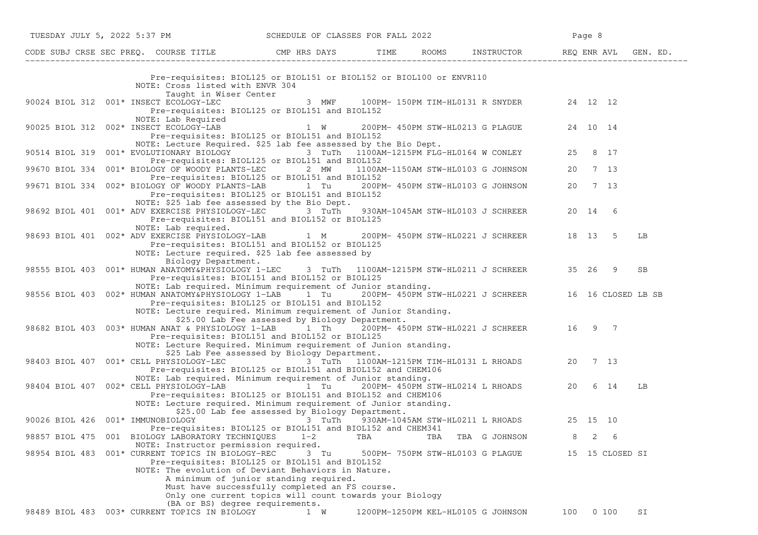| CODE | SUBJ | CRSE | SEC | PREQ. | COURSE TITLE | CMP | HRS | DAYS | TIME | ROOMS | INSTRUCTOR | REQ | ENR | AVL | GEN. ED. |
|---|---|---|---|---|---|---|---|---|---|---|---|---|---|---|---|
| | | | | | Pre-requisites: BIOL125 or BIOL151 or BIOL152 or BIOL100 or ENVR110 | | | | | | | | | | |
| | | | | | NOTE: Cross listed with ENVR 304 | | | | | | | | | | |
| | | | | | Taught in Wiser Center | | | | | | | | | | |
| 90024 | BIOL | 312 | 001* | | INSECT ECOLOGY-LEC | | 3 | MWF | 100PM- 150PM | TIM-HL0131 | R SNYDER | 24 | 12 | 12 | |
| | | | | | Pre-requisites: BIOL125 or BIOL151 and BIOL152 | | | | | | | | | | |
| | | | | | NOTE: Lab Required | | | | | | | | | | |
| 90025 | BIOL | 312 | 002* | | INSECT ECOLOGY-LAB | | 1 | W | 200PM- 450PM | STW-HL0213 | G PLAGUE | 24 | 10 | 14 | |
| | | | | | Pre-requisites: BIOL125 or BIOL151 and BIOL152 | | | | | | | | | | |
| | | | | | NOTE: Lecture Required. $25 lab fee assessed by the Bio Dept. | | | | | | | | | | |
| 90514 | BIOL | 319 | 001* | | EVOLUTIONARY BIOLOGY | | 3 | TuTh | 1100AM-1215PM | FLG-HL0164 | W CONLEY | 25 | 8 | 17 | |
| | | | | | Pre-requisites: BIOL125 or BIOL151 and BIOL152 | | | | | | | | | | |
| 99670 | BIOL | 334 | 001* | | BIOLOGY OF WOODY PLANTS-LEC | | 2 | MW | 1100AM-1150AM | STW-HL0103 | G JOHNSON | 20 | 7 | 13 | |
| | | | | | Pre-requisites: BIOL125 or BIOL151 and BIOL152 | | | | | | | | | | |
| 99671 | BIOL | 334 | 002* | | BIOLOGY OF WOODY PLANTS-LAB | | 1 | Tu | 200PM- 450PM | STW-HL0103 | G JOHNSON | 20 | 7 | 13 | |
| | | | | | Pre-requisites: BIOL125 or BIOL151 and BIOL152 | | | | | | | | | | |
| | | | | | NOTE: $25 lab fee assessed by the Bio Dept. | | | | | | | | | | |
| 98692 | BIOL | 401 | 001* | | ADV EXERCISE PHYSIOLOGY-LEC | | 3 | TuTh | 930AM-1045AM | STW-HL0103 | J SCHREER | 20 | 14 | 6 | |
| | | | | | Pre-requisites: BIOL151 and BIOL152 or BIOL125 | | | | | | | | | | |
| | | | | | NOTE: Lab required. | | | | | | | | | | |
| 98693 | BIOL | 401 | 002* | | ADV EXERCISE PHYSIOLOGY-LAB | | 1 | M | 200PM- 450PM | STW-HL0221 | J SCHREER | 18 | 13 | 5 | LB |
| | | | | | Pre-requisites: BIOL151 and BIOL152 or BIOL125 | | | | | | | | | | |
| | | | | | NOTE: Lecture required. $25 lab fee assessed by | | | | | | | | | | |
| | | | | | Biology Department. | | | | | | | | | | |
| 98555 | BIOL | 403 | 001* | | HUMAN ANATOMY&PHYSIOLOGY 1-LEC | | 3 | TuTh | 1100AM-1215PM | STW-HL0211 | J SCHREER | 35 | 26 | 9 | SB |
| | | | | | Pre-requisites: BIOL151 and BIOL152 or BIOL125 | | | | | | | | | | |
| | | | | | NOTE: Lab required. Minimum requirement of Junior standing. | | | | | | | | | | |
| 98556 | BIOL | 403 | 002* | | HUMAN ANATOMY&PHYSIOLOGY 1-LAB | | 1 | Tu | 200PM- 450PM | STW-HL0221 | J SCHREER | 16 | 16 | CLOSED | LB SB |
| | | | | | Pre-requisites: BIOL125 or BIOL151 and BIOL152 | | | | | | | | | | |
| | | | | | NOTE: Lecture required. Minimum requirement of Junior Standing. | | | | | | | | | | |
| | | | | | $25.00 Lab Fee assessed by Biology Department. | | | | | | | | | | |
| 98682 | BIOL | 403 | 003* | | HUMAN ANAT & PHYSIOLOGY 1-LAB | | 1 | Th | 200PM- 450PM | STW-HL0221 | J SCHREER | 16 | 9 | 7 | |
| | | | | | Pre-requisites: BIOL151 and BIOL152 or BIOL125 | | | | | | | | | | |
| | | | | | NOTE: Lecture Required. Minimum requirement of Junion standing. | | | | | | | | | | |
| | | | | | $25 Lab Fee assessed by Biology Department. | | | | | | | | | | |
| 98403 | BIOL | 407 | 001* | | CELL PHYSIOLOGY-LEC | | 3 | TuTh | 1100AM-1215PM | TIM-HL0131 | L RHOADS | 20 | 7 | 13 | |
| | | | | | Pre-requisites: BIOL125 or BIOL151 and BIOL152 and CHEM106 | | | | | | | | | | |
| | | | | | NOTE: Lab required. Minimum requirement of Junior standing. | | | | | | | | | | |
| 98404 | BIOL | 407 | 002* | | CELL PHYSIOLOGY-LAB | | 1 | Tu | 200PM- 450PM | STW-HL0214 | L RHOADS | 20 | 6 | 14 | LB |
| | | | | | Pre-requisites: BIOL125 or BIOL151 and BIOL152 and CHEM106 | | | | | | | | | | |
| | | | | | NOTE: Lecture required. Minimum requirement of Junior standing. | | | | | | | | | | |
| | | | | | $25.00 Lab Fee assessed by Biology Department. | | | | | | | | | | |
| 90026 | BIOL | 426 | 001* | | IMMUNOBIOLOGY | | 3 | TuTh | 930AM-1045AM | STW-HL0211 | L RHOADS | 25 | 15 | 10 | |
| | | | | | Pre-requisites: BIOL125 or BIOL151 and BIOL152 and CHEM341 | | | | | | | | | | |
| 98857 | BIOL | 475 | 001 | | BIOLOGY LABORATORY TECHNIQUES | | 1-2 | | TBA | TBA | TBA G JOHNSON | 8 | 2 | 6 | |
| | | | | | NOTE: Instructor permission required. | | | | | | | | | | |
| 98954 | BIOL | 483 | 001* | | CURRENT TOPICS IN BIOLOGY-REC | | 3 | Tu | 500PM- 750PM | STW-HL0103 | G PLAGUE | 15 | 15 | CLOSED | SI |
| | | | | | Pre-requisites: BIOL125 or BIOL151 and BIOL152 | | | | | | | | | | |
| | | | | | NOTE: The evolution of Deviant Behaviors in Nature. | | | | | | | | | | |
| | | | | | A minimum of junior standing required. | | | | | | | | | | |
| | | | | | Must have successfully completed an FS course. | | | | | | | | | | |
| | | | | | Only one current topics will count towards your Biology | | | | | | | | | | |
| | | | | | (BA or BS) degree requirements. | | | | | | | | | | |
| 98489 | BIOL | 483 | 003* | | CURRENT TOPICS IN BIOLOGY | | 1 | W | 1200PM-1250PM | KEL-HL0105 | G JOHNSON | 100 | 0 | 100 | SI |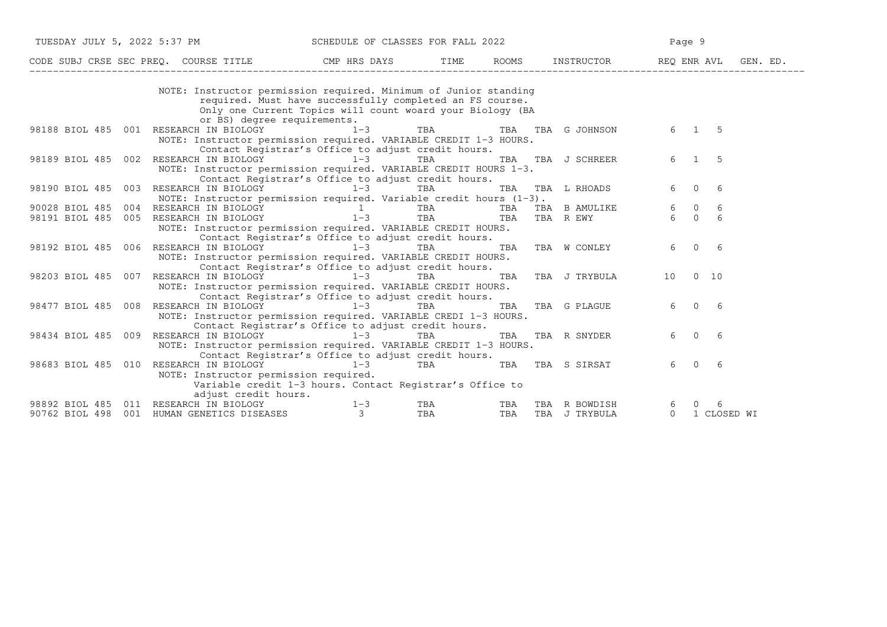| CODE | SUBJ | CRSE | SEC | PREQ. | COURSE TITLE | CMP | HRS | DAYS | TIME | ROOMS | INSTRUCTOR | REQ | ENR | AVL | GEN. ED. |
|---|---|---|---|---|---|---|---|---|---|---|---|---|---|---|---|
| | | | | | NOTE: Instructor permission required. Minimum of Junior standing required. Must have successfully completed an FS course. Only one Current Topics will count woard your Biology (BA or BS) degree requirements. | | | | | | | | | | |
| 98188 | BIOL | 485 | 001 | | RESEARCH IN BIOLOGY | | 1-3 | TBA | | TBA TBA | G JOHNSON | 6 | 1 | 5 | |
| | | | | | NOTE: Instructor permission required. VARIABLE CREDIT 1-3 HOURS. Contact Registrar's Office to adjust credit hours. | | | | | | | | | | |
| 98189 | BIOL | 485 | 002 | | RESEARCH IN BIOLOGY | | 1-3 | TBA | | TBA TBA | J SCHREER | 6 | 1 | 5 | |
| | | | | | NOTE: Instructor permission required. VARIABLE CREDIT HOURS 1-3. Contact Registrar's Office to adjust credit hours. | | | | | | | | | | |
| 98190 | BIOL | 485 | 003 | | RESEARCH IN BIOLOGY | | 1-3 | TBA | | TBA TBA | L RHOADS | 6 | 0 | 6 | |
| | | | | | NOTE: Instructor permission required. Variable credit hours (1-3). | | | | | | | | | | |
| 90028 | BIOL | 485 | 004 | | RESEARCH IN BIOLOGY | | 1 | TBA | | TBA TBA | B AMULIKE | 6 | 0 | 6 | |
| 98191 | BIOL | 485 | 005 | | RESEARCH IN BIOLOGY | | 1-3 | TBA | | TBA TBA | R EWY | 6 | 0 | 6 | |
| | | | | | NOTE: Instructor permission required. VARIABLE CREDIT HOURS. Contact Registrar's Office to adjust credit hours. | | | | | | | | | | |
| 98192 | BIOL | 485 | 006 | | RESEARCH IN BIOLOGY | | 1-3 | TBA | | TBA TBA | W CONLEY | 6 | 0 | 6 | |
| | | | | | NOTE: Instructor permission required. VARIABLE CREDIT HOURS. Contact Registrar's Office to adjust credit hours. | | | | | | | | | | |
| 98203 | BIOL | 485 | 007 | | RESEARCH IN BIOLOGY | | 1-3 | TBA | | TBA TBA | J TRYBULA | 10 | 0 | 10 | |
| | | | | | NOTE: Instructor permission required. VARIABLE CREDIT HOURS. Contact Registrar's Office to adjust credit hours. | | | | | | | | | | |
| 98477 | BIOL | 485 | 008 | | RESEARCH IN BIOLOGY | | 1-3 | TBA | | TBA TBA | G PLAGUE | 6 | 0 | 6 | |
| | | | | | NOTE: Instructor permission required. VARIABLE CREDI 1-3 HOURS. Contact Registrar's Office to adjust credit hours. | | | | | | | | | | |
| 98434 | BIOL | 485 | 009 | | RESEARCH IN BIOLOGY | | 1-3 | TBA | | TBA TBA | R SNYDER | 6 | 0 | 6 | |
| | | | | | NOTE: Instructor permission required. VARIABLE CREDIT 1-3 HOURS. Contact Registrar's Office to adjust credit hours. | | | | | | | | | | |
| 98683 | BIOL | 485 | 010 | | RESEARCH IN BIOLOGY | | 1-3 | TBA | | TBA TBA | S SIRSAT | 6 | 0 | 6 | |
| | | | | | NOTE: Instructor permission required. Variable credit 1-3 hours. Contact Registrar's Office to adjust credit hours. | | | | | | | | | | |
| 98892 | BIOL | 485 | 011 | | RESEARCH IN BIOLOGY | | 1-3 | TBA | | TBA TBA | R BOWDISH | 6 | 0 | 6 | |
| 90762 | BIOL | 498 | 001 | | HUMAN GENETICS DISEASES | | 3 | TBA | | TBA TBA | J TRYBULA | 0 | 1 | CLOSED | WI |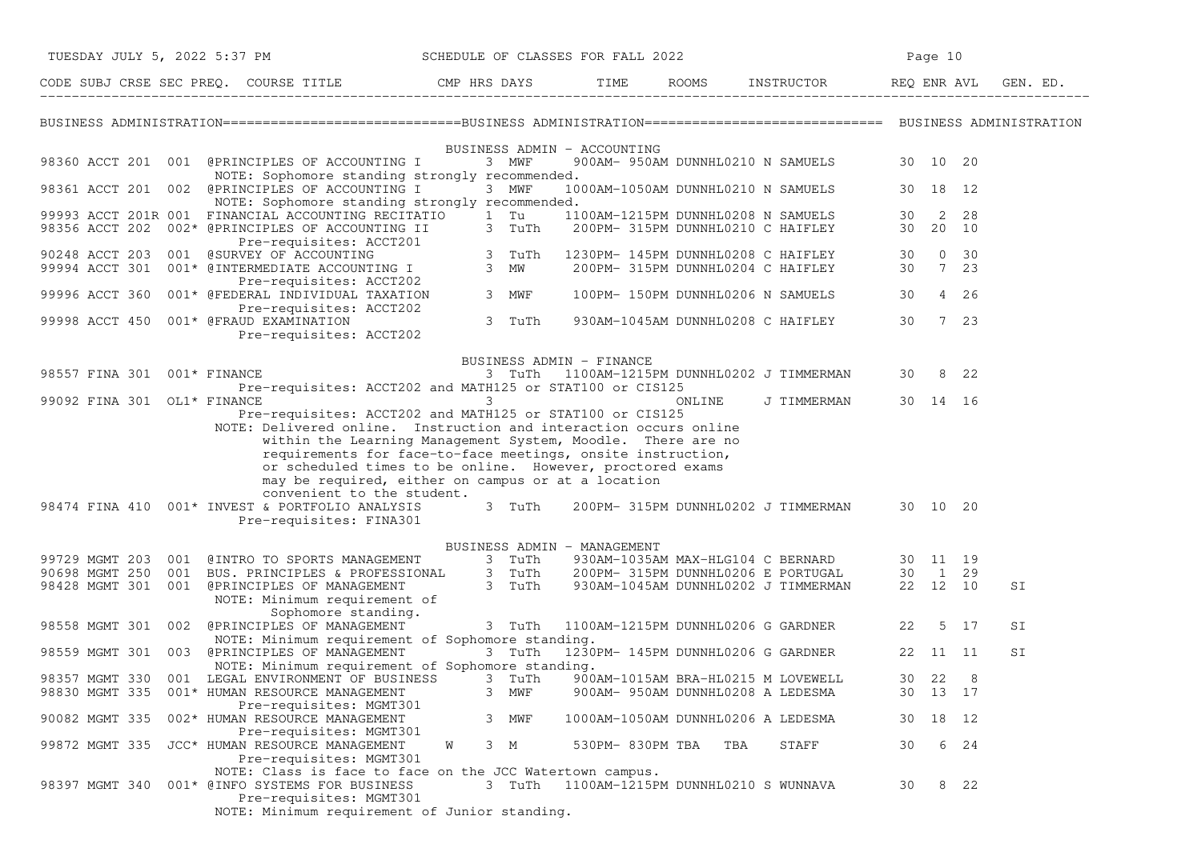## BUSINESS ADMINISTRATION

### BUSINESS ADMIN - ACCOUNTING

| CODE | SUBJ | CRSE | SEC | PREQ. | COURSE TITLE | CMP | HRS | DAYS | TIME | ROOMS | INSTRUCTOR | REQ | ENR | AVL | GEN. ED. |
|---|---|---|---|---|---|---|---|---|---|---|---|---|---|---|---|
| 98360 | ACCT | 201 | 001 | | @PRINCIPLES OF ACCOUNTING I | | 3 | MWF | 900AM- 950AM | DUNNHL0210 | N SAMUELS | 30 | 10 | 20 | |
| | | | | | NOTE: Sophomore standing strongly recommended. | | | | | | | | | | |
| 98361 | ACCT | 201 | 002 | | @PRINCIPLES OF ACCOUNTING I | | 3 | MWF | 1000AM-1050AM | DUNNHL0210 | N SAMUELS | 30 | 18 | 12 | |
| | | | | | NOTE: Sophomore standing strongly recommended. | | | | | | | | | | |
| 99993 | ACCT | 201R | 001 | | FINANCIAL ACCOUNTING RECITATIO | | 1 | Tu | 1100AM-1215PM | DUNNHL0208 | N SAMUELS | 30 | 2 | 28 | |
| 98356 | ACCT | 202 | 002 | * | @PRINCIPLES OF ACCOUNTING II | | 3 | TuTh | 200PM- 315PM | DUNNHL0210 | C HAIFLEY | 30 | 20 | 10 | |
| | | | | | Pre-requisites: ACCT201 | | | | | | | | | | |
| 90248 | ACCT | 203 | 001 | | @SURVEY OF ACCOUNTING | | 3 | TuTh | 1230PM- 145PM | DUNNHL0208 | C HAIFLEY | 30 | 0 | 30 | |
| 99994 | ACCT | 301 | 001 | * | @INTERMEDIATE ACCOUNTING I | | 3 | MW | 200PM- 315PM | DUNNHL0204 | C HAIFLEY | 30 | 7 | 23 | |
| | | | | | Pre-requisites: ACCT202 | | | | | | | | | | |
| 99996 | ACCT | 360 | 001 | * | @FEDERAL INDIVIDUAL TAXATION | | 3 | MWF | 100PM- 150PM | DUNNHL0206 | N SAMUELS | 30 | 4 | 26 | |
| | | | | | Pre-requisites: ACCT202 | | | | | | | | | | |
| 99998 | ACCT | 450 | 001 | * | @FRAUD EXAMINATION | | 3 | TuTh | 930AM-1045AM | DUNNHL0208 | C HAIFLEY | 30 | 7 | 23 | |
| | | | | | Pre-requisites: ACCT202 | | | | | | | | | | |

### BUSINESS ADMIN - FINANCE

| CODE | SUBJ | CRSE | SEC | PREQ. | COURSE TITLE | CMP | HRS | DAYS | TIME | ROOMS | INSTRUCTOR | REQ | ENR | AVL | GEN. ED. |
|---|---|---|---|---|---|---|---|---|---|---|---|---|---|---|---|
| 98557 | FINA | 301 | 001 | * | FINANCE | | 3 | TuTh | 1100AM-1215PM | DUNNHL0202 | J TIMMERMAN | 30 | 8 | 22 | |
| | | | | | Pre-requisites: ACCT202 and MATH125 or STAT100 or CIS125 | | | | | | | | | | |
| 99092 | FINA | 301 | OL1 | * | FINANCE | | 3 | | | ONLINE | J TIMMERMAN | 30 | 14 | 16 | |
| | | | | | Pre-requisites: ACCT202 and MATH125 or STAT100 or CIS125 | | | | | | | | | | |
| | | | | | NOTE: Delivered online. Instruction and interaction occurs online within the Learning Management System, Moodle. There are no requirements for face-to-face meetings, onsite instruction, or scheduled times to be online. However, proctored exams may be required, either on campus or at a location convenient to the student. | | | | | | | | | | |
| 98474 | FINA | 410 | 001 | * | INVEST & PORTFOLIO ANALYSIS | | 3 | TuTh | 200PM- 315PM | DUNNHL0202 | J TIMMERMAN | 30 | 10 | 20 | |
| | | | | | Pre-requisites: FINA301 | | | | | | | | | | |

### BUSINESS ADMIN - MANAGEMENT

| CODE | SUBJ | CRSE | SEC | PREQ. | COURSE TITLE | CMP | HRS | DAYS | TIME | ROOMS | INSTRUCTOR | REQ | ENR | AVL | GEN. ED. |
|---|---|---|---|---|---|---|---|---|---|---|---|---|---|---|---|
| 99729 | MGMT | 203 | 001 | | @INTRO TO SPORTS MANAGEMENT | | 3 | TuTh | 930AM-1035AM | MAX-HLG104 | C BERNARD | 30 | 11 | 19 | |
| 90698 | MGMT | 250 | 001 | | BUS. PRINCIPLES & PROFESSIONAL | | 3 | TuTh | 200PM- 315PM | DUNNHL0206 | E PORTUGAL | 30 | 1 | 29 | |
| 98428 | MGMT | 301 | 001 | | @PRINCIPLES OF MANAGEMENT | | 3 | TuTh | 930AM-1045AM | DUNNHL0202 | J TIMMERMAN | 22 | 12 | 10 | SI |
| | | | | | NOTE: Minimum requirement of Sophomore standing. | | | | | | | | | | |
| 98558 | MGMT | 301 | 002 | | @PRINCIPLES OF MANAGEMENT | | 3 | TuTh | 1100AM-1215PM | DUNNHL0206 | G GARDNER | 22 | 5 | 17 | SI |
| | | | | | NOTE: Minimum requirement of Sophomore standing. | | | | | | | | | | |
| 98559 | MGMT | 301 | 003 | | @PRINCIPLES OF MANAGEMENT | | 3 | TuTh | 1230PM- 145PM | DUNNHL0206 | G GARDNER | 22 | 11 | 11 | SI |
| | | | | | NOTE: Minimum requirement of Sophomore standing. | | | | | | | | | | |
| 98357 | MGMT | 330 | 001 | | LEGAL ENVIRONMENT OF BUSINESS | | 3 | TuTh | 900AM-1015AM | BRA-HL0215 | M LOVEWELL | 30 | 22 | 8 | |
| 98830 | MGMT | 335 | 001 | * | HUMAN RESOURCE MANAGEMENT | | 3 | MWF | 900AM- 950AM | DUNNHL0208 | A LEDESMA | 30 | 13 | 17 | |
| | | | | | Pre-requisites: MGMT301 | | | | | | | | | | |
| 90082 | MGMT | 335 | 002 | * | HUMAN RESOURCE MANAGEMENT | | 3 | MWF | 1000AM-1050AM | DUNNHL0206 | A LEDESMA | 30 | 18 | 12 | |
| | | | | | Pre-requisites: MGMT301 | | | | | | | | | | |
| 99872 | MGMT | 335 | JCC | * | HUMAN RESOURCE MANAGEMENT | W | 3 | M | 530PM- 830PM | TBA TBA | STAFF | 30 | 6 | 24 | |
| | | | | | Pre-requisites: MGMT301 | | | | | | | | | | |
| | | | | | NOTE: Class is face to face on the JCC Watertown campus. | | | | | | | | | | |
| 98397 | MGMT | 340 | 001 | * | @INFO SYSTEMS FOR BUSINESS | | 3 | TuTh | 1100AM-1215PM | DUNNHL0210 | S WUNNAVA | 30 | 8 | 22 | |
| | | | | | Pre-requisites: MGMT301 | | | | | | | | | | |
| | | | | | NOTE: Minimum requirement of Junior standing. | | | | | | | | | | |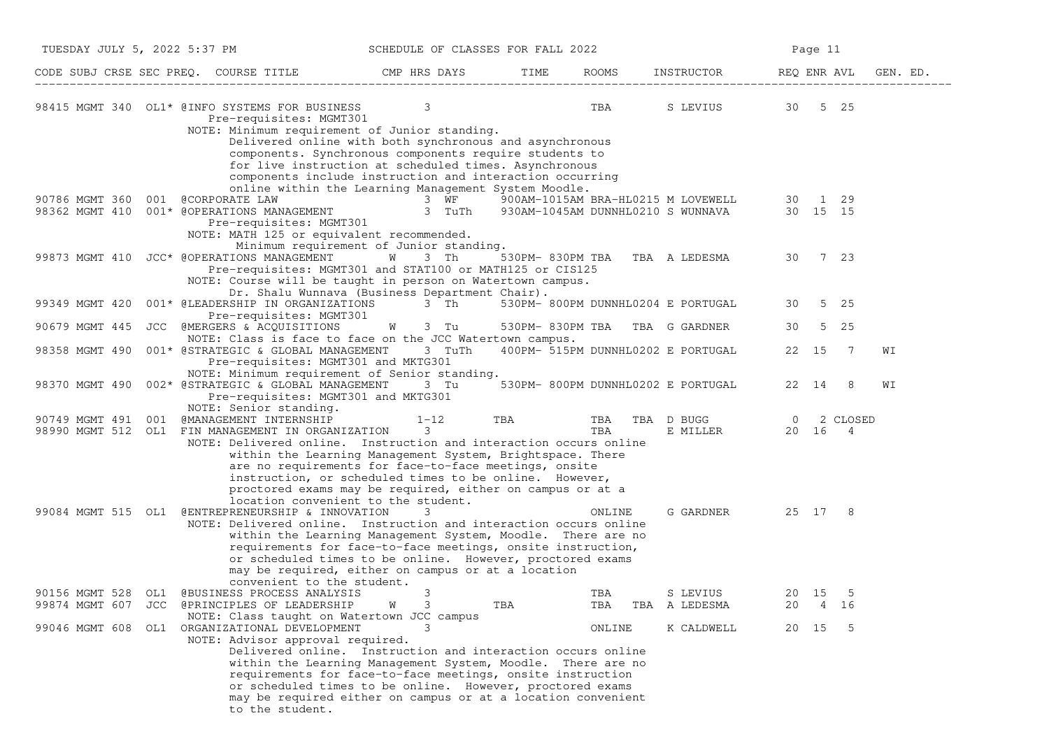| CODE | SUBJ | CRSE | SEC | PREQ. | COURSE TITLE | CMP | HRS | DAYS | TIME | ROOMS | INSTRUCTOR | REQ | ENR | AVL | GEN. ED. |
|---|---|---|---|---|---|---|---|---|---|---|---|---|---|---|---|
| 98415 | MGMT | 340 | OL1 | * | @INFO SYSTEMS FOR BUSINESS | | 3 | | | TBA | S LEVIUS | 30 | 5 | 25 | |
| | | | | | Pre-requisites: MGMT301 | | | | | | | | | | |
| | | | | | NOTE: Minimum requirement of Junior standing. Delivered online with both synchronous and asynchronous components. Synchronous components require students to for live instruction at scheduled times. Asynchronous components include instruction and interaction occurring online within the Learning Management System Moodle. | | | | | | | | | | |
| 90786 | MGMT | 360 | 001 | | @CORPORATE LAW | | 3 | WF | 900AM-1015AM | BRA-HL0215 | M LOVEWELL | 30 | 1 | 29 | |
| 98362 | MGMT | 410 | 001 | * | @OPERATIONS MANAGEMENT | | 3 | TuTh | 930AM-1045AM | DUNNHL0210 | S WUNNAVA | 30 | 15 | 15 | |
| | | | | | Pre-requisites: MGMT301 | | | | | | | | | | |
| | | | | | NOTE: MATH 125 or equivalent recommended. Minimum requirement of Junior standing. | | | | | | | | | | |
| 99873 | MGMT | 410 | JCC | * | @OPERATIONS MANAGEMENT | W | 3 | Th | 530PM- 830PM | TBA TBA | A LEDESMA | 30 | 7 | 23 | |
| | | | | | Pre-requisites: MGMT301 and STAT100 or MATH125 or CIS125 | | | | | | | | | | |
| | | | | | NOTE: Course will be taught in person on Watertown campus. Dr. Shalu Wunnava (Business Department Chair). | | | | | | | | | | |
| 99349 | MGMT | 420 | 001 | * | @LEADERSHIP IN ORGANIZATIONS | | 3 | Th | 530PM- 800PM | DUNNHL0204 | E PORTUGAL | 30 | 5 | 25 | |
| | | | | | Pre-requisites: MGMT301 | | | | | | | | | | |
| 90679 | MGMT | 445 | JCC | | @MERGERS & ACQUISITIONS | W | 3 | Tu | 530PM- 830PM | TBA TBA | G GARDNER | 30 | 5 | 25 | |
| | | | | | NOTE: Class is face to face on the JCC Watertown campus. | | | | | | | | | | |
| 98358 | MGMT | 490 | 001 | * | @STRATEGIC & GLOBAL MANAGEMENT | | 3 | TuTh | 400PM- 515PM | DUNNHL0202 | E PORTUGAL | 22 | 15 | 7 | WI |
| | | | | | Pre-requisites: MGMT301 and MKTG301 | | | | | | | | | | |
| | | | | | NOTE: Minimum requirement of Senior standing. | | | | | | | | | | |
| 98370 | MGMT | 490 | 002 | * | @STRATEGIC & GLOBAL MANAGEMENT | | 3 | Tu | 530PM- 800PM | DUNNHL0202 | E PORTUGAL | 22 | 14 | 8 | WI |
| | | | | | Pre-requisites: MGMT301 and MKTG301 | | | | | | | | | | |
| | | | | | NOTE: Senior standing. | | | | | | | | | | |
| 90749 | MGMT | 491 | 001 | | @MANAGEMENT INTERNSHIP | | 1-12 | | TBA | TBA TBA | D BUGG | 0 | 2 | CLOSED | |
| 98990 | MGMT | 512 | OL1 | | FIN MANAGEMENT IN ORGANIZATION | | 3 | | | TBA | E MILLER | 20 | 16 | 4 | |
| | | | | | NOTE: Delivered online. Instruction and interaction occurs online within the Learning Management System, Brightspace. There are no requirements for face-to-face meetings, onsite instruction, or scheduled times to be online. However, proctored exams may be required, either on campus or at a location convenient to the student. | | | | | | | | | | |
| 99084 | MGMT | 515 | OL1 | | @ENTREPRENEURSHIP & INNOVATION | | 3 | | | ONLINE | G GARDNER | 25 | 17 | 8 | |
| | | | | | NOTE: Delivered online. Instruction and interaction occurs online within the Learning Management System, Moodle. There are no requirements for face-to-face meetings, onsite instruction, or scheduled times to be online. However, proctored exams may be required, either on campus or at a location convenient to the student. | | | | | | | | | | |
| 90156 | MGMT | 528 | OL1 | | @BUSINESS PROCESS ANALYSIS | | 3 | | | TBA | S LEVIUS | 20 | 15 | 5 | |
| 99874 | MGMT | 607 | JCC | | @PRINCIPLES OF LEADERSHIP | W | 3 | | TBA | TBA TBA | A LEDESMA | 20 | 4 | 16 | |
| | | | | | NOTE: Class taught on Watertown JCC campus | | | | | | | | | | |
| 99046 | MGMT | 608 | OL1 | | ORGANIZATIONAL DEVELOPMENT | | 3 | | | ONLINE | K CALDWELL | 20 | 15 | 5 | |
| | | | | | NOTE: Advisor approval required. Delivered online. Instruction and interaction occurs online within the Learning Management System, Moodle. There are no requirements for face-to-face meetings, onsite instruction or scheduled times to be online. However, proctored exams may be required either on campus or at a location convenient to the student. | | | | | | | | | | |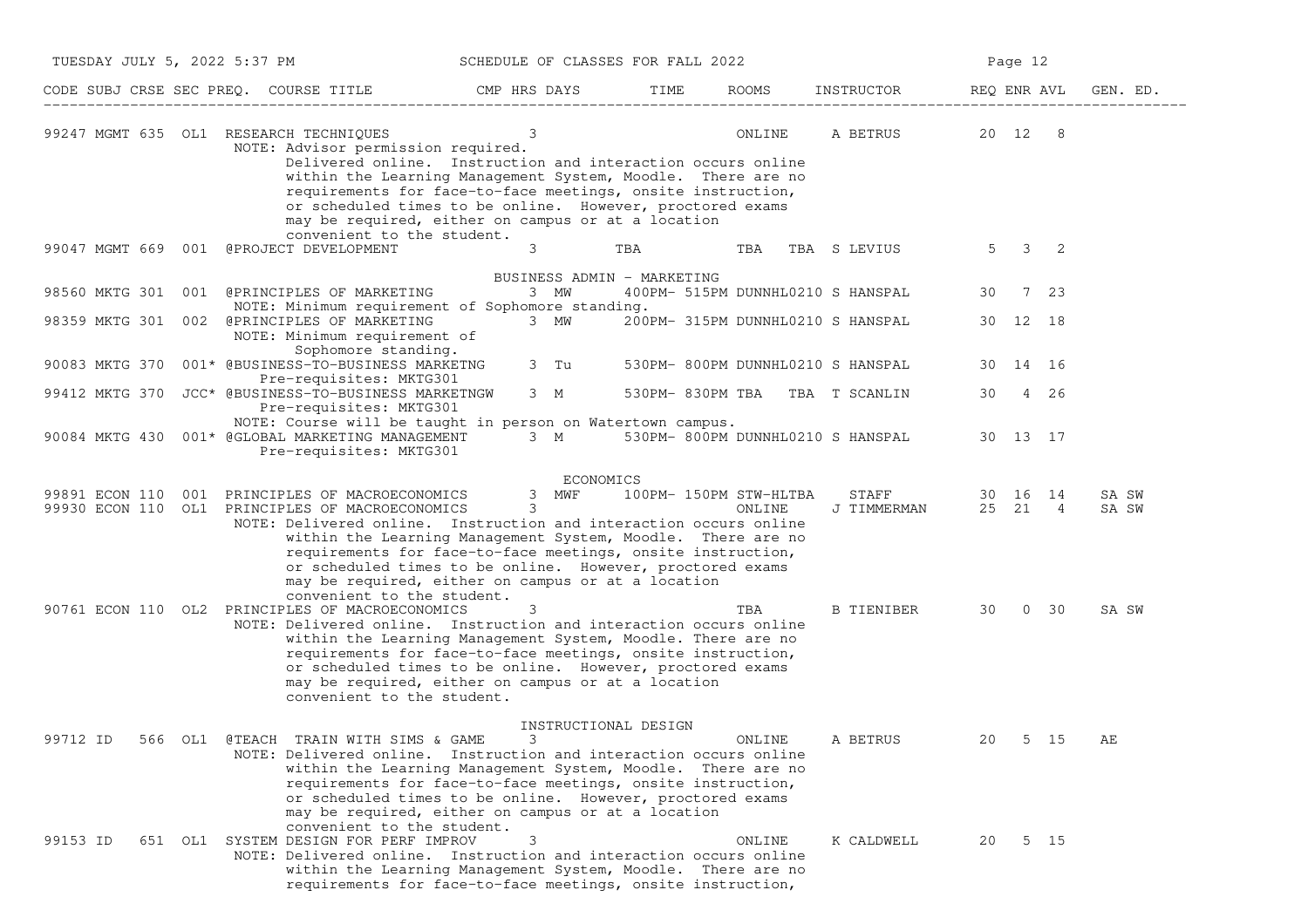SCHEDULE OF CLASSES FOR FALL 2022

| CODE | SUBJ | CRSE | SEC | PREQ. | COURSE TITLE | CMP | HRS | DAYS | TIME | ROOMS | INSTRUCTOR | REQ | ENR | AVL | GEN. ED. |
|---|---|---|---|---|---|---|---|---|---|---|---|---|---|---|---|
| 99247 | MGMT | 635 | OL1 | | RESEARCH TECHNIQUES | | 3 | | | ONLINE | A BETRUS | 20 | 12 | 8 | |
| | | | | | NOTE: Advisor permission required. Delivered online. Instruction and interaction occurs online within the Learning Management System, Moodle. There are no requirements for face-to-face meetings, onsite instruction, or scheduled times to be online. However, proctored exams may be required, either on campus or at a location convenient to the student. | | | | | | | | | | |
| 99047 | MGMT | 669 | 001 | @ | PROJECT DEVELOPMENT | | 3 | TBA | | TBA TBA | S LEVIUS | 5 | 3 | 2 | |
| | | | | | **BUSINESS ADMIN - MARKETING** | | | | | | | | | | |
| 98560 | MKTG | 301 | 001 | @ | PRINCIPLES OF MARKETING | | 3 | MW | 400PM- 515PM | DUNNHL0210 | S HANSPAL | 30 | 7 | 23 | |
| | | | | | NOTE: Minimum requirement of Sophomore standing. | | | | | | | | | | |
| 98359 | MKTG | 301 | 002 | @ | PRINCIPLES OF MARKETING | | 3 | MW | 200PM- 315PM | DUNNHL0210 | S HANSPAL | 30 | 12 | 18 | |
| | | | | | NOTE: Minimum requirement of Sophomore standing. | | | | | | | | | | |
| 90083 | MKTG | 370 | 001* | @ | BUSINESS-TO-BUSINESS MARKETNG | | 3 | Tu | 530PM- 800PM | DUNNHL0210 | S HANSPAL | 30 | 14 | 16 | |
| | | | | | Pre-requisites: MKTG301 | | | | | | | | | | |
| 99412 | MKTG | 370 | JCC* | @ | BUSINESS-TO-BUSINESS MARKETNGW | | 3 | M | 530PM- 830PM | TBA TBA | T SCANLIN | 30 | 4 | 26 | |
| | | | | | Pre-requisites: MKTG301<br>NOTE: Course will be taught in person on Watertown campus. | | | | | | | | | | |
| 90084 | MKTG | 430 | 001* | @ | GLOBAL MARKETING MANAGEMENT | | 3 | M | 530PM- 800PM | DUNNHL0210 | S HANSPAL | 30 | 13 | 17 | |
| | | | | | Pre-requisites: MKTG301 | | | | | | | | | | |
| | | | | | **ECONOMICS** | | | | | | | | | | |
| 99891 | ECON | 110 | 001 | | PRINCIPLES OF MACROECONOMICS | | 3 | MWF | 100PM- 150PM | STW-HLTBA | STAFF | 30 | 16 | 14 | SA SW |
| 99930 | ECON | 110 | OL1 | | PRINCIPLES OF MACROECONOMICS | | 3 | | | ONLINE | J TIMMERMAN | 25 | 21 | 4 | SA SW |
| | | | | | NOTE: Delivered online. Instruction and interaction occurs online within the Learning Management System, Moodle. There are no requirements for face-to-face meetings, onsite instruction, or scheduled times to be online. However, proctored exams may be required, either on campus or at a location convenient to the student. | | | | | | | | | | |
| 90761 | ECON | 110 | OL2 | | PRINCIPLES OF MACROECONOMICS | | 3 | | | TBA | B TIENIBER | 30 | 0 | 30 | SA SW |
| | | | | | NOTE: Delivered online. Instruction and interaction occurs online within the Learning Management System, Moodle. There are no requirements for face-to-face meetings, onsite instruction, or scheduled times to be online. However, proctored exams may be required, either on campus or at a location convenient to the student. | | | | | | | | | | |
| | | | | | **INSTRUCTIONAL DESIGN** | | | | | | | | | | |
| 99712 | ID | 566 | OL1 | @ | TEACH TRAIN WITH SIMS & GAME | | 3 | | | ONLINE | A BETRUS | 20 | 5 | 15 | AE |
| | | | | | NOTE: Delivered online. Instruction and interaction occurs online within the Learning Management System, Moodle. There are no requirements for face-to-face meetings, onsite instruction, or scheduled times to be online. However, proctored exams may be required, either on campus or at a location convenient to the student. | | | | | | | | | | |
| 99153 | ID | 651 | OL1 | | SYSTEM DESIGN FOR PERF IMPROV | | 3 | | | ONLINE | K CALDWELL | 20 | 5 | 15 | |
| | | | | | NOTE: Delivered online. Instruction and interaction occurs online within the Learning Management System, Moodle. There are no requirements for face-to-face meetings, onsite instruction, | | | | | | | | | | |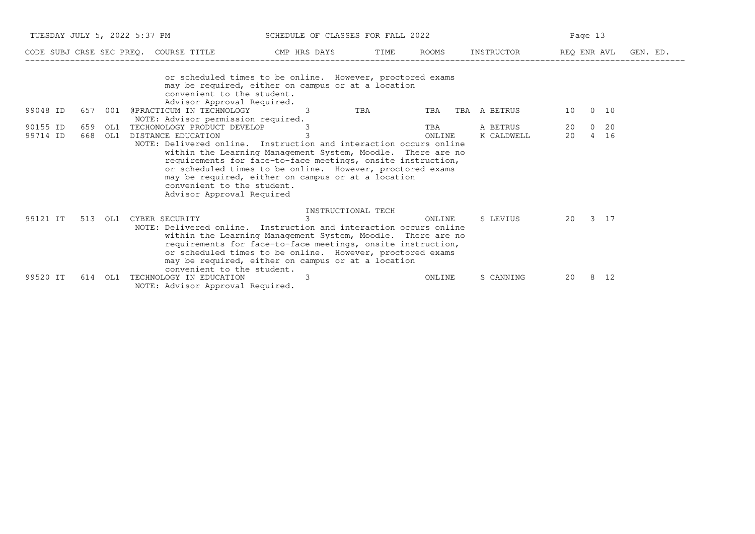| CODE | SUBJ | CRSE | SEC | PREQ. | COURSE TITLE | CMP | HRS | DAYS | TIME | ROOMS | INSTRUCTOR | REQ | ENR | AVL | GEN. ED. |
|---|---|---|---|---|---|---|---|---|---|---|---|---|---|---|---|
| | | | | | or scheduled times to be online. However, proctored exams may be required, either on campus or at a location convenient to the student. Advisor Approval Required. | | | | | | | | | | |
| 99048 | ID | 657 | 001 | | @PRACTICUM IN TECHNOLOGY | | 3 | | TBA | TBA | TBA A BETRUS | 10 | 0 | 10 | |
| | | | | | NOTE: Advisor permission required. | | | | | | | | | | |
| 90155 | ID | 659 | OL1 | | TECHONOLOGY PRODUCT DEVELOP | | 3 | | | TBA | A BETRUS | 20 | 0 | 20 | |
| 99714 | ID | 668 | OL1 | | DISTANCE EDUCATION | | 3 | | | ONLINE | K CALDWELL | 20 | 4 | 16 | |
| | | | | | NOTE: Delivered online. Instruction and interaction occurs online within the Learning Management System, Moodle. There are no requirements for face-to-face meetings, onsite instruction, or scheduled times to be online. However, proctored exams may be required, either on campus or at a location convenient to the student. Advisor Approval Required | | | | | | | | | | |
| | | | | | | | INSTRUCTIONAL TECH | | | | | | | | |
| 99121 | IT | 513 | OL1 | | CYBER SECURITY | | 3 | | | ONLINE | S LEVIUS | 20 | 3 | 17 | |
| | | | | | NOTE: Delivered online. Instruction and interaction occurs online within the Learning Management System, Moodle. There are no requirements for face-to-face meetings, onsite instruction, or scheduled times to be online. However, proctored exams may be required, either on campus or at a location convenient to the student. | | | | | | | | | | |
| 99520 | IT | 614 | OL1 | | TECHNOLOGY IN EDUCATION | | 3 | | | ONLINE | S CANNING | 20 | 8 | 12 | |
| | | | | | NOTE: Advisor Approval Required. | | | | | | | | | | |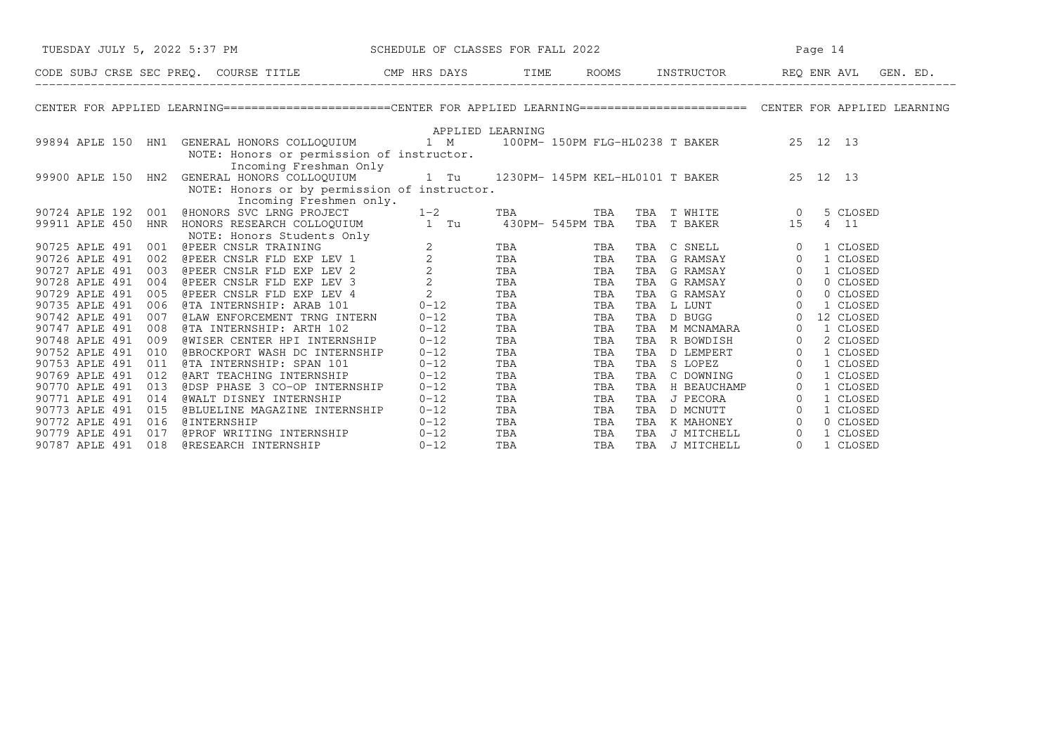## CENTER FOR APPLIED LEARNING

### APPLIED LEARNING

| CODE | SUBJ | CRSE | SEC | PREQ. | COURSE TITLE | CMP | HRS | DAYS | TIME | ROOMS | INSTRUCTOR | REQ | ENR | AVL | GEN. ED. |
|---|---|---|---|---|---|---|---|---|---|---|---|---|---|---|---|
| 99894 | APLE | 150 | HN1 | | GENERAL HONORS COLLOQUIUM | | 1 | M | 100PM- 150PM | FLG-HL0238 | T BAKER | 25 | 12 | 13 | |
| | | | | | NOTE: Honors or permission of instructor. Incoming Freshman Only | | | | | | | | | | |
| 99900 | APLE | 150 | HN2 | | GENERAL HONORS COLLOQUIUM | | 1 | Tu | 1230PM- 145PM | KEL-HL0101 | T BAKER | 25 | 12 | 13 | |
| | | | | | NOTE: Honors or by permission of instructor. Incoming Freshmen only. | | | | | | | | | | |
| 90724 | APLE | 192 | 001 | | @HONORS SVC LRNG PROJECT | | 1-2 | TBA | TBA | TBA | T WHITE | 0 | 5 | CLOSED | |
| 99911 | APLE | 450 | HNR | | HONORS RESEARCH COLLOQUIUM | | 1 | Tu | 430PM- 545PM | TBA | T BAKER | 15 | 4 | 11 | |
| | | | | | NOTE: Honors Students Only | | | | | | | | | | |
| 90725 | APLE | 491 | 001 | | @PEER CNSLR TRAINING | | 2 | TBA | TBA | TBA | C SNELL | 0 | 1 | CLOSED | |
| 90726 | APLE | 491 | 002 | | @PEER CNSLR FLD EXP LEV 1 | | 2 | TBA | TBA | TBA | G RAMSAY | 0 | 1 | CLOSED | |
| 90727 | APLE | 491 | 003 | | @PEER CNSLR FLD EXP LEV 2 | | 2 | TBA | TBA | TBA | G RAMSAY | 0 | 1 | CLOSED | |
| 90728 | APLE | 491 | 004 | | @PEER CNSLR FLD EXP LEV 3 | | 2 | TBA | TBA | TBA | G RAMSAY | 0 | 0 | CLOSED | |
| 90729 | APLE | 491 | 005 | | @PEER CNSLR FLD EXP LEV 4 | | 2 | TBA | TBA | TBA | G RAMSAY | 0 | 0 | CLOSED | |
| 90735 | APLE | 491 | 006 | | @TA INTERNSHIP: ARAB 101 | | 0-12 | TBA | TBA | TBA | L LUNT | 0 | 1 | CLOSED | |
| 90742 | APLE | 491 | 007 | | @LAW ENFORCEMENT TRNG INTERN | | 0-12 | TBA | TBA | TBA | D BUGG | 0 | 12 | CLOSED | |
| 90747 | APLE | 491 | 008 | | @TA INTERNSHIP: ARTH 102 | | 0-12 | TBA | TBA | TBA | M MCNAMARA | 0 | 1 | CLOSED | |
| 90748 | APLE | 491 | 009 | | @WISER CENTER HPI INTERNSHIP | | 0-12 | TBA | TBA | TBA | R BOWDISH | 0 | 2 | CLOSED | |
| 90752 | APLE | 491 | 010 | | @BROCKPORT WASH DC INTERNSHIP | | 0-12 | TBA | TBA | TBA | D LEMPERT | 0 | 1 | CLOSED | |
| 90753 | APLE | 491 | 011 | | @TA INTERNSHIP: SPAN 101 | | 0-12 | TBA | TBA | TBA | S LOPEZ | 0 | 1 | CLOSED | |
| 90769 | APLE | 491 | 012 | | @ART TEACHING INTERNSHIP | | 0-12 | TBA | TBA | TBA | C DOWNING | 0 | 1 | CLOSED | |
| 90770 | APLE | 491 | 013 | | @DSP PHASE 3 CO-OP INTERNSHIP | | 0-12 | TBA | TBA | TBA | H BEAUCHAMP | 0 | 1 | CLOSED | |
| 90771 | APLE | 491 | 014 | | @WALT DISNEY INTERNSHIP | | 0-12 | TBA | TBA | TBA | J PECORA | 0 | 1 | CLOSED | |
| 90773 | APLE | 491 | 015 | | @BLUELINE MAGAZINE INTERNSHIP | | 0-12 | TBA | TBA | TBA | D MCNUTT | 0 | 1 | CLOSED | |
| 90772 | APLE | 491 | 016 | | @INTERNSHIP | | 0-12 | TBA | TBA | TBA | K MAHONEY | 0 | 0 | CLOSED | |
| 90779 | APLE | 491 | 017 | | @PROF WRITING INTERNSHIP | | 0-12 | TBA | TBA | TBA | J MITCHELL | 0 | 1 | CLOSED | |
| 90787 | APLE | 491 | 018 | | @RESEARCH INTERNSHIP | | 0-12 | TBA | TBA | TBA | J MITCHELL | 0 | 1 | CLOSED | |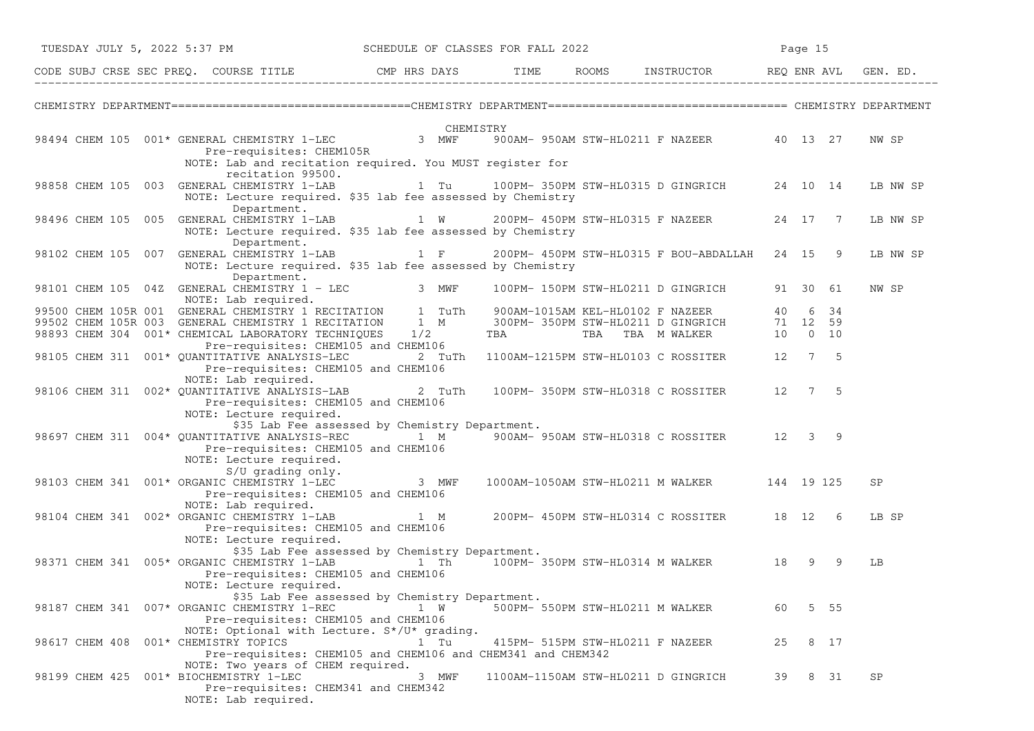## CHEMISTRY DEPARTMENT

### CHEMISTRY

| CODE | SUBJ | CRSE | SEC | PREQ. | COURSE TITLE | CMP | HRS | DAYS | TIME | ROOMS | INSTRUCTOR | REQ | ENR | AVL | GEN. ED. |
|---|---|---|---|---|---|---|---|---|---|---|---|---|---|---|---|
| 98494 | CHEM | 105 | 001 | * | GENERAL CHEMISTRY 1-LEC<br>Pre-requisites: CHEM105R<br>NOTE: Lab and recitation required. You MUST register for recitation 99500. | | 3 | MWF | 900AM- 950AM | STW-HL0211 | F NAZEER | 40 | 13 | 27 | NW SP |
| 98858 | CHEM | 105 | 003 | | GENERAL CHEMISTRY 1-LAB<br>NOTE: Lecture required. $35 lab fee assessed by Chemistry Department. | | 1 | Tu | 100PM- 350PM | STW-HL0315 | D GINGRICH | 24 | 10 | 14 | LB NW SP |
| 98496 | CHEM | 105 | 005 | | GENERAL CHEMISTRY 1-LAB<br>NOTE: Lecture required. $35 lab fee assessed by Chemistry Department. | | 1 | W | 200PM- 450PM | STW-HL0315 | F NAZEER | 24 | 17 | 7 | LB NW SP |
| 98102 | CHEM | 105 | 007 | | GENERAL CHEMISTRY 1-LAB<br>NOTE: Lecture required. $35 lab fee assessed by Chemistry Department. | | 1 | F | 200PM- 450PM | STW-HL0315 | F BOU-ABDALLAH | 24 | 15 | 9 | LB NW SP |
| 98101 | CHEM | 105 | 04Z | | GENERAL CHEMISTRY 1 - LEC<br>NOTE: Lab required. | | 3 | MWF | 100PM- 150PM | STW-HL0211 | D GINGRICH | 91 | 30 | 61 | NW SP |
| 99500 | CHEM | 105R | 001 | | GENERAL CHEMISTRY 1 RECITATION | | 1 | TuTh | 900AM-1015AM | KEL-HL0102 | F NAZEER | 40 | 6 | 34 | |
| 99502 | CHEM | 105R | 003 | | GENERAL CHEMISTRY 1 RECITATION | | 1 | M | 300PM- 350PM | STW-HL0211 | D GINGRICH | 71 | 12 | 59 | |
| 98893 | CHEM | 304 | 001 | * | CHEMICAL LABORATORY TECHNIQUES<br>Pre-requisites: CHEM105 and CHEM106 | | 1/2 | | TBA | TBA | TBA M WALKER | 10 | 0 | 10 | |
| 98105 | CHEM | 311 | 001 | * | QUANTITATIVE ANALYSIS-LEC<br>Pre-requisites: CHEM105 and CHEM106<br>NOTE: Lab required. | | 2 | TuTh | 1100AM-1215PM | STW-HL0103 | C ROSSITER | 12 | 7 | 5 | |
| 98106 | CHEM | 311 | 002 | * | QUANTITATIVE ANALYSIS-LAB<br>Pre-requisites: CHEM105 and CHEM106<br>NOTE: Lecture required. $35 Lab Fee assessed by Chemistry Department. | | 2 | TuTh | 100PM- 350PM | STW-HL0318 | C ROSSITER | 12 | 7 | 5 | |
| 98697 | CHEM | 311 | 004 | * | QUANTITATIVE ANALYSIS-REC<br>Pre-requisites: CHEM105 and CHEM106<br>NOTE: Lecture required. S/U grading only. | | 1 | M | 900AM- 950AM | STW-HL0318 | C ROSSITER | 12 | 3 | 9 | |
| 98103 | CHEM | 341 | 001 | * | ORGANIC CHEMISTRY 1-LEC<br>Pre-requisites: CHEM105 and CHEM106<br>NOTE: Lab required. | | 3 | MWF | 1000AM-1050AM | STW-HL0211 | M WALKER | 144 | 19 | 125 | SP |
| 98104 | CHEM | 341 | 002 | * | ORGANIC CHEMISTRY 1-LAB<br>Pre-requisites: CHEM105 and CHEM106<br>NOTE: Lecture required. $35 Lab Fee assessed by Chemistry Department. | | 1 | M | 200PM- 450PM | STW-HL0314 | C ROSSITER | 18 | 12 | 6 | LB SP |
| 98371 | CHEM | 341 | 005 | * | ORGANIC CHEMISTRY 1-LAB<br>Pre-requisites: CHEM105 and CHEM106<br>NOTE: Lecture required. $35 Lab Fee assessed by Chemistry Department. | | 1 | Th | 100PM- 350PM | STW-HL0314 | M WALKER | 18 | 9 | 9 | LB |
| 98187 | CHEM | 341 | 007 | * | ORGANIC CHEMISTRY 1-REC<br>Pre-requisites: CHEM105 and CHEM106<br>NOTE: Optional with Lecture. S*/U* grading. | | 1 | W | 500PM- 550PM | STW-HL0211 | M WALKER | 60 | 5 | 55 | |
| 98617 | CHEM | 408 | 001 | * | CHEMISTRY TOPICS<br>Pre-requisites: CHEM105 and CHEM106 and CHEM341 and CHEM342<br>NOTE: Two years of CHEM required. | | 1 | Tu | 415PM- 515PM | STW-HL0211 | F NAZEER | 25 | 8 | 17 | |
| 98199 | CHEM | 425 | 001 | * | BIOCHEMISTRY 1-LEC<br>Pre-requisites: CHEM341 and CHEM342<br>NOTE: Lab required. | | 3 | MWF | 1100AM-1150AM | STW-HL0211 | D GINGRICH | 39 | 8 | 31 | SP |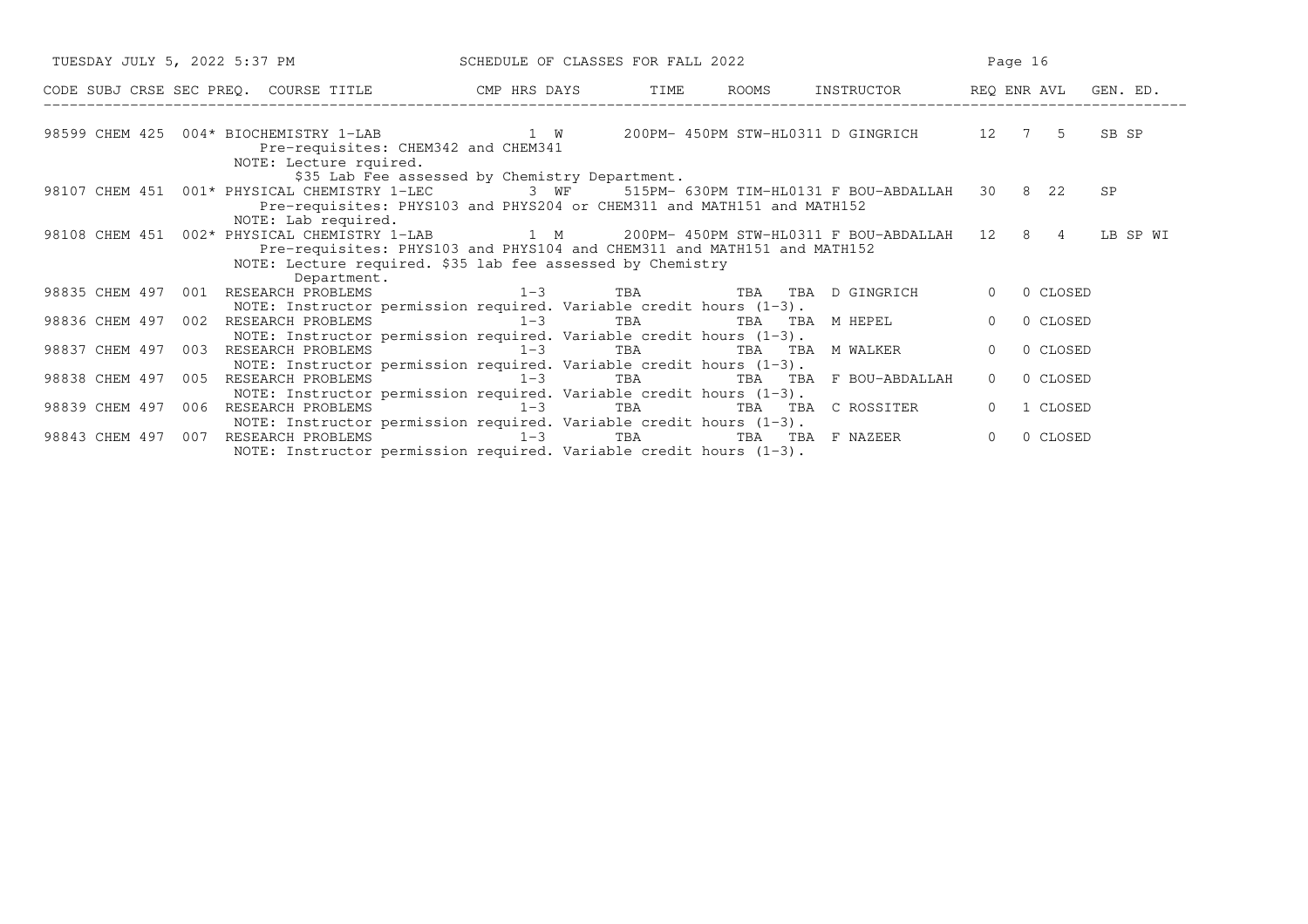| CODE | SUBJ | CRSE | SEC | PREQ. | COURSE TITLE | CMP | HRS | DAYS | TIME | ROOMS | INSTRUCTOR | REQ | ENR | AVL | GEN. ED. |
|---|---|---|---|---|---|---|---|---|---|---|---|---|---|---|---|
| 98599 | CHEM | 425 | 004 | * | BIOCHEMISTRY 1-LAB | | 1 | W | 200PM- 450PM | STW-HL0311 | D GINGRICH | 12 | 7 | 5 | SB SP |
| | | | | | Pre-requisites: CHEM342 and CHEM341 | | | | | | | | | | |
| | | | | | NOTE: Lecture rquired. | | | | | | | | | | |
| | | | | | $35 Lab Fee assessed by Chemistry Department. | | | | | | | | | | |
| 98107 | CHEM | 451 | 001 | * | PHYSICAL CHEMISTRY 1-LEC | | 3 | WF | 515PM- 630PM | TIM-HL0131 | F BOU-ABDALLAH | 30 | 8 | 22 | SP |
| | | | | | Pre-requisites: PHYS103 and PHYS204 or CHEM311 and MATH151 and MATH152 | | | | | | | | | | |
| | | | | | NOTE: Lab required. | | | | | | | | | | |
| 98108 | CHEM | 451 | 002 | * | PHYSICAL CHEMISTRY 1-LAB | | 1 | M | 200PM- 450PM | STW-HL0311 | F BOU-ABDALLAH | 12 | 8 | 4 | LB SP WI |
| | | | | | Pre-requisites: PHYS103 and PHYS104 and CHEM311 and MATH151 and MATH152 | | | | | | | | | | |
| | | | | | NOTE: Lecture required. $35 lab fee assessed by Chemistry Department. | | | | | | | | | | |
| 98835 | CHEM | 497 | 001 | | RESEARCH PROBLEMS | | 1-3 | | TBA | TBA TBA | D GINGRICH | 0 | 0 | CLOSED | |
| | | | | | NOTE: Instructor permission required. Variable credit hours (1-3). | | | | | | | | | | |
| 98836 | CHEM | 497 | 002 | | RESEARCH PROBLEMS | | 1-3 | | TBA | TBA TBA | M HEPEL | 0 | 0 | CLOSED | |
| | | | | | NOTE: Instructor permission required. Variable credit hours (1-3). | | | | | | | | | | |
| 98837 | CHEM | 497 | 003 | | RESEARCH PROBLEMS | | 1-3 | | TBA | TBA TBA | M WALKER | 0 | 0 | CLOSED | |
| | | | | | NOTE: Instructor permission required. Variable credit hours (1-3). | | | | | | | | | | |
| 98838 | CHEM | 497 | 005 | | RESEARCH PROBLEMS | | 1-3 | | TBA | TBA TBA | F BOU-ABDALLAH | 0 | 0 | CLOSED | |
| | | | | | NOTE: Instructor permission required. Variable credit hours (1-3). | | | | | | | | | | |
| 98839 | CHEM | 497 | 006 | | RESEARCH PROBLEMS | | 1-3 | | TBA | TBA TBA | C ROSSITER | 0 | 1 | CLOSED | |
| | | | | | NOTE: Instructor permission required. Variable credit hours (1-3). | | | | | | | | | | |
| 98843 | CHEM | 497 | 007 | | RESEARCH PROBLEMS | | 1-3 | | TBA | TBA TBA | F NAZEER | 0 | 0 | CLOSED | |
| | | | | | NOTE: Instructor permission required. Variable credit hours (1-3). | | | | | | | | | | |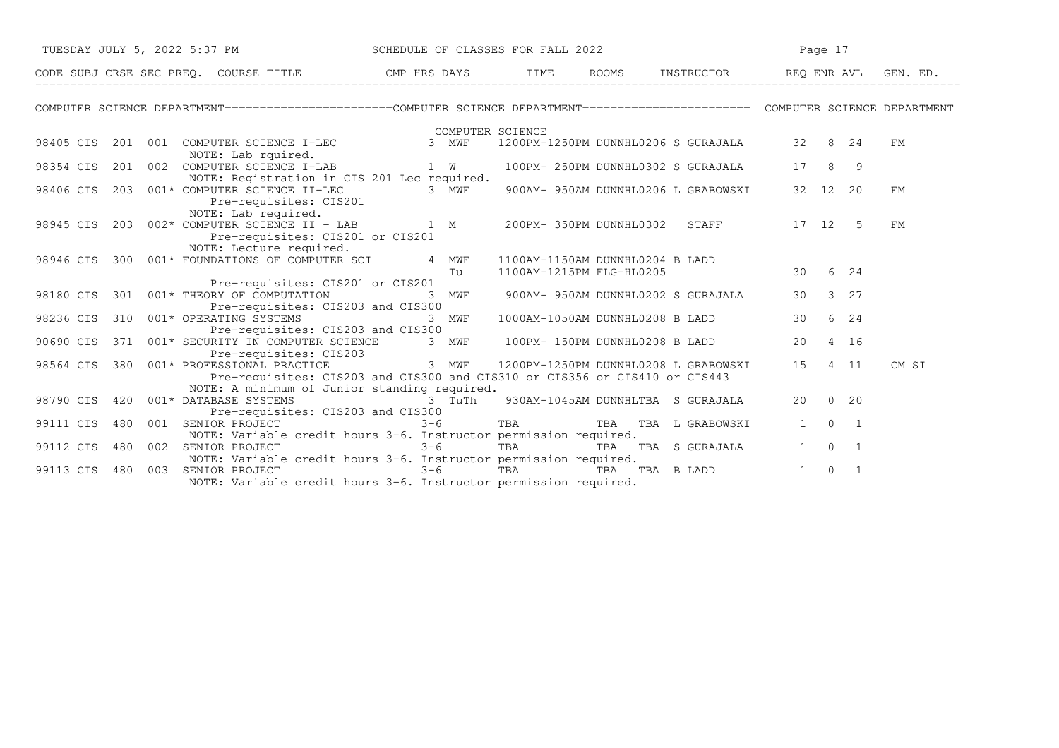SCHEDULE OF CLASSES FOR FALL 2022

## COMPUTER SCIENCE DEPARTMENT

### COMPUTER SCIENCE

| CODE | SUBJ | CRSE | SEC | PREQ. | COURSE TITLE | CMP | HRS | DAYS | TIME | ROOMS | INSTRUCTOR | REQ | ENR | AVL | GEN. ED. |
|---|---|---|---|---|---|---|---|---|---|---|---|---|---|---|---|
| 98405 | CIS | 201 | 001 | | COMPUTER SCIENCE I-LEC<br>NOTE: Lab rquired. | | 3 | MWF | 1200PM-1250PM | DUNNHL0206 | S GURAJALA | 32 | 8 | 24 | FM |
| 98354 | CIS | 201 | 002 | | COMPUTER SCIENCE I-LAB<br>NOTE: Registration in CIS 201 Lec required. | | 1 | W | 100PM- 250PM | DUNNHL0302 | S GURAJALA | 17 | 8 | 9 | |
| 98406 | CIS | 203 | 001 | * | COMPUTER SCIENCE II-LEC<br>Pre-requisites: CIS201<br>NOTE: Lab required. | | 3 | MWF | 900AM- 950AM | DUNNHL0206 | L GRABOWSKI | 32 | 12 | 20 | FM |
| 98945 | CIS | 203 | 002 | * | COMPUTER SCIENCE II - LAB<br>Pre-requisites: CIS201 or CIS201<br>NOTE: Lecture required. | | 1 | M | 200PM- 350PM | DUNNHL0302 | STAFF | 17 | 12 | 5 | FM |
| 98946 | CIS | 300 | 001 | * | FOUNDATIONS OF COMPUTER SCI<br>Pre-requisites: CIS201 or CIS201 | | 4 | MWF<br>Tu | 1100AM-1150AM<br>1100AM-1215PM | DUNNHL0204<br>FLG-HL0205 | B LADD | 30 | 6 | 24 | |
| 98180 | CIS | 301 | 001 | * | THEORY OF COMPUTATION<br>Pre-requisites: CIS203 and CIS300 | | 3 | MWF | 900AM- 950AM | DUNNHL0202 | S GURAJALA | 30 | 3 | 27 | |
| 98236 | CIS | 310 | 001 | * | OPERATING SYSTEMS<br>Pre-requisites: CIS203 and CIS300 | | 3 | MWF | 1000AM-1050AM | DUNNHL0208 | B LADD | 30 | 6 | 24 | |
| 90690 | CIS | 371 | 001 | * | SECURITY IN COMPUTER SCIENCE<br>Pre-requisites: CIS203 | | 3 | MWF | 100PM- 150PM | DUNNHL0208 | B LADD | 20 | 4 | 16 | |
| 98564 | CIS | 380 | 001 | * | PROFESSIONAL PRACTICE<br>Pre-requisites: CIS203 and CIS300 and CIS310 or CIS356 or CIS410 or CIS443<br>NOTE: A minimum of Junior standing required. | | 3 | MWF | 1200PM-1250PM | DUNNHL0208 | L GRABOWSKI | 15 | 4 | 11 | CM SI |
| 98790 | CIS | 420 | 001 | * | DATABASE SYSTEMS<br>Pre-requisites: CIS203 and CIS300 | | 3 | TuTh | 930AM-1045AM | DUNNHLTBA | S GURAJALA | 20 | 0 | 20 | |
| 99111 | CIS | 480 | 001 | | SENIOR PROJECT<br>NOTE: Variable credit hours 3-6. Instructor permission required. | | 3-6 | TBA | TBA | TBA | L GRABOWSKI | 1 | 0 | 1 | |
| 99112 | CIS | 480 | 002 | | SENIOR PROJECT<br>NOTE: Variable credit hours 3-6. Instructor permission required. | | 3-6 | TBA | TBA | TBA | S GURAJALA | 1 | 0 | 1 | |
| 99113 | CIS | 480 | 003 | | SENIOR PROJECT<br>NOTE: Variable credit hours 3-6. Instructor permission required. | | 3-6 | TBA | TBA | TBA | B LADD | 1 | 0 | 1 | |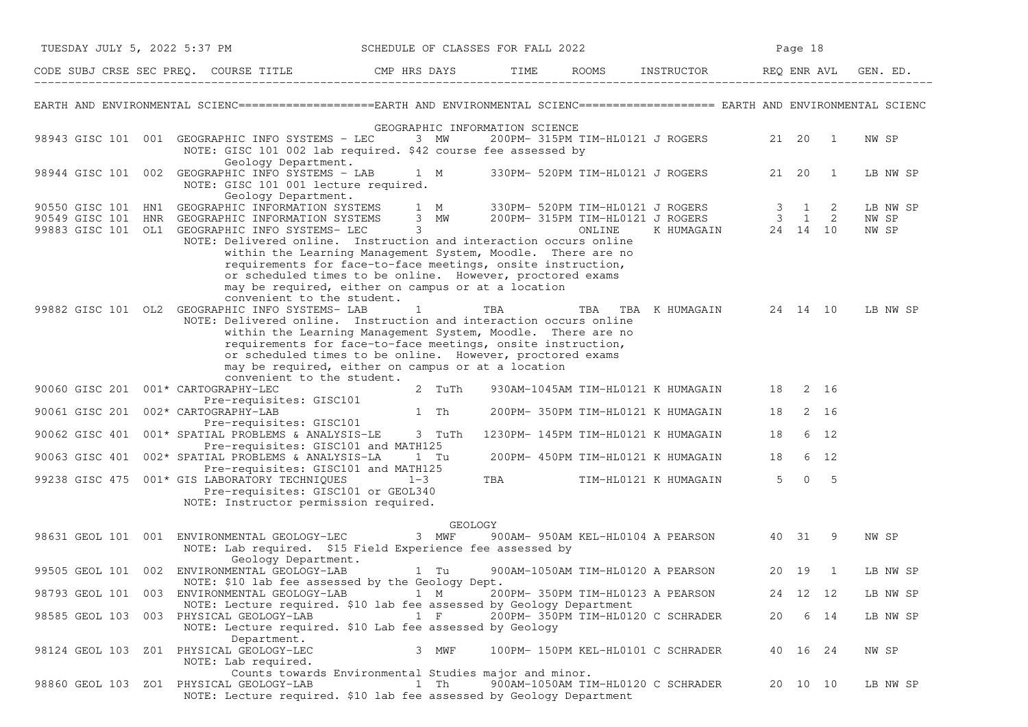## EARTH AND ENVIRONMENTAL SCIENCE

### GEOGRAPHIC INFORMATION SCIENCE

| CODE | SUBJ | CRSE | SEC | PREQ. | COURSE TITLE | CMP | HRS | DAYS | TIME | ROOMS | INSTRUCTOR | REQ | ENR | AVL | GEN. ED. |
|---|---|---|---|---|---|---|---|---|---|---|---|---|---|---|---|
| 98943 | GISC | 101 | 001 | | GEOGRAPHIC INFO SYSTEMS - LEC | | 3 | MW | 200PM- 315PM | TIM-HL0121 | J ROGERS | 21 | 20 | 1 | NW SP |
| | | | | | NOTE: GISC 101 002 lab required. $42 course fee assessed by Geology Department. | | | | | | | | | | |
| 98944 | GISC | 101 | 002 | | GEOGRAPHIC INFO SYSTEMS - LAB | | 1 | M | 330PM- 520PM | TIM-HL0121 | J ROGERS | 21 | 20 | 1 | LB NW SP |
| | | | | | NOTE: GISC 101 001 lecture required. Geology Department. | | | | | | | | | | |
| 90550 | GISC | 101 | HN1 | | GEOGRAPHIC INFORMATION SYSTEMS | | 1 | M | 330PM- 520PM | TIM-HL0121 | J ROGERS | 3 | 1 | 2 | LB NW SP |
| 90549 | GISC | 101 | HNR | | GEOGRAPHIC INFORMATION SYSTEMS | | 3 | MW | 200PM- 315PM | TIM-HL0121 | J ROGERS | 3 | 1 | 2 | NW SP |
| 99883 | GISC | 101 | OL1 | | GEOGRAPHIC INFO SYSTEMS- LEC | | 3 | | | ONLINE | K HUMAGAIN | 24 | 14 | 10 | NW SP |
| | | | | | NOTE: Delivered online. Instruction and interaction occurs online within the Learning Management System, Moodle. There are no requirements for face-to-face meetings, onsite instruction, or scheduled times to be online. However, proctored exams may be required, either on campus or at a location convenient to the student. | | | | | | | | | | |
| 99882 | GISC | 101 | OL2 | | GEOGRAPHIC INFO SYSTEMS- LAB | | 1 | | TBA | TBA TBA | K HUMAGAIN | 24 | 14 | 10 | LB NW SP |
| | | | | | NOTE: Delivered online. Instruction and interaction occurs online within the Learning Management System, Moodle. There are no requirements for face-to-face meetings, onsite instruction, or scheduled times to be online. However, proctored exams may be required, either on campus or at a location convenient to the student. | | | | | | | | | | |
| 90060 | GISC | 201 | 001 | * | CARTOGRAPHY-LEC | | 2 | TuTh | 930AM-1045AM | TIM-HL0121 | K HUMAGAIN | 18 | 2 | 16 | |
| | | | | | Pre-requisites: GISC101 | | | | | | | | | | |
| 90061 | GISC | 201 | 002 | * | CARTOGRAPHY-LAB | | 1 | Th | 200PM- 350PM | TIM-HL0121 | K HUMAGAIN | 18 | 2 | 16 | |
| | | | | | Pre-requisites: GISC101 | | | | | | | | | | |
| 90062 | GISC | 401 | 001 | * | SPATIAL PROBLEMS & ANALYSIS-LE | | 3 | TuTh | 1230PM- 145PM | TIM-HL0121 | K HUMAGAIN | 18 | 6 | 12 | |
| | | | | | Pre-requisites: GISC101 and MATH125 | | | | | | | | | | |
| 90063 | GISC | 401 | 002 | * | SPATIAL PROBLEMS & ANALYSIS-LA | | 1 | Tu | 200PM- 450PM | TIM-HL0121 | K HUMAGAIN | 18 | 6 | 12 | |
| | | | | | Pre-requisites: GISC101 and MATH125 | | | | | | | | | | |
| 99238 | GISC | 475 | 001 | * | GIS LABORATORY TECHNIQUES | | 1-3 | | TBA | TIM-HL0121 | K HUMAGAIN | 5 | 0 | 5 | |
| | | | | | Pre-requisites: GISC101 or GEOL340 | | | | | | | | | | |
| | | | | | NOTE: Instructor permission required. | | | | | | | | | | |

### GEOLOGY

| CODE | SUBJ | CRSE | SEC | PREQ. | COURSE TITLE | CMP | HRS | DAYS | TIME | ROOMS | INSTRUCTOR | REQ | ENR | AVL | GEN. ED. |
|---|---|---|---|---|---|---|---|---|---|---|---|---|---|---|---|
| 98631 | GEOL | 101 | 001 | | ENVIRONMENTAL GEOLOGY-LEC | | 3 | MWF | 900AM- 950AM | KEL-HL0104 | A PEARSON | 40 | 31 | 9 | NW SP |
| | | | | | NOTE: Lab required. $15 Field Experience fee assessed by Geology Department. | | | | | | | | | | |
| 99505 | GEOL | 101 | 002 | | ENVIRONMENTAL GEOLOGY-LAB | | 1 | Tu | 900AM-1050AM | TIM-HL0120 | A PEARSON | 20 | 19 | 1 | LB NW SP |
| | | | | | NOTE: $10 lab fee assessed by the Geology Dept. | | | | | | | | | | |
| 98793 | GEOL | 101 | 003 | | ENVIRONMENTAL GEOLOGY-LAB | | 1 | M | 200PM- 350PM | TIM-HL0123 | A PEARSON | 24 | 12 | 12 | LB NW SP |
| | | | | | NOTE: Lecture required. $10 lab fee assessed by Geology Department | | | | | | | | | | |
| 98585 | GEOL | 103 | 003 | | PHYSICAL GEOLOGY-LAB | | 1 | F | 200PM- 350PM | TIM-HL0120 | C SCHRADER | 20 | 6 | 14 | LB NW SP |
| | | | | | NOTE: Lecture required. $10 Lab fee assessed by Geology Department. | | | | | | | | | | |
| 98124 | GEOL | 103 | Z01 | | PHYSICAL GEOLOGY-LEC | | 3 | MWF | 100PM- 150PM | KEL-HL0101 | C SCHRADER | 40 | 16 | 24 | NW SP |
| | | | | | NOTE: Lab required. Counts towards Environmental Studies major and minor. | | | | | | | | | | |
| 98860 | GEOL | 103 | ZO1 | | PHYSICAL GEOLOGY-LAB | | 1 | Th | 900AM-1050AM | TIM-HL0120 | C SCHRADER | 20 | 10 | 10 | LB NW SP |
| | | | | | NOTE: Lecture required. $10 lab fee assessed by Geology Department | | | | | | | | | | |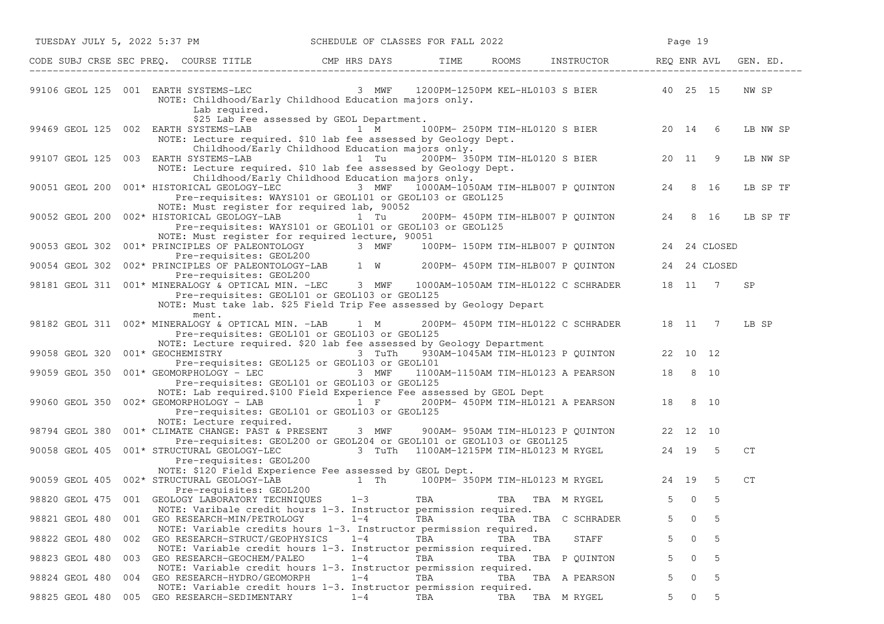| CODE | SUBJ | CRSE | SEC | PREQ. | COURSE TITLE | CMP | HRS | DAYS | TIME | ROOMS | INSTRUCTOR | REQ | ENR | AVL | GEN. ED. |
|---|---|---|---|---|---|---|---|---|---|---|---|---|---|---|---|
| 99106 | GEOL | 125 | 001 | | EARTH SYSTEMS-LEC | | 3 | MWF | 1200PM-1250PM | KEL-HL0103 | S BIER | 40 | 25 | 15 | NW SP |
| | | | | | NOTE: Childhood/Early Childhood Education majors only. Lab required. $25 Lab Fee assessed by GEOL Department. | | | | | | | | | | |
| 99469 | GEOL | 125 | 002 | | EARTH SYSTEMS-LAB | | 1 | M | 100PM- 250PM | TIM-HL0120 | S BIER | 20 | 14 | 6 | LB NW SP |
| | | | | | NOTE: Lecture required. $10 lab fee assessed by Geology Dept. Childhood/Early Childhood Education majors only. | | | | | | | | | | |
| 99107 | GEOL | 125 | 003 | | EARTH SYSTEMS-LAB | | 1 | Tu | 200PM- 350PM | TIM-HL0120 | S BIER | 20 | 11 | 9 | LB NW SP |
| | | | | | NOTE: Lecture required. $10 lab fee assessed by Geology Dept. Childhood/Early Childhood Education majors only. | | | | | | | | | | |
| 90051 | GEOL | 200 | 001* | | HISTORICAL GEOLOGY-LEC | | 3 | MWF | 1000AM-1050AM | TIM-HLB007 | P QUINTON | 24 | 8 | 16 | LB SP TF |
| | | | | | Pre-requisites: WAYS101 or GEOL101 or GEOL103 or GEOL125 | | | | | | | | | | |
| | | | | | NOTE: Must register for required lab, 90052 | | | | | | | | | | |
| 90052 | GEOL | 200 | 002* | | HISTORICAL GEOLOGY-LAB | | 1 | Tu | 200PM- 450PM | TIM-HLB007 | P QUINTON | 24 | 8 | 16 | LB SP TF |
| | | | | | Pre-requisites: WAYS101 or GEOL101 or GEOL103 or GEOL125 | | | | | | | | | | |
| | | | | | NOTE: Must register for required lecture, 90051 | | | | | | | | | | |
| 90053 | GEOL | 302 | 001* | | PRINCIPLES OF PALEONTOLOGY | | 3 | MWF | 100PM- 150PM | TIM-HLB007 | P QUINTON | 24 | 24 | CLOSED | |
| | | | | | Pre-requisites: GEOL200 | | | | | | | | | | |
| 90054 | GEOL | 302 | 002* | | PRINCIPLES OF PALEONTOLOGY-LAB | | 1 | W | 200PM- 450PM | TIM-HLB007 | P QUINTON | 24 | 24 | CLOSED | |
| | | | | | Pre-requisites: GEOL200 | | | | | | | | | | |
| 98181 | GEOL | 311 | 001* | | MINERALOGY & OPTICAL MIN. -LEC | | 3 | MWF | 1000AM-1050AM | TIM-HL0122 | C SCHRADER | 18 | 11 | 7 | SP |
| | | | | | Pre-requisites: GEOL101 or GEOL103 or GEOL125 | | | | | | | | | | |
| | | | | | NOTE: Must take lab. $25 Field Trip Fee assessed by Geology Department. | | | | | | | | | | |
| 98182 | GEOL | 311 | 002* | | MINERALOGY & OPTICAL MIN. -LAB | | 1 | M | 200PM- 450PM | TIM-HL0122 | C SCHRADER | 18 | 11 | 7 | LB SP |
| | | | | | Pre-requisites: GEOL101 or GEOL103 or GEOL125 | | | | | | | | | | |
| | | | | | NOTE: Lecture required. $20 lab fee assessed by Geology Department | | | | | | | | | | |
| 99058 | GEOL | 320 | 001* | | GEOCHEMISTRY | | 3 | TuTh | 930AM-1045AM | TIM-HL0123 | P QUINTON | 22 | 10 | 12 | |
| | | | | | Pre-requisites: GEOL125 or GEOL103 or GEOL101 | | | | | | | | | | |
| 99059 | GEOL | 350 | 001* | | GEOMORPHOLOGY - LEC | | 3 | MWF | 1100AM-1150AM | TIM-HL0123 | A PEARSON | 18 | 8 | 10 | |
| | | | | | Pre-requisites: GEOL101 or GEOL103 or GEOL125 | | | | | | | | | | |
| | | | | | NOTE: Lab required.$100 Field Experience Fee assessed by GEOL Dept | | | | | | | | | | |
| 99060 | GEOL | 350 | 002* | | GEOMORPHOLOGY - LAB | | 1 | F | 200PM- 450PM | TIM-HL0121 | A PEARSON | 18 | 8 | 10 | |
| | | | | | Pre-requisites: GEOL101 or GEOL103 or GEOL125 | | | | | | | | | | |
| | | | | | NOTE: Lecture required. | | | | | | | | | | |
| 98794 | GEOL | 380 | 001* | | CLIMATE CHANGE: PAST & PRESENT | | 3 | MWF | 900AM- 950AM | TIM-HL0123 | P QUINTON | 22 | 12 | 10 | |
| | | | | | Pre-requisites: GEOL200 or GEOL204 or GEOL101 or GEOL103 or GEOL125 | | | | | | | | | | |
| 90058 | GEOL | 405 | 001* | | STRUCTURAL GEOLOGY-LEC | | 3 | TuTh | 1100AM-1215PM | TIM-HL0123 | M RYGEL | 24 | 19 | 5 | CT |
| | | | | | Pre-requisites: GEOL200 | | | | | | | | | | |
| | | | | | NOTE: $120 Field Experience Fee assessed by GEOL Dept. | | | | | | | | | | |
| 90059 | GEOL | 405 | 002* | | STRUCTURAL GEOLOGY-LAB | | 1 | Th | 100PM- 350PM | TIM-HL0123 | M RYGEL | 24 | 19 | 5 | CT |
| | | | | | Pre-requisites: GEOL200 | | | | | | | | | | |
| 98820 | GEOL | 475 | 001 | | GEOLOGY LABORATORY TECHNIQUES | | 1-3 | | TBA | TBA TBA | M RYGEL | 5 | 0 | 5 | |
| | | | | | NOTE: Varibale credit hours 1-3. Instructor permission required. | | | | | | | | | | |
| 98821 | GEOL | 480 | 001 | | GEO RESEARCH-MIN/PETROLOGY | | 1-4 | | TBA | TBA TBA | C SCHRADER | 5 | 0 | 5 | |
| | | | | | NOTE: Variable credits hours 1-3. Instructor permission required. | | | | | | | | | | |
| 98822 | GEOL | 480 | 002 | | GEO RESEARCH-STRUCT/GEOPHYSICS | | 1-4 | | TBA | TBA TBA | STAFF | 5 | 0 | 5 | |
| | | | | | NOTE: Variable credit hours 1-3. Instructor permission required. | | | | | | | | | | |
| 98823 | GEOL | 480 | 003 | | GEO RESEARCH-GEOCHEM/PALEO | | 1-4 | | TBA | TBA TBA | P QUINTON | 5 | 0 | 5 | |
| | | | | | NOTE: Variable credit hours 1-3. Instructor permission required. | | | | | | | | | | |
| 98824 | GEOL | 480 | 004 | | GEO RESEARCH-HYDRO/GEOMORPH | | 1-4 | | TBA | TBA TBA | A PEARSON | 5 | 0 | 5 | |
| | | | | | NOTE: Variable credit hours 1-3. Instructor permission required. | | | | | | | | | | |
| 98825 | GEOL | 480 | 005 | | GEO RESEARCH-SEDIMENTARY | | 1-4 | | TBA | TBA TBA | M RYGEL | 5 | 0 | 5 | |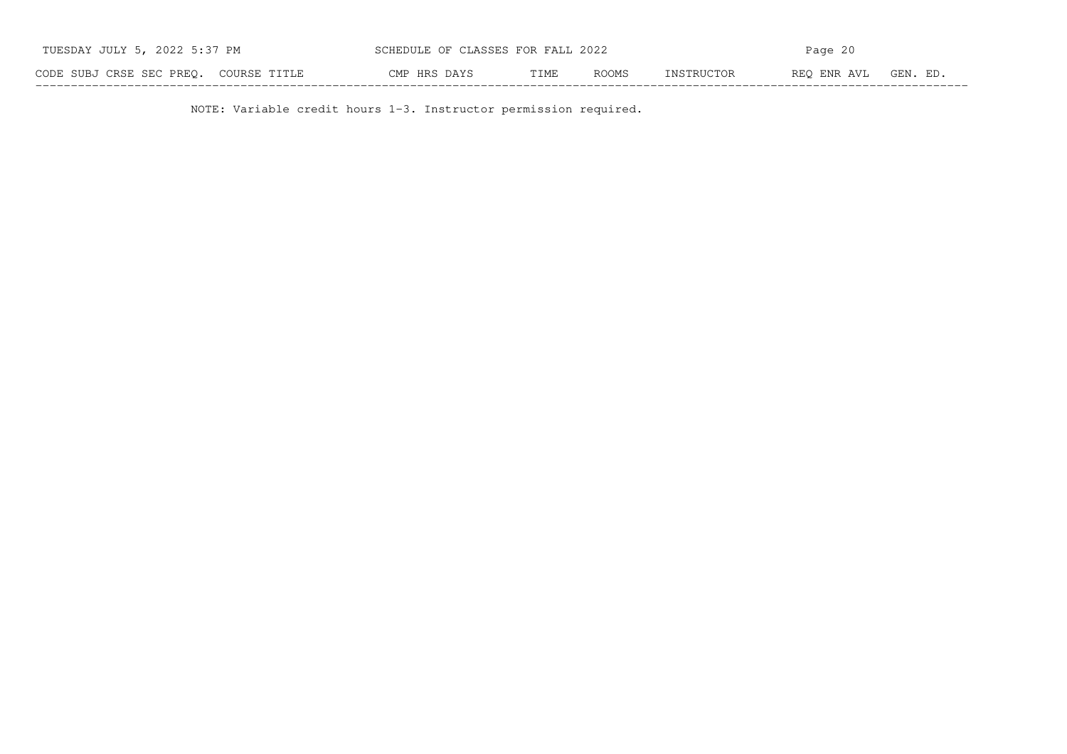NOTE: Variable credit hours 1-3. Instructor permission required.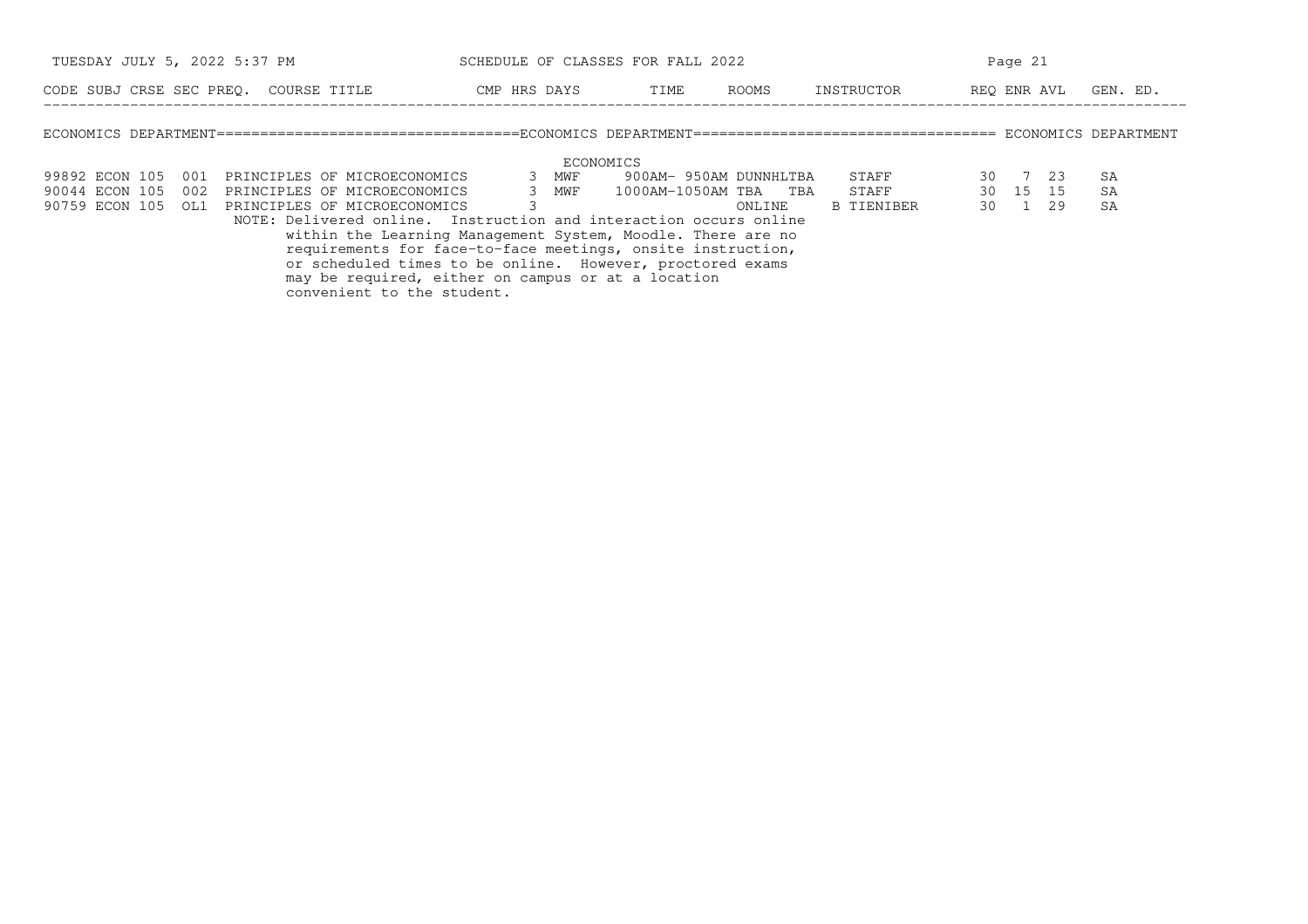SCHEDULE OF CLASSES FOR FALL 2022

## ECONOMICS DEPARTMENT

### ECONOMICS

| CODE | SUBJ | CRSE | SEC | PREQ. | COURSE TITLE | CMP | HRS | DAYS | TIME | ROOMS | INSTRUCTOR | REQ | ENR | AVL | GEN. ED. |
|---|---|---|---|---|---|---|---|---|---|---|---|---|---|---|---|
| 99892 | ECON | 105 | 001 | | PRINCIPLES OF MICROECONOMICS | | 3 | MWF | 900AM- 950AM | DUNNHLTBA | STAFF | 30 | 7 | 23 | SA |
| 90044 | ECON | 105 | 002 | | PRINCIPLES OF MICROECONOMICS | | 3 | MWF | 1000AM-1050AM | TBA TBA | STAFF | 30 | 15 | 15 | SA |
| 90759 | ECON | 105 | OL1 | | PRINCIPLES OF MICROECONOMICS | | 3 | | | ONLINE | B TIENIBER | 30 | 1 | 29 | SA |

NOTE: Delivered online. Instruction and interaction occurs online within the Learning Management System, Moodle. There are no requirements for face-to-face meetings, onsite instruction, or scheduled times to be online. However, proctored exams may be required, either on campus or at a location convenient to the student.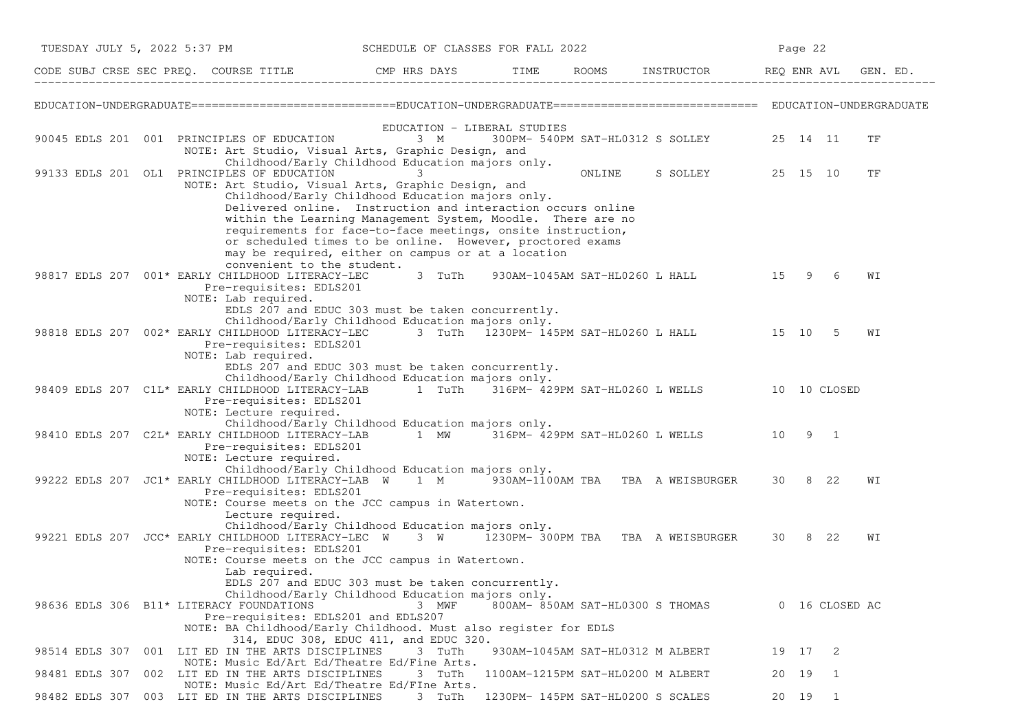SCHEDULE OF CLASSES FOR FALL 2022

| CODE | SUBJ | CRSE | SEC | PREQ. | COURSE TITLE | CMP | HRS | DAYS | TIME | ROOMS | INSTRUCTOR | REQ | ENR | AVL | GEN. ED. |
|---|---|---|---|---|---|---|---|---|---|---|---|---|---|---|---|

## EDUCATION-UNDERGRADUATE

### EDUCATION - LIBERAL STUDIES

| CODE | SUBJ | CRSE | SEC | PREQ. | COURSE TITLE | CMP | HRS | DAYS | TIME | ROOMS | INSTRUCTOR | REQ | ENR | AVL | GEN. ED. |
|---|---|---|---|---|---|---|---|---|---|---|---|---|---|---|---|
| 90045 | EDLS | 201 | 001 | | PRINCIPLES OF EDUCATION | | 3 | M | 300PM- 540PM | SAT-HL0312 | S SOLLEY | 25 | 14 | 11 | TF |
| | | | | | NOTE: Art Studio, Visual Arts, Graphic Design, and Childhood/Early Childhood Education majors only. | | | | | | | | | | |
| 99133 | EDLS | 201 | OL1 | | PRINCIPLES OF EDUCATION | | 3 | | | ONLINE | S SOLLEY | 25 | 15 | 10 | TF |
| | | | | | NOTE: Art Studio, Visual Arts, Graphic Design, and Childhood/Early Childhood Education majors only. Delivered online. Instruction and interaction occurs online within the Learning Management System, Moodle. There are no requirements for face-to-face meetings, onsite instruction, or scheduled times to be online. However, proctored exams may be required, either on campus or at a location convenient to the student. | | | | | | | | | | |
| 98817 | EDLS | 207 | 001 | * | EARLY CHILDHOOD LITERACY-LEC | | 3 | TuTh | 930AM-1045AM | SAT-HL0260 | L HALL | 15 | 9 | 6 | WI |
| | | | | | Pre-requisites: EDLS201 | | | | | | | | | | |
| | | | | | NOTE: Lab required. EDLS 207 and EDUC 303 must be taken concurrently. Childhood/Early Childhood Education majors only. | | | | | | | | | | |
| 98818 | EDLS | 207 | 002 | * | EARLY CHILDHOOD LITERACY-LEC | | 3 | TuTh | 1230PM- 145PM | SAT-HL0260 | L HALL | 15 | 10 | 5 | WI |
| | | | | | Pre-requisites: EDLS201 | | | | | | | | | | |
| | | | | | NOTE: Lab required. EDLS 207 and EDUC 303 must be taken concurrently. Childhood/Early Childhood Education majors only. | | | | | | | | | | |
| 98409 | EDLS | 207 | C1L | * | EARLY CHILDHOOD LITERACY-LAB | | 1 | TuTh | 316PM- 429PM | SAT-HL0260 | L WELLS | 10 | 10 | CLOSED | |
| | | | | | Pre-requisites: EDLS201 | | | | | | | | | | |
| | | | | | NOTE: Lecture required. Childhood/Early Childhood Education majors only. | | | | | | | | | | |
| 98410 | EDLS | 207 | C2L | * | EARLY CHILDHOOD LITERACY-LAB | | 1 | MW | 316PM- 429PM | SAT-HL0260 | L WELLS | 10 | 9 | 1 | |
| | | | | | Pre-requisites: EDLS201 | | | | | | | | | | |
| | | | | | NOTE: Lecture required. Childhood/Early Childhood Education majors only. | | | | | | | | | | |
| 99222 | EDLS | 207 | JC1 | * | EARLY CHILDHOOD LITERACY-LAB | W | 1 | M | 930AM-1100AM | TBA TBA | A WEISBURGER | 30 | 8 | 22 | WI |
| | | | | | Pre-requisites: EDLS201 | | | | | | | | | | |
| | | | | | NOTE: Course meets on the JCC campus in Watertown. Lecture required. Childhood/Early Childhood Education majors only. | | | | | | | | | | |
| 99221 | EDLS | 207 | JCC | * | EARLY CHILDHOOD LITERACY-LEC | W | 3 | W | 1230PM- 300PM | TBA TBA | A WEISBURGER | 30 | 8 | 22 | WI |
| | | | | | Pre-requisites: EDLS201 | | | | | | | | | | |
| | | | | | NOTE: Course meets on the JCC campus in Watertown. Lab required. EDLS 207 and EDUC 303 must be taken concurrently. Childhood/Early Childhood Education majors only. | | | | | | | | | | |
| 98636 | EDLS | 306 | B11 | * | LITERACY FOUNDATIONS | | 3 | MWF | 800AM- 850AM | SAT-HL0300 | S THOMAS | 0 | 16 | CLOSED | AC |
| | | | | | Pre-requisites: EDLS201 and EDLS207 | | | | | | | | | | |
| | | | | | NOTE: BA Childhood/Early Childhood. Must also register for EDLS 314, EDUC 308, EDUC 411, and EDUC 320. | | | | | | | | | | |
| 98514 | EDLS | 307 | 001 | | LIT ED IN THE ARTS DISCIPLINES | | 3 | TuTh | 930AM-1045AM | SAT-HL0312 | M ALBERT | 19 | 17 | 2 | |
| | | | | | NOTE: Music Ed/Art Ed/Theatre Ed/Fine Arts. | | | | | | | | | | |
| 98481 | EDLS | 307 | 002 | | LIT ED IN THE ARTS DISCIPLINES | | 3 | TuTh | 1100AM-1215PM | SAT-HL0200 | M ALBERT | 20 | 19 | 1 | |
| | | | | | NOTE: Music Ed/Art Ed/Theatre Ed/FIne Arts. | | | | | | | | | | |
| 98482 | EDLS | 307 | 003 | | LIT ED IN THE ARTS DISCIPLINES | | 3 | TuTh | 1230PM- 145PM | SAT-HL0200 | S SCALES | 20 | 19 | 1 | |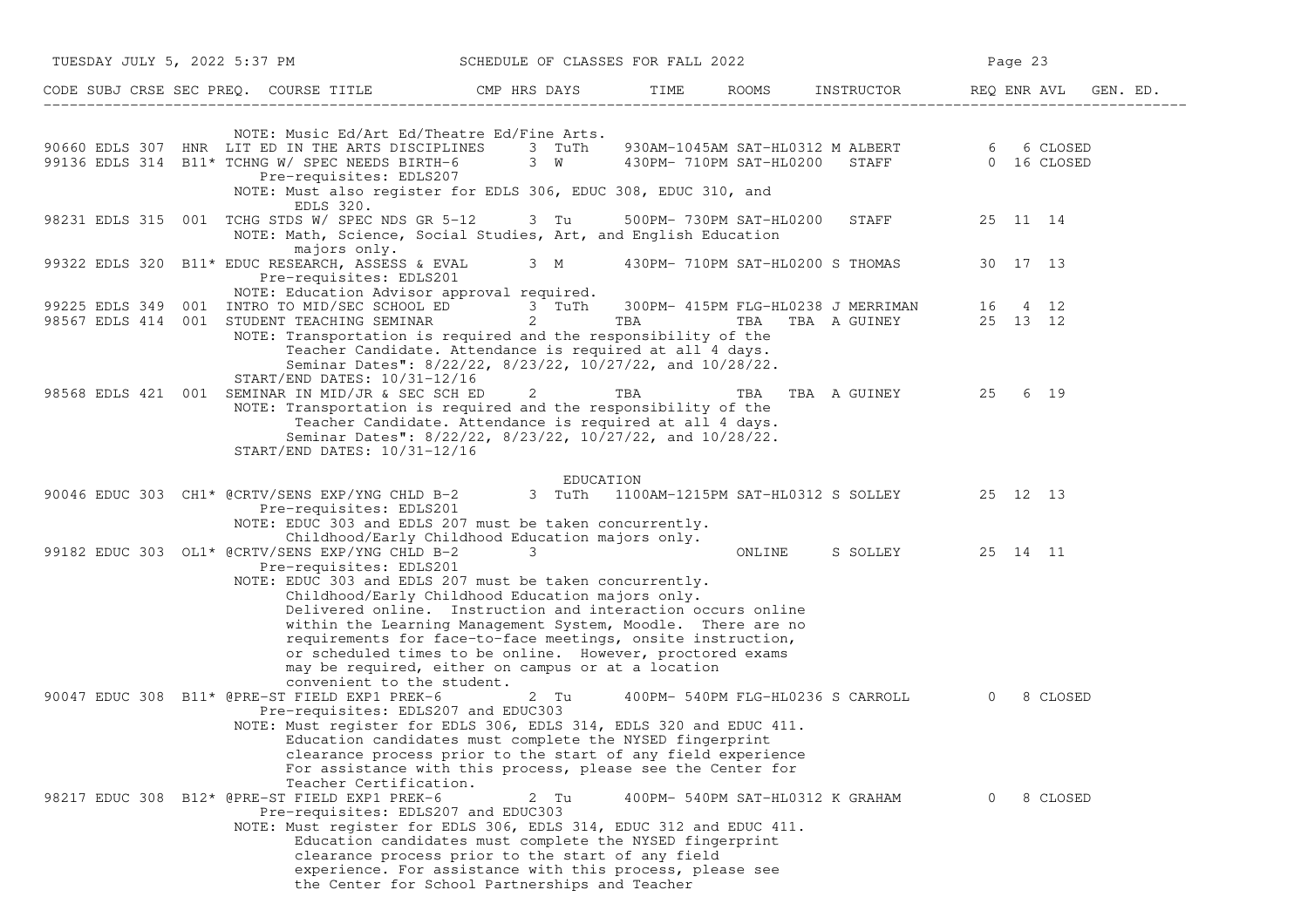| CODE | SUBJ | CRSE | SEC | PREQ. | COURSE TITLE | CMP | HRS | DAYS | TIME | ROOMS | INSTRUCTOR | REQ | ENR | AVL | GEN. ED. |
|---|---|---|---|---|---|---|---|---|---|---|---|---|---|---|---|
| | | | | | NOTE: Music Ed/Art Ed/Theatre Ed/Fine Arts. | | | | | | | | | | |
| 90660 | EDLS | 307 | HNR | | LIT ED IN THE ARTS DISCIPLINES | | 3 | TuTh | 930AM-1045AM | SAT-HL0312 | M ALBERT | | 6 | 6 CLOSED | |
| 99136 | EDLS | 314 | B11 | * | TCHNG W/ SPEC NEEDS BIRTH-6 | | 3 | W | 430PM- 710PM | SAT-HL0200 | STAFF | | 0 | 16 CLOSED | |
| | | | | | Pre-requisites: EDLS207 | | | | | | | | | | |
| | | | | | NOTE: Must also register for EDLS 306, EDUC 308, EDUC 310, and EDLS 320. | | | | | | | | | | |
| 98231 | EDLS | 315 | 001 | | TCHG STDS W/ SPEC NDS GR 5-12 | | 3 | Tu | 500PM- 730PM | SAT-HL0200 | STAFF | | 25 | 11 | 14 |
| | | | | | NOTE: Math, Science, Social Studies, Art, and English Education majors only. | | | | | | | | | | |
| 99322 | EDLS | 320 | B11 | * | EDUC RESEARCH, ASSESS & EVAL | | 3 | M | 430PM- 710PM | SAT-HL0200 | S THOMAS | | 30 | 17 | 13 |
| | | | | | Pre-requisites: EDLS201 | | | | | | | | | | |
| | | | | | NOTE: Education Advisor approval required. | | | | | | | | | | |
| 99225 | EDLS | 349 | 001 | | INTRO TO MID/SEC SCHOOL ED | | 3 | TuTh | 300PM- 415PM | FLG-HL0238 | J MERRIMAN | | 16 | 4 | 12 |
| 98567 | EDLS | 414 | 001 | | STUDENT TEACHING SEMINAR | | 2 | | TBA | TBA TBA | A GUINEY | | 25 | 13 | 12 |
| | | | | | NOTE: Transportation is required and the responsibility of the Teacher Candidate. Attendance is required at all 4 days. Seminar Dates": 8/22/22, 8/23/22, 10/27/22, and 10/28/22. | | | | | | | | | | |
| | | | | | START/END DATES: 10/31-12/16 | | | | | | | | | | |
| 98568 | EDLS | 421 | 001 | | SEMINAR IN MID/JR & SEC SCH ED | | 2 | | TBA | TBA TBA | A GUINEY | | 25 | 6 | 19 |
| | | | | | NOTE: Transportation is required and the responsibility of the Teacher Candidate. Attendance is required at all 4 days. Seminar Dates": 8/22/22, 8/23/22, 10/27/22, and 10/28/22. | | | | | | | | | | |
| | | | | | START/END DATES: 10/31-12/16 | | | | | | | | | | |
| | | | | | EDUCATION | | | | | | | | | | |
| 90046 | EDUC | 303 | CH1 | * | @CRTV/SENS EXP/YNG CHLD B-2 | | 3 | TuTh | 1100AM-1215PM | SAT-HL0312 | S SOLLEY | | 25 | 12 | 13 |
| | | | | | Pre-requisites: EDLS201 | | | | | | | | | | |
| | | | | | NOTE: EDUC 303 and EDLS 207 must be taken concurrently. Childhood/Early Childhood Education majors only. | | | | | | | | | | |
| 99182 | EDUC | 303 | OL1 | * | @CRTV/SENS EXP/YNG CHLD B-2 | | 3 | | | ONLINE | S SOLLEY | | 25 | 14 | 11 |
| | | | | | Pre-requisites: EDLS201 | | | | | | | | | | |
| | | | | | NOTE: EDUC 303 and EDLS 207 must be taken concurrently. Childhood/Early Childhood Education majors only. Delivered online. Instruction and interaction occurs online within the Learning Management System, Moodle. There are no requirements for face-to-face meetings, onsite instruction, or scheduled times to be online. However, proctored exams may be required, either on campus or at a location convenient to the student. | | | | | | | | | | |
| 90047 | EDUC | 308 | B11 | * | @PRE-ST FIELD EXP1 PREK-6 | | 2 | Tu | 400PM- 540PM | FLG-HL0236 | S CARROLL | | 0 | 8 CLOSED | |
| | | | | | Pre-requisites: EDLS207 and EDUC303 | | | | | | | | | | |
| | | | | | NOTE: Must register for EDLS 306, EDLS 314, EDLS 320 and EDUC 411. Education candidates must complete the NYSED fingerprint clearance process prior to the start of any field experience For assistance with this process, please see the Center for Teacher Certification. | | | | | | | | | | |
| 98217 | EDUC | 308 | B12 | * | @PRE-ST FIELD EXP1 PREK-6 | | 2 | Tu | 400PM- 540PM | SAT-HL0312 | K GRAHAM | | 0 | 8 CLOSED | |
| | | | | | Pre-requisites: EDLS207 and EDUC303 | | | | | | | | | | |
| | | | | | NOTE: Must register for EDLS 306, EDLS 314, EDUC 312 and EDUC 411. Education candidates must complete the NYSED fingerprint clearance process prior to the start of any field experience. For assistance with this process, please see the Center for School Partnerships and Teacher | | | | | | | | | | |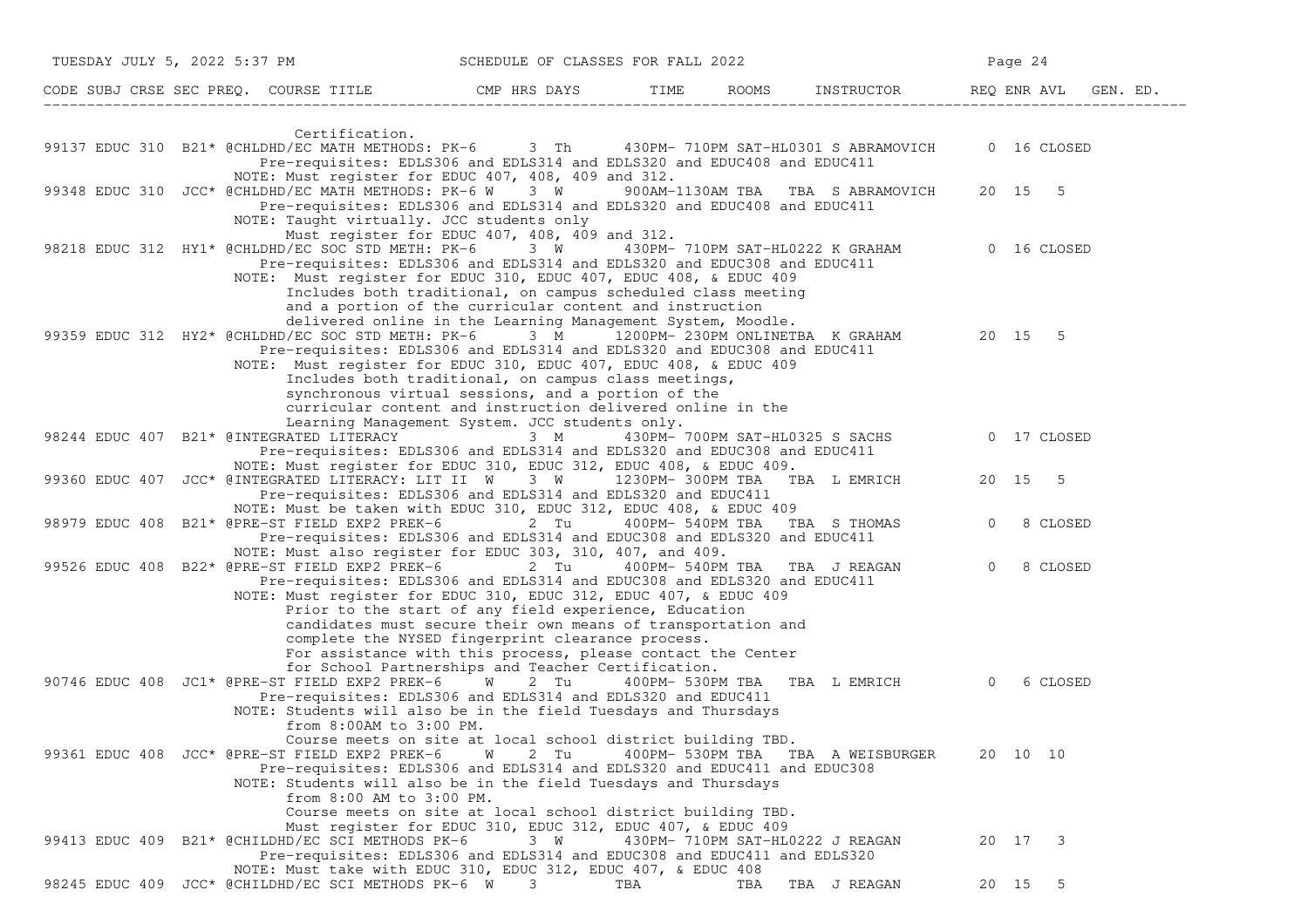| CODE | SUBJ | CRSE | SEC | PREQ. | COURSE TITLE | CMP | HRS | DAYS | TIME | ROOMS | INSTRUCTOR | REQ | ENR | AVL | GEN. ED. |
|---|---|---|---|---|---|---|---|---|---|---|---|---|---|---|---|
| | | | | | Certification. | | | | | | | | | | |
| 99137 | EDUC | 310 | B21 | * | @CHLDHD/EC MATH METHODS: PK-6 | | 3 | Th | 430PM- 710PM | SAT-HL0301 | S ABRAMOVICH | 0 | 16 | CLOSED | |
| | | | | | Pre-requisites: EDLS306 and EDLS314 and EDLS320 and EDUC408 and EDUC411 | | | | | | | | | | |
| | | | | | NOTE: Must register for EDUC 407, 408, 409 and 312. | | | | | | | | | | |
| 99348 | EDUC | 310 | JCC | * | @CHLDHD/EC MATH METHODS: PK-6 | W | 3 | W | 900AM-1130AM | TBA TBA | S ABRAMOVICH | 20 | 15 | 5 | |
| | | | | | Pre-requisites: EDLS306 and EDLS314 and EDLS320 and EDUC408 and EDUC411 | | | | | | | | | | |
| | | | | | NOTE: Taught virtually. JCC students only | | | | | | | | | | |
| | | | | | Must register for EDUC 407, 408, 409 and 312. | | | | | | | | | | |
| 98218 | EDUC | 312 | HY1 | * | @CHLDHD/EC SOC STD METH: PK-6 | | 3 | W | 430PM- 710PM | SAT-HL0222 | K GRAHAM | 0 | 16 | CLOSED | |
| | | | | | Pre-requisites: EDLS306 and EDLS314 and EDLS320 and EDUC308 and EDUC411 | | | | | | | | | | |
| | | | | | NOTE: Must register for EDUC 310, EDUC 407, EDUC 408, & EDUC 409 | | | | | | | | | | |
| | | | | | Includes both traditional, on campus scheduled class meeting | | | | | | | | | | |
| | | | | | and a portion of the curricular content and instruction | | | | | | | | | | |
| | | | | | delivered online in the Learning Management System, Moodle. | | | | | | | | | | |
| 99359 | EDUC | 312 | HY2 | * | @CHLDHD/EC SOC STD METH: PK-6 | | 3 | M | 1200PM- 230PM | ONLINETBA | K GRAHAM | 20 | 15 | 5 | |
| | | | | | Pre-requisites: EDLS306 and EDLS314 and EDLS320 and EDUC308 and EDUC411 | | | | | | | | | | |
| | | | | | NOTE: Must register for EDUC 310, EDUC 407, EDUC 408, & EDUC 409 | | | | | | | | | | |
| | | | | | Includes both traditional, on campus class meetings, | | | | | | | | | | |
| | | | | | synchronous virtual sessions, and a portion of the | | | | | | | | | | |
| | | | | | curricular content and instruction delivered online in the | | | | | | | | | | |
| | | | | | Learning Management System. JCC students only. | | | | | | | | | | |
| 98244 | EDUC | 407 | B21 | * | @INTEGRATED LITERACY | | 3 | M | 430PM- 700PM | SAT-HL0325 | S SACHS | 0 | 17 | CLOSED | |
| | | | | | Pre-requisites: EDLS306 and EDLS314 and EDLS320 and EDUC308 and EDUC411 | | | | | | | | | | |
| | | | | | NOTE: Must register for EDUC 310, EDUC 312, EDUC 408, & EDUC 409. | | | | | | | | | | |
| 99360 | EDUC | 407 | JCC | * | @INTEGRATED LITERACY: LIT II | W | 3 | W | 1230PM- 300PM | TBA TBA | L EMRICH | 20 | 15 | 5 | |
| | | | | | Pre-requisites: EDLS306 and EDLS314 and EDLS320 and EDUC411 | | | | | | | | | | |
| | | | | | NOTE: Must be taken with EDUC 310, EDUC 312, EDUC 408, & EDUC 409 | | | | | | | | | | |
| 98979 | EDUC | 408 | B21 | * | @PRE-ST FIELD EXP2 PREK-6 | | 2 | Tu | 400PM- 540PM | TBA TBA | S THOMAS | 0 | 8 | CLOSED | |
| | | | | | Pre-requisites: EDLS306 and EDLS314 and EDUC308 and EDLS320 and EDUC411 | | | | | | | | | | |
| | | | | | NOTE: Must also register for EDUC 303, 310, 407, and 409. | | | | | | | | | | |
| 99526 | EDUC | 408 | B22 | * | @PRE-ST FIELD EXP2 PREK-6 | | 2 | Tu | 400PM- 540PM | TBA TBA | J REAGAN | 0 | 8 | CLOSED | |
| | | | | | Pre-requisites: EDLS306 and EDLS314 and EDUC308 and EDLS320 and EDUC411 | | | | | | | | | | |
| | | | | | NOTE: Must register for EDUC 310, EDUC 312, EDUC 407, & EDUC 409 | | | | | | | | | | |
| | | | | | Prior to the start of any field experience, Education | | | | | | | | | | |
| | | | | | candidates must secure their own means of transportation and | | | | | | | | | | |
| | | | | | complete the NYSED fingerprint clearance process. | | | | | | | | | | |
| | | | | | For assistance with this process, please contact the Center | | | | | | | | | | |
| | | | | | for School Partnerships and Teacher Certification. | | | | | | | | | | |
| 90746 | EDUC | 408 | JC1 | * | @PRE-ST FIELD EXP2 PREK-6 | W | 2 | Tu | 400PM- 530PM | TBA TBA | L EMRICH | 0 | 6 | CLOSED | |
| | | | | | Pre-requisites: EDLS306 and EDLS314 and EDLS320 and EDUC411 | | | | | | | | | | |
| | | | | | NOTE: Students will also be in the field Tuesdays and Thursdays | | | | | | | | | | |
| | | | | | from 8:00AM to 3:00 PM. | | | | | | | | | | |
| | | | | | Course meets on site at local school district building TBD. | | | | | | | | | | |
| 99361 | EDUC | 408 | JCC | * | @PRE-ST FIELD EXP2 PREK-6 | W | 2 | Tu | 400PM- 530PM | TBA TBA | A WEISBURGER | 20 | 10 | 10 | |
| | | | | | Pre-requisites: EDLS306 and EDLS314 and EDLS320 and EDUC411 and EDUC308 | | | | | | | | | | |
| | | | | | NOTE: Students will also be in the field Tuesdays and Thursdays | | | | | | | | | | |
| | | | | | from 8:00 AM to 3:00 PM. | | | | | | | | | | |
| | | | | | Course meets on site at local school district building TBD. | | | | | | | | | | |
| | | | | | Must register for EDUC 310, EDUC 312, EDUC 407, & EDUC 409 | | | | | | | | | | |
| 99413 | EDUC | 409 | B21 | * | @CHILDHD/EC SCI METHODS PK-6 | | 3 | W | 430PM- 710PM | SAT-HL0222 | J REAGAN | 20 | 17 | 3 | |
| | | | | | Pre-requisites: EDLS306 and EDLS314 and EDUC308 and EDUC411 and EDLS320 | | | | | | | | | | |
| | | | | | NOTE: Must take with EDUC 310, EDUC 312, EDUC 407, & EDUC 408 | | | | | | | | | | |
| 98245 | EDUC | 409 | JCC | * | @CHILDHD/EC SCI METHODS PK-6 | W | 3 | | TBA | TBA TBA | J REAGAN | 20 | 15 | 5 | |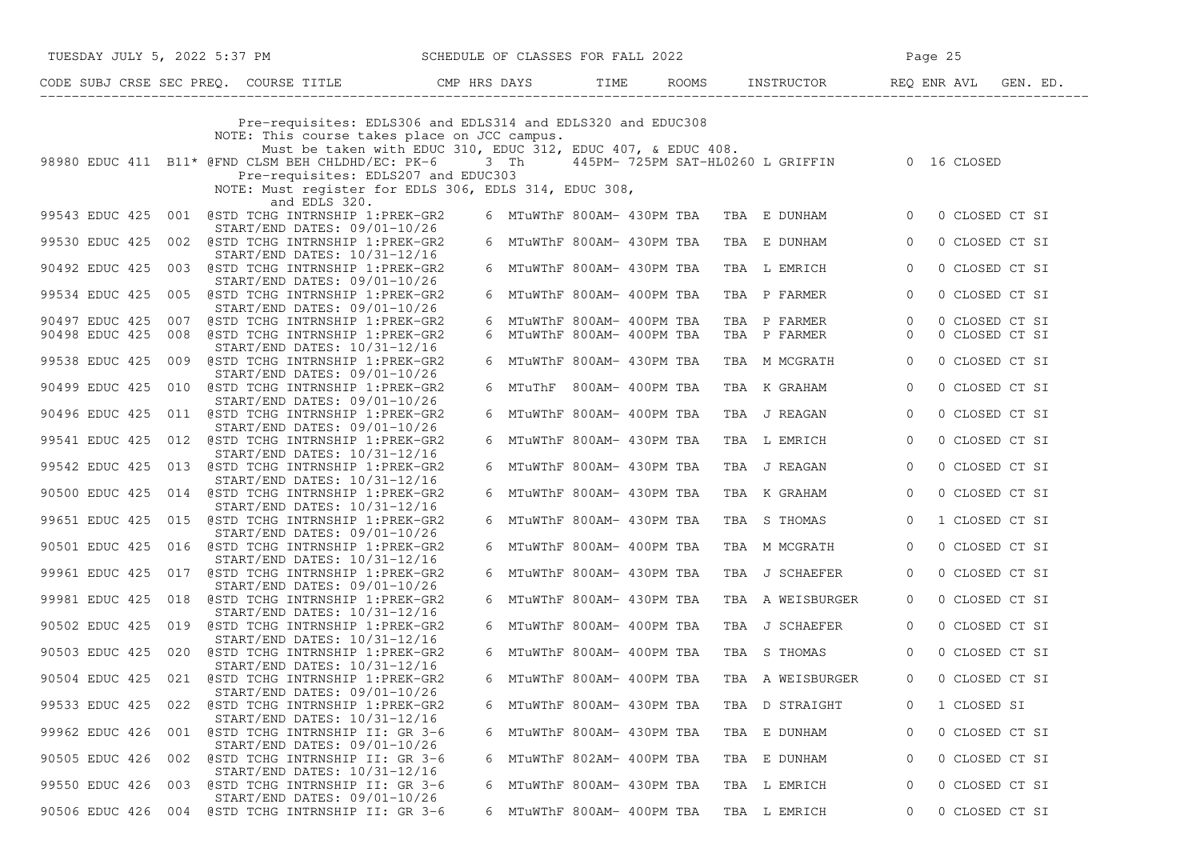| CODE | SUBJ | CRSE | SEC | PREQ. | COURSE TITLE | CMP | HRS | DAYS | TIME | ROOMS | INSTRUCTOR | REQ | ENR | AVL | GEN. ED. |
|---|---|---|---|---|---|---|---|---|---|---|---|---|---|---|---|
| | | | | | Pre-requisites: EDLS306 and EDLS314 and EDLS320 and EDUC308 | | | | | | | | | | |
| | | | | | NOTE: This course takes place on JCC campus. | | | | | | | | | | |
| | | | | | Must be taken with EDUC 310, EDUC 312, EDUC 407, & EDUC 408. | | | | | | | | | | |
| 98980 | EDUC | 411 | B11* | @ | FND CLSM BEH CHLDHD/EC: PK-6 | | 3 | Th | 445PM- 725PM | SAT-HL0260 | L GRIFFIN | 0 | 16 | CLOSED | |
| | | | | | Pre-requisites: EDLS207 and EDUC303 | | | | | | | | | | |
| | | | | | NOTE: Must register for EDLS 306, EDLS 314, EDUC 308, and EDLS 320. | | | | | | | | | | |
| 99543 | EDUC | 425 | 001 | @ | STD TCHG INTRNSHIP 1:PREK-GR2 | | 6 | MTuWThF | 800AM- 430PM | TBA | TBA E DUNHAM | 0 | 0 | CLOSED | CT SI |
| | | | | | START/END DATES: 09/01-10/26 | | | | | | | | | | |
| 99530 | EDUC | 425 | 002 | @ | STD TCHG INTRNSHIP 1:PREK-GR2 | | 6 | MTuWThF | 800AM- 430PM | TBA | TBA E DUNHAM | 0 | 0 | CLOSED | CT SI |
| | | | | | START/END DATES: 10/31-12/16 | | | | | | | | | | |
| 90492 | EDUC | 425 | 003 | @ | STD TCHG INTRNSHIP 1:PREK-GR2 | | 6 | MTuWThF | 800AM- 430PM | TBA | TBA L EMRICH | 0 | 0 | CLOSED | CT SI |
| | | | | | START/END DATES: 09/01-10/26 | | | | | | | | | | |
| 99534 | EDUC | 425 | 005 | @ | STD TCHG INTRNSHIP 1:PREK-GR2 | | 6 | MTuWThF | 800AM- 400PM | TBA | TBA P FARMER | 0 | 0 | CLOSED | CT SI |
| | | | | | START/END DATES: 09/01-10/26 | | | | | | | | | | |
| 90497 | EDUC | 425 | 007 | @ | STD TCHG INTRNSHIP 1:PREK-GR2 | | 6 | MTuWThF | 800AM- 400PM | TBA | TBA P FARMER | 0 | 0 | CLOSED | CT SI |
| 90498 | EDUC | 425 | 008 | @ | STD TCHG INTRNSHIP 1:PREK-GR2 | | 6 | MTuWThF | 800AM- 400PM | TBA | TBA P FARMER | 0 | 0 | CLOSED | CT SI |
| | | | | | START/END DATES: 10/31-12/16 | | | | | | | | | | |
| 99538 | EDUC | 425 | 009 | @ | STD TCHG INTRNSHIP 1:PREK-GR2 | | 6 | MTuWThF | 800AM- 430PM | TBA | TBA M MCGRATH | 0 | 0 | CLOSED | CT SI |
| | | | | | START/END DATES: 09/01-10/26 | | | | | | | | | | |
| 90499 | EDUC | 425 | 010 | @ | STD TCHG INTRNSHIP 1:PREK-GR2 | | 6 | MTuThF | 800AM- 400PM | TBA | TBA K GRAHAM | 0 | 0 | CLOSED | CT SI |
| | | | | | START/END DATES: 09/01-10/26 | | | | | | | | | | |
| 90496 | EDUC | 425 | 011 | @ | STD TCHG INTRNSHIP 1:PREK-GR2 | | 6 | MTuWThF | 800AM- 400PM | TBA | TBA J REAGAN | 0 | 0 | CLOSED | CT SI |
| | | | | | START/END DATES: 09/01-10/26 | | | | | | | | | | |
| 99541 | EDUC | 425 | 012 | @ | STD TCHG INTRNSHIP 1:PREK-GR2 | | 6 | MTuWThF | 800AM- 430PM | TBA | TBA L EMRICH | 0 | 0 | CLOSED | CT SI |
| | | | | | START/END DATES: 10/31-12/16 | | | | | | | | | | |
| 99542 | EDUC | 425 | 013 | @ | STD TCHG INTRNSHIP 1:PREK-GR2 | | 6 | MTuWThF | 800AM- 430PM | TBA | TBA J REAGAN | 0 | 0 | CLOSED | CT SI |
| | | | | | START/END DATES: 10/31-12/16 | | | | | | | | | | |
| 90500 | EDUC | 425 | 014 | @ | STD TCHG INTRNSHIP 1:PREK-GR2 | | 6 | MTuWThF | 800AM- 430PM | TBA | TBA K GRAHAM | 0 | 0 | CLOSED | CT SI |
| | | | | | START/END DATES: 10/31-12/16 | | | | | | | | | | |
| 99651 | EDUC | 425 | 015 | @ | STD TCHG INTRNSHIP 1:PREK-GR2 | | 6 | MTuWThF | 800AM- 430PM | TBA | TBA S THOMAS | 0 | 1 | CLOSED | CT SI |
| | | | | | START/END DATES: 09/01-10/26 | | | | | | | | | | |
| 90501 | EDUC | 425 | 016 | @ | STD TCHG INTRNSHIP 1:PREK-GR2 | | 6 | MTuWThF | 800AM- 400PM | TBA | TBA M MCGRATH | 0 | 0 | CLOSED | CT SI |
| | | | | | START/END DATES: 10/31-12/16 | | | | | | | | | | |
| 99961 | EDUC | 425 | 017 | @ | STD TCHG INTRNSHIP 1:PREK-GR2 | | 6 | MTuWThF | 800AM- 430PM | TBA | TBA J SCHAEFER | 0 | 0 | CLOSED | CT SI |
| | | | | | START/END DATES: 09/01-10/26 | | | | | | | | | | |
| 99981 | EDUC | 425 | 018 | @ | STD TCHG INTRNSHIP 1:PREK-GR2 | | 6 | MTuWThF | 800AM- 430PM | TBA | TBA A WEISBURGER | 0 | 0 | CLOSED | CT SI |
| | | | | | START/END DATES: 10/31-12/16 | | | | | | | | | | |
| 90502 | EDUC | 425 | 019 | @ | STD TCHG INTRNSHIP 1:PREK-GR2 | | 6 | MTuWThF | 800AM- 400PM | TBA | TBA J SCHAEFER | 0 | 0 | CLOSED | CT SI |
| | | | | | START/END DATES: 10/31-12/16 | | | | | | | | | | |
| 90503 | EDUC | 425 | 020 | @ | STD TCHG INTRNSHIP 1:PREK-GR2 | | 6 | MTuWThF | 800AM- 400PM | TBA | TBA S THOMAS | 0 | 0 | CLOSED | CT SI |
| | | | | | START/END DATES: 10/31-12/16 | | | | | | | | | | |
| 90504 | EDUC | 425 | 021 | @ | STD TCHG INTRNSHIP 1:PREK-GR2 | | 6 | MTuWThF | 800AM- 400PM | TBA | TBA A WEISBURGER | 0 | 0 | CLOSED | CT SI |
| | | | | | START/END DATES: 09/01-10/26 | | | | | | | | | | |
| 99533 | EDUC | 425 | 022 | @ | STD TCHG INTRNSHIP 1:PREK-GR2 | | 6 | MTuWThF | 800AM- 430PM | TBA | TBA D STRAIGHT | 0 | 1 | CLOSED | SI |
| | | | | | START/END DATES: 10/31-12/16 | | | | | | | | | | |
| 99962 | EDUC | 426 | 001 | @ | STD TCHG INTRNSHIP II: GR 3-6 | | 6 | MTuWThF | 800AM- 430PM | TBA | TBA E DUNHAM | 0 | 0 | CLOSED | CT SI |
| | | | | | START/END DATES: 09/01-10/26 | | | | | | | | | | |
| 90505 | EDUC | 426 | 002 | @ | STD TCHG INTRNSHIP II: GR 3-6 | | 6 | MTuWThF | 802AM- 400PM | TBA | TBA E DUNHAM | 0 | 0 | CLOSED | CT SI |
| | | | | | START/END DATES: 10/31-12/16 | | | | | | | | | | |
| 99550 | EDUC | 426 | 003 | @ | STD TCHG INTRNSHIP II: GR 3-6 | | 6 | MTuWThF | 800AM- 430PM | TBA | TBA L EMRICH | 0 | 0 | CLOSED | CT SI |
| | | | | | START/END DATES: 09/01-10/26 | | | | | | | | | | |
| 90506 | EDUC | 426 | 004 | @ | STD TCHG INTRNSHIP II: GR 3-6 | | 6 | MTuWThF | 800AM- 400PM | TBA | TBA L EMRICH | 0 | 0 | CLOSED | CT SI |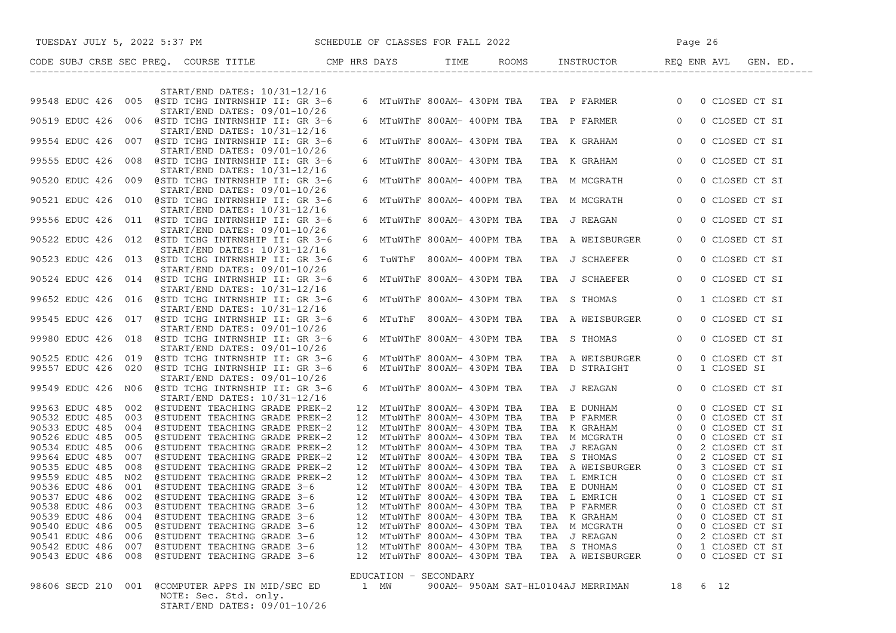SCHEDULE OF CLASSES FOR FALL 2022

| CODE | SUBJ | CRSE | SEC | PREQ. | COURSE TITLE | CMP | HRS | DAYS | TIME | ROOMS | INSTRUCTOR | REQ | ENR | AVL | GEN. ED. |
|---|---|---|---|---|---|---|---|---|---|---|---|---|---|---|---|
| | | | | | START/END DATES: 10/31-12/16 | | | | | | | | | | |
| 99548 | EDUC | 426 | 005 | @ | STD TCHG INTRNSHIP II: GR 3-6 | | 6 | MTuWThF | 800AM- 430PM | TBA | TBA P FARMER | 0 | 0 | CLOSED | CT SI |
| | | | | | START/END DATES: 09/01-10/26 | | | | | | | | | | |
| 90519 | EDUC | 426 | 006 | @ | STD TCHG INTRNSHIP II: GR 3-6 | | 6 | MTuWThF | 800AM- 400PM | TBA | TBA P FARMER | 0 | 0 | CLOSED | CT SI |
| | | | | | START/END DATES: 10/31-12/16 | | | | | | | | | | |
| 99554 | EDUC | 426 | 007 | @ | STD TCHG INTRNSHIP II: GR 3-6 | | 6 | MTuWThF | 800AM- 430PM | TBA | TBA K GRAHAM | 0 | 0 | CLOSED | CT SI |
| | | | | | START/END DATES: 09/01-10/26 | | | | | | | | | | |
| 99555 | EDUC | 426 | 008 | @ | STD TCHG INTRNSHIP II: GR 3-6 | | 6 | MTuWThF | 800AM- 430PM | TBA | TBA K GRAHAM | 0 | 0 | CLOSED | CT SI |
| | | | | | START/END DATES: 10/31-12/16 | | | | | | | | | | |
| 90520 | EDUC | 426 | 009 | @ | STD TCHG INTRNSHIP II: GR 3-6 | | 6 | MTuWThF | 800AM- 400PM | TBA | TBA M MCGRATH | 0 | 0 | CLOSED | CT SI |
| | | | | | START/END DATES: 09/01-10/26 | | | | | | | | | | |
| 90521 | EDUC | 426 | 010 | @ | STD TCHG INTRNSHIP II: GR 3-6 | | 6 | MTuWThF | 800AM- 400PM | TBA | TBA M MCGRATH | 0 | 0 | CLOSED | CT SI |
| | | | | | START/END DATES: 10/31-12/16 | | | | | | | | | | |
| 99556 | EDUC | 426 | 011 | @ | STD TCHG INTRNSHIP II: GR 3-6 | | 6 | MTuWThF | 800AM- 430PM | TBA | TBA J REAGAN | 0 | 0 | CLOSED | CT SI |
| | | | | | START/END DATES: 09/01-10/26 | | | | | | | | | | |
| 90522 | EDUC | 426 | 012 | @ | STD TCHG INTRNSHIP II: GR 3-6 | | 6 | MTuWThF | 800AM- 400PM | TBA | TBA A WEISBURGER | 0 | 0 | CLOSED | CT SI |
| | | | | | START/END DATES: 10/31-12/16 | | | | | | | | | | |
| 90523 | EDUC | 426 | 013 | @ | STD TCHG INTRNSHIP II: GR 3-6 | | 6 | TuWThF | 800AM- 400PM | TBA | TBA J SCHAEFER | 0 | 0 | CLOSED | CT SI |
| | | | | | START/END DATES: 09/01-10/26 | | | | | | | | | | |
| 90524 | EDUC | 426 | 014 | @ | STD TCHG INTRNSHIP II: GR 3-6 | | 6 | MTuWThF | 800AM- 430PM | TBA | TBA J SCHAEFER | 0 | 0 | CLOSED | CT SI |
| | | | | | START/END DATES: 10/31-12/16 | | | | | | | | | | |
| 99652 | EDUC | 426 | 016 | @ | STD TCHG INTRNSHIP II: GR 3-6 | | 6 | MTuWThF | 800AM- 430PM | TBA | TBA S THOMAS | 0 | 1 | CLOSED | CT SI |
| | | | | | START/END DATES: 10/31-12/16 | | | | | | | | | | |
| 99545 | EDUC | 426 | 017 | @ | STD TCHG INTRNSHIP II: GR 3-6 | | 6 | MTuThF | 800AM- 430PM | TBA | TBA A WEISBURGER | 0 | 0 | CLOSED | CT SI |
| | | | | | START/END DATES: 09/01-10/26 | | | | | | | | | | |
| 99980 | EDUC | 426 | 018 | @ | STD TCHG INTRNSHIP II: GR 3-6 | | 6 | MTuWThF | 800AM- 430PM | TBA | TBA S THOMAS | 0 | 0 | CLOSED | CT SI |
| | | | | | START/END DATES: 09/01-10/26 | | | | | | | | | | |
| 90525 | EDUC | 426 | 019 | @ | STD TCHG INTRNSHIP II: GR 3-6 | | 6 | MTuWThF | 800AM- 430PM | TBA | TBA A WEISBURGER | 0 | 0 | CLOSED | CT SI |
| 99557 | EDUC | 426 | 020 | @ | STD TCHG INTRNSHIP II: GR 3-6 | | 6 | MTuWThF | 800AM- 430PM | TBA | TBA D STRAIGHT | 0 | 1 | CLOSED | SI |
| | | | | | START/END DATES: 09/01-10/26 | | | | | | | | | | |
| 99549 | EDUC | 426 | N06 | @ | STD TCHG INTRNSHIP II: GR 3-6 | | 6 | MTuWThF | 800AM- 430PM | TBA | TBA J REAGAN | 0 | 0 | CLOSED | CT SI |
| | | | | | START/END DATES: 10/31-12/16 | | | | | | | | | | |
| 99563 | EDUC | 485 | 002 | @ | STUDENT TEACHING GRADE PREK-2 | | 12 | MTuWThF | 800AM- 430PM | TBA | TBA E DUNHAM | 0 | 0 | CLOSED | CT SI |
| 90532 | EDUC | 485 | 003 | @ | STUDENT TEACHING GRADE PREK-2 | | 12 | MTuWThF | 800AM- 430PM | TBA | TBA P FARMER | 0 | 0 | CLOSED | CT SI |
| 90533 | EDUC | 485 | 004 | @ | STUDENT TEACHING GRADE PREK-2 | | 12 | MTuWThF | 800AM- 430PM | TBA | TBA K GRAHAM | 0 | 0 | CLOSED | CT SI |
| 90526 | EDUC | 485 | 005 | @ | STUDENT TEACHING GRADE PREK-2 | | 12 | MTuWThF | 800AM- 430PM | TBA | TBA M MCGRATH | 0 | 0 | CLOSED | CT SI |
| 90534 | EDUC | 485 | 006 | @ | STUDENT TEACHING GRADE PREK-2 | | 12 | MTuWThF | 800AM- 430PM | TBA | TBA J REAGAN | 0 | 2 | CLOSED | CT SI |
| 99564 | EDUC | 485 | 007 | @ | STUDENT TEACHING GRADE PREK-2 | | 12 | MTuWThF | 800AM- 430PM | TBA | TBA S THOMAS | 0 | 2 | CLOSED | CT SI |
| 90535 | EDUC | 485 | 008 | @ | STUDENT TEACHING GRADE PREK-2 | | 12 | MTuWThF | 800AM- 430PM | TBA | TBA A WEISBURGER | 0 | 3 | CLOSED | CT SI |
| 99559 | EDUC | 485 | N02 | @ | STUDENT TEACHING GRADE PREK-2 | | 12 | MTuWThF | 800AM- 430PM | TBA | TBA L EMRICH | 0 | 0 | CLOSED | CT SI |
| 90536 | EDUC | 486 | 001 | @ | STUDENT TEACHING GRADE 3-6 | | 12 | MTuWThF | 800AM- 430PM | TBA | TBA E DUNHAM | 0 | 0 | CLOSED | CT SI |
| 90537 | EDUC | 486 | 002 | @ | STUDENT TEACHING GRADE 3-6 | | 12 | MTuWThF | 800AM- 430PM | TBA | TBA L EMRICH | 0 | 1 | CLOSED | CT SI |
| 90538 | EDUC | 486 | 003 | @ | STUDENT TEACHING GRADE 3-6 | | 12 | MTuWThF | 800AM- 430PM | TBA | TBA P FARMER | 0 | 0 | CLOSED | CT SI |
| 90539 | EDUC | 486 | 004 | @ | STUDENT TEACHING GRADE 3-6 | | 12 | MTuWThF | 800AM- 430PM | TBA | TBA K GRAHAM | 0 | 0 | CLOSED | CT SI |
| 90540 | EDUC | 486 | 005 | @ | STUDENT TEACHING GRADE 3-6 | | 12 | MTuWThF | 800AM- 430PM | TBA | TBA M MCGRATH | 0 | 0 | CLOSED | CT SI |
| 90541 | EDUC | 486 | 006 | @ | STUDENT TEACHING GRADE 3-6 | | 12 | MTuWThF | 800AM- 430PM | TBA | TBA J REAGAN | 0 | 2 | CLOSED | CT SI |
| 90542 | EDUC | 486 | 007 | @ | STUDENT TEACHING GRADE 3-6 | | 12 | MTuWThF | 800AM- 430PM | TBA | TBA S THOMAS | 0 | 1 | CLOSED | CT SI |
| 90543 | EDUC | 486 | 008 | @ | STUDENT TEACHING GRADE 3-6 | | 12 | MTuWThF | 800AM- 430PM | TBA | TBA A WEISBURGER | 0 | 0 | CLOSED | CT SI |

EDUCATION - SECONDARY

| CODE | SUBJ | CRSE | SEC | PREQ. | COURSE TITLE | CMP | HRS | DAYS | TIME | ROOMS | INSTRUCTOR | REQ | ENR | AVL | GEN. ED. |
|---|---|---|---|---|---|---|---|---|---|---|---|---|---|---|---|
| 98606 | SECD | 210 | 001 | @ | COMPUTER APPS IN MID/SEC ED | | 1 | MW | 900AM- 950AM | SAT-HL0104 | AJ MERRIMAN | 18 | 6 | 12 | |
| | | | | | NOTE: Sec. Std. only. | | | | | | | | | | |
| | | | | | START/END DATES: 09/01-10/26 | | | | | | | | | | |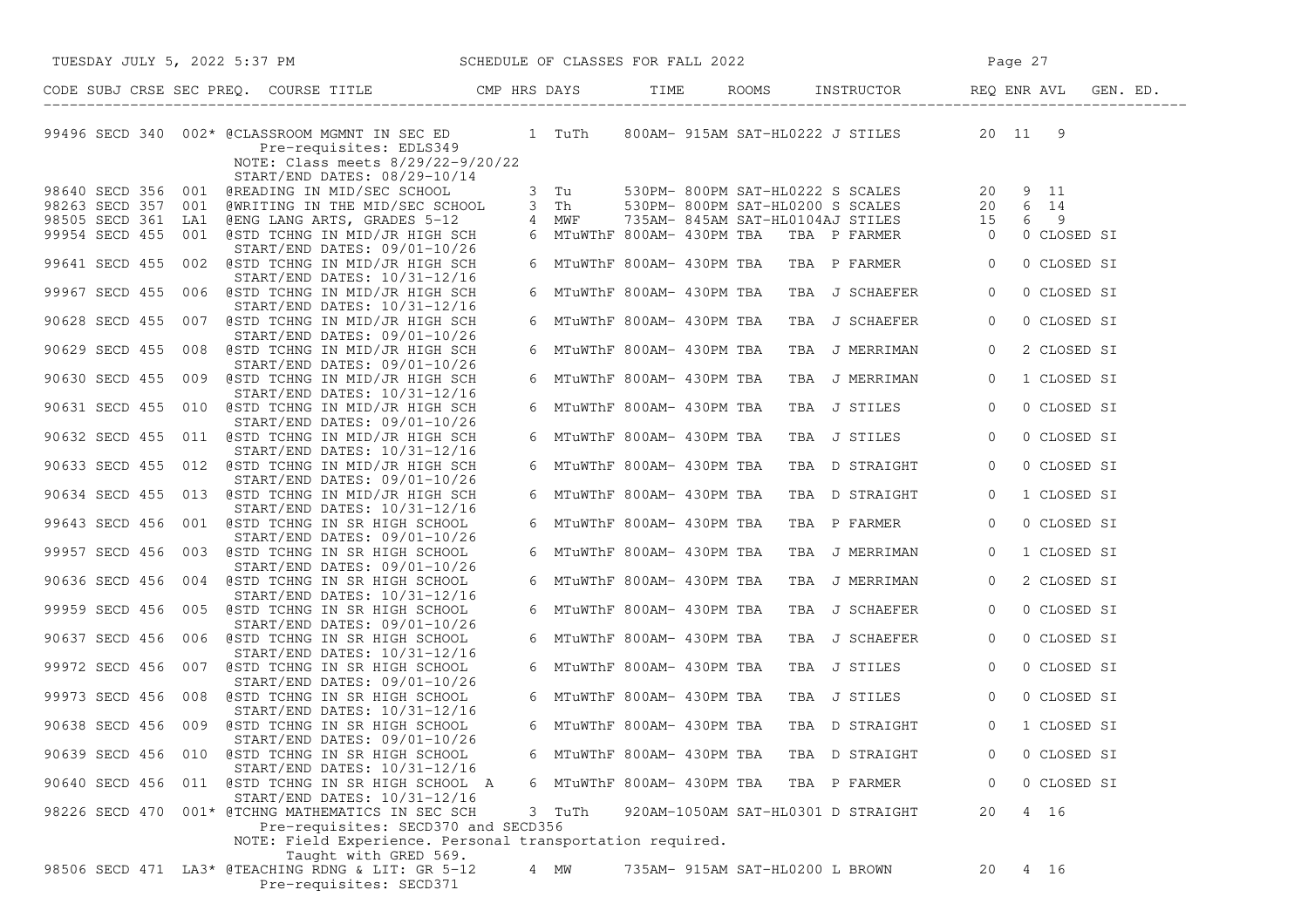| CODE | SUBJ | CRSE | SEC | PREQ. | COURSE TITLE | CMP | HRS | DAYS | TIME | ROOMS | INSTRUCTOR | REQ | ENR | AVL | GEN. ED. |
|---|---|---|---|---|---|---|---|---|---|---|---|---|---|---|---|
| 99496 | SECD | 340 | 002 | * | @CLASSROOM MGMNT IN SEC ED | | 1 | TuTh | 800AM- 915AM | SAT-HL0222 | J STILES | 20 | 11 | 9 | |
| | | | | | Pre-requisites: EDLS349 | | | | | | | | | | |
| | | | | | NOTE: Class meets 8/29/22-9/20/22 | | | | | | | | | | |
| | | | | | START/END DATES: 08/29-10/14 | | | | | | | | | | |
| 98640 | SECD | 356 | 001 | | @READING IN MID/SEC SCHOOL | | 3 | Tu | 530PM- 800PM | SAT-HL0222 | S SCALES | 20 | 9 | 11 | |
| 98263 | SECD | 357 | 001 | | @WRITING IN THE MID/SEC SCHOOL | | 3 | Th | 530PM- 800PM | SAT-HL0200 | S SCALES | 20 | 6 | 14 | |
| 98505 | SECD | 361 | LA1 | | @ENG LANG ARTS, GRADES 5-12 | | 4 | MWF | 735AM- 845AM | SAT-HL0104 | AJ STILES | 15 | 6 | 9 | |
| 99954 | SECD | 455 | 001 | | @STD TCHNG IN MID/JR HIGH SCH | | 6 | MTuWThF | 800AM- 430PM | TBA TBA | P FARMER | 0 | 0 | CLOSED | SI |
| | | | | | START/END DATES: 09/01-10/26 | | | | | | | | | | |
| 99641 | SECD | 455 | 002 | | @STD TCHNG IN MID/JR HIGH SCH | | 6 | MTuWThF | 800AM- 430PM | TBA TBA | P FARMER | 0 | 0 | CLOSED | SI |
| | | | | | START/END DATES: 10/31-12/16 | | | | | | | | | | |
| 99967 | SECD | 455 | 006 | | @STD TCHNG IN MID/JR HIGH SCH | | 6 | MTuWThF | 800AM- 430PM | TBA TBA | J SCHAEFER | 0 | 0 | CLOSED | SI |
| | | | | | START/END DATES: 10/31-12/16 | | | | | | | | | | |
| 90628 | SECD | 455 | 007 | | @STD TCHNG IN MID/JR HIGH SCH | | 6 | MTuWThF | 800AM- 430PM | TBA TBA | J SCHAEFER | 0 | 0 | CLOSED | SI |
| | | | | | START/END DATES: 09/01-10/26 | | | | | | | | | | |
| 90629 | SECD | 455 | 008 | | @STD TCHNG IN MID/JR HIGH SCH | | 6 | MTuWThF | 800AM- 430PM | TBA TBA | J MERRIMAN | 0 | 2 | CLOSED | SI |
| | | | | | START/END DATES: 09/01-10/26 | | | | | | | | | | |
| 90630 | SECD | 455 | 009 | | @STD TCHNG IN MID/JR HIGH SCH | | 6 | MTuWThF | 800AM- 430PM | TBA TBA | J MERRIMAN | 0 | 1 | CLOSED | SI |
| | | | | | START/END DATES: 10/31-12/16 | | | | | | | | | | |
| 90631 | SECD | 455 | 010 | | @STD TCHNG IN MID/JR HIGH SCH | | 6 | MTuWThF | 800AM- 430PM | TBA TBA | J STILES | 0 | 0 | CLOSED | SI |
| | | | | | START/END DATES: 09/01-10/26 | | | | | | | | | | |
| 90632 | SECD | 455 | 011 | | @STD TCHNG IN MID/JR HIGH SCH | | 6 | MTuWThF | 800AM- 430PM | TBA TBA | J STILES | 0 | 0 | CLOSED | SI |
| | | | | | START/END DATES: 10/31-12/16 | | | | | | | | | | |
| 90633 | SECD | 455 | 012 | | @STD TCHNG IN MID/JR HIGH SCH | | 6 | MTuWThF | 800AM- 430PM | TBA TBA | D STRAIGHT | 0 | 0 | CLOSED | SI |
| | | | | | START/END DATES: 09/01-10/26 | | | | | | | | | | |
| 90634 | SECD | 455 | 013 | | @STD TCHNG IN MID/JR HIGH SCH | | 6 | MTuWThF | 800AM- 430PM | TBA TBA | D STRAIGHT | 0 | 1 | CLOSED | SI |
| | | | | | START/END DATES: 10/31-12/16 | | | | | | | | | | |
| 99643 | SECD | 456 | 001 | | @STD TCHNG IN SR HIGH SCHOOL | | 6 | MTuWThF | 800AM- 430PM | TBA TBA | P FARMER | 0 | 0 | CLOSED | SI |
| | | | | | START/END DATES: 09/01-10/26 | | | | | | | | | | |
| 99957 | SECD | 456 | 003 | | @STD TCHNG IN SR HIGH SCHOOL | | 6 | MTuWThF | 800AM- 430PM | TBA TBA | J MERRIMAN | 0 | 1 | CLOSED | SI |
| | | | | | START/END DATES: 09/01-10/26 | | | | | | | | | | |
| 90636 | SECD | 456 | 004 | | @STD TCHNG IN SR HIGH SCHOOL | | 6 | MTuWThF | 800AM- 430PM | TBA TBA | J MERRIMAN | 0 | 2 | CLOSED | SI |
| | | | | | START/END DATES: 10/31-12/16 | | | | | | | | | | |
| 99959 | SECD | 456 | 005 | | @STD TCHNG IN SR HIGH SCHOOL | | 6 | MTuWThF | 800AM- 430PM | TBA TBA | J SCHAEFER | 0 | 0 | CLOSED | SI |
| | | | | | START/END DATES: 09/01-10/26 | | | | | | | | | | |
| 90637 | SECD | 456 | 006 | | @STD TCHNG IN SR HIGH SCHOOL | | 6 | MTuWThF | 800AM- 430PM | TBA TBA | J SCHAEFER | 0 | 0 | CLOSED | SI |
| | | | | | START/END DATES: 10/31-12/16 | | | | | | | | | | |
| 99972 | SECD | 456 | 007 | | @STD TCHNG IN SR HIGH SCHOOL | | 6 | MTuWThF | 800AM- 430PM | TBA TBA | J STILES | 0 | 0 | CLOSED | SI |
| | | | | | START/END DATES: 09/01-10/26 | | | | | | | | | | |
| 99973 | SECD | 456 | 008 | | @STD TCHNG IN SR HIGH SCHOOL | | 6 | MTuWThF | 800AM- 430PM | TBA TBA | J STILES | 0 | 0 | CLOSED | SI |
| | | | | | START/END DATES: 10/31-12/16 | | | | | | | | | | |
| 90638 | SECD | 456 | 009 | | @STD TCHNG IN SR HIGH SCHOOL | | 6 | MTuWThF | 800AM- 430PM | TBA TBA | D STRAIGHT | 0 | 1 | CLOSED | SI |
| | | | | | START/END DATES: 09/01-10/26 | | | | | | | | | | |
| 90639 | SECD | 456 | 010 | | @STD TCHNG IN SR HIGH SCHOOL | | 6 | MTuWThF | 800AM- 430PM | TBA TBA | D STRAIGHT | 0 | 0 | CLOSED | SI |
| | | | | | START/END DATES: 10/31-12/16 | | | | | | | | | | |
| 90640 | SECD | 456 | 011 | | @STD TCHNG IN SR HIGH SCHOOL A | | 6 | MTuWThF | 800AM- 430PM | TBA TBA | P FARMER | 0 | 0 | CLOSED | SI |
| | | | | | START/END DATES: 10/31-12/16 | | | | | | | | | | |
| 98226 | SECD | 470 | 001 | * | @TCHNG MATHEMATICS IN SEC SCH | | 3 | TuTh | 920AM-1050AM | SAT-HL0301 | D STRAIGHT | 20 | 4 | 16 | |
| | | | | | Pre-requisites: SECD370 and SECD356 | | | | | | | | | | |
| | | | | | NOTE: Field Experience. Personal transportation required. | | | | | | | | | | |
| | | | | | Taught with GRED 569. | | | | | | | | | | |
| 98506 | SECD | 471 | LA3 | * | @TEACHING RDNG & LIT: GR 5-12 | | 4 | MW | 735AM- 915AM | SAT-HL0200 | L BROWN | 20 | 4 | 16 | |
| | | | | | Pre-requisites: SECD371 | | | | | | | | | | |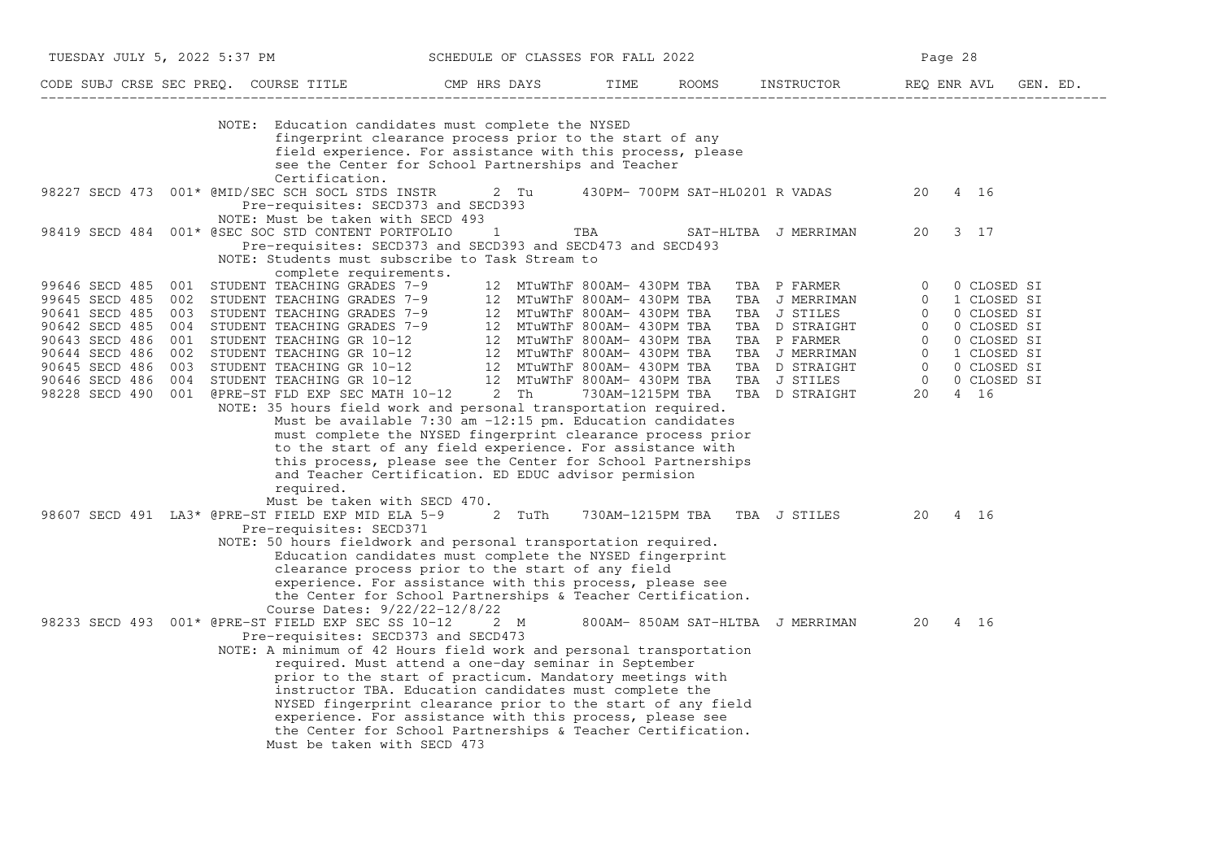| CODE | SUBJ | CRSE | SEC | PREQ. | COURSE TITLE | CMP | HRS | DAYS | TIME | ROOMS | INSTRUCTOR | REQ | ENR | AVL | GEN. ED. |
|---|---|---|---|---|---|---|---|---|---|---|---|---|---|---|---|
| | | | | | NOTE: Education candidates must complete the NYSED fingerprint clearance process prior to the start of any field experience. For assistance with this process, please see the Center for School Partnerships and Teacher Certification. | | | | | | | | | | |
| 98227 | SECD | 473 | 001* | @ | MID/SEC SCH SOCL STDS INSTR | | 2 | Tu | 430PM- 700PM | SAT-HL0201 | R VADAS | 20 | 4 | 16 | |
| | | | | | Pre-requisites: SECD373 and SECD393 | | | | | | | | | | |
| | | | | | NOTE: Must be taken with SECD 493 | | | | | | | | | | |
| 98419 | SECD | 484 | 001* | @ | SEC SOC STD CONTENT PORTFOLIO | | 1 | | TBA | SAT-HLTBA | J MERRIMAN | 20 | 3 | 17 | |
| | | | | | Pre-requisites: SECD373 and SECD393 and SECD473 and SECD493 | | | | | | | | | | |
| | | | | | NOTE: Students must subscribe to Task Stream to complete requirements. | | | | | | | | | | |
| 99646 | SECD | 485 | 001 | | STUDENT TEACHING GRADES 7-9 | | 12 | MTuWThF | 800AM- 430PM | TBA TBA | P FARMER | 0 | 0 | CLOSED | SI |
| 99645 | SECD | 485 | 002 | | STUDENT TEACHING GRADES 7-9 | | 12 | MTuWThF | 800AM- 430PM | TBA TBA | J MERRIMAN | 0 | 1 | CLOSED | SI |
| 90641 | SECD | 485 | 003 | | STUDENT TEACHING GRADES 7-9 | | 12 | MTuWThF | 800AM- 430PM | TBA TBA | J STILES | 0 | 0 | CLOSED | SI |
| 90642 | SECD | 485 | 004 | | STUDENT TEACHING GRADES 7-9 | | 12 | MTuWThF | 800AM- 430PM | TBA TBA | D STRAIGHT | 0 | 0 | CLOSED | SI |
| 90643 | SECD | 486 | 001 | | STUDENT TEACHING GR 10-12 | | 12 | MTuWThF | 800AM- 430PM | TBA TBA | P FARMER | 0 | 0 | CLOSED | SI |
| 90644 | SECD | 486 | 002 | | STUDENT TEACHING GR 10-12 | | 12 | MTuWThF | 800AM- 430PM | TBA TBA | J MERRIMAN | 0 | 1 | CLOSED | SI |
| 90645 | SECD | 486 | 003 | | STUDENT TEACHING GR 10-12 | | 12 | MTuWThF | 800AM- 430PM | TBA TBA | D STRAIGHT | 0 | 0 | CLOSED | SI |
| 90646 | SECD | 486 | 004 | | STUDENT TEACHING GR 10-12 | | 12 | MTuWThF | 800AM- 430PM | TBA TBA | J STILES | 0 | 0 | CLOSED | SI |
| 98228 | SECD | 490 | 001 | @ | PRE-ST FLD EXP SEC MATH 10-12 | | 2 | Th | 730AM-1215PM | TBA TBA | D STRAIGHT | 20 | 4 | 16 | |
| | | | | | NOTE: 35 hours field work and personal transportation required. Must be available 7:30 am -12:15 pm. Education candidates must complete the NYSED fingerprint clearance process prior to the start of any field experience. For assistance with this process, please see the Center for School Partnerships and Teacher Certification. ED EDUC advisor permision required. | | | | | | | | | | |
| | | | | | Must be taken with SECD 470. | | | | | | | | | | |
| 98607 | SECD | 491 | LA3* | @ | PRE-ST FIELD EXP MID ELA 5-9 | | 2 | TuTh | 730AM-1215PM | TBA TBA | J STILES | 20 | 4 | 16 | |
| | | | | | Pre-requisites: SECD371 | | | | | | | | | | |
| | | | | | NOTE: 50 hours fieldwork and personal transportation required. Education candidates must complete the NYSED fingerprint clearance process prior to the start of any field experience. For assistance with this process, please see the Center for School Partnerships & Teacher Certification. | | | | | | | | | | |
| | | | | | Course Dates: 9/22/22-12/8/22 | | | | | | | | | | |
| 98233 | SECD | 493 | 001* | @ | PRE-ST FIELD EXP SEC SS 10-12 | | 2 | M | 800AM- 850AM | SAT-HLTBA | J MERRIMAN | 20 | 4 | 16 | |
| | | | | | Pre-requisites: SECD373 and SECD473 | | | | | | | | | | |
| | | | | | NOTE: A minimum of 42 Hours field work and personal transportation required. Must attend a one-day seminar in September prior to the start of practicum. Mandatory meetings with instructor TBA. Education candidates must complete the NYSED fingerprint clearance prior to the start of any field experience. For assistance with this process, please see the Center for School Partnerships & Teacher Certification. | | | | | | | | | | |
| | | | | | Must be taken with SECD 473 | | | | | | | | | | |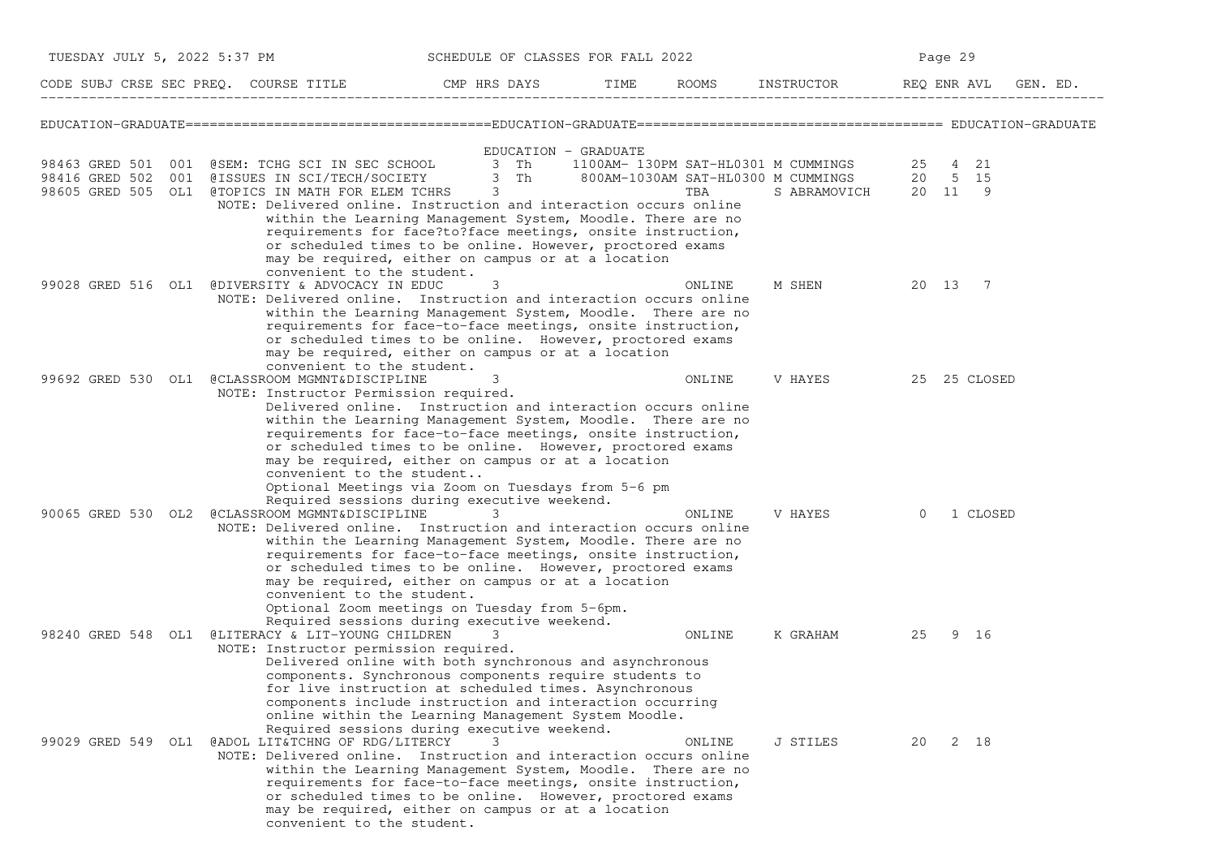## EDUCATION-GRADUATE

### EDUCATION - GRADUATE

| CODE | SUBJ | CRSE | SEC | PREQ. COURSE TITLE | CMP | HRS | DAYS | TIME | ROOMS | INSTRUCTOR | REQ | ENR | AVL | GEN. ED. |
|---|---|---|---|---|---|---|---|---|---|---|---|---|---|---|
| 98463 | GRED | 501 | 001 | @SEM: TCHG SCI IN SEC SCHOOL | | 3 | Th | 1100AM- 130PM | SAT-HL0301 | M CUMMINGS | 25 | 4 | 21 | |
| 98416 | GRED | 502 | 001 | @ISSUES IN SCI/TECH/SOCIETY | | 3 | Th | 800AM-1030AM | SAT-HL0300 | M CUMMINGS | 20 | 5 | 15 | |
| 98605 | GRED | 505 | OL1 | @TOPICS IN MATH FOR ELEM TCHRS | | 3 | | | TBA | S ABRAMOVICH | 20 | 11 | 9 | |

NOTE: Delivered online. Instruction and interaction occurs online within the Learning Management System, Moodle. There are no requirements for face?to?face meetings, onsite instruction, or scheduled times to be online. However, proctored exams may be required, either on campus or at a location convenient to the student.

| CODE | SUBJ | CRSE | SEC | PREQ. COURSE TITLE | CMP | HRS | DAYS | TIME | ROOMS | INSTRUCTOR | REQ | ENR | AVL | GEN. ED. |
|---|---|---|---|---|---|---|---|---|---|---|---|---|---|---|
| 99028 | GRED | 516 | OL1 | @DIVERSITY & ADVOCACY IN EDUC | | 3 | | | ONLINE | M SHEN | 20 | 13 | 7 | |

NOTE: Delivered online. Instruction and interaction occurs online within the Learning Management System, Moodle. There are no requirements for face-to-face meetings, onsite instruction, or scheduled times to be online. However, proctored exams may be required, either on campus or at a location convenient to the student.

| CODE | SUBJ | CRSE | SEC | PREQ. COURSE TITLE | CMP | HRS | DAYS | TIME | ROOMS | INSTRUCTOR | REQ | ENR | AVL | GEN. ED. |
|---|---|---|---|---|---|---|---|---|---|---|---|---|---|---|
| 99692 | GRED | 530 | OL1 | @CLASSROOM MGMNT&DISCIPLINE | | 3 | | | ONLINE | V HAYES | 25 | 25 | CLOSED | |

NOTE: Instructor Permission required.
Delivered online. Instruction and interaction occurs online within the Learning Management System, Moodle. There are no requirements for face-to-face meetings, onsite instruction, or scheduled times to be online. However, proctored exams may be required, either on campus or at a location convenient to the student..
Optional Meetings via Zoom on Tuesdays from 5-6 pm
Required sessions during executive weekend.

| CODE | SUBJ | CRSE | SEC | PREQ. COURSE TITLE | CMP | HRS | DAYS | TIME | ROOMS | INSTRUCTOR | REQ | ENR | AVL | GEN. ED. |
|---|---|---|---|---|---|---|---|---|---|---|---|---|---|---|
| 90065 | GRED | 530 | OL2 | @CLASSROOM MGMNT&DISCIPLINE | | 3 | | | ONLINE | V HAYES | 0 | 1 | CLOSED | |

NOTE: Delivered online. Instruction and interaction occurs online within the Learning Management System, Moodle. There are no requirements for face-to-face meetings, onsite instruction, or scheduled times to be online. However, proctored exams may be required, either on campus or at a location convenient to the student.
Optional Zoom meetings on Tuesday from 5-6pm.
Required sessions during executive weekend.

| CODE | SUBJ | CRSE | SEC | PREQ. COURSE TITLE | CMP | HRS | DAYS | TIME | ROOMS | INSTRUCTOR | REQ | ENR | AVL | GEN. ED. |
|---|---|---|---|---|---|---|---|---|---|---|---|---|---|---|
| 98240 | GRED | 548 | OL1 | @LITERACY & LIT-YOUNG CHILDREN | | 3 | | | ONLINE | K GRAHAM | 25 | 9 | 16 | |

NOTE: Instructor permission required.
Delivered online with both synchronous and asynchronous components. Synchronous components require students to for live instruction at scheduled times. Asynchronous components include instruction and interaction occurring online within the Learning Management System Moodle.
Required sessions during executive weekend.

| CODE | SUBJ | CRSE | SEC | PREQ. COURSE TITLE | CMP | HRS | DAYS | TIME | ROOMS | INSTRUCTOR | REQ | ENR | AVL | GEN. ED. |
|---|---|---|---|---|---|---|---|---|---|---|---|---|---|---|
| 99029 | GRED | 549 | OL1 | @ADOL LIT&TCHNG OF RDG/LITERCY | | 3 | | | ONLINE | J STILES | 20 | 2 | 18 | |

NOTE: Delivered online. Instruction and interaction occurs online within the Learning Management System, Moodle. There are no requirements for face-to-face meetings, onsite instruction, or scheduled times to be online. However, proctored exams may be required, either on campus or at a location convenient to the student.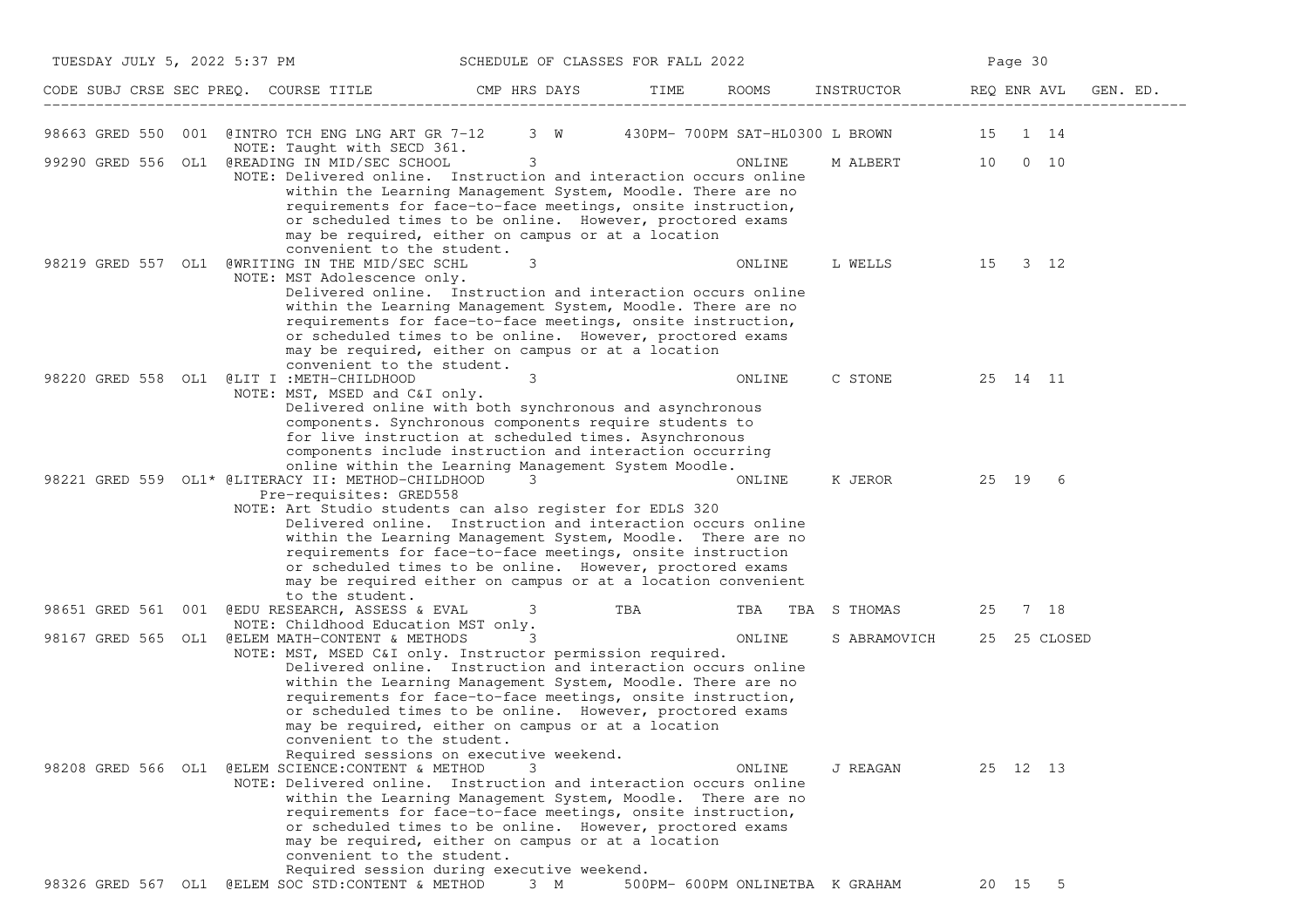| CODE | SUBJ | CRSE | SEC | PREQ. | COURSE TITLE | CMP | HRS | DAYS | TIME | ROOMS | INSTRUCTOR | REQ | ENR | AVL | GEN. ED. |
|---|---|---|---|---|---|---|---|---|---|---|---|---|---|---|---|
| 98663 | GRED | 550 | 001 | @ | INTRO TCH ENG LNG ART GR 7-12 | | 3 | W | 430PM- 700PM | SAT-HL0300 | L BROWN | 15 | 1 | 14 | |
| | | | | | NOTE: Taught with SECD 361. | | | | | | | | | | |
| 99290 | GRED | 556 | OL1 | @ | READING IN MID/SEC SCHOOL | | 3 | | | ONLINE | M ALBERT | 10 | 0 | 10 | |
| | | | | | NOTE: Delivered online. Instruction and interaction occurs online within the Learning Management System, Moodle. There are no requirements for face-to-face meetings, onsite instruction, or scheduled times to be online. However, proctored exams may be required, either on campus or at a location convenient to the student. | | | | | | | | | | |
| 98219 | GRED | 557 | OL1 | @ | WRITING IN THE MID/SEC SCHL | | 3 | | | ONLINE | L WELLS | 15 | 3 | 12 | |
| | | | | | NOTE: MST Adolescence only. Delivered online. Instruction and interaction occurs online within the Learning Management System, Moodle. There are no requirements for face-to-face meetings, onsite instruction, or scheduled times to be online. However, proctored exams may be required, either on campus or at a location convenient to the student. | | | | | | | | | | |
| 98220 | GRED | 558 | OL1 | @ | LIT I :METH-CHILDHOOD | | 3 | | | ONLINE | C STONE | 25 | 14 | 11 | |
| | | | | | NOTE: MST, MSED and C&I only. Delivered online with both synchronous and asynchronous components. Synchronous components require students to for live instruction at scheduled times. Asynchronous components include instruction and interaction occurring online within the Learning Management System Moodle. | | | | | | | | | | |
| 98221 | GRED | 559 | OL1 | * @ | LITERACY II: METHOD-CHILDHOOD | | 3 | | | ONLINE | K JEROR | 25 | 19 | 6 | |
| | | | | | Pre-requisites: GRED558 | | | | | | | | | | |
| | | | | | NOTE: Art Studio students can also register for EDLS 320 Delivered online. Instruction and interaction occurs online within the Learning Management System, Moodle. There are no requirements for face-to-face meetings, onsite instruction or scheduled times to be online. However, proctored exams may be required either on campus or at a location convenient to the student. | | | | | | | | | | |
| 98651 | GRED | 561 | 001 | @ | EDU RESEARCH, ASSESS & EVAL | | 3 | | TBA | TBA TBA | S THOMAS | 25 | 7 | 18 | |
| | | | | | NOTE: Childhood Education MST only. | | | | | | | | | | |
| 98167 | GRED | 565 | OL1 | @ | ELEM MATH-CONTENT & METHODS | | 3 | | | ONLINE | S ABRAMOVICH | 25 | 25 | CLOSED | |
| | | | | | NOTE: MST, MSED C&I only. Instructor permission required. Delivered online. Instruction and interaction occurs online within the Learning Management System, Moodle. There are no requirements for face-to-face meetings, onsite instruction, or scheduled times to be online. However, proctored exams may be required, either on campus or at a location convenient to the student. Required sessions on executive weekend. | | | | | | | | | | |
| 98208 | GRED | 566 | OL1 | @ | ELEM SCIENCE:CONTENT & METHOD | | 3 | | | ONLINE | J REAGAN | 25 | 12 | 13 | |
| | | | | | NOTE: Delivered online. Instruction and interaction occurs online within the Learning Management System, Moodle. There are no requirements for face-to-face meetings, onsite instruction, or scheduled times to be online. However, proctored exams may be required, either on campus or at a location convenient to the student. Required session during executive weekend. | | | | | | | | | | |
| 98326 | GRED | 567 | OL1 | @ | ELEM SOC STD:CONTENT & METHOD | | 3 | M | 500PM- 600PM | ONLINETBA | K GRAHAM | 20 | 15 | 5 | |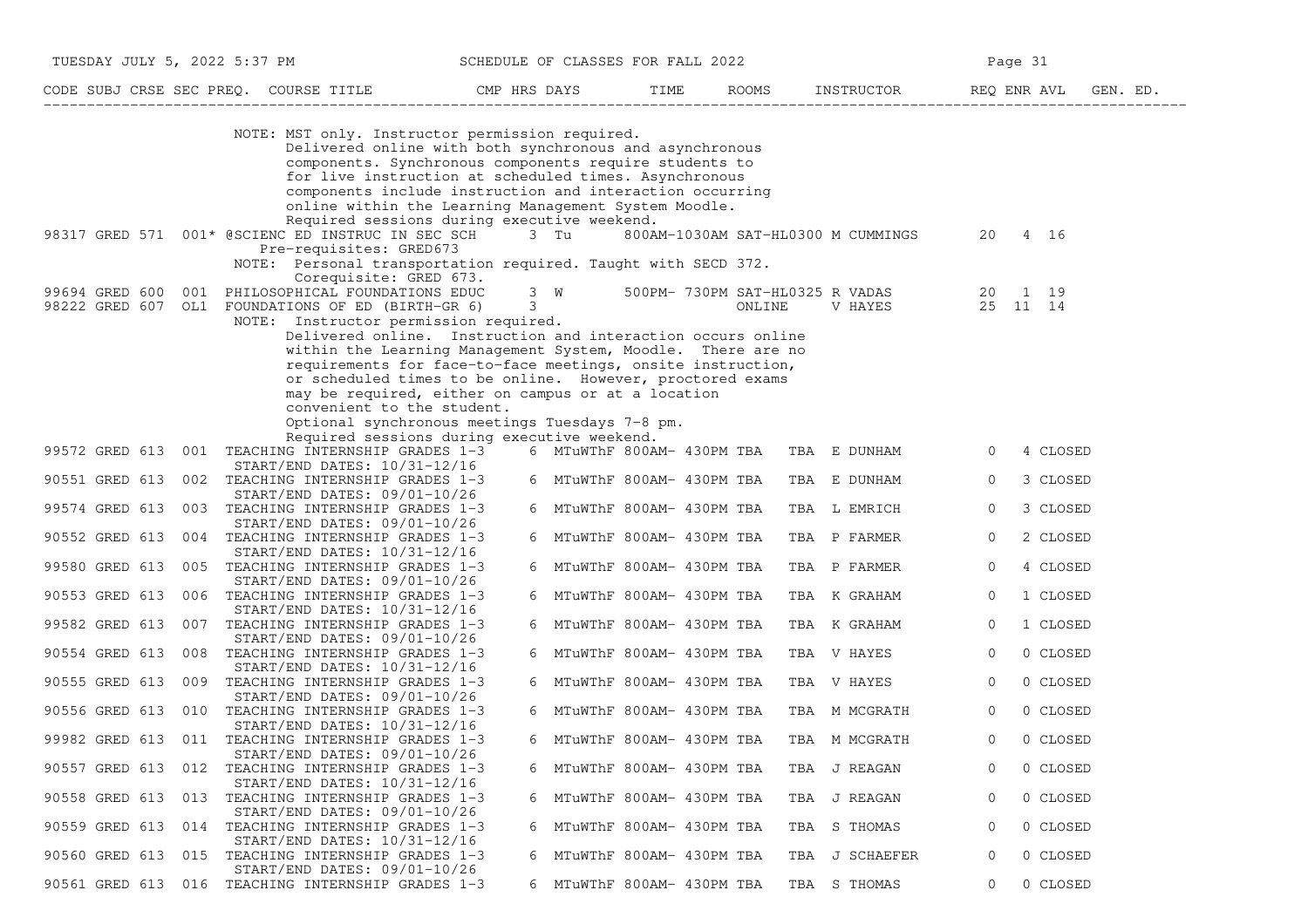| CODE | SUBJ | CRSE | SEC | PREQ. | COURSE TITLE | CMP | HRS | DAYS | TIME | ROOMS | INSTRUCTOR | REQ | ENR | AVL | GEN. ED. |
|---|---|---|---|---|---|---|---|---|---|---|---|---|---|---|---|

NOTE: MST only. Instructor permission required.
Delivered online with both synchronous and asynchronous components. Synchronous components require students to for live instruction at scheduled times. Asynchronous components include instruction and interaction occurring online within the Learning Management System Moodle.
Required sessions during executive weekend.

| CODE | SUBJ | CRSE | SEC | PREQ. | COURSE TITLE | CMP | HRS | DAYS | TIME | ROOMS | INSTRUCTOR | REQ | ENR | AVL | GEN. ED. |
|---|---|---|---|---|---|---|---|---|---|---|---|---|---|---|---|
| 98317 | GRED | 571 | 001* | @ | SCIENC ED INSTRUC IN SEC SCH | | 3 | Tu | 800AM-1030AM | SAT-HL0300 | M CUMMINGS | 20 | 4 | 16 | |

Pre-requisites: GRED673
NOTE: Personal transportation required. Taught with SECD 372.
Corequisite: GRED 673.

| CODE | SUBJ | CRSE | SEC | PREQ. | COURSE TITLE | CMP | HRS | DAYS | TIME | ROOMS | INSTRUCTOR | REQ | ENR | AVL | GEN. ED. |
|---|---|---|---|---|---|---|---|---|---|---|---|---|---|---|---|
| 99694 | GRED | 600 | 001 | | PHILOSOPHICAL FOUNDATIONS EDUC | | 3 | W | 500PM- 730PM | SAT-HL0325 | R VADAS | 20 | 1 | 19 | |
| 98222 | GRED | 607 | OL1 | | FOUNDATIONS OF ED (BIRTH-GR 6) | | 3 | | | ONLINE | V HAYES | 25 | 11 | 14 | |

NOTE: Instructor permission required.
Delivered online. Instruction and interaction occurs online within the Learning Management System, Moodle. There are no requirements for face-to-face meetings, onsite instruction, or scheduled times to be online. However, proctored exams may be required, either on campus or at a location convenient to the student.
Optional synchronous meetings Tuesdays 7-8 pm.
Required sessions during executive weekend.

| CODE | SUBJ | CRSE | SEC | PREQ. | COURSE TITLE | CMP | HRS | DAYS | TIME | ROOMS | INSTRUCTOR | REQ | ENR | AVL | GEN. ED. |
|---|---|---|---|---|---|---|---|---|---|---|---|---|---|---|---|
| 99572 | GRED | 613 | 001 | | TEACHING INTERNSHIP GRADES 1-3 | | 6 | MTuWThF | 800AM- 430PM | TBA TBA | E DUNHAM | 0 | 4 | CLOSED | |
| | | | | | START/END DATES: 10/31-12/16 | | | | | | | | | | |
| 90551 | GRED | 613 | 002 | | TEACHING INTERNSHIP GRADES 1-3 | | 6 | MTuWThF | 800AM- 430PM | TBA TBA | E DUNHAM | 0 | 3 | CLOSED | |
| | | | | | START/END DATES: 09/01-10/26 | | | | | | | | | | |
| 99574 | GRED | 613 | 003 | | TEACHING INTERNSHIP GRADES 1-3 | | 6 | MTuWThF | 800AM- 430PM | TBA TBA | L EMRICH | 0 | 3 | CLOSED | |
| | | | | | START/END DATES: 09/01-10/26 | | | | | | | | | | |
| 90552 | GRED | 613 | 004 | | TEACHING INTERNSHIP GRADES 1-3 | | 6 | MTuWThF | 800AM- 430PM | TBA TBA | P FARMER | 0 | 2 | CLOSED | |
| | | | | | START/END DATES: 10/31-12/16 | | | | | | | | | | |
| 99580 | GRED | 613 | 005 | | TEACHING INTERNSHIP GRADES 1-3 | | 6 | MTuWThF | 800AM- 430PM | TBA TBA | P FARMER | 0 | 4 | CLOSED | |
| | | | | | START/END DATES: 09/01-10/26 | | | | | | | | | | |
| 90553 | GRED | 613 | 006 | | TEACHING INTERNSHIP GRADES 1-3 | | 6 | MTuWThF | 800AM- 430PM | TBA TBA | K GRAHAM | 0 | 1 | CLOSED | |
| | | | | | START/END DATES: 10/31-12/16 | | | | | | | | | | |
| 99582 | GRED | 613 | 007 | | TEACHING INTERNSHIP GRADES 1-3 | | 6 | MTuWThF | 800AM- 430PM | TBA TBA | K GRAHAM | 0 | 1 | CLOSED | |
| | | | | | START/END DATES: 09/01-10/26 | | | | | | | | | | |
| 90554 | GRED | 613 | 008 | | TEACHING INTERNSHIP GRADES 1-3 | | 6 | MTuWThF | 800AM- 430PM | TBA TBA | V HAYES | 0 | 0 | CLOSED | |
| | | | | | START/END DATES: 10/31-12/16 | | | | | | | | | | |
| 90555 | GRED | 613 | 009 | | TEACHING INTERNSHIP GRADES 1-3 | | 6 | MTuWThF | 800AM- 430PM | TBA TBA | V HAYES | 0 | 0 | CLOSED | |
| | | | | | START/END DATES: 09/01-10/26 | | | | | | | | | | |
| 90556 | GRED | 613 | 010 | | TEACHING INTERNSHIP GRADES 1-3 | | 6 | MTuWThF | 800AM- 430PM | TBA TBA | M MCGRATH | 0 | 0 | CLOSED | |
| | | | | | START/END DATES: 10/31-12/16 | | | | | | | | | | |
| 99982 | GRED | 613 | 011 | | TEACHING INTERNSHIP GRADES 1-3 | | 6 | MTuWThF | 800AM- 430PM | TBA TBA | M MCGRATH | 0 | 0 | CLOSED | |
| | | | | | START/END DATES: 09/01-10/26 | | | | | | | | | | |
| 90557 | GRED | 613 | 012 | | TEACHING INTERNSHIP GRADES 1-3 | | 6 | MTuWThF | 800AM- 430PM | TBA TBA | J REAGAN | 0 | 0 | CLOSED | |
| | | | | | START/END DATES: 10/31-12/16 | | | | | | | | | | |
| 90558 | GRED | 613 | 013 | | TEACHING INTERNSHIP GRADES 1-3 | | 6 | MTuWThF | 800AM- 430PM | TBA TBA | J REAGAN | 0 | 0 | CLOSED | |
| | | | | | START/END DATES: 09/01-10/26 | | | | | | | | | | |
| 90559 | GRED | 613 | 014 | | TEACHING INTERNSHIP GRADES 1-3 | | 6 | MTuWThF | 800AM- 430PM | TBA TBA | S THOMAS | 0 | 0 | CLOSED | |
| | | | | | START/END DATES: 10/31-12/16 | | | | | | | | | | |
| 90560 | GRED | 613 | 015 | | TEACHING INTERNSHIP GRADES 1-3 | | 6 | MTuWThF | 800AM- 430PM | TBA TBA | J SCHAEFER | 0 | 0 | CLOSED | |
| | | | | | START/END DATES: 09/01-10/26 | | | | | | | | | | |
| 90561 | GRED | 613 | 016 | | TEACHING INTERNSHIP GRADES 1-3 | | 6 | MTuWThF | 800AM- 430PM | TBA TBA | S THOMAS | 0 | 0 | CLOSED | |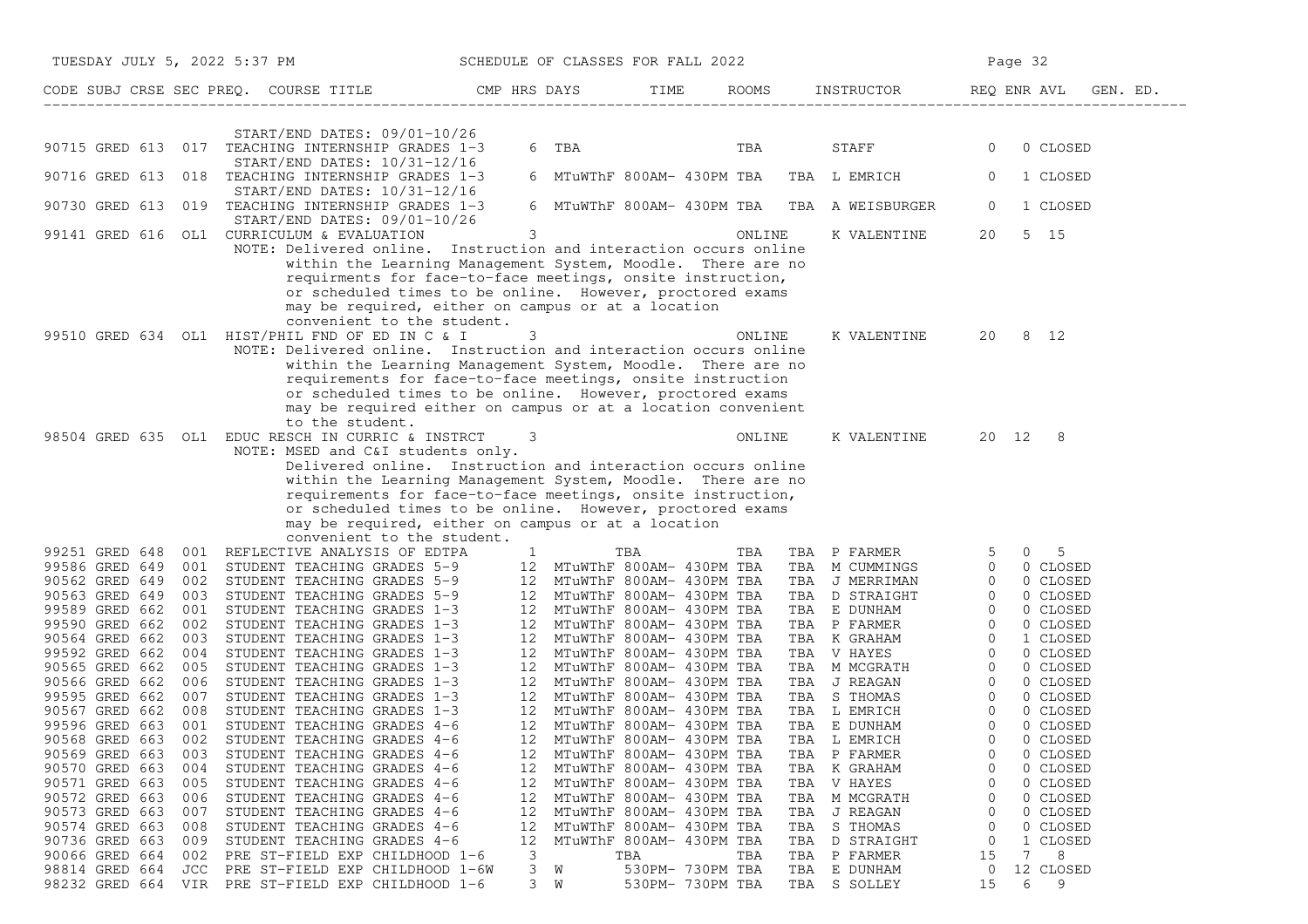# SCHEDULE OF CLASSES FOR FALL 2022

| CODE | SUBJ | CRSE | SEC | PREQ. | COURSE TITLE | CMP | HRS | DAYS | TIME | ROOMS | INSTRUCTOR | REQ | ENR | AVL | GEN. ED. |
|---|---|---|---|---|---|---|---|---|---|---|---|---|---|---|---|
| | | | | | START/END DATES: 09/01-10/26 | | | | | | | | | | |
| 90715 | GRED | 613 | 017 | | TEACHING INTERNSHIP GRADES 1-3 | | 6 | TBA | | TBA | STAFF | 0 | 0 | CLOSED | |
| | | | | | START/END DATES: 10/31-12/16 | | | | | | | | | | |
| 90716 | GRED | 613 | 018 | | TEACHING INTERNSHIP GRADES 1-3 | | 6 | MTuWThF | 800AM- 430PM | TBA TBA | L EMRICH | 0 | 1 | CLOSED | |
| | | | | | START/END DATES: 10/31-12/16 | | | | | | | | | | |
| 90730 | GRED | 613 | 019 | | TEACHING INTERNSHIP GRADES 1-3 | | 6 | MTuWThF | 800AM- 430PM | TBA TBA | A WEISBURGER | 0 | 1 | CLOSED | |
| | | | | | START/END DATES: 09/01-10/26 | | | | | | | | | | |
| 99141 | GRED | 616 | OL1 | | CURRICULUM & EVALUATION | | 3 | | | ONLINE | K VALENTINE | 20 | 5 | 15 | |
| | | | | | NOTE: Delivered online. Instruction and interaction occurs online within the Learning Management System, Moodle. There are no requirments for face-to-face meetings, onsite instruction, or scheduled times to be online. However, proctored exams may be required, either on campus or at a location convenient to the student. | | | | | | | | | | |
| 99510 | GRED | 634 | OL1 | | HIST/PHIL FND OF ED IN C & I | | 3 | | | ONLINE | K VALENTINE | 20 | 8 | 12 | |
| | | | | | NOTE: Delivered online. Instruction and interaction occurs online within the Learning Management System, Moodle. There are no requirements for face-to-face meetings, onsite instruction or scheduled times to be online. However, proctored exams may be required either on campus or at a location convenient to the student. | | | | | | | | | | |
| 98504 | GRED | 635 | OL1 | | EDUC RESCH IN CURRIC & INSTRCT | | 3 | | | ONLINE | K VALENTINE | 20 | 12 | 8 | |
| | | | | | NOTE: MSED and C&I students only. Delivered online. Instruction and interaction occurs online within the Learning Management System, Moodle. There are no requirements for face-to-face meetings, onsite instruction, or scheduled times to be online. However, proctored exams may be required, either on campus or at a location convenient to the student. | | | | | | | | | | |
| 99251 | GRED | 648 | 001 | | REFLECTIVE ANALYSIS OF EDTPA | | 1 | | TBA | TBA TBA | P FARMER | 5 | 0 | 5 | |
| 99586 | GRED | 649 | 001 | | STUDENT TEACHING GRADES 5-9 | | 12 | MTuWThF | 800AM- 430PM | TBA TBA | M CUMMINGS | 0 | 0 | CLOSED | |
| 90562 | GRED | 649 | 002 | | STUDENT TEACHING GRADES 5-9 | | 12 | MTuWThF | 800AM- 430PM | TBA TBA | J MERRIMAN | 0 | 0 | CLOSED | |
| 90563 | GRED | 649 | 003 | | STUDENT TEACHING GRADES 5-9 | | 12 | MTuWThF | 800AM- 430PM | TBA TBA | D STRAIGHT | 0 | 0 | CLOSED | |
| 99589 | GRED | 662 | 001 | | STUDENT TEACHING GRADES 1-3 | | 12 | MTuWThF | 800AM- 430PM | TBA TBA | E DUNHAM | 0 | 0 | CLOSED | |
| 99590 | GRED | 662 | 002 | | STUDENT TEACHING GRADES 1-3 | | 12 | MTuWThF | 800AM- 430PM | TBA TBA | P FARMER | 0 | 0 | CLOSED | |
| 90564 | GRED | 662 | 003 | | STUDENT TEACHING GRADES 1-3 | | 12 | MTuWThF | 800AM- 430PM | TBA TBA | K GRAHAM | 0 | 1 | CLOSED | |
| 99592 | GRED | 662 | 004 | | STUDENT TEACHING GRADES 1-3 | | 12 | MTuWThF | 800AM- 430PM | TBA TBA | V HAYES | 0 | 0 | CLOSED | |
| 90565 | GRED | 662 | 005 | | STUDENT TEACHING GRADES 1-3 | | 12 | MTuWThF | 800AM- 430PM | TBA TBA | M MCGRATH | 0 | 0 | CLOSED | |
| 90566 | GRED | 662 | 006 | | STUDENT TEACHING GRADES 1-3 | | 12 | MTuWThF | 800AM- 430PM | TBA TBA | J REAGAN | 0 | 0 | CLOSED | |
| 99595 | GRED | 662 | 007 | | STUDENT TEACHING GRADES 1-3 | | 12 | MTuWThF | 800AM- 430PM | TBA TBA | S THOMAS | 0 | 0 | CLOSED | |
| 90567 | GRED | 662 | 008 | | STUDENT TEACHING GRADES 1-3 | | 12 | MTuWThF | 800AM- 430PM | TBA TBA | L EMRICH | 0 | 0 | CLOSED | |
| 99596 | GRED | 663 | 001 | | STUDENT TEACHING GRADES 4-6 | | 12 | MTuWThF | 800AM- 430PM | TBA TBA | E DUNHAM | 0 | 0 | CLOSED | |
| 90568 | GRED | 663 | 002 | | STUDENT TEACHING GRADES 4-6 | | 12 | MTuWThF | 800AM- 430PM | TBA TBA | L EMRICH | 0 | 0 | CLOSED | |
| 90569 | GRED | 663 | 003 | | STUDENT TEACHING GRADES 4-6 | | 12 | MTuWThF | 800AM- 430PM | TBA TBA | P FARMER | 0 | 0 | CLOSED | |
| 90570 | GRED | 663 | 004 | | STUDENT TEACHING GRADES 4-6 | | 12 | MTuWThF | 800AM- 430PM | TBA TBA | K GRAHAM | 0 | 0 | CLOSED | |
| 90571 | GRED | 663 | 005 | | STUDENT TEACHING GRADES 4-6 | | 12 | MTuWThF | 800AM- 430PM | TBA TBA | V HAYES | 0 | 0 | CLOSED | |
| 90572 | GRED | 663 | 006 | | STUDENT TEACHING GRADES 4-6 | | 12 | MTuWThF | 800AM- 430PM | TBA TBA | M MCGRATH | 0 | 0 | CLOSED | |
| 90573 | GRED | 663 | 007 | | STUDENT TEACHING GRADES 4-6 | | 12 | MTuWThF | 800AM- 430PM | TBA TBA | J REAGAN | 0 | 0 | CLOSED | |
| 90574 | GRED | 663 | 008 | | STUDENT TEACHING GRADES 4-6 | | 12 | MTuWThF | 800AM- 430PM | TBA TBA | S THOMAS | 0 | 0 | CLOSED | |
| 90736 | GRED | 663 | 009 | | STUDENT TEACHING GRADES 4-6 | | 12 | MTuWThF | 800AM- 430PM | TBA TBA | D STRAIGHT | 0 | 1 | CLOSED | |
| 90066 | GRED | 664 | 002 | | PRE ST-FIELD EXP CHILDHOOD 1-6 | | 3 | | TBA | TBA TBA | P FARMER | 15 | 7 | 8 | |
| 98814 | GRED | 664 | JCC | | PRE ST-FIELD EXP CHILDHOOD 1-6W | | 3 | W | 530PM- 730PM | TBA TBA | E DUNHAM | 0 | 12 | CLOSED | |
| 98232 | GRED | 664 | VIR | | PRE ST-FIELD EXP CHILDHOOD 1-6 | | 3 | W | 530PM- 730PM | TBA TBA | S SOLLEY | 15 | 6 | 9 | |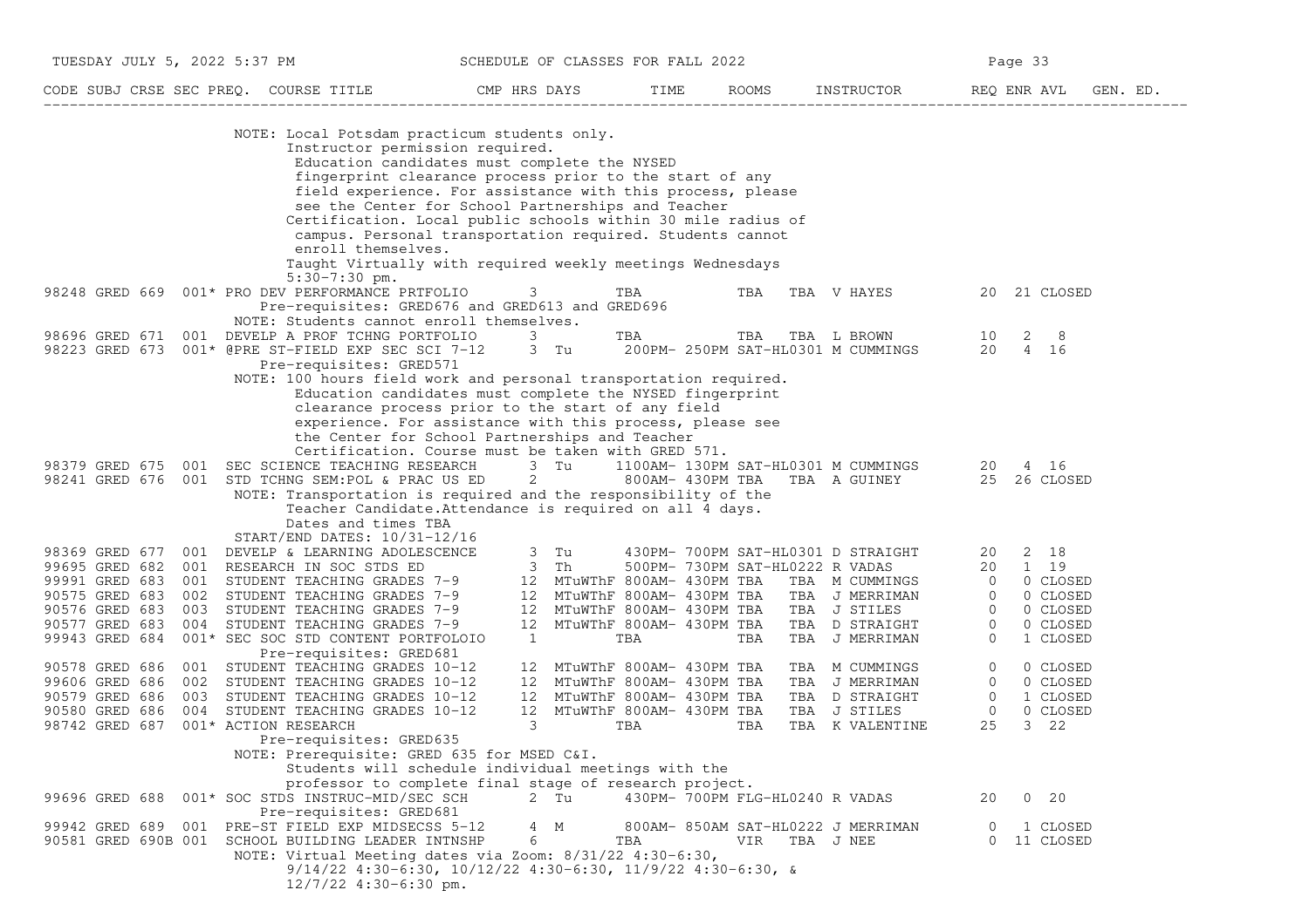| CODE | SUBJ | CRSE | SEC | PREQ. | COURSE TITLE | CMP | HRS | DAYS | TIME | ROOMS | INSTRUCTOR | REQ | ENR | AVL | GEN. ED. |
|---|---|---|---|---|---|---|---|---|---|---|---|---|---|---|---|
| | | | | | NOTE: Local Potsdam practicum students only. Instructor permission required. Education candidates must complete the NYSED fingerprint clearance process prior to the start of any field experience. For assistance with this process, please see the Center for School Partnerships and Teacher Certification. Local public schools within 30 mile radius of campus. Personal transportation required. Students cannot enroll themselves. Taught Virtually with required weekly meetings Wednesdays 5:30-7:30 pm. | | | | | | | | | | |
| 98248 | GRED | 669 | 001 | * | PRO DEV PERFORMANCE PRTFOLIO | | 3 | | TBA | TBA TBA | V HAYES | 20 | 21 | CLOSED | |
| | | | | | Pre-requisites: GRED676 and GRED613 and GRED696 | | | | | | | | | | |
| | | | | | NOTE: Students cannot enroll themselves. | | | | | | | | | | |
| 98696 | GRED | 671 | 001 | | DEVELP A PROF TCHNG PORTFOLIO | | 3 | | TBA | TBA TBA | L BROWN | 10 | 2 | 8 | |
| 98223 | GRED | 673 | 001 | * | @PRE ST-FIELD EXP SEC SCI 7-12 | | 3 | Tu | 200PM- 250PM | SAT-HL0301 | M CUMMINGS | 20 | 4 | 16 | |
| | | | | | Pre-requisites: GRED571 | | | | | | | | | | |
| | | | | | NOTE: 100 hours field work and personal transportation required. Education candidates must complete the NYSED fingerprint clearance process prior to the start of any field experience. For assistance with this process, please see the Center for School Partnerships and Teacher Certification. Course must be taken with GRED 571. | | | | | | | | | | |
| 98379 | GRED | 675 | 001 | | SEC SCIENCE TEACHING RESEARCH | | 3 | Tu | 1100AM- 130PM | SAT-HL0301 | M CUMMINGS | 20 | 4 | 16 | |
| 98241 | GRED | 676 | 001 | | STD TCHNG SEM:POL & PRAC US ED | | 2 | | 800AM- 430PM | TBA TBA | A GUINEY | 25 | 26 | CLOSED | |
| | | | | | NOTE: Transportation is required and the responsibility of the Teacher Candidate.Attendance is required on all 4 days. Dates and times TBA | | | | | | | | | | |
| | | | | | START/END DATES: 10/31-12/16 | | | | | | | | | | |
| 98369 | GRED | 677 | 001 | | DEVELP & LEARNING ADOLESCENCE | | 3 | Tu | 430PM- 700PM | SAT-HL0301 | D STRAIGHT | 20 | 2 | 18 | |
| 99695 | GRED | 682 | 001 | | RESEARCH IN SOC STDS ED | | 3 | Th | 500PM- 730PM | SAT-HL0222 | R VADAS | 20 | 1 | 19 | |
| 99991 | GRED | 683 | 001 | | STUDENT TEACHING GRADES 7-9 | | 12 | MTuWThF | 800AM- 430PM | TBA TBA | M CUMMINGS | 0 | 0 | CLOSED | |
| 90575 | GRED | 683 | 002 | | STUDENT TEACHING GRADES 7-9 | | 12 | MTuWThF | 800AM- 430PM | TBA TBA | J MERRIMAN | 0 | 0 | CLOSED | |
| 90576 | GRED | 683 | 003 | | STUDENT TEACHING GRADES 7-9 | | 12 | MTuWThF | 800AM- 430PM | TBA TBA | J STILES | 0 | 0 | CLOSED | |
| 90577 | GRED | 683 | 004 | | STUDENT TEACHING GRADES 7-9 | | 12 | MTuWThF | 800AM- 430PM | TBA TBA | D STRAIGHT | 0 | 0 | CLOSED | |
| 99943 | GRED | 684 | 001 | * | SEC SOC STD CONTENT PORTFOLOIO | | 1 | | TBA | TBA TBA | J MERRIMAN | 0 | 1 | CLOSED | |
| | | | | | Pre-requisites: GRED681 | | | | | | | | | | |
| 90578 | GRED | 686 | 001 | | STUDENT TEACHING GRADES 10-12 | | 12 | MTuWThF | 800AM- 430PM | TBA TBA | M CUMMINGS | 0 | 0 | CLOSED | |
| 99606 | GRED | 686 | 002 | | STUDENT TEACHING GRADES 10-12 | | 12 | MTuWThF | 800AM- 430PM | TBA TBA | J MERRIMAN | 0 | 0 | CLOSED | |
| 90579 | GRED | 686 | 003 | | STUDENT TEACHING GRADES 10-12 | | 12 | MTuWThF | 800AM- 430PM | TBA TBA | D STRAIGHT | 0 | 1 | CLOSED | |
| 90580 | GRED | 686 | 004 | | STUDENT TEACHING GRADES 10-12 | | 12 | MTuWThF | 800AM- 430PM | TBA TBA | J STILES | 0 | 0 | CLOSED | |
| 98742 | GRED | 687 | 001 | * | ACTION RESEARCH | | 3 | | TBA | TBA TBA | K VALENTINE | 25 | 3 | 22 | |
| | | | | | Pre-requisites: GRED635 | | | | | | | | | | |
| | | | | | NOTE: Prerequisite: GRED 635 for MSED C&I. Students will schedule individual meetings with the professor to complete final stage of research project. | | | | | | | | | | |
| 99696 | GRED | 688 | 001 | * | SOC STDS INSTRUC-MID/SEC SCH | | 2 | Tu | 430PM- 700PM | FLG-HL0240 | R VADAS | 20 | 0 | 20 | |
| | | | | | Pre-requisites: GRED681 | | | | | | | | | | |
| 99942 | GRED | 689 | 001 | | PRE-ST FIELD EXP MIDSECSS 5-12 | | 4 | M | 800AM- 850AM | SAT-HL0222 | J MERRIMAN | 0 | 1 | CLOSED | |
| 90581 | GRED | 690B | 001 | | SCHOOL BUILDING LEADER INTNSHP | | 6 | | TBA | VIR TBA | J NEE | 0 | 11 | CLOSED | |
| | | | | | NOTE: Virtual Meeting dates via Zoom: 8/31/22 4:30-6:30, 9/14/22 4:30-6:30, 10/12/22 4:30-6:30, 11/9/22 4:30-6:30, & 12/7/22 4:30-6:30 pm. | | | | | | | | | | |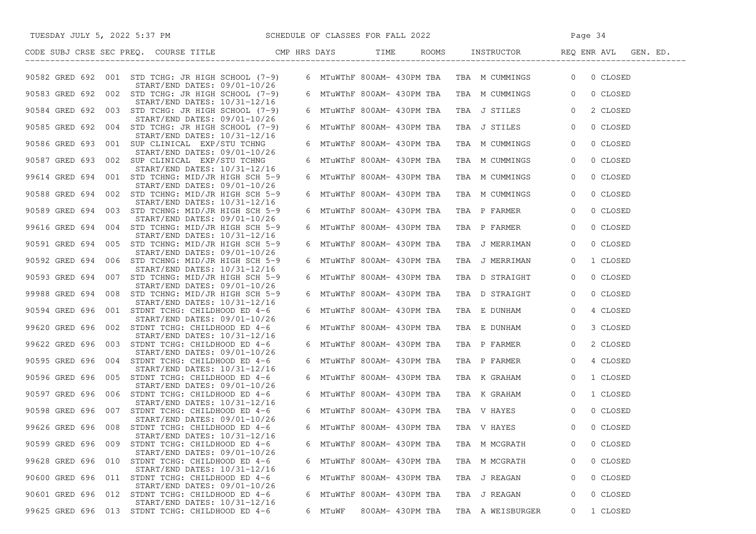# SCHEDULE OF CLASSES FOR FALL 2022

TUESDAY JULY 5, 2022 5:37 PM

| CODE | SUBJ | CRSE | SEC | PREQ. | COURSE TITLE | CMP | HRS | DAYS | TIME | ROOMS | | INSTRUCTOR | REQ | ENR | AVL | GEN. ED. |
|---|---|---|---|---|---|---|---|---|---|---|---|---|---|---|---|---|
| 90582 | GRED | 692 | 001 | | STD TCHG: JR HIGH SCHOOL (7-9) START/END DATES: 09/01-10/26 | | 6 | MTuWThF | 800AM- 430PM | TBA | TBA | M CUMMINGS | | 0 | 0 | CLOSED |
| 90583 | GRED | 692 | 002 | | STD TCHG: JR HIGH SCHOOL (7-9) START/END DATES: 10/31-12/16 | | 6 | MTuWThF | 800AM- 430PM | TBA | TBA | M CUMMINGS | | 0 | 0 | CLOSED |
| 90584 | GRED | 692 | 003 | | STD TCHG: JR HIGH SCHOOL (7-9) START/END DATES: 09/01-10/26 | | 6 | MTuWThF | 800AM- 430PM | TBA | TBA | J STILES | | 0 | 2 | CLOSED |
| 90585 | GRED | 692 | 004 | | STD TCHG: JR HIGH SCHOOL (7-9) START/END DATES: 10/31-12/16 | | 6 | MTuWThF | 800AM- 430PM | TBA | TBA | J STILES | | 0 | 0 | CLOSED |
| 90586 | GRED | 693 | 001 | | SUP CLINICAL EXP/STU TCHNG START/END DATES: 09/01-10/26 | | 6 | MTuWThF | 800AM- 430PM | TBA | TBA | M CUMMINGS | | 0 | 0 | CLOSED |
| 90587 | GRED | 693 | 002 | | SUP CLINICAL EXP/STU TCHNG START/END DATES: 10/31-12/16 | | 6 | MTuWThF | 800AM- 430PM | TBA | TBA | M CUMMINGS | | 0 | 0 | CLOSED |
| 99614 | GRED | 694 | 001 | | STD TCHNG: MID/JR HIGH SCH 5-9 START/END DATES: 09/01-10/26 | | 6 | MTuWThF | 800AM- 430PM | TBA | TBA | M CUMMINGS | | 0 | 0 | CLOSED |
| 90588 | GRED | 694 | 002 | | STD TCHNG: MID/JR HIGH SCH 5-9 START/END DATES: 10/31-12/16 | | 6 | MTuWThF | 800AM- 430PM | TBA | TBA | M CUMMINGS | | 0 | 0 | CLOSED |
| 90589 | GRED | 694 | 003 | | STD TCHNG: MID/JR HIGH SCH 5-9 START/END DATES: 09/01-10/26 | | 6 | MTuWThF | 800AM- 430PM | TBA | TBA | P FARMER | | 0 | 0 | CLOSED |
| 99616 | GRED | 694 | 004 | | STD TCHNG: MID/JR HIGH SCH 5-9 START/END DATES: 10/31-12/16 | | 6 | MTuWThF | 800AM- 430PM | TBA | TBA | P FARMER | | 0 | 0 | CLOSED |
| 90591 | GRED | 694 | 005 | | STD TCHNG: MID/JR HIGH SCH 5-9 START/END DATES: 09/01-10/26 | | 6 | MTuWThF | 800AM- 430PM | TBA | TBA | J MERRIMAN | | 0 | 0 | CLOSED |
| 90592 | GRED | 694 | 006 | | STD TCHNG: MID/JR HIGH SCH 5-9 START/END DATES: 10/31-12/16 | | 6 | MTuWThF | 800AM- 430PM | TBA | TBA | J MERRIMAN | | 0 | 1 | CLOSED |
| 90593 | GRED | 694 | 007 | | STD TCHNG: MID/JR HIGH SCH 5-9 START/END DATES: 09/01-10/26 | | 6 | MTuWThF | 800AM- 430PM | TBA | TBA | D STRAIGHT | | 0 | 0 | CLOSED |
| 99988 | GRED | 694 | 008 | | STD TCHNG: MID/JR HIGH SCH 5-9 START/END DATES: 10/31-12/16 | | 6 | MTuWThF | 800AM- 430PM | TBA | TBA | D STRAIGHT | | 0 | 0 | CLOSED |
| 90594 | GRED | 696 | 001 | | STDNT TCHG: CHILDHOOD ED 4-6 START/END DATES: 09/01-10/26 | | 6 | MTuWThF | 800AM- 430PM | TBA | TBA | E DUNHAM | | 0 | 4 | CLOSED |
| 99620 | GRED | 696 | 002 | | STDNT TCHG: CHILDHOOD ED 4-6 START/END DATES: 10/31-12/16 | | 6 | MTuWThF | 800AM- 430PM | TBA | TBA | E DUNHAM | | 0 | 3 | CLOSED |
| 99622 | GRED | 696 | 003 | | STDNT TCHG: CHILDHOOD ED 4-6 START/END DATES: 09/01-10/26 | | 6 | MTuWThF | 800AM- 430PM | TBA | TBA | P FARMER | | 0 | 2 | CLOSED |
| 90595 | GRED | 696 | 004 | | STDNT TCHG: CHILDHOOD ED 4-6 START/END DATES: 10/31-12/16 | | 6 | MTuWThF | 800AM- 430PM | TBA | TBA | P FARMER | | 0 | 4 | CLOSED |
| 90596 | GRED | 696 | 005 | | STDNT TCHG: CHILDHOOD ED 4-6 START/END DATES: 09/01-10/26 | | 6 | MTuWThF | 800AM- 430PM | TBA | TBA | K GRAHAM | | 0 | 1 | CLOSED |
| 90597 | GRED | 696 | 006 | | STDNT TCHG: CHILDHOOD ED 4-6 START/END DATES: 10/31-12/16 | | 6 | MTuWThF | 800AM- 430PM | TBA | TBA | K GRAHAM | | 0 | 1 | CLOSED |
| 90598 | GRED | 696 | 007 | | STDNT TCHG: CHILDHOOD ED 4-6 START/END DATES: 09/01-10/26 | | 6 | MTuWThF | 800AM- 430PM | TBA | TBA | V HAYES | | 0 | 0 | CLOSED |
| 99626 | GRED | 696 | 008 | | STDNT TCHG: CHILDHOOD ED 4-6 START/END DATES: 10/31-12/16 | | 6 | MTuWThF | 800AM- 430PM | TBA | TBA | V HAYES | | 0 | 0 | CLOSED |
| 90599 | GRED | 696 | 009 | | STDNT TCHG: CHILDHOOD ED 4-6 START/END DATES: 09/01-10/26 | | 6 | MTuWThF | 800AM- 430PM | TBA | TBA | M MCGRATH | | 0 | 0 | CLOSED |
| 99628 | GRED | 696 | 010 | | STDNT TCHG: CHILDHOOD ED 4-6 START/END DATES: 10/31-12/16 | | 6 | MTuWThF | 800AM- 430PM | TBA | TBA | M MCGRATH | | 0 | 0 | CLOSED |
| 90600 | GRED | 696 | 011 | | STDNT TCHG: CHILDHOOD ED 4-6 START/END DATES: 09/01-10/26 | | 6 | MTuWThF | 800AM- 430PM | TBA | TBA | J REAGAN | | 0 | 0 | CLOSED |
| 90601 | GRED | 696 | 012 | | STDNT TCHG: CHILDHOOD ED 4-6 START/END DATES: 10/31-12/16 | | 6 | MTuWThF | 800AM- 430PM | TBA | TBA | J REAGAN | | 0 | 0 | CLOSED |
| 99625 | GRED | 696 | 013 | | STDNT TCHG: CHILDHOOD ED 4-6 | | 6 | MTuWF | 800AM- 430PM | TBA | TBA | A WEISBURGER | | 0 | 1 | CLOSED |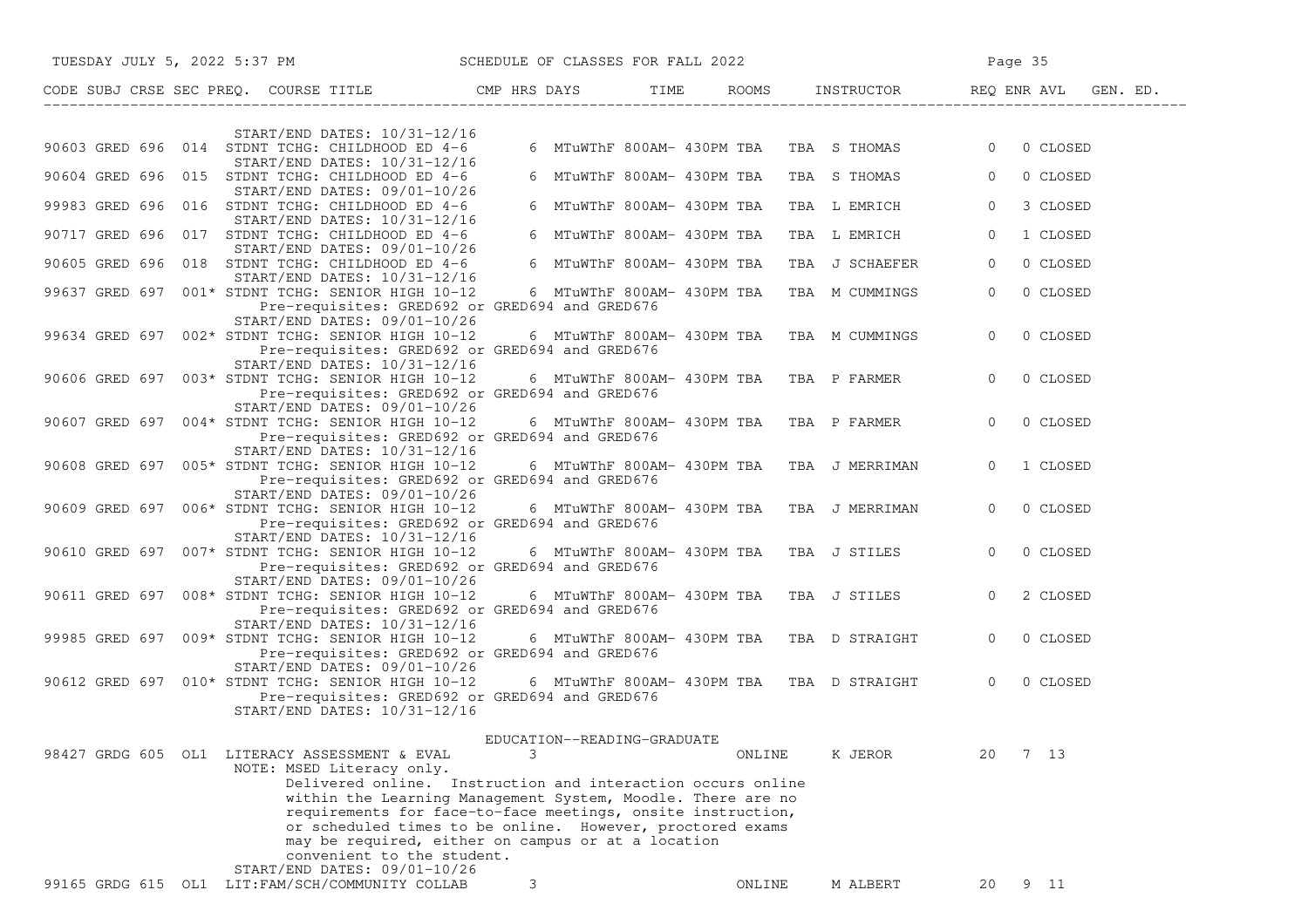| CODE | SUBJ | CRSE | SEC | PREQ. | COURSE TITLE | CMP | HRS | DAYS | TIME | ROOMS | INSTRUCTOR | REQ | ENR | AVL | GEN. ED. |
|---|---|---|---|---|---|---|---|---|---|---|---|---|---|---|---|
| | | | | | START/END DATES: 10/31-12/16 | | | | | | | | | | |
| 90603 | GRED | 696 | 014 | | STDNT TCHG: CHILDHOOD ED 4-6 | | 6 | MTuWThF | 800AM- 430PM | TBA TBA | S THOMAS | 0 | 0 | CLOSED | |
| | | | | | START/END DATES: 10/31-12/16 | | | | | | | | | | |
| 90604 | GRED | 696 | 015 | | STDNT TCHG: CHILDHOOD ED 4-6 | | 6 | MTuWThF | 800AM- 430PM | TBA TBA | S THOMAS | 0 | 0 | CLOSED | |
| | | | | | START/END DATES: 09/01-10/26 | | | | | | | | | | |
| 99983 | GRED | 696 | 016 | | STDNT TCHG: CHILDHOOD ED 4-6 | | 6 | MTuWThF | 800AM- 430PM | TBA TBA | L EMRICH | 0 | 3 | CLOSED | |
| | | | | | START/END DATES: 10/31-12/16 | | | | | | | | | | |
| 90717 | GRED | 696 | 017 | | STDNT TCHG: CHILDHOOD ED 4-6 | | 6 | MTuWThF | 800AM- 430PM | TBA TBA | L EMRICH | 0 | 1 | CLOSED | |
| | | | | | START/END DATES: 09/01-10/26 | | | | | | | | | | |
| 90605 | GRED | 696 | 018 | | STDNT TCHG: CHILDHOOD ED 4-6 | | 6 | MTuWThF | 800AM- 430PM | TBA TBA | J SCHAEFER | 0 | 0 | CLOSED | |
| | | | | | START/END DATES: 10/31-12/16 | | | | | | | | | | |
| 99637 | GRED | 697 | 001 | * | STDNT TCHG: SENIOR HIGH 10-12 | | 6 | MTuWThF | 800AM- 430PM | TBA TBA | M CUMMINGS | 0 | 0 | CLOSED | |
| | | | | | Pre-requisites: GRED692 or GRED694 and GRED676 | | | | | | | | | | |
| | | | | | START/END DATES: 09/01-10/26 | | | | | | | | | | |
| 99634 | GRED | 697 | 002 | * | STDNT TCHG: SENIOR HIGH 10-12 | | 6 | MTuWThF | 800AM- 430PM | TBA TBA | M CUMMINGS | 0 | 0 | CLOSED | |
| | | | | | Pre-requisites: GRED692 or GRED694 and GRED676 | | | | | | | | | | |
| | | | | | START/END DATES: 10/31-12/16 | | | | | | | | | | |
| 90606 | GRED | 697 | 003 | * | STDNT TCHG: SENIOR HIGH 10-12 | | 6 | MTuWThF | 800AM- 430PM | TBA TBA | P FARMER | 0 | 0 | CLOSED | |
| | | | | | Pre-requisites: GRED692 or GRED694 and GRED676 | | | | | | | | | | |
| | | | | | START/END DATES: 09/01-10/26 | | | | | | | | | | |
| 90607 | GRED | 697 | 004 | * | STDNT TCHG: SENIOR HIGH 10-12 | | 6 | MTuWThF | 800AM- 430PM | TBA TBA | P FARMER | 0 | 0 | CLOSED | |
| | | | | | Pre-requisites: GRED692 or GRED694 and GRED676 | | | | | | | | | | |
| | | | | | START/END DATES: 10/31-12/16 | | | | | | | | | | |
| 90608 | GRED | 697 | 005 | * | STDNT TCHG: SENIOR HIGH 10-12 | | 6 | MTuWThF | 800AM- 430PM | TBA TBA | J MERRIMAN | 0 | 1 | CLOSED | |
| | | | | | Pre-requisites: GRED692 or GRED694 and GRED676 | | | | | | | | | | |
| | | | | | START/END DATES: 09/01-10/26 | | | | | | | | | | |
| 90609 | GRED | 697 | 006 | * | STDNT TCHG: SENIOR HIGH 10-12 | | 6 | MTuWThF | 800AM- 430PM | TBA TBA | J MERRIMAN | 0 | 0 | CLOSED | |
| | | | | | Pre-requisites: GRED692 or GRED694 and GRED676 | | | | | | | | | | |
| | | | | | START/END DATES: 10/31-12/16 | | | | | | | | | | |
| 90610 | GRED | 697 | 007 | * | STDNT TCHG: SENIOR HIGH 10-12 | | 6 | MTuWThF | 800AM- 430PM | TBA TBA | J STILES | 0 | 0 | CLOSED | |
| | | | | | Pre-requisites: GRED692 or GRED694 and GRED676 | | | | | | | | | | |
| | | | | | START/END DATES: 09/01-10/26 | | | | | | | | | | |
| 90611 | GRED | 697 | 008 | * | STDNT TCHG: SENIOR HIGH 10-12 | | 6 | MTuWThF | 800AM- 430PM | TBA TBA | J STILES | 0 | 2 | CLOSED | |
| | | | | | Pre-requisites: GRED692 or GRED694 and GRED676 | | | | | | | | | | |
| | | | | | START/END DATES: 10/31-12/16 | | | | | | | | | | |
| 99985 | GRED | 697 | 009 | * | STDNT TCHG: SENIOR HIGH 10-12 | | 6 | MTuWThF | 800AM- 430PM | TBA TBA | D STRAIGHT | 0 | 0 | CLOSED | |
| | | | | | Pre-requisites: GRED692 or GRED694 and GRED676 | | | | | | | | | | |
| | | | | | START/END DATES: 09/01-10/26 | | | | | | | | | | |
| 90612 | GRED | 697 | 010 | * | STDNT TCHG: SENIOR HIGH 10-12 | | 6 | MTuWThF | 800AM- 430PM | TBA TBA | D STRAIGHT | 0 | 0 | CLOSED | |
| | | | | | Pre-requisites: GRED692 or GRED694 and GRED676 | | | | | | | | | | |
| | | | | | START/END DATES: 10/31-12/16 | | | | | | | | | | |

## EDUCATION--READING-GRADUATE

| CODE | SUBJ | CRSE | SEC | PREQ. | COURSE TITLE | CMP | HRS | DAYS | TIME | ROOMS | INSTRUCTOR | REQ | ENR | AVL | GEN. ED. |
|---|---|---|---|---|---|---|---|---|---|---|---|---|---|---|---|
| 98427 | GRDG | 605 | OL1 | | LITERACY ASSESSMENT & EVAL | | 3 | | | ONLINE | K JEROR | 20 | 7 | 13 | |
| | | | | | NOTE: MSED Literacy only. | | | | | | | | | | |
| | | | | | Delivered online. Instruction and interaction occurs online within the Learning Management System, Moodle. There are no requirements for face-to-face meetings, onsite instruction, or scheduled times to be online. However, proctored exams may be required, either on campus or at a location convenient to the student. | | | | | | | | | | |
| | | | | | START/END DATES: 09/01-10/26 | | | | | | | | | | |
| 99165 | GRDG | 615 | OL1 | | LIT:FAM/SCH/COMMUNITY COLLAB | | 3 | | | ONLINE | M ALBERT | 20 | 9 | 11 | |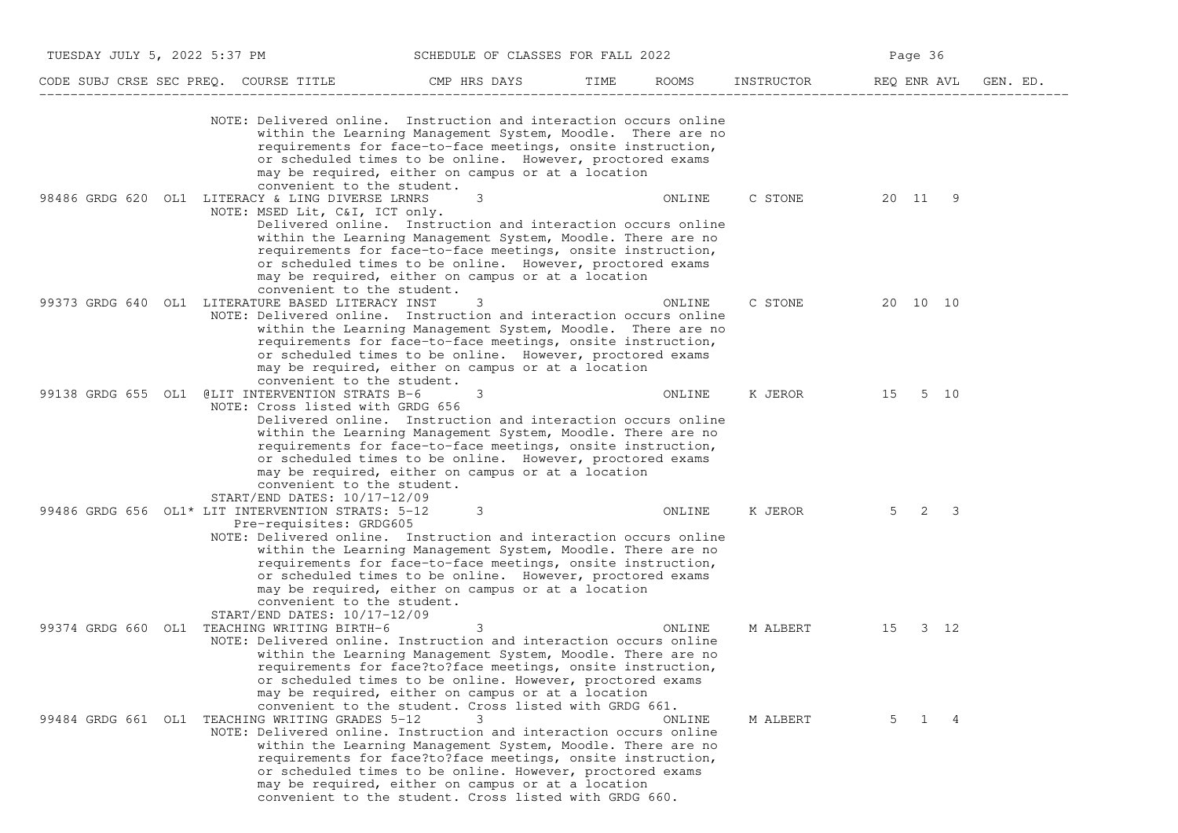| CODE | SUBJ | CRSE | SEC | PREQ. | COURSE TITLE | CMP | HRS | DAYS | TIME | ROOMS | INSTRUCTOR | REQ | ENR | AVL | GEN. ED. |
|---|---|---|---|---|---|---|---|---|---|---|---|---|---|---|---|
| | | | | | NOTE: Delivered online. Instruction and interaction occurs online within the Learning Management System, Moodle. There are no requirements for face-to-face meetings, onsite instruction, or scheduled times to be online. However, proctored exams may be required, either on campus or at a location convenient to the student. | | | | | | | | | | |
| 98486 | GRDG | 620 | OL1 | | LITERACY & LING DIVERSE LRNRS | | 3 | | | ONLINE | C STONE | 20 | 11 | 9 | |
| | | | | | NOTE: MSED Lit, C&I, ICT only. Delivered online. Instruction and interaction occurs online within the Learning Management System, Moodle. There are no requirements for face-to-face meetings, onsite instruction, or scheduled times to be online. However, proctored exams may be required, either on campus or at a location convenient to the student. | | | | | | | | | | |
| 99373 | GRDG | 640 | OL1 | | LITERATURE BASED LITERACY INST | | 3 | | | ONLINE | C STONE | 20 | 10 | 10 | |
| | | | | | NOTE: Delivered online. Instruction and interaction occurs online within the Learning Management System, Moodle. There are no requirements for face-to-face meetings, onsite instruction, or scheduled times to be online. However, proctored exams may be required, either on campus or at a location convenient to the student. | | | | | | | | | | |
| 99138 | GRDG | 655 | OL1 | | @LIT INTERVENTION STRATS B-6 | | 3 | | | ONLINE | K JEROR | 15 | 5 | 10 | |
| | | | | | NOTE: Cross listed with GRDG 656 Delivered online. Instruction and interaction occurs online within the Learning Management System, Moodle. There are no requirements for face-to-face meetings, onsite instruction, or scheduled times to be online. However, proctored exams may be required, either on campus or at a location convenient to the student. START/END DATES: 10/17-12/09 | | | | | | | | | | |
| 99486 | GRDG | 656 | OL1 | * | LIT INTERVENTION STRATS: 5-12 | | 3 | | | ONLINE | K JEROR | 5 | 2 | 3 | |
| | | | | | Pre-requisites: GRDG605 NOTE: Delivered online. Instruction and interaction occurs online within the Learning Management System, Moodle. There are no requirements for face-to-face meetings, onsite instruction, or scheduled times to be online. However, proctored exams may be required, either on campus or at a location convenient to the student. START/END DATES: 10/17-12/09 | | | | | | | | | | |
| 99374 | GRDG | 660 | OL1 | | TEACHING WRITING BIRTH-6 | | 3 | | | ONLINE | M ALBERT | 15 | 3 | 12 | |
| | | | | | NOTE: Delivered online. Instruction and interaction occurs online within the Learning Management System, Moodle. There are no requirements for face?to?face meetings, onsite instruction, or scheduled times to be online. However, proctored exams may be required, either on campus or at a location convenient to the student. Cross listed with GRDG 661. | | | | | | | | | | |
| 99484 | GRDG | 661 | OL1 | | TEACHING WRITING GRADES 5-12 | | 3 | | | ONLINE | M ALBERT | 5 | 1 | 4 | |
| | | | | | NOTE: Delivered online. Instruction and interaction occurs online within the Learning Management System, Moodle. There are no requirements for face?to?face meetings, onsite instruction, or scheduled times to be online. However, proctored exams may be required, either on campus or at a location convenient to the student. Cross listed with GRDG 660. | | | | | | | | | | |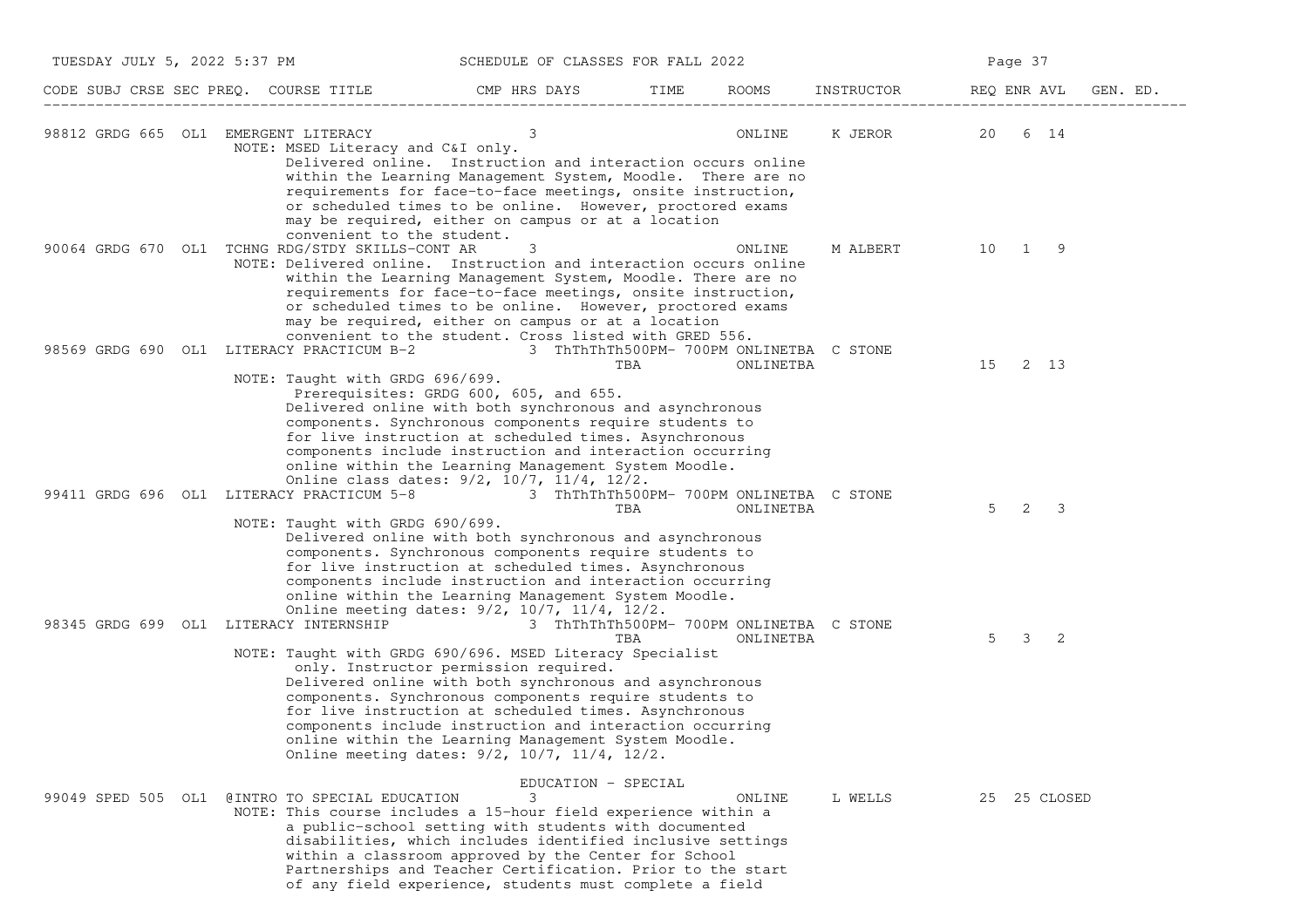| CODE | SUBJ | CRSE | SEC | PREQ. | COURSE TITLE | CMP | HRS | DAYS | TIME | ROOMS | INSTRUCTOR | REQ | ENR | AVL | GEN. ED. |
|---|---|---|---|---|---|---|---|---|---|---|---|---|---|---|---|
| 98812 | GRDG | 665 | OL1 | | EMERGENT LITERACY | | 3 | | | ONLINE | K JEROR | 20 | 6 | 14 | |

NOTE: MSED Literacy and C&I only.
Delivered online. Instruction and interaction occurs online within the Learning Management System, Moodle. There are no requirements for face-to-face meetings, onsite instruction, or scheduled times to be online. However, proctored exams may be required, either on campus or at a location convenient to the student.

| CODE | SUBJ | CRSE | SEC | PREQ. | COURSE TITLE | CMP | HRS | DAYS | TIME | ROOMS | INSTRUCTOR | REQ | ENR | AVL | GEN. ED. |
|---|---|---|---|---|---|---|---|---|---|---|---|---|---|---|---|
| 90064 | GRDG | 670 | OL1 | | TCHNG RDG/STDY SKILLS-CONT AR | | 3 | | | ONLINE | M ALBERT | 10 | 1 | 9 | |

NOTE: Delivered online. Instruction and interaction occurs online within the Learning Management System, Moodle. There are no requirements for face-to-face meetings, onsite instruction, or scheduled times to be online. However, proctored exams may be required, either on campus or at a location convenient to the student. Cross listed with GRED 556.

| CODE | SUBJ | CRSE | SEC | PREQ. | COURSE TITLE | CMP | HRS | DAYS | TIME | ROOMS | INSTRUCTOR | REQ | ENR | AVL | GEN. ED. |
|---|---|---|---|---|---|---|---|---|---|---|---|---|---|---|---|
| 98569 | GRDG | 690 | OL1 | | LITERACY PRACTICUM B-2 | | 3 | ThThThTh | 500PM- 700PM | ONLINETBA | C STONE | | | | |
| | | | | | | | | | TBA | ONLINETBA | | 15 | 2 | 13 | |

NOTE: Taught with GRDG 696/699.
Prerequisites: GRDG 600, 605, and 655.
Delivered online with both synchronous and asynchronous components. Synchronous components require students to for live instruction at scheduled times. Asynchronous components include instruction and interaction occurring online within the Learning Management System Moodle.
Online class dates: 9/2, 10/7, 11/4, 12/2.

| CODE | SUBJ | CRSE | SEC | PREQ. | COURSE TITLE | CMP | HRS | DAYS | TIME | ROOMS | INSTRUCTOR | REQ | ENR | AVL | GEN. ED. |
|---|---|---|---|---|---|---|---|---|---|---|---|---|---|---|---|
| 99411 | GRDG | 696 | OL1 | | LITERACY PRACTICUM 5-8 | | 3 | ThThThTh | 500PM- 700PM | ONLINETBA | C STONE | | | | |
| | | | | | | | | | TBA | ONLINETBA | | 5 | 2 | 3 | |

NOTE: Taught with GRDG 690/699.
Delivered online with both synchronous and asynchronous components. Synchronous components require students to for live instruction at scheduled times. Asynchronous components include instruction and interaction occurring online within the Learning Management System Moodle.
Online meeting dates: 9/2, 10/7, 11/4, 12/2.

| CODE | SUBJ | CRSE | SEC | PREQ. | COURSE TITLE | CMP | HRS | DAYS | TIME | ROOMS | INSTRUCTOR | REQ | ENR | AVL | GEN. ED. |
|---|---|---|---|---|---|---|---|---|---|---|---|---|---|---|---|
| 98345 | GRDG | 699 | OL1 | | LITERACY INTERNSHIP | | 3 | ThThThTh | 500PM- 700PM | ONLINETBA | C STONE | | | | |
| | | | | | | | | | TBA | ONLINETBA | | 5 | 3 | 2 | |

NOTE: Taught with GRDG 690/696. MSED Literacy Specialist only. Instructor permission required.
Delivered online with both synchronous and asynchronous components. Synchronous components require students to for live instruction at scheduled times. Asynchronous components include instruction and interaction occurring online within the Learning Management System Moodle.
Online meeting dates: 9/2, 10/7, 11/4, 12/2.

## EDUCATION - SPECIAL

| CODE | SUBJ | CRSE | SEC | PREQ. | COURSE TITLE | CMP | HRS | DAYS | TIME | ROOMS | INSTRUCTOR | REQ | ENR | AVL | GEN. ED. |
|---|---|---|---|---|---|---|---|---|---|---|---|---|---|---|---|
| 99049 | SPED | 505 | OL1 | @ | INTRO TO SPECIAL EDUCATION | | 3 | | | ONLINE | L WELLS | 25 | 25 | CLOSED | |

NOTE: This course includes a 15-hour field experience within a a public-school setting with students with documented disabilities, which includes identified inclusive settings within a classroom approved by the Center for School Partnerships and Teacher Certification. Prior to the start of any field experience, students must complete a field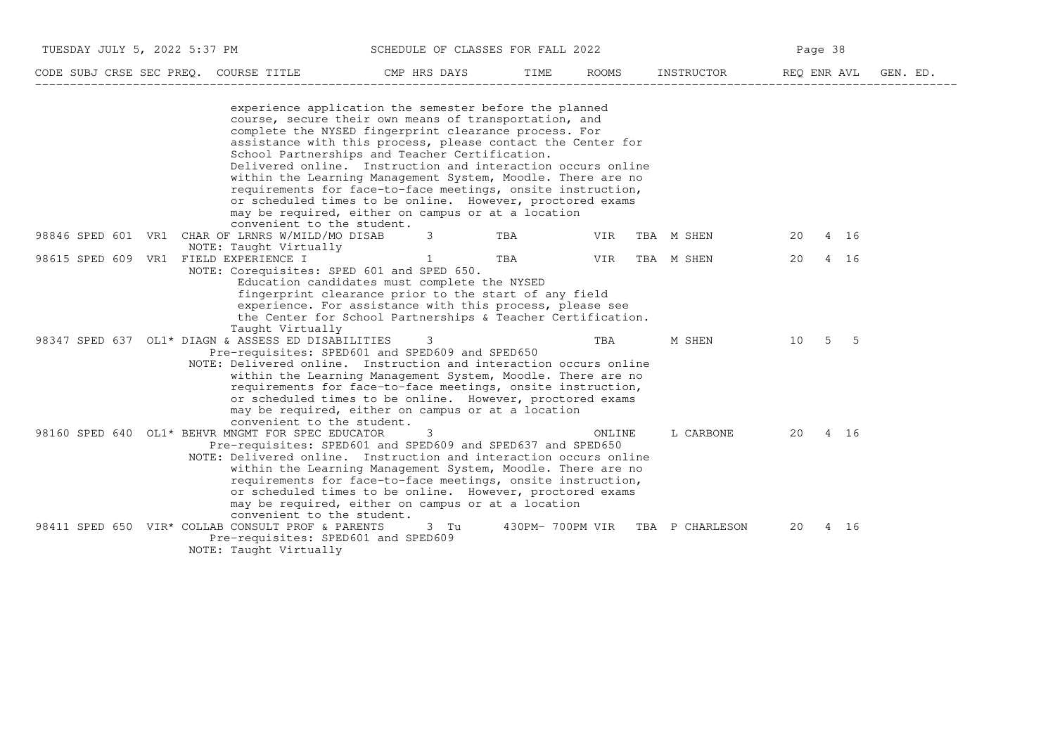| CODE | SUBJ | CRSE | SEC | PREQ. | COURSE TITLE | CMP | HRS | DAYS | TIME | ROOMS | INSTRUCTOR | REQ | ENR | AVL | GEN. ED. |
|---|---|---|---|---|---|---|---|---|---|---|---|---|---|---|---|

experience application the semester before the planned course, secure their own means of transportation, and complete the NYSED fingerprint clearance process. For assistance with this process, please contact the Center for School Partnerships and Teacher Certification. Delivered online. Instruction and interaction occurs online within the Learning Management System, Moodle. There are no requirements for face-to-face meetings, onsite instruction, or scheduled times to be online. However, proctored exams may be required, either on campus or at a location convenient to the student.

| CODE | SUBJ | CRSE | SEC | PREQ. | COURSE TITLE | CMP | HRS | DAYS | TIME | ROOMS | INSTRUCTOR | REQ | ENR | AVL | GEN. ED. |
|---|---|---|---|---|---|---|---|---|---|---|---|---|---|---|---|
| 98846 | SPED | 601 | VR1 | | CHAR OF LRNRS W/MILD/MO DISAB | | 3 | | TBA | VIR TBA | M SHEN | 20 | 4 | 16 | |

NOTE: Taught Virtually

| CODE | SUBJ | CRSE | SEC | PREQ. | COURSE TITLE | CMP | HRS | DAYS | TIME | ROOMS | INSTRUCTOR | REQ | ENR | AVL | GEN. ED. |
|---|---|---|---|---|---|---|---|---|---|---|---|---|---|---|---|
| 98615 | SPED | 609 | VR1 | | FIELD EXPERIENCE I | | 1 | | TBA | VIR TBA | M SHEN | 20 | 4 | 16 | |

NOTE: Corequisites: SPED 601 and SPED 650. Education candidates must complete the NYSED fingerprint clearance prior to the start of any field experience. For assistance with this process, please see the Center for School Partnerships & Teacher Certification. Taught Virtually

| CODE | SUBJ | CRSE | SEC | PREQ. | COURSE TITLE | CMP | HRS | DAYS | TIME | ROOMS | INSTRUCTOR | REQ | ENR | AVL | GEN. ED. |
|---|---|---|---|---|---|---|---|---|---|---|---|---|---|---|---|
| 98347 | SPED | 637 | OL1 | * | DIAGN & ASSESS ED DISABILITIES | | 3 | | | TBA | M SHEN | 10 | 5 | 5 | |

Pre-requisites: SPED601 and SPED609 and SPED650

NOTE: Delivered online. Instruction and interaction occurs online within the Learning Management System, Moodle. There are no requirements for face-to-face meetings, onsite instruction, or scheduled times to be online. However, proctored exams may be required, either on campus or at a location convenient to the student.

| CODE | SUBJ | CRSE | SEC | PREQ. | COURSE TITLE | CMP | HRS | DAYS | TIME | ROOMS | INSTRUCTOR | REQ | ENR | AVL | GEN. ED. |
|---|---|---|---|---|---|---|---|---|---|---|---|---|---|---|---|
| 98160 | SPED | 640 | OL1 | * | BEHVR MNGMT FOR SPEC EDUCATOR | | 3 | | | ONLINE | L CARBONE | 20 | 4 | 16 | |

Pre-requisites: SPED601 and SPED609 and SPED637 and SPED650

NOTE: Delivered online. Instruction and interaction occurs online within the Learning Management System, Moodle. There are no requirements for face-to-face meetings, onsite instruction, or scheduled times to be online. However, proctored exams may be required, either on campus or at a location convenient to the student.

| CODE | SUBJ | CRSE | SEC | PREQ. | COURSE TITLE | CMP | HRS | DAYS | TIME | ROOMS | INSTRUCTOR | REQ | ENR | AVL | GEN. ED. |
|---|---|---|---|---|---|---|---|---|---|---|---|---|---|---|---|
| 98411 | SPED | 650 | VIR | * | COLLAB CONSULT PROF & PARENTS | | 3 | Tu | 430PM- 700PM | VIR TBA | P CHARLESON | 20 | 4 | 16 | |

Pre-requisites: SPED601 and SPED609

NOTE: Taught Virtually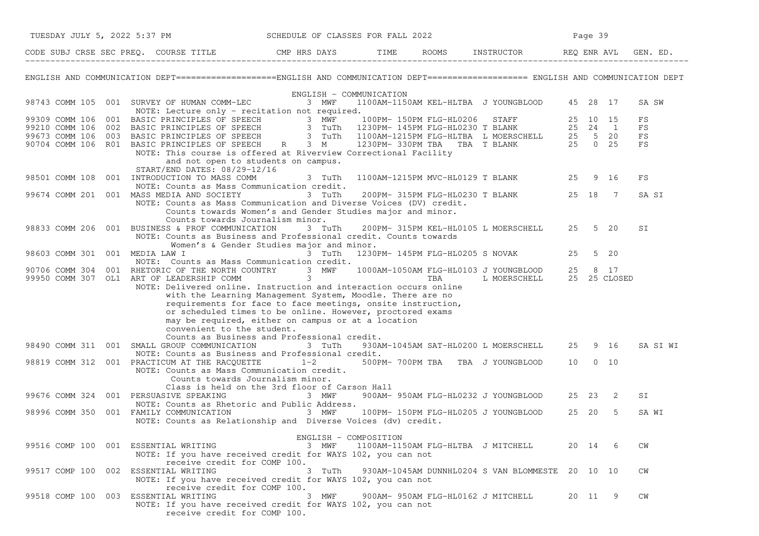SCHEDULE OF CLASSES FOR FALL 2022

| CODE | SUBJ | CRSE | SEC | PREQ. | COURSE TITLE | CMP | HRS | DAYS | TIME | ROOMS | INSTRUCTOR | REQ | ENR | AVL | GEN. ED. |
|---|---|---|---|---|---|---|---|---|---|---|---|---|---|---|---|

## ENGLISH AND COMMUNICATION DEPT

### ENGLISH - COMMUNICATION

| CODE | SUBJ | CRSE | SEC | PREQ. | COURSE TITLE | CMP | HRS | DAYS | TIME | ROOMS | INSTRUCTOR | REQ | ENR | AVL | GEN. ED. |
|---|---|---|---|---|---|---|---|---|---|---|---|---|---|---|---|
| 98743 | COMM | 105 | 001 | | SURVEY OF HUMAN COMM-LEC | | 3 | MWF | 1100AM-1150AM | KEL-HLTBA | J YOUNGBLOOD | 45 | 28 | 17 | SA SW |
| | | | | | NOTE: Lecture only - recitation not required. | | | | | | | | | | |
| 99309 | COMM | 106 | 001 | | BASIC PRINCIPLES OF SPEECH | | 3 | MWF | 100PM- 150PM | FLG-HL0206 | STAFF | 25 | 10 | 15 | FS |
| 99210 | COMM | 106 | 002 | | BASIC PRINCIPLES OF SPEECH | | 3 | TuTh | 1230PM- 145PM | FLG-HL0230 | T BLANK | 25 | 24 | 1 | FS |
| 99673 | COMM | 106 | 003 | | BASIC PRINCIPLES OF SPEECH | | 3 | TuTh | 1100AM-1215PM | FLG-HLTBA | L MOERSCHELL | 25 | 5 | 20 | FS |
| 90704 | COMM | 106 | R01 | | BASIC PRINCIPLES OF SPEECH | R | 3 | M | 1230PM- 330PM | TBA TBA | T BLANK | 25 | 0 | 25 | FS |
| | | | | | NOTE: This course is offered at Riverview Correctional Facility and not open to students on campus. START/END DATES: 08/29-12/16 | | | | | | | | | | |
| 98501 | COMM | 108 | 001 | | INTRODUCTION TO MASS COMM | | 3 | TuTh | 1100AM-1215PM | MVC-HL0129 | T BLANK | 25 | 9 | 16 | FS |
| | | | | | NOTE: Counts as Mass Communication credit. | | | | | | | | | | |
| 99674 | COMM | 201 | 001 | | MASS MEDIA AND SOCIETY | | 3 | TuTh | 200PM- 315PM | FLG-HL0230 | T BLANK | 25 | 18 | 7 | SA SI |
| | | | | | NOTE: Counts as Mass Communication and Diverse Voices (DV) credit. Counts towards Women's and Gender Studies major and minor. Counts towards Journalism minor. | | | | | | | | | | |
| 98833 | COMM | 206 | 001 | | BUSINESS & PROF COMMUNICATION | | 3 | TuTh | 200PM- 315PM | KEL-HL0105 | L MOERSCHELL | 25 | 5 | 20 | SI |
| | | | | | NOTE: Counts as Business and Professional credit. Counts towards Women's & Gender Studies major and minor. | | | | | | | | | | |
| 98603 | COMM | 301 | 001 | | MEDIA LAW I | | 3 | TuTh | 1230PM- 145PM | FLG-HL0205 | S NOVAK | 25 | 5 | 20 | |
| | | | | | NOTE: Counts as Mass Communication credit. | | | | | | | | | | |
| 90706 | COMM | 304 | 001 | | RHETORIC OF THE NORTH COUNTRY | | 3 | MWF | 1000AM-1050AM | FLG-HL0103 | J YOUNGBLOOD | 25 | 8 | 17 | |
| 99950 | COMM | 307 | OL1 | | ART OF LEADERSHIP COMM | | 3 | | | TBA | L MOERSCHELL | 25 | 25 | CLOSED | |
| | | | | | NOTE: Delivered online. Instruction and interaction occurs online with the Learning Management System, Moodle. There are no requirements for face to face meetings, onsite instruction, or scheduled times to be online. However, proctored exams may be required, either on campus or at a location convenient to the student. Counts as Business and Professional credit. | | | | | | | | | | |
| 98490 | COMM | 311 | 001 | | SMALL GROUP COMMUNICATION | | 3 | TuTh | 930AM-1045AM | SAT-HL0200 | L MOERSCHELL | 25 | 9 | 16 | SA SI WI |
| | | | | | NOTE: Counts as Business and Professional credit. | | | | | | | | | | |
| 98819 | COMM | 312 | 001 | | PRACTICUM AT THE RACQUETTE | | 1-2 | | 500PM- 700PM | TBA TBA | J YOUNGBLOOD | 10 | 0 | 10 | |
| | | | | | NOTE: Counts as Mass Communication credit. Counts towards Journalism minor. Class is held on the 3rd floor of Carson Hall | | | | | | | | | | |
| 99676 | COMM | 324 | 001 | | PERSUASIVE SPEAKING | | 3 | MWF | 900AM- 950AM | FLG-HL0232 | J YOUNGBLOOD | 25 | 23 | 2 | SI |
| | | | | | NOTE: Counts as Rhetoric and Public Address. | | | | | | | | | | |
| 98996 | COMM | 350 | 001 | | FAMILY COMMUNICATION | | 3 | MWF | 100PM- 150PM | FLG-HL0205 | J YOUNGBLOOD | 25 | 20 | 5 | SA WI |
| | | | | | NOTE: Counts as Relationship and Diverse Voices (dv) credit. | | | | | | | | | | |

### ENGLISH - COMPOSITION

| CODE | SUBJ | CRSE | SEC | PREQ. | COURSE TITLE | CMP | HRS | DAYS | TIME | ROOMS | INSTRUCTOR | REQ | ENR | AVL | GEN. ED. |
|---|---|---|---|---|---|---|---|---|---|---|---|---|---|---|---|
| 99516 | COMP | 100 | 001 | | ESSENTIAL WRITING | | 3 | MWF | 1100AM-1150AM | FLG-HLTBA | J MITCHELL | 20 | 14 | 6 | CW |
| | | | | | NOTE: If you have received credit for WAYS 102, you can not receive credit for COMP 100. | | | | | | | | | | |
| 99517 | COMP | 100 | 002 | | ESSENTIAL WRITING | | 3 | TuTh | 930AM-1045AM | DUNNHL0204 | S VAN BLOMMESTE | 20 | 10 | 10 | CW |
| | | | | | NOTE: If you have received credit for WAYS 102, you can not receive credit for COMP 100. | | | | | | | | | | |
| 99518 | COMP | 100 | 003 | | ESSENTIAL WRITING | | 3 | MWF | 900AM- 950AM | FLG-HL0162 | J MITCHELL | 20 | 11 | 9 | CW |
| | | | | | NOTE: If you have received credit for WAYS 102, you can not receive credit for COMP 100. | | | | | | | | | | |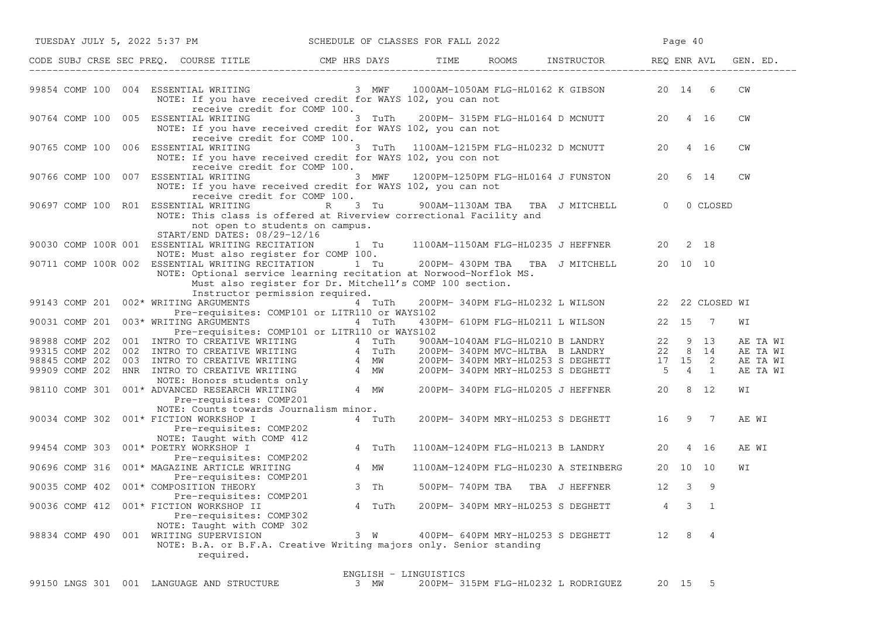| CODE | SUBJ | CRSE | SEC | PREQ. | COURSE TITLE | CMP | HRS | DAYS | TIME | ROOMS | INSTRUCTOR | REQ | ENR | AVL | GEN. ED. |
|---|---|---|---|---|---|---|---|---|---|---|---|---|---|---|---|
| 99854 | COMP | 100 | 004 | | ESSENTIAL WRITING | | 3 | MWF | 1000AM-1050AM | FLG-HL0162 | K GIBSON | 20 | 14 | 6 | CW |
| | | | | | NOTE: If you have received credit for WAYS 102, you can not receive credit for COMP 100. | | | | | | | | | | |
| 90764 | COMP | 100 | 005 | | ESSENTIAL WRITING | | 3 | TuTh | 200PM- 315PM | FLG-HL0164 | D MCNUTT | 20 | 4 | 16 | CW |
| | | | | | NOTE: If you have received credit for WAYS 102, you can not receive credit for COMP 100. | | | | | | | | | | |
| 90765 | COMP | 100 | 006 | | ESSENTIAL WRITING | | 3 | TuTh | 1100AM-1215PM | FLG-HL0232 | D MCNUTT | 20 | 4 | 16 | CW |
| | | | | | NOTE: If you have received credit for WAYS 102, you con not receive credit for COMP 100. | | | | | | | | | | |
| 90766 | COMP | 100 | 007 | | ESSENTIAL WRITING | | 3 | MWF | 1200PM-1250PM | FLG-HL0164 | J FUNSTON | 20 | 6 | 14 | CW |
| | | | | | NOTE: If you have received credit for WAYS 102, you can not receive credit for COMP 100. | | | | | | | | | | |
| 90697 | COMP | 100 | R01 | | ESSENTIAL WRITING | R | 3 | Tu | 900AM-1130AM | TBA TBA | J MITCHELL | 0 | 0 | CLOSED | |
| | | | | | NOTE: This class is offered at Riverview correctional Facility and not open to students on campus. START/END DATES: 08/29-12/16 | | | | | | | | | | |
| 90030 | COMP | 100R | 001 | | ESSENTIAL WRITING RECITATION | | 1 | Tu | 1100AM-1150AM | FLG-HL0235 | J HEFFNER | 20 | 2 | 18 | |
| | | | | | NOTE: Must also register for COMP 100. | | | | | | | | | | |
| 90711 | COMP | 100R | 002 | | ESSENTIAL WRITING RECITATION | | 1 | Tu | 200PM- 430PM | TBA TBA | J MITCHELL | 20 | 10 | 10 | |
| | | | | | NOTE: Optional service learning recitation at Norwood-Norflok MS. Must also register for Dr. Mitchell's COMP 100 section. Instructor permission required. | | | | | | | | | | |
| 99143 | COMP | 201 | 002 | * | WRITING ARGUMENTS | | 4 | TuTh | 200PM- 340PM | FLG-HL0232 | L WILSON | 22 | 22 | CLOSED | WI |
| | | | | | Pre-requisites: COMP101 or LITR110 or WAYS102 | | | | | | | | | | |
| 90031 | COMP | 201 | 003 | * | WRITING ARGUMENTS | | 4 | TuTh | 430PM- 610PM | FLG-HL0211 | L WILSON | 22 | 15 | 7 | WI |
| | | | | | Pre-requisites: COMP101 or LITR110 or WAYS102 | | | | | | | | | | |
| 98988 | COMP | 202 | 001 | | INTRO TO CREATIVE WRITING | | 4 | TuTh | 900AM-1040AM | FLG-HL0210 | B LANDRY | 22 | 9 | 13 | AE TA WI |
| 99315 | COMP | 202 | 002 | | INTRO TO CREATIVE WRITING | | 4 | TuTh | 200PM- 340PM | MVC-HLTBA | B LANDRY | 22 | 8 | 14 | AE TA WI |
| 98845 | COMP | 202 | 003 | | INTRO TO CREATIVE WRITING | | 4 | MW | 200PM- 340PM | MRY-HL0253 | S DEGHETT | 17 | 15 | 2 | AE TA WI |
| 99909 | COMP | 202 | HNR | | INTRO TO CREATIVE WRITING | | 4 | MW | 200PM- 340PM | MRY-HL0253 | S DEGHETT | 5 | 4 | 1 | AE TA WI |
| | | | | | NOTE: Honors students only | | | | | | | | | | |
| 98110 | COMP | 301 | 001 | * | ADVANCED RESEARCH WRITING | | 4 | MW | 200PM- 340PM | FLG-HL0205 | J HEFFNER | 20 | 8 | 12 | WI |
| | | | | | Pre-requisites: COMP201 NOTE: Counts towards Journalism minor. | | | | | | | | | | |
| 90034 | COMP | 302 | 001 | * | FICTION WORKSHOP I | | 4 | TuTh | 200PM- 340PM | MRY-HL0253 | S DEGHETT | 16 | 9 | 7 | AE WI |
| | | | | | Pre-requisites: COMP202 NOTE: Taught with COMP 412 | | | | | | | | | | |
| 99454 | COMP | 303 | 001 | * | POETRY WORKSHOP I | | 4 | TuTh | 1100AM-1240PM | FLG-HL0213 | B LANDRY | 20 | 4 | 16 | AE WI |
| | | | | | Pre-requisites: COMP202 | | | | | | | | | | |
| 90696 | COMP | 316 | 001 | * | MAGAZINE ARTICLE WRITING | | 4 | MW | 1100AM-1240PM | FLG-HL0230 | A STEINBERG | 20 | 10 | 10 | WI |
| | | | | | Pre-requisites: COMP201 | | | | | | | | | | |
| 90035 | COMP | 402 | 001 | * | COMPOSITION THEORY | | 3 | Th | 500PM- 740PM | TBA TBA | J HEFFNER | 12 | 3 | 9 | |
| | | | | | Pre-requisites: COMP201 | | | | | | | | | | |
| 90036 | COMP | 412 | 001 | * | FICTION WORKSHOP II | | 4 | TuTh | 200PM- 340PM | MRY-HL0253 | S DEGHETT | 4 | 3 | 1 | |
| | | | | | Pre-requisites: COMP302 NOTE: Taught with COMP 302 | | | | | | | | | | |
| 98834 | COMP | 490 | 001 | | WRITING SUPERVISION | | 3 | W | 400PM- 640PM | MRY-HL0253 | S DEGHETT | 12 | 8 | 4 | |
| | | | | | NOTE: B.A. or B.F.A. Creative Writing majors only. Senior standing required. | | | | | | | | | | |

## ENGLISH - LINGUISTICS

| CODE | SUBJ | CRSE | SEC | PREQ. | COURSE TITLE | CMP | HRS | DAYS | TIME | ROOMS | INSTRUCTOR | REQ | ENR | AVL | GEN. ED. |
|---|---|---|---|---|---|---|---|---|---|---|---|---|---|---|---|
| 99150 | LNGS | 301 | 001 | | LANGUAGE AND STRUCTURE | | 3 | MW | 200PM- 315PM | FLG-HL0232 | L RODRIGUEZ | 20 | 15 | 5 | |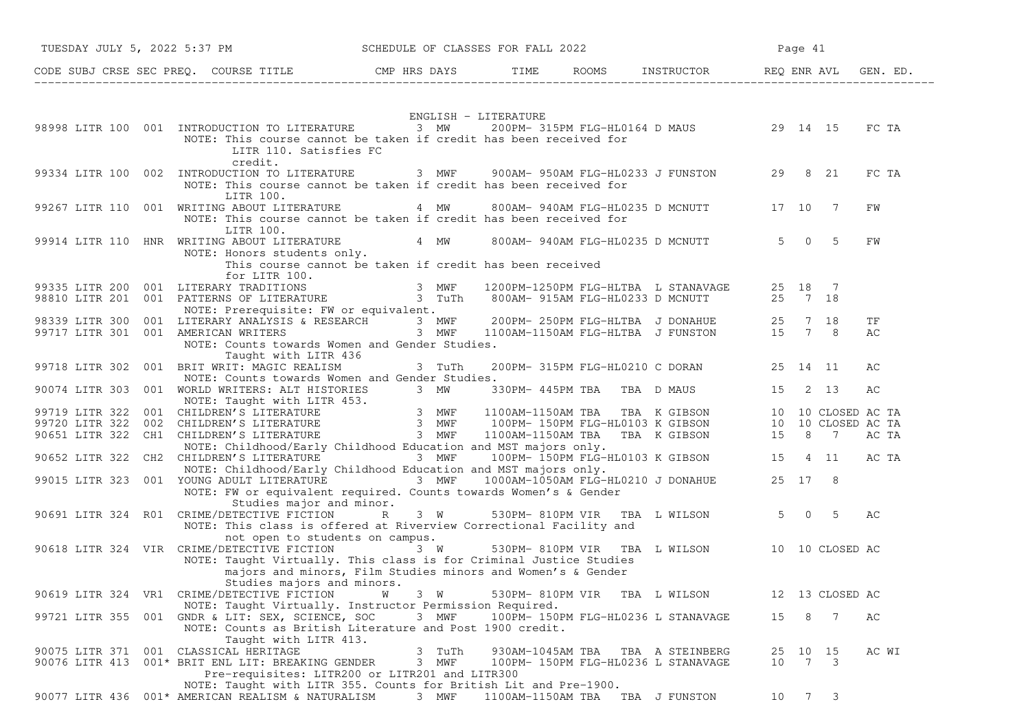| CODE | SUBJ | CRSE | SEC | PREQ. | COURSE TITLE | CMP | HRS | DAYS | TIME | ROOMS | INSTRUCTOR | REQ | ENR | AVL | GEN. ED. |
|---|---|---|---|---|---|---|---|---|---|---|---|---|---|---|---|

## ENGLISH - LITERATURE

| CODE | SUBJ | CRSE | SEC | PREQ. | COURSE TITLE | CMP | HRS | DAYS | TIME | ROOMS | INSTRUCTOR | REQ | ENR | AVL | GEN. ED. |
|---|---|---|---|---|---|---|---|---|---|---|---|---|---|---|---|
| 98998 | LITR | 100 | 001 | | INTRODUCTION TO LITERATURE | | 3 | MW | 200PM- 315PM | FLG-HL0164 | D MAUS | 29 | 14 | 15 | FC TA |
| | | | | | NOTE: This course cannot be taken if credit has been received for LITR 110. Satisfies FC credit. | | | | | | | | | | |
| 99334 | LITR | 100 | 002 | | INTRODUCTION TO LITERATURE | | 3 | MWF | 900AM- 950AM | FLG-HL0233 | J FUNSTON | 29 | 8 | 21 | FC TA |
| | | | | | NOTE: This course cannot be taken if credit has been received for LITR 100. | | | | | | | | | | |
| 99267 | LITR | 110 | 001 | | WRITING ABOUT LITERATURE | | 4 | MW | 800AM- 940AM | FLG-HL0235 | D MCNUTT | 17 | 10 | 7 | FW |
| | | | | | NOTE: This course cannot be taken if credit has been received for LITR 100. | | | | | | | | | | |
| 99914 | LITR | 110 | HNR | | WRITING ABOUT LITERATURE | | 4 | MW | 800AM- 940AM | FLG-HL0235 | D MCNUTT | 5 | 0 | 5 | FW |
| | | | | | NOTE: Honors students only. This course cannot be taken if credit has been received for LITR 100. | | | | | | | | | | |
| 99335 | LITR | 200 | 001 | | LITERARY TRADITIONS | | 3 | MWF | 1200PM-1250PM | FLG-HLTBA | L STANAVAGE | 25 | 18 | 7 | |
| 98810 | LITR | 201 | 001 | | PATTERNS OF LITERATURE | | 3 | TuTh | 800AM- 915AM | FLG-HL0233 | D MCNUTT | 25 | 7 | 18 | |
| | | | | | NOTE: Prerequisite: FW or equivalent. | | | | | | | | | | |
| 98339 | LITR | 300 | 001 | | LITERARY ANALYSIS & RESEARCH | | 3 | MWF | 200PM- 250PM | FLG-HLTBA | J DONAHUE | 25 | 7 | 18 | TF |
| 99717 | LITR | 301 | 001 | | AMERICAN WRITERS | | 3 | MWF | 1100AM-1150AM | FLG-HLTBA | J FUNSTON | 15 | 7 | 8 | AC |
| | | | | | NOTE: Counts towards Women and Gender Studies. Taught with LITR 436 | | | | | | | | | | |
| 99718 | LITR | 302 | 001 | | BRIT WRIT: MAGIC REALISM | | 3 | TuTh | 200PM- 315PM | FLG-HL0210 | C DORAN | 25 | 14 | 11 | AC |
| | | | | | NOTE: Counts towards Women and Gender Studies. | | | | | | | | | | |
| 90074 | LITR | 303 | 001 | | WORLD WRITERS: ALT HISTORIES | | 3 | MW | 330PM- 445PM | TBA TBA | D MAUS | 15 | 2 | 13 | AC |
| | | | | | NOTE: Taught with LITR 453. | | | | | | | | | | |
| 99719 | LITR | 322 | 001 | | CHILDREN'S LITERATURE | | 3 | MWF | 1100AM-1150AM | TBA TBA | K GIBSON | 10 | 10 | CLOSED | AC TA |
| 99720 | LITR | 322 | 002 | | CHILDREN'S LITERATURE | | 3 | MWF | 100PM- 150PM | FLG-HL0103 | K GIBSON | 10 | 10 | CLOSED | AC TA |
| 90651 | LITR | 322 | CH1 | | CHILDREN'S LITERATURE | | 3 | MWF | 1100AM-1150AM | TBA TBA | K GIBSON | 15 | 8 | 7 | AC TA |
| | | | | | NOTE: Childhood/Early Childhood Education and MST majors only. | | | | | | | | | | |
| 90652 | LITR | 322 | CH2 | | CHILDREN'S LITERATURE | | 3 | MWF | 100PM- 150PM | FLG-HL0103 | K GIBSON | 15 | 4 | 11 | AC TA |
| | | | | | NOTE: Childhood/Early Childhood Education and MST majors only. | | | | | | | | | | |
| 99015 | LITR | 323 | 001 | | YOUNG ADULT LITERATURE | | 3 | MWF | 1000AM-1050AM | FLG-HL0210 | J DONAHUE | 25 | 17 | 8 | |
| | | | | | NOTE: FW or equivalent required. Counts towards Women's & Gender Studies major and minor. | | | | | | | | | | |
| 90691 | LITR | 324 | R01 | | CRIME/DETECTIVE FICTION | R | 3 | W | 530PM- 810PM | VIR TBA | L WILSON | 5 | 0 | 5 | AC |
| | | | | | NOTE: This class is offered at Riverview Correctional Facility and not open to students on campus. | | | | | | | | | | |
| 90618 | LITR | 324 | VIR | | CRIME/DETECTIVE FICTION | | 3 | W | 530PM- 810PM | VIR TBA | L WILSON | 10 | 10 | CLOSED | AC |
| | | | | | NOTE: Taught Virtually. This class is for Criminal Justice Studies majors and minors, Film Studies minors and Women's & Gender Studies majors and minors. | | | | | | | | | | |
| 90619 | LITR | 324 | VR1 | | CRIME/DETECTIVE FICTION | W | 3 | W | 530PM- 810PM | VIR TBA | L WILSON | 12 | 13 | CLOSED | AC |
| | | | | | NOTE: Taught Virtually. Instructor Permission Required. | | | | | | | | | | |
| 99721 | LITR | 355 | 001 | | GNDR & LIT: SEX, SCIENCE, SOC | | 3 | MWF | 100PM- 150PM | FLG-HL0236 | L STANAVAGE | 15 | 8 | 7 | AC |
| | | | | | NOTE: Counts as British Literature and Post 1900 credit. Taught with LITR 413. | | | | | | | | | | |
| 90075 | LITR | 371 | 001 | | CLASSICAL HERITAGE | | 3 | TuTh | 930AM-1045AM | TBA TBA | A STEINBERG | 25 | 10 | 15 | AC WI |
| 90076 | LITR | 413 | 001 | * | BRIT ENL LIT: BREAKING GENDER | | 3 | MWF | 100PM- 150PM | FLG-HL0236 | L STANAVAGE | 10 | 7 | 3 | |
| | | | | | Pre-requisites: LITR200 or LITR201 and LITR300 | | | | | | | | | | |
| | | | | | NOTE: Taught with LITR 355. Counts for British Lit and Pre-1900. | | | | | | | | | | |
| 90077 | LITR | 436 | 001 | * | AMERICAN REALISM & NATURALISM | | 3 | MWF | 1100AM-1150AM | TBA TBA | J FUNSTON | 10 | 7 | 3 | |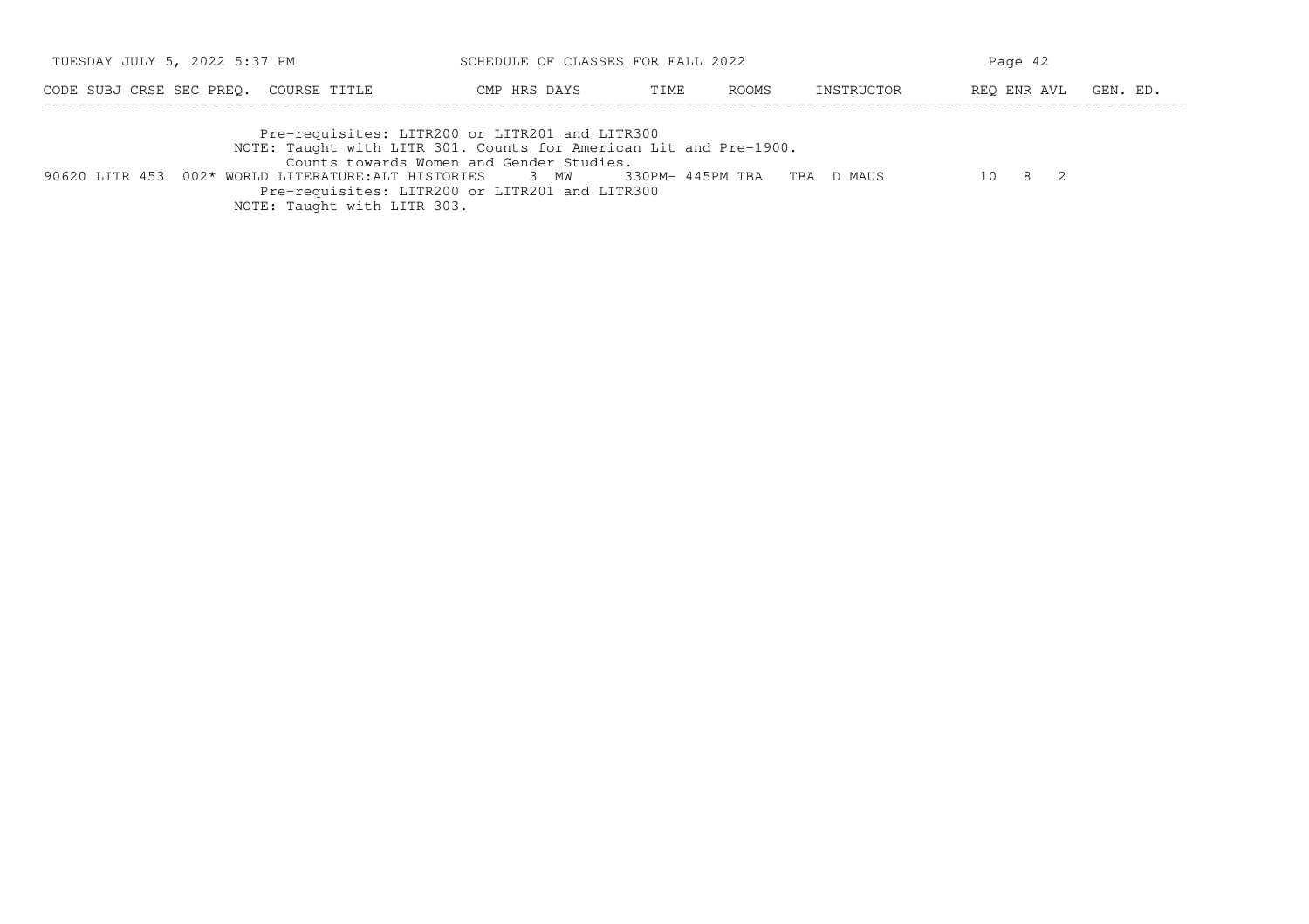| CODE | SUBJ | CRSE | SEC | PREQ. | COURSE TITLE | CMP | HRS | DAYS | TIME | ROOMS | INSTRUCTOR | REQ | ENR | AVL | GEN. ED. |
|---|---|---|---|---|---|---|---|---|---|---|---|---|---|---|---|

Pre-requisites: LITR200 or LITR201 and LITR300
NOTE: Taught with LITR 301. Counts for American Lit and Pre-1900.
Counts towards Women and Gender Studies.

| CODE | SUBJ | CRSE | SEC | PREQ. | COURSE TITLE | CMP | HRS | DAYS | TIME | ROOMS | INSTRUCTOR | REQ | ENR | AVL | GEN. ED. |
|---|---|---|---|---|---|---|---|---|---|---|---|---|---|---|---|
| 90620 | LITR | 453 | 002 | * | WORLD LITERATURE:ALT HISTORIES | | 3 | MW | 330PM- 445PM | TBA | TBA D MAUS | 10 | 8 | 2 | |

Pre-requisites: LITR200 or LITR201 and LITR300
NOTE: Taught with LITR 303.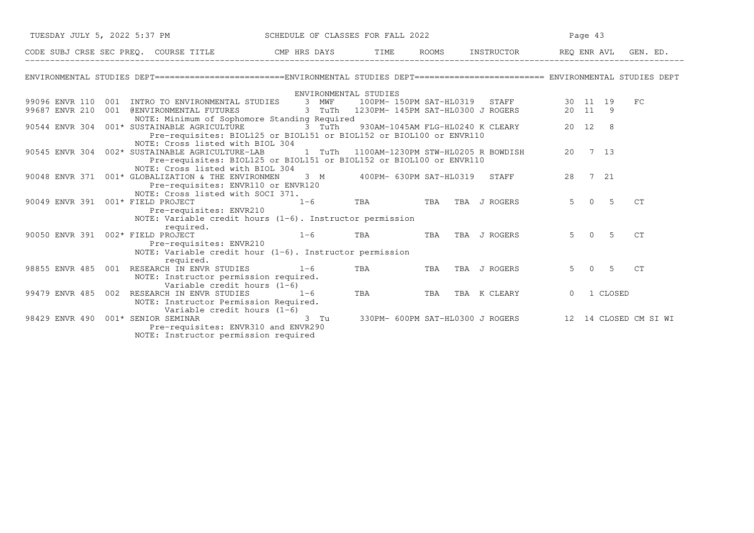| CODE | SUBJ | CRSE | SEC | PREQ. | COURSE TITLE | CMP | HRS | DAYS | TIME | ROOMS | INSTRUCTOR | REQ | ENR | AVL | GEN. ED. |
|---|---|---|---|---|---|---|---|---|---|---|---|---|---|---|---|

## ENVIRONMENTAL STUDIES DEPT

### ENVIRONMENTAL STUDIES

| CODE | SUBJ | CRSE | SEC | PREQ. | COURSE TITLE | CMP | HRS | DAYS | TIME | ROOMS | INSTRUCTOR | REQ | ENR | AVL | GEN. ED. |
|---|---|---|---|---|---|---|---|---|---|---|---|---|---|---|---|
| 99096 | ENVR | 110 | 001 | | INTRO TO ENVIRONMENTAL STUDIES | | 3 | MWF | 100PM- 150PM | SAT-HL0319 | STAFF | 30 | 11 | 19 | FC |
| 99687 | ENVR | 210 | 001 | | @ENVIRONMENTAL FUTURES | | 3 | TuTh | 1230PM- 145PM | SAT-HL0300 | J ROGERS | 20 | 11 | 9 | |
| | | | | | NOTE: Minimum of Sophomore Standing Required | | | | | | | | | | |
| 90544 | ENVR | 304 | 001 | * | SUSTAINABLE AGRICULTURE | | 3 | TuTh | 930AM-1045AM | FLG-HL0240 | K CLEARY | 20 | 12 | 8 | |
| | | | | | Pre-requisites: BIOL125 or BIOL151 or BIOL152 or BIOL100 or ENVR110 | | | | | | | | | | |
| | | | | | NOTE: Cross listed with BIOL 304 | | | | | | | | | | |
| 90545 | ENVR | 304 | 002 | * | SUSTAINABLE AGRICULTURE-LAB | | 1 | TuTh | 1100AM-1230PM | STW-HL0205 | R BOWDISH | 20 | 7 | 13 | |
| | | | | | Pre-requisites: BIOL125 or BIOL151 or BIOL152 or BIOL100 or ENVR110 | | | | | | | | | | |
| | | | | | NOTE: Cross listed with BIOL 304 | | | | | | | | | | |
| 90048 | ENVR | 371 | 001 | * | GLOBALIZATION & THE ENVIRONMEN | | 3 | M | 400PM- 630PM | SAT-HL0319 | STAFF | 28 | 7 | 21 | |
| | | | | | Pre-requisites: ENVR110 or ENVR120 | | | | | | | | | | |
| | | | | | NOTE: Cross listed with SOCI 371. | | | | | | | | | | |
| 90049 | ENVR | 391 | 001 | * | FIELD PROJECT | | 1-6 | | TBA | TBA | TBA J ROGERS | 5 | 0 | 5 | CT |
| | | | | | Pre-requisites: ENVR210 | | | | | | | | | | |
| | | | | | NOTE: Variable credit hours (1-6). Instructor permission required. | | | | | | | | | | |
| 90050 | ENVR | 391 | 002 | * | FIELD PROJECT | | 1-6 | | TBA | TBA | TBA J ROGERS | 5 | 0 | 5 | CT |
| | | | | | Pre-requisites: ENVR210 | | | | | | | | | | |
| | | | | | NOTE: Variable credit hour (1-6). Instructor permission required. | | | | | | | | | | |
| 98855 | ENVR | 485 | 001 | | RESEARCH IN ENVR STUDIES | | 1-6 | | TBA | TBA | TBA J ROGERS | 5 | 0 | 5 | CT |
| | | | | | NOTE: Instructor permission required. Variable credit hours (1-6) | | | | | | | | | | |
| 99479 | ENVR | 485 | 002 | | RESEARCH IN ENVR STUDIES | | 1-6 | | TBA | TBA | TBA K CLEARY | 0 | 1 | CLOSED | |
| | | | | | NOTE: Instructor Permission Required. Variable credit hours (1-6) | | | | | | | | | | |
| 98429 | ENVR | 490 | 001 | * | SENIOR SEMINAR | | 3 | Tu | 330PM- 600PM | SAT-HL0300 | J ROGERS | 12 | 14 | CLOSED | CM SI WI |
| | | | | | Pre-requisites: ENVR310 and ENVR290 | | | | | | | | | | |
| | | | | | NOTE: Instructor permission required | | | | | | | | | | |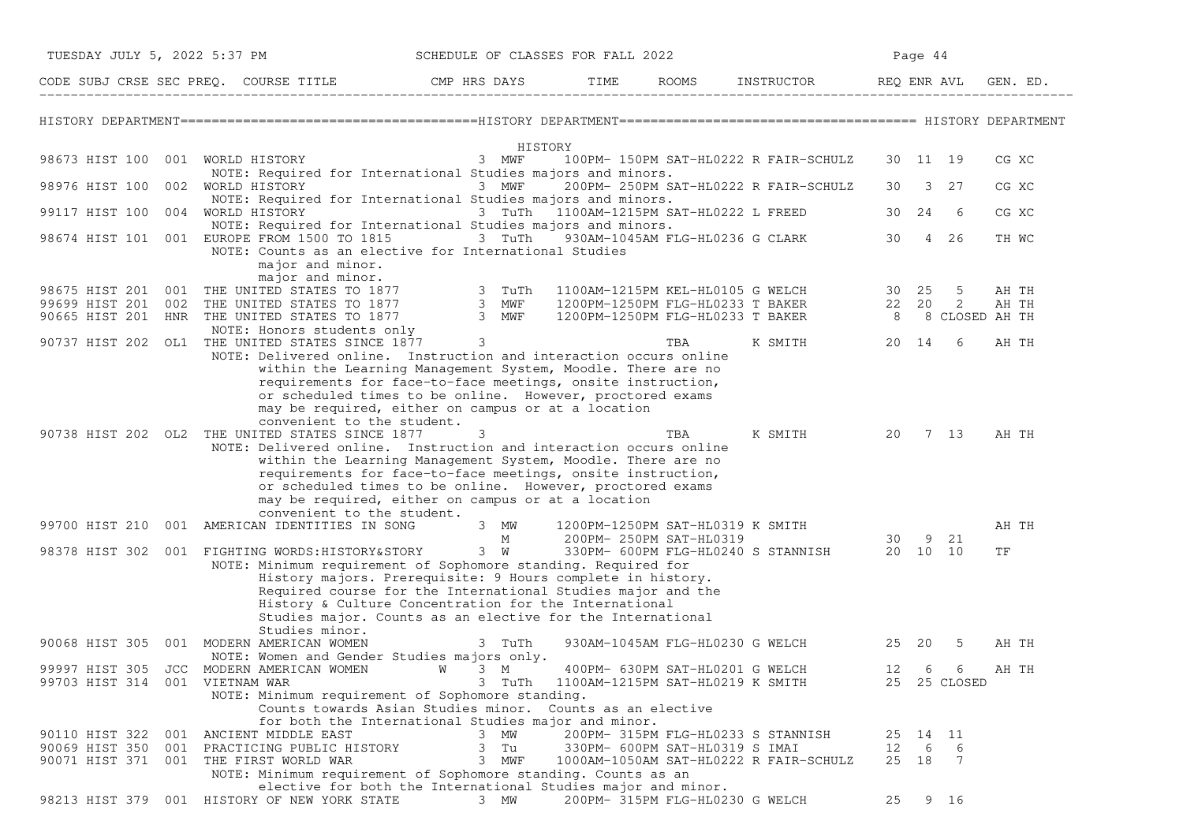## HISTORY DEPARTMENT

### HISTORY

| CODE | SUBJ | CRSE | SEC | PREQ. | COURSE TITLE | CMP | HRS | DAYS | TIME | ROOMS | INSTRUCTOR | REQ | ENR | AVL | GEN. ED. |
|---|---|---|---|---|---|---|---|---|---|---|---|---|---|---|---|
| 98673 | HIST | 100 | 001 | | WORLD HISTORY | | 3 | MWF | 100PM- 150PM | SAT-HL0222 | R FAIR-SCHULZ | 30 | 11 | 19 | CG XC |
| | | | | | NOTE: Required for International Studies majors and minors. | | | | | | | | | | |
| 98976 | HIST | 100 | 002 | | WORLD HISTORY | | 3 | MWF | 200PM- 250PM | SAT-HL0222 | R FAIR-SCHULZ | 30 | 3 | 27 | CG XC |
| | | | | | NOTE: Required for International Studies majors and minors. | | | | | | | | | | |
| 99117 | HIST | 100 | 004 | | WORLD HISTORY | | 3 | TuTh | 1100AM-1215PM | SAT-HL0222 | L FREED | 30 | 24 | 6 | CG XC |
| | | | | | NOTE: Required for International Studies majors and minors. | | | | | | | | | | |
| 98674 | HIST | 101 | 001 | | EUROPE FROM 1500 TO 1815 | | 3 | TuTh | 930AM-1045AM | FLG-HL0236 | G CLARK | 30 | 4 | 26 | TH WC |
| | | | | | NOTE: Counts as an elective for International Studies major and minor. major and minor. | | | | | | | | | | |
| 98675 | HIST | 201 | 001 | | THE UNITED STATES TO 1877 | | 3 | TuTh | 1100AM-1215PM | KEL-HL0105 | G WELCH | 30 | 25 | 5 | AH TH |
| 99699 | HIST | 201 | 002 | | THE UNITED STATES TO 1877 | | 3 | MWF | 1200PM-1250PM | FLG-HL0233 | T BAKER | 22 | 20 | 2 | AH TH |
| 90665 | HIST | 201 | HNR | | THE UNITED STATES TO 1877 | | 3 | MWF | 1200PM-1250PM | FLG-HL0233 | T BAKER | 8 | 8 | CLOSED | AH TH |
| | | | | | NOTE: Honors students only | | | | | | | | | | |
| 90737 | HIST | 202 | OL1 | | THE UNITED STATES SINCE 1877 | | 3 | | | TBA | K SMITH | 20 | 14 | 6 | AH TH |
| | | | | | NOTE: Delivered online. Instruction and interaction occurs online within the Learning Management System, Moodle. There are no requirements for face-to-face meetings, onsite instruction, or scheduled times to be online. However, proctored exams may be required, either on campus or at a location convenient to the student. | | | | | | | | | | |
| 90738 | HIST | 202 | OL2 | | THE UNITED STATES SINCE 1877 | | 3 | | | TBA | K SMITH | 20 | 7 | 13 | AH TH |
| | | | | | NOTE: Delivered online. Instruction and interaction occurs online within the Learning Management System, Moodle. There are no requirements for face-to-face meetings, onsite instruction, or scheduled times to be online. However, proctored exams may be required, either on campus or at a location convenient to the student. | | | | | | | | | | |
| 99700 | HIST | 210 | 001 | | AMERICAN IDENTITIES IN SONG | | 3 | MW | 1200PM-1250PM | SAT-HL0319 | K SMITH | | | | AH TH |
| | | | | | | | | M | 200PM- 250PM | SAT-HL0319 | | 30 | 9 | 21 | |
| 98378 | HIST | 302 | 001 | | FIGHTING WORDS:HISTORY&STORY | | 3 | W | 330PM- 600PM | FLG-HL0240 | S STANNISH | 20 | 10 | 10 | TF |
| | | | | | NOTE: Minimum requirement of Sophomore standing. Required for History majors. Prerequisite: 9 Hours complete in history. Required course for the International Studies major and the History & Culture Concentration for the International Studies major. Counts as an elective for the International Studies minor. | | | | | | | | | | |
| 90068 | HIST | 305 | 001 | | MODERN AMERICAN WOMEN | | 3 | TuTh | 930AM-1045AM | FLG-HL0230 | G WELCH | 25 | 20 | 5 | AH TH |
| | | | | | NOTE: Women and Gender Studies majors only. | | | | | | | | | | |
| 99997 | HIST | 305 | JCC | | MODERN AMERICAN WOMEN | W | 3 | M | 400PM- 630PM | SAT-HL0201 | G WELCH | 12 | 6 | 6 | AH TH |
| 99703 | HIST | 314 | 001 | | VIETNAM WAR | | 3 | TuTh | 1100AM-1215PM | SAT-HL0219 | K SMITH | 25 | 25 | CLOSED | |
| | | | | | NOTE: Minimum requirement of Sophomore standing. Counts towards Asian Studies minor. Counts as an elective for both the International Studies major and minor. | | | | | | | | | | |
| 90110 | HIST | 322 | 001 | | ANCIENT MIDDLE EAST | | 3 | MW | 200PM- 315PM | FLG-HL0233 | S STANNISH | 25 | 14 | 11 | |
| 90069 | HIST | 350 | 001 | | PRACTICING PUBLIC HISTORY | | 3 | Tu | 330PM- 600PM | SAT-HL0319 | S IMAI | 12 | 6 | 6 | |
| 90071 | HIST | 371 | 001 | | THE FIRST WORLD WAR | | 3 | MWF | 1000AM-1050AM | SAT-HL0222 | R FAIR-SCHULZ | 25 | 18 | 7 | |
| | | | | | NOTE: Minimum requirement of Sophomore standing. Counts as an elective for both the International Studies major and minor. | | | | | | | | | | |
| 98213 | HIST | 379 | 001 | | HISTORY OF NEW YORK STATE | | 3 | MW | 200PM- 315PM | FLG-HL0230 | G WELCH | 25 | 9 | 16 | |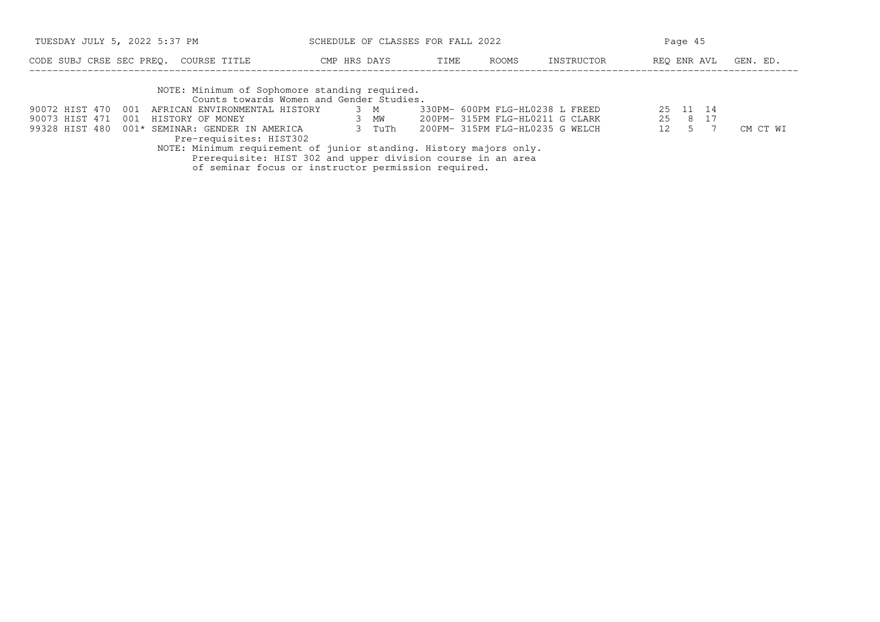| CODE | SUBJ | CRSE | SEC | PREQ. | COURSE TITLE | CMP | HRS | DAYS | TIME | ROOMS | INSTRUCTOR | REQ | ENR | AVL | GEN. ED. |
|---|---|---|---|---|---|---|---|---|---|---|---|---|---|---|---|
| | | | | | NOTE: Minimum of Sophomore standing required. Counts towards Women and Gender Studies. | | | | | | | | | | |
| 90072 | HIST | 470 | 001 | | AFRICAN ENVIRONMENTAL HISTORY | | 3 | M | 330PM- 600PM | FLG-HL0238 | L FREED | 25 | 11 | 14 | |
| 90073 | HIST | 471 | 001 | | HISTORY OF MONEY | | 3 | MW | 200PM- 315PM | FLG-HL0211 | G CLARK | 25 | 8 | 17 | |
| 99328 | HIST | 480 | 001 | * | SEMINAR: GENDER IN AMERICA | | 3 | TuTh | 200PM- 315PM | FLG-HL0235 | G WELCH | 12 | 5 | 7 | CM CT WI |
| | | | | | Pre-requisites: HIST302 | | | | | | | | | | |
| | | | | | NOTE: Minimum requirement of junior standing. History majors only. Prerequisite: HIST 302 and upper division course in an area of seminar focus or instructor permission required. | | | | | | | | | | |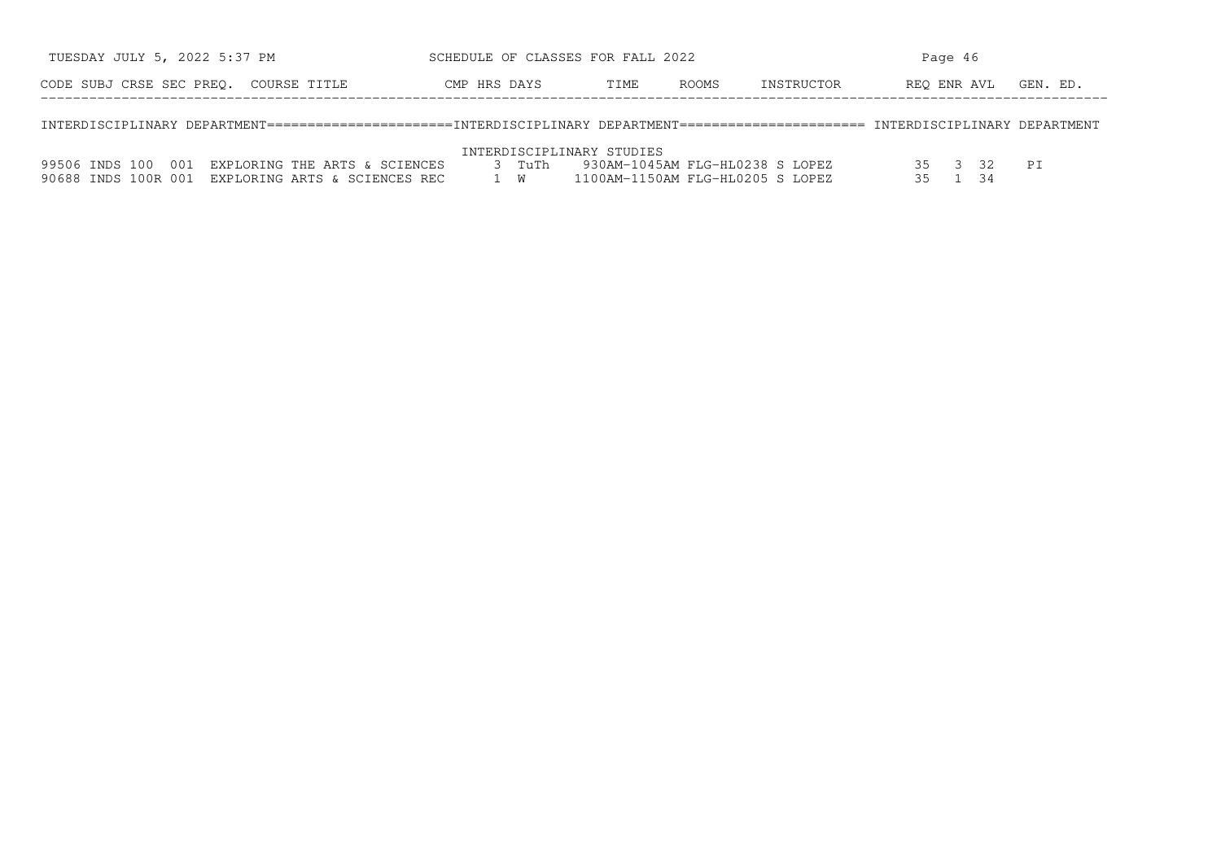| CODE | SUBJ | CRSE | SEC | PREQ. | COURSE TITLE | CMP | HRS | DAYS | TIME | ROOMS | INSTRUCTOR | REQ | ENR | AVL | GEN. ED. |
|---|---|---|---|---|---|---|---|---|---|---|---|---|---|---|---|

INTERDISCIPLINARY DEPARTMENT======================INTERDISCIPLINARY DEPARTMENT====================== INTERDISCIPLINARY DEPARTMENT

INTERDISCIPLINARY STUDIES

| CODE | SUBJ | CRSE | SEC | PREQ. | COURSE TITLE | CMP | HRS | DAYS | TIME | ROOMS | INSTRUCTOR | REQ | ENR | AVL | GEN. ED. |
|---|---|---|---|---|---|---|---|---|---|---|---|---|---|---|---|
| 99506 | INDS | 100 | 001 | | EXPLORING THE ARTS & SCIENCES | | 3 | TuTh | 930AM-1045AM | FLG-HL0238 | S LOPEZ | 35 | 3 | 32 | PI |
| 90688 | INDS | 100R | 001 | | EXPLORING ARTS & SCIENCES REC | | 1 | W | 1100AM-1150AM | FLG-HL0205 | S LOPEZ | 35 | 1 | 34 | |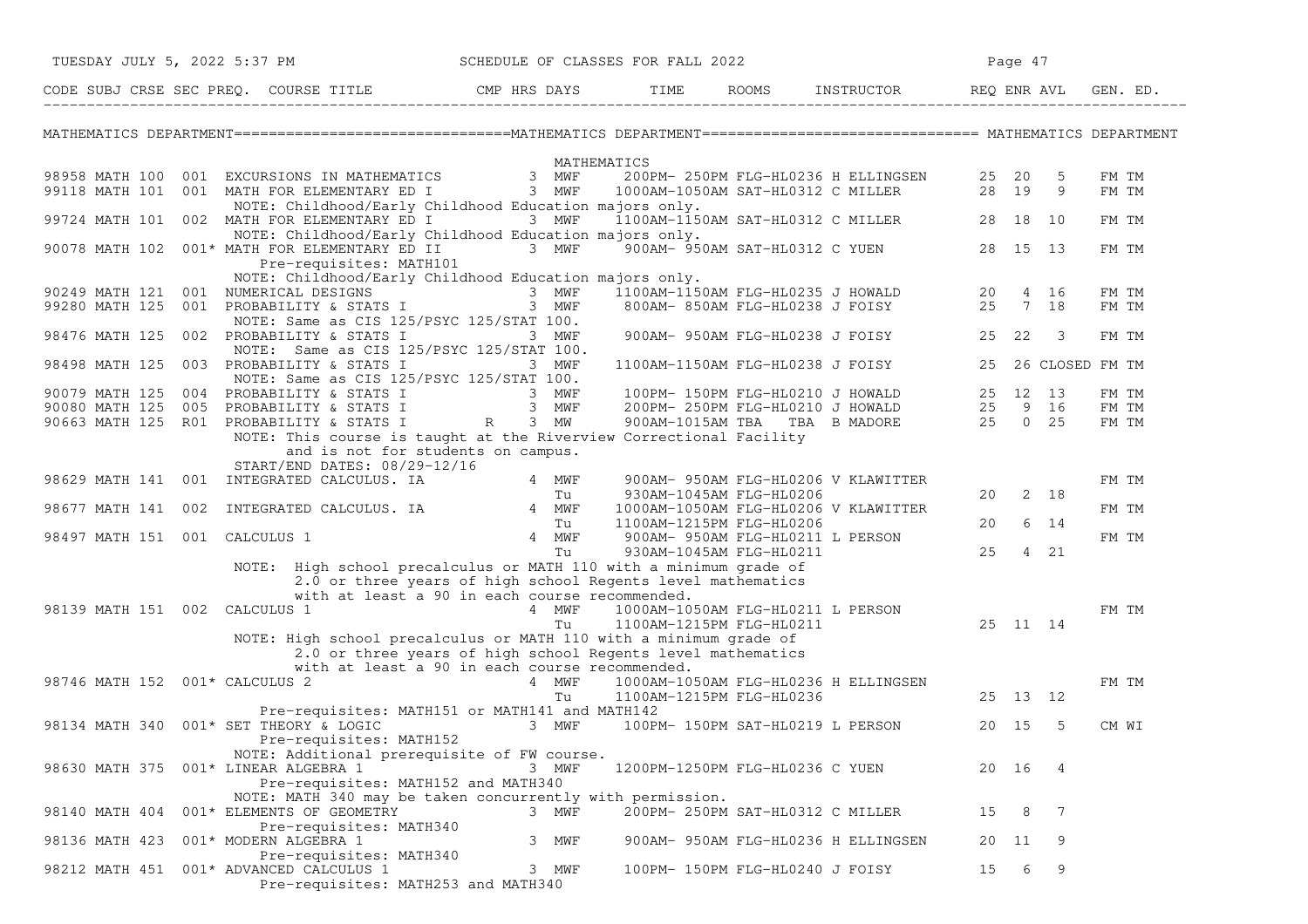# SCHEDULE OF CLASSES FOR FALL 2022

## MATHEMATICS DEPARTMENT

### MATHEMATICS

| CODE | SUBJ | CRSE | SEC | PREQ. | COURSE TITLE | CMP | HRS | DAYS | TIME | ROOMS | INSTRUCTOR | REQ | ENR | AVL | GEN. ED. |
|---|---|---|---|---|---|---|---|---|---|---|---|---|---|---|---|
| 98958 | MATH | 100 | 001 | | EXCURSIONS IN MATHEMATICS | | 3 | MWF | 200PM- 250PM | FLG-HL0236 | H ELLINGSEN | 25 | 20 | 5 | FM TM |
| 99118 | MATH | 101 | 001 | | MATH FOR ELEMENTARY ED I | | 3 | MWF | 1000AM-1050AM | SAT-HL0312 | C MILLER | 28 | 19 | 9 | FM TM |
| | | | | | NOTE: Childhood/Early Childhood Education majors only. | | | | | | | | | | |
| 99724 | MATH | 101 | 002 | | MATH FOR ELEMENTARY ED I | | 3 | MWF | 1100AM-1150AM | SAT-HL0312 | C MILLER | 28 | 18 | 10 | FM TM |
| | | | | | NOTE: Childhood/Early Childhood Education majors only. | | | | | | | | | | |
| 90078 | MATH | 102 | 001 | * | MATH FOR ELEMENTARY ED II | | 3 | MWF | 900AM- 950AM | SAT-HL0312 | C YUEN | 28 | 15 | 13 | FM TM |
| | | | | | Pre-requisites: MATH101 | | | | | | | | | | |
| | | | | | NOTE: Childhood/Early Childhood Education majors only. | | | | | | | | | | |
| 90249 | MATH | 121 | 001 | | NUMERICAL DESIGNS | | 3 | MWF | 1100AM-1150AM | FLG-HL0235 | J HOWALD | 20 | 4 | 16 | FM TM |
| 99280 | MATH | 125 | 001 | | PROBABILITY & STATS I | | 3 | MWF | 800AM- 850AM | FLG-HL0238 | J FOISY | 25 | 7 | 18 | FM TM |
| | | | | | NOTE: Same as CIS 125/PSYC 125/STAT 100. | | | | | | | | | | |
| 98476 | MATH | 125 | 002 | | PROBABILITY & STATS I | | 3 | MWF | 900AM- 950AM | FLG-HL0238 | J FOISY | 25 | 22 | 3 | FM TM |
| | | | | | NOTE: Same as CIS 125/PSYC 125/STAT 100. | | | | | | | | | | |
| 98498 | MATH | 125 | 003 | | PROBABILITY & STATS I | | 3 | MWF | 1100AM-1150AM | FLG-HL0238 | J FOISY | 25 | 26 | CLOSED | FM TM |
| | | | | | NOTE: Same as CIS 125/PSYC 125/STAT 100. | | | | | | | | | | |
| 90079 | MATH | 125 | 004 | | PROBABILITY & STATS I | | 3 | MWF | 100PM- 150PM | FLG-HL0210 | J HOWALD | 25 | 12 | 13 | FM TM |
| 90080 | MATH | 125 | 005 | | PROBABILITY & STATS I | | 3 | MWF | 200PM- 250PM | FLG-HL0210 | J HOWALD | 25 | 9 | 16 | FM TM |
| 90663 | MATH | 125 | R01 | | PROBABILITY & STATS I | R | 3 | MW | 900AM-1015AM | TBA TBA | B MADORE | 25 | 0 | 25 | FM TM |
| | | | | | NOTE: This course is taught at the Riverview Correctional Facility and is not for students on campus. | | | | | | | | | | |
| | | | | | START/END DATES: 08/29-12/16 | | | | | | | | | | |
| 98629 | MATH | 141 | 001 | | INTEGRATED CALCULUS. IA | | 4 | MWF | 900AM- 950AM | FLG-HL0206 | V KLAWITTER | | | | FM TM |
| | | | | | | | | Tu | 930AM-1045AM | FLG-HL0206 | | 20 | 2 | 18 | |
| 98677 | MATH | 141 | 002 | | INTEGRATED CALCULUS. IA | | 4 | MWF | 1000AM-1050AM | FLG-HL0206 | V KLAWITTER | | | | FM TM |
| | | | | | | | | Tu | 1100AM-1215PM | FLG-HL0206 | | 20 | 6 | 14 | |
| 98497 | MATH | 151 | 001 | | CALCULUS 1 | | 4 | MWF | 900AM- 950AM | FLG-HL0211 | L PERSON | | | | FM TM |
| | | | | | | | | Tu | 930AM-1045AM | FLG-HL0211 | | 25 | 4 | 21 | |
| | | | | | NOTE: High school precalculus or MATH 110 with a minimum grade of 2.0 or three years of high school Regents level mathematics with at least a 90 in each course recommended. | | | | | | | | | | |
| 98139 | MATH | 151 | 002 | | CALCULUS 1 | | 4 | MWF | 1000AM-1050AM | FLG-HL0211 | L PERSON | | | | FM TM |
| | | | | | | | | Tu | 1100AM-1215PM | FLG-HL0211 | | 25 | 11 | 14 | |
| | | | | | NOTE: High school precalculus or MATH 110 with a minimum grade of 2.0 or three years of high school Regents level mathematics with at least a 90 in each course recommended. | | | | | | | | | | |
| 98746 | MATH | 152 | 001 | * | CALCULUS 2 | | 4 | MWF | 1000AM-1050AM | FLG-HL0236 | H ELLINGSEN | | | | FM TM |
| | | | | | | | | Tu | 1100AM-1215PM | FLG-HL0236 | | 25 | 13 | 12 | |
| | | | | | Pre-requisites: MATH151 or MATH141 and MATH142 | | | | | | | | | | |
| 98134 | MATH | 340 | 001 | * | SET THEORY & LOGIC | | 3 | MWF | 100PM- 150PM | SAT-HL0219 | L PERSON | 20 | 15 | 5 | CM WI |
| | | | | | Pre-requisites: MATH152 | | | | | | | | | | |
| | | | | | NOTE: Additional prerequisite of FW course. | | | | | | | | | | |
| 98630 | MATH | 375 | 001 | * | LINEAR ALGEBRA 1 | | 3 | MWF | 1200PM-1250PM | FLG-HL0236 | C YUEN | 20 | 16 | 4 | |
| | | | | | Pre-requisites: MATH152 and MATH340 | | | | | | | | | | |
| | | | | | NOTE: MATH 340 may be taken concurrently with permission. | | | | | | | | | | |
| 98140 | MATH | 404 | 001 | * | ELEMENTS OF GEOMETRY | | 3 | MWF | 200PM- 250PM | SAT-HL0312 | C MILLER | 15 | 8 | 7 | |
| | | | | | Pre-requisites: MATH340 | | | | | | | | | | |
| 98136 | MATH | 423 | 001 | * | MODERN ALGEBRA 1 | | 3 | MWF | 900AM- 950AM | FLG-HL0236 | H ELLINGSEN | 20 | 11 | 9 | |
| | | | | | Pre-requisites: MATH340 | | | | | | | | | | |
| 98212 | MATH | 451 | 001 | * | ADVANCED CALCULUS 1 | | 3 | MWF | 100PM- 150PM | FLG-HL0240 | J FOISY | 15 | 6 | 9 | |
| | | | | | Pre-requisites: MATH253 and MATH340 | | | | | | | | | | |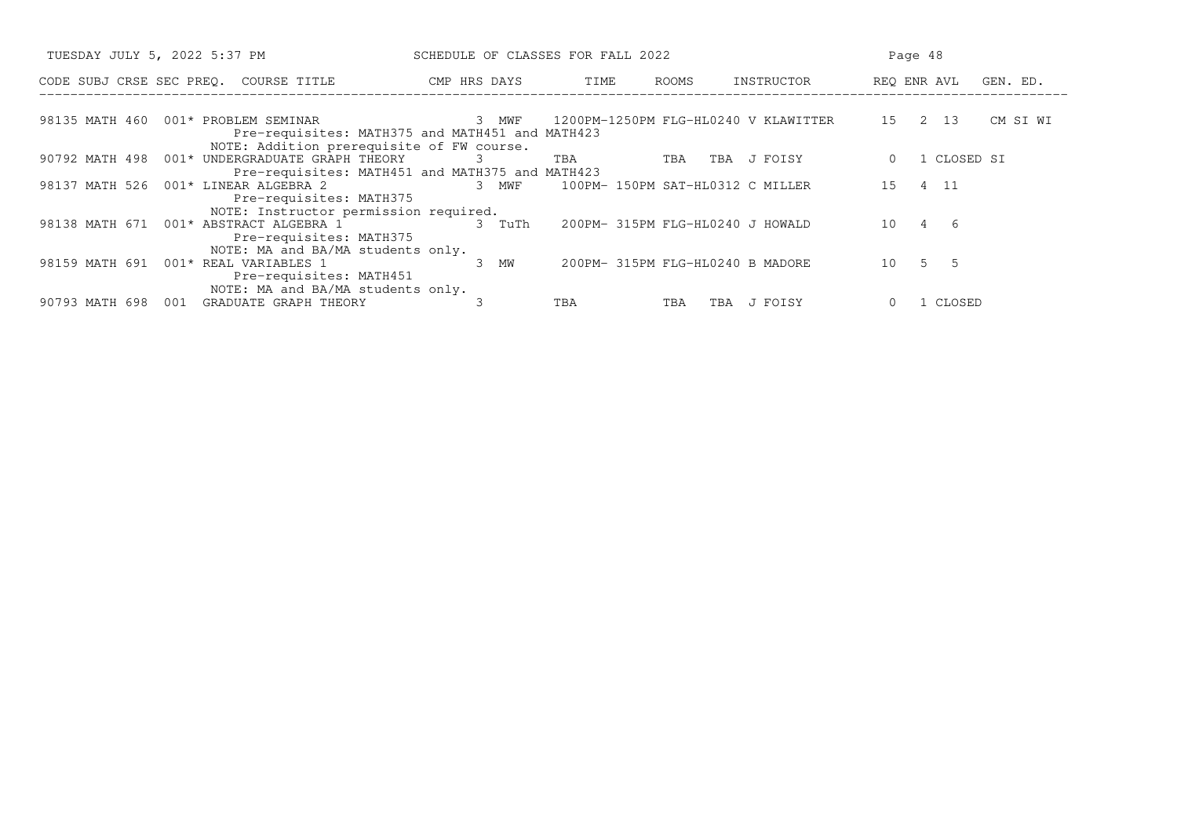| CODE | SUBJ | CRSE | SEC | PREQ. | COURSE TITLE | CMP | HRS | DAYS | TIME | ROOMS | INSTRUCTOR | REQ | ENR | AVL | GEN. ED. |
|---|---|---|---|---|---|---|---|---|---|---|---|---|---|---|---|
| 98135 | MATH | 460 | 001 | * | PROBLEM SEMINAR | | 3 | MWF | 1200PM-1250PM | FLG-HL0240 | V KLAWITTER | 15 | 2 | 13 | CM SI WI |
| | | | | | Pre-requisites: MATH375 and MATH451 and MATH423 | | | | | | | | | | |
| | | | | | NOTE: Addition prerequisite of FW course. | | | | | | | | | | |
| 90792 | MATH | 498 | 001 | * | UNDERGRADUATE GRAPH THEORY | | 3 | | TBA | TBA | TBA J FOISY | 0 | 1 | CLOSED | SI |
| | | | | | Pre-requisites: MATH451 and MATH375 and MATH423 | | | | | | | | | | |
| 98137 | MATH | 526 | 001 | * | LINEAR ALGEBRA 2 | | 3 | MWF | 100PM- 150PM | SAT-HL0312 | C MILLER | 15 | 4 | 11 | |
| | | | | | Pre-requisites: MATH375 | | | | | | | | | | |
| | | | | | NOTE: Instructor permission required. | | | | | | | | | | |
| 98138 | MATH | 671 | 001 | * | ABSTRACT ALGEBRA 1 | | 3 | TuTh | 200PM- 315PM | FLG-HL0240 | J HOWALD | 10 | 4 | 6 | |
| | | | | | Pre-requisites: MATH375 | | | | | | | | | | |
| | | | | | NOTE: MA and BA/MA students only. | | | | | | | | | | |
| 98159 | MATH | 691 | 001 | * | REAL VARIABLES 1 | | 3 | MW | 200PM- 315PM | FLG-HL0240 | B MADORE | 10 | 5 | 5 | |
| | | | | | Pre-requisites: MATH451 | | | | | | | | | | |
| | | | | | NOTE: MA and BA/MA students only. | | | | | | | | | | |
| 90793 | MATH | 698 | 001 | | GRADUATE GRAPH THEORY | | 3 | | TBA | TBA | TBA J FOISY | 0 | 1 | CLOSED | |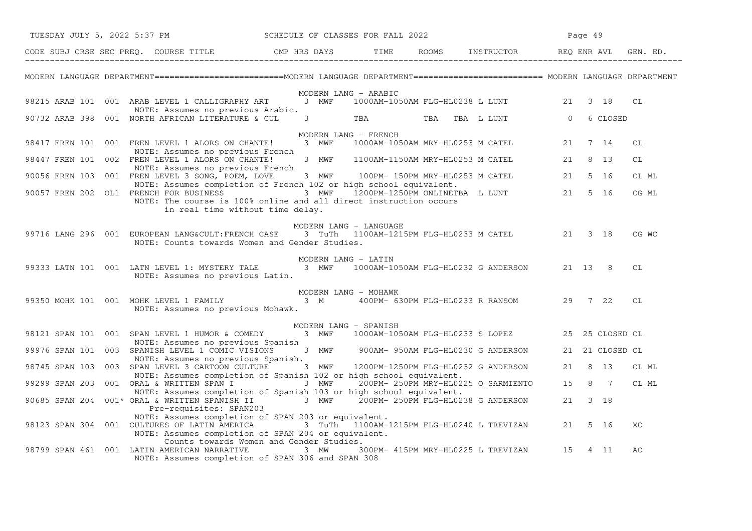# SCHEDULE OF CLASSES FOR FALL 2022

## MODERN LANGUAGE DEPARTMENT

| CODE | SUBJ | CRSE | SEC | PREQ. | COURSE TITLE | CMP | HRS | DAYS | TIME | ROOMS | INSTRUCTOR | REQ | ENR | AVL | GEN. ED. |
|---|---|---|---|---|---|---|---|---|---|---|---|---|---|---|---|
| | | | | | **MODERN LANG - ARABIC** | | | | | | | | | | |
| 98215 | ARAB | 101 | 001 | | ARAB LEVEL 1 CALLIGRAPHY ART | | 3 | MWF | 1000AM-1050AM | FLG-HL0238 | L LUNT | 21 | 3 | 18 | CL |
| | | | | | NOTE: Assumes no previous Arabic. | | | | | | | | | | |
| 90732 | ARAB | 398 | 001 | | NORTH AFRICAN LITERATURE & CUL | | 3 | | TBA | TBA | TBA L LUNT | 0 | 6 | CLOSED | |
| | | | | | **MODERN LANG - FRENCH** | | | | | | | | | | |
| 98417 | FREN | 101 | 001 | | FREN LEVEL 1 ALORS ON CHANTE! | | 3 | MWF | 1000AM-1050AM | MRY-HL0253 | M CATEL | 21 | 7 | 14 | CL |
| | | | | | NOTE: Assumes no previous French | | | | | | | | | | |
| 98447 | FREN | 101 | 002 | | FREN LEVEL 1 ALORS ON CHANTE! | | 3 | MWF | 1100AM-1150AM | MRY-HL0253 | M CATEL | 21 | 8 | 13 | CL |
| | | | | | NOTE: Assumes no previous French | | | | | | | | | | |
| 90056 | FREN | 103 | 001 | | FREN LEVEL 3 SONG, POEM, LOVE | | 3 | MWF | 100PM- 150PM | MRY-HL0253 | M CATEL | 21 | 5 | 16 | CL ML |
| | | | | | NOTE: Assumes completion of French 102 or high school equivalent. | | | | | | | | | | |
| 90057 | FREN | 202 | OL1 | | FRENCH FOR BUSINESS | | 3 | MWF | 1200PM-1250PM | ONLINETBA | L LUNT | 21 | 5 | 16 | CG ML |
| | | | | | NOTE: The course is 100% online and all direct instruction occurs in real time without time delay. | | | | | | | | | | |
| | | | | | **MODERN LANG - LANGUAGE** | | | | | | | | | | |
| 99716 | LANG | 296 | 001 | | EUROPEAN LANG&CULT:FRENCH CASE | | 3 | TuTh | 1100AM-1215PM | FLG-HL0233 | M CATEL | 21 | 3 | 18 | CG WC |
| | | | | | NOTE: Counts towards Women and Gender Studies. | | | | | | | | | | |
| | | | | | **MODERN LANG - LATIN** | | | | | | | | | | |
| 99333 | LATN | 101 | 001 | | LATN LEVEL 1: MYSTERY TALE | | 3 | MWF | 1000AM-1050AM | FLG-HL0232 | G ANDERSON | 21 | 13 | 8 | CL |
| | | | | | NOTE: Assumes no previous Latin. | | | | | | | | | | |
| | | | | | **MODERN LANG - MOHAWK** | | | | | | | | | | |
| 99350 | MOHK | 101 | 001 | | MOHK LEVEL 1 FAMILY | | 3 | M | 400PM- 630PM | FLG-HL0233 | R RANSOM | 29 | 7 | 22 | CL |
| | | | | | NOTE: Assumes no previous Mohawk. | | | | | | | | | | |
| | | | | | **MODERN LANG - SPANISH** | | | | | | | | | | |
| 98121 | SPAN | 101 | 001 | | SPAN LEVEL 1 HUMOR & COMEDY | | 3 | MWF | 1000AM-1050AM | FLG-HL0233 | S LOPEZ | 25 | 25 | CLOSED | CL |
| | | | | | NOTE: Assumes no previous Spanish | | | | | | | | | | |
| 99976 | SPAN | 101 | 003 | | SPANISH LEVEL 1 COMIC VISIONS | | 3 | MWF | 900AM- 950AM | FLG-HL0230 | G ANDERSON | 21 | 21 | CLOSED | CL |
| | | | | | NOTE: Assumes no previous Spanish. | | | | | | | | | | |
| 98745 | SPAN | 103 | 003 | | SPAN LEVEL 3 CARTOON CULTURE | | 3 | MWF | 1200PM-1250PM | FLG-HL0232 | G ANDERSON | 21 | 8 | 13 | CL ML |
| | | | | | NOTE: Assumes completion of Spanish 102 or high school equivalent. | | | | | | | | | | |
| 99299 | SPAN | 203 | 001 | | ORAL & WRITTEN SPAN I | | 3 | MWF | 200PM- 250PM | MRY-HL0225 | O SARMIENTO | 15 | 8 | 7 | CL ML |
| | | | | | NOTE: Assumes completion of Spanish 103 or high school equivalent. | | | | | | | | | | |
| 90685 | SPAN | 204 | 001 | * | ORAL & WRITTEN SPANISH II | | 3 | MWF | 200PM- 250PM | FLG-HL0238 | G ANDERSON | 21 | 3 | 18 | |
| | | | | | Pre-requisites: SPAN203 | | | | | | | | | | |
| | | | | | NOTE: Assumes completion of SPAN 203 or equivalent. | | | | | | | | | | |
| 98123 | SPAN | 304 | 001 | | CULTURES OF LATIN AMERICA | | 3 | TuTh | 1100AM-1215PM | FLG-HL0240 | L TREVIZAN | 21 | 5 | 16 | XC |
| | | | | | NOTE: Assumes completion of SPAN 204 or equivalent. Counts towards Women and Gender Studies. | | | | | | | | | | |
| 98799 | SPAN | 461 | 001 | | LATIN AMERICAN NARRATIVE | | 3 | MW | 300PM- 415PM | MRY-HL0225 | L TREVIZAN | 15 | 4 | 11 | AC |
| | | | | | NOTE: Assumes completion of SPAN 306 and SPAN 308 | | | | | | | | | | |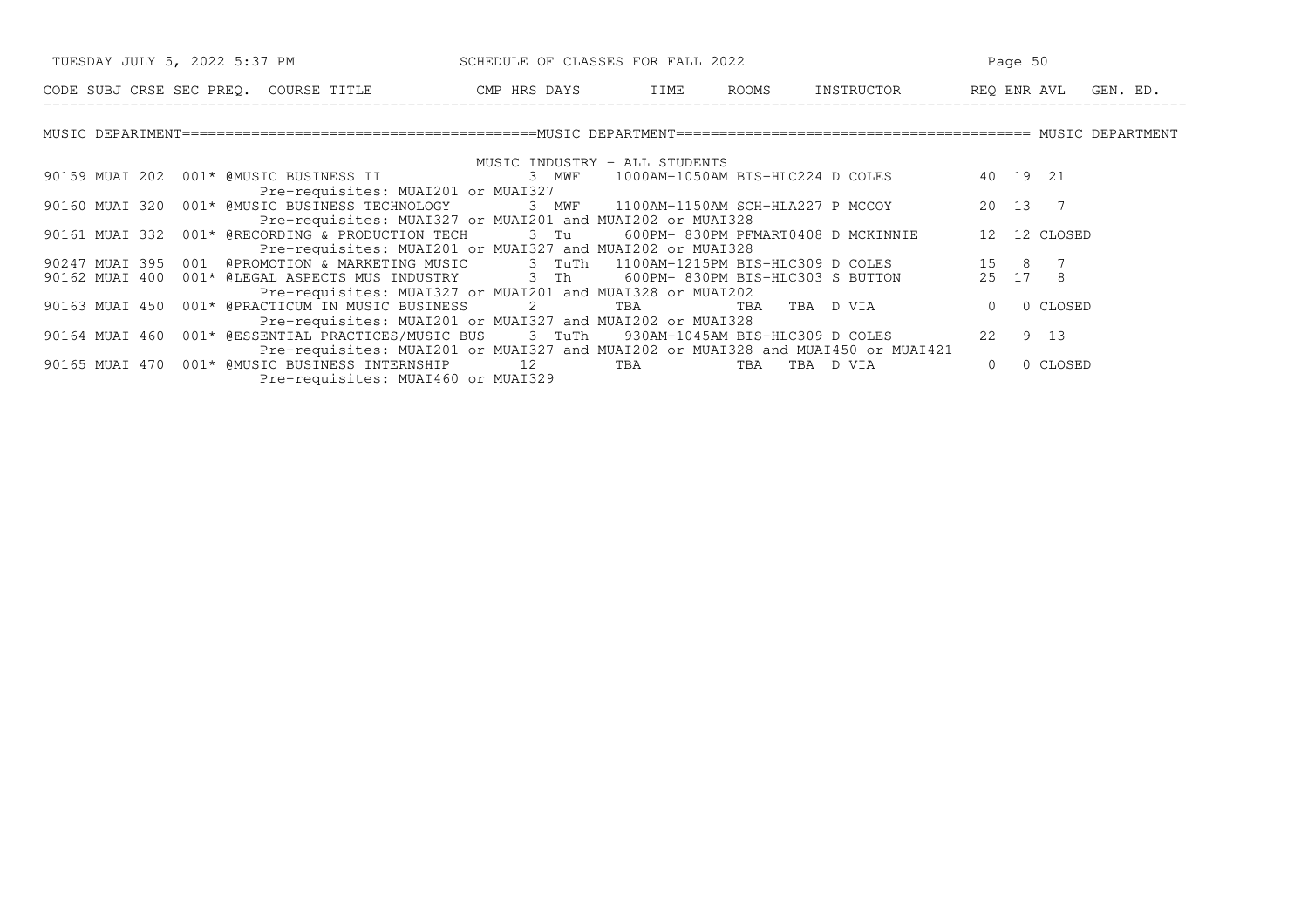SCHEDULE OF CLASSES FOR FALL 2022

| CODE | SUBJ | CRSE | SEC | PREQ. | COURSE TITLE | CMP | HRS | DAYS | TIME | ROOMS | INSTRUCTOR | REQ | ENR | AVL | GEN. ED. |
|---|---|---|---|---|---|---|---|---|---|---|---|---|---|---|---|

## MUSIC DEPARTMENT

### MUSIC INDUSTRY - ALL STUDENTS

| CODE | SUBJ | CRSE | SEC | PREQ. | COURSE TITLE | CMP | HRS | DAYS | TIME | ROOMS | INSTRUCTOR | REQ | ENR | AVL | GEN. ED. |
|---|---|---|---|---|---|---|---|---|---|---|---|---|---|---|---|
| 90159 | MUAI | 202 | 001 | * | @MUSIC BUSINESS II | | 3 | MWF | 1000AM-1050AM | BIS-HLC224 | D COLES | 40 | 19 | 21 | |
| | | | | | Pre-requisites: MUAI201 or MUAI327 | | | | | | | | | | |
| 90160 | MUAI | 320 | 001 | * | @MUSIC BUSINESS TECHNOLOGY | | 3 | MWF | 1100AM-1150AM | SCH-HLA227 | P MCCOY | 20 | 13 | 7 | |
| | | | | | Pre-requisites: MUAI327 or MUAI201 and MUAI202 or MUAI328 | | | | | | | | | | |
| 90161 | MUAI | 332 | 001 | * | @RECORDING & PRODUCTION TECH | | 3 | Tu | 600PM- 830PM | PFMART0408 | D MCKINNIE | 12 | 12 | CLOSED | |
| | | | | | Pre-requisites: MUAI201 or MUAI327 and MUAI202 or MUAI328 | | | | | | | | | | |
| 90247 | MUAI | 395 | 001 | | @PROMOTION & MARKETING MUSIC | | 3 | TuTh | 1100AM-1215PM | BIS-HLC309 | D COLES | 15 | 8 | 7 | |
| 90162 | MUAI | 400 | 001 | * | @LEGAL ASPECTS MUS INDUSTRY | | 3 | Th | 600PM- 830PM | BIS-HLC303 | S BUTTON | 25 | 17 | 8 | |
| | | | | | Pre-requisites: MUAI327 or MUAI201 and MUAI328 or MUAI202 | | | | | | | | | | |
| 90163 | MUAI | 450 | 001 | * | @PRACTICUM IN MUSIC BUSINESS | | 2 | | TBA | TBA | TBA D VIA | 0 | 0 | CLOSED | |
| | | | | | Pre-requisites: MUAI201 or MUAI327 and MUAI202 or MUAI328 | | | | | | | | | | |
| 90164 | MUAI | 460 | 001 | * | @ESSENTIAL PRACTICES/MUSIC BUS | | 3 | TuTh | 930AM-1045AM | BIS-HLC309 | D COLES | 22 | 9 | 13 | |
| | | | | | Pre-requisites: MUAI201 or MUAI327 and MUAI202 or MUAI328 and MUAI450 or MUAI421 | | | | | | | | | | |
| 90165 | MUAI | 470 | 001 | * | @MUSIC BUSINESS INTERNSHIP | | 12 | | TBA | TBA | TBA D VIA | 0 | 0 | CLOSED | |
| | | | | | Pre-requisites: MUAI460 or MUAI329 | | | | | | | | | | |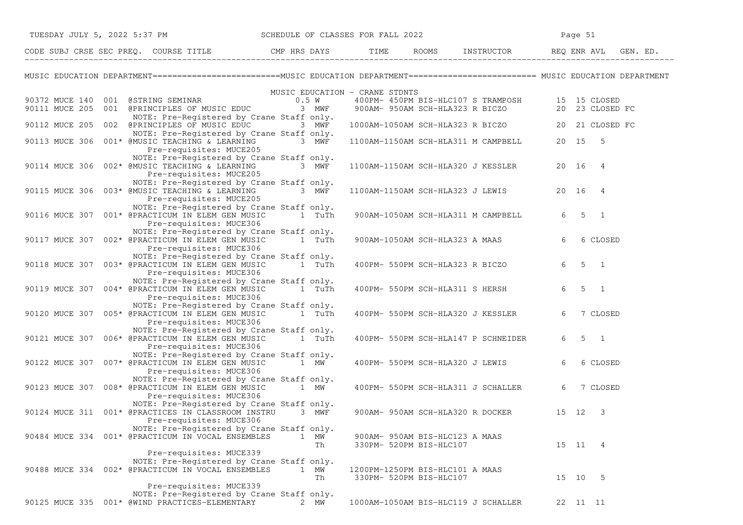## MUSIC EDUCATION DEPARTMENT

| CODE | SUBJ | CRSE | SEC PREQ. | COURSE TITLE | CMP HRS | DAYS | TIME | ROOMS | INSTRUCTOR | REQ | ENR | AVL | GEN. ED. |
|---|---|---|---|---|---|---|---|---|---|---|---|---|---|
| | | | | MUSIC EDUCATION - CRANE STDNTS | | | | | | | | | |
| 90372 | MUCE | 140 | 001 | @STRING SEMINAR | 0.5 | W | 400PM- 450PM | BIS-HLC107 | S TRAMPOSH | 15 | 15 | CLOSED | |
| 90111 | MUCE | 205 | 001 | @PRINCIPLES OF MUSIC EDUC | 3 | MWF | 900AM- 950AM | SCH-HLA323 | R BICZO | 20 | 23 | CLOSED | FC |
| | | | | NOTE: Pre-Registered by Crane Staff only. | | | | | | | | | |
| 90112 | MUCE | 205 | 002 | @PRINCIPLES OF MUSIC EDUC | 3 | MWF | 1000AM-1050AM | SCH-HLA323 | R BICZO | 20 | 21 | CLOSED | FC |
| | | | | NOTE: Pre-Registered by Crane Staff only. | | | | | | | | | |
| 90113 | MUCE | 306 | 001* | @MUSIC TEACHING & LEARNING | 3 | MWF | 1100AM-1150AM | SCH-HLA311 | M CAMPBELL | 20 | 15 | 5 | |
| | | | | Pre-requisites: MUCE205 | | | | | | | | | |
| | | | | NOTE: Pre-Registered by Crane Staff only. | | | | | | | | | |
| 90114 | MUCE | 306 | 002* | @MUSIC TEACHING & LEARNING | 3 | MWF | 1100AM-1150AM | SCH-HLA320 | J KESSLER | 20 | 16 | 4 | |
| | | | | Pre-requisites: MUCE205 | | | | | | | | | |
| | | | | NOTE: Pre-Registered by Crane Staff only. | | | | | | | | | |
| 90115 | MUCE | 306 | 003* | @MUSIC TEACHING & LEARNING | 3 | MWF | 1100AM-1150AM | SCH-HLA323 | J LEWIS | 20 | 16 | 4 | |
| | | | | Pre-requisites: MUCE205 | | | | | | | | | |
| | | | | NOTE: Pre-Registered by Crane Staff only. | | | | | | | | | |
| 90116 | MUCE | 307 | 001* | @PRACTICUM IN ELEM GEN MUSIC | 1 | TuTh | 900AM-1050AM | SCH-HLA311 | M CAMPBELL | 6 | 5 | 1 | |
| | | | | Pre-requisites: MUCE306 | | | | | | | | | |
| | | | | NOTE: Pre-Registered by Crane Staff only. | | | | | | | | | |
| 90117 | MUCE | 307 | 002* | @PRACTICUM IN ELEM GEN MUSIC | 1 | TuTh | 900AM-1050AM | SCH-HLA323 | A MAAS | 6 | 6 | CLOSED | |
| | | | | Pre-requisites: MUCE306 | | | | | | | | | |
| | | | | NOTE: Pre-Registered by Crane Staff only. | | | | | | | | | |
| 90118 | MUCE | 307 | 003* | @PRACTICUM IN ELEM GEN MUSIC | 1 | TuTh | 400PM- 550PM | SCH-HLA323 | R BICZO | 6 | 5 | 1 | |
| | | | | Pre-requisites: MUCE306 | | | | | | | | | |
| | | | | NOTE: Pre-Registered by Crane Staff only. | | | | | | | | | |
| 90119 | MUCE | 307 | 004* | @PRACTICUM IN ELEM GEN MUSIC | 1 | TuTh | 400PM- 550PM | SCH-HLA311 | S HERSH | 6 | 5 | 1 | |
| | | | | Pre-requisites: MUCE306 | | | | | | | | | |
| | | | | NOTE: Pre-Registered by Crane Staff only. | | | | | | | | | |
| 90120 | MUCE | 307 | 005* | @PRACTICUM IN ELEM GEN MUSIC | 1 | TuTh | 400PM- 550PM | SCH-HLA320 | J KESSLER | 6 | 7 | CLOSED | |
| | | | | Pre-requisites: MUCE306 | | | | | | | | | |
| | | | | NOTE: Pre-Registered by Crane Staff only. | | | | | | | | | |
| 90121 | MUCE | 307 | 006* | @PRACTICUM IN ELEM GEN MUSIC | 1 | TuTh | 400PM- 550PM | SCH-HLA147 | P SCHNEIDER | 6 | 5 | 1 | |
| | | | | Pre-requisites: MUCE306 | | | | | | | | | |
| | | | | NOTE: Pre-Registered by Crane Staff only. | | | | | | | | | |
| 90122 | MUCE | 307 | 007* | @PRACTICUM IN ELEM GEN MUSIC | 1 | MW | 400PM- 550PM | SCH-HLA320 | J LEWIS | 6 | 6 | CLOSED | |
| | | | | Pre-requisites: MUCE306 | | | | | | | | | |
| | | | | NOTE: Pre-Registered by Crane Staff only. | | | | | | | | | |
| 90123 | MUCE | 307 | 008* | @PRACTICUM IN ELEM GEN MUSIC | 1 | MW | 400PM- 550PM | SCH-HLA311 | J SCHALLER | 6 | 7 | CLOSED | |
| | | | | Pre-requisites: MUCE306 | | | | | | | | | |
| | | | | NOTE: Pre-Registered by Crane Staff only. | | | | | | | | | |
| 90124 | MUCE | 311 | 001* | @PRACTICES IN CLASSROOM INSTRU | 3 | MWF | 900AM- 950AM | SCH-HLA320 | R DOCKER | 15 | 12 | 3 | |
| | | | | Pre-requisites: MUCE306 | | | | | | | | | |
| | | | | NOTE: Pre-Registered by Crane Staff only. | | | | | | | | | |
| 90484 | MUCE | 334 | 001* | @PRACTICUM IN VOCAL ENSEMBLES | 1 | MW | 900AM- 950AM | BIS-HLC123 | A MAAS | | | | |
| | | | | | | Th | 330PM- 520PM | BIS-HLC107 | | 15 | 11 | 4 | |
| | | | | Pre-requisites: MUCE339 | | | | | | | | | |
| | | | | NOTE: Pre-Registered by Crane Staff only. | | | | | | | | | |
| 90488 | MUCE | 334 | 002* | @PRACTICUM IN VOCAL ENSEMBLES | 1 | MW | 1200PM-1250PM | BIS-HLC101 | A MAAS | | | | |
| | | | | | | Th | 330PM- 520PM | BIS-HLC107 | | 15 | 10 | 5 | |
| | | | | Pre-requisites: MUCE339 | | | | | | | | | |
| | | | | NOTE: Pre-Registered by Crane Staff only. | | | | | | | | | |
| 90125 | MUCE | 335 | 001* | @WIND PRACTICES-ELEMENTARY | 2 | MW | 1000AM-1050AM | BIS-HLC119 | J SCHALLER | 22 | 11 | 11 | |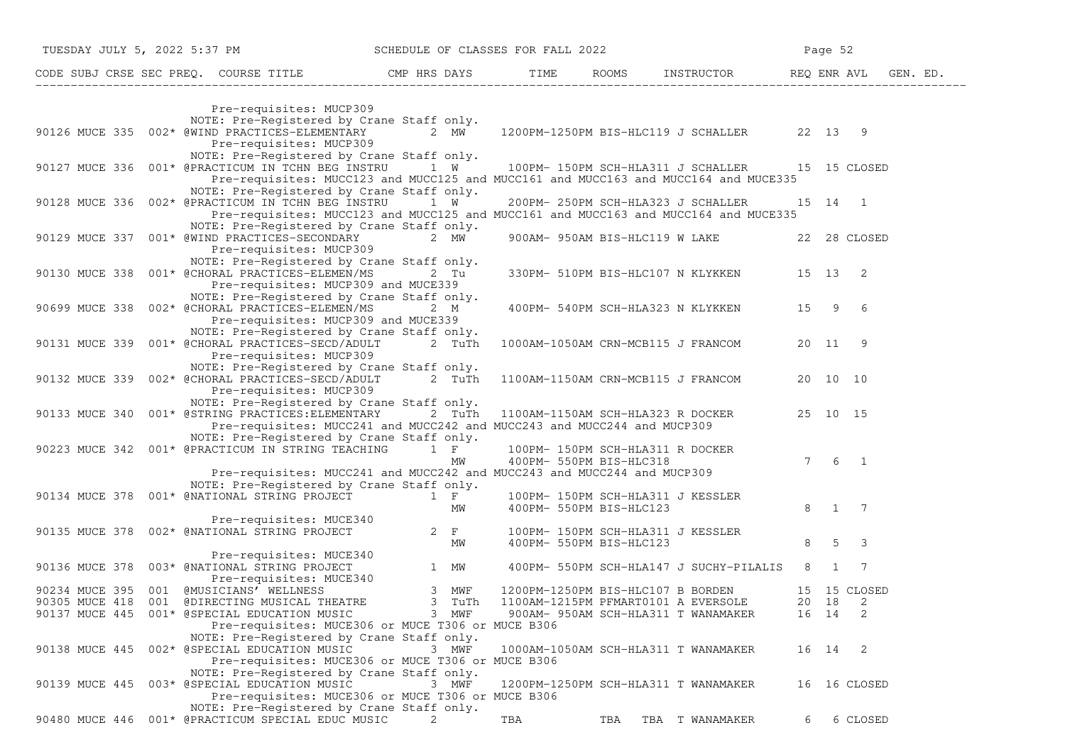| CODE | SUBJ | CRSE | SEC | PREQ. | COURSE TITLE | CMP | HRS | DAYS | TIME | ROOMS | INSTRUCTOR | REQ | ENR | AVL | GEN. ED. |
|---|---|---|---|---|---|---|---|---|---|---|---|---|---|---|---|
| | | | | | Pre-requisites: MUCP309 | | | | | | | | | | |
| | | | | | NOTE: Pre-Registered by Crane Staff only. | | | | | | | | | | |
| 90126 | MUCE | 335 | 002* | | @WIND PRACTICES-ELEMENTARY | | 2 | MW | 1200PM-1250PM | BIS-HLC119 | J SCHALLER | 22 | 13 | 9 | |
| | | | | | Pre-requisites: MUCP309 | | | | | | | | | | |
| | | | | | NOTE: Pre-Registered by Crane Staff only. | | | | | | | | | | |
| 90127 | MUCE | 336 | 001* | | @PRACTICUM IN TCHN BEG INSTRU | | 1 | W | 100PM- 150PM | SCH-HLA311 | J SCHALLER | 15 | 15 | CLOSED | |
| | | | | | Pre-requisites: MUCC123 and MUCC125 and MUCC161 and MUCC163 and MUCC164 and MUCE335 | | | | | | | | | | |
| | | | | | NOTE: Pre-Registered by Crane Staff only. | | | | | | | | | | |
| 90128 | MUCE | 336 | 002* | | @PRACTICUM IN TCHN BEG INSTRU | | 1 | W | 200PM- 250PM | SCH-HLA323 | J SCHALLER | 15 | 14 | 1 | |
| | | | | | Pre-requisites: MUCC123 and MUCC125 and MUCC161 and MUCC163 and MUCC164 and MUCE335 | | | | | | | | | | |
| | | | | | NOTE: Pre-Registered by Crane Staff only. | | | | | | | | | | |
| 90129 | MUCE | 337 | 001* | | @WIND PRACTICES-SECONDARY | | 2 | MW | 900AM- 950AM | BIS-HLC119 | W LAKE | 22 | 28 | CLOSED | |
| | | | | | Pre-requisites: MUCP309 | | | | | | | | | | |
| | | | | | NOTE: Pre-Registered by Crane Staff only. | | | | | | | | | | |
| 90130 | MUCE | 338 | 001* | | @CHORAL PRACTICES-ELEMEN/MS | | 2 | Tu | 330PM- 510PM | BIS-HLC107 | N KLYKKEN | 15 | 13 | 2 | |
| | | | | | Pre-requisites: MUCP309 and MUCE339 | | | | | | | | | | |
| | | | | | NOTE: Pre-Registered by Crane Staff only. | | | | | | | | | | |
| 90699 | MUCE | 338 | 002* | | @CHORAL PRACTICES-ELEMEN/MS | | 2 | M | 400PM- 540PM | SCH-HLA323 | N KLYKKEN | 15 | 9 | 6 | |
| | | | | | Pre-requisites: MUCP309 and MUCE339 | | | | | | | | | | |
| | | | | | NOTE: Pre-Registered by Crane Staff only. | | | | | | | | | | |
| 90131 | MUCE | 339 | 001* | | @CHORAL PRACTICES-SECD/ADULT | | 2 | TuTh | 1000AM-1050AM | CRN-MCB115 | J FRANCOM | 20 | 11 | 9 | |
| | | | | | Pre-requisites: MUCP309 | | | | | | | | | | |
| | | | | | NOTE: Pre-Registered by Crane Staff only. | | | | | | | | | | |
| 90132 | MUCE | 339 | 002* | | @CHORAL PRACTICES-SECD/ADULT | | 2 | TuTh | 1100AM-1150AM | CRN-MCB115 | J FRANCOM | 20 | 10 | 10 | |
| | | | | | Pre-requisites: MUCP309 | | | | | | | | | | |
| | | | | | NOTE: Pre-Registered by Crane Staff only. | | | | | | | | | | |
| 90133 | MUCE | 340 | 001* | | @STRING PRACTICES:ELEMENTARY | | 2 | TuTh | 1100AM-1150AM | SCH-HLA323 | R DOCKER | 25 | 10 | 15 | |
| | | | | | Pre-requisites: MUCC241 and MUCC242 and MUCC243 and MUCC244 and MUCP309 | | | | | | | | | | |
| | | | | | NOTE: Pre-Registered by Crane Staff only. | | | | | | | | | | |
| 90223 | MUCE | 342 | 001* | | @PRACTICUM IN STRING TEACHING | | 1 | F | 100PM- 150PM | SCH-HLA311 | R DOCKER | | | | |
| | | | | | | | | MW | 400PM- 550PM | BIS-HLC318 | | 7 | 6 | 1 | |
| | | | | | Pre-requisites: MUCC241 and MUCC242 and MUCC243 and MUCC244 and MUCP309 | | | | | | | | | | |
| | | | | | NOTE: Pre-Registered by Crane Staff only. | | | | | | | | | | |
| 90134 | MUCE | 378 | 001* | | @NATIONAL STRING PROJECT | | 1 | F | 100PM- 150PM | SCH-HLA311 | J KESSLER | | | | |
| | | | | | | | | MW | 400PM- 550PM | BIS-HLC123 | | 8 | 1 | 7 | |
| | | | | | Pre-requisites: MUCE340 | | | | | | | | | | |
| 90135 | MUCE | 378 | 002* | | @NATIONAL STRING PROJECT | | 2 | F | 100PM- 150PM | SCH-HLA311 | J KESSLER | | | | |
| | | | | | | | | MW | 400PM- 550PM | BIS-HLC123 | | 8 | 5 | 3 | |
| | | | | | Pre-requisites: MUCE340 | | | | | | | | | | |
| 90136 | MUCE | 378 | 003* | | @NATIONAL STRING PROJECT | | 1 | MW | 400PM- 550PM | SCH-HLA147 | J SUCHY-PILALIS | 8 | 1 | 7 | |
| | | | | | Pre-requisites: MUCE340 | | | | | | | | | | |
| 90234 | MUCE | 395 | 001 | | @MUSICIANS' WELLNESS | | 3 | MWF | 1200PM-1250PM | BIS-HLC107 | B BORDEN | 15 | 15 | CLOSED | |
| 90305 | MUCE | 418 | 001 | | @DIRECTING MUSICAL THEATRE | | 3 | TuTh | 1100AM-1215PM | PFMART0101 | A EVERSOLE | 20 | 18 | 2 | |
| 90137 | MUCE | 445 | 001* | | @SPECIAL EDUCATION MUSIC | | 3 | MWF | 900AM- 950AM | SCH-HLA311 | T WANAMAKER | 16 | 14 | 2 | |
| | | | | | Pre-requisites: MUCE306 or MUCE T306 or MUCE B306 | | | | | | | | | | |
| | | | | | NOTE: Pre-Registered by Crane Staff only. | | | | | | | | | | |
| 90138 | MUCE | 445 | 002* | | @SPECIAL EDUCATION MUSIC | | 3 | MWF | 1000AM-1050AM | SCH-HLA311 | T WANAMAKER | 16 | 14 | 2 | |
| | | | | | Pre-requisites: MUCE306 or MUCE T306 or MUCE B306 | | | | | | | | | | |
| | | | | | NOTE: Pre-Registered by Crane Staff only. | | | | | | | | | | |
| 90139 | MUCE | 445 | 003* | | @SPECIAL EDUCATION MUSIC | | 3 | MWF | 1200PM-1250PM | SCH-HLA311 | T WANAMAKER | 16 | 16 | CLOSED | |
| | | | | | Pre-requisites: MUCE306 or MUCE T306 or MUCE B306 | | | | | | | | | | |
| | | | | | NOTE: Pre-Registered by Crane Staff only. | | | | | | | | | | |
| 90480 | MUCE | 446 | 001* | | @PRACTICUM SPECIAL EDUC MUSIC | | 2 | | TBA | TBA TBA | T WANAMAKER | 6 | 6 | CLOSED | |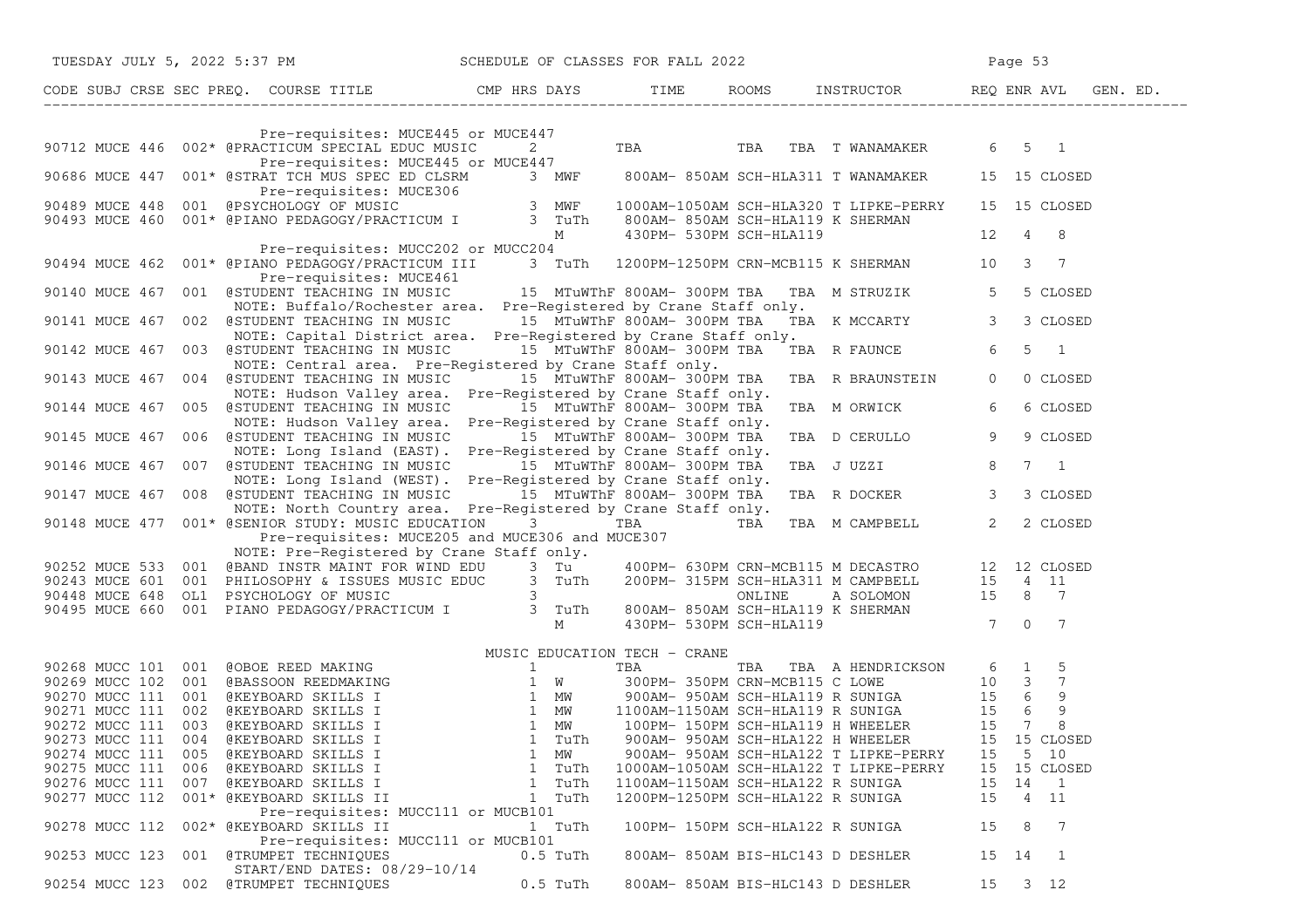| CODE | SUBJ | CRSE | SEC | PREQ. COURSE TITLE | CMP HRS | DAYS | TIME | ROOMS | INSTRUCTOR | REQ | ENR | AVL | GEN. ED. |
|---|---|---|---|---|---|---|---|---|---|---|---|---|---|
| | | | | Pre-requisites: MUCE445 or MUCE447 | | | | | | | | | |
| 90712 | MUCE | 446 | 002* | @PRACTICUM SPECIAL EDUC MUSIC | 2 | | TBA | TBA | TBA T WANAMAKER | 6 | 5 | 1 | |
| | | | | Pre-requisites: MUCE445 or MUCE447 | | | | | | | | | |
| 90686 | MUCE | 447 | 001* | @STRAT TCH MUS SPEC ED CLSRM | 3 | MWF | 800AM- 850AM | SCH-HLA311 | T WANAMAKER | 15 | 15 | CLOSED | |
| | | | | Pre-requisites: MUCE306 | | | | | | | | | |
| 90489 | MUCE | 448 | 001 | @PSYCHOLOGY OF MUSIC | 3 | MWF | 1000AM-1050AM | SCH-HLA320 | T LIPKE-PERRY | 15 | 15 | CLOSED | |
| 90493 | MUCE | 460 | 001* | @PIANO PEDAGOGY/PRACTICUM I | 3 | TuTh | 800AM- 850AM | SCH-HLA119 | K SHERMAN | | | | |
| | | | | | | M | 430PM- 530PM | SCH-HLA119 | | 12 | 4 | 8 | |
| | | | | Pre-requisites: MUCC202 or MUCC204 | | | | | | | | | |
| 90494 | MUCE | 462 | 001* | @PIANO PEDAGOGY/PRACTICUM III | 3 | TuTh | 1200PM-1250PM | CRN-MCB115 | K SHERMAN | 10 | 3 | 7 | |
| | | | | Pre-requisites: MUCE461 | | | | | | | | | |
| 90140 | MUCE | 467 | 001 | @STUDENT TEACHING IN MUSIC | 15 | MTuWThF | 800AM- 300PM | TBA | TBA M STRUZIK | 5 | 5 | CLOSED | |
| | | | | NOTE: Buffalo/Rochester area. Pre-Registered by Crane Staff only. | | | | | | | | | |
| 90141 | MUCE | 467 | 002 | @STUDENT TEACHING IN MUSIC | 15 | MTuWThF | 800AM- 300PM | TBA | TBA K MCCARTY | 3 | 3 | CLOSED | |
| | | | | NOTE: Capital District area. Pre-Registered by Crane Staff only. | | | | | | | | | |
| 90142 | MUCE | 467 | 003 | @STUDENT TEACHING IN MUSIC | 15 | MTuWThF | 800AM- 300PM | TBA | TBA R FAUNCE | 6 | 5 | 1 | |
| | | | | NOTE: Central area. Pre-Registered by Crane Staff only. | | | | | | | | | |
| 90143 | MUCE | 467 | 004 | @STUDENT TEACHING IN MUSIC | 15 | MTuWThF | 800AM- 300PM | TBA | TBA R BRAUNSTEIN | 0 | 0 | CLOSED | |
| | | | | NOTE: Hudson Valley area. Pre-Registered by Crane Staff only. | | | | | | | | | |
| 90144 | MUCE | 467 | 005 | @STUDENT TEACHING IN MUSIC | 15 | MTuWThF | 800AM- 300PM | TBA | TBA M ORWICK | 6 | 6 | CLOSED | |
| | | | | NOTE: Hudson Valley area. Pre-Registered by Crane Staff only. | | | | | | | | | |
| 90145 | MUCE | 467 | 006 | @STUDENT TEACHING IN MUSIC | 15 | MTuWThF | 800AM- 300PM | TBA | TBA D CERULLO | 9 | 9 | CLOSED | |
| | | | | NOTE: Long Island (EAST). Pre-Registered by Crane Staff only. | | | | | | | | | |
| 90146 | MUCE | 467 | 007 | @STUDENT TEACHING IN MUSIC | 15 | MTuWThF | 800AM- 300PM | TBA | TBA J UZZI | 8 | 7 | 1 | |
| | | | | NOTE: Long Island (WEST). Pre-Registered by Crane Staff only. | | | | | | | | | |
| 90147 | MUCE | 467 | 008 | @STUDENT TEACHING IN MUSIC | 15 | MTuWThF | 800AM- 300PM | TBA | TBA R DOCKER | 3 | 3 | CLOSED | |
| | | | | NOTE: North Country area. Pre-Registered by Crane Staff only. | | | | | | | | | |
| 90148 | MUCE | 477 | 001* | @SENIOR STUDY: MUSIC EDUCATION | 3 | | TBA | TBA | TBA M CAMPBELL | 2 | 2 | CLOSED | |
| | | | | Pre-requisites: MUCE205 and MUCE306 and MUCE307 | | | | | | | | | |
| | | | | NOTE: Pre-Registered by Crane Staff only. | | | | | | | | | |
| 90252 | MUCE | 533 | 001 | @BAND INSTR MAINT FOR WIND EDU | 3 | Tu | 400PM- 630PM | CRN-MCB115 | M DECASTRO | 12 | 12 | CLOSED | |
| 90243 | MUCE | 601 | 001 | PHILOSOPHY & ISSUES MUSIC EDUC | 3 | TuTh | 200PM- 315PM | SCH-HLA311 | M CAMPBELL | 15 | 4 | 11 | |
| 90448 | MUCE | 648 | OL1 | PSYCHOLOGY OF MUSIC | 3 | | | ONLINE | A SOLOMON | 15 | 8 | 7 | |
| 90495 | MUCE | 660 | 001 | PIANO PEDAGOGY/PRACTICUM I | 3 | TuTh | 800AM- 850AM | SCH-HLA119 | K SHERMAN | | | | |
| | | | | | | M | 430PM- 530PM | SCH-HLA119 | | 7 | 0 | 7 | |

**MUSIC EDUCATION TECH - CRANE**

| CODE | SUBJ | CRSE | SEC | PREQ. COURSE TITLE | CMP HRS | DAYS | TIME | ROOMS | INSTRUCTOR | REQ | ENR | AVL | GEN. ED. |
|---|---|---|---|---|---|---|---|---|---|---|---|---|---|
| 90268 | MUCC | 101 | 001 | @OBOE REED MAKING | 1 | | TBA | TBA | TBA A HENDRICKSON | 6 | 1 | 5 | |
| 90269 | MUCC | 102 | 001 | @BASSOON REEDMAKING | 1 | W | 300PM- 350PM | CRN-MCB115 | C LOWE | 10 | 3 | 7 | |
| 90270 | MUCC | 111 | 001 | @KEYBOARD SKILLS I | 1 | MW | 900AM- 950AM | SCH-HLA119 | R SUNIGA | 15 | 6 | 9 | |
| 90271 | MUCC | 111 | 002 | @KEYBOARD SKILLS I | 1 | MW | 1100AM-1150AM | SCH-HLA119 | R SUNIGA | 15 | 6 | 9 | |
| 90272 | MUCC | 111 | 003 | @KEYBOARD SKILLS I | 1 | MW | 100PM- 150PM | SCH-HLA119 | H WHEELER | 15 | 7 | 8 | |
| 90273 | MUCC | 111 | 004 | @KEYBOARD SKILLS I | 1 | TuTh | 900AM- 950AM | SCH-HLA122 | H WHEELER | 15 | 15 | CLOSED | |
| 90274 | MUCC | 111 | 005 | @KEYBOARD SKILLS I | 1 | MW | 900AM- 950AM | SCH-HLA122 | T LIPKE-PERRY | 15 | 5 | 10 | |
| 90275 | MUCC | 111 | 006 | @KEYBOARD SKILLS I | 1 | TuTh | 1000AM-1050AM | SCH-HLA122 | T LIPKE-PERRY | 15 | 15 | CLOSED | |
| 90276 | MUCC | 111 | 007 | @KEYBOARD SKILLS I | 1 | TuTh | 1100AM-1150AM | SCH-HLA122 | R SUNIGA | 15 | 14 | 1 | |
| 90277 | MUCC | 112 | 001* | @KEYBOARD SKILLS II | 1 | TuTh | 1200PM-1250PM | SCH-HLA122 | R SUNIGA | 15 | 4 | 11 | |
| | | | | Pre-requisites: MUCC111 or MUCB101 | | | | | | | | | |
| 90278 | MUCC | 112 | 002* | @KEYBOARD SKILLS II | 1 | TuTh | 100PM- 150PM | SCH-HLA122 | R SUNIGA | 15 | 8 | 7 | |
| | | | | Pre-requisites: MUCC111 or MUCB101 | | | | | | | | | |
| 90253 | MUCC | 123 | 001 | @TRUMPET TECHNIQUES | 0.5 | TuTh | 800AM- 850AM | BIS-HLC143 | D DESHLER | 15 | 14 | 1 | |
| | | | | START/END DATES: 08/29-10/14 | | | | | | | | | |
| 90254 | MUCC | 123 | 002 | @TRUMPET TECHNIQUES | 0.5 | TuTh | 800AM- 850AM | BIS-HLC143 | D DESHLER | 15 | 3 | 12 | |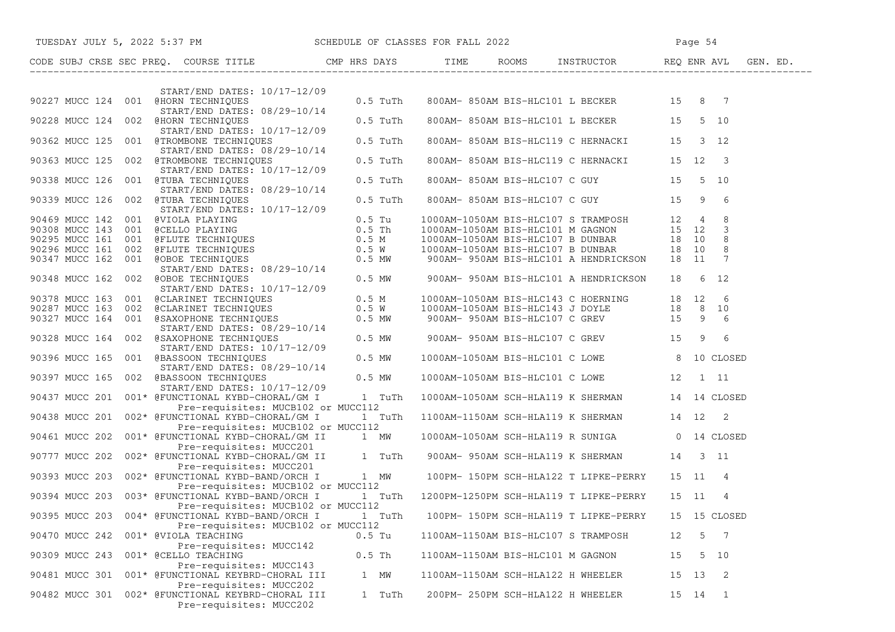SCHEDULE OF CLASSES FOR FALL 2022

| CODE | SUBJ | CRSE | SEC | PREQ. | COURSE TITLE | CMP | HRS | DAYS | TIME | ROOMS | INSTRUCTOR | REQ | ENR | AVL | GEN. ED. |
|---|---|---|---|---|---|---|---|---|---|---|---|---|---|---|---|
| | | | | | START/END DATES: 10/17-12/09 | | | | | | | | | | |
| 90227 | MUCC | 124 | 001 | | @HORN TECHNIQUES | | 0.5 | TuTh | 800AM- 850AM | BIS-HLC101 | L BECKER | 15 | 8 | 7 | |
| | | | | | START/END DATES: 08/29-10/14 | | | | | | | | | | |
| 90228 | MUCC | 124 | 002 | | @HORN TECHNIQUES | | 0.5 | TuTh | 800AM- 850AM | BIS-HLC101 | L BECKER | 15 | 5 | 10 | |
| | | | | | START/END DATES: 10/17-12/09 | | | | | | | | | | |
| 90362 | MUCC | 125 | 001 | | @TROMBONE TECHNIQUES | | 0.5 | TuTh | 800AM- 850AM | BIS-HLC119 | C HERNACKI | 15 | 3 | 12 | |
| | | | | | START/END DATES: 08/29-10/14 | | | | | | | | | | |
| 90363 | MUCC | 125 | 002 | | @TROMBONE TECHNIQUES | | 0.5 | TuTh | 800AM- 850AM | BIS-HLC119 | C HERNACKI | 15 | 12 | 3 | |
| | | | | | START/END DATES: 10/17-12/09 | | | | | | | | | | |
| 90338 | MUCC | 126 | 001 | | @TUBA TECHNIQUES | | 0.5 | TuTh | 800AM- 850AM | BIS-HLC107 | C GUY | 15 | 5 | 10 | |
| | | | | | START/END DATES: 08/29-10/14 | | | | | | | | | | |
| 90339 | MUCC | 126 | 002 | | @TUBA TECHNIQUES | | 0.5 | TuTh | 800AM- 850AM | BIS-HLC107 | C GUY | 15 | 9 | 6 | |
| | | | | | START/END DATES: 10/17-12/09 | | | | | | | | | | |
| 90469 | MUCC | 142 | 001 | | @VIOLA PLAYING | | 0.5 | Tu | 1000AM-1050AM | BIS-HLC107 | S TRAMPOSH | 12 | 4 | 8 | |
| 90308 | MUCC | 143 | 001 | | @CELLO PLAYING | | 0.5 | Th | 1000AM-1050AM | BIS-HLC101 | M GAGNON | 15 | 12 | 3 | |
| 90295 | MUCC | 161 | 001 | | @FLUTE TECHNIQUES | | 0.5 | M | 1000AM-1050AM | BIS-HLC107 | B DUNBAR | 18 | 10 | 8 | |
| 90296 | MUCC | 161 | 002 | | @FLUTE TECHNIQUES | | 0.5 | W | 1000AM-1050AM | BIS-HLC107 | B DUNBAR | 18 | 10 | 8 | |
| 90347 | MUCC | 162 | 001 | | @OBOE TECHNIQUES | | 0.5 | MW | 900AM- 950AM | BIS-HLC101 | A HENDRICKSON | 18 | 11 | 7 | |
| | | | | | START/END DATES: 08/29-10/14 | | | | | | | | | | |
| 90348 | MUCC | 162 | 002 | | @OBOE TECHNIQUES | | 0.5 | MW | 900AM- 950AM | BIS-HLC101 | A HENDRICKSON | 18 | 6 | 12 | |
| | | | | | START/END DATES: 10/17-12/09 | | | | | | | | | | |
| 90378 | MUCC | 163 | 001 | | @CLARINET TECHNIQUES | | 0.5 | M | 1000AM-1050AM | BIS-HLC143 | C HOERNING | 18 | 12 | 6 | |
| 90287 | MUCC | 163 | 002 | | @CLARINET TECHNIQUES | | 0.5 | W | 1000AM-1050AM | BIS-HLC143 | J DOYLE | 18 | 8 | 10 | |
| 90327 | MUCC | 164 | 001 | | @SAXOPHONE TECHNIQUES | | 0.5 | MW | 900AM- 950AM | BIS-HLC107 | C GREV | 15 | 9 | 6 | |
| | | | | | START/END DATES: 08/29-10/14 | | | | | | | | | | |
| 90328 | MUCC | 164 | 002 | | @SAXOPHONE TECHNIQUES | | 0.5 | MW | 900AM- 950AM | BIS-HLC107 | C GREV | 15 | 9 | 6 | |
| | | | | | START/END DATES: 10/17-12/09 | | | | | | | | | | |
| 90396 | MUCC | 165 | 001 | | @BASSOON TECHNIQUES | | 0.5 | MW | 1000AM-1050AM | BIS-HLC101 | C LOWE | 8 | 10 | CLOSED | |
| | | | | | START/END DATES: 08/29-10/14 | | | | | | | | | | |
| 90397 | MUCC | 165 | 002 | | @BASSOON TECHNIQUES | | 0.5 | MW | 1000AM-1050AM | BIS-HLC101 | C LOWE | 12 | 1 | 11 | |
| | | | | | START/END DATES: 10/17-12/09 | | | | | | | | | | |
| 90437 | MUCC | 201 | 001 | * | @FUNCTIONAL KYBD-CHORAL/GM I | | 1 | TuTh | 1000AM-1050AM | SCH-HLA119 | K SHERMAN | 14 | 14 | CLOSED | |
| | | | | | Pre-requisites: MUCB102 or MUCC112 | | | | | | | | | | |
| 90438 | MUCC | 201 | 002 | * | @FUNCTIONAL KYBD-CHORAL/GM I | | 1 | TuTh | 1100AM-1150AM | SCH-HLA119 | K SHERMAN | 14 | 12 | 2 | |
| | | | | | Pre-requisites: MUCB102 or MUCC112 | | | | | | | | | | |
| 90461 | MUCC | 202 | 001 | * | @FUNCTIONAL KYBD-CHORAL/GM II | | 1 | MW | 1000AM-1050AM | SCH-HLA119 | R SUNIGA | 0 | 14 | CLOSED | |
| | | | | | Pre-requisites: MUCC201 | | | | | | | | | | |
| 90777 | MUCC | 202 | 002 | * | @FUNCTIONAL KYBD-CHORAL/GM II | | 1 | TuTh | 900AM- 950AM | SCH-HLA119 | K SHERMAN | 14 | 3 | 11 | |
| | | | | | Pre-requisites: MUCC201 | | | | | | | | | | |
| 90393 | MUCC | 203 | 002 | * | @FUNCTIONAL KYBD-BAND/ORCH I | | 1 | MW | 100PM- 150PM | SCH-HLA122 | T LIPKE-PERRY | 15 | 11 | 4 | |
| | | | | | Pre-requisites: MUCB102 or MUCC112 | | | | | | | | | | |
| 90394 | MUCC | 203 | 003 | * | @FUNCTIONAL KYBD-BAND/ORCH I | | 1 | TuTh | 1200PM-1250PM | SCH-HLA119 | T LIPKE-PERRY | 15 | 11 | 4 | |
| | | | | | Pre-requisites: MUCB102 or MUCC112 | | | | | | | | | | |
| 90395 | MUCC | 203 | 004 | * | @FUNCTIONAL KYBD-BAND/ORCH I | | 1 | TuTh | 100PM- 150PM | SCH-HLA119 | T LIPKE-PERRY | 15 | 15 | CLOSED | |
| | | | | | Pre-requisites: MUCB102 or MUCC112 | | | | | | | | | | |
| 90470 | MUCC | 242 | 001 | * | @VIOLA TEACHING | | 0.5 | Tu | 1100AM-1150AM | BIS-HLC107 | S TRAMPOSH | 12 | 5 | 7 | |
| | | | | | Pre-requisites: MUCC142 | | | | | | | | | | |
| 90309 | MUCC | 243 | 001 | * | @CELLO TEACHING | | 0.5 | Th | 1100AM-1150AM | BIS-HLC101 | M GAGNON | 15 | 5 | 10 | |
| | | | | | Pre-requisites: MUCC143 | | | | | | | | | | |
| 90481 | MUCC | 301 | 001 | * | @FUNCTIONAL KEYBRD-CHORAL III | | 1 | MW | 1100AM-1150AM | SCH-HLA122 | H WHEELER | 15 | 13 | 2 | |
| | | | | | Pre-requisites: MUCC202 | | | | | | | | | | |
| 90482 | MUCC | 301 | 002 | * | @FUNCTIONAL KEYBRD-CHORAL III | | 1 | TuTh | 200PM- 250PM | SCH-HLA122 | H WHEELER | 15 | 14 | 1 | |
| | | | | | Pre-requisites: MUCC202 | | | | | | | | | | |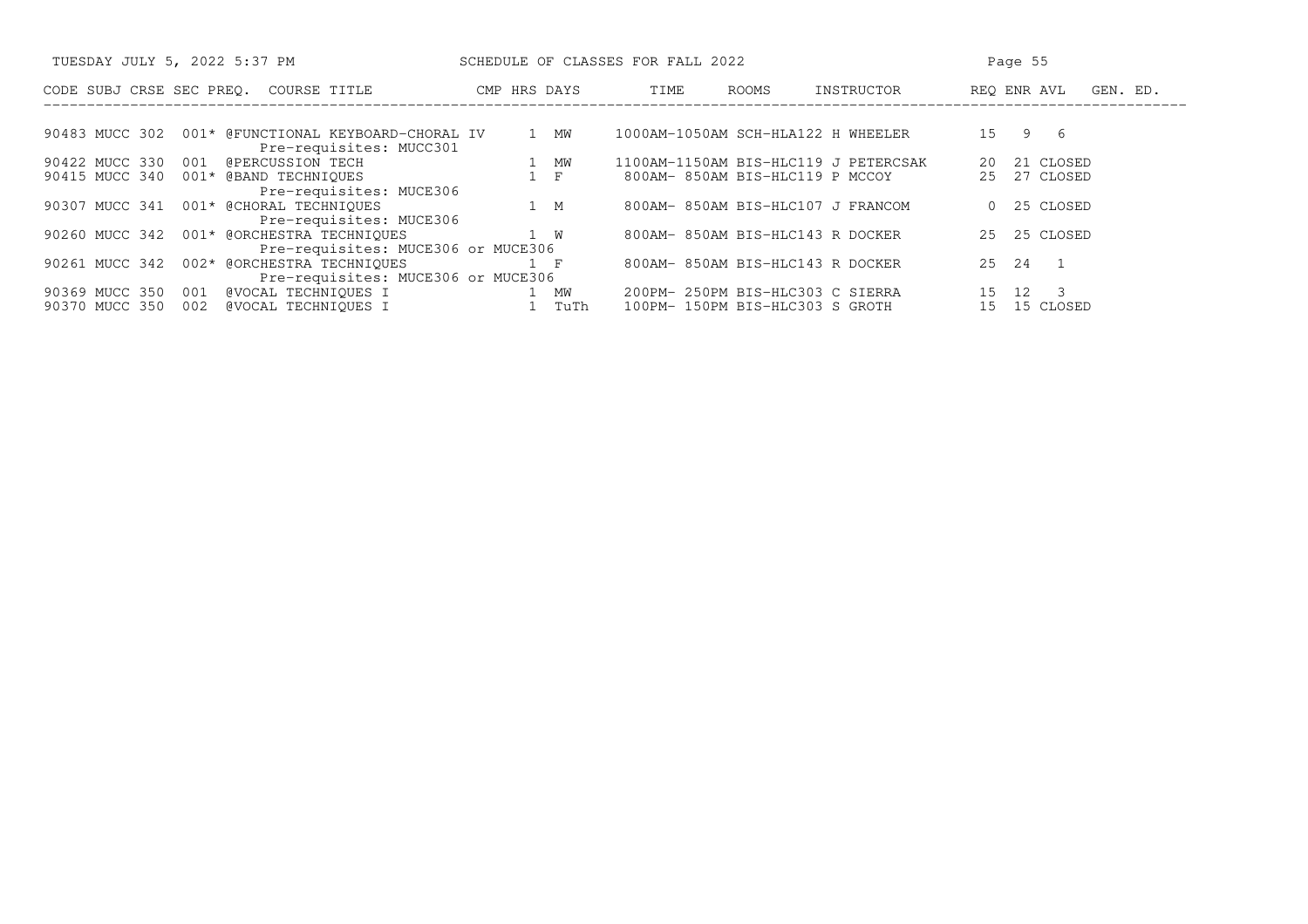| CODE | SUBJ | CRSE | SEC | PREQ. | COURSE TITLE | CMP | HRS | DAYS | TIME | ROOMS | INSTRUCTOR | REQ | ENR | AVL | GEN. ED. |
|---|---|---|---|---|---|---|---|---|---|---|---|---|---|---|---|
| 90483 | MUCC | 302 | 001 | * | @FUNCTIONAL KEYBOARD-CHORAL IV | | 1 | MW | 1000AM-1050AM | SCH-HLA122 | H WHEELER | 15 | 9 | 6 | |
| | | | | | Pre-requisites: MUCC301 | | | | | | | | | | |
| 90422 | MUCC | 330 | 001 | | @PERCUSSION TECH | | 1 | MW | 1100AM-1150AM | BIS-HLC119 | J PETERCSAK | 20 | 21 | CLOSED | |
| 90415 | MUCC | 340 | 001 | * | @BAND TECHNIQUES | | 1 | F | 800AM- 850AM | BIS-HLC119 | P MCCOY | 25 | 27 | CLOSED | |
| | | | | | Pre-requisites: MUCE306 | | | | | | | | | | |
| 90307 | MUCC | 341 | 001 | * | @CHORAL TECHNIQUES | | 1 | M | 800AM- 850AM | BIS-HLC107 | J FRANCOM | 0 | 25 | CLOSED | |
| | | | | | Pre-requisites: MUCE306 | | | | | | | | | | |
| 90260 | MUCC | 342 | 001 | * | @ORCHESTRA TECHNIQUES | | 1 | W | 800AM- 850AM | BIS-HLC143 | R DOCKER | 25 | 25 | CLOSED | |
| | | | | | Pre-requisites: MUCE306 or MUCE306 | | | | | | | | | | |
| 90261 | MUCC | 342 | 002 | * | @ORCHESTRA TECHNIQUES | | 1 | F | 800AM- 850AM | BIS-HLC143 | R DOCKER | 25 | 24 | 1 | |
| | | | | | Pre-requisites: MUCE306 or MUCE306 | | | | | | | | | | |
| 90369 | MUCC | 350 | 001 | | @VOCAL TECHNIQUES I | | 1 | MW | 200PM- 250PM | BIS-HLC303 | C SIERRA | 15 | 12 | 3 | |
| 90370 | MUCC | 350 | 002 | | @VOCAL TECHNIQUES I | | 1 | TuTh | 100PM- 150PM | BIS-HLC303 | S GROTH | 15 | 15 | CLOSED | |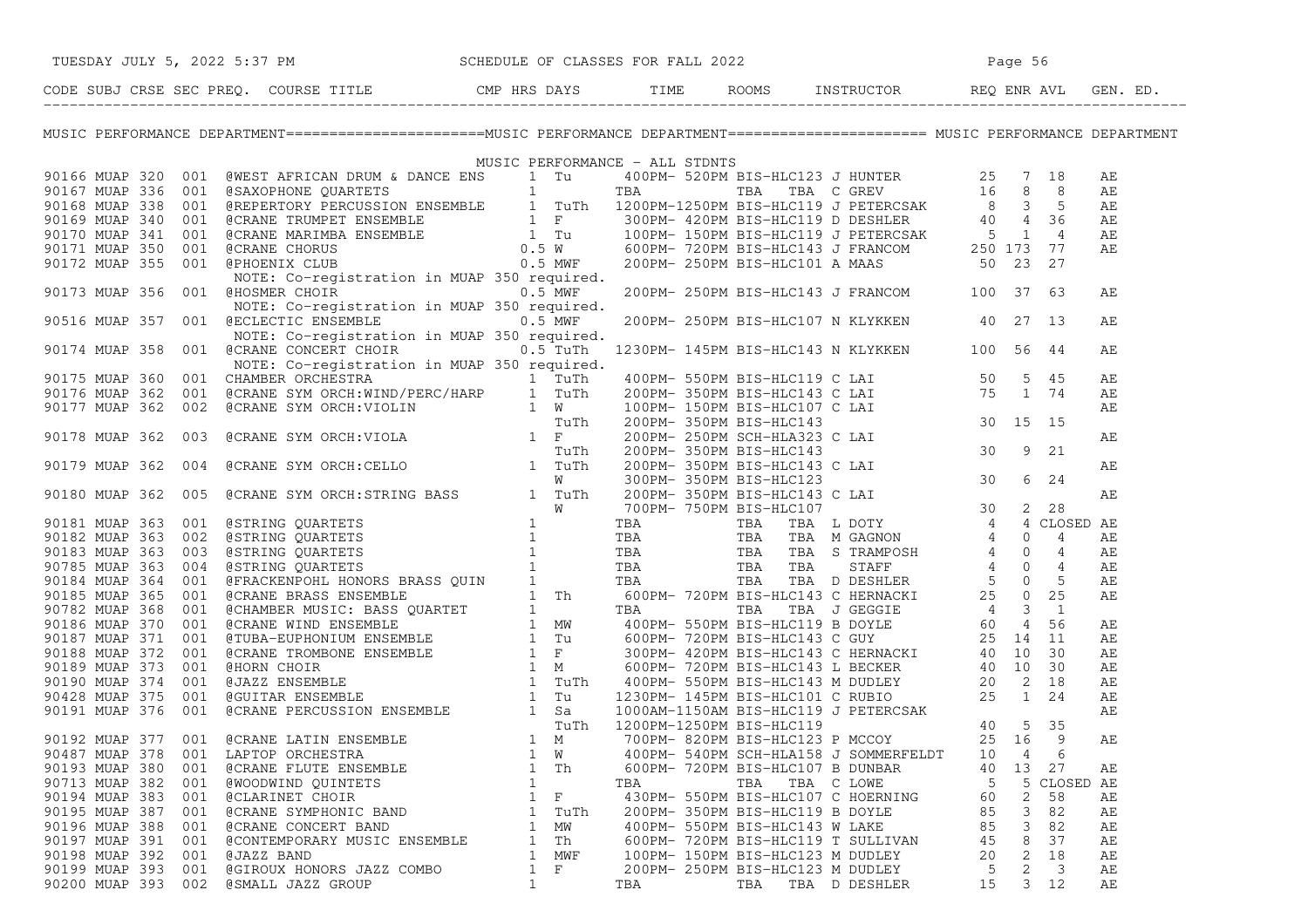# MUSIC PERFORMANCE DEPARTMENT

## MUSIC PERFORMANCE - ALL STDNTS

| CODE | SUBJ | CRSE | SEC | PREQ. | COURSE TITLE | CMP | HRS | DAYS | TIME | ROOMS | INSTRUCTOR | REQ | ENR | AVL | GEN. ED. |
|---|---|---|---|---|---|---|---|---|---|---|---|---|---|---|---|
| 90166 | MUAP | 320 | 001 | | @WEST AFRICAN DRUM & DANCE ENS | | 1 | Tu | 400PM- 520PM | BIS-HLC123 | J HUNTER | 25 | 7 | 18 | AE |
| 90167 | MUAP | 336 | 001 | | @SAXOPHONE QUARTETS | | 1 | | TBA | TBA TBA | C GREV | 16 | 8 | 8 | AE |
| 90168 | MUAP | 338 | 001 | | @REPERTORY PERCUSSION ENSEMBLE | | 1 | TuTh | 1200PM-1250PM | BIS-HLC119 | J PETERCSAK | 8 | 3 | 5 | AE |
| 90169 | MUAP | 340 | 001 | | @CRANE TRUMPET ENSEMBLE | | 1 | F | 300PM- 420PM | BIS-HLC119 | D DESHLER | 40 | 4 | 36 | AE |
| 90170 | MUAP | 341 | 001 | | @CRANE MARIMBA ENSEMBLE | | 1 | Tu | 100PM- 150PM | BIS-HLC119 | J PETERCSAK | 5 | 1 | 4 | AE |
| 90171 | MUAP | 350 | 001 | | @CRANE CHORUS | | 0.5 | W | 600PM- 720PM | BIS-HLC143 | J FRANCOM | 250 | 173 | 77 | AE |
| 90172 | MUAP | 355 | 001 | | @PHOENIX CLUB | | 0.5 | MWF | 200PM- 250PM | BIS-HLC101 | A MAAS | 50 | 23 | 27 | |
| | | | | | NOTE: Co-registration in MUAP 350 required. | | | | | | | | | | |
| 90173 | MUAP | 356 | 001 | | @HOSMER CHOIR | | 0.5 | MWF | 200PM- 250PM | BIS-HLC143 | J FRANCOM | 100 | 37 | 63 | AE |
| | | | | | NOTE: Co-registration in MUAP 350 required. | | | | | | | | | | |
| 90516 | MUAP | 357 | 001 | | @ECLECTIC ENSEMBLE | | 0.5 | MWF | 200PM- 250PM | BIS-HLC107 | N KLYKKEN | 40 | 27 | 13 | AE |
| | | | | | NOTE: Co-registration in MUAP 350 required. | | | | | | | | | | |
| 90174 | MUAP | 358 | 001 | | @CRANE CONCERT CHOIR | | 0.5 | TuTh | 1230PM- 145PM | BIS-HLC143 | N KLYKKEN | 100 | 56 | 44 | AE |
| | | | | | NOTE: Co-registration in MUAP 350 required. | | | | | | | | | | |
| 90175 | MUAP | 360 | 001 | | CHAMBER ORCHESTRA | | 1 | TuTh | 400PM- 550PM | BIS-HLC119 | C LAI | 50 | 5 | 45 | AE |
| 90176 | MUAP | 362 | 001 | | @CRANE SYM ORCH:WIND/PERC/HARP | | 1 | TuTh | 200PM- 350PM | BIS-HLC143 | C LAI | 75 | 1 | 74 | AE |
| 90177 | MUAP | 362 | 002 | | @CRANE SYM ORCH:VIOLIN | | 1 | W | 100PM- 150PM | BIS-HLC107 | C LAI | | | | AE |
| | | | | | | | | TuTh | 200PM- 350PM | BIS-HLC143 | | 30 | 15 | 15 | |
| 90178 | MUAP | 362 | 003 | | @CRANE SYM ORCH:VIOLA | | 1 | F | 200PM- 250PM | SCH-HLA323 | C LAI | | | | AE |
| | | | | | | | | TuTh | 200PM- 350PM | BIS-HLC143 | | 30 | 9 | 21 | |
| 90179 | MUAP | 362 | 004 | | @CRANE SYM ORCH:CELLO | | 1 | TuTh | 200PM- 350PM | BIS-HLC143 | C LAI | | | | AE |
| | | | | | | | | W | 300PM- 350PM | BIS-HLC123 | | 30 | 6 | 24 | |
| 90180 | MUAP | 362 | 005 | | @CRANE SYM ORCH:STRING BASS | | 1 | TuTh | 200PM- 350PM | BIS-HLC143 | C LAI | | | | AE |
| | | | | | | | | W | 700PM- 750PM | BIS-HLC107 | | 30 | 2 | 28 | |
| 90181 | MUAP | 363 | 001 | | @STRING QUARTETS | | 1 | | TBA | TBA TBA | L DOTY | 4 | 4 | CLOSED | AE |
| 90182 | MUAP | 363 | 002 | | @STRING QUARTETS | | 1 | | TBA | TBA TBA | M GAGNON | 4 | 0 | 4 | AE |
| 90183 | MUAP | 363 | 003 | | @STRING QUARTETS | | 1 | | TBA | TBA TBA | S TRAMPOSH | 4 | 0 | 4 | AE |
| 90785 | MUAP | 363 | 004 | | @STRING QUARTETS | | 1 | | TBA | TBA TBA | STAFF | 4 | 0 | 4 | AE |
| 90184 | MUAP | 364 | 001 | | @FRACKENPOHL HONORS BRASS QUIN | | 1 | | TBA | TBA TBA | D DESHLER | 5 | 0 | 5 | AE |
| 90185 | MUAP | 365 | 001 | | @CRANE BRASS ENSEMBLE | | 1 | Th | 600PM- 720PM | BIS-HLC143 | C HERNACKI | 25 | 0 | 25 | AE |
| 90782 | MUAP | 368 | 001 | | @CHAMBER MUSIC: BASS QUARTET | | 1 | | TBA | TBA TBA | J GEGGIE | 4 | 3 | 1 | |
| 90186 | MUAP | 370 | 001 | | @CRANE WIND ENSEMBLE | | 1 | MW | 400PM- 550PM | BIS-HLC119 | B DOYLE | 60 | 4 | 56 | AE |
| 90187 | MUAP | 371 | 001 | | @TUBA-EUPHONIUM ENSEMBLE | | 1 | Tu | 600PM- 720PM | BIS-HLC143 | C GUY | 25 | 14 | 11 | AE |
| 90188 | MUAP | 372 | 001 | | @CRANE TROMBONE ENSEMBLE | | 1 | F | 300PM- 420PM | BIS-HLC143 | C HERNACKI | 40 | 10 | 30 | AE |
| 90189 | MUAP | 373 | 001 | | @HORN CHOIR | | 1 | M | 600PM- 720PM | BIS-HLC143 | L BECKER | 40 | 10 | 30 | AE |
| 90190 | MUAP | 374 | 001 | | @JAZZ ENSEMBLE | | 1 | TuTh | 400PM- 550PM | BIS-HLC143 | M DUDLEY | 20 | 2 | 18 | AE |
| 90428 | MUAP | 375 | 001 | | @GUITAR ENSEMBLE | | 1 | Tu | 1230PM- 145PM | BIS-HLC101 | C RUBIO | 25 | 1 | 24 | AE |
| 90191 | MUAP | 376 | 001 | | @CRANE PERCUSSION ENSEMBLE | | 1 | Sa | 1000AM-1150AM | BIS-HLC119 | J PETERCSAK | | | | AE |
| | | | | | | | | TuTh | 1200PM-1250PM | BIS-HLC119 | | 40 | 5 | 35 | |
| 90192 | MUAP | 377 | 001 | | @CRANE LATIN ENSEMBLE | | 1 | M | 700PM- 820PM | BIS-HLC123 | P MCCOY | 25 | 16 | 9 | AE |
| 90487 | MUAP | 378 | 001 | | LAPTOP ORCHESTRA | | 1 | W | 400PM- 540PM | SCH-HLA158 | J SOMMERFELDT | 10 | 4 | 6 | |
| 90193 | MUAP | 380 | 001 | | @CRANE FLUTE ENSEMBLE | | 1 | Th | 600PM- 720PM | BIS-HLC107 | B DUNBAR | 40 | 13 | 27 | AE |
| 90713 | MUAP | 382 | 001 | | @WOODWIND QUINTETS | | 1 | | TBA | TBA TBA | C LOWE | 5 | 5 | CLOSED | AE |
| 90194 | MUAP | 383 | 001 | | @CLARINET CHOIR | | 1 | F | 430PM- 550PM | BIS-HLC107 | C HOERNING | 60 | 2 | 58 | AE |
| 90195 | MUAP | 387 | 001 | | @CRANE SYMPHONIC BAND | | 1 | TuTh | 200PM- 350PM | BIS-HLC119 | B DOYLE | 85 | 3 | 82 | AE |
| 90196 | MUAP | 388 | 001 | | @CRANE CONCERT BAND | | 1 | MW | 400PM- 550PM | BIS-HLC143 | W LAKE | 85 | 3 | 82 | AE |
| 90197 | MUAP | 391 | 001 | | @CONTEMPORARY MUSIC ENSEMBLE | | 1 | Th | 600PM- 720PM | BIS-HLC119 | T SULLIVAN | 45 | 8 | 37 | AE |
| 90198 | MUAP | 392 | 001 | | @JAZZ BAND | | 1 | MWF | 100PM- 150PM | BIS-HLC123 | M DUDLEY | 20 | 2 | 18 | AE |
| 90199 | MUAP | 393 | 001 | | @GIROUX HONORS JAZZ COMBO | | 1 | F | 200PM- 250PM | BIS-HLC123 | M DUDLEY | 5 | 2 | 3 | AE |
| 90200 | MUAP | 393 | 002 | | @SMALL JAZZ GROUP | | 1 | | TBA | TBA TBA | D DESHLER | 15 | 3 | 12 | AE |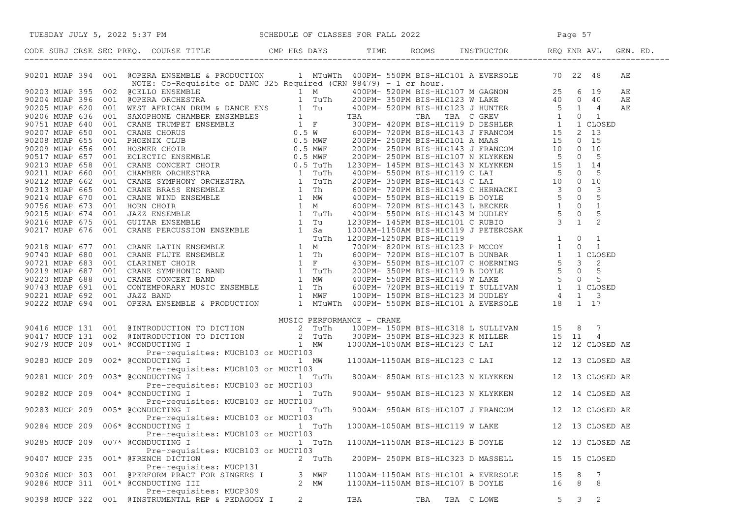SCHEDULE OF CLASSES FOR FALL 2022

| CODE | SUBJ | CRSE | SEC | PREQ. | COURSE TITLE | CMP | HRS | DAYS | TIME | ROOMS | INSTRUCTOR | REQ | ENR | AVL | GEN. ED. |
|---|---|---|---|---|---|---|---|---|---|---|---|---|---|---|---|
| 90201 | MUAP | 394 | 001 | | @OPERA ENSEMBLE & PRODUCTION | | 1 | MTuWTh | 400PM- 550PM | BIS-HLC101 | A EVERSOLE | 70 | 22 | 48 | AE |
| | | | | | NOTE: Co-Requisite of DANC 325 Required (CRN 98479) - 1 cr hour. | | | | | | | | | | |
| 90203 | MUAP | 395 | 002 | | @CELLO ENSEMBLE | | 1 | M | 400PM- 520PM | BIS-HLC107 | M GAGNON | 25 | 6 | 19 | AE |
| 90204 | MUAP | 396 | 001 | | @OPERA ORCHESTRA | | 1 | TuTh | 200PM- 350PM | BIS-HLC123 | W LAKE | 40 | 0 | 40 | AE |
| 90205 | MUAP | 620 | 001 | | WEST AFRICAN DRUM & DANCE ENS | | 1 | Tu | 400PM- 520PM | BIS-HLC123 | J HUNTER | 5 | 1 | 4 | AE |
| 90206 | MUAP | 636 | 001 | | SAXOPHONE CHAMBER ENSEMBLES | | 1 | | TBA | TBA TBA | C GREV | 1 | 0 | 1 | |
| 90751 | MUAP | 640 | 001 | | CRANE TRUMPET ENSEMBLE | | 1 | F | 300PM- 420PM | BIS-HLC119 | D DESHLER | 1 | 1 | CLOSED | |
| 90207 | MUAP | 650 | 001 | | CRANE CHORUS | | 0.5 | W | 600PM- 720PM | BIS-HLC143 | J FRANCOM | 15 | 2 | 13 | |
| 90208 | MUAP | 655 | 001 | | PHOENIX CLUB | | 0.5 | MWF | 200PM- 250PM | BIS-HLC101 | A MAAS | 15 | 0 | 15 | |
| 90209 | MUAP | 656 | 001 | | HOSMER CHOIR | | 0.5 | MWF | 200PM- 250PM | BIS-HLC143 | J FRANCOM | 10 | 0 | 10 | |
| 90517 | MUAP | 657 | 001 | | ECLECTIC ENSEMBLE | | 0.5 | MWF | 200PM- 250PM | BIS-HLC107 | N KLYKKEN | 5 | 0 | 5 | |
| 90210 | MUAP | 658 | 001 | | CRANE CONCERT CHOIR | | 0.5 | TuTh | 1230PM- 145PM | BIS-HLC143 | N KLYKKEN | 15 | 1 | 14 | |
| 90211 | MUAP | 660 | 001 | | CHAMBER ORCHESTRA | | 1 | TuTh | 400PM- 550PM | BIS-HLC119 | C LAI | 5 | 0 | 5 | |
| 90212 | MUAP | 662 | 001 | | CRANE SYMPHONY ORCHESTRA | | 1 | TuTh | 200PM- 350PM | BIS-HLC143 | C LAI | 10 | 0 | 10 | |
| 90213 | MUAP | 665 | 001 | | CRANE BRASS ENSEMBLE | | 1 | Th | 600PM- 720PM | BIS-HLC143 | C HERNACKI | 3 | 0 | 3 | |
| 90214 | MUAP | 670 | 001 | | CRANE WIND ENSEMBLE | | 1 | MW | 400PM- 550PM | BIS-HLC119 | B DOYLE | 5 | 0 | 5 | |
| 90756 | MUAP | 673 | 001 | | HORN CHOIR | | 1 | M | 600PM- 720PM | BIS-HLC143 | L BECKER | 1 | 0 | 1 | |
| 90215 | MUAP | 674 | 001 | | JAZZ ENSEMBLE | | 1 | TuTh | 400PM- 550PM | BIS-HLC143 | M DUDLEY | 5 | 0 | 5 | |
| 90216 | MUAP | 675 | 001 | | GUITAR ENSEMBLE | | 1 | Tu | 1230PM- 145PM | BIS-HLC101 | C RUBIO | 3 | 1 | 2 | |
| 90217 | MUAP | 676 | 001 | | CRANE PERCUSSION ENSEMBLE | | 1 | Sa | 1000AM-1150AM | BIS-HLC119 | J PETERCSAK | | | | |
| | | | | | | | | TuTh | 1200PM-1250PM | BIS-HLC119 | | 1 | 0 | 1 | |
| 90218 | MUAP | 677 | 001 | | CRANE LATIN ENSEMBLE | | 1 | M | 700PM- 820PM | BIS-HLC123 | P MCCOY | 1 | 0 | 1 | |
| 90740 | MUAP | 680 | 001 | | CRANE FLUTE ENSEMBLE | | 1 | Th | 600PM- 720PM | BIS-HLC107 | B DUNBAR | 1 | 1 | CLOSED | |
| 90721 | MUAP | 683 | 001 | | CLARINET CHOIR | | 1 | F | 430PM- 550PM | BIS-HLC107 | C HOERNING | 5 | 3 | 2 | |
| 90219 | MUAP | 687 | 001 | | CRANE SYMPHONIC BAND | | 1 | TuTh | 200PM- 350PM | BIS-HLC119 | B DOYLE | 5 | 0 | 5 | |
| 90220 | MUAP | 688 | 001 | | CRANE CONCERT BAND | | 1 | MW | 400PM- 550PM | BIS-HLC143 | W LAKE | 5 | 0 | 5 | |
| 90743 | MUAP | 691 | 001 | | CONTEMPORARY MUSIC ENSEMBLE | | 1 | Th | 600PM- 720PM | BIS-HLC119 | T SULLIVAN | 1 | 1 | CLOSED | |
| 90221 | MUAP | 692 | 001 | | JAZZ BAND | | 1 | MWF | 100PM- 150PM | BIS-HLC123 | M DUDLEY | 4 | 1 | 3 | |
| 90222 | MUAP | 694 | 001 | | OPERA ENSEMBLE & PRODUCTION | | 1 | MTuWTh | 400PM- 550PM | BIS-HLC101 | A EVERSOLE | 18 | 1 | 17 | |

MUSIC PERFORMANCE - CRANE

| CODE | SUBJ | CRSE | SEC | PREQ. | COURSE TITLE | CMP | HRS | DAYS | TIME | ROOMS | INSTRUCTOR | REQ | ENR | AVL | GEN. ED. |
|---|---|---|---|---|---|---|---|---|---|---|---|---|---|---|---|
| 90416 | MUCP | 131 | 001 | | @INTRODUCTION TO DICTION | | 2 | TuTh | 100PM- 150PM | BIS-HLC318 | L SULLIVAN | 15 | 8 | 7 | |
| 90417 | MUCP | 131 | 002 | | @INTRODUCTION TO DICTION | | 2 | TuTh | 300PM- 350PM | BIS-HLC323 | K MILLER | 15 | 11 | 4 | |
| 90279 | MUCP | 209 | 001 | * | @CONDUCTING I | | 1 | MW | 1000AM-1050AM | BIS-HLC123 | C LAI | 12 | 12 | CLOSED | AE |
| | | | | | Pre-requisites: MUCB103 or MUCT103 | | | | | | | | | | |
| 90280 | MUCP | 209 | 002 | * | @CONDUCTING I | | 1 | MW | 1100AM-1150AM | BIS-HLC123 | C LAI | 12 | 13 | CLOSED | AE |
| | | | | | Pre-requisites: MUCB103 or MUCT103 | | | | | | | | | | |
| 90281 | MUCP | 209 | 003 | * | @CONDUCTING I | | 1 | TuTh | 800AM- 850AM | BIS-HLC123 | N KLYKKEN | 12 | 13 | CLOSED | AE |
| | | | | | Pre-requisites: MUCB103 or MUCT103 | | | | | | | | | | |
| 90282 | MUCP | 209 | 004 | * | @CONDUCTING I | | 1 | TuTh | 900AM- 950AM | BIS-HLC123 | N KLYKKEN | 12 | 14 | CLOSED | AE |
| | | | | | Pre-requisites: MUCB103 or MUCT103 | | | | | | | | | | |
| 90283 | MUCP | 209 | 005 | * | @CONDUCTING I | | 1 | TuTh | 900AM- 950AM | BIS-HLC107 | J FRANCOM | 12 | 12 | CLOSED | AE |
| | | | | | Pre-requisites: MUCB103 or MUCT103 | | | | | | | | | | |
| 90284 | MUCP | 209 | 006 | * | @CONDUCTING I | | 1 | TuTh | 1000AM-1050AM | BIS-HLC119 | W LAKE | 12 | 13 | CLOSED | AE |
| | | | | | Pre-requisites: MUCB103 or MUCT103 | | | | | | | | | | |
| 90285 | MUCP | 209 | 007 | * | @CONDUCTING I | | 1 | TuTh | 1100AM-1150AM | BIS-HLC123 | B DOYLE | 12 | 13 | CLOSED | AE |
| | | | | | Pre-requisites: MUCB103 or MUCT103 | | | | | | | | | | |
| 90407 | MUCP | 235 | 001 | * | @FRENCH DICTION | | 2 | TuTh | 200PM- 250PM | BIS-HLC323 | D MASSELL | 15 | 15 | CLOSED | |
| | | | | | Pre-requisites: MUCP131 | | | | | | | | | | |
| 90306 | MUCP | 303 | 001 | | @PERFORM PRACT FOR SINGERS I | | 3 | MWF | 1100AM-1150AM | BIS-HLC101 | A EVERSOLE | 15 | 8 | 7 | |
| 90286 | MUCP | 311 | 001 | * | @CONDUCTING III | | 2 | MW | 1100AM-1150AM | BIS-HLC107 | B DOYLE | 16 | 8 | 8 | |
| | | | | | Pre-requisites: MUCP309 | | | | | | | | | | |
| 90398 | MUCP | 322 | 001 | | @INSTRUMENTAL REP & PEDAGOGY I | | 2 | | TBA | TBA TBA | C LOWE | 5 | 3 | 2 | |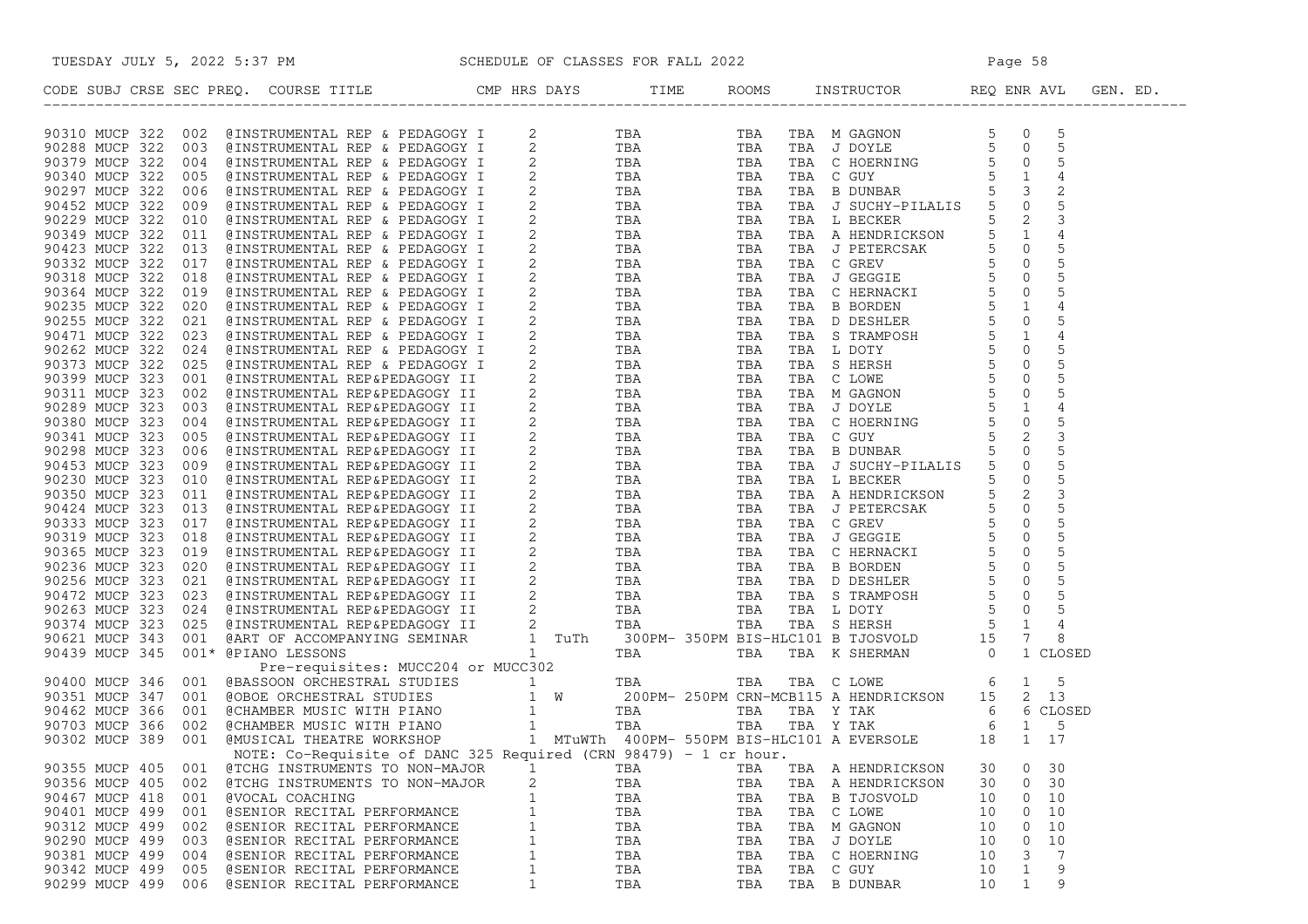| CODE | SUBJ | CRSE | SEC | PREQ. | COURSE TITLE | CMP | HRS | DAYS | TIME | ROOMS | INSTRUCTOR | REQ | ENR | AVL | GEN. ED. |
|---|---|---|---|---|---|---|---|---|---|---|---|---|---|---|---|
| 90310 | MUCP | 322 | 002 | | @INSTRUMENTAL REP & PEDAGOGY I | | 2 | | TBA | TBA | TBA M GAGNON | 5 | 0 | 5 | |
| 90288 | MUCP | 322 | 003 | | @INSTRUMENTAL REP & PEDAGOGY I | | 2 | | TBA | TBA | TBA J DOYLE | 5 | 0 | 5 | |
| 90379 | MUCP | 322 | 004 | | @INSTRUMENTAL REP & PEDAGOGY I | | 2 | | TBA | TBA | TBA C HOERNING | 5 | 0 | 5 | |
| 90340 | MUCP | 322 | 005 | | @INSTRUMENTAL REP & PEDAGOGY I | | 2 | | TBA | TBA | TBA C GUY | 5 | 1 | 4 | |
| 90297 | MUCP | 322 | 006 | | @INSTRUMENTAL REP & PEDAGOGY I | | 2 | | TBA | TBA | TBA B DUNBAR | 5 | 3 | 2 | |
| 90452 | MUCP | 322 | 009 | | @INSTRUMENTAL REP & PEDAGOGY I | | 2 | | TBA | TBA | TBA J SUCHY-PILALIS | 5 | 0 | 5 | |
| 90229 | MUCP | 322 | 010 | | @INSTRUMENTAL REP & PEDAGOGY I | | 2 | | TBA | TBA | TBA L BECKER | 5 | 2 | 3 | |
| 90349 | MUCP | 322 | 011 | | @INSTRUMENTAL REP & PEDAGOGY I | | 2 | | TBA | TBA | TBA A HENDRICKSON | 5 | 1 | 4 | |
| 90423 | MUCP | 322 | 013 | | @INSTRUMENTAL REP & PEDAGOGY I | | 2 | | TBA | TBA | TBA J PETERCSAK | 5 | 0 | 5 | |
| 90332 | MUCP | 322 | 017 | | @INSTRUMENTAL REP & PEDAGOGY I | | 2 | | TBA | TBA | TBA C GREV | 5 | 0 | 5 | |
| 90318 | MUCP | 322 | 018 | | @INSTRUMENTAL REP & PEDAGOGY I | | 2 | | TBA | TBA | TBA J GEGGIE | 5 | 0 | 5 | |
| 90364 | MUCP | 322 | 019 | | @INSTRUMENTAL REP & PEDAGOGY I | | 2 | | TBA | TBA | TBA C HERNACKI | 5 | 0 | 5 | |
| 90235 | MUCP | 322 | 020 | | @INSTRUMENTAL REP & PEDAGOGY I | | 2 | | TBA | TBA | TBA B BORDEN | 5 | 1 | 4 | |
| 90255 | MUCP | 322 | 021 | | @INSTRUMENTAL REP & PEDAGOGY I | | 2 | | TBA | TBA | TBA D DESHLER | 5 | 0 | 5 | |
| 90471 | MUCP | 322 | 023 | | @INSTRUMENTAL REP & PEDAGOGY I | | 2 | | TBA | TBA | TBA S TRAMPOSH | 5 | 1 | 4 | |
| 90262 | MUCP | 322 | 024 | | @INSTRUMENTAL REP & PEDAGOGY I | | 2 | | TBA | TBA | TBA L DOTY | 5 | 0 | 5 | |
| 90373 | MUCP | 322 | 025 | | @INSTRUMENTAL REP & PEDAGOGY I | | 2 | | TBA | TBA | TBA S HERSH | 5 | 0 | 5 | |
| 90399 | MUCP | 323 | 001 | | @INSTRUMENTAL REP&PEDAGOGY II | | 2 | | TBA | TBA | TBA C LOWE | 5 | 0 | 5 | |
| 90311 | MUCP | 323 | 002 | | @INSTRUMENTAL REP&PEDAGOGY II | | 2 | | TBA | TBA | TBA M GAGNON | 5 | 0 | 5 | |
| 90289 | MUCP | 323 | 003 | | @INSTRUMENTAL REP&PEDAGOGY II | | 2 | | TBA | TBA | TBA J DOYLE | 5 | 1 | 4 | |
| 90380 | MUCP | 323 | 004 | | @INSTRUMENTAL REP&PEDAGOGY II | | 2 | | TBA | TBA | TBA C HOERNING | 5 | 0 | 5 | |
| 90341 | MUCP | 323 | 005 | | @INSTRUMENTAL REP&PEDAGOGY II | | 2 | | TBA | TBA | TBA C GUY | 5 | 2 | 3 | |
| 90298 | MUCP | 323 | 006 | | @INSTRUMENTAL REP&PEDAGOGY II | | 2 | | TBA | TBA | TBA B DUNBAR | 5 | 0 | 5 | |
| 90453 | MUCP | 323 | 009 | | @INSTRUMENTAL REP&PEDAGOGY II | | 2 | | TBA | TBA | TBA J SUCHY-PILALIS | 5 | 0 | 5 | |
| 90230 | MUCP | 323 | 010 | | @INSTRUMENTAL REP&PEDAGOGY II | | 2 | | TBA | TBA | TBA L BECKER | 5 | 0 | 5 | |
| 90350 | MUCP | 323 | 011 | | @INSTRUMENTAL REP&PEDAGOGY II | | 2 | | TBA | TBA | TBA A HENDRICKSON | 5 | 2 | 3 | |
| 90424 | MUCP | 323 | 013 | | @INSTRUMENTAL REP&PEDAGOGY II | | 2 | | TBA | TBA | TBA J PETERCSAK | 5 | 0 | 5 | |
| 90333 | MUCP | 323 | 017 | | @INSTRUMENTAL REP&PEDAGOGY II | | 2 | | TBA | TBA | TBA C GREV | 5 | 0 | 5 | |
| 90319 | MUCP | 323 | 018 | | @INSTRUMENTAL REP&PEDAGOGY II | | 2 | | TBA | TBA | TBA J GEGGIE | 5 | 0 | 5 | |
| 90365 | MUCP | 323 | 019 | | @INSTRUMENTAL REP&PEDAGOGY II | | 2 | | TBA | TBA | TBA C HERNACKI | 5 | 0 | 5 | |
| 90236 | MUCP | 323 | 020 | | @INSTRUMENTAL REP&PEDAGOGY II | | 2 | | TBA | TBA | TBA B BORDEN | 5 | 0 | 5 | |
| 90256 | MUCP | 323 | 021 | | @INSTRUMENTAL REP&PEDAGOGY II | | 2 | | TBA | TBA | TBA D DESHLER | 5 | 0 | 5 | |
| 90472 | MUCP | 323 | 023 | | @INSTRUMENTAL REP&PEDAGOGY II | | 2 | | TBA | TBA | TBA S TRAMPOSH | 5 | 0 | 5 | |
| 90263 | MUCP | 323 | 024 | | @INSTRUMENTAL REP&PEDAGOGY II | | 2 | | TBA | TBA | TBA L DOTY | 5 | 0 | 5 | |
| 90374 | MUCP | 323 | 025 | | @INSTRUMENTAL REP&PEDAGOGY II | | 2 | | TBA | TBA | TBA S HERSH | 5 | 1 | 4 | |
| 90621 | MUCP | 343 | 001 | | @ART OF ACCOMPANYING SEMINAR | | 1 | TuTh | 300PM- 350PM | BIS-HLC101 | B TJOSVOLD | 15 | 7 | 8 | |
| 90439 | MUCP | 345 | 001* | | @PIANO LESSONS | | 1 | | TBA | TBA | TBA K SHERMAN | 0 | 1 | CLOSED | |
| | | | | | Pre-requisites: MUCC204 or MUCC302 | | | | | | | | | | |
| 90400 | MUCP | 346 | 001 | | @BASSOON ORCHESTRAL STUDIES | | 1 | | TBA | TBA | TBA C LOWE | 6 | 1 | 5 | |
| 90351 | MUCP | 347 | 001 | | @OBOE ORCHESTRAL STUDIES | | 1 | W | 200PM- 250PM | CRN-MCB115 | A HENDRICKSON | 15 | 2 | 13 | |
| 90462 | MUCP | 366 | 001 | | @CHAMBER MUSIC WITH PIANO | | 1 | | TBA | TBA | TBA Y TAK | 6 | 6 | CLOSED | |
| 90703 | MUCP | 366 | 002 | | @CHAMBER MUSIC WITH PIANO | | 1 | | TBA | TBA | TBA Y TAK | 6 | 1 | 5 | |
| 90302 | MUCP | 389 | 001 | | @MUSICAL THEATRE WORKSHOP | | 1 | MTuWTh | 400PM- 550PM | BIS-HLC101 | A EVERSOLE | 18 | 1 | 17 | |
| | | | | | NOTE: Co-Requisite of DANC 325 Required (CRN 98479) - 1 cr hour. | | | | | | | | | | |
| 90355 | MUCP | 405 | 001 | | @TCHG INSTRUMENTS TO NON-MAJOR | | 1 | | TBA | TBA | TBA A HENDRICKSON | 30 | 0 | 30 | |
| 90356 | MUCP | 405 | 002 | | @TCHG INSTRUMENTS TO NON-MAJOR | | 2 | | TBA | TBA | TBA A HENDRICKSON | 30 | 0 | 30 | |
| 90467 | MUCP | 418 | 001 | | @VOCAL COACHING | | 1 | | TBA | TBA | TBA B TJOSVOLD | 10 | 0 | 10 | |
| 90401 | MUCP | 499 | 001 | | @SENIOR RECITAL PERFORMANCE | | 1 | | TBA | TBA | TBA C LOWE | 10 | 0 | 10 | |
| 90312 | MUCP | 499 | 002 | | @SENIOR RECITAL PERFORMANCE | | 1 | | TBA | TBA | TBA M GAGNON | 10 | 0 | 10 | |
| 90290 | MUCP | 499 | 003 | | @SENIOR RECITAL PERFORMANCE | | 1 | | TBA | TBA | TBA J DOYLE | 10 | 0 | 10 | |
| 90381 | MUCP | 499 | 004 | | @SENIOR RECITAL PERFORMANCE | | 1 | | TBA | TBA | TBA C HOERNING | 10 | 3 | 7 | |
| 90342 | MUCP | 499 | 005 | | @SENIOR RECITAL PERFORMANCE | | 1 | | TBA | TBA | TBA C GUY | 10 | 1 | 9 | |
| 90299 | MUCP | 499 | 006 | | @SENIOR RECITAL PERFORMANCE | | 1 | | TBA | TBA | TBA B DUNBAR | 10 | 1 | 9 | |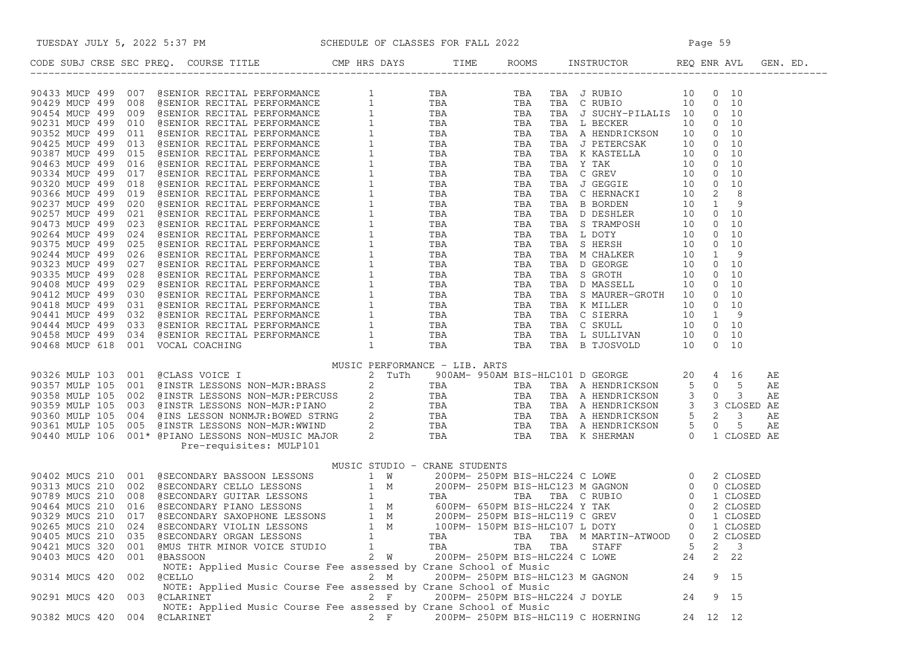| CODE | SUBJ | CRSE | SEC | PREQ. | COURSE TITLE | CMP | HRS | DAYS | TIME | ROOMS | | INSTRUCTOR | REQ | ENR | AVL | GEN. ED. |
|---|---|---|---|---|---|---|---|---|---|---|---|---|---|---|---|---|
| 90433 | MUCP | 499 | 007 | | @SENIOR RECITAL PERFORMANCE | | 1 | | TBA | TBA | TBA | J RUBIO | 10 | 0 | 10 | |
| 90429 | MUCP | 499 | 008 | | @SENIOR RECITAL PERFORMANCE | | 1 | | TBA | TBA | TBA | C RUBIO | 10 | 0 | 10 | |
| 90454 | MUCP | 499 | 009 | | @SENIOR RECITAL PERFORMANCE | | 1 | | TBA | TBA | TBA | J SUCHY-PILALIS | 10 | 0 | 10 | |
| 90231 | MUCP | 499 | 010 | | @SENIOR RECITAL PERFORMANCE | | 1 | | TBA | TBA | TBA | L BECKER | 10 | 0 | 10 | |
| 90352 | MUCP | 499 | 011 | | @SENIOR RECITAL PERFORMANCE | | 1 | | TBA | TBA | TBA | A HENDRICKSON | 10 | 0 | 10 | |
| 90425 | MUCP | 499 | 013 | | @SENIOR RECITAL PERFORMANCE | | 1 | | TBA | TBA | TBA | J PETERCSAK | 10 | 0 | 10 | |
| 90387 | MUCP | 499 | 015 | | @SENIOR RECITAL PERFORMANCE | | 1 | | TBA | TBA | TBA | K KASTELLA | 10 | 0 | 10 | |
| 90463 | MUCP | 499 | 016 | | @SENIOR RECITAL PERFORMANCE | | 1 | | TBA | TBA | TBA | Y TAK | 10 | 0 | 10 | |
| 90334 | MUCP | 499 | 017 | | @SENIOR RECITAL PERFORMANCE | | 1 | | TBA | TBA | TBA | C GREV | 10 | 0 | 10 | |
| 90320 | MUCP | 499 | 018 | | @SENIOR RECITAL PERFORMANCE | | 1 | | TBA | TBA | TBA | J GEGGIE | 10 | 0 | 10 | |
| 90366 | MUCP | 499 | 019 | | @SENIOR RECITAL PERFORMANCE | | 1 | | TBA | TBA | TBA | C HERNACKI | 10 | 2 | 8 | |
| 90237 | MUCP | 499 | 020 | | @SENIOR RECITAL PERFORMANCE | | 1 | | TBA | TBA | TBA | B BORDEN | 10 | 1 | 9 | |
| 90257 | MUCP | 499 | 021 | | @SENIOR RECITAL PERFORMANCE | | 1 | | TBA | TBA | TBA | D DESHLER | 10 | 0 | 10 | |
| 90473 | MUCP | 499 | 023 | | @SENIOR RECITAL PERFORMANCE | | 1 | | TBA | TBA | TBA | S TRAMPOSH | 10 | 0 | 10 | |
| 90264 | MUCP | 499 | 024 | | @SENIOR RECITAL PERFORMANCE | | 1 | | TBA | TBA | TBA | L DOTY | 10 | 0 | 10 | |
| 90375 | MUCP | 499 | 025 | | @SENIOR RECITAL PERFORMANCE | | 1 | | TBA | TBA | TBA | S HERSH | 10 | 0 | 10 | |
| 90244 | MUCP | 499 | 026 | | @SENIOR RECITAL PERFORMANCE | | 1 | | TBA | TBA | TBA | M CHALKER | 10 | 1 | 9 | |
| 90323 | MUCP | 499 | 027 | | @SENIOR RECITAL PERFORMANCE | | 1 | | TBA | TBA | TBA | D GEORGE | 10 | 0 | 10 | |
| 90335 | MUCP | 499 | 028 | | @SENIOR RECITAL PERFORMANCE | | 1 | | TBA | TBA | TBA | S GROTH | 10 | 0 | 10 | |
| 90408 | MUCP | 499 | 029 | | @SENIOR RECITAL PERFORMANCE | | 1 | | TBA | TBA | TBA | D MASSELL | 10 | 0 | 10 | |
| 90412 | MUCP | 499 | 030 | | @SENIOR RECITAL PERFORMANCE | | 1 | | TBA | TBA | TBA | S MAURER-GROTH | 10 | 0 | 10 | |
| 90418 | MUCP | 499 | 031 | | @SENIOR RECITAL PERFORMANCE | | 1 | | TBA | TBA | TBA | K MILLER | 10 | 0 | 10 | |
| 90441 | MUCP | 499 | 032 | | @SENIOR RECITAL PERFORMANCE | | 1 | | TBA | TBA | TBA | C SIERRA | 10 | 1 | 9 | |
| 90444 | MUCP | 499 | 033 | | @SENIOR RECITAL PERFORMANCE | | 1 | | TBA | TBA | TBA | C SKULL | 10 | 0 | 10 | |
| 90458 | MUCP | 499 | 034 | | @SENIOR RECITAL PERFORMANCE | | 1 | | TBA | TBA | TBA | L SULLIVAN | 10 | 0 | 10 | |
| 90468 | MUCP | 618 | 001 | | VOCAL COACHING | | 1 | | TBA | TBA | TBA | B TJOSVOLD | 10 | 0 | 10 | |
| | | | | | **MUSIC PERFORMANCE - LIB. ARTS** | | | | | | | | | | | |
| 90326 | MULP | 103 | 001 | | @CLASS VOICE I | | 2 | TuTh | 900AM- 950AM | BIS-HLC101 | | D GEORGE | 20 | 4 | 16 | AE |
| 90357 | MULP | 105 | 001 | | @INSTR LESSONS NON-MJR:BRASS | | 2 | | TBA | TBA | TBA | A HENDRICKSON | 5 | 0 | 5 | AE |
| 90358 | MULP | 105 | 002 | | @INSTR LESSONS NON-MJR:PERCUSS | | 2 | | TBA | TBA | TBA | A HENDRICKSON | 3 | 0 | 3 | AE |
| 90359 | MULP | 105 | 003 | | @INSTR LESSONS NON-MJR:PIANO | | 2 | | TBA | TBA | TBA | A HENDRICKSON | 3 | 3 | CLOSED | AE |
| 90360 | MULP | 105 | 004 | | @INS LESSON NONMJR:BOWED STRNG | | 2 | | TBA | TBA | TBA | A HENDRICKSON | 5 | 2 | 3 | AE |
| 90361 | MULP | 105 | 005 | | @INSTR LESSONS NON-MJR:WWIND | | 2 | | TBA | TBA | TBA | A HENDRICKSON | 5 | 0 | 5 | AE |
| 90440 | MULP | 106 | 001* | | @PIANO LESSONS NON-MUSIC MAJOR | | 2 | | TBA | TBA | TBA | K SHERMAN | 0 | 1 | CLOSED | AE |
| | | | | | Pre-requisites: MULP101 | | | | | | | | | | | |
| | | | | | **MUSIC STUDIO - CRANE STUDENTS** | | | | | | | | | | | |
| 90402 | MUCS | 210 | 001 | | @SECONDARY BASSOON LESSONS | | 1 | W | 200PM- 250PM | BIS-HLC224 | | C LOWE | 0 | 2 | CLOSED | |
| 90313 | MUCS | 210 | 002 | | @SECONDARY CELLO LESSONS | | 1 | M | 200PM- 250PM | BIS-HLC123 | | M GAGNON | 0 | 0 | CLOSED | |
| 90789 | MUCS | 210 | 008 | | @SECONDARY GUITAR LESSONS | | 1 | | TBA | TBA | TBA | C RUBIO | 0 | 1 | CLOSED | |
| 90464 | MUCS | 210 | 016 | | @SECONDARY PIANO LESSONS | | 1 | M | 600PM- 650PM | BIS-HLC224 | | Y TAK | 0 | 2 | CLOSED | |
| 90329 | MUCS | 210 | 017 | | @SECONDARY SAXOPHONE LESSONS | | 1 | M | 200PM- 250PM | BIS-HLC119 | | C GREV | 0 | 1 | CLOSED | |
| 90265 | MUCS | 210 | 024 | | @SECONDARY VIOLIN LESSONS | | 1 | M | 100PM- 150PM | BIS-HLC107 | | L DOTY | 0 | 1 | CLOSED | |
| 90405 | MUCS | 210 | 035 | | @SECONDARY ORGAN LESSONS | | 1 | | TBA | TBA | TBA | M MARTIN-ATWOOD | 0 | 2 | CLOSED | |
| 90421 | MUCS | 320 | 001 | | @MUS THTR MINOR VOICE STUDIO | | 1 | | TBA | TBA | TBA | STAFF | 5 | 2 | 3 | |
| 90403 | MUCS | 420 | 001 | | @BASSOON | | 2 | W | 200PM- 250PM | BIS-HLC224 | | C LOWE | 24 | 2 | 22 | |
| | | | | | NOTE: Applied Music Course Fee assessed by Crane School of Music | | | | | | | | | | | |
| 90314 | MUCS | 420 | 002 | | @CELLO | | 2 | M | 200PM- 250PM | BIS-HLC123 | | M GAGNON | 24 | 9 | 15 | |
| | | | | | NOTE: Applied Music Course Fee assessed by Crane School of Music | | | | | | | | | | | |
| 90291 | MUCS | 420 | 003 | | @CLARINET | | 2 | F | 200PM- 250PM | BIS-HLC224 | | J DOYLE | 24 | 9 | 15 | |
| | | | | | NOTE: Applied Music Course Fee assessed by Crane School of Music | | | | | | | | | | | |
| 90382 | MUCS | 420 | 004 | | @CLARINET | | 2 | F | 200PM- 250PM | BIS-HLC119 | | C HOERNING | 24 | 12 | 12 | |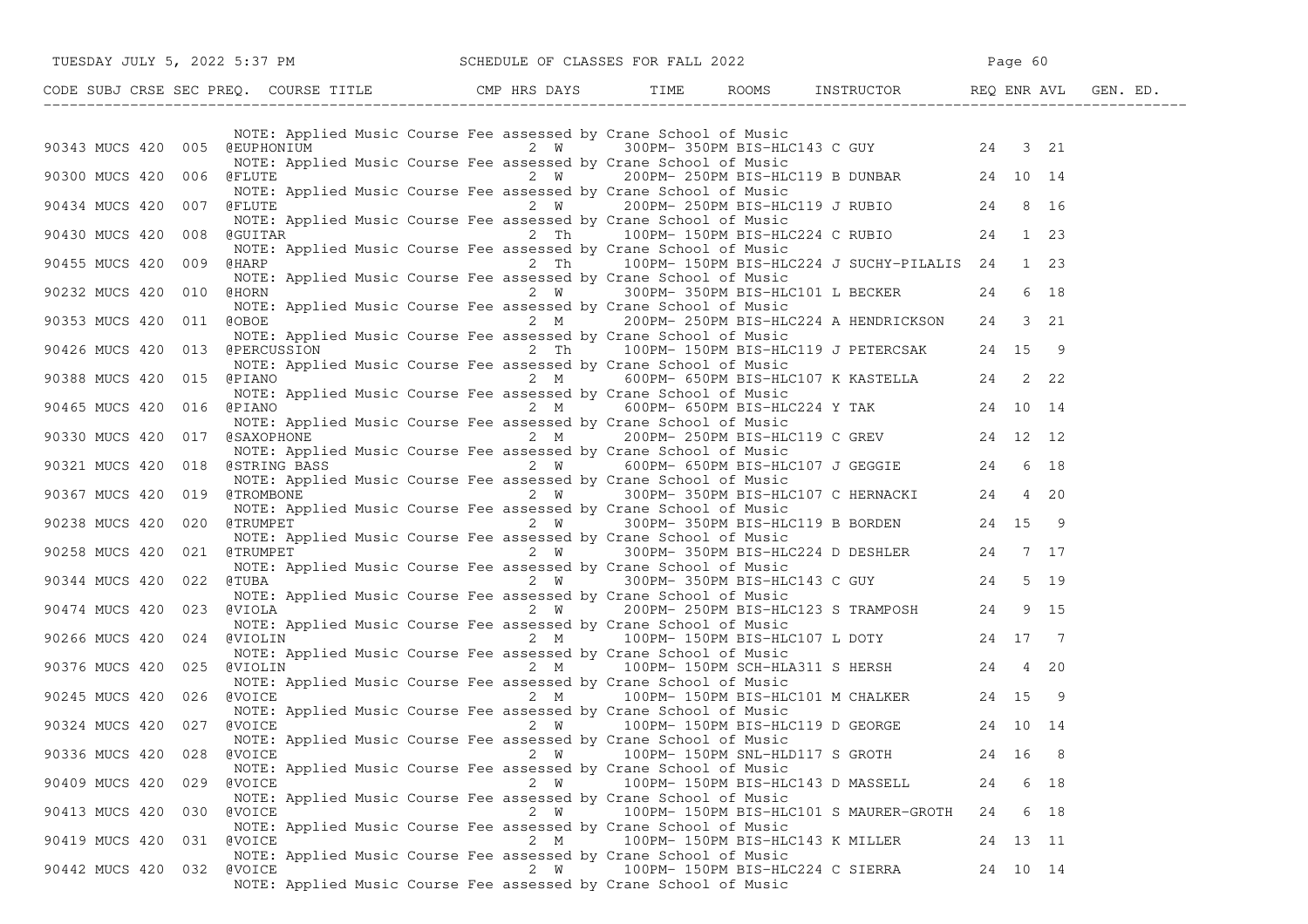TUESDAY JULY 5, 2022 5:37 PM — SCHEDULE OF CLASSES FOR FALL 2022

| CODE | SUBJ | CRSE | SEC | PREQ. | COURSE TITLE | CMP | HRS | DAYS | TIME | ROOMS | INSTRUCTOR | REQ | ENR | AVL | GEN. ED. |
|---|---|---|---|---|---|---|---|---|---|---|---|---|---|---|---|
| | | | | | NOTE: Applied Music Course Fee assessed by Crane School of Music | | | | | | | | | | |
| 90343 | MUCS | 420 | 005 | | @EUPHONIUM | | 2 | W | 300PM- 350PM | BIS-HLC143 | C GUY | 24 | 3 | 21 | |
| | | | | | NOTE: Applied Music Course Fee assessed by Crane School of Music | | | | | | | | | | |
| 90300 | MUCS | 420 | 006 | | @FLUTE | | 2 | W | 200PM- 250PM | BIS-HLC119 | B DUNBAR | 24 | 10 | 14 | |
| | | | | | NOTE: Applied Music Course Fee assessed by Crane School of Music | | | | | | | | | | |
| 90434 | MUCS | 420 | 007 | | @FLUTE | | 2 | W | 200PM- 250PM | BIS-HLC119 | J RUBIO | 24 | 8 | 16 | |
| | | | | | NOTE: Applied Music Course Fee assessed by Crane School of Music | | | | | | | | | | |
| 90430 | MUCS | 420 | 008 | | @GUITAR | | 2 | Th | 100PM- 150PM | BIS-HLC224 | C RUBIO | 24 | 1 | 23 | |
| | | | | | NOTE: Applied Music Course Fee assessed by Crane School of Music | | | | | | | | | | |
| 90455 | MUCS | 420 | 009 | | @HARP | | 2 | Th | 100PM- 150PM | BIS-HLC224 | J SUCHY-PILALIS | 24 | 1 | 23 | |
| | | | | | NOTE: Applied Music Course Fee assessed by Crane School of Music | | | | | | | | | | |
| 90232 | MUCS | 420 | 010 | | @HORN | | 2 | W | 300PM- 350PM | BIS-HLC101 | L BECKER | 24 | 6 | 18 | |
| | | | | | NOTE: Applied Music Course Fee assessed by Crane School of Music | | | | | | | | | | |
| 90353 | MUCS | 420 | 011 | | @OBOE | | 2 | M | 200PM- 250PM | BIS-HLC224 | A HENDRICKSON | 24 | 3 | 21 | |
| | | | | | NOTE: Applied Music Course Fee assessed by Crane School of Music | | | | | | | | | | |
| 90426 | MUCS | 420 | 013 | | @PERCUSSION | | 2 | Th | 100PM- 150PM | BIS-HLC119 | J PETERCSAK | 24 | 15 | 9 | |
| | | | | | NOTE: Applied Music Course Fee assessed by Crane School of Music | | | | | | | | | | |
| 90388 | MUCS | 420 | 015 | | @PIANO | | 2 | M | 600PM- 650PM | BIS-HLC107 | K KASTELLA | 24 | 2 | 22 | |
| | | | | | NOTE: Applied Music Course Fee assessed by Crane School of Music | | | | | | | | | | |
| 90465 | MUCS | 420 | 016 | | @PIANO | | 2 | M | 600PM- 650PM | BIS-HLC224 | Y TAK | 24 | 10 | 14 | |
| | | | | | NOTE: Applied Music Course Fee assessed by Crane School of Music | | | | | | | | | | |
| 90330 | MUCS | 420 | 017 | | @SAXOPHONE | | 2 | M | 200PM- 250PM | BIS-HLC119 | C GREV | 24 | 12 | 12 | |
| | | | | | NOTE: Applied Music Course Fee assessed by Crane School of Music | | | | | | | | | | |
| 90321 | MUCS | 420 | 018 | | @STRING BASS | | 2 | W | 600PM- 650PM | BIS-HLC107 | J GEGGIE | 24 | 6 | 18 | |
| | | | | | NOTE: Applied Music Course Fee assessed by Crane School of Music | | | | | | | | | | |
| 90367 | MUCS | 420 | 019 | | @TROMBONE | | 2 | W | 300PM- 350PM | BIS-HLC107 | C HERNACKI | 24 | 4 | 20 | |
| | | | | | NOTE: Applied Music Course Fee assessed by Crane School of Music | | | | | | | | | | |
| 90238 | MUCS | 420 | 020 | | @TRUMPET | | 2 | W | 300PM- 350PM | BIS-HLC119 | B BORDEN | 24 | 15 | 9 | |
| | | | | | NOTE: Applied Music Course Fee assessed by Crane School of Music | | | | | | | | | | |
| 90258 | MUCS | 420 | 021 | | @TRUMPET | | 2 | W | 300PM- 350PM | BIS-HLC224 | D DESHLER | 24 | 7 | 17 | |
| | | | | | NOTE: Applied Music Course Fee assessed by Crane School of Music | | | | | | | | | | |
| 90344 | MUCS | 420 | 022 | | @TUBA | | 2 | W | 300PM- 350PM | BIS-HLC143 | C GUY | 24 | 5 | 19 | |
| | | | | | NOTE: Applied Music Course Fee assessed by Crane School of Music | | | | | | | | | | |
| 90474 | MUCS | 420 | 023 | | @VIOLA | | 2 | W | 200PM- 250PM | BIS-HLC123 | S TRAMPOSH | 24 | 9 | 15 | |
| | | | | | NOTE: Applied Music Course Fee assessed by Crane School of Music | | | | | | | | | | |
| 90266 | MUCS | 420 | 024 | | @VIOLIN | | 2 | M | 100PM- 150PM | BIS-HLC107 | L DOTY | 24 | 17 | 7 | |
| | | | | | NOTE: Applied Music Course Fee assessed by Crane School of Music | | | | | | | | | | |
| 90376 | MUCS | 420 | 025 | | @VIOLIN | | 2 | M | 100PM- 150PM | SCH-HLA311 | S HERSH | 24 | 4 | 20 | |
| | | | | | NOTE: Applied Music Course Fee assessed by Crane School of Music | | | | | | | | | | |
| 90245 | MUCS | 420 | 026 | | @VOICE | | 2 | M | 100PM- 150PM | BIS-HLC101 | M CHALKER | 24 | 15 | 9 | |
| | | | | | NOTE: Applied Music Course Fee assessed by Crane School of Music | | | | | | | | | | |
| 90324 | MUCS | 420 | 027 | | @VOICE | | 2 | W | 100PM- 150PM | BIS-HLC119 | D GEORGE | 24 | 10 | 14 | |
| | | | | | NOTE: Applied Music Course Fee assessed by Crane School of Music | | | | | | | | | | |
| 90336 | MUCS | 420 | 028 | | @VOICE | | 2 | W | 100PM- 150PM | SNL-HLD117 | S GROTH | 24 | 16 | 8 | |
| | | | | | NOTE: Applied Music Course Fee assessed by Crane School of Music | | | | | | | | | | |
| 90409 | MUCS | 420 | 029 | | @VOICE | | 2 | W | 100PM- 150PM | BIS-HLC143 | D MASSELL | 24 | 6 | 18 | |
| | | | | | NOTE: Applied Music Course Fee assessed by Crane School of Music | | | | | | | | | | |
| 90413 | MUCS | 420 | 030 | | @VOICE | | 2 | W | 100PM- 150PM | BIS-HLC101 | S MAURER-GROTH | 24 | 6 | 18 | |
| | | | | | NOTE: Applied Music Course Fee assessed by Crane School of Music | | | | | | | | | | |
| 90419 | MUCS | 420 | 031 | | @VOICE | | 2 | M | 100PM- 150PM | BIS-HLC143 | K MILLER | 24 | 13 | 11 | |
| | | | | | NOTE: Applied Music Course Fee assessed by Crane School of Music | | | | | | | | | | |
| 90442 | MUCS | 420 | 032 | | @VOICE | | 2 | W | 100PM- 150PM | BIS-HLC224 | C SIERRA | 24 | 10 | 14 | |
| | | | | | NOTE: Applied Music Course Fee assessed by Crane School of Music | | | | | | | | | | |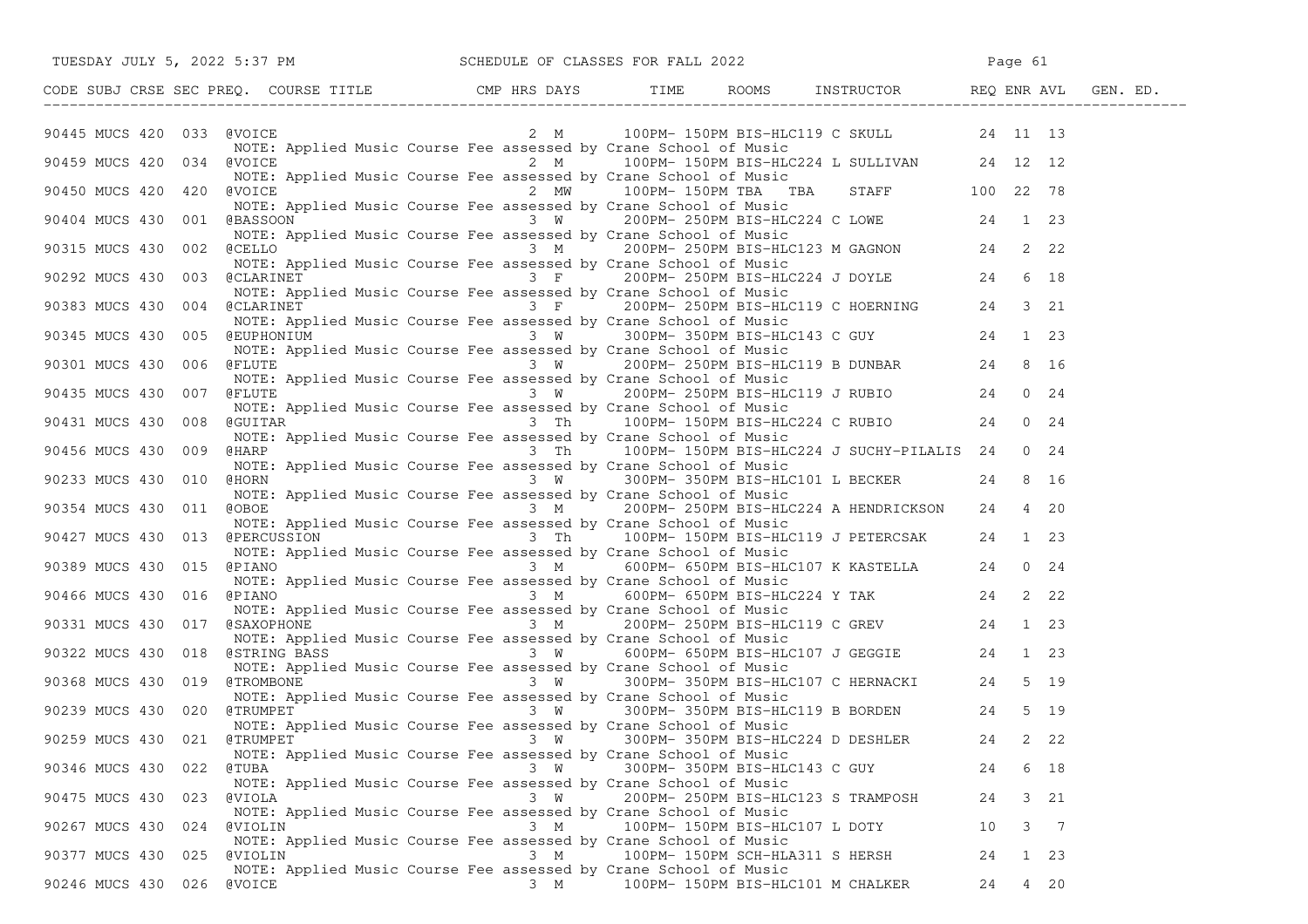# SCHEDULE OF CLASSES FOR FALL 2022

| CODE | SUBJ | CRSE | SEC | PREQ. | COURSE TITLE | CMP | HRS | DAYS | TIME | ROOMS | INSTRUCTOR | REQ | ENR | AVL | GEN. ED. |
|---|---|---|---|---|---|---|---|---|---|---|---|---|---|---|---|
| 90445 | MUCS | 420 | 033 | @ | VOICE | | 2 | M | 100PM- 150PM | BIS-HLC119 | C SKULL | 24 | 11 | 13 | |
| | | | | | NOTE: Applied Music Course Fee assessed by Crane School of Music | | | | | | | | | | |
| 90459 | MUCS | 420 | 034 | @ | VOICE | | 2 | M | 100PM- 150PM | BIS-HLC224 | L SULLIVAN | 24 | 12 | 12 | |
| | | | | | NOTE: Applied Music Course Fee assessed by Crane School of Music | | | | | | | | | | |
| 90450 | MUCS | 420 | 420 | @ | VOICE | | 2 | MW | 100PM- 150PM | TBA TBA | STAFF | 100 | 22 | 78 | |
| | | | | | NOTE: Applied Music Course Fee assessed by Crane School of Music | | | | | | | | | | |
| 90404 | MUCS | 430 | 001 | @ | BASSOON | | 3 | W | 200PM- 250PM | BIS-HLC224 | C LOWE | 24 | 1 | 23 | |
| | | | | | NOTE: Applied Music Course Fee assessed by Crane School of Music | | | | | | | | | | |
| 90315 | MUCS | 430 | 002 | @ | CELLO | | 3 | M | 200PM- 250PM | BIS-HLC123 | M GAGNON | 24 | 2 | 22 | |
| | | | | | NOTE: Applied Music Course Fee assessed by Crane School of Music | | | | | | | | | | |
| 90292 | MUCS | 430 | 003 | @ | CLARINET | | 3 | F | 200PM- 250PM | BIS-HLC224 | J DOYLE | 24 | 6 | 18 | |
| | | | | | NOTE: Applied Music Course Fee assessed by Crane School of Music | | | | | | | | | | |
| 90383 | MUCS | 430 | 004 | @ | CLARINET | | 3 | F | 200PM- 250PM | BIS-HLC119 | C HOERNING | 24 | 3 | 21 | |
| | | | | | NOTE: Applied Music Course Fee assessed by Crane School of Music | | | | | | | | | | |
| 90345 | MUCS | 430 | 005 | @ | EUPHONIUM | | 3 | W | 300PM- 350PM | BIS-HLC143 | C GUY | 24 | 1 | 23 | |
| | | | | | NOTE: Applied Music Course Fee assessed by Crane School of Music | | | | | | | | | | |
| 90301 | MUCS | 430 | 006 | @ | FLUTE | | 3 | W | 200PM- 250PM | BIS-HLC119 | B DUNBAR | 24 | 8 | 16 | |
| | | | | | NOTE: Applied Music Course Fee assessed by Crane School of Music | | | | | | | | | | |
| 90435 | MUCS | 430 | 007 | @ | FLUTE | | 3 | W | 200PM- 250PM | BIS-HLC119 | J RUBIO | 24 | 0 | 24 | |
| | | | | | NOTE: Applied Music Course Fee assessed by Crane School of Music | | | | | | | | | | |
| 90431 | MUCS | 430 | 008 | @ | GUITAR | | 3 | Th | 100PM- 150PM | BIS-HLC224 | C RUBIO | 24 | 0 | 24 | |
| | | | | | NOTE: Applied Music Course Fee assessed by Crane School of Music | | | | | | | | | | |
| 90456 | MUCS | 430 | 009 | @ | HARP | | 3 | Th | 100PM- 150PM | BIS-HLC224 | J SUCHY-PILALIS | 24 | 0 | 24 | |
| | | | | | NOTE: Applied Music Course Fee assessed by Crane School of Music | | | | | | | | | | |
| 90233 | MUCS | 430 | 010 | @ | HORN | | 3 | W | 300PM- 350PM | BIS-HLC101 | L BECKER | 24 | 8 | 16 | |
| | | | | | NOTE: Applied Music Course Fee assessed by Crane School of Music | | | | | | | | | | |
| 90354 | MUCS | 430 | 011 | @ | OBOE | | 3 | M | 200PM- 250PM | BIS-HLC224 | A HENDRICKSON | 24 | 4 | 20 | |
| | | | | | NOTE: Applied Music Course Fee assessed by Crane School of Music | | | | | | | | | | |
| 90427 | MUCS | 430 | 013 | @ | PERCUSSION | | 3 | Th | 100PM- 150PM | BIS-HLC119 | J PETERCSAK | 24 | 1 | 23 | |
| | | | | | NOTE: Applied Music Course Fee assessed by Crane School of Music | | | | | | | | | | |
| 90389 | MUCS | 430 | 015 | @ | PIANO | | 3 | M | 600PM- 650PM | BIS-HLC107 | K KASTELLA | 24 | 0 | 24 | |
| | | | | | NOTE: Applied Music Course Fee assessed by Crane School of Music | | | | | | | | | | |
| 90466 | MUCS | 430 | 016 | @ | PIANO | | 3 | M | 600PM- 650PM | BIS-HLC224 | Y TAK | 24 | 2 | 22 | |
| | | | | | NOTE: Applied Music Course Fee assessed by Crane School of Music | | | | | | | | | | |
| 90331 | MUCS | 430 | 017 | @ | SAXOPHONE | | 3 | M | 200PM- 250PM | BIS-HLC119 | C GREV | 24 | 1 | 23 | |
| | | | | | NOTE: Applied Music Course Fee assessed by Crane School of Music | | | | | | | | | | |
| 90322 | MUCS | 430 | 018 | @ | STRING BASS | | 3 | W | 600PM- 650PM | BIS-HLC107 | J GEGGIE | 24 | 1 | 23 | |
| | | | | | NOTE: Applied Music Course Fee assessed by Crane School of Music | | | | | | | | | | |
| 90368 | MUCS | 430 | 019 | @ | TROMBONE | | 3 | W | 300PM- 350PM | BIS-HLC107 | C HERNACKI | 24 | 5 | 19 | |
| | | | | | NOTE: Applied Music Course Fee assessed by Crane School of Music | | | | | | | | | | |
| 90239 | MUCS | 430 | 020 | @ | TRUMPET | | 3 | W | 300PM- 350PM | BIS-HLC119 | B BORDEN | 24 | 5 | 19 | |
| | | | | | NOTE: Applied Music Course Fee assessed by Crane School of Music | | | | | | | | | | |
| 90259 | MUCS | 430 | 021 | @ | TRUMPET | | 3 | W | 300PM- 350PM | BIS-HLC224 | D DESHLER | 24 | 2 | 22 | |
| | | | | | NOTE: Applied Music Course Fee assessed by Crane School of Music | | | | | | | | | | |
| 90346 | MUCS | 430 | 022 | @ | TUBA | | 3 | W | 300PM- 350PM | BIS-HLC143 | C GUY | 24 | 6 | 18 | |
| | | | | | NOTE: Applied Music Course Fee assessed by Crane School of Music | | | | | | | | | | |
| 90475 | MUCS | 430 | 023 | @ | VIOLA | | 3 | W | 200PM- 250PM | BIS-HLC123 | S TRAMPOSH | 24 | 3 | 21 | |
| | | | | | NOTE: Applied Music Course Fee assessed by Crane School of Music | | | | | | | | | | |
| 90267 | MUCS | 430 | 024 | @ | VIOLIN | | 3 | M | 100PM- 150PM | BIS-HLC107 | L DOTY | 10 | 3 | 7 | |
| | | | | | NOTE: Applied Music Course Fee assessed by Crane School of Music | | | | | | | | | | |
| 90377 | MUCS | 430 | 025 | @ | VIOLIN | | 3 | M | 100PM- 150PM | SCH-HLA311 | S HERSH | 24 | 1 | 23 | |
| | | | | | NOTE: Applied Music Course Fee assessed by Crane School of Music | | | | | | | | | | |
| 90246 | MUCS | 430 | 026 | @ | VOICE | | 3 | M | 100PM- 150PM | BIS-HLC101 | M CHALKER | 24 | 4 | 20 | |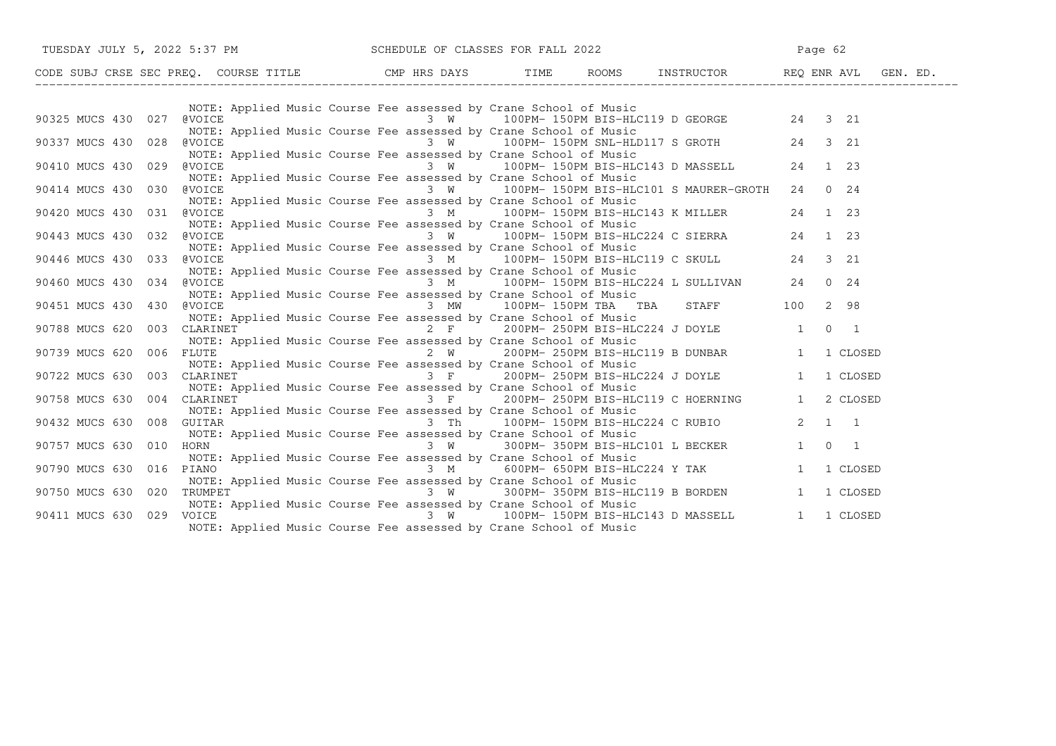SCHEDULE OF CLASSES FOR FALL 2022

| CODE | SUBJ | CRSE | SEC | PREQ. | COURSE TITLE | CMP | HRS | DAYS | TIME | ROOMS | INSTRUCTOR | REQ | ENR | AVL | GEN. ED. |
|---|---|---|---|---|---|---|---|---|---|---|---|---|---|---|---|
| | | | | | NOTE: Applied Music Course Fee assessed by Crane School of Music | | | | | | | | | | |
| 90325 | MUCS | 430 | 027 | @ | VOICE | | 3 | W | 100PM- 150PM | BIS-HLC119 | D GEORGE | 24 | 3 | 21 | |
| | | | | | NOTE: Applied Music Course Fee assessed by Crane School of Music | | | | | | | | | | |
| 90337 | MUCS | 430 | 028 | @ | VOICE | | 3 | W | 100PM- 150PM | SNL-HLD117 | S GROTH | 24 | 3 | 21 | |
| | | | | | NOTE: Applied Music Course Fee assessed by Crane School of Music | | | | | | | | | | |
| 90410 | MUCS | 430 | 029 | @ | VOICE | | 3 | W | 100PM- 150PM | BIS-HLC143 | D MASSELL | 24 | 1 | 23 | |
| | | | | | NOTE: Applied Music Course Fee assessed by Crane School of Music | | | | | | | | | | |
| 90414 | MUCS | 430 | 030 | @ | VOICE | | 3 | W | 100PM- 150PM | BIS-HLC101 | S MAURER-GROTH | 24 | 0 | 24 | |
| | | | | | NOTE: Applied Music Course Fee assessed by Crane School of Music | | | | | | | | | | |
| 90420 | MUCS | 430 | 031 | @ | VOICE | | 3 | M | 100PM- 150PM | BIS-HLC143 | K MILLER | 24 | 1 | 23 | |
| | | | | | NOTE: Applied Music Course Fee assessed by Crane School of Music | | | | | | | | | | |
| 90443 | MUCS | 430 | 032 | @ | VOICE | | 3 | W | 100PM- 150PM | BIS-HLC224 | C SIERRA | 24 | 1 | 23 | |
| | | | | | NOTE: Applied Music Course Fee assessed by Crane School of Music | | | | | | | | | | |
| 90446 | MUCS | 430 | 033 | @ | VOICE | | 3 | M | 100PM- 150PM | BIS-HLC119 | C SKULL | 24 | 3 | 21 | |
| | | | | | NOTE: Applied Music Course Fee assessed by Crane School of Music | | | | | | | | | | |
| 90460 | MUCS | 430 | 034 | @ | VOICE | | 3 | M | 100PM- 150PM | BIS-HLC224 | L SULLIVAN | 24 | 0 | 24 | |
| | | | | | NOTE: Applied Music Course Fee assessed by Crane School of Music | | | | | | | | | | |
| 90451 | MUCS | 430 | 430 | @ | VOICE | | 3 | MW | 100PM- 150PM | TBA TBA | STAFF | 100 | 2 | 98 | |
| | | | | | NOTE: Applied Music Course Fee assessed by Crane School of Music | | | | | | | | | | |
| 90788 | MUCS | 620 | 003 | | CLARINET | | 2 | F | 200PM- 250PM | BIS-HLC224 | J DOYLE | 1 | 0 | 1 | |
| | | | | | NOTE: Applied Music Course Fee assessed by Crane School of Music | | | | | | | | | | |
| 90739 | MUCS | 620 | 006 | | FLUTE | | 2 | W | 200PM- 250PM | BIS-HLC119 | B DUNBAR | 1 | 1 | CLOSED | |
| | | | | | NOTE: Applied Music Course Fee assessed by Crane School of Music | | | | | | | | | | |
| 90722 | MUCS | 630 | 003 | | CLARINET | | 3 | F | 200PM- 250PM | BIS-HLC224 | J DOYLE | 1 | 1 | CLOSED | |
| | | | | | NOTE: Applied Music Course Fee assessed by Crane School of Music | | | | | | | | | | |
| 90758 | MUCS | 630 | 004 | | CLARINET | | 3 | F | 200PM- 250PM | BIS-HLC119 | C HOERNING | 1 | 2 | CLOSED | |
| | | | | | NOTE: Applied Music Course Fee assessed by Crane School of Music | | | | | | | | | | |
| 90432 | MUCS | 630 | 008 | | GUITAR | | 3 | Th | 100PM- 150PM | BIS-HLC224 | C RUBIO | 2 | 1 | 1 | |
| | | | | | NOTE: Applied Music Course Fee assessed by Crane School of Music | | | | | | | | | | |
| 90757 | MUCS | 630 | 010 | | HORN | | 3 | W | 300PM- 350PM | BIS-HLC101 | L BECKER | 1 | 0 | 1 | |
| | | | | | NOTE: Applied Music Course Fee assessed by Crane School of Music | | | | | | | | | | |
| 90790 | MUCS | 630 | 016 | | PIANO | | 3 | M | 600PM- 650PM | BIS-HLC224 | Y TAK | 1 | 1 | CLOSED | |
| | | | | | NOTE: Applied Music Course Fee assessed by Crane School of Music | | | | | | | | | | |
| 90750 | MUCS | 630 | 020 | | TRUMPET | | 3 | W | 300PM- 350PM | BIS-HLC119 | B BORDEN | 1 | 1 | CLOSED | |
| | | | | | NOTE: Applied Music Course Fee assessed by Crane School of Music | | | | | | | | | | |
| 90411 | MUCS | 630 | 029 | | VOICE | | 3 | W | 100PM- 150PM | BIS-HLC143 | D MASSELL | 1 | 1 | CLOSED | |
| | | | | | NOTE: Applied Music Course Fee assessed by Crane School of Music | | | | | | | | | | |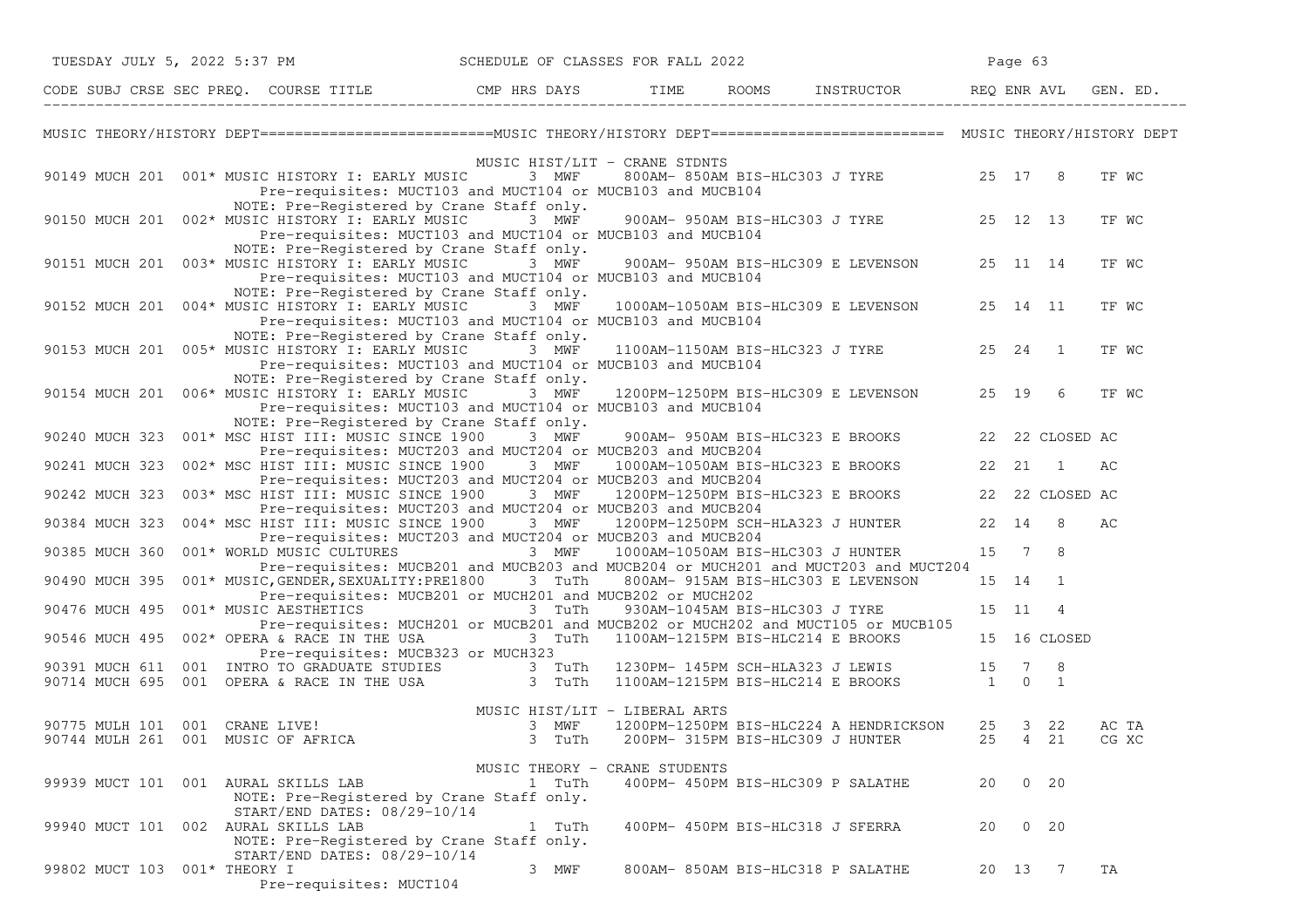MUSIC THEORY/HISTORY DEPT

| CODE | SUBJ | CRSE | SEC | PREQ. | COURSE TITLE | CMP | HRS | DAYS | TIME | ROOMS | INSTRUCTOR | REQ | ENR | AVL | GEN. ED. |
|---|---|---|---|---|---|---|---|---|---|---|---|---|---|---|---|
| **MUSIC HIST/LIT - CRANE STDNTS** | | | | | | | | | | | | | | | |
| 90149 | MUCH | 201 | 001 | * | MUSIC HISTORY I: EARLY MUSIC | | 3 | MWF | 800AM- 850AM | BIS-HLC303 | J TYRE | 25 | 17 | 8 | TF WC |
| | | | | | Pre-requisites: MUCT103 and MUCT104 or MUCB103 and MUCB104 | | | | | | | | | | |
| | | | | | NOTE: Pre-Registered by Crane Staff only. | | | | | | | | | | |
| 90150 | MUCH | 201 | 002 | * | MUSIC HISTORY I: EARLY MUSIC | | 3 | MWF | 900AM- 950AM | BIS-HLC303 | J TYRE | 25 | 12 | 13 | TF WC |
| | | | | | Pre-requisites: MUCT103 and MUCT104 or MUCB103 and MUCB104 | | | | | | | | | | |
| | | | | | NOTE: Pre-Registered by Crane Staff only. | | | | | | | | | | |
| 90151 | MUCH | 201 | 003 | * | MUSIC HISTORY I: EARLY MUSIC | | 3 | MWF | 900AM- 950AM | BIS-HLC309 | E LEVENSON | 25 | 11 | 14 | TF WC |
| | | | | | Pre-requisites: MUCT103 and MUCT104 or MUCB103 and MUCB104 | | | | | | | | | | |
| | | | | | NOTE: Pre-Registered by Crane Staff only. | | | | | | | | | | |
| 90152 | MUCH | 201 | 004 | * | MUSIC HISTORY I: EARLY MUSIC | | 3 | MWF | 1000AM-1050AM | BIS-HLC309 | E LEVENSON | 25 | 14 | 11 | TF WC |
| | | | | | Pre-requisites: MUCT103 and MUCT104 or MUCB103 and MUCB104 | | | | | | | | | | |
| | | | | | NOTE: Pre-Registered by Crane Staff only. | | | | | | | | | | |
| 90153 | MUCH | 201 | 005 | * | MUSIC HISTORY I: EARLY MUSIC | | 3 | MWF | 1100AM-1150AM | BIS-HLC323 | J TYRE | 25 | 24 | 1 | TF WC |
| | | | | | Pre-requisites: MUCT103 and MUCT104 or MUCB103 and MUCB104 | | | | | | | | | | |
| | | | | | NOTE: Pre-Registered by Crane Staff only. | | | | | | | | | | |
| 90154 | MUCH | 201 | 006 | * | MUSIC HISTORY I: EARLY MUSIC | | 3 | MWF | 1200PM-1250PM | BIS-HLC309 | E LEVENSON | 25 | 19 | 6 | TF WC |
| | | | | | Pre-requisites: MUCT103 and MUCT104 or MUCB103 and MUCB104 | | | | | | | | | | |
| | | | | | NOTE: Pre-Registered by Crane Staff only. | | | | | | | | | | |
| 90240 | MUCH | 323 | 001 | * | MSC HIST III: MUSIC SINCE 1900 | | 3 | MWF | 900AM- 950AM | BIS-HLC323 | E BROOKS | 22 | 22 | CLOSED | AC |
| | | | | | Pre-requisites: MUCT203 and MUCT204 or MUCB203 and MUCB204 | | | | | | | | | | |
| 90241 | MUCH | 323 | 002 | * | MSC HIST III: MUSIC SINCE 1900 | | 3 | MWF | 1000AM-1050AM | BIS-HLC323 | E BROOKS | 22 | 21 | 1 | AC |
| | | | | | Pre-requisites: MUCT203 and MUCT204 or MUCB203 and MUCB204 | | | | | | | | | | |
| 90242 | MUCH | 323 | 003 | * | MSC HIST III: MUSIC SINCE 1900 | | 3 | MWF | 1200PM-1250PM | BIS-HLC323 | E BROOKS | 22 | 22 | CLOSED | AC |
| | | | | | Pre-requisites: MUCT203 and MUCT204 or MUCB203 and MUCB204 | | | | | | | | | | |
| 90384 | MUCH | 323 | 004 | * | MSC HIST III: MUSIC SINCE 1900 | | 3 | MWF | 1200PM-1250PM | SCH-HLA323 | J HUNTER | 22 | 14 | 8 | AC |
| | | | | | Pre-requisites: MUCT203 and MUCT204 or MUCB203 and MUCB204 | | | | | | | | | | |
| 90385 | MUCH | 360 | 001 | * | WORLD MUSIC CULTURES | | 3 | MWF | 1000AM-1050AM | BIS-HLC303 | J HUNTER | 15 | 7 | 8 | |
| | | | | | Pre-requisites: MUCB201 and MUCB203 and MUCB204 or MUCH201 and MUCT203 and MUCT204 | | | | | | | | | | |
| 90490 | MUCH | 395 | 001 | * | MUSIC,GENDER,SEXUALITY:PRE1800 | | 3 | TuTh | 800AM- 915AM | BIS-HLC303 | E LEVENSON | 15 | 14 | 1 | |
| | | | | | Pre-requisites: MUCB201 or MUCH201 and MUCB202 or MUCH202 | | | | | | | | | | |
| 90476 | MUCH | 495 | 001 | * | MUSIC AESTHETICS | | 3 | TuTh | 930AM-1045AM | BIS-HLC303 | J TYRE | 15 | 11 | 4 | |
| | | | | | Pre-requisites: MUCH201 or MUCB201 and MUCB202 or MUCH202 and MUCT105 or MUCB105 | | | | | | | | | | |
| 90546 | MUCH | 495 | 002 | * | OPERA & RACE IN THE USA | | 3 | TuTh | 1100AM-1215PM | BIS-HLC214 | E BROOKS | 15 | 16 | CLOSED | |
| | | | | | Pre-requisites: MUCB323 or MUCH323 | | | | | | | | | | |
| 90391 | MUCH | 611 | 001 | | INTRO TO GRADUATE STUDIES | | 3 | TuTh | 1230PM- 145PM | SCH-HLA323 | J LEWIS | 15 | 7 | 8 | |
| 90714 | MUCH | 695 | 001 | | OPERA & RACE IN THE USA | | 3 | TuTh | 1100AM-1215PM | BIS-HLC214 | E BROOKS | 1 | 0 | 1 | |
| **MUSIC HIST/LIT - LIBERAL ARTS** | | | | | | | | | | | | | | | |
| 90775 | MULH | 101 | 001 | | CRANE LIVE! | | 3 | MWF | 1200PM-1250PM | BIS-HLC224 | A HENDRICKSON | 25 | 3 | 22 | AC TA |
| 90744 | MULH | 261 | 001 | | MUSIC OF AFRICA | | 3 | TuTh | 200PM- 315PM | BIS-HLC309 | J HUNTER | 25 | 4 | 21 | CG XC |
| **MUSIC THEORY - CRANE STUDENTS** | | | | | | | | | | | | | | | |
| 99939 | MUCT | 101 | 001 | | AURAL SKILLS LAB | | 1 | TuTh | 400PM- 450PM | BIS-HLC309 | P SALATHE | 20 | 0 | 20 | |
| | | | | | NOTE: Pre-Registered by Crane Staff only. | | | | | | | | | | |
| | | | | | START/END DATES: 08/29-10/14 | | | | | | | | | | |
| 99940 | MUCT | 101 | 002 | | AURAL SKILLS LAB | | 1 | TuTh | 400PM- 450PM | BIS-HLC318 | J SFERRA | 20 | 0 | 20 | |
| | | | | | NOTE: Pre-Registered by Crane Staff only. | | | | | | | | | | |
| | | | | | START/END DATES: 08/29-10/14 | | | | | | | | | | |
| 99802 | MUCT | 103 | 001 | * | THEORY I | | 3 | MWF | 800AM- 850AM | BIS-HLC318 | P SALATHE | 20 | 13 | 7 | TA |
| | | | | | Pre-requisites: MUCT104 | | | | | | | | | | |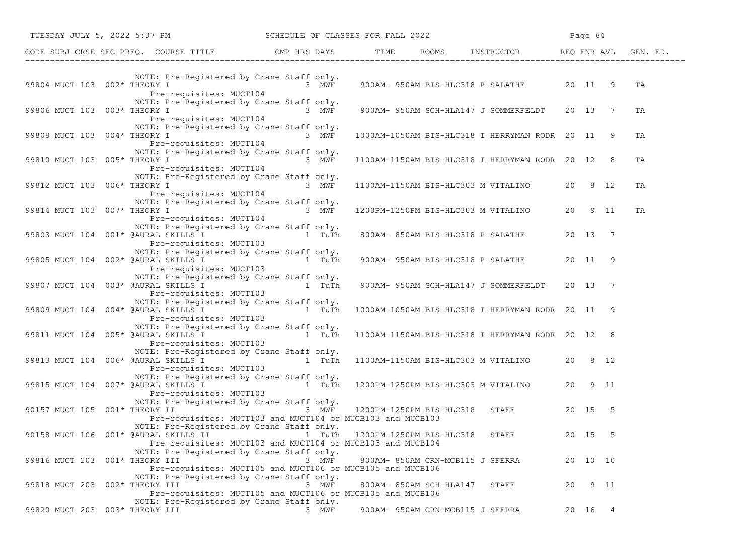| CODE | SUBJ | CRSE | SEC | PREQ. | COURSE TITLE | CMP | HRS | DAYS | TIME | ROOMS | INSTRUCTOR | REQ | ENR | AVL | GEN. ED. |
|---|---|---|---|---|---|---|---|---|---|---|---|---|---|---|---|
| | | | | | NOTE: Pre-Registered by Crane Staff only. | | | | | | | | | | |
| 99804 | MUCT | 103 | 002 | * | THEORY I | | 3 | MWF | 900AM- 950AM | BIS-HLC318 | P SALATHE | 20 | 11 | 9 | TA |
| | | | | | Pre-requisites: MUCT104 | | | | | | | | | | |
| | | | | | NOTE: Pre-Registered by Crane Staff only. | | | | | | | | | | |
| 99806 | MUCT | 103 | 003 | * | THEORY I | | 3 | MWF | 900AM- 950AM | SCH-HLA147 | J SOMMERFELDT | 20 | 13 | 7 | TA |
| | | | | | Pre-requisites: MUCT104 | | | | | | | | | | |
| | | | | | NOTE: Pre-Registered by Crane Staff only. | | | | | | | | | | |
| 99808 | MUCT | 103 | 004 | * | THEORY I | | 3 | MWF | 1000AM-1050AM | BIS-HLC318 | I HERRYMAN RODR | 20 | 11 | 9 | TA |
| | | | | | Pre-requisites: MUCT104 | | | | | | | | | | |
| | | | | | NOTE: Pre-Registered by Crane Staff only. | | | | | | | | | | |
| 99810 | MUCT | 103 | 005 | * | THEORY I | | 3 | MWF | 1100AM-1150AM | BIS-HLC318 | I HERRYMAN RODR | 20 | 12 | 8 | TA |
| | | | | | Pre-requisites: MUCT104 | | | | | | | | | | |
| | | | | | NOTE: Pre-Registered by Crane Staff only. | | | | | | | | | | |
| 99812 | MUCT | 103 | 006 | * | THEORY I | | 3 | MWF | 1100AM-1150AM | BIS-HLC303 | M VITALINO | 20 | 8 | 12 | TA |
| | | | | | Pre-requisites: MUCT104 | | | | | | | | | | |
| | | | | | NOTE: Pre-Registered by Crane Staff only. | | | | | | | | | | |
| 99814 | MUCT | 103 | 007 | * | THEORY I | | 3 | MWF | 1200PM-1250PM | BIS-HLC303 | M VITALINO | 20 | 9 | 11 | TA |
| | | | | | Pre-requisites: MUCT104 | | | | | | | | | | |
| | | | | | NOTE: Pre-Registered by Crane Staff only. | | | | | | | | | | |
| 99803 | MUCT | 104 | 001 | * | @AURAL SKILLS I | | 1 | TuTh | 800AM- 850AM | BIS-HLC318 | P SALATHE | 20 | 13 | 7 | |
| | | | | | Pre-requisites: MUCT103 | | | | | | | | | | |
| | | | | | NOTE: Pre-Registered by Crane Staff only. | | | | | | | | | | |
| 99805 | MUCT | 104 | 002 | * | @AURAL SKILLS I | | 1 | TuTh | 900AM- 950AM | BIS-HLC318 | P SALATHE | 20 | 11 | 9 | |
| | | | | | Pre-requisites: MUCT103 | | | | | | | | | | |
| | | | | | NOTE: Pre-Registered by Crane Staff only. | | | | | | | | | | |
| 99807 | MUCT | 104 | 003 | * | @AURAL SKILLS I | | 1 | TuTh | 900AM- 950AM | SCH-HLA147 | J SOMMERFELDT | 20 | 13 | 7 | |
| | | | | | Pre-requisites: MUCT103 | | | | | | | | | | |
| | | | | | NOTE: Pre-Registered by Crane Staff only. | | | | | | | | | | |
| 99809 | MUCT | 104 | 004 | * | @AURAL SKILLS I | | 1 | TuTh | 1000AM-1050AM | BIS-HLC318 | I HERRYMAN RODR | 20 | 11 | 9 | |
| | | | | | Pre-requisites: MUCT103 | | | | | | | | | | |
| | | | | | NOTE: Pre-Registered by Crane Staff only. | | | | | | | | | | |
| 99811 | MUCT | 104 | 005 | * | @AURAL SKILLS I | | 1 | TuTh | 1100AM-1150AM | BIS-HLC318 | I HERRYMAN RODR | 20 | 12 | 8 | |
| | | | | | Pre-requisites: MUCT103 | | | | | | | | | | |
| | | | | | NOTE: Pre-Registered by Crane Staff only. | | | | | | | | | | |
| 99813 | MUCT | 104 | 006 | * | @AURAL SKILLS I | | 1 | TuTh | 1100AM-1150AM | BIS-HLC303 | M VITALINO | 20 | 8 | 12 | |
| | | | | | Pre-requisites: MUCT103 | | | | | | | | | | |
| | | | | | NOTE: Pre-Registered by Crane Staff only. | | | | | | | | | | |
| 99815 | MUCT | 104 | 007 | * | @AURAL SKILLS I | | 1 | TuTh | 1200PM-1250PM | BIS-HLC303 | M VITALINO | 20 | 9 | 11 | |
| | | | | | Pre-requisites: MUCT103 | | | | | | | | | | |
| | | | | | NOTE: Pre-Registered by Crane Staff only. | | | | | | | | | | |
| 90157 | MUCT | 105 | 001 | * | THEORY II | | 3 | MWF | 1200PM-1250PM | BIS-HLC318 | STAFF | 20 | 15 | 5 | |
| | | | | | Pre-requisites: MUCT103 and MUCT104 or MUCB103 and MUCB103 | | | | | | | | | | |
| | | | | | NOTE: Pre-Registered by Crane Staff only. | | | | | | | | | | |
| 90158 | MUCT | 106 | 001 | * | @AURAL SKILLS II | | 1 | TuTh | 1200PM-1250PM | BIS-HLC318 | STAFF | 20 | 15 | 5 | |
| | | | | | Pre-requisites: MUCT103 and MUCT104 or MUCB103 and MUCB104 | | | | | | | | | | |
| | | | | | NOTE: Pre-Registered by Crane Staff only. | | | | | | | | | | |
| 99816 | MUCT | 203 | 001 | * | THEORY III | | 3 | MWF | 800AM- 850AM | CRN-MCB115 | J SFERRA | 20 | 10 | 10 | |
| | | | | | Pre-requisites: MUCT105 and MUCT106 or MUCB105 and MUCB106 | | | | | | | | | | |
| | | | | | NOTE: Pre-Registered by Crane Staff only. | | | | | | | | | | |
| 99818 | MUCT | 203 | 002 | * | THEORY III | | 3 | MWF | 800AM- 850AM | SCH-HLA147 | STAFF | 20 | 9 | 11 | |
| | | | | | Pre-requisites: MUCT105 and MUCT106 or MUCB105 and MUCB106 | | | | | | | | | | |
| | | | | | NOTE: Pre-Registered by Crane Staff only. | | | | | | | | | | |
| 99820 | MUCT | 203 | 003 | * | THEORY III | | 3 | MWF | 900AM- 950AM | CRN-MCB115 | J SFERRA | 20 | 16 | 4 | |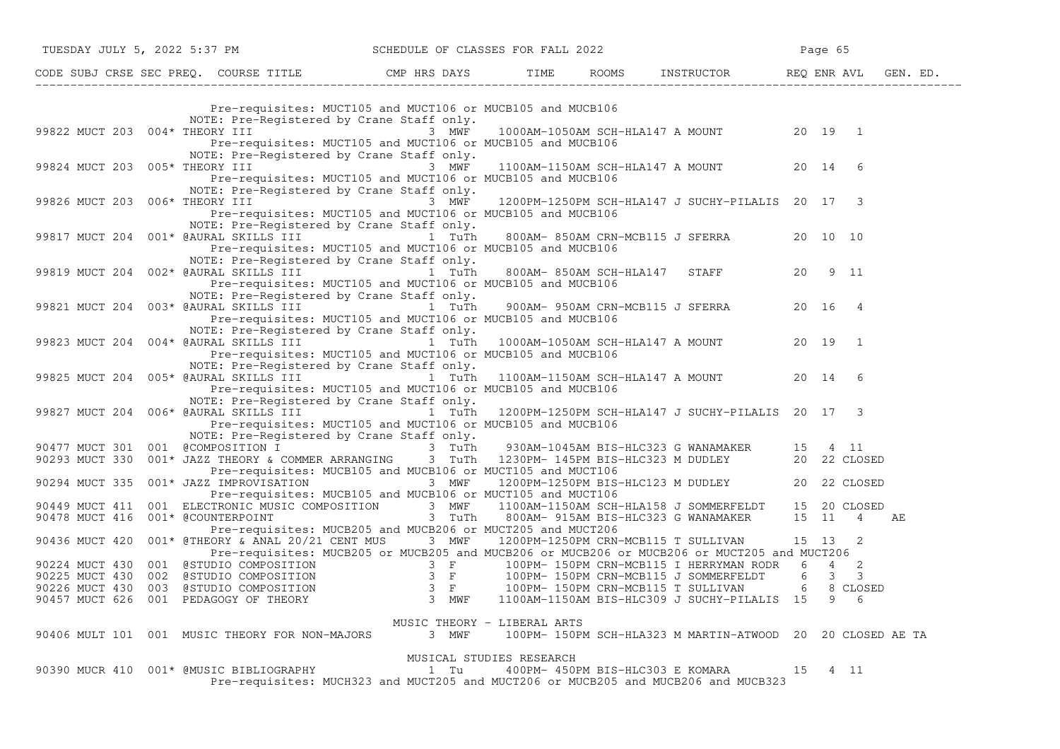| CODE | SUBJ | CRSE | SEC | PREQ. | COURSE TITLE | CMP | HRS | DAYS | TIME | ROOMS | INSTRUCTOR | REQ | ENR | AVL | GEN. ED. |
|---|---|---|---|---|---|---|---|---|---|---|---|---|---|---|---|
| | | | | | Pre-requisites: MUCT105 and MUCT106 or MUCB105 and MUCB106 | | | | | | | | | | |
| | | | | | NOTE: Pre-Registered by Crane Staff only. | | | | | | | | | | |
| 99822 | MUCT | 203 | 004* | | THEORY III | | 3 | MWF | 1000AM-1050AM | SCH-HLA147 | A MOUNT | 20 | 19 | 1 | |
| | | | | | Pre-requisites: MUCT105 and MUCT106 or MUCB105 and MUCB106 | | | | | | | | | | |
| | | | | | NOTE: Pre-Registered by Crane Staff only. | | | | | | | | | | |
| 99824 | MUCT | 203 | 005* | | THEORY III | | 3 | MWF | 1100AM-1150AM | SCH-HLA147 | A MOUNT | 20 | 14 | 6 | |
| | | | | | Pre-requisites: MUCT105 and MUCT106 or MUCB105 and MUCB106 | | | | | | | | | | |
| | | | | | NOTE: Pre-Registered by Crane Staff only. | | | | | | | | | | |
| 99826 | MUCT | 203 | 006* | | THEORY III | | 3 | MWF | 1200PM-1250PM | SCH-HLA147 | J SUCHY-PILALIS | 20 | 17 | 3 | |
| | | | | | Pre-requisites: MUCT105 and MUCT106 or MUCB105 and MUCB106 | | | | | | | | | | |
| | | | | | NOTE: Pre-Registered by Crane Staff only. | | | | | | | | | | |
| 99817 | MUCT | 204 | 001* | | @AURAL SKILLS III | | 1 | TuTh | 800AM- 850AM | CRN-MCB115 | J SFERRA | 20 | 10 | 10 | |
| | | | | | Pre-requisites: MUCT105 and MUCT106 or MUCB105 and MUCB106 | | | | | | | | | | |
| | | | | | NOTE: Pre-Registered by Crane Staff only. | | | | | | | | | | |
| 99819 | MUCT | 204 | 002* | | @AURAL SKILLS III | | 1 | TuTh | 800AM- 850AM | SCH-HLA147 | STAFF | 20 | 9 | 11 | |
| | | | | | Pre-requisites: MUCT105 and MUCT106 or MUCB105 and MUCB106 | | | | | | | | | | |
| | | | | | NOTE: Pre-Registered by Crane Staff only. | | | | | | | | | | |
| 99821 | MUCT | 204 | 003* | | @AURAL SKILLS III | | 1 | TuTh | 900AM- 950AM | CRN-MCB115 | J SFERRA | 20 | 16 | 4 | |
| | | | | | Pre-requisites: MUCT105 and MUCT106 or MUCB105 and MUCB106 | | | | | | | | | | |
| | | | | | NOTE: Pre-Registered by Crane Staff only. | | | | | | | | | | |
| 99823 | MUCT | 204 | 004* | | @AURAL SKILLS III | | 1 | TuTh | 1000AM-1050AM | SCH-HLA147 | A MOUNT | 20 | 19 | 1 | |
| | | | | | Pre-requisites: MUCT105 and MUCT106 or MUCB105 and MUCB106 | | | | | | | | | | |
| | | | | | NOTE: Pre-Registered by Crane Staff only. | | | | | | | | | | |
| 99825 | MUCT | 204 | 005* | | @AURAL SKILLS III | | 1 | TuTh | 1100AM-1150AM | SCH-HLA147 | A MOUNT | 20 | 14 | 6 | |
| | | | | | Pre-requisites: MUCT105 and MUCT106 or MUCB105 and MUCB106 | | | | | | | | | | |
| | | | | | NOTE: Pre-Registered by Crane Staff only. | | | | | | | | | | |
| 99827 | MUCT | 204 | 006* | | @AURAL SKILLS III | | 1 | TuTh | 1200PM-1250PM | SCH-HLA147 | J SUCHY-PILALIS | 20 | 17 | 3 | |
| | | | | | Pre-requisites: MUCT105 and MUCT106 or MUCB105 and MUCB106 | | | | | | | | | | |
| | | | | | NOTE: Pre-Registered by Crane Staff only. | | | | | | | | | | |
| 90477 | MUCT | 301 | 001 | | @COMPOSITION I | | 3 | TuTh | 930AM-1045AM | BIS-HLC323 | G WANAMAKER | 15 | 4 | 11 | |
| 90293 | MUCT | 330 | 001* | | JAZZ THEORY & COMMER ARRANGING | | 3 | TuTh | 1230PM- 145PM | BIS-HLC323 | M DUDLEY | 20 | 22 | CLOSED | |
| | | | | | Pre-requisites: MUCB105 and MUCB106 or MUCT105 and MUCT106 | | | | | | | | | | |
| 90294 | MUCT | 335 | 001* | | JAZZ IMPROVISATION | | 3 | MWF | 1200PM-1250PM | BIS-HLC123 | M DUDLEY | 20 | 22 | CLOSED | |
| | | | | | Pre-requisites: MUCB105 and MUCB106 or MUCT105 and MUCT106 | | | | | | | | | | |
| 90449 | MUCT | 411 | 001 | | ELECTRONIC MUSIC COMPOSITION | | 3 | MWF | 1100AM-1150AM | SCH-HLA158 | J SOMMERFELDT | 15 | 20 | CLOSED | |
| 90478 | MUCT | 416 | 001* | | @COUNTERPOINT | | 3 | TuTh | 800AM- 915AM | BIS-HLC323 | G WANAMAKER | 15 | 11 | 4 | AE |
| | | | | | Pre-requisites: MUCB205 and MUCB206 or MUCT205 and MUCT206 | | | | | | | | | | |
| 90436 | MUCT | 420 | 001* | | @THEORY & ANAL 20/21 CENT MUS | | 3 | MWF | 1200PM-1250PM | CRN-MCB115 | T SULLIVAN | 15 | 13 | 2 | |
| | | | | | Pre-requisites: MUCB205 or MUCB205 and MUCB206 or MUCB206 or MUCB206 or MUCT205 and MUCT206 | | | | | | | | | | |
| 90224 | MUCT | 430 | 001 | | @STUDIO COMPOSITION | | 3 | F | 100PM- 150PM | CRN-MCB115 | I HERRYMAN RODR | 6 | 4 | 2 | |
| 90225 | MUCT | 430 | 002 | | @STUDIO COMPOSITION | | 3 | F | 100PM- 150PM | CRN-MCB115 | J SOMMERFELDT | 6 | 3 | 3 | |
| 90226 | MUCT | 430 | 003 | | @STUDIO COMPOSITION | | 3 | F | 100PM- 150PM | CRN-MCB115 | T SULLIVAN | 6 | 8 | CLOSED | |
| 90457 | MUCT | 626 | 001 | | PEDAGOGY OF THEORY | | 3 | MWF | 1100AM-1150AM | BIS-HLC309 | J SUCHY-PILALIS | 15 | 9 | 6 | |
| | | | | | **MUSIC THEORY - LIBERAL ARTS** | | | | | | | | | | |
| 90406 | MULT | 101 | 001 | | MUSIC THEORY FOR NON-MAJORS | | 3 | MWF | 100PM- 150PM | SCH-HLA323 | M MARTIN-ATWOOD | 20 | 20 | CLOSED | AE TA |
| | | | | | **MUSICAL STUDIES RESEARCH** | | | | | | | | | | |
| 90390 | MUCR | 410 | 001* | | @MUSIC BIBLIOGRAPHY | | 1 | Tu | 400PM- 450PM | BIS-HLC303 | E KOMARA | 15 | 4 | 11 | |
| | | | | | Pre-requisites: MUCH323 and MUCT205 and MUCT206 or MUCB205 and MUCB206 and MUCB323 | | | | | | | | | | |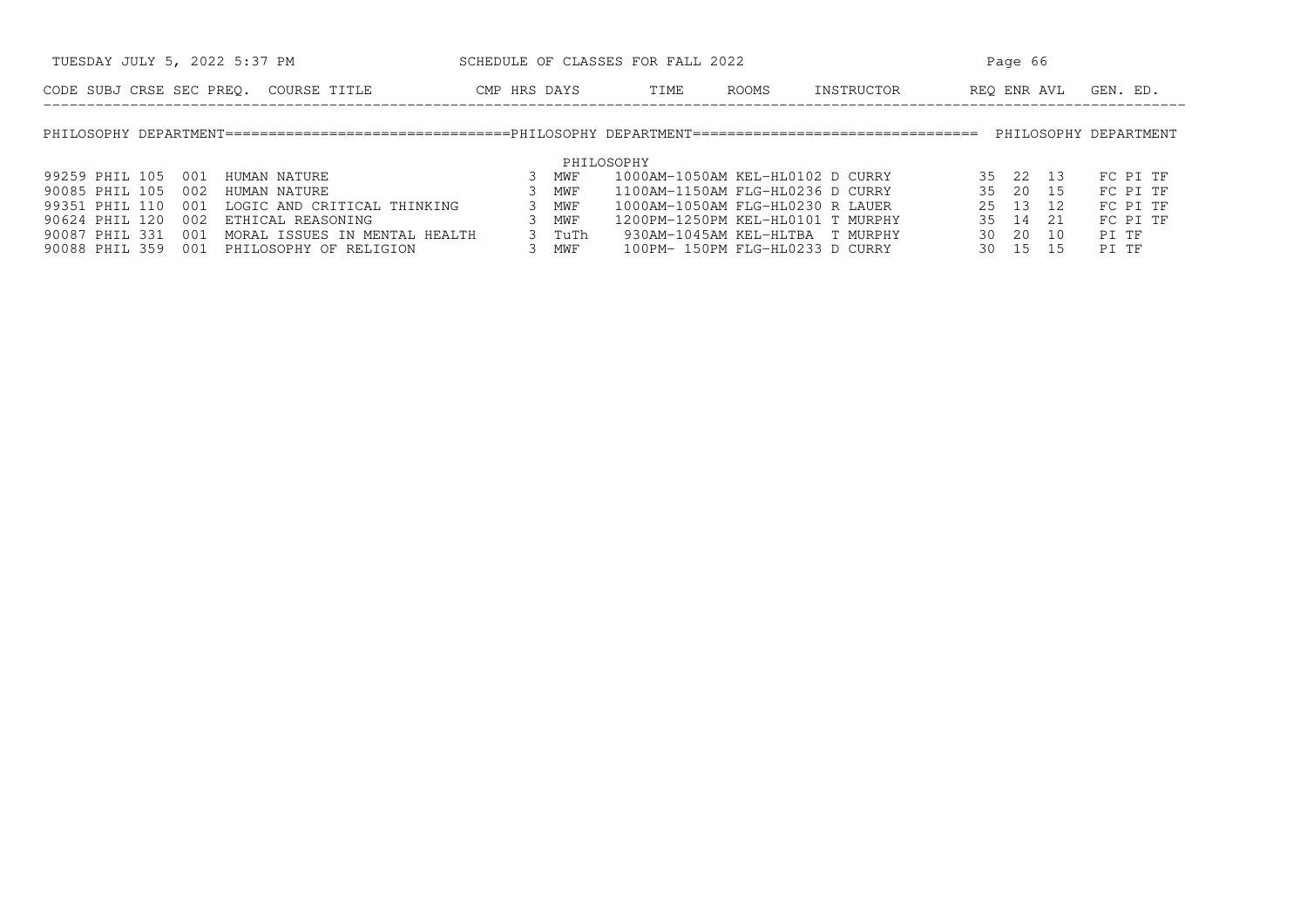## PHILOSOPHY DEPARTMENT

### PHILOSOPHY

| CODE | SUBJ | CRSE | SEC | PREQ. | COURSE TITLE | CMP | HRS | DAYS | TIME | ROOMS | INSTRUCTOR | REQ | ENR | AVL | GEN. ED. |
|---|---|---|---|---|---|---|---|---|---|---|---|---|---|---|---|
| 99259 | PHIL | 105 | 001 | | HUMAN NATURE | | 3 | MWF | 1000AM-1050AM | KEL-HL0102 | D CURRY | 35 | 22 | 13 | FC PI TF |
| 90085 | PHIL | 105 | 002 | | HUMAN NATURE | | 3 | MWF | 1100AM-1150AM | FLG-HL0236 | D CURRY | 35 | 20 | 15 | FC PI TF |
| 99351 | PHIL | 110 | 001 | | LOGIC AND CRITICAL THINKING | | 3 | MWF | 1000AM-1050AM | FLG-HL0230 | R LAUER | 25 | 13 | 12 | FC PI TF |
| 90624 | PHIL | 120 | 002 | | ETHICAL REASONING | | 3 | MWF | 1200PM-1250PM | KEL-HL0101 | T MURPHY | 35 | 14 | 21 | FC PI TF |
| 90087 | PHIL | 331 | 001 | | MORAL ISSUES IN MENTAL HEALTH | | 3 | TuTh | 930AM-1045AM | KEL-HLTBA | T MURPHY | 30 | 20 | 10 | PI TF |
| 90088 | PHIL | 359 | 001 | | PHILOSOPHY OF RELIGION | | 3 | MWF | 100PM- 150PM | FLG-HL0233 | D CURRY | 30 | 15 | 15 | PI TF |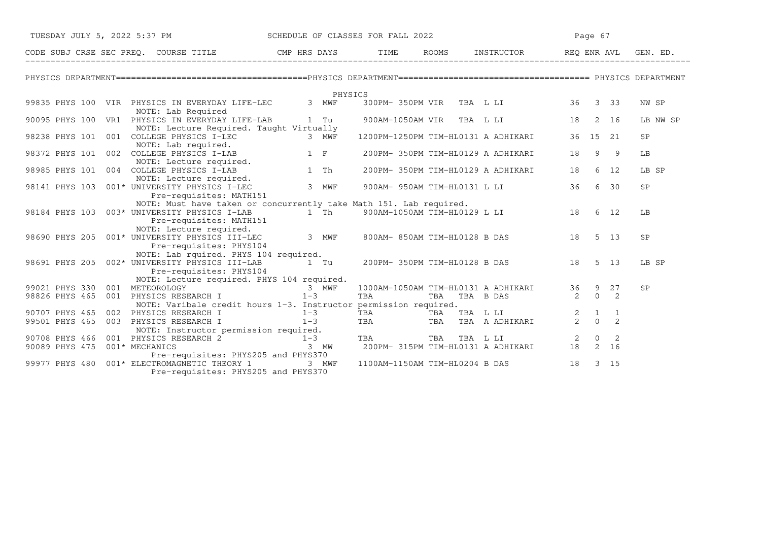## PHYSICS DEPARTMENT

### PHYSICS

| CODE | SUBJ | CRSE | SEC | PREQ. | COURSE TITLE | CMP | HRS | DAYS | TIME | ROOMS | INSTRUCTOR | REQ | ENR | AVL | GEN. ED. |
|---|---|---|---|---|---|---|---|---|---|---|---|---|---|---|---|
| 99835 | PHYS | 100 | VIR | | PHYSICS IN EVERYDAY LIFE-LEC | | 3 | MWF | 300PM- 350PM | VIR | TBA L LI | 36 | 3 | 33 | NW SP |
| | | | | | NOTE: Lab Required | | | | | | | | | | |
| 90095 | PHYS | 100 | VR1 | | PHYSICS IN EVERYDAY LIFE-LAB | | 1 | Tu | 900AM-1050AM | VIR | TBA L LI | 18 | 2 | 16 | LB NW SP |
| | | | | | NOTE: Lecture Required. Taught Virtually | | | | | | | | | | |
| 98238 | PHYS | 101 | 001 | | COLLEGE PHYSICS I-LEC | | 3 | MWF | 1200PM-1250PM | TIM-HL0131 | A ADHIKARI | 36 | 15 | 21 | SP |
| | | | | | NOTE: Lab required. | | | | | | | | | | |
| 98372 | PHYS | 101 | 002 | | COLLEGE PHYSICS I-LAB | | 1 | F | 200PM- 350PM | TIM-HL0129 | A ADHIKARI | 18 | 9 | 9 | LB |
| | | | | | NOTE: Lecture required. | | | | | | | | | | |
| 98985 | PHYS | 101 | 004 | | COLLEGE PHYSICS I-LAB | | 1 | Th | 200PM- 350PM | TIM-HL0129 | A ADHIKARI | 18 | 6 | 12 | LB SP |
| | | | | | NOTE: Lecture required. | | | | | | | | | | |
| 98141 | PHYS | 103 | 001 | * | UNIVERSITY PHYSICS I-LEC | | 3 | MWF | 900AM- 950AM | TIM-HL0131 | L LI | 36 | 6 | 30 | SP |
| | | | | | Pre-requisites: MATH151 | | | | | | | | | | |
| | | | | | NOTE: Must have taken or concurrently take Math 151. Lab required. | | | | | | | | | | |
| 98184 | PHYS | 103 | 003 | * | UNIVERSITY PHYSICS I-LAB | | 1 | Th | 900AM-1050AM | TIM-HL0129 | L LI | 18 | 6 | 12 | LB |
| | | | | | Pre-requisites: MATH151 | | | | | | | | | | |
| | | | | | NOTE: Lecture required. | | | | | | | | | | |
| 98690 | PHYS | 205 | 001 | * | UNIVERSITY PHYSICS III-LEC | | 3 | MWF | 800AM- 850AM | TIM-HL0128 | B DAS | 18 | 5 | 13 | SP |
| | | | | | Pre-requisites: PHYS104 | | | | | | | | | | |
| | | | | | NOTE: Lab rquired. PHYS 104 required. | | | | | | | | | | |
| 98691 | PHYS | 205 | 002 | * | UNIVERSITY PHYSICS III-LAB | | 1 | Tu | 200PM- 350PM | TIM-HL0128 | B DAS | 18 | 5 | 13 | LB SP |
| | | | | | Pre-requisites: PHYS104 | | | | | | | | | | |
| | | | | | NOTE: Lecture required. PHYS 104 required. | | | | | | | | | | |
| 99021 | PHYS | 330 | 001 | | METEOROLOGY | | 3 | MWF | 1000AM-1050AM | TIM-HL0131 | A ADHIKARI | 36 | 9 | 27 | SP |
| 98826 | PHYS | 465 | 001 | | PHYSICS RESEARCH I | | 1-3 | | TBA | TBA | TBA B DAS | 2 | 0 | 2 | |
| | | | | | NOTE: Varibale credit hours 1-3. Instructor permission required. | | | | | | | | | | |
| 90707 | PHYS | 465 | 002 | | PHYSICS RESEARCH I | | 1-3 | | TBA | TBA | TBA L LI | 2 | 1 | 1 | |
| 99501 | PHYS | 465 | 003 | | PHYSICS RESEARCH I | | 1-3 | | TBA | TBA | TBA A ADHIKARI | 2 | 0 | 2 | |
| | | | | | NOTE: Instructor permission required. | | | | | | | | | | |
| 90708 | PHYS | 466 | 001 | | PHYSICS RESEARCH 2 | | 1-3 | | TBA | TBA | TBA L LI | 2 | 0 | 2 | |
| 90089 | PHYS | 475 | 001 | * | MECHANICS | | 3 | MW | 200PM- 315PM | TIM-HL0131 | A ADHIKARI | 18 | 2 | 16 | |
| | | | | | Pre-requisites: PHYS205 and PHYS370 | | | | | | | | | | |
| 99977 | PHYS | 480 | 001 | * | ELECTROMAGNETIC THEORY 1 | | 3 | MWF | 1100AM-1150AM | TIM-HL0204 | B DAS | 18 | 3 | 15 | |
| | | | | | Pre-requisites: PHYS205 and PHYS370 | | | | | | | | | | |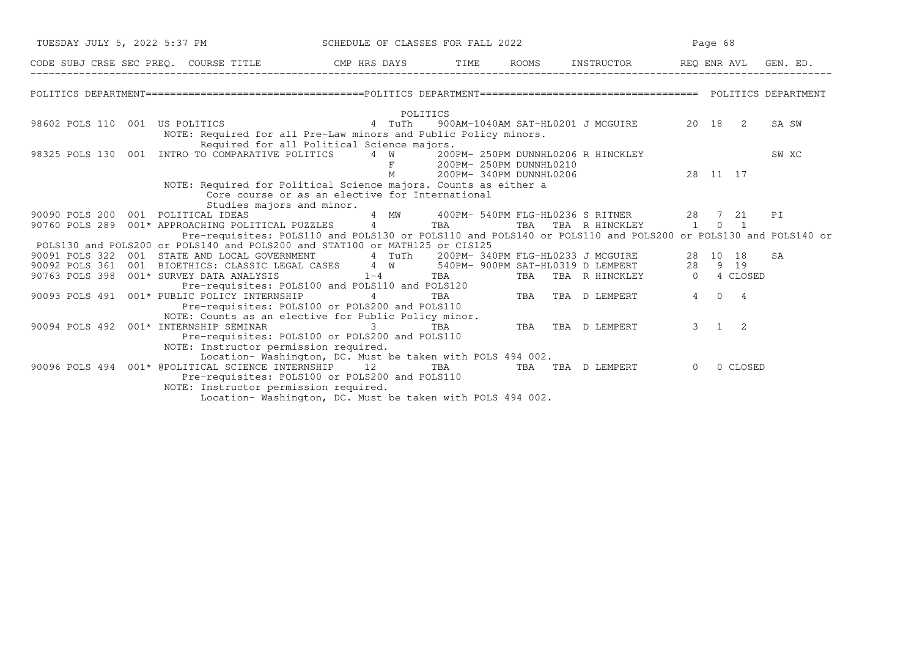# SCHEDULE OF CLASSES FOR FALL 2022

## POLITICS DEPARTMENT

### POLITICS

| CODE | SUBJ | CRSE | SEC | PREQ. | COURSE TITLE | CMP | HRS | DAYS | TIME | ROOMS | INSTRUCTOR | REQ | ENR | AVL | GEN. ED. |
|---|---|---|---|---|---|---|---|---|---|---|---|---|---|---|---|
| 98602 | POLS | 110 | 001 | | US POLITICS | | 4 | TuTh | 900AM-1040AM | SAT-HL0201 | J MCGUIRE | 20 | 18 | 2 | SA SW |
| | | | | | NOTE: Required for all Pre-Law minors and Public Policy minors. Required for all Political Science majors. | | | | | | | | | | |
| 98325 | POLS | 130 | 001 | | INTRO TO COMPARATIVE POLITICS | | 4 | W | 200PM- 250PM | DUNNHL0206 | R HINCKLEY | | | | SW XC |
| | | | | | | | | F | 200PM- 250PM | DUNNHL0210 | | | | | |
| | | | | | | | | M | 200PM- 340PM | DUNNHL0206 | | 28 | 11 | 17 | |
| | | | | | NOTE: Required for Political Science majors. Counts as either a Core course or as an elective for International Studies majors and minor. | | | | | | | | | | |
| 90090 | POLS | 200 | 001 | | POLITICAL IDEAS | | 4 | MW | 400PM- 540PM | FLG-HL0236 | S RITNER | 28 | 7 | 21 | PI |
| 90760 | POLS | 289 | 001 | * | APPROACHING POLITICAL PUZZLES | | 4 | | TBA | TBA | TBA R HINCKLEY | 1 | 0 | 1 | |
| | | | | | Pre-requisites: POLS110 and POLS130 or POLS110 and POLS140 or POLS110 and POLS200 or POLS130 and POLS140 or POLS130 and POLS200 or POLS140 and POLS200 and STAT100 or MATH125 or CIS125 | | | | | | | | | | |
| 90091 | POLS | 322 | 001 | | STATE AND LOCAL GOVERNMENT | | 4 | TuTh | 200PM- 340PM | FLG-HL0233 | J MCGUIRE | 28 | 10 | 18 | SA |
| 90092 | POLS | 361 | 001 | | BIOETHICS: CLASSIC LEGAL CASES | | 4 | W | 540PM- 900PM | SAT-HL0319 | D LEMPERT | 28 | 9 | 19 | |
| 90763 | POLS | 398 | 001 | * | SURVEY DATA ANALYSIS | | 1-4 | | TBA | TBA | TBA R HINCKLEY | 0 | 4 | CLOSED | |
| | | | | | Pre-requisites: POLS100 and POLS110 and POLS120 | | | | | | | | | | |
| 90093 | POLS | 491 | 001 | * | PUBLIC POLICY INTERNSHIP | | 4 | | TBA | TBA | TBA D LEMPERT | 4 | 0 | 4 | |
| | | | | | Pre-requisites: POLS100 or POLS200 and POLS110<br>NOTE: Counts as an elective for Public Policy minor. | | | | | | | | | | |
| 90094 | POLS | 492 | 001 | * | INTERNSHIP SEMINAR | | 3 | | TBA | TBA | TBA D LEMPERT | 3 | 1 | 2 | |
| | | | | | Pre-requisites: POLS100 or POLS200 and POLS110<br>NOTE: Instructor permission required. Location- Washington, DC. Must be taken with POLS 494 002. | | | | | | | | | | |
| 90096 | POLS | 494 | 001 | * | @POLITICAL SCIENCE INTERNSHIP | | 12 | | TBA | TBA | TBA D LEMPERT | 0 | 0 | CLOSED | |
| | | | | | Pre-requisites: POLS100 or POLS200 and POLS110<br>NOTE: Instructor permission required. Location- Washington, DC. Must be taken with POLS 494 002. | | | | | | | | | | |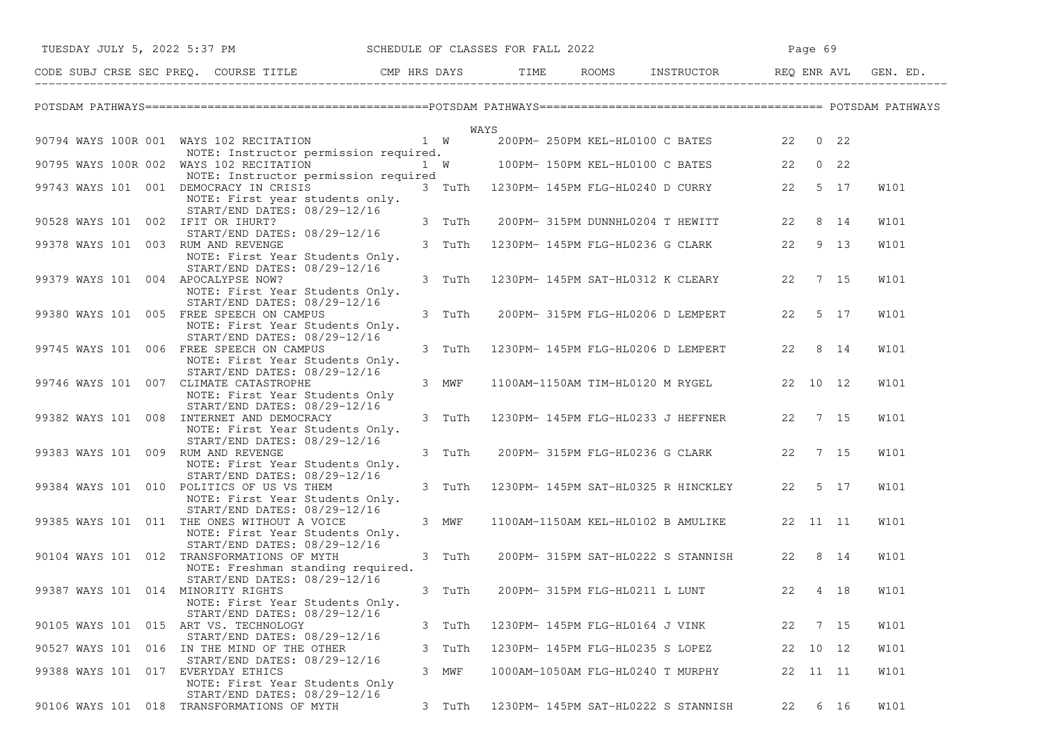SCHEDULE OF CLASSES FOR FALL 2022

POTSDAM PATHWAYS

WAYS

| CODE | SUBJ | CRSE | SEC | PREQ. | COURSE TITLE | CMP | HRS | DAYS | TIME | ROOMS | INSTRUCTOR | REQ | ENR | AVL | GEN. ED. |
|---|---|---|---|---|---|---|---|---|---|---|---|---|---|---|---|
| 90794 | WAYS | 100R | 001 | | WAYS 102 RECITATION<br>NOTE: Instructor permission required. | | 1 | W | 200PM- 250PM | KEL-HL0100 | C BATES | 22 | 0 | 22 | |
| 90795 | WAYS | 100R | 002 | | WAYS 102 RECITATION<br>NOTE: Instructor permission required | | 1 | W | 100PM- 150PM | KEL-HL0100 | C BATES | 22 | 0 | 22 | |
| 99743 | WAYS | 101 | 001 | | DEMOCRACY IN CRISIS<br>NOTE: First year students only.<br>START/END DATES: 08/29-12/16 | | 3 | TuTh | 1230PM- 145PM | FLG-HL0240 | D CURRY | 22 | 5 | 17 | W101 |
| 90528 | WAYS | 101 | 002 | | IFIT OR IHURT?<br>START/END DATES: 08/29-12/16 | | 3 | TuTh | 200PM- 315PM | DUNNHL0204 | T HEWITT | 22 | 8 | 14 | W101 |
| 99378 | WAYS | 101 | 003 | | RUM AND REVENGE<br>NOTE: First Year Students Only.<br>START/END DATES: 08/29-12/16 | | 3 | TuTh | 1230PM- 145PM | FLG-HL0236 | G CLARK | 22 | 9 | 13 | W101 |
| 99379 | WAYS | 101 | 004 | | APOCALYPSE NOW?<br>NOTE: First Year Students Only.<br>START/END DATES: 08/29-12/16 | | 3 | TuTh | 1230PM- 145PM | SAT-HL0312 | K CLEARY | 22 | 7 | 15 | W101 |
| 99380 | WAYS | 101 | 005 | | FREE SPEECH ON CAMPUS<br>NOTE: First Year Students Only.<br>START/END DATES: 08/29-12/16 | | 3 | TuTh | 200PM- 315PM | FLG-HL0206 | D LEMPERT | 22 | 5 | 17 | W101 |
| 99745 | WAYS | 101 | 006 | | FREE SPEECH ON CAMPUS<br>NOTE: First Year Students Only.<br>START/END DATES: 08/29-12/16 | | 3 | TuTh | 1230PM- 145PM | FLG-HL0206 | D LEMPERT | 22 | 8 | 14 | W101 |
| 99746 | WAYS | 101 | 007 | | CLIMATE CATASTROPHE<br>NOTE: First Year Students Only<br>START/END DATES: 08/29-12/16 | | 3 | MWF | 1100AM-1150AM | TIM-HL0120 | M RYGEL | 22 | 10 | 12 | W101 |
| 99382 | WAYS | 101 | 008 | | INTERNET AND DEMOCRACY<br>NOTE: First Year Students Only.<br>START/END DATES: 08/29-12/16 | | 3 | TuTh | 1230PM- 145PM | FLG-HL0233 | J HEFFNER | 22 | 7 | 15 | W101 |
| 99383 | WAYS | 101 | 009 | | RUM AND REVENGE<br>NOTE: First Year Students Only.<br>START/END DATES: 08/29-12/16 | | 3 | TuTh | 200PM- 315PM | FLG-HL0236 | G CLARK | 22 | 7 | 15 | W101 |
| 99384 | WAYS | 101 | 010 | | POLITICS OF US VS THEM<br>NOTE: First Year Students Only.<br>START/END DATES: 08/29-12/16 | | 3 | TuTh | 1230PM- 145PM | SAT-HL0325 | R HINCKLEY | 22 | 5 | 17 | W101 |
| 99385 | WAYS | 101 | 011 | | THE ONES WITHOUT A VOICE<br>NOTE: First Year Students Only.<br>START/END DATES: 08/29-12/16 | | 3 | MWF | 1100AM-1150AM | KEL-HL0102 | B AMULIKE | 22 | 11 | 11 | W101 |
| 90104 | WAYS | 101 | 012 | | TRANSFORMATIONS OF MYTH<br>NOTE: Freshman standing required.<br>START/END DATES: 08/29-12/16 | | 3 | TuTh | 200PM- 315PM | SAT-HL0222 | S STANNISH | 22 | 8 | 14 | W101 |
| 99387 | WAYS | 101 | 014 | | MINORITY RIGHTS<br>NOTE: First Year Students Only.<br>START/END DATES: 08/29-12/16 | | 3 | TuTh | 200PM- 315PM | FLG-HL0211 | L LUNT | 22 | 4 | 18 | W101 |
| 90105 | WAYS | 101 | 015 | | ART VS. TECHNOLOGY<br>START/END DATES: 08/29-12/16 | | 3 | TuTh | 1230PM- 145PM | FLG-HL0164 | J VINK | 22 | 7 | 15 | W101 |
| 90527 | WAYS | 101 | 016 | | IN THE MIND OF THE OTHER<br>START/END DATES: 08/29-12/16 | | 3 | TuTh | 1230PM- 145PM | FLG-HL0235 | S LOPEZ | 22 | 10 | 12 | W101 |
| 99388 | WAYS | 101 | 017 | | EVERYDAY ETHICS<br>NOTE: First Year Students Only<br>START/END DATES: 08/29-12/16 | | 3 | MWF | 1000AM-1050AM | FLG-HL0240 | T MURPHY | 22 | 11 | 11 | W101 |
| 90106 | WAYS | 101 | 018 | | TRANSFORMATIONS OF MYTH | | 3 | TuTh | 1230PM- 145PM | SAT-HL0222 | S STANNISH | 22 | 6 | 16 | W101 |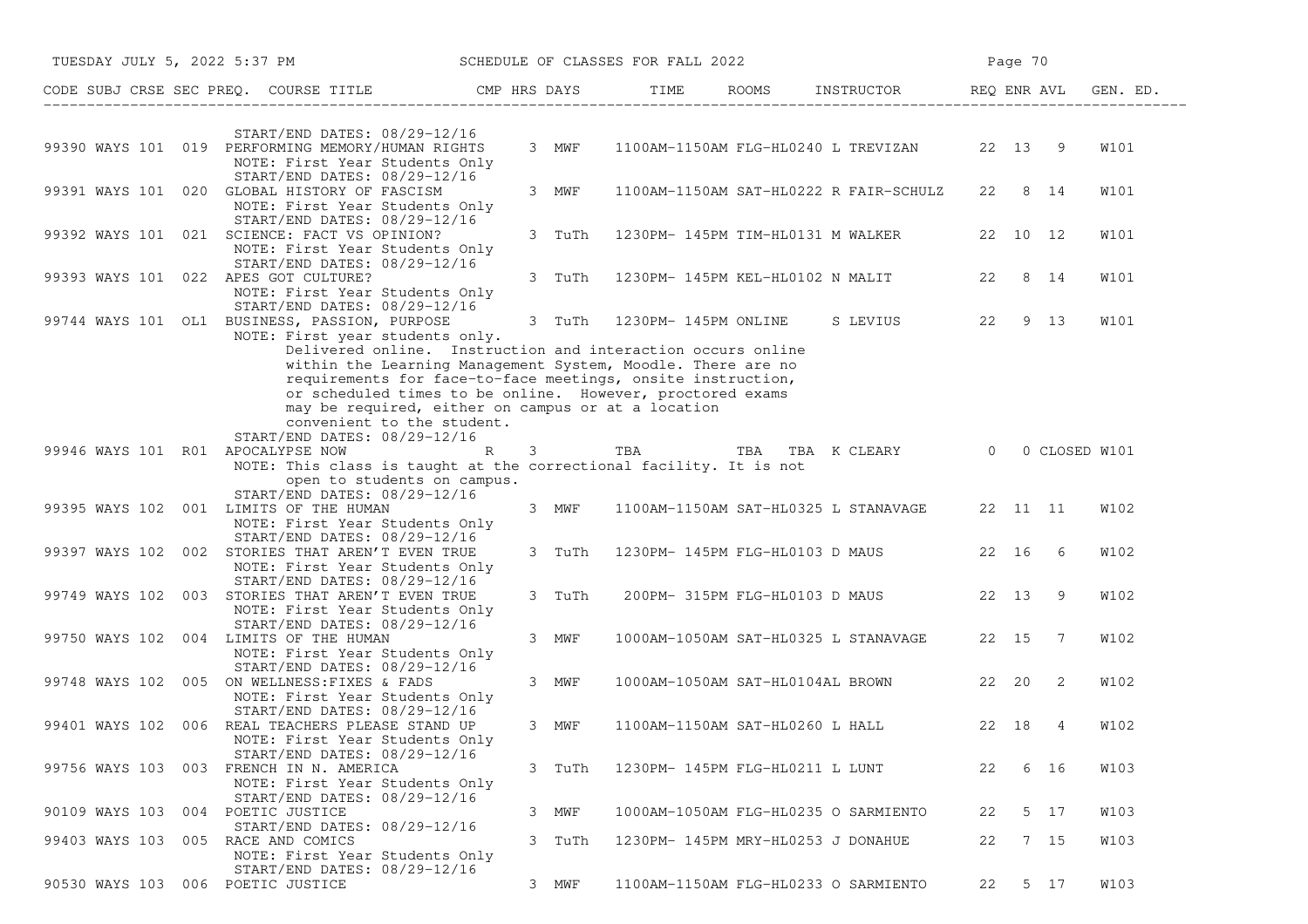| CODE | SUBJ | CRSE | SEC | PREQ. | COURSE TITLE | CMP | HRS | DAYS | TIME | ROOMS | INSTRUCTOR | REQ | ENR | AVL | GEN. ED. |
|---|---|---|---|---|---|---|---|---|---|---|---|---|---|---|---|
| | | | | | START/END DATES: 08/29-12/16 | | | | | | | | | | |
| 99390 | WAYS | 101 | 019 | | PERFORMING MEMORY/HUMAN RIGHTS | | 3 | MWF | 1100AM-1150AM | FLG-HL0240 | L TREVIZAN | 22 | 13 | 9 | W101 |
| | | | | | NOTE: First Year Students Only | | | | | | | | | | |
| | | | | | START/END DATES: 08/29-12/16 | | | | | | | | | | |
| 99391 | WAYS | 101 | 020 | | GLOBAL HISTORY OF FASCISM | | 3 | MWF | 1100AM-1150AM | SAT-HL0222 | R FAIR-SCHULZ | 22 | 8 | 14 | W101 |
| | | | | | NOTE: First Year Students Only | | | | | | | | | | |
| | | | | | START/END DATES: 08/29-12/16 | | | | | | | | | | |
| 99392 | WAYS | 101 | 021 | | SCIENCE: FACT VS OPINION? | | 3 | TuTh | 1230PM- 145PM | TIM-HL0131 | M WALKER | 22 | 10 | 12 | W101 |
| | | | | | NOTE: First Year Students Only | | | | | | | | | | |
| | | | | | START/END DATES: 08/29-12/16 | | | | | | | | | | |
| 99393 | WAYS | 101 | 022 | | APES GOT CULTURE? | | 3 | TuTh | 1230PM- 145PM | KEL-HL0102 | N MALIT | 22 | 8 | 14 | W101 |
| | | | | | NOTE: First Year Students Only | | | | | | | | | | |
| | | | | | START/END DATES: 08/29-12/16 | | | | | | | | | | |
| 99744 | WAYS | 101 | OL1 | | BUSINESS, PASSION, PURPOSE | | 3 | TuTh | 1230PM- 145PM | ONLINE | S LEVIUS | 22 | 9 | 13 | W101 |
| | | | | | NOTE: First year students only. Delivered online. Instruction and interaction occurs online within the Learning Management System, Moodle. There are no requirements for face-to-face meetings, onsite instruction, or scheduled times to be online. However, proctored exams may be required, either on campus or at a location convenient to the student. | | | | | | | | | | |
| | | | | | START/END DATES: 08/29-12/16 | | | | | | | | | | |
| 99946 | WAYS | 101 | R01 | | APOCALYPSE NOW | R | 3 | | TBA | TBA | TBA K CLEARY | 0 | 0 | CLOSED | W101 |
| | | | | | NOTE: This class is taught at the correctional facility. It is not open to students on campus. | | | | | | | | | | |
| | | | | | START/END DATES: 08/29-12/16 | | | | | | | | | | |
| 99395 | WAYS | 102 | 001 | | LIMITS OF THE HUMAN | | 3 | MWF | 1100AM-1150AM | SAT-HL0325 | L STANAVAGE | 22 | 11 | 11 | W102 |
| | | | | | NOTE: First Year Students Only | | | | | | | | | | |
| | | | | | START/END DATES: 08/29-12/16 | | | | | | | | | | |
| 99397 | WAYS | 102 | 002 | | STORIES THAT AREN'T EVEN TRUE | | 3 | TuTh | 1230PM- 145PM | FLG-HL0103 | D MAUS | 22 | 16 | 6 | W102 |
| | | | | | NOTE: First Year Students Only | | | | | | | | | | |
| | | | | | START/END DATES: 08/29-12/16 | | | | | | | | | | |
| 99749 | WAYS | 102 | 003 | | STORIES THAT AREN'T EVEN TRUE | | 3 | TuTh | 200PM- 315PM | FLG-HL0103 | D MAUS | 22 | 13 | 9 | W102 |
| | | | | | NOTE: First Year Students Only | | | | | | | | | | |
| | | | | | START/END DATES: 08/29-12/16 | | | | | | | | | | |
| 99750 | WAYS | 102 | 004 | | LIMITS OF THE HUMAN | | 3 | MWF | 1000AM-1050AM | SAT-HL0325 | L STANAVAGE | 22 | 15 | 7 | W102 |
| | | | | | NOTE: First Year Students Only | | | | | | | | | | |
| | | | | | START/END DATES: 08/29-12/16 | | | | | | | | | | |
| 99748 | WAYS | 102 | 005 | | ON WELLNESS:FIXES & FADS | | 3 | MWF | 1000AM-1050AM | SAT-HL0104AL | BROWN | 22 | 20 | 2 | W102 |
| | | | | | NOTE: First Year Students Only | | | | | | | | | | |
| | | | | | START/END DATES: 08/29-12/16 | | | | | | | | | | |
| 99401 | WAYS | 102 | 006 | | REAL TEACHERS PLEASE STAND UP | | 3 | MWF | 1100AM-1150AM | SAT-HL0260 | L HALL | 22 | 18 | 4 | W102 |
| | | | | | NOTE: First Year Students Only | | | | | | | | | | |
| | | | | | START/END DATES: 08/29-12/16 | | | | | | | | | | |
| 99756 | WAYS | 103 | 003 | | FRENCH IN N. AMERICA | | 3 | TuTh | 1230PM- 145PM | FLG-HL0211 | L LUNT | 22 | 6 | 16 | W103 |
| | | | | | NOTE: First Year Students Only | | | | | | | | | | |
| | | | | | START/END DATES: 08/29-12/16 | | | | | | | | | | |
| 90109 | WAYS | 103 | 004 | | POETIC JUSTICE | | 3 | MWF | 1000AM-1050AM | FLG-HL0235 | O SARMIENTO | 22 | 5 | 17 | W103 |
| | | | | | START/END DATES: 08/29-12/16 | | | | | | | | | | |
| 99403 | WAYS | 103 | 005 | | RACE AND COMICS | | 3 | TuTh | 1230PM- 145PM | MRY-HL0253 | J DONAHUE | 22 | 7 | 15 | W103 |
| | | | | | NOTE: First Year Students Only | | | | | | | | | | |
| | | | | | START/END DATES: 08/29-12/16 | | | | | | | | | | |
| 90530 | WAYS | 103 | 006 | | POETIC JUSTICE | | 3 | MWF | 1100AM-1150AM | FLG-HL0233 | O SARMIENTO | 22 | 5 | 17 | W103 |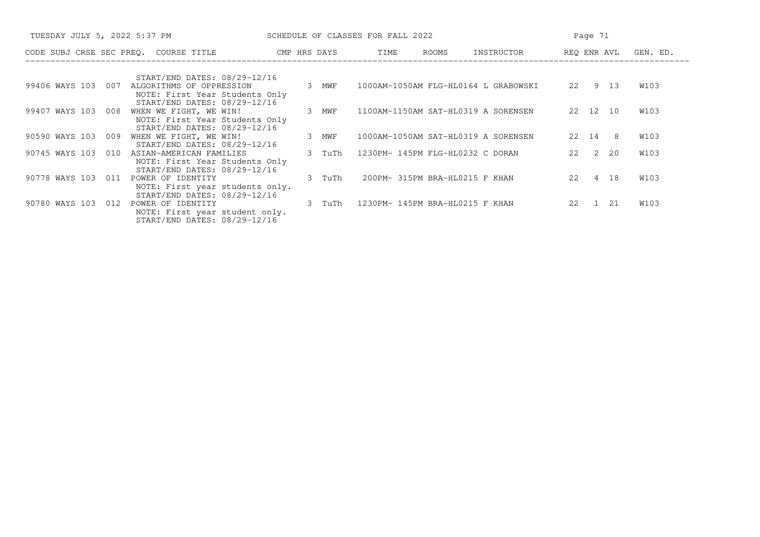| CODE | SUBJ | CRSE | SEC | PREQ. | COURSE TITLE | CMP | HRS | DAYS | TIME | ROOMS | INSTRUCTOR | REQ | ENR | AVL | GEN. ED. |
|---|---|---|---|---|---|---|---|---|---|---|---|---|---|---|---|
| | | | | | START/END DATES: 08/29-12/16 | | | | | | | | | | |
| 99406 | WAYS | 103 | 007 | | ALGORITHMS OF OPPRESSION | | 3 | MWF | 1000AM-1050AM | FLG-HL0164 | L GRABOWSKI | 22 | 9 | 13 | W103 |
| | | | | | NOTE: First Year Students Only | | | | | | | | | | |
| | | | | | START/END DATES: 08/29-12/16 | | | | | | | | | | |
| 99407 | WAYS | 103 | 008 | | WHEN WE FIGHT, WE WIN! | | 3 | MWF | 1100AM-1150AM | SAT-HL0319 | A SORENSEN | 22 | 12 | 10 | W103 |
| | | | | | NOTE: First Year Students Only | | | | | | | | | | |
| | | | | | START/END DATES: 08/29-12/16 | | | | | | | | | | |
| 90590 | WAYS | 103 | 009 | | WHEN WE FIGHT, WE WIN! | | 3 | MWF | 1000AM-1050AM | SAT-HL0319 | A SORENSEN | 22 | 14 | 8 | W103 |
| | | | | | START/END DATES: 08/29-12/16 | | | | | | | | | | |
| 90745 | WAYS | 103 | 010 | | ASIAN-AMERICAN FAMILIES | | 3 | TuTh | 1230PM- 145PM | FLG-HL0232 | C DORAN | 22 | 2 | 20 | W103 |
| | | | | | NOTE: First Year Students Only | | | | | | | | | | |
| | | | | | START/END DATES: 08/29-12/16 | | | | | | | | | | |
| 90778 | WAYS | 103 | 011 | | POWER OF IDENTITY | | 3 | TuTh | 200PM- 315PM | BRA-HL0215 | F KHAN | 22 | 4 | 18 | W103 |
| | | | | | NOTE: First year students only. | | | | | | | | | | |
| | | | | | START/END DATES: 08/29-12/16 | | | | | | | | | | |
| 90780 | WAYS | 103 | 012 | | POWER OF IDENTITY | | 3 | TuTh | 1230PM- 145PM | BRA-HL0215 | F KHAN | 22 | 1 | 21 | W103 |
| | | | | | NOTE: First year student only. | | | | | | | | | | |
| | | | | | START/END DATES: 08/29-12/16 | | | | | | | | | | |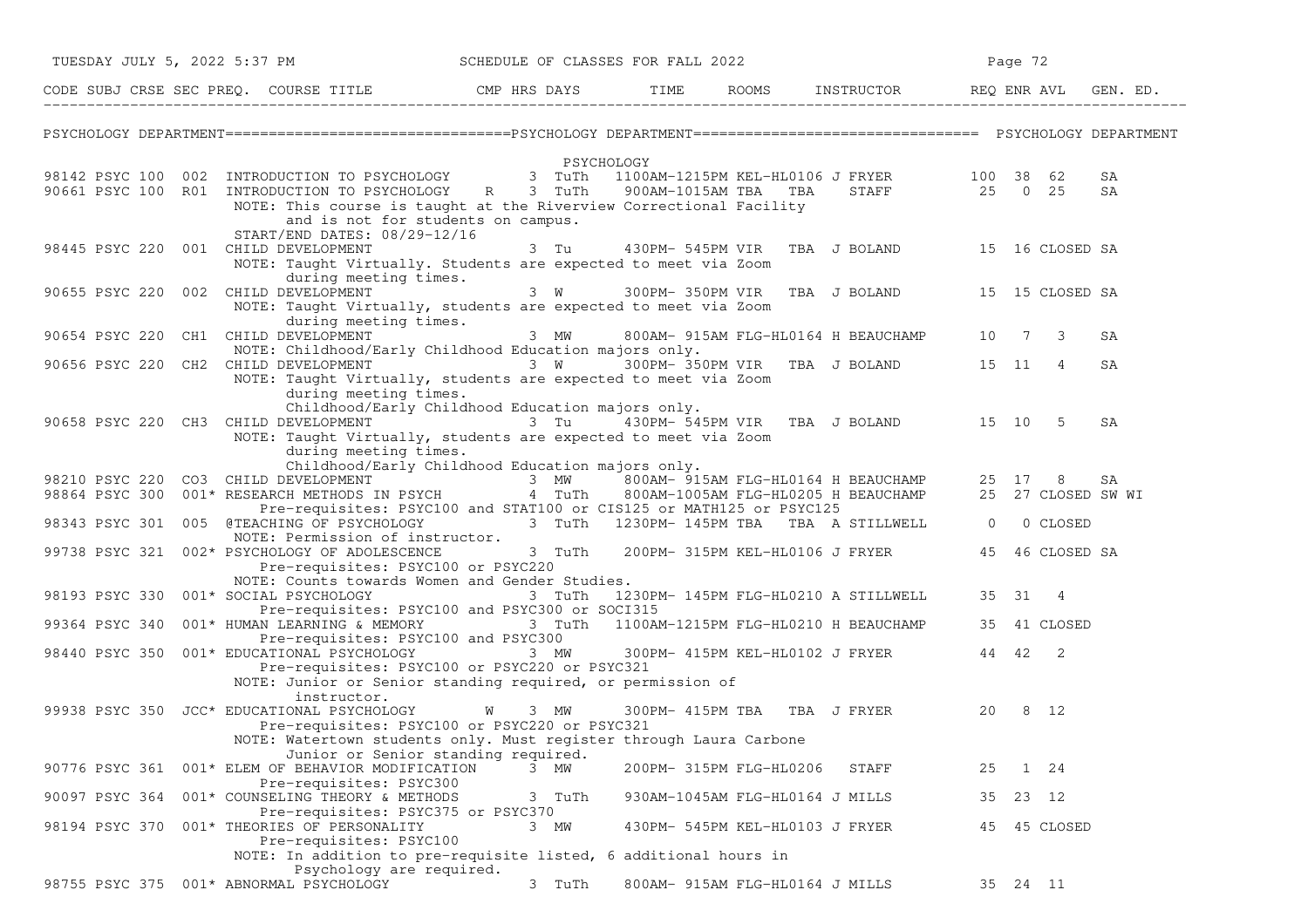## PSYCHOLOGY DEPARTMENT

### PSYCHOLOGY

| CODE | SUBJ | CRSE | SEC | PREQ. | COURSE TITLE | CMP | HRS | DAYS | TIME | ROOMS | | INSTRUCTOR | REQ | ENR | AVL | GEN. ED. |
|---|---|---|---|---|---|---|---|---|---|---|---|---|---|---|---|---|
| 98142 | PSYC | 100 | 002 | | INTRODUCTION TO PSYCHOLOGY | | 3 | TuTh | 1100AM-1215PM | KEL-HL0106 | | J FRYER | 100 | 38 | 62 | SA |
| 90661 | PSYC | 100 | R01 | | INTRODUCTION TO PSYCHOLOGY | R | 3 | TuTh | 900AM-1015AM | TBA | TBA | STAFF | 25 | 0 | 25 | SA |
| | | | | | NOTE: This course is taught at the Riverview Correctional Facility and is not for students on campus. START/END DATES: 08/29-12/16 | | | | | | | | | | | |
| 98445 | PSYC | 220 | 001 | | CHILD DEVELOPMENT | | 3 | Tu | 430PM- 545PM | VIR | TBA | J BOLAND | 15 | 16 | CLOSED | SA |
| | | | | | NOTE: Taught Virtually. Students are expected to meet via Zoom during meeting times. | | | | | | | | | | | |
| 90655 | PSYC | 220 | 002 | | CHILD DEVELOPMENT | | 3 | W | 300PM- 350PM | VIR | TBA | J BOLAND | 15 | 15 | CLOSED | SA |
| | | | | | NOTE: Taught Virtually, students are expected to meet via Zoom during meeting times. | | | | | | | | | | | |
| 90654 | PSYC | 220 | CH1 | | CHILD DEVELOPMENT | | 3 | MW | 800AM- 915AM | FLG-HL0164 | | H BEAUCHAMP | 10 | 7 | 3 | SA |
| | | | | | NOTE: Childhood/Early Childhood Education majors only. | | | | | | | | | | | |
| 90656 | PSYC | 220 | CH2 | | CHILD DEVELOPMENT | | 3 | W | 300PM- 350PM | VIR | TBA | J BOLAND | 15 | 11 | 4 | SA |
| | | | | | NOTE: Taught Virtually, students are expected to meet via Zoom during meeting times. Childhood/Early Childhood Education majors only. | | | | | | | | | | | |
| 90658 | PSYC | 220 | CH3 | | CHILD DEVELOPMENT | | 3 | Tu | 430PM- 545PM | VIR | TBA | J BOLAND | 15 | 10 | 5 | SA |
| | | | | | NOTE: Taught Virtually, students are expected to meet via Zoom during meeting times. Childhood/Early Childhood Education majors only. | | | | | | | | | | | |
| 98210 | PSYC | 220 | CO3 | | CHILD DEVELOPMENT | | 3 | MW | 800AM- 915AM | FLG-HL0164 | | H BEAUCHAMP | 25 | 17 | 8 | SA |
| 98864 | PSYC | 300 | 001 | * | RESEARCH METHODS IN PSYCH | | 4 | TuTh | 800AM-1005AM | FLG-HL0205 | | H BEAUCHAMP | 25 | 27 | CLOSED | SW WI |
| | | | | | Pre-requisites: PSYC100 and STAT100 or CIS125 or MATH125 or PSYC125 | | | | | | | | | | | |
| 98343 | PSYC | 301 | 005 | | @TEACHING OF PSYCHOLOGY | | 3 | TuTh | 1230PM- 145PM | TBA | TBA | A STILLWELL | 0 | 0 | CLOSED | |
| | | | | | NOTE: Permission of instructor. | | | | | | | | | | | |
| 99738 | PSYC | 321 | 002 | * | PSYCHOLOGY OF ADOLESCENCE | | 3 | TuTh | 200PM- 315PM | KEL-HL0106 | | J FRYER | 45 | 46 | CLOSED | SA |
| | | | | | Pre-requisites: PSYC100 or PSYC220 NOTE: Counts towards Women and Gender Studies. | | | | | | | | | | | |
| 98193 | PSYC | 330 | 001 | * | SOCIAL PSYCHOLOGY | | 3 | TuTh | 1230PM- 145PM | FLG-HL0210 | | A STILLWELL | 35 | 31 | 4 | |
| | | | | | Pre-requisites: PSYC100 and PSYC300 or SOCI315 | | | | | | | | | | | |
| 99364 | PSYC | 340 | 001 | * | HUMAN LEARNING & MEMORY | | 3 | TuTh | 1100AM-1215PM | FLG-HL0210 | | H BEAUCHAMP | 35 | 41 | CLOSED | |
| | | | | | Pre-requisites: PSYC100 and PSYC300 | | | | | | | | | | | |
| 98440 | PSYC | 350 | 001 | * | EDUCATIONAL PSYCHOLOGY | | 3 | MW | 300PM- 415PM | KEL-HL0102 | | J FRYER | 44 | 42 | 2 | |
| | | | | | Pre-requisites: PSYC100 or PSYC220 or PSYC321 NOTE: Junior or Senior standing required, or permission of instructor. | | | | | | | | | | | |
| 99938 | PSYC | 350 | JCC | * | EDUCATIONAL PSYCHOLOGY | W | 3 | MW | 300PM- 415PM | TBA | TBA | J FRYER | 20 | 8 | 12 | |
| | | | | | Pre-requisites: PSYC100 or PSYC220 or PSYC321 NOTE: Watertown students only. Must register through Laura Carbone Junior or Senior standing required. | | | | | | | | | | | |
| 90776 | PSYC | 361 | 001 | * | ELEM OF BEHAVIOR MODIFICATION | | 3 | MW | 200PM- 315PM | FLG-HL0206 | | STAFF | 25 | 1 | 24 | |
| | | | | | Pre-requisites: PSYC300 | | | | | | | | | | | |
| 90097 | PSYC | 364 | 001 | * | COUNSELING THEORY & METHODS | | 3 | TuTh | 930AM-1045AM | FLG-HL0164 | | J MILLS | 35 | 23 | 12 | |
| | | | | | Pre-requisites: PSYC375 or PSYC370 | | | | | | | | | | | |
| 98194 | PSYC | 370 | 001 | * | THEORIES OF PERSONALITY | | 3 | MW | 430PM- 545PM | KEL-HL0103 | | J FRYER | 45 | 45 | CLOSED | |
| | | | | | Pre-requisites: PSYC100 NOTE: In addition to pre-requisite listed, 6 additional hours in Psychology are required. | | | | | | | | | | | |
| 98755 | PSYC | 375 | 001 | * | ABNORMAL PSYCHOLOGY | | 3 | TuTh | 800AM- 915AM | FLG-HL0164 | | J MILLS | 35 | 24 | 11 | |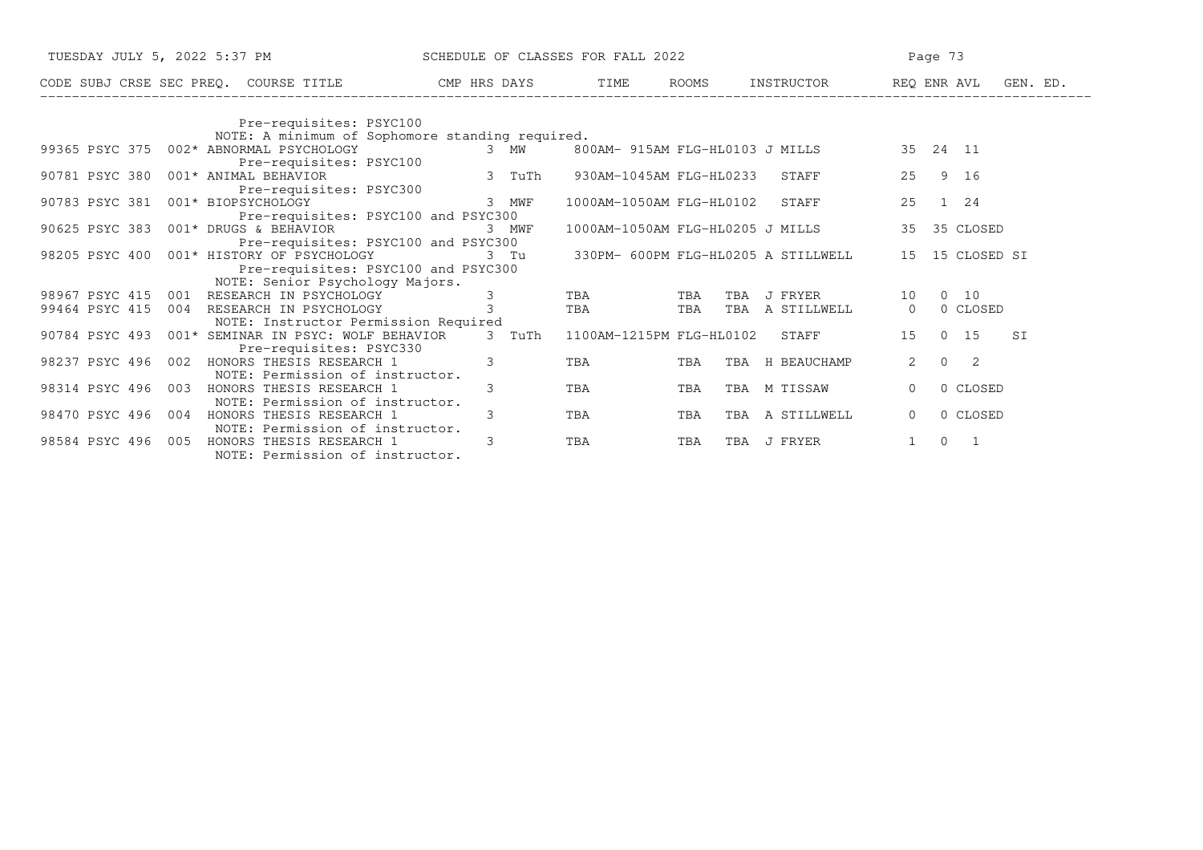SCHEDULE OF CLASSES FOR FALL 2022

| CODE | SUBJ | CRSE | SEC | PREQ. | COURSE TITLE | CMP | HRS | DAYS | TIME | ROOMS | INSTRUCTOR | REQ | ENR | AVL | GEN. ED. |
|---|---|---|---|---|---|---|---|---|---|---|---|---|---|---|---|
| | | | | | Pre-requisites: PSYC100 | | | | | | | | | | |
| | | | | | NOTE: A minimum of Sophomore standing required. | | | | | | | | | | |
| 99365 | PSYC | 375 | 002 | * | ABNORMAL PSYCHOLOGY | | 3 | MW | 800AM- 915AM | FLG-HL0103 | J MILLS | 35 | 24 | 11 | |
| | | | | | Pre-requisites: PSYC100 | | | | | | | | | | |
| 90781 | PSYC | 380 | 001 | * | ANIMAL BEHAVIOR | | 3 | TuTh | 930AM-1045AM | FLG-HL0233 | STAFF | 25 | 9 | 16 | |
| | | | | | Pre-requisites: PSYC300 | | | | | | | | | | |
| 90783 | PSYC | 381 | 001 | * | BIOPSYCHOLOGY | | 3 | MWF | 1000AM-1050AM | FLG-HL0102 | STAFF | 25 | 1 | 24 | |
| | | | | | Pre-requisites: PSYC100 and PSYC300 | | | | | | | | | | |
| 90625 | PSYC | 383 | 001 | * | DRUGS & BEHAVIOR | | 3 | MWF | 1000AM-1050AM | FLG-HL0205 | J MILLS | 35 | 35 | CLOSED | |
| | | | | | Pre-requisites: PSYC100 and PSYC300 | | | | | | | | | | |
| 98205 | PSYC | 400 | 001 | * | HISTORY OF PSYCHOLOGY | | 3 | Tu | 330PM- 600PM | FLG-HL0205 | A STILLWELL | 15 | 15 | CLOSED | SI |
| | | | | | Pre-requisites: PSYC100 and PSYC300 | | | | | | | | | | |
| | | | | | NOTE: Senior Psychology Majors. | | | | | | | | | | |
| 98967 | PSYC | 415 | 001 | | RESEARCH IN PSYCHOLOGY | | 3 | | TBA | TBA | TBA J FRYER | 10 | 0 | 10 | |
| 99464 | PSYC | 415 | 004 | | RESEARCH IN PSYCHOLOGY | | 3 | | TBA | TBA | TBA A STILLWELL | 0 | 0 | CLOSED | |
| | | | | | NOTE: Instructor Permission Required | | | | | | | | | | |
| 90784 | PSYC | 493 | 001 | * | SEMINAR IN PSYC: WOLF BEHAVIOR | | 3 | TuTh | 1100AM-1215PM | FLG-HL0102 | STAFF | 15 | 0 | 15 | SI |
| | | | | | Pre-requisites: PSYC330 | | | | | | | | | | |
| 98237 | PSYC | 496 | 002 | | HONORS THESIS RESEARCH 1 | | 3 | | TBA | TBA | TBA H BEAUCHAMP | 2 | 0 | 2 | |
| | | | | | NOTE: Permission of instructor. | | | | | | | | | | |
| 98314 | PSYC | 496 | 003 | | HONORS THESIS RESEARCH 1 | | 3 | | TBA | TBA | TBA M TISSAW | 0 | 0 | CLOSED | |
| | | | | | NOTE: Permission of instructor. | | | | | | | | | | |
| 98470 | PSYC | 496 | 004 | | HONORS THESIS RESEARCH 1 | | 3 | | TBA | TBA | TBA A STILLWELL | 0 | 0 | CLOSED | |
| | | | | | NOTE: Permission of instructor. | | | | | | | | | | |
| 98584 | PSYC | 496 | 005 | | HONORS THESIS RESEARCH 1 | | 3 | | TBA | TBA | TBA J FRYER | 1 | 0 | 1 | |
| | | | | | NOTE: Permission of instructor. | | | | | | | | | | |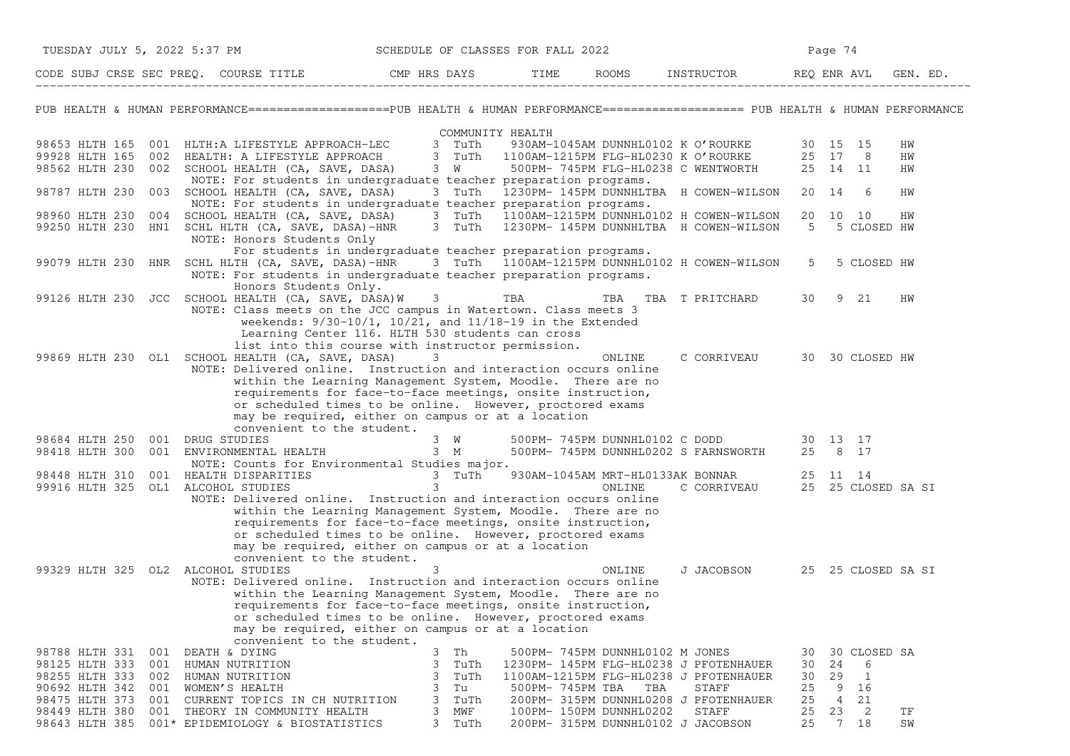# SCHEDULE OF CLASSES FOR FALL 2022

## PUB HEALTH & HUMAN PERFORMANCE

### COMMUNITY HEALTH

| CODE | SUBJ | CRSE | SEC | PREQ. | COURSE TITLE | CMP | HRS | DAYS | TIME | ROOMS | INSTRUCTOR | REQ | ENR | AVL | GEN. ED. |
|---|---|---|---|---|---|---|---|---|---|---|---|---|---|---|---|
| 98653 | HLTH | 165 | 001 | | HLTH:A LIFESTYLE APPROACH-LEC | | 3 | TuTh | 930AM-1045AM | DUNNHL0102 | K O'ROURKE | 30 | 15 | 15 | HW |
| 99928 | HLTH | 165 | 002 | | HEALTH: A LIFESTYLE APPROACH | | 3 | TuTh | 1100AM-1215PM | FLG-HL0230 | K O'ROURKE | 25 | 17 | 8 | HW |
| 98562 | HLTH | 230 | 002 | | SCHOOL HEALTH (CA, SAVE, DASA) | | 3 | W | 500PM- 745PM | FLG-HL0238 | C WENTWORTH | 25 | 14 | 11 | HW |
| | | | | | NOTE: For students in undergraduate teacher preparation programs. | | | | | | | | | | |
| 98787 | HLTH | 230 | 003 | | SCHOOL HEALTH (CA, SAVE, DASA) | | 3 | TuTh | 1230PM- 145PM | DUNNHLTBA | H COWEN-WILSON | 20 | 14 | 6 | HW |
| | | | | | NOTE: For students in undergraduate teacher preparation programs. | | | | | | | | | | |
| 98960 | HLTH | 230 | 004 | | SCHOOL HEALTH (CA, SAVE, DASA) | | 3 | TuTh | 1100AM-1215PM | DUNNHL0102 | H COWEN-WILSON | 20 | 10 | 10 | HW |
| 99250 | HLTH | 230 | HN1 | | SCHL HLTH (CA, SAVE, DASA)-HNR | | 3 | TuTh | 1230PM- 145PM | DUNNHLTBA | H COWEN-WILSON | 5 | 5 | CLOSED | HW |
| | | | | | NOTE: Honors Students Only<br>For students in undergraduate teacher preparation programs. | | | | | | | | | | |
| 99079 | HLTH | 230 | HNR | | SCHL HLTH (CA, SAVE, DASA)-HNR | | 3 | TuTh | 1100AM-1215PM | DUNNHL0102 | H COWEN-WILSON | 5 | 5 | CLOSED | HW |
| | | | | | NOTE: For students in undergraduate teacher preparation programs.<br>Honors Students Only. | | | | | | | | | | |
| 99126 | HLTH | 230 | JCC | | SCHOOL HEALTH (CA, SAVE, DASA) | W | 3 | | TBA | TBA TBA | T PRITCHARD | 30 | 9 | 21 | HW |
| | | | | | NOTE: Class meets on the JCC campus in Watertown. Class meets 3 weekends: 9/30-10/1, 10/21, and 11/18-19 in the Extended Learning Center 116. HLTH 530 students can cross list into this course with instructor permission. | | | | | | | | | | |
| 99869 | HLTH | 230 | OL1 | | SCHOOL HEALTH (CA, SAVE, DASA) | | 3 | | | ONLINE | C CORRIVEAU | 30 | 30 | CLOSED | HW |
| | | | | | NOTE: Delivered online. Instruction and interaction occurs online within the Learning Management System, Moodle. There are no requirements for face-to-face meetings, onsite instruction, or scheduled times to be online. However, proctored exams may be required, either on campus or at a location convenient to the student. | | | | | | | | | | |
| 98684 | HLTH | 250 | 001 | | DRUG STUDIES | | 3 | W | 500PM- 745PM | DUNNHL0102 | C DODD | 30 | 13 | 17 | |
| 98418 | HLTH | 300 | 001 | | ENVIRONMENTAL HEALTH | | 3 | M | 500PM- 745PM | DUNNHL0202 | S FARNSWORTH | 25 | 8 | 17 | |
| | | | | | NOTE: Counts for Environmental Studies major. | | | | | | | | | | |
| 98448 | HLTH | 310 | 001 | | HEALTH DISPARITIES | | 3 | TuTh | 930AM-1045AM | MRT-HL0133 | AK BONNAR | 25 | 11 | 14 | |
| 99916 | HLTH | 325 | OL1 | | ALCOHOL STUDIES | | 3 | | | ONLINE | C CORRIVEAU | 25 | 25 | CLOSED | SA SI |
| | | | | | NOTE: Delivered online. Instruction and interaction occurs online within the Learning Management System, Moodle. There are no requirements for face-to-face meetings, onsite instruction, or scheduled times to be online. However, proctored exams may be required, either on campus or at a location convenient to the student. | | | | | | | | | | |
| 99329 | HLTH | 325 | OL2 | | ALCOHOL STUDIES | | 3 | | | ONLINE | J JACOBSON | 25 | 25 | CLOSED | SA SI |
| | | | | | NOTE: Delivered online. Instruction and interaction occurs online within the Learning Management System, Moodle. There are no requirements for face-to-face meetings, onsite instruction, or scheduled times to be online. However, proctored exams may be required, either on campus or at a location convenient to the student. | | | | | | | | | | |
| 98788 | HLTH | 331 | 001 | | DEATH & DYING | | 3 | Th | 500PM- 745PM | DUNNHL0102 | M JONES | 30 | 30 | CLOSED | SA |
| 98125 | HLTH | 333 | 001 | | HUMAN NUTRITION | | 3 | TuTh | 1230PM- 145PM | FLG-HL0238 | J PFOTENHAUER | 30 | 24 | 6 | |
| 98255 | HLTH | 333 | 002 | | HUMAN NUTRITION | | 3 | TuTh | 1100AM-1215PM | FLG-HL0238 | J PFOTENHAUER | 30 | 29 | 1 | |
| 90692 | HLTH | 342 | 001 | | WOMEN'S HEALTH | | 3 | Tu | 500PM- 745PM | TBA TBA | STAFF | 25 | 9 | 16 | |
| 98475 | HLTH | 373 | 001 | | CURRENT TOPICS IN CH NUTRITION | | 3 | TuTh | 200PM- 315PM | DUNNHL0208 | J PFOTENHAUER | 25 | 4 | 21 | |
| 98449 | HLTH | 380 | 001 | | THEORY IN COMMUNITY HEALTH | | 3 | MWF | 100PM- 150PM | DUNNHL0202 | STAFF | 25 | 23 | 2 | TF |
| 98643 | HLTH | 385 | 001 | * | EPIDEMIOLOGY & BIOSTATISTICS | | 3 | TuTh | 200PM- 315PM | DUNNHL0102 | J JACOBSON | 25 | 7 | 18 | SW |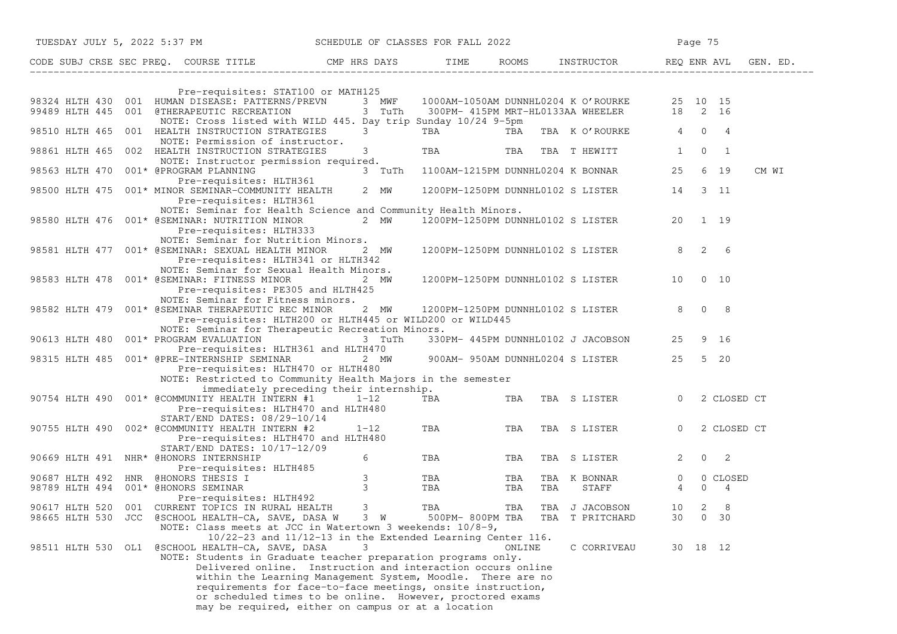| CODE | SUBJ | CRSE | SEC | PREQ. | COURSE TITLE | CMP | HRS | DAYS | TIME | ROOMS | INSTRUCTOR | REQ | ENR | AVL | GEN. ED. |
|---|---|---|---|---|---|---|---|---|---|---|---|---|---|---|---|
| | | | | | Pre-requisites: STAT100 or MATH125 | | | | | | | | | | |
| 98324 | HLTH | 430 | 001 | | HUMAN DISEASE: PATTERNS/PREVN | | 3 | MWF | 1000AM-1050AM | DUNNHL0204 | K O'ROURKE | 25 | 10 | 15 | |
| 99489 | HLTH | 445 | 001 | | @THERAPEUTIC RECREATION | | 3 | TuTh | 300PM- 415PM | MRT-HL0133AA | WHEELER | 18 | 2 | 16 | |
| | | | | | NOTE: Cross listed with WILD 445. Day trip Sunday 10/24 9-5pm | | | | | | | | | | |
| 98510 | HLTH | 465 | 001 | | HEALTH INSTRUCTION STRATEGIES | | 3 | | TBA | TBA TBA | K O'ROURKE | 4 | 0 | 4 | |
| | | | | | NOTE: Permission of instructor. | | | | | | | | | | |
| 98861 | HLTH | 465 | 002 | | HEALTH INSTRUCTION STRATEGIES | | 3 | | TBA | TBA TBA | T HEWITT | 1 | 0 | 1 | |
| | | | | | NOTE: Instructor permission required. | | | | | | | | | | |
| 98563 | HLTH | 470 | 001* | | @PROGRAM PLANNING | | 3 | TuTh | 1100AM-1215PM | DUNNHL0204 | K BONNAR | 25 | 6 | 19 | CM WI |
| | | | | | Pre-requisites: HLTH361 | | | | | | | | | | |
| 98500 | HLTH | 475 | 001* | | MINOR SEMINAR-COMMUNITY HEALTH | | 2 | MW | 1200PM-1250PM | DUNNHL0102 | S LISTER | 14 | 3 | 11 | |
| | | | | | Pre-requisites: HLTH361 | | | | | | | | | | |
| | | | | | NOTE: Seminar for Health Science and Community Health Minors. | | | | | | | | | | |
| 98580 | HLTH | 476 | 001* | | @SEMINAR: NUTRITION MINOR | | 2 | MW | 1200PM-1250PM | DUNNHL0102 | S LISTER | 20 | 1 | 19 | |
| | | | | | Pre-requisites: HLTH333 | | | | | | | | | | |
| | | | | | NOTE: Seminar for Nutrition Minors. | | | | | | | | | | |
| 98581 | HLTH | 477 | 001* | | @SEMINAR: SEXUAL HEALTH MINOR | | 2 | MW | 1200PM-1250PM | DUNNHL0102 | S LISTER | 8 | 2 | 6 | |
| | | | | | Pre-requisites: HLTH341 or HLTH342 | | | | | | | | | | |
| | | | | | NOTE: Seminar for Sexual Health Minors. | | | | | | | | | | |
| 98583 | HLTH | 478 | 001* | | @SEMINAR: FITNESS MINOR | | 2 | MW | 1200PM-1250PM | DUNNHL0102 | S LISTER | 10 | 0 | 10 | |
| | | | | | Pre-requisites: PE305 and HLTH425 | | | | | | | | | | |
| | | | | | NOTE: Seminar for Fitness minors. | | | | | | | | | | |
| 98582 | HLTH | 479 | 001* | | @SEMINAR THERAPEUTIC REC MINOR | | 2 | MW | 1200PM-1250PM | DUNNHL0102 | S LISTER | 8 | 0 | 8 | |
| | | | | | Pre-requisites: HLTH200 or HLTH445 or WILD200 or WILD445 | | | | | | | | | | |
| | | | | | NOTE: Seminar for Therapeutic Recreation Minors. | | | | | | | | | | |
| 90613 | HLTH | 480 | 001* | | PROGRAM EVALUATION | | 3 | TuTh | 330PM- 445PM | DUNNHL0102 | J JACOBSON | 25 | 9 | 16 | |
| | | | | | Pre-requisites: HLTH361 and HLTH470 | | | | | | | | | | |
| 98315 | HLTH | 485 | 001* | | @PRE-INTERNSHIP SEMINAR | | 2 | MW | 900AM- 950AM | DUNNHL0204 | S LISTER | 25 | 5 | 20 | |
| | | | | | Pre-requisites: HLTH470 or HLTH480 | | | | | | | | | | |
| | | | | | NOTE: Restricted to Community Health Majors in the semester immediately preceding their internship. | | | | | | | | | | |
| 90754 | HLTH | 490 | 001* | | @COMMUNITY HEALTH INTERN #1 | | 1-12 | | TBA | TBA TBA | S LISTER | 0 | 2 | CLOSED | CT |
| | | | | | Pre-requisites: HLTH470 and HLTH480 | | | | | | | | | | |
| | | | | | START/END DATES: 08/29-10/14 | | | | | | | | | | |
| 90755 | HLTH | 490 | 002* | | @COMMUNITY HEALTH INTERN #2 | | 1-12 | | TBA | TBA TBA | S LISTER | 0 | 2 | CLOSED | CT |
| | | | | | Pre-requisites: HLTH470 and HLTH480 | | | | | | | | | | |
| | | | | | START/END DATES: 10/17-12/09 | | | | | | | | | | |
| 90669 | HLTH | 491 | NHR* | | @HONORS INTERNSHIP | | 6 | | TBA | TBA TBA | S LISTER | 2 | 0 | 2 | |
| | | | | | Pre-requisites: HLTH485 | | | | | | | | | | |
| 90687 | HLTH | 492 | HNR | | @HONORS THESIS I | | 3 | | TBA | TBA TBA | K BONNAR | 0 | 0 | CLOSED | |
| 98789 | HLTH | 494 | 001* | | @HONORS SEMINAR | | 3 | | TBA | TBA TBA | STAFF | 4 | 0 | 4 | |
| | | | | | Pre-requisites: HLTH492 | | | | | | | | | | |
| 90617 | HLTH | 520 | 001 | | CURRENT TOPICS IN RURAL HEALTH | | 3 | | TBA | TBA TBA | J JACOBSON | 10 | 2 | 8 | |
| 98665 | HLTH | 530 | JCC | | @SCHOOL HEALTH-CA, SAVE, DASA W | | 3 | W | 500PM- 800PM | TBA TBA | T PRITCHARD | 30 | 0 | 30 | |
| | | | | | NOTE: Class meets at JCC in Watertown 3 weekends: 10/8-9, 10/22-23 and 11/12-13 in the Extended Learning Center 116. | | | | | | | | | | |
| 98511 | HLTH | 530 | OL1 | | @SCHOOL HEALTH-CA, SAVE, DASA | | 3 | | | ONLINE | C CORRIVEAU | 30 | 18 | 12 | |
| | | | | | NOTE: Students in Graduate teacher preparation programs only. Delivered online. Instruction and interaction occurs online within the Learning Management System, Moodle. There are no requirements for face-to-face meetings, onsite instruction, or scheduled times to be online. However, proctored exams may be required, either on campus or at a location | | | | | | | | | | |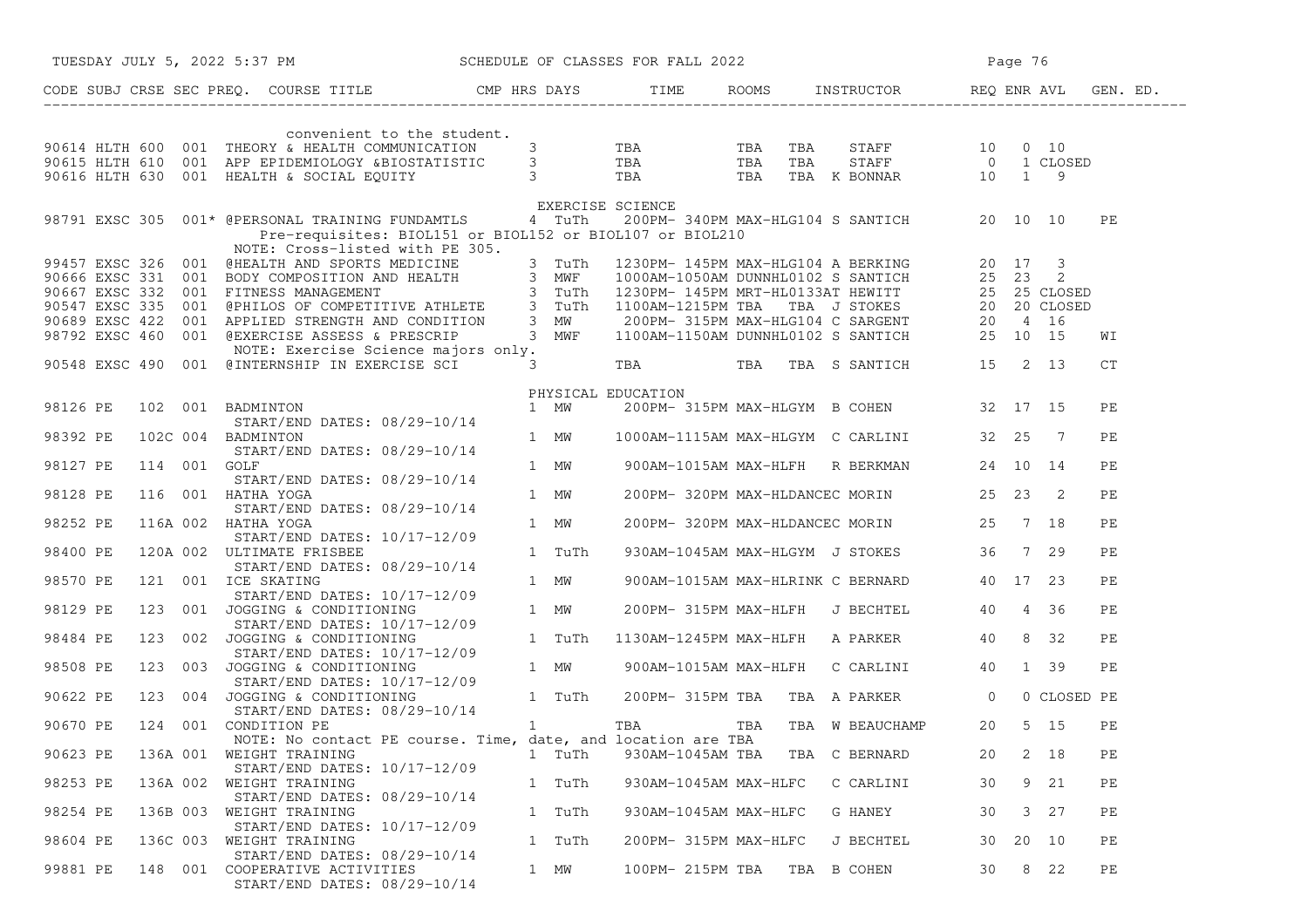| CODE | SUBJ | CRSE | SEC | PREQ. | COURSE TITLE | CMP | HRS | DAYS | TIME | ROOMS | | INSTRUCTOR | REQ | ENR | AVL | GEN. ED. |
|---|---|---|---|---|---|---|---|---|---|---|---|---|---|---|---|---|
| | | | | | convenient to the student. | | | | | | | | | | | |
| 90614 | HLTH | 600 | 001 | | THEORY & HEALTH COMMUNICATION | | 3 | | TBA | TBA | TBA | STAFF | 10 | 0 | 10 | |
| 90615 | HLTH | 610 | 001 | | APP EPIDEMIOLOGY &BIOSTATISTIC | | 3 | | TBA | TBA | TBA | STAFF | 0 | 1 | CLOSED | |
| 90616 | HLTH | 630 | 001 | | HEALTH & SOCIAL EQUITY | | 3 | | TBA | TBA | TBA | K BONNAR | 10 | 1 | 9 | |
| | | | | | **EXERCISE SCIENCE** | | | | | | | | | | | |
| 98791 | EXSC | 305 | 001 | * | @PERSONAL TRAINING FUNDAMTLS | | 4 | TuTh | 200PM- 340PM | MAX-HLG104 | | S SANTICH | 20 | 10 | 10 | PE |
| | | | | | Pre-requisites: BIOL151 or BIOL152 or BIOL107 or BIOL210 | | | | | | | | | | | |
| | | | | | NOTE: Cross-listed with PE 305. | | | | | | | | | | | |
| 99457 | EXSC | 326 | 001 | | @HEALTH AND SPORTS MEDICINE | | 3 | TuTh | 1230PM- 145PM | MAX-HLG104 | | A BERKING | 20 | 17 | 3 | |
| 90666 | EXSC | 331 | 001 | | BODY COMPOSITION AND HEALTH | | 3 | MWF | 1000AM-1050AM | DUNNHL0102 | | S SANTICH | 25 | 23 | 2 | |
| 90667 | EXSC | 332 | 001 | | FITNESS MANAGEMENT | | 3 | TuTh | 1230PM- 145PM | MRT-HL0133 | | AT HEWITT | 25 | 25 | CLOSED | |
| 90547 | EXSC | 335 | 001 | | @PHILOS OF COMPETITIVE ATHLETE | | 3 | TuTh | 1100AM-1215PM | TBA | TBA | J STOKES | 20 | 20 | CLOSED | |
| 90689 | EXSC | 422 | 001 | | APPLIED STRENGTH AND CONDITION | | 3 | MW | 200PM- 315PM | MAX-HLG104 | | C SARGENT | 20 | 4 | 16 | |
| 98792 | EXSC | 460 | 001 | | @EXERCISE ASSESS & PRESCRIP | | 3 | MWF | 1100AM-1150AM | DUNNHL0102 | | S SANTICH | 25 | 10 | 15 | WI |
| | | | | | NOTE: Exercise Science majors only. | | | | | | | | | | | |
| 90548 | EXSC | 490 | 001 | | @INTERNSHIP IN EXERCISE SCI | | 3 | | TBA | TBA | TBA | S SANTICH | 15 | 2 | 13 | CT |
| | | | | | **PHYSICAL EDUCATION** | | | | | | | | | | | |
| 98126 | PE | 102 | 001 | | BADMINTON | | 1 | MW | 200PM- 315PM | MAX-HLGYM | | B COHEN | 32 | 17 | 15 | PE |
| | | | | | START/END DATES: 08/29-10/14 | | | | | | | | | | | |
| 98392 | PE | 102C | 004 | | BADMINTON | | 1 | MW | 1000AM-1115AM | MAX-HLGYM | | C CARLINI | 32 | 25 | 7 | PE |
| | | | | | START/END DATES: 08/29-10/14 | | | | | | | | | | | |
| 98127 | PE | 114 | 001 | | GOLF | | 1 | MW | 900AM-1015AM | MAX-HLFH | | R BERKMAN | 24 | 10 | 14 | PE |
| | | | | | START/END DATES: 08/29-10/14 | | | | | | | | | | | |
| 98128 | PE | 116 | 001 | | HATHA YOGA | | 1 | MW | 200PM- 320PM | MAX-HLDANCE | | C MORIN | 25 | 23 | 2 | PE |
| | | | | | START/END DATES: 08/29-10/14 | | | | | | | | | | | |
| 98252 | PE | 116A | 002 | | HATHA YOGA | | 1 | MW | 200PM- 320PM | MAX-HLDANCE | | C MORIN | 25 | 7 | 18 | PE |
| | | | | | START/END DATES: 10/17-12/09 | | | | | | | | | | | |
| 98400 | PE | 120A | 002 | | ULTIMATE FRISBEE | | 1 | TuTh | 930AM-1045AM | MAX-HLGYM | | J STOKES | 36 | 7 | 29 | PE |
| | | | | | START/END DATES: 08/29-10/14 | | | | | | | | | | | |
| 98570 | PE | 121 | 001 | | ICE SKATING | | 1 | MW | 900AM-1015AM | MAX-HLRINK | | C BERNARD | 40 | 17 | 23 | PE |
| | | | | | START/END DATES: 10/17-12/09 | | | | | | | | | | | |
| 98129 | PE | 123 | 001 | | JOGGING & CONDITIONING | | 1 | MW | 200PM- 315PM | MAX-HLFH | | J BECHTEL | 40 | 4 | 36 | PE |
| | | | | | START/END DATES: 10/17-12/09 | | | | | | | | | | | |
| 98484 | PE | 123 | 002 | | JOGGING & CONDITIONING | | 1 | TuTh | 1130AM-1245PM | MAX-HLFH | | A PARKER | 40 | 8 | 32 | PE |
| | | | | | START/END DATES: 10/17-12/09 | | | | | | | | | | | |
| 98508 | PE | 123 | 003 | | JOGGING & CONDITIONING | | 1 | MW | 900AM-1015AM | MAX-HLFH | | C CARLINI | 40 | 1 | 39 | PE |
| | | | | | START/END DATES: 10/17-12/09 | | | | | | | | | | | |
| 90622 | PE | 123 | 004 | | JOGGING & CONDITIONING | | 1 | TuTh | 200PM- 315PM | TBA | TBA | A PARKER | 0 | 0 | CLOSED | PE |
| | | | | | START/END DATES: 08/29-10/14 | | | | | | | | | | | |
| 90670 | PE | 124 | 001 | | CONDITION PE | | 1 | | TBA | TBA | TBA | W BEAUCHAMP | 20 | 5 | 15 | PE |
| | | | | | NOTE: No contact PE course. Time, date, and location are TBA | | | | | | | | | | | |
| 90623 | PE | 136A | 001 | | WEIGHT TRAINING | | 1 | TuTh | 930AM-1045AM | TBA | TBA | C BERNARD | 20 | 2 | 18 | PE |
| | | | | | START/END DATES: 10/17-12/09 | | | | | | | | | | | |
| 98253 | PE | 136A | 002 | | WEIGHT TRAINING | | 1 | TuTh | 930AM-1045AM | MAX-HLFC | | C CARLINI | 30 | 9 | 21 | PE |
| | | | | | START/END DATES: 08/29-10/14 | | | | | | | | | | | |
| 98254 | PE | 136B | 003 | | WEIGHT TRAINING | | 1 | TuTh | 930AM-1045AM | MAX-HLFC | | G HANEY | 30 | 3 | 27 | PE |
| | | | | | START/END DATES: 10/17-12/09 | | | | | | | | | | | |
| 98604 | PE | 136C | 003 | | WEIGHT TRAINING | | 1 | TuTh | 200PM- 315PM | MAX-HLFC | | J BECHTEL | 30 | 20 | 10 | PE |
| | | | | | START/END DATES: 08/29-10/14 | | | | | | | | | | | |
| 99881 | PE | 148 | 001 | | COOPERATIVE ACTIVITIES | | 1 | MW | 100PM- 215PM | TBA | TBA | B COHEN | 30 | 8 | 22 | PE |
| | | | | | START/END DATES: 08/29-10/14 | | | | | | | | | | | |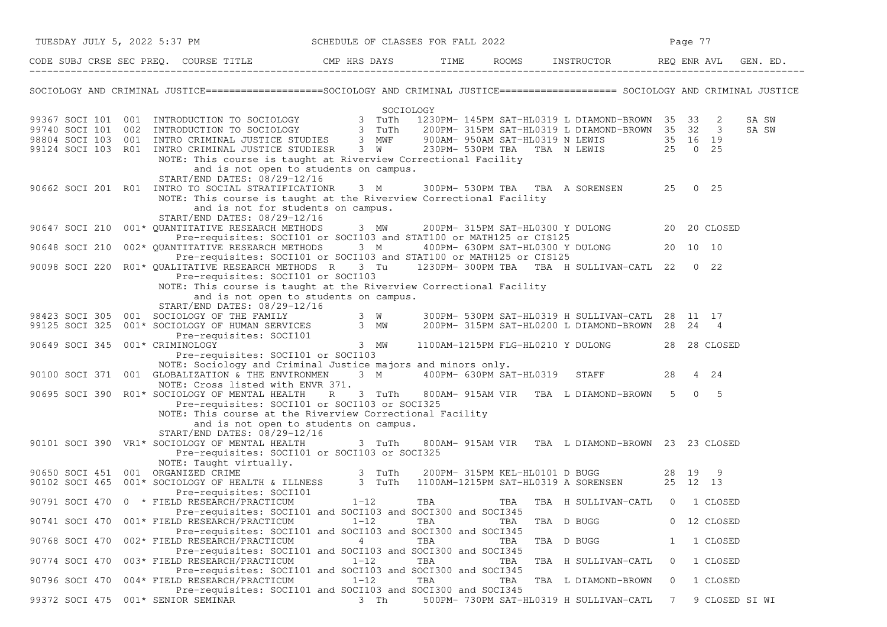# SCHEDULE OF CLASSES FOR FALL 2022

## SOCIOLOGY AND CRIMINAL JUSTICE

### SOCIOLOGY

| CODE | SUBJ | CRSE | SEC | PREQ. | COURSE TITLE | CMP | HRS | DAYS | TIME | ROOMS | INSTRUCTOR | REQ | ENR | AVL | GEN. ED. |
|---|---|---|---|---|---|---|---|---|---|---|---|---|---|---|---|
| 99367 | SOCI | 101 | 001 | | INTRODUCTION TO SOCIOLOGY | | 3 | TuTh | 1230PM- 145PM | SAT-HL0319 | L DIAMOND-BROWN | 35 | 33 | 2 | SA SW |
| 99740 | SOCI | 101 | 002 | | INTRODUCTION TO SOCIOLOGY | | 3 | TuTh | 200PM- 315PM | SAT-HL0319 | L DIAMOND-BROWN | 35 | 32 | 3 | SA SW |
| 98804 | SOCI | 103 | 001 | | INTRO CRIMINAL JUSTICE STUDIES | | 3 | MWF | 900AM- 950AM | SAT-HL0319 | N LEWIS | 35 | 16 | 19 | |
| 99124 | SOCI | 103 | R01 | | INTRO CRIMINAL JUSTICE STUDIES | R | 3 | W | 230PM- 530PM | TBA TBA | N LEWIS | 25 | 0 | 25 | |
| | | | | | NOTE: This course is taught at Riverview Correctional Facility and is not open to students on campus. START/END DATES: 08/29-12/16 | | | | | | | | | | |
| 90662 | SOCI | 201 | R01 | | INTRO TO SOCIAL STRATIFICATION | R | 3 | M | 300PM- 530PM | TBA TBA | A SORENSEN | 25 | 0 | 25 | |
| | | | | | NOTE: This course is taught at the Riverview Correctional Facility and is not for students on campus. START/END DATES: 08/29-12/16 | | | | | | | | | | |
| 90647 | SOCI | 210 | 001 | * | QUANTITATIVE RESEARCH METHODS | | 3 | MW | 200PM- 315PM | SAT-HL0300 | Y DULONG | 20 | 20 | CLOSED | |
| | | | | | Pre-requisites: SOCI101 or SOCI103 and STAT100 or MATH125 or CIS125 | | | | | | | | | | |
| 90648 | SOCI | 210 | 002 | * | QUANTITATIVE RESEARCH METHODS | | 3 | M | 400PM- 630PM | SAT-HL0300 | Y DULONG | 20 | 10 | 10 | |
| | | | | | Pre-requisites: SOCI101 or SOCI103 and STAT100 or MATH125 or CIS125 | | | | | | | | | | |
| 90098 | SOCI | 220 | R01 | * | QUALITATIVE RESEARCH METHODS | R | 3 | Tu | 1230PM- 300PM | TBA TBA | H SULLIVAN-CATL | 22 | 0 | 22 | |
| | | | | | Pre-requisites: SOCI101 or SOCI103. NOTE: This course is taught at the Riverview Correctional Facility and is not open to students on campus. START/END DATES: 08/29-12/16 | | | | | | | | | | |
| 98423 | SOCI | 305 | 001 | | SOCIOLOGY OF THE FAMILY | | 3 | W | 300PM- 530PM | SAT-HL0319 | H SULLIVAN-CATL | 28 | 11 | 17 | |
| 99125 | SOCI | 325 | 001 | * | SOCIOLOGY OF HUMAN SERVICES | | 3 | MW | 200PM- 315PM | SAT-HL0200 | L DIAMOND-BROWN | 28 | 24 | 4 | |
| | | | | | Pre-requisites: SOCI101 | | | | | | | | | | |
| 90649 | SOCI | 345 | 001 | * | CRIMINOLOGY | | 3 | MW | 1100AM-1215PM | FLG-HL0210 | Y DULONG | 28 | 28 | CLOSED | |
| | | | | | Pre-requisites: SOCI101 or SOCI103. NOTE: Sociology and Criminal Justice majors and minors only. | | | | | | | | | | |
| 90100 | SOCI | 371 | 001 | | GLOBALIZATION & THE ENVIRONMEN | | 3 | M | 400PM- 630PM | SAT-HL0319 | STAFF | 28 | 4 | 24 | |
| | | | | | NOTE: Cross listed with ENVR 371. | | | | | | | | | | |
| 90695 | SOCI | 390 | R01 | * | SOCIOLOGY OF MENTAL HEALTH | R | 3 | TuTh | 800AM- 915AM | VIR TBA | L DIAMOND-BROWN | 5 | 0 | 5 | |
| | | | | | Pre-requisites: SOCI101 or SOCI103 or SOCI325. NOTE: This course at the Riverview Correctional Facility and is not open to students on campus. START/END DATES: 08/29-12/16 | | | | | | | | | | |
| 90101 | SOCI | 390 | VR1 | * | SOCIOLOGY OF MENTAL HEALTH | | 3 | TuTh | 800AM- 915AM | VIR TBA | L DIAMOND-BROWN | 23 | 23 | CLOSED | |
| | | | | | Pre-requisites: SOCI101 or SOCI103 or SOCI325. NOTE: Taught virtually. | | | | | | | | | | |
| 90650 | SOCI | 451 | 001 | | ORGANIZED CRIME | | 3 | TuTh | 200PM- 315PM | KEL-HL0101 | D BUGG | 28 | 19 | 9 | |
| 90102 | SOCI | 465 | 001 | * | SOCIOLOGY OF HEALTH & ILLNESS | | 3 | TuTh | 1100AM-1215PM | SAT-HL0319 | A SORENSEN | 25 | 12 | 13 | |
| | | | | | Pre-requisites: SOCI101 | | | | | | | | | | |
| 90791 | SOCI | 470 | 0 | * | FIELD RESEARCH/PRACTICUM | | 1-12 | | TBA | TBA TBA | H SULLIVAN-CATL | 0 | 1 | CLOSED | |
| | | | | | Pre-requisites: SOCI101 and SOCI103 and SOCI300 and SOCI345 | | | | | | | | | | |
| 90741 | SOCI | 470 | 001 | * | FIELD RESEARCH/PRACTICUM | | 1-12 | | TBA | TBA TBA | D BUGG | 0 | 12 | CLOSED | |
| | | | | | Pre-requisites: SOCI101 and SOCI103 and SOCI300 and SOCI345 | | | | | | | | | | |
| 90768 | SOCI | 470 | 002 | * | FIELD RESEARCH/PRACTICUM | | 4 | | TBA | TBA TBA | D BUGG | 1 | 1 | CLOSED | |
| | | | | | Pre-requisites: SOCI101 and SOCI103 and SOCI300 and SOCI345 | | | | | | | | | | |
| 90774 | SOCI | 470 | 003 | * | FIELD RESEARCH/PRACTICUM | | 1-12 | | TBA | TBA TBA | H SULLIVAN-CATL | 0 | 1 | CLOSED | |
| | | | | | Pre-requisites: SOCI101 and SOCI103 and SOCI300 and SOCI345 | | | | | | | | | | |
| 90796 | SOCI | 470 | 004 | * | FIELD RESEARCH/PRACTICUM | | 1-12 | | TBA | TBA TBA | L DIAMOND-BROWN | 0 | 1 | CLOSED | |
| | | | | | Pre-requisites: SOCI101 and SOCI103 and SOCI300 and SOCI345 | | | | | | | | | | |
| 99372 | SOCI | 475 | 001 | * | SENIOR SEMINAR | | 3 | Th | 500PM- 730PM | SAT-HL0319 | H SULLIVAN-CATL | 7 | 9 | CLOSED | SI WI |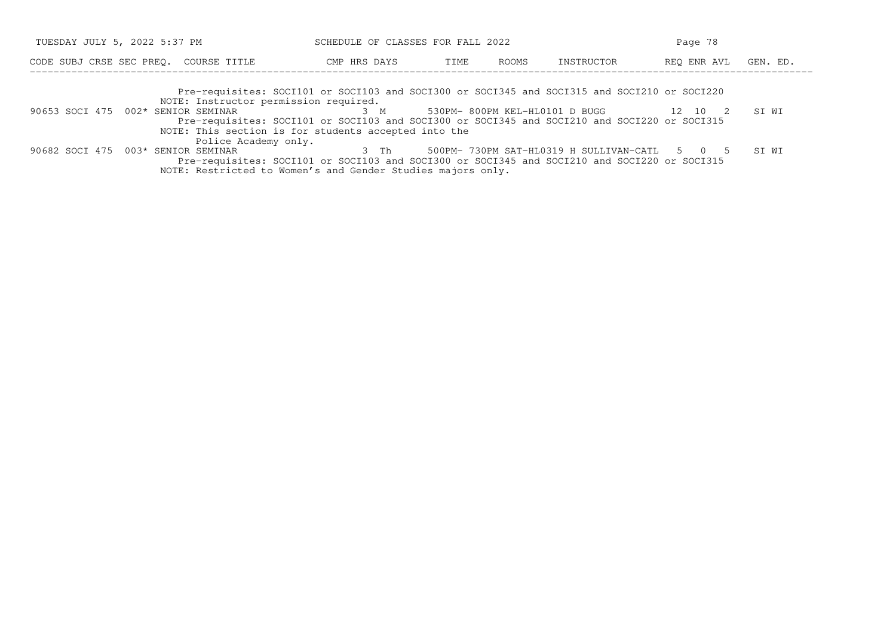| CODE | SUBJ | CRSE | SEC | PREQ. | COURSE TITLE | CMP | HRS | DAYS | TIME | ROOMS | INSTRUCTOR | REQ | ENR | AVL | GEN. ED. |
|---|---|---|---|---|---|---|---|---|---|---|---|---|---|---|---|
| | | | | | Pre-requisites: SOCI101 or SOCI103 and SOCI300 or SOCI345 and SOCI315 and SOCI210 or SOCI220 | | | | | | | | | | |
| | | | | | NOTE: Instructor permission required. | | | | | | | | | | |
| 90653 | SOCI | 475 | 002 | * | SENIOR SEMINAR | | 3 | M | 530PM- 800PM | KEL-HL0101 | D BUGG | 12 | 10 | 2 | SI WI |
| | | | | | Pre-requisites: SOCI101 or SOCI103 and SOCI300 or SOCI345 and SOCI210 and SOCI220 or SOCI315 | | | | | | | | | | |
| | | | | | NOTE: This section is for students accepted into the Police Academy only. | | | | | | | | | | |
| 90682 | SOCI | 475 | 003 | * | SENIOR SEMINAR | | 3 | Th | 500PM- 730PM | SAT-HL0319 | H SULLIVAN-CATL | 5 | 0 | 5 | SI WI |
| | | | | | Pre-requisites: SOCI101 or SOCI103 and SOCI300 or SOCI345 and SOCI210 and SOCI220 or SOCI315 | | | | | | | | | | |
| | | | | | NOTE: Restricted to Women's and Gender Studies majors only. | | | | | | | | | | |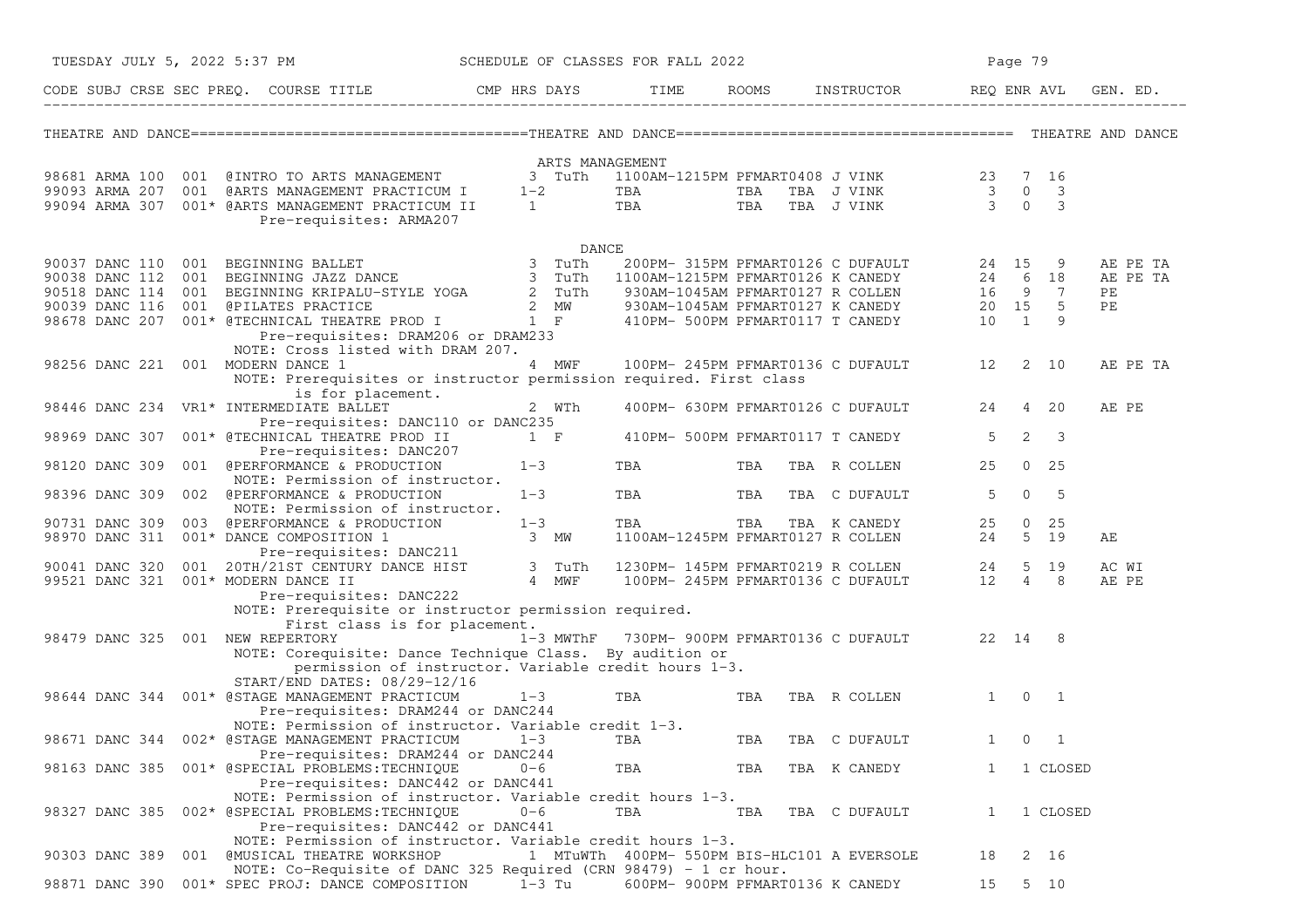## THEATRE AND DANCE

| CODE | SUBJ | CRSE | SEC | PREQ. | COURSE TITLE | CMP | HRS | DAYS | TIME | ROOMS | INSTRUCTOR | REQ | ENR | AVL | GEN. ED. |
|---|---|---|---|---|---|---|---|---|---|---|---|---|---|---|---|
| | | | | | **ARTS MANAGEMENT** | | | | | | | | | | |
| 98681 | ARMA | 100 | 001 | | @INTRO TO ARTS MANAGEMENT | | 3 | TuTh | 1100AM-1215PM | PFMART0408 | J VINK | 23 | 7 | 16 | |
| 99093 | ARMA | 207 | 001 | | @ARTS MANAGEMENT PRACTICUM I | | 1-2 | | TBA | TBA | TBA J VINK | 3 | 0 | 3 | |
| 99094 | ARMA | 307 | 001 | * | @ARTS MANAGEMENT PRACTICUM II | | 1 | | TBA | TBA | TBA J VINK | 3 | 0 | 3 | |
| | | | | | Pre-requisites: ARMA207 | | | | | | | | | | |
| | | | | | **DANCE** | | | | | | | | | | |
| 90037 | DANC | 110 | 001 | | BEGINNING BALLET | | 3 | TuTh | 200PM- 315PM | PFMART0126 | C DUFAULT | 24 | 15 | 9 | AE PE TA |
| 90038 | DANC | 112 | 001 | | BEGINNING JAZZ DANCE | | 3 | TuTh | 1100AM-1215PM | PFMART0126 | K CANEDY | 24 | 6 | 18 | AE PE TA |
| 90518 | DANC | 114 | 001 | | BEGINNING KRIPALU-STYLE YOGA | | 2 | TuTh | 930AM-1045AM | PFMART0127 | R COLLEN | 16 | 9 | 7 | PE |
| 90039 | DANC | 116 | 001 | | @PILATES PRACTICE | | 2 | MW | 930AM-1045AM | PFMART0127 | K CANEDY | 20 | 15 | 5 | PE |
| 98678 | DANC | 207 | 001 | * | @TECHNICAL THEATRE PROD I | | 1 | F | 410PM- 500PM | PFMART0117 | T CANEDY | 10 | 1 | 9 | |
| | | | | | Pre-requisites: DRAM206 or DRAM233 | | | | | | | | | | |
| | | | | | NOTE: Cross listed with DRAM 207. | | | | | | | | | | |
| 98256 | DANC | 221 | 001 | | MODERN DANCE 1 | | 4 | MWF | 100PM- 245PM | PFMART0136 | C DUFAULT | 12 | 2 | 10 | AE PE TA |
| | | | | | NOTE: Prerequisites or instructor permission required. First class is for placement. | | | | | | | | | | |
| 98446 | DANC | 234 | VR1 | * | INTERMEDIATE BALLET | | 2 | WTh | 400PM- 630PM | PFMART0126 | C DUFAULT | 24 | 4 | 20 | AE PE |
| | | | | | Pre-requisites: DANC110 or DANC235 | | | | | | | | | | |
| 98969 | DANC | 307 | 001 | * | @TECHNICAL THEATRE PROD II | | 1 | F | 410PM- 500PM | PFMART0117 | T CANEDY | 5 | 2 | 3 | |
| | | | | | Pre-requisites: DANC207 | | | | | | | | | | |
| 98120 | DANC | 309 | 001 | | @PERFORMANCE & PRODUCTION | | 1-3 | | TBA | TBA | TBA R COLLEN | 25 | 0 | 25 | |
| | | | | | NOTE: Permission of instructor. | | | | | | | | | | |
| 98396 | DANC | 309 | 002 | | @PERFORMANCE & PRODUCTION | | 1-3 | | TBA | TBA | TBA C DUFAULT | 5 | 0 | 5 | |
| | | | | | NOTE: Permission of instructor. | | | | | | | | | | |
| 90731 | DANC | 309 | 003 | | @PERFORMANCE & PRODUCTION | | 1-3 | | TBA | TBA | TBA K CANEDY | 25 | 0 | 25 | |
| 98970 | DANC | 311 | 001 | * | DANCE COMPOSITION 1 | | 3 | MW | 1100AM-1245PM | PFMART0127 | R COLLEN | 24 | 5 | 19 | AE |
| | | | | | Pre-requisites: DANC211 | | | | | | | | | | |
| 90041 | DANC | 320 | 001 | | 20TH/21ST CENTURY DANCE HIST | | 3 | TuTh | 1230PM- 145PM | PFMART0219 | R COLLEN | 24 | 5 | 19 | AC WI |
| 99521 | DANC | 321 | 001 | * | MODERN DANCE II | | 4 | MWF | 100PM- 245PM | PFMART0136 | C DUFAULT | 12 | 4 | 8 | AE PE |
| | | | | | Pre-requisites: DANC222 | | | | | | | | | | |
| | | | | | NOTE: Prerequisite or instructor permission required. First class is for placement. | | | | | | | | | | |
| 98479 | DANC | 325 | 001 | | NEW REPERTORY | | 1-3 | MWThF | 730PM- 900PM | PFMART0136 | C DUFAULT | 22 | 14 | 8 | |
| | | | | | NOTE: Corequisite: Dance Technique Class. By audition or permission of instructor. Variable credit hours 1-3. | | | | | | | | | | |
| | | | | | START/END DATES: 08/29-12/16 | | | | | | | | | | |
| 98644 | DANC | 344 | 001 | * | @STAGE MANAGEMENT PRACTICUM | | 1-3 | | TBA | TBA | TBA R COLLEN | 1 | 0 | 1 | |
| | | | | | Pre-requisites: DRAM244 or DANC244 | | | | | | | | | | |
| | | | | | NOTE: Permission of instructor. Variable credit 1-3. | | | | | | | | | | |
| 98671 | DANC | 344 | 002 | * | @STAGE MANAGEMENT PRACTICUM | | 1-3 | | TBA | TBA | TBA C DUFAULT | 1 | 0 | 1 | |
| | | | | | Pre-requisites: DRAM244 or DANC244 | | | | | | | | | | |
| 98163 | DANC | 385 | 001 | * | @SPECIAL PROBLEMS:TECHNIQUE | | 0-6 | | TBA | TBA | TBA K CANEDY | 1 | 1 | CLOSED | |
| | | | | | Pre-requisites: DANC442 or DANC441 | | | | | | | | | | |
| | | | | | NOTE: Permission of instructor. Variable credit hours 1-3. | | | | | | | | | | |
| 98327 | DANC | 385 | 002 | * | @SPECIAL PROBLEMS:TECHNIQUE | | 0-6 | | TBA | TBA | TBA C DUFAULT | 1 | 1 | CLOSED | |
| | | | | | Pre-requisites: DANC442 or DANC441 | | | | | | | | | | |
| | | | | | NOTE: Permission of instructor. Variable credit hours 1-3. | | | | | | | | | | |
| 90303 | DANC | 389 | 001 | | @MUSICAL THEATRE WORKSHOP | | 1 | MTuWTh | 400PM- 550PM | BIS-HLC101 | A EVERSOLE | 18 | 2 | 16 | |
| | | | | | NOTE: Co-Requisite of DANC 325 Required (CRN 98479) - 1 cr hour. | | | | | | | | | | |
| 98871 | DANC | 390 | 001 | * | SPEC PROJ: DANCE COMPOSITION | | 1-3 | Tu | 600PM- 900PM | PFMART0136 | K CANEDY | 15 | 5 | 10 | |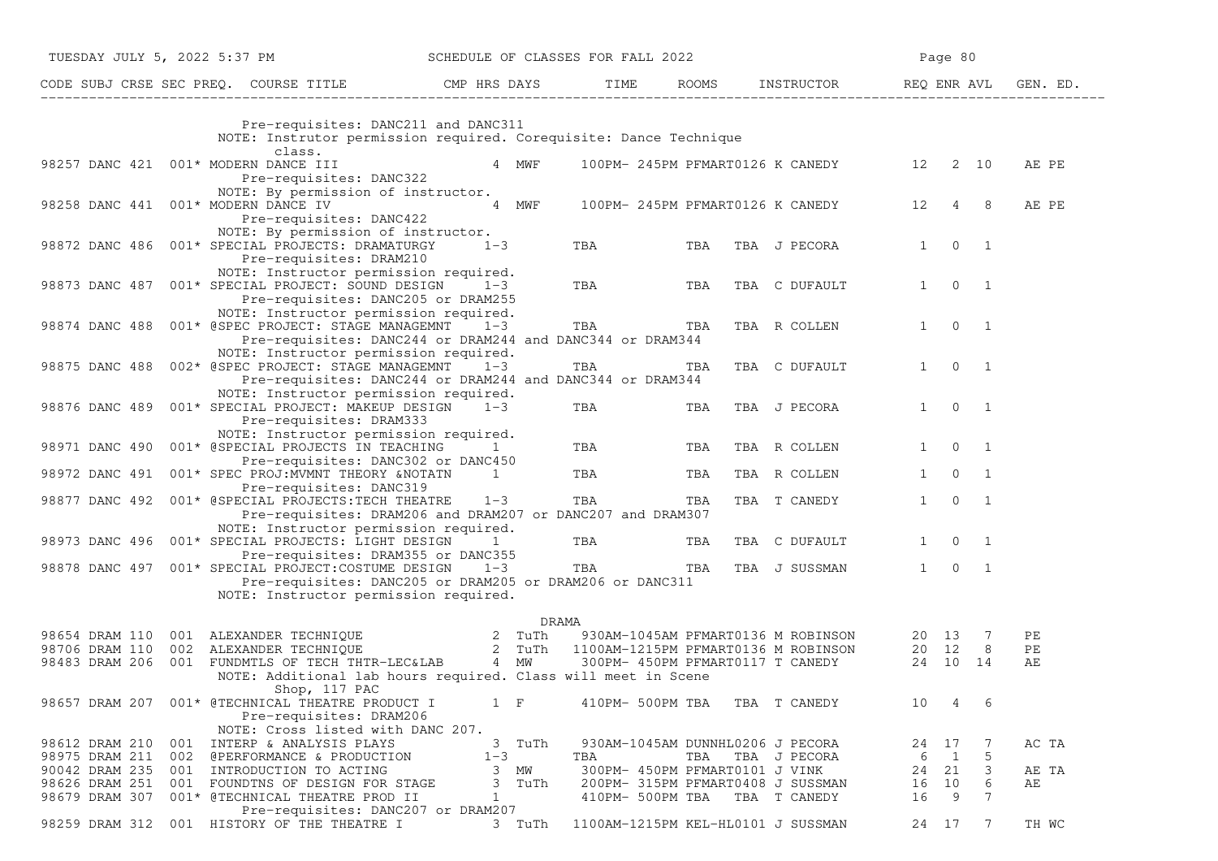| CODE | SUBJ | CRSE | SEC | PREQ. | COURSE TITLE | CMP | HRS | DAYS | TIME | ROOMS | INSTRUCTOR | REQ | ENR | AVL | GEN. ED. |
|---|---|---|---|---|---|---|---|---|---|---|---|---|---|---|---|
| | | | | | Pre-requisites: DANC211 and DANC311 | | | | | | | | | | |
| | | | | | NOTE: Instrutor permission required. Corequisite: Dance Technique class. | | | | | | | | | | |
| 98257 | DANC | 421 | 001 | * | MODERN DANCE III | | 4 | MWF | 100PM- 245PM | PFMART0126 | K CANEDY | 12 | 2 | 10 | AE PE |
| | | | | | Pre-requisites: DANC322 | | | | | | | | | | |
| | | | | | NOTE: By permission of instructor. | | | | | | | | | | |
| 98258 | DANC | 441 | 001 | * | MODERN DANCE IV | | 4 | MWF | 100PM- 245PM | PFMART0126 | K CANEDY | 12 | 4 | 8 | AE PE |
| | | | | | Pre-requisites: DANC422 | | | | | | | | | | |
| | | | | | NOTE: By permission of instructor. | | | | | | | | | | |
| 98872 | DANC | 486 | 001 | * | SPECIAL PROJECTS: DRAMATURGY | | 1-3 | | TBA | TBA | TBA J PECORA | 1 | 0 | 1 | |
| | | | | | Pre-requisites: DRAM210 | | | | | | | | | | |
| | | | | | NOTE: Instructor permission required. | | | | | | | | | | |
| 98873 | DANC | 487 | 001 | * | SPECIAL PROJECT: SOUND DESIGN | | 1-3 | | TBA | TBA | TBA C DUFAULT | 1 | 0 | 1 | |
| | | | | | Pre-requisites: DANC205 or DRAM255 | | | | | | | | | | |
| | | | | | NOTE: Instructor permission required. | | | | | | | | | | |
| 98874 | DANC | 488 | 001 | * | @SPEC PROJECT: STAGE MANAGEMNT | | 1-3 | | TBA | TBA | TBA R COLLEN | 1 | 0 | 1 | |
| | | | | | Pre-requisites: DANC244 or DRAM244 and DANC344 or DRAM344 | | | | | | | | | | |
| | | | | | NOTE: Instructor permission required. | | | | | | | | | | |
| 98875 | DANC | 488 | 002 | * | @SPEC PROJECT: STAGE MANAGEMNT | | 1-3 | | TBA | TBA | TBA C DUFAULT | 1 | 0 | 1 | |
| | | | | | Pre-requisites: DANC244 or DRAM244 and DANC344 or DRAM344 | | | | | | | | | | |
| | | | | | NOTE: Instructor permission required. | | | | | | | | | | |
| 98876 | DANC | 489 | 001 | * | SPECIAL PROJECT: MAKEUP DESIGN | | 1-3 | | TBA | TBA | TBA J PECORA | 1 | 0 | 1 | |
| | | | | | Pre-requisites: DRAM333 | | | | | | | | | | |
| | | | | | NOTE: Instructor permission required. | | | | | | | | | | |
| 98971 | DANC | 490 | 001 | * | @SPECIAL PROJECTS IN TEACHING | | 1 | | TBA | TBA | TBA R COLLEN | 1 | 0 | 1 | |
| | | | | | Pre-requisites: DANC302 or DANC450 | | | | | | | | | | |
| 98972 | DANC | 491 | 001 | * | SPEC PROJ:MVMNT THEORY &NOTATN | | 1 | | TBA | TBA | TBA R COLLEN | 1 | 0 | 1 | |
| | | | | | Pre-requisites: DANC319 | | | | | | | | | | |
| 98877 | DANC | 492 | 001 | * | @SPECIAL PROJECTS:TECH THEATRE | | 1-3 | | TBA | TBA | TBA T CANEDY | 1 | 0 | 1 | |
| | | | | | Pre-requisites: DRAM206 and DRAM207 or DANC207 and DRAM307 | | | | | | | | | | |
| | | | | | NOTE: Instructor permission required. | | | | | | | | | | |
| 98973 | DANC | 496 | 001 | * | SPECIAL PROJECTS: LIGHT DESIGN | | 1 | | TBA | TBA | TBA C DUFAULT | 1 | 0 | 1 | |
| | | | | | Pre-requisites: DRAM355 or DANC355 | | | | | | | | | | |
| 98878 | DANC | 497 | 001 | * | SPECIAL PROJECT:COSTUME DESIGN | | 1-3 | | TBA | TBA | TBA J SUSSMAN | 1 | 0 | 1 | |
| | | | | | Pre-requisites: DANC205 or DRAM205 or DRAM206 or DANC311 | | | | | | | | | | |
| | | | | | NOTE: Instructor permission required. | | | | | | | | | | |
| | | | | | **DRAMA** | | | | | | | | | | |
| 98654 | DRAM | 110 | 001 | | ALEXANDER TECHNIQUE | | 2 | TuTh | 930AM-1045AM | PFMART0136 | M ROBINSON | 20 | 13 | 7 | PE |
| 98706 | DRAM | 110 | 002 | | ALEXANDER TECHNIQUE | | 2 | TuTh | 1100AM-1215PM | PFMART0136 | M ROBINSON | 20 | 12 | 8 | PE |
| 98483 | DRAM | 206 | 001 | | FUNDMTLS OF TECH THTR-LEC&LAB | | 4 | MW | 300PM- 450PM | PFMART0117 | T CANEDY | 24 | 10 | 14 | AE |
| | | | | | NOTE: Additional lab hours required. Class will meet in Scene Shop, 117 PAC | | | | | | | | | | |
| 98657 | DRAM | 207 | 001 | * | @TECHNICAL THEATRE PRODUCT I | | 1 | F | 410PM- 500PM | TBA | TBA T CANEDY | 10 | 4 | 6 | |
| | | | | | Pre-requisites: DRAM206 | | | | | | | | | | |
| | | | | | NOTE: Cross listed with DANC 207. | | | | | | | | | | |
| 98612 | DRAM | 210 | 001 | | INTERP & ANALYSIS PLAYS | | 3 | TuTh | 930AM-1045AM | DUNNHL0206 | J PECORA | 24 | 17 | 7 | AC TA |
| 98975 | DRAM | 211 | 002 | | @PERFORMANCE & PRODUCTION | | 1-3 | | TBA | TBA | TBA J PECORA | 6 | 1 | 5 | |
| 90042 | DRAM | 235 | 001 | | INTRODUCTION TO ACTING | | 3 | MW | 300PM- 450PM | PFMART0101 | J VINK | 24 | 21 | 3 | AE TA |
| 98626 | DRAM | 251 | 001 | | FOUNDTNS OF DESIGN FOR STAGE | | 3 | TuTh | 200PM- 315PM | PFMART0408 | J SUSSMAN | 16 | 10 | 6 | AE |
| 98679 | DRAM | 307 | 001 | * | @TECHNICAL THEATRE PROD II | | 1 | | 410PM- 500PM | TBA | TBA T CANEDY | 16 | 9 | 7 | |
| | | | | | Pre-requisites: DANC207 or DRAM207 | | | | | | | | | | |
| 98259 | DRAM | 312 | 001 | | HISTORY OF THE THEATRE I | | 3 | TuTh | 1100AM-1215PM | KEL-HL0101 | J SUSSMAN | 24 | 17 | 7 | TH WC |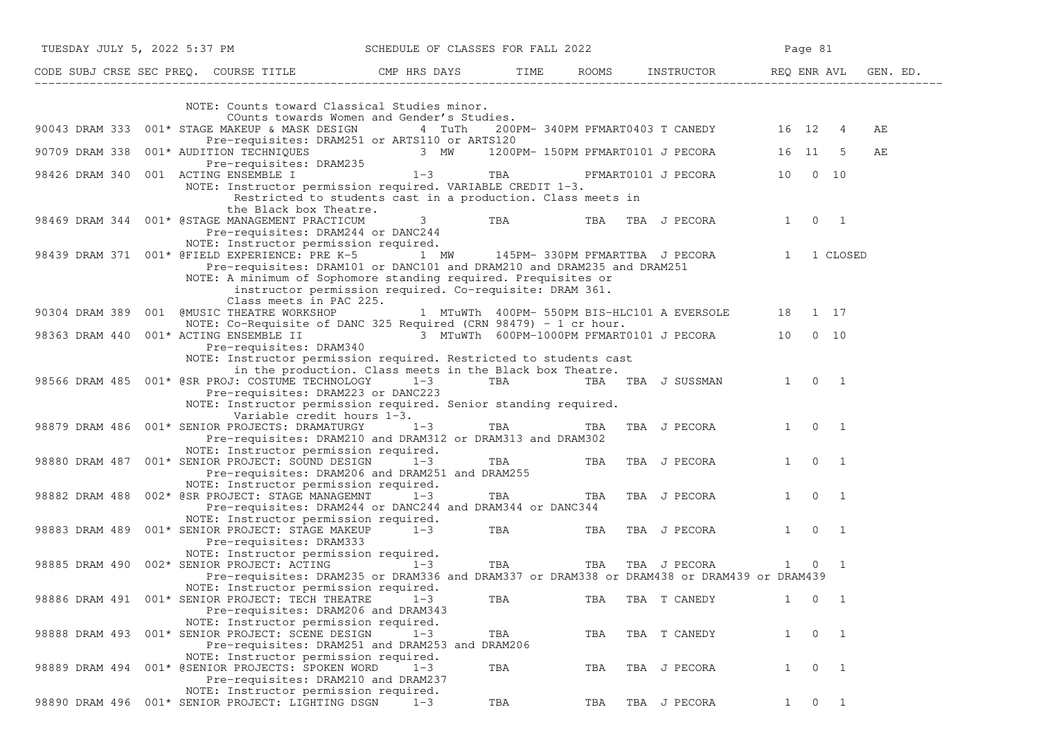| CODE | SUBJ | CRSE | SEC | PREQ. | COURSE TITLE | CMP | HRS | DAYS | TIME | ROOMS | INSTRUCTOR | REQ | ENR | AVL | GEN. ED. |
|---|---|---|---|---|---|---|---|---|---|---|---|---|---|---|---|
| | | | | | NOTE: Counts toward Classical Studies minor. COunts towards Women and Gender's Studies. | | | | | | | | | | |
| 90043 | DRAM | 333 | 001 | * | STAGE MAKEUP & MASK DESIGN | | 4 | TuTh | 200PM- 340PM | PFMART0403 | T CANEDY | 16 | 12 | 4 | AE |
| | | | | | Pre-requisites: DRAM251 or ARTS110 or ARTS120 | | | | | | | | | | |
| 90709 | DRAM | 338 | 001 | * | AUDITION TECHNIQUES | | 3 | MW | 1200PM- 150PM | PFMART0101 | J PECORA | 16 | 11 | 5 | AE |
| | | | | | Pre-requisites: DRAM235 | | | | | | | | | | |
| 98426 | DRAM | 340 | 001 | | ACTING ENSEMBLE I | | 1-3 | | TBA | PFMART0101 | J PECORA | 10 | 0 | 10 | |
| | | | | | NOTE: Instructor permission required. VARIABLE CREDIT 1-3. Restricted to students cast in a production. Class meets in the Black box Theatre. | | | | | | | | | | |
| 98469 | DRAM | 344 | 001 | * | @STAGE MANAGEMENT PRACTICUM | | 3 | | TBA | TBA TBA | J PECORA | 1 | 0 | 1 | |
| | | | | | Pre-requisites: DRAM244 or DANC244 NOTE: Instructor permission required. | | | | | | | | | | |
| 98439 | DRAM | 371 | 001 | * | @FIELD EXPERIENCE: PRE K-5 | | 1 | MW | 145PM- 330PM | PFMARTTBA | J PECORA | 1 | 1 | CLOSED | |
| | | | | | Pre-requisites: DRAM101 or DANC101 and DRAM210 and DRAM235 and DRAM251 NOTE: A minimum of Sophomore standing required. Prequisites or instructor permission required. Co-requisite: DRAM 361. Class meets in PAC 225. | | | | | | | | | | |
| 90304 | DRAM | 389 | 001 | | @MUSIC THEATRE WORKSHOP | | 1 | MTuWTh | 400PM- 550PM | BIS-HLC101 | A EVERSOLE | 18 | 1 | 17 | |
| | | | | | NOTE: Co-Requisite of DANC 325 Required (CRN 98479) - 1 cr hour. | | | | | | | | | | |
| 98363 | DRAM | 440 | 001 | * | ACTING ENSEMBLE II | | 3 | MTuWTh | 600PM-1000PM | PFMART0101 | J PECORA | 10 | 0 | 10 | |
| | | | | | Pre-requisites: DRAM340 NOTE: Instructor permission required. Restricted to students cast in the production. Class meets in the Black box Theatre. | | | | | | | | | | |
| 98566 | DRAM | 485 | 001 | * | @SR PROJ: COSTUME TECHNOLOGY | | 1-3 | | TBA | TBA TBA | J SUSSMAN | 1 | 0 | 1 | |
| | | | | | Pre-requisites: DRAM223 or DANC223 NOTE: Instructor permission required. Senior standing required. Variable credit hours 1-3. | | | | | | | | | | |
| 98879 | DRAM | 486 | 001 | * | SENIOR PROJECTS: DRAMATURGY | | 1-3 | | TBA | TBA TBA | J PECORA | 1 | 0 | 1 | |
| | | | | | Pre-requisites: DRAM210 and DRAM312 or DRAM313 and DRAM302 NOTE: Instructor permission required. | | | | | | | | | | |
| 98880 | DRAM | 487 | 001 | * | SENIOR PROJECT: SOUND DESIGN | | 1-3 | | TBA | TBA TBA | J PECORA | 1 | 0 | 1 | |
| | | | | | Pre-requisites: DRAM206 and DRAM251 and DRAM255 NOTE: Instructor permission required. | | | | | | | | | | |
| 98882 | DRAM | 488 | 002 | * | @SR PROJECT: STAGE MANAGEMNT | | 1-3 | | TBA | TBA TBA | J PECORA | 1 | 0 | 1 | |
| | | | | | Pre-requisites: DRAM244 or DANC244 and DRAM344 or DANC344 NOTE: Instructor permission required. | | | | | | | | | | |
| 98883 | DRAM | 489 | 001 | * | SENIOR PROJECT: STAGE MAKEUP | | 1-3 | | TBA | TBA TBA | J PECORA | 1 | 0 | 1 | |
| | | | | | Pre-requisites: DRAM333 NOTE: Instructor permission required. | | | | | | | | | | |
| 98885 | DRAM | 490 | 002 | * | SENIOR PROJECT: ACTING | | 1-3 | | TBA | TBA TBA | J PECORA | 1 | 0 | 1 | |
| | | | | | Pre-requisites: DRAM235 or DRAM336 and DRAM337 or DRAM338 or DRAM438 or DRAM439 or DRAM439 NOTE: Instructor permission required. | | | | | | | | | | |
| 98886 | DRAM | 491 | 001 | * | SENIOR PROJECT: TECH THEATRE | | 1-3 | | TBA | TBA TBA | T CANEDY | 1 | 0 | 1 | |
| | | | | | Pre-requisites: DRAM206 and DRAM343 NOTE: Instructor permission required. | | | | | | | | | | |
| 98888 | DRAM | 493 | 001 | * | SENIOR PROJECT: SCENE DESIGN | | 1-3 | | TBA | TBA TBA | T CANEDY | 1 | 0 | 1 | |
| | | | | | Pre-requisites: DRAM251 and DRAM253 and DRAM206 NOTE: Instructor permission required. | | | | | | | | | | |
| 98889 | DRAM | 494 | 001 | * | @SENIOR PROJECTS: SPOKEN WORD | | 1-3 | | TBA | TBA TBA | J PECORA | 1 | 0 | 1 | |
| | | | | | Pre-requisites: DRAM210 and DRAM237 NOTE: Instructor permission required. | | | | | | | | | | |
| 98890 | DRAM | 496 | 001 | * | SENIOR PROJECT: LIGHTING DSGN | | 1-3 | | TBA | TBA TBA | J PECORA | 1 | 0 | 1 | |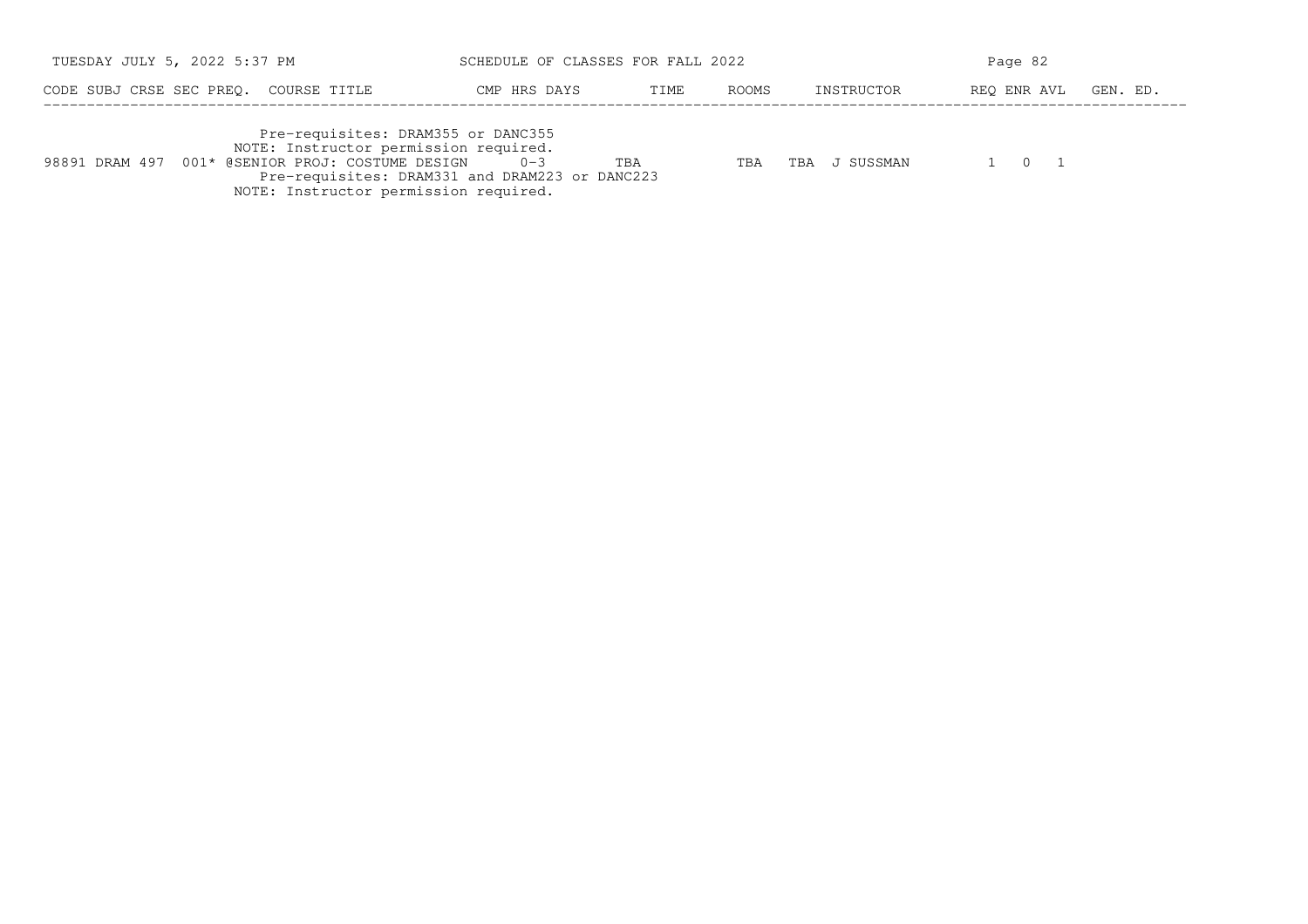| CODE | SUBJ | CRSE | SEC | PREQ. | COURSE TITLE | CMP | HRS | DAYS | TIME | ROOMS | INSTRUCTOR | REQ | ENR | AVL | GEN. ED. |
|---|---|---|---|---|---|---|---|---|---|---|---|---|---|---|---|
| | | | | | Pre-requisites: DRAM355 or DANC355 | | | | | | | | | | |
| | | | | | NOTE: Instructor permission required. | | | | | | | | | | |
| 98891 | DRAM | 497 | 001* | | @SENIOR PROJ: COSTUME DESIGN | | 0-3 | TBA | TBA | TBA | J SUSSMAN | 1 | 0 | 1 | |
| | | | | | Pre-requisites: DRAM331 and DRAM223 or DANC223 | | | | | | | | | | |
| | | | | | NOTE: Instructor permission required. | | | | | | | | | | |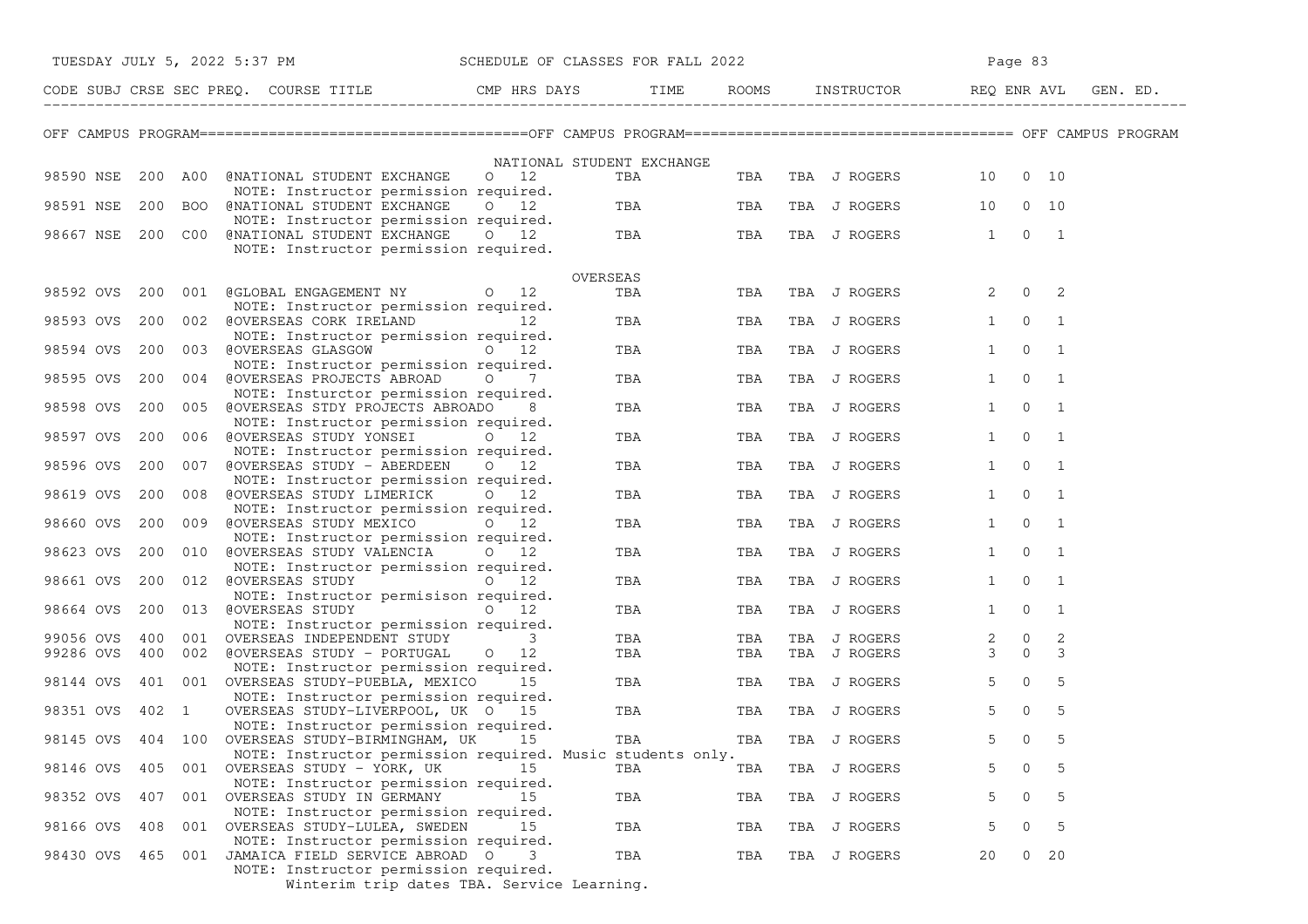OFF CAMPUS PROGRAM

| CODE | SUBJ | CRSE | SEC | PREQ. | COURSE TITLE | CMP | HRS | DAYS | TIME | ROOMS | INSTRUCTOR | REQ | ENR | AVL | GEN. ED. |
|---|---|---|---|---|---|---|---|---|---|---|---|---|---|---|---|
| | | | | | **NATIONAL STUDENT EXCHANGE** | | | | | | | | | | |
| 98590 | NSE | 200 | A00 | @ | NATIONAL STUDENT EXCHANGE | O | 12 | | TBA | TBA | TBA J ROGERS | 10 | 0 | 10 | |
| | | | | | NOTE: Instructor permission required. | | | | | | | | | | |
| 98591 | NSE | 200 | BOO | @ | NATIONAL STUDENT EXCHANGE | O | 12 | | TBA | TBA | TBA J ROGERS | 10 | 0 | 10 | |
| | | | | | NOTE: Instructor permission required. | | | | | | | | | | |
| 98667 | NSE | 200 | C00 | @ | NATIONAL STUDENT EXCHANGE | O | 12 | | TBA | TBA | TBA J ROGERS | 1 | 0 | 1 | |
| | | | | | NOTE: Instructor permission required. | | | | | | | | | | |
| | | | | | **OVERSEAS** | | | | | | | | | | |
| 98592 | OVS | 200 | 001 | @ | GLOBAL ENGAGEMENT NY | O | 12 | | TBA | TBA | TBA J ROGERS | 2 | 0 | 2 | |
| | | | | | NOTE: Instructor permission required. | | | | | | | | | | |
| 98593 | OVS | 200 | 002 | @ | OVERSEAS CORK IRELAND | | 12 | | TBA | TBA | TBA J ROGERS | 1 | 0 | 1 | |
| | | | | | NOTE: Instructor permission required. | | | | | | | | | | |
| 98594 | OVS | 200 | 003 | @ | OVERSEAS GLASGOW | O | 12 | | TBA | TBA | TBA J ROGERS | 1 | 0 | 1 | |
| | | | | | NOTE: Instructor permission required. | | | | | | | | | | |
| 98595 | OVS | 200 | 004 | @ | OVERSEAS PROJECTS ABROAD | O | 7 | | TBA | TBA | TBA J ROGERS | 1 | 0 | 1 | |
| | | | | | NOTE: Insturctor permission required. | | | | | | | | | | |
| 98598 | OVS | 200 | 005 | @ | OVERSEAS STDY PROJECTS ABROADO | | 8 | | TBA | TBA | TBA J ROGERS | 1 | 0 | 1 | |
| | | | | | NOTE: Instructor permission required. | | | | | | | | | | |
| 98597 | OVS | 200 | 006 | @ | OVERSEAS STUDY YONSEI | O | 12 | | TBA | TBA | TBA J ROGERS | 1 | 0 | 1 | |
| | | | | | NOTE: Instructor permission required. | | | | | | | | | | |
| 98596 | OVS | 200 | 007 | @ | OVERSEAS STUDY - ABERDEEN | O | 12 | | TBA | TBA | TBA J ROGERS | 1 | 0 | 1 | |
| | | | | | NOTE: Instructor permission required. | | | | | | | | | | |
| 98619 | OVS | 200 | 008 | @ | OVERSEAS STUDY LIMERICK | O | 12 | | TBA | TBA | TBA J ROGERS | 1 | 0 | 1 | |
| | | | | | NOTE: Instructor permission required. | | | | | | | | | | |
| 98660 | OVS | 200 | 009 | @ | OVERSEAS STUDY MEXICO | O | 12 | | TBA | TBA | TBA J ROGERS | 1 | 0 | 1 | |
| | | | | | NOTE: Instructor permission required. | | | | | | | | | | |
| 98623 | OVS | 200 | 010 | @ | OVERSEAS STUDY VALENCIA | O | 12 | | TBA | TBA | TBA J ROGERS | 1 | 0 | 1 | |
| | | | | | NOTE: Instructor permission required. | | | | | | | | | | |
| 98661 | OVS | 200 | 012 | @ | OVERSEAS STUDY | O | 12 | | TBA | TBA | TBA J ROGERS | 1 | 0 | 1 | |
| | | | | | NOTE: Instructor permisison required. | | | | | | | | | | |
| 98664 | OVS | 200 | 013 | @ | OVERSEAS STUDY | O | 12 | | TBA | TBA | TBA J ROGERS | 1 | 0 | 1 | |
| | | | | | NOTE: Instructor permission required. | | | | | | | | | | |
| 99056 | OVS | 400 | 001 | | OVERSEAS INDEPENDENT STUDY | | 3 | | TBA | TBA | TBA J ROGERS | 2 | 0 | 2 | |
| 99286 | OVS | 400 | 002 | @ | OVERSEAS STUDY - PORTUGAL | O | 12 | | TBA | TBA | TBA J ROGERS | 3 | 0 | 3 | |
| | | | | | NOTE: Instructor permission required. | | | | | | | | | | |
| 98144 | OVS | 401 | 001 | | OVERSEAS STUDY-PUEBLA, MEXICO | | 15 | | TBA | TBA | TBA J ROGERS | 5 | 0 | 5 | |
| | | | | | NOTE: Instructor permission required. | | | | | | | | | | |
| 98351 | OVS | 402 | 1 | | OVERSEAS STUDY-LIVERPOOL, UK | O | 15 | | TBA | TBA | TBA J ROGERS | 5 | 0 | 5 | |
| | | | | | NOTE: Instructor permission required. | | | | | | | | | | |
| 98145 | OVS | 404 | 100 | | OVERSEAS STUDY-BIRMINGHAM, UK | | 15 | | TBA | TBA | TBA J ROGERS | 5 | 0 | 5 | |
| | | | | | NOTE: Instructor permission required. Music students only. | | | | | | | | | | |
| 98146 | OVS | 405 | 001 | | OVERSEAS STUDY - YORK, UK | | 15 | | TBA | TBA | TBA J ROGERS | 5 | 0 | 5 | |
| | | | | | NOTE: Instructor permission required. | | | | | | | | | | |
| 98352 | OVS | 407 | 001 | | OVERSEAS STUDY IN GERMANY | | 15 | | TBA | TBA | TBA J ROGERS | 5 | 0 | 5 | |
| | | | | | NOTE: Instructor permission required. | | | | | | | | | | |
| 98166 | OVS | 408 | 001 | | OVERSEAS STUDY-LULEA, SWEDEN | | 15 | | TBA | TBA | TBA J ROGERS | 5 | 0 | 5 | |
| | | | | | NOTE: Instructor permission required. | | | | | | | | | | |
| 98430 | OVS | 465 | 001 | | JAMAICA FIELD SERVICE ABROAD | O | 3 | | TBA | TBA | TBA J ROGERS | 20 | 0 | 20 | |
| | | | | | NOTE: Instructor permission required. Winterim trip dates TBA. Service Learning. | | | | | | | | | | |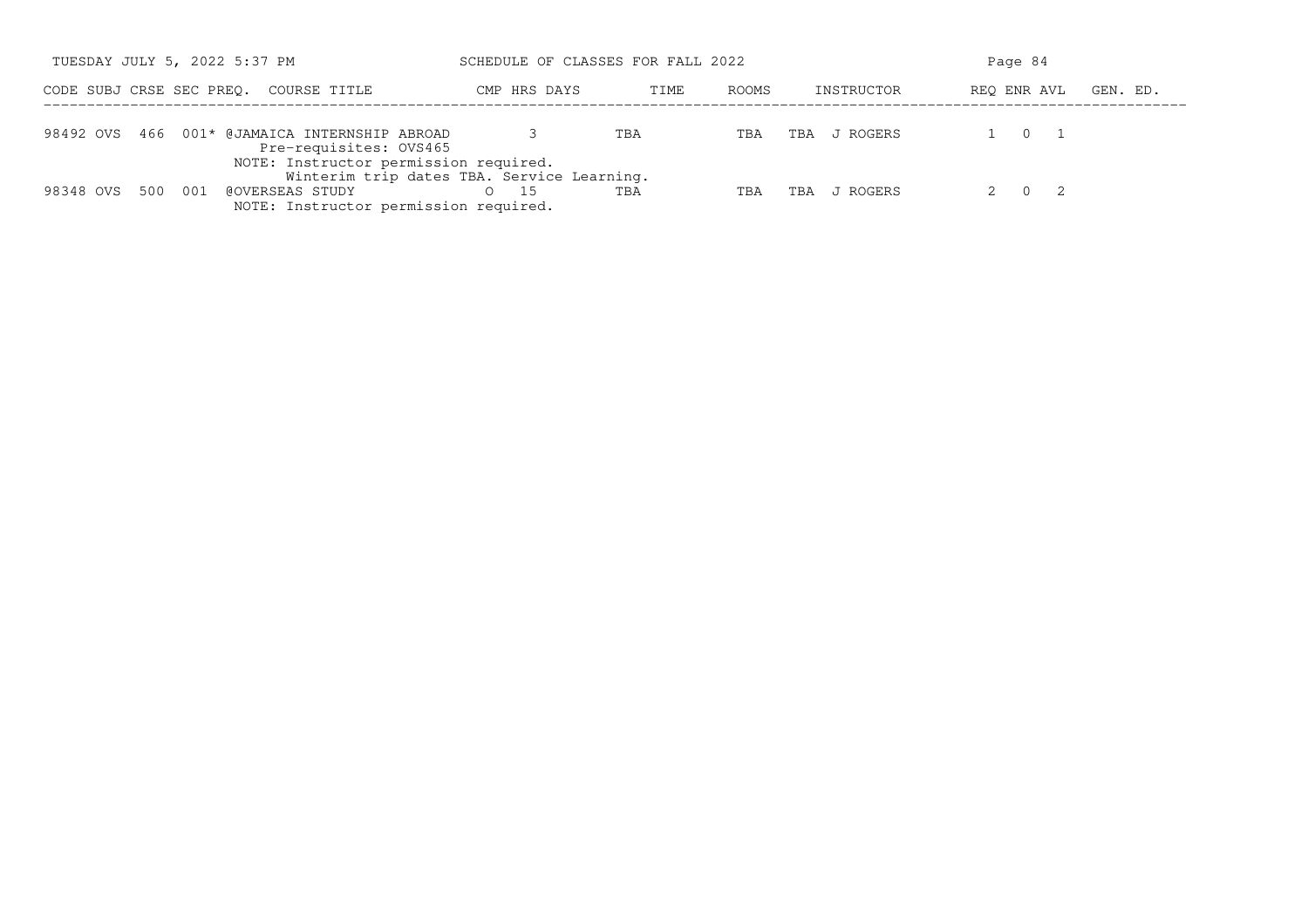SCHEDULE OF CLASSES FOR FALL 2022

| CODE | SUBJ | CRSE | SEC | PREQ. | COURSE TITLE | CMP | HRS | DAYS | TIME | ROOMS | INSTRUCTOR | REQ | ENR | AVL | GEN. ED. |
|---|---|---|---|---|---|---|---|---|---|---|---|---|---|---|---|
| 98492 | OVS | 466 | 001 | * | @JAMAICA INTERNSHIP ABROAD | | 3 | | TBA | TBA | TBA J ROGERS | 1 | 0 | 1 | |
| | | | | | Pre-requisites: OVS465 | | | | | | | | | | |
| | | | | | NOTE: Instructor permission required. Winterim trip dates TBA. Service Learning. | | | | | | | | | | |
| 98348 | OVS | 500 | 001 | | @OVERSEAS STUDY | O | 15 | | TBA | TBA | TBA J ROGERS | 2 | 0 | 2 | |
| | | | | | NOTE: Instructor permission required. | | | | | | | | | | |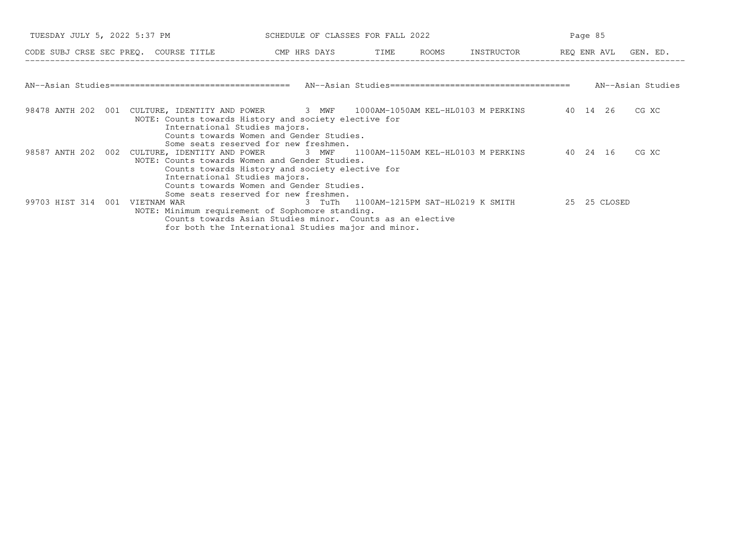SCHEDULE OF CLASSES FOR FALL 2022

## AN--Asian Studies

| CODE | SUBJ | CRSE | SEC | PREQ. | COURSE TITLE | CMP | HRS | DAYS | TIME | ROOMS | INSTRUCTOR | REQ | ENR | AVL | GEN. ED. |
|---|---|---|---|---|---|---|---|---|---|---|---|---|---|---|---|
| 98478 | ANTH | 202 | 001 | | CULTURE, IDENTITY AND POWER | | 3 | MWF | 1000AM-1050AM | KEL-HL0103 | M PERKINS | 40 | 14 | 26 | CG XC |
| | | | | | NOTE: Counts towards History and society elective for International Studies majors. Counts towards Women and Gender Studies. Some seats reserved for new freshmen. | | | | | | | | | | |
| 98587 | ANTH | 202 | 002 | | CULTURE, IDENTITY AND POWER | | 3 | MWF | 1100AM-1150AM | KEL-HL0103 | M PERKINS | 40 | 24 | 16 | CG XC |
| | | | | | NOTE: Counts towards Women and Gender Studies. Counts towards History and society elective for International Studies majors. Counts towards Women and Gender Studies. Some seats reserved for new freshmen. | | | | | | | | | | |
| 99703 | HIST | 314 | 001 | | VIETNAM WAR | | 3 | TuTh | 1100AM-1215PM | SAT-HL0219 | K SMITH | 25 | 25 | CLOSED | |
| | | | | | NOTE: Minimum requirement of Sophomore standing. Counts towards Asian Studies minor. Counts as an elective for both the International Studies major and minor. | | | | | | | | | | |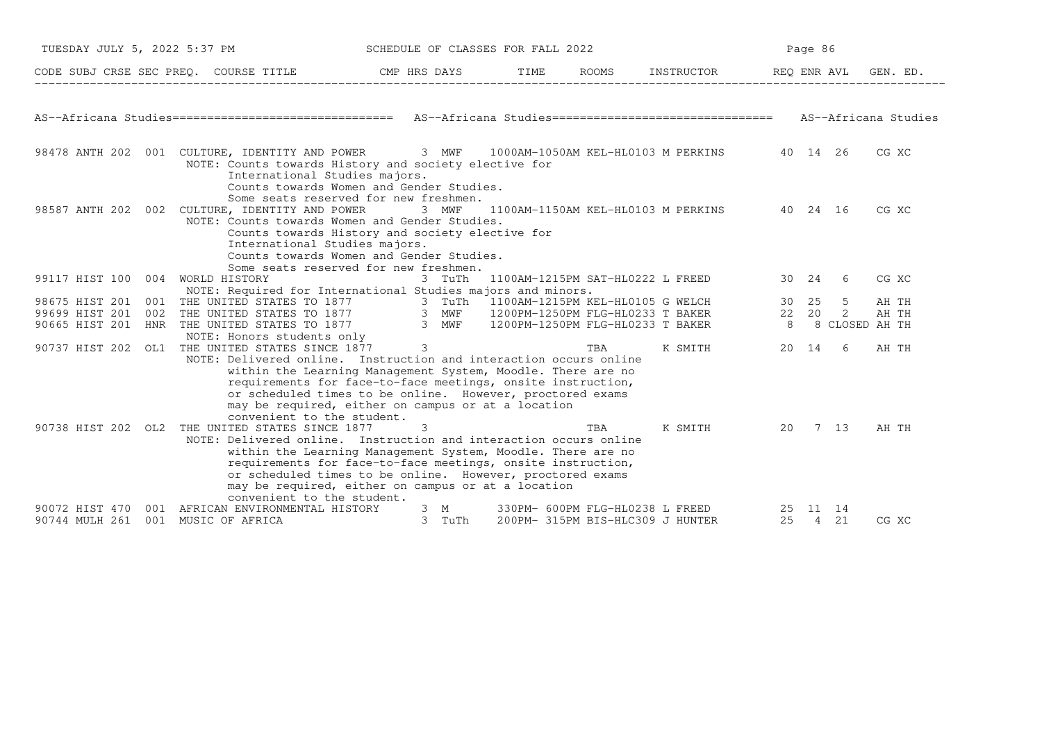## AS--Africana Studies

| CODE | SUBJ | CRSE | SEC | PREQ. | COURSE TITLE | CMP | HRS | DAYS | TIME | ROOMS | INSTRUCTOR | REQ | ENR | AVL | GEN. ED. |
|---|---|---|---|---|---|---|---|---|---|---|---|---|---|---|---|
| 98478 | ANTH | 202 | 001 | | CULTURE, IDENTITY AND POWER | | 3 | MWF | 1000AM-1050AM | KEL-HL0103 | M PERKINS | 40 | 14 | 26 | CG XC |
| | | | | | NOTE: Counts towards History and society elective for International Studies majors. Counts towards Women and Gender Studies. Some seats reserved for new freshmen. | | | | | | | | | | |
| 98587 | ANTH | 202 | 002 | | CULTURE, IDENTITY AND POWER | | 3 | MWF | 1100AM-1150AM | KEL-HL0103 | M PERKINS | 40 | 24 | 16 | CG XC |
| | | | | | NOTE: Counts towards Women and Gender Studies. Counts towards History and society elective for International Studies majors. Counts towards Women and Gender Studies. Some seats reserved for new freshmen. | | | | | | | | | | |
| 99117 | HIST | 100 | 004 | | WORLD HISTORY | | 3 | TuTh | 1100AM-1215PM | SAT-HL0222 | L FREED | 30 | 24 | 6 | CG XC |
| | | | | | NOTE: Required for International Studies majors and minors. | | | | | | | | | | |
| 98675 | HIST | 201 | 001 | | THE UNITED STATES TO 1877 | | 3 | TuTh | 1100AM-1215PM | KEL-HL0105 | G WELCH | 30 | 25 | 5 | AH TH |
| 99699 | HIST | 201 | 002 | | THE UNITED STATES TO 1877 | | 3 | MWF | 1200PM-1250PM | FLG-HL0233 | T BAKER | 22 | 20 | 2 | AH TH |
| 90665 | HIST | 201 | HNR | | THE UNITED STATES TO 1877 | | 3 | MWF | 1200PM-1250PM | FLG-HL0233 | T BAKER | 8 | 8 | CLOSED | AH TH |
| | | | | | NOTE: Honors students only | | | | | | | | | | |
| 90737 | HIST | 202 | OL1 | | THE UNITED STATES SINCE 1877 | | 3 | | | TBA | K SMITH | 20 | 14 | 6 | AH TH |
| | | | | | NOTE: Delivered online. Instruction and interaction occurs online within the Learning Management System, Moodle. There are no requirements for face-to-face meetings, onsite instruction, or scheduled times to be online. However, proctored exams may be required, either on campus or at a location convenient to the student. | | | | | | | | | | |
| 90738 | HIST | 202 | OL2 | | THE UNITED STATES SINCE 1877 | | 3 | | | TBA | K SMITH | 20 | 7 | 13 | AH TH |
| | | | | | NOTE: Delivered online. Instruction and interaction occurs online within the Learning Management System, Moodle. There are no requirements for face-to-face meetings, onsite instruction, or scheduled times to be online. However, proctored exams may be required, either on campus or at a location convenient to the student. | | | | | | | | | | |
| 90072 | HIST | 470 | 001 | | AFRICAN ENVIRONMENTAL HISTORY | | 3 | M | 330PM- 600PM | FLG-HL0238 | L FREED | 25 | 11 | 14 | |
| 90744 | MULH | 261 | 001 | | MUSIC OF AFRICA | | 3 | TuTh | 200PM- 315PM | BIS-HLC309 | J HUNTER | 25 | 4 | 21 | CG XC |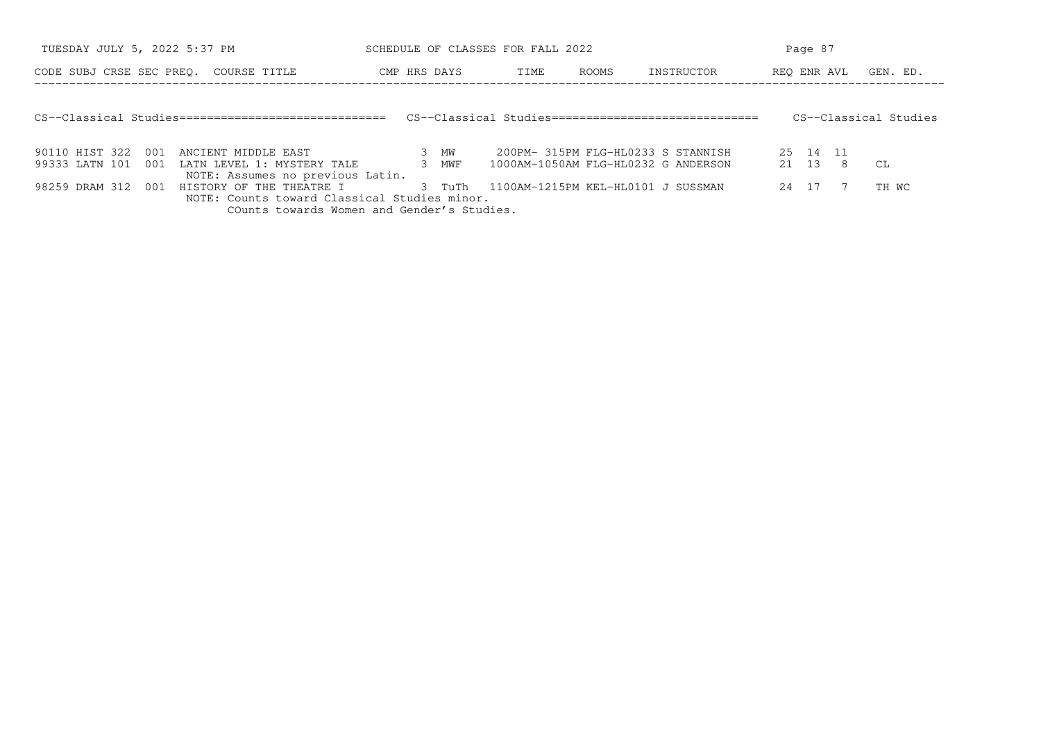## CS--Classical Studies

| CODE | SUBJ | CRSE | SEC | PREQ. | COURSE TITLE | CMP | HRS | DAYS | TIME | ROOMS | INSTRUCTOR | REQ | ENR | AVL | GEN. ED. |
|---|---|---|---|---|---|---|---|---|---|---|---|---|---|---|---|
| 90110 | HIST | 322 | 001 | | ANCIENT MIDDLE EAST | | 3 | MW | 200PM- 315PM | FLG-HL0233 | S STANNISH | 25 | 14 | 11 | |
| 99333 | LATN | 101 | 001 | | LATN LEVEL 1: MYSTERY TALE | | 3 | MWF | 1000AM-1050AM | FLG-HL0232 | G ANDERSON | 21 | 13 | 8 | CL |
| | | | | | NOTE: Assumes no previous Latin. | | | | | | | | | | |
| 98259 | DRAM | 312 | 001 | | HISTORY OF THE THEATRE I | | 3 | TuTh | 1100AM-1215PM | KEL-HL0101 | J SUSSMAN | 24 | 17 | 7 | TH WC |
| | | | | | NOTE: Counts toward Classical Studies minor. COunts towards Women and Gender's Studies. | | | | | | | | | | |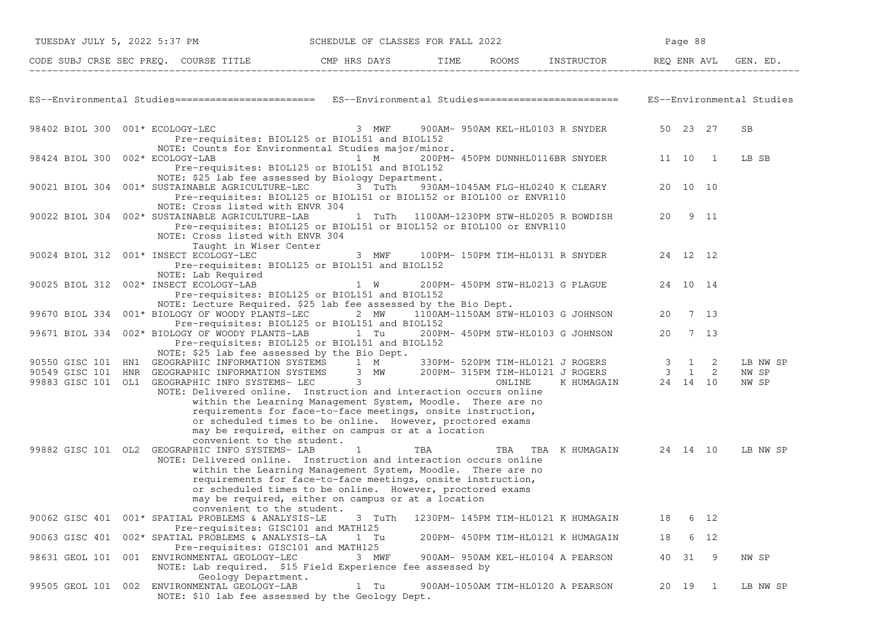## ES--Environmental Studies

| CODE | SUBJ | CRSE | SEC | PREQ. | COURSE TITLE | CMP | HRS | DAYS | TIME | ROOMS | INSTRUCTOR | REQ | ENR | AVL | GEN. ED. |
|---|---|---|---|---|---|---|---|---|---|---|---|---|---|---|---|
| 98402 | BIOL | 300 | 001 | * | ECOLOGY-LEC | | 3 | MWF | 900AM- 950AM | KEL-HL0103 | R SNYDER | 50 | 23 | 27 | SB |
| | | | | | Pre-requisites: BIOL125 or BIOL151 and BIOL152<br>NOTE: Counts for Environmental Studies major/minor. | | | | | | | | | | |
| 98424 | BIOL | 300 | 002 | * | ECOLOGY-LAB | | 1 | M | 200PM- 450PM | DUNNHL0116BR | SNYDER | 11 | 10 | 1 | LB SB |
| | | | | | Pre-requisites: BIOL125 or BIOL151 and BIOL152<br>NOTE: $25 lab fee assessed by Biology Department. | | | | | | | | | | |
| 90021 | BIOL | 304 | 001 | * | SUSTAINABLE AGRICULTURE-LEC | | 3 | TuTh | 930AM-1045AM | FLG-HL0240 | K CLEARY | 20 | 10 | 10 | |
| | | | | | Pre-requisites: BIOL125 or BIOL151 or BIOL152 or BIOL100 or ENVR110<br>NOTE: Cross listed with ENVR 304 | | | | | | | | | | |
| 90022 | BIOL | 304 | 002 | * | SUSTAINABLE AGRICULTURE-LAB | | 1 | TuTh | 1100AM-1230PM | STW-HL0205 | R BOWDISH | 20 | 9 | 11 | |
| | | | | | Pre-requisites: BIOL125 or BIOL151 or BIOL152 or BIOL100 or ENVR110<br>NOTE: Cross listed with ENVR 304<br>Taught in Wiser Center | | | | | | | | | | |
| 90024 | BIOL | 312 | 001 | * | INSECT ECOLOGY-LEC | | 3 | MWF | 100PM- 150PM | TIM-HL0131 | R SNYDER | 24 | 12 | 12 | |
| | | | | | Pre-requisites: BIOL125 or BIOL151 and BIOL152<br>NOTE: Lab Required | | | | | | | | | | |
| 90025 | BIOL | 312 | 002 | * | INSECT ECOLOGY-LAB | | 1 | W | 200PM- 450PM | STW-HL0213 | G PLAGUE | 24 | 10 | 14 | |
| | | | | | Pre-requisites: BIOL125 or BIOL151 and BIOL152<br>NOTE: Lecture Required. $25 lab fee assessed by the Bio Dept. | | | | | | | | | | |
| 99670 | BIOL | 334 | 001 | * | BIOLOGY OF WOODY PLANTS-LEC | | 2 | MW | 1100AM-1150AM | STW-HL0103 | G JOHNSON | 20 | 7 | 13 | |
| | | | | | Pre-requisites: BIOL125 or BIOL151 and BIOL152 | | | | | | | | | | |
| 99671 | BIOL | 334 | 002 | * | BIOLOGY OF WOODY PLANTS-LAB | | 1 | Tu | 200PM- 450PM | STW-HL0103 | G JOHNSON | 20 | 7 | 13 | |
| | | | | | Pre-requisites: BIOL125 or BIOL151 and BIOL152<br>NOTE: $25 lab fee assessed by the Bio Dept. | | | | | | | | | | |
| 90550 | GISC | 101 | HN1 | | GEOGRAPHIC INFORMATION SYSTEMS | | 1 | M | 330PM- 520PM | TIM-HL0121 | J ROGERS | 3 | 1 | 2 | LB NW SP |
| 90549 | GISC | 101 | HNR | | GEOGRAPHIC INFORMATION SYSTEMS | | 3 | MW | 200PM- 315PM | TIM-HL0121 | J ROGERS | 3 | 1 | 2 | NW SP |
| 99883 | GISC | 101 | OL1 | | GEOGRAPHIC INFO SYSTEMS- LEC | | 3 | | | ONLINE | K HUMAGAIN | 24 | 14 | 10 | NW SP |
| | | | | | NOTE: Delivered online. Instruction and interaction occurs online within the Learning Management System, Moodle. There are no requirements for face-to-face meetings, onsite instruction, or scheduled times to be online. However, proctored exams may be required, either on campus or at a location convenient to the student. | | | | | | | | | | |
| 99882 | GISC | 101 | OL2 | | GEOGRAPHIC INFO SYSTEMS- LAB | | 1 | | TBA | TBA TBA | K HUMAGAIN | 24 | 14 | 10 | LB NW SP |
| | | | | | NOTE: Delivered online. Instruction and interaction occurs online within the Learning Management System, Moodle. There are no requirements for face-to-face meetings, onsite instruction, or scheduled times to be online. However, proctored exams may be required, either on campus or at a location convenient to the student. | | | | | | | | | | |
| 90062 | GISC | 401 | 001 | * | SPATIAL PROBLEMS & ANALYSIS-LE | | 3 | TuTh | 1230PM- 145PM | TIM-HL0121 | K HUMAGAIN | 18 | 6 | 12 | |
| | | | | | Pre-requisites: GISC101 and MATH125 | | | | | | | | | | |
| 90063 | GISC | 401 | 002 | * | SPATIAL PROBLEMS & ANALYSIS-LA | | 1 | Tu | 200PM- 450PM | TIM-HL0121 | K HUMAGAIN | 18 | 6 | 12 | |
| | | | | | Pre-requisites: GISC101 and MATH125 | | | | | | | | | | |
| 98631 | GEOL | 101 | 001 | | ENVIRONMENTAL GEOLOGY-LEC | | 3 | MWF | 900AM- 950AM | KEL-HL0104 | A PEARSON | 40 | 31 | 9 | NW SP |
| | | | | | NOTE: Lab required. $15 Field Experience fee assessed by Geology Department. | | | | | | | | | | |
| 99505 | GEOL | 101 | 002 | | ENVIRONMENTAL GEOLOGY-LAB | | 1 | Tu | 900AM-1050AM | TIM-HL0120 | A PEARSON | 20 | 19 | 1 | LB NW SP |
| | | | | | NOTE: $10 lab fee assessed by the Geology Dept. | | | | | | | | | | |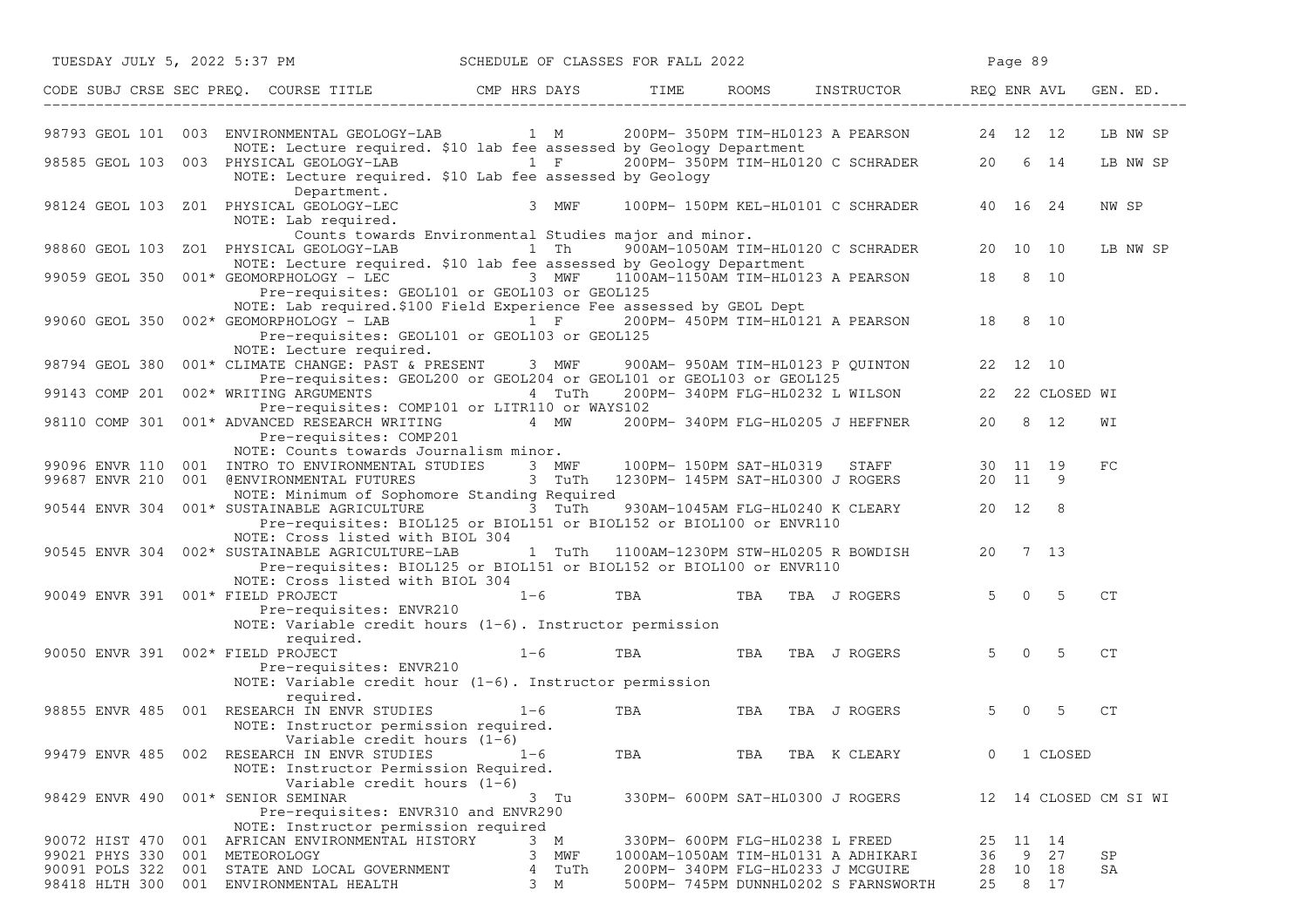| CODE | SUBJ | CRSE | SEC | PREQ. | COURSE TITLE | CMP | HRS | DAYS | TIME | ROOMS | INSTRUCTOR | REQ | ENR | AVL | GEN. ED. |
|---|---|---|---|---|---|---|---|---|---|---|---|---|---|---|---|
| 98793 | GEOL | 101 | 003 | | ENVIRONMENTAL GEOLOGY-LAB | | 1 | M | 200PM- 350PM | TIM-HL0123 | A PEARSON | 24 | 12 | 12 | LB NW SP |
| | | | | | NOTE: Lecture required. $10 lab fee assessed by Geology Department | | | | | | | | | | |
| 98585 | GEOL | 103 | 003 | | PHYSICAL GEOLOGY-LAB | | 1 | F | 200PM- 350PM | TIM-HL0120 | C SCHRADER | 20 | 6 | 14 | LB NW SP |
| | | | | | NOTE: Lecture required. $10 Lab fee assessed by Geology Department. | | | | | | | | | | |
| 98124 | GEOL | 103 | Z01 | | PHYSICAL GEOLOGY-LEC | | 3 | MWF | 100PM- 150PM | KEL-HL0101 | C SCHRADER | 40 | 16 | 24 | NW SP |
| | | | | | NOTE: Lab required. Counts towards Environmental Studies major and minor. | | | | | | | | | | |
| 98860 | GEOL | 103 | ZO1 | | PHYSICAL GEOLOGY-LAB | | 1 | Th | 900AM-1050AM | TIM-HL0120 | C SCHRADER | 20 | 10 | 10 | LB NW SP |
| | | | | | NOTE: Lecture required. $10 lab fee assessed by Geology Department | | | | | | | | | | |
| 99059 | GEOL | 350 | 001 | * | GEOMORPHOLOGY - LEC | | 3 | MWF | 1100AM-1150AM | TIM-HL0123 | A PEARSON | 18 | 8 | 10 | |
| | | | | | Pre-requisites: GEOL101 or GEOL103 or GEOL125 | | | | | | | | | | |
| | | | | | NOTE: Lab required.$100 Field Experience Fee assessed by GEOL Dept | | | | | | | | | | |
| 99060 | GEOL | 350 | 002 | * | GEOMORPHOLOGY - LAB | | 1 | F | 200PM- 450PM | TIM-HL0121 | A PEARSON | 18 | 8 | 10 | |
| | | | | | Pre-requisites: GEOL101 or GEOL103 or GEOL125 | | | | | | | | | | |
| | | | | | NOTE: Lecture required. | | | | | | | | | | |
| 98794 | GEOL | 380 | 001 | * | CLIMATE CHANGE: PAST & PRESENT | | 3 | MWF | 900AM- 950AM | TIM-HL0123 | P QUINTON | 22 | 12 | 10 | |
| | | | | | Pre-requisites: GEOL200 or GEOL204 or GEOL101 or GEOL103 or GEOL125 | | | | | | | | | | |
| 99143 | COMP | 201 | 002 | * | WRITING ARGUMENTS | | 4 | TuTh | 200PM- 340PM | FLG-HL0232 | L WILSON | 22 | 22 | CLOSED | WI |
| | | | | | Pre-requisites: COMP101 or LITR110 or WAYS102 | | | | | | | | | | |
| 98110 | COMP | 301 | 001 | * | ADVANCED RESEARCH WRITING | | 4 | MW | 200PM- 340PM | FLG-HL0205 | J HEFFNER | 20 | 8 | 12 | WI |
| | | | | | Pre-requisites: COMP201 | | | | | | | | | | |
| | | | | | NOTE: Counts towards Journalism minor. | | | | | | | | | | |
| 99096 | ENVR | 110 | 001 | | INTRO TO ENVIRONMENTAL STUDIES | | 3 | MWF | 100PM- 150PM | SAT-HL0319 | STAFF | 30 | 11 | 19 | FC |
| 99687 | ENVR | 210 | 001 | | @ENVIRONMENTAL FUTURES | | 3 | TuTh | 1230PM- 145PM | SAT-HL0300 | J ROGERS | 20 | 11 | 9 | |
| | | | | | NOTE: Minimum of Sophomore Standing Required | | | | | | | | | | |
| 90544 | ENVR | 304 | 001 | * | SUSTAINABLE AGRICULTURE | | 3 | TuTh | 930AM-1045AM | FLG-HL0240 | K CLEARY | 20 | 12 | 8 | |
| | | | | | Pre-requisites: BIOL125 or BIOL151 or BIOL152 or BIOL100 or ENVR110 | | | | | | | | | | |
| | | | | | NOTE: Cross listed with BIOL 304 | | | | | | | | | | |
| 90545 | ENVR | 304 | 002 | * | SUSTAINABLE AGRICULTURE-LAB | | 1 | TuTh | 1100AM-1230PM | STW-HL0205 | R BOWDISH | 20 | 7 | 13 | |
| | | | | | Pre-requisites: BIOL125 or BIOL151 or BIOL152 or BIOL100 or ENVR110 | | | | | | | | | | |
| | | | | | NOTE: Cross listed with BIOL 304 | | | | | | | | | | |
| 90049 | ENVR | 391 | 001 | * | FIELD PROJECT | | 1-6 | | TBA | TBA | TBA J ROGERS | 5 | 0 | 5 | CT |
| | | | | | Pre-requisites: ENVR210 | | | | | | | | | | |
| | | | | | NOTE: Variable credit hours (1-6). Instructor permission required. | | | | | | | | | | |
| 90050 | ENVR | 391 | 002 | * | FIELD PROJECT | | 1-6 | | TBA | TBA | TBA J ROGERS | 5 | 0 | 5 | CT |
| | | | | | Pre-requisites: ENVR210 | | | | | | | | | | |
| | | | | | NOTE: Variable credit hour (1-6). Instructor permission required. | | | | | | | | | | |
| 98855 | ENVR | 485 | 001 | | RESEARCH IN ENVR STUDIES | | 1-6 | | TBA | TBA | TBA J ROGERS | 5 | 0 | 5 | CT |
| | | | | | NOTE: Instructor permission required. Variable credit hours (1-6) | | | | | | | | | | |
| 99479 | ENVR | 485 | 002 | | RESEARCH IN ENVR STUDIES | | 1-6 | | TBA | TBA | TBA K CLEARY | 0 | 1 | CLOSED | |
| | | | | | NOTE: Instructor Permission Required. Variable credit hours (1-6) | | | | | | | | | | |
| 98429 | ENVR | 490 | 001 | * | SENIOR SEMINAR | | 3 | Tu | 330PM- 600PM | SAT-HL0300 | J ROGERS | 12 | 14 | CLOSED | CM SI WI |
| | | | | | Pre-requisites: ENVR310 and ENVR290 | | | | | | | | | | |
| | | | | | NOTE: Instructor permission required | | | | | | | | | | |
| 90072 | HIST | 470 | 001 | | AFRICAN ENVIRONMENTAL HISTORY | | 3 | M | 330PM- 600PM | FLG-HL0238 | L FREED | 25 | 11 | 14 | |
| 99021 | PHYS | 330 | 001 | | METEOROLOGY | | 3 | MWF | 1000AM-1050AM | TIM-HL0131 | A ADHIKARI | 36 | 9 | 27 | SP |
| 90091 | POLS | 322 | 001 | | STATE AND LOCAL GOVERNMENT | | 4 | TuTh | 200PM- 340PM | FLG-HL0233 | J MCGUIRE | 28 | 10 | 18 | SA |
| 98418 | HLTH | 300 | 001 | | ENVIRONMENTAL HEALTH | | 3 | M | 500PM- 745PM | DUNNHL0202 | S FARNSWORTH | 25 | 8 | 17 | |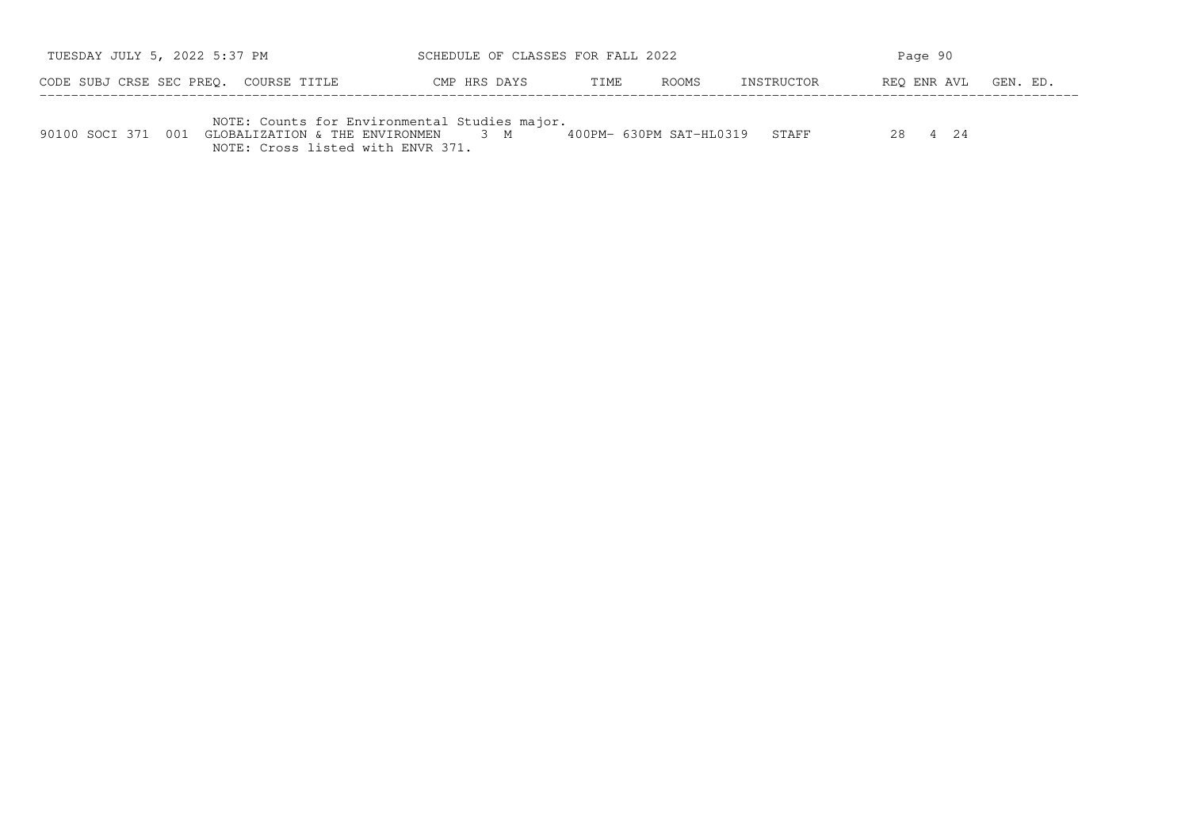| CODE | SUBJ | CRSE | SEC | PREQ. | COURSE TITLE | CMP | HRS | DAYS | TIME | ROOMS | INSTRUCTOR | REQ | ENR | AVL | GEN. ED. |
|---|---|---|---|---|---|---|---|---|---|---|---|---|---|---|---|
| | | | | | NOTE: Counts for Environmental Studies major. | | | | | | | | | | |
| 90100 | SOCI | 371 | 001 | | GLOBALIZATION & THE ENVIRONMEN | | 3 | M | 400PM- 630PM | SAT-HL0319 | STAFF | 28 | 4 | 24 | |
| | | | | | NOTE: Cross listed with ENVR 371. | | | | | | | | | | |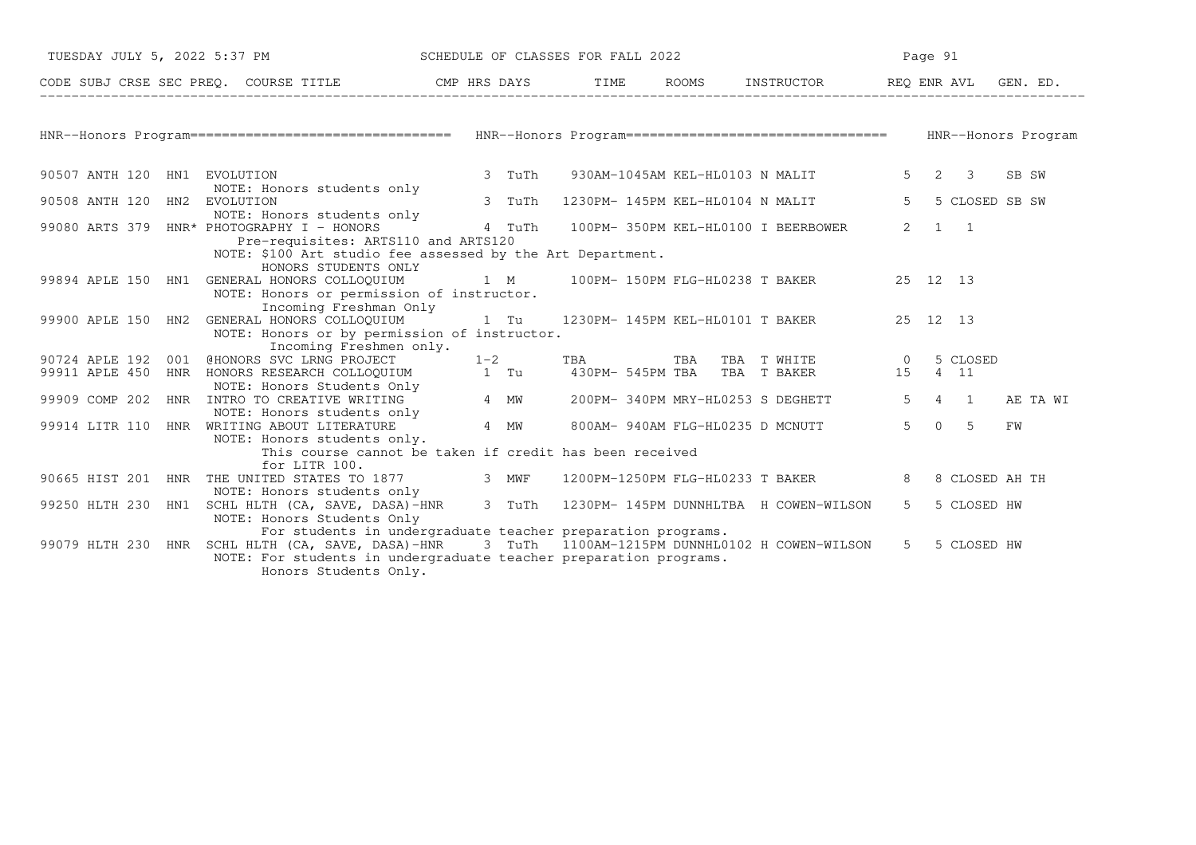## HNR--Honors Program

| CODE | SUBJ | CRSE | SEC | PREQ. | COURSE TITLE | CMP | HRS | DAYS | TIME | ROOMS | INSTRUCTOR | REQ | ENR | AVL | GEN. ED. |
|---|---|---|---|---|---|---|---|---|---|---|---|---|---|---|---|
| 90507 | ANTH | 120 | HN1 | | EVOLUTION | | 3 | TuTh | 930AM-1045AM | KEL-HL0103 | N MALIT | 5 | 2 | 3 | SB SW |
| | | | | | NOTE: Honors students only | | | | | | | | | | |
| 90508 | ANTH | 120 | HN2 | | EVOLUTION | | 3 | TuTh | 1230PM- 145PM | KEL-HL0104 | N MALIT | 5 | 5 | CLOSED | SB SW |
| | | | | | NOTE: Honors students only | | | | | | | | | | |
| 99080 | ARTS | 379 | HNR | * | PHOTOGRAPHY I - HONORS | | 4 | TuTh | 100PM- 350PM | KEL-HL0100 | I BEERBOWER | 2 | 1 | 1 | |
| | | | | | Pre-requisites: ARTS110 and ARTS120 | | | | | | | | | | |
| | | | | | NOTE: $100 Art studio fee assessed by the Art Department. | | | | | | | | | | |
| | | | | | HONORS STUDENTS ONLY | | | | | | | | | | |
| 99894 | APLE | 150 | HN1 | | GENERAL HONORS COLLOQUIUM | | 1 | M | 100PM- 150PM | FLG-HL0238 | T BAKER | 25 | 12 | 13 | |
| | | | | | NOTE: Honors or permission of instructor. | | | | | | | | | | |
| | | | | | Incoming Freshman Only | | | | | | | | | | |
| 99900 | APLE | 150 | HN2 | | GENERAL HONORS COLLOQUIUM | | 1 | Tu | 1230PM- 145PM | KEL-HL0101 | T BAKER | 25 | 12 | 13 | |
| | | | | | NOTE: Honors or by permission of instructor. | | | | | | | | | | |
| | | | | | Incoming Freshmen only. | | | | | | | | | | |
| 90724 | APLE | 192 | 001 | | @HONORS SVC LRNG PROJECT | | 1-2 | | TBA | TBA TBA | T WHITE | 0 | 5 | CLOSED | |
| 99911 | APLE | 450 | HNR | | HONORS RESEARCH COLLOQUIUM | | 1 | Tu | 430PM- 545PM | TBA TBA | T BAKER | 15 | 4 | 11 | |
| | | | | | NOTE: Honors Students Only | | | | | | | | | | |
| 99909 | COMP | 202 | HNR | | INTRO TO CREATIVE WRITING | | 4 | MW | 200PM- 340PM | MRY-HL0253 | S DEGHETT | 5 | 4 | 1 | AE TA WI |
| | | | | | NOTE: Honors students only | | | | | | | | | | |
| 99914 | LITR | 110 | HNR | | WRITING ABOUT LITERATURE | | 4 | MW | 800AM- 940AM | FLG-HL0235 | D MCNUTT | 5 | 0 | 5 | FW |
| | | | | | NOTE: Honors students only. | | | | | | | | | | |
| | | | | | This course cannot be taken if credit has been received | | | | | | | | | | |
| | | | | | for LITR 100. | | | | | | | | | | |
| 90665 | HIST | 201 | HNR | | THE UNITED STATES TO 1877 | | 3 | MWF | 1200PM-1250PM | FLG-HL0233 | T BAKER | 8 | 8 | CLOSED | AH TH |
| | | | | | NOTE: Honors students only | | | | | | | | | | |
| 99250 | HLTH | 230 | HN1 | | SCHL HLTH (CA, SAVE, DASA)-HNR | | 3 | TuTh | 1230PM- 145PM | DUNNHLTBA | H COWEN-WILSON | 5 | 5 | CLOSED | HW |
| | | | | | NOTE: Honors Students Only | | | | | | | | | | |
| | | | | | For students in undergraduate teacher preparation programs. | | | | | | | | | | |
| 99079 | HLTH | 230 | HNR | | SCHL HLTH (CA, SAVE, DASA)-HNR | | 3 | TuTh | 1100AM-1215PM | DUNNHL0102 | H COWEN-WILSON | 5 | 5 | CLOSED | HW |
| | | | | | NOTE: For students in undergraduate teacher preparation programs. | | | | | | | | | | |
| | | | | | Honors Students Only. | | | | | | | | | | |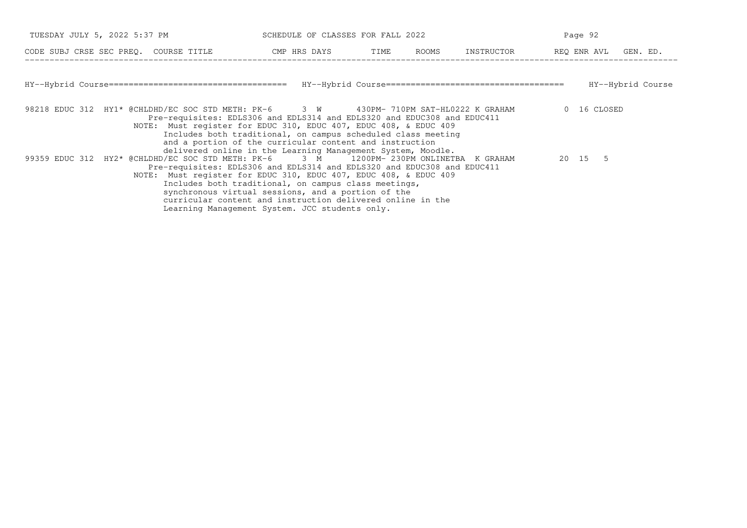| CODE | SUBJ | CRSE | SEC | PREQ. | COURSE TITLE | CMP | HRS | DAYS | TIME | ROOMS | INSTRUCTOR | REQ | ENR | AVL | GEN. ED. |
|---|---|---|---|---|---|---|---|---|---|---|---|---|---|---|---|

## HY--Hybrid Course

| CODE | SUBJ | CRSE | SEC | PREQ. | COURSE TITLE | CMP | HRS | DAYS | TIME | ROOMS | INSTRUCTOR | REQ | ENR | AVL | GEN. ED. |
|---|---|---|---|---|---|---|---|---|---|---|---|---|---|---|---|
| 98218 | EDUC | 312 | HY1 | * | @CHLDHD/EC SOC STD METH: PK-6 | | 3 | W | 430PM- 710PM | SAT-HL0222 | K GRAHAM | 0 | 16 | CLOSED | |
| 99359 | EDUC | 312 | HY2 | * | @CHLDHD/EC SOC STD METH: PK-6 | | 3 | M | 1200PM- 230PM | ONLINETBA | K GRAHAM | 20 | 15 | 5 | |

**98218 EDUC 312 HY1**
Pre-requisites: EDLS306 and EDLS314 and EDLS320 and EDUC308 and EDUC411
NOTE: Must register for EDUC 310, EDUC 407, EDUC 408, & EDUC 409
Includes both traditional, on campus scheduled class meeting and a portion of the curricular content and instruction delivered online in the Learning Management System, Moodle.

**99359 EDUC 312 HY2**
Pre-requisites: EDLS306 and EDLS314 and EDLS320 and EDUC308 and EDUC411
NOTE: Must register for EDUC 310, EDUC 407, EDUC 408, & EDUC 409
Includes both traditional, on campus class meetings, synchronous virtual sessions, and a portion of the curricular content and instruction delivered online in the Learning Management System. JCC students only.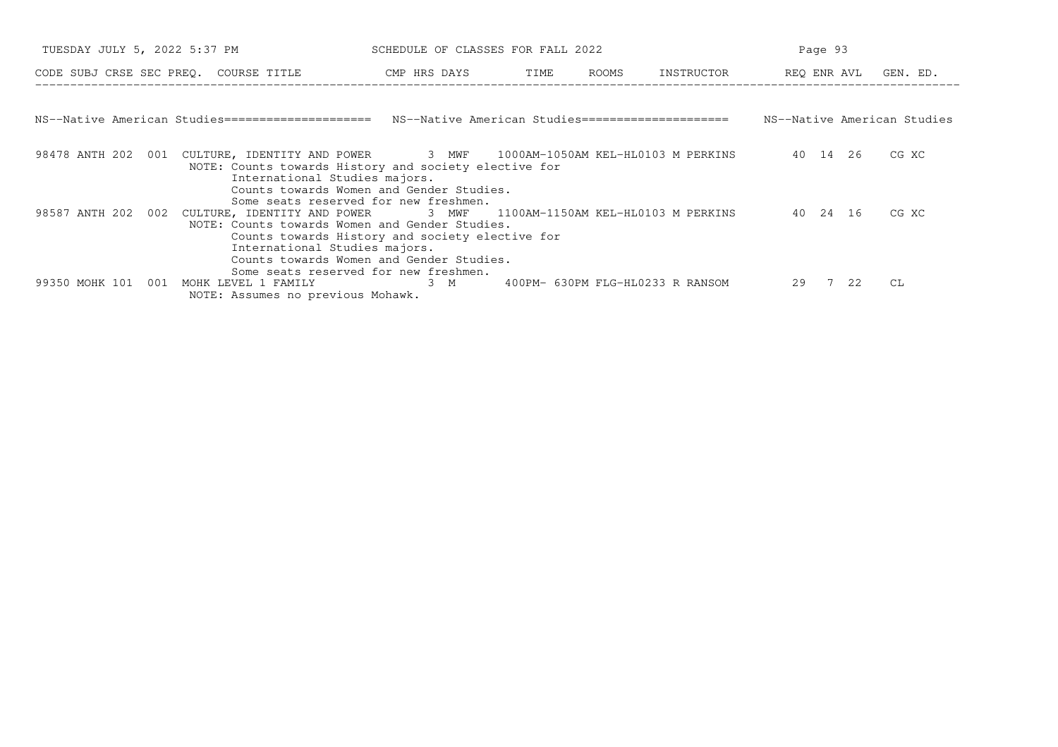## NS--Native American Studies

| CODE | SUBJ | CRSE | SEC | PREQ. | COURSE TITLE | CMP | HRS | DAYS | TIME | ROOMS | INSTRUCTOR | REQ | ENR | AVL | GEN. ED. |
|---|---|---|---|---|---|---|---|---|---|---|---|---|---|---|---|
| 98478 | ANTH | 202 | 001 | | CULTURE, IDENTITY AND POWER | | 3 | MWF | 1000AM-1050AM | KEL-HL0103 | M PERKINS | 40 | 14 | 26 | CG XC |
| | | | | | NOTE: Counts towards History and society elective for International Studies majors. Counts towards Women and Gender Studies. Some seats reserved for new freshmen. | | | | | | | | | | |
| 98587 | ANTH | 202 | 002 | | CULTURE, IDENTITY AND POWER | | 3 | MWF | 1100AM-1150AM | KEL-HL0103 | M PERKINS | 40 | 24 | 16 | CG XC |
| | | | | | NOTE: Counts towards Women and Gender Studies. Counts towards History and society elective for International Studies majors. Counts towards Women and Gender Studies. Some seats reserved for new freshmen. | | | | | | | | | | |
| 99350 | MOHK | 101 | 001 | | MOHK LEVEL 1 FAMILY | | 3 | M | 400PM- 630PM | FLG-HL0233 | R RANSOM | 29 | 7 | 22 | CL |
| | | | | | NOTE: Assumes no previous Mohawk. | | | | | | | | | | |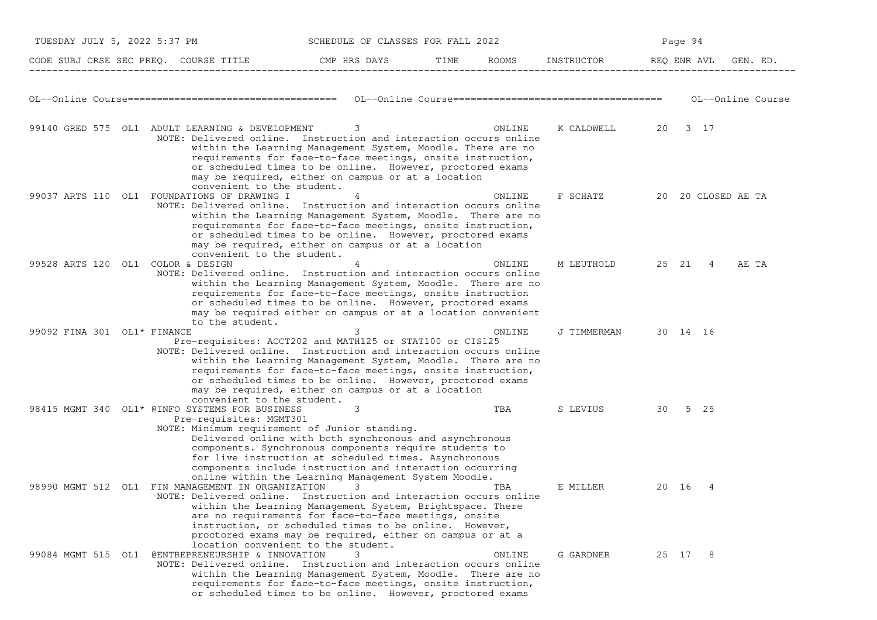## SCHEDULE OF CLASSES FOR FALL 2022

| CODE | SUBJ | CRSE | SEC | PREQ. | COURSE TITLE | CMP | HRS | DAYS | TIME | ROOMS | INSTRUCTOR | REQ | ENR | AVL | GEN. ED. |
|---|---|---|---|---|---|---|---|---|---|---|---|---|---|---|---|

OL--Online Course==================================== OL--Online Course==================================== OL--Online Course

| CODE | SUBJ | CRSE | SEC | PREQ. | COURSE TITLE | CMP | HRS | DAYS | TIME | ROOMS | INSTRUCTOR | REQ | ENR | AVL | GEN. ED. |
|---|---|---|---|---|---|---|---|---|---|---|---|---|---|---|---|
| 99140 | GRED | 575 | OL1 | | ADULT LEARNING & DEVELOPMENT | | 3 | | | ONLINE | K CALDWELL | 20 | 3 | 17 | |

NOTE: Delivered online. Instruction and interaction occurs online within the Learning Management System, Moodle. There are no requirements for face-to-face meetings, onsite instruction, or scheduled times to be online. However, proctored exams may be required, either on campus or at a location convenient to the student.

| CODE | SUBJ | CRSE | SEC | PREQ. | COURSE TITLE | CMP | HRS | DAYS | TIME | ROOMS | INSTRUCTOR | REQ | ENR | AVL | GEN. ED. |
|---|---|---|---|---|---|---|---|---|---|---|---|---|---|---|---|
| 99037 | ARTS | 110 | OL1 | | FOUNDATIONS OF DRAWING I | | 4 | | | ONLINE | F SCHATZ | 20 | 20 | CLOSED | AE TA |

NOTE: Delivered online. Instruction and interaction occurs online within the Learning Management System, Moodle. There are no requirements for face-to-face meetings, onsite instruction, or scheduled times to be online. However, proctored exams may be required, either on campus or at a location convenient to the student.

| CODE | SUBJ | CRSE | SEC | PREQ. | COURSE TITLE | CMP | HRS | DAYS | TIME | ROOMS | INSTRUCTOR | REQ | ENR | AVL | GEN. ED. |
|---|---|---|---|---|---|---|---|---|---|---|---|---|---|---|---|
| 99528 | ARTS | 120 | OL1 | | COLOR & DESIGN | | 4 | | | ONLINE | M LEUTHOLD | 25 | 21 | 4 | AE TA |

NOTE: Delivered online. Instruction and interaction occurs online within the Learning Management System, Moodle. There are no requirements for face-to-face meetings, onsite instruction or scheduled times to be online. However, proctored exams may be required either on campus or at a location convenient to the student.

| CODE | SUBJ | CRSE | SEC | PREQ. | COURSE TITLE | CMP | HRS | DAYS | TIME | ROOMS | INSTRUCTOR | REQ | ENR | AVL | GEN. ED. |
|---|---|---|---|---|---|---|---|---|---|---|---|---|---|---|---|
| 99092 | FINA | 301 | OL1 | * | FINANCE | | 3 | | | ONLINE | J TIMMERMAN | 30 | 14 | 16 | |

Pre-requisites: ACCT202 and MATH125 or STAT100 or CIS125

NOTE: Delivered online. Instruction and interaction occurs online within the Learning Management System, Moodle. There are no requirements for face-to-face meetings, onsite instruction, or scheduled times to be online. However, proctored exams may be required, either on campus or at a location convenient to the student.

| CODE | SUBJ | CRSE | SEC | PREQ. | COURSE TITLE | CMP | HRS | DAYS | TIME | ROOMS | INSTRUCTOR | REQ | ENR | AVL | GEN. ED. |
|---|---|---|---|---|---|---|---|---|---|---|---|---|---|---|---|
| 98415 | MGMT | 340 | OL1 | * | @INFO SYSTEMS FOR BUSINESS | | 3 | | | TBA | S LEVIUS | 30 | 5 | 25 | |

Pre-requisites: MGMT301

NOTE: Minimum requirement of Junior standing. Delivered online with both synchronous and asynchronous components. Synchronous components require students to for live instruction at scheduled times. Asynchronous components include instruction and interaction occurring online within the Learning Management System Moodle.

| CODE | SUBJ | CRSE | SEC | PREQ. | COURSE TITLE | CMP | HRS | DAYS | TIME | ROOMS | INSTRUCTOR | REQ | ENR | AVL | GEN. ED. |
|---|---|---|---|---|---|---|---|---|---|---|---|---|---|---|---|
| 98990 | MGMT | 512 | OL1 | | FIN MANAGEMENT IN ORGANIZATION | | 3 | | | TBA | E MILLER | 20 | 16 | 4 | |

NOTE: Delivered online. Instruction and interaction occurs online within the Learning Management System, Brightspace. There are no requirements for face-to-face meetings, onsite instruction, or scheduled times to be online. However, proctored exams may be required, either on campus or at a location convenient to the student.

| CODE | SUBJ | CRSE | SEC | PREQ. | COURSE TITLE | CMP | HRS | DAYS | TIME | ROOMS | INSTRUCTOR | REQ | ENR | AVL | GEN. ED. |
|---|---|---|---|---|---|---|---|---|---|---|---|---|---|---|---|
| 99084 | MGMT | 515 | OL1 | | @ENTREPRENEURSHIP & INNOVATION | | 3 | | | ONLINE | G GARDNER | 25 | 17 | 8 | |

NOTE: Delivered online. Instruction and interaction occurs online within the Learning Management System, Moodle. There are no requirements for face-to-face meetings, onsite instruction, or scheduled times to be online. However, proctored exams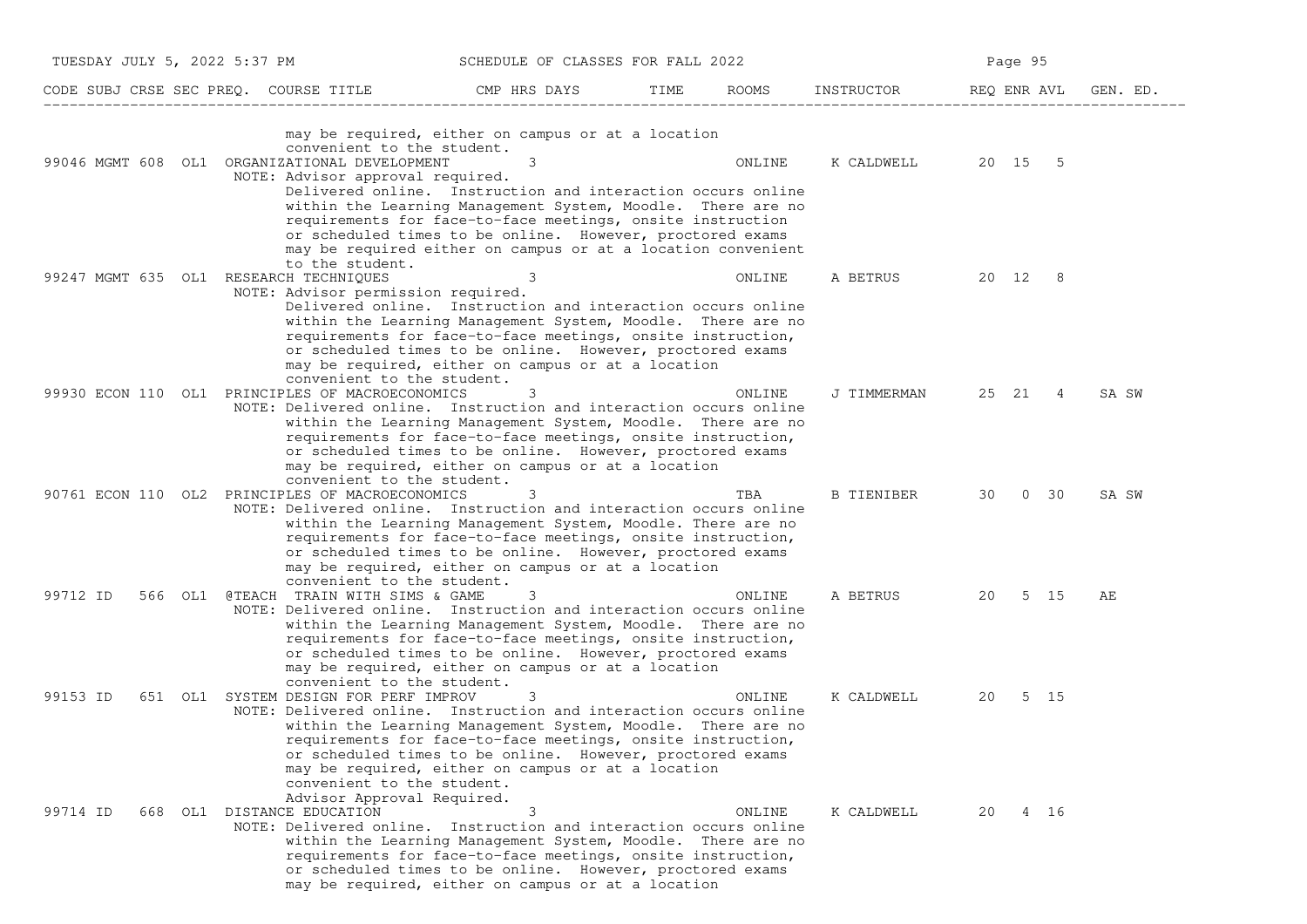| CODE | SUBJ | CRSE | SEC | PREQ. | COURSE TITLE | CMP | HRS | DAYS | TIME | ROOMS | INSTRUCTOR | REQ | ENR | AVL | GEN. ED. |
|---|---|---|---|---|---|---|---|---|---|---|---|---|---|---|---|
| | | | | | may be required, either on campus or at a location convenient to the student. | | | | | | | | | | |
| 99046 | MGMT | 608 | OL1 | | ORGANIZATIONAL DEVELOPMENT | | 3 | | | ONLINE | K CALDWELL | 20 | 15 | 5 | |
| | | | | | NOTE: Advisor approval required. Delivered online. Instruction and interaction occurs online within the Learning Management System, Moodle. There are no requirements for face-to-face meetings, onsite instruction or scheduled times to be online. However, proctored exams may be required either on campus or at a location convenient to the student. | | | | | | | | | | |
| 99247 | MGMT | 635 | OL1 | | RESEARCH TECHNIQUES | | 3 | | | ONLINE | A BETRUS | 20 | 12 | 8 | |
| | | | | | NOTE: Advisor permission required. Delivered online. Instruction and interaction occurs online within the Learning Management System, Moodle. There are no requirements for face-to-face meetings, onsite instruction, or scheduled times to be online. However, proctored exams may be required, either on campus or at a location convenient to the student. | | | | | | | | | | |
| 99930 | ECON | 110 | OL1 | | PRINCIPLES OF MACROECONOMICS | | 3 | | | ONLINE | J TIMMERMAN | 25 | 21 | 4 | SA SW |
| | | | | | NOTE: Delivered online. Instruction and interaction occurs online within the Learning Management System, Moodle. There are no requirements for face-to-face meetings, onsite instruction, or scheduled times to be online. However, proctored exams may be required, either on campus or at a location convenient to the student. | | | | | | | | | | |
| 90761 | ECON | 110 | OL2 | | PRINCIPLES OF MACROECONOMICS | | 3 | | | TBA | B TIENIBER | 30 | 0 | 30 | SA SW |
| | | | | | NOTE: Delivered online. Instruction and interaction occurs online within the Learning Management System, Moodle. There are no requirements for face-to-face meetings, onsite instruction, or scheduled times to be online. However, proctored exams may be required, either on campus or at a location convenient to the student. | | | | | | | | | | |
| 99712 | ID | 566 | OL1 | @TEACH | TRAIN WITH SIMS & GAME | | 3 | | | ONLINE | A BETRUS | 20 | 5 | 15 | AE |
| | | | | | NOTE: Delivered online. Instruction and interaction occurs online within the Learning Management System, Moodle. There are no requirements for face-to-face meetings, onsite instruction, or scheduled times to be online. However, proctored exams may be required, either on campus or at a location convenient to the student. | | | | | | | | | | |
| 99153 | ID | 651 | OL1 | | SYSTEM DESIGN FOR PERF IMPROV | | 3 | | | ONLINE | K CALDWELL | 20 | 5 | 15 | |
| | | | | | NOTE: Delivered online. Instruction and interaction occurs online within the Learning Management System, Moodle. There are no requirements for face-to-face meetings, onsite instruction, or scheduled times to be online. However, proctored exams may be required, either on campus or at a location convenient to the student. Advisor Approval Required. | | | | | | | | | | |
| 99714 | ID | 668 | OL1 | | DISTANCE EDUCATION | | 3 | | | ONLINE | K CALDWELL | 20 | 4 | 16 | |
| | | | | | NOTE: Delivered online. Instruction and interaction occurs online within the Learning Management System, Moodle. There are no requirements for face-to-face meetings, onsite instruction, or scheduled times to be online. However, proctored exams may be required, either on campus or at a location | | | | | | | | | | |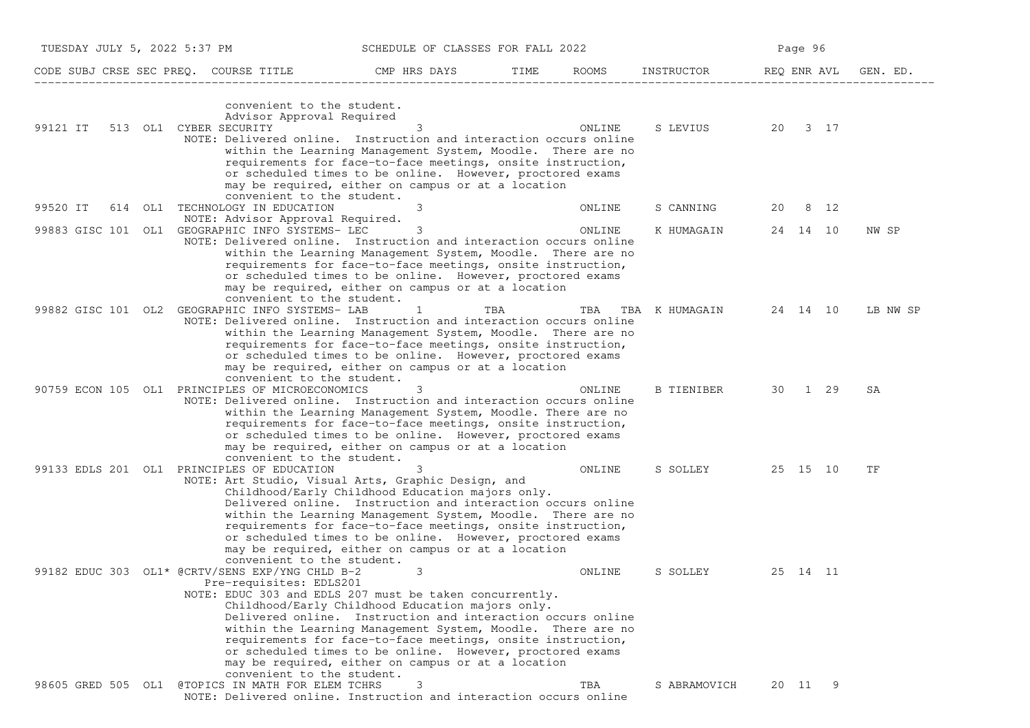| CODE | SUBJ | CRSE | SEC | PREQ. | COURSE TITLE | CMP | HRS | DAYS | TIME | ROOMS | INSTRUCTOR | REQ | ENR | AVL | GEN. ED. |
|---|---|---|---|---|---|---|---|---|---|---|---|---|---|---|---|

convenient to the student.
Advisor Approval Required

| CODE | SUBJ | CRSE | SEC | PREQ. | COURSE TITLE | CMP | HRS | DAYS | TIME | ROOMS | INSTRUCTOR | REQ | ENR | AVL | GEN. ED. |
|---|---|---|---|---|---|---|---|---|---|---|---|---|---|---|---|
| 99121 | IT | 513 | OL1 | | CYBER SECURITY | | 3 | | | ONLINE | S LEVIUS | 20 | 3 | 17 | |

NOTE: Delivered online. Instruction and interaction occurs online within the Learning Management System, Moodle. There are no requirements for face-to-face meetings, onsite instruction, or scheduled times to be online. However, proctored exams may be required, either on campus or at a location convenient to the student.

| CODE | SUBJ | CRSE | SEC | PREQ. | COURSE TITLE | CMP | HRS | DAYS | TIME | ROOMS | INSTRUCTOR | REQ | ENR | AVL | GEN. ED. |
|---|---|---|---|---|---|---|---|---|---|---|---|---|---|---|---|
| 99520 | IT | 614 | OL1 | | TECHNOLOGY IN EDUCATION | | 3 | | | ONLINE | S CANNING | 20 | 8 | 12 | |

NOTE: Advisor Approval Required.

| CODE | SUBJ | CRSE | SEC | PREQ. | COURSE TITLE | CMP | HRS | DAYS | TIME | ROOMS | INSTRUCTOR | REQ | ENR | AVL | GEN. ED. |
|---|---|---|---|---|---|---|---|---|---|---|---|---|---|---|---|
| 99883 | GISC | 101 | OL1 | | GEOGRAPHIC INFO SYSTEMS- LEC | | 3 | | | ONLINE | K HUMAGAIN | 24 | 14 | 10 | NW SP |

NOTE: Delivered online. Instruction and interaction occurs online within the Learning Management System, Moodle. There are no requirements for face-to-face meetings, onsite instruction, or scheduled times to be online. However, proctored exams may be required, either on campus or at a location convenient to the student.

| CODE | SUBJ | CRSE | SEC | PREQ. | COURSE TITLE | CMP | HRS | DAYS | TIME | ROOMS | INSTRUCTOR | REQ | ENR | AVL | GEN. ED. |
|---|---|---|---|---|---|---|---|---|---|---|---|---|---|---|---|
| 99882 | GISC | 101 | OL2 | | GEOGRAPHIC INFO SYSTEMS- LAB | | 1 | TBA | TBA | TBA | K HUMAGAIN | 24 | 14 | 10 | LB NW SP |

NOTE: Delivered online. Instruction and interaction occurs online within the Learning Management System, Moodle. There are no requirements for face-to-face meetings, onsite instruction, or scheduled times to be online. However, proctored exams may be required, either on campus or at a location convenient to the student.

| CODE | SUBJ | CRSE | SEC | PREQ. | COURSE TITLE | CMP | HRS | DAYS | TIME | ROOMS | INSTRUCTOR | REQ | ENR | AVL | GEN. ED. |
|---|---|---|---|---|---|---|---|---|---|---|---|---|---|---|---|
| 90759 | ECON | 105 | OL1 | | PRINCIPLES OF MICROECONOMICS | | 3 | | | ONLINE | B TIENIBER | 30 | 1 | 29 | SA |

NOTE: Delivered online. Instruction and interaction occurs online within the Learning Management System, Moodle. There are no requirements for face-to-face meetings, onsite instruction, or scheduled times to be online. However, proctored exams may be required, either on campus or at a location convenient to the student.

| CODE | SUBJ | CRSE | SEC | PREQ. | COURSE TITLE | CMP | HRS | DAYS | TIME | ROOMS | INSTRUCTOR | REQ | ENR | AVL | GEN. ED. |
|---|---|---|---|---|---|---|---|---|---|---|---|---|---|---|---|
| 99133 | EDLS | 201 | OL1 | | PRINCIPLES OF EDUCATION | | 3 | | | ONLINE | S SOLLEY | 25 | 15 | 10 | TF |

NOTE: Art Studio, Visual Arts, Graphic Design, and Childhood/Early Childhood Education majors only. Delivered online. Instruction and interaction occurs online within the Learning Management System, Moodle. There are no requirements for face-to-face meetings, onsite instruction, or scheduled times to be online. However, proctored exams may be required, either on campus or at a location convenient to the student.

| CODE | SUBJ | CRSE | SEC | PREQ. | COURSE TITLE | CMP | HRS | DAYS | TIME | ROOMS | INSTRUCTOR | REQ | ENR | AVL | GEN. ED. |
|---|---|---|---|---|---|---|---|---|---|---|---|---|---|---|---|
| 99182 | EDUC | 303 | OL1 | * | @CRTV/SENS EXP/YNG CHLD B-2 | | 3 | | | ONLINE | S SOLLEY | 25 | 14 | 11 | |

Pre-requisites: EDLS201

NOTE: EDUC 303 and EDLS 207 must be taken concurrently. Childhood/Early Childhood Education majors only. Delivered online. Instruction and interaction occurs online within the Learning Management System, Moodle. There are no requirements for face-to-face meetings, onsite instruction, or scheduled times to be online. However, proctored exams may be required, either on campus or at a location convenient to the student.

| CODE | SUBJ | CRSE | SEC | PREQ. | COURSE TITLE | CMP | HRS | DAYS | TIME | ROOMS | INSTRUCTOR | REQ | ENR | AVL | GEN. ED. |
|---|---|---|---|---|---|---|---|---|---|---|---|---|---|---|---|
| 98605 | GRED | 505 | OL1 | | @TOPICS IN MATH FOR ELEM TCHRS | | 3 | | | TBA | S ABRAMOVICH | 20 | 11 | 9 | |

NOTE: Delivered online. Instruction and interaction occurs online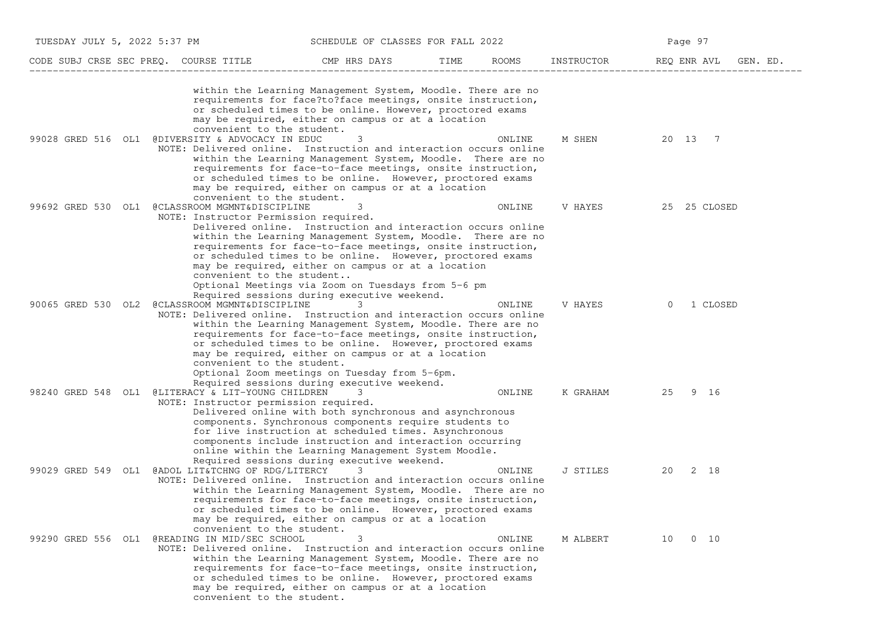| CODE | SUBJ | CRSE | SEC | PREQ. | COURSE TITLE | CMP | HRS | DAYS | TIME | ROOMS | INSTRUCTOR | REQ | ENR | AVL | GEN. ED. |
|---|---|---|---|---|---|---|---|---|---|---|---|---|---|---|---|
| | | | | | within the Learning Management System, Moodle. There are no requirements for face?to?face meetings, onsite instruction, or scheduled times to be online. However, proctored exams may be required, either on campus or at a location convenient to the student. | | | | | | | | | | |
| 99028 | GRED | 516 | OL1 | @ | DIVERSITY & ADVOCACY IN EDUC | | 3 | | | ONLINE | M SHEN | 20 | 13 | 7 | |
| | | | | | NOTE: Delivered online. Instruction and interaction occurs online within the Learning Management System, Moodle. There are no requirements for face-to-face meetings, onsite instruction, or scheduled times to be online. However, proctored exams may be required, either on campus or at a location convenient to the student. | | | | | | | | | | |
| 99692 | GRED | 530 | OL1 | @ | CLASSROOM MGMNT&DISCIPLINE | | 3 | | | ONLINE | V HAYES | 25 | 25 | CLOSED | |
| | | | | | NOTE: Instructor Permission required. Delivered online. Instruction and interaction occurs online within the Learning Management System, Moodle. There are no requirements for face-to-face meetings, onsite instruction, or scheduled times to be online. However, proctored exams may be required, either on campus or at a location convenient to the student.. Optional Meetings via Zoom on Tuesdays from 5-6 pm Required sessions during executive weekend. | | | | | | | | | | |
| 90065 | GRED | 530 | OL2 | @ | CLASSROOM MGMNT&DISCIPLINE | | 3 | | | ONLINE | V HAYES | 0 | 1 | CLOSED | |
| | | | | | NOTE: Delivered online. Instruction and interaction occurs online within the Learning Management System, Moodle. There are no requirements for face-to-face meetings, onsite instruction, or scheduled times to be online. However, proctored exams may be required, either on campus or at a location convenient to the student. Optional Zoom meetings on Tuesday from 5-6pm. Required sessions during executive weekend. | | | | | | | | | | |
| 98240 | GRED | 548 | OL1 | @ | LITERACY & LIT-YOUNG CHILDREN | | 3 | | | ONLINE | K GRAHAM | 25 | 9 | 16 | |
| | | | | | NOTE: Instructor permission required. Delivered online with both synchronous and asynchronous components. Synchronous components require students to for live instruction at scheduled times. Asynchronous components include instruction and interaction occurring online within the Learning Management System Moodle. Required sessions during executive weekend. | | | | | | | | | | |
| 99029 | GRED | 549 | OL1 | @ | ADOL LIT&TCHNG OF RDG/LITERCY | | 3 | | | ONLINE | J STILES | 20 | 2 | 18 | |
| | | | | | NOTE: Delivered online. Instruction and interaction occurs online within the Learning Management System, Moodle. There are no requirements for face-to-face meetings, onsite instruction, or scheduled times to be online. However, proctored exams may be required, either on campus or at a location convenient to the student. | | | | | | | | | | |
| 99290 | GRED | 556 | OL1 | @ | READING IN MID/SEC SCHOOL | | 3 | | | ONLINE | M ALBERT | 10 | 0 | 10 | |
| | | | | | NOTE: Delivered online. Instruction and interaction occurs online within the Learning Management System, Moodle. There are no requirements for face-to-face meetings, onsite instruction, or scheduled times to be online. However, proctored exams may be required, either on campus or at a location convenient to the student. | | | | | | | | | | |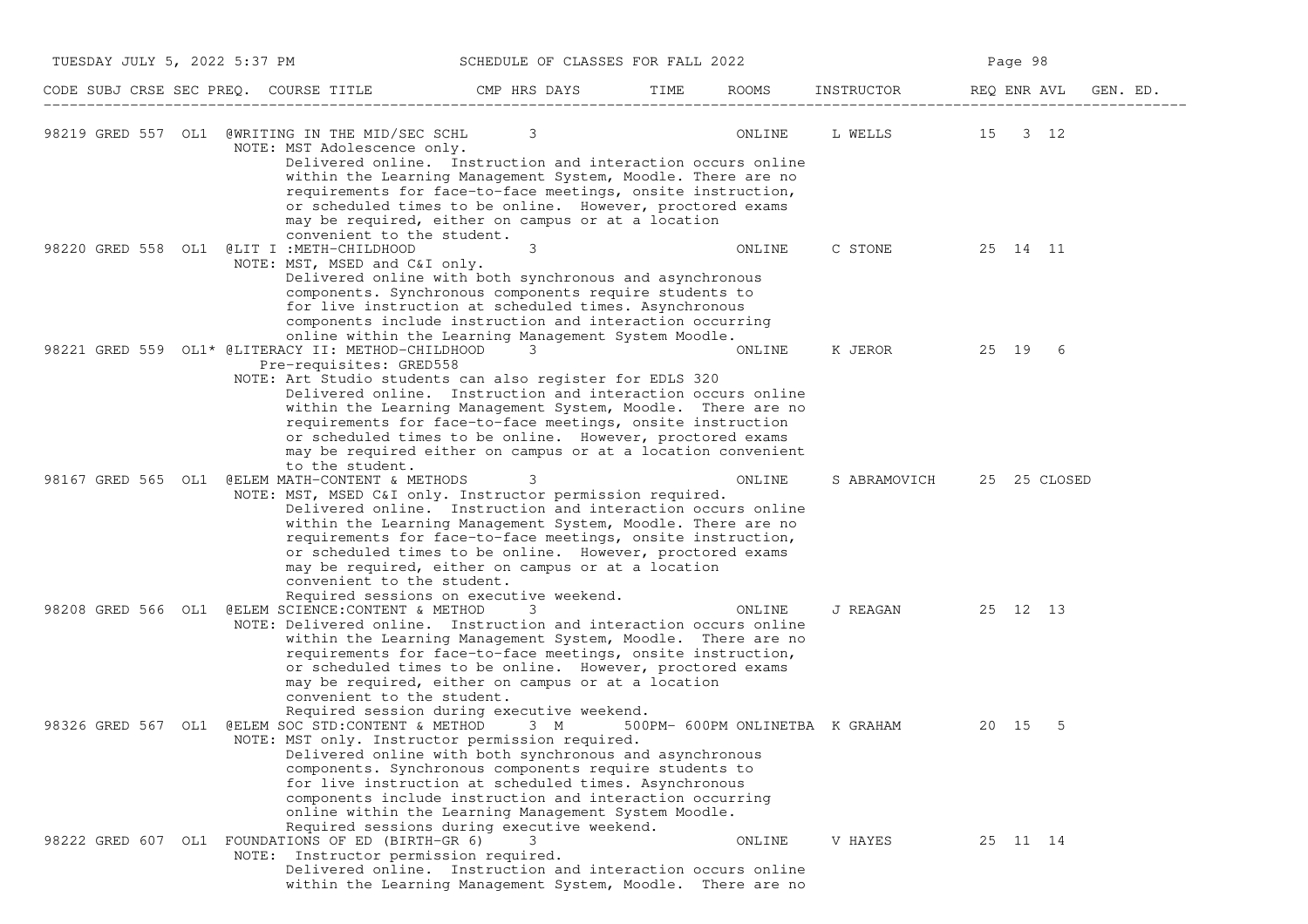| CODE | SUBJ | CRSE | SEC | PREQ. | COURSE TITLE | CMP | HRS | DAYS | TIME | ROOMS | INSTRUCTOR | REQ | ENR | AVL | GEN. ED. |
|---|---|---|---|---|---|---|---|---|---|---|---|---|---|---|---|
| 98219 | GRED | 557 | OL1 | | @WRITING IN THE MID/SEC SCHL | | 3 | | | ONLINE | L WELLS | 15 | 3 | 12 | |

NOTE: MST Adolescence only.
Delivered online. Instruction and interaction occurs online within the Learning Management System, Moodle. There are no requirements for face-to-face meetings, onsite instruction, or scheduled times to be online. However, proctored exams may be required, either on campus or at a location convenient to the student.

| CODE | SUBJ | CRSE | SEC | PREQ. | COURSE TITLE | CMP | HRS | DAYS | TIME | ROOMS | INSTRUCTOR | REQ | ENR | AVL | GEN. ED. |
|---|---|---|---|---|---|---|---|---|---|---|---|---|---|---|---|
| 98220 | GRED | 558 | OL1 | | @LIT I :METH-CHILDHOOD | | 3 | | | ONLINE | C STONE | 25 | 14 | 11 | |

NOTE: MST, MSED and C&I only.
Delivered online with both synchronous and asynchronous components. Synchronous components require students to for live instruction at scheduled times. Asynchronous components include instruction and interaction occurring online within the Learning Management System Moodle.

| CODE | SUBJ | CRSE | SEC | PREQ. | COURSE TITLE | CMP | HRS | DAYS | TIME | ROOMS | INSTRUCTOR | REQ | ENR | AVL | GEN. ED. |
|---|---|---|---|---|---|---|---|---|---|---|---|---|---|---|---|
| 98221 | GRED | 559 | OL1 | * | @LITERACY II: METHOD-CHILDHOOD | | 3 | | | ONLINE | K JEROR | 25 | 19 | 6 | |

Pre-requisites: GRED558
NOTE: Art Studio students can also register for EDLS 320
Delivered online. Instruction and interaction occurs online within the Learning Management System, Moodle. There are no requirements for face-to-face meetings, onsite instruction or scheduled times to be online. However, proctored exams may be required either on campus or at a location convenient to the student.

| CODE | SUBJ | CRSE | SEC | PREQ. | COURSE TITLE | CMP | HRS | DAYS | TIME | ROOMS | INSTRUCTOR | REQ | ENR | AVL | GEN. ED. |
|---|---|---|---|---|---|---|---|---|---|---|---|---|---|---|---|
| 98167 | GRED | 565 | OL1 | | @ELEM MATH-CONTENT & METHODS | | 3 | | | ONLINE | S ABRAMOVICH | 25 | 25 | CLOSED | |

NOTE: MST, MSED C&I only. Instructor permission required.
Delivered online. Instruction and interaction occurs online within the Learning Management System, Moodle. There are no requirements for face-to-face meetings, onsite instruction, or scheduled times to be online. However, proctored exams may be required, either on campus or at a location convenient to the student.
Required sessions on executive weekend.

| CODE | SUBJ | CRSE | SEC | PREQ. | COURSE TITLE | CMP | HRS | DAYS | TIME | ROOMS | INSTRUCTOR | REQ | ENR | AVL | GEN. ED. |
|---|---|---|---|---|---|---|---|---|---|---|---|---|---|---|---|
| 98208 | GRED | 566 | OL1 | | @ELEM SCIENCE:CONTENT & METHOD | | 3 | | | ONLINE | J REAGAN | 25 | 12 | 13 | |

NOTE: Delivered online. Instruction and interaction occurs online within the Learning Management System, Moodle. There are no requirements for face-to-face meetings, onsite instruction, or scheduled times to be online. However, proctored exams may be required, either on campus or at a location convenient to the student.
Required session during executive weekend.

| CODE | SUBJ | CRSE | SEC | PREQ. | COURSE TITLE | CMP | HRS | DAYS | TIME | ROOMS | INSTRUCTOR | REQ | ENR | AVL | GEN. ED. |
|---|---|---|---|---|---|---|---|---|---|---|---|---|---|---|---|
| 98326 | GRED | 567 | OL1 | | @ELEM SOC STD:CONTENT & METHOD | | 3 | M | 500PM- 600PM | ONLINETBA | K GRAHAM | 20 | 15 | 5 | |

NOTE: MST only. Instructor permission required.
Delivered online with both synchronous and asynchronous components. Synchronous components require students to for live instruction at scheduled times. Asynchronous components include instruction and interaction occurring online within the Learning Management System Moodle.
Required sessions during executive weekend.

| CODE | SUBJ | CRSE | SEC | PREQ. | COURSE TITLE | CMP | HRS | DAYS | TIME | ROOMS | INSTRUCTOR | REQ | ENR | AVL | GEN. ED. |
|---|---|---|---|---|---|---|---|---|---|---|---|---|---|---|---|
| 98222 | GRED | 607 | OL1 | | FOUNDATIONS OF ED (BIRTH-GR 6) | | 3 | | | ONLINE | V HAYES | 25 | 11 | 14 | |

NOTE: Instructor permission required.
Delivered online. Instruction and interaction occurs online within the Learning Management System, Moodle. There are no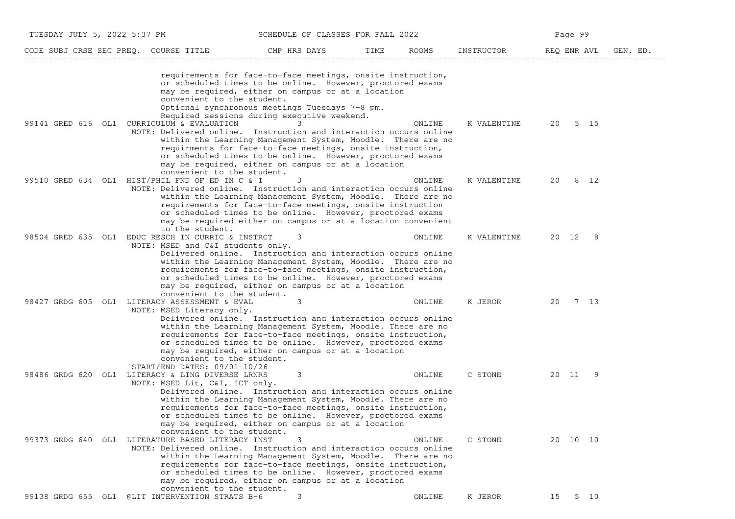| CODE | SUBJ | CRSE | SEC | PREQ. | COURSE TITLE | CMP | HRS | DAYS | TIME | ROOMS | INSTRUCTOR | REQ | ENR | AVL | GEN. ED. |
|---|---|---|---|---|---|---|---|---|---|---|---|---|---|---|---|

requirements for face-to-face meetings, onsite instruction, or scheduled times to be online. However, proctored exams may be required, either on campus or at a location convenient to the student.
Optional synchronous meetings Tuesdays 7-8 pm.
Required sessions during executive weekend.

| CODE | SUBJ | CRSE | SEC | PREQ. | COURSE TITLE | CMP | HRS | DAYS | TIME | ROOMS | INSTRUCTOR | REQ | ENR | AVL | GEN. ED. |
|---|---|---|---|---|---|---|---|---|---|---|---|---|---|---|---|
| 99141 | GRED | 616 | OL1 | | CURRICULUM & EVALUATION | | 3 | | | ONLINE | K VALENTINE | 20 | 5 | 15 | |

NOTE: Delivered online. Instruction and interaction occurs online within the Learning Management System, Moodle. There are no requirments for face-to-face meetings, onsite instruction, or scheduled times to be online. However, proctored exams may be required, either on campus or at a location convenient to the student.

| CODE | SUBJ | CRSE | SEC | PREQ. | COURSE TITLE | CMP | HRS | DAYS | TIME | ROOMS | INSTRUCTOR | REQ | ENR | AVL | GEN. ED. |
|---|---|---|---|---|---|---|---|---|---|---|---|---|---|---|---|
| 99510 | GRED | 634 | OL1 | | HIST/PHIL FND OF ED IN C & I | | 3 | | | ONLINE | K VALENTINE | 20 | 8 | 12 | |

NOTE: Delivered online. Instruction and interaction occurs online within the Learning Management System, Moodle. There are no requirements for face-to-face meetings, onsite instruction or scheduled times to be online. However, proctored exams may be required either on campus or at a location convenient to the student.

| CODE | SUBJ | CRSE | SEC | PREQ. | COURSE TITLE | CMP | HRS | DAYS | TIME | ROOMS | INSTRUCTOR | REQ | ENR | AVL | GEN. ED. |
|---|---|---|---|---|---|---|---|---|---|---|---|---|---|---|---|
| 98504 | GRED | 635 | OL1 | | EDUC RESCH IN CURRIC & INSTRCT | | 3 | | | ONLINE | K VALENTINE | 20 | 12 | 8 | |

NOTE: MSED and C&I students only.
Delivered online. Instruction and interaction occurs online within the Learning Management System, Moodle. There are no requirements for face-to-face meetings, onsite instruction, or scheduled times to be online. However, proctored exams may be required, either on campus or at a location convenient to the student.

| CODE | SUBJ | CRSE | SEC | PREQ. | COURSE TITLE | CMP | HRS | DAYS | TIME | ROOMS | INSTRUCTOR | REQ | ENR | AVL | GEN. ED. |
|---|---|---|---|---|---|---|---|---|---|---|---|---|---|---|---|
| 98427 | GRDG | 605 | OL1 | | LITERACY ASSESSMENT & EVAL | | 3 | | | ONLINE | K JEROR | 20 | 7 | 13 | |

NOTE: MSED Literacy only.
Delivered online. Instruction and interaction occurs online within the Learning Management System, Moodle. There are no requirements for face-to-face meetings, onsite instruction, or scheduled times to be online. However, proctored exams may be required, either on campus or at a location convenient to the student.
START/END DATES: 09/01-10/26

| CODE | SUBJ | CRSE | SEC | PREQ. | COURSE TITLE | CMP | HRS | DAYS | TIME | ROOMS | INSTRUCTOR | REQ | ENR | AVL | GEN. ED. |
|---|---|---|---|---|---|---|---|---|---|---|---|---|---|---|---|
| 98486 | GRDG | 620 | OL1 | | LITERACY & LING DIVERSE LRNRS | | 3 | | | ONLINE | C STONE | 20 | 11 | 9 | |

NOTE: MSED Lit, C&I, ICT only.
Delivered online. Instruction and interaction occurs online within the Learning Management System, Moodle. There are no requirements for face-to-face meetings, onsite instruction, or scheduled times to be online. However, proctored exams may be required, either on campus or at a location convenient to the student.

| CODE | SUBJ | CRSE | SEC | PREQ. | COURSE TITLE | CMP | HRS | DAYS | TIME | ROOMS | INSTRUCTOR | REQ | ENR | AVL | GEN. ED. |
|---|---|---|---|---|---|---|---|---|---|---|---|---|---|---|---|
| 99373 | GRDG | 640 | OL1 | | LITERATURE BASED LITERACY INST | | 3 | | | ONLINE | C STONE | 20 | 10 | 10 | |

NOTE: Delivered online. Instruction and interaction occurs online within the Learning Management System, Moodle. There are no requirements for face-to-face meetings, onsite instruction, or scheduled times to be online. However, proctored exams may be required, either on campus or at a location convenient to the student.

| CODE | SUBJ | CRSE | SEC | PREQ. | COURSE TITLE | CMP | HRS | DAYS | TIME | ROOMS | INSTRUCTOR | REQ | ENR | AVL | GEN. ED. |
|---|---|---|---|---|---|---|---|---|---|---|---|---|---|---|---|
| 99138 | GRDG | 655 | OL1 | | @LIT INTERVENTION STRATS B-6 | | 3 | | | ONLINE | K JEROR | 15 | 5 | 10 | |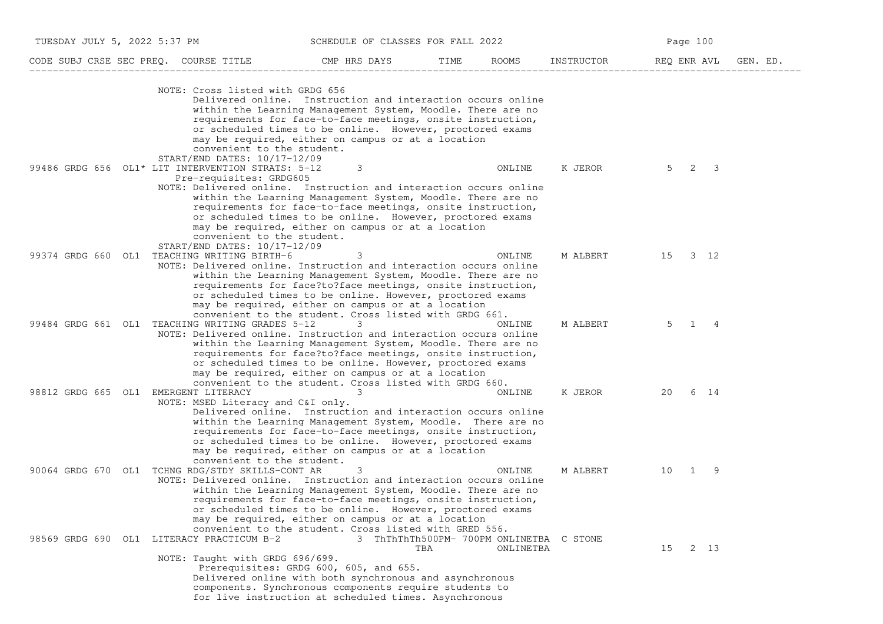| CODE | SUBJ | CRSE | SEC | PREQ. | COURSE TITLE | CMP | HRS | DAYS | TIME | ROOMS | INSTRUCTOR | REQ | ENR | AVL | GEN. ED. |
|---|---|---|---|---|---|---|---|---|---|---|---|---|---|---|---|

NOTE: Cross listed with GRDG 656
Delivered online. Instruction and interaction occurs online within the Learning Management System, Moodle. There are no requirements for face-to-face meetings, onsite instruction, or scheduled times to be online. However, proctored exams may be required, either on campus or at a location convenient to the student.
START/END DATES: 10/17-12/09

| CODE | SUBJ | CRSE | SEC | PREQ. | COURSE TITLE | CMP | HRS | DAYS | TIME | ROOMS | INSTRUCTOR | REQ | ENR | AVL | GEN. ED. |
|---|---|---|---|---|---|---|---|---|---|---|---|---|---|---|---|
| 99486 | GRDG | 656 | OL1 | * | LIT INTERVENTION STRATS: 5-12 | | 3 | | | ONLINE | K JEROR | 5 | 2 | 3 | |

Pre-requisites: GRDG605
NOTE: Delivered online. Instruction and interaction occurs online within the Learning Management System, Moodle. There are no requirements for face-to-face meetings, onsite instruction, or scheduled times to be online. However, proctored exams may be required, either on campus or at a location convenient to the student.
START/END DATES: 10/17-12/09

| CODE | SUBJ | CRSE | SEC | PREQ. | COURSE TITLE | CMP | HRS | DAYS | TIME | ROOMS | INSTRUCTOR | REQ | ENR | AVL | GEN. ED. |
|---|---|---|---|---|---|---|---|---|---|---|---|---|---|---|---|
| 99374 | GRDG | 660 | OL1 | | TEACHING WRITING BIRTH-6 | | 3 | | | ONLINE | M ALBERT | 15 | 3 | 12 | |

NOTE: Delivered online. Instruction and interaction occurs online within the Learning Management System, Moodle. There are no requirements for face?to?face meetings, onsite instruction, or scheduled times to be online. However, proctored exams may be required, either on campus or at a location convenient to the student. Cross listed with GRDG 661.

| CODE | SUBJ | CRSE | SEC | PREQ. | COURSE TITLE | CMP | HRS | DAYS | TIME | ROOMS | INSTRUCTOR | REQ | ENR | AVL | GEN. ED. |
|---|---|---|---|---|---|---|---|---|---|---|---|---|---|---|---|
| 99484 | GRDG | 661 | OL1 | | TEACHING WRITING GRADES 5-12 | | 3 | | | ONLINE | M ALBERT | 5 | 1 | 4 | |

NOTE: Delivered online. Instruction and interaction occurs online within the Learning Management System, Moodle. There are no requirements for face?to?face meetings, onsite instruction, or scheduled times to be online. However, proctored exams may be required, either on campus or at a location convenient to the student. Cross listed with GRDG 660.

| CODE | SUBJ | CRSE | SEC | PREQ. | COURSE TITLE | CMP | HRS | DAYS | TIME | ROOMS | INSTRUCTOR | REQ | ENR | AVL | GEN. ED. |
|---|---|---|---|---|---|---|---|---|---|---|---|---|---|---|---|
| 98812 | GRDG | 665 | OL1 | | EMERGENT LITERACY | | 3 | | | ONLINE | K JEROR | 20 | 6 | 14 | |

NOTE: MSED Literacy and C&I only.
Delivered online. Instruction and interaction occurs online within the Learning Management System, Moodle. There are no requirements for face-to-face meetings, onsite instruction, or scheduled times to be online. However, proctored exams may be required, either on campus or at a location convenient to the student.

| CODE | SUBJ | CRSE | SEC | PREQ. | COURSE TITLE | CMP | HRS | DAYS | TIME | ROOMS | INSTRUCTOR | REQ | ENR | AVL | GEN. ED. |
|---|---|---|---|---|---|---|---|---|---|---|---|---|---|---|---|
| 90064 | GRDG | 670 | OL1 | | TCHNG RDG/STDY SKILLS-CONT AR | | 3 | | | ONLINE | M ALBERT | 10 | 1 | 9 | |

NOTE: Delivered online. Instruction and interaction occurs online within the Learning Management System, Moodle. There are no requirements for face-to-face meetings, onsite instruction, or scheduled times to be online. However, proctored exams may be required, either on campus or at a location convenient to the student. Cross listed with GRED 556.

| CODE | SUBJ | CRSE | SEC | PREQ. | COURSE TITLE | CMP | HRS | DAYS | TIME | ROOMS | INSTRUCTOR | REQ | ENR | AVL | GEN. ED. |
|---|---|---|---|---|---|---|---|---|---|---|---|---|---|---|---|
| 98569 | GRDG | 690 | OL1 | | LITERACY PRACTICUM B-2 | | 3 | ThThThTh | 500PM- 700PM | ONLINETBA | C STONE | | | | |
| | | | | | | | | | TBA | ONLINETBA | | 15 | 2 | 13 | |

NOTE: Taught with GRDG 696/699.
Prerequisites: GRDG 600, 605, and 655.
Delivered online with both synchronous and asynchronous components. Synchronous components require students to for live instruction at scheduled times. Asynchronous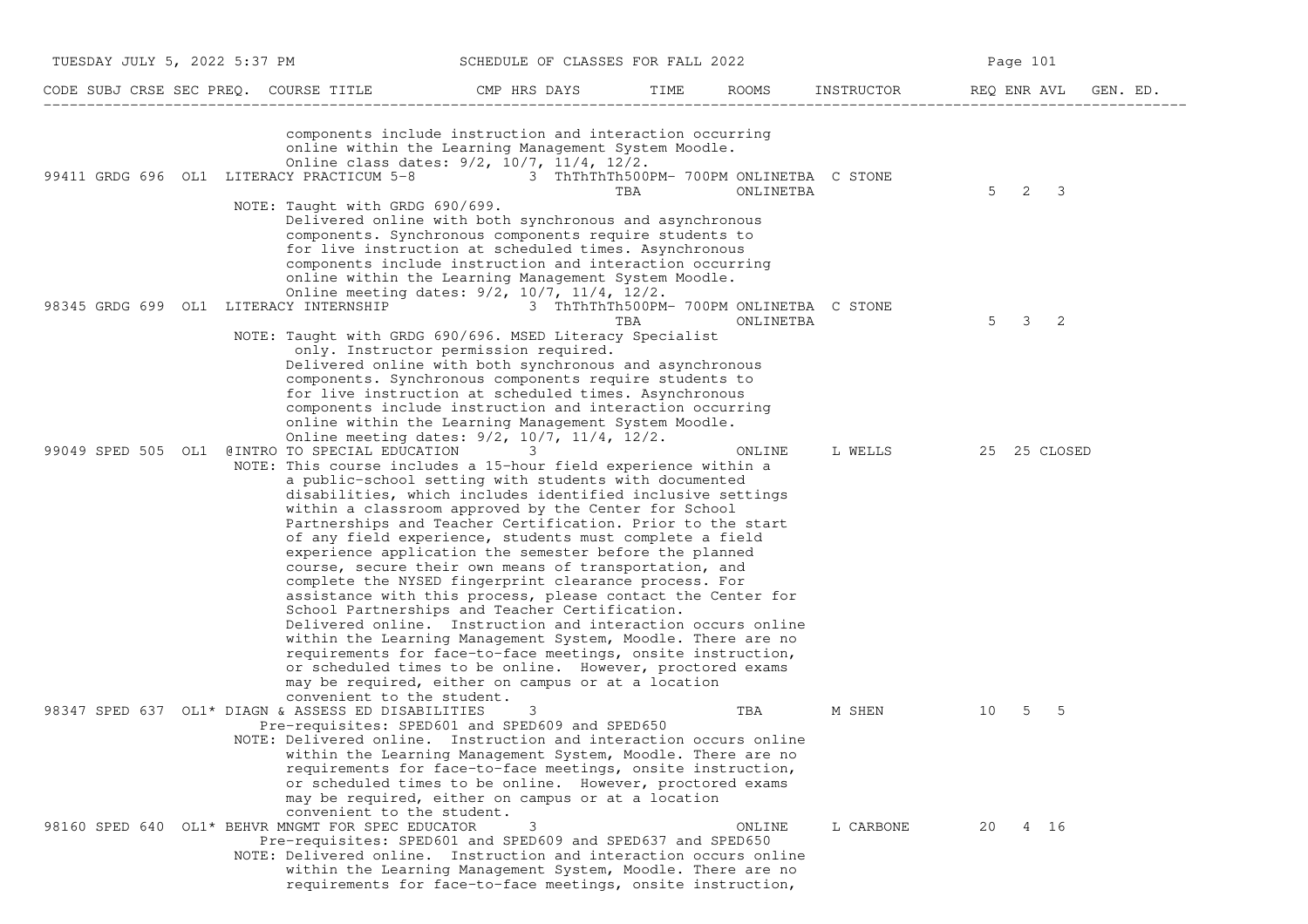| CODE | SUBJ | CRSE | SEC | PREQ. | COURSE TITLE | CMP | HRS | DAYS | TIME | ROOMS | INSTRUCTOR | REQ | ENR | AVL | GEN. ED. |
|---|---|---|---|---|---|---|---|---|---|---|---|---|---|---|---|

components include instruction and interaction occurring online within the Learning Management System Moodle.
Online class dates: 9/2, 10/7, 11/4, 12/2.

| CODE | SUBJ | CRSE | SEC | PREQ. | COURSE TITLE | CMP | HRS | DAYS | TIME | ROOMS | INSTRUCTOR | REQ | ENR | AVL | GEN. ED. |
|---|---|---|---|---|---|---|---|---|---|---|---|---|---|---|---|
| 99411 | GRDG | 696 | OL1 | | LITERACY PRACTICUM 5-8 | | 3 | ThThThTh | 500PM- 700PM | ONLINETBA | C STONE | | | | |
| | | | | | | | | | TBA | ONLINETBA | | 5 | 2 | 3 | |

NOTE: Taught with GRDG 690/699.
Delivered online with both synchronous and asynchronous components. Synchronous components require students to for live instruction at scheduled times. Asynchronous components include instruction and interaction occurring online within the Learning Management System Moodle.
Online meeting dates: 9/2, 10/7, 11/4, 12/2.

| CODE | SUBJ | CRSE | SEC | PREQ. | COURSE TITLE | CMP | HRS | DAYS | TIME | ROOMS | INSTRUCTOR | REQ | ENR | AVL | GEN. ED. |
|---|---|---|---|---|---|---|---|---|---|---|---|---|---|---|---|
| 98345 | GRDG | 699 | OL1 | | LITERACY INTERNSHIP | | 3 | ThThThTh | 500PM- 700PM | ONLINETBA | C STONE | | | | |
| | | | | | | | | | TBA | ONLINETBA | | 5 | 3 | 2 | |

NOTE: Taught with GRDG 690/696. MSED Literacy Specialist only. Instructor permission required.
Delivered online with both synchronous and asynchronous components. Synchronous components require students to for live instruction at scheduled times. Asynchronous components include instruction and interaction occurring online within the Learning Management System Moodle.
Online meeting dates: 9/2, 10/7, 11/4, 12/2.

| CODE | SUBJ | CRSE | SEC | PREQ. | COURSE TITLE | CMP | HRS | DAYS | TIME | ROOMS | INSTRUCTOR | REQ | ENR | AVL | GEN. ED. |
|---|---|---|---|---|---|---|---|---|---|---|---|---|---|---|---|
| 99049 | SPED | 505 | OL1 | | @INTRO TO SPECIAL EDUCATION | | 3 | | | ONLINE | L WELLS | 25 | 25 | CLOSED | |

NOTE: This course includes a 15-hour field experience within a public-school setting with students with documented disabilities, which includes identified inclusive settings within a classroom approved by the Center for School Partnerships and Teacher Certification. Prior to the start of any field experience, students must complete a field experience application the semester before the planned course, secure their own means of transportation, and complete the NYSED fingerprint clearance process. For assistance with this process, please contact the Center for School Partnerships and Teacher Certification.
Delivered online. Instruction and interaction occurs online within the Learning Management System, Moodle. There are no requirements for face-to-face meetings, onsite instruction, or scheduled times to be online. However, proctored exams may be required, either on campus or at a location convenient to the student.

| CODE | SUBJ | CRSE | SEC | PREQ. | COURSE TITLE | CMP | HRS | DAYS | TIME | ROOMS | INSTRUCTOR | REQ | ENR | AVL | GEN. ED. |
|---|---|---|---|---|---|---|---|---|---|---|---|---|---|---|---|
| 98347 | SPED | 637 | OL1 | * | DIAGN & ASSESS ED DISABILITIES | | 3 | | | TBA | M SHEN | 10 | 5 | 5 | |

Pre-requisites: SPED601 and SPED609 and SPED650
NOTE: Delivered online. Instruction and interaction occurs online within the Learning Management System, Moodle. There are no requirements for face-to-face meetings, onsite instruction, or scheduled times to be online. However, proctored exams may be required, either on campus or at a location convenient to the student.

| CODE | SUBJ | CRSE | SEC | PREQ. | COURSE TITLE | CMP | HRS | DAYS | TIME | ROOMS | INSTRUCTOR | REQ | ENR | AVL | GEN. ED. |
|---|---|---|---|---|---|---|---|---|---|---|---|---|---|---|---|
| 98160 | SPED | 640 | OL1 | * | BEHVR MNGMT FOR SPEC EDUCATOR | | 3 | | | ONLINE | L CARBONE | 20 | 4 | 16 | |

Pre-requisites: SPED601 and SPED609 and SPED637 and SPED650
NOTE: Delivered online. Instruction and interaction occurs online within the Learning Management System, Moodle. There are no requirements for face-to-face meetings, onsite instruction,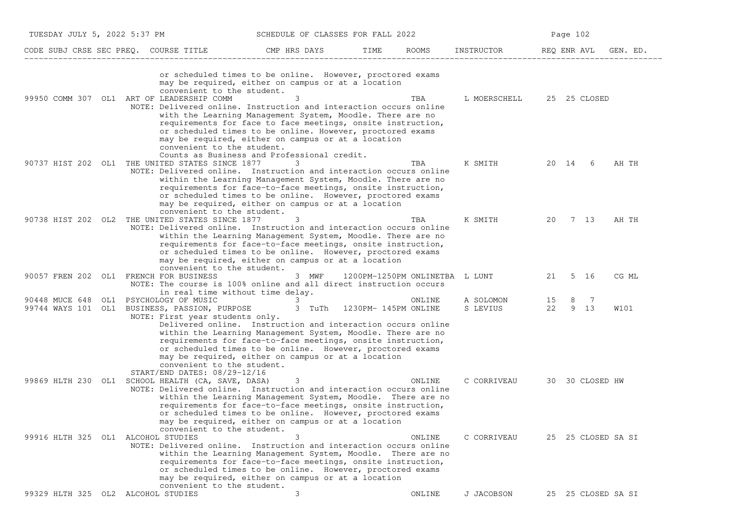| CODE | SUBJ | CRSE | SEC | PREQ. | COURSE TITLE | CMP | HRS | DAYS | TIME | ROOMS | INSTRUCTOR | REQ | ENR | AVL | GEN. ED. |
|---|---|---|---|---|---|---|---|---|---|---|---|---|---|---|---|
| | | | | | or scheduled times to be online. However, proctored exams may be required, either on campus or at a location convenient to the student. | | | | | | | | | | |
| 99950 | COMM | 307 | OL1 | | ART OF LEADERSHIP COMM | | 3 | | | TBA | L MOERSCHELL | 25 | 25 | CLOSED | |
| | | | | | NOTE: Delivered online. Instruction and interaction occurs online with the Learning Management System, Moodle. There are no requirements for face to face meetings, onsite instruction, or scheduled times to be online. However, proctored exams may be required, either on campus or at a location convenient to the student. Counts as Business and Professional credit. | | | | | | | | | | |
| 90737 | HIST | 202 | OL1 | | THE UNITED STATES SINCE 1877 | | 3 | | | TBA | K SMITH | 20 | 14 | 6 | AH TH |
| | | | | | NOTE: Delivered online. Instruction and interaction occurs online within the Learning Management System, Moodle. There are no requirements for face-to-face meetings, onsite instruction, or scheduled times to be online. However, proctored exams may be required, either on campus or at a location convenient to the student. | | | | | | | | | | |
| 90738 | HIST | 202 | OL2 | | THE UNITED STATES SINCE 1877 | | 3 | | | TBA | K SMITH | 20 | 7 | 13 | AH TH |
| | | | | | NOTE: Delivered online. Instruction and interaction occurs online within the Learning Management System, Moodle. There are no requirements for face-to-face meetings, onsite instruction, or scheduled times to be online. However, proctored exams may be required, either on campus or at a location convenient to the student. | | | | | | | | | | |
| 90057 | FREN | 202 | OL1 | | FRENCH FOR BUSINESS | | 3 | MWF | 1200PM-1250PM | ONLINETBA | L LUNT | 21 | 5 | 16 | CG ML |
| | | | | | NOTE: The course is 100% online and all direct instruction occurs in real time without time delay. | | | | | | | | | | |
| 90448 | MUCE | 648 | OL1 | | PSYCHOLOGY OF MUSIC | | 3 | | | ONLINE | A SOLOMON | 15 | 8 | 7 | |
| 99744 | WAYS | 101 | OL1 | | BUSINESS, PASSION, PURPOSE | | 3 | TuTh | 1230PM- 145PM | ONLINE | S LEVIUS | 22 | 9 | 13 | W101 |
| | | | | | NOTE: First year students only. Delivered online. Instruction and interaction occurs online within the Learning Management System, Moodle. There are no requirements for face-to-face meetings, onsite instruction, or scheduled times to be online. However, proctored exams may be required, either on campus or at a location convenient to the student. START/END DATES: 08/29-12/16 | | | | | | | | | | |
| 99869 | HLTH | 230 | OL1 | | SCHOOL HEALTH (CA, SAVE, DASA) | | 3 | | | ONLINE | C CORRIVEAU | 30 | 30 | CLOSED | HW |
| | | | | | NOTE: Delivered online. Instruction and interaction occurs online within the Learning Management System, Moodle. There are no requirements for face-to-face meetings, onsite instruction, or scheduled times to be online. However, proctored exams may be required, either on campus or at a location convenient to the student. | | | | | | | | | | |
| 99916 | HLTH | 325 | OL1 | | ALCOHOL STUDIES | | 3 | | | ONLINE | C CORRIVEAU | 25 | 25 | CLOSED | SA SI |
| | | | | | NOTE: Delivered online. Instruction and interaction occurs online within the Learning Management System, Moodle. There are no requirements for face-to-face meetings, onsite instruction, or scheduled times to be online. However, proctored exams may be required, either on campus or at a location convenient to the student. | | | | | | | | | | |
| 99329 | HLTH | 325 | OL2 | | ALCOHOL STUDIES | | 3 | | | ONLINE | J JACOBSON | 25 | 25 | CLOSED | SA SI |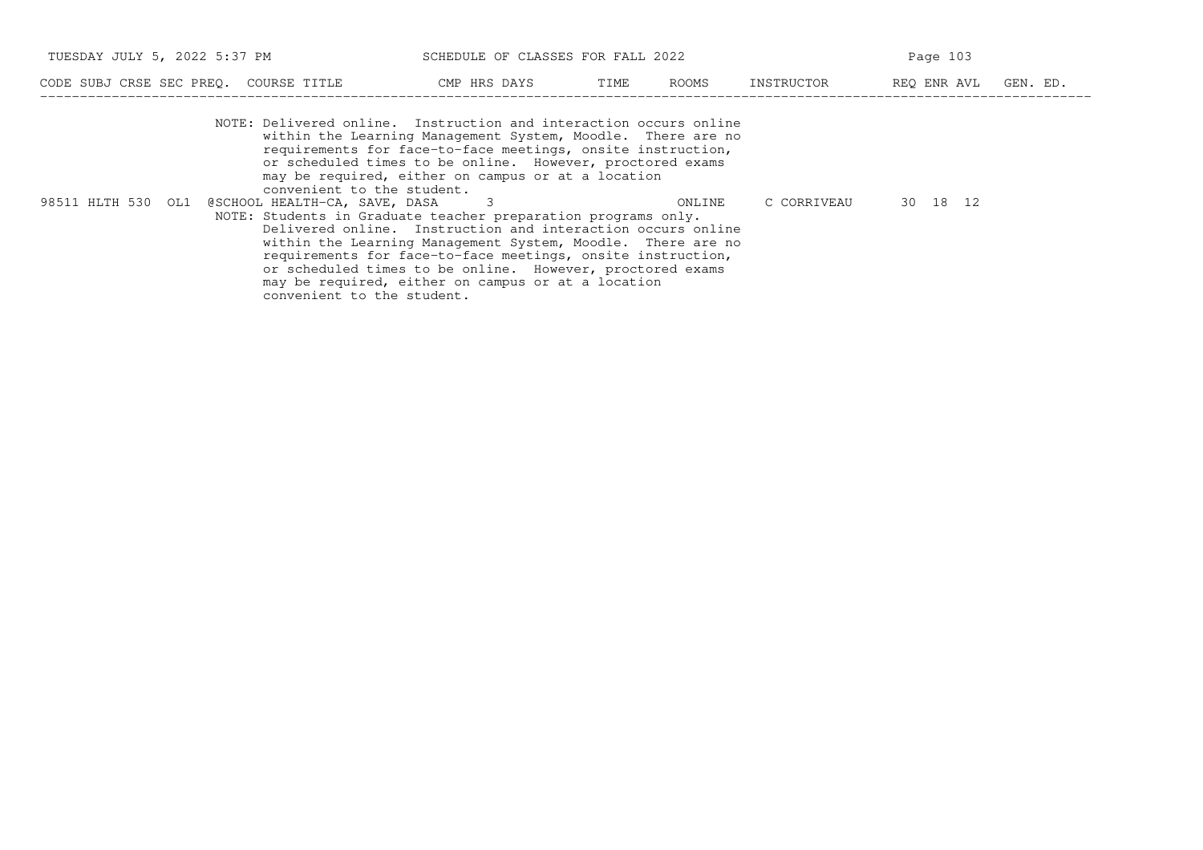| CODE | SUBJ | CRSE | SEC | PREQ. | COURSE TITLE | CMP | HRS | DAYS | TIME | ROOMS | INSTRUCTOR | REQ | ENR | AVL | GEN. ED. |
|---|---|---|---|---|---|---|---|---|---|---|---|---|---|---|---|

NOTE: Delivered online. Instruction and interaction occurs online within the Learning Management System, Moodle. There are no requirements for face-to-face meetings, onsite instruction, or scheduled times to be online. However, proctored exams may be required, either on campus or at a location convenient to the student.

| CODE | SUBJ | CRSE | SEC | PREQ. | COURSE TITLE | CMP | HRS | DAYS | TIME | ROOMS | INSTRUCTOR | REQ | ENR | AVL | GEN. ED. |
|---|---|---|---|---|---|---|---|---|---|---|---|---|---|---|---|
| 98511 | HLTH | 530 | OL1 | @ | SCHOOL HEALTH-CA, SAVE, DASA | | 3 | | | ONLINE | C CORRIVEAU | 30 | 18 | 12 | |

NOTE: Students in Graduate teacher preparation programs only. Delivered online. Instruction and interaction occurs online within the Learning Management System, Moodle. There are no requirements for face-to-face meetings, onsite instruction, or scheduled times to be online. However, proctored exams may be required, either on campus or at a location convenient to the student.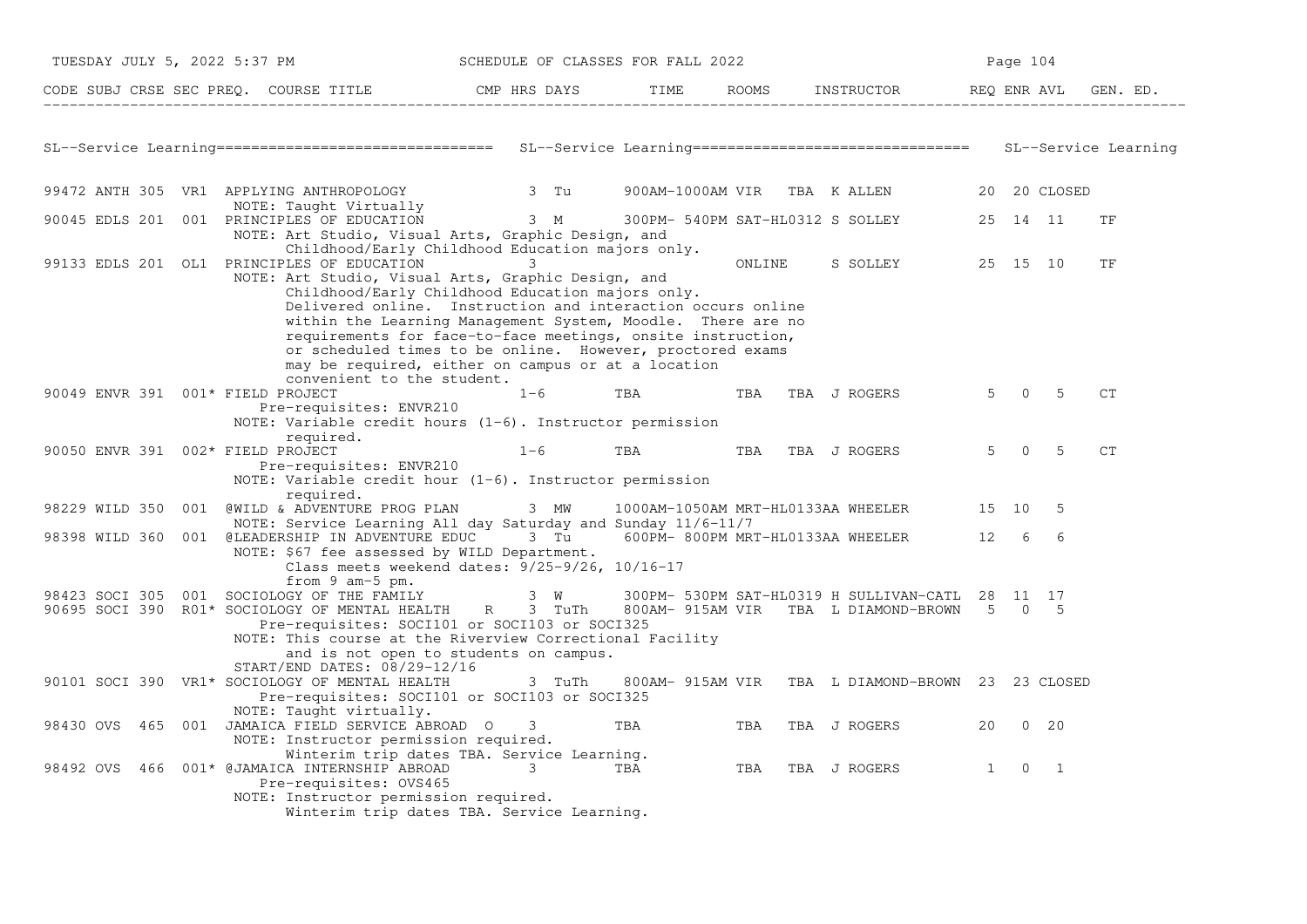# SL--Service Learning

| CODE | SUBJ | CRSE | SEC | PREQ. | COURSE TITLE | CMP | HRS | DAYS | TIME | ROOMS | INSTRUCTOR | REQ | ENR | AVL | GEN. ED. |
|---|---|---|---|---|---|---|---|---|---|---|---|---|---|---|---|
| 99472 | ANTH | 305 | VR1 | | APPLYING ANTHROPOLOGY | | 3 | Tu | 900AM-1000AM | VIR TBA | K ALLEN | 20 | 20 | CLOSED | |
| | | | | | NOTE: Taught Virtually | | | | | | | | | | |
| 90045 | EDLS | 201 | 001 | | PRINCIPLES OF EDUCATION | | 3 | M | 300PM- 540PM | SAT-HL0312 | S SOLLEY | 25 | 14 | 11 | TF |
| | | | | | NOTE: Art Studio, Visual Arts, Graphic Design, and Childhood/Early Childhood Education majors only. | | | | | | | | | | |
| 99133 | EDLS | 201 | OL1 | | PRINCIPLES OF EDUCATION | | 3 | | | ONLINE | S SOLLEY | 25 | 15 | 10 | TF |
| | | | | | NOTE: Art Studio, Visual Arts, Graphic Design, and Childhood/Early Childhood Education majors only. Delivered online. Instruction and interaction occurs online within the Learning Management System, Moodle. There are no requirements for face-to-face meetings, onsite instruction, or scheduled times to be online. However, proctored exams may be required, either on campus or at a location convenient to the student. | | | | | | | | | | |
| 90049 | ENVR | 391 | 001* | | FIELD PROJECT | | 1-6 | | TBA | TBA TBA | J ROGERS | 5 | 0 | 5 | CT |
| | | | | | Pre-requisites: ENVR210 | | | | | | | | | | |
| | | | | | NOTE: Variable credit hours (1-6). Instructor permission required. | | | | | | | | | | |
| 90050 | ENVR | 391 | 002* | | FIELD PROJECT | | 1-6 | | TBA | TBA TBA | J ROGERS | 5 | 0 | 5 | CT |
| | | | | | Pre-requisites: ENVR210 | | | | | | | | | | |
| | | | | | NOTE: Variable credit hour (1-6). Instructor permission required. | | | | | | | | | | |
| 98229 | WILD | 350 | 001 | | @WILD & ADVENTURE PROG PLAN | | 3 | MW | 1000AM-1050AM | MRT-HL0133 | AA WHEELER | 15 | 10 | 5 | |
| | | | | | NOTE: Service Learning All day Saturday and Sunday 11/6-11/7 | | | | | | | | | | |
| 98398 | WILD | 360 | 001 | | @LEADERSHIP IN ADVENTURE EDUC | | 3 | Tu | 600PM- 800PM | MRT-HL0133 | AA WHEELER | 12 | 6 | 6 | |
| | | | | | NOTE: $67 fee assessed by WILD Department. Class meets weekend dates: 9/25-9/26, 10/16-17 from 9 am-5 pm. | | | | | | | | | | |
| 98423 | SOCI | 305 | 001 | | SOCIOLOGY OF THE FAMILY | | 3 | W | 300PM- 530PM | SAT-HL0319 | H SULLIVAN-CATL | 28 | 11 | 17 | |
| 90695 | SOCI | 390 | R01* | | SOCIOLOGY OF MENTAL HEALTH | R | 3 | TuTh | 800AM- 915AM | VIR TBA | L DIAMOND-BROWN | 5 | 0 | 5 | |
| | | | | | Pre-requisites: SOCI101 or SOCI103 or SOCI325 | | | | | | | | | | |
| | | | | | NOTE: This course at the Riverview Correctional Facility and is not open to students on campus. | | | | | | | | | | |
| | | | | | START/END DATES: 08/29-12/16 | | | | | | | | | | |
| 90101 | SOCI | 390 | VR1* | | SOCIOLOGY OF MENTAL HEALTH | | 3 | TuTh | 800AM- 915AM | VIR TBA | L DIAMOND-BROWN | 23 | 23 | CLOSED | |
| | | | | | Pre-requisites: SOCI101 or SOCI103 or SOCI325 | | | | | | | | | | |
| | | | | | NOTE: Taught virtually. | | | | | | | | | | |
| 98430 | OVS | 465 | 001 | | JAMAICA FIELD SERVICE ABROAD | O | 3 | | TBA | TBA TBA | J ROGERS | 20 | 0 | 20 | |
| | | | | | NOTE: Instructor permission required. Winterim trip dates TBA. Service Learning. | | | | | | | | | | |
| 98492 | OVS | 466 | 001* | | @JAMAICA INTERNSHIP ABROAD | | 3 | | TBA | TBA TBA | J ROGERS | 1 | 0 | 1 | |
| | | | | | Pre-requisites: OVS465 | | | | | | | | | | |
| | | | | | NOTE: Instructor permission required. Winterim trip dates TBA. Service Learning. | | | | | | | | | | |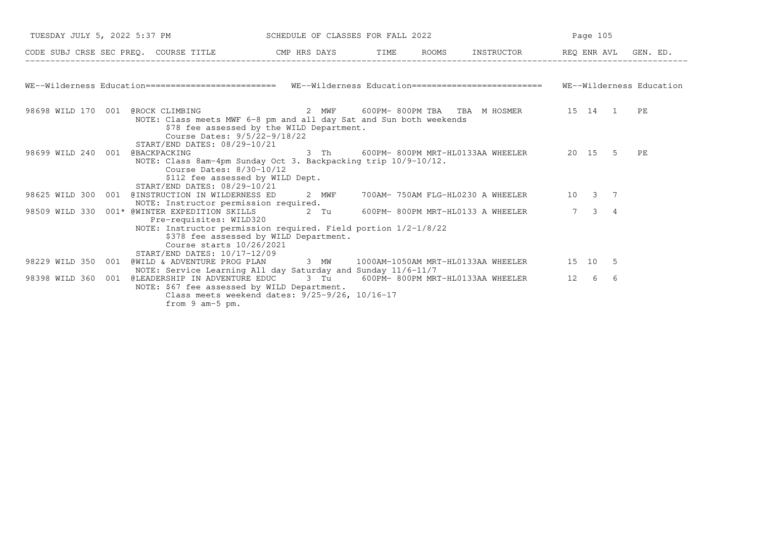## WE--Wilderness Education

| CODE | SUBJ | CRSE | SEC | PREQ. | COURSE TITLE | CMP | HRS | DAYS | TIME | ROOMS | INSTRUCTOR | REQ | ENR | AVL | GEN. ED. |
|---|---|---|---|---|---|---|---|---|---|---|---|---|---|---|---|
| 98698 | WILD | 170 | 001 | | @ROCK CLIMBING | | 2 | MWF | 600PM- 800PM | TBA TBA | M HOSMER | 15 | 14 | 1 | PE |
| | | | | | NOTE: Class meets MWF 6-8 pm and all day Sat and Sun both weekends | | | | | | | | | | |
| | | | | | $78 fee assessed by the WILD Department. | | | | | | | | | | |
| | | | | | Course Dates: 9/5/22-9/18/22 | | | | | | | | | | |
| | | | | | START/END DATES: 08/29-10/21 | | | | | | | | | | |
| 98699 | WILD | 240 | 001 | | @BACKPACKING | | 3 | Th | 600PM- 800PM | MRT-HL0133AA | WHEELER | 20 | 15 | 5 | PE |
| | | | | | NOTE: Class 8am-4pm Sunday Oct 3. Backpacking trip 10/9-10/12. | | | | | | | | | | |
| | | | | | Course Dates: 8/30-10/12 | | | | | | | | | | |
| | | | | | $112 fee assessed by WILD Dept. | | | | | | | | | | |
| | | | | | START/END DATES: 08/29-10/21 | | | | | | | | | | |
| 98625 | WILD | 300 | 001 | | @INSTRUCTION IN WILDERNESS ED | | 2 | MWF | 700AM- 750AM | FLG-HL0230 | A WHEELER | 10 | 3 | 7 | |
| | | | | | NOTE: Instructor permission required. | | | | | | | | | | |
| 98509 | WILD | 330 | 001* | | @WINTER EXPEDITION SKILLS | | 2 | Tu | 600PM- 800PM | MRT-HL0133 | A WHEELER | 7 | 3 | 4 | |
| | | | | | Pre-requisites: WILD320 | | | | | | | | | | |
| | | | | | NOTE: Instructor permission required. Field portion 1/2-1/8/22 | | | | | | | | | | |
| | | | | | $378 fee assessed by WILD Department. | | | | | | | | | | |
| | | | | | Course starts 10/26/2021 | | | | | | | | | | |
| | | | | | START/END DATES: 10/17-12/09 | | | | | | | | | | |
| 98229 | WILD | 350 | 001 | | @WILD & ADVENTURE PROG PLAN | | 3 | MW | 1000AM-1050AM | MRT-HL0133AA | WHEELER | 15 | 10 | 5 | |
| | | | | | NOTE: Service Learning All day Saturday and Sunday 11/6-11/7 | | | | | | | | | | |
| 98398 | WILD | 360 | 001 | | @LEADERSHIP IN ADVENTURE EDUC | | 3 | Tu | 600PM- 800PM | MRT-HL0133AA | WHEELER | 12 | 6 | 6 | |
| | | | | | NOTE: $67 fee assessed by WILD Department. | | | | | | | | | | |
| | | | | | Class meets weekend dates: 9/25-9/26, 10/16-17 | | | | | | | | | | |
| | | | | | from 9 am-5 pm. | | | | | | | | | | |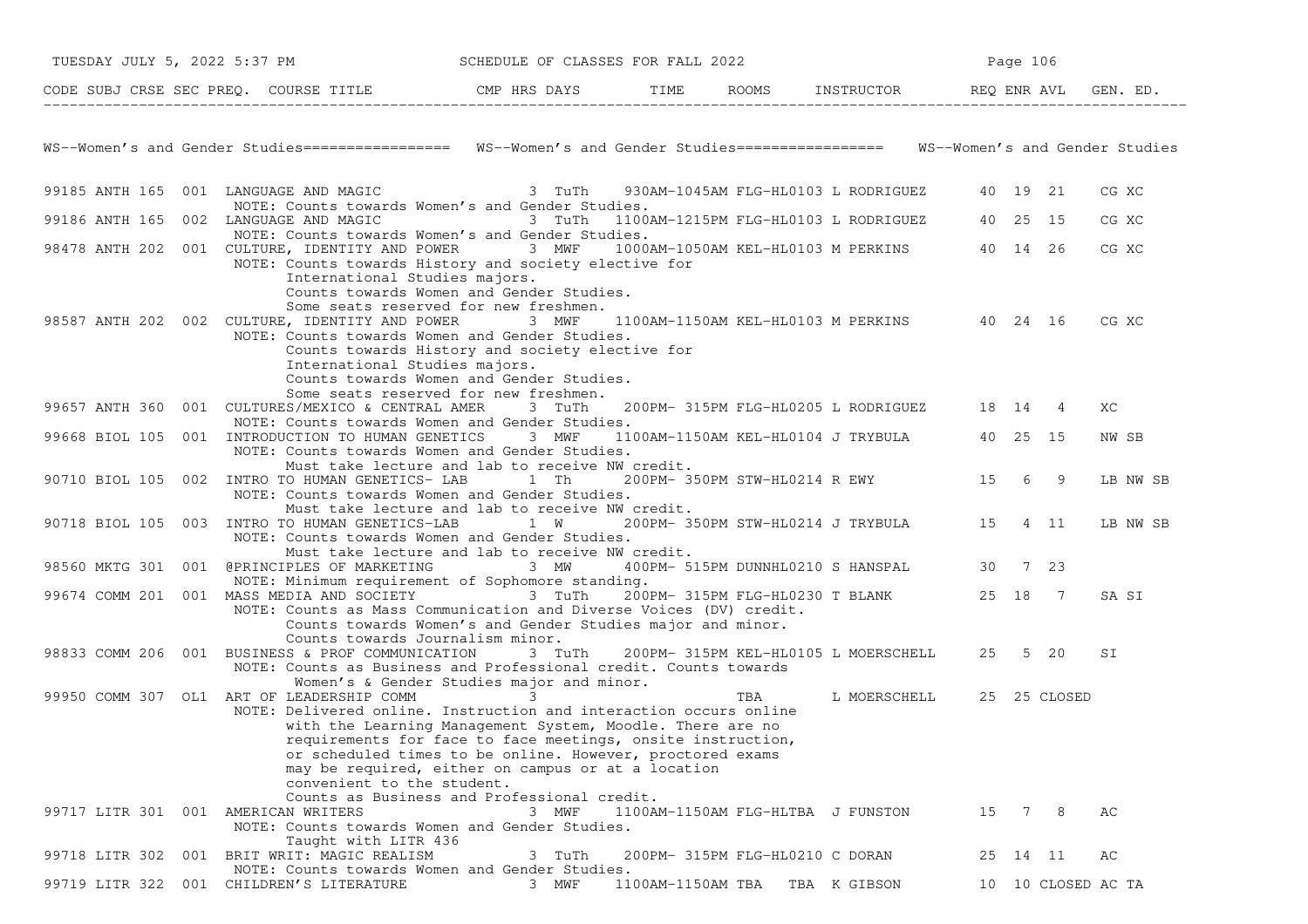SCHEDULE OF CLASSES FOR FALL 2022

## WS--Women's and Gender Studies

| CODE | SUBJ | CRSE | SEC | PREQ. | COURSE TITLE | CMP | HRS | DAYS | TIME | ROOMS | INSTRUCTOR | REQ | ENR | AVL | GEN. ED. |
|---|---|---|---|---|---|---|---|---|---|---|---|---|---|---|---|
| 99185 | ANTH | 165 | 001 | | LANGUAGE AND MAGIC | | 3 | TuTh | 930AM-1045AM | FLG-HL0103 | L RODRIGUEZ | 40 | 19 | 21 | CG XC |
| | | | | | NOTE: Counts towards Women's and Gender Studies. | | | | | | | | | | |
| 99186 | ANTH | 165 | 002 | | LANGUAGE AND MAGIC | | 3 | TuTh | 1100AM-1215PM | FLG-HL0103 | L RODRIGUEZ | 40 | 25 | 15 | CG XC |
| | | | | | NOTE: Counts towards Women's and Gender Studies. | | | | | | | | | | |
| 98478 | ANTH | 202 | 001 | | CULTURE, IDENTITY AND POWER | | 3 | MWF | 1000AM-1050AM | KEL-HL0103 | M PERKINS | 40 | 14 | 26 | CG XC |
| | | | | | NOTE: Counts towards History and society elective for International Studies majors. Counts towards Women and Gender Studies. Some seats reserved for new freshmen. | | | | | | | | | | |
| 98587 | ANTH | 202 | 002 | | CULTURE, IDENTITY AND POWER | | 3 | MWF | 1100AM-1150AM | KEL-HL0103 | M PERKINS | 40 | 24 | 16 | CG XC |
| | | | | | NOTE: Counts towards Women and Gender Studies. Counts towards History and society elective for International Studies majors. Counts towards Women and Gender Studies. Some seats reserved for new freshmen. | | | | | | | | | | |
| 99657 | ANTH | 360 | 001 | | CULTURES/MEXICO & CENTRAL AMER | | 3 | TuTh | 200PM- 315PM | FLG-HL0205 | L RODRIGUEZ | 18 | 14 | 4 | XC |
| | | | | | NOTE: Counts towards Women and Gender Studies. | | | | | | | | | | |
| 99668 | BIOL | 105 | 001 | | INTRODUCTION TO HUMAN GENETICS | | 3 | MWF | 1100AM-1150AM | KEL-HL0104 | J TRYBULA | 40 | 25 | 15 | NW SB |
| | | | | | NOTE: Counts towards Women and Gender Studies. Must take lecture and lab to receive NW credit. | | | | | | | | | | |
| 90710 | BIOL | 105 | 002 | | INTRO TO HUMAN GENETICS- LAB | | 1 | Th | 200PM- 350PM | STW-HL0214 | R EWY | 15 | 6 | 9 | LB NW SB |
| | | | | | NOTE: Counts towards Women and Gender Studies. Must take lecture and lab to receive NW credit. | | | | | | | | | | |
| 90718 | BIOL | 105 | 003 | | INTRO TO HUMAN GENETICS-LAB | | 1 | W | 200PM- 350PM | STW-HL0214 | J TRYBULA | 15 | 4 | 11 | LB NW SB |
| | | | | | NOTE: Counts towards Women and Gender Studies. Must take lecture and lab to receive NW credit. | | | | | | | | | | |
| 98560 | MKTG | 301 | 001 | @ | PRINCIPLES OF MARKETING | | 3 | MW | 400PM- 515PM | DUNNHL0210 | S HANSPAL | 30 | 7 | 23 | |
| | | | | | NOTE: Minimum requirement of Sophomore standing. | | | | | | | | | | |
| 99674 | COMM | 201 | 001 | | MASS MEDIA AND SOCIETY | | 3 | TuTh | 200PM- 315PM | FLG-HL0230 | T BLANK | 25 | 18 | 7 | SA SI |
| | | | | | NOTE: Counts as Mass Communication and Diverse Voices (DV) credit. Counts towards Women's and Gender Studies major and minor. Counts towards Journalism minor. | | | | | | | | | | |
| 98833 | COMM | 206 | 001 | | BUSINESS & PROF COMMUNICATION | | 3 | TuTh | 200PM- 315PM | KEL-HL0105 | L MOERSCHELL | 25 | 5 | 20 | SI |
| | | | | | NOTE: Counts as Business and Professional credit. Counts towards Women's & Gender Studies major and minor. | | | | | | | | | | |
| 99950 | COMM | 307 | OL1 | | ART OF LEADERSHIP COMM | | 3 | | | TBA | L MOERSCHELL | 25 | 25 | CLOSED | |
| | | | | | NOTE: Delivered online. Instruction and interaction occurs online with the Learning Management System, Moodle. There are no requirements for face to face meetings, onsite instruction, or scheduled times to be online. However, proctored exams may be required, either on campus or at a location convenient to the student. Counts as Business and Professional credit. | | | | | | | | | | |
| 99717 | LITR | 301 | 001 | | AMERICAN WRITERS | | 3 | MWF | 1100AM-1150AM | FLG-HLTBA | J FUNSTON | 15 | 7 | 8 | AC |
| | | | | | NOTE: Counts towards Women and Gender Studies. Taught with LITR 436 | | | | | | | | | | |
| 99718 | LITR | 302 | 001 | | BRIT WRIT: MAGIC REALISM | | 3 | TuTh | 200PM- 315PM | FLG-HL0210 | C DORAN | 25 | 14 | 11 | AC |
| | | | | | NOTE: Counts towards Women and Gender Studies. | | | | | | | | | | |
| 99719 | LITR | 322 | 001 | | CHILDREN'S LITERATURE | | 3 | MWF | 1100AM-1150AM | TBA TBA | K GIBSON | 10 | 10 | CLOSED | AC TA |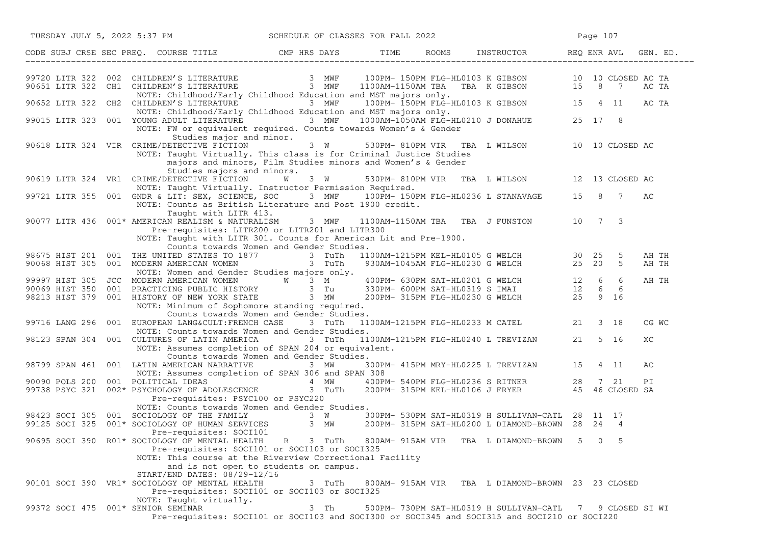| CODE | SUBJ | CRSE | SEC | PREQ. | COURSE TITLE | CMP | HRS | DAYS | TIME | ROOMS | INSTRUCTOR | REQ | ENR | AVL | GEN. ED. |
|---|---|---|---|---|---|---|---|---|---|---|---|---|---|---|---|
| 99720 | LITR | 322 | 002 | | CHILDREN'S LITERATURE | | 3 | MWF | 100PM- 150PM | FLG-HL0103 | K GIBSON | 10 | 10 | CLOSED | AC TA |
| 90651 | LITR | 322 | CH1 | | CHILDREN'S LITERATURE | | 3 | MWF | 1100AM-1150AM | TBA TBA | K GIBSON | 15 | 8 | 7 | AC TA |
| | | | | | NOTE: Childhood/Early Childhood Education and MST majors only. | | | | | | | | | | |
| 90652 | LITR | 322 | CH2 | | CHILDREN'S LITERATURE | | 3 | MWF | 100PM- 150PM | FLG-HL0103 | K GIBSON | 15 | 4 | 11 | AC TA |
| | | | | | NOTE: Childhood/Early Childhood Education and MST majors only. | | | | | | | | | | |
| 99015 | LITR | 323 | 001 | | YOUNG ADULT LITERATURE | | 3 | MWF | 1000AM-1050AM | FLG-HL0210 | J DONAHUE | 25 | 17 | 8 | |
| | | | | | NOTE: FW or equivalent required. Counts towards Women's & Gender Studies major and minor. | | | | | | | | | | |
| 90618 | LITR | 324 | VIR | | CRIME/DETECTIVE FICTION | | 3 | W | 530PM- 810PM | VIR TBA | L WILSON | 10 | 10 | CLOSED | AC |
| | | | | | NOTE: Taught Virtually. This class is for Criminal Justice Studies majors and minors, Film Studies minors and Women's & Gender Studies majors and minors. | | | | | | | | | | |
| 90619 | LITR | 324 | VR1 | | CRIME/DETECTIVE FICTION | W | 3 | W | 530PM- 810PM | VIR TBA | L WILSON | 12 | 13 | CLOSED | AC |
| | | | | | NOTE: Taught Virtually. Instructor Permission Required. | | | | | | | | | | |
| 99721 | LITR | 355 | 001 | | GNDR & LIT: SEX, SCIENCE, SOC | | 3 | MWF | 100PM- 150PM | FLG-HL0236 | L STANAVAGE | 15 | 8 | 7 | AC |
| | | | | | NOTE: Counts as British Literature and Post 1900 credit. Taught with LITR 413. | | | | | | | | | | |
| 90077 | LITR | 436 | 001 | * | AMERICAN REALISM & NATURALISM | | 3 | MWF | 1100AM-1150AM | TBA TBA | J FUNSTON | 10 | 7 | 3 | |
| | | | | | Pre-requisites: LITR200 or LITR201 and LITR300 | | | | | | | | | | |
| | | | | | NOTE: Taught with LITR 301. Counts for American Lit and Pre-1900. Counts towards Women and Gender Studies. | | | | | | | | | | |
| 98675 | HIST | 201 | 001 | | THE UNITED STATES TO 1877 | | 3 | TuTh | 1100AM-1215PM | KEL-HL0105 | G WELCH | 30 | 25 | 5 | AH TH |
| 90068 | HIST | 305 | 001 | | MODERN AMERICAN WOMEN | | 3 | TuTh | 930AM-1045AM | FLG-HL0230 | G WELCH | 25 | 20 | 5 | AH TH |
| | | | | | NOTE: Women and Gender Studies majors only. | | | | | | | | | | |
| 99997 | HIST | 305 | JCC | | MODERN AMERICAN WOMEN | W | 3 | M | 400PM- 630PM | SAT-HL0201 | G WELCH | 12 | 6 | 6 | AH TH |
| 90069 | HIST | 350 | 001 | | PRACTICING PUBLIC HISTORY | | 3 | Tu | 330PM- 600PM | SAT-HL0319 | S IMAI | 12 | 6 | 6 | |
| 98213 | HIST | 379 | 001 | | HISTORY OF NEW YORK STATE | | 3 | MW | 200PM- 315PM | FLG-HL0230 | G WELCH | 25 | 9 | 16 | |
| | | | | | NOTE: Minimum of Sophomore standing required. Counts towards Women and Gender Studies. | | | | | | | | | | |
| 99716 | LANG | 296 | 001 | | EUROPEAN LANG&CULT:FRENCH CASE | | 3 | TuTh | 1100AM-1215PM | FLG-HL0233 | M CATEL | 21 | 3 | 18 | CG WC |
| | | | | | NOTE: Counts towards Women and Gender Studies. | | | | | | | | | | |
| 98123 | SPAN | 304 | 001 | | CULTURES OF LATIN AMERICA | | 3 | TuTh | 1100AM-1215PM | FLG-HL0240 | L TREVIZAN | 21 | 5 | 16 | XC |
| | | | | | NOTE: Assumes completion of SPAN 204 or equivalent. Counts towards Women and Gender Studies. | | | | | | | | | | |
| 98799 | SPAN | 461 | 001 | | LATIN AMERICAN NARRATIVE | | 3 | MW | 300PM- 415PM | MRY-HL0225 | L TREVIZAN | 15 | 4 | 11 | AC |
| | | | | | NOTE: Assumes completion of SPAN 306 and SPAN 308 | | | | | | | | | | |
| 90090 | POLS | 200 | 001 | | POLITICAL IDEAS | | 4 | MW | 400PM- 540PM | FLG-HL0236 | S RITNER | 28 | 7 | 21 | PI |
| 99738 | PSYC | 321 | 002 | * | PSYCHOLOGY OF ADOLESCENCE | | 3 | TuTh | 200PM- 315PM | KEL-HL0106 | J FRYER | 45 | 46 | CLOSED | SA |
| | | | | | Pre-requisites: PSYC100 or PSYC220 | | | | | | | | | | |
| | | | | | NOTE: Counts towards Women and Gender Studies. | | | | | | | | | | |
| 98423 | SOCI | 305 | 001 | | SOCIOLOGY OF THE FAMILY | | 3 | W | 300PM- 530PM | SAT-HL0319 | H SULLIVAN-CATL | 28 | 11 | 17 | |
| 99125 | SOCI | 325 | 001 | * | SOCIOLOGY OF HUMAN SERVICES | | 3 | MW | 200PM- 315PM | SAT-HL0200 | L DIAMOND-BROWN | 28 | 24 | 4 | |
| | | | | | Pre-requisites: SOCI101 | | | | | | | | | | |
| 90695 | SOCI | 390 | R01 | * | SOCIOLOGY OF MENTAL HEALTH | R | 3 | TuTh | 800AM- 915AM | VIR TBA | L DIAMOND-BROWN | 5 | 0 | 5 | |
| | | | | | Pre-requisites: SOCI101 or SOCI103 or SOCI325 | | | | | | | | | | |
| | | | | | NOTE: This course at the Riverview Correctional Facility and is not open to students on campus. | | | | | | | | | | |
| | | | | | START/END DATES: 08/29-12/16 | | | | | | | | | | |
| 90101 | SOCI | 390 | VR1 | * | SOCIOLOGY OF MENTAL HEALTH | | 3 | TuTh | 800AM- 915AM | VIR TBA | L DIAMOND-BROWN | 23 | 23 | CLOSED | |
| | | | | | Pre-requisites: SOCI101 or SOCI103 or SOCI325 | | | | | | | | | | |
| | | | | | NOTE: Taught virtually. | | | | | | | | | | |
| 99372 | SOCI | 475 | 001 | * | SENIOR SEMINAR | | 3 | Th | 500PM- 730PM | SAT-HL0319 | H SULLIVAN-CATL | 7 | 9 | CLOSED | SI WI |
| | | | | | Pre-requisites: SOCI101 or SOCI103 and SOCI300 or SOCI345 and SOCI315 and SOCI210 or SOCI220 | | | | | | | | | | |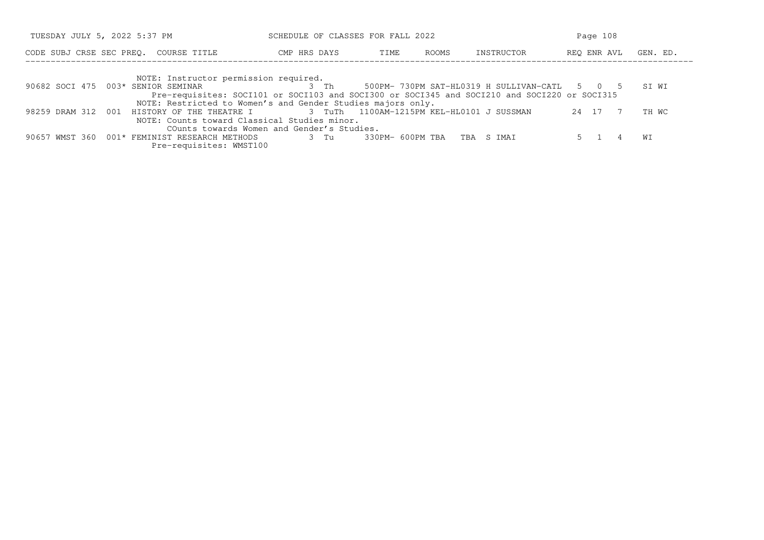SCHEDULE OF CLASSES FOR FALL 2022

| CODE | SUBJ | CRSE | SEC | PREQ. | COURSE TITLE | CMP | HRS | DAYS | TIME | ROOMS | INSTRUCTOR | REQ | ENR | AVL | GEN. ED. |
|---|---|---|---|---|---|---|---|---|---|---|---|---|---|---|---|
| | | | | | NOTE: Instructor permission required. | | | | | | | | | | |
| 90682 | SOCI | 475 | 003 | * | SENIOR SEMINAR | | 3 | Th | 500PM- 730PM | SAT-HL0319 | H SULLIVAN-CATL | 5 | 0 | 5 | SI WI |
| | | | | | Pre-requisites: SOCI101 or SOCI103 and SOCI300 or SOCI345 and SOCI210 and SOCI220 or SOCI315 | | | | | | | | | | |
| | | | | | NOTE: Restricted to Women's and Gender Studies majors only. | | | | | | | | | | |
| 98259 | DRAM | 312 | 001 | | HISTORY OF THE THEATRE I | | 3 | TuTh | 1100AM-1215PM | KEL-HL0101 | J SUSSMAN | 24 | 17 | 7 | TH WC |
| | | | | | NOTE: Counts toward Classical Studies minor. | | | | | | | | | | |
| | | | | | COunts towards Women and Gender's Studies. | | | | | | | | | | |
| 90657 | WMST | 360 | 001 | * | FEMINIST RESEARCH METHODS | | 3 | Tu | 330PM- 600PM | TBA TBA | S IMAI | 5 | 1 | 4 | WI |
| | | | | | Pre-requisites: WMST100 | | | | | | | | | | |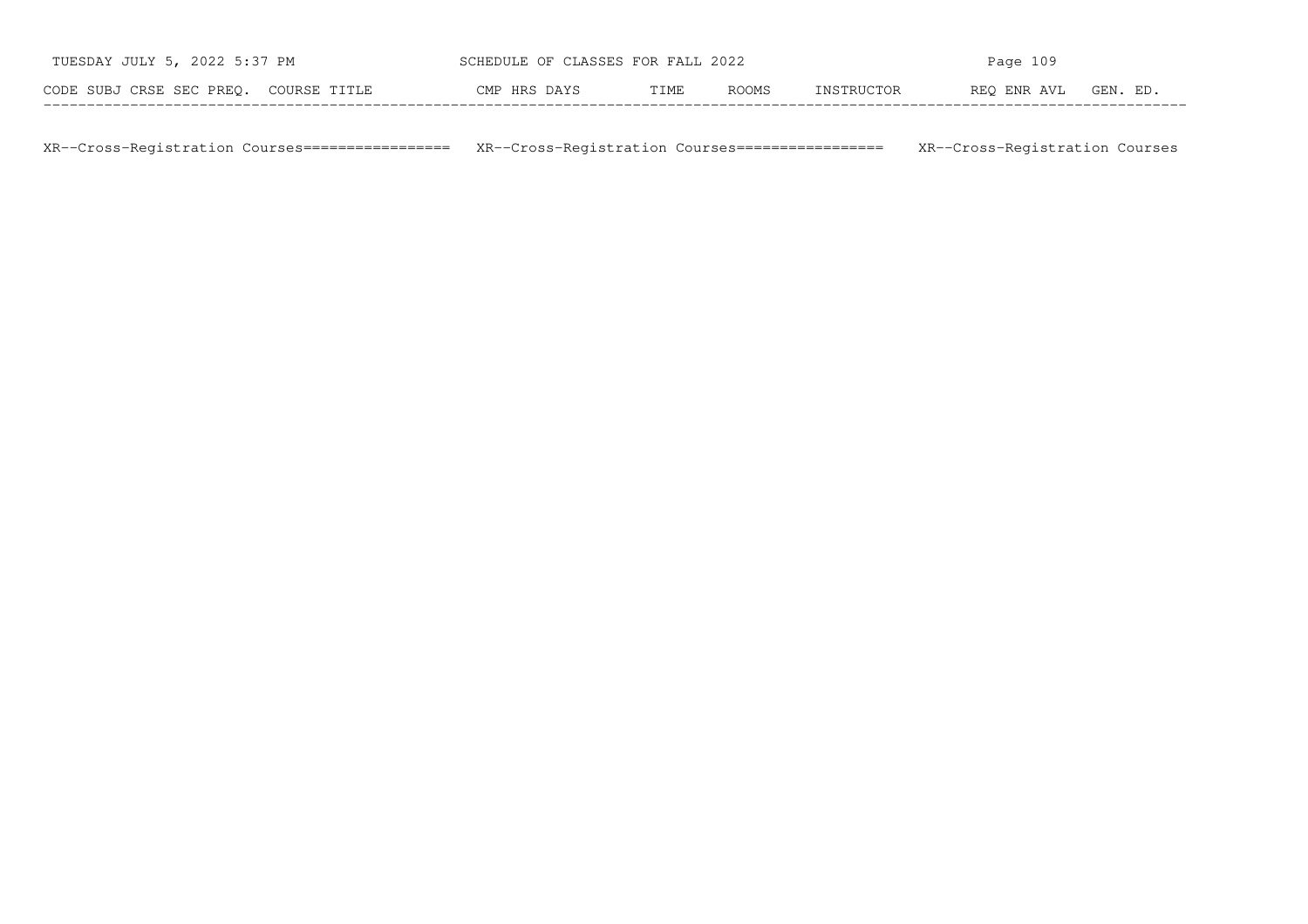| CODE | SUBJ | CRSE | SEC | PREQ. | COURSE TITLE | CMP | HRS | DAYS | TIME | ROOMS | INSTRUCTOR | REQ | ENR | AVL | GEN. ED. |
|---|---|---|---|---|---|---|---|---|---|---|---|---|---|---|---|

XR--Cross-Registration Courses================= XR--Cross-Registration Courses================= XR--Cross-Registration Courses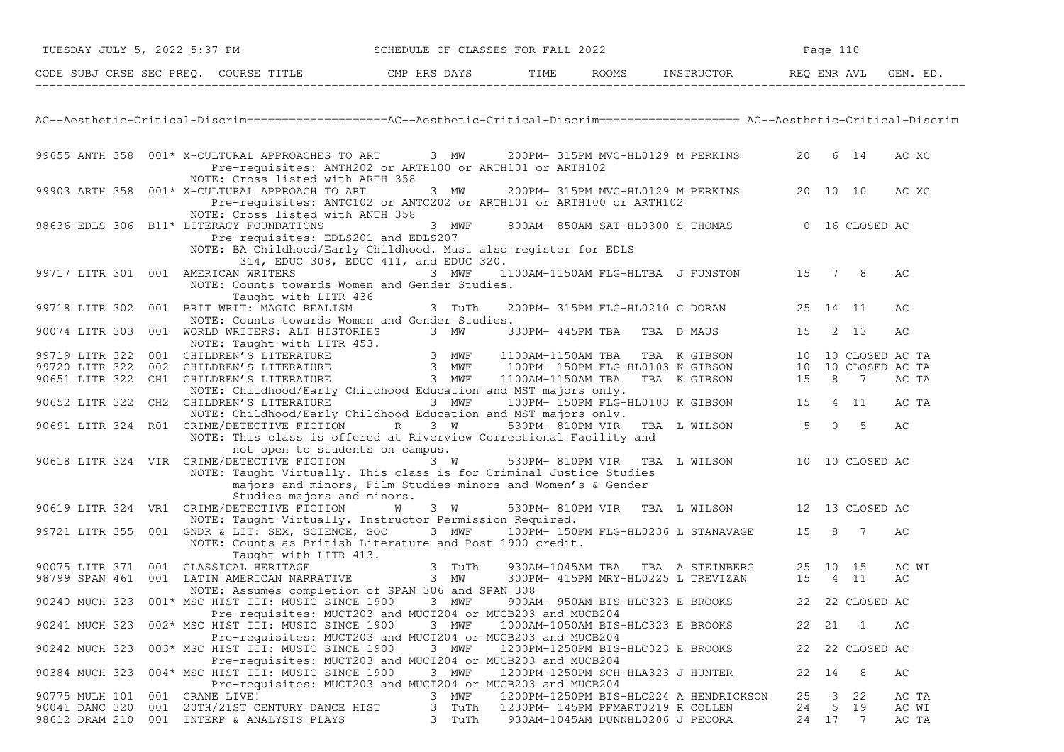CODE SUBJ CRSE SEC PREQ. COURSE TITLE CMP HRS DAYS TIME ROOMS INSTRUCTOR REQ ENR AVL GEN. ED.

## AC--Aesthetic-Critical-Discrim

| CODE | SUBJ | CRSE | SEC | PREQ. | COURSE TITLE | CMP | HRS | DAYS | TIME | ROOMS | INSTRUCTOR | REQ | ENR | AVL | GEN. ED. |
|---|---|---|---|---|---|---|---|---|---|---|---|---|---|---|---|
| 99655 | ANTH | 358 | 001 | * | X-CULTURAL APPROACHES TO ART | | 3 | MW | 200PM- 315PM | MVC-HL0129 | M PERKINS | 20 | 6 | 14 | AC XC |
| | | | | | Pre-requisites: ANTH202 or ARTH100 or ARTH101 or ARTH102 | | | | | | | | | | |
| | | | | | NOTE: Cross listed with ARTH 358 | | | | | | | | | | |
| 99903 | ARTH | 358 | 001 | * | X-CULTURAL APPROACH TO ART | | 3 | MW | 200PM- 315PM | MVC-HL0129 | M PERKINS | 20 | 10 | 10 | AC XC |
| | | | | | Pre-requisites: ANTC102 or ANTC202 or ARTH101 or ARTH100 or ARTH102 | | | | | | | | | | |
| | | | | | NOTE: Cross listed with ANTH 358 | | | | | | | | | | |
| 98636 | EDLS | 306 | B11 | * | LITERACY FOUNDATIONS | | 3 | MWF | 800AM- 850AM | SAT-HL0300 | S THOMAS | 0 | 16 | CLOSED | AC |
| | | | | | Pre-requisites: EDLS201 and EDLS207 | | | | | | | | | | |
| | | | | | NOTE: BA Childhood/Early Childhood. Must also register for EDLS 314, EDUC 308, EDUC 411, and EDUC 320. | | | | | | | | | | |
| 99717 | LITR | 301 | 001 | | AMERICAN WRITERS | | 3 | MWF | 1100AM-1150AM | FLG-HLTBA | J FUNSTON | 15 | 7 | 8 | AC |
| | | | | | NOTE: Counts towards Women and Gender Studies. Taught with LITR 436 | | | | | | | | | | |
| 99718 | LITR | 302 | 001 | | BRIT WRIT: MAGIC REALISM | | 3 | TuTh | 200PM- 315PM | FLG-HL0210 | C DORAN | 25 | 14 | 11 | AC |
| | | | | | NOTE: Counts towards Women and Gender Studies. | | | | | | | | | | |
| 90074 | LITR | 303 | 001 | | WORLD WRITERS: ALT HISTORIES | | 3 | MW | 330PM- 445PM | TBA TBA | D MAUS | 15 | 2 | 13 | AC |
| | | | | | NOTE: Taught with LITR 453. | | | | | | | | | | |
| 99719 | LITR | 322 | 001 | | CHILDREN'S LITERATURE | | 3 | MWF | 1100AM-1150AM | TBA TBA | K GIBSON | 10 | 10 | CLOSED | AC TA |
| 99720 | LITR | 322 | 002 | | CHILDREN'S LITERATURE | | 3 | MWF | 100PM- 150PM | FLG-HL0103 | K GIBSON | 10 | 10 | CLOSED | AC TA |
| 90651 | LITR | 322 | CH1 | | CHILDREN'S LITERATURE | | 3 | MWF | 1100AM-1150AM | TBA TBA | K GIBSON | 15 | 8 | 7 | AC TA |
| | | | | | NOTE: Childhood/Early Childhood Education and MST majors only. | | | | | | | | | | |
| 90652 | LITR | 322 | CH2 | | CHILDREN'S LITERATURE | | 3 | MWF | 100PM- 150PM | FLG-HL0103 | K GIBSON | 15 | 4 | 11 | AC TA |
| | | | | | NOTE: Childhood/Early Childhood Education and MST majors only. | | | | | | | | | | |
| 90691 | LITR | 324 | R01 | | CRIME/DETECTIVE FICTION | R | 3 | W | 530PM- 810PM | VIR TBA | L WILSON | 5 | 0 | 5 | AC |
| | | | | | NOTE: This class is offered at Riverview Correctional Facility and not open to students on campus. | | | | | | | | | | |
| 90618 | LITR | 324 | VIR | | CRIME/DETECTIVE FICTION | | 3 | W | 530PM- 810PM | VIR TBA | L WILSON | 10 | 10 | CLOSED | AC |
| | | | | | NOTE: Taught Virtually. This class is for Criminal Justice Studies majors and minors, Film Studies minors and Women's & Gender Studies majors and minors. | | | | | | | | | | |
| 90619 | LITR | 324 | VR1 | | CRIME/DETECTIVE FICTION | W | 3 | W | 530PM- 810PM | VIR TBA | L WILSON | 12 | 13 | CLOSED | AC |
| | | | | | NOTE: Taught Virtually. Instructor Permission Required. | | | | | | | | | | |
| 99721 | LITR | 355 | 001 | | GNDR & LIT: SEX, SCIENCE, SOC | | 3 | MWF | 100PM- 150PM | FLG-HL0236 | L STANAVAGE | 15 | 8 | 7 | AC |
| | | | | | NOTE: Counts as British Literature and Post 1900 credit. Taught with LITR 413. | | | | | | | | | | |
| 90075 | LITR | 371 | 001 | | CLASSICAL HERITAGE | | 3 | TuTh | 930AM-1045AM | TBA TBA | A STEINBERG | 25 | 10 | 15 | AC WI |
| 98799 | SPAN | 461 | 001 | | LATIN AMERICAN NARRATIVE | | 3 | MW | 300PM- 415PM | MRY-HL0225 | L TREVIZAN | 15 | 4 | 11 | AC |
| | | | | | NOTE: Assumes completion of SPAN 306 and SPAN 308 | | | | | | | | | | |
| 90240 | MUCH | 323 | 001 | * | MSC HIST III: MUSIC SINCE 1900 | | 3 | MWF | 900AM- 950AM | BIS-HLC323 | E BROOKS | 22 | 22 | CLOSED | AC |
| | | | | | Pre-requisites: MUCT203 and MUCT204 or MUCB203 and MUCB204 | | | | | | | | | | |
| 90241 | MUCH | 323 | 002 | * | MSC HIST III: MUSIC SINCE 1900 | | 3 | MWF | 1000AM-1050AM | BIS-HLC323 | E BROOKS | 22 | 21 | 1 | AC |
| | | | | | Pre-requisites: MUCT203 and MUCT204 or MUCB203 and MUCB204 | | | | | | | | | | |
| 90242 | MUCH | 323 | 003 | * | MSC HIST III: MUSIC SINCE 1900 | | 3 | MWF | 1200PM-1250PM | BIS-HLC323 | E BROOKS | 22 | 22 | CLOSED | AC |
| | | | | | Pre-requisites: MUCT203 and MUCT204 or MUCB203 and MUCB204 | | | | | | | | | | |
| 90384 | MUCH | 323 | 004 | * | MSC HIST III: MUSIC SINCE 1900 | | 3 | MWF | 1200PM-1250PM | SCH-HLA323 | J HUNTER | 22 | 14 | 8 | AC |
| | | | | | Pre-requisites: MUCT203 and MUCT204 or MUCB203 and MUCB204 | | | | | | | | | | |
| 90775 | MULH | 101 | 001 | | CRANE LIVE! | | 3 | MWF | 1200PM-1250PM | BIS-HLC224 | A HENDRICKSON | 25 | 3 | 22 | AC TA |
| 90041 | DANC | 320 | 001 | | 20TH/21ST CENTURY DANCE HIST | | 3 | TuTh | 1230PM- 145PM | PFMART0219 | R COLLEN | 24 | 5 | 19 | AC WI |
| 98612 | DRAM | 210 | 001 | | INTERP & ANALYSIS PLAYS | | 3 | TuTh | 930AM-1045AM | DUNNHL0206 | J PECORA | 24 | 17 | 7 | AC TA |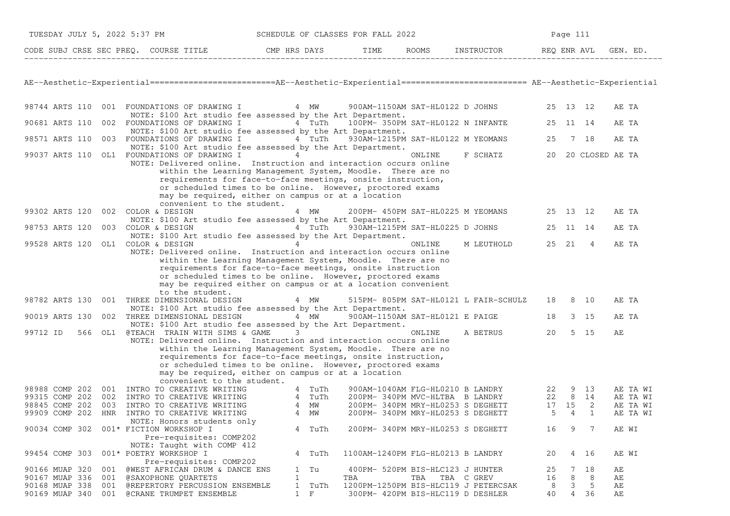SCHEDULE OF CLASSES FOR FALL 2022

## AE--Aesthetic-Experiential

| CODE | SUBJ | CRSE | SEC | PREQ. | COURSE TITLE | CMP | HRS | DAYS | TIME | ROOMS | INSTRUCTOR | REQ | ENR | AVL | GEN. ED. |
|---|---|---|---|---|---|---|---|---|---|---|---|---|---|---|---|
| 98744 | ARTS | 110 | 001 | | FOUNDATIONS OF DRAWING I | | 4 | MW | 900AM-1150AM | SAT-HL0122 | D JOHNS | 25 | 13 | 12 | AE TA |
| | | | | | NOTE: $100 Art studio fee assessed by the Art Department. | | | | | | | | | | |
| 90681 | ARTS | 110 | 002 | | FOUNDATIONS OF DRAWING I | | 4 | TuTh | 100PM- 350PM | SAT-HL0122 | N INFANTE | 25 | 11 | 14 | AE TA |
| | | | | | NOTE: $100 Art studio fee assessed by the Art Department. | | | | | | | | | | |
| 98571 | ARTS | 110 | 003 | | FOUNDATIONS OF DRAWING I | | 4 | TuTh | 930AM-1215PM | SAT-HL0122 | M YEOMANS | 25 | 7 | 18 | AE TA |
| | | | | | NOTE: $100 Art studio fee assessed by the Art Department. | | | | | | | | | | |
| 99037 | ARTS | 110 | OL1 | | FOUNDATIONS OF DRAWING I | | 4 | | | ONLINE | F SCHATZ | 20 | 20 | CLOSED | AE TA |
| | | | | | NOTE: Delivered online. Instruction and interaction occurs online within the Learning Management System, Moodle. There are no requirements for face-to-face meetings, onsite instruction, or scheduled times to be online. However, proctored exams may be required, either on campus or at a location convenient to the student. | | | | | | | | | | |
| 99302 | ARTS | 120 | 002 | | COLOR & DESIGN | | 4 | MW | 200PM- 450PM | SAT-HL0225 | M YEOMANS | 25 | 13 | 12 | AE TA |
| | | | | | NOTE: $100 Art studio fee assessed by the Art Department. | | | | | | | | | | |
| 98753 | ARTS | 120 | 003 | | COLOR & DESIGN | | 4 | TuTh | 930AM-1215PM | SAT-HL0225 | D JOHNS | 25 | 11 | 14 | AE TA |
| | | | | | NOTE: $100 Art studio fee assessed by the Art Department. | | | | | | | | | | |
| 99528 | ARTS | 120 | OL1 | | COLOR & DESIGN | | 4 | | | ONLINE | M LEUTHOLD | 25 | 21 | 4 | AE TA |
| | | | | | NOTE: Delivered online. Instruction and interaction occurs online within the Learning Management System, Moodle. There are no requirements for face-to-face meetings, onsite instruction or scheduled times to be online. However, proctored exams may be required either on campus or at a location convenient to the student. | | | | | | | | | | |
| 98782 | ARTS | 130 | 001 | | THREE DIMENSIONAL DESIGN | | 4 | MW | 515PM- 805PM | SAT-HL0121 | L FAIR-SCHULZ | 18 | 8 | 10 | AE TA |
| | | | | | NOTE: $100 Art studio fee assessed by the Art Department. | | | | | | | | | | |
| 90019 | ARTS | 130 | 002 | | THREE DIMENSIONAL DESIGN | | 4 | MW | 900AM-1150AM | SAT-HL0121 | E PAIGE | 18 | 3 | 15 | AE TA |
| | | | | | NOTE: $100 Art studio fee assessed by the Art Department. | | | | | | | | | | |
| 99712 | ID | 566 | OL1 | | @TEACH TRAIN WITH SIMS & GAME | | 3 | | | ONLINE | A BETRUS | 20 | 5 | 15 | AE |
| | | | | | NOTE: Delivered online. Instruction and interaction occurs online within the Learning Management System, Moodle. There are no requirements for face-to-face meetings, onsite instruction, or scheduled times to be online. However, proctored exams may be required, either on campus or at a location convenient to the student. | | | | | | | | | | |
| 98988 | COMP | 202 | 001 | | INTRO TO CREATIVE WRITING | | 4 | TuTh | 900AM-1040AM | FLG-HL0210 | B LANDRY | 22 | 9 | 13 | AE TA WI |
| 99315 | COMP | 202 | 002 | | INTRO TO CREATIVE WRITING | | 4 | TuTh | 200PM- 340PM | MVC-HLTBA | B LANDRY | 22 | 8 | 14 | AE TA WI |
| 98845 | COMP | 202 | 003 | | INTRO TO CREATIVE WRITING | | 4 | MW | 200PM- 340PM | MRY-HL0253 | S DEGHETT | 17 | 15 | 2 | AE TA WI |
| 99909 | COMP | 202 | HNR | | INTRO TO CREATIVE WRITING | | 4 | MW | 200PM- 340PM | MRY-HL0253 | S DEGHETT | 5 | 4 | 1 | AE TA WI |
| | | | | | NOTE: Honors students only | | | | | | | | | | |
| 90034 | COMP | 302 | 001 | * | FICTION WORKSHOP I | | 4 | TuTh | 200PM- 340PM | MRY-HL0253 | S DEGHETT | 16 | 9 | 7 | AE WI |
| | | | | | Pre-requisites: COMP202 | | | | | | | | | | |
| | | | | | NOTE: Taught with COMP 412 | | | | | | | | | | |
| 99454 | COMP | 303 | 001 | * | POETRY WORKSHOP I | | 4 | TuTh | 1100AM-1240PM | FLG-HL0213 | B LANDRY | 20 | 4 | 16 | AE WI |
| | | | | | Pre-requisites: COMP202 | | | | | | | | | | |
| 90166 | MUAP | 320 | 001 | | @WEST AFRICAN DRUM & DANCE ENS | | 1 | Tu | 400PM- 520PM | BIS-HLC123 | J HUNTER | 25 | 7 | 18 | AE |
| 90167 | MUAP | 336 | 001 | | @SAXOPHONE QUARTETS | | 1 | | TBA | TBA TBA | C GREV | 16 | 8 | 8 | AE |
| 90168 | MUAP | 338 | 001 | | @REPERTORY PERCUSSION ENSEMBLE | | 1 | TuTh | 1200PM-1250PM | BIS-HLC119 | J PETERCSAK | 8 | 3 | 5 | AE |
| 90169 | MUAP | 340 | 001 | | @CRANE TRUMPET ENSEMBLE | | 1 | F | 300PM- 420PM | BIS-HLC119 | D DESHLER | 40 | 4 | 36 | AE |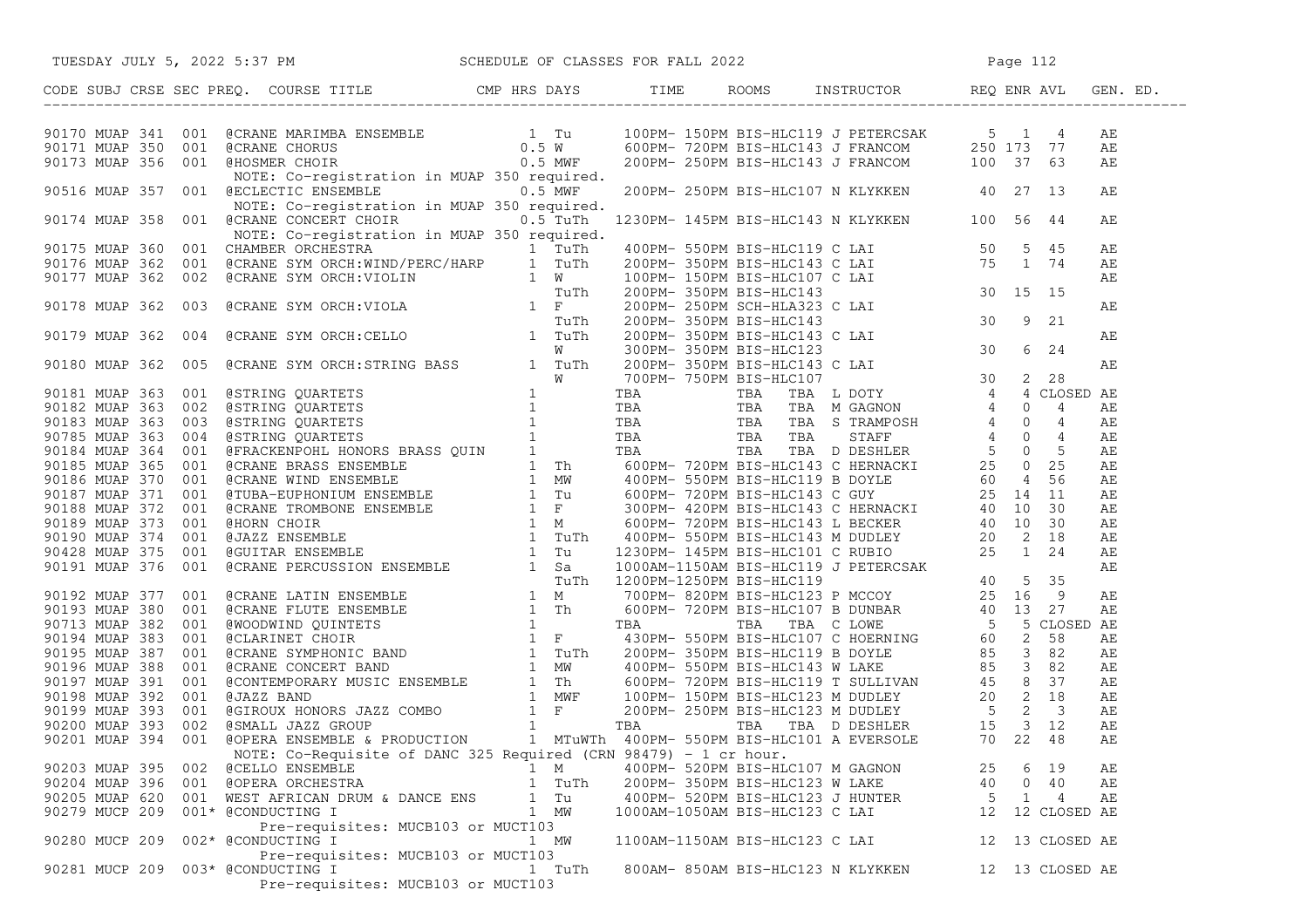SCHEDULE OF CLASSES FOR FALL 2022

| CODE | SUBJ | CRSE | SEC | PREQ. | COURSE TITLE | CMP | HRS | DAYS | TIME | ROOMS | INSTRUCTOR | REQ | ENR | AVL | GEN. ED. |
|---|---|---|---|---|---|---|---|---|---|---|---|---|---|---|---|
| 90170 | MUAP | 341 | 001 | | @CRANE MARIMBA ENSEMBLE | | 1 | Tu | 100PM- 150PM | BIS-HLC119 | J PETERCSAK | 5 | 1 | 4 | AE |
| 90171 | MUAP | 350 | 001 | | @CRANE CHORUS | | 0.5 | W | 600PM- 720PM | BIS-HLC143 | J FRANCOM | 250 | 173 | 77 | AE |
| 90173 | MUAP | 356 | 001 | | @HOSMER CHOIR | | 0.5 | MWF | 200PM- 250PM | BIS-HLC143 | J FRANCOM | 100 | 37 | 63 | AE |
| | | | | | NOTE: Co-registration in MUAP 350 required. | | | | | | | | | | |
| 90516 | MUAP | 357 | 001 | | @ECLECTIC ENSEMBLE | | 0.5 | MWF | 200PM- 250PM | BIS-HLC107 | N KLYKKEN | 40 | 27 | 13 | AE |
| | | | | | NOTE: Co-registration in MUAP 350 required. | | | | | | | | | | |
| 90174 | MUAP | 358 | 001 | | @CRANE CONCERT CHOIR | | 0.5 | TuTh | 1230PM- 145PM | BIS-HLC143 | N KLYKKEN | 100 | 56 | 44 | AE |
| | | | | | NOTE: Co-registration in MUAP 350 required. | | | | | | | | | | |
| 90175 | MUAP | 360 | 001 | | CHAMBER ORCHESTRA | | 1 | TuTh | 400PM- 550PM | BIS-HLC119 | C LAI | 50 | 5 | 45 | AE |
| 90176 | MUAP | 362 | 001 | | @CRANE SYM ORCH:WIND/PERC/HARP | | 1 | TuTh | 200PM- 350PM | BIS-HLC143 | C LAI | 75 | 1 | 74 | AE |
| 90177 | MUAP | 362 | 002 | | @CRANE SYM ORCH:VIOLIN | | 1 | W | 100PM- 150PM | BIS-HLC107 | C LAI | | | | AE |
| | | | | | | | | TuTh | 200PM- 350PM | BIS-HLC143 | | 30 | 15 | 15 | |
| 90178 | MUAP | 362 | 003 | | @CRANE SYM ORCH:VIOLA | | 1 | F | 200PM- 250PM | SCH-HLA323 | C LAI | | | | AE |
| | | | | | | | | TuTh | 200PM- 350PM | BIS-HLC143 | | 30 | 9 | 21 | |
| 90179 | MUAP | 362 | 004 | | @CRANE SYM ORCH:CELLO | | 1 | TuTh | 200PM- 350PM | BIS-HLC143 | C LAI | | | | AE |
| | | | | | | | | W | 300PM- 350PM | BIS-HLC123 | | 30 | 6 | 24 | |
| 90180 | MUAP | 362 | 005 | | @CRANE SYM ORCH:STRING BASS | | 1 | TuTh | 200PM- 350PM | BIS-HLC143 | C LAI | | | | AE |
| | | | | | | | | W | 700PM- 750PM | BIS-HLC107 | | 30 | 2 | 28 | |
| 90181 | MUAP | 363 | 001 | | @STRING QUARTETS | | 1 | | TBA | TBA TBA | L DOTY | 4 | 4 | CLOSED | AE |
| 90182 | MUAP | 363 | 002 | | @STRING QUARTETS | | 1 | | TBA | TBA TBA | M GAGNON | 4 | 0 | 4 | AE |
| 90183 | MUAP | 363 | 003 | | @STRING QUARTETS | | 1 | | TBA | TBA TBA | S TRAMPOSH | 4 | 0 | 4 | AE |
| 90785 | MUAP | 363 | 004 | | @STRING QUARTETS | | 1 | | TBA | TBA TBA | STAFF | 4 | 0 | 4 | AE |
| 90184 | MUAP | 364 | 001 | | @FRACKENPOHL HONORS BRASS QUIN | | 1 | | TBA | TBA TBA | D DESHLER | 5 | 0 | 5 | AE |
| 90185 | MUAP | 365 | 001 | | @CRANE BRASS ENSEMBLE | | 1 | Th | 600PM- 720PM | BIS-HLC143 | C HERNACKI | 25 | 0 | 25 | AE |
| 90186 | MUAP | 370 | 001 | | @CRANE WIND ENSEMBLE | | 1 | MW | 400PM- 550PM | BIS-HLC119 | B DOYLE | 60 | 4 | 56 | AE |
| 90187 | MUAP | 371 | 001 | | @TUBA-EUPHONIUM ENSEMBLE | | 1 | Tu | 600PM- 720PM | BIS-HLC143 | C GUY | 25 | 14 | 11 | AE |
| 90188 | MUAP | 372 | 001 | | @CRANE TROMBONE ENSEMBLE | | 1 | F | 300PM- 420PM | BIS-HLC143 | C HERNACKI | 40 | 10 | 30 | AE |
| 90189 | MUAP | 373 | 001 | | @HORN CHOIR | | 1 | M | 600PM- 720PM | BIS-HLC143 | L BECKER | 40 | 10 | 30 | AE |
| 90190 | MUAP | 374 | 001 | | @JAZZ ENSEMBLE | | 1 | TuTh | 400PM- 550PM | BIS-HLC143 | M DUDLEY | 20 | 2 | 18 | AE |
| 90428 | MUAP | 375 | 001 | | @GUITAR ENSEMBLE | | 1 | Tu | 1230PM- 145PM | BIS-HLC101 | C RUBIO | 25 | 1 | 24 | AE |
| 90191 | MUAP | 376 | 001 | | @CRANE PERCUSSION ENSEMBLE | | 1 | Sa | 1000AM-1150AM | BIS-HLC119 | J PETERCSAK | | | | AE |
| | | | | | | | | TuTh | 1200PM-1250PM | BIS-HLC119 | | 40 | 5 | 35 | |
| 90192 | MUAP | 377 | 001 | | @CRANE LATIN ENSEMBLE | | 1 | M | 700PM- 820PM | BIS-HLC123 | P MCCOY | 25 | 16 | 9 | AE |
| 90193 | MUAP | 380 | 001 | | @CRANE FLUTE ENSEMBLE | | 1 | Th | 600PM- 720PM | BIS-HLC107 | B DUNBAR | 40 | 13 | 27 | AE |
| 90713 | MUAP | 382 | 001 | | @WOODWIND QUINTETS | | 1 | | TBA | TBA TBA | C LOWE | 5 | 5 | CLOSED | AE |
| 90194 | MUAP | 383 | 001 | | @CLARINET CHOIR | | 1 | F | 430PM- 550PM | BIS-HLC107 | C HOERNING | 60 | 2 | 58 | AE |
| 90195 | MUAP | 387 | 001 | | @CRANE SYMPHONIC BAND | | 1 | TuTh | 200PM- 350PM | BIS-HLC119 | B DOYLE | 85 | 3 | 82 | AE |
| 90196 | MUAP | 388 | 001 | | @CRANE CONCERT BAND | | 1 | MW | 400PM- 550PM | BIS-HLC143 | W LAKE | 85 | 3 | 82 | AE |
| 90197 | MUAP | 391 | 001 | | @CONTEMPORARY MUSIC ENSEMBLE | | 1 | Th | 600PM- 720PM | BIS-HLC119 | T SULLIVAN | 45 | 8 | 37 | AE |
| 90198 | MUAP | 392 | 001 | | @JAZZ BAND | | 1 | MWF | 100PM- 150PM | BIS-HLC123 | M DUDLEY | 20 | 2 | 18 | AE |
| 90199 | MUAP | 393 | 001 | | @GIROUX HONORS JAZZ COMBO | | 1 | F | 200PM- 250PM | BIS-HLC123 | M DUDLEY | 5 | 2 | 3 | AE |
| 90200 | MUAP | 393 | 002 | | @SMALL JAZZ GROUP | | 1 | | TBA | TBA TBA | D DESHLER | 15 | 3 | 12 | AE |
| 90201 | MUAP | 394 | 001 | | @OPERA ENSEMBLE & PRODUCTION | | 1 | MTuWTh | 400PM- 550PM | BIS-HLC101 | A EVERSOLE | 70 | 22 | 48 | AE |
| | | | | | NOTE: Co-Requisite of DANC 325 Required (CRN 98479) - 1 cr hour. | | | | | | | | | | |
| 90203 | MUAP | 395 | 002 | | @CELLO ENSEMBLE | | 1 | M | 400PM- 520PM | BIS-HLC107 | M GAGNON | 25 | 6 | 19 | AE |
| 90204 | MUAP | 396 | 001 | | @OPERA ORCHESTRA | | 1 | TuTh | 200PM- 350PM | BIS-HLC123 | W LAKE | 40 | 0 | 40 | AE |
| 90205 | MUAP | 620 | 001 | | WEST AFRICAN DRUM & DANCE ENS | | 1 | Tu | 400PM- 520PM | BIS-HLC123 | J HUNTER | 5 | 1 | 4 | AE |
| 90279 | MUCP | 209 | 001* | | @CONDUCTING I | | 1 | MW | 1000AM-1050AM | BIS-HLC123 | C LAI | 12 | 12 | CLOSED | AE |
| | | | | | Pre-requisites: MUCB103 or MUCT103 | | | | | | | | | | |
| 90280 | MUCP | 209 | 002* | | @CONDUCTING I | | 1 | MW | 1100AM-1150AM | BIS-HLC123 | C LAI | 12 | 13 | CLOSED | AE |
| | | | | | Pre-requisites: MUCB103 or MUCT103 | | | | | | | | | | |
| 90281 | MUCP | 209 | 003* | | @CONDUCTING I | | 1 | TuTh | 800AM- 850AM | BIS-HLC123 | N KLYKKEN | 12 | 13 | CLOSED | AE |
| | | | | | Pre-requisites: MUCB103 or MUCT103 | | | | | | | | | | |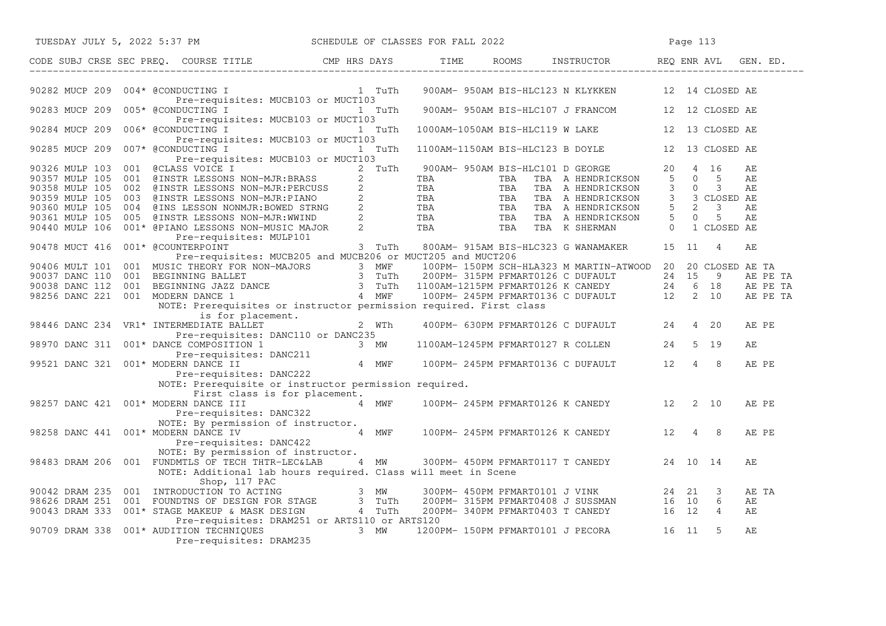TUESDAY JULY 5, 2022 5:37 PM SCHEDULE OF CLASSES FOR FALL 2022

| CODE | SUBJ | CRSE | SEC PREQ. | COURSE TITLE | CMP HRS | DAYS | TIME | ROOMS | INSTRUCTOR | REQ | ENR | AVL | GEN. ED. |
|---|---|---|---|---|---|---|---|---|---|---|---|---|---|
| 90282 | MUCP | 209 | 004* | @CONDUCTING I | 1 | TuTh | 900AM- 950AM | BIS-HLC123 | N KLYKKEN | 12 | 14 | CLOSED | AE |
| | | | | Pre-requisites: MUCB103 or MUCT103 | | | | | | | | | |
| 90283 | MUCP | 209 | 005* | @CONDUCTING I | 1 | TuTh | 900AM- 950AM | BIS-HLC107 | J FRANCOM | 12 | 12 | CLOSED | AE |
| | | | | Pre-requisites: MUCB103 or MUCT103 | | | | | | | | | |
| 90284 | MUCP | 209 | 006* | @CONDUCTING I | 1 | TuTh | 1000AM-1050AM | BIS-HLC119 | W LAKE | 12 | 13 | CLOSED | AE |
| | | | | Pre-requisites: MUCB103 or MUCT103 | | | | | | | | | |
| 90285 | MUCP | 209 | 007* | @CONDUCTING I | 1 | TuTh | 1100AM-1150AM | BIS-HLC123 | B DOYLE | 12 | 13 | CLOSED | AE |
| | | | | Pre-requisites: MUCB103 or MUCT103 | | | | | | | | | |
| 90326 | MULP | 103 | 001 | @CLASS VOICE I | 2 | TuTh | 900AM- 950AM | BIS-HLC101 | D GEORGE | 20 | 4 | 16 | AE |
| 90357 | MULP | 105 | 001 | @INSTR LESSONS NON-MJR:BRASS | 2 | | TBA | TBA TBA | A HENDRICKSON | 5 | 0 | 5 | AE |
| 90358 | MULP | 105 | 002 | @INSTR LESSONS NON-MJR:PERCUSS | 2 | | TBA | TBA TBA | A HENDRICKSON | 3 | 0 | 3 | AE |
| 90359 | MULP | 105 | 003 | @INSTR LESSONS NON-MJR:PIANO | 2 | | TBA | TBA TBA | A HENDRICKSON | 3 | 3 | CLOSED | AE |
| 90360 | MULP | 105 | 004 | @INS LESSON NONMJR:BOWED STRNG | 2 | | TBA | TBA TBA | A HENDRICKSON | 5 | 2 | 3 | AE |
| 90361 | MULP | 105 | 005 | @INSTR LESSONS NON-MJR:WWIND | 2 | | TBA | TBA TBA | A HENDRICKSON | 5 | 0 | 5 | AE |
| 90440 | MULP | 106 | 001* | @PIANO LESSONS NON-MUSIC MAJOR | 2 | | TBA | TBA TBA | K SHERMAN | 0 | 1 | CLOSED | AE |
| | | | | Pre-requisites: MULP101 | | | | | | | | | |
| 90478 | MUCT | 416 | 001* | @COUNTERPOINT | 3 | TuTh | 800AM- 915AM | BIS-HLC323 | G WANAMAKER | 15 | 11 | 4 | AE |
| | | | | Pre-requisites: MUCB205 and MUCB206 or MUCT205 and MUCT206 | | | | | | | | | |
| 90406 | MULT | 101 | 001 | MUSIC THEORY FOR NON-MAJORS | 3 | MWF | 100PM- 150PM | SCH-HLA323 | M MARTIN-ATWOOD | 20 | 20 | CLOSED | AE TA |
| 90037 | DANC | 110 | 001 | BEGINNING BALLET | 3 | TuTh | 200PM- 315PM | PFMART0126 | C DUFAULT | 24 | 15 | 9 | AE PE TA |
| 90038 | DANC | 112 | 001 | BEGINNING JAZZ DANCE | 3 | TuTh | 1100AM-1215PM | PFMART0126 | K CANEDY | 24 | 6 | 18 | AE PE TA |
| 98256 | DANC | 221 | 001 | MODERN DANCE 1 | 4 | MWF | 100PM- 245PM | PFMART0136 | C DUFAULT | 12 | 2 | 10 | AE PE TA |
| | | | | NOTE: Prerequisites or instructor permission required. First class is for placement. | | | | | | | | | |
| 98446 | DANC | 234 | VR1* | INTERMEDIATE BALLET | 2 | WTh | 400PM- 630PM | PFMART0126 | C DUFAULT | 24 | 4 | 20 | AE PE |
| | | | | Pre-requisites: DANC110 or DANC235 | | | | | | | | | |
| 98970 | DANC | 311 | 001* | DANCE COMPOSITION 1 | 3 | MW | 1100AM-1245PM | PFMART0127 | R COLLEN | 24 | 5 | 19 | AE |
| | | | | Pre-requisites: DANC211 | | | | | | | | | |
| 99521 | DANC | 321 | 001* | MODERN DANCE II | 4 | MWF | 100PM- 245PM | PFMART0136 | C DUFAULT | 12 | 4 | 8 | AE PE |
| | | | | Pre-requisites: DANC222 | | | | | | | | | |
| | | | | NOTE: Prerequisite or instructor permission required. First class is for placement. | | | | | | | | | |
| 98257 | DANC | 421 | 001* | MODERN DANCE III | 4 | MWF | 100PM- 245PM | PFMART0126 | K CANEDY | 12 | 2 | 10 | AE PE |
| | | | | Pre-requisites: DANC322 | | | | | | | | | |
| | | | | NOTE: By permission of instructor. | | | | | | | | | |
| 98258 | DANC | 441 | 001* | MODERN DANCE IV | 4 | MWF | 100PM- 245PM | PFMART0126 | K CANEDY | 12 | 4 | 8 | AE PE |
| | | | | Pre-requisites: DANC422 | | | | | | | | | |
| | | | | NOTE: By permission of instructor. | | | | | | | | | |
| 98483 | DRAM | 206 | 001 | FUNDMTLS OF TECH THTR-LEC&LAB | 4 | MW | 300PM- 450PM | PFMART0117 | T CANEDY | 24 | 10 | 14 | AE |
| | | | | NOTE: Additional lab hours required. Class will meet in Scene Shop, 117 PAC | | | | | | | | | |
| 90042 | DRAM | 235 | 001 | INTRODUCTION TO ACTING | 3 | MW | 300PM- 450PM | PFMART0101 | J VINK | 24 | 21 | 3 | AE TA |
| 98626 | DRAM | 251 | 001 | FOUNDTNS OF DESIGN FOR STAGE | 3 | TuTh | 200PM- 315PM | PFMART0408 | J SUSSMAN | 16 | 10 | 6 | AE |
| 90043 | DRAM | 333 | 001* | STAGE MAKEUP & MASK DESIGN | 4 | TuTh | 200PM- 340PM | PFMART0403 | T CANEDY | 16 | 12 | 4 | AE |
| | | | | Pre-requisites: DRAM251 or ARTS110 or ARTS120 | | | | | | | | | |
| 90709 | DRAM | 338 | 001* | AUDITION TECHNIQUES | 3 | MW | 1200PM- 150PM | PFMART0101 | J PECORA | 16 | 11 | 5 | AE |
| | | | | Pre-requisites: DRAM235 | | | | | | | | | |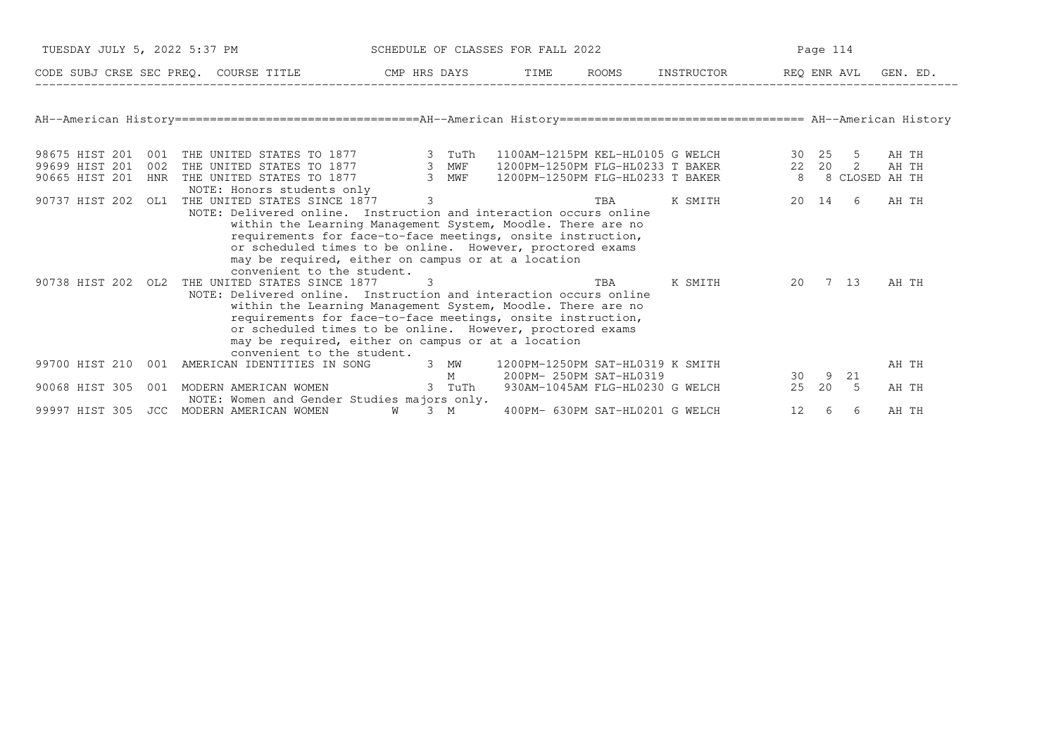## AH--American History

| CODE | SUBJ | CRSE | SEC | PREQ. | COURSE TITLE | CMP | HRS | DAYS | TIME | ROOMS | INSTRUCTOR | REQ | ENR | AVL | GEN. ED. |
|---|---|---|---|---|---|---|---|---|---|---|---|---|---|---|---|
| 98675 | HIST | 201 | 001 | | THE UNITED STATES TO 1877 | | 3 | TuTh | 1100AM-1215PM | KEL-HL0105 | G WELCH | 30 | 25 | 5 | AH TH |
| 99699 | HIST | 201 | 002 | | THE UNITED STATES TO 1877 | | 3 | MWF | 1200PM-1250PM | FLG-HL0233 | T BAKER | 22 | 20 | 2 | AH TH |
| 90665 | HIST | 201 | HNR | | THE UNITED STATES TO 1877 | | 3 | MWF | 1200PM-1250PM | FLG-HL0233 | T BAKER | 8 | 8 | CLOSED | AH TH |
| | | | | | NOTE: Honors students only | | | | | | | | | | |
| 90737 | HIST | 202 | OL1 | | THE UNITED STATES SINCE 1877 | | 3 | | | TBA | K SMITH | 20 | 14 | 6 | AH TH |
| | | | | | NOTE: Delivered online. Instruction and interaction occurs online within the Learning Management System, Moodle. There are no requirements for face-to-face meetings, onsite instruction, or scheduled times to be online. However, proctored exams may be required, either on campus or at a location convenient to the student. | | | | | | | | | | |
| 90738 | HIST | 202 | OL2 | | THE UNITED STATES SINCE 1877 | | 3 | | | TBA | K SMITH | 20 | 7 | 13 | AH TH |
| | | | | | NOTE: Delivered online. Instruction and interaction occurs online within the Learning Management System, Moodle. There are no requirements for face-to-face meetings, onsite instruction, or scheduled times to be online. However, proctored exams may be required, either on campus or at a location convenient to the student. | | | | | | | | | | |
| 99700 | HIST | 210 | 001 | | AMERICAN IDENTITIES IN SONG | | 3 | MW | 1200PM-1250PM | SAT-HL0319 | K SMITH | | | | AH TH |
| | | | | | | | | M | 200PM- 250PM | SAT-HL0319 | | 30 | 9 | 21 | |
| 90068 | HIST | 305 | 001 | | MODERN AMERICAN WOMEN | | 3 | TuTh | 930AM-1045AM | FLG-HL0230 | G WELCH | 25 | 20 | 5 | AH TH |
| | | | | | NOTE: Women and Gender Studies majors only. | | | | | | | | | | |
| 99997 | HIST | 305 | JCC | | MODERN AMERICAN WOMEN | W | 3 | M | 400PM- 630PM | SAT-HL0201 | G WELCH | 12 | 6 | 6 | AH TH |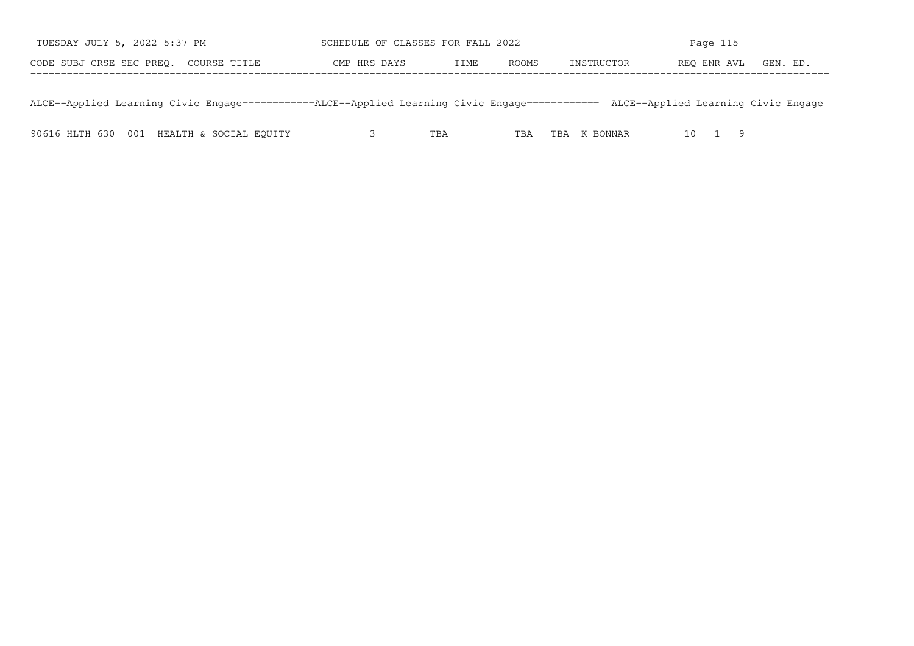| CODE | SUBJ | CRSE | SEC | PREQ. | COURSE TITLE | CMP | HRS | DAYS | TIME | ROOMS | INSTRUCTOR | REQ | ENR | AVL | GEN. ED. |
|---|---|---|---|---|---|---|---|---|---|---|---|---|---|---|---|

ALCE--Applied Learning Civic Engage============ALCE--Applied Learning Civic Engage============ ALCE--Applied Learning Civic Engage

| CODE | SUBJ | CRSE | SEC | PREQ. | COURSE TITLE | CMP | HRS | DAYS | TIME | ROOMS | INSTRUCTOR | REQ | ENR | AVL | GEN. ED. |
|---|---|---|---|---|---|---|---|---|---|---|---|---|---|---|---|
| 90616 | HLTH | 630 | 001 | | HEALTH & SOCIAL EQUITY | | 3 | | TBA | TBA | TBA K BONNAR | 10 | 1 | 9 | |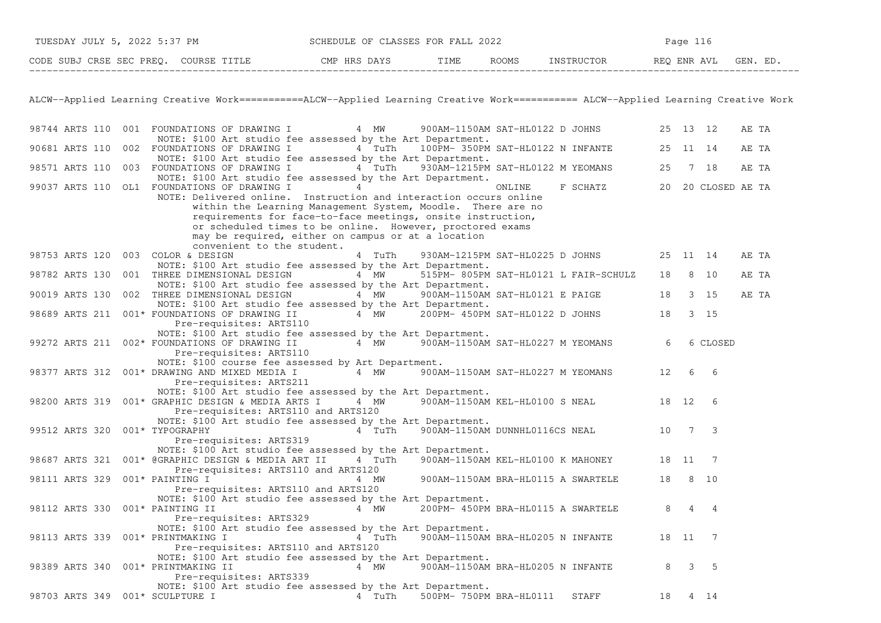| CODE | SUBJ | CRSE | SEC | PREQ. | COURSE TITLE | CMP | HRS | DAYS | TIME | ROOMS | INSTRUCTOR | REQ | ENR | AVL | GEN. ED. |
|---|---|---|---|---|---|---|---|---|---|---|---|---|---|---|---|

## ALCW--Applied Learning Creative Work

| CODE | SUBJ | CRSE | SEC | PREQ. | COURSE TITLE | CMP | HRS | DAYS | TIME | ROOMS | INSTRUCTOR | REQ | ENR | AVL | GEN. ED. |
|---|---|---|---|---|---|---|---|---|---|---|---|---|---|---|---|
| 98744 | ARTS | 110 | 001 | | FOUNDATIONS OF DRAWING I | | 4 | MW | 900AM-1150AM | SAT-HL0122 | D JOHNS | 25 | 13 | 12 | AE TA |
| | | | | | NOTE: $100 Art studio fee assessed by the Art Department. | | | | | | | | | | |
| 90681 | ARTS | 110 | 002 | | FOUNDATIONS OF DRAWING I | | 4 | TuTh | 100PM- 350PM | SAT-HL0122 | N INFANTE | 25 | 11 | 14 | AE TA |
| | | | | | NOTE: $100 Art studio fee assessed by the Art Department. | | | | | | | | | | |
| 98571 | ARTS | 110 | 003 | | FOUNDATIONS OF DRAWING I | | 4 | TuTh | 930AM-1215PM | SAT-HL0122 | M YEOMANS | 25 | 7 | 18 | AE TA |
| | | | | | NOTE: $100 Art studio fee assessed by the Art Department. | | | | | | | | | | |
| 99037 | ARTS | 110 | OL1 | | FOUNDATIONS OF DRAWING I | | 4 | | | ONLINE | F SCHATZ | 20 | 20 | CLOSED | AE TA |
| | | | | | NOTE: Delivered online. Instruction and interaction occurs online within the Learning Management System, Moodle. There are no requirements for face-to-face meetings, onsite instruction, or scheduled times to be online. However, proctored exams may be required, either on campus or at a location convenient to the student. | | | | | | | | | | |
| 98753 | ARTS | 120 | 003 | | COLOR & DESIGN | | 4 | TuTh | 930AM-1215PM | SAT-HL0225 | D JOHNS | 25 | 11 | 14 | AE TA |
| | | | | | NOTE: $100 Art studio fee assessed by the Art Department. | | | | | | | | | | |
| 98782 | ARTS | 130 | 001 | | THREE DIMENSIONAL DESIGN | | 4 | MW | 515PM- 805PM | SAT-HL0121 | L FAIR-SCHULZ | 18 | 8 | 10 | AE TA |
| | | | | | NOTE: $100 Art studio fee assessed by the Art Department. | | | | | | | | | | |
| 90019 | ARTS | 130 | 002 | | THREE DIMENSIONAL DESIGN | | 4 | MW | 900AM-1150AM | SAT-HL0121 | E PAIGE | 18 | 3 | 15 | AE TA |
| | | | | | NOTE: $100 Art studio fee assessed by the Art Department. | | | | | | | | | | |
| 98689 | ARTS | 211 | 001 | * | FOUNDATIONS OF DRAWING II | | 4 | MW | 200PM- 450PM | SAT-HL0122 | D JOHNS | 18 | 3 | 15 | |
| | | | | | Pre-requisites: ARTS110 | | | | | | | | | | |
| | | | | | NOTE: $100 Art studio fee assessed by the Art Department. | | | | | | | | | | |
| 99272 | ARTS | 211 | 002 | * | FOUNDATIONS OF DRAWING II | | 4 | MW | 900AM-1150AM | SAT-HL0227 | M YEOMANS | 6 | 6 | CLOSED | |
| | | | | | Pre-requisites: ARTS110 | | | | | | | | | | |
| | | | | | NOTE: $100 course fee assessed by Art Department. | | | | | | | | | | |
| 98377 | ARTS | 312 | 001 | * | DRAWING AND MIXED MEDIA I | | 4 | MW | 900AM-1150AM | SAT-HL0227 | M YEOMANS | 12 | 6 | 6 | |
| | | | | | Pre-requisites: ARTS211 | | | | | | | | | | |
| | | | | | NOTE: $100 Art studio fee assessed by the Art Department. | | | | | | | | | | |
| 98200 | ARTS | 319 | 001 | * | GRAPHIC DESIGN & MEDIA ARTS I | | 4 | MW | 900AM-1150AM | KEL-HL0100 | S NEAL | 18 | 12 | 6 | |
| | | | | | Pre-requisites: ARTS110 and ARTS120 | | | | | | | | | | |
| | | | | | NOTE: $100 Art studio fee assessed by the Art Department. | | | | | | | | | | |
| 99512 | ARTS | 320 | 001 | * | TYPOGRAPHY | | 4 | TuTh | 900AM-1150AM | DUNNHL0116CS | NEAL | 10 | 7 | 3 | |
| | | | | | Pre-requisites: ARTS319 | | | | | | | | | | |
| | | | | | NOTE: $100 Art studio fee assessed by the Art Department. | | | | | | | | | | |
| 98687 | ARTS | 321 | 001 | * | @GRAPHIC DESIGN & MEDIA ART II | | 4 | TuTh | 900AM-1150AM | KEL-HL0100 | K MAHONEY | 18 | 11 | 7 | |
| | | | | | Pre-requisites: ARTS110 and ARTS120 | | | | | | | | | | |
| 98111 | ARTS | 329 | 001 | * | PAINTING I | | 4 | MW | 900AM-1150AM | BRA-HL0115 | A SWARTELE | 18 | 8 | 10 | |
| | | | | | Pre-requisites: ARTS110 and ARTS120 | | | | | | | | | | |
| | | | | | NOTE: $100 Art studio fee assessed by the Art Department. | | | | | | | | | | |
| 98112 | ARTS | 330 | 001 | * | PAINTING II | | 4 | MW | 200PM- 450PM | BRA-HL0115 | A SWARTELE | 8 | 4 | 4 | |
| | | | | | Pre-requisites: ARTS329 | | | | | | | | | | |
| | | | | | NOTE: $100 Art studio fee assessed by the Art Department. | | | | | | | | | | |
| 98113 | ARTS | 339 | 001 | * | PRINTMAKING I | | 4 | TuTh | 900AM-1150AM | BRA-HL0205 | N INFANTE | 18 | 11 | 7 | |
| | | | | | Pre-requisites: ARTS110 and ARTS120 | | | | | | | | | | |
| | | | | | NOTE: $100 Art studio fee assessed by the Art Department. | | | | | | | | | | |
| 98389 | ARTS | 340 | 001 | * | PRINTMAKING II | | 4 | MW | 900AM-1150AM | BRA-HL0205 | N INFANTE | 8 | 3 | 5 | |
| | | | | | Pre-requisites: ARTS339 | | | | | | | | | | |
| | | | | | NOTE: $100 Art studio fee assessed by the Art Department. | | | | | | | | | | |
| 98703 | ARTS | 349 | 001 | * | SCULPTURE I | | 4 | TuTh | 500PM- 750PM | BRA-HL0111 | STAFF | 18 | 4 | 14 | |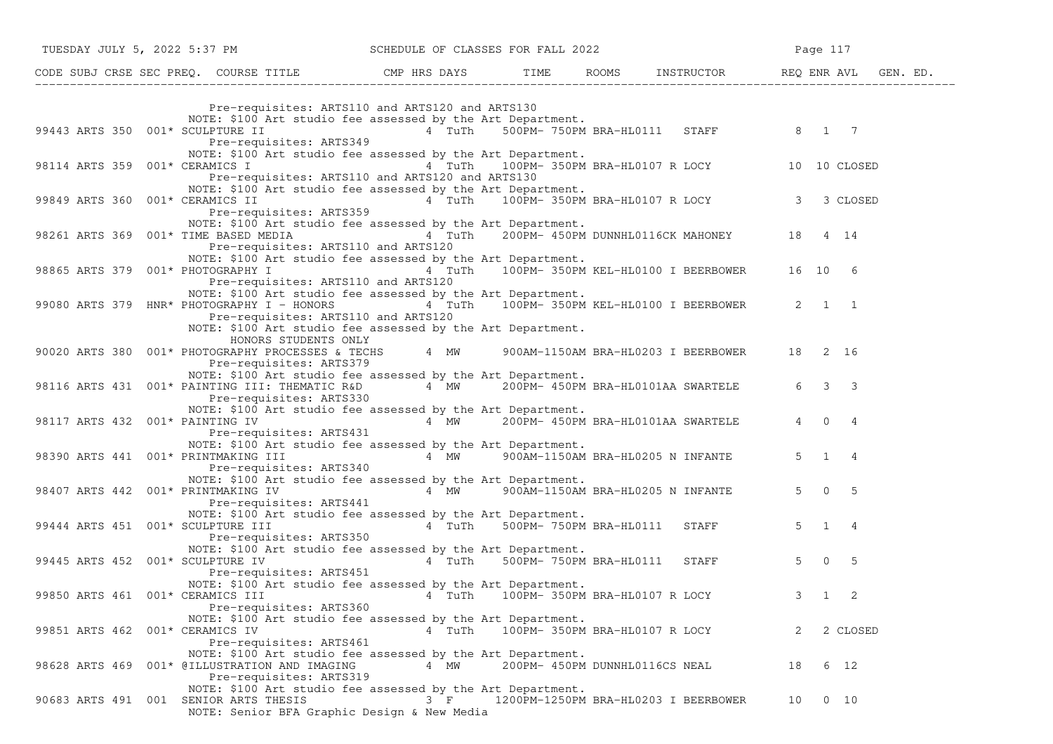| CODE | SUBJ | CRSE | SEC | PREQ. | COURSE TITLE | CMP | HRS | DAYS | TIME | ROOMS | INSTRUCTOR | REQ | ENR | AVL | GEN. ED. |
|---|---|---|---|---|---|---|---|---|---|---|---|---|---|---|---|
| | | | | | Pre-requisites: ARTS110 and ARTS120 and ARTS130 | | | | | | | | | | |
| | | | | | NOTE: $100 Art studio fee assessed by the Art Department. | | | | | | | | | | |
| 99443 | ARTS | 350 | 001* | | SCULPTURE II | | 4 | TuTh | 500PM- 750PM | BRA-HL0111 | STAFF | 8 | 1 | 7 | |
| | | | | | Pre-requisites: ARTS349 | | | | | | | | | | |
| | | | | | NOTE: $100 Art studio fee assessed by the Art Department. | | | | | | | | | | |
| 98114 | ARTS | 359 | 001* | | CERAMICS I | | 4 | TuTh | 100PM- 350PM | BRA-HL0107 | R LOCY | 10 | 10 | CLOSED | |
| | | | | | Pre-requisites: ARTS110 and ARTS120 and ARTS130 | | | | | | | | | | |
| | | | | | NOTE: $100 Art studio fee assessed by the Art Department. | | | | | | | | | | |
| 99849 | ARTS | 360 | 001* | | CERAMICS II | | 4 | TuTh | 100PM- 350PM | BRA-HL0107 | R LOCY | 3 | 3 | CLOSED | |
| | | | | | Pre-requisites: ARTS359 | | | | | | | | | | |
| | | | | | NOTE: $100 Art studio fee assessed by the Art Department. | | | | | | | | | | |
| 98261 | ARTS | 369 | 001* | | TIME BASED MEDIA | | 4 | TuTh | 200PM- 450PM | DUNNHL0116CK | MAHONEY | 18 | 4 | 14 | |
| | | | | | Pre-requisites: ARTS110 and ARTS120 | | | | | | | | | | |
| | | | | | NOTE: $100 Art studio fee assessed by the Art Department. | | | | | | | | | | |
| 98865 | ARTS | 379 | 001* | | PHOTOGRAPHY I | | 4 | TuTh | 100PM- 350PM | KEL-HL0100 | I BEERBOWER | 16 | 10 | 6 | |
| | | | | | Pre-requisites: ARTS110 and ARTS120 | | | | | | | | | | |
| | | | | | NOTE: $100 Art studio fee assessed by the Art Department. | | | | | | | | | | |
| 99080 | ARTS | 379 | HNR* | | PHOTOGRAPHY I - HONORS | | 4 | TuTh | 100PM- 350PM | KEL-HL0100 | I BEERBOWER | 2 | 1 | 1 | |
| | | | | | Pre-requisites: ARTS110 and ARTS120 | | | | | | | | | | |
| | | | | | NOTE: $100 Art studio fee assessed by the Art Department. | | | | | | | | | | |
| | | | | | HONORS STUDENTS ONLY | | | | | | | | | | |
| 90020 | ARTS | 380 | 001* | | PHOTOGRAPHY PROCESSES & TECHS | | 4 | MW | 900AM-1150AM | BRA-HL0203 | I BEERBOWER | 18 | 2 | 16 | |
| | | | | | Pre-requisites: ARTS379 | | | | | | | | | | |
| | | | | | NOTE: $100 Art studio fee assessed by the Art Department. | | | | | | | | | | |
| 98116 | ARTS | 431 | 001* | | PAINTING III: THEMATIC R&D | | 4 | MW | 200PM- 450PM | BRA-HL0101AA | SWARTELE | 6 | 3 | 3 | |
| | | | | | Pre-requisites: ARTS330 | | | | | | | | | | |
| | | | | | NOTE: $100 Art studio fee assessed by the Art Department. | | | | | | | | | | |
| 98117 | ARTS | 432 | 001* | | PAINTING IV | | 4 | MW | 200PM- 450PM | BRA-HL0101AA | SWARTELE | 4 | 0 | 4 | |
| | | | | | Pre-requisites: ARTS431 | | | | | | | | | | |
| | | | | | NOTE: $100 Art studio fee assessed by the Art Department. | | | | | | | | | | |
| 98390 | ARTS | 441 | 001* | | PRINTMAKING III | | 4 | MW | 900AM-1150AM | BRA-HL0205 | N INFANTE | 5 | 1 | 4 | |
| | | | | | Pre-requisites: ARTS340 | | | | | | | | | | |
| | | | | | NOTE: $100 Art studio fee assessed by the Art Department. | | | | | | | | | | |
| 98407 | ARTS | 442 | 001* | | PRINTMAKING IV | | 4 | MW | 900AM-1150AM | BRA-HL0205 | N INFANTE | 5 | 0 | 5 | |
| | | | | | Pre-requisites: ARTS441 | | | | | | | | | | |
| | | | | | NOTE: $100 Art studio fee assessed by the Art Department. | | | | | | | | | | |
| 99444 | ARTS | 451 | 001* | | SCULPTURE III | | 4 | TuTh | 500PM- 750PM | BRA-HL0111 | STAFF | 5 | 1 | 4 | |
| | | | | | Pre-requisites: ARTS350 | | | | | | | | | | |
| | | | | | NOTE: $100 Art studio fee assessed by the Art Department. | | | | | | | | | | |
| 99445 | ARTS | 452 | 001* | | SCULPTURE IV | | 4 | TuTh | 500PM- 750PM | BRA-HL0111 | STAFF | 5 | 0 | 5 | |
| | | | | | Pre-requisites: ARTS451 | | | | | | | | | | |
| | | | | | NOTE: $100 Art studio fee assessed by the Art Department. | | | | | | | | | | |
| 99850 | ARTS | 461 | 001* | | CERAMICS III | | 4 | TuTh | 100PM- 350PM | BRA-HL0107 | R LOCY | 3 | 1 | 2 | |
| | | | | | Pre-requisites: ARTS360 | | | | | | | | | | |
| | | | | | NOTE: $100 Art studio fee assessed by the Art Department. | | | | | | | | | | |
| 99851 | ARTS | 462 | 001* | | CERAMICS IV | | 4 | TuTh | 100PM- 350PM | BRA-HL0107 | R LOCY | 2 | 2 | CLOSED | |
| | | | | | Pre-requisites: ARTS461 | | | | | | | | | | |
| | | | | | NOTE: $100 Art studio fee assessed by the Art Department. | | | | | | | | | | |
| 98628 | ARTS | 469 | 001* | | @ILLUSTRATION AND IMAGING | | 4 | MW | 200PM- 450PM | DUNNHL0116CS | NEAL | 18 | 6 | 12 | |
| | | | | | Pre-requisites: ARTS319 | | | | | | | | | | |
| | | | | | NOTE: $100 Art studio fee assessed by the Art Department. | | | | | | | | | | |
| 90683 | ARTS | 491 | 001 | | SENIOR ARTS THESIS | | 3 | F | 1200PM-1250PM | BRA-HL0203 | I BEERBOWER | 10 | 0 | 10 | |
| | | | | | NOTE: Senior BFA Graphic Design & New Media | | | | | | | | | | |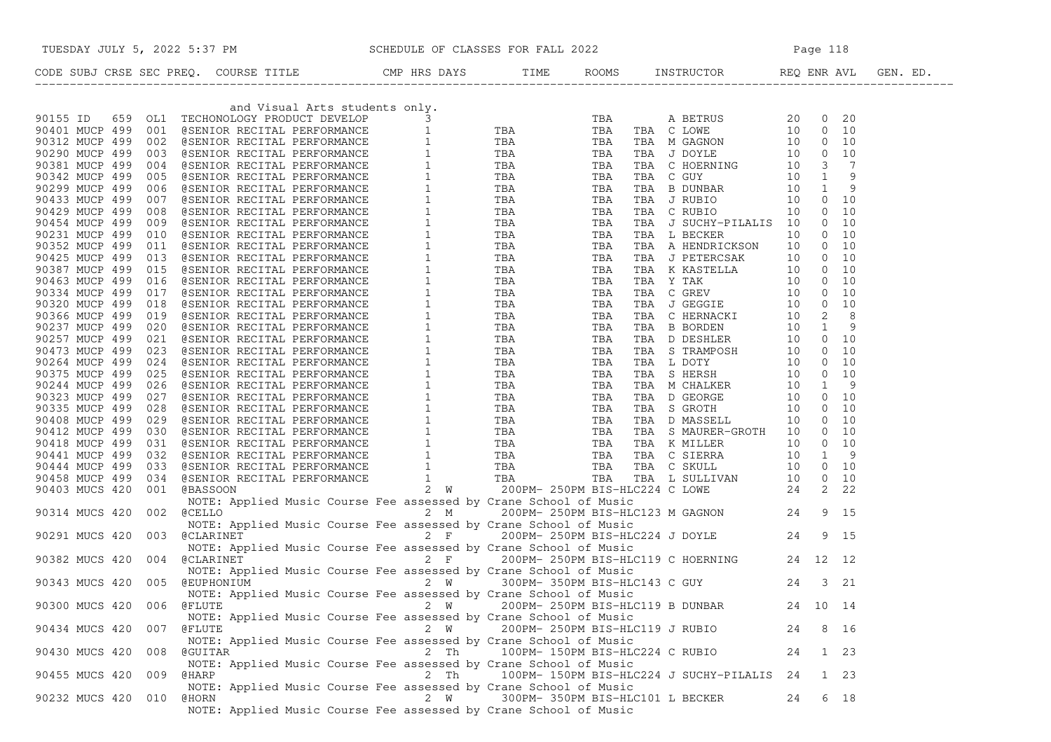| CODE | SUBJ | CRSE | SEC | PREQ. | COURSE TITLE | CMP | HRS | DAYS | TIME | ROOMS | INSTRUCTOR | REQ | ENR | AVL | GEN. ED. |
|---|---|---|---|---|---|---|---|---|---|---|---|---|---|---|---|
| | | | | | and Visual Arts students only. | | | | | | | | | | |
| 90155 | ID | 659 | OL1 | | TECHONOLOGY PRODUCT DEVELOP | | 3 | | | TBA | A BETRUS | 20 | 0 | 20 | |
| 90401 | MUCP | 499 | 001 | @ | SENIOR RECITAL PERFORMANCE | | 1 | TBA | TBA | TBA | C LOWE | 10 | 0 | 10 | |
| 90312 | MUCP | 499 | 002 | @ | SENIOR RECITAL PERFORMANCE | | 1 | TBA | TBA | TBA | M GAGNON | 10 | 0 | 10 | |
| 90290 | MUCP | 499 | 003 | @ | SENIOR RECITAL PERFORMANCE | | 1 | TBA | TBA | TBA | J DOYLE | 10 | 0 | 10 | |
| 90381 | MUCP | 499 | 004 | @ | SENIOR RECITAL PERFORMANCE | | 1 | TBA | TBA | TBA | C HOERNING | 10 | 3 | 7 | |
| 90342 | MUCP | 499 | 005 | @ | SENIOR RECITAL PERFORMANCE | | 1 | TBA | TBA | TBA | C GUY | 10 | 1 | 9 | |
| 90299 | MUCP | 499 | 006 | @ | SENIOR RECITAL PERFORMANCE | | 1 | TBA | TBA | TBA | B DUNBAR | 10 | 1 | 9 | |
| 90433 | MUCP | 499 | 007 | @ | SENIOR RECITAL PERFORMANCE | | 1 | TBA | TBA | TBA | J RUBIO | 10 | 0 | 10 | |
| 90429 | MUCP | 499 | 008 | @ | SENIOR RECITAL PERFORMANCE | | 1 | TBA | TBA | TBA | C RUBIO | 10 | 0 | 10 | |
| 90454 | MUCP | 499 | 009 | @ | SENIOR RECITAL PERFORMANCE | | 1 | TBA | TBA | TBA | J SUCHY-PILALIS | 10 | 0 | 10 | |
| 90231 | MUCP | 499 | 010 | @ | SENIOR RECITAL PERFORMANCE | | 1 | TBA | TBA | TBA | L BECKER | 10 | 0 | 10 | |
| 90352 | MUCP | 499 | 011 | @ | SENIOR RECITAL PERFORMANCE | | 1 | TBA | TBA | TBA | A HENDRICKSON | 10 | 0 | 10 | |
| 90425 | MUCP | 499 | 013 | @ | SENIOR RECITAL PERFORMANCE | | 1 | TBA | TBA | TBA | J PETERCSAK | 10 | 0 | 10 | |
| 90387 | MUCP | 499 | 015 | @ | SENIOR RECITAL PERFORMANCE | | 1 | TBA | TBA | TBA | K KASTELLA | 10 | 0 | 10 | |
| 90463 | MUCP | 499 | 016 | @ | SENIOR RECITAL PERFORMANCE | | 1 | TBA | TBA | TBA | Y TAK | 10 | 0 | 10 | |
| 90334 | MUCP | 499 | 017 | @ | SENIOR RECITAL PERFORMANCE | | 1 | TBA | TBA | TBA | C GREV | 10 | 0 | 10 | |
| 90320 | MUCP | 499 | 018 | @ | SENIOR RECITAL PERFORMANCE | | 1 | TBA | TBA | TBA | J GEGGIE | 10 | 0 | 10 | |
| 90366 | MUCP | 499 | 019 | @ | SENIOR RECITAL PERFORMANCE | | 1 | TBA | TBA | TBA | C HERNACKI | 10 | 2 | 8 | |
| 90237 | MUCP | 499 | 020 | @ | SENIOR RECITAL PERFORMANCE | | 1 | TBA | TBA | TBA | B BORDEN | 10 | 1 | 9 | |
| 90257 | MUCP | 499 | 021 | @ | SENIOR RECITAL PERFORMANCE | | 1 | TBA | TBA | TBA | D DESHLER | 10 | 0 | 10 | |
| 90473 | MUCP | 499 | 023 | @ | SENIOR RECITAL PERFORMANCE | | 1 | TBA | TBA | TBA | S TRAMPOSH | 10 | 0 | 10 | |
| 90264 | MUCP | 499 | 024 | @ | SENIOR RECITAL PERFORMANCE | | 1 | TBA | TBA | TBA | L DOTY | 10 | 0 | 10 | |
| 90375 | MUCP | 499 | 025 | @ | SENIOR RECITAL PERFORMANCE | | 1 | TBA | TBA | TBA | S HERSH | 10 | 0 | 10 | |
| 90244 | MUCP | 499 | 026 | @ | SENIOR RECITAL PERFORMANCE | | 1 | TBA | TBA | TBA | M CHALKER | 10 | 1 | 9 | |
| 90323 | MUCP | 499 | 027 | @ | SENIOR RECITAL PERFORMANCE | | 1 | TBA | TBA | TBA | D GEORGE | 10 | 0 | 10 | |
| 90335 | MUCP | 499 | 028 | @ | SENIOR RECITAL PERFORMANCE | | 1 | TBA | TBA | TBA | S GROTH | 10 | 0 | 10 | |
| 90408 | MUCP | 499 | 029 | @ | SENIOR RECITAL PERFORMANCE | | 1 | TBA | TBA | TBA | D MASSELL | 10 | 0 | 10 | |
| 90412 | MUCP | 499 | 030 | @ | SENIOR RECITAL PERFORMANCE | | 1 | TBA | TBA | TBA | S MAURER-GROTH | 10 | 0 | 10 | |
| 90418 | MUCP | 499 | 031 | @ | SENIOR RECITAL PERFORMANCE | | 1 | TBA | TBA | TBA | K MILLER | 10 | 0 | 10 | |
| 90441 | MUCP | 499 | 032 | @ | SENIOR RECITAL PERFORMANCE | | 1 | TBA | TBA | TBA | C SIERRA | 10 | 1 | 9 | |
| 90444 | MUCP | 499 | 033 | @ | SENIOR RECITAL PERFORMANCE | | 1 | TBA | TBA | TBA | C SKULL | 10 | 0 | 10 | |
| 90458 | MUCP | 499 | 034 | @ | SENIOR RECITAL PERFORMANCE | | 1 | TBA | TBA | TBA | L SULLIVAN | 10 | 0 | 10 | |
| 90403 | MUCS | 420 | 001 | @ | BASSOON | | 2 | W | 200PM- 250PM | BIS-HLC224 | C LOWE | 24 | 2 | 22 | |
| | | | | | NOTE: Applied Music Course Fee assessed by Crane School of Music | | | | | | | | | | |
| 90314 | MUCS | 420 | 002 | @ | CELLO | | 2 | M | 200PM- 250PM | BIS-HLC123 | M GAGNON | 24 | 9 | 15 | |
| | | | | | NOTE: Applied Music Course Fee assessed by Crane School of Music | | | | | | | | | | |
| 90291 | MUCS | 420 | 003 | @ | CLARINET | | 2 | F | 200PM- 250PM | BIS-HLC224 | J DOYLE | 24 | 9 | 15 | |
| | | | | | NOTE: Applied Music Course Fee assessed by Crane School of Music | | | | | | | | | | |
| 90382 | MUCS | 420 | 004 | @ | CLARINET | | 2 | F | 200PM- 250PM | BIS-HLC119 | C HOERNING | 24 | 12 | 12 | |
| | | | | | NOTE: Applied Music Course Fee assessed by Crane School of Music | | | | | | | | | | |
| 90343 | MUCS | 420 | 005 | @ | EUPHONIUM | | 2 | W | 300PM- 350PM | BIS-HLC143 | C GUY | 24 | 3 | 21 | |
| | | | | | NOTE: Applied Music Course Fee assessed by Crane School of Music | | | | | | | | | | |
| 90300 | MUCS | 420 | 006 | @ | FLUTE | | 2 | W | 200PM- 250PM | BIS-HLC119 | B DUNBAR | 24 | 10 | 14 | |
| | | | | | NOTE: Applied Music Course Fee assessed by Crane School of Music | | | | | | | | | | |
| 90434 | MUCS | 420 | 007 | @ | FLUTE | | 2 | W | 200PM- 250PM | BIS-HLC119 | J RUBIO | 24 | 8 | 16 | |
| | | | | | NOTE: Applied Music Course Fee assessed by Crane School of Music | | | | | | | | | | |
| 90430 | MUCS | 420 | 008 | @ | GUITAR | | 2 | Th | 100PM- 150PM | BIS-HLC224 | C RUBIO | 24 | 1 | 23 | |
| | | | | | NOTE: Applied Music Course Fee assessed by Crane School of Music | | | | | | | | | | |
| 90455 | MUCS | 420 | 009 | @ | HARP | | 2 | Th | 100PM- 150PM | BIS-HLC224 | J SUCHY-PILALIS | 24 | 1 | 23 | |
| | | | | | NOTE: Applied Music Course Fee assessed by Crane School of Music | | | | | | | | | | |
| 90232 | MUCS | 420 | 010 | @ | HORN | | 2 | W | 300PM- 350PM | BIS-HLC101 | L BECKER | 24 | 6 | 18 | |
| | | | | | NOTE: Applied Music Course Fee assessed by Crane School of Music | | | | | | | | | | |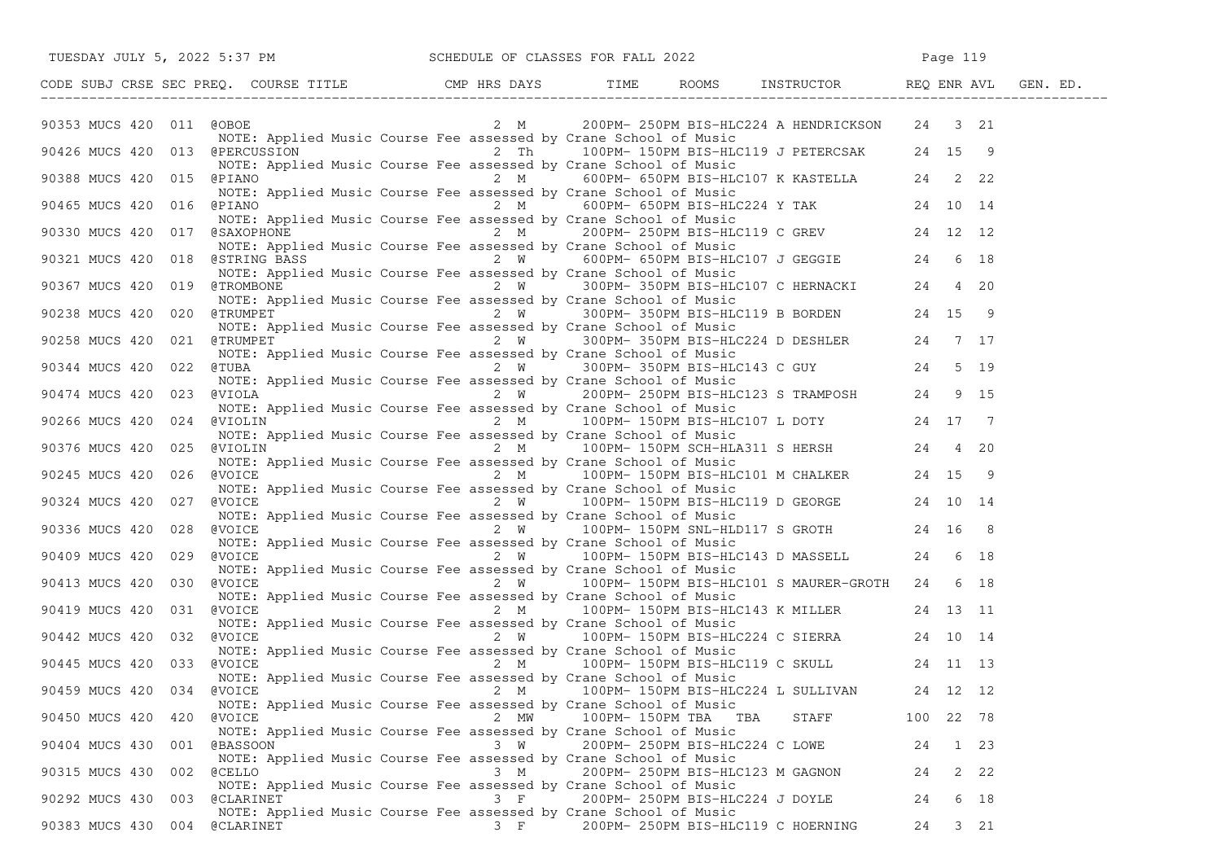| CODE | SUBJ | CRSE | SEC | PREQ. | COURSE TITLE | CMP | HRS | DAYS | TIME | ROOMS | INSTRUCTOR | REQ | ENR | AVL | GEN. ED. |
|---|---|---|---|---|---|---|---|---|---|---|---|---|---|---|---|
| 90353 | MUCS | 420 | 011 | @ | OBOE | | 2 | M | 200PM- 250PM | BIS-HLC224 | A HENDRICKSON | 24 | 3 | 21 | |
| | | | | | NOTE: Applied Music Course Fee assessed by Crane School of Music | | | | | | | | | | |
| 90426 | MUCS | 420 | 013 | @ | PERCUSSION | | 2 | Th | 100PM- 150PM | BIS-HLC119 | J PETERCSAK | 24 | 15 | 9 | |
| | | | | | NOTE: Applied Music Course Fee assessed by Crane School of Music | | | | | | | | | | |
| 90388 | MUCS | 420 | 015 | @ | PIANO | | 2 | M | 600PM- 650PM | BIS-HLC107 | K KASTELLA | 24 | 2 | 22 | |
| | | | | | NOTE: Applied Music Course Fee assessed by Crane School of Music | | | | | | | | | | |
| 90465 | MUCS | 420 | 016 | @ | PIANO | | 2 | M | 600PM- 650PM | BIS-HLC224 | Y TAK | 24 | 10 | 14 | |
| | | | | | NOTE: Applied Music Course Fee assessed by Crane School of Music | | | | | | | | | | |
| 90330 | MUCS | 420 | 017 | @ | SAXOPHONE | | 2 | M | 200PM- 250PM | BIS-HLC119 | C GREV | 24 | 12 | 12 | |
| | | | | | NOTE: Applied Music Course Fee assessed by Crane School of Music | | | | | | | | | | |
| 90321 | MUCS | 420 | 018 | @ | STRING BASS | | 2 | W | 600PM- 650PM | BIS-HLC107 | J GEGGIE | 24 | 6 | 18 | |
| | | | | | NOTE: Applied Music Course Fee assessed by Crane School of Music | | | | | | | | | | |
| 90367 | MUCS | 420 | 019 | @ | TROMBONE | | 2 | W | 300PM- 350PM | BIS-HLC107 | C HERNACKI | 24 | 4 | 20 | |
| | | | | | NOTE: Applied Music Course Fee assessed by Crane School of Music | | | | | | | | | | |
| 90238 | MUCS | 420 | 020 | @ | TRUMPET | | 2 | W | 300PM- 350PM | BIS-HLC119 | B BORDEN | 24 | 15 | 9 | |
| | | | | | NOTE: Applied Music Course Fee assessed by Crane School of Music | | | | | | | | | | |
| 90258 | MUCS | 420 | 021 | @ | TRUMPET | | 2 | W | 300PM- 350PM | BIS-HLC224 | D DESHLER | 24 | 7 | 17 | |
| | | | | | NOTE: Applied Music Course Fee assessed by Crane School of Music | | | | | | | | | | |
| 90344 | MUCS | 420 | 022 | @ | TUBA | | 2 | W | 300PM- 350PM | BIS-HLC143 | C GUY | 24 | 5 | 19 | |
| | | | | | NOTE: Applied Music Course Fee assessed by Crane School of Music | | | | | | | | | | |
| 90474 | MUCS | 420 | 023 | @ | VIOLA | | 2 | W | 200PM- 250PM | BIS-HLC123 | S TRAMPOSH | 24 | 9 | 15 | |
| | | | | | NOTE: Applied Music Course Fee assessed by Crane School of Music | | | | | | | | | | |
| 90266 | MUCS | 420 | 024 | @ | VIOLIN | | 2 | M | 100PM- 150PM | BIS-HLC107 | L DOTY | 24 | 17 | 7 | |
| | | | | | NOTE: Applied Music Course Fee assessed by Crane School of Music | | | | | | | | | | |
| 90376 | MUCS | 420 | 025 | @ | VIOLIN | | 2 | M | 100PM- 150PM | SCH-HLA311 | S HERSH | 24 | 4 | 20 | |
| | | | | | NOTE: Applied Music Course Fee assessed by Crane School of Music | | | | | | | | | | |
| 90245 | MUCS | 420 | 026 | @ | VOICE | | 2 | M | 100PM- 150PM | BIS-HLC101 | M CHALKER | 24 | 15 | 9 | |
| | | | | | NOTE: Applied Music Course Fee assessed by Crane School of Music | | | | | | | | | | |
| 90324 | MUCS | 420 | 027 | @ | VOICE | | 2 | W | 100PM- 150PM | BIS-HLC119 | D GEORGE | 24 | 10 | 14 | |
| | | | | | NOTE: Applied Music Course Fee assessed by Crane School of Music | | | | | | | | | | |
| 90336 | MUCS | 420 | 028 | @ | VOICE | | 2 | W | 100PM- 150PM | SNL-HLD117 | S GROTH | 24 | 16 | 8 | |
| | | | | | NOTE: Applied Music Course Fee assessed by Crane School of Music | | | | | | | | | | |
| 90409 | MUCS | 420 | 029 | @ | VOICE | | 2 | W | 100PM- 150PM | BIS-HLC143 | D MASSELL | 24 | 6 | 18 | |
| | | | | | NOTE: Applied Music Course Fee assessed by Crane School of Music | | | | | | | | | | |
| 90413 | MUCS | 420 | 030 | @ | VOICE | | 2 | W | 100PM- 150PM | BIS-HLC101 | S MAURER-GROTH | 24 | 6 | 18 | |
| | | | | | NOTE: Applied Music Course Fee assessed by Crane School of Music | | | | | | | | | | |
| 90419 | MUCS | 420 | 031 | @ | VOICE | | 2 | M | 100PM- 150PM | BIS-HLC143 | K MILLER | 24 | 13 | 11 | |
| | | | | | NOTE: Applied Music Course Fee assessed by Crane School of Music | | | | | | | | | | |
| 90442 | MUCS | 420 | 032 | @ | VOICE | | 2 | W | 100PM- 150PM | BIS-HLC224 | C SIERRA | 24 | 10 | 14 | |
| | | | | | NOTE: Applied Music Course Fee assessed by Crane School of Music | | | | | | | | | | |
| 90445 | MUCS | 420 | 033 | @ | VOICE | | 2 | M | 100PM- 150PM | BIS-HLC119 | C SKULL | 24 | 11 | 13 | |
| | | | | | NOTE: Applied Music Course Fee assessed by Crane School of Music | | | | | | | | | | |
| 90459 | MUCS | 420 | 034 | @ | VOICE | | 2 | M | 100PM- 150PM | BIS-HLC224 | L SULLIVAN | 24 | 12 | 12 | |
| | | | | | NOTE: Applied Music Course Fee assessed by Crane School of Music | | | | | | | | | | |
| 90450 | MUCS | 420 | 420 | @ | VOICE | | 2 | MW | 100PM- 150PM | TBA TBA | STAFF | 100 | 22 | 78 | |
| | | | | | NOTE: Applied Music Course Fee assessed by Crane School of Music | | | | | | | | | | |
| 90404 | MUCS | 430 | 001 | @ | BASSOON | | 3 | W | 200PM- 250PM | BIS-HLC224 | C LOWE | 24 | 1 | 23 | |
| | | | | | NOTE: Applied Music Course Fee assessed by Crane School of Music | | | | | | | | | | |
| 90315 | MUCS | 430 | 002 | @ | CELLO | | 3 | M | 200PM- 250PM | BIS-HLC123 | M GAGNON | 24 | 2 | 22 | |
| | | | | | NOTE: Applied Music Course Fee assessed by Crane School of Music | | | | | | | | | | |
| 90292 | MUCS | 430 | 003 | @ | CLARINET | | 3 | F | 200PM- 250PM | BIS-HLC224 | J DOYLE | 24 | 6 | 18 | |
| | | | | | NOTE: Applied Music Course Fee assessed by Crane School of Music | | | | | | | | | | |
| 90383 | MUCS | 430 | 004 | @ | CLARINET | | 3 | F | 200PM- 250PM | BIS-HLC119 | C HOERNING | 24 | 3 | 21 | |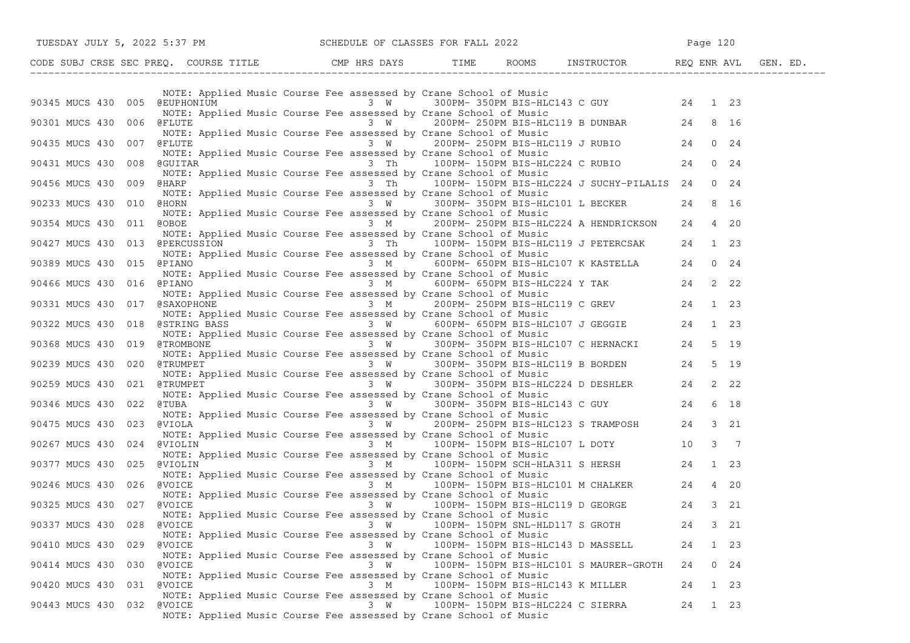| CODE | SUBJ | CRSE | SEC | PREQ. | COURSE TITLE | CMP | HRS | DAYS | TIME | ROOMS | INSTRUCTOR | REQ | ENR | AVL | GEN. ED. |
|---|---|---|---|---|---|---|---|---|---|---|---|---|---|---|---|
| | | | | | NOTE: Applied Music Course Fee assessed by Crane School of Music | | | | | | | | | | |
| 90345 | MUCS | 430 | 005 | | @EUPHONIUM | | 3 | W | 300PM- 350PM | BIS-HLC143 | C GUY | 24 | 1 | 23 | |
| | | | | | NOTE: Applied Music Course Fee assessed by Crane School of Music | | | | | | | | | | |
| 90301 | MUCS | 430 | 006 | | @FLUTE | | 3 | W | 200PM- 250PM | BIS-HLC119 | B DUNBAR | 24 | 8 | 16 | |
| | | | | | NOTE: Applied Music Course Fee assessed by Crane School of Music | | | | | | | | | | |
| 90435 | MUCS | 430 | 007 | | @FLUTE | | 3 | W | 200PM- 250PM | BIS-HLC119 | J RUBIO | 24 | 0 | 24 | |
| | | | | | NOTE: Applied Music Course Fee assessed by Crane School of Music | | | | | | | | | | |
| 90431 | MUCS | 430 | 008 | | @GUITAR | | 3 | Th | 100PM- 150PM | BIS-HLC224 | C RUBIO | 24 | 0 | 24 | |
| | | | | | NOTE: Applied Music Course Fee assessed by Crane School of Music | | | | | | | | | | |
| 90456 | MUCS | 430 | 009 | | @HARP | | 3 | Th | 100PM- 150PM | BIS-HLC224 | J SUCHY-PILALIS | 24 | 0 | 24 | |
| | | | | | NOTE: Applied Music Course Fee assessed by Crane School of Music | | | | | | | | | | |
| 90233 | MUCS | 430 | 010 | | @HORN | | 3 | W | 300PM- 350PM | BIS-HLC101 | L BECKER | 24 | 8 | 16 | |
| | | | | | NOTE: Applied Music Course Fee assessed by Crane School of Music | | | | | | | | | | |
| 90354 | MUCS | 430 | 011 | | @OBOE | | 3 | M | 200PM- 250PM | BIS-HLC224 | A HENDRICKSON | 24 | 4 | 20 | |
| | | | | | NOTE: Applied Music Course Fee assessed by Crane School of Music | | | | | | | | | | |
| 90427 | MUCS | 430 | 013 | | @PERCUSSION | | 3 | Th | 100PM- 150PM | BIS-HLC119 | J PETERCSAK | 24 | 1 | 23 | |
| | | | | | NOTE: Applied Music Course Fee assessed by Crane School of Music | | | | | | | | | | |
| 90389 | MUCS | 430 | 015 | | @PIANO | | 3 | M | 600PM- 650PM | BIS-HLC107 | K KASTELLA | 24 | 0 | 24 | |
| | | | | | NOTE: Applied Music Course Fee assessed by Crane School of Music | | | | | | | | | | |
| 90466 | MUCS | 430 | 016 | | @PIANO | | 3 | M | 600PM- 650PM | BIS-HLC224 | Y TAK | 24 | 2 | 22 | |
| | | | | | NOTE: Applied Music Course Fee assessed by Crane School of Music | | | | | | | | | | |
| 90331 | MUCS | 430 | 017 | | @SAXOPHONE | | 3 | M | 200PM- 250PM | BIS-HLC119 | C GREV | 24 | 1 | 23 | |
| | | | | | NOTE: Applied Music Course Fee assessed by Crane School of Music | | | | | | | | | | |
| 90322 | MUCS | 430 | 018 | | @STRING BASS | | 3 | W | 600PM- 650PM | BIS-HLC107 | J GEGGIE | 24 | 1 | 23 | |
| | | | | | NOTE: Applied Music Course Fee assessed by Crane School of Music | | | | | | | | | | |
| 90368 | MUCS | 430 | 019 | | @TROMBONE | | 3 | W | 300PM- 350PM | BIS-HLC107 | C HERNACKI | 24 | 5 | 19 | |
| | | | | | NOTE: Applied Music Course Fee assessed by Crane School of Music | | | | | | | | | | |
| 90239 | MUCS | 430 | 020 | | @TRUMPET | | 3 | W | 300PM- 350PM | BIS-HLC119 | B BORDEN | 24 | 5 | 19 | |
| | | | | | NOTE: Applied Music Course Fee assessed by Crane School of Music | | | | | | | | | | |
| 90259 | MUCS | 430 | 021 | | @TRUMPET | | 3 | W | 300PM- 350PM | BIS-HLC224 | D DESHLER | 24 | 2 | 22 | |
| | | | | | NOTE: Applied Music Course Fee assessed by Crane School of Music | | | | | | | | | | |
| 90346 | MUCS | 430 | 022 | | @TUBA | | 3 | W | 300PM- 350PM | BIS-HLC143 | C GUY | 24 | 6 | 18 | |
| | | | | | NOTE: Applied Music Course Fee assessed by Crane School of Music | | | | | | | | | | |
| 90475 | MUCS | 430 | 023 | | @VIOLA | | 3 | W | 200PM- 250PM | BIS-HLC123 | S TRAMPOSH | 24 | 3 | 21 | |
| | | | | | NOTE: Applied Music Course Fee assessed by Crane School of Music | | | | | | | | | | |
| 90267 | MUCS | 430 | 024 | | @VIOLIN | | 3 | M | 100PM- 150PM | BIS-HLC107 | L DOTY | 10 | 3 | 7 | |
| | | | | | NOTE: Applied Music Course Fee assessed by Crane School of Music | | | | | | | | | | |
| 90377 | MUCS | 430 | 025 | | @VIOLIN | | 3 | M | 100PM- 150PM | SCH-HLA311 | S HERSH | 24 | 1 | 23 | |
| | | | | | NOTE: Applied Music Course Fee assessed by Crane School of Music | | | | | | | | | | |
| 90246 | MUCS | 430 | 026 | | @VOICE | | 3 | M | 100PM- 150PM | BIS-HLC101 | M CHALKER | 24 | 4 | 20 | |
| | | | | | NOTE: Applied Music Course Fee assessed by Crane School of Music | | | | | | | | | | |
| 90325 | MUCS | 430 | 027 | | @VOICE | | 3 | W | 100PM- 150PM | BIS-HLC119 | D GEORGE | 24 | 3 | 21 | |
| | | | | | NOTE: Applied Music Course Fee assessed by Crane School of Music | | | | | | | | | | |
| 90337 | MUCS | 430 | 028 | | @VOICE | | 3 | W | 100PM- 150PM | SNL-HLD117 | S GROTH | 24 | 3 | 21 | |
| | | | | | NOTE: Applied Music Course Fee assessed by Crane School of Music | | | | | | | | | | |
| 90410 | MUCS | 430 | 029 | | @VOICE | | 3 | W | 100PM- 150PM | BIS-HLC143 | D MASSELL | 24 | 1 | 23 | |
| | | | | | NOTE: Applied Music Course Fee assessed by Crane School of Music | | | | | | | | | | |
| 90414 | MUCS | 430 | 030 | | @VOICE | | 3 | W | 100PM- 150PM | BIS-HLC101 | S MAURER-GROTH | 24 | 0 | 24 | |
| | | | | | NOTE: Applied Music Course Fee assessed by Crane School of Music | | | | | | | | | | |
| 90420 | MUCS | 430 | 031 | | @VOICE | | 3 | M | 100PM- 150PM | BIS-HLC143 | K MILLER | 24 | 1 | 23 | |
| | | | | | NOTE: Applied Music Course Fee assessed by Crane School of Music | | | | | | | | | | |
| 90443 | MUCS | 430 | 032 | | @VOICE | | 3 | W | 100PM- 150PM | BIS-HLC224 | C SIERRA | 24 | 1 | 23 | |
| | | | | | NOTE: Applied Music Course Fee assessed by Crane School of Music | | | | | | | | | | |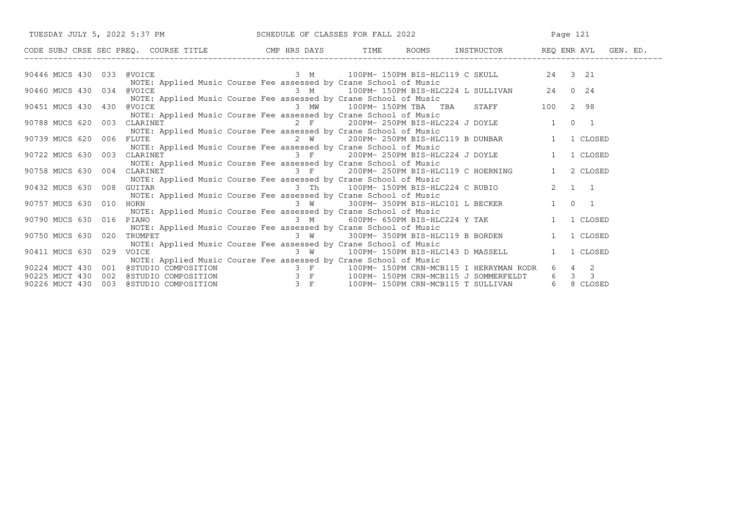| CODE | SUBJ | CRSE | SEC | PREQ. | COURSE TITLE | CMP | HRS | DAYS | TIME | ROOMS | INSTRUCTOR | REQ | ENR | AVL | GEN. ED. |
|---|---|---|---|---|---|---|---|---|---|---|---|---|---|---|---|
| 90446 | MUCS | 430 | 033 | @ | VOICE | | 3 | M | 100PM- 150PM | BIS-HLC119 | C SKULL | 24 | 3 | 21 | |
| | | | | | NOTE: Applied Music Course Fee assessed by Crane School of Music | | | | | | | | | | |
| 90460 | MUCS | 430 | 034 | @ | VOICE | | 3 | M | 100PM- 150PM | BIS-HLC224 | L SULLIVAN | 24 | 0 | 24 | |
| | | | | | NOTE: Applied Music Course Fee assessed by Crane School of Music | | | | | | | | | | |
| 90451 | MUCS | 430 | 430 | @ | VOICE | | 3 | MW | 100PM- 150PM | TBA TBA | STAFF | 100 | 2 | 98 | |
| | | | | | NOTE: Applied Music Course Fee assessed by Crane School of Music | | | | | | | | | | |
| 90788 | MUCS | 620 | 003 | | CLARINET | | 2 | F | 200PM- 250PM | BIS-HLC224 | J DOYLE | 1 | 0 | 1 | |
| | | | | | NOTE: Applied Music Course Fee assessed by Crane School of Music | | | | | | | | | | |
| 90739 | MUCS | 620 | 006 | | FLUTE | | 2 | W | 200PM- 250PM | BIS-HLC119 | B DUNBAR | 1 | 1 | CLOSED | |
| | | | | | NOTE: Applied Music Course Fee assessed by Crane School of Music | | | | | | | | | | |
| 90722 | MUCS | 630 | 003 | | CLARINET | | 3 | F | 200PM- 250PM | BIS-HLC224 | J DOYLE | 1 | 1 | CLOSED | |
| | | | | | NOTE: Applied Music Course Fee assessed by Crane School of Music | | | | | | | | | | |
| 90758 | MUCS | 630 | 004 | | CLARINET | | 3 | F | 200PM- 250PM | BIS-HLC119 | C HOERNING | 1 | 2 | CLOSED | |
| | | | | | NOTE: Applied Music Course Fee assessed by Crane School of Music | | | | | | | | | | |
| 90432 | MUCS | 630 | 008 | | GUITAR | | 3 | Th | 100PM- 150PM | BIS-HLC224 | C RUBIO | 2 | 1 | 1 | |
| | | | | | NOTE: Applied Music Course Fee assessed by Crane School of Music | | | | | | | | | | |
| 90757 | MUCS | 630 | 010 | | HORN | | 3 | W | 300PM- 350PM | BIS-HLC101 | L BECKER | 1 | 0 | 1 | |
| | | | | | NOTE: Applied Music Course Fee assessed by Crane School of Music | | | | | | | | | | |
| 90790 | MUCS | 630 | 016 | | PIANO | | 3 | M | 600PM- 650PM | BIS-HLC224 | Y TAK | 1 | 1 | CLOSED | |
| | | | | | NOTE: Applied Music Course Fee assessed by Crane School of Music | | | | | | | | | | |
| 90750 | MUCS | 630 | 020 | | TRUMPET | | 3 | W | 300PM- 350PM | BIS-HLC119 | B BORDEN | 1 | 1 | CLOSED | |
| | | | | | NOTE: Applied Music Course Fee assessed by Crane School of Music | | | | | | | | | | |
| 90411 | MUCS | 630 | 029 | | VOICE | | 3 | W | 100PM- 150PM | BIS-HLC143 | D MASSELL | 1 | 1 | CLOSED | |
| | | | | | NOTE: Applied Music Course Fee assessed by Crane School of Music | | | | | | | | | | |
| 90224 | MUCT | 430 | 001 | @ | STUDIO COMPOSITION | | 3 | F | 100PM- 150PM | CRN-MCB115 | I HERRYMAN RODR | 6 | 4 | 2 | |
| 90225 | MUCT | 430 | 002 | @ | STUDIO COMPOSITION | | 3 | F | 100PM- 150PM | CRN-MCB115 | J SOMMERFELDT | 6 | 3 | 3 | |
| 90226 | MUCT | 430 | 003 | @ | STUDIO COMPOSITION | | 3 | F | 100PM- 150PM | CRN-MCB115 | T SULLIVAN | 6 | 8 | CLOSED | |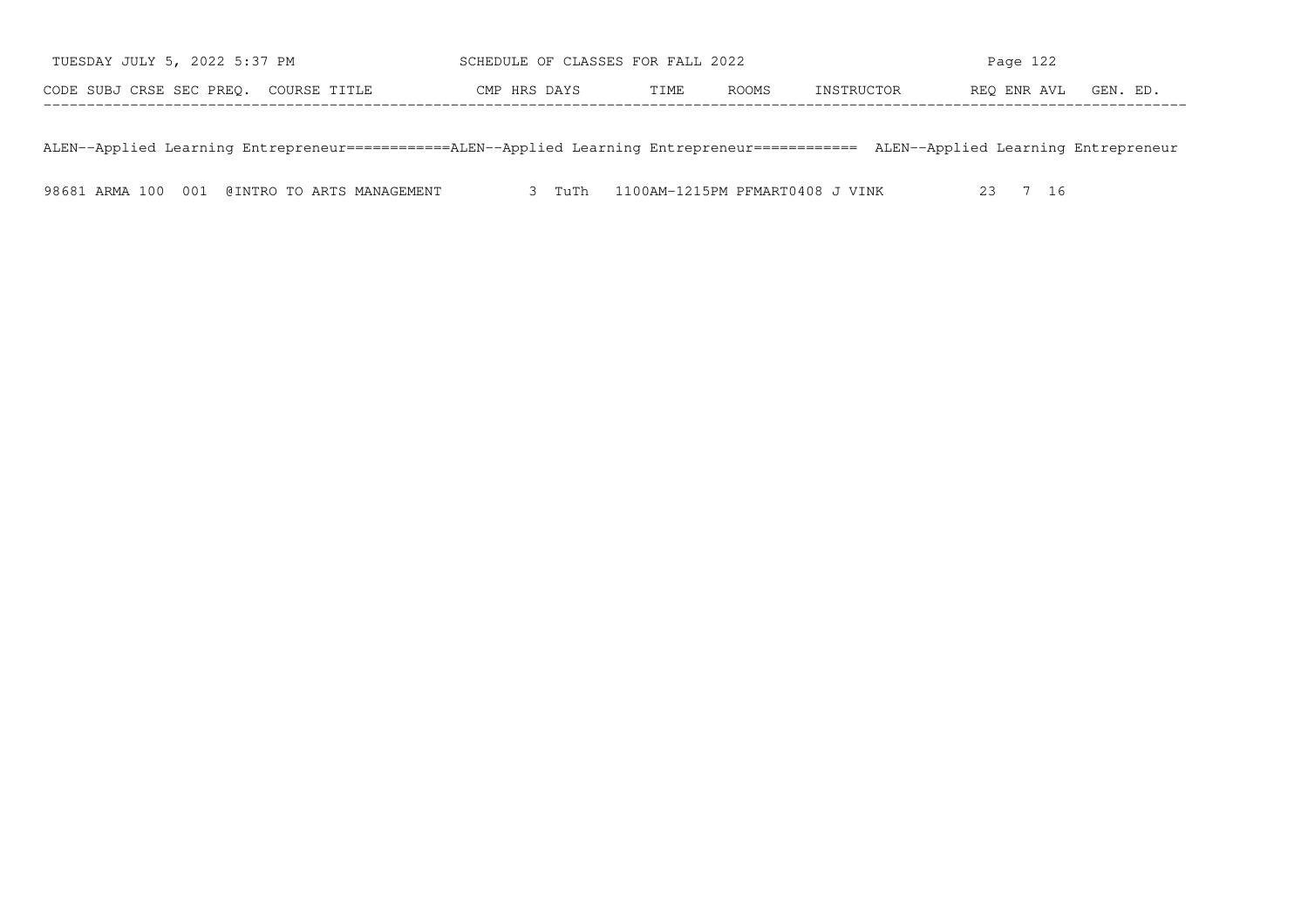| CODE | SUBJ | CRSE | SEC | PREQ. | COURSE TITLE | CMP | HRS | DAYS | TIME | ROOMS | INSTRUCTOR | REQ | ENR | AVL | GEN. ED. |
|---|---|---|---|---|---|---|---|---|---|---|---|---|---|---|---|

ALEN--Applied Learning Entrepreneur============ALEN--Applied Learning Entrepreneur============ ALEN--Applied Learning Entrepreneur

| CODE | SUBJ | CRSE | SEC | PREQ. | COURSE TITLE | CMP | HRS | DAYS | TIME | ROOMS | INSTRUCTOR | REQ | ENR | AVL | GEN. ED. |
|---|---|---|---|---|---|---|---|---|---|---|---|---|---|---|---|
| 98681 | ARMA | 100 | 001 | @ | INTRO TO ARTS MANAGEMENT | | 3 | TuTh | 1100AM-1215PM | PFMART0408 | J VINK | 23 | 7 | 16 | |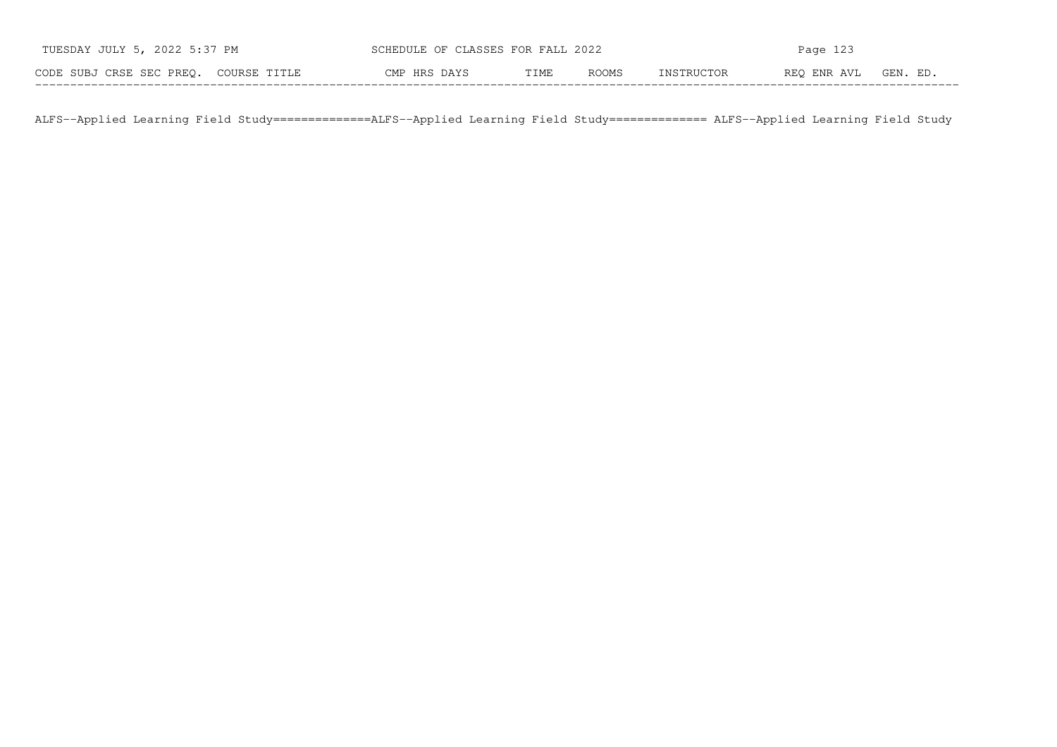| CODE | SUBJ | CRSE | SEC | PREQ. | COURSE TITLE | CMP | HRS | DAYS | TIME | ROOMS | INSTRUCTOR | REQ | ENR | AVL | GEN. ED. |
|---|---|---|---|---|---|---|---|---|---|---|---|---|---|---|---|

ALFS--Applied Learning Field Study==============ALFS--Applied Learning Field Study============== ALFS--Applied Learning Field Study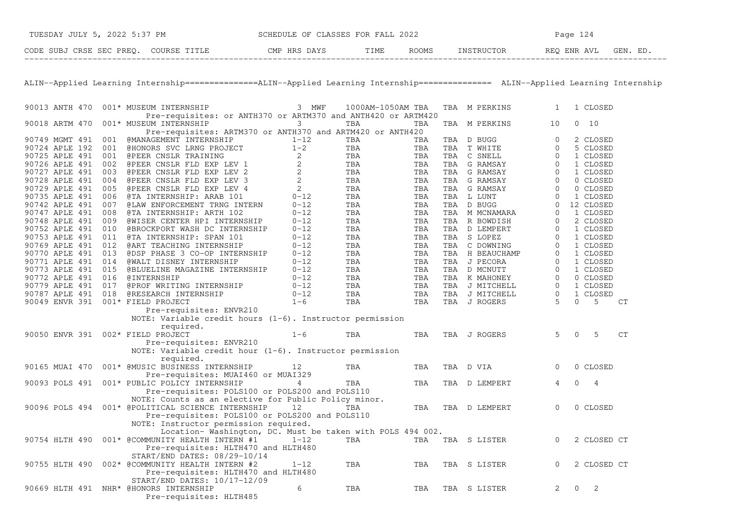## ALIN--Applied Learning Internship

| CODE | SUBJ | CRSE | SEC | PREQ. | COURSE TITLE | CMP | HRS | DAYS | TIME | ROOMS | INSTRUCTOR | REQ | ENR | AVL | GEN. ED. |
|---|---|---|---|---|---|---|---|---|---|---|---|---|---|---|---|
| 90013 | ANTH | 470 | 001 | * | MUSEUM INTERNSHIP | | 3 | MWF | 1000AM-1050AM | TBA TBA | M PERKINS | 1 | 1 | CLOSED | |
| | | | | | Pre-requisites: or ANTH370 or ARTM370 and ANTH420 or ARTM420 | | | | | | | | | | |
| 90018 | ARTM | 470 | 001 | * | MUSEUM INTERNSHIP | | 3 | | TBA | TBA TBA | M PERKINS | 10 | 0 | 10 | |
| | | | | | Pre-requisites: ARTM370 or ANTH370 and ARTM420 or ANTH420 | | | | | | | | | | |
| 90749 | MGMT | 491 | 001 | | @MANAGEMENT INTERNSHIP | | 1-12 | | TBA | TBA TBA | D BUGG | 0 | 2 | CLOSED | |
| 90724 | APLE | 192 | 001 | | @HONORS SVC LRNG PROJECT | | 1-2 | | TBA | TBA TBA | T WHITE | 0 | 5 | CLOSED | |
| 90725 | APLE | 491 | 001 | | @PEER CNSLR TRAINING | | 2 | | TBA | TBA TBA | C SNELL | 0 | 1 | CLOSED | |
| 90726 | APLE | 491 | 002 | | @PEER CNSLR FLD EXP LEV 1 | | 2 | | TBA | TBA TBA | G RAMSAY | 0 | 1 | CLOSED | |
| 90727 | APLE | 491 | 003 | | @PEER CNSLR FLD EXP LEV 2 | | 2 | | TBA | TBA TBA | G RAMSAY | 0 | 1 | CLOSED | |
| 90728 | APLE | 491 | 004 | | @PEER CNSLR FLD EXP LEV 3 | | 2 | | TBA | TBA TBA | G RAMSAY | 0 | 0 | CLOSED | |
| 90729 | APLE | 491 | 005 | | @PEER CNSLR FLD EXP LEV 4 | | 2 | | TBA | TBA TBA | G RAMSAY | 0 | 0 | CLOSED | |
| 90735 | APLE | 491 | 006 | | @TA INTERNSHIP: ARAB 101 | | 0-12 | | TBA | TBA TBA | L LUNT | 0 | 1 | CLOSED | |
| 90742 | APLE | 491 | 007 | | @LAW ENFORCEMENT TRNG INTERN | | 0-12 | | TBA | TBA TBA | D BUGG | 0 | 12 | CLOSED | |
| 90747 | APLE | 491 | 008 | | @TA INTERNSHIP: ARTH 102 | | 0-12 | | TBA | TBA TBA | M MCNAMARA | 0 | 1 | CLOSED | |
| 90748 | APLE | 491 | 009 | | @WISER CENTER HPI INTERNSHIP | | 0-12 | | TBA | TBA TBA | R BOWDISH | 0 | 2 | CLOSED | |
| 90752 | APLE | 491 | 010 | | @BROCKPORT WASH DC INTERNSHIP | | 0-12 | | TBA | TBA TBA | D LEMPERT | 0 | 1 | CLOSED | |
| 90753 | APLE | 491 | 011 | | @TA INTERNSHIP: SPAN 101 | | 0-12 | | TBA | TBA TBA | S LOPEZ | 0 | 1 | CLOSED | |
| 90769 | APLE | 491 | 012 | | @ART TEACHING INTERNSHIP | | 0-12 | | TBA | TBA TBA | C DOWNING | 0 | 1 | CLOSED | |
| 90770 | APLE | 491 | 013 | | @DSP PHASE 3 CO-OP INTERNSHIP | | 0-12 | | TBA | TBA TBA | H BEAUCHAMP | 0 | 1 | CLOSED | |
| 90771 | APLE | 491 | 014 | | @WALT DISNEY INTERNSHIP | | 0-12 | | TBA | TBA TBA | J PECORA | 0 | 1 | CLOSED | |
| 90773 | APLE | 491 | 015 | | @BLUELINE MAGAZINE INTERNSHIP | | 0-12 | | TBA | TBA TBA | D MCNUTT | 0 | 1 | CLOSED | |
| 90772 | APLE | 491 | 016 | | @INTERNSHIP | | 0-12 | | TBA | TBA TBA | K MAHONEY | 0 | 0 | CLOSED | |
| 90779 | APLE | 491 | 017 | | @PROF WRITING INTERNSHIP | | 0-12 | | TBA | TBA TBA | J MITCHELL | 0 | 1 | CLOSED | |
| 90787 | APLE | 491 | 018 | | @RESEARCH INTERNSHIP | | 0-12 | | TBA | TBA TBA | J MITCHELL | 0 | 1 | CLOSED | |
| 90049 | ENVR | 391 | 001 | * | FIELD PROJECT | | 1-6 | | TBA | TBA TBA | J ROGERS | 5 | 0 | 5 | CT |
| | | | | | Pre-requisites: ENVR210 | | | | | | | | | | |
| | | | | | NOTE: Variable credit hours (1-6). Instructor permission required. | | | | | | | | | | |
| 90050 | ENVR | 391 | 002 | * | FIELD PROJECT | | 1-6 | | TBA | TBA TBA | J ROGERS | 5 | 0 | 5 | CT |
| | | | | | Pre-requisites: ENVR210 | | | | | | | | | | |
| | | | | | NOTE: Variable credit hour (1-6). Instructor permission required. | | | | | | | | | | |
| 90165 | MUAI | 470 | 001 | * | @MUSIC BUSINESS INTERNSHIP | | 12 | | TBA | TBA TBA | D VIA | 0 | 0 | CLOSED | |
| | | | | | Pre-requisites: MUAI460 or MUAI329 | | | | | | | | | | |
| 90093 | POLS | 491 | 001 | * | PUBLIC POLICY INTERNSHIP | | 4 | | TBA | TBA TBA | D LEMPERT | 4 | 0 | 4 | |
| | | | | | Pre-requisites: POLS100 or POLS200 and POLS110 | | | | | | | | | | |
| | | | | | NOTE: Counts as an elective for Public Policy minor. | | | | | | | | | | |
| 90096 | POLS | 494 | 001 | * | @POLITICAL SCIENCE INTERNSHIP | | 12 | | TBA | TBA TBA | D LEMPERT | 0 | 0 | CLOSED | |
| | | | | | Pre-requisites: POLS100 or POLS200 and POLS110 | | | | | | | | | | |
| | | | | | NOTE: Instructor permission required. Location- Washington, DC. Must be taken with POLS 494 002. | | | | | | | | | | |
| 90754 | HLTH | 490 | 001 | * | @COMMUNITY HEALTH INTERN #1 | | 1-12 | | TBA | TBA TBA | S LISTER | 0 | 2 | CLOSED | CT |
| | | | | | Pre-requisites: HLTH470 and HLTH480 | | | | | | | | | | |
| | | | | | START/END DATES: 08/29-10/14 | | | | | | | | | | |
| 90755 | HLTH | 490 | 002 | * | @COMMUNITY HEALTH INTERN #2 | | 1-12 | | TBA | TBA TBA | S LISTER | 0 | 2 | CLOSED | CT |
| | | | | | Pre-requisites: HLTH470 and HLTH480 | | | | | | | | | | |
| | | | | | START/END DATES: 10/17-12/09 | | | | | | | | | | |
| 90669 | HLTH | 491 | NHR | * | @HONORS INTERNSHIP | | 6 | | TBA | TBA TBA | S LISTER | 2 | 0 | 2 | |
| | | | | | Pre-requisites: HLTH485 | | | | | | | | | | |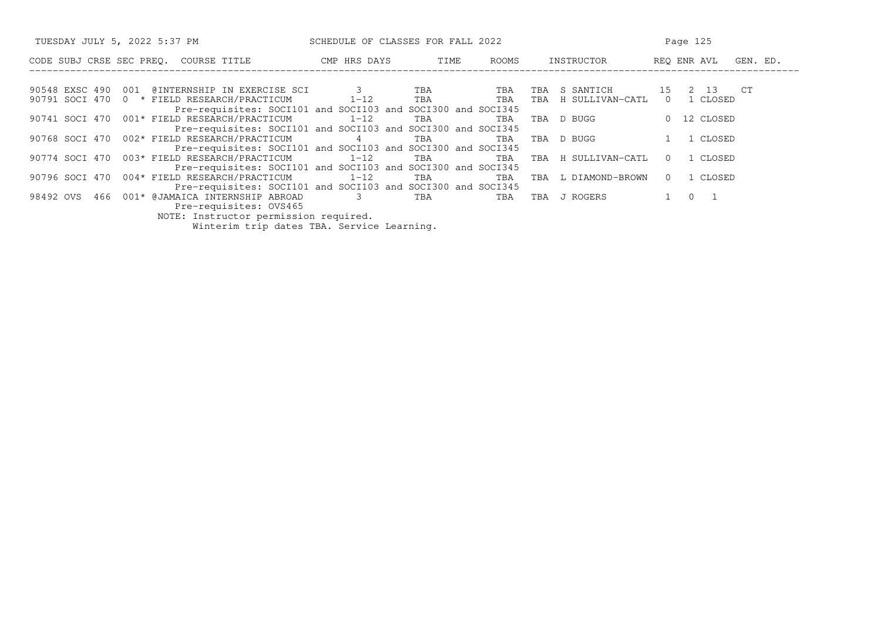| CODE | SUBJ | CRSE | SEC | PREQ. | COURSE TITLE | CMP | HRS | DAYS | TIME | ROOMS | INSTRUCTOR | REQ | ENR | AVL | GEN. ED. |
|---|---|---|---|---|---|---|---|---|---|---|---|---|---|---|---|
| 90548 | EXSC | 490 | 001 | | @INTERNSHIP IN EXERCISE SCI | | 3 | | TBA | TBA | TBA S SANTICH | 15 | 2 | 13 | CT |
| 90791 | SOCI | 470 | 0 | * | FIELD RESEARCH/PRACTICUM | | 1-12 | | TBA | TBA | TBA H SULLIVAN-CATL | 0 | 1 | CLOSED | |
| | | | | | Pre-requisites: SOCI101 and SOCI103 and SOCI300 and SOCI345 | | | | | | | | | | |
| 90741 | SOCI | 470 | 001 | * | FIELD RESEARCH/PRACTICUM | | 1-12 | | TBA | TBA | TBA D BUGG | 0 | 12 | CLOSED | |
| | | | | | Pre-requisites: SOCI101 and SOCI103 and SOCI300 and SOCI345 | | | | | | | | | | |
| 90768 | SOCI | 470 | 002 | * | FIELD RESEARCH/PRACTICUM | | 4 | | TBA | TBA | TBA D BUGG | 1 | 1 | CLOSED | |
| | | | | | Pre-requisites: SOCI101 and SOCI103 and SOCI300 and SOCI345 | | | | | | | | | | |
| 90774 | SOCI | 470 | 003 | * | FIELD RESEARCH/PRACTICUM | | 1-12 | | TBA | TBA | TBA H SULLIVAN-CATL | 0 | 1 | CLOSED | |
| | | | | | Pre-requisites: SOCI101 and SOCI103 and SOCI300 and SOCI345 | | | | | | | | | | |
| 90796 | SOCI | 470 | 004 | * | FIELD RESEARCH/PRACTICUM | | 1-12 | | TBA | TBA | TBA L DIAMOND-BROWN | 0 | 1 | CLOSED | |
| | | | | | Pre-requisites: SOCI101 and SOCI103 and SOCI300 and SOCI345 | | | | | | | | | | |
| 98492 | OVS | 466 | 001 | * | @JAMAICA INTERNSHIP ABROAD | | 3 | | TBA | TBA | TBA J ROGERS | 1 | 0 | 1 | |
| | | | | | Pre-requisites: OVS465 | | | | | | | | | | |
| | | | | | NOTE: Instructor permission required. Winterim trip dates TBA. Service Learning. | | | | | | | | | | |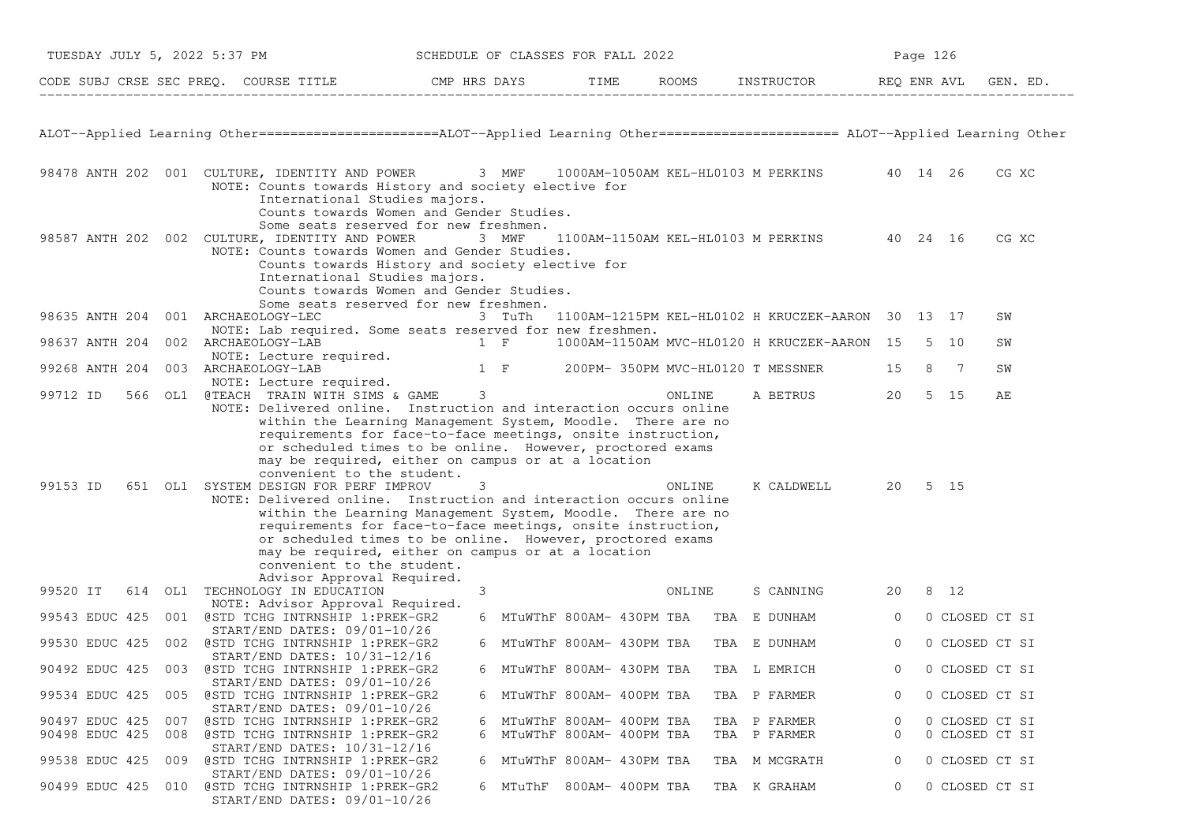ALOT--Applied Learning Other

| CODE | SUBJ | CRSE | SEC | PREQ. | COURSE TITLE | CMP | HRS | DAYS | TIME | ROOMS | INSTRUCTOR | REQ | ENR | AVL | GEN. ED. |
|---|---|---|---|---|---|---|---|---|---|---|---|---|---|---|---|
| 98478 | ANTH | 202 | 001 | | CULTURE, IDENTITY AND POWER | | 3 | MWF | 1000AM-1050AM | KEL-HL0103 | M PERKINS | 40 | 14 | 26 | CG XC |
| | | | | | NOTE: Counts towards History and society elective for International Studies majors. Counts towards Women and Gender Studies. Some seats reserved for new freshmen. | | | | | | | | | | |
| 98587 | ANTH | 202 | 002 | | CULTURE, IDENTITY AND POWER | | 3 | MWF | 1100AM-1150AM | KEL-HL0103 | M PERKINS | 40 | 24 | 16 | CG XC |
| | | | | | NOTE: Counts towards Women and Gender Studies. Counts towards History and society elective for International Studies majors. Counts towards Women and Gender Studies. Some seats reserved for new freshmen. | | | | | | | | | | |
| 98635 | ANTH | 204 | 001 | | ARCHAEOLOGY-LEC | | 3 | TuTh | 1100AM-1215PM | KEL-HL0102 | H KRUCZEK-AARON | 30 | 13 | 17 | SW |
| | | | | | NOTE: Lab required. Some seats reserved for new freshmen. | | | | | | | | | | |
| 98637 | ANTH | 204 | 002 | | ARCHAEOLOGY-LAB | | 1 | F | 1000AM-1150AM | MVC-HL0120 | H KRUCZEK-AARON | 15 | 5 | 10 | SW |
| | | | | | NOTE: Lecture required. | | | | | | | | | | |
| 99268 | ANTH | 204 | 003 | | ARCHAEOLOGY-LAB | | 1 | F | 200PM- 350PM | MVC-HL0120 | T MESSNER | 15 | 8 | 7 | SW |
| | | | | | NOTE: Lecture required. | | | | | | | | | | |
| 99712 | ID | 566 | OL1 | | @TEACH TRAIN WITH SIMS & GAME | | 3 | | | ONLINE | A BETRUS | 20 | 5 | 15 | AE |
| | | | | | NOTE: Delivered online. Instruction and interaction occurs online within the Learning Management System, Moodle. There are no requirements for face-to-face meetings, onsite instruction, or scheduled times to be online. However, proctored exams may be required, either on campus or at a location convenient to the student. | | | | | | | | | | |
| 99153 | ID | 651 | OL1 | | SYSTEM DESIGN FOR PERF IMPROV | | 3 | | | ONLINE | K CALDWELL | 20 | 5 | 15 | |
| | | | | | NOTE: Delivered online. Instruction and interaction occurs online within the Learning Management System, Moodle. There are no requirements for face-to-face meetings, onsite instruction, or scheduled times to be online. However, proctored exams may be required, either on campus or at a location convenient to the student. Advisor Approval Required. | | | | | | | | | | |
| 99520 | IT | 614 | OL1 | | TECHNOLOGY IN EDUCATION | | 3 | | | ONLINE | S CANNING | 20 | 8 | 12 | |
| | | | | | NOTE: Advisor Approval Required. | | | | | | | | | | |
| 99543 | EDUC | 425 | 001 | | @STD TCHG INTRNSHIP 1:PREK-GR2 | | 6 | MTuWThF | 800AM- 430PM | TBA TBA | E DUNHAM | 0 | 0 | CLOSED | CT SI |
| | | | | | START/END DATES: 09/01-10/26 | | | | | | | | | | |
| 99530 | EDUC | 425 | 002 | | @STD TCHG INTRNSHIP 1:PREK-GR2 | | 6 | MTuWThF | 800AM- 430PM | TBA TBA | E DUNHAM | 0 | 0 | CLOSED | CT SI |
| | | | | | START/END DATES: 10/31-12/16 | | | | | | | | | | |
| 90492 | EDUC | 425 | 003 | | @STD TCHG INTRNSHIP 1:PREK-GR2 | | 6 | MTuWThF | 800AM- 430PM | TBA TBA | L EMRICH | 0 | 0 | CLOSED | CT SI |
| | | | | | START/END DATES: 09/01-10/26 | | | | | | | | | | |
| 99534 | EDUC | 425 | 005 | | @STD TCHG INTRNSHIP 1:PREK-GR2 | | 6 | MTuWThF | 800AM- 400PM | TBA TBA | P FARMER | 0 | 0 | CLOSED | CT SI |
| | | | | | START/END DATES: 09/01-10/26 | | | | | | | | | | |
| 90497 | EDUC | 425 | 007 | | @STD TCHG INTRNSHIP 1:PREK-GR2 | | 6 | MTuWThF | 800AM- 400PM | TBA TBA | P FARMER | 0 | 0 | CLOSED | CT SI |
| 90498 | EDUC | 425 | 008 | | @STD TCHG INTRNSHIP 1:PREK-GR2 | | 6 | MTuWThF | 800AM- 400PM | TBA TBA | P FARMER | 0 | 0 | CLOSED | CT SI |
| | | | | | START/END DATES: 10/31-12/16 | | | | | | | | | | |
| 99538 | EDUC | 425 | 009 | | @STD TCHG INTRNSHIP 1:PREK-GR2 | | 6 | MTuWThF | 800AM- 430PM | TBA TBA | M MCGRATH | 0 | 0 | CLOSED | CT SI |
| | | | | | START/END DATES: 09/01-10/26 | | | | | | | | | | |
| 90499 | EDUC | 425 | 010 | | @STD TCHG INTRNSHIP 1:PREK-GR2 | | 6 | MTuThF | 800AM- 400PM | TBA TBA | K GRAHAM | 0 | 0 | CLOSED | CT SI |
| | | | | | START/END DATES: 09/01-10/26 | | | | | | | | | | |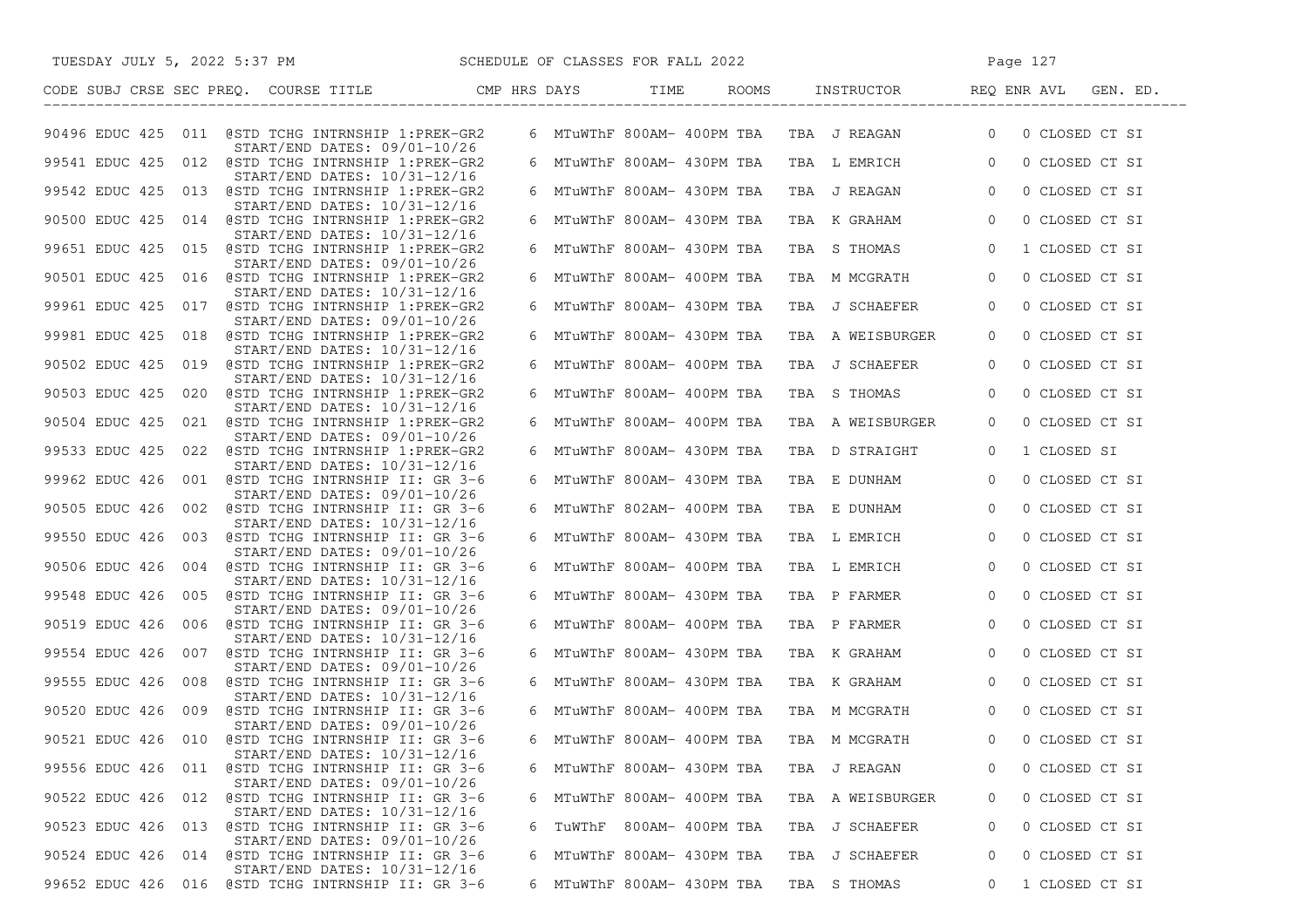| CODE | SUBJ | CRSE | SEC | PREQ. | COURSE TITLE | CMP | HRS | DAYS | TIME | ROOMS | INSTRUCTOR | REQ | ENR | AVL | GEN. ED. |
|---|---|---|---|---|---|---|---|---|---|---|---|---|---|---|---|
| 90496 | EDUC | 425 | 011 | @ | STD TCHG INTRNSHIP 1:PREK-GR2 START/END DATES: 09/01-10/26 | | 6 | MTuWThF | 800AM- 400PM | TBA TBA | J REAGAN | 0 | 0 | CLOSED | CT SI |
| 99541 | EDUC | 425 | 012 | @ | STD TCHG INTRNSHIP 1:PREK-GR2 START/END DATES: 10/31-12/16 | | 6 | MTuWThF | 800AM- 430PM | TBA TBA | L EMRICH | 0 | 0 | CLOSED | CT SI |
| 99542 | EDUC | 425 | 013 | @ | STD TCHG INTRNSHIP 1:PREK-GR2 START/END DATES: 10/31-12/16 | | 6 | MTuWThF | 800AM- 430PM | TBA TBA | J REAGAN | 0 | 0 | CLOSED | CT SI |
| 90500 | EDUC | 425 | 014 | @ | STD TCHG INTRNSHIP 1:PREK-GR2 START/END DATES: 10/31-12/16 | | 6 | MTuWThF | 800AM- 430PM | TBA TBA | K GRAHAM | 0 | 0 | CLOSED | CT SI |
| 99651 | EDUC | 425 | 015 | @ | STD TCHG INTRNSHIP 1:PREK-GR2 START/END DATES: 09/01-10/26 | | 6 | MTuWThF | 800AM- 430PM | TBA TBA | S THOMAS | 0 | 1 | CLOSED | CT SI |
| 90501 | EDUC | 425 | 016 | @ | STD TCHG INTRNSHIP 1:PREK-GR2 START/END DATES: 10/31-12/16 | | 6 | MTuWThF | 800AM- 400PM | TBA TBA | M MCGRATH | 0 | 0 | CLOSED | CT SI |
| 99961 | EDUC | 425 | 017 | @ | STD TCHG INTRNSHIP 1:PREK-GR2 START/END DATES: 09/01-10/26 | | 6 | MTuWThF | 800AM- 430PM | TBA TBA | J SCHAEFER | 0 | 0 | CLOSED | CT SI |
| 99981 | EDUC | 425 | 018 | @ | STD TCHG INTRNSHIP 1:PREK-GR2 START/END DATES: 10/31-12/16 | | 6 | MTuWThF | 800AM- 430PM | TBA TBA | A WEISBURGER | 0 | 0 | CLOSED | CT SI |
| 90502 | EDUC | 425 | 019 | @ | STD TCHG INTRNSHIP 1:PREK-GR2 START/END DATES: 10/31-12/16 | | 6 | MTuWThF | 800AM- 400PM | TBA TBA | J SCHAEFER | 0 | 0 | CLOSED | CT SI |
| 90503 | EDUC | 425 | 020 | @ | STD TCHG INTRNSHIP 1:PREK-GR2 START/END DATES: 10/31-12/16 | | 6 | MTuWThF | 800AM- 400PM | TBA TBA | S THOMAS | 0 | 0 | CLOSED | CT SI |
| 90504 | EDUC | 425 | 021 | @ | STD TCHG INTRNSHIP 1:PREK-GR2 START/END DATES: 09/01-10/26 | | 6 | MTuWThF | 800AM- 400PM | TBA TBA | A WEISBURGER | 0 | 0 | CLOSED | CT SI |
| 99533 | EDUC | 425 | 022 | @ | STD TCHG INTRNSHIP 1:PREK-GR2 START/END DATES: 10/31-12/16 | | 6 | MTuWThF | 800AM- 430PM | TBA TBA | D STRAIGHT | 0 | 1 | CLOSED | SI |
| 99962 | EDUC | 426 | 001 | @ | STD TCHG INTRNSHIP II: GR 3-6 START/END DATES: 09/01-10/26 | | 6 | MTuWThF | 800AM- 430PM | TBA TBA | E DUNHAM | 0 | 0 | CLOSED | CT SI |
| 90505 | EDUC | 426 | 002 | @ | STD TCHG INTRNSHIP II: GR 3-6 START/END DATES: 10/31-12/16 | | 6 | MTuWThF | 802AM- 400PM | TBA TBA | E DUNHAM | 0 | 0 | CLOSED | CT SI |
| 99550 | EDUC | 426 | 003 | @ | STD TCHG INTRNSHIP II: GR 3-6 START/END DATES: 09/01-10/26 | | 6 | MTuWThF | 800AM- 430PM | TBA TBA | L EMRICH | 0 | 0 | CLOSED | CT SI |
| 90506 | EDUC | 426 | 004 | @ | STD TCHG INTRNSHIP II: GR 3-6 START/END DATES: 10/31-12/16 | | 6 | MTuWThF | 800AM- 400PM | TBA TBA | L EMRICH | 0 | 0 | CLOSED | CT SI |
| 99548 | EDUC | 426 | 005 | @ | STD TCHG INTRNSHIP II: GR 3-6 START/END DATES: 09/01-10/26 | | 6 | MTuWThF | 800AM- 430PM | TBA TBA | P FARMER | 0 | 0 | CLOSED | CT SI |
| 90519 | EDUC | 426 | 006 | @ | STD TCHG INTRNSHIP II: GR 3-6 START/END DATES: 10/31-12/16 | | 6 | MTuWThF | 800AM- 400PM | TBA TBA | P FARMER | 0 | 0 | CLOSED | CT SI |
| 99554 | EDUC | 426 | 007 | @ | STD TCHG INTRNSHIP II: GR 3-6 START/END DATES: 09/01-10/26 | | 6 | MTuWThF | 800AM- 430PM | TBA TBA | K GRAHAM | 0 | 0 | CLOSED | CT SI |
| 99555 | EDUC | 426 | 008 | @ | STD TCHG INTRNSHIP II: GR 3-6 START/END DATES: 10/31-12/16 | | 6 | MTuWThF | 800AM- 430PM | TBA TBA | K GRAHAM | 0 | 0 | CLOSED | CT SI |
| 90520 | EDUC | 426 | 009 | @ | STD TCHG INTRNSHIP II: GR 3-6 START/END DATES: 09/01-10/26 | | 6 | MTuWThF | 800AM- 400PM | TBA TBA | M MCGRATH | 0 | 0 | CLOSED | CT SI |
| 90521 | EDUC | 426 | 010 | @ | STD TCHG INTRNSHIP II: GR 3-6 START/END DATES: 10/31-12/16 | | 6 | MTuWThF | 800AM- 400PM | TBA TBA | M MCGRATH | 0 | 0 | CLOSED | CT SI |
| 99556 | EDUC | 426 | 011 | @ | STD TCHG INTRNSHIP II: GR 3-6 START/END DATES: 09/01-10/26 | | 6 | MTuWThF | 800AM- 430PM | TBA TBA | J REAGAN | 0 | 0 | CLOSED | CT SI |
| 90522 | EDUC | 426 | 012 | @ | STD TCHG INTRNSHIP II: GR 3-6 START/END DATES: 10/31-12/16 | | 6 | MTuWThF | 800AM- 400PM | TBA TBA | A WEISBURGER | 0 | 0 | CLOSED | CT SI |
| 90523 | EDUC | 426 | 013 | @ | STD TCHG INTRNSHIP II: GR 3-6 START/END DATES: 09/01-10/26 | | 6 | TuWThF | 800AM- 400PM | TBA TBA | J SCHAEFER | 0 | 0 | CLOSED | CT SI |
| 90524 | EDUC | 426 | 014 | @ | STD TCHG INTRNSHIP II: GR 3-6 START/END DATES: 10/31-12/16 | | 6 | MTuWThF | 800AM- 430PM | TBA TBA | J SCHAEFER | 0 | 0 | CLOSED | CT SI |
| 99652 | EDUC | 426 | 016 | @ | STD TCHG INTRNSHIP II: GR 3-6 | | 6 | MTuWThF | 800AM- 430PM | TBA TBA | S THOMAS | 0 | 1 | CLOSED | CT SI |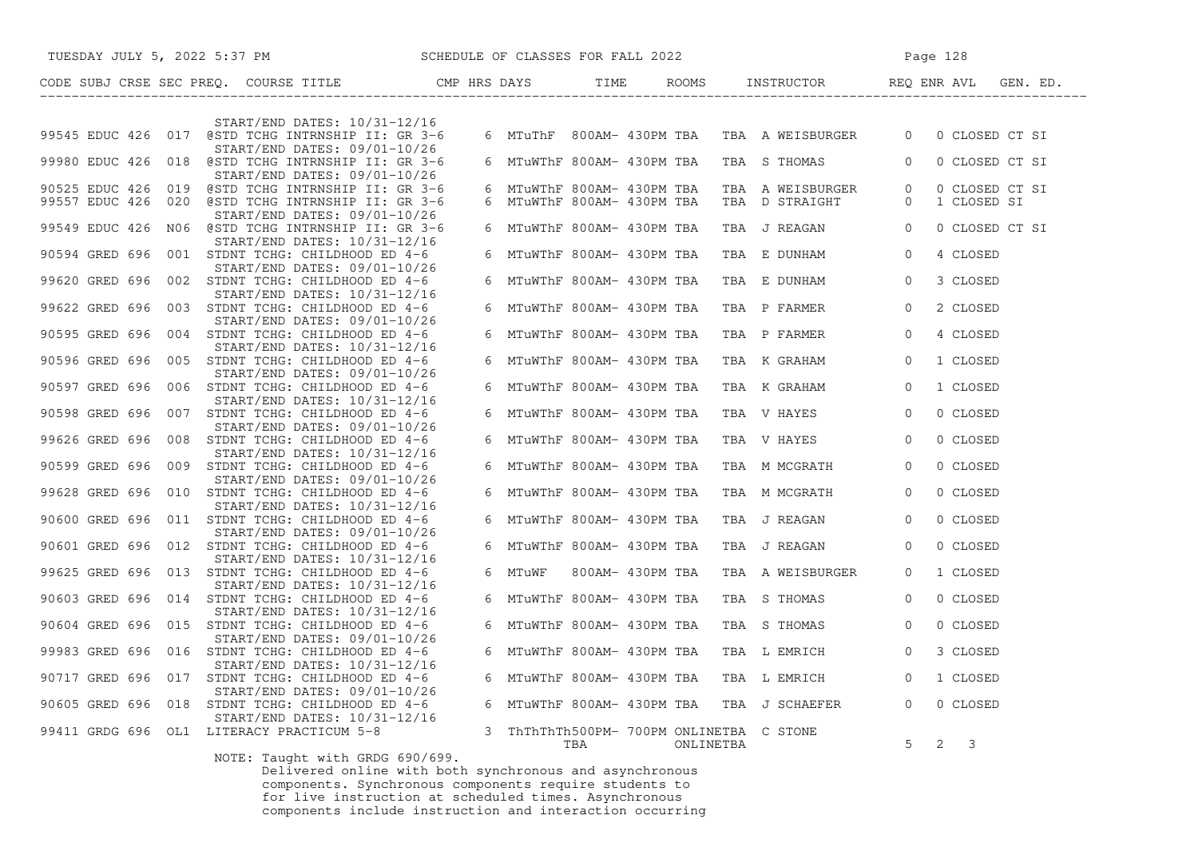| CODE | SUBJ | CRSE | SEC | PREQ. | COURSE TITLE | CMP | HRS | DAYS | TIME | ROOMS | INSTRUCTOR | REQ | ENR | AVL | GEN. ED. |
|---|---|---|---|---|---|---|---|---|---|---|---|---|---|---|---|
| | | | | | START/END DATES: 10/31-12/16 | | | | | | | | | | |
| 99545 | EDUC | 426 | 017 | @ | STD TCHG INTRNSHIP II: GR 3-6 | | 6 | MTuThF | 800AM- 430PM | TBA TBA | A WEISBURGER | 0 | 0 | CLOSED | CT SI |
| | | | | | START/END DATES: 09/01-10/26 | | | | | | | | | | |
| 99980 | EDUC | 426 | 018 | @ | STD TCHG INTRNSHIP II: GR 3-6 | | 6 | MTuWThF | 800AM- 430PM | TBA TBA | S THOMAS | 0 | 0 | CLOSED | CT SI |
| | | | | | START/END DATES: 09/01-10/26 | | | | | | | | | | |
| 90525 | EDUC | 426 | 019 | @ | STD TCHG INTRNSHIP II: GR 3-6 | | 6 | MTuWThF | 800AM- 430PM | TBA TBA | A WEISBURGER | 0 | 0 | CLOSED | CT SI |
| 99557 | EDUC | 426 | 020 | @ | STD TCHG INTRNSHIP II: GR 3-6 | | 6 | MTuWThF | 800AM- 430PM | TBA TBA | D STRAIGHT | 0 | 1 | CLOSED | SI |
| | | | | | START/END DATES: 09/01-10/26 | | | | | | | | | | |
| 99549 | EDUC | 426 | N06 | @ | STD TCHG INTRNSHIP II: GR 3-6 | | 6 | MTuWThF | 800AM- 430PM | TBA TBA | J REAGAN | 0 | 0 | CLOSED | CT SI |
| | | | | | START/END DATES: 10/31-12/16 | | | | | | | | | | |
| 90594 | GRED | 696 | 001 | | STDNT TCHG: CHILDHOOD ED 4-6 | | 6 | MTuWThF | 800AM- 430PM | TBA TBA | E DUNHAM | 0 | 4 | CLOSED | |
| | | | | | START/END DATES: 09/01-10/26 | | | | | | | | | | |
| 99620 | GRED | 696 | 002 | | STDNT TCHG: CHILDHOOD ED 4-6 | | 6 | MTuWThF | 800AM- 430PM | TBA TBA | E DUNHAM | 0 | 3 | CLOSED | |
| | | | | | START/END DATES: 10/31-12/16 | | | | | | | | | | |
| 99622 | GRED | 696 | 003 | | STDNT TCHG: CHILDHOOD ED 4-6 | | 6 | MTuWThF | 800AM- 430PM | TBA TBA | P FARMER | 0 | 2 | CLOSED | |
| | | | | | START/END DATES: 09/01-10/26 | | | | | | | | | | |
| 90595 | GRED | 696 | 004 | | STDNT TCHG: CHILDHOOD ED 4-6 | | 6 | MTuWThF | 800AM- 430PM | TBA TBA | P FARMER | 0 | 4 | CLOSED | |
| | | | | | START/END DATES: 10/31-12/16 | | | | | | | | | | |
| 90596 | GRED | 696 | 005 | | STDNT TCHG: CHILDHOOD ED 4-6 | | 6 | MTuWThF | 800AM- 430PM | TBA TBA | K GRAHAM | 0 | 1 | CLOSED | |
| | | | | | START/END DATES: 09/01-10/26 | | | | | | | | | | |
| 90597 | GRED | 696 | 006 | | STDNT TCHG: CHILDHOOD ED 4-6 | | 6 | MTuWThF | 800AM- 430PM | TBA TBA | K GRAHAM | 0 | 1 | CLOSED | |
| | | | | | START/END DATES: 10/31-12/16 | | | | | | | | | | |
| 90598 | GRED | 696 | 007 | | STDNT TCHG: CHILDHOOD ED 4-6 | | 6 | MTuWThF | 800AM- 430PM | TBA TBA | V HAYES | 0 | 0 | CLOSED | |
| | | | | | START/END DATES: 09/01-10/26 | | | | | | | | | | |
| 99626 | GRED | 696 | 008 | | STDNT TCHG: CHILDHOOD ED 4-6 | | 6 | MTuWThF | 800AM- 430PM | TBA TBA | V HAYES | 0 | 0 | CLOSED | |
| | | | | | START/END DATES: 10/31-12/16 | | | | | | | | | | |
| 90599 | GRED | 696 | 009 | | STDNT TCHG: CHILDHOOD ED 4-6 | | 6 | MTuWThF | 800AM- 430PM | TBA TBA | M MCGRATH | 0 | 0 | CLOSED | |
| | | | | | START/END DATES: 09/01-10/26 | | | | | | | | | | |
| 99628 | GRED | 696 | 010 | | STDNT TCHG: CHILDHOOD ED 4-6 | | 6 | MTuWThF | 800AM- 430PM | TBA TBA | M MCGRATH | 0 | 0 | CLOSED | |
| | | | | | START/END DATES: 10/31-12/16 | | | | | | | | | | |
| 90600 | GRED | 696 | 011 | | STDNT TCHG: CHILDHOOD ED 4-6 | | 6 | MTuWThF | 800AM- 430PM | TBA TBA | J REAGAN | 0 | 0 | CLOSED | |
| | | | | | START/END DATES: 09/01-10/26 | | | | | | | | | | |
| 90601 | GRED | 696 | 012 | | STDNT TCHG: CHILDHOOD ED 4-6 | | 6 | MTuWThF | 800AM- 430PM | TBA TBA | J REAGAN | 0 | 0 | CLOSED | |
| | | | | | START/END DATES: 10/31-12/16 | | | | | | | | | | |
| 99625 | GRED | 696 | 013 | | STDNT TCHG: CHILDHOOD ED 4-6 | | 6 | MTuWF | 800AM- 430PM | TBA TBA | A WEISBURGER | 0 | 1 | CLOSED | |
| | | | | | START/END DATES: 10/31-12/16 | | | | | | | | | | |
| 90603 | GRED | 696 | 014 | | STDNT TCHG: CHILDHOOD ED 4-6 | | 6 | MTuWThF | 800AM- 430PM | TBA TBA | S THOMAS | 0 | 0 | CLOSED | |
| | | | | | START/END DATES: 10/31-12/16 | | | | | | | | | | |
| 90604 | GRED | 696 | 015 | | STDNT TCHG: CHILDHOOD ED 4-6 | | 6 | MTuWThF | 800AM- 430PM | TBA TBA | S THOMAS | 0 | 0 | CLOSED | |
| | | | | | START/END DATES: 09/01-10/26 | | | | | | | | | | |
| 99983 | GRED | 696 | 016 | | STDNT TCHG: CHILDHOOD ED 4-6 | | 6 | MTuWThF | 800AM- 430PM | TBA TBA | L EMRICH | 0 | 3 | CLOSED | |
| | | | | | START/END DATES: 10/31-12/16 | | | | | | | | | | |
| 90717 | GRED | 696 | 017 | | STDNT TCHG: CHILDHOOD ED 4-6 | | 6 | MTuWThF | 800AM- 430PM | TBA TBA | L EMRICH | 0 | 1 | CLOSED | |
| | | | | | START/END DATES: 09/01-10/26 | | | | | | | | | | |
| 90605 | GRED | 696 | 018 | | STDNT TCHG: CHILDHOOD ED 4-6 | | 6 | MTuWThF | 800AM- 430PM | TBA TBA | J SCHAEFER | 0 | 0 | CLOSED | |
| | | | | | START/END DATES: 10/31-12/16 | | | | | | | | | | |
| 99411 | GRDG | 696 | OL1 | | LITERACY PRACTICUM 5-8 | | 3 | ThThThTh | 500PM- 700PM | ONLINETBA | C STONE | | | | |
| | | | | | | | | | TBA | ONLINETBA | | 5 | 2 | 3 | |

NOTE: Taught with GRDG 690/699.
Delivered online with both synchronous and asynchronous components. Synchronous components require students to for live instruction at scheduled times. Asynchronous components include instruction and interaction occurring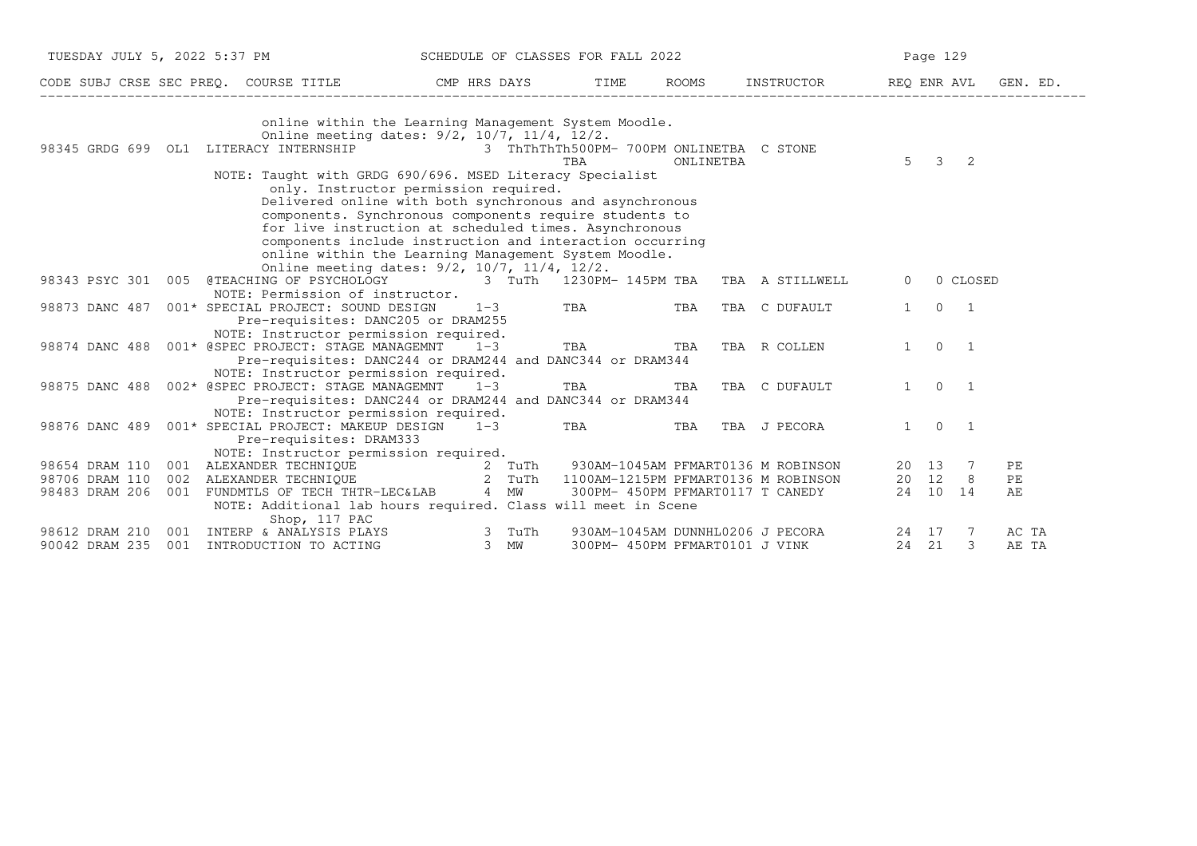SCHEDULE OF CLASSES FOR FALL 2022

| CODE | SUBJ | CRSE | SEC | PREQ. | COURSE TITLE | CMP | HRS | DAYS | TIME | ROOMS | INSTRUCTOR | REQ | ENR | AVL | GEN. ED. |
|---|---|---|---|---|---|---|---|---|---|---|---|---|---|---|---|
| | | | | | online within the Learning Management System Moodle. Online meeting dates: 9/2, 10/7, 11/4, 12/2. | | | | | | | | | | |
| 98345 | GRDG | 699 | OL1 | | LITERACY INTERNSHIP | | 3 | ThThThTh | 500PM- 700PM | ONLINETBA | C STONE | | | | |
| | | | | | | | | | TBA | ONLINETBA | | 5 | 3 | 2 | |
| | | | | | NOTE: Taught with GRDG 690/696. MSED Literacy Specialist only. Instructor permission required. Delivered online with both synchronous and asynchronous components. Synchronous components require students to for live instruction at scheduled times. Asynchronous components include instruction and interaction occurring online within the Learning Management System Moodle. Online meeting dates: 9/2, 10/7, 11/4, 12/2. | | | | | | | | | | |
| 98343 | PSYC | 301 | 005 | | @TEACHING OF PSYCHOLOGY | | 3 | TuTh | 1230PM- 145PM | TBA TBA | A STILLWELL | 0 | 0 | CLOSED | |
| | | | | | NOTE: Permission of instructor. | | | | | | | | | | |
| 98873 | DANC | 487 | 001* | | SPECIAL PROJECT: SOUND DESIGN | | 1-3 | | TBA | TBA TBA | C DUFAULT | 1 | 0 | 1 | |
| | | | | | Pre-requisites: DANC205 or DRAM255 | | | | | | | | | | |
| | | | | | NOTE: Instructor permission required. | | | | | | | | | | |
| 98874 | DANC | 488 | 001* | | @SPEC PROJECT: STAGE MANAGEMNT | | 1-3 | | TBA | TBA TBA | R COLLEN | 1 | 0 | 1 | |
| | | | | | Pre-requisites: DANC244 or DRAM244 and DANC344 or DRAM344 | | | | | | | | | | |
| | | | | | NOTE: Instructor permission required. | | | | | | | | | | |
| 98875 | DANC | 488 | 002* | | @SPEC PROJECT: STAGE MANAGEMNT | | 1-3 | | TBA | TBA TBA | C DUFAULT | 1 | 0 | 1 | |
| | | | | | Pre-requisites: DANC244 or DRAM244 and DANC344 or DRAM344 | | | | | | | | | | |
| | | | | | NOTE: Instructor permission required. | | | | | | | | | | |
| 98876 | DANC | 489 | 001* | | SPECIAL PROJECT: MAKEUP DESIGN | | 1-3 | | TBA | TBA TBA | J PECORA | 1 | 0 | 1 | |
| | | | | | Pre-requisites: DRAM333 | | | | | | | | | | |
| | | | | | NOTE: Instructor permission required. | | | | | | | | | | |
| 98654 | DRAM | 110 | 001 | | ALEXANDER TECHNIQUE | | 2 | TuTh | 930AM-1045AM | PFMART0136 | M ROBINSON | 20 | 13 | 7 | PE |
| 98706 | DRAM | 110 | 002 | | ALEXANDER TECHNIQUE | | 2 | TuTh | 1100AM-1215PM | PFMART0136 | M ROBINSON | 20 | 12 | 8 | PE |
| 98483 | DRAM | 206 | 001 | | FUNDMTLS OF TECH THTR-LEC&LAB | | 4 | MW | 300PM- 450PM | PFMART0117 | T CANEDY | 24 | 10 | 14 | AE |
| | | | | | NOTE: Additional lab hours required. Class will meet in Scene Shop, 117 PAC | | | | | | | | | | |
| 98612 | DRAM | 210 | 001 | | INTERP & ANALYSIS PLAYS | | 3 | TuTh | 930AM-1045AM | DUNNHL0206 | J PECORA | 24 | 17 | 7 | AC TA |
| 90042 | DRAM | 235 | 001 | | INTRODUCTION TO ACTING | | 3 | MW | 300PM- 450PM | PFMART0101 | J VINK | 24 | 21 | 3 | AE TA |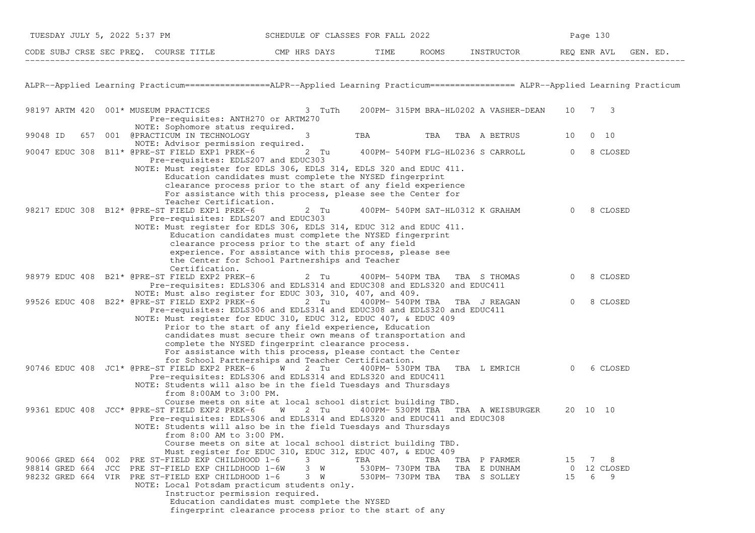## ALPR--Applied Learning Practicum

| CODE | SUBJ | CRSE | SEC | PREQ. | COURSE TITLE | CMP | HRS | DAYS | TIME | ROOMS | INSTRUCTOR | REQ | ENR | AVL | GEN. ED. |
|---|---|---|---|---|---|---|---|---|---|---|---|---|---|---|---|
| 98197 | ARTM | 420 | 001* | | MUSEUM PRACTICES | | 3 | TuTh | 200PM- 315PM | BRA-HL0202 | A VASHER-DEAN | 10 | 7 | 3 | |
| | | | | | Pre-requisites: ANTH270 or ARTM270<br>NOTE: Sophomore status required. | | | | | | | | | | |
| 99048 | ID | 657 | 001 | @ | PRACTICUM IN TECHNOLOGY | | 3 | | TBA | TBA | TBA A BETRUS | 10 | 0 | 10 | |
| | | | | | NOTE: Advisor permission required. | | | | | | | | | | |
| 90047 | EDUC | 308 | B11* | @ | PRE-ST FIELD EXP1 PREK-6 | | 2 | Tu | 400PM- 540PM | FLG-HL0236 | S CARROLL | 0 | 8 | CLOSED | |
| | | | | | Pre-requisites: EDLS207 and EDUC303<br>NOTE: Must register for EDLS 306, EDLS 314, EDLS 320 and EDUC 411. Education candidates must complete the NYSED fingerprint clearance process prior to the start of any field experience For assistance with this process, please see the Center for Teacher Certification. | | | | | | | | | | |
| 98217 | EDUC | 308 | B12* | @ | PRE-ST FIELD EXP1 PREK-6 | | 2 | Tu | 400PM- 540PM | SAT-HL0312 | K GRAHAM | 0 | 8 | CLOSED | |
| | | | | | Pre-requisites: EDLS207 and EDUC303<br>NOTE: Must register for EDLS 306, EDLS 314, EDUC 312 and EDUC 411. Education candidates must complete the NYSED fingerprint clearance process prior to the start of any field experience. For assistance with this process, please see the Center for School Partnerships and Teacher Certification. | | | | | | | | | | |
| 98979 | EDUC | 408 | B21* | @ | PRE-ST FIELD EXP2 PREK-6 | | 2 | Tu | 400PM- 540PM | TBA | TBA S THOMAS | 0 | 8 | CLOSED | |
| | | | | | Pre-requisites: EDLS306 and EDLS314 and EDUC308 and EDLS320 and EDUC411<br>NOTE: Must also register for EDUC 303, 310, 407, and 409. | | | | | | | | | | |
| 99526 | EDUC | 408 | B22* | @ | PRE-ST FIELD EXP2 PREK-6 | | 2 | Tu | 400PM- 540PM | TBA | TBA J REAGAN | 0 | 8 | CLOSED | |
| | | | | | Pre-requisites: EDLS306 and EDLS314 and EDUC308 and EDLS320 and EDUC411<br>NOTE: Must register for EDUC 310, EDUC 312, EDUC 407, & EDUC 409 Prior to the start of any field experience, Education candidates must secure their own means of transportation and complete the NYSED fingerprint clearance process. For assistance with this process, please contact the Center for School Partnerships and Teacher Certification. | | | | | | | | | | |
| 90746 | EDUC | 408 | JC1* | @ | PRE-ST FIELD EXP2 PREK-6 | W | 2 | Tu | 400PM- 530PM | TBA | TBA L EMRICH | 0 | 6 | CLOSED | |
| | | | | | Pre-requisites: EDLS306 and EDLS314 and EDLS320 and EDUC411<br>NOTE: Students will also be in the field Tuesdays and Thursdays from 8:00AM to 3:00 PM. Course meets on site at local school district building TBD. | | | | | | | | | | |
| 99361 | EDUC | 408 | JCC* | @ | PRE-ST FIELD EXP2 PREK-6 | W | 2 | Tu | 400PM- 530PM | TBA | TBA A WEISBURGER | 20 | 10 | 10 | |
| | | | | | Pre-requisites: EDLS306 and EDLS314 and EDLS320 and EDUC411 and EDUC308<br>NOTE: Students will also be in the field Tuesdays and Thursdays from 8:00 AM to 3:00 PM. Course meets on site at local school district building TBD. Must register for EDUC 310, EDUC 312, EDUC 407, & EDUC 409 | | | | | | | | | | |
| 90066 | GRED | 664 | 002 | | PRE ST-FIELD EXP CHILDHOOD 1-6 | | 3 | | TBA | TBA | TBA P FARMER | 15 | 7 | 8 | |
| 98814 | GRED | 664 | JCC | | PRE ST-FIELD EXP CHILDHOOD 1-6 | W | 3 | W | 530PM- 730PM | TBA | TBA E DUNHAM | 0 | 12 | CLOSED | |
| 98232 | GRED | 664 | VIR | | PRE ST-FIELD EXP CHILDHOOD 1-6 | | 3 | W | 530PM- 730PM | TBA | TBA S SOLLEY | 15 | 6 | 9 | |
| | | | | | NOTE: Local Potsdam practicum students only. Instructor permission required. Education candidates must complete the NYSED fingerprint clearance process prior to the start of any | | | | | | | | | | |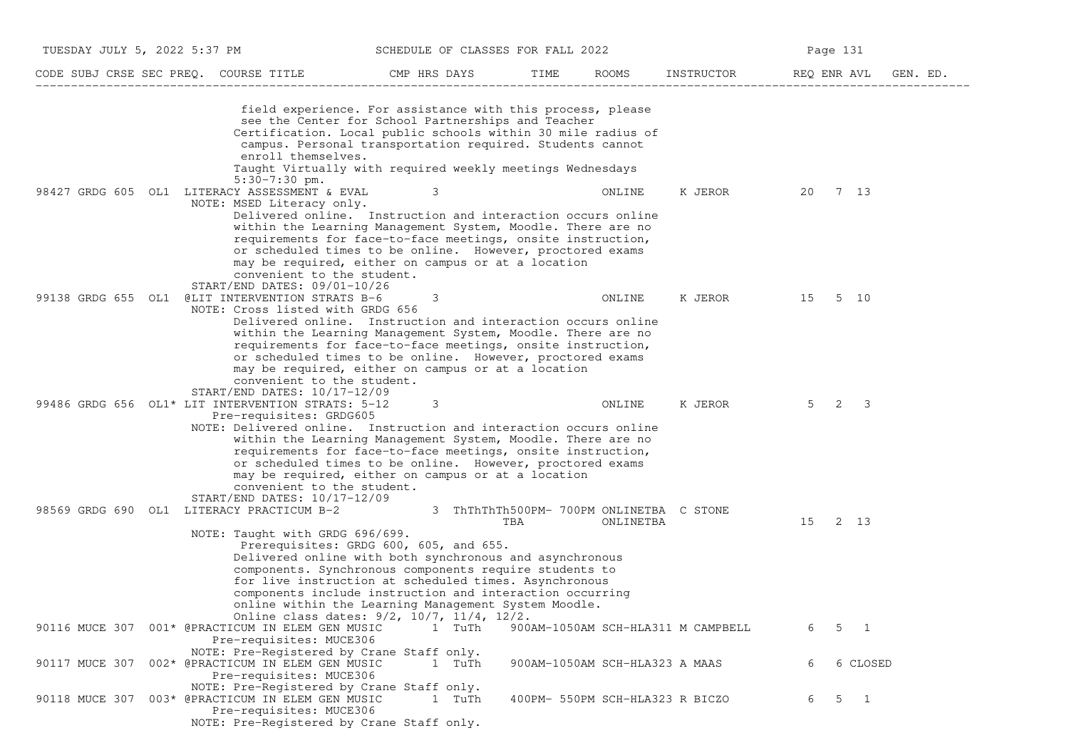| CODE | SUBJ | CRSE | SEC | PREQ. | COURSE TITLE | CMP | HRS | DAYS | TIME | ROOMS | INSTRUCTOR | REQ | ENR | AVL | GEN. ED. |
|---|---|---|---|---|---|---|---|---|---|---|---|---|---|---|---|

field experience. For assistance with this process, please see the Center for School Partnerships and Teacher Certification. Local public schools within 30 mile radius of campus. Personal transportation required. Students cannot enroll themselves.
Taught Virtually with required weekly meetings Wednesdays 5:30-7:30 pm.

| CODE | SUBJ | CRSE | SEC | PREQ. | COURSE TITLE | CMP | HRS | DAYS | TIME | ROOMS | INSTRUCTOR | REQ | ENR | AVL | GEN. ED. |
|---|---|---|---|---|---|---|---|---|---|---|---|---|---|---|---|
| 98427 | GRDG | 605 | OL1 | | LITERACY ASSESSMENT & EVAL | | 3 | | | ONLINE | K JEROR | 20 | 7 | 13 | |

NOTE: MSED Literacy only.
Delivered online. Instruction and interaction occurs online within the Learning Management System, Moodle. There are no requirements for face-to-face meetings, onsite instruction, or scheduled times to be online. However, proctored exams may be required, either on campus or at a location convenient to the student.
START/END DATES: 09/01-10/26

| CODE | SUBJ | CRSE | SEC | PREQ. | COURSE TITLE | CMP | HRS | DAYS | TIME | ROOMS | INSTRUCTOR | REQ | ENR | AVL | GEN. ED. |
|---|---|---|---|---|---|---|---|---|---|---|---|---|---|---|---|
| 99138 | GRDG | 655 | OL1 | | @LIT INTERVENTION STRATS B-6 | | 3 | | | ONLINE | K JEROR | 15 | 5 | 10 | |

NOTE: Cross listed with GRDG 656
Delivered online. Instruction and interaction occurs online within the Learning Management System, Moodle. There are no requirements for face-to-face meetings, onsite instruction, or scheduled times to be online. However, proctored exams may be required, either on campus or at a location convenient to the student.
START/END DATES: 10/17-12/09

| CODE | SUBJ | CRSE | SEC | PREQ. | COURSE TITLE | CMP | HRS | DAYS | TIME | ROOMS | INSTRUCTOR | REQ | ENR | AVL | GEN. ED. |
|---|---|---|---|---|---|---|---|---|---|---|---|---|---|---|---|
| 99486 | GRDG | 656 | OL1 | * | LIT INTERVENTION STRATS: 5-12 | | 3 | | | ONLINE | K JEROR | 5 | 2 | 3 | |

Pre-requisites: GRDG605
NOTE: Delivered online. Instruction and interaction occurs online within the Learning Management System, Moodle. There are no requirements for face-to-face meetings, onsite instruction, or scheduled times to be online. However, proctored exams may be required, either on campus or at a location convenient to the student.
START/END DATES: 10/17-12/09

| CODE | SUBJ | CRSE | SEC | PREQ. | COURSE TITLE | CMP | HRS | DAYS | TIME | ROOMS | INSTRUCTOR | REQ | ENR | AVL | GEN. ED. |
|---|---|---|---|---|---|---|---|---|---|---|---|---|---|---|---|
| 98569 | GRDG | 690 | OL1 | | LITERACY PRACTICUM B-2 | | 3 | ThThThTh | 500PM- 700PM | ONLINETBA | C STONE | | | | |
| | | | | | | | | | TBA | ONLINETBA | | 15 | 2 | 13 | |

NOTE: Taught with GRDG 696/699.
Prerequisites: GRDG 600, 605, and 655.
Delivered online with both synchronous and asynchronous components. Synchronous components require students to for live instruction at scheduled times. Asynchronous components include instruction and interaction occurring online within the Learning Management System Moodle.
Online class dates: 9/2, 10/7, 11/4, 12/2.

| CODE | SUBJ | CRSE | SEC | PREQ. | COURSE TITLE | CMP | HRS | DAYS | TIME | ROOMS | INSTRUCTOR | REQ | ENR | AVL | GEN. ED. |
|---|---|---|---|---|---|---|---|---|---|---|---|---|---|---|---|
| 90116 | MUCE | 307 | 001 | * | @PRACTICUM IN ELEM GEN MUSIC | | 1 | TuTh | 900AM-1050AM | SCH-HLA311 | M CAMPBELL | 6 | 5 | 1 | |

Pre-requisites: MUCE306
NOTE: Pre-Registered by Crane Staff only.

| CODE | SUBJ | CRSE | SEC | PREQ. | COURSE TITLE | CMP | HRS | DAYS | TIME | ROOMS | INSTRUCTOR | REQ | ENR | AVL | GEN. ED. |
|---|---|---|---|---|---|---|---|---|---|---|---|---|---|---|---|
| 90117 | MUCE | 307 | 002 | * | @PRACTICUM IN ELEM GEN MUSIC | | 1 | TuTh | 900AM-1050AM | SCH-HLA323 | A MAAS | 6 | 6 | CLOSED | |

Pre-requisites: MUCE306
NOTE: Pre-Registered by Crane Staff only.

| CODE | SUBJ | CRSE | SEC | PREQ. | COURSE TITLE | CMP | HRS | DAYS | TIME | ROOMS | INSTRUCTOR | REQ | ENR | AVL | GEN. ED. |
|---|---|---|---|---|---|---|---|---|---|---|---|---|---|---|---|
| 90118 | MUCE | 307 | 003 | * | @PRACTICUM IN ELEM GEN MUSIC | | 1 | TuTh | 400PM- 550PM | SCH-HLA323 | R BICZO | 6 | 5 | 1 | |

Pre-requisites: MUCE306
NOTE: Pre-Registered by Crane Staff only.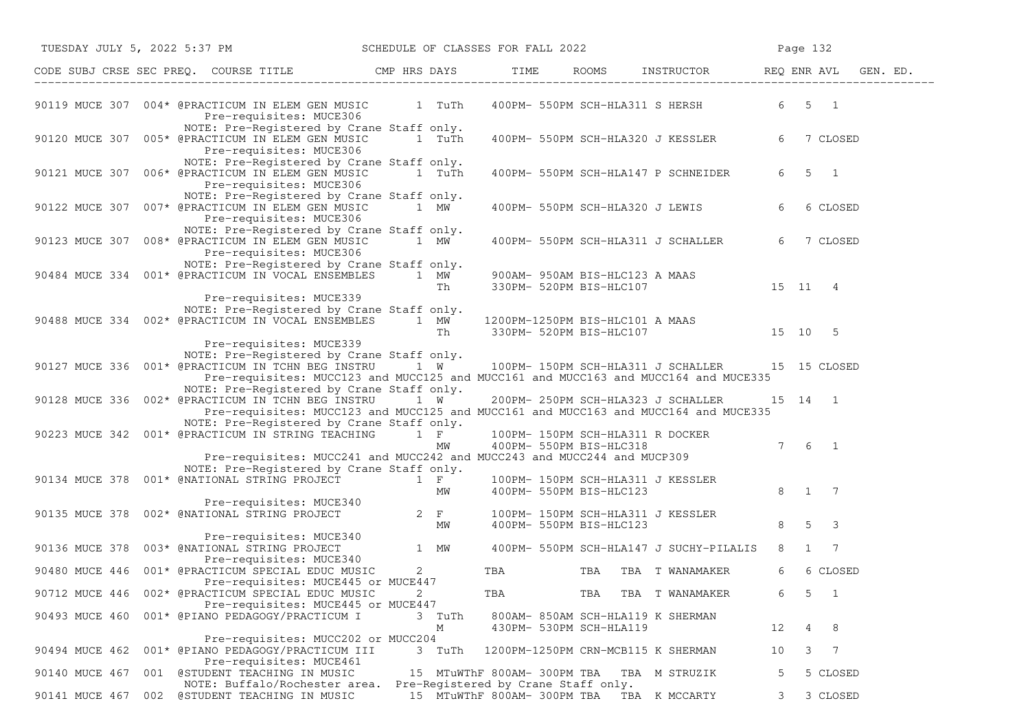SCHEDULE OF CLASSES FOR FALL 2022

| CODE | SUBJ | CRSE | SEC | PREQ. | COURSE TITLE | CMP | HRS | DAYS | TIME | ROOMS | INSTRUCTOR | REQ | ENR | AVL | GEN. ED. |
|---|---|---|---|---|---|---|---|---|---|---|---|---|---|---|---|
| 90119 | MUCE | 307 | 004* | | @PRACTICUM IN ELEM GEN MUSIC | | 1 | TuTh | 400PM- 550PM | SCH-HLA311 | S HERSH | 6 | 5 | 1 | |
| | | | | | Pre-requisites: MUCE306 | | | | | | | | | | |
| | | | | | NOTE: Pre-Registered by Crane Staff only. | | | | | | | | | | |
| 90120 | MUCE | 307 | 005* | | @PRACTICUM IN ELEM GEN MUSIC | | 1 | TuTh | 400PM- 550PM | SCH-HLA320 | J KESSLER | 6 | 7 | CLOSED | |
| | | | | | Pre-requisites: MUCE306 | | | | | | | | | | |
| | | | | | NOTE: Pre-Registered by Crane Staff only. | | | | | | | | | | |
| 90121 | MUCE | 307 | 006* | | @PRACTICUM IN ELEM GEN MUSIC | | 1 | TuTh | 400PM- 550PM | SCH-HLA147 | P SCHNEIDER | 6 | 5 | 1 | |
| | | | | | Pre-requisites: MUCE306 | | | | | | | | | | |
| | | | | | NOTE: Pre-Registered by Crane Staff only. | | | | | | | | | | |
| 90122 | MUCE | 307 | 007* | | @PRACTICUM IN ELEM GEN MUSIC | | 1 | MW | 400PM- 550PM | SCH-HLA320 | J LEWIS | 6 | 6 | CLOSED | |
| | | | | | Pre-requisites: MUCE306 | | | | | | | | | | |
| | | | | | NOTE: Pre-Registered by Crane Staff only. | | | | | | | | | | |
| 90123 | MUCE | 307 | 008* | | @PRACTICUM IN ELEM GEN MUSIC | | 1 | MW | 400PM- 550PM | SCH-HLA311 | J SCHALLER | 6 | 7 | CLOSED | |
| | | | | | Pre-requisites: MUCE306 | | | | | | | | | | |
| | | | | | NOTE: Pre-Registered by Crane Staff only. | | | | | | | | | | |
| 90484 | MUCE | 334 | 001* | | @PRACTICUM IN VOCAL ENSEMBLES | | 1 | MW | 900AM- 950AM | BIS-HLC123 | A MAAS | | | | |
| | | | | | | | | Th | 330PM- 520PM | BIS-HLC107 | | 15 | 11 | 4 | |
| | | | | | Pre-requisites: MUCE339 | | | | | | | | | | |
| | | | | | NOTE: Pre-Registered by Crane Staff only. | | | | | | | | | | |
| 90488 | MUCE | 334 | 002* | | @PRACTICUM IN VOCAL ENSEMBLES | | 1 | MW | 1200PM-1250PM | BIS-HLC101 | A MAAS | | | | |
| | | | | | | | | Th | 330PM- 520PM | BIS-HLC107 | | 15 | 10 | 5 | |
| | | | | | Pre-requisites: MUCE339 | | | | | | | | | | |
| | | | | | NOTE: Pre-Registered by Crane Staff only. | | | | | | | | | | |
| 90127 | MUCE | 336 | 001* | | @PRACTICUM IN TCHN BEG INSTRU | | 1 | W | 100PM- 150PM | SCH-HLA311 | J SCHALLER | 15 | 15 | CLOSED | |
| | | | | | Pre-requisites: MUCC123 and MUCC125 and MUCC161 and MUCC163 and MUCC164 and MUCE335 | | | | | | | | | | |
| | | | | | NOTE: Pre-Registered by Crane Staff only. | | | | | | | | | | |
| 90128 | MUCE | 336 | 002* | | @PRACTICUM IN TCHN BEG INSTRU | | 1 | W | 200PM- 250PM | SCH-HLA323 | J SCHALLER | 15 | 14 | 1 | |
| | | | | | Pre-requisites: MUCC123 and MUCC125 and MUCC161 and MUCC163 and MUCC164 and MUCE335 | | | | | | | | | | |
| | | | | | NOTE: Pre-Registered by Crane Staff only. | | | | | | | | | | |
| 90223 | MUCE | 342 | 001* | | @PRACTICUM IN STRING TEACHING | | 1 | F | 100PM- 150PM | SCH-HLA311 | R DOCKER | | | | |
| | | | | | | | | MW | 400PM- 550PM | BIS-HLC318 | | 7 | 6 | 1 | |
| | | | | | Pre-requisites: MUCC241 and MUCC242 and MUCC243 and MUCC244 and MUCP309 | | | | | | | | | | |
| | | | | | NOTE: Pre-Registered by Crane Staff only. | | | | | | | | | | |
| 90134 | MUCE | 378 | 001* | | @NATIONAL STRING PROJECT | | 1 | F | 100PM- 150PM | SCH-HLA311 | J KESSLER | | | | |
| | | | | | | | | MW | 400PM- 550PM | BIS-HLC123 | | 8 | 1 | 7 | |
| | | | | | Pre-requisites: MUCE340 | | | | | | | | | | |
| 90135 | MUCE | 378 | 002* | | @NATIONAL STRING PROJECT | | 2 | F | 100PM- 150PM | SCH-HLA311 | J KESSLER | | | | |
| | | | | | | | | MW | 400PM- 550PM | BIS-HLC123 | | 8 | 5 | 3 | |
| | | | | | Pre-requisites: MUCE340 | | | | | | | | | | |
| 90136 | MUCE | 378 | 003* | | @NATIONAL STRING PROJECT | | 1 | MW | 400PM- 550PM | SCH-HLA147 | J SUCHY-PILALIS | 8 | 1 | 7 | |
| | | | | | Pre-requisites: MUCE340 | | | | | | | | | | |
| 90480 | MUCE | 446 | 001* | | @PRACTICUM SPECIAL EDUC MUSIC | | 2 | | TBA | TBA TBA | T WANAMAKER | 6 | 6 | CLOSED | |
| | | | | | Pre-requisites: MUCE445 or MUCE447 | | | | | | | | | | |
| 90712 | MUCE | 446 | 002* | | @PRACTICUM SPECIAL EDUC MUSIC | | 2 | | TBA | TBA TBA | T WANAMAKER | 6 | 5 | 1 | |
| | | | | | Pre-requisites: MUCE445 or MUCE447 | | | | | | | | | | |
| 90493 | MUCE | 460 | 001* | | @PIANO PEDAGOGY/PRACTICUM I | | 3 | TuTh | 800AM- 850AM | SCH-HLA119 | K SHERMAN | | | | |
| | | | | | | | | M | 430PM- 530PM | SCH-HLA119 | | 12 | 4 | 8 | |
| | | | | | Pre-requisites: MUCC202 or MUCC204 | | | | | | | | | | |
| 90494 | MUCE | 462 | 001* | | @PIANO PEDAGOGY/PRACTICUM III | | 3 | TuTh | 1200PM-1250PM | CRN-MCB115 | K SHERMAN | 10 | 3 | 7 | |
| | | | | | Pre-requisites: MUCE461 | | | | | | | | | | |
| 90140 | MUCE | 467 | 001 | | @STUDENT TEACHING IN MUSIC | | 15 | MTuWThF | 800AM- 300PM | TBA TBA | M STRUZIK | 5 | 5 | CLOSED | |
| | | | | | NOTE: Buffalo/Rochester area. Pre-Registered by Crane Staff only. | | | | | | | | | | |
| 90141 | MUCE | 467 | 002 | | @STUDENT TEACHING IN MUSIC | | 15 | MTuWThF | 800AM- 300PM | TBA TBA | K MCCARTY | 3 | 3 | CLOSED | |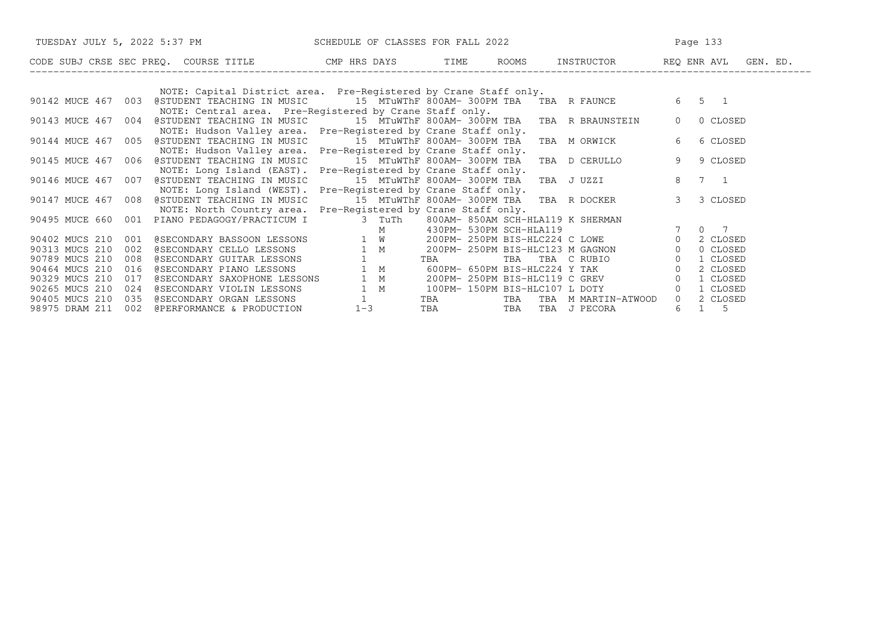| CODE | SUBJ | CRSE | SEC | PREQ. | COURSE TITLE | CMP | HRS | DAYS | TIME | ROOMS | INSTRUCTOR | REQ | ENR | AVL | GEN. ED. |
|---|---|---|---|---|---|---|---|---|---|---|---|---|---|---|---|
| | | | | | NOTE: Capital District area. Pre-Registered by Crane Staff only. | | | | | | | | | | |
| 90142 | MUCE | 467 | 003 | | @STUDENT TEACHING IN MUSIC | | 15 | MTuWThF | 800AM- 300PM | TBA | TBA R FAUNCE | 6 | 5 | 1 | |
| | | | | | NOTE: Central area. Pre-Registered by Crane Staff only. | | | | | | | | | | |
| 90143 | MUCE | 467 | 004 | | @STUDENT TEACHING IN MUSIC | | 15 | MTuWThF | 800AM- 300PM | TBA | TBA R BRAUNSTEIN | 0 | 0 | CLOSED | |
| | | | | | NOTE: Hudson Valley area. Pre-Registered by Crane Staff only. | | | | | | | | | | |
| 90144 | MUCE | 467 | 005 | | @STUDENT TEACHING IN MUSIC | | 15 | MTuWThF | 800AM- 300PM | TBA | TBA M ORWICK | 6 | 6 | CLOSED | |
| | | | | | NOTE: Hudson Valley area. Pre-Registered by Crane Staff only. | | | | | | | | | | |
| 90145 | MUCE | 467 | 006 | | @STUDENT TEACHING IN MUSIC | | 15 | MTuWThF | 800AM- 300PM | TBA | TBA D CERULLO | 9 | 9 | CLOSED | |
| | | | | | NOTE: Long Island (EAST). Pre-Registered by Crane Staff only. | | | | | | | | | | |
| 90146 | MUCE | 467 | 007 | | @STUDENT TEACHING IN MUSIC | | 15 | MTuWThF | 800AM- 300PM | TBA | TBA J UZZI | 8 | 7 | 1 | |
| | | | | | NOTE: Long Island (WEST). Pre-Registered by Crane Staff only. | | | | | | | | | | |
| 90147 | MUCE | 467 | 008 | | @STUDENT TEACHING IN MUSIC | | 15 | MTuWThF | 800AM- 300PM | TBA | TBA R DOCKER | 3 | 3 | CLOSED | |
| | | | | | NOTE: North Country area. Pre-Registered by Crane Staff only. | | | | | | | | | | |
| 90495 | MUCE | 660 | 001 | | PIANO PEDAGOGY/PRACTICUM I | | 3 | TuTh | 800AM- 850AM | SCH-HLA119 | K SHERMAN | | | | |
| | | | | | | | | M | 430PM- 530PM | SCH-HLA119 | | 7 | 0 | 7 | |
| 90402 | MUCS | 210 | 001 | | @SECONDARY BASSOON LESSONS | | 1 | W | 200PM- 250PM | BIS-HLC224 | C LOWE | 0 | 2 | CLOSED | |
| 90313 | MUCS | 210 | 002 | | @SECONDARY CELLO LESSONS | | 1 | M | 200PM- 250PM | BIS-HLC123 | M GAGNON | 0 | 0 | CLOSED | |
| 90789 | MUCS | 210 | 008 | | @SECONDARY GUITAR LESSONS | | 1 | | TBA | TBA | TBA C RUBIO | 0 | 1 | CLOSED | |
| 90464 | MUCS | 210 | 016 | | @SECONDARY PIANO LESSONS | | 1 | M | 600PM- 650PM | BIS-HLC224 | Y TAK | 0 | 2 | CLOSED | |
| 90329 | MUCS | 210 | 017 | | @SECONDARY SAXOPHONE LESSONS | | 1 | M | 200PM- 250PM | BIS-HLC119 | C GREV | 0 | 1 | CLOSED | |
| 90265 | MUCS | 210 | 024 | | @SECONDARY VIOLIN LESSONS | | 1 | M | 100PM- 150PM | BIS-HLC107 | L DOTY | 0 | 1 | CLOSED | |
| 90405 | MUCS | 210 | 035 | | @SECONDARY ORGAN LESSONS | | 1 | | TBA | TBA | TBA M MARTIN-ATWOOD | 0 | 2 | CLOSED | |
| 98975 | DRAM | 211 | 002 | | @PERFORMANCE & PRODUCTION | | 1-3 | | TBA | TBA | TBA J PECORA | 6 | 1 | 5 | |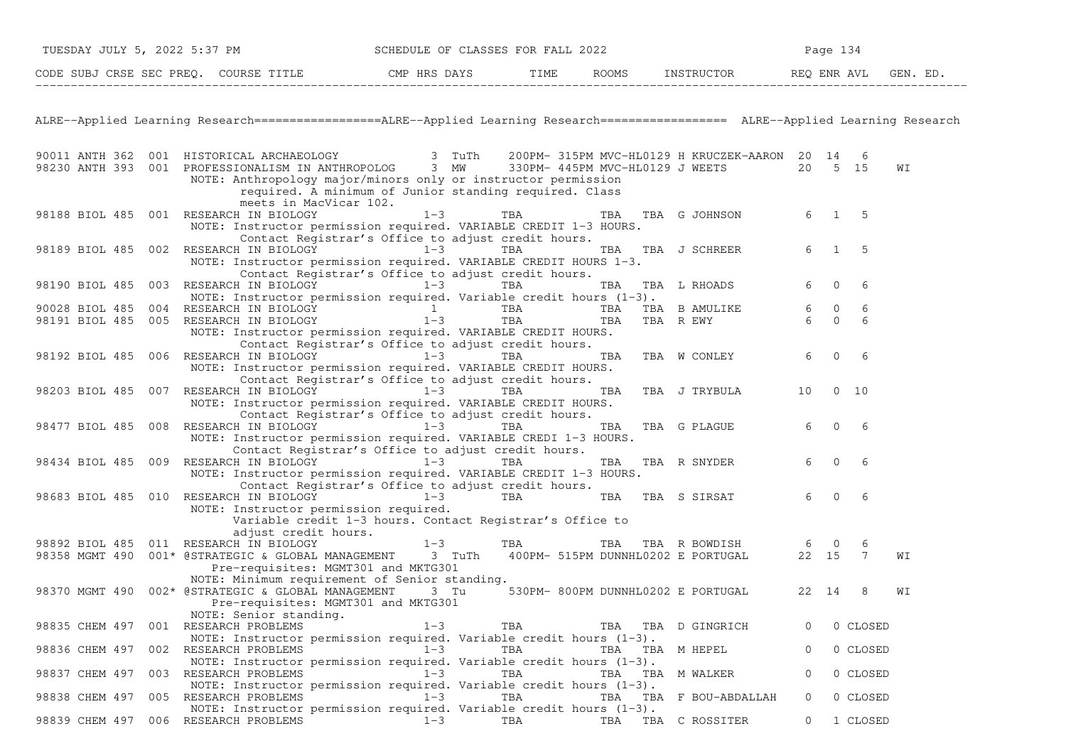## ALRE--Applied Learning Research

| CODE | SUBJ | CRSE | SEC | PREQ. | COURSE TITLE | CMP | HRS | DAYS | TIME | ROOMS | INSTRUCTOR | REQ | ENR | AVL | GEN. ED. |
|---|---|---|---|---|---|---|---|---|---|---|---|---|---|---|---|
| 90011 | ANTH | 362 | 001 | | HISTORICAL ARCHAEOLOGY | | 3 | TuTh | 200PM- 315PM | MVC-HL0129 | H KRUCZEK-AARON | 20 | 14 | 6 | |
| 98230 | ANTH | 393 | 001 | | PROFESSIONALISM IN ANTHROPOLOG | | 3 | MW | 330PM- 445PM | MVC-HL0129 | J WEETS | 20 | 5 | 15 | WI |
| | | | | | NOTE: Anthropology major/minors only or instructor permission required. A minimum of Junior standing required. Class meets in MacVicar 102. | | | | | | | | | | |
| 98188 | BIOL | 485 | 001 | | RESEARCH IN BIOLOGY | | 1-3 | | TBA | TBA TBA | G JOHNSON | 6 | 1 | 5 | |
| | | | | | NOTE: Instructor permission required. VARIABLE CREDIT 1-3 HOURS. Contact Registrar's Office to adjust credit hours. | | | | | | | | | | |
| 98189 | BIOL | 485 | 002 | | RESEARCH IN BIOLOGY | | 1-3 | | TBA | TBA TBA | J SCHREER | 6 | 1 | 5 | |
| | | | | | NOTE: Instructor permission required. VARIABLE CREDIT HOURS 1-3. Contact Registrar's Office to adjust credit hours. | | | | | | | | | | |
| 98190 | BIOL | 485 | 003 | | RESEARCH IN BIOLOGY | | 1-3 | | TBA | TBA TBA | L RHOADS | 6 | 0 | 6 | |
| | | | | | NOTE: Instructor permission required. Variable credit hours (1-3). | | | | | | | | | | |
| 90028 | BIOL | 485 | 004 | | RESEARCH IN BIOLOGY | | 1 | | TBA | TBA TBA | B AMULIKE | 6 | 0 | 6 | |
| 98191 | BIOL | 485 | 005 | | RESEARCH IN BIOLOGY | | 1-3 | | TBA | TBA TBA | R EWY | 6 | 0 | 6 | |
| | | | | | NOTE: Instructor permission required. VARIABLE CREDIT HOURS. Contact Registrar's Office to adjust credit hours. | | | | | | | | | | |
| 98192 | BIOL | 485 | 006 | | RESEARCH IN BIOLOGY | | 1-3 | | TBA | TBA TBA | W CONLEY | 6 | 0 | 6 | |
| | | | | | NOTE: Instructor permission required. VARIABLE CREDIT HOURS. Contact Registrar's Office to adjust credit hours. | | | | | | | | | | |
| 98203 | BIOL | 485 | 007 | | RESEARCH IN BIOLOGY | | 1-3 | | TBA | TBA TBA | J TRYBULA | 10 | 0 | 10 | |
| | | | | | NOTE: Instructor permission required. VARIABLE CREDIT HOURS. Contact Registrar's Office to adjust credit hours. | | | | | | | | | | |
| 98477 | BIOL | 485 | 008 | | RESEARCH IN BIOLOGY | | 1-3 | | TBA | TBA TBA | G PLAGUE | 6 | 0 | 6 | |
| | | | | | NOTE: Instructor permission required. VARIABLE CREDI 1-3 HOURS. Contact Registrar's Office to adjust credit hours. | | | | | | | | | | |
| 98434 | BIOL | 485 | 009 | | RESEARCH IN BIOLOGY | | 1-3 | | TBA | TBA TBA | R SNYDER | 6 | 0 | 6 | |
| | | | | | NOTE: Instructor permission required. VARIABLE CREDIT 1-3 HOURS. Contact Registrar's Office to adjust credit hours. | | | | | | | | | | |
| 98683 | BIOL | 485 | 010 | | RESEARCH IN BIOLOGY | | 1-3 | | TBA | TBA TBA | S SIRSAT | 6 | 0 | 6 | |
| | | | | | NOTE: Instructor permission required. Variable credit 1-3 hours. Contact Registrar's Office to adjust credit hours. | | | | | | | | | | |
| 98892 | BIOL | 485 | 011 | | RESEARCH IN BIOLOGY | | 1-3 | | TBA | TBA TBA | R BOWDISH | 6 | 0 | 6 | |
| 98358 | MGMT | 490 | 001* | | @STRATEGIC & GLOBAL MANAGEMENT | | 3 | TuTh | 400PM- 515PM | DUNNHL0202 | E PORTUGAL | 22 | 15 | 7 | WI |
| | | | | | Pre-requisites: MGMT301 and MKTG301<br>NOTE: Minimum requirement of Senior standing. | | | | | | | | | | |
| 98370 | MGMT | 490 | 002* | | @STRATEGIC & GLOBAL MANAGEMENT | | 3 | Tu | 530PM- 800PM | DUNNHL0202 | E PORTUGAL | 22 | 14 | 8 | WI |
| | | | | | Pre-requisites: MGMT301 and MKTG301<br>NOTE: Senior standing. | | | | | | | | | | |
| 98835 | CHEM | 497 | 001 | | RESEARCH PROBLEMS | | 1-3 | | TBA | TBA TBA | D GINGRICH | 0 | 0 | CLOSED | |
| | | | | | NOTE: Instructor permission required. Variable credit hours (1-3). | | | | | | | | | | |
| 98836 | CHEM | 497 | 002 | | RESEARCH PROBLEMS | | 1-3 | | TBA | TBA TBA | M HEPEL | 0 | 0 | CLOSED | |
| | | | | | NOTE: Instructor permission required. Variable credit hours (1-3). | | | | | | | | | | |
| 98837 | CHEM | 497 | 003 | | RESEARCH PROBLEMS | | 1-3 | | TBA | TBA TBA | M WALKER | 0 | 0 | CLOSED | |
| | | | | | NOTE: Instructor permission required. Variable credit hours (1-3). | | | | | | | | | | |
| 98838 | CHEM | 497 | 005 | | RESEARCH PROBLEMS | | 1-3 | | TBA | TBA TBA | F BOU-ABDALLAH | 0 | 0 | CLOSED | |
| | | | | | NOTE: Instructor permission required. Variable credit hours (1-3). | | | | | | | | | | |
| 98839 | CHEM | 497 | 006 | | RESEARCH PROBLEMS | | 1-3 | | TBA | TBA TBA | C ROSSITER | 0 | 1 | CLOSED | |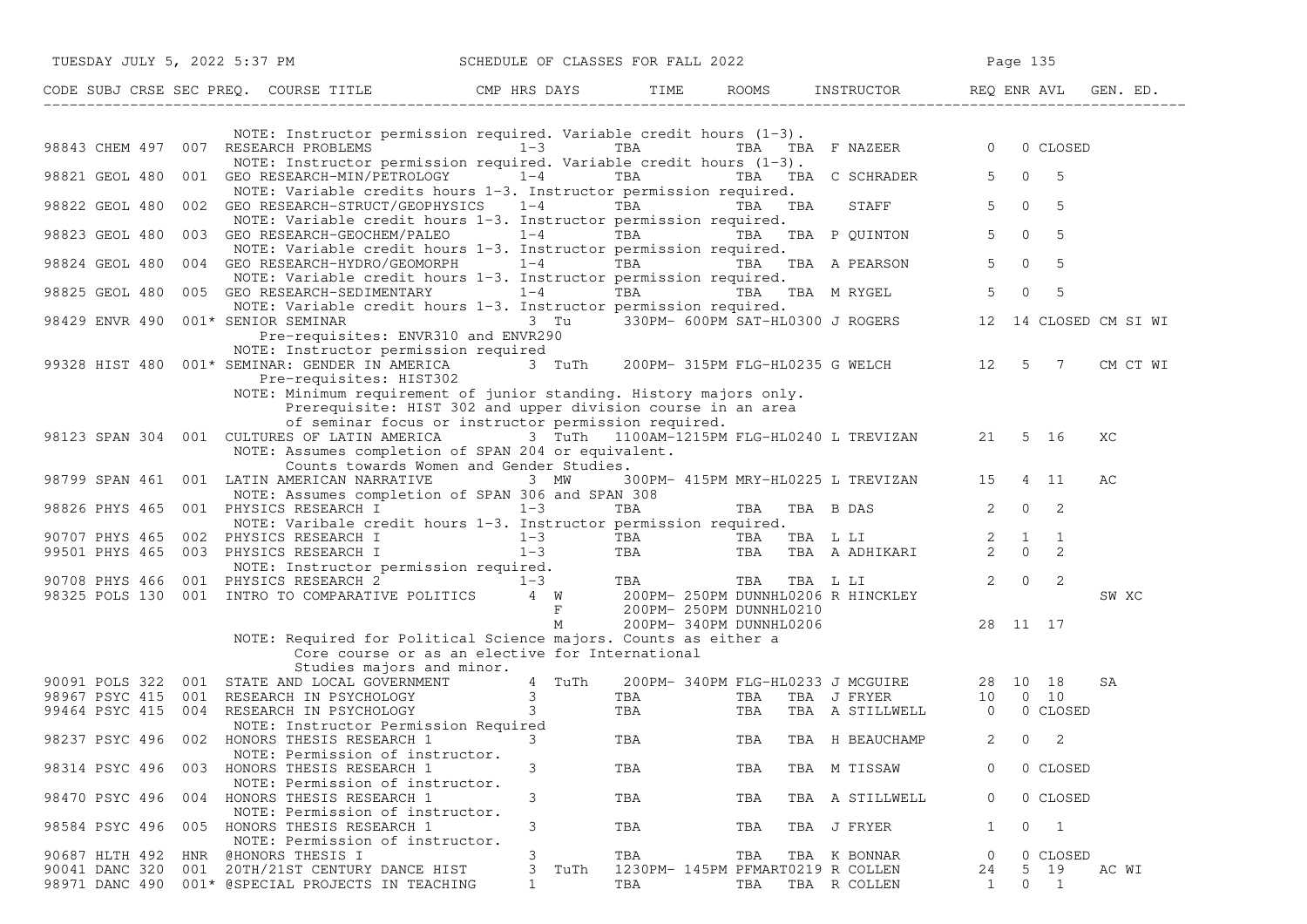| CODE | SUBJ | CRSE | SEC | PREQ. | COURSE TITLE | CMP | HRS | DAYS | TIME | ROOMS | INSTRUCTOR | REQ | ENR | AVL | GEN. ED. |
|---|---|---|---|---|---|---|---|---|---|---|---|---|---|---|---|
| | | | | | NOTE: Instructor permission required. Variable credit hours (1-3). | | | | | | | | | | |
| 98843 | CHEM | 497 | 007 | | RESEARCH PROBLEMS | | 1-3 | | TBA | TBA TBA | F NAZEER | 0 | 0 | CLOSED | |
| | | | | | NOTE: Instructor permission required. Variable credit hours (1-3). | | | | | | | | | | |
| 98821 | GEOL | 480 | 001 | | GEO RESEARCH-MIN/PETROLOGY | | 1-4 | | TBA | TBA TBA | C SCHRADER | 5 | 0 | 5 | |
| | | | | | NOTE: Variable credits hours 1-3. Instructor permission required. | | | | | | | | | | |
| 98822 | GEOL | 480 | 002 | | GEO RESEARCH-STRUCT/GEOPHYSICS | | 1-4 | | TBA | TBA TBA | STAFF | 5 | 0 | 5 | |
| | | | | | NOTE: Variable credit hours 1-3. Instructor permission required. | | | | | | | | | | |
| 98823 | GEOL | 480 | 003 | | GEO RESEARCH-GEOCHEM/PALEO | | 1-4 | | TBA | TBA TBA | P QUINTON | 5 | 0 | 5 | |
| | | | | | NOTE: Variable credit hours 1-3. Instructor permission required. | | | | | | | | | | |
| 98824 | GEOL | 480 | 004 | | GEO RESEARCH-HYDRO/GEOMORPH | | 1-4 | | TBA | TBA TBA | A PEARSON | 5 | 0 | 5 | |
| | | | | | NOTE: Variable credit hours 1-3. Instructor permission required. | | | | | | | | | | |
| 98825 | GEOL | 480 | 005 | | GEO RESEARCH-SEDIMENTARY | | 1-4 | | TBA | TBA TBA | M RYGEL | 5 | 0 | 5 | |
| | | | | | NOTE: Variable credit hours 1-3. Instructor permission required. | | | | | | | | | | |
| 98429 | ENVR | 490 | 001 | * | SENIOR SEMINAR | | 3 | Tu | 330PM- 600PM | SAT-HL0300 | J ROGERS | 12 | 14 | CLOSED | CM SI WI |
| | | | | | Pre-requisites: ENVR310 and ENVR290 | | | | | | | | | | |
| | | | | | NOTE: Instructor permission required | | | | | | | | | | |
| 99328 | HIST | 480 | 001 | * | SEMINAR: GENDER IN AMERICA | | 3 | TuTh | 200PM- 315PM | FLG-HL0235 | G WELCH | 12 | 5 | 7 | CM CT WI |
| | | | | | Pre-requisites: HIST302 | | | | | | | | | | |
| | | | | | NOTE: Minimum requirement of junior standing. History majors only. Prerequisite: HIST 302 and upper division course in an area of seminar focus or instructor permission required. | | | | | | | | | | |
| 98123 | SPAN | 304 | 001 | | CULTURES OF LATIN AMERICA | | 3 | TuTh | 1100AM-1215PM | FLG-HL0240 | L TREVIZAN | 21 | 5 | 16 | XC |
| | | | | | NOTE: Assumes completion of SPAN 204 or equivalent. Counts towards Women and Gender Studies. | | | | | | | | | | |
| 98799 | SPAN | 461 | 001 | | LATIN AMERICAN NARRATIVE | | 3 | MW | 300PM- 415PM | MRY-HL0225 | L TREVIZAN | 15 | 4 | 11 | AC |
| | | | | | NOTE: Assumes completion of SPAN 306 and SPAN 308 | | | | | | | | | | |
| 98826 | PHYS | 465 | 001 | | PHYSICS RESEARCH I | | 1-3 | | TBA | TBA TBA | B DAS | 2 | 0 | 2 | |
| | | | | | NOTE: Varibale credit hours 1-3. Instructor permission required. | | | | | | | | | | |
| 90707 | PHYS | 465 | 002 | | PHYSICS RESEARCH I | | 1-3 | | TBA | TBA TBA | L LI | 2 | 1 | 1 | |
| 99501 | PHYS | 465 | 003 | | PHYSICS RESEARCH I | | 1-3 | | TBA | TBA TBA | A ADHIKARI | 2 | 0 | 2 | |
| | | | | | NOTE: Instructor permission required. | | | | | | | | | | |
| 90708 | PHYS | 466 | 001 | | PHYSICS RESEARCH 2 | | 1-3 | | TBA | TBA TBA | L LI | 2 | 0 | 2 | |
| 98325 | POLS | 130 | 001 | | INTRO TO COMPARATIVE POLITICS | | 4 | W | 200PM- 250PM | DUNNHL0206 | R HINCKLEY | | | | SW XC |
| | | | | | | | | F | 200PM- 250PM | DUNNHL0210 | | | | | |
| | | | | | | | | M | 200PM- 340PM | DUNNHL0206 | | 28 | 11 | 17 | |
| | | | | | NOTE: Required for Political Science majors. Counts as either a Core course or as an elective for International Studies majors and minor. | | | | | | | | | | |
| 90091 | POLS | 322 | 001 | | STATE AND LOCAL GOVERNMENT | | 4 | TuTh | 200PM- 340PM | FLG-HL0233 | J MCGUIRE | 28 | 10 | 18 | SA |
| 98967 | PSYC | 415 | 001 | | RESEARCH IN PSYCHOLOGY | | 3 | | TBA | TBA TBA | J FRYER | 10 | 0 | 10 | |
| 99464 | PSYC | 415 | 004 | | RESEARCH IN PSYCHOLOGY | | 3 | | TBA | TBA TBA | A STILLWELL | 0 | 0 | CLOSED | |
| | | | | | NOTE: Instructor Permission Required | | | | | | | | | | |
| 98237 | PSYC | 496 | 002 | | HONORS THESIS RESEARCH 1 | | 3 | | TBA | TBA TBA | H BEAUCHAMP | 2 | 0 | 2 | |
| | | | | | NOTE: Permission of instructor. | | | | | | | | | | |
| 98314 | PSYC | 496 | 003 | | HONORS THESIS RESEARCH 1 | | 3 | | TBA | TBA TBA | M TISSAW | 0 | 0 | CLOSED | |
| | | | | | NOTE: Permission of instructor. | | | | | | | | | | |
| 98470 | PSYC | 496 | 004 | | HONORS THESIS RESEARCH 1 | | 3 | | TBA | TBA TBA | A STILLWELL | 0 | 0 | CLOSED | |
| | | | | | NOTE: Permission of instructor. | | | | | | | | | | |
| 98584 | PSYC | 496 | 005 | | HONORS THESIS RESEARCH 1 | | 3 | | TBA | TBA TBA | J FRYER | 1 | 0 | 1 | |
| | | | | | NOTE: Permission of instructor. | | | | | | | | | | |
| 90687 | HLTH | 492 | HNR | | @HONORS THESIS I | | 3 | | TBA | TBA TBA | K BONNAR | 0 | 0 | CLOSED | |
| 90041 | DANC | 320 | 001 | | 20TH/21ST CENTURY DANCE HIST | | 3 | TuTh | 1230PM- 145PM | PFMART0219 | R COLLEN | 24 | 5 | 19 | AC WI |
| 98971 | DANC | 490 | 001 | * | @SPECIAL PROJECTS IN TEACHING | | 1 | | TBA | TBA TBA | R COLLEN | 1 | 0 | 1 | |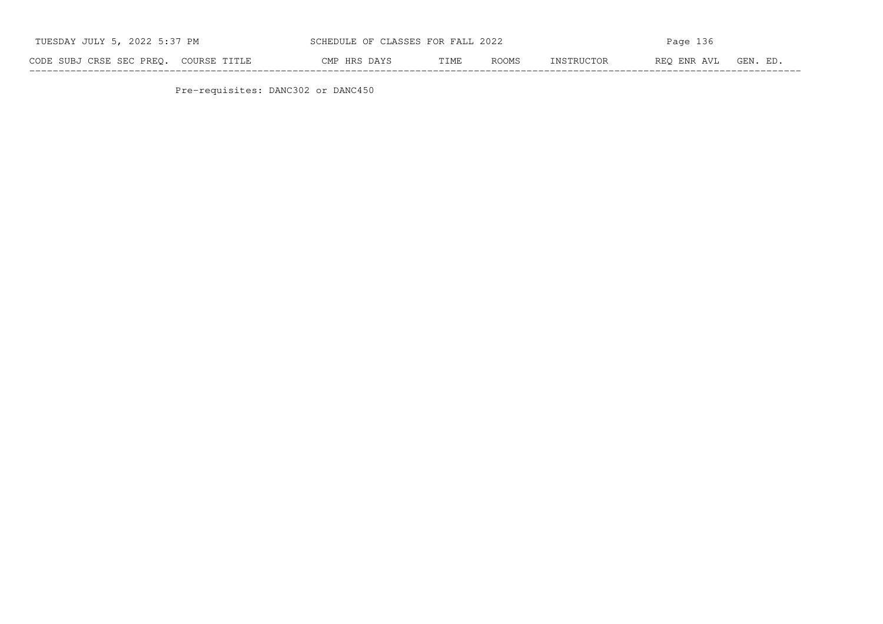| CODE | SUBJ | CRSE | SEC | PREQ. | COURSE TITLE | CMP | HRS | DAYS | TIME | ROOMS | INSTRUCTOR | REQ | ENR | AVL | GEN. ED. |
|---|---|---|---|---|---|---|---|---|---|---|---|---|---|---|---|

Pre-requisites: DANC302 or DANC450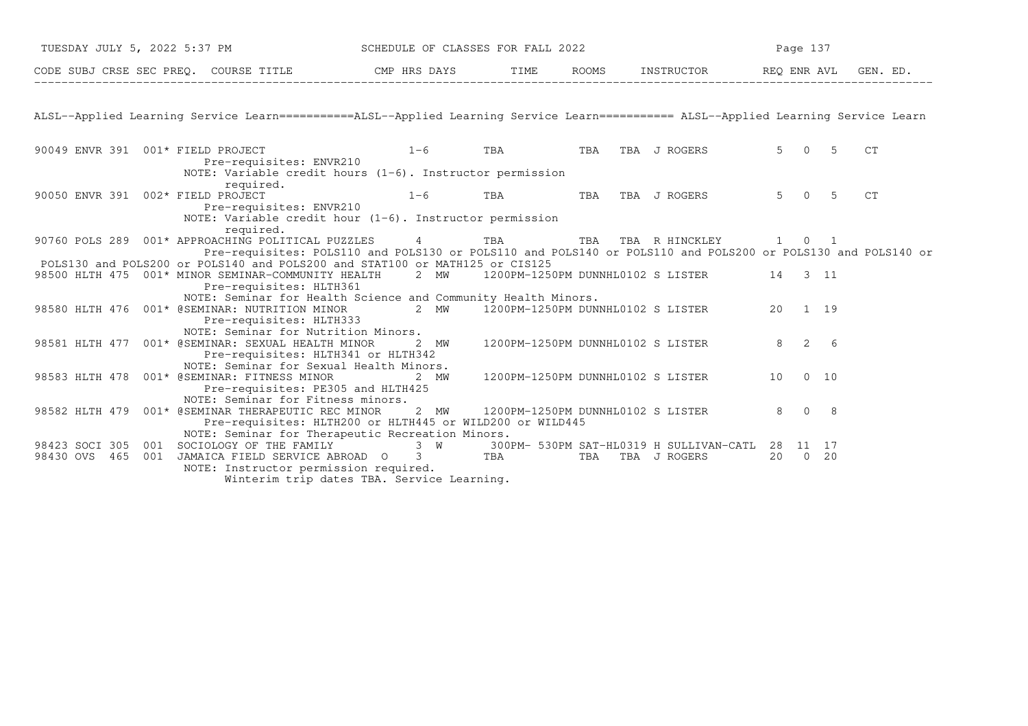ALSL--Applied Learning Service Learn===========ALSL--Applied Learning Service Learn=========== ALSL--Applied Learning Service Learn

| CODE | SUBJ | CRSE | SEC | PREQ. | COURSE TITLE | CMP | HRS | DAYS | TIME | ROOMS | INSTRUCTOR | REQ | ENR | AVL | GEN. ED. |
|---|---|---|---|---|---|---|---|---|---|---|---|---|---|---|---|
| 90049 | ENVR | 391 | 001 | * | FIELD PROJECT | | 1-6 | TBA | | TBA TBA | J ROGERS | 5 | 0 | 5 | CT |
| | | | | | Pre-requisites: ENVR210 | | | | | | | | | | |
| | | | | | NOTE: Variable credit hours (1-6). Instructor permission required. | | | | | | | | | | |
| 90050 | ENVR | 391 | 002 | * | FIELD PROJECT | | 1-6 | TBA | | TBA TBA | J ROGERS | 5 | 0 | 5 | CT |
| | | | | | Pre-requisites: ENVR210 | | | | | | | | | | |
| | | | | | NOTE: Variable credit hour (1-6). Instructor permission required. | | | | | | | | | | |
| 90760 | POLS | 289 | 001 | * | APPROACHING POLITICAL PUZZLES | | 4 | TBA | | TBA TBA | R HINCKLEY | 1 | 0 | 1 | |
| | | | | | Pre-requisites: POLS110 and POLS130 or POLS110 and POLS140 or POLS110 and POLS200 or POLS130 and POLS140 or POLS130 and POLS200 or POLS140 and POLS200 and STAT100 or MATH125 or CIS125 | | | | | | | | | | |
| 98500 | HLTH | 475 | 001 | * | MINOR SEMINAR-COMMUNITY HEALTH | | 2 | MW | 1200PM-1250PM | DUNNHL0102 | S LISTER | 14 | 3 | 11 | |
| | | | | | Pre-requisites: HLTH361 | | | | | | | | | | |
| | | | | | NOTE: Seminar for Health Science and Community Health Minors. | | | | | | | | | | |
| 98580 | HLTH | 476 | 001 | * | @SEMINAR: NUTRITION MINOR | | 2 | MW | 1200PM-1250PM | DUNNHL0102 | S LISTER | 20 | 1 | 19 | |
| | | | | | Pre-requisites: HLTH333 | | | | | | | | | | |
| | | | | | NOTE: Seminar for Nutrition Minors. | | | | | | | | | | |
| 98581 | HLTH | 477 | 001 | * | @SEMINAR: SEXUAL HEALTH MINOR | | 2 | MW | 1200PM-1250PM | DUNNHL0102 | S LISTER | 8 | 2 | 6 | |
| | | | | | Pre-requisites: HLTH341 or HLTH342 | | | | | | | | | | |
| | | | | | NOTE: Seminar for Sexual Health Minors. | | | | | | | | | | |
| 98583 | HLTH | 478 | 001 | * | @SEMINAR: FITNESS MINOR | | 2 | MW | 1200PM-1250PM | DUNNHL0102 | S LISTER | 10 | 0 | 10 | |
| | | | | | Pre-requisites: PE305 and HLTH425 | | | | | | | | | | |
| | | | | | NOTE: Seminar for Fitness minors. | | | | | | | | | | |
| 98582 | HLTH | 479 | 001 | * | @SEMINAR THERAPEUTIC REC MINOR | | 2 | MW | 1200PM-1250PM | DUNNHL0102 | S LISTER | 8 | 0 | 8 | |
| | | | | | Pre-requisites: HLTH200 or HLTH445 or WILD200 or WILD445 | | | | | | | | | | |
| | | | | | NOTE: Seminar for Therapeutic Recreation Minors. | | | | | | | | | | |
| 98423 | SOCI | 305 | 001 | | SOCIOLOGY OF THE FAMILY | | 3 | W | 300PM- 530PM | SAT-HL0319 | H SULLIVAN-CATL | 28 | 11 | 17 | |
| 98430 | OVS | 465 | 001 | | JAMAICA FIELD SERVICE ABROAD | O | 3 | TBA | | TBA TBA | J ROGERS | 20 | 0 | 20 | |
| | | | | | NOTE: Instructor permission required. Winterim trip dates TBA. Service Learning. | | | | | | | | | | |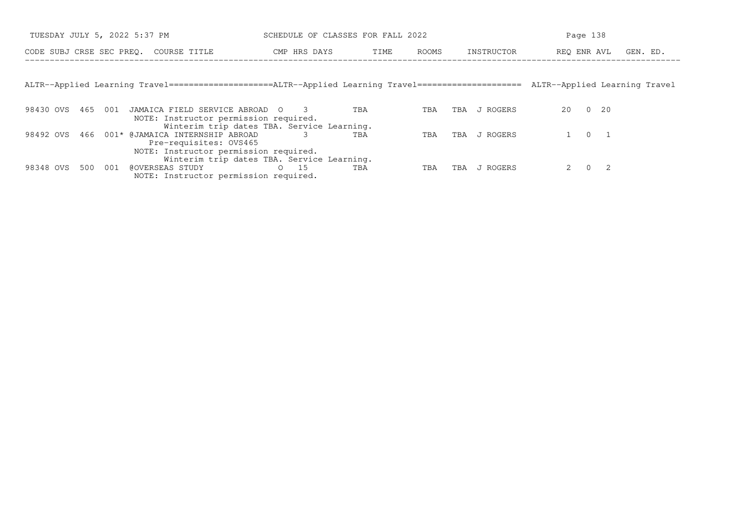| CODE | SUBJ | CRSE | SEC | PREQ. | COURSE TITLE | CMP | HRS | DAYS | TIME | ROOMS | INSTRUCTOR | REQ | ENR | AVL | GEN. ED. |
|---|---|---|---|---|---|---|---|---|---|---|---|---|---|---|---|

## ALTR--Applied Learning Travel

| CODE | SUBJ | CRSE | SEC | PREQ. | COURSE TITLE | CMP | HRS | DAYS | TIME | ROOMS | INSTRUCTOR | REQ | ENR | AVL | GEN. ED. |
|---|---|---|---|---|---|---|---|---|---|---|---|---|---|---|---|
| 98430 | OVS | 465 | 001 | | JAMAICA FIELD SERVICE ABROAD | O | 3 | | TBA | TBA | TBA J ROGERS | 20 | 0 | 20 | |
| | | | | | NOTE: Instructor permission required. Winterim trip dates TBA. Service Learning. | | | | | | | | | | |
| 98492 | OVS | 466 | 001 | * | @JAMAICA INTERNSHIP ABROAD | | 3 | | TBA | TBA | TBA J ROGERS | 1 | 0 | 1 | |
| | | | | | Pre-requisites: OVS465 | | | | | | | | | | |
| | | | | | NOTE: Instructor permission required. Winterim trip dates TBA. Service Learning. | | | | | | | | | | |
| 98348 | OVS | 500 | 001 | | @OVERSEAS STUDY | O | 15 | | TBA | TBA | TBA J ROGERS | 2 | 0 | 2 | |
| | | | | | NOTE: Instructor permission required. | | | | | | | | | | |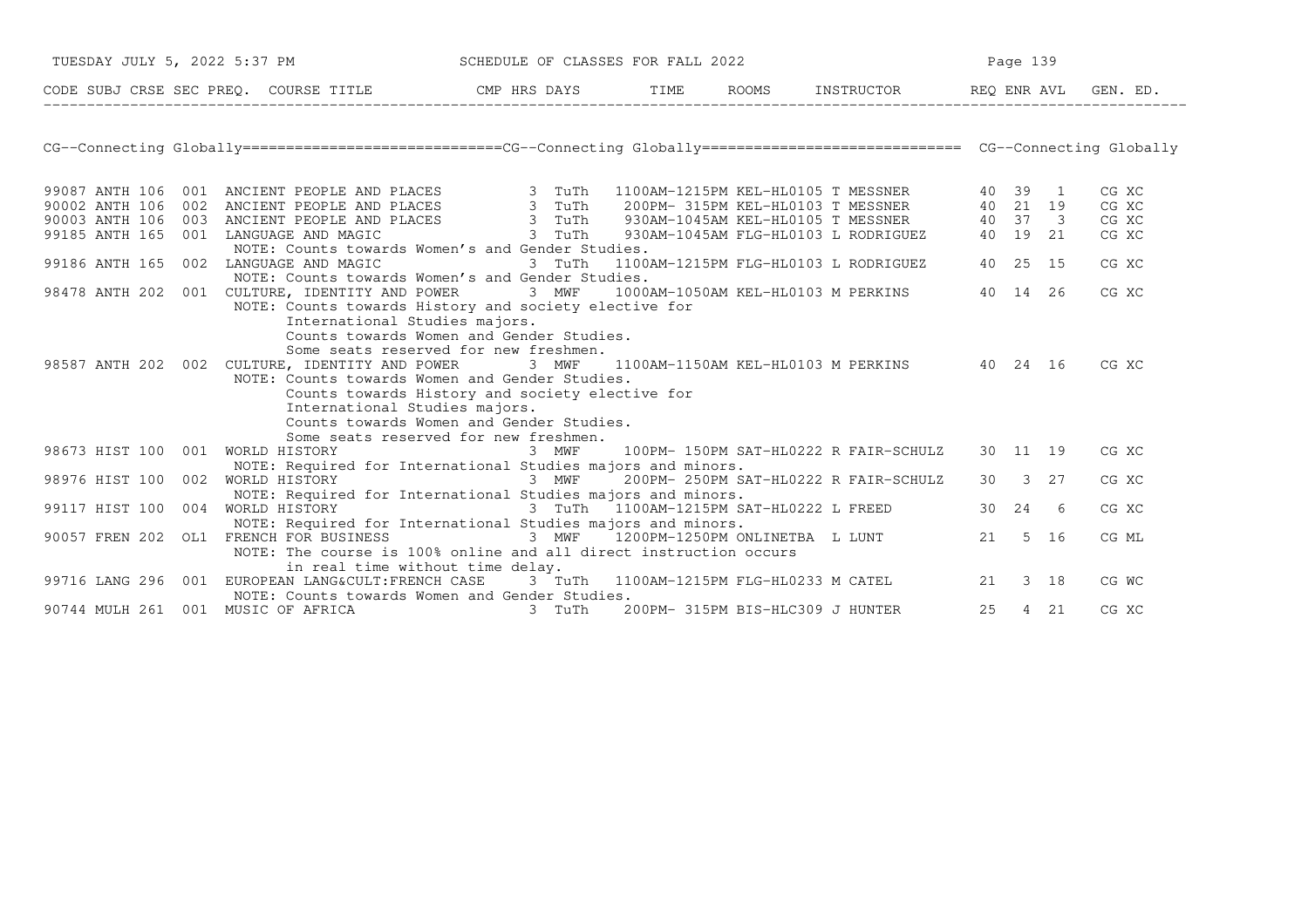## CG--Connecting Globally

| CODE | SUBJ | CRSE | SEC | PREQ. | COURSE TITLE | CMP | HRS | DAYS | TIME | ROOMS | INSTRUCTOR | REQ | ENR | AVL | GEN. ED. |
|---|---|---|---|---|---|---|---|---|---|---|---|---|---|---|---|
| 99087 | ANTH | 106 | 001 | | ANCIENT PEOPLE AND PLACES | | 3 | TuTh | 1100AM-1215PM | KEL-HL0105 | T MESSNER | 40 | 39 | 1 | CG XC |
| 90002 | ANTH | 106 | 002 | | ANCIENT PEOPLE AND PLACES | | 3 | TuTh | 200PM- 315PM | KEL-HL0103 | T MESSNER | 40 | 21 | 19 | CG XC |
| 90003 | ANTH | 106 | 003 | | ANCIENT PEOPLE AND PLACES | | 3 | TuTh | 930AM-1045AM | KEL-HL0105 | T MESSNER | 40 | 37 | 3 | CG XC |
| 99185 | ANTH | 165 | 001 | | LANGUAGE AND MAGIC | | 3 | TuTh | 930AM-1045AM | FLG-HL0103 | L RODRIGUEZ | 40 | 19 | 21 | CG XC |
| | | | | | NOTE: Counts towards Women's and Gender Studies. | | | | | | | | | | |
| 99186 | ANTH | 165 | 002 | | LANGUAGE AND MAGIC | | 3 | TuTh | 1100AM-1215PM | FLG-HL0103 | L RODRIGUEZ | 40 | 25 | 15 | CG XC |
| | | | | | NOTE: Counts towards Women's and Gender Studies. | | | | | | | | | | |
| 98478 | ANTH | 202 | 001 | | CULTURE, IDENTITY AND POWER | | 3 | MWF | 1000AM-1050AM | KEL-HL0103 | M PERKINS | 40 | 14 | 26 | CG XC |
| | | | | | NOTE: Counts towards History and society elective for International Studies majors. Counts towards Women and Gender Studies. Some seats reserved for new freshmen. | | | | | | | | | | |
| 98587 | ANTH | 202 | 002 | | CULTURE, IDENTITY AND POWER | | 3 | MWF | 1100AM-1150AM | KEL-HL0103 | M PERKINS | 40 | 24 | 16 | CG XC |
| | | | | | NOTE: Counts towards Women and Gender Studies. Counts towards History and society elective for International Studies majors. Counts towards Women and Gender Studies. Some seats reserved for new freshmen. | | | | | | | | | | |
| 98673 | HIST | 100 | 001 | | WORLD HISTORY | | 3 | MWF | 100PM- 150PM | SAT-HL0222 | R FAIR-SCHULZ | 30 | 11 | 19 | CG XC |
| | | | | | NOTE: Required for International Studies majors and minors. | | | | | | | | | | |
| 98976 | HIST | 100 | 002 | | WORLD HISTORY | | 3 | MWF | 200PM- 250PM | SAT-HL0222 | R FAIR-SCHULZ | 30 | 3 | 27 | CG XC |
| | | | | | NOTE: Required for International Studies majors and minors. | | | | | | | | | | |
| 99117 | HIST | 100 | 004 | | WORLD HISTORY | | 3 | TuTh | 1100AM-1215PM | SAT-HL0222 | L FREED | 30 | 24 | 6 | CG XC |
| | | | | | NOTE: Required for International Studies majors and minors. | | | | | | | | | | |
| 90057 | FREN | 202 | OL1 | | FRENCH FOR BUSINESS | | 3 | MWF | 1200PM-1250PM | ONLINETBA | L LUNT | 21 | 5 | 16 | CG ML |
| | | | | | NOTE: The course is 100% online and all direct instruction occurs in real time without time delay. | | | | | | | | | | |
| 99716 | LANG | 296 | 001 | | EUROPEAN LANG&CULT:FRENCH CASE | | 3 | TuTh | 1100AM-1215PM | FLG-HL0233 | M CATEL | 21 | 3 | 18 | CG WC |
| | | | | | NOTE: Counts towards Women and Gender Studies. | | | | | | | | | | |
| 90744 | MULH | 261 | 001 | | MUSIC OF AFRICA | | 3 | TuTh | 200PM- 315PM | BIS-HLC309 | J HUNTER | 25 | 4 | 21 | CG XC |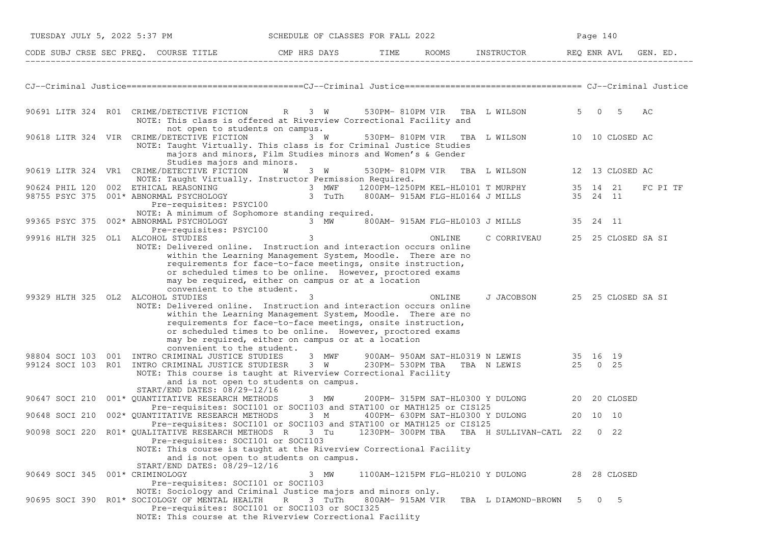SCHEDULE OF CLASSES FOR FALL 2022

| CODE | SUBJ | CRSE | SEC | PREQ. | COURSE TITLE | CMP | HRS | DAYS | TIME | ROOMS | INSTRUCTOR | REQ | ENR | AVL | GEN. ED. |
|---|---|---|---|---|---|---|---|---|---|---|---|---|---|---|---|

## CJ--Criminal Justice

| CODE | SUBJ | CRSE | SEC | PREQ. | COURSE TITLE | CMP | HRS | DAYS | TIME | ROOMS | INSTRUCTOR | REQ | ENR | AVL | GEN. ED. |
|---|---|---|---|---|---|---|---|---|---|---|---|---|---|---|---|
| 90691 | LITR | 324 | R01 | | CRIME/DETECTIVE FICTION | R | 3 | W | 530PM- 810PM | VIR TBA | L WILSON | 5 | 0 | 5 | AC |
| | | | | | NOTE: This class is offered at Riverview Correctional Facility and not open to students on campus. | | | | | | | | | | |
| 90618 | LITR | 324 | VIR | | CRIME/DETECTIVE FICTION | | 3 | W | 530PM- 810PM | VIR TBA | L WILSON | 10 | 10 | CLOSED | AC |
| | | | | | NOTE: Taught Virtually. This class is for Criminal Justice Studies majors and minors, Film Studies minors and Women's & Gender Studies majors and minors. | | | | | | | | | | |
| 90619 | LITR | 324 | VR1 | | CRIME/DETECTIVE FICTION | W | 3 | W | 530PM- 810PM | VIR TBA | L WILSON | 12 | 13 | CLOSED | AC |
| | | | | | NOTE: Taught Virtually. Instructor Permission Required. | | | | | | | | | | |
| 90624 | PHIL | 120 | 002 | | ETHICAL REASONING | | 3 | MWF | 1200PM-1250PM | KEL-HL0101 | T MURPHY | 35 | 14 | 21 | FC PI TF |
| 98755 | PSYC | 375 | 001 | * | ABNORMAL PSYCHOLOGY | | 3 | TuTh | 800AM- 915AM | FLG-HL0164 | J MILLS | 35 | 24 | 11 | |
| | | | | | Pre-requisites: PSYC100 | | | | | | | | | | |
| | | | | | NOTE: A minimum of Sophomore standing required. | | | | | | | | | | |
| 99365 | PSYC | 375 | 002 | * | ABNORMAL PSYCHOLOGY | | 3 | MW | 800AM- 915AM | FLG-HL0103 | J MILLS | 35 | 24 | 11 | |
| | | | | | Pre-requisites: PSYC100 | | | | | | | | | | |
| 99916 | HLTH | 325 | OL1 | | ALCOHOL STUDIES | | 3 | | | ONLINE | C CORRIVEAU | 25 | 25 | CLOSED | SA SI |
| | | | | | NOTE: Delivered online. Instruction and interaction occurs online within the Learning Management System, Moodle. There are no requirements for face-to-face meetings, onsite instruction, or scheduled times to be online. However, proctored exams may be required, either on campus or at a location convenient to the student. | | | | | | | | | | |
| 99329 | HLTH | 325 | OL2 | | ALCOHOL STUDIES | | 3 | | | ONLINE | J JACOBSON | 25 | 25 | CLOSED | SA SI |
| | | | | | NOTE: Delivered online. Instruction and interaction occurs online within the Learning Management System, Moodle. There are no requirements for face-to-face meetings, onsite instruction, or scheduled times to be online. However, proctored exams may be required, either on campus or at a location convenient to the student. | | | | | | | | | | |
| 98804 | SOCI | 103 | 001 | | INTRO CRIMINAL JUSTICE STUDIES | | 3 | MWF | 900AM- 950AM | SAT-HL0319 | N LEWIS | 35 | 16 | 19 | |
| 99124 | SOCI | 103 | R01 | | INTRO CRIMINAL JUSTICE STUDIES | R | 3 | W | 230PM- 530PM | TBA TBA | N LEWIS | 25 | 0 | 25 | |
| | | | | | NOTE: This course is taught at Riverview Correctional Facility and is not open to students on campus. | | | | | | | | | | |
| | | | | | START/END DATES: 08/29-12/16 | | | | | | | | | | |
| 90647 | SOCI | 210 | 001 | * | QUANTITATIVE RESEARCH METHODS | | 3 | MW | 200PM- 315PM | SAT-HL0300 | Y DULONG | 20 | 20 | CLOSED | |
| | | | | | Pre-requisites: SOCI101 or SOCI103 and STAT100 or MATH125 or CIS125 | | | | | | | | | | |
| 90648 | SOCI | 210 | 002 | * | QUANTITATIVE RESEARCH METHODS | | 3 | M | 400PM- 630PM | SAT-HL0300 | Y DULONG | 20 | 10 | 10 | |
| | | | | | Pre-requisites: SOCI101 or SOCI103 and STAT100 or MATH125 or CIS125 | | | | | | | | | | |
| 90098 | SOCI | 220 | R01 | * | QUALITATIVE RESEARCH METHODS | R | 3 | Tu | 1230PM- 300PM | TBA TBA | H SULLIVAN-CATL | 22 | 0 | 22 | |
| | | | | | Pre-requisites: SOCI101 or SOCI103 | | | | | | | | | | |
| | | | | | NOTE: This course is taught at the Riverview Correctional Facility and is not open to students on campus. | | | | | | | | | | |
| | | | | | START/END DATES: 08/29-12/16 | | | | | | | | | | |
| 90649 | SOCI | 345 | 001 | * | CRIMINOLOGY | | 3 | MW | 1100AM-1215PM | FLG-HL0210 | Y DULONG | 28 | 28 | CLOSED | |
| | | | | | Pre-requisites: SOCI101 or SOCI103 | | | | | | | | | | |
| | | | | | NOTE: Sociology and Criminal Justice majors and minors only. | | | | | | | | | | |
| 90695 | SOCI | 390 | R01 | * | SOCIOLOGY OF MENTAL HEALTH | R | 3 | TuTh | 800AM- 915AM | VIR TBA | L DIAMOND-BROWN | 5 | 0 | 5 | |
| | | | | | Pre-requisites: SOCI101 or SOCI103 or SOCI325 | | | | | | | | | | |
| | | | | | NOTE: This course at the Riverview Correctional Facility | | | | | | | | | | |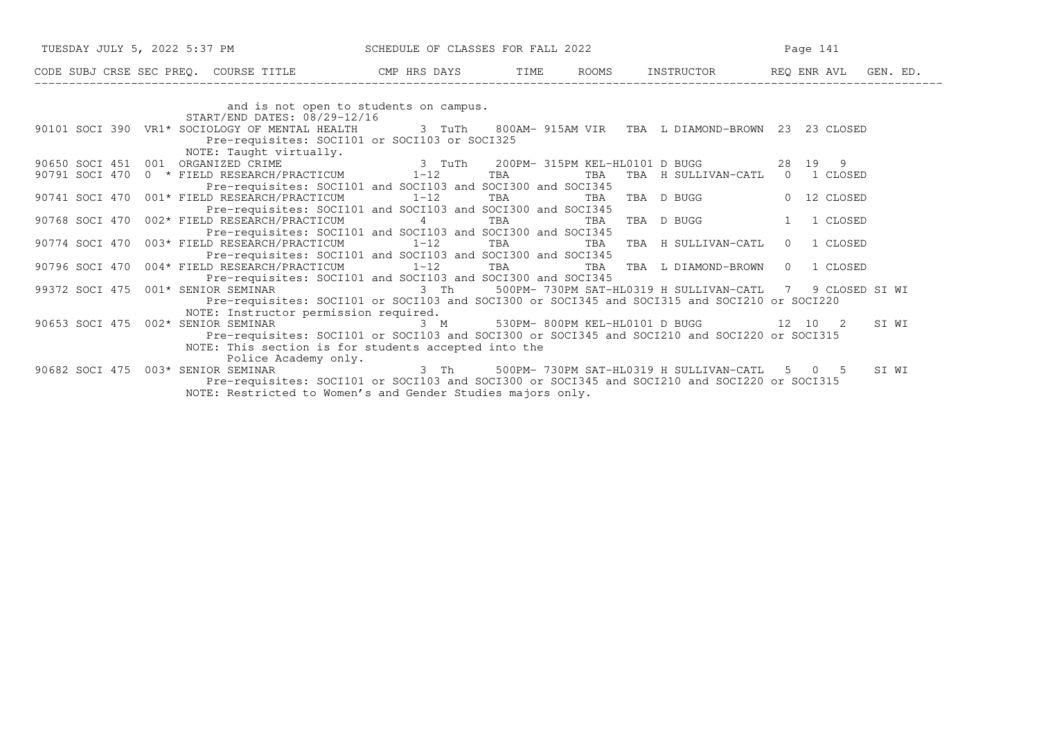| CODE | SUBJ | CRSE | SEC | PREQ. | COURSE TITLE | CMP | HRS | DAYS | TIME | ROOMS | INSTRUCTOR | REQ | ENR | AVL | GEN. ED. |
|---|---|---|---|---|---|---|---|---|---|---|---|---|---|---|---|
| | | | | | and is not open to students on campus. | | | | | | | | | | |
| | | | | | START/END DATES: 08/29-12/16 | | | | | | | | | | |
| 90101 | SOCI | 390 | VR1 | * | SOCIOLOGY OF MENTAL HEALTH | | 3 | TuTh | 800AM- 915AM | VIR TBA | L DIAMOND-BROWN | 23 | 23 | CLOSED | |
| | | | | | Pre-requisites: SOCI101 or SOCI103 or SOCI325 | | | | | | | | | | |
| | | | | | NOTE: Taught virtually. | | | | | | | | | | |
| 90650 | SOCI | 451 | 001 | | ORGANIZED CRIME | | 3 | TuTh | 200PM- 315PM | KEL-HL0101 | D BUGG | 28 | 19 | 9 | |
| 90791 | SOCI | 470 | 0 | * | FIELD RESEARCH/PRACTICUM | | 1-12 | TBA | TBA | TBA | H SULLIVAN-CATL | 0 | 1 | CLOSED | |
| | | | | | Pre-requisites: SOCI101 and SOCI103 and SOCI300 and SOCI345 | | | | | | | | | | |
| 90741 | SOCI | 470 | 001 | * | FIELD RESEARCH/PRACTICUM | | 1-12 | TBA | TBA | TBA | D BUGG | 0 | 12 | CLOSED | |
| | | | | | Pre-requisites: SOCI101 and SOCI103 and SOCI300 and SOCI345 | | | | | | | | | | |
| 90768 | SOCI | 470 | 002 | * | FIELD RESEARCH/PRACTICUM | | 4 | TBA | TBA | TBA | D BUGG | 1 | 1 | CLOSED | |
| | | | | | Pre-requisites: SOCI101 and SOCI103 and SOCI300 and SOCI345 | | | | | | | | | | |
| 90774 | SOCI | 470 | 003 | * | FIELD RESEARCH/PRACTICUM | | 1-12 | TBA | TBA | TBA | H SULLIVAN-CATL | 0 | 1 | CLOSED | |
| | | | | | Pre-requisites: SOCI101 and SOCI103 and SOCI300 and SOCI345 | | | | | | | | | | |
| 90796 | SOCI | 470 | 004 | * | FIELD RESEARCH/PRACTICUM | | 1-12 | TBA | TBA | TBA | L DIAMOND-BROWN | 0 | 1 | CLOSED | |
| | | | | | Pre-requisites: SOCI101 and SOCI103 and SOCI300 and SOCI345 | | | | | | | | | | |
| 99372 | SOCI | 475 | 001 | * | SENIOR SEMINAR | | 3 | Th | 500PM- 730PM | SAT-HL0319 | H SULLIVAN-CATL | 7 | 9 | CLOSED | SI WI |
| | | | | | Pre-requisites: SOCI101 or SOCI103 and SOCI300 or SOCI345 and SOCI315 and SOCI210 or SOCI220 | | | | | | | | | | |
| | | | | | NOTE: Instructor permission required. | | | | | | | | | | |
| 90653 | SOCI | 475 | 002 | * | SENIOR SEMINAR | | 3 | M | 530PM- 800PM | KEL-HL0101 | D BUGG | 12 | 10 | 2 | SI WI |
| | | | | | Pre-requisites: SOCI101 or SOCI103 and SOCI300 or SOCI345 and SOCI210 and SOCI220 or SOCI315 | | | | | | | | | | |
| | | | | | NOTE: This section is for students accepted into the Police Academy only. | | | | | | | | | | |
| 90682 | SOCI | 475 | 003 | * | SENIOR SEMINAR | | 3 | Th | 500PM- 730PM | SAT-HL0319 | H SULLIVAN-CATL | 5 | 0 | 5 | SI WI |
| | | | | | Pre-requisites: SOCI101 or SOCI103 and SOCI300 or SOCI345 and SOCI210 and SOCI220 or SOCI315 | | | | | | | | | | |
| | | | | | NOTE: Restricted to Women's and Gender Studies majors only. | | | | | | | | | | |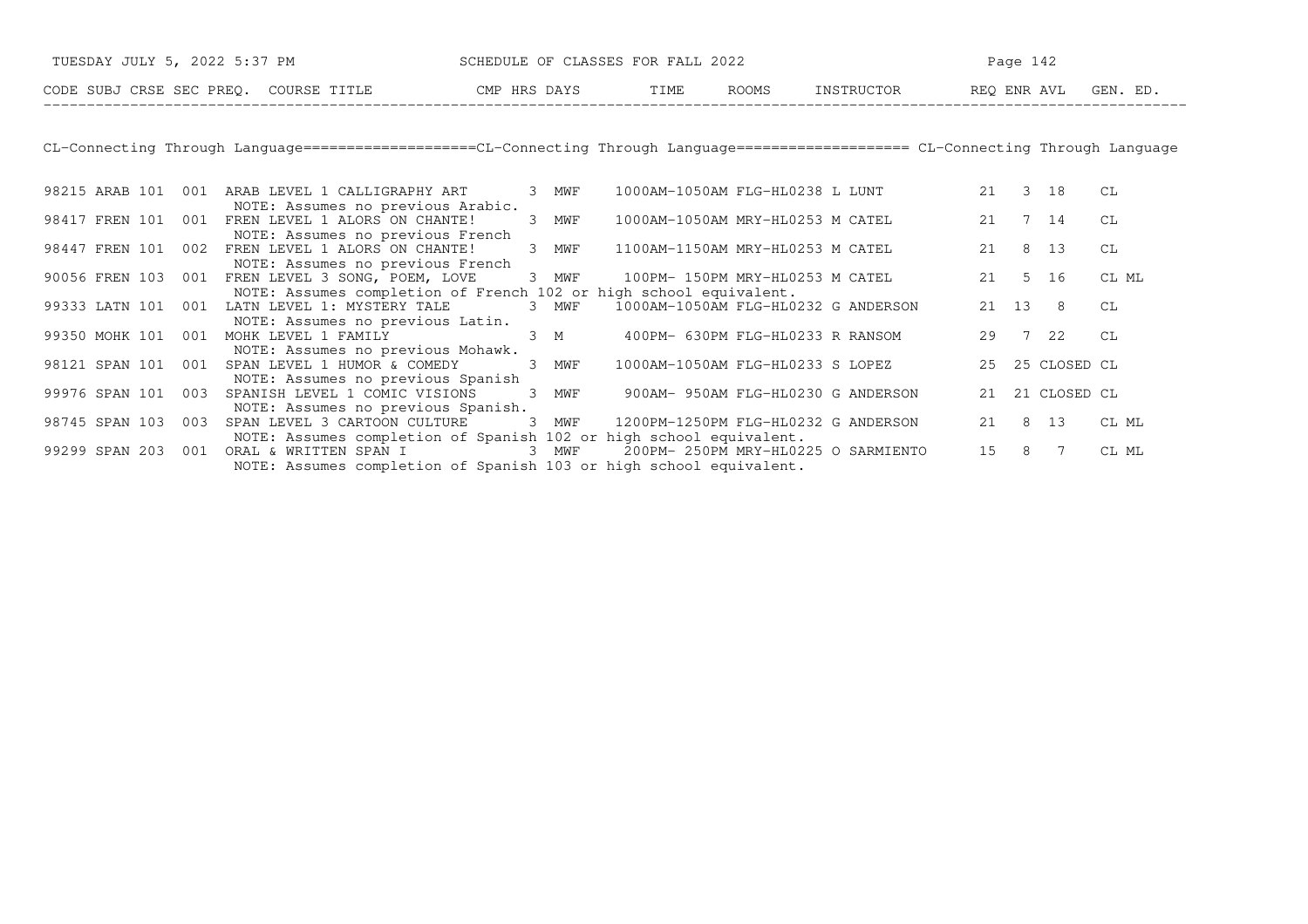| CODE | SUBJ | CRSE | SEC | PREQ. | COURSE TITLE | CMP | HRS | DAYS | TIME | ROOMS | INSTRUCTOR | REQ | ENR | AVL | GEN. ED. |
|---|---|---|---|---|---|---|---|---|---|---|---|---|---|---|---|

## CL-Connecting Through Language

| CODE | SUBJ | CRSE | SEC | PREQ. | COURSE TITLE | CMP | HRS | DAYS | TIME | ROOMS | INSTRUCTOR | REQ | ENR | AVL | GEN. ED. |
|---|---|---|---|---|---|---|---|---|---|---|---|---|---|---|---|
| 98215 | ARAB | 101 | 001 | | ARAB LEVEL 1 CALLIGRAPHY ART | | 3 | MWF | 1000AM-1050AM | FLG-HL0238 | L LUNT | 21 | 3 | 18 | CL |
| | | | | | NOTE: Assumes no previous Arabic. | | | | | | | | | | |
| 98417 | FREN | 101 | 001 | | FREN LEVEL 1 ALORS ON CHANTE! | | 3 | MWF | 1000AM-1050AM | MRY-HL0253 | M CATEL | 21 | 7 | 14 | CL |
| | | | | | NOTE: Assumes no previous French | | | | | | | | | | |
| 98447 | FREN | 101 | 002 | | FREN LEVEL 1 ALORS ON CHANTE! | | 3 | MWF | 1100AM-1150AM | MRY-HL0253 | M CATEL | 21 | 8 | 13 | CL |
| | | | | | NOTE: Assumes no previous French | | | | | | | | | | |
| 90056 | FREN | 103 | 001 | | FREN LEVEL 3 SONG, POEM, LOVE | | 3 | MWF | 100PM- 150PM | MRY-HL0253 | M CATEL | 21 | 5 | 16 | CL ML |
| | | | | | NOTE: Assumes completion of French 102 or high school equivalent. | | | | | | | | | | |
| 99333 | LATN | 101 | 001 | | LATN LEVEL 1: MYSTERY TALE | | 3 | MWF | 1000AM-1050AM | FLG-HL0232 | G ANDERSON | 21 | 13 | 8 | CL |
| | | | | | NOTE: Assumes no previous Latin. | | | | | | | | | | |
| 99350 | MOHK | 101 | 001 | | MOHK LEVEL 1 FAMILY | | 3 | M | 400PM- 630PM | FLG-HL0233 | R RANSOM | 29 | 7 | 22 | CL |
| | | | | | NOTE: Assumes no previous Mohawk. | | | | | | | | | | |
| 98121 | SPAN | 101 | 001 | | SPAN LEVEL 1 HUMOR & COMEDY | | 3 | MWF | 1000AM-1050AM | FLG-HL0233 | S LOPEZ | 25 | 25 | CLOSED | CL |
| | | | | | NOTE: Assumes no previous Spanish | | | | | | | | | | |
| 99976 | SPAN | 101 | 003 | | SPANISH LEVEL 1 COMIC VISIONS | | 3 | MWF | 900AM- 950AM | FLG-HL0230 | G ANDERSON | 21 | 21 | CLOSED | CL |
| | | | | | NOTE: Assumes no previous Spanish. | | | | | | | | | | |
| 98745 | SPAN | 103 | 003 | | SPAN LEVEL 3 CARTOON CULTURE | | 3 | MWF | 1200PM-1250PM | FLG-HL0232 | G ANDERSON | 21 | 8 | 13 | CL ML |
| | | | | | NOTE: Assumes completion of Spanish 102 or high school equivalent. | | | | | | | | | | |
| 99299 | SPAN | 203 | 001 | | ORAL & WRITTEN SPAN I | | 3 | MWF | 200PM- 250PM | MRY-HL0225 | O SARMIENTO | 15 | 8 | 7 | CL ML |
| | | | | | NOTE: Assumes completion of Spanish 103 or high school equivalent. | | | | | | | | | | |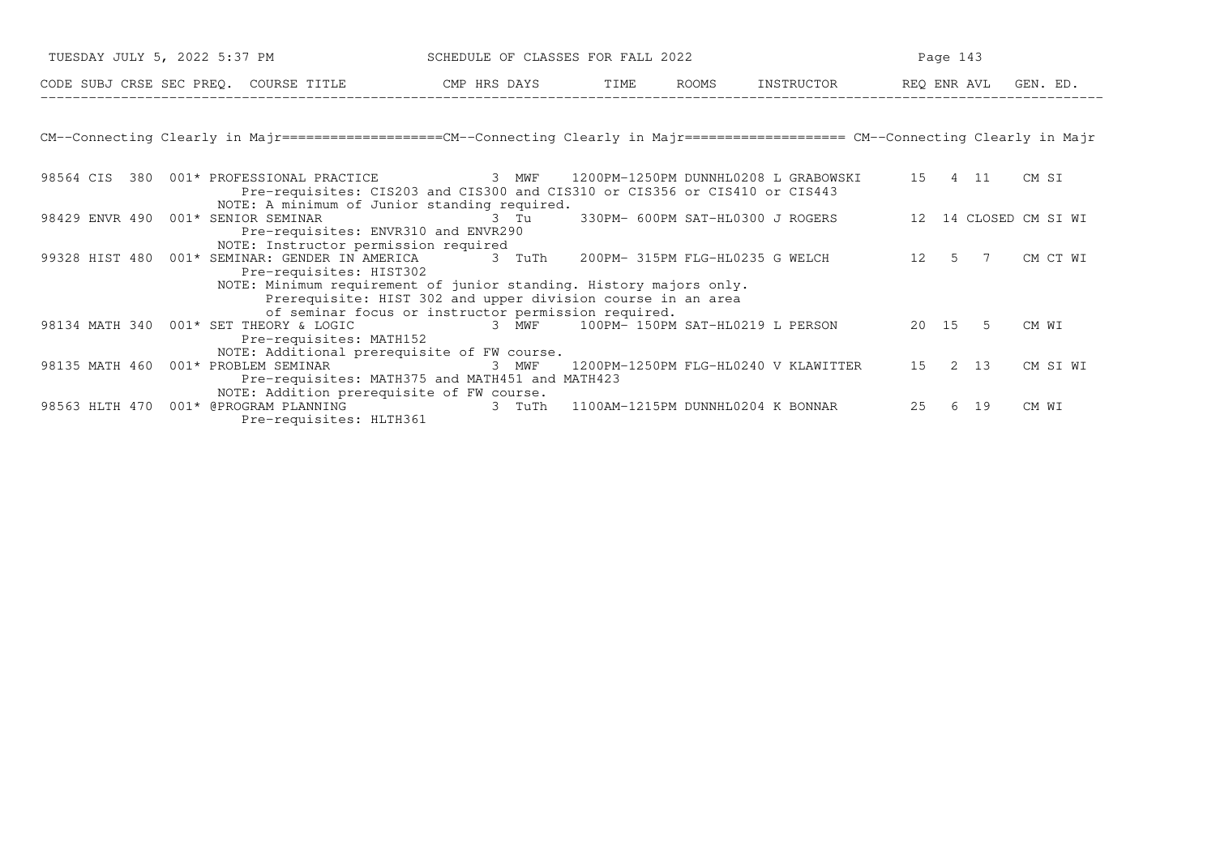SCHEDULE OF CLASSES FOR FALL 2022

| CODE | SUBJ | CRSE | SEC PREQ. | COURSE TITLE | CMP HRS | DAYS | TIME | ROOMS | INSTRUCTOR | REQ | ENR | AVL | GEN. ED. |
|---|---|---|---|---|---|---|---|---|---|---|---|---|---|

## CM--Connecting Clearly in Majr

| CODE | SUBJ | CRSE | SEC PREQ. | COURSE TITLE | CMP HRS | DAYS | TIME | ROOMS | INSTRUCTOR | REQ | ENR | AVL | GEN. ED. |
|---|---|---|---|---|---|---|---|---|---|---|---|---|---|
| 98564 | CIS | 380 | 001* | PROFESSIONAL PRACTICE | 3 | MWF | 1200PM-1250PM | DUNNHL0208 | L GRABOWSKI | 15 | 4 | 11 | CM SI |
| | | | | Pre-requisites: CIS203 and CIS300 and CIS310 or CIS356 or CIS410 or CIS443 | | | | | | | | | |
| | | | | NOTE: A minimum of Junior standing required. | | | | | | | | | |
| 98429 | ENVR | 490 | 001* | SENIOR SEMINAR | 3 | Tu | 330PM- 600PM | SAT-HL0300 | J ROGERS | 12 | 14 | CLOSED | CM SI WI |
| | | | | Pre-requisites: ENVR310 and ENVR290 | | | | | | | | | |
| | | | | NOTE: Instructor permission required | | | | | | | | | |
| 99328 | HIST | 480 | 001* | SEMINAR: GENDER IN AMERICA | 3 | TuTh | 200PM- 315PM | FLG-HL0235 | G WELCH | 12 | 5 | 7 | CM CT WI |
| | | | | Pre-requisites: HIST302 | | | | | | | | | |
| | | | | NOTE: Minimum requirement of junior standing. History majors only. Prerequisite: HIST 302 and upper division course in an area of seminar focus or instructor permission required. | | | | | | | | | |
| 98134 | MATH | 340 | 001* | SET THEORY & LOGIC | 3 | MWF | 100PM- 150PM | SAT-HL0219 | L PERSON | 20 | 15 | 5 | CM WI |
| | | | | Pre-requisites: MATH152 | | | | | | | | | |
| | | | | NOTE: Additional prerequisite of FW course. | | | | | | | | | |
| 98135 | MATH | 460 | 001* | PROBLEM SEMINAR | 3 | MWF | 1200PM-1250PM | FLG-HL0240 | V KLAWITTER | 15 | 2 | 13 | CM SI WI |
| | | | | Pre-requisites: MATH375 and MATH451 and MATH423 | | | | | | | | | |
| | | | | NOTE: Addition prerequisite of FW course. | | | | | | | | | |
| 98563 | HLTH | 470 | 001* | @PROGRAM PLANNING | 3 | TuTh | 1100AM-1215PM | DUNNHL0204 | K BONNAR | 25 | 6 | 19 | CM WI |
| | | | | Pre-requisites: HLTH361 | | | | | | | | | |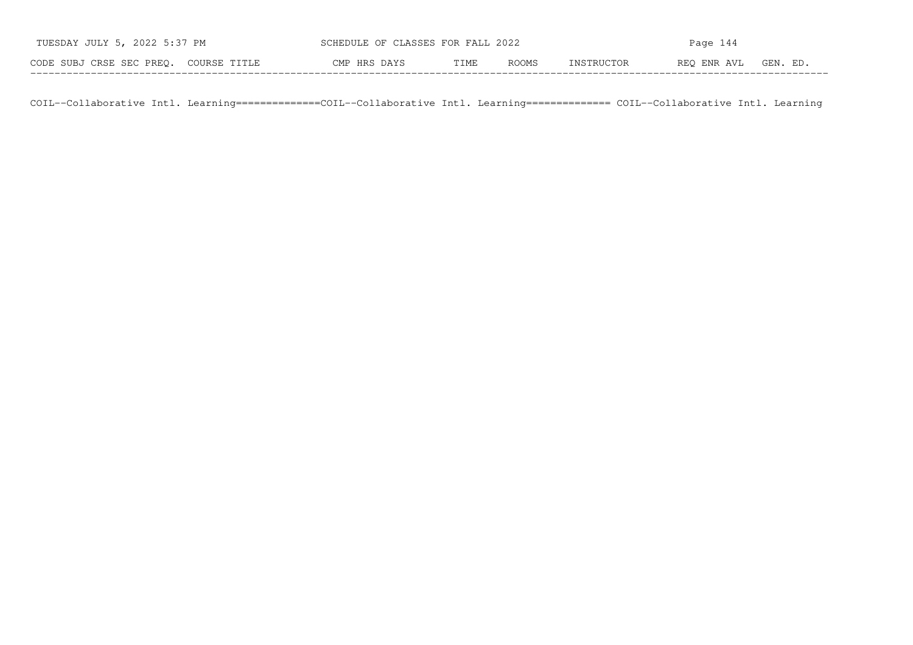| CODE | SUBJ | CRSE | SEC | PREQ. | COURSE TITLE | CMP | HRS | DAYS | TIME | ROOMS | INSTRUCTOR | REQ | ENR | AVL | GEN. ED. |
|---|---|---|---|---|---|---|---|---|---|---|---|---|---|---|---|

COIL--Collaborative Intl. Learning==============COIL--Collaborative Intl. Learning============== COIL--Collaborative Intl. Learning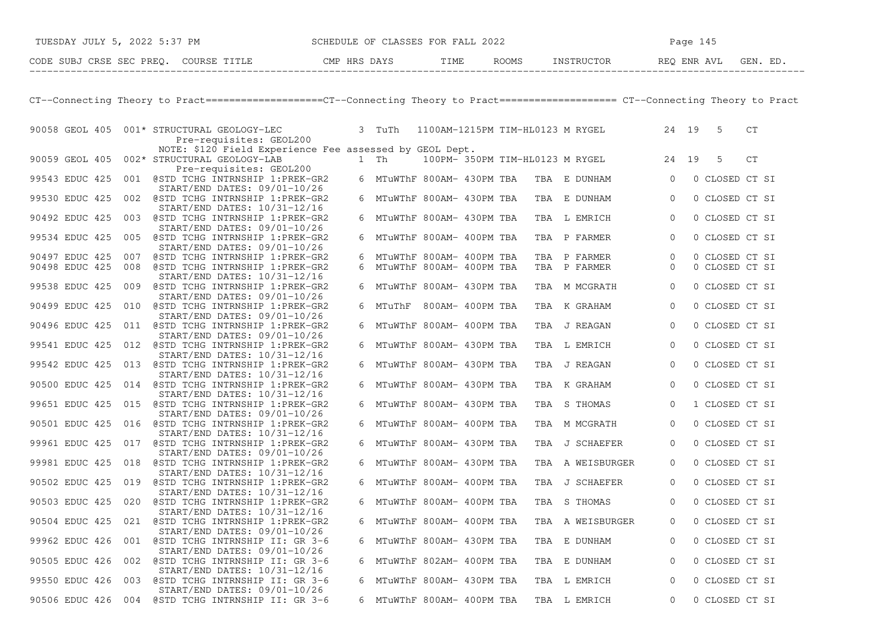| CODE | SUBJ | CRSE | SEC | PREQ. | COURSE TITLE | CMP | HRS | DAYS | TIME | ROOMS | INSTRUCTOR | REQ | ENR | AVL | GEN. ED. |
|---|---|---|---|---|---|---|---|---|---|---|---|---|---|---|---|

CT--Connecting Theory to Pract====================CT--Connecting Theory to Pract==================== CT--Connecting Theory to Pract

| CODE | SUBJ | CRSE | SEC | PREQ. | COURSE TITLE | CMP | HRS | DAYS | TIME | ROOMS | INSTRUCTOR | REQ | ENR | AVL | GEN. ED. |
|---|---|---|---|---|---|---|---|---|---|---|---|---|---|---|---|
| 90058 | GEOL | 405 | 001* | | STRUCTURAL GEOLOGY-LEC<br>Pre-requisites: GEOL200<br>NOTE: $120 Field Experience Fee assessed by GEOL Dept. | | 3 | TuTh | 1100AM-1215PM | TIM-HL0123 | M RYGEL | 24 | 19 | 5 | CT |
| 90059 | GEOL | 405 | 002* | | STRUCTURAL GEOLOGY-LAB<br>Pre-requisites: GEOL200 | | 1 | Th | 100PM- 350PM | TIM-HL0123 | M RYGEL | 24 | 19 | 5 | CT |
| 99543 | EDUC | 425 | 001 | @ | STD TCHG INTRNSHIP 1:PREK-GR2<br>START/END DATES: 09/01-10/26 | | 6 | MTuWThF | 800AM- 430PM | TBA TBA | E DUNHAM | 0 | 0 | CLOSED | CT SI |
| 99530 | EDUC | 425 | 002 | @ | STD TCHG INTRNSHIP 1:PREK-GR2<br>START/END DATES: 10/31-12/16 | | 6 | MTuWThF | 800AM- 430PM | TBA TBA | E DUNHAM | 0 | 0 | CLOSED | CT SI |
| 90492 | EDUC | 425 | 003 | @ | STD TCHG INTRNSHIP 1:PREK-GR2<br>START/END DATES: 09/01-10/26 | | 6 | MTuWThF | 800AM- 430PM | TBA TBA | L EMRICH | 0 | 0 | CLOSED | CT SI |
| 99534 | EDUC | 425 | 005 | @ | STD TCHG INTRNSHIP 1:PREK-GR2<br>START/END DATES: 09/01-10/26 | | 6 | MTuWThF | 800AM- 400PM | TBA TBA | P FARMER | 0 | 0 | CLOSED | CT SI |
| 90497 | EDUC | 425 | 007 | @ | STD TCHG INTRNSHIP 1:PREK-GR2 | | 6 | MTuWThF | 800AM- 400PM | TBA TBA | P FARMER | 0 | 0 | CLOSED | CT SI |
| 90498 | EDUC | 425 | 008 | @ | STD TCHG INTRNSHIP 1:PREK-GR2<br>START/END DATES: 10/31-12/16 | | 6 | MTuWThF | 800AM- 400PM | TBA TBA | P FARMER | 0 | 0 | CLOSED | CT SI |
| 99538 | EDUC | 425 | 009 | @ | STD TCHG INTRNSHIP 1:PREK-GR2<br>START/END DATES: 09/01-10/26 | | 6 | MTuWThF | 800AM- 430PM | TBA TBA | M MCGRATH | 0 | 0 | CLOSED | CT SI |
| 90499 | EDUC | 425 | 010 | @ | STD TCHG INTRNSHIP 1:PREK-GR2<br>START/END DATES: 09/01-10/26 | | 6 | MTuThF | 800AM- 400PM | TBA TBA | K GRAHAM | 0 | 0 | CLOSED | CT SI |
| 90496 | EDUC | 425 | 011 | @ | STD TCHG INTRNSHIP 1:PREK-GR2<br>START/END DATES: 09/01-10/26 | | 6 | MTuWThF | 800AM- 400PM | TBA TBA | J REAGAN | 0 | 0 | CLOSED | CT SI |
| 99541 | EDUC | 425 | 012 | @ | STD TCHG INTRNSHIP 1:PREK-GR2<br>START/END DATES: 10/31-12/16 | | 6 | MTuWThF | 800AM- 430PM | TBA TBA | L EMRICH | 0 | 0 | CLOSED | CT SI |
| 99542 | EDUC | 425 | 013 | @ | STD TCHG INTRNSHIP 1:PREK-GR2<br>START/END DATES: 10/31-12/16 | | 6 | MTuWThF | 800AM- 430PM | TBA TBA | J REAGAN | 0 | 0 | CLOSED | CT SI |
| 90500 | EDUC | 425 | 014 | @ | STD TCHG INTRNSHIP 1:PREK-GR2<br>START/END DATES: 10/31-12/16 | | 6 | MTuWThF | 800AM- 430PM | TBA TBA | K GRAHAM | 0 | 0 | CLOSED | CT SI |
| 99651 | EDUC | 425 | 015 | @ | STD TCHG INTRNSHIP 1:PREK-GR2<br>START/END DATES: 09/01-10/26 | | 6 | MTuWThF | 800AM- 430PM | TBA TBA | S THOMAS | 0 | 1 | CLOSED | CT SI |
| 90501 | EDUC | 425 | 016 | @ | STD TCHG INTRNSHIP 1:PREK-GR2<br>START/END DATES: 10/31-12/16 | | 6 | MTuWThF | 800AM- 400PM | TBA TBA | M MCGRATH | 0 | 0 | CLOSED | CT SI |
| 99961 | EDUC | 425 | 017 | @ | STD TCHG INTRNSHIP 1:PREK-GR2<br>START/END DATES: 09/01-10/26 | | 6 | MTuWThF | 800AM- 430PM | TBA TBA | J SCHAEFER | 0 | 0 | CLOSED | CT SI |
| 99981 | EDUC | 425 | 018 | @ | STD TCHG INTRNSHIP 1:PREK-GR2<br>START/END DATES: 10/31-12/16 | | 6 | MTuWThF | 800AM- 430PM | TBA TBA | A WEISBURGER | 0 | 0 | CLOSED | CT SI |
| 90502 | EDUC | 425 | 019 | @ | STD TCHG INTRNSHIP 1:PREK-GR2<br>START/END DATES: 10/31-12/16 | | 6 | MTuWThF | 800AM- 400PM | TBA TBA | J SCHAEFER | 0 | 0 | CLOSED | CT SI |
| 90503 | EDUC | 425 | 020 | @ | STD TCHG INTRNSHIP 1:PREK-GR2<br>START/END DATES: 10/31-12/16 | | 6 | MTuWThF | 800AM- 400PM | TBA TBA | S THOMAS | 0 | 0 | CLOSED | CT SI |
| 90504 | EDUC | 425 | 021 | @ | STD TCHG INTRNSHIP 1:PREK-GR2<br>START/END DATES: 09/01-10/26 | | 6 | MTuWThF | 800AM- 400PM | TBA TBA | A WEISBURGER | 0 | 0 | CLOSED | CT SI |
| 99962 | EDUC | 426 | 001 | @ | STD TCHG INTRNSHIP II: GR 3-6<br>START/END DATES: 09/01-10/26 | | 6 | MTuWThF | 800AM- 430PM | TBA TBA | E DUNHAM | 0 | 0 | CLOSED | CT SI |
| 90505 | EDUC | 426 | 002 | @ | STD TCHG INTRNSHIP II: GR 3-6<br>START/END DATES: 10/31-12/16 | | 6 | MTuWThF | 802AM- 400PM | TBA TBA | E DUNHAM | 0 | 0 | CLOSED | CT SI |
| 99550 | EDUC | 426 | 003 | @ | STD TCHG INTRNSHIP II: GR 3-6<br>START/END DATES: 09/01-10/26 | | 6 | MTuWThF | 800AM- 430PM | TBA TBA | L EMRICH | 0 | 0 | CLOSED | CT SI |
| 90506 | EDUC | 426 | 004 | @ | STD TCHG INTRNSHIP II: GR 3-6 | | 6 | MTuWThF | 800AM- 400PM | TBA TBA | L EMRICH | 0 | 0 | CLOSED | CT SI |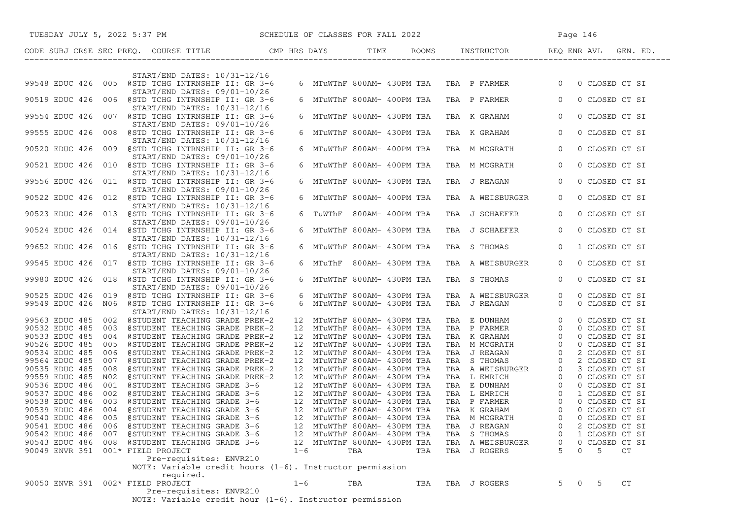| CODE | SUBJ | CRSE | SEC | PREQ. | COURSE TITLE | CMP | HRS | DAYS | TIME | ROOMS | INSTRUCTOR | REQ | ENR | AVL | GEN. ED. |
|---|---|---|---|---|---|---|---|---|---|---|---|---|---|---|---|
| | | | | | START/END DATES: 10/31-12/16 | | | | | | | | | | |
| 99548 | EDUC | 426 | 005 | @ | STD TCHG INTRNSHIP II: GR 3-6 | | 6 | MTuWThF | 800AM- 430PM | TBA TBA | P FARMER | 0 | 0 | CLOSED | CT SI |
| | | | | | START/END DATES: 09/01-10/26 | | | | | | | | | | |
| 90519 | EDUC | 426 | 006 | @ | STD TCHG INTRNSHIP II: GR 3-6 | | 6 | MTuWThF | 800AM- 400PM | TBA TBA | P FARMER | 0 | 0 | CLOSED | CT SI |
| | | | | | START/END DATES: 10/31-12/16 | | | | | | | | | | |
| 99554 | EDUC | 426 | 007 | @ | STD TCHG INTRNSHIP II: GR 3-6 | | 6 | MTuWThF | 800AM- 430PM | TBA TBA | K GRAHAM | 0 | 0 | CLOSED | CT SI |
| | | | | | START/END DATES: 09/01-10/26 | | | | | | | | | | |
| 99555 | EDUC | 426 | 008 | @ | STD TCHG INTRNSHIP II: GR 3-6 | | 6 | MTuWThF | 800AM- 430PM | TBA TBA | K GRAHAM | 0 | 0 | CLOSED | CT SI |
| | | | | | START/END DATES: 10/31-12/16 | | | | | | | | | | |
| 90520 | EDUC | 426 | 009 | @ | STD TCHG INTRNSHIP II: GR 3-6 | | 6 | MTuWThF | 800AM- 400PM | TBA TBA | M MCGRATH | 0 | 0 | CLOSED | CT SI |
| | | | | | START/END DATES: 09/01-10/26 | | | | | | | | | | |
| 90521 | EDUC | 426 | 010 | @ | STD TCHG INTRNSHIP II: GR 3-6 | | 6 | MTuWThF | 800AM- 400PM | TBA TBA | M MCGRATH | 0 | 0 | CLOSED | CT SI |
| | | | | | START/END DATES: 10/31-12/16 | | | | | | | | | | |
| 99556 | EDUC | 426 | 011 | @ | STD TCHG INTRNSHIP II: GR 3-6 | | 6 | MTuWThF | 800AM- 430PM | TBA TBA | J REAGAN | 0 | 0 | CLOSED | CT SI |
| | | | | | START/END DATES: 09/01-10/26 | | | | | | | | | | |
| 90522 | EDUC | 426 | 012 | @ | STD TCHG INTRNSHIP II: GR 3-6 | | 6 | MTuWThF | 800AM- 400PM | TBA TBA | A WEISBURGER | 0 | 0 | CLOSED | CT SI |
| | | | | | START/END DATES: 10/31-12/16 | | | | | | | | | | |
| 90523 | EDUC | 426 | 013 | @ | STD TCHG INTRNSHIP II: GR 3-6 | | 6 | TuWThF | 800AM- 400PM | TBA TBA | J SCHAEFER | 0 | 0 | CLOSED | CT SI |
| | | | | | START/END DATES: 09/01-10/26 | | | | | | | | | | |
| 90524 | EDUC | 426 | 014 | @ | STD TCHG INTRNSHIP II: GR 3-6 | | 6 | MTuWThF | 800AM- 430PM | TBA TBA | J SCHAEFER | 0 | 0 | CLOSED | CT SI |
| | | | | | START/END DATES: 10/31-12/16 | | | | | | | | | | |
| 99652 | EDUC | 426 | 016 | @ | STD TCHG INTRNSHIP II: GR 3-6 | | 6 | MTuWThF | 800AM- 430PM | TBA TBA | S THOMAS | 0 | 1 | CLOSED | CT SI |
| | | | | | START/END DATES: 10/31-12/16 | | | | | | | | | | |
| 99545 | EDUC | 426 | 017 | @ | STD TCHG INTRNSHIP II: GR 3-6 | | 6 | MTuThF | 800AM- 430PM | TBA TBA | A WEISBURGER | 0 | 0 | CLOSED | CT SI |
| | | | | | START/END DATES: 09/01-10/26 | | | | | | | | | | |
| 99980 | EDUC | 426 | 018 | @ | STD TCHG INTRNSHIP II: GR 3-6 | | 6 | MTuWThF | 800AM- 430PM | TBA TBA | S THOMAS | 0 | 0 | CLOSED | CT SI |
| | | | | | START/END DATES: 09/01-10/26 | | | | | | | | | | |
| 90525 | EDUC | 426 | 019 | @ | STD TCHG INTRNSHIP II: GR 3-6 | | 6 | MTuWThF | 800AM- 430PM | TBA TBA | A WEISBURGER | 0 | 0 | CLOSED | CT SI |
| 99549 | EDUC | 426 | N06 | @ | STD TCHG INTRNSHIP II: GR 3-6 | | 6 | MTuWThF | 800AM- 430PM | TBA TBA | J REAGAN | 0 | 0 | CLOSED | CT SI |
| | | | | | START/END DATES: 10/31-12/16 | | | | | | | | | | |
| 99563 | EDUC | 485 | 002 | @ | STUDENT TEACHING GRADE PREK-2 | | 12 | MTuWThF | 800AM- 430PM | TBA TBA | E DUNHAM | 0 | 0 | CLOSED | CT SI |
| 90532 | EDUC | 485 | 003 | @ | STUDENT TEACHING GRADE PREK-2 | | 12 | MTuWThF | 800AM- 430PM | TBA TBA | P FARMER | 0 | 0 | CLOSED | CT SI |
| 90533 | EDUC | 485 | 004 | @ | STUDENT TEACHING GRADE PREK-2 | | 12 | MTuWThF | 800AM- 430PM | TBA TBA | K GRAHAM | 0 | 0 | CLOSED | CT SI |
| 90526 | EDUC | 485 | 005 | @ | STUDENT TEACHING GRADE PREK-2 | | 12 | MTuWThF | 800AM- 430PM | TBA TBA | M MCGRATH | 0 | 0 | CLOSED | CT SI |
| 90534 | EDUC | 485 | 006 | @ | STUDENT TEACHING GRADE PREK-2 | | 12 | MTuWThF | 800AM- 430PM | TBA TBA | J REAGAN | 0 | 2 | CLOSED | CT SI |
| 99564 | EDUC | 485 | 007 | @ | STUDENT TEACHING GRADE PREK-2 | | 12 | MTuWThF | 800AM- 430PM | TBA TBA | S THOMAS | 0 | 2 | CLOSED | CT SI |
| 90535 | EDUC | 485 | 008 | @ | STUDENT TEACHING GRADE PREK-2 | | 12 | MTuWThF | 800AM- 430PM | TBA TBA | A WEISBURGER | 0 | 3 | CLOSED | CT SI |
| 99559 | EDUC | 485 | N02 | @ | STUDENT TEACHING GRADE PREK-2 | | 12 | MTuWThF | 800AM- 430PM | TBA TBA | L EMRICH | 0 | 0 | CLOSED | CT SI |
| 90536 | EDUC | 486 | 001 | @ | STUDENT TEACHING GRADE 3-6 | | 12 | MTuWThF | 800AM- 430PM | TBA TBA | E DUNHAM | 0 | 0 | CLOSED | CT SI |
| 90537 | EDUC | 486 | 002 | @ | STUDENT TEACHING GRADE 3-6 | | 12 | MTuWThF | 800AM- 430PM | TBA TBA | L EMRICH | 0 | 1 | CLOSED | CT SI |
| 90538 | EDUC | 486 | 003 | @ | STUDENT TEACHING GRADE 3-6 | | 12 | MTuWThF | 800AM- 430PM | TBA TBA | P FARMER | 0 | 0 | CLOSED | CT SI |
| 90539 | EDUC | 486 | 004 | @ | STUDENT TEACHING GRADE 3-6 | | 12 | MTuWThF | 800AM- 430PM | TBA TBA | K GRAHAM | 0 | 0 | CLOSED | CT SI |
| 90540 | EDUC | 486 | 005 | @ | STUDENT TEACHING GRADE 3-6 | | 12 | MTuWThF | 800AM- 430PM | TBA TBA | M MCGRATH | 0 | 0 | CLOSED | CT SI |
| 90541 | EDUC | 486 | 006 | @ | STUDENT TEACHING GRADE 3-6 | | 12 | MTuWThF | 800AM- 430PM | TBA TBA | J REAGAN | 0 | 2 | CLOSED | CT SI |
| 90542 | EDUC | 486 | 007 | @ | STUDENT TEACHING GRADE 3-6 | | 12 | MTuWThF | 800AM- 430PM | TBA TBA | S THOMAS | 0 | 1 | CLOSED | CT SI |
| 90543 | EDUC | 486 | 008 | @ | STUDENT TEACHING GRADE 3-6 | | 12 | MTuWThF | 800AM- 430PM | TBA TBA | A WEISBURGER | 0 | 0 | CLOSED | CT SI |
| 90049 | ENVR | 391 | 001 | * | FIELD PROJECT | | 1-6 | | TBA | TBA TBA | J ROGERS | 5 | 0 | 5 | CT |
| | | | | | Pre-requisites: ENVR210 | | | | | | | | | | |
| | | | | | NOTE: Variable credit hours (1-6). Instructor permission required. | | | | | | | | | | |
| 90050 | ENVR | 391 | 002 | * | FIELD PROJECT | | 1-6 | | TBA | TBA TBA | J ROGERS | 5 | 0 | 5 | CT |
| | | | | | Pre-requisites: ENVR210 | | | | | | | | | | |
| | | | | | NOTE: Variable credit hour (1-6). Instructor permission | | | | | | | | | | |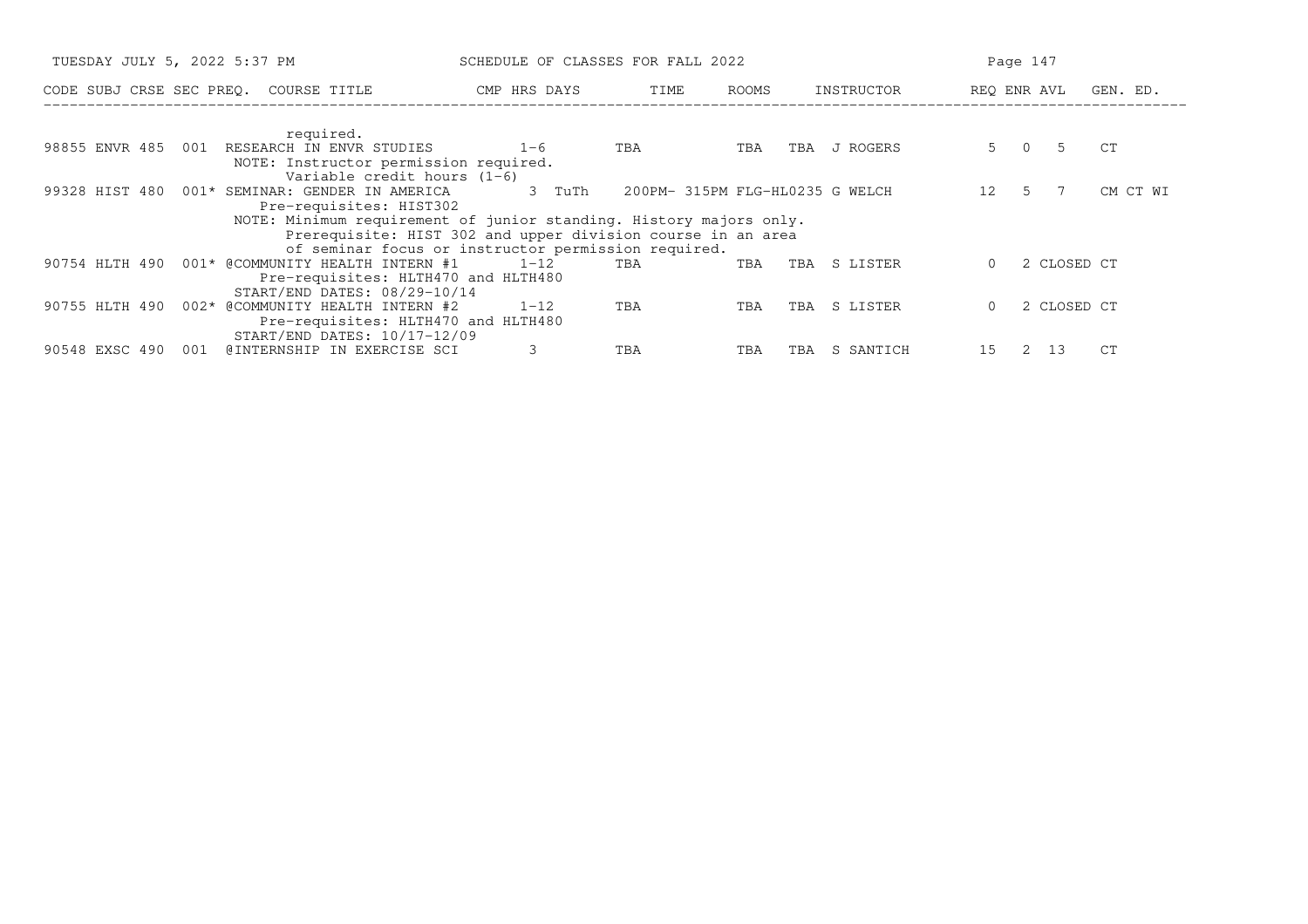| CODE | SUBJ | CRSE | SEC | PREQ. | COURSE TITLE | CMP | HRS | DAYS | TIME | ROOMS | INSTRUCTOR | REQ | ENR | AVL | GEN. ED. |
|---|---|---|---|---|---|---|---|---|---|---|---|---|---|---|---|
| | | | | | required. | | | | | | | | | | |
| 98855 | ENVR | 485 | 001 | | RESEARCH IN ENVR STUDIES | | 1-6 | TBA | | TBA | TBA J ROGERS | 5 | 0 | 5 | CT |
| | | | | | NOTE: Instructor permission required. Variable credit hours (1-6) | | | | | | | | | | |
| 99328 | HIST | 480 | 001 | * | SEMINAR: GENDER IN AMERICA | | 3 | TuTh | 200PM- 315PM | FLG-HL0235 | G WELCH | 12 | 5 | 7 | CM CT WI |
| | | | | | Pre-requisites: HIST302 | | | | | | | | | | |
| | | | | | NOTE: Minimum requirement of junior standing. History majors only. Prerequisite: HIST 302 and upper division course in an area of seminar focus or instructor permission required. | | | | | | | | | | |
| 90754 | HLTH | 490 | 001 | * | @COMMUNITY HEALTH INTERN #1 | | 1-12 | TBA | | TBA | TBA S LISTER | 0 | 2 | CLOSED | CT |
| | | | | | Pre-requisites: HLTH470 and HLTH480 | | | | | | | | | | |
| | | | | | START/END DATES: 08/29-10/14 | | | | | | | | | | |
| 90755 | HLTH | 490 | 002 | * | @COMMUNITY HEALTH INTERN #2 | | 1-12 | TBA | | TBA | TBA S LISTER | 0 | 2 | CLOSED | CT |
| | | | | | Pre-requisites: HLTH470 and HLTH480 | | | | | | | | | | |
| | | | | | START/END DATES: 10/17-12/09 | | | | | | | | | | |
| 90548 | EXSC | 490 | 001 | | @INTERNSHIP IN EXERCISE SCI | | 3 | TBA | | TBA | TBA S SANTICH | 15 | 2 | 13 | CT |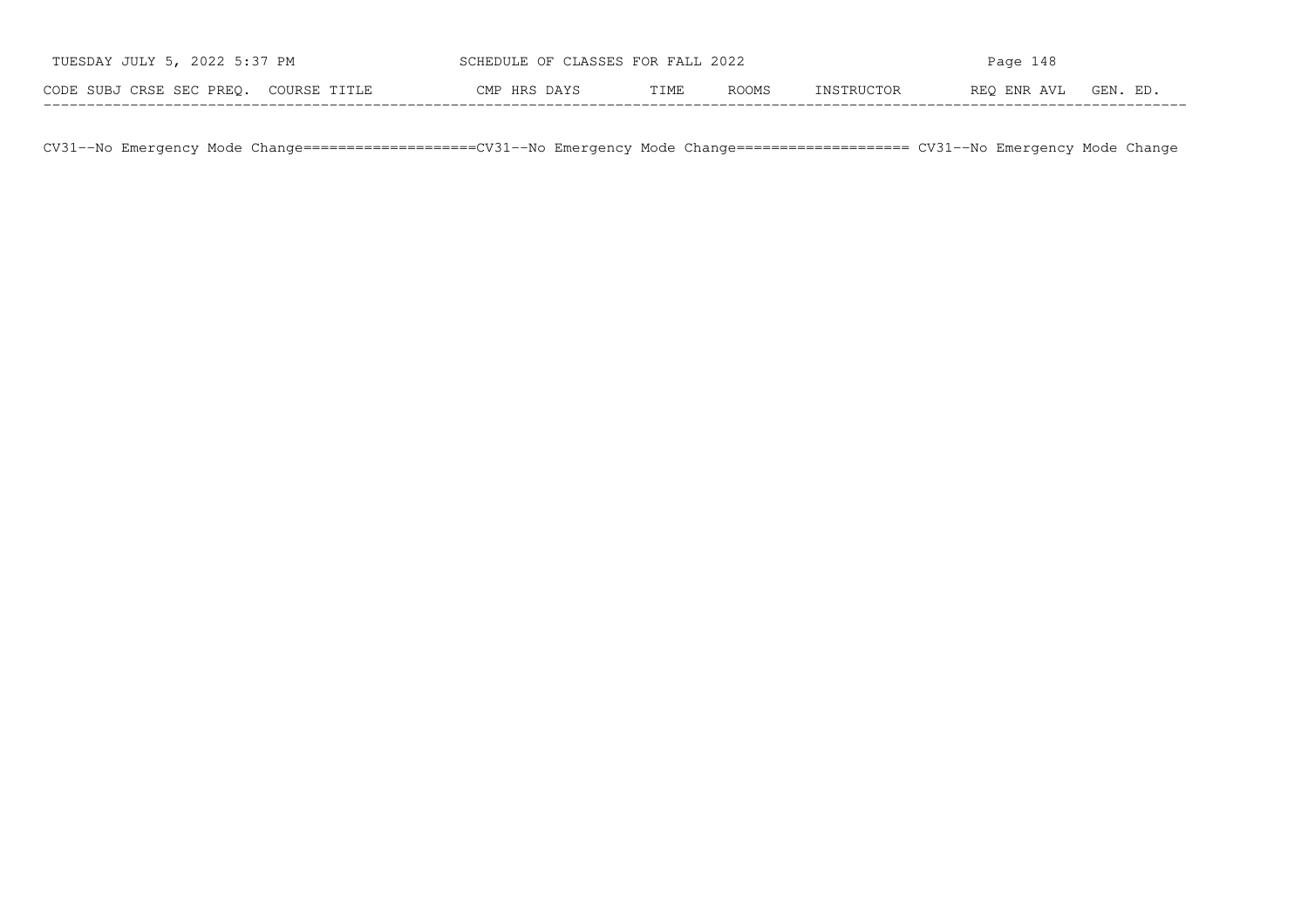| CODE | SUBJ | CRSE | SEC | PREQ. | COURSE TITLE | CMP | HRS | DAYS | TIME | ROOMS | INSTRUCTOR | REQ | ENR | AVL | GEN. ED. |
|---|---|---|---|---|---|---|---|---|---|---|---|---|---|---|---|

CV31--No Emergency Mode Change====================CV31--No Emergency Mode Change==================== CV31--No Emergency Mode Change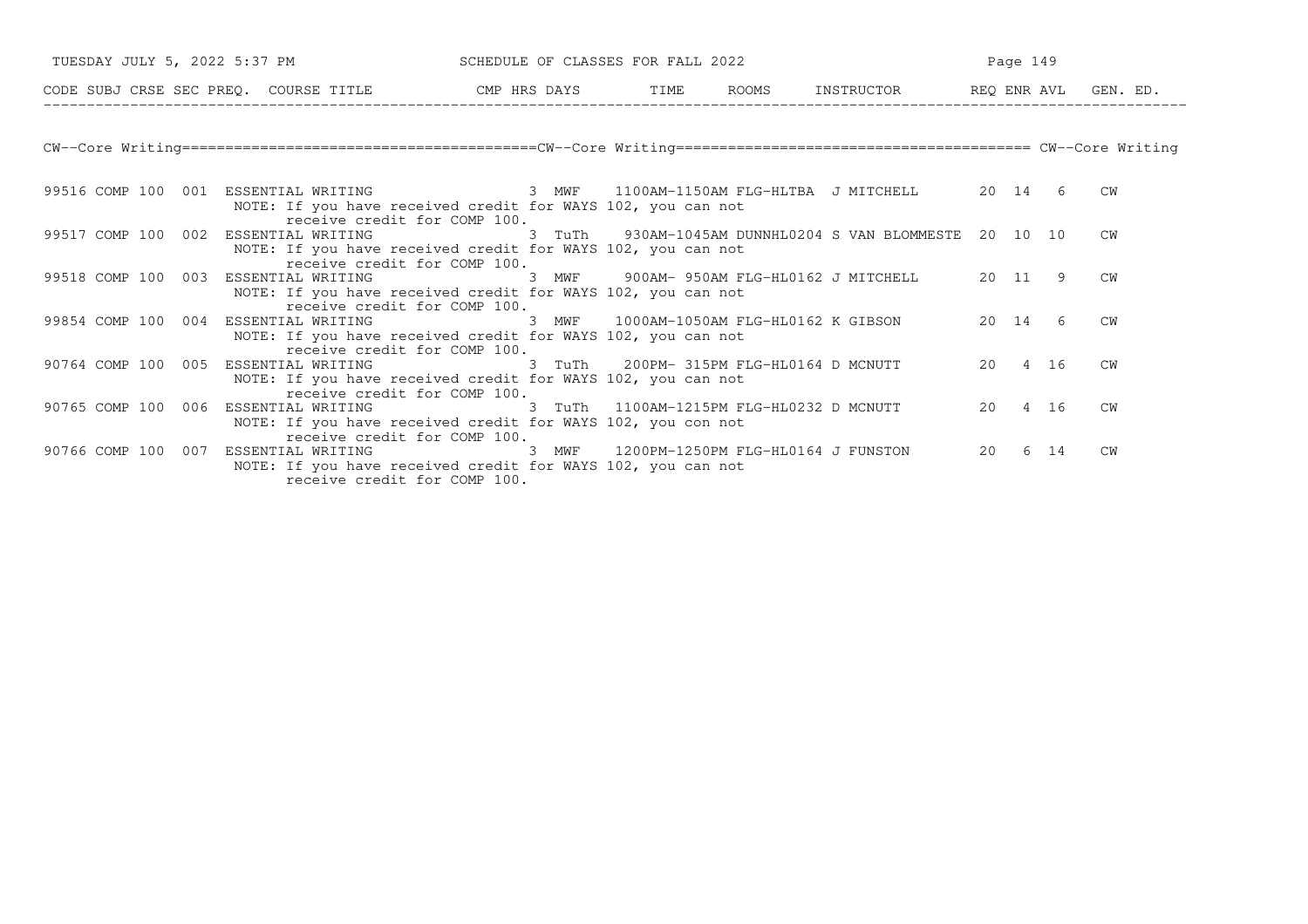## CW--Core Writing

| CODE | SUBJ | CRSE | SEC | PREQ. | COURSE TITLE | CMP | HRS | DAYS | TIME | ROOMS | INSTRUCTOR | REQ | ENR | AVL | GEN. ED. |
|---|---|---|---|---|---|---|---|---|---|---|---|---|---|---|---|
| 99516 | COMP | 100 | 001 | | ESSENTIAL WRITING | | 3 | MWF | 1100AM-1150AM | FLG-HLTBA | J MITCHELL | 20 | 14 | 6 | CW |
| | | | | | NOTE: If you have received credit for WAYS 102, you can not receive credit for COMP 100. | | | | | | | | | | |
| 99517 | COMP | 100 | 002 | | ESSENTIAL WRITING | | 3 | TuTh | 930AM-1045AM | DUNNHL0204 | S VAN BLOMMESTE | 20 | 10 | 10 | CW |
| | | | | | NOTE: If you have received credit for WAYS 102, you can not receive credit for COMP 100. | | | | | | | | | | |
| 99518 | COMP | 100 | 003 | | ESSENTIAL WRITING | | 3 | MWF | 900AM- 950AM | FLG-HL0162 | J MITCHELL | 20 | 11 | 9 | CW |
| | | | | | NOTE: If you have received credit for WAYS 102, you can not receive credit for COMP 100. | | | | | | | | | | |
| 99854 | COMP | 100 | 004 | | ESSENTIAL WRITING | | 3 | MWF | 1000AM-1050AM | FLG-HL0162 | K GIBSON | 20 | 14 | 6 | CW |
| | | | | | NOTE: If you have received credit for WAYS 102, you can not receive credit for COMP 100. | | | | | | | | | | |
| 90764 | COMP | 100 | 005 | | ESSENTIAL WRITING | | 3 | TuTh | 200PM- 315PM | FLG-HL0164 | D MCNUTT | 20 | 4 | 16 | CW |
| | | | | | NOTE: If you have received credit for WAYS 102, you can not receive credit for COMP 100. | | | | | | | | | | |
| 90765 | COMP | 100 | 006 | | ESSENTIAL WRITING | | 3 | TuTh | 1100AM-1215PM | FLG-HL0232 | D MCNUTT | 20 | 4 | 16 | CW |
| | | | | | NOTE: If you have received credit for WAYS 102, you con not receive credit for COMP 100. | | | | | | | | | | |
| 90766 | COMP | 100 | 007 | | ESSENTIAL WRITING | | 3 | MWF | 1200PM-1250PM | FLG-HL0164 | J FUNSTON | 20 | 6 | 14 | CW |
| | | | | | NOTE: If you have received credit for WAYS 102, you can not receive credit for COMP 100. | | | | | | | | | | |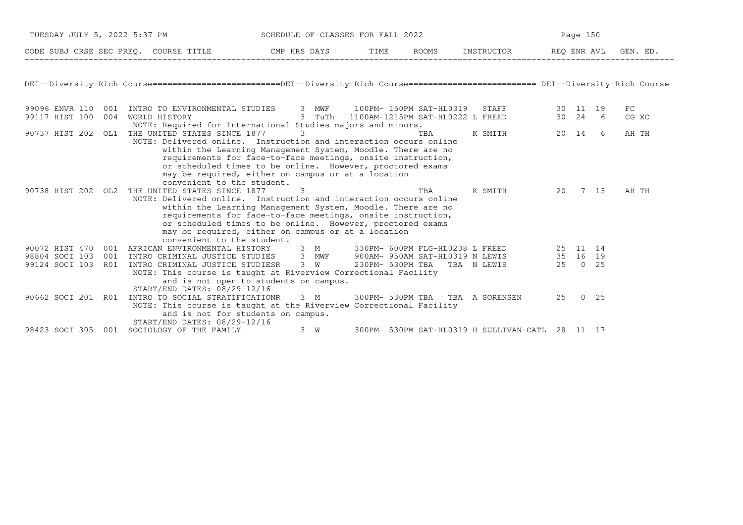DEI--Diversity-Rich Course========================DEI--Diversity-Rich Course======================== DEI--Diversity-Rich Course

| CODE | SUBJ | CRSE | SEC | PREQ. | COURSE TITLE | CMP | HRS | DAYS | TIME | ROOMS | INSTRUCTOR | REQ | ENR | AVL | GEN. ED. |
|---|---|---|---|---|---|---|---|---|---|---|---|---|---|---|---|
| 99096 | ENVR | 110 | 001 | | INTRO TO ENVIRONMENTAL STUDIES | | 3 | MWF | 100PM- 150PM | SAT-HL0319 | STAFF | 30 | 11 | 19 | FC |
| 99117 | HIST | 100 | 004 | | WORLD HISTORY | | 3 | TuTh | 1100AM-1215PM | SAT-HL0222 | L FREED | 30 | 24 | 6 | CG XC |
| | | | | | NOTE: Required for International Studies majors and minors. | | | | | | | | | | |
| 90737 | HIST | 202 | OL1 | | THE UNITED STATES SINCE 1877 | | 3 | | | TBA | K SMITH | 20 | 14 | 6 | AH TH |
| | | | | | NOTE: Delivered online. Instruction and interaction occurs online within the Learning Management System, Moodle. There are no requirements for face-to-face meetings, onsite instruction, or scheduled times to be online. However, proctored exams may be required, either on campus or at a location convenient to the student. | | | | | | | | | | |
| 90738 | HIST | 202 | OL2 | | THE UNITED STATES SINCE 1877 | | 3 | | | TBA | K SMITH | 20 | 7 | 13 | AH TH |
| | | | | | NOTE: Delivered online. Instruction and interaction occurs online within the Learning Management System, Moodle. There are no requirements for face-to-face meetings, onsite instruction, or scheduled times to be online. However, proctored exams may be required, either on campus or at a location convenient to the student. | | | | | | | | | | |
| 90072 | HIST | 470 | 001 | | AFRICAN ENVIRONMENTAL HISTORY | | 3 | M | 330PM- 600PM | FLG-HL0238 | L FREED | 25 | 11 | 14 | |
| 98804 | SOCI | 103 | 001 | | INTRO CRIMINAL JUSTICE STUDIES | | 3 | MWF | 900AM- 950AM | SAT-HL0319 | N LEWIS | 35 | 16 | 19 | |
| 99124 | SOCI | 103 | R01 | | INTRO CRIMINAL JUSTICE STUDIES | R | 3 | W | 230PM- 530PM TBA | TBA | N LEWIS | 25 | 0 | 25 | |
| | | | | | NOTE: This course is taught at Riverview Correctional Facility and is not open to students on campus. START/END DATES: 08/29-12/16 | | | | | | | | | | |
| 90662 | SOCI | 201 | R01 | | INTRO TO SOCIAL STRATIFICATION | R | 3 | M | 300PM- 530PM TBA | TBA | A SORENSEN | 25 | 0 | 25 | |
| | | | | | NOTE: This course is taught at the Riverview Correctional Facility and is not for students on campus. START/END DATES: 08/29-12/16 | | | | | | | | | | |
| 98423 | SOCI | 305 | 001 | | SOCIOLOGY OF THE FAMILY | | 3 | W | 300PM- 530PM | SAT-HL0319 | H SULLIVAN-CATL | 28 | 11 | 17 | |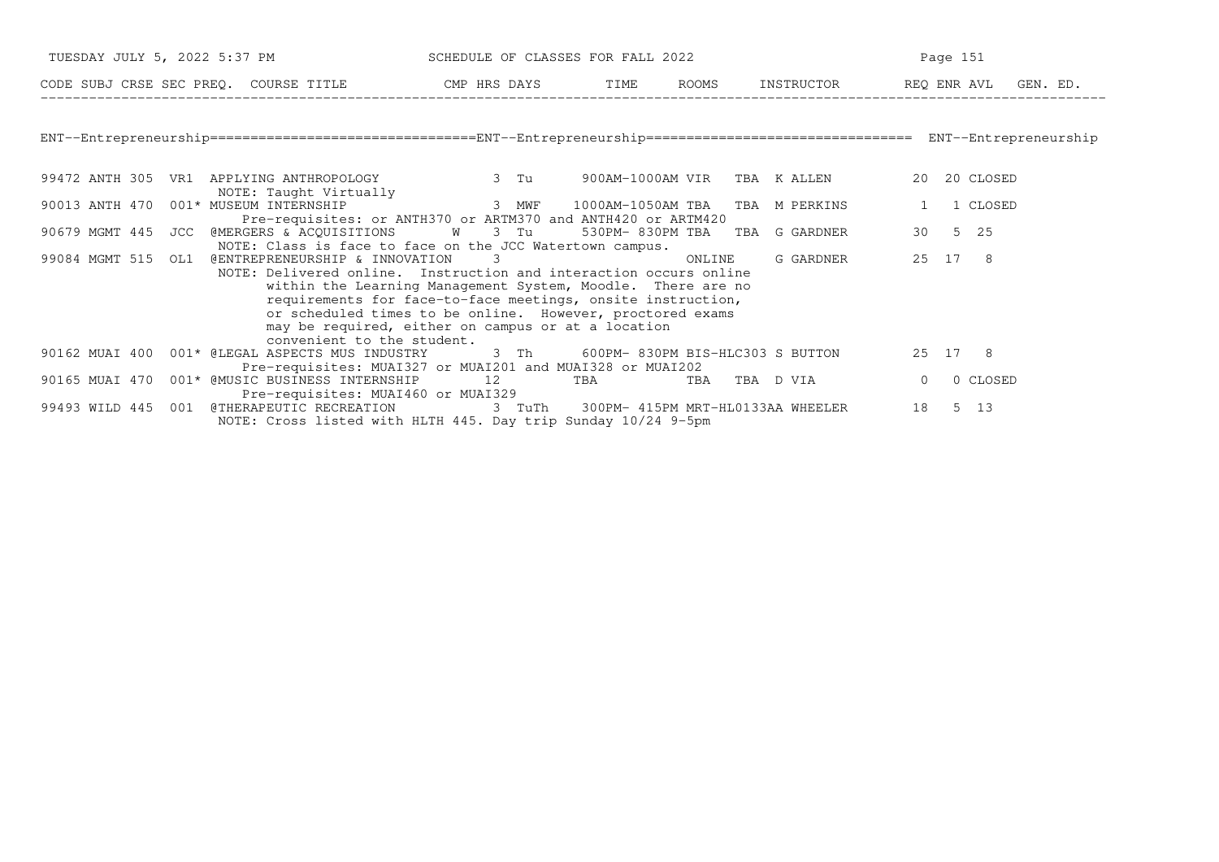SCHEDULE OF CLASSES FOR FALL 2022

## ENT--Entrepreneurship

| CODE | SUBJ | CRSE | SEC | PREQ. | COURSE TITLE | CMP | HRS | DAYS | TIME | ROOMS | INSTRUCTOR | REQ | ENR | AVL | GEN. ED. |
|---|---|---|---|---|---|---|---|---|---|---|---|---|---|---|---|
| 99472 | ANTH | 305 | VR1 | | APPLYING ANTHROPOLOGY | | 3 | Tu | 900AM-1000AM | VIR TBA | K ALLEN | 20 | 20 | CLOSED | |
| | | | | | NOTE: Taught Virtually | | | | | | | | | | |
| 90013 | ANTH | 470 | 001 | * | MUSEUM INTERNSHIP | | 3 | MWF | 1000AM-1050AM | TBA TBA | M PERKINS | 1 | 1 | CLOSED | |
| | | | | | Pre-requisites: or ANTH370 or ARTM370 and ANTH420 or ARTM420 | | | | | | | | | | |
| 90679 | MGMT | 445 | JCC | | @MERGERS & ACQUISITIONS | W | 3 | Tu | 530PM- 830PM | TBA TBA | G GARDNER | 30 | 5 | 25 | |
| | | | | | NOTE: Class is face to face on the JCC Watertown campus. | | | | | | | | | | |
| 99084 | MGMT | 515 | OL1 | | @ENTREPRENEURSHIP & INNOVATION | | 3 | | | ONLINE | G GARDNER | 25 | 17 | 8 | |
| | | | | | NOTE: Delivered online. Instruction and interaction occurs online within the Learning Management System, Moodle. There are no requirements for face-to-face meetings, onsite instruction, or scheduled times to be online. However, proctored exams may be required, either on campus or at a location convenient to the student. | | | | | | | | | | |
| 90162 | MUAI | 400 | 001 | * | @LEGAL ASPECTS MUS INDUSTRY | | 3 | Th | 600PM- 830PM | BIS-HLC303 | S BUTTON | 25 | 17 | 8 | |
| | | | | | Pre-requisites: MUAI327 or MUAI201 and MUAI328 or MUAI202 | | | | | | | | | | |
| 90165 | MUAI | 470 | 001 | * | @MUSIC BUSINESS INTERNSHIP | | 12 | | TBA | TBA TBA | D VIA | 0 | 0 | CLOSED | |
| | | | | | Pre-requisites: MUAI460 or MUAI329 | | | | | | | | | | |
| 99493 | WILD | 445 | 001 | | @THERAPEUTIC RECREATION | | 3 | TuTh | 300PM- 415PM | MRT-HL0133AA | WHEELER | 18 | 5 | 13 | |
| | | | | | NOTE: Cross listed with HLTH 445. Day trip Sunday 10/24 9-5pm | | | | | | | | | | |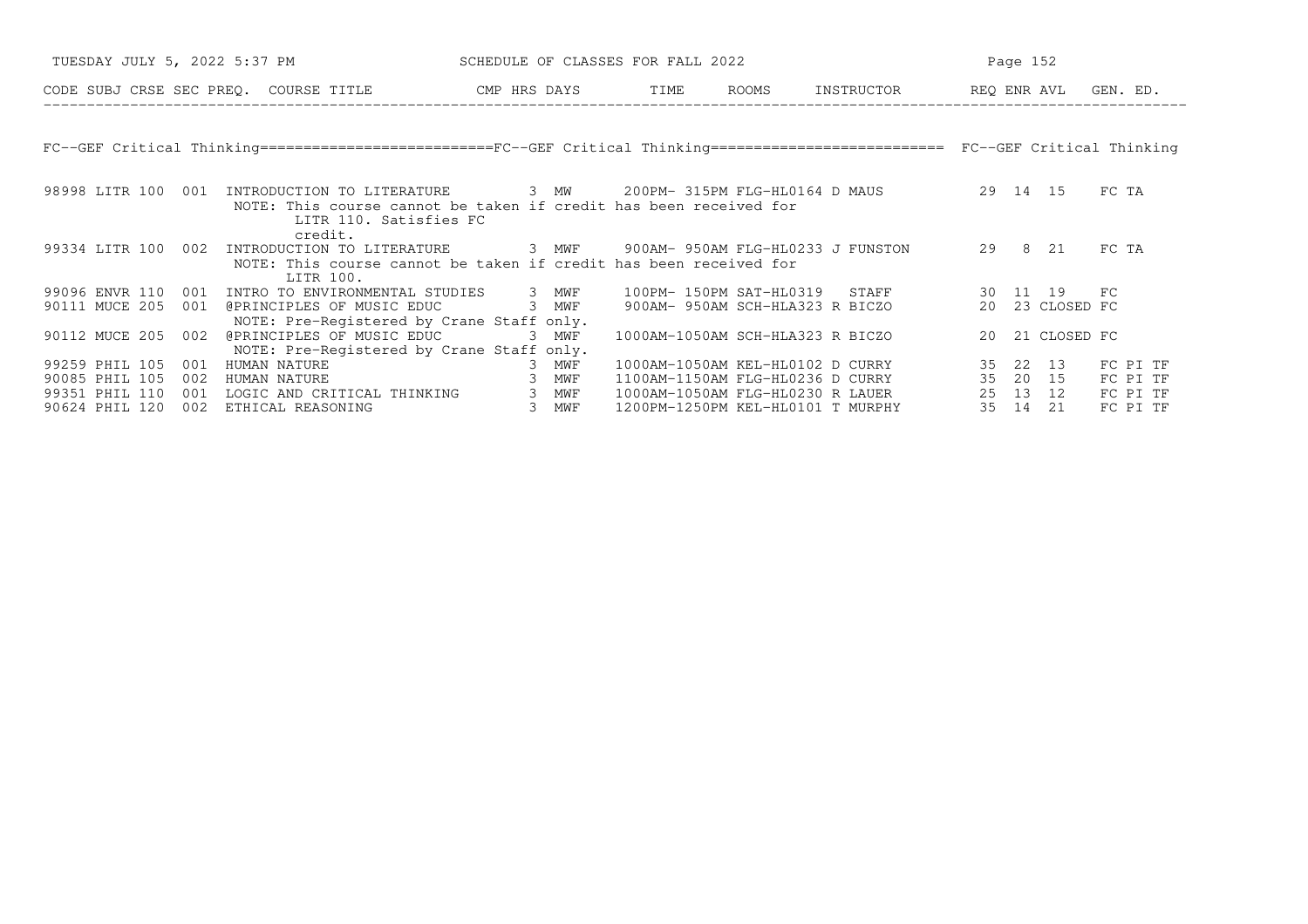FC--GEF Critical Thinking==========================FC--GEF Critical Thinking========================== FC--GEF Critical Thinking

| CODE | SUBJ | CRSE | SEC | PREQ. | COURSE TITLE | CMP | HRS | DAYS | TIME | ROOMS | INSTRUCTOR | REQ | ENR | AVL | GEN. ED. |
|---|---|---|---|---|---|---|---|---|---|---|---|---|---|---|---|
| 98998 | LITR | 100 | 001 | | INTRODUCTION TO LITERATURE | | 3 | MW | 200PM- 315PM | FLG-HL0164 | D MAUS | 29 | 14 | 15 | FC TA |
| | | | | | NOTE: This course cannot be taken if credit has been received for LITR 110. Satisfies FC credit. | | | | | | | | | | |
| 99334 | LITR | 100 | 002 | | INTRODUCTION TO LITERATURE | | 3 | MWF | 900AM- 950AM | FLG-HL0233 | J FUNSTON | 29 | 8 | 21 | FC TA |
| | | | | | NOTE: This course cannot be taken if credit has been received for LITR 100. | | | | | | | | | | |
| 99096 | ENVR | 110 | 001 | | INTRO TO ENVIRONMENTAL STUDIES | | 3 | MWF | 100PM- 150PM | SAT-HL0319 | STAFF | 30 | 11 | 19 | FC |
| 90111 | MUCE | 205 | 001 | @ | PRINCIPLES OF MUSIC EDUC | | 3 | MWF | 900AM- 950AM | SCH-HLA323 | R BICZO | 20 | 23 | CLOSED | FC |
| | | | | | NOTE: Pre-Registered by Crane Staff only. | | | | | | | | | | |
| 90112 | MUCE | 205 | 002 | @ | PRINCIPLES OF MUSIC EDUC | | 3 | MWF | 1000AM-1050AM | SCH-HLA323 | R BICZO | 20 | 21 | CLOSED | FC |
| | | | | | NOTE: Pre-Registered by Crane Staff only. | | | | | | | | | | |
| 99259 | PHIL | 105 | 001 | | HUMAN NATURE | | 3 | MWF | 1000AM-1050AM | KEL-HL0102 | D CURRY | 35 | 22 | 13 | FC PI TF |
| 90085 | PHIL | 105 | 002 | | HUMAN NATURE | | 3 | MWF | 1100AM-1150AM | FLG-HL0236 | D CURRY | 35 | 20 | 15 | FC PI TF |
| 99351 | PHIL | 110 | 001 | | LOGIC AND CRITICAL THINKING | | 3 | MWF | 1000AM-1050AM | FLG-HL0230 | R LAUER | 25 | 13 | 12 | FC PI TF |
| 90624 | PHIL | 120 | 002 | | ETHICAL REASONING | | 3 | MWF | 1200PM-1250PM | KEL-HL0101 | T MURPHY | 35 | 14 | 21 | FC PI TF |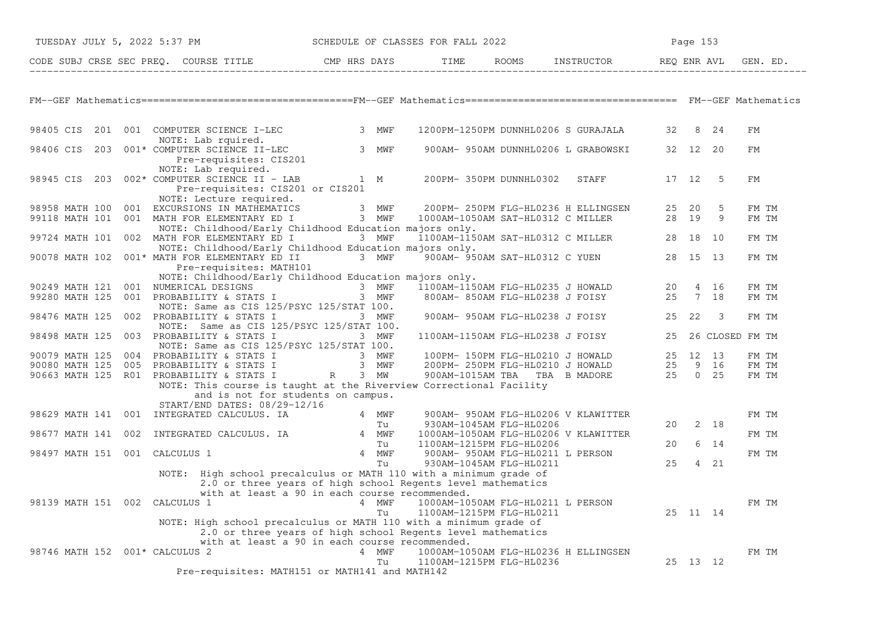## FM--GEF Mathematics

| CODE | SUBJ | CRSE | SEC | PREQ. | COURSE TITLE | CMP | HRS | DAYS | TIME | ROOMS | INSTRUCTOR | REQ | ENR | AVL | GEN. ED. |
|---|---|---|---|---|---|---|---|---|---|---|---|---|---|---|---|
| 98405 | CIS | 201 | 001 | | COMPUTER SCIENCE I-LEC | | 3 | MWF | 1200PM-1250PM | DUNNHL0206 | S GURAJALA | 32 | 8 | 24 | FM |
| | | | | | NOTE: Lab rquired. | | | | | | | | | | |
| 98406 | CIS | 203 | 001 | * | COMPUTER SCIENCE II-LEC | | 3 | MWF | 900AM- 950AM | DUNNHL0206 | L GRABOWSKI | 32 | 12 | 20 | FM |
| | | | | | Pre-requisites: CIS201 | | | | | | | | | | |
| | | | | | NOTE: Lab required. | | | | | | | | | | |
| 98945 | CIS | 203 | 002 | * | COMPUTER SCIENCE II - LAB | | 1 | M | 200PM- 350PM | DUNNHL0302 | STAFF | 17 | 12 | 5 | FM |
| | | | | | Pre-requisites: CIS201 or CIS201 | | | | | | | | | | |
| | | | | | NOTE: Lecture required. | | | | | | | | | | |
| 98958 | MATH | 100 | 001 | | EXCURSIONS IN MATHEMATICS | | 3 | MWF | 200PM- 250PM | FLG-HL0236 | H ELLINGSEN | 25 | 20 | 5 | FM TM |
| 99118 | MATH | 101 | 001 | | MATH FOR ELEMENTARY ED I | | 3 | MWF | 1000AM-1050AM | SAT-HL0312 | C MILLER | 28 | 19 | 9 | FM TM |
| | | | | | NOTE: Childhood/Early Childhood Education majors only. | | | | | | | | | | |
| 99724 | MATH | 101 | 002 | | MATH FOR ELEMENTARY ED I | | 3 | MWF | 1100AM-1150AM | SAT-HL0312 | C MILLER | 28 | 18 | 10 | FM TM |
| | | | | | NOTE: Childhood/Early Childhood Education majors only. | | | | | | | | | | |
| 90078 | MATH | 102 | 001 | * | MATH FOR ELEMENTARY ED II | | 3 | MWF | 900AM- 950AM | SAT-HL0312 | C YUEN | 28 | 15 | 13 | FM TM |
| | | | | | Pre-requisites: MATH101 | | | | | | | | | | |
| | | | | | NOTE: Childhood/Early Childhood Education majors only. | | | | | | | | | | |
| 90249 | MATH | 121 | 001 | | NUMERICAL DESIGNS | | 3 | MWF | 1100AM-1150AM | FLG-HL0235 | J HOWALD | 20 | 4 | 16 | FM TM |
| 99280 | MATH | 125 | 001 | | PROBABILITY & STATS I | | 3 | MWF | 800AM- 850AM | FLG-HL0238 | J FOISY | 25 | 7 | 18 | FM TM |
| | | | | | NOTE: Same as CIS 125/PSYC 125/STAT 100. | | | | | | | | | | |
| 98476 | MATH | 125 | 002 | | PROBABILITY & STATS I | | 3 | MWF | 900AM- 950AM | FLG-HL0238 | J FOISY | 25 | 22 | 3 | FM TM |
| | | | | | NOTE: Same as CIS 125/PSYC 125/STAT 100. | | | | | | | | | | |
| 98498 | MATH | 125 | 003 | | PROBABILITY & STATS I | | 3 | MWF | 1100AM-1150AM | FLG-HL0238 | J FOISY | 25 | 26 | CLOSED | FM TM |
| | | | | | NOTE: Same as CIS 125/PSYC 125/STAT 100. | | | | | | | | | | |
| 90079 | MATH | 125 | 004 | | PROBABILITY & STATS I | | 3 | MWF | 100PM- 150PM | FLG-HL0210 | J HOWALD | 25 | 12 | 13 | FM TM |
| 90080 | MATH | 125 | 005 | | PROBABILITY & STATS I | | 3 | MWF | 200PM- 250PM | FLG-HL0210 | J HOWALD | 25 | 9 | 16 | FM TM |
| 90663 | MATH | 125 | R01 | | PROBABILITY & STATS I | R | 3 | MW | 900AM-1015AM | TBA TBA | B MADORE | 25 | 0 | 25 | FM TM |
| | | | | | NOTE: This course is taught at the Riverview Correctional Facility and is not for students on campus. | | | | | | | | | | |
| | | | | | START/END DATES: 08/29-12/16 | | | | | | | | | | |
| 98629 | MATH | 141 | 001 | | INTEGRATED CALCULUS. IA | | 4 | MWF | 900AM- 950AM | FLG-HL0206 | V KLAWITTER | | | | FM TM |
| | | | | | | | | Tu | 930AM-1045AM | FLG-HL0206 | | 20 | 2 | 18 | |
| 98677 | MATH | 141 | 002 | | INTEGRATED CALCULUS. IA | | 4 | MWF | 1000AM-1050AM | FLG-HL0206 | V KLAWITTER | | | | FM TM |
| | | | | | | | | Tu | 1100AM-1215PM | FLG-HL0206 | | 20 | 6 | 14 | |
| 98497 | MATH | 151 | 001 | | CALCULUS 1 | | 4 | MWF | 900AM- 950AM | FLG-HL0211 | L PERSON | | | | FM TM |
| | | | | | | | | Tu | 930AM-1045AM | FLG-HL0211 | | 25 | 4 | 21 | |
| | | | | | NOTE: High school precalculus or MATH 110 with a minimum grade of 2.0 or three years of high school Regents level mathematics with at least a 90 in each course recommended. | | | | | | | | | | |
| 98139 | MATH | 151 | 002 | | CALCULUS 1 | | 4 | MWF | 1000AM-1050AM | FLG-HL0211 | L PERSON | | | | FM TM |
| | | | | | | | | Tu | 1100AM-1215PM | FLG-HL0211 | | 25 | 11 | 14 | |
| | | | | | NOTE: High school precalculus or MATH 110 with a minimum grade of 2.0 or three years of high school Regents level mathematics with at least a 90 in each course recommended. | | | | | | | | | | |
| 98746 | MATH | 152 | 001 | * | CALCULUS 2 | | 4 | MWF | 1000AM-1050AM | FLG-HL0236 | H ELLINGSEN | | | | FM TM |
| | | | | | | | | Tu | 1100AM-1215PM | FLG-HL0236 | | 25 | 13 | 12 | |
| | | | | | Pre-requisites: MATH151 or MATH141 and MATH142 | | | | | | | | | | |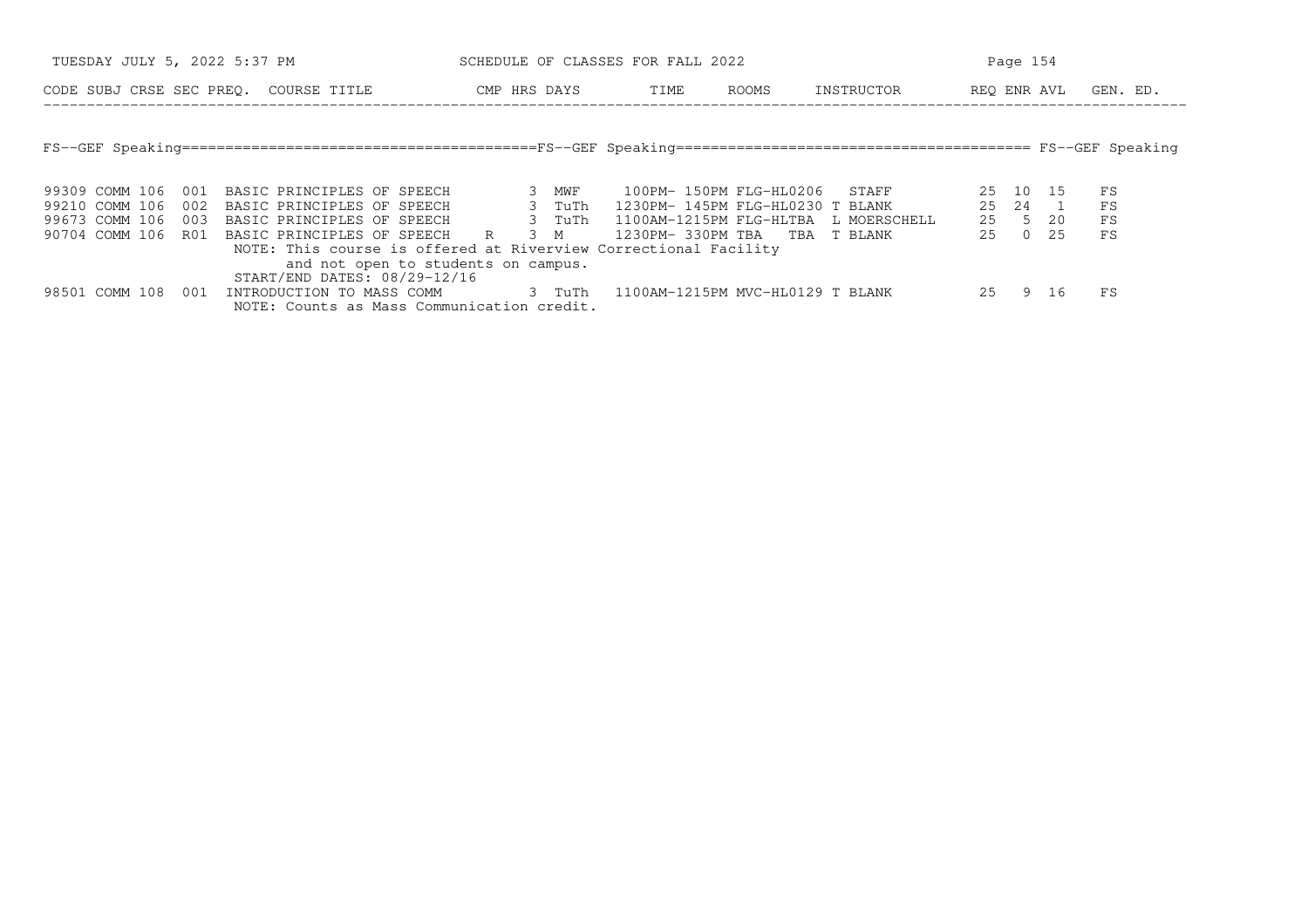## FS--GEF Speaking

| CODE | SUBJ | CRSE | SEC | PREQ. | COURSE TITLE | CMP | HRS | DAYS | TIME | ROOMS | INSTRUCTOR | REQ | ENR | AVL | GEN. ED. |
|---|---|---|---|---|---|---|---|---|---|---|---|---|---|---|---|
| 99309 | COMM | 106 | 001 | | BASIC PRINCIPLES OF SPEECH | | 3 | MWF | 100PM- 150PM | FLG-HL0206 | STAFF | 25 | 10 | 15 | FS |
| 99210 | COMM | 106 | 002 | | BASIC PRINCIPLES OF SPEECH | | 3 | TuTh | 1230PM- 145PM | FLG-HL0230 | T BLANK | 25 | 24 | 1 | FS |
| 99673 | COMM | 106 | 003 | | BASIC PRINCIPLES OF SPEECH | | 3 | TuTh | 1100AM-1215PM | FLG-HLTBA | L MOERSCHELL | 25 | 5 | 20 | FS |
| 90704 | COMM | 106 | R01 | | BASIC PRINCIPLES OF SPEECH | R | 3 | M | 1230PM- 330PM | TBA TBA | T BLANK | 25 | 0 | 25 | FS |
| | | | | | NOTE: This course is offered at Riverview Correctional Facility and not open to students on campus. START/END DATES: 08/29-12/16 | | | | | | | | | | |
| 98501 | COMM | 108 | 001 | | INTRODUCTION TO MASS COMM | | 3 | TuTh | 1100AM-1215PM | MVC-HL0129 | T BLANK | 25 | 9 | 16 | FS |
| | | | | | NOTE: Counts as Mass Communication credit. | | | | | | | | | | |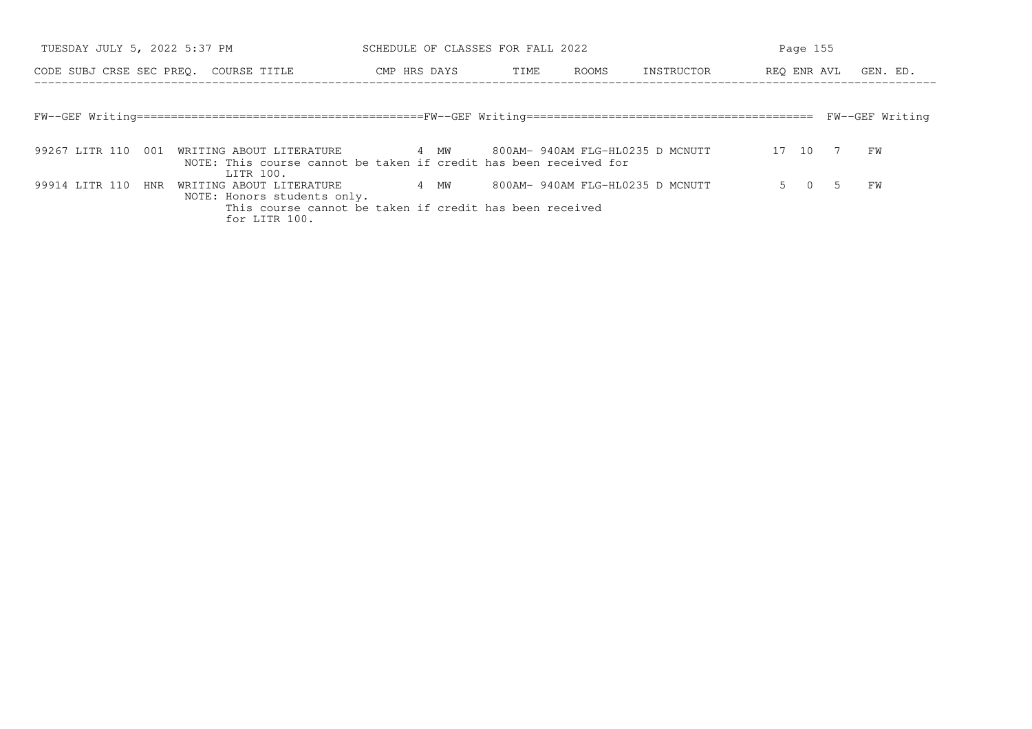| CODE | SUBJ | CRSE | SEC | PREQ. | COURSE TITLE | CMP | HRS | DAYS | TIME | ROOMS | INSTRUCTOR | REQ | ENR | AVL | GEN. ED. |
|---|---|---|---|---|---|---|---|---|---|---|---|---|---|---|---|
| **FW--GEF Writing** | | | | | | | | | | | | | | | |
| 99267 | LITR | 110 | 001 | | WRITING ABOUT LITERATURE | | 4 | MW | 800AM- 940AM | FLG-HL0235 | D MCNUTT | 17 | 10 | 7 | FW |
| | | | | | NOTE: This course cannot be taken if credit has been received for LITR 100. | | | | | | | | | | |
| 99914 | LITR | 110 | HNR | | WRITING ABOUT LITERATURE | | 4 | MW | 800AM- 940AM | FLG-HL0235 | D MCNUTT | 5 | 0 | 5 | FW |
| | | | | | NOTE: Honors students only. This course cannot be taken if credit has been received for LITR 100. | | | | | | | | | | |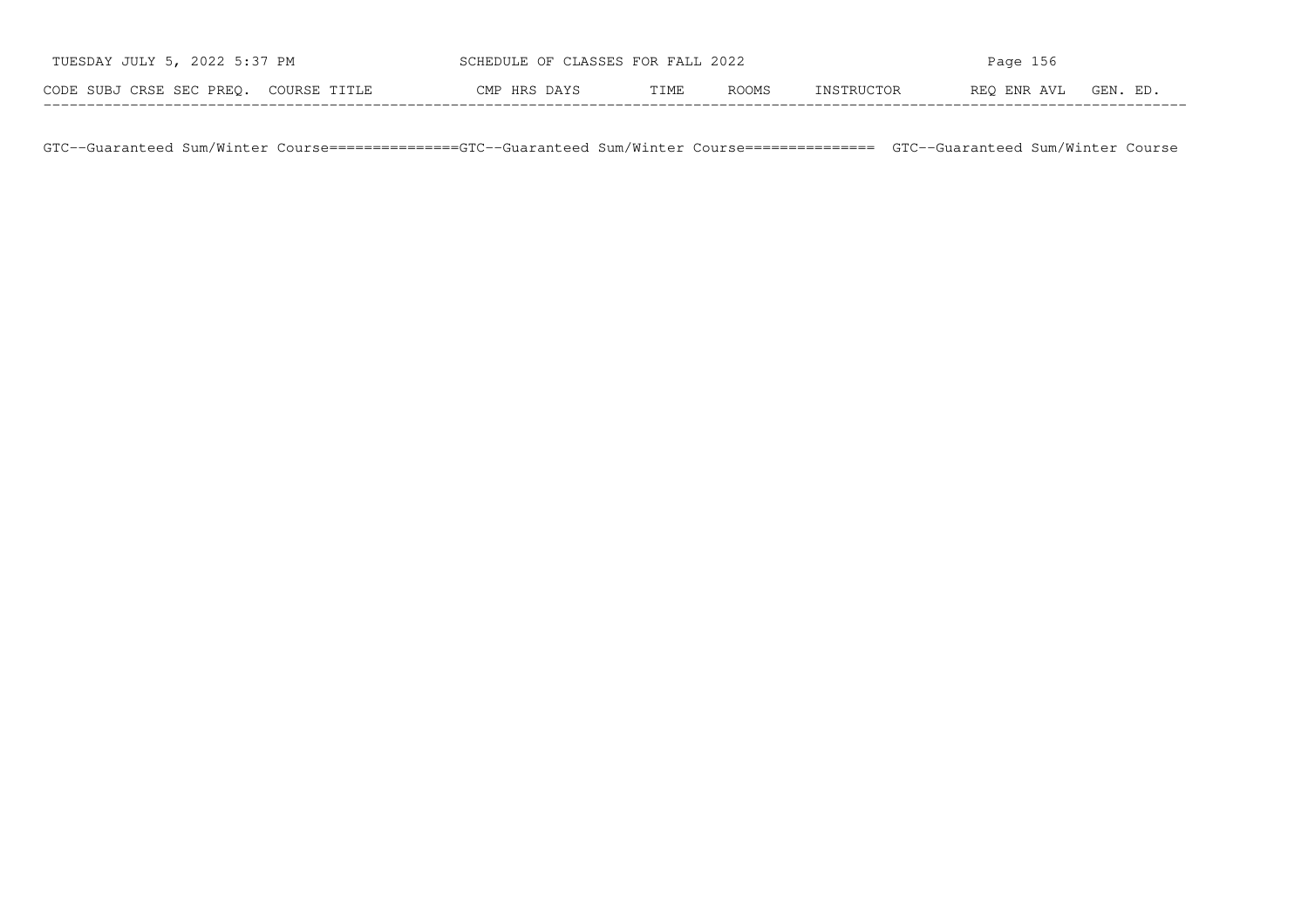| CODE | SUBJ | CRSE | SEC | PREQ. | COURSE TITLE | CMP | HRS | DAYS | TIME | ROOMS | INSTRUCTOR | REQ | ENR | AVL | GEN. ED. |
|---|---|---|---|---|---|---|---|---|---|---|---|---|---|---|---|

GTC--Guaranteed Sum/Winter Course===============GTC--Guaranteed Sum/Winter Course=============== GTC--Guaranteed Sum/Winter Course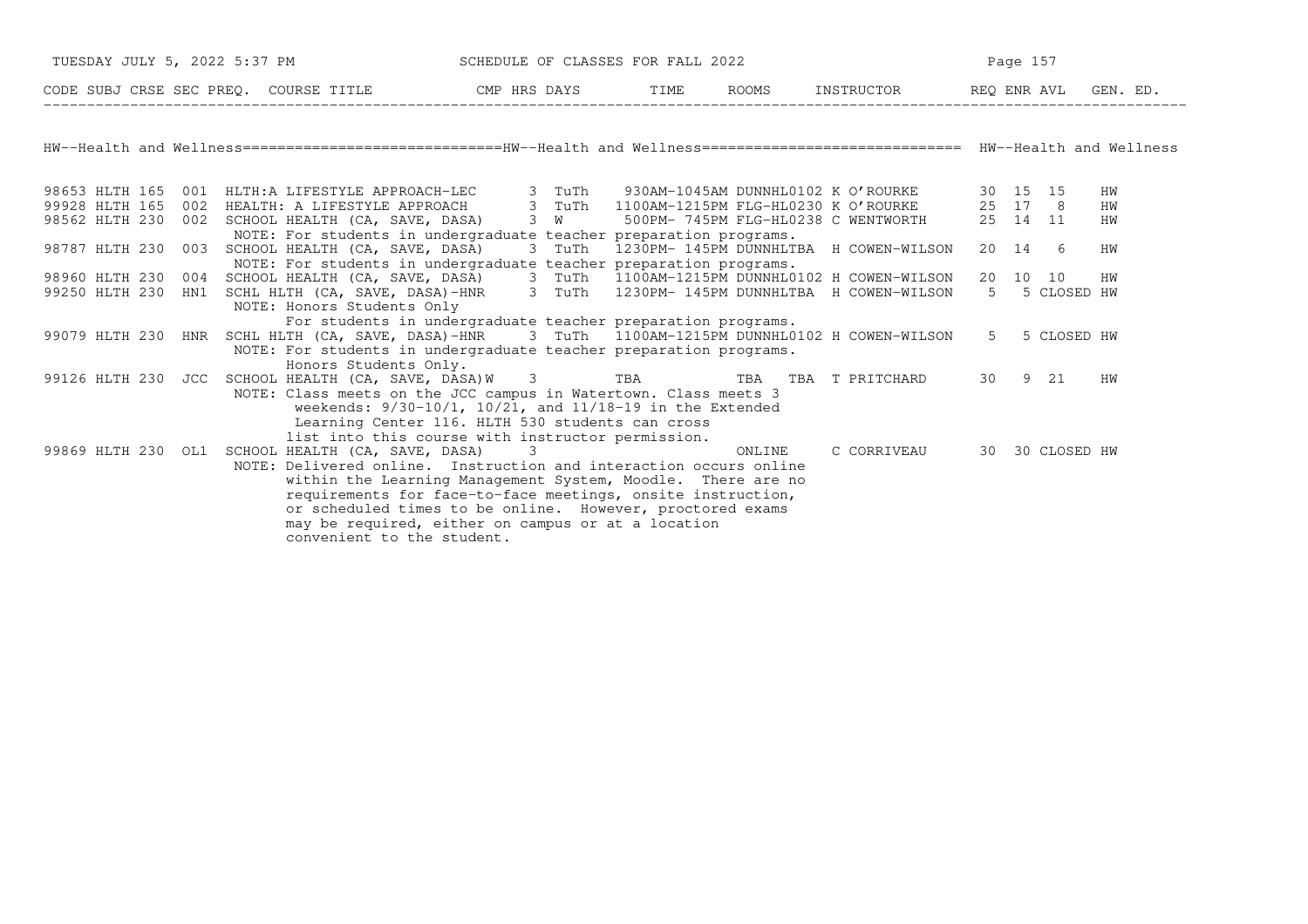## HW--Health and Wellness

| CODE | SUBJ | CRSE | SEC | PREQ. | COURSE TITLE | CMP | HRS | DAYS | TIME | ROOMS | INSTRUCTOR | REQ | ENR | AVL | GEN. ED. |
|---|---|---|---|---|---|---|---|---|---|---|---|---|---|---|---|
| 98653 | HLTH | 165 | 001 | | HLTH:A LIFESTYLE APPROACH-LEC | | 3 | TuTh | 930AM-1045AM | DUNNHL0102 | K O'ROURKE | 30 | 15 | 15 | HW |
| 99928 | HLTH | 165 | 002 | | HEALTH: A LIFESTYLE APPROACH | | 3 | TuTh | 1100AM-1215PM | FLG-HL0230 | K O'ROURKE | 25 | 17 | 8 | HW |
| 98562 | HLTH | 230 | 002 | | SCHOOL HEALTH (CA, SAVE, DASA) | | 3 | W | 500PM- 745PM | FLG-HL0238 | C WENTWORTH | 25 | 14 | 11 | HW |
| | | | | | NOTE: For students in undergraduate teacher preparation programs. | | | | | | | | | | |
| 98787 | HLTH | 230 | 003 | | SCHOOL HEALTH (CA, SAVE, DASA) | | 3 | TuTh | 1230PM- 145PM | DUNNHLTBA | H COWEN-WILSON | 20 | 14 | 6 | HW |
| | | | | | NOTE: For students in undergraduate teacher preparation programs. | | | | | | | | | | |
| 98960 | HLTH | 230 | 004 | | SCHOOL HEALTH (CA, SAVE, DASA) | | 3 | TuTh | 1100AM-1215PM | DUNNHL0102 | H COWEN-WILSON | 20 | 10 | 10 | HW |
| 99250 | HLTH | 230 | HN1 | | SCHL HLTH (CA, SAVE, DASA)-HNR | | 3 | TuTh | 1230PM- 145PM | DUNNHLTBA | H COWEN-WILSON | 5 | 5 | CLOSED | HW |
| | | | | | NOTE: Honors Students Only For students in undergraduate teacher preparation programs. | | | | | | | | | | |
| 99079 | HLTH | 230 | HNR | | SCHL HLTH (CA, SAVE, DASA)-HNR | | 3 | TuTh | 1100AM-1215PM | DUNNHL0102 | H COWEN-WILSON | 5 | 5 | CLOSED | HW |
| | | | | | NOTE: For students in undergraduate teacher preparation programs. Honors Students Only. | | | | | | | | | | |
| 99126 | HLTH | 230 | JCC | | SCHOOL HEALTH (CA, SAVE, DASA) | W | 3 | | TBA | TBA | TBA T PRITCHARD | 30 | 9 | 21 | HW |
| | | | | | NOTE: Class meets on the JCC campus in Watertown. Class meets 3 weekends: 9/30-10/1, 10/21, and 11/18-19 in the Extended Learning Center 116. HLTH 530 students can cross list into this course with instructor permission. | | | | | | | | | | |
| 99869 | HLTH | 230 | OL1 | | SCHOOL HEALTH (CA, SAVE, DASA) | | 3 | | | ONLINE | C CORRIVEAU | 30 | 30 | CLOSED | HW |
| | | | | | NOTE: Delivered online. Instruction and interaction occurs online within the Learning Management System, Moodle. There are no requirements for face-to-face meetings, onsite instruction, or scheduled times to be online. However, proctored exams may be required, either on campus or at a location convenient to the student. | | | | | | | | | | |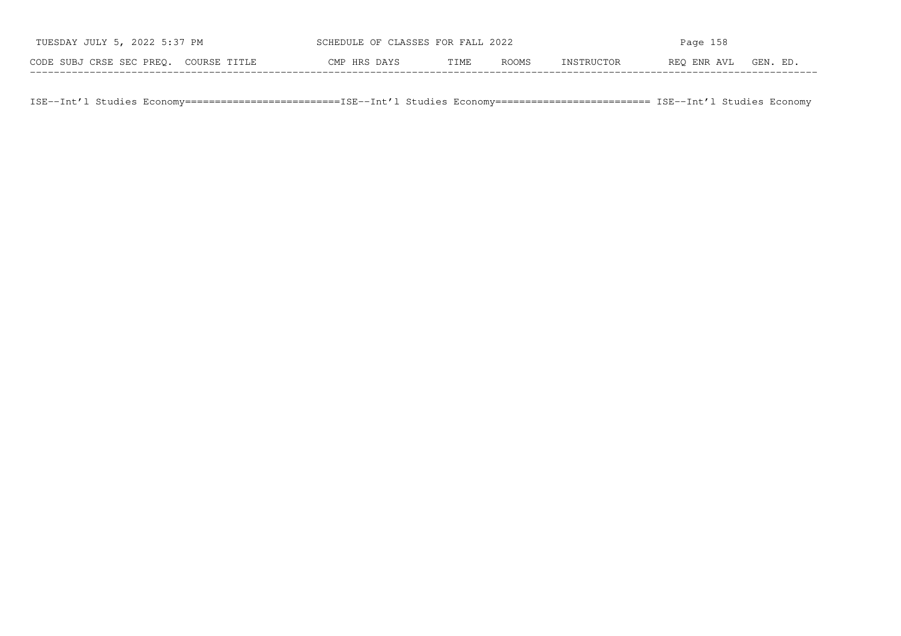| CODE | SUBJ | CRSE | SEC | PREQ. | COURSE TITLE | CMP | HRS | DAYS | TIME | ROOMS | INSTRUCTOR | REQ | ENR | AVL | GEN. ED. |
|---|---|---|---|---|---|---|---|---|---|---|---|---|---|---|---|

ISE--Int'l Studies Economy==========================ISE--Int'l Studies Economy========================== ISE--Int'l Studies Economy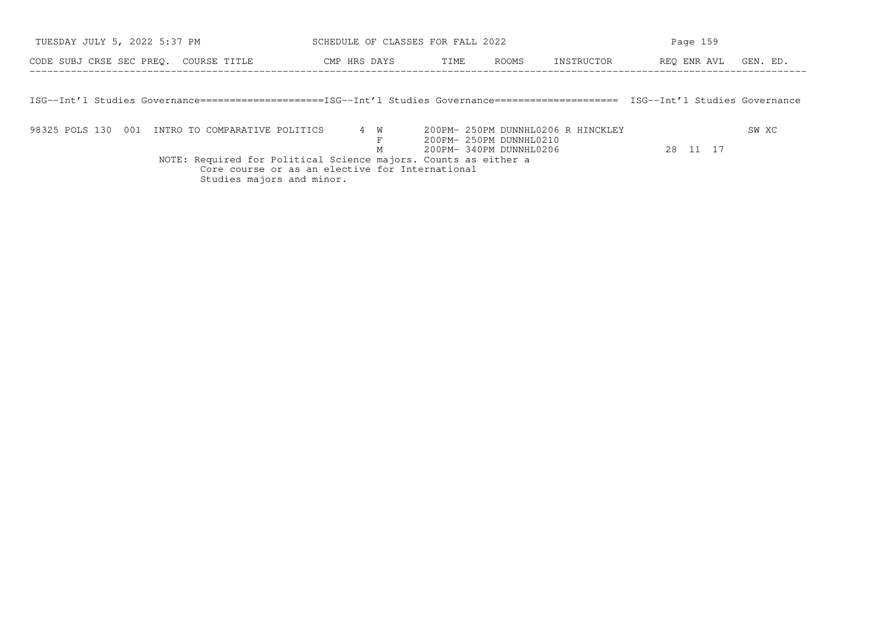| CODE | SUBJ | CRSE | SEC | PREQ. | COURSE TITLE | CMP | HRS | DAYS | TIME | ROOMS | INSTRUCTOR | REQ | ENR | AVL | GEN. ED. |
|---|---|---|---|---|---|---|---|---|---|---|---|---|---|---|---|

## ISG--Int'l Studies Governance

| CODE | SUBJ | CRSE | SEC | PREQ. | COURSE TITLE | CMP | HRS | DAYS | TIME | ROOMS | INSTRUCTOR | REQ | ENR | AVL | GEN. ED. |
|---|---|---|---|---|---|---|---|---|---|---|---|---|---|---|---|
| 98325 | POLS | 130 | 001 | | INTRO TO COMPARATIVE POLITICS | | 4 | W | 200PM- 250PM | DUNNHL0206 | R HINCKLEY | | | | SW XC |
| | | | | | | | | F | 200PM- 250PM | DUNNHL0210 | | | | | |
| | | | | | | | | M | 200PM- 340PM | DUNNHL0206 | | 28 | 11 | 17 | |

NOTE: Required for Political Science majors. Counts as either a Core course or as an elective for International Studies majors and minor.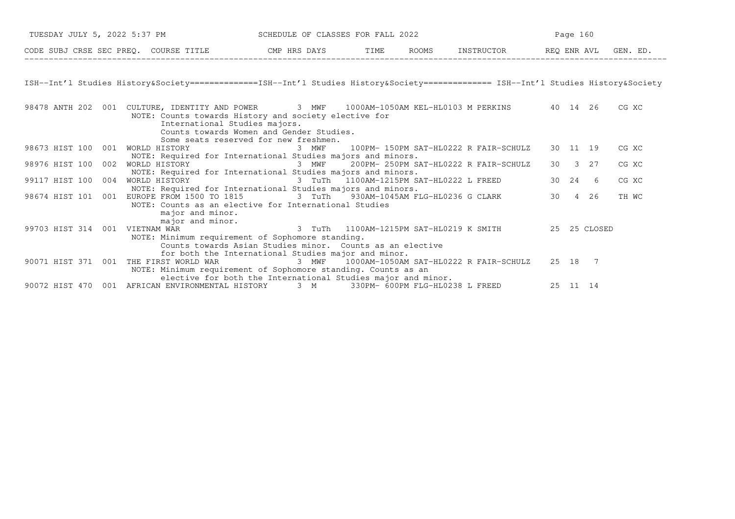| CODE | SUBJ | CRSE | SEC | PREQ. | COURSE TITLE | CMP | HRS | DAYS | TIME | ROOMS | INSTRUCTOR | REQ | ENR | AVL | GEN. ED. |
|---|---|---|---|---|---|---|---|---|---|---|---|---|---|---|---|

## ISH--Int'l Studies History&Society

| CODE | SUBJ | CRSE | SEC | PREQ. | COURSE TITLE | CMP | HRS | DAYS | TIME | ROOMS | INSTRUCTOR | REQ | ENR | AVL | GEN. ED. |
|---|---|---|---|---|---|---|---|---|---|---|---|---|---|---|---|
| 98478 | ANTH | 202 | 001 | | CULTURE, IDENTITY AND POWER | | 3 | MWF | 1000AM-1050AM | KEL-HL0103 | M PERKINS | 40 | 14 | 26 | CG XC |
| | | | | | NOTE: Counts towards History and society elective for International Studies majors. Counts towards Women and Gender Studies. Some seats reserved for new freshmen. | | | | | | | | | | |
| 98673 | HIST | 100 | 001 | | WORLD HISTORY | | 3 | MWF | 100PM- 150PM | SAT-HL0222 | R FAIR-SCHULZ | 30 | 11 | 19 | CG XC |
| | | | | | NOTE: Required for International Studies majors and minors. | | | | | | | | | | |
| 98976 | HIST | 100 | 002 | | WORLD HISTORY | | 3 | MWF | 200PM- 250PM | SAT-HL0222 | R FAIR-SCHULZ | 30 | 3 | 27 | CG XC |
| | | | | | NOTE: Required for International Studies majors and minors. | | | | | | | | | | |
| 99117 | HIST | 100 | 004 | | WORLD HISTORY | | 3 | TuTh | 1100AM-1215PM | SAT-HL0222 | L FREED | 30 | 24 | 6 | CG XC |
| | | | | | NOTE: Required for International Studies majors and minors. | | | | | | | | | | |
| 98674 | HIST | 101 | 001 | | EUROPE FROM 1500 TO 1815 | | 3 | TuTh | 930AM-1045AM | FLG-HL0236 | G CLARK | 30 | 4 | 26 | TH WC |
| | | | | | NOTE: Counts as an elective for International Studies major and minor. major and minor. | | | | | | | | | | |
| 99703 | HIST | 314 | 001 | | VIETNAM WAR | | 3 | TuTh | 1100AM-1215PM | SAT-HL0219 | K SMITH | 25 | 25 | CLOSED | |
| | | | | | NOTE: Minimum requirement of Sophomore standing. Counts towards Asian Studies minor. Counts as an elective for both the International Studies major and minor. | | | | | | | | | | |
| 90071 | HIST | 371 | 001 | | THE FIRST WORLD WAR | | 3 | MWF | 1000AM-1050AM | SAT-HL0222 | R FAIR-SCHULZ | 25 | 18 | 7 | |
| | | | | | NOTE: Minimum requirement of Sophomore standing. Counts as an elective for both the International Studies major and minor. | | | | | | | | | | |
| 90072 | HIST | 470 | 001 | | AFRICAN ENVIRONMENTAL HISTORY | | 3 | M | 330PM- 600PM | FLG-HL0238 | L FREED | 25 | 11 | 14 | |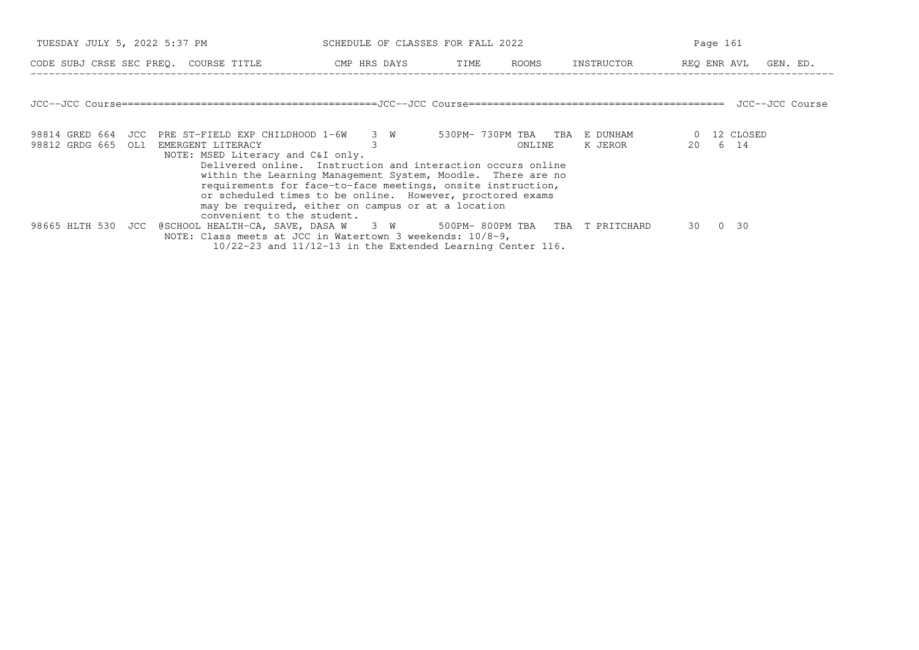SCHEDULE OF CLASSES FOR FALL 2022

| CODE | SUBJ | CRSE | SEC | PREQ. | COURSE TITLE | CMP | HRS | DAYS | TIME | ROOMS | INSTRUCTOR | REQ | ENR | AVL | GEN. ED. |
|---|---|---|---|---|---|---|---|---|---|---|---|---|---|---|---|

## JCC--JCC Course

| CODE | SUBJ | CRSE | SEC | PREQ. | COURSE TITLE | CMP | HRS | DAYS | TIME | ROOMS | INSTRUCTOR | REQ | ENR | AVL | GEN. ED. |
|---|---|---|---|---|---|---|---|---|---|---|---|---|---|---|---|
| 98814 | GRED | 664 | JCC | | PRE ST-FIELD EXP CHILDHOOD 1-6W | | 3 | W | 530PM- 730PM | TBA TBA | E DUNHAM | 0 | 12 | CLOSED | |
| 98812 | GRDG | 665 | OL1 | | EMERGENT LITERACY | | 3 | | | ONLINE | K JEROR | 20 | 6 | 14 | |
| | | | | | NOTE: MSED Literacy and C&I only. Delivered online. Instruction and interaction occurs online within the Learning Management System, Moodle. There are no requirements for face-to-face meetings, onsite instruction, or scheduled times to be online. However, proctored exams may be required, either on campus or at a location convenient to the student. | | | | | | | | | | |
| 98665 | HLTH | 530 | JCC | | @SCHOOL HEALTH-CA, SAVE, DASA W | | 3 | W | 500PM- 800PM | TBA TBA | T PRITCHARD | 30 | 0 | 30 | |
| | | | | | NOTE: Class meets at JCC in Watertown 3 weekends: 10/8-9, 10/22-23 and 11/12-13 in the Extended Learning Center 116. | | | | | | | | | | |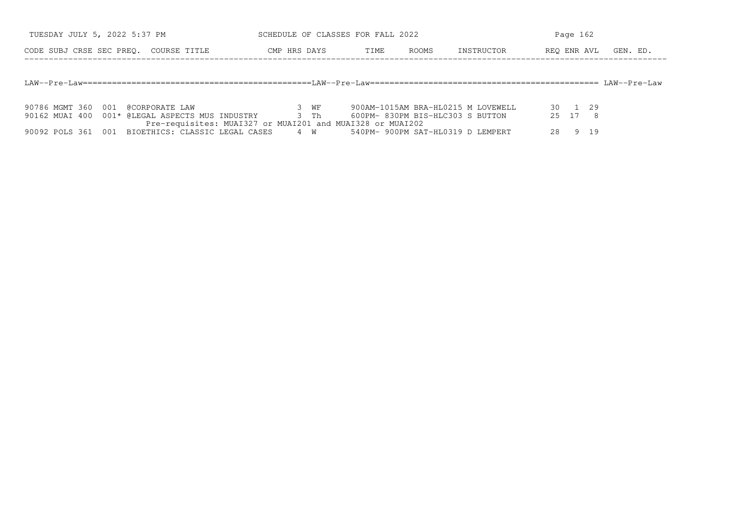| CODE | SUBJ | CRSE | SEC | PREQ. | COURSE TITLE | CMP | HRS | DAYS | TIME | ROOMS | INSTRUCTOR | REQ | ENR | AVL | GEN. ED. |
|---|---|---|---|---|---|---|---|---|---|---|---|---|---|---|---|

LAW--Pre-Law

| CODE | SUBJ | CRSE | SEC | PREQ. | COURSE TITLE | CMP | HRS | DAYS | TIME | ROOMS | INSTRUCTOR | REQ | ENR | AVL | GEN. ED. |
|---|---|---|---|---|---|---|---|---|---|---|---|---|---|---|---|
| 90786 | MGMT | 360 | 001 | | @CORPORATE LAW | | 3 | WF | 900AM-1015AM | BRA-HL0215 | M LOVEWELL | 30 | 1 | 29 | |
| 90162 | MUAI | 400 | 001 | * | @LEGAL ASPECTS MUS INDUSTRY | | 3 | Th | 600PM- 830PM | BIS-HLC303 | S BUTTON | 25 | 17 | 8 | |
| | | | | | Pre-requisites: MUAI327 or MUAI201 and MUAI328 or MUAI202 | | | | | | | | | | |
| 90092 | POLS | 361 | 001 | | BIOETHICS: CLASSIC LEGAL CASES | | 4 | W | 540PM- 900PM | SAT-HL0319 | D LEMPERT | 28 | 9 | 19 | |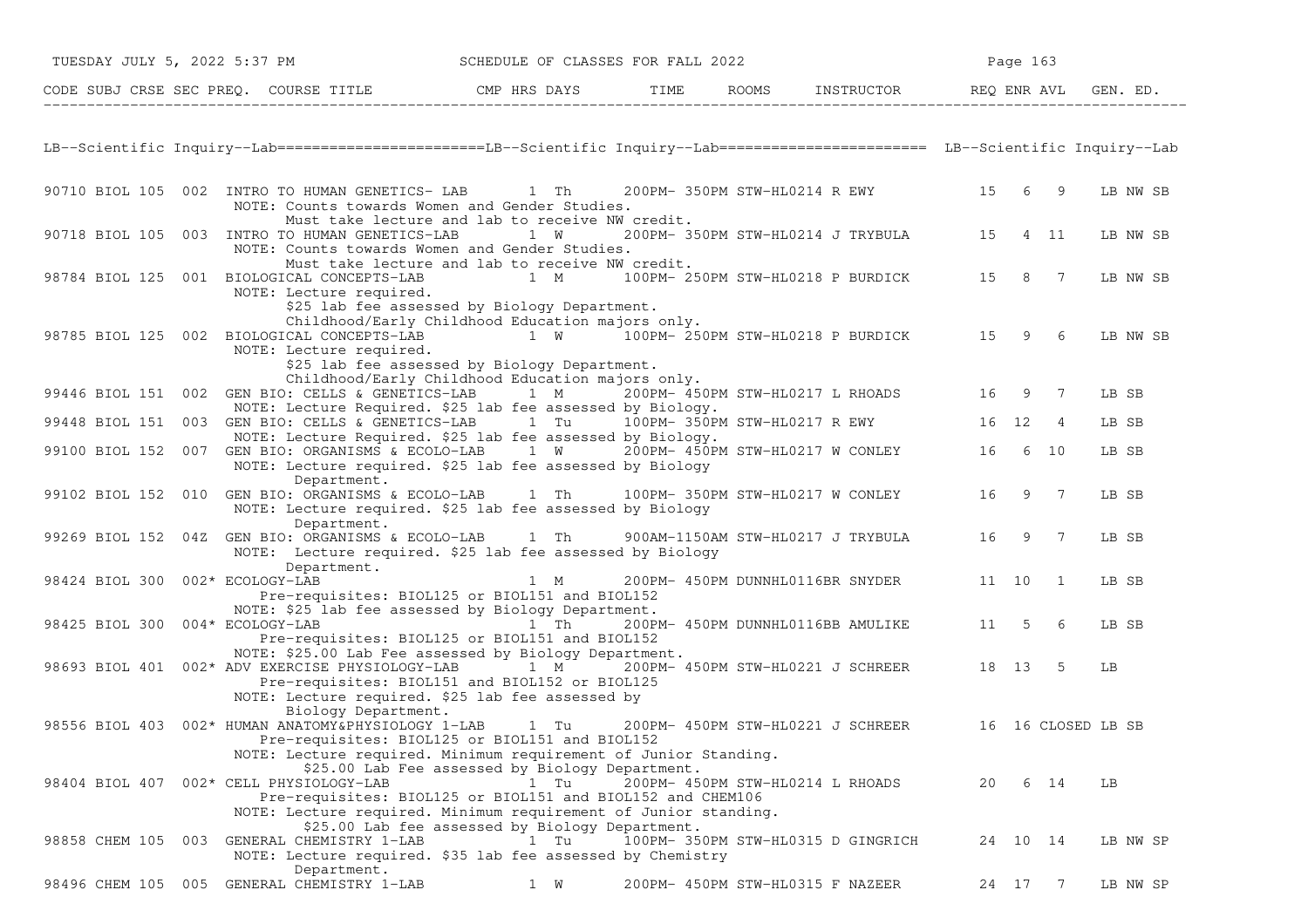SCHEDULE OF CLASSES FOR FALL 2022

LB--Scientific Inquiry--Lab========================LB--Scientific Inquiry--Lab======================== LB--Scientific Inquiry--Lab

| CODE | SUBJ | CRSE | SEC | PREQ. | COURSE TITLE | CMP | HRS | DAYS | TIME | ROOMS | INSTRUCTOR | REQ | ENR | AVL | GEN. ED. |
|---|---|---|---|---|---|---|---|---|---|---|---|---|---|---|---|
| 90710 | BIOL | 105 | 002 | | INTRO TO HUMAN GENETICS- LAB | | 1 | Th | 200PM- 350PM | STW-HL0214 | R EWY | 15 | 6 | 9 | LB NW SB |
| | | | | | NOTE: Counts towards Women and Gender Studies. Must take lecture and lab to receive NW credit. | | | | | | | | | | |
| 90718 | BIOL | 105 | 003 | | INTRO TO HUMAN GENETICS-LAB | | 1 | W | 200PM- 350PM | STW-HL0214 | J TRYBULA | 15 | 4 | 11 | LB NW SB |
| | | | | | NOTE: Counts towards Women and Gender Studies. Must take lecture and lab to receive NW credit. | | | | | | | | | | |
| 98784 | BIOL | 125 | 001 | | BIOLOGICAL CONCEPTS-LAB | | 1 | M | 100PM- 250PM | STW-HL0218 | P BURDICK | 15 | 8 | 7 | LB NW SB |
| | | | | | NOTE: Lecture required. $25 lab fee assessed by Biology Department. Childhood/Early Childhood Education majors only. | | | | | | | | | | |
| 98785 | BIOL | 125 | 002 | | BIOLOGICAL CONCEPTS-LAB | | 1 | W | 100PM- 250PM | STW-HL0218 | P BURDICK | 15 | 9 | 6 | LB NW SB |
| | | | | | NOTE: Lecture required. $25 lab fee assessed by Biology Department. Childhood/Early Childhood Education majors only. | | | | | | | | | | |
| 99446 | BIOL | 151 | 002 | | GEN BIO: CELLS & GENETICS-LAB | | 1 | M | 200PM- 450PM | STW-HL0217 | L RHOADS | 16 | 9 | 7 | LB SB |
| | | | | | NOTE: Lecture Required. $25 lab fee assessed by Biology. | | | | | | | | | | |
| 99448 | BIOL | 151 | 003 | | GEN BIO: CELLS & GENETICS-LAB | | 1 | Tu | 100PM- 350PM | STW-HL0217 | R EWY | 16 | 12 | 4 | LB SB |
| | | | | | NOTE: Lecture Required. $25 lab fee assessed by Biology. | | | | | | | | | | |
| 99100 | BIOL | 152 | 007 | | GEN BIO: ORGANISMS & ECOLO-LAB | | 1 | W | 200PM- 450PM | STW-HL0217 | W CONLEY | 16 | 6 | 10 | LB SB |
| | | | | | NOTE: Lecture required. $25 lab fee assessed by Biology Department. | | | | | | | | | | |
| 99102 | BIOL | 152 | 010 | | GEN BIO: ORGANISMS & ECOLO-LAB | | 1 | Th | 100PM- 350PM | STW-HL0217 | W CONLEY | 16 | 9 | 7 | LB SB |
| | | | | | NOTE: Lecture required. $25 lab fee assessed by Biology Department. | | | | | | | | | | |
| 99269 | BIOL | 152 | 04Z | | GEN BIO: ORGANISMS & ECOLO-LAB | | 1 | Th | 900AM-1150AM | STW-HL0217 | J TRYBULA | 16 | 9 | 7 | LB SB |
| | | | | | NOTE: Lecture required. $25 lab fee assessed by Biology Department. | | | | | | | | | | |
| 98424 | BIOL | 300 | 002 | * | ECOLOGY-LAB | | 1 | M | 200PM- 450PM | DUNNHL0116BR | SNYDER | 11 | 10 | 1 | LB SB |
| | | | | | Pre-requisites: BIOL125 or BIOL151 and BIOL152 NOTE: $25 lab fee assessed by Biology Department. | | | | | | | | | | |
| 98425 | BIOL | 300 | 004 | * | ECOLOGY-LAB | | 1 | Th | 200PM- 450PM | DUNNHL0116BB | AMULIKE | 11 | 5 | 6 | LB SB |
| | | | | | Pre-requisites: BIOL125 or BIOL151 and BIOL152 NOTE: $25.00 Lab Fee assessed by Biology Department. | | | | | | | | | | |
| 98693 | BIOL | 401 | 002 | * | ADV EXERCISE PHYSIOLOGY-LAB | | 1 | M | 200PM- 450PM | STW-HL0221 | J SCHREER | 18 | 13 | 5 | LB |
| | | | | | Pre-requisites: BIOL151 and BIOL152 or BIOL125 NOTE: Lecture required. $25 lab fee assessed by Biology Department. | | | | | | | | | | |
| 98556 | BIOL | 403 | 002 | * | HUMAN ANATOMY&PHYSIOLOGY 1-LAB | | 1 | Tu | 200PM- 450PM | STW-HL0221 | J SCHREER | 16 | 16 | CLOSED | LB SB |
| | | | | | Pre-requisites: BIOL125 or BIOL151 and BIOL152 NOTE: Lecture required. Minimum requirement of Junior Standing. $25.00 Lab Fee assessed by Biology Department. | | | | | | | | | | |
| 98404 | BIOL | 407 | 002 | * | CELL PHYSIOLOGY-LAB | | 1 | Tu | 200PM- 450PM | STW-HL0214 | L RHOADS | 20 | 6 | 14 | LB |
| | | | | | Pre-requisites: BIOL125 or BIOL151 and BIOL152 and CHEM106 NOTE: Lecture required. Minimum requirement of Junior standing. $25.00 Lab fee assessed by Biology Department. | | | | | | | | | | |
| 98858 | CHEM | 105 | 003 | | GENERAL CHEMISTRY 1-LAB | | 1 | Tu | 100PM- 350PM | STW-HL0315 | D GINGRICH | 24 | 10 | 14 | LB NW SP |
| | | | | | NOTE: Lecture required. $35 lab fee assessed by Chemistry Department. | | | | | | | | | | |
| 98496 | CHEM | 105 | 005 | | GENERAL CHEMISTRY 1-LAB | | 1 | W | 200PM- 450PM | STW-HL0315 | F NAZEER | 24 | 17 | 7 | LB NW SP |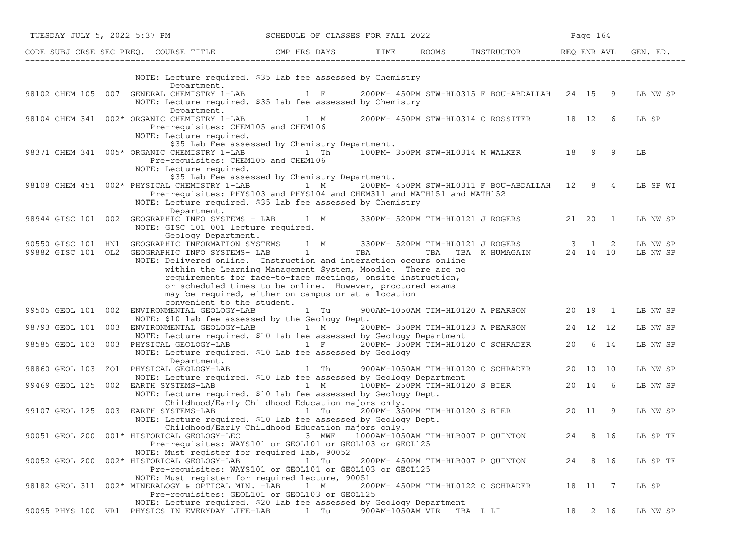| CODE | SUBJ | CRSE | SEC | PREQ. | COURSE TITLE | CMP | HRS | DAYS | TIME | ROOMS | INSTRUCTOR | REQ | ENR | AVL | GEN. ED. |
|---|---|---|---|---|---|---|---|---|---|---|---|---|---|---|---|
| | | | | | NOTE: Lecture required. $35 lab fee assessed by Chemistry Department. | | | | | | | | | | |
| 98102 | CHEM | 105 | 007 | | GENERAL CHEMISTRY 1-LAB | | 1 | F | 200PM- 450PM | STW-HL0315 | F BOU-ABDALLAH | 24 | 15 | 9 | LB NW SP |
| | | | | | NOTE: Lecture required. $35 lab fee assessed by Chemistry Department. | | | | | | | | | | |
| 98104 | CHEM | 341 | 002 | * | ORGANIC CHEMISTRY 1-LAB | | 1 | M | 200PM- 450PM | STW-HL0314 | C ROSSITER | 18 | 12 | 6 | LB SP |
| | | | | | Pre-requisites: CHEM105 and CHEM106 | | | | | | | | | | |
| | | | | | NOTE: Lecture required. $35 Lab Fee assessed by Chemistry Department. | | | | | | | | | | |
| 98371 | CHEM | 341 | 005 | * | ORGANIC CHEMISTRY 1-LAB | | 1 | Th | 100PM- 350PM | STW-HL0314 | M WALKER | 18 | 9 | 9 | LB |
| | | | | | Pre-requisites: CHEM105 and CHEM106 | | | | | | | | | | |
| | | | | | NOTE: Lecture required. $35 Lab Fee assessed by Chemistry Department. | | | | | | | | | | |
| 98108 | CHEM | 451 | 002 | * | PHYSICAL CHEMISTRY 1-LAB | | 1 | M | 200PM- 450PM | STW-HL0311 | F BOU-ABDALLAH | 12 | 8 | 4 | LB SP WI |
| | | | | | Pre-requisites: PHYS103 and PHYS104 and CHEM311 and MATH151 and MATH152 | | | | | | | | | | |
| | | | | | NOTE: Lecture required. $35 lab fee assessed by Chemistry Department. | | | | | | | | | | |
| 98944 | GISC | 101 | 002 | | GEOGRAPHIC INFO SYSTEMS - LAB | | 1 | M | 330PM- 520PM | TIM-HL0121 | J ROGERS | 21 | 20 | 1 | LB NW SP |
| | | | | | NOTE: GISC 101 001 lecture required. Geology Department. | | | | | | | | | | |
| 90550 | GISC | 101 | HN1 | | GEOGRAPHIC INFORMATION SYSTEMS | | 1 | M | 330PM- 520PM | TIM-HL0121 | J ROGERS | 3 | 1 | 2 | LB NW SP |
| 99882 | GISC | 101 | OL2 | | GEOGRAPHIC INFO SYSTEMS- LAB | | 1 | | TBA | TBA TBA | K HUMAGAIN | 24 | 14 | 10 | LB NW SP |
| | | | | | NOTE: Delivered online. Instruction and interaction occurs online within the Learning Management System, Moodle. There are no requirements for face-to-face meetings, onsite instruction, or scheduled times to be online. However, proctored exams may be required, either on campus or at a location convenient to the student. | | | | | | | | | | |
| 99505 | GEOL | 101 | 002 | | ENVIRONMENTAL GEOLOGY-LAB | | 1 | Tu | 900AM-1050AM | TIM-HL0120 | A PEARSON | 20 | 19 | 1 | LB NW SP |
| | | | | | NOTE: $10 lab fee assessed by the Geology Dept. | | | | | | | | | | |
| 98793 | GEOL | 101 | 003 | | ENVIRONMENTAL GEOLOGY-LAB | | 1 | M | 200PM- 350PM | TIM-HL0123 | A PEARSON | 24 | 12 | 12 | LB NW SP |
| | | | | | NOTE: Lecture required. $10 lab fee assessed by Geology Department | | | | | | | | | | |
| 98585 | GEOL | 103 | 003 | | PHYSICAL GEOLOGY-LAB | | 1 | F | 200PM- 350PM | TIM-HL0120 | C SCHRADER | 20 | 6 | 14 | LB NW SP |
| | | | | | NOTE: Lecture required. $10 Lab fee assessed by Geology Department. | | | | | | | | | | |
| 98860 | GEOL | 103 | ZO1 | | PHYSICAL GEOLOGY-LAB | | 1 | Th | 900AM-1050AM | TIM-HL0120 | C SCHRADER | 20 | 10 | 10 | LB NW SP |
| | | | | | NOTE: Lecture required. $10 lab fee assessed by Geology Department | | | | | | | | | | |
| 99469 | GEOL | 125 | 002 | | EARTH SYSTEMS-LAB | | 1 | M | 100PM- 250PM | TIM-HL0120 | S BIER | 20 | 14 | 6 | LB NW SP |
| | | | | | NOTE: Lecture required. $10 lab fee assessed by Geology Dept. Childhood/Early Childhood Education majors only. | | | | | | | | | | |
| 99107 | GEOL | 125 | 003 | | EARTH SYSTEMS-LAB | | 1 | Tu | 200PM- 350PM | TIM-HL0120 | S BIER | 20 | 11 | 9 | LB NW SP |
| | | | | | NOTE: Lecture required. $10 lab fee assessed by Geology Dept. Childhood/Early Childhood Education majors only. | | | | | | | | | | |
| 90051 | GEOL | 200 | 001 | * | HISTORICAL GEOLOGY-LEC | | 3 | MWF | 1000AM-1050AM | TIM-HLB007 | P QUINTON | 24 | 8 | 16 | LB SP TF |
| | | | | | Pre-requisites: WAYS101 or GEOL101 or GEOL103 or GEOL125 | | | | | | | | | | |
| | | | | | NOTE: Must register for required lab, 90052 | | | | | | | | | | |
| 90052 | GEOL | 200 | 002 | * | HISTORICAL GEOLOGY-LAB | | 1 | Tu | 200PM- 450PM | TIM-HLB007 | P QUINTON | 24 | 8 | 16 | LB SP TF |
| | | | | | Pre-requisites: WAYS101 or GEOL101 or GEOL103 or GEOL125 | | | | | | | | | | |
| | | | | | NOTE: Must register for required lecture, 90051 | | | | | | | | | | |
| 98182 | GEOL | 311 | 002 | * | MINERALOGY & OPTICAL MIN. -LAB | | 1 | M | 200PM- 450PM | TIM-HL0122 | C SCHRADER | 18 | 11 | 7 | LB SP |
| | | | | | Pre-requisites: GEOL101 or GEOL103 or GEOL125 | | | | | | | | | | |
| | | | | | NOTE: Lecture required. $20 lab fee assessed by Geology Department | | | | | | | | | | |
| 90095 | PHYS | 100 | VR1 | | PHYSICS IN EVERYDAY LIFE-LAB | | 1 | Tu | 900AM-1050AM | VIR TBA | L LI | 18 | 2 | 16 | LB NW SP |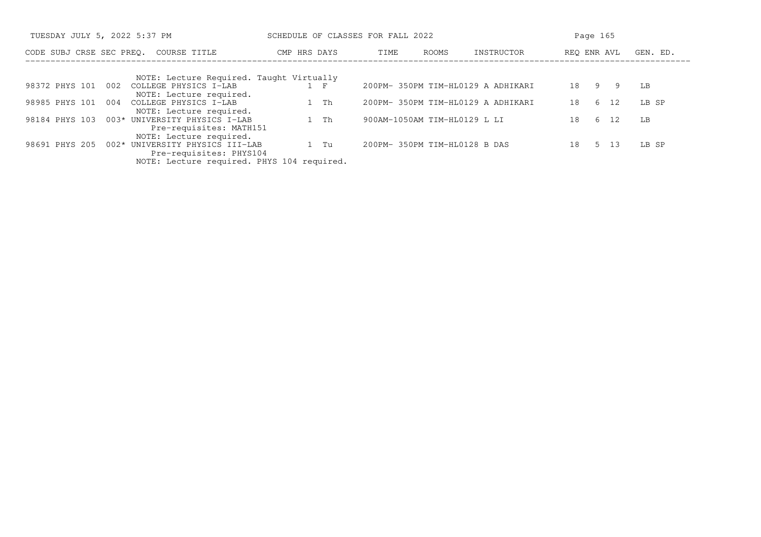| CODE | SUBJ | CRSE | SEC | PREQ. | COURSE TITLE | CMP | HRS | DAYS | TIME | ROOMS | INSTRUCTOR | REQ | ENR | AVL | GEN. ED. |
|---|---|---|---|---|---|---|---|---|---|---|---|---|---|---|---|
| | | | | | NOTE: Lecture Required. Taught Virtually | | | | | | | | | | |
| 98372 | PHYS | 101 | 002 | | COLLEGE PHYSICS I-LAB | | 1 | F | 200PM- 350PM | TIM-HL0129 | A ADHIKARI | 18 | 9 | 9 | LB |
| | | | | | NOTE: Lecture required. | | | | | | | | | | |
| 98985 | PHYS | 101 | 004 | | COLLEGE PHYSICS I-LAB | | 1 | Th | 200PM- 350PM | TIM-HL0129 | A ADHIKARI | 18 | 6 | 12 | LB SP |
| | | | | | NOTE: Lecture required. | | | | | | | | | | |
| 98184 | PHYS | 103 | 003 | * | UNIVERSITY PHYSICS I-LAB | | 1 | Th | 900AM-1050AM | TIM-HL0129 | L LI | 18 | 6 | 12 | LB |
| | | | | | Pre-requisites: MATH151 | | | | | | | | | | |
| | | | | | NOTE: Lecture required. | | | | | | | | | | |
| 98691 | PHYS | 205 | 002 | * | UNIVERSITY PHYSICS III-LAB | | 1 | Tu | 200PM- 350PM | TIM-HL0128 | B DAS | 18 | 5 | 13 | LB SP |
| | | | | | Pre-requisites: PHYS104 | | | | | | | | | | |
| | | | | | NOTE: Lecture required. PHYS 104 required. | | | | | | | | | | |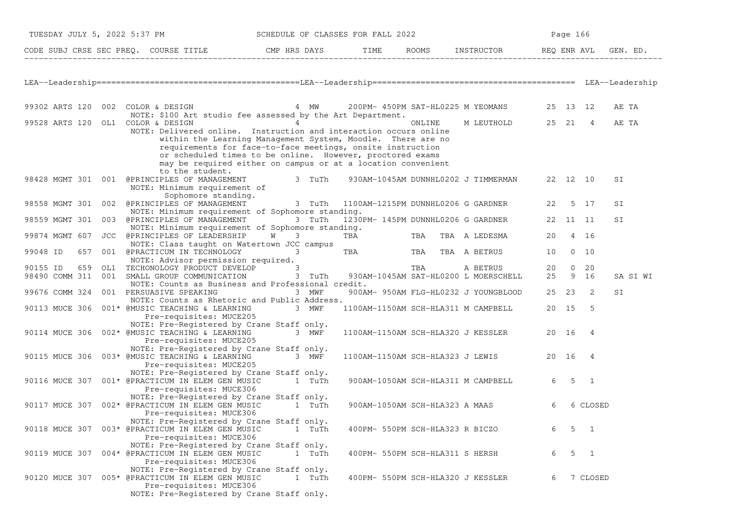LEA--Leadership==========================================LEA--Leadership========================================== LEA--Leadership

| CODE | SUBJ | CRSE | SEC | PREQ. | COURSE TITLE | CMP | HRS | DAYS | TIME | ROOMS | INSTRUCTOR | REQ | ENR | AVL | GEN. ED. |
|---|---|---|---|---|---|---|---|---|---|---|---|---|---|---|---|
| 99302 | ARTS | 120 | 002 | | COLOR & DESIGN | | 4 | MW | 200PM- 450PM | SAT-HL0225 | M YEOMANS | 25 | 13 | 12 | AE TA |
| | | | | | NOTE: $100 Art studio fee assessed by the Art Department. | | | | | | | | | | |
| 99528 | ARTS | 120 | OL1 | | COLOR & DESIGN | | 4 | | | ONLINE | M LEUTHOLD | 25 | 21 | 4 | AE TA |
| | | | | | NOTE: Delivered online. Instruction and interaction occurs online within the Learning Management System, Moodle. There are no requirements for face-to-face meetings, onsite instruction or scheduled times to be online. However, proctored exams may be required either on campus or at a location convenient to the student. | | | | | | | | | | |
| 98428 | MGMT | 301 | 001 | | @PRINCIPLES OF MANAGEMENT | | 3 | TuTh | 930AM-1045AM | DUNNHL0202 | J TIMMERMAN | 22 | 12 | 10 | SI |
| | | | | | NOTE: Minimum requirement of Sophomore standing. | | | | | | | | | | |
| 98558 | MGMT | 301 | 002 | | @PRINCIPLES OF MANAGEMENT | | 3 | TuTh | 1100AM-1215PM | DUNNHL0206 | G GARDNER | 22 | 5 | 17 | SI |
| | | | | | NOTE: Minimum requirement of Sophomore standing. | | | | | | | | | | |
| 98559 | MGMT | 301 | 003 | | @PRINCIPLES OF MANAGEMENT | | 3 | TuTh | 1230PM- 145PM | DUNNHL0206 | G GARDNER | 22 | 11 | 11 | SI |
| | | | | | NOTE: Minimum requirement of Sophomore standing. | | | | | | | | | | |
| 99874 | MGMT | 607 | JCC | | @PRINCIPLES OF LEADERSHIP | W | 3 | | TBA | TBA | TBA A LEDESMA | 20 | 4 | 16 | |
| | | | | | NOTE: Class taught on Watertown JCC campus | | | | | | | | | | |
| 99048 | ID | 657 | 001 | | @PRACTICUM IN TECHNOLOGY | | 3 | | TBA | TBA | TBA A BETRUS | 10 | 0 | 10 | |
| | | | | | NOTE: Advisor permission required. | | | | | | | | | | |
| 90155 | ID | 659 | OL1 | | TECHONOLOGY PRODUCT DEVELOP | | 3 | | | TBA | A BETRUS | 20 | 0 | 20 | |
| 98490 | COMM | 311 | 001 | | SMALL GROUP COMMUNICATION | | 3 | TuTh | 930AM-1045AM | SAT-HL0200 | L MOERSCHELL | 25 | 9 | 16 | SA SI WI |
| | | | | | NOTE: Counts as Business and Professional credit. | | | | | | | | | | |
| 99676 | COMM | 324 | 001 | | PERSUASIVE SPEAKING | | 3 | MWF | 900AM- 950AM | FLG-HL0232 | J YOUNGBLOOD | 25 | 23 | 2 | SI |
| | | | | | NOTE: Counts as Rhetoric and Public Address. | | | | | | | | | | |
| 90113 | MUCE | 306 | 001 | * | @MUSIC TEACHING & LEARNING | | 3 | MWF | 1100AM-1150AM | SCH-HLA311 | M CAMPBELL | 20 | 15 | 5 | |
| | | | | | Pre-requisites: MUCE205 | | | | | | | | | | |
| | | | | | NOTE: Pre-Registered by Crane Staff only. | | | | | | | | | | |
| 90114 | MUCE | 306 | 002 | * | @MUSIC TEACHING & LEARNING | | 3 | MWF | 1100AM-1150AM | SCH-HLA320 | J KESSLER | 20 | 16 | 4 | |
| | | | | | Pre-requisites: MUCE205 | | | | | | | | | | |
| | | | | | NOTE: Pre-Registered by Crane Staff only. | | | | | | | | | | |
| 90115 | MUCE | 306 | 003 | * | @MUSIC TEACHING & LEARNING | | 3 | MWF | 1100AM-1150AM | SCH-HLA323 | J LEWIS | 20 | 16 | 4 | |
| | | | | | Pre-requisites: MUCE205 | | | | | | | | | | |
| | | | | | NOTE: Pre-Registered by Crane Staff only. | | | | | | | | | | |
| 90116 | MUCE | 307 | 001 | * | @PRACTICUM IN ELEM GEN MUSIC | | 1 | TuTh | 900AM-1050AM | SCH-HLA311 | M CAMPBELL | 6 | 5 | 1 | |
| | | | | | Pre-requisites: MUCE306 | | | | | | | | | | |
| | | | | | NOTE: Pre-Registered by Crane Staff only. | | | | | | | | | | |
| 90117 | MUCE | 307 | 002 | * | @PRACTICUM IN ELEM GEN MUSIC | | 1 | TuTh | 900AM-1050AM | SCH-HLA323 | A MAAS | 6 | 6 | CLOSED | |
| | | | | | Pre-requisites: MUCE306 | | | | | | | | | | |
| | | | | | NOTE: Pre-Registered by Crane Staff only. | | | | | | | | | | |
| 90118 | MUCE | 307 | 003 | * | @PRACTICUM IN ELEM GEN MUSIC | | 1 | TuTh | 400PM- 550PM | SCH-HLA323 | R BICZO | 6 | 5 | 1 | |
| | | | | | Pre-requisites: MUCE306 | | | | | | | | | | |
| | | | | | NOTE: Pre-Registered by Crane Staff only. | | | | | | | | | | |
| 90119 | MUCE | 307 | 004 | * | @PRACTICUM IN ELEM GEN MUSIC | | 1 | TuTh | 400PM- 550PM | SCH-HLA311 | S HERSH | 6 | 5 | 1 | |
| | | | | | Pre-requisites: MUCE306 | | | | | | | | | | |
| | | | | | NOTE: Pre-Registered by Crane Staff only. | | | | | | | | | | |
| 90120 | MUCE | 307 | 005 | * | @PRACTICUM IN ELEM GEN MUSIC | | 1 | TuTh | 400PM- 550PM | SCH-HLA320 | J KESSLER | 6 | 7 | CLOSED | |
| | | | | | Pre-requisites: MUCE306 | | | | | | | | | | |
| | | | | | NOTE: Pre-Registered by Crane Staff only. | | | | | | | | | | |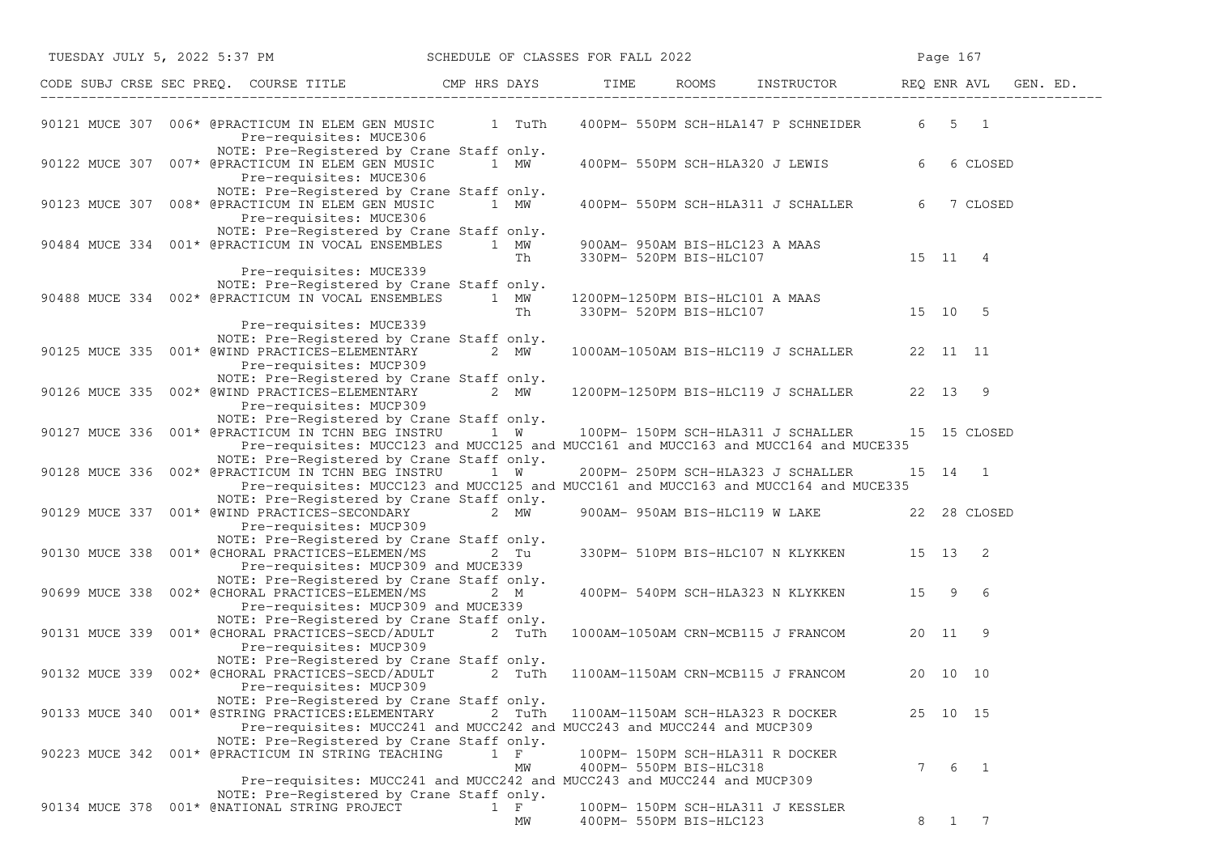SCHEDULE OF CLASSES FOR FALL 2022

TUESDAY JULY 5, 2022 5:37 PM

| CODE | SUBJ | CRSE | SEC | PREQ. | COURSE TITLE | CMP | HRS | DAYS | TIME | ROOMS | INSTRUCTOR | REQ | ENR | AVL | GEN. ED. |
|---|---|---|---|---|---|---|---|---|---|---|---|---|---|---|---|
| 90121 | MUCE | 307 | 006* | @ | PRACTICUM IN ELEM GEN MUSIC | | 1 | TuTh | 400PM- 550PM | SCH-HLA147 | P SCHNEIDER | 6 | 5 | 1 | |
| | | | | | Pre-requisites: MUCE306 | | | | | | | | | | |
| | | | | | NOTE: Pre-Registered by Crane Staff only. | | | | | | | | | | |
| 90122 | MUCE | 307 | 007* | @ | PRACTICUM IN ELEM GEN MUSIC | | 1 | MW | 400PM- 550PM | SCH-HLA320 | J LEWIS | 6 | 6 | CLOSED | |
| | | | | | Pre-requisites: MUCE306 | | | | | | | | | | |
| | | | | | NOTE: Pre-Registered by Crane Staff only. | | | | | | | | | | |
| 90123 | MUCE | 307 | 008* | @ | PRACTICUM IN ELEM GEN MUSIC | | 1 | MW | 400PM- 550PM | SCH-HLA311 | J SCHALLER | 6 | 7 | CLOSED | |
| | | | | | Pre-requisites: MUCE306 | | | | | | | | | | |
| | | | | | NOTE: Pre-Registered by Crane Staff only. | | | | | | | | | | |
| 90484 | MUCE | 334 | 001* | @ | PRACTICUM IN VOCAL ENSEMBLES | | 1 | MW | 900AM- 950AM | BIS-HLC123 | A MAAS | | | | |
| | | | | | | | | Th | 330PM- 520PM | BIS-HLC107 | | 15 | 11 | 4 | |
| | | | | | Pre-requisites: MUCE339 | | | | | | | | | | |
| | | | | | NOTE: Pre-Registered by Crane Staff only. | | | | | | | | | | |
| 90488 | MUCE | 334 | 002* | @ | PRACTICUM IN VOCAL ENSEMBLES | | 1 | MW | 1200PM-1250PM | BIS-HLC101 | A MAAS | | | | |
| | | | | | | | | Th | 330PM- 520PM | BIS-HLC107 | | 15 | 10 | 5 | |
| | | | | | Pre-requisites: MUCE339 | | | | | | | | | | |
| | | | | | NOTE: Pre-Registered by Crane Staff only. | | | | | | | | | | |
| 90125 | MUCE | 335 | 001* | @ | WIND PRACTICES-ELEMENTARY | | 2 | MW | 1000AM-1050AM | BIS-HLC119 | J SCHALLER | 22 | 11 | 11 | |
| | | | | | Pre-requisites: MUCP309 | | | | | | | | | | |
| | | | | | NOTE: Pre-Registered by Crane Staff only. | | | | | | | | | | |
| 90126 | MUCE | 335 | 002* | @ | WIND PRACTICES-ELEMENTARY | | 2 | MW | 1200PM-1250PM | BIS-HLC119 | J SCHALLER | 22 | 13 | 9 | |
| | | | | | Pre-requisites: MUCP309 | | | | | | | | | | |
| | | | | | NOTE: Pre-Registered by Crane Staff only. | | | | | | | | | | |
| 90127 | MUCE | 336 | 001* | @ | PRACTICUM IN TCHN BEG INSTRU | | 1 | W | 100PM- 150PM | SCH-HLA311 | J SCHALLER | 15 | 15 | CLOSED | |
| | | | | | Pre-requisites: MUCC123 and MUCC125 and MUCC161 and MUCC163 and MUCC164 and MUCE335 | | | | | | | | | | |
| | | | | | NOTE: Pre-Registered by Crane Staff only. | | | | | | | | | | |
| 90128 | MUCE | 336 | 002* | @ | PRACTICUM IN TCHN BEG INSTRU | | 1 | W | 200PM- 250PM | SCH-HLA323 | J SCHALLER | 15 | 14 | 1 | |
| | | | | | Pre-requisites: MUCC123 and MUCC125 and MUCC161 and MUCC163 and MUCC164 and MUCE335 | | | | | | | | | | |
| | | | | | NOTE: Pre-Registered by Crane Staff only. | | | | | | | | | | |
| 90129 | MUCE | 337 | 001* | @ | WIND PRACTICES-SECONDARY | | 2 | MW | 900AM- 950AM | BIS-HLC119 | W LAKE | 22 | 28 | CLOSED | |
| | | | | | Pre-requisites: MUCP309 | | | | | | | | | | |
| | | | | | NOTE: Pre-Registered by Crane Staff only. | | | | | | | | | | |
| 90130 | MUCE | 338 | 001* | @ | CHORAL PRACTICES-ELEMEN/MS | | 2 | Tu | 330PM- 510PM | BIS-HLC107 | N KLYKKEN | 15 | 13 | 2 | |
| | | | | | Pre-requisites: MUCP309 and MUCE339 | | | | | | | | | | |
| | | | | | NOTE: Pre-Registered by Crane Staff only. | | | | | | | | | | |
| 90699 | MUCE | 338 | 002* | @ | CHORAL PRACTICES-ELEMEN/MS | | 2 | M | 400PM- 540PM | SCH-HLA323 | N KLYKKEN | 15 | 9 | 6 | |
| | | | | | Pre-requisites: MUCP309 and MUCE339 | | | | | | | | | | |
| | | | | | NOTE: Pre-Registered by Crane Staff only. | | | | | | | | | | |
| 90131 | MUCE | 339 | 001* | @ | CHORAL PRACTICES-SECD/ADULT | | 2 | TuTh | 1000AM-1050AM | CRN-MCB115 | J FRANCOM | 20 | 11 | 9 | |
| | | | | | Pre-requisites: MUCP309 | | | | | | | | | | |
| | | | | | NOTE: Pre-Registered by Crane Staff only. | | | | | | | | | | |
| 90132 | MUCE | 339 | 002* | @ | CHORAL PRACTICES-SECD/ADULT | | 2 | TuTh | 1100AM-1150AM | CRN-MCB115 | J FRANCOM | 20 | 10 | 10 | |
| | | | | | Pre-requisites: MUCP309 | | | | | | | | | | |
| | | | | | NOTE: Pre-Registered by Crane Staff only. | | | | | | | | | | |
| 90133 | MUCE | 340 | 001* | @ | STRING PRACTICES:ELEMENTARY | | 2 | TuTh | 1100AM-1150AM | SCH-HLA323 | R DOCKER | 25 | 10 | 15 | |
| | | | | | Pre-requisites: MUCC241 and MUCC242 and MUCC243 and MUCC244 and MUCP309 | | | | | | | | | | |
| | | | | | NOTE: Pre-Registered by Crane Staff only. | | | | | | | | | | |
| 90223 | MUCE | 342 | 001* | @ | PRACTICUM IN STRING TEACHING | | 1 | F | 100PM- 150PM | SCH-HLA311 | R DOCKER | | | | |
| | | | | | | | | MW | 400PM- 550PM | BIS-HLC318 | | 7 | 6 | 1 | |
| | | | | | Pre-requisites: MUCC241 and MUCC242 and MUCC243 and MUCC244 and MUCP309 | | | | | | | | | | |
| | | | | | NOTE: Pre-Registered by Crane Staff only. | | | | | | | | | | |
| 90134 | MUCE | 378 | 001* | @ | NATIONAL STRING PROJECT | | 1 | F | 100PM- 150PM | SCH-HLA311 | J KESSLER | | | | |
| | | | | | | | | MW | 400PM- 550PM | BIS-HLC123 | | 8 | 1 | 7 | |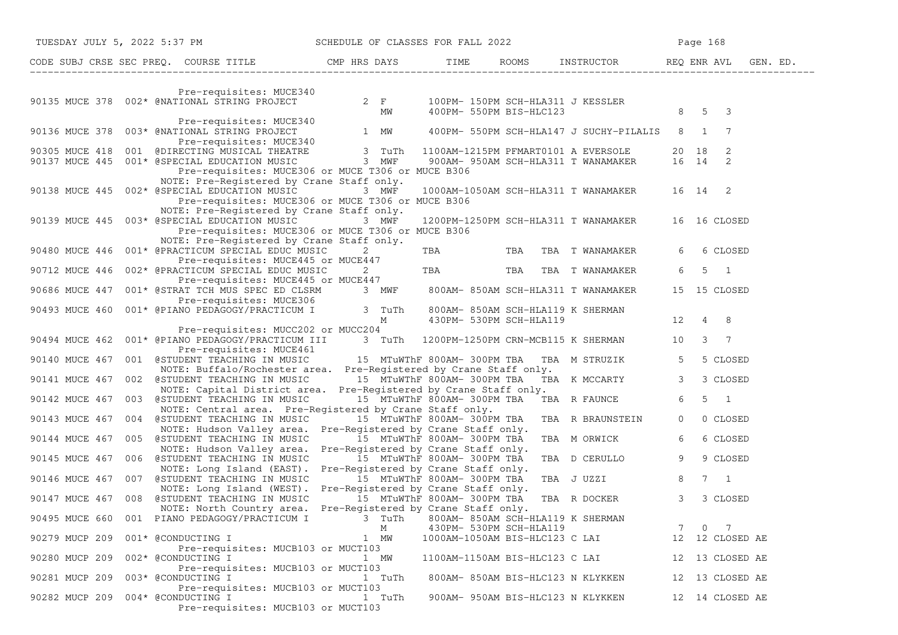SCHEDULE OF CLASSES FOR FALL 2022

| CODE | SUBJ | CRSE | SEC | PREQ. | COURSE TITLE | CMP | HRS | DAYS | TIME | ROOMS | INSTRUCTOR | REQ | ENR | AVL | GEN. ED. |
|---|---|---|---|---|---|---|---|---|---|---|---|---|---|---|---|
| | | | | | Pre-requisites: MUCE340 | | | | | | | | | | |
| 90135 | MUCE | 378 | 002* | | @NATIONAL STRING PROJECT | | 2 | F | 100PM- 150PM | SCH-HLA311 | J KESSLER | | | | |
| | | | | | | | | MW | 400PM- 550PM | BIS-HLC123 | | 8 | 5 | 3 | |
| | | | | | Pre-requisites: MUCE340 | | | | | | | | | | |
| 90136 | MUCE | 378 | 003* | | @NATIONAL STRING PROJECT | | 1 | MW | 400PM- 550PM | SCH-HLA147 | J SUCHY-PILALIS | 8 | 1 | 7 | |
| | | | | | Pre-requisites: MUCE340 | | | | | | | | | | |
| 90305 | MUCE | 418 | 001 | | @DIRECTING MUSICAL THEATRE | | 3 | TuTh | 1100AM-1215PM | PFMART0101 | A EVERSOLE | 20 | 18 | 2 | |
| 90137 | MUCE | 445 | 001* | | @SPECIAL EDUCATION MUSIC | | 3 | MWF | 900AM- 950AM | SCH-HLA311 | T WANAMAKER | 16 | 14 | 2 | |
| | | | | | Pre-requisites: MUCE306 or MUCE T306 or MUCE B306 | | | | | | | | | | |
| | | | | | NOTE: Pre-Registered by Crane Staff only. | | | | | | | | | | |
| 90138 | MUCE | 445 | 002* | | @SPECIAL EDUCATION MUSIC | | 3 | MWF | 1000AM-1050AM | SCH-HLA311 | T WANAMAKER | 16 | 14 | 2 | |
| | | | | | Pre-requisites: MUCE306 or MUCE T306 or MUCE B306 | | | | | | | | | | |
| | | | | | NOTE: Pre-Registered by Crane Staff only. | | | | | | | | | | |
| 90139 | MUCE | 445 | 003* | | @SPECIAL EDUCATION MUSIC | | 3 | MWF | 1200PM-1250PM | SCH-HLA311 | T WANAMAKER | 16 | 16 | CLOSED | |
| | | | | | Pre-requisites: MUCE306 or MUCE T306 or MUCE B306 | | | | | | | | | | |
| | | | | | NOTE: Pre-Registered by Crane Staff only. | | | | | | | | | | |
| 90480 | MUCE | 446 | 001* | | @PRACTICUM SPECIAL EDUC MUSIC | | 2 | | TBA | TBA TBA | T WANAMAKER | 6 | 6 | CLOSED | |
| | | | | | Pre-requisites: MUCE445 or MUCE447 | | | | | | | | | | |
| 90712 | MUCE | 446 | 002* | | @PRACTICUM SPECIAL EDUC MUSIC | | 2 | | TBA | TBA TBA | T WANAMAKER | 6 | 5 | 1 | |
| | | | | | Pre-requisites: MUCE445 or MUCE447 | | | | | | | | | | |
| 90686 | MUCE | 447 | 001* | | @STRAT TCH MUS SPEC ED CLSRM | | 3 | MWF | 800AM- 850AM | SCH-HLA311 | T WANAMAKER | 15 | 15 | CLOSED | |
| | | | | | Pre-requisites: MUCE306 | | | | | | | | | | |
| 90493 | MUCE | 460 | 001* | | @PIANO PEDAGOGY/PRACTICUM I | | 3 | TuTh | 800AM- 850AM | SCH-HLA119 | K SHERMAN | | | | |
| | | | | | | | | M | 430PM- 530PM | SCH-HLA119 | | 12 | 4 | 8 | |
| | | | | | Pre-requisites: MUCC202 or MUCC204 | | | | | | | | | | |
| 90494 | MUCE | 462 | 001* | | @PIANO PEDAGOGY/PRACTICUM III | | 3 | TuTh | 1200PM-1250PM | CRN-MCB115 | K SHERMAN | 10 | 3 | 7 | |
| | | | | | Pre-requisites: MUCE461 | | | | | | | | | | |
| 90140 | MUCE | 467 | 001 | | @STUDENT TEACHING IN MUSIC | | 15 | MTuWThF | 800AM- 300PM | TBA TBA | M STRUZIK | 5 | 5 | CLOSED | |
| | | | | | NOTE: Buffalo/Rochester area. Pre-Registered by Crane Staff only. | | | | | | | | | | |
| 90141 | MUCE | 467 | 002 | | @STUDENT TEACHING IN MUSIC | | 15 | MTuWThF | 800AM- 300PM | TBA TBA | K MCCARTY | 3 | 3 | CLOSED | |
| | | | | | NOTE: Capital District area. Pre-Registered by Crane Staff only. | | | | | | | | | | |
| 90142 | MUCE | 467 | 003 | | @STUDENT TEACHING IN MUSIC | | 15 | MTuWThF | 800AM- 300PM | TBA TBA | R FAUNCE | 6 | 5 | 1 | |
| | | | | | NOTE: Central area. Pre-Registered by Crane Staff only. | | | | | | | | | | |
| 90143 | MUCE | 467 | 004 | | @STUDENT TEACHING IN MUSIC | | 15 | MTuWThF | 800AM- 300PM | TBA TBA | R BRAUNSTEIN | 0 | 0 | CLOSED | |
| | | | | | NOTE: Hudson Valley area. Pre-Registered by Crane Staff only. | | | | | | | | | | |
| 90144 | MUCE | 467 | 005 | | @STUDENT TEACHING IN MUSIC | | 15 | MTuWThF | 800AM- 300PM | TBA TBA | M ORWICK | 6 | 6 | CLOSED | |
| | | | | | NOTE: Hudson Valley area. Pre-Registered by Crane Staff only. | | | | | | | | | | |
| 90145 | MUCE | 467 | 006 | | @STUDENT TEACHING IN MUSIC | | 15 | MTuWThF | 800AM- 300PM | TBA TBA | D CERULLO | 9 | 9 | CLOSED | |
| | | | | | NOTE: Long Island (EAST). Pre-Registered by Crane Staff only. | | | | | | | | | | |
| 90146 | MUCE | 467 | 007 | | @STUDENT TEACHING IN MUSIC | | 15 | MTuWThF | 800AM- 300PM | TBA TBA | J UZZI | 8 | 7 | 1 | |
| | | | | | NOTE: Long Island (WEST). Pre-Registered by Crane Staff only. | | | | | | | | | | |
| 90147 | MUCE | 467 | 008 | | @STUDENT TEACHING IN MUSIC | | 15 | MTuWThF | 800AM- 300PM | TBA TBA | R DOCKER | 3 | 3 | CLOSED | |
| | | | | | NOTE: North Country area. Pre-Registered by Crane Staff only. | | | | | | | | | | |
| 90495 | MUCE | 660 | 001 | | PIANO PEDAGOGY/PRACTICUM I | | 3 | TuTh | 800AM- 850AM | SCH-HLA119 | K SHERMAN | | | | |
| | | | | | | | | M | 430PM- 530PM | SCH-HLA119 | | 7 | 0 | 7 | |
| 90279 | MUCP | 209 | 001* | | @CONDUCTING I | | 1 | MW | 1000AM-1050AM | BIS-HLC123 | C LAI | 12 | 12 | CLOSED | AE |
| | | | | | Pre-requisites: MUCB103 or MUCT103 | | | | | | | | | | |
| 90280 | MUCP | 209 | 002* | | @CONDUCTING I | | 1 | MW | 1100AM-1150AM | BIS-HLC123 | C LAI | 12 | 13 | CLOSED | AE |
| | | | | | Pre-requisites: MUCB103 or MUCT103 | | | | | | | | | | |
| 90281 | MUCP | 209 | 003* | | @CONDUCTING I | | 1 | TuTh | 800AM- 850AM | BIS-HLC123 | N KLYKKEN | 12 | 13 | CLOSED | AE |
| | | | | | Pre-requisites: MUCB103 or MUCT103 | | | | | | | | | | |
| 90282 | MUCP | 209 | 004* | | @CONDUCTING I | | 1 | TuTh | 900AM- 950AM | BIS-HLC123 | N KLYKKEN | 12 | 14 | CLOSED | AE |
| | | | | | Pre-requisites: MUCB103 or MUCT103 | | | | | | | | | | |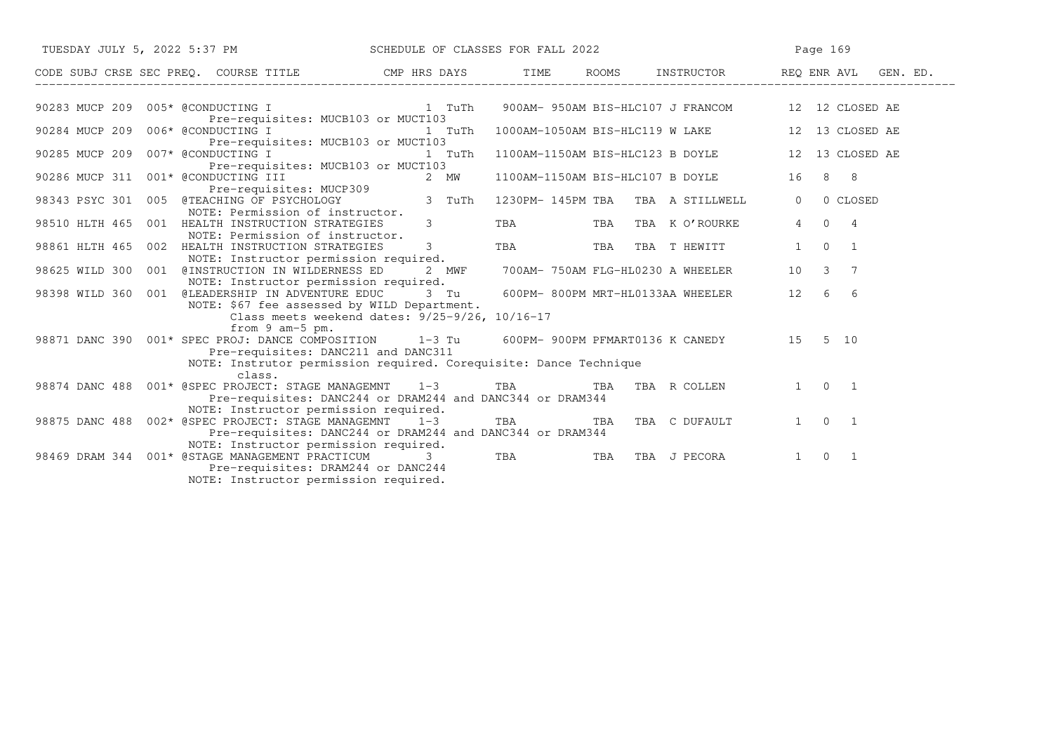| CODE | SUBJ | CRSE | SEC | PREQ. | COURSE TITLE | CMP | HRS | DAYS | TIME | ROOMS | INSTRUCTOR | REQ | ENR | AVL | GEN. ED. |
|---|---|---|---|---|---|---|---|---|---|---|---|---|---|---|---|
| 90283 | MUCP | 209 | 005* | | @CONDUCTING I | | 1 | TuTh | 900AM- 950AM | BIS-HLC107 | J FRANCOM | 12 | 12 | CLOSED | AE |
| | | | | | Pre-requisites: MUCB103 or MUCT103 | | | | | | | | | | |
| 90284 | MUCP | 209 | 006* | | @CONDUCTING I | | 1 | TuTh | 1000AM-1050AM | BIS-HLC119 | W LAKE | 12 | 13 | CLOSED | AE |
| | | | | | Pre-requisites: MUCB103 or MUCT103 | | | | | | | | | | |
| 90285 | MUCP | 209 | 007* | | @CONDUCTING I | | 1 | TuTh | 1100AM-1150AM | BIS-HLC123 | B DOYLE | 12 | 13 | CLOSED | AE |
| | | | | | Pre-requisites: MUCB103 or MUCT103 | | | | | | | | | | |
| 90286 | MUCP | 311 | 001* | | @CONDUCTING III | | 2 | MW | 1100AM-1150AM | BIS-HLC107 | B DOYLE | 16 | 8 | 8 | |
| | | | | | Pre-requisites: MUCP309 | | | | | | | | | | |
| 98343 | PSYC | 301 | 005 | | @TEACHING OF PSYCHOLOGY | | 3 | TuTh | 1230PM- 145PM | TBA TBA | A STILLWELL | 0 | 0 | CLOSED | |
| | | | | | NOTE: Permission of instructor. | | | | | | | | | | |
| 98510 | HLTH | 465 | 001 | | HEALTH INSTRUCTION STRATEGIES | | 3 | | TBA | TBA TBA | K O'ROURKE | 4 | 0 | 4 | |
| | | | | | NOTE: Permission of instructor. | | | | | | | | | | |
| 98861 | HLTH | 465 | 002 | | HEALTH INSTRUCTION STRATEGIES | | 3 | | TBA | TBA TBA | T HEWITT | 1 | 0 | 1 | |
| | | | | | NOTE: Instructor permission required. | | | | | | | | | | |
| 98625 | WILD | 300 | 001 | | @INSTRUCTION IN WILDERNESS ED | | 2 | MWF | 700AM- 750AM | FLG-HL0230 | A WHEELER | 10 | 3 | 7 | |
| | | | | | NOTE: Instructor permission required. | | | | | | | | | | |
| 98398 | WILD | 360 | 001 | | @LEADERSHIP IN ADVENTURE EDUC | | 3 | Tu | 600PM- 800PM | MRT-HL0133AA | WHEELER | 12 | 6 | 6 | |
| | | | | | NOTE: $67 fee assessed by WILD Department. Class meets weekend dates: 9/25-9/26, 10/16-17 from 9 am-5 pm. | | | | | | | | | | |
| 98871 | DANC | 390 | 001* | | SPEC PROJ: DANCE COMPOSITION | | 1-3 | Tu | 600PM- 900PM | PFMART0136 | K CANEDY | 15 | 5 | 10 | |
| | | | | | Pre-requisites: DANC211 and DANC311 | | | | | | | | | | |
| | | | | | NOTE: Instrutor permission required. Corequisite: Dance Technique class. | | | | | | | | | | |
| 98874 | DANC | 488 | 001* | | @SPEC PROJECT: STAGE MANAGEMNT | | 1-3 | | TBA | TBA TBA | R COLLEN | 1 | 0 | 1 | |
| | | | | | Pre-requisites: DANC244 or DRAM244 and DANC344 or DRAM344 | | | | | | | | | | |
| | | | | | NOTE: Instructor permission required. | | | | | | | | | | |
| 98875 | DANC | 488 | 002* | | @SPEC PROJECT: STAGE MANAGEMNT | | 1-3 | | TBA | TBA TBA | C DUFAULT | 1 | 0 | 1 | |
| | | | | | Pre-requisites: DANC244 or DRAM244 and DANC344 or DRAM344 | | | | | | | | | | |
| | | | | | NOTE: Instructor permission required. | | | | | | | | | | |
| 98469 | DRAM | 344 | 001* | | @STAGE MANAGEMENT PRACTICUM | | 3 | | TBA | TBA TBA | J PECORA | 1 | 0 | 1 | |
| | | | | | Pre-requisites: DRAM244 or DANC244 | | | | | | | | | | |
| | | | | | NOTE: Instructor permission required. | | | | | | | | | | |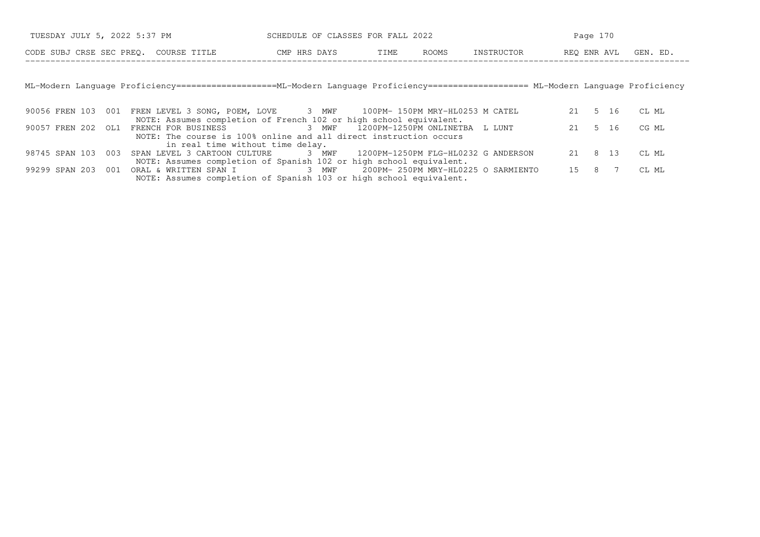| CODE | SUBJ | CRSE | SEC | PREQ. | COURSE TITLE | CMP | HRS | DAYS | TIME | ROOMS | INSTRUCTOR | REQ | ENR | AVL | GEN. ED. |
|---|---|---|---|---|---|---|---|---|---|---|---|---|---|---|---|

ML-Modern Language Proficiency====================ML-Modern Language Proficiency==================== ML-Modern Language Proficiency

| CODE | SUBJ | CRSE | SEC | PREQ. | COURSE TITLE | CMP | HRS | DAYS | TIME | ROOMS | INSTRUCTOR | REQ | ENR | AVL | GEN. ED. |
|---|---|---|---|---|---|---|---|---|---|---|---|---|---|---|---|
| 90056 | FREN | 103 | 001 | | FREN LEVEL 3 SONG, POEM, LOVE | | 3 | MWF | 100PM- 150PM | MRY-HL0253 | M CATEL | 21 | 5 | 16 | CL ML |
| | | | | | NOTE: Assumes completion of French 102 or high school equivalent. | | | | | | | | | | |
| 90057 | FREN | 202 | OL1 | | FRENCH FOR BUSINESS | | 3 | MWF | 1200PM-1250PM | ONLINETBA | L LUNT | 21 | 5 | 16 | CG ML |
| | | | | | NOTE: The course is 100% online and all direct instruction occurs in real time without time delay. | | | | | | | | | | |
| 98745 | SPAN | 103 | 003 | | SPAN LEVEL 3 CARTOON CULTURE | | 3 | MWF | 1200PM-1250PM | FLG-HL0232 | G ANDERSON | 21 | 8 | 13 | CL ML |
| | | | | | NOTE: Assumes completion of Spanish 102 or high school equivalent. | | | | | | | | | | |
| 99299 | SPAN | 203 | 001 | | ORAL & WRITTEN SPAN I | | 3 | MWF | 200PM- 250PM | MRY-HL0225 | O SARMIENTO | 15 | 8 | 7 | CL ML |
| | | | | | NOTE: Assumes completion of Spanish 103 or high school equivalent. | | | | | | | | | | |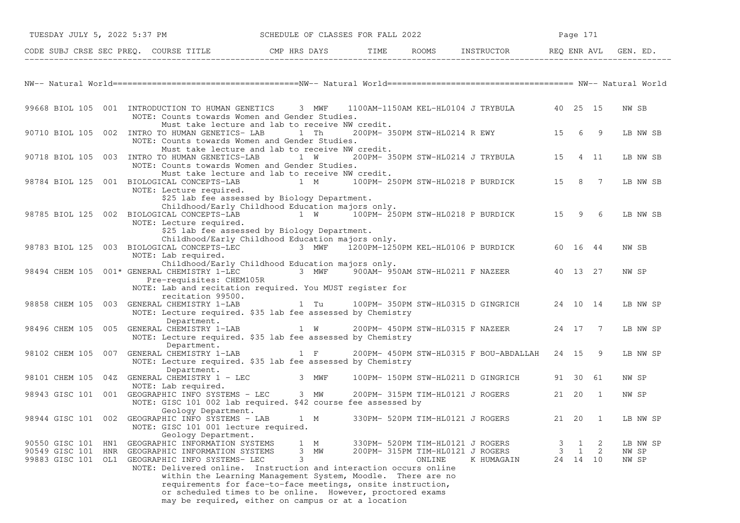## NW-- Natural World

| CODE | SUBJ | CRSE | SEC | PREQ. | COURSE TITLE | CMP | HRS | DAYS | TIME | ROOMS | INSTRUCTOR | REQ | ENR | AVL | GEN. ED. |
|---|---|---|---|---|---|---|---|---|---|---|---|---|---|---|---|
| 99668 | BIOL | 105 | 001 | | INTRODUCTION TO HUMAN GENETICS | | 3 | MWF | 1100AM-1150AM | KEL-HL0104 | J TRYBULA | 40 | 25 | 15 | NW SB |
| | | | | | NOTE: Counts towards Women and Gender Studies. Must take lecture and lab to receive NW credit. | | | | | | | | | | |
| 90710 | BIOL | 105 | 002 | | INTRO TO HUMAN GENETICS- LAB | | 1 | Th | 200PM- 350PM | STW-HL0214 | R EWY | 15 | 6 | 9 | LB NW SB |
| | | | | | NOTE: Counts towards Women and Gender Studies. Must take lecture and lab to receive NW credit. | | | | | | | | | | |
| 90718 | BIOL | 105 | 003 | | INTRO TO HUMAN GENETICS-LAB | | 1 | W | 200PM- 350PM | STW-HL0214 | J TRYBULA | 15 | 4 | 11 | LB NW SB |
| | | | | | NOTE: Counts towards Women and Gender Studies. Must take lecture and lab to receive NW credit. | | | | | | | | | | |
| 98784 | BIOL | 125 | 001 | | BIOLOGICAL CONCEPTS-LAB | | 1 | M | 100PM- 250PM | STW-HL0218 | P BURDICK | 15 | 8 | 7 | LB NW SB |
| | | | | | NOTE: Lecture required. $25 lab fee assessed by Biology Department. Childhood/Early Childhood Education majors only. | | | | | | | | | | |
| 98785 | BIOL | 125 | 002 | | BIOLOGICAL CONCEPTS-LAB | | 1 | W | 100PM- 250PM | STW-HL0218 | P BURDICK | 15 | 9 | 6 | LB NW SB |
| | | | | | NOTE: Lecture required. $25 lab fee assessed by Biology Department. Childhood/Early Childhood Education majors only. | | | | | | | | | | |
| 98783 | BIOL | 125 | 003 | | BIOLOGICAL CONCEPTS-LEC | | 3 | MWF | 1200PM-1250PM | KEL-HL0106 | P BURDICK | 60 | 16 | 44 | NW SB |
| | | | | | NOTE: Lab required. Childhood/Early Childhood Education majors only. | | | | | | | | | | |
| 98494 | CHEM | 105 | 001 | * | GENERAL CHEMISTRY 1-LEC | | 3 | MWF | 900AM- 950AM | STW-HL0211 | F NAZEER | 40 | 13 | 27 | NW SP |
| | | | | | Pre-requisites: CHEM105R | | | | | | | | | | |
| | | | | | NOTE: Lab and recitation required. You MUST register for recitation 99500. | | | | | | | | | | |
| 98858 | CHEM | 105 | 003 | | GENERAL CHEMISTRY 1-LAB | | 1 | Tu | 100PM- 350PM | STW-HL0315 | D GINGRICH | 24 | 10 | 14 | LB NW SP |
| | | | | | NOTE: Lecture required. $35 lab fee assessed by Chemistry Department. | | | | | | | | | | |
| 98496 | CHEM | 105 | 005 | | GENERAL CHEMISTRY 1-LAB | | 1 | W | 200PM- 450PM | STW-HL0315 | F NAZEER | 24 | 17 | 7 | LB NW SP |
| | | | | | NOTE: Lecture required. $35 lab fee assessed by Chemistry Department. | | | | | | | | | | |
| 98102 | CHEM | 105 | 007 | | GENERAL CHEMISTRY 1-LAB | | 1 | F | 200PM- 450PM | STW-HL0315 | F BOU-ABDALLAH | 24 | 15 | 9 | LB NW SP |
| | | | | | NOTE: Lecture required. $35 lab fee assessed by Chemistry Department. | | | | | | | | | | |
| 98101 | CHEM | 105 | 04Z | | GENERAL CHEMISTRY 1 - LEC | | 3 | MWF | 100PM- 150PM | STW-HL0211 | D GINGRICH | 91 | 30 | 61 | NW SP |
| | | | | | NOTE: Lab required. | | | | | | | | | | |
| 98943 | GISC | 101 | 001 | | GEOGRAPHIC INFO SYSTEMS - LEC | | 3 | MW | 200PM- 315PM | TIM-HL0121 | J ROGERS | 21 | 20 | 1 | NW SP |
| | | | | | NOTE: GISC 101 002 lab required. $42 course fee assessed by Geology Department. | | | | | | | | | | |
| 98944 | GISC | 101 | 002 | | GEOGRAPHIC INFO SYSTEMS - LAB | | 1 | M | 330PM- 520PM | TIM-HL0121 | J ROGERS | 21 | 20 | 1 | LB NW SP |
| | | | | | NOTE: GISC 101 001 lecture required. Geology Department. | | | | | | | | | | |
| 90550 | GISC | 101 | HN1 | | GEOGRAPHIC INFORMATION SYSTEMS | | 1 | M | 330PM- 520PM | TIM-HL0121 | J ROGERS | 3 | 1 | 2 | LB NW SP |
| 90549 | GISC | 101 | HNR | | GEOGRAPHIC INFORMATION SYSTEMS | | 3 | MW | 200PM- 315PM | TIM-HL0121 | J ROGERS | 3 | 1 | 2 | NW SP |
| 99883 | GISC | 101 | OL1 | | GEOGRAPHIC INFO SYSTEMS- LEC | | 3 | | | ONLINE | K HUMAGAIN | 24 | 14 | 10 | NW SP |
| | | | | | NOTE: Delivered online. Instruction and interaction occurs online within the Learning Management System, Moodle. There are no requirements for face-to-face meetings, onsite instruction, or scheduled times to be online. However, proctored exams may be required, either on campus or at a location | | | | | | | | | | |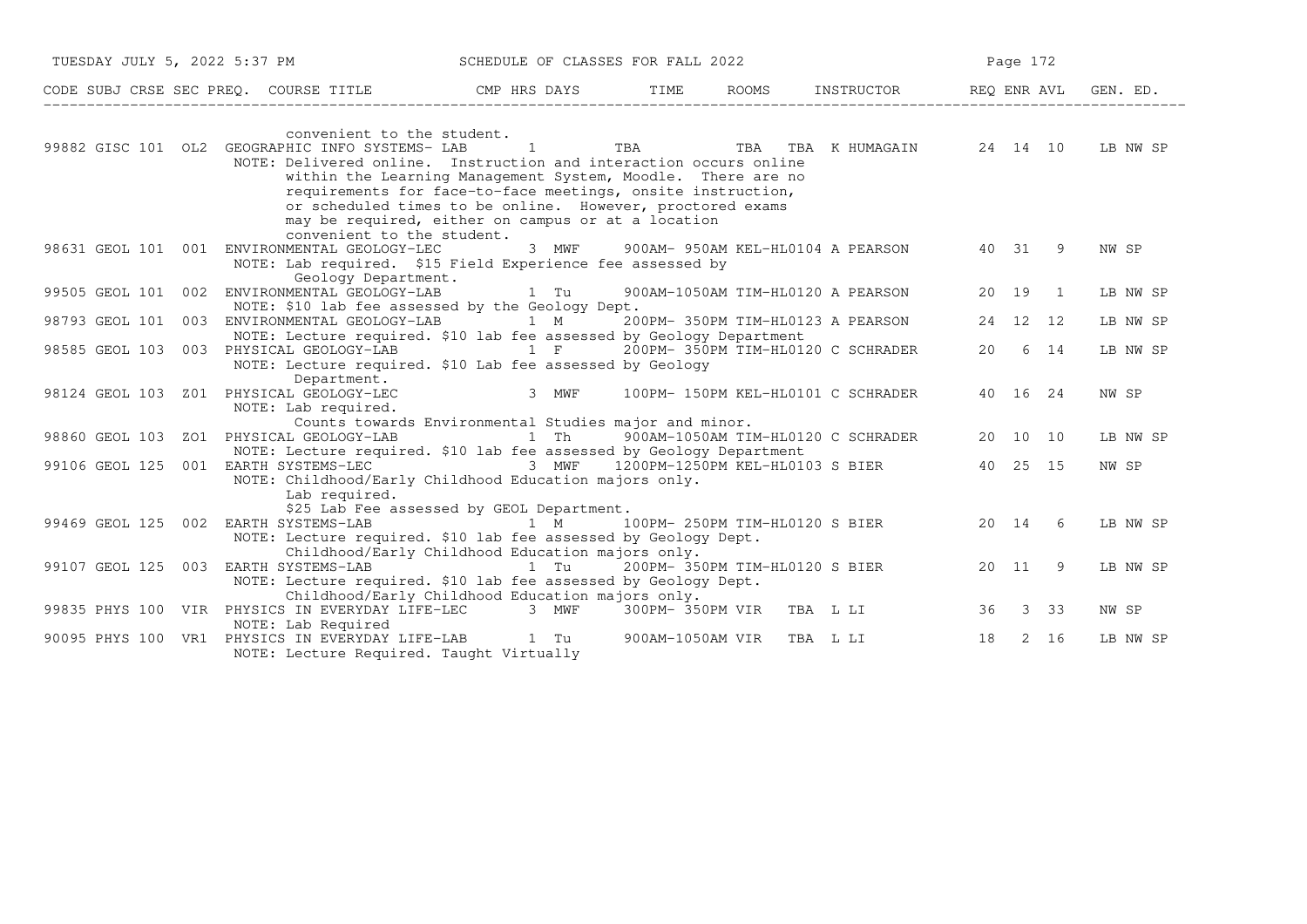| CODE | SUBJ | CRSE | SEC | PREQ. | COURSE TITLE | CMP | HRS | DAYS | TIME | ROOMS | INSTRUCTOR | REQ | ENR | AVL | GEN. ED. |
|---|---|---|---|---|---|---|---|---|---|---|---|---|---|---|---|
| | | | | | convenient to the student. | | | | | | | | | | |
| 99882 | GISC | 101 | OL2 | | GEOGRAPHIC INFO SYSTEMS- LAB | | 1 | | TBA | TBA | TBA K HUMAGAIN | 24 | 14 | 10 | LB NW SP |
| | | | | | NOTE: Delivered online. Instruction and interaction occurs online within the Learning Management System, Moodle. There are no requirements for face-to-face meetings, onsite instruction, or scheduled times to be online. However, proctored exams may be required, either on campus or at a location convenient to the student. | | | | | | | | | | |
| 98631 | GEOL | 101 | 001 | | ENVIRONMENTAL GEOLOGY-LEC | | 3 | MWF | 900AM- 950AM | KEL-HL0104 | A PEARSON | 40 | 31 | 9 | NW SP |
| | | | | | NOTE: Lab required. $15 Field Experience fee assessed by Geology Department. | | | | | | | | | | |
| 99505 | GEOL | 101 | 002 | | ENVIRONMENTAL GEOLOGY-LAB | | 1 | Tu | 900AM-1050AM | TIM-HL0120 | A PEARSON | 20 | 19 | 1 | LB NW SP |
| | | | | | NOTE: $10 lab fee assessed by the Geology Dept. | | | | | | | | | | |
| 98793 | GEOL | 101 | 003 | | ENVIRONMENTAL GEOLOGY-LAB | | 1 | M | 200PM- 350PM | TIM-HL0123 | A PEARSON | 24 | 12 | 12 | LB NW SP |
| | | | | | NOTE: Lecture required. $10 lab fee assessed by Geology Department | | | | | | | | | | |
| 98585 | GEOL | 103 | 003 | | PHYSICAL GEOLOGY-LAB | | 1 | F | 200PM- 350PM | TIM-HL0120 | C SCHRADER | 20 | 6 | 14 | LB NW SP |
| | | | | | NOTE: Lecture required. $10 Lab fee assessed by Geology Department. | | | | | | | | | | |
| 98124 | GEOL | 103 | Z01 | | PHYSICAL GEOLOGY-LEC | | 3 | MWF | 100PM- 150PM | KEL-HL0101 | C SCHRADER | 40 | 16 | 24 | NW SP |
| | | | | | NOTE: Lab required. Counts towards Environmental Studies major and minor. | | | | | | | | | | |
| 98860 | GEOL | 103 | ZO1 | | PHYSICAL GEOLOGY-LAB | | 1 | Th | 900AM-1050AM | TIM-HL0120 | C SCHRADER | 20 | 10 | 10 | LB NW SP |
| | | | | | NOTE: Lecture required. $10 lab fee assessed by Geology Department | | | | | | | | | | |
| 99106 | GEOL | 125 | 001 | | EARTH SYSTEMS-LEC | | 3 | MWF | 1200PM-1250PM | KEL-HL0103 | S BIER | 40 | 25 | 15 | NW SP |
| | | | | | NOTE: Childhood/Early Childhood Education majors only. Lab required. $25 Lab Fee assessed by GEOL Department. | | | | | | | | | | |
| 99469 | GEOL | 125 | 002 | | EARTH SYSTEMS-LAB | | 1 | M | 100PM- 250PM | TIM-HL0120 | S BIER | 20 | 14 | 6 | LB NW SP |
| | | | | | NOTE: Lecture required. $10 lab fee assessed by Geology Dept. Childhood/Early Childhood Education majors only. | | | | | | | | | | |
| 99107 | GEOL | 125 | 003 | | EARTH SYSTEMS-LAB | | 1 | Tu | 200PM- 350PM | TIM-HL0120 | S BIER | 20 | 11 | 9 | LB NW SP |
| | | | | | NOTE: Lecture required. $10 lab fee assessed by Geology Dept. Childhood/Early Childhood Education majors only. | | | | | | | | | | |
| 99835 | PHYS | 100 | VIR | | PHYSICS IN EVERYDAY LIFE-LEC | | 3 | MWF | 300PM- 350PM | VIR | TBA L LI | 36 | 3 | 33 | NW SP |
| | | | | | NOTE: Lab Required | | | | | | | | | | |
| 90095 | PHYS | 100 | VR1 | | PHYSICS IN EVERYDAY LIFE-LAB | | 1 | Tu | 900AM-1050AM | VIR | TBA L LI | 18 | 2 | 16 | LB NW SP |
| | | | | | NOTE: Lecture Required. Taught Virtually | | | | | | | | | | |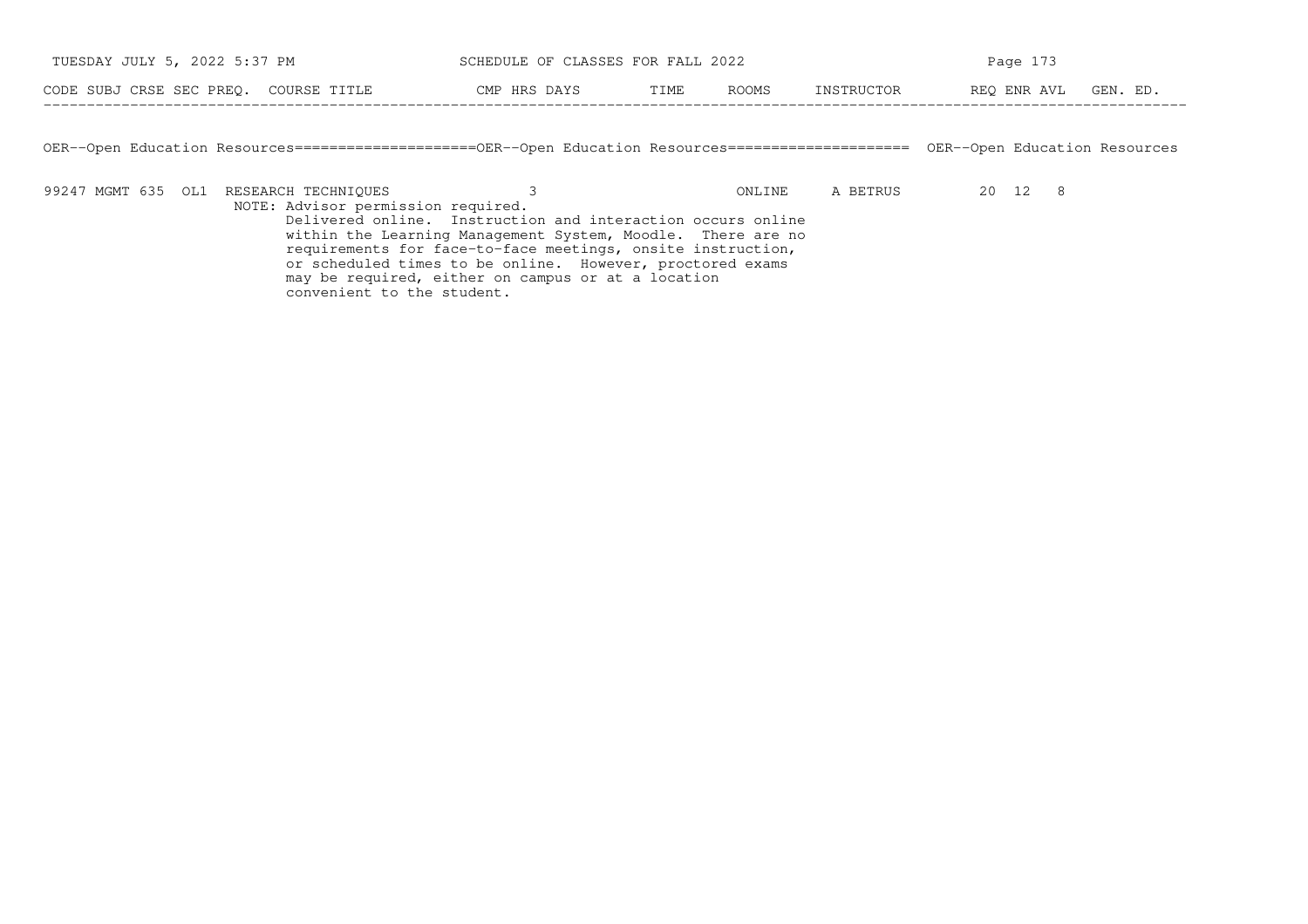| CODE | SUBJ | CRSE | SEC | PREQ. | COURSE TITLE | CMP | HRS | DAYS | TIME | ROOMS | INSTRUCTOR | REQ | ENR | AVL | GEN. ED. |
|---|---|---|---|---|---|---|---|---|---|---|---|---|---|---|---|

OER--Open Education Resources=====================OER--Open Education Resources===================== OER--Open Education Resources

| CODE | SUBJ | CRSE | SEC | PREQ. | COURSE TITLE | CMP | HRS | DAYS | TIME | ROOMS | INSTRUCTOR | REQ | ENR | AVL | GEN. ED. |
|---|---|---|---|---|---|---|---|---|---|---|---|---|---|---|---|
| 99247 | MGMT | 635 | OL1 | | RESEARCH TECHNIQUES | | 3 | | | ONLINE | A BETRUS | 20 | 12 | 8 | |

NOTE: Advisor permission required.
Delivered online. Instruction and interaction occurs online within the Learning Management System, Moodle. There are no requirements for face-to-face meetings, onsite instruction, or scheduled times to be online. However, proctored exams may be required, either on campus or at a location convenient to the student.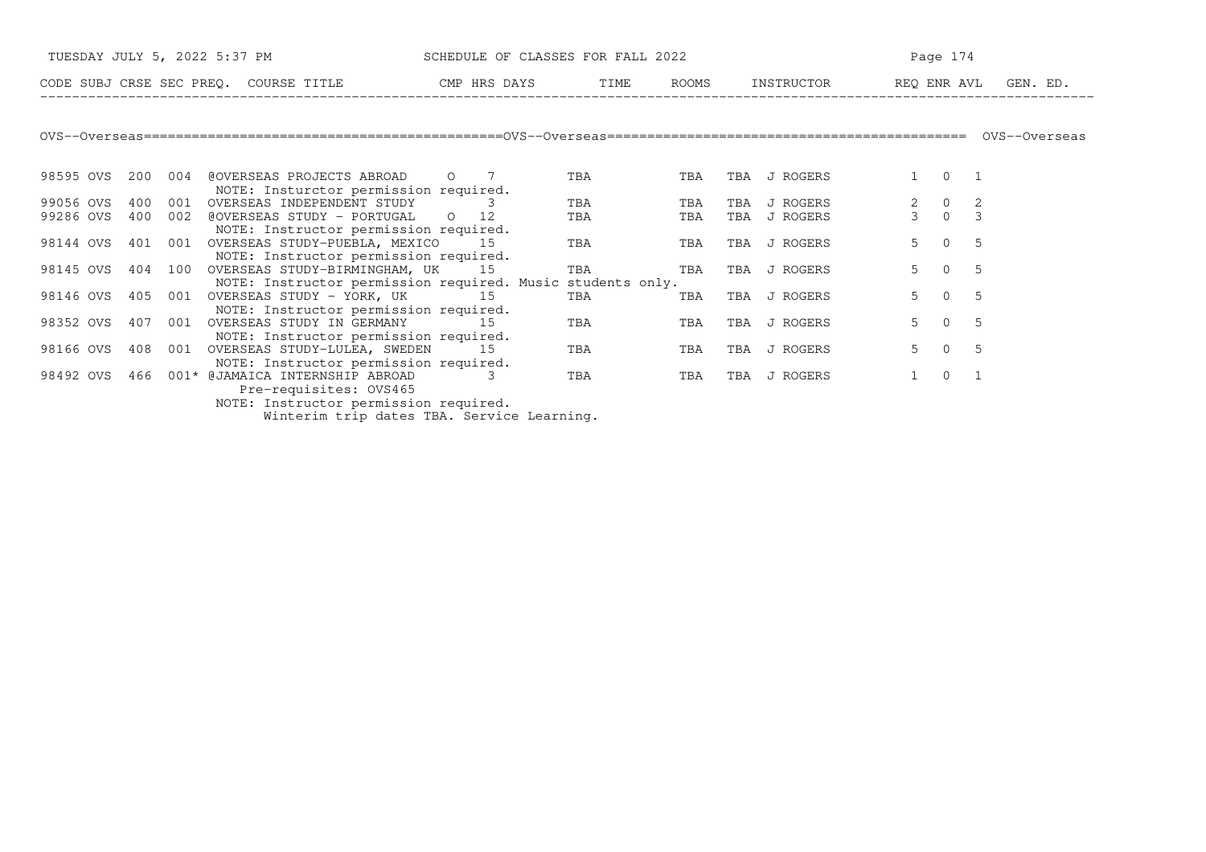| CODE | SUBJ | CRSE | SEC | PREQ. | COURSE TITLE | CMP | HRS | DAYS | TIME | ROOMS | INSTRUCTOR | REQ | ENR | AVL | GEN. ED. |
|---|---|---|---|---|---|---|---|---|---|---|---|---|---|---|---|

OVS--Overseas

| CODE | SUBJ | CRSE | SEC | PREQ. | COURSE TITLE | CMP | HRS | DAYS | TIME | ROOMS | INSTRUCTOR | REQ | ENR | AVL | GEN. ED. |
|---|---|---|---|---|---|---|---|---|---|---|---|---|---|---|---|
| 98595 | OVS | 200 | 004 | | @OVERSEAS PROJECTS ABROAD | O | 7 | TBA | TBA | TBA | J ROGERS | 1 | 0 | 1 | |
| | | | | | NOTE: Insturctor permission required. | | | | | | | | | | |
| 99056 | OVS | 400 | 001 | | OVERSEAS INDEPENDENT STUDY | | 3 | TBA | TBA | TBA | J ROGERS | 2 | 0 | 2 | |
| 99286 | OVS | 400 | 002 | | @OVERSEAS STUDY - PORTUGAL | O | 12 | TBA | TBA | TBA | J ROGERS | 3 | 0 | 3 | |
| | | | | | NOTE: Instructor permission required. | | | | | | | | | | |
| 98144 | OVS | 401 | 001 | | OVERSEAS STUDY-PUEBLA, MEXICO | | 15 | TBA | TBA | TBA | J ROGERS | 5 | 0 | 5 | |
| | | | | | NOTE: Instructor permission required. | | | | | | | | | | |
| 98145 | OVS | 404 | 100 | | OVERSEAS STUDY-BIRMINGHAM, UK | | 15 | TBA | TBA | TBA | J ROGERS | 5 | 0 | 5 | |
| | | | | | NOTE: Instructor permission required. Music students only. | | | | | | | | | | |
| 98146 | OVS | 405 | 001 | | OVERSEAS STUDY - YORK, UK | | 15 | TBA | TBA | TBA | J ROGERS | 5 | 0 | 5 | |
| | | | | | NOTE: Instructor permission required. | | | | | | | | | | |
| 98352 | OVS | 407 | 001 | | OVERSEAS STUDY IN GERMANY | | 15 | TBA | TBA | TBA | J ROGERS | 5 | 0 | 5 | |
| | | | | | NOTE: Instructor permission required. | | | | | | | | | | |
| 98166 | OVS | 408 | 001 | | OVERSEAS STUDY-LULEA, SWEDEN | | 15 | TBA | TBA | TBA | J ROGERS | 5 | 0 | 5 | |
| | | | | | NOTE: Instructor permission required. | | | | | | | | | | |
| 98492 | OVS | 466 | 001 | * | @JAMAICA INTERNSHIP ABROAD | | 3 | TBA | TBA | TBA | J ROGERS | 1 | 0 | 1 | |
| | | | | | Pre-requisites: OVS465 | | | | | | | | | | |
| | | | | | NOTE: Instructor permission required. | | | | | | | | | | |
| | | | | | Winterim trip dates TBA. Service Learning. | | | | | | | | | | |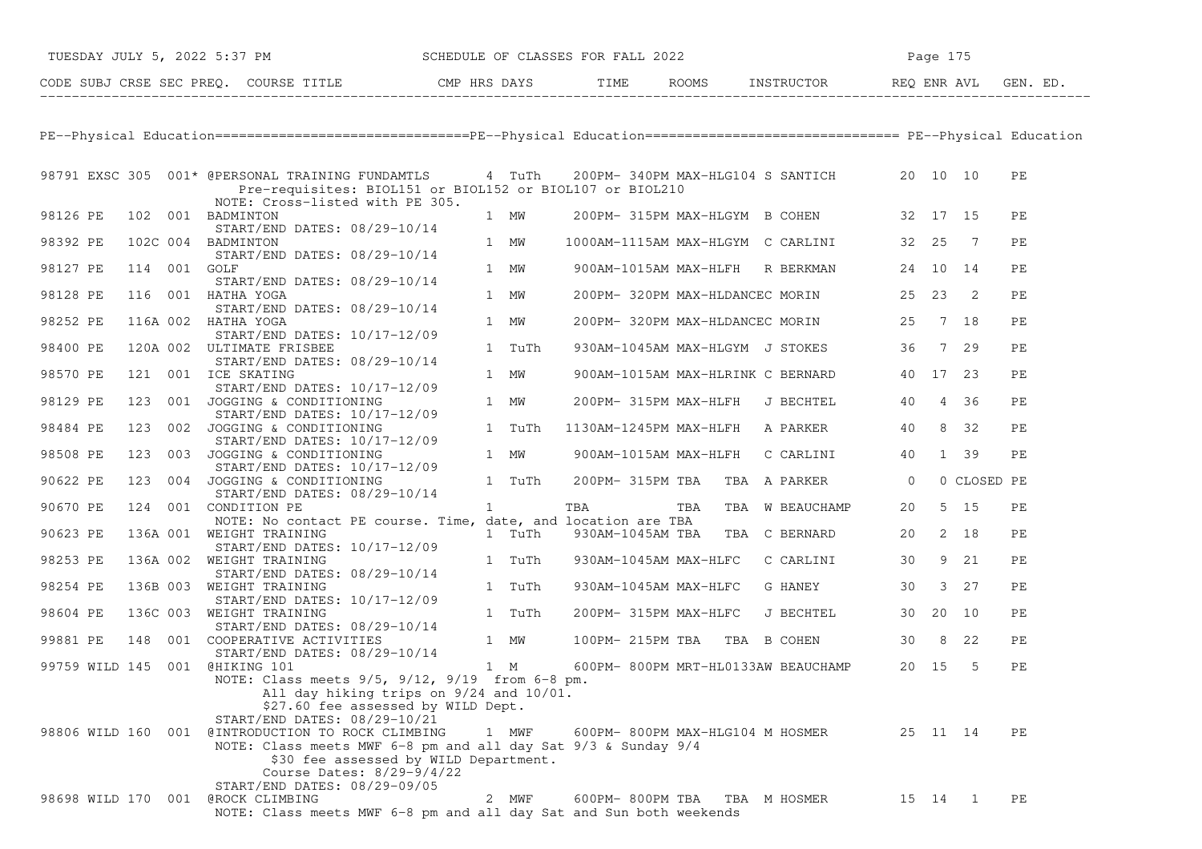## PE--Physical Education

| CODE | SUBJ | CRSE | SEC | PREQ. | COURSE TITLE | CMP | HRS | DAYS | TIME | ROOMS | INSTRUCTOR | REQ | ENR | AVL | GEN. ED. |
|---|---|---|---|---|---|---|---|---|---|---|---|---|---|---|---|
| 98791 | EXSC | 305 | 001* | | @PERSONAL TRAINING FUNDAMTLS | | 4 | TuTh | 200PM- 340PM | MAX-HLG104 | S SANTICH | 20 | 10 | 10 | PE |
| | | | | | Pre-requisites: BIOL151 or BIOL152 or BIOL107 or BIOL210 | | | | | | | | | | |
| | | | | | NOTE: Cross-listed with PE 305. | | | | | | | | | | |
| 98126 | PE | 102 | 001 | | BADMINTON | | 1 | MW | 200PM- 315PM | MAX-HLGYM | B COHEN | 32 | 17 | 15 | PE |
| | | | | | START/END DATES: 08/29-10/14 | | | | | | | | | | |
| 98392 | PE | 102C | 004 | | BADMINTON | | 1 | MW | 1000AM-1115AM | MAX-HLGYM | C CARLINI | 32 | 25 | 7 | PE |
| | | | | | START/END DATES: 08/29-10/14 | | | | | | | | | | |
| 98127 | PE | 114 | 001 | | GOLF | | 1 | MW | 900AM-1015AM | MAX-HLFH | R BERKMAN | 24 | 10 | 14 | PE |
| | | | | | START/END DATES: 08/29-10/14 | | | | | | | | | | |
| 98128 | PE | 116 | 001 | | HATHA YOGA | | 1 | MW | 200PM- 320PM | MAX-HLDANCE | C MORIN | 25 | 23 | 2 | PE |
| | | | | | START/END DATES: 08/29-10/14 | | | | | | | | | | |
| 98252 | PE | 116A | 002 | | HATHA YOGA | | 1 | MW | 200PM- 320PM | MAX-HLDANCE | C MORIN | 25 | 7 | 18 | PE |
| | | | | | START/END DATES: 10/17-12/09 | | | | | | | | | | |
| 98400 | PE | 120A | 002 | | ULTIMATE FRISBEE | | 1 | TuTh | 930AM-1045AM | MAX-HLGYM | J STOKES | 36 | 7 | 29 | PE |
| | | | | | START/END DATES: 08/29-10/14 | | | | | | | | | | |
| 98570 | PE | 121 | 001 | | ICE SKATING | | 1 | MW | 900AM-1015AM | MAX-HLRINK | C BERNARD | 40 | 17 | 23 | PE |
| | | | | | START/END DATES: 10/17-12/09 | | | | | | | | | | |
| 98129 | PE | 123 | 001 | | JOGGING & CONDITIONING | | 1 | MW | 200PM- 315PM | MAX-HLFH | J BECHTEL | 40 | 4 | 36 | PE |
| | | | | | START/END DATES: 10/17-12/09 | | | | | | | | | | |
| 98484 | PE | 123 | 002 | | JOGGING & CONDITIONING | | 1 | TuTh | 1130AM-1245PM | MAX-HLFH | A PARKER | 40 | 8 | 32 | PE |
| | | | | | START/END DATES: 10/17-12/09 | | | | | | | | | | |
| 98508 | PE | 123 | 003 | | JOGGING & CONDITIONING | | 1 | MW | 900AM-1015AM | MAX-HLFH | C CARLINI | 40 | 1 | 39 | PE |
| | | | | | START/END DATES: 10/17-12/09 | | | | | | | | | | |
| 90622 | PE | 123 | 004 | | JOGGING & CONDITIONING | | 1 | TuTh | 200PM- 315PM | TBA TBA | A PARKER | 0 | 0 | CLOSED | PE |
| | | | | | START/END DATES: 08/29-10/14 | | | | | | | | | | |
| 90670 | PE | 124 | 001 | | CONDITION PE | | 1 | | TBA | TBA TBA | W BEAUCHAMP | 20 | 5 | 15 | PE |
| | | | | | NOTE: No contact PE course. Time, date, and location are TBA | | | | | | | | | | |
| 90623 | PE | 136A | 001 | | WEIGHT TRAINING | | 1 | TuTh | 930AM-1045AM | TBA TBA | C BERNARD | 20 | 2 | 18 | PE |
| | | | | | START/END DATES: 10/17-12/09 | | | | | | | | | | |
| 98253 | PE | 136A | 002 | | WEIGHT TRAINING | | 1 | TuTh | 930AM-1045AM | MAX-HLFC | C CARLINI | 30 | 9 | 21 | PE |
| | | | | | START/END DATES: 08/29-10/14 | | | | | | | | | | |
| 98254 | PE | 136B | 003 | | WEIGHT TRAINING | | 1 | TuTh | 930AM-1045AM | MAX-HLFC | G HANEY | 30 | 3 | 27 | PE |
| | | | | | START/END DATES: 10/17-12/09 | | | | | | | | | | |
| 98604 | PE | 136C | 003 | | WEIGHT TRAINING | | 1 | TuTh | 200PM- 315PM | MAX-HLFC | J BECHTEL | 30 | 20 | 10 | PE |
| | | | | | START/END DATES: 08/29-10/14 | | | | | | | | | | |
| 99881 | PE | 148 | 001 | | COOPERATIVE ACTIVITIES | | 1 | MW | 100PM- 215PM | TBA TBA | B COHEN | 30 | 8 | 22 | PE |
| | | | | | START/END DATES: 08/29-10/14 | | | | | | | | | | |
| 99759 | WILD | 145 | 001 | | @HIKING 101 | | 1 | M | 600PM- 800PM | MRT-HL0133AW | BEAUCHAMP | 20 | 15 | 5 | PE |
| | | | | | NOTE: Class meets 9/5, 9/12, 9/19 from 6-8 pm. | | | | | | | | | | |
| | | | | | All day hiking trips on 9/24 and 10/01. | | | | | | | | | | |
| | | | | | $27.60 fee assessed by WILD Dept. | | | | | | | | | | |
| | | | | | START/END DATES: 08/29-10/21 | | | | | | | | | | |
| 98806 | WILD | 160 | 001 | | @INTRODUCTION TO ROCK CLIMBING | | 1 | MWF | 600PM- 800PM | MAX-HLG104 | M HOSMER | 25 | 11 | 14 | PE |
| | | | | | NOTE: Class meets MWF 6-8 pm and all day Sat 9/3 & Sunday 9/4 | | | | | | | | | | |
| | | | | | $30 fee assessed by WILD Department. | | | | | | | | | | |
| | | | | | Course Dates: 8/29-9/4/22 | | | | | | | | | | |
| | | | | | START/END DATES: 08/29-09/05 | | | | | | | | | | |
| 98698 | WILD | 170 | 001 | | @ROCK CLIMBING | | 2 | MWF | 600PM- 800PM | TBA TBA | M HOSMER | 15 | 14 | 1 | PE |
| | | | | | NOTE: Class meets MWF 6-8 pm and all day Sat and Sun both weekends | | | | | | | | | | |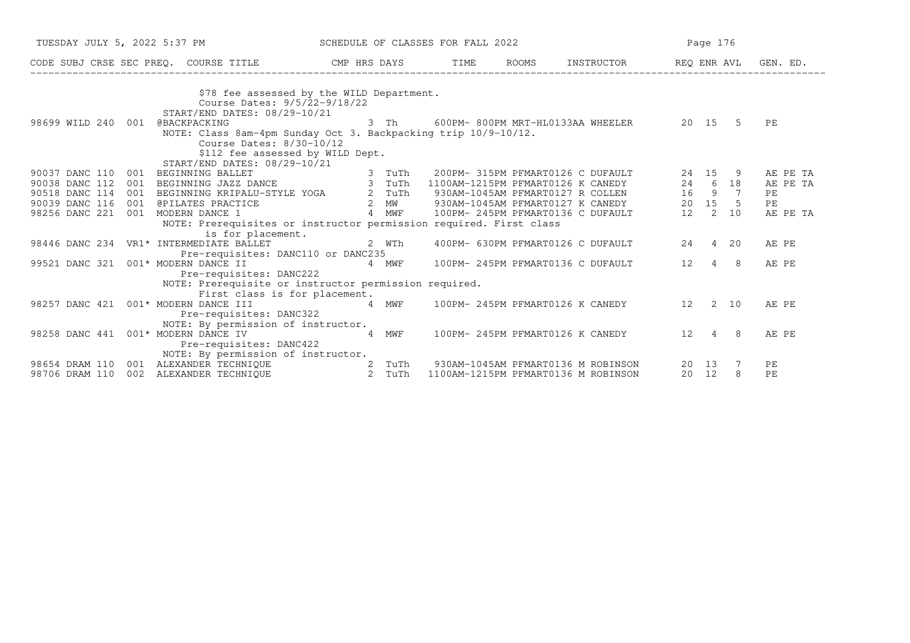| CODE | SUBJ | CRSE | SEC | PREQ. | COURSE TITLE | CMP | HRS | DAYS | TIME | ROOMS | INSTRUCTOR | REQ | ENR | AVL | GEN. ED. |
|---|---|---|---|---|---|---|---|---|---|---|---|---|---|---|---|
| | | | | | $78 fee assessed by the WILD Department. | | | | | | | | | | |
| | | | | | Course Dates: 9/5/22-9/18/22 | | | | | | | | | | |
| | | | | | START/END DATES: 08/29-10/21 | | | | | | | | | | |
| 98699 | WILD | 240 | 001 | | @BACKPACKING | | 3 | Th | 600PM- 800PM | MRT-HL0133AA | WHEELER | 20 | 15 | 5 | PE |
| | | | | | NOTE: Class 8am-4pm Sunday Oct 3. Backpacking trip 10/9-10/12. | | | | | | | | | | |
| | | | | | Course Dates: 8/30-10/12 | | | | | | | | | | |
| | | | | | $112 fee assessed by WILD Dept. | | | | | | | | | | |
| | | | | | START/END DATES: 08/29-10/21 | | | | | | | | | | |
| 90037 | DANC | 110 | 001 | | BEGINNING BALLET | | 3 | TuTh | 200PM- 315PM | PFMART0126 | C DUFAULT | 24 | 15 | 9 | AE PE TA |
| 90038 | DANC | 112 | 001 | | BEGINNING JAZZ DANCE | | 3 | TuTh | 1100AM-1215PM | PFMART0126 | K CANEDY | 24 | 6 | 18 | AE PE TA |
| 90518 | DANC | 114 | 001 | | BEGINNING KRIPALU-STYLE YOGA | | 2 | TuTh | 930AM-1045AM | PFMART0127 | R COLLEN | 16 | 9 | 7 | PE |
| 90039 | DANC | 116 | 001 | | @PILATES PRACTICE | | 2 | MW | 930AM-1045AM | PFMART0127 | K CANEDY | 20 | 15 | 5 | PE |
| 98256 | DANC | 221 | 001 | | MODERN DANCE 1 | | 4 | MWF | 100PM- 245PM | PFMART0136 | C DUFAULT | 12 | 2 | 10 | AE PE TA |
| | | | | | NOTE: Prerequisites or instructor permission required. First class is for placement. | | | | | | | | | | |
| 98446 | DANC | 234 | VR1 | * | INTERMEDIATE BALLET | | 2 | WTh | 400PM- 630PM | PFMART0126 | C DUFAULT | 24 | 4 | 20 | AE PE |
| | | | | | Pre-requisites: DANC110 or DANC235 | | | | | | | | | | |
| 99521 | DANC | 321 | 001 | * | MODERN DANCE II | | 4 | MWF | 100PM- 245PM | PFMART0136 | C DUFAULT | 12 | 4 | 8 | AE PE |
| | | | | | Pre-requisites: DANC222 | | | | | | | | | | |
| | | | | | NOTE: Prerequisite or instructor permission required. First class is for placement. | | | | | | | | | | |
| 98257 | DANC | 421 | 001 | * | MODERN DANCE III | | 4 | MWF | 100PM- 245PM | PFMART0126 | K CANEDY | 12 | 2 | 10 | AE PE |
| | | | | | Pre-requisites: DANC322 | | | | | | | | | | |
| | | | | | NOTE: By permission of instructor. | | | | | | | | | | |
| 98258 | DANC | 441 | 001 | * | MODERN DANCE IV | | 4 | MWF | 100PM- 245PM | PFMART0126 | K CANEDY | 12 | 4 | 8 | AE PE |
| | | | | | Pre-requisites: DANC422 | | | | | | | | | | |
| | | | | | NOTE: By permission of instructor. | | | | | | | | | | |
| 98654 | DRAM | 110 | 001 | | ALEXANDER TECHNIQUE | | 2 | TuTh | 930AM-1045AM | PFMART0136 | M ROBINSON | 20 | 13 | 7 | PE |
| 98706 | DRAM | 110 | 002 | | ALEXANDER TECHNIQUE | | 2 | TuTh | 1100AM-1215PM | PFMART0136 | M ROBINSON | 20 | 12 | 8 | PE |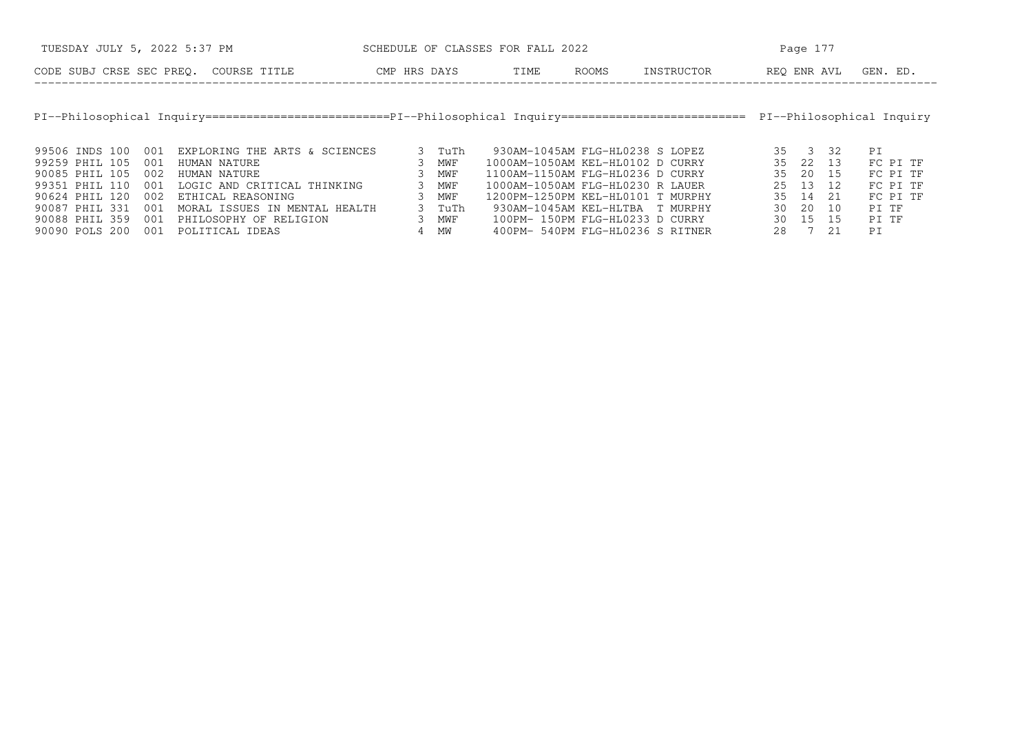## PI--Philosophical Inquiry

| CODE | SUBJ | CRSE | SEC | PREQ. | COURSE TITLE | CMP | HRS | DAYS | TIME | ROOMS | INSTRUCTOR | REQ | ENR | AVL | GEN. ED. |
|---|---|---|---|---|---|---|---|---|---|---|---|---|---|---|---|
| 99506 | INDS | 100 | 001 | | EXPLORING THE ARTS & SCIENCES | | 3 | TuTh | 930AM-1045AM | FLG-HL0238 | S LOPEZ | 35 | 3 | 32 | PI |
| 99259 | PHIL | 105 | 001 | | HUMAN NATURE | | 3 | MWF | 1000AM-1050AM | KEL-HL0102 | D CURRY | 35 | 22 | 13 | FC PI TF |
| 90085 | PHIL | 105 | 002 | | HUMAN NATURE | | 3 | MWF | 1100AM-1150AM | FLG-HL0236 | D CURRY | 35 | 20 | 15 | FC PI TF |
| 99351 | PHIL | 110 | 001 | | LOGIC AND CRITICAL THINKING | | 3 | MWF | 1000AM-1050AM | FLG-HL0230 | R LAUER | 25 | 13 | 12 | FC PI TF |
| 90624 | PHIL | 120 | 002 | | ETHICAL REASONING | | 3 | MWF | 1200PM-1250PM | KEL-HL0101 | T MURPHY | 35 | 14 | 21 | FC PI TF |
| 90087 | PHIL | 331 | 001 | | MORAL ISSUES IN MENTAL HEALTH | | 3 | TuTh | 930AM-1045AM | KEL-HLTBA | T MURPHY | 30 | 20 | 10 | PI TF |
| 90088 | PHIL | 359 | 001 | | PHILOSOPHY OF RELIGION | | 3 | MWF | 100PM- 150PM | FLG-HL0233 | D CURRY | 30 | 15 | 15 | PI TF |
| 90090 | POLS | 200 | 001 | | POLITICAL IDEAS | | 4 | MW | 400PM- 540PM | FLG-HL0236 | S RITNER | 28 | 7 | 21 | PI |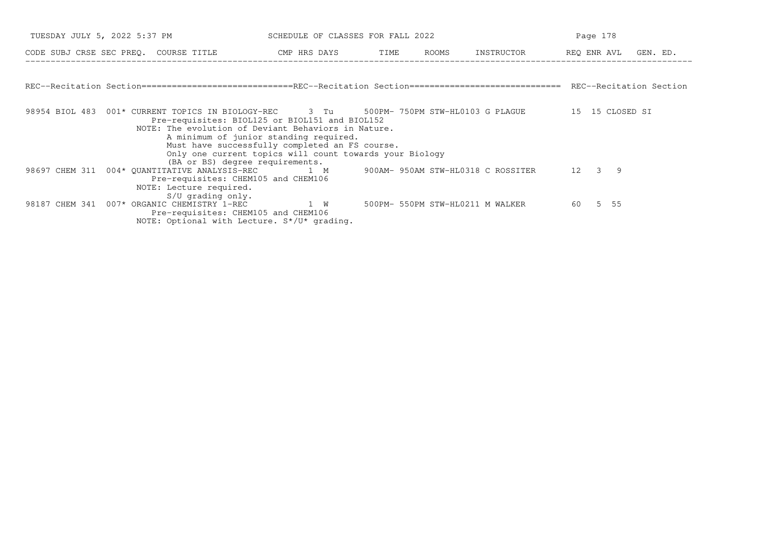SCHEDULE OF CLASSES FOR FALL 2022

| CODE | SUBJ | CRSE | SEC | PREQ. | COURSE TITLE | CMP | HRS | DAYS | TIME | ROOMS | INSTRUCTOR | REQ | ENR | AVL | GEN. ED. |
|---|---|---|---|---|---|---|---|---|---|---|---|---|---|---|---|

REC--Recitation Section==============================REC--Recitation Section============================== REC--Recitation Section

| CODE | SUBJ | CRSE | SEC | PREQ. | COURSE TITLE | CMP | HRS | DAYS | TIME | ROOMS | INSTRUCTOR | REQ | ENR | AVL | GEN. ED. |
|---|---|---|---|---|---|---|---|---|---|---|---|---|---|---|---|
| 98954 | BIOL | 483 | 001 | * | CURRENT TOPICS IN BIOLOGY | REC | 3 | Tu | 500PM- 750PM | STW-HL0103 | G PLAGUE | 15 | 15 | CLOSED | SI |
| | | | | | Pre-requisites: BIOL125 or BIOL151 and BIOL152 | | | | | | | | | | |
| | | | | | NOTE: The evolution of Deviant Behaviors in Nature. A minimum of junior standing required. Must have successfully completed an FS course. Only one current topics will count towards your Biology (BA or BS) degree requirements. | | | | | | | | | | |
| 98697 | CHEM | 311 | 004 | * | QUANTITATIVE ANALYSIS | REC | 1 | M | 900AM- 950AM | STW-HL0318 | C ROSSITER | 12 | 3 | 9 | |
| | | | | | Pre-requisites: CHEM105 and CHEM106 | | | | | | | | | | |
| | | | | | NOTE: Lecture required. S/U grading only. | | | | | | | | | | |
| 98187 | CHEM | 341 | 007 | * | ORGANIC CHEMISTRY 1 | REC | 1 | W | 500PM- 550PM | STW-HL0211 | M WALKER | 60 | 5 | 55 | |
| | | | | | Pre-requisites: CHEM105 and CHEM106 | | | | | | | | | | |
| | | | | | NOTE: Optional with Lecture. S*/U* grading. | | | | | | | | | | |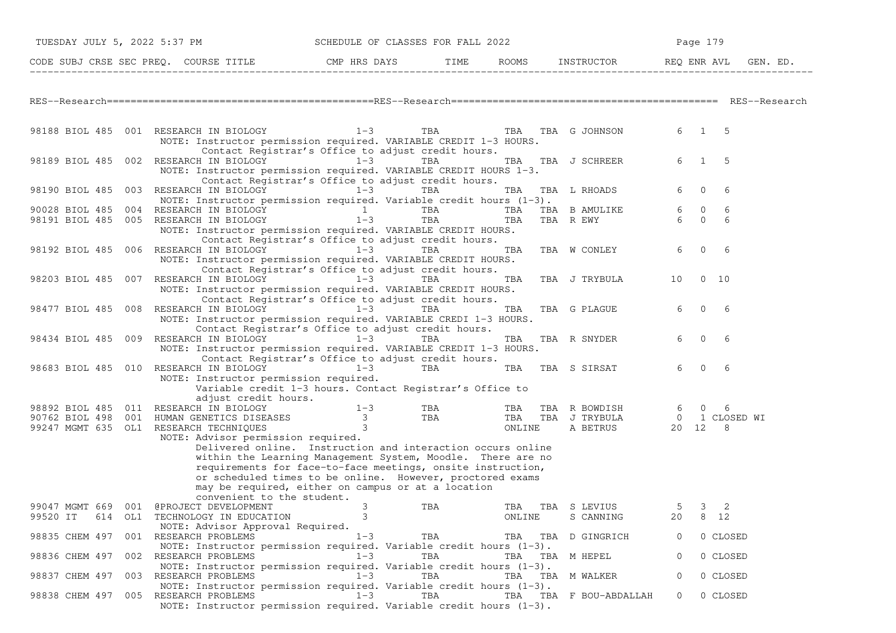| CODE | SUBJ | CRSE | SEC | PREQ. | COURSE TITLE | CMP | HRS | DAYS | TIME | ROOMS | | INSTRUCTOR | REQ | ENR | AVL | GEN. ED. |
|---|---|---|---|---|---|---|---|---|---|---|---|---|---|---|---|---|

## RES--Research

| CODE | SUBJ | CRSE | SEC | PREQ. | COURSE TITLE | CMP | HRS | DAYS | TIME | ROOMS | | INSTRUCTOR | REQ | ENR | AVL | GEN. ED. |
|---|---|---|---|---|---|---|---|---|---|---|---|---|---|---|---|---|
| 98188 | BIOL | 485 | 001 | | RESEARCH IN BIOLOGY | | 1-3 | TBA | | TBA | TBA | G JOHNSON | 6 | 1 | 5 | |
| | | | | | NOTE: Instructor permission required. VARIABLE CREDIT 1-3 HOURS. Contact Registrar's Office to adjust credit hours. | | | | | | | | | | | |
| 98189 | BIOL | 485 | 002 | | RESEARCH IN BIOLOGY | | 1-3 | TBA | | TBA | TBA | J SCHREER | 6 | 1 | 5 | |
| | | | | | NOTE: Instructor permission required. VARIABLE CREDIT HOURS 1-3. Contact Registrar's Office to adjust credit hours. | | | | | | | | | | | |
| 98190 | BIOL | 485 | 003 | | RESEARCH IN BIOLOGY | | 1-3 | TBA | | TBA | TBA | L RHOADS | 6 | 0 | 6 | |
| | | | | | NOTE: Instructor permission required. Variable credit hours (1-3). | | | | | | | | | | | |
| 90028 | BIOL | 485 | 004 | | RESEARCH IN BIOLOGY | | 1 | TBA | | TBA | TBA | B AMULIKE | 6 | 0 | 6 | |
| 98191 | BIOL | 485 | 005 | | RESEARCH IN BIOLOGY | | 1-3 | TBA | | TBA | TBA | R EWY | 6 | 0 | 6 | |
| | | | | | NOTE: Instructor permission required. VARIABLE CREDIT HOURS. Contact Registrar's Office to adjust credit hours. | | | | | | | | | | | |
| 98192 | BIOL | 485 | 006 | | RESEARCH IN BIOLOGY | | 1-3 | TBA | | TBA | TBA | W CONLEY | 6 | 0 | 6 | |
| | | | | | NOTE: Instructor permission required. VARIABLE CREDIT HOURS. Contact Registrar's Office to adjust credit hours. | | | | | | | | | | | |
| 98203 | BIOL | 485 | 007 | | RESEARCH IN BIOLOGY | | 1-3 | TBA | | TBA | TBA | J TRYBULA | 10 | 0 | 10 | |
| | | | | | NOTE: Instructor permission required. VARIABLE CREDIT HOURS. Contact Registrar's Office to adjust credit hours. | | | | | | | | | | | |
| 98477 | BIOL | 485 | 008 | | RESEARCH IN BIOLOGY | | 1-3 | TBA | | TBA | TBA | G PLAGUE | 6 | 0 | 6 | |
| | | | | | NOTE: Instructor permission required. VARIABLE CREDI 1-3 HOURS. Contact Registrar's Office to adjust credit hours. | | | | | | | | | | | |
| 98434 | BIOL | 485 | 009 | | RESEARCH IN BIOLOGY | | 1-3 | TBA | | TBA | TBA | R SNYDER | 6 | 0 | 6 | |
| | | | | | NOTE: Instructor permission required. VARIABLE CREDIT 1-3 HOURS. Contact Registrar's Office to adjust credit hours. | | | | | | | | | | | |
| 98683 | BIOL | 485 | 010 | | RESEARCH IN BIOLOGY | | 1-3 | TBA | | TBA | TBA | S SIRSAT | 6 | 0 | 6 | |
| | | | | | NOTE: Instructor permission required. Variable credit 1-3 hours. Contact Registrar's Office to adjust credit hours. | | | | | | | | | | | |
| 98892 | BIOL | 485 | 011 | | RESEARCH IN BIOLOGY | | 1-3 | TBA | | TBA | TBA | R BOWDISH | 6 | 0 | 6 | |
| 90762 | BIOL | 498 | 001 | | HUMAN GENETICS DISEASES | | 3 | TBA | | TBA | TBA | J TRYBULA | 0 | 1 | CLOSED | WI |
| 99247 | MGMT | 635 | OL1 | | RESEARCH TECHNIQUES | | 3 | | | ONLINE | | A BETRUS | 20 | 12 | 8 | |
| | | | | | NOTE: Advisor permission required. Delivered online. Instruction and interaction occurs online within the Learning Management System, Moodle. There are no requirements for face-to-face meetings, onsite instruction, or scheduled times to be online. However, proctored exams may be required, either on campus or at a location convenient to the student. | | | | | | | | | | | |
| 99047 | MGMT | 669 | 001 | | @PROJECT DEVELOPMENT | | 3 | TBA | | TBA | TBA | S LEVIUS | 5 | 3 | 2 | |
| 99520 | IT | 614 | OL1 | | TECHNOLOGY IN EDUCATION | | 3 | | | ONLINE | | S CANNING | 20 | 8 | 12 | |
| | | | | | NOTE: Advisor Approval Required. | | | | | | | | | | | |
| 98835 | CHEM | 497 | 001 | | RESEARCH PROBLEMS | | 1-3 | TBA | | TBA | TBA | D GINGRICH | 0 | 0 | CLOSED | |
| | | | | | NOTE: Instructor permission required. Variable credit hours (1-3). | | | | | | | | | | | |
| 98836 | CHEM | 497 | 002 | | RESEARCH PROBLEMS | | 1-3 | TBA | | TBA | TBA | M HEPEL | 0 | 0 | CLOSED | |
| | | | | | NOTE: Instructor permission required. Variable credit hours (1-3). | | | | | | | | | | | |
| 98837 | CHEM | 497 | 003 | | RESEARCH PROBLEMS | | 1-3 | TBA | | TBA | TBA | M WALKER | 0 | 0 | CLOSED | |
| | | | | | NOTE: Instructor permission required. Variable credit hours (1-3). | | | | | | | | | | | |
| 98838 | CHEM | 497 | 005 | | RESEARCH PROBLEMS | | 1-3 | TBA | | TBA | TBA | F BOU-ABDALLAH | 0 | 0 | CLOSED | |
| | | | | | NOTE: Instructor permission required. Variable credit hours (1-3). | | | | | | | | | | | |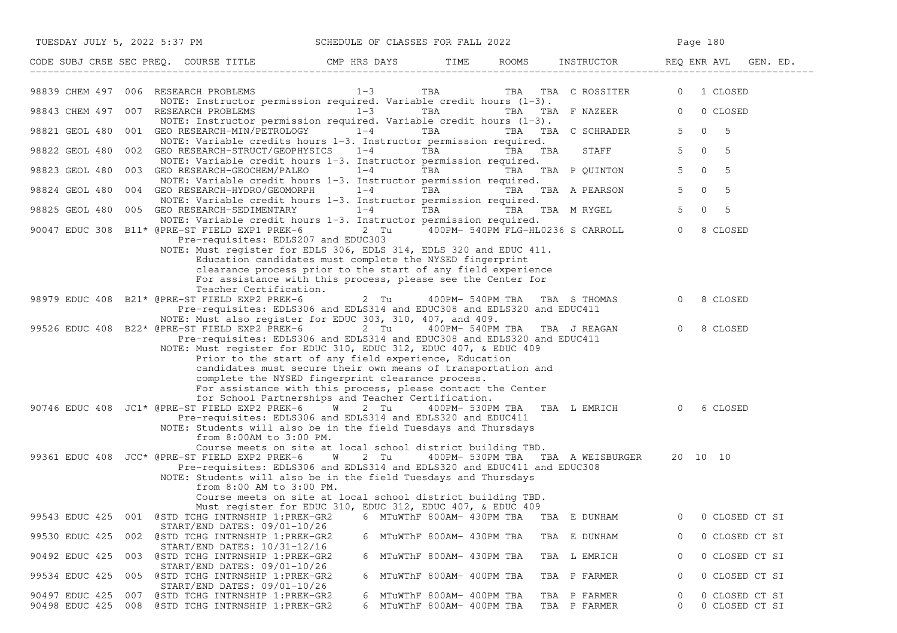| CODE | SUBJ | CRSE | SEC | PREQ. | COURSE TITLE | CMP | HRS | DAYS | TIME | ROOMS | INSTRUCTOR | REQ | ENR | AVL | GEN. ED. |
|---|---|---|---|---|---|---|---|---|---|---|---|---|---|---|---|
| 98839 | CHEM | 497 | 006 | | RESEARCH PROBLEMS | | 1-3 | | TBA | TBA TBA | C ROSSITER | 0 | 1 | CLOSED | |
| | | | | | NOTE: Instructor permission required. Variable credit hours (1-3). | | | | | | | | | | |
| 98843 | CHEM | 497 | 007 | | RESEARCH PROBLEMS | | 1-3 | | TBA | TBA TBA | F NAZEER | 0 | 0 | CLOSED | |
| | | | | | NOTE: Instructor permission required. Variable credit hours (1-3). | | | | | | | | | | |
| 98821 | GEOL | 480 | 001 | | GEO RESEARCH-MIN/PETROLOGY | | 1-4 | | TBA | TBA TBA | C SCHRADER | 5 | 0 | 5 | |
| | | | | | NOTE: Variable credits hours 1-3. Instructor permission required. | | | | | | | | | | |
| 98822 | GEOL | 480 | 002 | | GEO RESEARCH-STRUCT/GEOPHYSICS | | 1-4 | | TBA | TBA TBA | STAFF | 5 | 0 | 5 | |
| | | | | | NOTE: Variable credit hours 1-3. Instructor permission required. | | | | | | | | | | |
| 98823 | GEOL | 480 | 003 | | GEO RESEARCH-GEOCHEM/PALEO | | 1-4 | | TBA | TBA TBA | P QUINTON | 5 | 0 | 5 | |
| | | | | | NOTE: Variable credit hours 1-3. Instructor permission required. | | | | | | | | | | |
| 98824 | GEOL | 480 | 004 | | GEO RESEARCH-HYDRO/GEOMORPH | | 1-4 | | TBA | TBA TBA | A PEARSON | 5 | 0 | 5 | |
| | | | | | NOTE: Variable credit hours 1-3. Instructor permission required. | | | | | | | | | | |
| 98825 | GEOL | 480 | 005 | | GEO RESEARCH-SEDIMENTARY | | 1-4 | | TBA | TBA TBA | M RYGEL | 5 | 0 | 5 | |
| | | | | | NOTE: Variable credit hours 1-3. Instructor permission required. | | | | | | | | | | |
| 90047 | EDUC | 308 | B11 | * | @PRE-ST FIELD EXP1 PREK-6 | | 2 | Tu | 400PM- 540PM | FLG-HL0236 | S CARROLL | 0 | 8 | CLOSED | |
| | | | | | Pre-requisites: EDLS207 and EDUC303 | | | | | | | | | | |
| | | | | | NOTE: Must register for EDLS 306, EDLS 314, EDLS 320 and EDUC 411. Education candidates must complete the NYSED fingerprint clearance process prior to the start of any field experience For assistance with this process, please see the Center for Teacher Certification. | | | | | | | | | | |
| 98979 | EDUC | 408 | B21 | * | @PRE-ST FIELD EXP2 PREK-6 | | 2 | Tu | 400PM- 540PM | TBA TBA | S THOMAS | 0 | 8 | CLOSED | |
| | | | | | Pre-requisites: EDLS306 and EDLS314 and EDUC308 and EDLS320 and EDUC411 | | | | | | | | | | |
| | | | | | NOTE: Must also register for EDUC 303, 310, 407, and 409. | | | | | | | | | | |
| 99526 | EDUC | 408 | B22 | * | @PRE-ST FIELD EXP2 PREK-6 | | 2 | Tu | 400PM- 540PM | TBA TBA | J REAGAN | 0 | 8 | CLOSED | |
| | | | | | Pre-requisites: EDLS306 and EDLS314 and EDUC308 and EDLS320 and EDUC411 | | | | | | | | | | |
| | | | | | NOTE: Must register for EDUC 310, EDUC 312, EDUC 407, & EDUC 409 Prior to the start of any field experience, Education candidates must secure their own means of transportation and complete the NYSED fingerprint clearance process. For assistance with this process, please contact the Center for School Partnerships and Teacher Certification. | | | | | | | | | | |
| 90746 | EDUC | 408 | JC1 | * | @PRE-ST FIELD EXP2 PREK-6 | W | 2 | Tu | 400PM- 530PM | TBA TBA | L EMRICH | 0 | 6 | CLOSED | |
| | | | | | Pre-requisites: EDLS306 and EDLS314 and EDLS320 and EDUC411 | | | | | | | | | | |
| | | | | | NOTE: Students will also be in the field Tuesdays and Thursdays from 8:00AM to 3:00 PM. Course meets on site at local school district building TBD. | | | | | | | | | | |
| 99361 | EDUC | 408 | JCC | * | @PRE-ST FIELD EXP2 PREK-6 | W | 2 | Tu | 400PM- 530PM | TBA TBA | A WEISBURGER | 20 | 10 | 10 | |
| | | | | | Pre-requisites: EDLS306 and EDLS314 and EDLS320 and EDUC411 and EDUC308 | | | | | | | | | | |
| | | | | | NOTE: Students will also be in the field Tuesdays and Thursdays from 8:00 AM to 3:00 PM. Course meets on site at local school district building TBD. Must register for EDUC 310, EDUC 312, EDUC 407, & EDUC 409 | | | | | | | | | | |
| 99543 | EDUC | 425 | 001 | | @STD TCHG INTRNSHIP 1:PREK-GR2 | | 6 | MTuWThF | 800AM- 430PM | TBA TBA | E DUNHAM | 0 | 0 | CLOSED | CT SI |
| | | | | | START/END DATES: 09/01-10/26 | | | | | | | | | | |
| 99530 | EDUC | 425 | 002 | | @STD TCHG INTRNSHIP 1:PREK-GR2 | | 6 | MTuWThF | 800AM- 430PM | TBA TBA | E DUNHAM | 0 | 0 | CLOSED | CT SI |
| | | | | | START/END DATES: 10/31-12/16 | | | | | | | | | | |
| 90492 | EDUC | 425 | 003 | | @STD TCHG INTRNSHIP 1:PREK-GR2 | | 6 | MTuWThF | 800AM- 430PM | TBA TBA | L EMRICH | 0 | 0 | CLOSED | CT SI |
| | | | | | START/END DATES: 09/01-10/26 | | | | | | | | | | |
| 99534 | EDUC | 425 | 005 | | @STD TCHG INTRNSHIP 1:PREK-GR2 | | 6 | MTuWThF | 800AM- 400PM | TBA TBA | P FARMER | 0 | 0 | CLOSED | CT SI |
| | | | | | START/END DATES: 09/01-10/26 | | | | | | | | | | |
| 90497 | EDUC | 425 | 007 | | @STD TCHG INTRNSHIP 1:PREK-GR2 | | 6 | MTuWThF | 800AM- 400PM | TBA TBA | P FARMER | 0 | 0 | CLOSED | CT SI |
| 90498 | EDUC | 425 | 008 | | @STD TCHG INTRNSHIP 1:PREK-GR2 | | 6 | MTuWThF | 800AM- 400PM | TBA TBA | P FARMER | 0 | 0 | CLOSED | CT SI |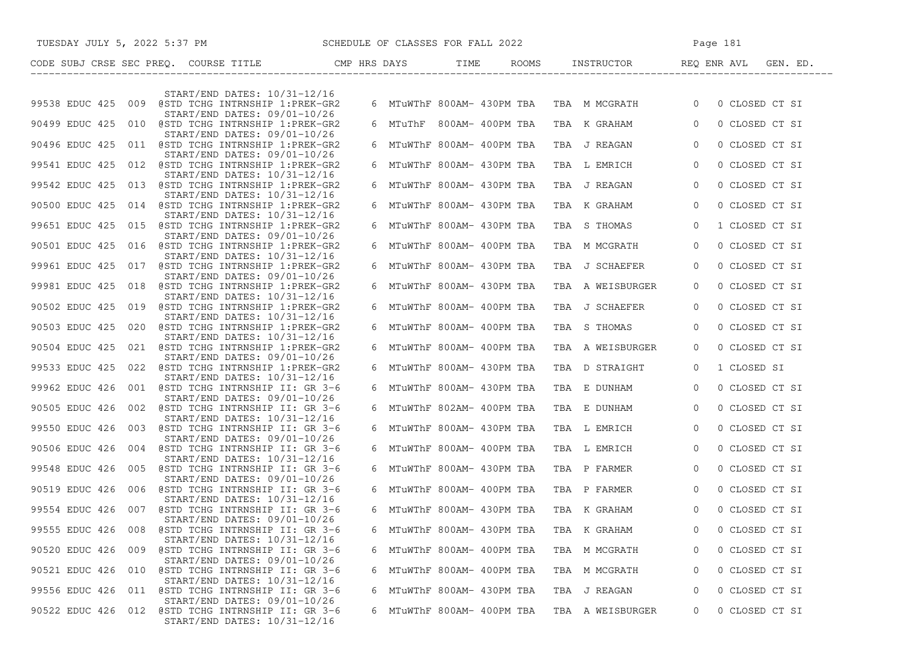| CODE | SUBJ | CRSE | SEC | PREQ. | COURSE TITLE | CMP | HRS | DAYS | TIME | ROOMS | INSTRUCTOR | REQ | ENR | AVL | GEN. ED. |
|---|---|---|---|---|---|---|---|---|---|---|---|---|---|---|---|
| | | | | | START/END DATES: 10/31-12/16 | | | | | | | | | | |
| 99538 | EDUC | 425 | 009 | @ | STD TCHG INTRNSHIP 1:PREK-GR2 | | 6 | MTuWThF | 800AM- 430PM | TBA | TBA M MCGRATH | | 0 | 0 | CLOSED CT SI |
| | | | | | START/END DATES: 09/01-10/26 | | | | | | | | | | |
| 90499 | EDUC | 425 | 010 | @ | STD TCHG INTRNSHIP 1:PREK-GR2 | | 6 | MTuThF | 800AM- 400PM | TBA | TBA K GRAHAM | | 0 | 0 | CLOSED CT SI |
| | | | | | START/END DATES: 09/01-10/26 | | | | | | | | | | |
| 90496 | EDUC | 425 | 011 | @ | STD TCHG INTRNSHIP 1:PREK-GR2 | | 6 | MTuWThF | 800AM- 400PM | TBA | TBA J REAGAN | | 0 | 0 | CLOSED CT SI |
| | | | | | START/END DATES: 09/01-10/26 | | | | | | | | | | |
| 99541 | EDUC | 425 | 012 | @ | STD TCHG INTRNSHIP 1:PREK-GR2 | | 6 | MTuWThF | 800AM- 430PM | TBA | TBA L EMRICH | | 0 | 0 | CLOSED CT SI |
| | | | | | START/END DATES: 10/31-12/16 | | | | | | | | | | |
| 99542 | EDUC | 425 | 013 | @ | STD TCHG INTRNSHIP 1:PREK-GR2 | | 6 | MTuWThF | 800AM- 430PM | TBA | TBA J REAGAN | | 0 | 0 | CLOSED CT SI |
| | | | | | START/END DATES: 10/31-12/16 | | | | | | | | | | |
| 90500 | EDUC | 425 | 014 | @ | STD TCHG INTRNSHIP 1:PREK-GR2 | | 6 | MTuWThF | 800AM- 430PM | TBA | TBA K GRAHAM | | 0 | 0 | CLOSED CT SI |
| | | | | | START/END DATES: 10/31-12/16 | | | | | | | | | | |
| 99651 | EDUC | 425 | 015 | @ | STD TCHG INTRNSHIP 1:PREK-GR2 | | 6 | MTuWThF | 800AM- 430PM | TBA | TBA S THOMAS | | 0 | 1 | CLOSED CT SI |
| | | | | | START/END DATES: 09/01-10/26 | | | | | | | | | | |
| 90501 | EDUC | 425 | 016 | @ | STD TCHG INTRNSHIP 1:PREK-GR2 | | 6 | MTuWThF | 800AM- 400PM | TBA | TBA M MCGRATH | | 0 | 0 | CLOSED CT SI |
| | | | | | START/END DATES: 10/31-12/16 | | | | | | | | | | |
| 99961 | EDUC | 425 | 017 | @ | STD TCHG INTRNSHIP 1:PREK-GR2 | | 6 | MTuWThF | 800AM- 430PM | TBA | TBA J SCHAEFER | | 0 | 0 | CLOSED CT SI |
| | | | | | START/END DATES: 09/01-10/26 | | | | | | | | | | |
| 99981 | EDUC | 425 | 018 | @ | STD TCHG INTRNSHIP 1:PREK-GR2 | | 6 | MTuWThF | 800AM- 430PM | TBA | TBA A WEISBURGER | | 0 | 0 | CLOSED CT SI |
| | | | | | START/END DATES: 10/31-12/16 | | | | | | | | | | |
| 90502 | EDUC | 425 | 019 | @ | STD TCHG INTRNSHIP 1:PREK-GR2 | | 6 | MTuWThF | 800AM- 400PM | TBA | TBA J SCHAEFER | | 0 | 0 | CLOSED CT SI |
| | | | | | START/END DATES: 10/31-12/16 | | | | | | | | | | |
| 90503 | EDUC | 425 | 020 | @ | STD TCHG INTRNSHIP 1:PREK-GR2 | | 6 | MTuWThF | 800AM- 400PM | TBA | TBA S THOMAS | | 0 | 0 | CLOSED CT SI |
| | | | | | START/END DATES: 10/31-12/16 | | | | | | | | | | |
| 90504 | EDUC | 425 | 021 | @ | STD TCHG INTRNSHIP 1:PREK-GR2 | | 6 | MTuWThF | 800AM- 400PM | TBA | TBA A WEISBURGER | | 0 | 0 | CLOSED CT SI |
| | | | | | START/END DATES: 09/01-10/26 | | | | | | | | | | |
| 99533 | EDUC | 425 | 022 | @ | STD TCHG INTRNSHIP 1:PREK-GR2 | | 6 | MTuWThF | 800AM- 430PM | TBA | TBA D STRAIGHT | | 0 | 1 | CLOSED SI |
| | | | | | START/END DATES: 10/31-12/16 | | | | | | | | | | |
| 99962 | EDUC | 426 | 001 | @ | STD TCHG INTRNSHIP II: GR 3-6 | | 6 | MTuWThF | 800AM- 430PM | TBA | TBA E DUNHAM | | 0 | 0 | CLOSED CT SI |
| | | | | | START/END DATES: 09/01-10/26 | | | | | | | | | | |
| 90505 | EDUC | 426 | 002 | @ | STD TCHG INTRNSHIP II: GR 3-6 | | 6 | MTuWThF | 802AM- 400PM | TBA | TBA E DUNHAM | | 0 | 0 | CLOSED CT SI |
| | | | | | START/END DATES: 10/31-12/16 | | | | | | | | | | |
| 99550 | EDUC | 426 | 003 | @ | STD TCHG INTRNSHIP II: GR 3-6 | | 6 | MTuWThF | 800AM- 430PM | TBA | TBA L EMRICH | | 0 | 0 | CLOSED CT SI |
| | | | | | START/END DATES: 09/01-10/26 | | | | | | | | | | |
| 90506 | EDUC | 426 | 004 | @ | STD TCHG INTRNSHIP II: GR 3-6 | | 6 | MTuWThF | 800AM- 400PM | TBA | TBA L EMRICH | | 0 | 0 | CLOSED CT SI |
| | | | | | START/END DATES: 10/31-12/16 | | | | | | | | | | |
| 99548 | EDUC | 426 | 005 | @ | STD TCHG INTRNSHIP II: GR 3-6 | | 6 | MTuWThF | 800AM- 430PM | TBA | TBA P FARMER | | 0 | 0 | CLOSED CT SI |
| | | | | | START/END DATES: 09/01-10/26 | | | | | | | | | | |
| 90519 | EDUC | 426 | 006 | @ | STD TCHG INTRNSHIP II: GR 3-6 | | 6 | MTuWThF | 800AM- 400PM | TBA | TBA P FARMER | | 0 | 0 | CLOSED CT SI |
| | | | | | START/END DATES: 10/31-12/16 | | | | | | | | | | |
| 99554 | EDUC | 426 | 007 | @ | STD TCHG INTRNSHIP II: GR 3-6 | | 6 | MTuWThF | 800AM- 430PM | TBA | TBA K GRAHAM | | 0 | 0 | CLOSED CT SI |
| | | | | | START/END DATES: 09/01-10/26 | | | | | | | | | | |
| 99555 | EDUC | 426 | 008 | @ | STD TCHG INTRNSHIP II: GR 3-6 | | 6 | MTuWThF | 800AM- 430PM | TBA | TBA K GRAHAM | | 0 | 0 | CLOSED CT SI |
| | | | | | START/END DATES: 10/31-12/16 | | | | | | | | | | |
| 90520 | EDUC | 426 | 009 | @ | STD TCHG INTRNSHIP II: GR 3-6 | | 6 | MTuWThF | 800AM- 400PM | TBA | TBA M MCGRATH | | 0 | 0 | CLOSED CT SI |
| | | | | | START/END DATES: 09/01-10/26 | | | | | | | | | | |
| 90521 | EDUC | 426 | 010 | @ | STD TCHG INTRNSHIP II: GR 3-6 | | 6 | MTuWThF | 800AM- 400PM | TBA | TBA M MCGRATH | | 0 | 0 | CLOSED CT SI |
| | | | | | START/END DATES: 10/31-12/16 | | | | | | | | | | |
| 99556 | EDUC | 426 | 011 | @ | STD TCHG INTRNSHIP II: GR 3-6 | | 6 | MTuWThF | 800AM- 430PM | TBA | TBA J REAGAN | | 0 | 0 | CLOSED CT SI |
| | | | | | START/END DATES: 09/01-10/26 | | | | | | | | | | |
| 90522 | EDUC | 426 | 012 | @ | STD TCHG INTRNSHIP II: GR 3-6 | | 6 | MTuWThF | 800AM- 400PM | TBA | TBA A WEISBURGER | | 0 | 0 | CLOSED CT SI |
| | | | | | START/END DATES: 10/31-12/16 | | | | | | | | | | |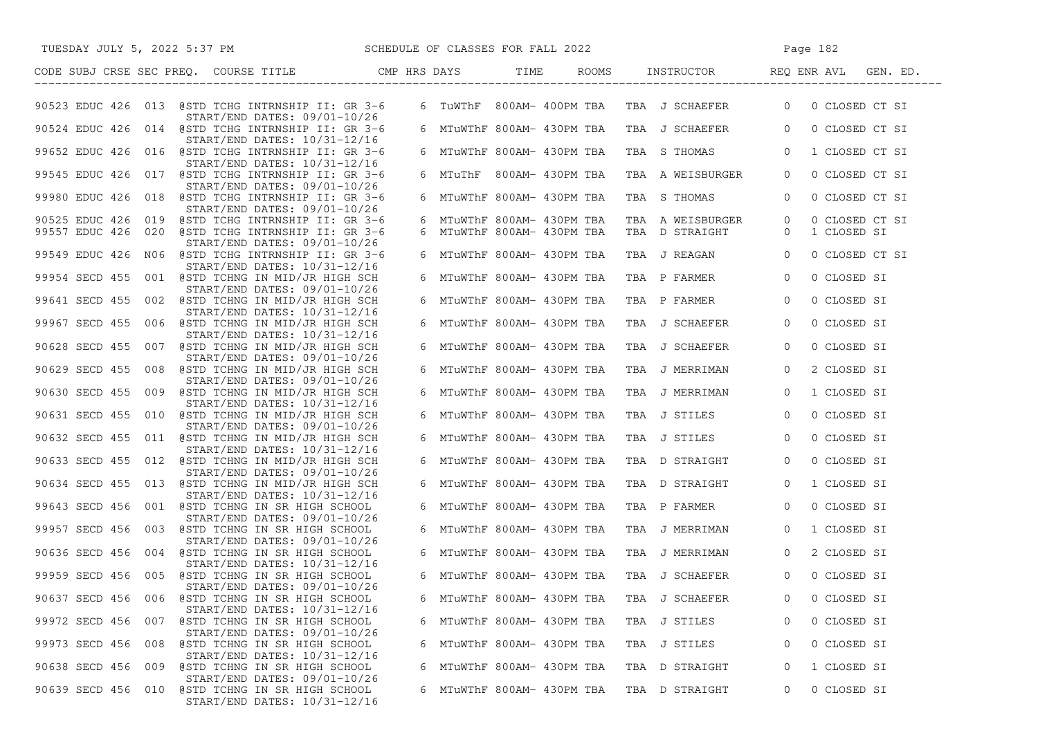TUESDAY JULY 5, 2022 5:37 PM — SCHEDULE OF CLASSES FOR FALL 2022

| CODE | SUBJ | CRSE | SEC | PREQ. | COURSE TITLE | CMP | HRS | DAYS | TIME | ROOMS | | INSTRUCTOR | REQ | ENR | AVL | GEN. ED. |
|---|---|---|---|---|---|---|---|---|---|---|---|---|---|---|---|---|
| 90523 | EDUC | 426 | 013 | @ | STD TCHG INTRNSHIP II: GR 3-6<br>START/END DATES: 09/01-10/26 | | 6 | TuWThF | 800AM- 400PM | TBA | TBA | J SCHAEFER | | 0 | 0 CLOSED | CT SI |
| 90524 | EDUC | 426 | 014 | @ | STD TCHG INTRNSHIP II: GR 3-6<br>START/END DATES: 10/31-12/16 | | 6 | MTuWThF | 800AM- 430PM | TBA | TBA | J SCHAEFER | | 0 | 0 CLOSED | CT SI |
| 99652 | EDUC | 426 | 016 | @ | STD TCHG INTRNSHIP II: GR 3-6<br>START/END DATES: 10/31-12/16 | | 6 | MTuWThF | 800AM- 430PM | TBA | TBA | S THOMAS | | 0 | 1 CLOSED | CT SI |
| 99545 | EDUC | 426 | 017 | @ | STD TCHG INTRNSHIP II: GR 3-6<br>START/END DATES: 09/01-10/26 | | 6 | MTuThF | 800AM- 430PM | TBA | TBA | A WEISBURGER | | 0 | 0 CLOSED | CT SI |
| 99980 | EDUC | 426 | 018 | @ | STD TCHG INTRNSHIP II: GR 3-6<br>START/END DATES: 09/01-10/26 | | 6 | MTuWThF | 800AM- 430PM | TBA | TBA | S THOMAS | | 0 | 0 CLOSED | CT SI |
| 90525 | EDUC | 426 | 019 | @ | STD TCHG INTRNSHIP II: GR 3-6 | | 6 | MTuWThF | 800AM- 430PM | TBA | TBA | A WEISBURGER | | 0 | 0 CLOSED | CT SI |
| 99557 | EDUC | 426 | 020 | @ | STD TCHG INTRNSHIP II: GR 3-6<br>START/END DATES: 09/01-10/26 | | 6 | MTuWThF | 800AM- 430PM | TBA | TBA | D STRAIGHT | | 0 | 1 CLOSED | SI |
| 99549 | EDUC | 426 | N06 | @ | STD TCHG INTRNSHIP II: GR 3-6<br>START/END DATES: 10/31-12/16 | | 6 | MTuWThF | 800AM- 430PM | TBA | TBA | J REAGAN | | 0 | 0 CLOSED | CT SI |
| 99954 | SECD | 455 | 001 | @ | STD TCHNG IN MID/JR HIGH SCH<br>START/END DATES: 09/01-10/26 | | 6 | MTuWThF | 800AM- 430PM | TBA | TBA | P FARMER | | 0 | 0 CLOSED | SI |
| 99641 | SECD | 455 | 002 | @ | STD TCHNG IN MID/JR HIGH SCH<br>START/END DATES: 10/31-12/16 | | 6 | MTuWThF | 800AM- 430PM | TBA | TBA | P FARMER | | 0 | 0 CLOSED | SI |
| 99967 | SECD | 455 | 006 | @ | STD TCHNG IN MID/JR HIGH SCH<br>START/END DATES: 10/31-12/16 | | 6 | MTuWThF | 800AM- 430PM | TBA | TBA | J SCHAEFER | | 0 | 0 CLOSED | SI |
| 90628 | SECD | 455 | 007 | @ | STD TCHNG IN MID/JR HIGH SCH<br>START/END DATES: 09/01-10/26 | | 6 | MTuWThF | 800AM- 430PM | TBA | TBA | J SCHAEFER | | 0 | 0 CLOSED | SI |
| 90629 | SECD | 455 | 008 | @ | STD TCHNG IN MID/JR HIGH SCH<br>START/END DATES: 09/01-10/26 | | 6 | MTuWThF | 800AM- 430PM | TBA | TBA | J MERRIMAN | | 0 | 2 CLOSED | SI |
| 90630 | SECD | 455 | 009 | @ | STD TCHNG IN MID/JR HIGH SCH<br>START/END DATES: 10/31-12/16 | | 6 | MTuWThF | 800AM- 430PM | TBA | TBA | J MERRIMAN | | 0 | 1 CLOSED | SI |
| 90631 | SECD | 455 | 010 | @ | STD TCHNG IN MID/JR HIGH SCH<br>START/END DATES: 09/01-10/26 | | 6 | MTuWThF | 800AM- 430PM | TBA | TBA | J STILES | | 0 | 0 CLOSED | SI |
| 90632 | SECD | 455 | 011 | @ | STD TCHNG IN MID/JR HIGH SCH<br>START/END DATES: 10/31-12/16 | | 6 | MTuWThF | 800AM- 430PM | TBA | TBA | J STILES | | 0 | 0 CLOSED | SI |
| 90633 | SECD | 455 | 012 | @ | STD TCHNG IN MID/JR HIGH SCH<br>START/END DATES: 09/01-10/26 | | 6 | MTuWThF | 800AM- 430PM | TBA | TBA | D STRAIGHT | | 0 | 0 CLOSED | SI |
| 90634 | SECD | 455 | 013 | @ | STD TCHNG IN MID/JR HIGH SCH<br>START/END DATES: 10/31-12/16 | | 6 | MTuWThF | 800AM- 430PM | TBA | TBA | D STRAIGHT | | 0 | 1 CLOSED | SI |
| 99643 | SECD | 456 | 001 | @ | STD TCHNG IN SR HIGH SCHOOL<br>START/END DATES: 09/01-10/26 | | 6 | MTuWThF | 800AM- 430PM | TBA | TBA | P FARMER | | 0 | 0 CLOSED | SI |
| 99957 | SECD | 456 | 003 | @ | STD TCHNG IN SR HIGH SCHOOL<br>START/END DATES: 09/01-10/26 | | 6 | MTuWThF | 800AM- 430PM | TBA | TBA | J MERRIMAN | | 0 | 1 CLOSED | SI |
| 90636 | SECD | 456 | 004 | @ | STD TCHNG IN SR HIGH SCHOOL<br>START/END DATES: 10/31-12/16 | | 6 | MTuWThF | 800AM- 430PM | TBA | TBA | J MERRIMAN | | 0 | 2 CLOSED | SI |
| 99959 | SECD | 456 | 005 | @ | STD TCHNG IN SR HIGH SCHOOL<br>START/END DATES: 09/01-10/26 | | 6 | MTuWThF | 800AM- 430PM | TBA | TBA | J SCHAEFER | | 0 | 0 CLOSED | SI |
| 90637 | SECD | 456 | 006 | @ | STD TCHNG IN SR HIGH SCHOOL<br>START/END DATES: 10/31-12/16 | | 6 | MTuWThF | 800AM- 430PM | TBA | TBA | J SCHAEFER | | 0 | 0 CLOSED | SI |
| 99972 | SECD | 456 | 007 | @ | STD TCHNG IN SR HIGH SCHOOL<br>START/END DATES: 09/01-10/26 | | 6 | MTuWThF | 800AM- 430PM | TBA | TBA | J STILES | | 0 | 0 CLOSED | SI |
| 99973 | SECD | 456 | 008 | @ | STD TCHNG IN SR HIGH SCHOOL<br>START/END DATES: 10/31-12/16 | | 6 | MTuWThF | 800AM- 430PM | TBA | TBA | J STILES | | 0 | 0 CLOSED | SI |
| 90638 | SECD | 456 | 009 | @ | STD TCHNG IN SR HIGH SCHOOL<br>START/END DATES: 09/01-10/26 | | 6 | MTuWThF | 800AM- 430PM | TBA | TBA | D STRAIGHT | | 0 | 1 CLOSED | SI |
| 90639 | SECD | 456 | 010 | @ | STD TCHNG IN SR HIGH SCHOOL<br>START/END DATES: 10/31-12/16 | | 6 | MTuWThF | 800AM- 430PM | TBA | TBA | D STRAIGHT | | 0 | 0 CLOSED | SI |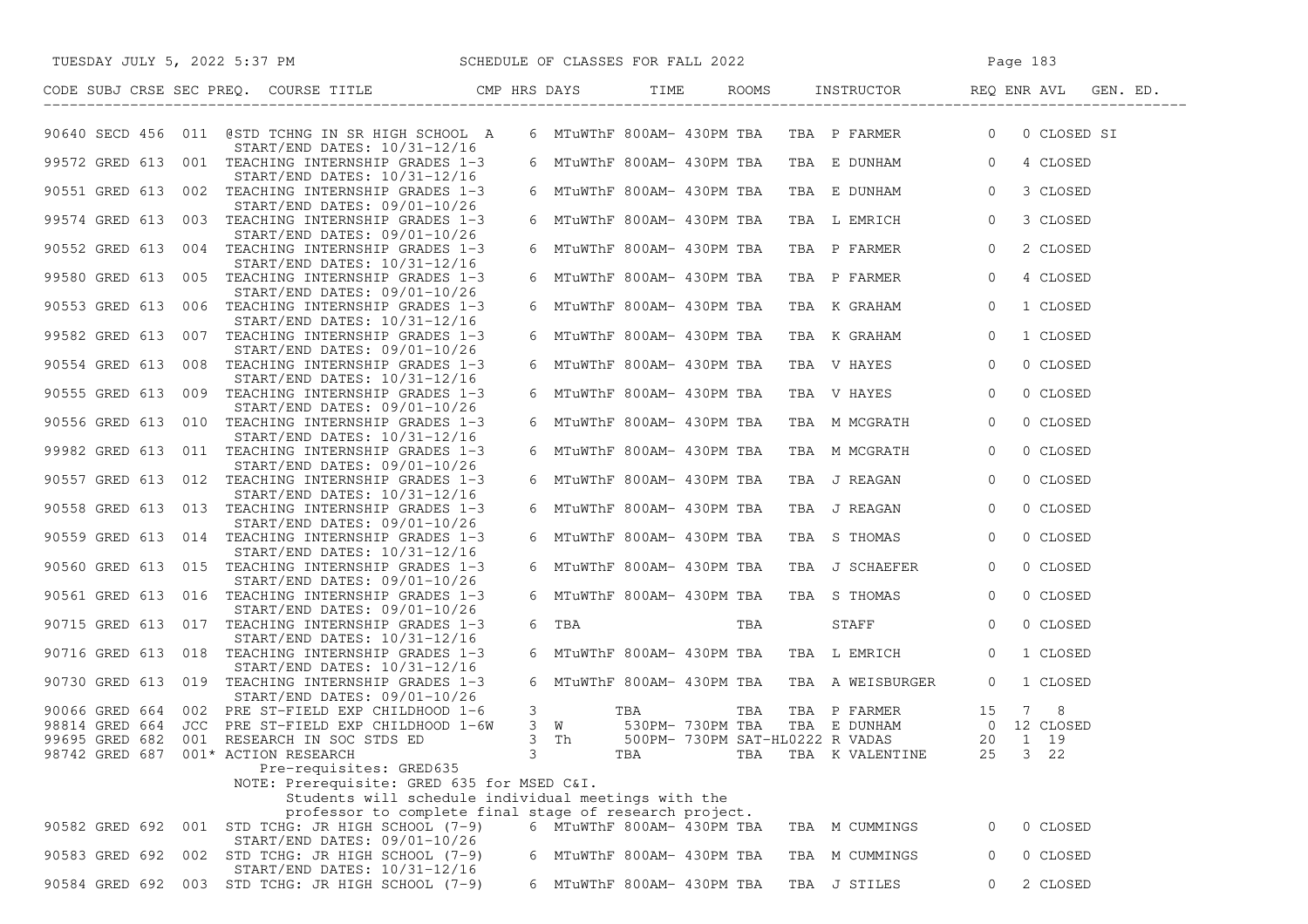# SCHEDULE OF CLASSES FOR FALL 2022

| CODE | SUBJ | CRSE | SEC | PREQ. | COURSE TITLE | CMP | HRS | DAYS | TIME | ROOMS | INSTRUCTOR | REQ | ENR | AVL | GEN. ED. |
|---|---|---|---|---|---|---|---|---|---|---|---|---|---|---|---|
| 90640 | SECD | 456 | 011 | @ | STD TCHNG IN SR HIGH SCHOOL A<br>START/END DATES: 10/31-12/16 | | 6 | MTuWThF | 800AM- 430PM | TBA TBA | P FARMER | 0 | 0 | CLOSED | SI |
| 99572 | GRED | 613 | 001 | | TEACHING INTERNSHIP GRADES 1-3<br>START/END DATES: 10/31-12/16 | | 6 | MTuWThF | 800AM- 430PM | TBA TBA | E DUNHAM | 0 | 4 | CLOSED | |
| 90551 | GRED | 613 | 002 | | TEACHING INTERNSHIP GRADES 1-3<br>START/END DATES: 09/01-10/26 | | 6 | MTuWThF | 800AM- 430PM | TBA TBA | E DUNHAM | 0 | 3 | CLOSED | |
| 99574 | GRED | 613 | 003 | | TEACHING INTERNSHIP GRADES 1-3<br>START/END DATES: 09/01-10/26 | | 6 | MTuWThF | 800AM- 430PM | TBA TBA | L EMRICH | 0 | 3 | CLOSED | |
| 90552 | GRED | 613 | 004 | | TEACHING INTERNSHIP GRADES 1-3<br>START/END DATES: 10/31-12/16 | | 6 | MTuWThF | 800AM- 430PM | TBA TBA | P FARMER | 0 | 2 | CLOSED | |
| 99580 | GRED | 613 | 005 | | TEACHING INTERNSHIP GRADES 1-3<br>START/END DATES: 09/01-10/26 | | 6 | MTuWThF | 800AM- 430PM | TBA TBA | P FARMER | 0 | 4 | CLOSED | |
| 90553 | GRED | 613 | 006 | | TEACHING INTERNSHIP GRADES 1-3<br>START/END DATES: 10/31-12/16 | | 6 | MTuWThF | 800AM- 430PM | TBA TBA | K GRAHAM | 0 | 1 | CLOSED | |
| 99582 | GRED | 613 | 007 | | TEACHING INTERNSHIP GRADES 1-3<br>START/END DATES: 09/01-10/26 | | 6 | MTuWThF | 800AM- 430PM | TBA TBA | K GRAHAM | 0 | 1 | CLOSED | |
| 90554 | GRED | 613 | 008 | | TEACHING INTERNSHIP GRADES 1-3<br>START/END DATES: 10/31-12/16 | | 6 | MTuWThF | 800AM- 430PM | TBA TBA | V HAYES | 0 | 0 | CLOSED | |
| 90555 | GRED | 613 | 009 | | TEACHING INTERNSHIP GRADES 1-3<br>START/END DATES: 09/01-10/26 | | 6 | MTuWThF | 800AM- 430PM | TBA TBA | V HAYES | 0 | 0 | CLOSED | |
| 90556 | GRED | 613 | 010 | | TEACHING INTERNSHIP GRADES 1-3<br>START/END DATES: 10/31-12/16 | | 6 | MTuWThF | 800AM- 430PM | TBA TBA | M MCGRATH | 0 | 0 | CLOSED | |
| 99982 | GRED | 613 | 011 | | TEACHING INTERNSHIP GRADES 1-3<br>START/END DATES: 09/01-10/26 | | 6 | MTuWThF | 800AM- 430PM | TBA TBA | M MCGRATH | 0 | 0 | CLOSED | |
| 90557 | GRED | 613 | 012 | | TEACHING INTERNSHIP GRADES 1-3<br>START/END DATES: 10/31-12/16 | | 6 | MTuWThF | 800AM- 430PM | TBA TBA | J REAGAN | 0 | 0 | CLOSED | |
| 90558 | GRED | 613 | 013 | | TEACHING INTERNSHIP GRADES 1-3<br>START/END DATES: 09/01-10/26 | | 6 | MTuWThF | 800AM- 430PM | TBA TBA | J REAGAN | 0 | 0 | CLOSED | |
| 90559 | GRED | 613 | 014 | | TEACHING INTERNSHIP GRADES 1-3<br>START/END DATES: 10/31-12/16 | | 6 | MTuWThF | 800AM- 430PM | TBA TBA | S THOMAS | 0 | 0 | CLOSED | |
| 90560 | GRED | 613 | 015 | | TEACHING INTERNSHIP GRADES 1-3<br>START/END DATES: 09/01-10/26 | | 6 | MTuWThF | 800AM- 430PM | TBA TBA | J SCHAEFER | 0 | 0 | CLOSED | |
| 90561 | GRED | 613 | 016 | | TEACHING INTERNSHIP GRADES 1-3<br>START/END DATES: 09/01-10/26 | | 6 | MTuWThF | 800AM- 430PM | TBA TBA | S THOMAS | 0 | 0 | CLOSED | |
| 90715 | GRED | 613 | 017 | | TEACHING INTERNSHIP GRADES 1-3<br>START/END DATES: 10/31-12/16 | | 6 | TBA | | TBA | STAFF | 0 | 0 | CLOSED | |
| 90716 | GRED | 613 | 018 | | TEACHING INTERNSHIP GRADES 1-3<br>START/END DATES: 10/31-12/16 | | 6 | MTuWThF | 800AM- 430PM | TBA TBA | L EMRICH | 0 | 1 | CLOSED | |
| 90730 | GRED | 613 | 019 | | TEACHING INTERNSHIP GRADES 1-3<br>START/END DATES: 09/01-10/26 | | 6 | MTuWThF | 800AM- 430PM | TBA TBA | A WEISBURGER | 0 | 1 | CLOSED | |
| 90066 | GRED | 664 | 002 | | PRE ST-FIELD EXP CHILDHOOD 1-6 | | 3 | | TBA | TBA TBA | P FARMER | 15 | 7 | 8 | |
| 98814 | GRED | 664 | JCC | | PRE ST-FIELD EXP CHILDHOOD 1-6W | | 3 | W | 530PM- 730PM | TBA TBA | E DUNHAM | 0 | 12 | CLOSED | |
| 99695 | GRED | 682 | 001 | | RESEARCH IN SOC STDS ED | | 3 | Th | 500PM- 730PM | SAT-HL0222 | R VADAS | 20 | 1 | 19 | |
| 98742 | GRED | 687 | 001* | | ACTION RESEARCH<br>Pre-requisites: GRED635<br>NOTE: Prerequisite: GRED 635 for MSED C&I.<br>Students will schedule individual meetings with the professor to complete final stage of research project. | | 3 | | TBA | TBA TBA | K VALENTINE | 25 | 3 | 22 | |
| 90582 | GRED | 692 | 001 | | STD TCHG: JR HIGH SCHOOL (7-9)<br>START/END DATES: 09/01-10/26 | | 6 | MTuWThF | 800AM- 430PM | TBA TBA | M CUMMINGS | 0 | 0 | CLOSED | |
| 90583 | GRED | 692 | 002 | | STD TCHG: JR HIGH SCHOOL (7-9)<br>START/END DATES: 10/31-12/16 | | 6 | MTuWThF | 800AM- 430PM | TBA TBA | M CUMMINGS | 0 | 0 | CLOSED | |
| 90584 | GRED | 692 | 003 | | STD TCHG: JR HIGH SCHOOL (7-9) | | 6 | MTuWThF | 800AM- 430PM | TBA TBA | J STILES | 0 | 2 | CLOSED | |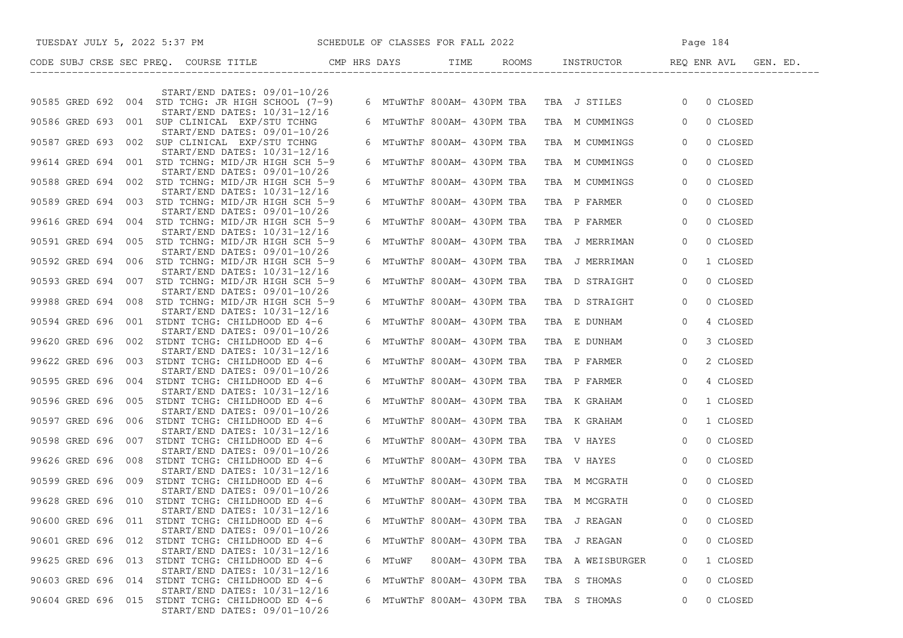| CODE | SUBJ | CRSE | SEC | PREQ. | COURSE TITLE | CMP | HRS | DAYS | TIME | ROOMS | INSTRUCTOR | REQ | ENR | AVL | GEN. ED. |
|---|---|---|---|---|---|---|---|---|---|---|---|---|---|---|---|
| | | | | | START/END DATES: 09/01-10/26 | | | | | | | | | | |
| 90585 | GRED | 692 | 004 | | STD TCHG: JR HIGH SCHOOL (7-9) | | 6 | MTuWThF | 800AM- 430PM | TBA | TBA J STILES | | 0 | 0 | CLOSED |
| | | | | | START/END DATES: 10/31-12/16 | | | | | | | | | | |
| 90586 | GRED | 693 | 001 | | SUP CLINICAL EXP/STU TCHNG | | 6 | MTuWThF | 800AM- 430PM | TBA | TBA M CUMMINGS | | 0 | 0 | CLOSED |
| | | | | | START/END DATES: 09/01-10/26 | | | | | | | | | | |
| 90587 | GRED | 693 | 002 | | SUP CLINICAL EXP/STU TCHNG | | 6 | MTuWThF | 800AM- 430PM | TBA | TBA M CUMMINGS | | 0 | 0 | CLOSED |
| | | | | | START/END DATES: 10/31-12/16 | | | | | | | | | | |
| 99614 | GRED | 694 | 001 | | STD TCHNG: MID/JR HIGH SCH 5-9 | | 6 | MTuWThF | 800AM- 430PM | TBA | TBA M CUMMINGS | | 0 | 0 | CLOSED |
| | | | | | START/END DATES: 09/01-10/26 | | | | | | | | | | |
| 90588 | GRED | 694 | 002 | | STD TCHNG: MID/JR HIGH SCH 5-9 | | 6 | MTuWThF | 800AM- 430PM | TBA | TBA M CUMMINGS | | 0 | 0 | CLOSED |
| | | | | | START/END DATES: 10/31-12/16 | | | | | | | | | | |
| 90589 | GRED | 694 | 003 | | STD TCHNG: MID/JR HIGH SCH 5-9 | | 6 | MTuWThF | 800AM- 430PM | TBA | TBA P FARMER | | 0 | 0 | CLOSED |
| | | | | | START/END DATES: 09/01-10/26 | | | | | | | | | | |
| 99616 | GRED | 694 | 004 | | STD TCHNG: MID/JR HIGH SCH 5-9 | | 6 | MTuWThF | 800AM- 430PM | TBA | TBA P FARMER | | 0 | 0 | CLOSED |
| | | | | | START/END DATES: 10/31-12/16 | | | | | | | | | | |
| 90591 | GRED | 694 | 005 | | STD TCHNG: MID/JR HIGH SCH 5-9 | | 6 | MTuWThF | 800AM- 430PM | TBA | TBA J MERRIMAN | | 0 | 0 | CLOSED |
| | | | | | START/END DATES: 09/01-10/26 | | | | | | | | | | |
| 90592 | GRED | 694 | 006 | | STD TCHNG: MID/JR HIGH SCH 5-9 | | 6 | MTuWThF | 800AM- 430PM | TBA | TBA J MERRIMAN | | 0 | 1 | CLOSED |
| | | | | | START/END DATES: 10/31-12/16 | | | | | | | | | | |
| 90593 | GRED | 694 | 007 | | STD TCHNG: MID/JR HIGH SCH 5-9 | | 6 | MTuWThF | 800AM- 430PM | TBA | TBA D STRAIGHT | | 0 | 0 | CLOSED |
| | | | | | START/END DATES: 09/01-10/26 | | | | | | | | | | |
| 99988 | GRED | 694 | 008 | | STD TCHNG: MID/JR HIGH SCH 5-9 | | 6 | MTuWThF | 800AM- 430PM | TBA | TBA D STRAIGHT | | 0 | 0 | CLOSED |
| | | | | | START/END DATES: 10/31-12/16 | | | | | | | | | | |
| 90594 | GRED | 696 | 001 | | STDNT TCHG: CHILDHOOD ED 4-6 | | 6 | MTuWThF | 800AM- 430PM | TBA | TBA E DUNHAM | | 0 | 4 | CLOSED |
| | | | | | START/END DATES: 09/01-10/26 | | | | | | | | | | |
| 99620 | GRED | 696 | 002 | | STDNT TCHG: CHILDHOOD ED 4-6 | | 6 | MTuWThF | 800AM- 430PM | TBA | TBA E DUNHAM | | 0 | 3 | CLOSED |
| | | | | | START/END DATES: 10/31-12/16 | | | | | | | | | | |
| 99622 | GRED | 696 | 003 | | STDNT TCHG: CHILDHOOD ED 4-6 | | 6 | MTuWThF | 800AM- 430PM | TBA | TBA P FARMER | | 0 | 2 | CLOSED |
| | | | | | START/END DATES: 09/01-10/26 | | | | | | | | | | |
| 90595 | GRED | 696 | 004 | | STDNT TCHG: CHILDHOOD ED 4-6 | | 6 | MTuWThF | 800AM- 430PM | TBA | TBA P FARMER | | 0 | 4 | CLOSED |
| | | | | | START/END DATES: 10/31-12/16 | | | | | | | | | | |
| 90596 | GRED | 696 | 005 | | STDNT TCHG: CHILDHOOD ED 4-6 | | 6 | MTuWThF | 800AM- 430PM | TBA | TBA K GRAHAM | | 0 | 1 | CLOSED |
| | | | | | START/END DATES: 09/01-10/26 | | | | | | | | | | |
| 90597 | GRED | 696 | 006 | | STDNT TCHG: CHILDHOOD ED 4-6 | | 6 | MTuWThF | 800AM- 430PM | TBA | TBA K GRAHAM | | 0 | 1 | CLOSED |
| | | | | | START/END DATES: 10/31-12/16 | | | | | | | | | | |
| 90598 | GRED | 696 | 007 | | STDNT TCHG: CHILDHOOD ED 4-6 | | 6 | MTuWThF | 800AM- 430PM | TBA | TBA V HAYES | | 0 | 0 | CLOSED |
| | | | | | START/END DATES: 09/01-10/26 | | | | | | | | | | |
| 99626 | GRED | 696 | 008 | | STDNT TCHG: CHILDHOOD ED 4-6 | | 6 | MTuWThF | 800AM- 430PM | TBA | TBA V HAYES | | 0 | 0 | CLOSED |
| | | | | | START/END DATES: 10/31-12/16 | | | | | | | | | | |
| 90599 | GRED | 696 | 009 | | STDNT TCHG: CHILDHOOD ED 4-6 | | 6 | MTuWThF | 800AM- 430PM | TBA | TBA M MCGRATH | | 0 | 0 | CLOSED |
| | | | | | START/END DATES: 09/01-10/26 | | | | | | | | | | |
| 99628 | GRED | 696 | 010 | | STDNT TCHG: CHILDHOOD ED 4-6 | | 6 | MTuWThF | 800AM- 430PM | TBA | TBA M MCGRATH | | 0 | 0 | CLOSED |
| | | | | | START/END DATES: 10/31-12/16 | | | | | | | | | | |
| 90600 | GRED | 696 | 011 | | STDNT TCHG: CHILDHOOD ED 4-6 | | 6 | MTuWThF | 800AM- 430PM | TBA | TBA J REAGAN | | 0 | 0 | CLOSED |
| | | | | | START/END DATES: 09/01-10/26 | | | | | | | | | | |
| 90601 | GRED | 696 | 012 | | STDNT TCHG: CHILDHOOD ED 4-6 | | 6 | MTuWThF | 800AM- 430PM | TBA | TBA J REAGAN | | 0 | 0 | CLOSED |
| | | | | | START/END DATES: 10/31-12/16 | | | | | | | | | | |
| 99625 | GRED | 696 | 013 | | STDNT TCHG: CHILDHOOD ED 4-6 | | 6 | MTuWF | 800AM- 430PM | TBA | TBA A WEISBURGER | | 0 | 1 | CLOSED |
| | | | | | START/END DATES: 10/31-12/16 | | | | | | | | | | |
| 90603 | GRED | 696 | 014 | | STDNT TCHG: CHILDHOOD ED 4-6 | | 6 | MTuWThF | 800AM- 430PM | TBA | TBA S THOMAS | | 0 | 0 | CLOSED |
| | | | | | START/END DATES: 10/31-12/16 | | | | | | | | | | |
| 90604 | GRED | 696 | 015 | | STDNT TCHG: CHILDHOOD ED 4-6 | | 6 | MTuWThF | 800AM- 430PM | TBA | TBA S THOMAS | | 0 | 0 | CLOSED |
| | | | | | START/END DATES: 09/01-10/26 | | | | | | | | | | |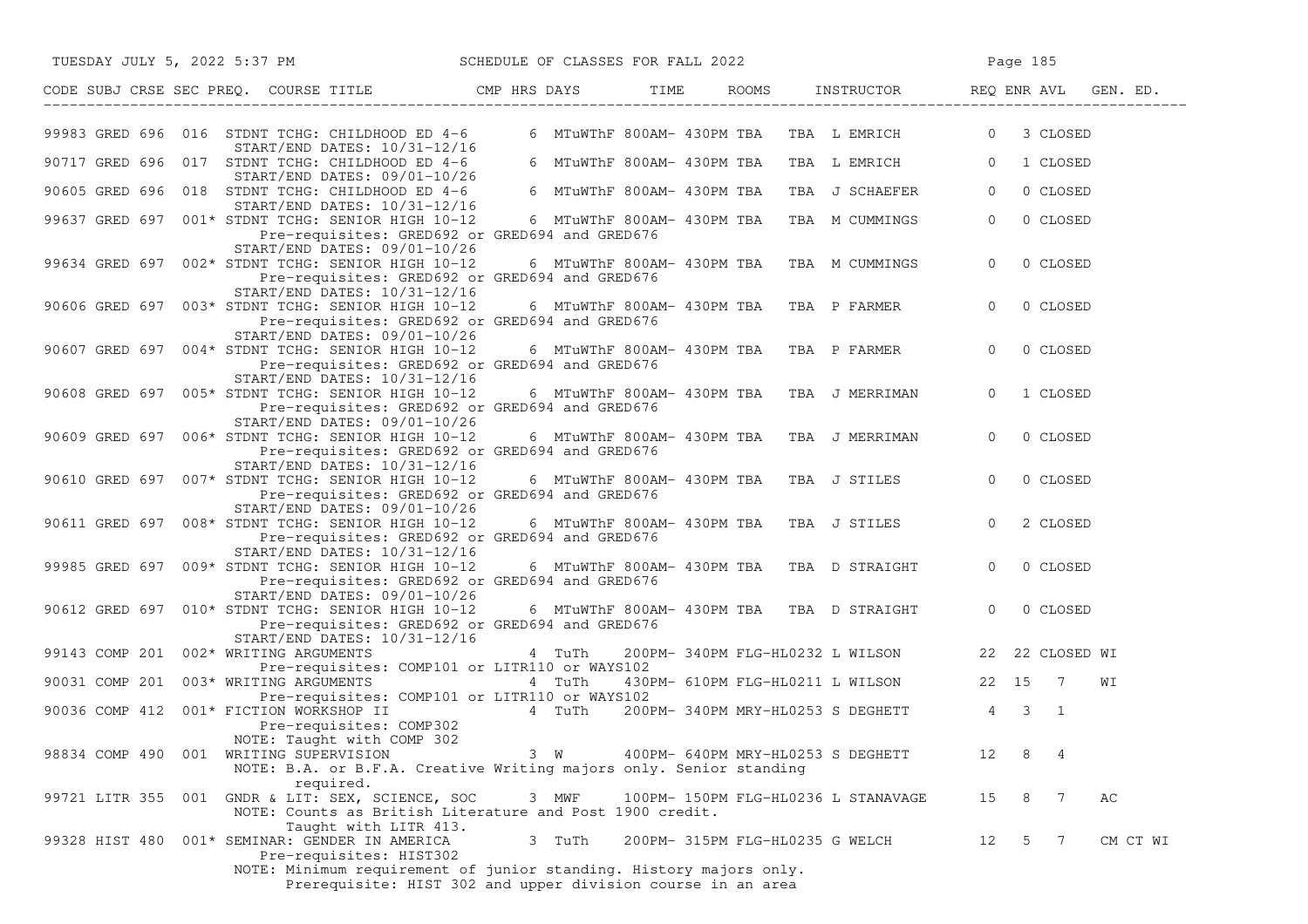| CODE | SUBJ | CRSE | SEC | PREQ. | COURSE TITLE | CMP | HRS | DAYS | TIME | ROOMS | INSTRUCTOR | REQ | ENR | AVL | GEN. ED. |
|---|---|---|---|---|---|---|---|---|---|---|---|---|---|---|---|
| 99983 | GRED | 696 | 016 | | STDNT TCHG: CHILDHOOD ED 4-6 | | 6 | MTuWThF | 800AM- 430PM | TBA TBA | L EMRICH | 0 | 3 | CLOSED | |
| | | | | | START/END DATES: 10/31-12/16 | | | | | | | | | | |
| 90717 | GRED | 696 | 017 | | STDNT TCHG: CHILDHOOD ED 4-6 | | 6 | MTuWThF | 800AM- 430PM | TBA TBA | L EMRICH | 0 | 1 | CLOSED | |
| | | | | | START/END DATES: 09/01-10/26 | | | | | | | | | | |
| 90605 | GRED | 696 | 018 | | STDNT TCHG: CHILDHOOD ED 4-6 | | 6 | MTuWThF | 800AM- 430PM | TBA TBA | J SCHAEFER | 0 | 0 | CLOSED | |
| | | | | | START/END DATES: 10/31-12/16 | | | | | | | | | | |
| 99637 | GRED | 697 | 001 | * | STDNT TCHG: SENIOR HIGH 10-12 | | 6 | MTuWThF | 800AM- 430PM | TBA TBA | M CUMMINGS | 0 | 0 | CLOSED | |
| | | | | | Pre-requisites: GRED692 or GRED694 and GRED676 | | | | | | | | | | |
| | | | | | START/END DATES: 09/01-10/26 | | | | | | | | | | |
| 99634 | GRED | 697 | 002 | * | STDNT TCHG: SENIOR HIGH 10-12 | | 6 | MTuWThF | 800AM- 430PM | TBA TBA | M CUMMINGS | 0 | 0 | CLOSED | |
| | | | | | Pre-requisites: GRED692 or GRED694 and GRED676 | | | | | | | | | | |
| | | | | | START/END DATES: 10/31-12/16 | | | | | | | | | | |
| 90606 | GRED | 697 | 003 | * | STDNT TCHG: SENIOR HIGH 10-12 | | 6 | MTuWThF | 800AM- 430PM | TBA TBA | P FARMER | 0 | 0 | CLOSED | |
| | | | | | Pre-requisites: GRED692 or GRED694 and GRED676 | | | | | | | | | | |
| | | | | | START/END DATES: 09/01-10/26 | | | | | | | | | | |
| 90607 | GRED | 697 | 004 | * | STDNT TCHG: SENIOR HIGH 10-12 | | 6 | MTuWThF | 800AM- 430PM | TBA TBA | P FARMER | 0 | 0 | CLOSED | |
| | | | | | Pre-requisites: GRED692 or GRED694 and GRED676 | | | | | | | | | | |
| | | | | | START/END DATES: 10/31-12/16 | | | | | | | | | | |
| 90608 | GRED | 697 | 005 | * | STDNT TCHG: SENIOR HIGH 10-12 | | 6 | MTuWThF | 800AM- 430PM | TBA TBA | J MERRIMAN | 0 | 1 | CLOSED | |
| | | | | | Pre-requisites: GRED692 or GRED694 and GRED676 | | | | | | | | | | |
| | | | | | START/END DATES: 09/01-10/26 | | | | | | | | | | |
| 90609 | GRED | 697 | 006 | * | STDNT TCHG: SENIOR HIGH 10-12 | | 6 | MTuWThF | 800AM- 430PM | TBA TBA | J MERRIMAN | 0 | 0 | CLOSED | |
| | | | | | Pre-requisites: GRED692 or GRED694 and GRED676 | | | | | | | | | | |
| | | | | | START/END DATES: 10/31-12/16 | | | | | | | | | | |
| 90610 | GRED | 697 | 007 | * | STDNT TCHG: SENIOR HIGH 10-12 | | 6 | MTuWThF | 800AM- 430PM | TBA TBA | J STILES | 0 | 0 | CLOSED | |
| | | | | | Pre-requisites: GRED692 or GRED694 and GRED676 | | | | | | | | | | |
| | | | | | START/END DATES: 09/01-10/26 | | | | | | | | | | |
| 90611 | GRED | 697 | 008 | * | STDNT TCHG: SENIOR HIGH 10-12 | | 6 | MTuWThF | 800AM- 430PM | TBA TBA | J STILES | 0 | 2 | CLOSED | |
| | | | | | Pre-requisites: GRED692 or GRED694 and GRED676 | | | | | | | | | | |
| | | | | | START/END DATES: 10/31-12/16 | | | | | | | | | | |
| 99985 | GRED | 697 | 009 | * | STDNT TCHG: SENIOR HIGH 10-12 | | 6 | MTuWThF | 800AM- 430PM | TBA TBA | D STRAIGHT | 0 | 0 | CLOSED | |
| | | | | | Pre-requisites: GRED692 or GRED694 and GRED676 | | | | | | | | | | |
| | | | | | START/END DATES: 09/01-10/26 | | | | | | | | | | |
| 90612 | GRED | 697 | 010 | * | STDNT TCHG: SENIOR HIGH 10-12 | | 6 | MTuWThF | 800AM- 430PM | TBA TBA | D STRAIGHT | 0 | 0 | CLOSED | |
| | | | | | Pre-requisites: GRED692 or GRED694 and GRED676 | | | | | | | | | | |
| | | | | | START/END DATES: 10/31-12/16 | | | | | | | | | | |
| 99143 | COMP | 201 | 002 | * | WRITING ARGUMENTS | | 4 | TuTh | 200PM- 340PM | FLG-HL0232 | L WILSON | 22 | 22 | CLOSED | WI |
| | | | | | Pre-requisites: COMP101 or LITR110 or WAYS102 | | | | | | | | | | |
| 90031 | COMP | 201 | 003 | * | WRITING ARGUMENTS | | 4 | TuTh | 430PM- 610PM | FLG-HL0211 | L WILSON | 22 | 15 | 7 | WI |
| | | | | | Pre-requisites: COMP101 or LITR110 or WAYS102 | | | | | | | | | | |
| 90036 | COMP | 412 | 001 | * | FICTION WORKSHOP II | | 4 | TuTh | 200PM- 340PM | MRY-HL0253 | S DEGHETT | 4 | 3 | 1 | |
| | | | | | Pre-requisites: COMP302 | | | | | | | | | | |
| | | | | | NOTE: Taught with COMP 302 | | | | | | | | | | |
| 98834 | COMP | 490 | 001 | | WRITING SUPERVISION | | 3 | W | 400PM- 640PM | MRY-HL0253 | S DEGHETT | 12 | 8 | 4 | |
| | | | | | NOTE: B.A. or B.F.A. Creative Writing majors only. Senior standing required. | | | | | | | | | | |
| 99721 | LITR | 355 | 001 | | GNDR & LIT: SEX, SCIENCE, SOC | | 3 | MWF | 100PM- 150PM | FLG-HL0236 | L STANAVAGE | 15 | 8 | 7 | AC |
| | | | | | NOTE: Counts as British Literature and Post 1900 credit. Taught with LITR 413. | | | | | | | | | | |
| 99328 | HIST | 480 | 001 | * | SEMINAR: GENDER IN AMERICA | | 3 | TuTh | 200PM- 315PM | FLG-HL0235 | G WELCH | 12 | 5 | 7 | CM CT WI |
| | | | | | Pre-requisites: HIST302 | | | | | | | | | | |
| | | | | | NOTE: Minimum requirement of junior standing. History majors only. Prerequisite: HIST 302 and upper division course in an area | | | | | | | | | | |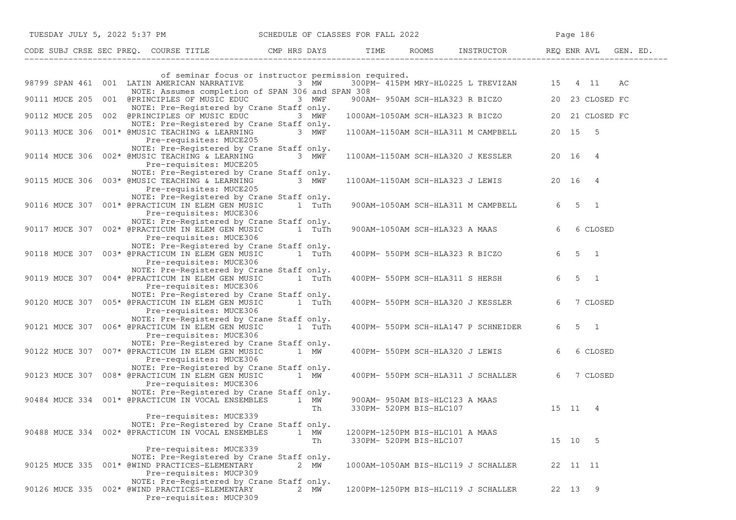| CODE | SUBJ | CRSE | SEC | PREQ. | COURSE TITLE | CMP | HRS | DAYS | TIME | ROOMS | INSTRUCTOR | REQ | ENR | AVL | GEN. ED. |
|---|---|---|---|---|---|---|---|---|---|---|---|---|---|---|---|
| | | | | | of seminar focus or instructor permission required. | | | | | | | | | | |
| 98799 | SPAN | 461 | 001 | | LATIN AMERICAN NARRATIVE | | 3 | MW | 300PM- 415PM | MRY-HL0225 | L TREVIZAN | 15 | 4 | 11 | AC |
| | | | | | NOTE: Assumes completion of SPAN 306 and SPAN 308 | | | | | | | | | | |
| 90111 | MUCE | 205 | 001 | | @PRINCIPLES OF MUSIC EDUC | | 3 | MWF | 900AM- 950AM | SCH-HLA323 | R BICZO | 20 | 23 | CLOSED | FC |
| | | | | | NOTE: Pre-Registered by Crane Staff only. | | | | | | | | | | |
| 90112 | MUCE | 205 | 002 | | @PRINCIPLES OF MUSIC EDUC | | 3 | MWF | 1000AM-1050AM | SCH-HLA323 | R BICZO | 20 | 21 | CLOSED | FC |
| | | | | | NOTE: Pre-Registered by Crane Staff only. | | | | | | | | | | |
| 90113 | MUCE | 306 | 001 | * | @MUSIC TEACHING & LEARNING | | 3 | MWF | 1100AM-1150AM | SCH-HLA311 | M CAMPBELL | 20 | 15 | 5 | |
| | | | | | Pre-requisites: MUCE205 | | | | | | | | | | |
| | | | | | NOTE: Pre-Registered by Crane Staff only. | | | | | | | | | | |
| 90114 | MUCE | 306 | 002 | * | @MUSIC TEACHING & LEARNING | | 3 | MWF | 1100AM-1150AM | SCH-HLA320 | J KESSLER | 20 | 16 | 4 | |
| | | | | | Pre-requisites: MUCE205 | | | | | | | | | | |
| | | | | | NOTE: Pre-Registered by Crane Staff only. | | | | | | | | | | |
| 90115 | MUCE | 306 | 003 | * | @MUSIC TEACHING & LEARNING | | 3 | MWF | 1100AM-1150AM | SCH-HLA323 | J LEWIS | 20 | 16 | 4 | |
| | | | | | Pre-requisites: MUCE205 | | | | | | | | | | |
| | | | | | NOTE: Pre-Registered by Crane Staff only. | | | | | | | | | | |
| 90116 | MUCE | 307 | 001 | * | @PRACTICUM IN ELEM GEN MUSIC | | 1 | TuTh | 900AM-1050AM | SCH-HLA311 | M CAMPBELL | 6 | 5 | 1 | |
| | | | | | Pre-requisites: MUCE306 | | | | | | | | | | |
| | | | | | NOTE: Pre-Registered by Crane Staff only. | | | | | | | | | | |
| 90117 | MUCE | 307 | 002 | * | @PRACTICUM IN ELEM GEN MUSIC | | 1 | TuTh | 900AM-1050AM | SCH-HLA323 | A MAAS | 6 | 6 | CLOSED | |
| | | | | | Pre-requisites: MUCE306 | | | | | | | | | | |
| | | | | | NOTE: Pre-Registered by Crane Staff only. | | | | | | | | | | |
| 90118 | MUCE | 307 | 003 | * | @PRACTICUM IN ELEM GEN MUSIC | | 1 | TuTh | 400PM- 550PM | SCH-HLA323 | R BICZO | 6 | 5 | 1 | |
| | | | | | Pre-requisites: MUCE306 | | | | | | | | | | |
| | | | | | NOTE: Pre-Registered by Crane Staff only. | | | | | | | | | | |
| 90119 | MUCE | 307 | 004 | * | @PRACTICUM IN ELEM GEN MUSIC | | 1 | TuTh | 400PM- 550PM | SCH-HLA311 | S HERSH | 6 | 5 | 1 | |
| | | | | | Pre-requisites: MUCE306 | | | | | | | | | | |
| | | | | | NOTE: Pre-Registered by Crane Staff only. | | | | | | | | | | |
| 90120 | MUCE | 307 | 005 | * | @PRACTICUM IN ELEM GEN MUSIC | | 1 | TuTh | 400PM- 550PM | SCH-HLA320 | J KESSLER | 6 | 7 | CLOSED | |
| | | | | | Pre-requisites: MUCE306 | | | | | | | | | | |
| | | | | | NOTE: Pre-Registered by Crane Staff only. | | | | | | | | | | |
| 90121 | MUCE | 307 | 006 | * | @PRACTICUM IN ELEM GEN MUSIC | | 1 | TuTh | 400PM- 550PM | SCH-HLA147 | P SCHNEIDER | 6 | 5 | 1 | |
| | | | | | Pre-requisites: MUCE306 | | | | | | | | | | |
| | | | | | NOTE: Pre-Registered by Crane Staff only. | | | | | | | | | | |
| 90122 | MUCE | 307 | 007 | * | @PRACTICUM IN ELEM GEN MUSIC | | 1 | MW | 400PM- 550PM | SCH-HLA320 | J LEWIS | 6 | 6 | CLOSED | |
| | | | | | Pre-requisites: MUCE306 | | | | | | | | | | |
| | | | | | NOTE: Pre-Registered by Crane Staff only. | | | | | | | | | | |
| 90123 | MUCE | 307 | 008 | * | @PRACTICUM IN ELEM GEN MUSIC | | 1 | MW | 400PM- 550PM | SCH-HLA311 | J SCHALLER | 6 | 7 | CLOSED | |
| | | | | | Pre-requisites: MUCE306 | | | | | | | | | | |
| | | | | | NOTE: Pre-Registered by Crane Staff only. | | | | | | | | | | |
| 90484 | MUCE | 334 | 001 | * | @PRACTICUM IN VOCAL ENSEMBLES | | 1 | MW | 900AM- 950AM | BIS-HLC123 | A MAAS | | | | |
| | | | | | | | | Th | 330PM- 520PM | BIS-HLC107 | | 15 | 11 | 4 | |
| | | | | | Pre-requisites: MUCE339 | | | | | | | | | | |
| | | | | | NOTE: Pre-Registered by Crane Staff only. | | | | | | | | | | |
| 90488 | MUCE | 334 | 002 | * | @PRACTICUM IN VOCAL ENSEMBLES | | 1 | MW | 1200PM-1250PM | BIS-HLC101 | A MAAS | | | | |
| | | | | | | | | Th | 330PM- 520PM | BIS-HLC107 | | 15 | 10 | 5 | |
| | | | | | Pre-requisites: MUCE339 | | | | | | | | | | |
| | | | | | NOTE: Pre-Registered by Crane Staff only. | | | | | | | | | | |
| 90125 | MUCE | 335 | 001 | * | @WIND PRACTICES-ELEMENTARY | | 2 | MW | 1000AM-1050AM | BIS-HLC119 | J SCHALLER | 22 | 11 | 11 | |
| | | | | | Pre-requisites: MUCP309 | | | | | | | | | | |
| | | | | | NOTE: Pre-Registered by Crane Staff only. | | | | | | | | | | |
| 90126 | MUCE | 335 | 002 | * | @WIND PRACTICES-ELEMENTARY | | 2 | MW | 1200PM-1250PM | BIS-HLC119 | J SCHALLER | 22 | 13 | 9 | |
| | | | | | Pre-requisites: MUCP309 | | | | | | | | | | |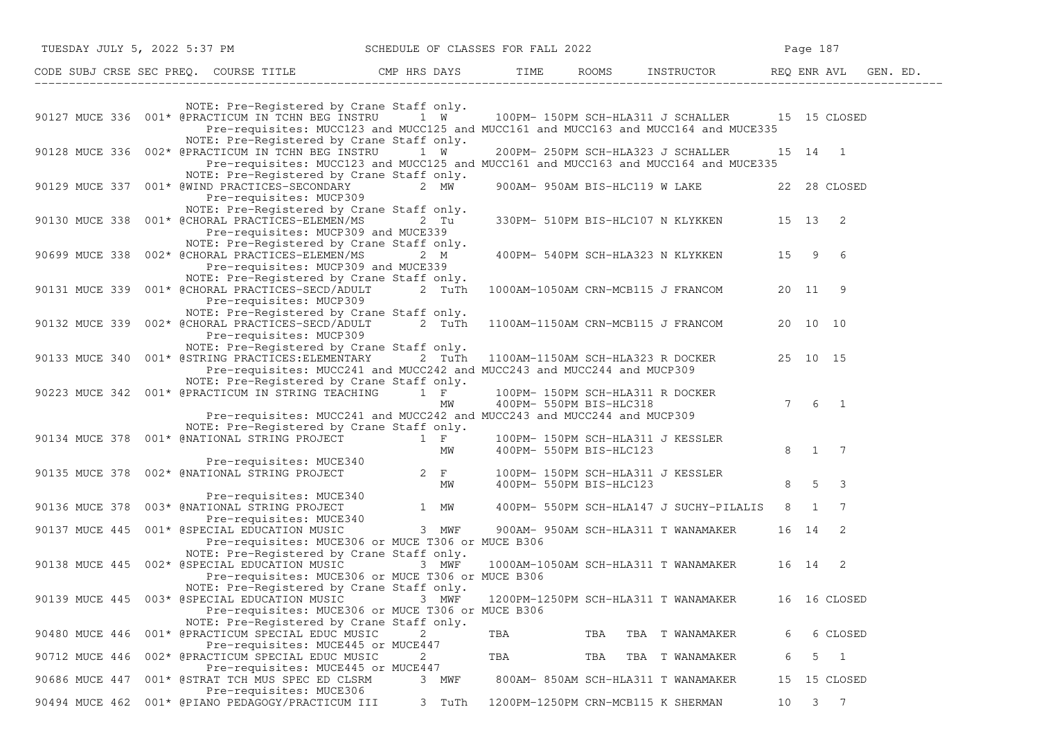| CODE | SUBJ | CRSE | SEC | PREQ. | COURSE TITLE | CMP | HRS | DAYS | TIME | ROOMS | INSTRUCTOR | REQ | ENR | AVL | GEN. ED. |
|---|---|---|---|---|---|---|---|---|---|---|---|---|---|---|---|
| | | | | | NOTE: Pre-Registered by Crane Staff only. | | | | | | | | | | |
| 90127 | MUCE | 336 | 001* | | @PRACTICUM IN TCHN BEG INSTRU | | 1 | W | 100PM- 150PM | SCH-HLA311 | J SCHALLER | 15 | 15 | CLOSED | |
| | | | | | Pre-requisites: MUCC123 and MUCC125 and MUCC161 and MUCC163 and MUCC164 and MUCE335 | | | | | | | | | | |
| | | | | | NOTE: Pre-Registered by Crane Staff only. | | | | | | | | | | |
| 90128 | MUCE | 336 | 002* | | @PRACTICUM IN TCHN BEG INSTRU | | 1 | W | 200PM- 250PM | SCH-HLA323 | J SCHALLER | 15 | 14 | 1 | |
| | | | | | Pre-requisites: MUCC123 and MUCC125 and MUCC161 and MUCC163 and MUCC164 and MUCE335 | | | | | | | | | | |
| | | | | | NOTE: Pre-Registered by Crane Staff only. | | | | | | | | | | |
| 90129 | MUCE | 337 | 001* | | @WIND PRACTICES-SECONDARY | | 2 | MW | 900AM- 950AM | BIS-HLC119 | W LAKE | 22 | 28 | CLOSED | |
| | | | | | Pre-requisites: MUCP309 | | | | | | | | | | |
| | | | | | NOTE: Pre-Registered by Crane Staff only. | | | | | | | | | | |
| 90130 | MUCE | 338 | 001* | | @CHORAL PRACTICES-ELEMEN/MS | | 2 | Tu | 330PM- 510PM | BIS-HLC107 | N KLYKKEN | 15 | 13 | 2 | |
| | | | | | Pre-requisites: MUCP309 and MUCE339 | | | | | | | | | | |
| | | | | | NOTE: Pre-Registered by Crane Staff only. | | | | | | | | | | |
| 90699 | MUCE | 338 | 002* | | @CHORAL PRACTICES-ELEMEN/MS | | 2 | M | 400PM- 540PM | SCH-HLA323 | N KLYKKEN | 15 | 9 | 6 | |
| | | | | | Pre-requisites: MUCP309 and MUCE339 | | | | | | | | | | |
| | | | | | NOTE: Pre-Registered by Crane Staff only. | | | | | | | | | | |
| 90131 | MUCE | 339 | 001* | | @CHORAL PRACTICES-SECD/ADULT | | 2 | TuTh | 1000AM-1050AM | CRN-MCB115 | J FRANCOM | 20 | 11 | 9 | |
| | | | | | Pre-requisites: MUCP309 | | | | | | | | | | |
| | | | | | NOTE: Pre-Registered by Crane Staff only. | | | | | | | | | | |
| 90132 | MUCE | 339 | 002* | | @CHORAL PRACTICES-SECD/ADULT | | 2 | TuTh | 1100AM-1150AM | CRN-MCB115 | J FRANCOM | 20 | 10 | 10 | |
| | | | | | Pre-requisites: MUCP309 | | | | | | | | | | |
| | | | | | NOTE: Pre-Registered by Crane Staff only. | | | | | | | | | | |
| 90133 | MUCE | 340 | 001* | | @STRING PRACTICES:ELEMENTARY | | 2 | TuTh | 1100AM-1150AM | SCH-HLA323 | R DOCKER | 25 | 10 | 15 | |
| | | | | | Pre-requisites: MUCC241 and MUCC242 and MUCC243 and MUCC244 and MUCP309 | | | | | | | | | | |
| | | | | | NOTE: Pre-Registered by Crane Staff only. | | | | | | | | | | |
| 90223 | MUCE | 342 | 001* | | @PRACTICUM IN STRING TEACHING | | 1 | F | 100PM- 150PM | SCH-HLA311 | R DOCKER | | | | |
| | | | | | | | | MW | 400PM- 550PM | BIS-HLC318 | | 7 | 6 | 1 | |
| | | | | | Pre-requisites: MUCC241 and MUCC242 and MUCC243 and MUCC244 and MUCP309 | | | | | | | | | | |
| | | | | | NOTE: Pre-Registered by Crane Staff only. | | | | | | | | | | |
| 90134 | MUCE | 378 | 001* | | @NATIONAL STRING PROJECT | | 1 | F | 100PM- 150PM | SCH-HLA311 | J KESSLER | | | | |
| | | | | | | | | MW | 400PM- 550PM | BIS-HLC123 | | 8 | 1 | 7 | |
| | | | | | Pre-requisites: MUCE340 | | | | | | | | | | |
| 90135 | MUCE | 378 | 002* | | @NATIONAL STRING PROJECT | | 2 | F | 100PM- 150PM | SCH-HLA311 | J KESSLER | | | | |
| | | | | | | | | MW | 400PM- 550PM | BIS-HLC123 | | 8 | 5 | 3 | |
| | | | | | Pre-requisites: MUCE340 | | | | | | | | | | |
| 90136 | MUCE | 378 | 003* | | @NATIONAL STRING PROJECT | | 1 | MW | 400PM- 550PM | SCH-HLA147 | J SUCHY-PILALIS | 8 | 1 | 7 | |
| | | | | | Pre-requisites: MUCE340 | | | | | | | | | | |
| 90137 | MUCE | 445 | 001* | | @SPECIAL EDUCATION MUSIC | | 3 | MWF | 900AM- 950AM | SCH-HLA311 | T WANAMAKER | 16 | 14 | 2 | |
| | | | | | Pre-requisites: MUCE306 or MUCE T306 or MUCE B306 | | | | | | | | | | |
| | | | | | NOTE: Pre-Registered by Crane Staff only. | | | | | | | | | | |
| 90138 | MUCE | 445 | 002* | | @SPECIAL EDUCATION MUSIC | | 3 | MWF | 1000AM-1050AM | SCH-HLA311 | T WANAMAKER | 16 | 14 | 2 | |
| | | | | | Pre-requisites: MUCE306 or MUCE T306 or MUCE B306 | | | | | | | | | | |
| | | | | | NOTE: Pre-Registered by Crane Staff only. | | | | | | | | | | |
| 90139 | MUCE | 445 | 003* | | @SPECIAL EDUCATION MUSIC | | 3 | MWF | 1200PM-1250PM | SCH-HLA311 | T WANAMAKER | 16 | 16 | CLOSED | |
| | | | | | Pre-requisites: MUCE306 or MUCE T306 or MUCE B306 | | | | | | | | | | |
| | | | | | NOTE: Pre-Registered by Crane Staff only. | | | | | | | | | | |
| 90480 | MUCE | 446 | 001* | | @PRACTICUM SPECIAL EDUC MUSIC | | 2 | | TBA | TBA TBA | T WANAMAKER | 6 | 6 | CLOSED | |
| | | | | | Pre-requisites: MUCE445 or MUCE447 | | | | | | | | | | |
| 90712 | MUCE | 446 | 002* | | @PRACTICUM SPECIAL EDUC MUSIC | | 2 | | TBA | TBA TBA | T WANAMAKER | 6 | 5 | 1 | |
| | | | | | Pre-requisites: MUCE445 or MUCE447 | | | | | | | | | | |
| 90686 | MUCE | 447 | 001* | | @STRAT TCH MUS SPEC ED CLSRM | | 3 | MWF | 800AM- 850AM | SCH-HLA311 | T WANAMAKER | 15 | 15 | CLOSED | |
| | | | | | Pre-requisites: MUCE306 | | | | | | | | | | |
| 90494 | MUCE | 462 | 001* | | @PIANO PEDAGOGY/PRACTICUM III | | 3 | TuTh | 1200PM-1250PM | CRN-MCB115 | K SHERMAN | 10 | 3 | 7 | |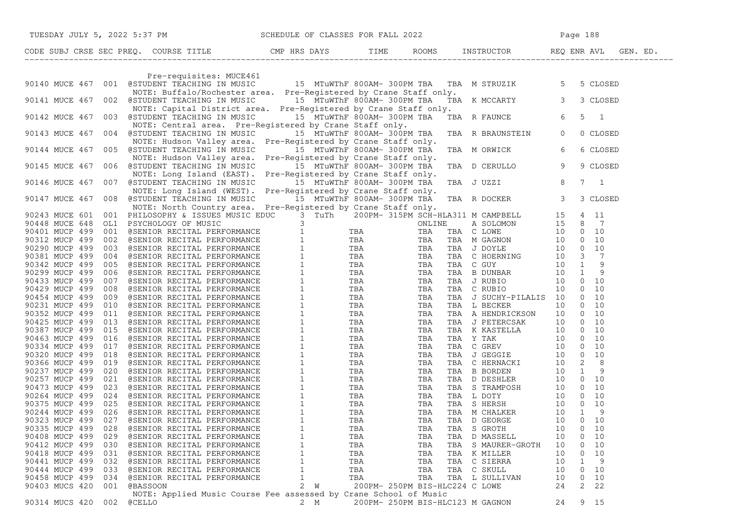| CODE | SUBJ | CRSE | SEC | PREQ. | COURSE TITLE | CMP | HRS | DAYS | TIME | ROOMS | INSTRUCTOR | REQ | ENR | AVL | GEN. ED. |
|---|---|---|---|---|---|---|---|---|---|---|---|---|---|---|---|
| | | | | | Pre-requisites: MUCE461 | | | | | | | | | | |
| 90140 | MUCE | 467 | 001 | | @STUDENT TEACHING IN MUSIC | | 15 | MTuWThF | 800AM- 300PM | TBA TBA | M STRUZIK | 5 | 5 | CLOSED | |
| | | | | | NOTE: Buffalo/Rochester area. Pre-Registered by Crane Staff only. | | | | | | | | | | |
| 90141 | MUCE | 467 | 002 | | @STUDENT TEACHING IN MUSIC | | 15 | MTuWThF | 800AM- 300PM | TBA TBA | K MCCARTY | 3 | 3 | CLOSED | |
| | | | | | NOTE: Capital District area. Pre-Registered by Crane Staff only. | | | | | | | | | | |
| 90142 | MUCE | 467 | 003 | | @STUDENT TEACHING IN MUSIC | | 15 | MTuWThF | 800AM- 300PM | TBA TBA | R FAUNCE | 6 | 5 | 1 | |
| | | | | | NOTE: Central area. Pre-Registered by Crane Staff only. | | | | | | | | | | |
| 90143 | MUCE | 467 | 004 | | @STUDENT TEACHING IN MUSIC | | 15 | MTuWThF | 800AM- 300PM | TBA TBA | R BRAUNSTEIN | 0 | 0 | CLOSED | |
| | | | | | NOTE: Hudson Valley area. Pre-Registered by Crane Staff only. | | | | | | | | | | |
| 90144 | MUCE | 467 | 005 | | @STUDENT TEACHING IN MUSIC | | 15 | MTuWThF | 800AM- 300PM | TBA TBA | M ORWICK | 6 | 6 | CLOSED | |
| | | | | | NOTE: Hudson Valley area. Pre-Registered by Crane Staff only. | | | | | | | | | | |
| 90145 | MUCE | 467 | 006 | | @STUDENT TEACHING IN MUSIC | | 15 | MTuWThF | 800AM- 300PM | TBA TBA | D CERULLO | 9 | 9 | CLOSED | |
| | | | | | NOTE: Long Island (EAST). Pre-Registered by Crane Staff only. | | | | | | | | | | |
| 90146 | MUCE | 467 | 007 | | @STUDENT TEACHING IN MUSIC | | 15 | MTuWThF | 800AM- 300PM | TBA TBA | J UZZI | 8 | 7 | 1 | |
| | | | | | NOTE: Long Island (WEST). Pre-Registered by Crane Staff only. | | | | | | | | | | |
| 90147 | MUCE | 467 | 008 | | @STUDENT TEACHING IN MUSIC | | 15 | MTuWThF | 800AM- 300PM | TBA TBA | R DOCKER | 3 | 3 | CLOSED | |
| | | | | | NOTE: North Country area. Pre-Registered by Crane Staff only. | | | | | | | | | | |
| 90243 | MUCE | 601 | 001 | | PHILOSOPHY & ISSUES MUSIC EDUC | | 3 | TuTh | 200PM- 315PM | SCH-HLA311 | M CAMPBELL | 15 | 4 | 11 | |
| 90448 | MUCE | 648 | OL1 | | PSYCHOLOGY OF MUSIC | | 3 | | | ONLINE | A SOLOMON | 15 | 8 | 7 | |
| 90401 | MUCP | 499 | 001 | | @SENIOR RECITAL PERFORMANCE | | 1 | | TBA | TBA TBA | C LOWE | 10 | 0 | 10 | |
| 90312 | MUCP | 499 | 002 | | @SENIOR RECITAL PERFORMANCE | | 1 | | TBA | TBA TBA | M GAGNON | 10 | 0 | 10 | |
| 90290 | MUCP | 499 | 003 | | @SENIOR RECITAL PERFORMANCE | | 1 | | TBA | TBA TBA | J DOYLE | 10 | 0 | 10 | |
| 90381 | MUCP | 499 | 004 | | @SENIOR RECITAL PERFORMANCE | | 1 | | TBA | TBA TBA | C HOERNING | 10 | 3 | 7 | |
| 90342 | MUCP | 499 | 005 | | @SENIOR RECITAL PERFORMANCE | | 1 | | TBA | TBA TBA | C GUY | 10 | 1 | 9 | |
| 90299 | MUCP | 499 | 006 | | @SENIOR RECITAL PERFORMANCE | | 1 | | TBA | TBA TBA | B DUNBAR | 10 | 1 | 9 | |
| 90433 | MUCP | 499 | 007 | | @SENIOR RECITAL PERFORMANCE | | 1 | | TBA | TBA TBA | J RUBIO | 10 | 0 | 10 | |
| 90429 | MUCP | 499 | 008 | | @SENIOR RECITAL PERFORMANCE | | 1 | | TBA | TBA TBA | C RUBIO | 10 | 0 | 10 | |
| 90454 | MUCP | 499 | 009 | | @SENIOR RECITAL PERFORMANCE | | 1 | | TBA | TBA TBA | J SUCHY-PILALIS | 10 | 0 | 10 | |
| 90231 | MUCP | 499 | 010 | | @SENIOR RECITAL PERFORMANCE | | 1 | | TBA | TBA TBA | L BECKER | 10 | 0 | 10 | |
| 90352 | MUCP | 499 | 011 | | @SENIOR RECITAL PERFORMANCE | | 1 | | TBA | TBA TBA | A HENDRICKSON | 10 | 0 | 10 | |
| 90425 | MUCP | 499 | 013 | | @SENIOR RECITAL PERFORMANCE | | 1 | | TBA | TBA TBA | J PETERCSAK | 10 | 0 | 10 | |
| 90387 | MUCP | 499 | 015 | | @SENIOR RECITAL PERFORMANCE | | 1 | | TBA | TBA TBA | K KASTELLA | 10 | 0 | 10 | |
| 90463 | MUCP | 499 | 016 | | @SENIOR RECITAL PERFORMANCE | | 1 | | TBA | TBA TBA | Y TAK | 10 | 0 | 10 | |
| 90334 | MUCP | 499 | 017 | | @SENIOR RECITAL PERFORMANCE | | 1 | | TBA | TBA TBA | C GREV | 10 | 0 | 10 | |
| 90320 | MUCP | 499 | 018 | | @SENIOR RECITAL PERFORMANCE | | 1 | | TBA | TBA TBA | J GEGGIE | 10 | 0 | 10 | |
| 90366 | MUCP | 499 | 019 | | @SENIOR RECITAL PERFORMANCE | | 1 | | TBA | TBA TBA | C HERNACKI | 10 | 2 | 8 | |
| 90237 | MUCP | 499 | 020 | | @SENIOR RECITAL PERFORMANCE | | 1 | | TBA | TBA TBA | B BORDEN | 10 | 1 | 9 | |
| 90257 | MUCP | 499 | 021 | | @SENIOR RECITAL PERFORMANCE | | 1 | | TBA | TBA TBA | D DESHLER | 10 | 0 | 10 | |
| 90473 | MUCP | 499 | 023 | | @SENIOR RECITAL PERFORMANCE | | 1 | | TBA | TBA TBA | S TRAMPOSH | 10 | 0 | 10 | |
| 90264 | MUCP | 499 | 024 | | @SENIOR RECITAL PERFORMANCE | | 1 | | TBA | TBA TBA | L DOTY | 10 | 0 | 10 | |
| 90375 | MUCP | 499 | 025 | | @SENIOR RECITAL PERFORMANCE | | 1 | | TBA | TBA TBA | S HERSH | 10 | 0 | 10 | |
| 90244 | MUCP | 499 | 026 | | @SENIOR RECITAL PERFORMANCE | | 1 | | TBA | TBA TBA | M CHALKER | 10 | 1 | 9 | |
| 90323 | MUCP | 499 | 027 | | @SENIOR RECITAL PERFORMANCE | | 1 | | TBA | TBA TBA | D GEORGE | 10 | 0 | 10 | |
| 90335 | MUCP | 499 | 028 | | @SENIOR RECITAL PERFORMANCE | | 1 | | TBA | TBA TBA | S GROTH | 10 | 0 | 10 | |
| 90408 | MUCP | 499 | 029 | | @SENIOR RECITAL PERFORMANCE | | 1 | | TBA | TBA TBA | D MASSELL | 10 | 0 | 10 | |
| 90412 | MUCP | 499 | 030 | | @SENIOR RECITAL PERFORMANCE | | 1 | | TBA | TBA TBA | S MAURER-GROTH | 10 | 0 | 10 | |
| 90418 | MUCP | 499 | 031 | | @SENIOR RECITAL PERFORMANCE | | 1 | | TBA | TBA TBA | K MILLER | 10 | 0 | 10 | |
| 90441 | MUCP | 499 | 032 | | @SENIOR RECITAL PERFORMANCE | | 1 | | TBA | TBA TBA | C SIERRA | 10 | 1 | 9 | |
| 90444 | MUCP | 499 | 033 | | @SENIOR RECITAL PERFORMANCE | | 1 | | TBA | TBA TBA | C SKULL | 10 | 0 | 10 | |
| 90458 | MUCP | 499 | 034 | | @SENIOR RECITAL PERFORMANCE | | 1 | | TBA | TBA TBA | L SULLIVAN | 10 | 0 | 10 | |
| 90403 | MUCS | 420 | 001 | | @BASSOON | | 2 | W | 200PM- 250PM | BIS-HLC224 | C LOWE | 24 | 2 | 22 | |
| | | | | | NOTE: Applied Music Course Fee assessed by Crane School of Music | | | | | | | | | | |
| 90314 | MUCS | 420 | 002 | | @CELLO | | 2 | M | 200PM- 250PM | BIS-HLC123 | M GAGNON | 24 | 9 | 15 | |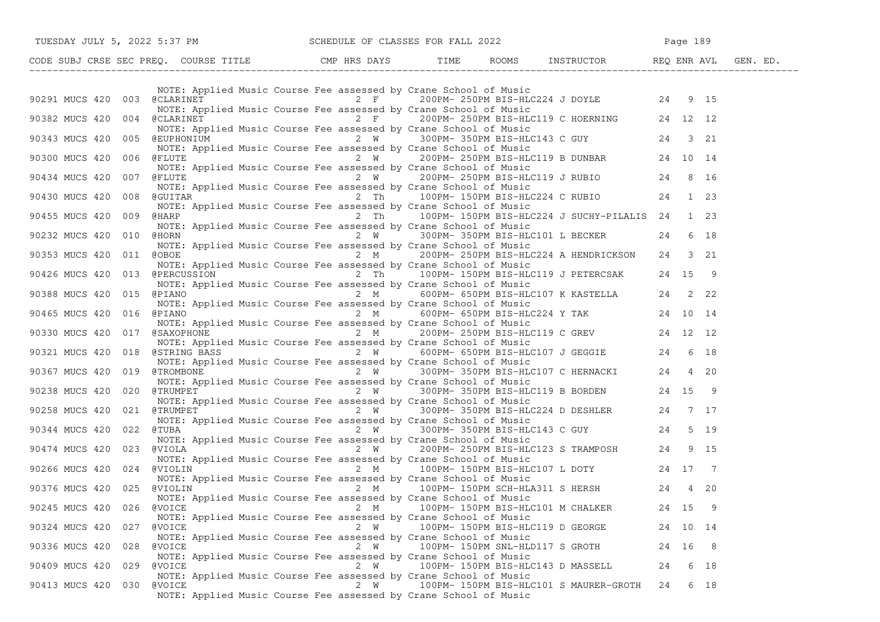| CODE | SUBJ | CRSE | SEC | PREQ. | COURSE TITLE | CMP | HRS | DAYS | TIME | ROOMS | INSTRUCTOR | REQ | ENR | AVL | GEN. ED. |
|---|---|---|---|---|---|---|---|---|---|---|---|---|---|---|---|
| | | | | | NOTE: Applied Music Course Fee assessed by Crane School of Music | | | | | | | | | | |
| 90291 | MUCS | 420 | 003 | | @CLARINET | | 2 | F | 200PM- 250PM | BIS-HLC224 | J DOYLE | 24 | 9 | 15 | |
| | | | | | NOTE: Applied Music Course Fee assessed by Crane School of Music | | | | | | | | | | |
| 90382 | MUCS | 420 | 004 | | @CLARINET | | 2 | F | 200PM- 250PM | BIS-HLC119 | C HOERNING | 24 | 12 | 12 | |
| | | | | | NOTE: Applied Music Course Fee assessed by Crane School of Music | | | | | | | | | | |
| 90343 | MUCS | 420 | 005 | | @EUPHONIUM | | 2 | W | 300PM- 350PM | BIS-HLC143 | C GUY | 24 | 3 | 21 | |
| | | | | | NOTE: Applied Music Course Fee assessed by Crane School of Music | | | | | | | | | | |
| 90300 | MUCS | 420 | 006 | | @FLUTE | | 2 | W | 200PM- 250PM | BIS-HLC119 | B DUNBAR | 24 | 10 | 14 | |
| | | | | | NOTE: Applied Music Course Fee assessed by Crane School of Music | | | | | | | | | | |
| 90434 | MUCS | 420 | 007 | | @FLUTE | | 2 | W | 200PM- 250PM | BIS-HLC119 | J RUBIO | 24 | 8 | 16 | |
| | | | | | NOTE: Applied Music Course Fee assessed by Crane School of Music | | | | | | | | | | |
| 90430 | MUCS | 420 | 008 | | @GUITAR | | 2 | Th | 100PM- 150PM | BIS-HLC224 | C RUBIO | 24 | 1 | 23 | |
| | | | | | NOTE: Applied Music Course Fee assessed by Crane School of Music | | | | | | | | | | |
| 90455 | MUCS | 420 | 009 | | @HARP | | 2 | Th | 100PM- 150PM | BIS-HLC224 | J SUCHY-PILALIS | 24 | 1 | 23 | |
| | | | | | NOTE: Applied Music Course Fee assessed by Crane School of Music | | | | | | | | | | |
| 90232 | MUCS | 420 | 010 | | @HORN | | 2 | W | 300PM- 350PM | BIS-HLC101 | L BECKER | 24 | 6 | 18 | |
| | | | | | NOTE: Applied Music Course Fee assessed by Crane School of Music | | | | | | | | | | |
| 90353 | MUCS | 420 | 011 | | @OBOE | | 2 | M | 200PM- 250PM | BIS-HLC224 | A HENDRICKSON | 24 | 3 | 21 | |
| | | | | | NOTE: Applied Music Course Fee assessed by Crane School of Music | | | | | | | | | | |
| 90426 | MUCS | 420 | 013 | | @PERCUSSION | | 2 | Th | 100PM- 150PM | BIS-HLC119 | J PETERCSAK | 24 | 15 | 9 | |
| | | | | | NOTE: Applied Music Course Fee assessed by Crane School of Music | | | | | | | | | | |
| 90388 | MUCS | 420 | 015 | | @PIANO | | 2 | M | 600PM- 650PM | BIS-HLC107 | K KASTELLA | 24 | 2 | 22 | |
| | | | | | NOTE: Applied Music Course Fee assessed by Crane School of Music | | | | | | | | | | |
| 90465 | MUCS | 420 | 016 | | @PIANO | | 2 | M | 600PM- 650PM | BIS-HLC224 | Y TAK | 24 | 10 | 14 | |
| | | | | | NOTE: Applied Music Course Fee assessed by Crane School of Music | | | | | | | | | | |
| 90330 | MUCS | 420 | 017 | | @SAXOPHONE | | 2 | M | 200PM- 250PM | BIS-HLC119 | C GREV | 24 | 12 | 12 | |
| | | | | | NOTE: Applied Music Course Fee assessed by Crane School of Music | | | | | | | | | | |
| 90321 | MUCS | 420 | 018 | | @STRING BASS | | 2 | W | 600PM- 650PM | BIS-HLC107 | J GEGGIE | 24 | 6 | 18 | |
| | | | | | NOTE: Applied Music Course Fee assessed by Crane School of Music | | | | | | | | | | |
| 90367 | MUCS | 420 | 019 | | @TROMBONE | | 2 | W | 300PM- 350PM | BIS-HLC107 | C HERNACKI | 24 | 4 | 20 | |
| | | | | | NOTE: Applied Music Course Fee assessed by Crane School of Music | | | | | | | | | | |
| 90238 | MUCS | 420 | 020 | | @TRUMPET | | 2 | W | 300PM- 350PM | BIS-HLC119 | B BORDEN | 24 | 15 | 9 | |
| | | | | | NOTE: Applied Music Course Fee assessed by Crane School of Music | | | | | | | | | | |
| 90258 | MUCS | 420 | 021 | | @TRUMPET | | 2 | W | 300PM- 350PM | BIS-HLC224 | D DESHLER | 24 | 7 | 17 | |
| | | | | | NOTE: Applied Music Course Fee assessed by Crane School of Music | | | | | | | | | | |
| 90344 | MUCS | 420 | 022 | | @TUBA | | 2 | W | 300PM- 350PM | BIS-HLC143 | C GUY | 24 | 5 | 19 | |
| | | | | | NOTE: Applied Music Course Fee assessed by Crane School of Music | | | | | | | | | | |
| 90474 | MUCS | 420 | 023 | | @VIOLA | | 2 | W | 200PM- 250PM | BIS-HLC123 | S TRAMPOSH | 24 | 9 | 15 | |
| | | | | | NOTE: Applied Music Course Fee assessed by Crane School of Music | | | | | | | | | | |
| 90266 | MUCS | 420 | 024 | | @VIOLIN | | 2 | M | 100PM- 150PM | BIS-HLC107 | L DOTY | 24 | 17 | 7 | |
| | | | | | NOTE: Applied Music Course Fee assessed by Crane School of Music | | | | | | | | | | |
| 90376 | MUCS | 420 | 025 | | @VIOLIN | | 2 | M | 100PM- 150PM | SCH-HLA311 | S HERSH | 24 | 4 | 20 | |
| | | | | | NOTE: Applied Music Course Fee assessed by Crane School of Music | | | | | | | | | | |
| 90245 | MUCS | 420 | 026 | | @VOICE | | 2 | M | 100PM- 150PM | BIS-HLC101 | M CHALKER | 24 | 15 | 9 | |
| | | | | | NOTE: Applied Music Course Fee assessed by Crane School of Music | | | | | | | | | | |
| 90324 | MUCS | 420 | 027 | | @VOICE | | 2 | W | 100PM- 150PM | BIS-HLC119 | D GEORGE | 24 | 10 | 14 | |
| | | | | | NOTE: Applied Music Course Fee assessed by Crane School of Music | | | | | | | | | | |
| 90336 | MUCS | 420 | 028 | | @VOICE | | 2 | W | 100PM- 150PM | SNL-HLD117 | S GROTH | 24 | 16 | 8 | |
| | | | | | NOTE: Applied Music Course Fee assessed by Crane School of Music | | | | | | | | | | |
| 90409 | MUCS | 420 | 029 | | @VOICE | | 2 | W | 100PM- 150PM | BIS-HLC143 | D MASSELL | 24 | 6 | 18 | |
| | | | | | NOTE: Applied Music Course Fee assessed by Crane School of Music | | | | | | | | | | |
| 90413 | MUCS | 420 | 030 | | @VOICE | | 2 | W | 100PM- 150PM | BIS-HLC101 | S MAURER-GROTH | 24 | 6 | 18 | |
| | | | | | NOTE: Applied Music Course Fee assessed by Crane School of Music | | | | | | | | | | |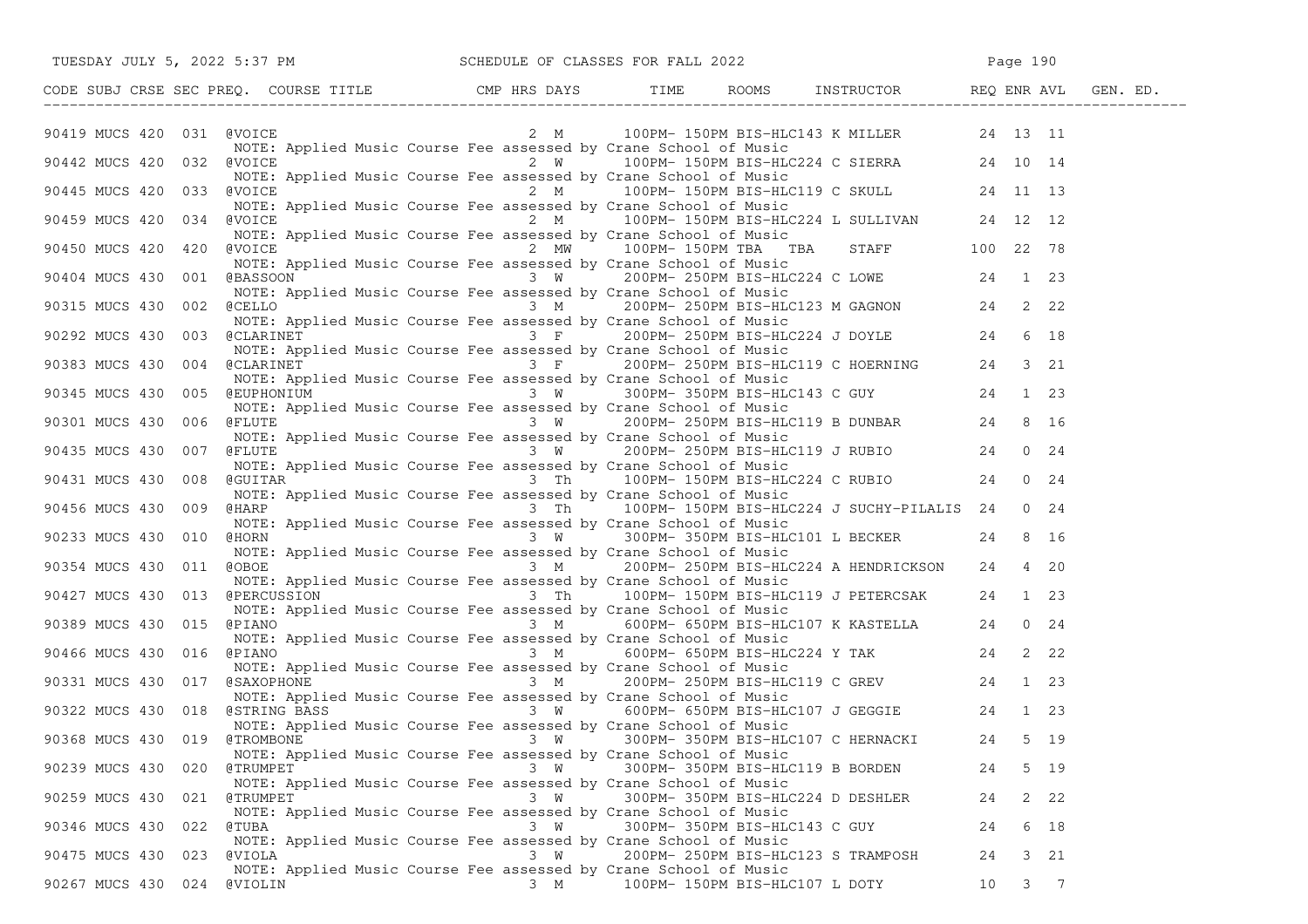SCHEDULE OF CLASSES FOR FALL 2022

TUESDAY JULY 5, 2022 5:37 PM

| CODE | SUBJ | CRSE | SEC | PREQ. | COURSE TITLE | CMP | HRS | DAYS | TIME | ROOMS | INSTRUCTOR | REQ | ENR | AVL | GEN. ED. |
|---|---|---|---|---|---|---|---|---|---|---|---|---|---|---|---|
| 90419 | MUCS | 420 | 031 | @ | VOICE | | 2 | M | 100PM- 150PM | BIS-HLC143 | K MILLER | 24 | 13 | 11 | |
| | | | | | NOTE: Applied Music Course Fee assessed by Crane School of Music | | | | | | | | | | |
| 90442 | MUCS | 420 | 032 | @ | VOICE | | 2 | W | 100PM- 150PM | BIS-HLC224 | C SIERRA | 24 | 10 | 14 | |
| | | | | | NOTE: Applied Music Course Fee assessed by Crane School of Music | | | | | | | | | | |
| 90445 | MUCS | 420 | 033 | @ | VOICE | | 2 | M | 100PM- 150PM | BIS-HLC119 | C SKULL | 24 | 11 | 13 | |
| | | | | | NOTE: Applied Music Course Fee assessed by Crane School of Music | | | | | | | | | | |
| 90459 | MUCS | 420 | 034 | @ | VOICE | | 2 | M | 100PM- 150PM | BIS-HLC224 | L SULLIVAN | 24 | 12 | 12 | |
| | | | | | NOTE: Applied Music Course Fee assessed by Crane School of Music | | | | | | | | | | |
| 90450 | MUCS | 420 | 420 | @ | VOICE | | 2 | MW | 100PM- 150PM | TBA TBA | STAFF | 100 | 22 | 78 | |
| | | | | | NOTE: Applied Music Course Fee assessed by Crane School of Music | | | | | | | | | | |
| 90404 | MUCS | 430 | 001 | @ | BASSOON | | 3 | W | 200PM- 250PM | BIS-HLC224 | C LOWE | 24 | 1 | 23 | |
| | | | | | NOTE: Applied Music Course Fee assessed by Crane School of Music | | | | | | | | | | |
| 90315 | MUCS | 430 | 002 | @ | CELLO | | 3 | M | 200PM- 250PM | BIS-HLC123 | M GAGNON | 24 | 2 | 22 | |
| | | | | | NOTE: Applied Music Course Fee assessed by Crane School of Music | | | | | | | | | | |
| 90292 | MUCS | 430 | 003 | @ | CLARINET | | 3 | F | 200PM- 250PM | BIS-HLC224 | J DOYLE | 24 | 6 | 18 | |
| | | | | | NOTE: Applied Music Course Fee assessed by Crane School of Music | | | | | | | | | | |
| 90383 | MUCS | 430 | 004 | @ | CLARINET | | 3 | F | 200PM- 250PM | BIS-HLC119 | C HOERNING | 24 | 3 | 21 | |
| | | | | | NOTE: Applied Music Course Fee assessed by Crane School of Music | | | | | | | | | | |
| 90345 | MUCS | 430 | 005 | @ | EUPHONIUM | | 3 | W | 300PM- 350PM | BIS-HLC143 | C GUY | 24 | 1 | 23 | |
| | | | | | NOTE: Applied Music Course Fee assessed by Crane School of Music | | | | | | | | | | |
| 90301 | MUCS | 430 | 006 | @ | FLUTE | | 3 | W | 200PM- 250PM | BIS-HLC119 | B DUNBAR | 24 | 8 | 16 | |
| | | | | | NOTE: Applied Music Course Fee assessed by Crane School of Music | | | | | | | | | | |
| 90435 | MUCS | 430 | 007 | @ | FLUTE | | 3 | W | 200PM- 250PM | BIS-HLC119 | J RUBIO | 24 | 0 | 24 | |
| | | | | | NOTE: Applied Music Course Fee assessed by Crane School of Music | | | | | | | | | | |
| 90431 | MUCS | 430 | 008 | @ | GUITAR | | 3 | Th | 100PM- 150PM | BIS-HLC224 | C RUBIO | 24 | 0 | 24 | |
| | | | | | NOTE: Applied Music Course Fee assessed by Crane School of Music | | | | | | | | | | |
| 90456 | MUCS | 430 | 009 | @ | HARP | | 3 | Th | 100PM- 150PM | BIS-HLC224 | J SUCHY-PILALIS | 24 | 0 | 24 | |
| | | | | | NOTE: Applied Music Course Fee assessed by Crane School of Music | | | | | | | | | | |
| 90233 | MUCS | 430 | 010 | @ | HORN | | 3 | W | 300PM- 350PM | BIS-HLC101 | L BECKER | 24 | 8 | 16 | |
| | | | | | NOTE: Applied Music Course Fee assessed by Crane School of Music | | | | | | | | | | |
| 90354 | MUCS | 430 | 011 | @ | OBOE | | 3 | M | 200PM- 250PM | BIS-HLC224 | A HENDRICKSON | 24 | 4 | 20 | |
| | | | | | NOTE: Applied Music Course Fee assessed by Crane School of Music | | | | | | | | | | |
| 90427 | MUCS | 430 | 013 | @ | PERCUSSION | | 3 | Th | 100PM- 150PM | BIS-HLC119 | J PETERCSAK | 24 | 1 | 23 | |
| | | | | | NOTE: Applied Music Course Fee assessed by Crane School of Music | | | | | | | | | | |
| 90389 | MUCS | 430 | 015 | @ | PIANO | | 3 | M | 600PM- 650PM | BIS-HLC107 | K KASTELLA | 24 | 0 | 24 | |
| | | | | | NOTE: Applied Music Course Fee assessed by Crane School of Music | | | | | | | | | | |
| 90466 | MUCS | 430 | 016 | @ | PIANO | | 3 | M | 600PM- 650PM | BIS-HLC224 | Y TAK | 24 | 2 | 22 | |
| | | | | | NOTE: Applied Music Course Fee assessed by Crane School of Music | | | | | | | | | | |
| 90331 | MUCS | 430 | 017 | @ | SAXOPHONE | | 3 | M | 200PM- 250PM | BIS-HLC119 | C GREV | 24 | 1 | 23 | |
| | | | | | NOTE: Applied Music Course Fee assessed by Crane School of Music | | | | | | | | | | |
| 90322 | MUCS | 430 | 018 | @ | STRING BASS | | 3 | W | 600PM- 650PM | BIS-HLC107 | J GEGGIE | 24 | 1 | 23 | |
| | | | | | NOTE: Applied Music Course Fee assessed by Crane School of Music | | | | | | | | | | |
| 90368 | MUCS | 430 | 019 | @ | TROMBONE | | 3 | W | 300PM- 350PM | BIS-HLC107 | C HERNACKI | 24 | 5 | 19 | |
| | | | | | NOTE: Applied Music Course Fee assessed by Crane School of Music | | | | | | | | | | |
| 90239 | MUCS | 430 | 020 | @ | TRUMPET | | 3 | W | 300PM- 350PM | BIS-HLC119 | B BORDEN | 24 | 5 | 19 | |
| | | | | | NOTE: Applied Music Course Fee assessed by Crane School of Music | | | | | | | | | | |
| 90259 | MUCS | 430 | 021 | @ | TRUMPET | | 3 | W | 300PM- 350PM | BIS-HLC224 | D DESHLER | 24 | 2 | 22 | |
| | | | | | NOTE: Applied Music Course Fee assessed by Crane School of Music | | | | | | | | | | |
| 90346 | MUCS | 430 | 022 | @ | TUBA | | 3 | W | 300PM- 350PM | BIS-HLC143 | C GUY | 24 | 6 | 18 | |
| | | | | | NOTE: Applied Music Course Fee assessed by Crane School of Music | | | | | | | | | | |
| 90475 | MUCS | 430 | 023 | @ | VIOLA | | 3 | W | 200PM- 250PM | BIS-HLC123 | S TRAMPOSH | 24 | 3 | 21 | |
| | | | | | NOTE: Applied Music Course Fee assessed by Crane School of Music | | | | | | | | | | |
| 90267 | MUCS | 430 | 024 | @ | VIOLIN | | 3 | M | 100PM- 150PM | BIS-HLC107 | L DOTY | 10 | 3 | 7 | |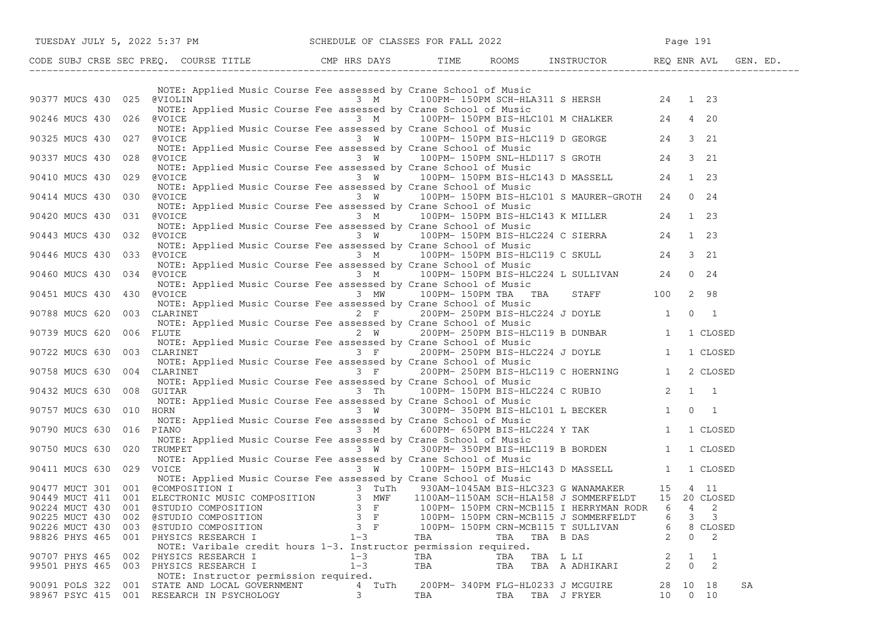| CODE | SUBJ | CRSE | SEC | PREQ. | COURSE TITLE | CMP | HRS | DAYS | TIME | ROOMS | INSTRUCTOR | REQ | ENR | AVL | GEN. ED. |
|---|---|---|---|---|---|---|---|---|---|---|---|---|---|---|---|
| | | | | | NOTE: Applied Music Course Fee assessed by Crane School of Music | | | | | | | | | | |
| 90377 | MUCS | 430 | 025 | | @VIOLIN | | 3 | M | 100PM- 150PM | SCH-HLA311 | S HERSH | 24 | 1 | 23 | |
| | | | | | NOTE: Applied Music Course Fee assessed by Crane School of Music | | | | | | | | | | |
| 90246 | MUCS | 430 | 026 | | @VOICE | | 3 | M | 100PM- 150PM | BIS-HLC101 | M CHALKER | 24 | 4 | 20 | |
| | | | | | NOTE: Applied Music Course Fee assessed by Crane School of Music | | | | | | | | | | |
| 90325 | MUCS | 430 | 027 | | @VOICE | | 3 | W | 100PM- 150PM | BIS-HLC119 | D GEORGE | 24 | 3 | 21 | |
| | | | | | NOTE: Applied Music Course Fee assessed by Crane School of Music | | | | | | | | | | |
| 90337 | MUCS | 430 | 028 | | @VOICE | | 3 | W | 100PM- 150PM | SNL-HLD117 | S GROTH | 24 | 3 | 21 | |
| | | | | | NOTE: Applied Music Course Fee assessed by Crane School of Music | | | | | | | | | | |
| 90410 | MUCS | 430 | 029 | | @VOICE | | 3 | W | 100PM- 150PM | BIS-HLC143 | D MASSELL | 24 | 1 | 23 | |
| | | | | | NOTE: Applied Music Course Fee assessed by Crane School of Music | | | | | | | | | | |
| 90414 | MUCS | 430 | 030 | | @VOICE | | 3 | W | 100PM- 150PM | BIS-HLC101 | S MAURER-GROTH | 24 | 0 | 24 | |
| | | | | | NOTE: Applied Music Course Fee assessed by Crane School of Music | | | | | | | | | | |
| 90420 | MUCS | 430 | 031 | | @VOICE | | 3 | M | 100PM- 150PM | BIS-HLC143 | K MILLER | 24 | 1 | 23 | |
| | | | | | NOTE: Applied Music Course Fee assessed by Crane School of Music | | | | | | | | | | |
| 90443 | MUCS | 430 | 032 | | @VOICE | | 3 | W | 100PM- 150PM | BIS-HLC224 | C SIERRA | 24 | 1 | 23 | |
| | | | | | NOTE: Applied Music Course Fee assessed by Crane School of Music | | | | | | | | | | |
| 90446 | MUCS | 430 | 033 | | @VOICE | | 3 | M | 100PM- 150PM | BIS-HLC119 | C SKULL | 24 | 3 | 21 | |
| | | | | | NOTE: Applied Music Course Fee assessed by Crane School of Music | | | | | | | | | | |
| 90460 | MUCS | 430 | 034 | | @VOICE | | 3 | M | 100PM- 150PM | BIS-HLC224 | L SULLIVAN | 24 | 0 | 24 | |
| | | | | | NOTE: Applied Music Course Fee assessed by Crane School of Music | | | | | | | | | | |
| 90451 | MUCS | 430 | 430 | | @VOICE | | 3 | MW | 100PM- 150PM | TBA TBA | STAFF | 100 | 2 | 98 | |
| | | | | | NOTE: Applied Music Course Fee assessed by Crane School of Music | | | | | | | | | | |
| 90788 | MUCS | 620 | 003 | | CLARINET | | 2 | F | 200PM- 250PM | BIS-HLC224 | J DOYLE | 1 | 0 | 1 | |
| | | | | | NOTE: Applied Music Course Fee assessed by Crane School of Music | | | | | | | | | | |
| 90739 | MUCS | 620 | 006 | | FLUTE | | 2 | W | 200PM- 250PM | BIS-HLC119 | B DUNBAR | 1 | 1 | CLOSED | |
| | | | | | NOTE: Applied Music Course Fee assessed by Crane School of Music | | | | | | | | | | |
| 90722 | MUCS | 630 | 003 | | CLARINET | | 3 | F | 200PM- 250PM | BIS-HLC224 | J DOYLE | 1 | 1 | CLOSED | |
| | | | | | NOTE: Applied Music Course Fee assessed by Crane School of Music | | | | | | | | | | |
| 90758 | MUCS | 630 | 004 | | CLARINET | | 3 | F | 200PM- 250PM | BIS-HLC119 | C HOERNING | 1 | 2 | CLOSED | |
| | | | | | NOTE: Applied Music Course Fee assessed by Crane School of Music | | | | | | | | | | |
| 90432 | MUCS | 630 | 008 | | GUITAR | | 3 | Th | 100PM- 150PM | BIS-HLC224 | C RUBIO | 2 | 1 | 1 | |
| | | | | | NOTE: Applied Music Course Fee assessed by Crane School of Music | | | | | | | | | | |
| 90757 | MUCS | 630 | 010 | | HORN | | 3 | W | 300PM- 350PM | BIS-HLC101 | L BECKER | 1 | 0 | 1 | |
| | | | | | NOTE: Applied Music Course Fee assessed by Crane School of Music | | | | | | | | | | |
| 90790 | MUCS | 630 | 016 | | PIANO | | 3 | M | 600PM- 650PM | BIS-HLC224 | Y TAK | 1 | 1 | CLOSED | |
| | | | | | NOTE: Applied Music Course Fee assessed by Crane School of Music | | | | | | | | | | |
| 90750 | MUCS | 630 | 020 | | TRUMPET | | 3 | W | 300PM- 350PM | BIS-HLC119 | B BORDEN | 1 | 1 | CLOSED | |
| | | | | | NOTE: Applied Music Course Fee assessed by Crane School of Music | | | | | | | | | | |
| 90411 | MUCS | 630 | 029 | | VOICE | | 3 | W | 100PM- 150PM | BIS-HLC143 | D MASSELL | 1 | 1 | CLOSED | |
| | | | | | NOTE: Applied Music Course Fee assessed by Crane School of Music | | | | | | | | | | |
| 90477 | MUCT | 301 | 001 | | @COMPOSITION I | | 3 | TuTh | 930AM-1045AM | BIS-HLC323 | G WANAMAKER | 15 | 4 | 11 | |
| 90449 | MUCT | 411 | 001 | | ELECTRONIC MUSIC COMPOSITION | | 3 | MWF | 1100AM-1150AM | SCH-HLA158 | J SOMMERFELDT | 15 | 20 | CLOSED | |
| 90224 | MUCT | 430 | 001 | | @STUDIO COMPOSITION | | 3 | F | 100PM- 150PM | CRN-MCB115 | I HERRYMAN RODR | 6 | 4 | 2 | |
| 90225 | MUCT | 430 | 002 | | @STUDIO COMPOSITION | | 3 | F | 100PM- 150PM | CRN-MCB115 | J SOMMERFELDT | 6 | 3 | 3 | |
| 90226 | MUCT | 430 | 003 | | @STUDIO COMPOSITION | | 3 | F | 100PM- 150PM | CRN-MCB115 | T SULLIVAN | 6 | 8 | CLOSED | |
| 98826 | PHYS | 465 | 001 | | PHYSICS RESEARCH I | | 1-3 | | TBA | TBA TBA | B DAS | 2 | 0 | 2 | |
| | | | | | NOTE: Varibale credit hours 1-3. Instructor permission required. | | | | | | | | | | |
| 90707 | PHYS | 465 | 002 | | PHYSICS RESEARCH I | | 1-3 | | TBA | TBA TBA | L LI | 2 | 1 | 1 | |
| 99501 | PHYS | 465 | 003 | | PHYSICS RESEARCH I | | 1-3 | | TBA | TBA TBA | A ADHIKARI | 2 | 0 | 2 | |
| | | | | | NOTE: Instructor permission required. | | | | | | | | | | |
| 90091 | POLS | 322 | 001 | | STATE AND LOCAL GOVERNMENT | | 4 | TuTh | 200PM- 340PM | FLG-HL0233 | J MCGUIRE | 28 | 10 | 18 | SA |
| 98967 | PSYC | 415 | 001 | | RESEARCH IN PSYCHOLOGY | | 3 | | TBA | TBA TBA | J FRYER | 10 | 0 | 10 | |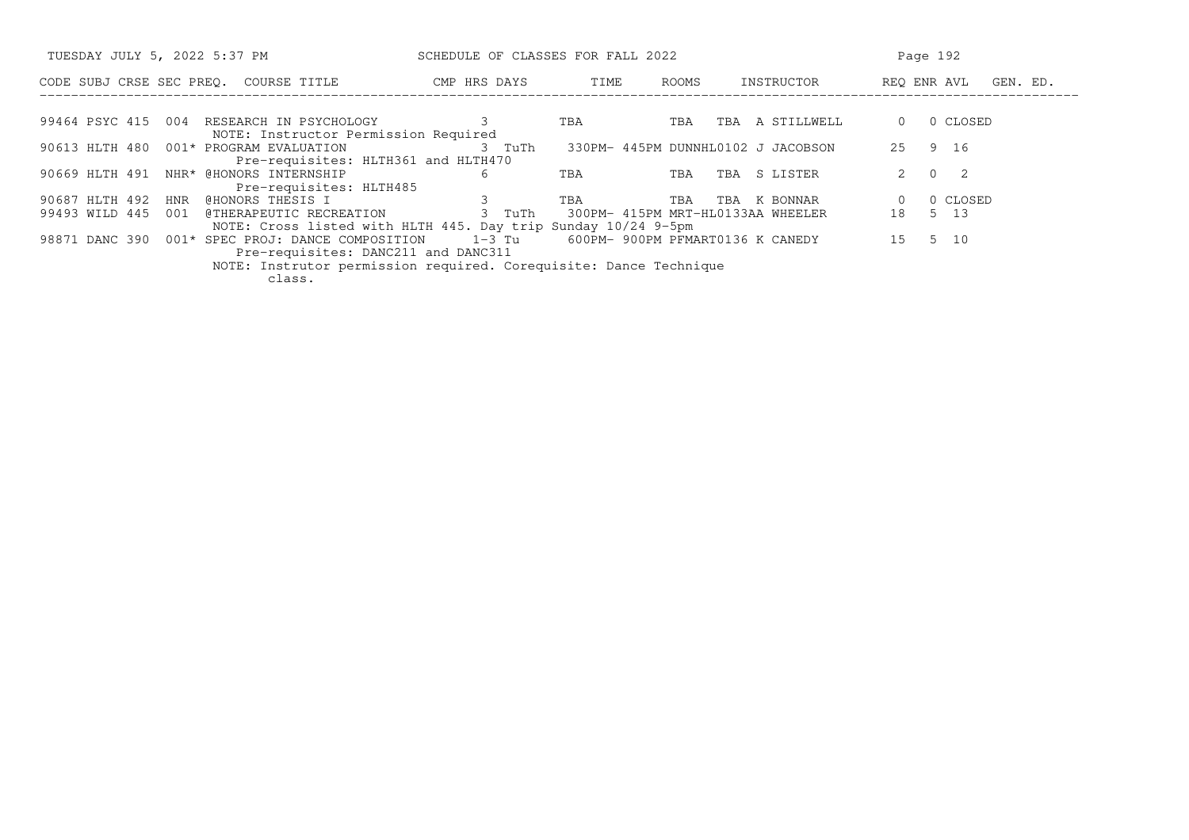| CODE | SUBJ | CRSE | SEC | PREQ. | COURSE TITLE | CMP | HRS | DAYS | TIME | ROOMS | INSTRUCTOR | REQ | ENR | AVL | GEN. ED. |
|---|---|---|---|---|---|---|---|---|---|---|---|---|---|---|---|
| 99464 | PSYC | 415 | 004 | | RESEARCH IN PSYCHOLOGY | | 3 | | TBA | TBA TBA | A STILLWELL | 0 | 0 | CLOSED | |
| | | | | | NOTE: Instructor Permission Required | | | | | | | | | | |
| 90613 | HLTH | 480 | 001 | * | PROGRAM EVALUATION | | 3 | TuTh | 330PM- 445PM | DUNNHL0102 | J JACOBSON | 25 | 9 | 16 | |
| | | | | | Pre-requisites: HLTH361 and HLTH470 | | | | | | | | | | |
| 90669 | HLTH | 491 | NHR | * | @HONORS INTERNSHIP | | 6 | | TBA | TBA TBA | S LISTER | 2 | 0 | 2 | |
| | | | | | Pre-requisites: HLTH485 | | | | | | | | | | |
| 90687 | HLTH | 492 | HNR | | @HONORS THESIS I | | 3 | | TBA | TBA TBA | K BONNAR | 0 | 0 | CLOSED | |
| 99493 | WILD | 445 | 001 | | @THERAPEUTIC RECREATION | | 3 | TuTh | 300PM- 415PM | MRT-HL0133AA | WHEELER | 18 | 5 | 13 | |
| | | | | | NOTE: Cross listed with HLTH 445. Day trip Sunday 10/24 9-5pm | | | | | | | | | | |
| 98871 | DANC | 390 | 001 | * | SPEC PROJ: DANCE COMPOSITION | | 1-3 | Tu | 600PM- 900PM | PFMART0136 | K CANEDY | 15 | 5 | 10 | |
| | | | | | Pre-requisites: DANC211 and DANC311 | | | | | | | | | | |
| | | | | | NOTE: Instrutor permission required. Corequisite: Dance Technique class. | | | | | | | | | | |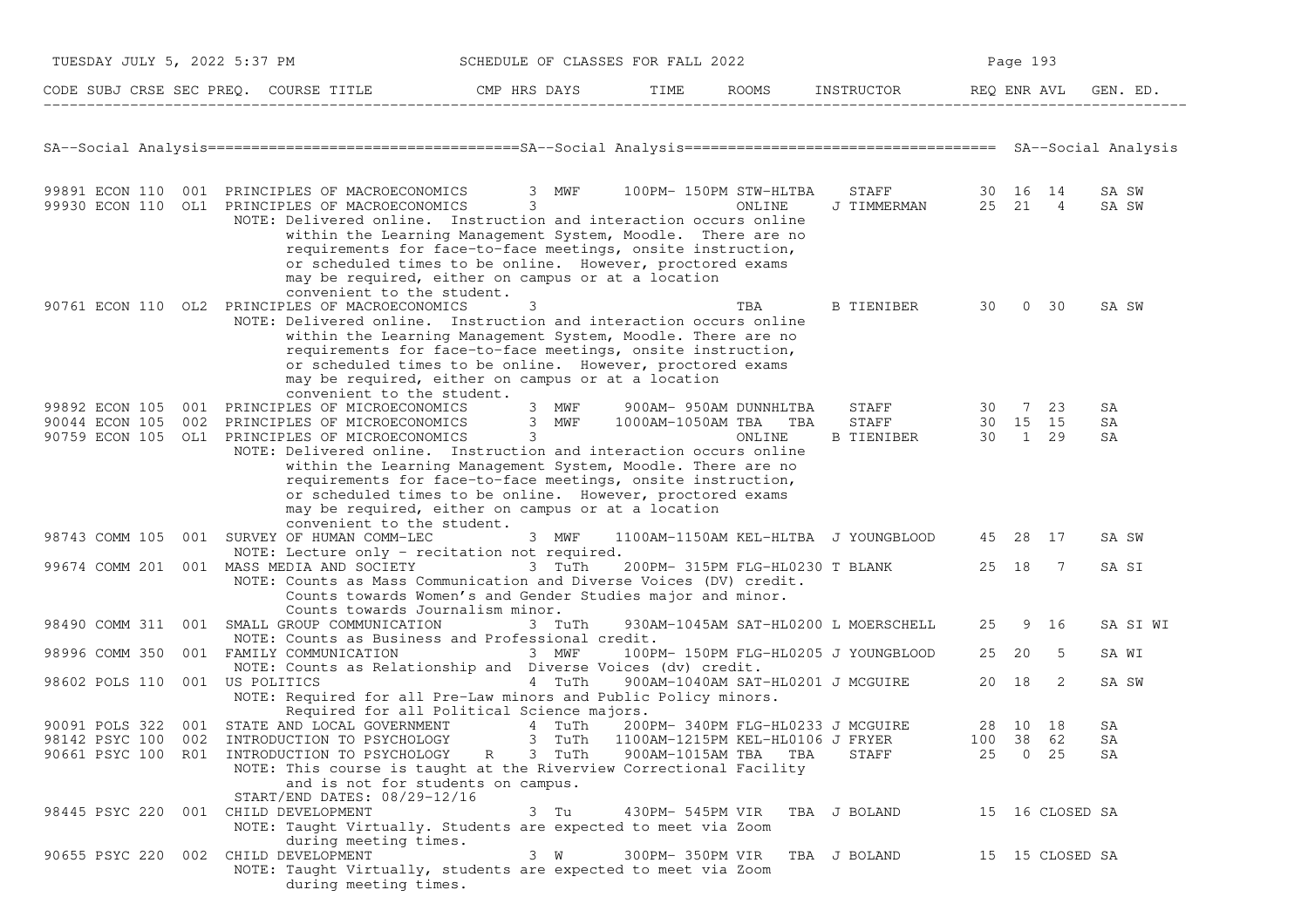| CODE | SUBJ | CRSE | SEC | PREQ. | COURSE TITLE | CMP | HRS | DAYS | TIME | ROOMS | INSTRUCTOR | REQ | ENR | AVL | GEN. ED. |
|---|---|---|---|---|---|---|---|---|---|---|---|---|---|---|---|

## SA--Social Analysis

| CODE | SUBJ | CRSE | SEC | PREQ. | COURSE TITLE | CMP | HRS | DAYS | TIME | ROOMS | INSTRUCTOR | REQ | ENR | AVL | GEN. ED. |
|---|---|---|---|---|---|---|---|---|---|---|---|---|---|---|---|
| 99891 | ECON | 110 | 001 | | PRINCIPLES OF MACROECONOMICS | | 3 | MWF | 100PM- 150PM | STW-HLTBA | STAFF | 30 | 16 | 14 | SA SW |
| 99930 | ECON | 110 | OL1 | | PRINCIPLES OF MACROECONOMICS | | 3 | | | ONLINE | J TIMMERMAN | 25 | 21 | 4 | SA SW |
| | | | | | NOTE: Delivered online. Instruction and interaction occurs online within the Learning Management System, Moodle. There are no requirements for face-to-face meetings, onsite instruction, or scheduled times to be online. However, proctored exams may be required, either on campus or at a location convenient to the student. | | | | | | | | | | |
| 90761 | ECON | 110 | OL2 | | PRINCIPLES OF MACROECONOMICS | | 3 | | | TBA | B TIENIBER | 30 | 0 | 30 | SA SW |
| | | | | | NOTE: Delivered online. Instruction and interaction occurs online within the Learning Management System, Moodle. There are no requirements for face-to-face meetings, onsite instruction, or scheduled times to be online. However, proctored exams may be required, either on campus or at a location convenient to the student. | | | | | | | | | | |
| 99892 | ECON | 105 | 001 | | PRINCIPLES OF MICROECONOMICS | | 3 | MWF | 900AM- 950AM | DUNNHLTBA | STAFF | 30 | 7 | 23 | SA |
| 90044 | ECON | 105 | 002 | | PRINCIPLES OF MICROECONOMICS | | 3 | MWF | 1000AM-1050AM | TBA TBA | STAFF | 30 | 15 | 15 | SA |
| 90759 | ECON | 105 | OL1 | | PRINCIPLES OF MICROECONOMICS | | 3 | | | ONLINE | B TIENIBER | 30 | 1 | 29 | SA |
| | | | | | NOTE: Delivered online. Instruction and interaction occurs online within the Learning Management System, Moodle. There are no requirements for face-to-face meetings, onsite instruction, or scheduled times to be online. However, proctored exams may be required, either on campus or at a location convenient to the student. | | | | | | | | | | |
| 98743 | COMM | 105 | 001 | | SURVEY OF HUMAN COMM-LEC | | 3 | MWF | 1100AM-1150AM | KEL-HLTBA | J YOUNGBLOOD | 45 | 28 | 17 | SA SW |
| | | | | | NOTE: Lecture only - recitation not required. | | | | | | | | | | |
| 99674 | COMM | 201 | 001 | | MASS MEDIA AND SOCIETY | | 3 | TuTh | 200PM- 315PM | FLG-HL0230 | T BLANK | 25 | 18 | 7 | SA SI |
| | | | | | NOTE: Counts as Mass Communication and Diverse Voices (DV) credit. Counts towards Women's and Gender Studies major and minor. Counts towards Journalism minor. | | | | | | | | | | |
| 98490 | COMM | 311 | 001 | | SMALL GROUP COMMUNICATION | | 3 | TuTh | 930AM-1045AM | SAT-HL0200 | L MOERSCHELL | 25 | 9 | 16 | SA SI WI |
| | | | | | NOTE: Counts as Business and Professional credit. | | | | | | | | | | |
| 98996 | COMM | 350 | 001 | | FAMILY COMMUNICATION | | 3 | MWF | 100PM- 150PM | FLG-HL0205 | J YOUNGBLOOD | 25 | 20 | 5 | SA WI |
| | | | | | NOTE: Counts as Relationship and Diverse Voices (dv) credit. | | | | | | | | | | |
| 98602 | POLS | 110 | 001 | | US POLITICS | | 4 | TuTh | 900AM-1040AM | SAT-HL0201 | J MCGUIRE | 20 | 18 | 2 | SA SW |
| | | | | | NOTE: Required for all Pre-Law minors and Public Policy minors. Required for all Political Science majors. | | | | | | | | | | |
| 90091 | POLS | 322 | 001 | | STATE AND LOCAL GOVERNMENT | | 4 | TuTh | 200PM- 340PM | FLG-HL0233 | J MCGUIRE | 28 | 10 | 18 | SA |
| 98142 | PSYC | 100 | 002 | | INTRODUCTION TO PSYCHOLOGY | | 3 | TuTh | 1100AM-1215PM | KEL-HL0106 | J FRYER | 100 | 38 | 62 | SA |
| 90661 | PSYC | 100 | R01 | | INTRODUCTION TO PSYCHOLOGY | R | 3 | TuTh | 900AM-1015AM | TBA TBA | STAFF | 25 | 0 | 25 | SA |
| | | | | | NOTE: This course is taught at the Riverview Correctional Facility and is not for students on campus. START/END DATES: 08/29-12/16 | | | | | | | | | | |
| 98445 | PSYC | 220 | 001 | | CHILD DEVELOPMENT | | 3 | Tu | 430PM- 545PM | VIR TBA | J BOLAND | 15 | 16 | CLOSED | SA |
| | | | | | NOTE: Taught Virtually. Students are expected to meet via Zoom during meeting times. | | | | | | | | | | |
| 90655 | PSYC | 220 | 002 | | CHILD DEVELOPMENT | | 3 | W | 300PM- 350PM | VIR TBA | J BOLAND | 15 | 15 | CLOSED | SA |
| | | | | | NOTE: Taught Virtually, students are expected to meet via Zoom during meeting times. | | | | | | | | | | |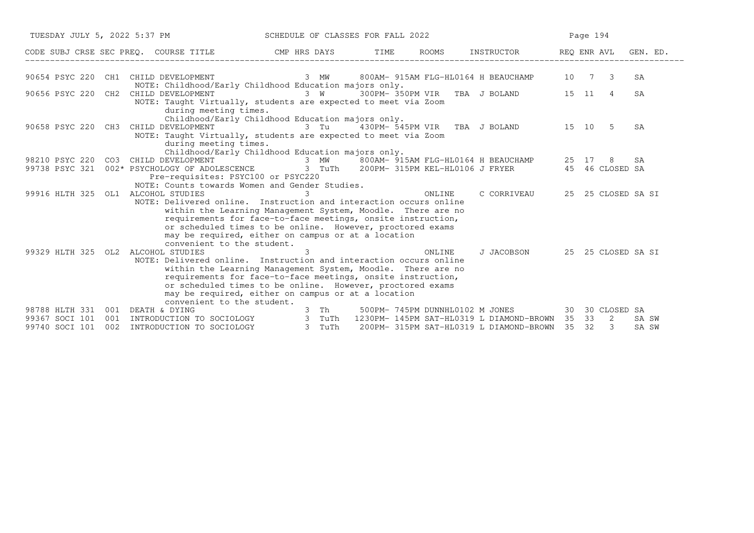SCHEDULE OF CLASSES FOR FALL 2022

TUESDAY JULY 5, 2022 5:37 PM

| CODE | SUBJ | CRSE | SEC | PREQ. | COURSE TITLE | CMP | HRS | DAYS | TIME | ROOMS | INSTRUCTOR | REQ | ENR | AVL | GEN. ED. |
|---|---|---|---|---|---|---|---|---|---|---|---|---|---|---|---|
| 90654 | PSYC | 220 | CH1 | | CHILD DEVELOPMENT | | 3 | MW | 800AM- 915AM | FLG-HL0164 | H BEAUCHAMP | 10 | 7 | 3 | SA |
| | | | | | NOTE: Childhood/Early Childhood Education majors only. | | | | | | | | | | |
| 90656 | PSYC | 220 | CH2 | | CHILD DEVELOPMENT | | 3 | W | 300PM- 350PM | VIR TBA | J BOLAND | 15 | 11 | 4 | SA |
| | | | | | NOTE: Taught Virtually, students are expected to meet via Zoom during meeting times. Childhood/Early Childhood Education majors only. | | | | | | | | | | |
| 90658 | PSYC | 220 | CH3 | | CHILD DEVELOPMENT | | 3 | Tu | 430PM- 545PM | VIR TBA | J BOLAND | 15 | 10 | 5 | SA |
| | | | | | NOTE: Taught Virtually, students are expected to meet via Zoom during meeting times. Childhood/Early Childhood Education majors only. | | | | | | | | | | |
| 98210 | PSYC | 220 | CO3 | | CHILD DEVELOPMENT | | 3 | MW | 800AM- 915AM | FLG-HL0164 | H BEAUCHAMP | 25 | 17 | 8 | SA |
| 99738 | PSYC | 321 | 002 | * | PSYCHOLOGY OF ADOLESCENCE | | 3 | TuTh | 200PM- 315PM | KEL-HL0106 | J FRYER | 45 | 46 | CLOSED | SA |
| | | | | | Pre-requisites: PSYC100 or PSYC220 NOTE: Counts towards Women and Gender Studies. | | | | | | | | | | |
| 99916 | HLTH | 325 | OL1 | | ALCOHOL STUDIES | | 3 | | | ONLINE | C CORRIVEAU | 25 | 25 | CLOSED | SA SI |
| | | | | | NOTE: Delivered online. Instruction and interaction occurs online within the Learning Management System, Moodle. There are no requirements for face-to-face meetings, onsite instruction, or scheduled times to be online. However, proctored exams may be required, either on campus or at a location convenient to the student. | | | | | | | | | | |
| 99329 | HLTH | 325 | OL2 | | ALCOHOL STUDIES | | 3 | | | ONLINE | J JACOBSON | 25 | 25 | CLOSED | SA SI |
| | | | | | NOTE: Delivered online. Instruction and interaction occurs online within the Learning Management System, Moodle. There are no requirements for face-to-face meetings, onsite instruction, or scheduled times to be online. However, proctored exams may be required, either on campus or at a location convenient to the student. | | | | | | | | | | |
| 98788 | HLTH | 331 | 001 | | DEATH & DYING | | 3 | Th | 500PM- 745PM | DUNNHL0102 | M JONES | 30 | 30 | CLOSED | SA |
| 99367 | SOCI | 101 | 001 | | INTRODUCTION TO SOCIOLOGY | | 3 | TuTh | 1230PM- 145PM | SAT-HL0319 | L DIAMOND-BROWN | 35 | 33 | 2 | SA SW |
| 99740 | SOCI | 101 | 002 | | INTRODUCTION TO SOCIOLOGY | | 3 | TuTh | 200PM- 315PM | SAT-HL0319 | L DIAMOND-BROWN | 35 | 32 | 3 | SA SW |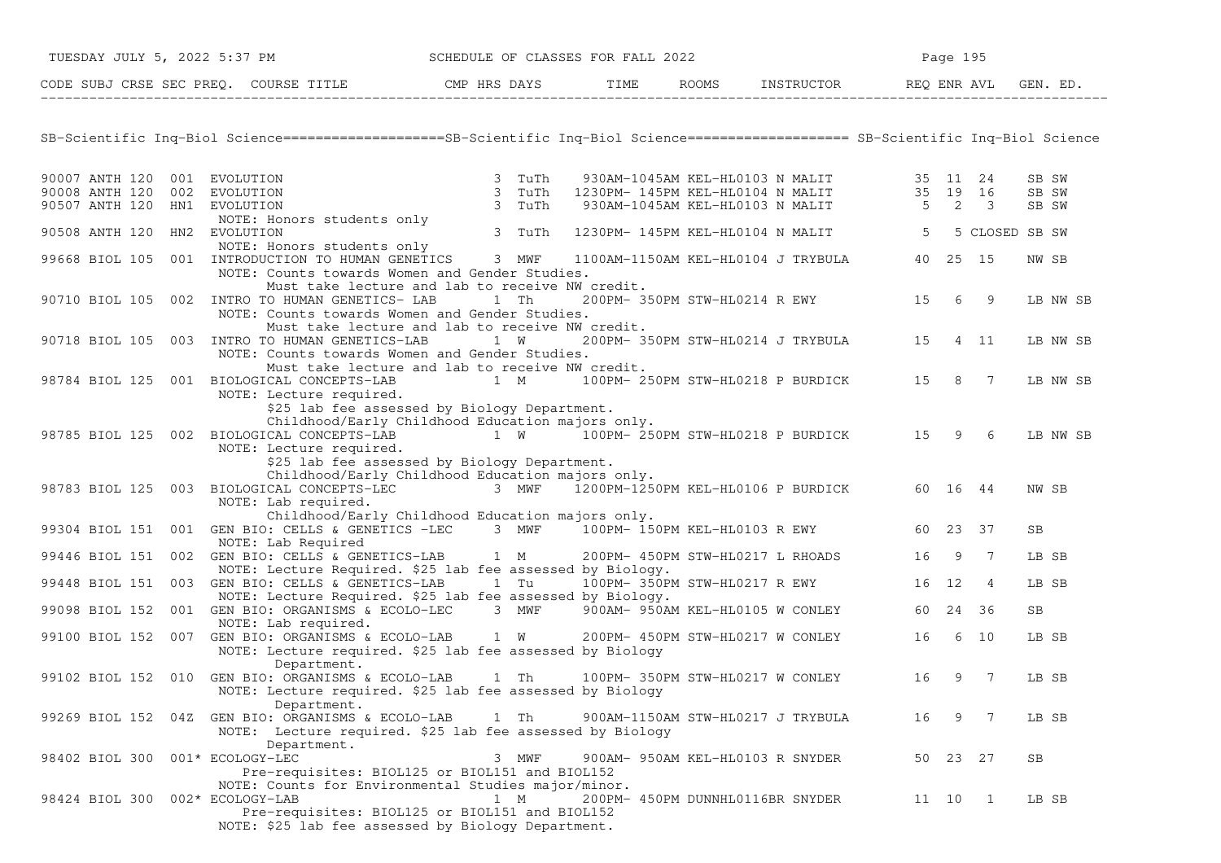## SB-Scientific Inq-Biol Science

| CODE | SUBJ | CRSE | SEC | PREQ. | COURSE TITLE | CMP | HRS | DAYS | TIME | ROOMS | INSTRUCTOR | REQ | ENR | AVL | GEN. ED. |
|---|---|---|---|---|---|---|---|---|---|---|---|---|---|---|---|
| 90007 | ANTH | 120 | 001 | | EVOLUTION | | 3 | TuTh | 930AM-1045AM | KEL-HL0103 | N MALIT | 35 | 11 | 24 | SB SW |
| 90008 | ANTH | 120 | 002 | | EVOLUTION | | 3 | TuTh | 1230PM- 145PM | KEL-HL0104 | N MALIT | 35 | 19 | 16 | SB SW |
| 90507 | ANTH | 120 | HN1 | | EVOLUTION | | 3 | TuTh | 930AM-1045AM | KEL-HL0103 | N MALIT | 5 | 2 | 3 | SB SW |
| | | | | | NOTE: Honors students only | | | | | | | | | | |
| 90508 | ANTH | 120 | HN2 | | EVOLUTION | | 3 | TuTh | 1230PM- 145PM | KEL-HL0104 | N MALIT | 5 | 5 | CLOSED | SB SW |
| | | | | | NOTE: Honors students only | | | | | | | | | | |
| 99668 | BIOL | 105 | 001 | | INTRODUCTION TO HUMAN GENETICS | | 3 | MWF | 1100AM-1150AM | KEL-HL0104 | J TRYBULA | 40 | 25 | 15 | NW SB |
| | | | | | NOTE: Counts towards Women and Gender Studies. Must take lecture and lab to receive NW credit. | | | | | | | | | | |
| 90710 | BIOL | 105 | 002 | | INTRO TO HUMAN GENETICS- LAB | | 1 | Th | 200PM- 350PM | STW-HL0214 | R EWY | 15 | 6 | 9 | LB NW SB |
| | | | | | NOTE: Counts towards Women and Gender Studies. Must take lecture and lab to receive NW credit. | | | | | | | | | | |
| 90718 | BIOL | 105 | 003 | | INTRO TO HUMAN GENETICS-LAB | | 1 | W | 200PM- 350PM | STW-HL0214 | J TRYBULA | 15 | 4 | 11 | LB NW SB |
| | | | | | NOTE: Counts towards Women and Gender Studies. Must take lecture and lab to receive NW credit. | | | | | | | | | | |
| 98784 | BIOL | 125 | 001 | | BIOLOGICAL CONCEPTS-LAB | | 1 | M | 100PM- 250PM | STW-HL0218 | P BURDICK | 15 | 8 | 7 | LB NW SB |
| | | | | | NOTE: Lecture required. $25 lab fee assessed by Biology Department. Childhood/Early Childhood Education majors only. | | | | | | | | | | |
| 98785 | BIOL | 125 | 002 | | BIOLOGICAL CONCEPTS-LAB | | 1 | W | 100PM- 250PM | STW-HL0218 | P BURDICK | 15 | 9 | 6 | LB NW SB |
| | | | | | NOTE: Lecture required. $25 lab fee assessed by Biology Department. Childhood/Early Childhood Education majors only. | | | | | | | | | | |
| 98783 | BIOL | 125 | 003 | | BIOLOGICAL CONCEPTS-LEC | | 3 | MWF | 1200PM-1250PM | KEL-HL0106 | P BURDICK | 60 | 16 | 44 | NW SB |
| | | | | | NOTE: Lab required. Childhood/Early Childhood Education majors only. | | | | | | | | | | |
| 99304 | BIOL | 151 | 001 | | GEN BIO: CELLS & GENETICS -LEC | | 3 | MWF | 100PM- 150PM | KEL-HL0103 | R EWY | 60 | 23 | 37 | SB |
| | | | | | NOTE: Lab Required | | | | | | | | | | |
| 99446 | BIOL | 151 | 002 | | GEN BIO: CELLS & GENETICS-LAB | | 1 | M | 200PM- 450PM | STW-HL0217 | L RHOADS | 16 | 9 | 7 | LB SB |
| | | | | | NOTE: Lecture Required. $25 lab fee assessed by Biology. | | | | | | | | | | |
| 99448 | BIOL | 151 | 003 | | GEN BIO: CELLS & GENETICS-LAB | | 1 | Tu | 100PM- 350PM | STW-HL0217 | R EWY | 16 | 12 | 4 | LB SB |
| | | | | | NOTE: Lecture Required. $25 lab fee assessed by Biology. | | | | | | | | | | |
| 99098 | BIOL | 152 | 001 | | GEN BIO: ORGANISMS & ECOLO-LEC | | 3 | MWF | 900AM- 950AM | KEL-HL0105 | W CONLEY | 60 | 24 | 36 | SB |
| | | | | | NOTE: Lab required. | | | | | | | | | | |
| 99100 | BIOL | 152 | 007 | | GEN BIO: ORGANISMS & ECOLO-LAB | | 1 | W | 200PM- 450PM | STW-HL0217 | W CONLEY | 16 | 6 | 10 | LB SB |
| | | | | | NOTE: Lecture required. $25 lab fee assessed by Biology Department. | | | | | | | | | | |
| 99102 | BIOL | 152 | 010 | | GEN BIO: ORGANISMS & ECOLO-LAB | | 1 | Th | 100PM- 350PM | STW-HL0217 | W CONLEY | 16 | 9 | 7 | LB SB |
| | | | | | NOTE: Lecture required. $25 lab fee assessed by Biology Department. | | | | | | | | | | |
| 99269 | BIOL | 152 | 04Z | | GEN BIO: ORGANISMS & ECOLO-LAB | | 1 | Th | 900AM-1150AM | STW-HL0217 | J TRYBULA | 16 | 9 | 7 | LB SB |
| | | | | | NOTE: Lecture required. $25 lab fee assessed by Biology Department. | | | | | | | | | | |
| 98402 | BIOL | 300 | 001 | * | ECOLOGY-LEC | | 3 | MWF | 900AM- 950AM | KEL-HL0103 | R SNYDER | 50 | 23 | 27 | SB |
| | | | | | Pre-requisites: BIOL125 or BIOL151 and BIOL152. NOTE: Counts for Environmental Studies major/minor. | | | | | | | | | | |
| 98424 | BIOL | 300 | 002 | * | ECOLOGY-LAB | | 1 | M | 200PM- 450PM | DUNNHL0116BR | SNYDER | 11 | 10 | 1 | LB SB |
| | | | | | Pre-requisites: BIOL125 or BIOL151 and BIOL152. NOTE: $25 lab fee assessed by Biology Department. | | | | | | | | | | |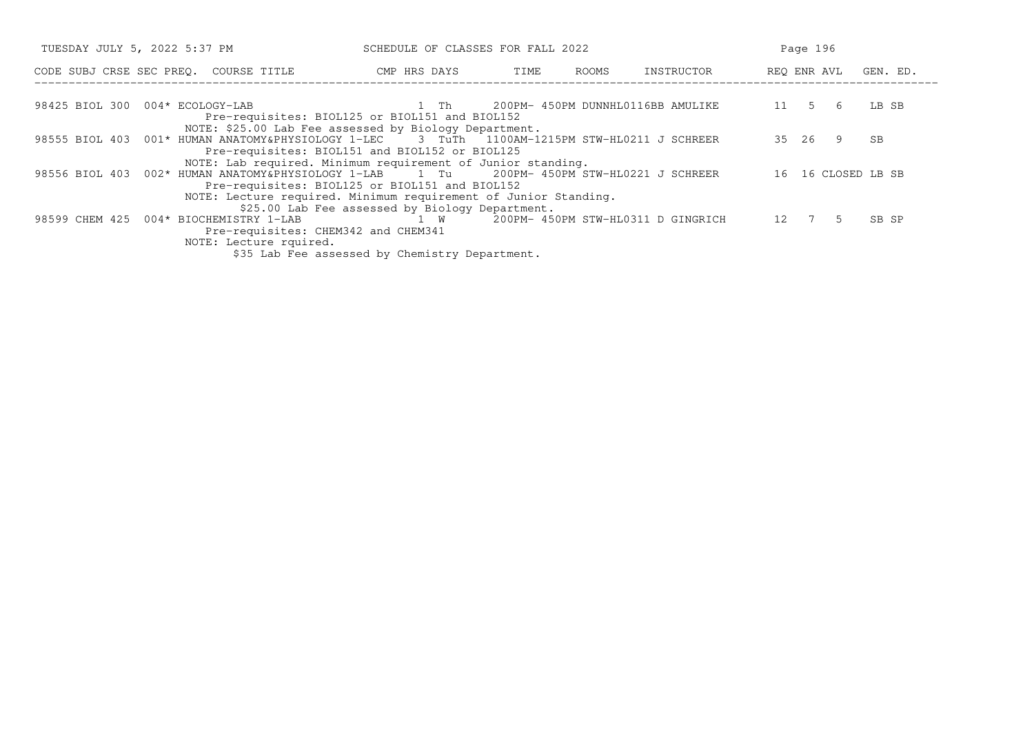| CODE | SUBJ | CRSE | SEC | PREQ. | COURSE TITLE | CMP | HRS | DAYS | TIME | ROOMS | INSTRUCTOR | REQ | ENR | AVL | GEN. ED. |
|---|---|---|---|---|---|---|---|---|---|---|---|---|---|---|---|
| 98425 | BIOL | 300 | 004 | * | ECOLOGY-LAB | | 1 | Th | 200PM- 450PM | DUNNHL0116BB | AMULIKE | 11 | 5 | 6 | LB SB |
| | | | | | Pre-requisites: BIOL125 or BIOL151 and BIOL152 | | | | | | | | | | |
| | | | | | NOTE: $25.00 Lab Fee assessed by Biology Department. | | | | | | | | | | |
| 98555 | BIOL | 403 | 001 | * | HUMAN ANATOMY&PHYSIOLOGY 1-LEC | | 3 | TuTh | 1100AM-1215PM | STW-HL0211 | J SCHREER | 35 | 26 | 9 | SB |
| | | | | | Pre-requisites: BIOL151 and BIOL152 or BIOL125 | | | | | | | | | | |
| | | | | | NOTE: Lab required. Minimum requirement of Junior standing. | | | | | | | | | | |
| 98556 | BIOL | 403 | 002 | * | HUMAN ANATOMY&PHYSIOLOGY 1-LAB | | 1 | Tu | 200PM- 450PM | STW-HL0221 | J SCHREER | 16 | 16 | CLOSED | LB SB |
| | | | | | Pre-requisites: BIOL125 or BIOL151 and BIOL152 | | | | | | | | | | |
| | | | | | NOTE: Lecture required. Minimum requirement of Junior Standing. | | | | | | | | | | |
| | | | | | $25.00 Lab Fee assessed by Biology Department. | | | | | | | | | | |
| 98599 | CHEM | 425 | 004 | * | BIOCHEMISTRY 1-LAB | | 1 | W | 200PM- 450PM | STW-HL0311 | D GINGRICH | 12 | 7 | 5 | SB SP |
| | | | | | Pre-requisites: CHEM342 and CHEM341 | | | | | | | | | | |
| | | | | | NOTE: Lecture rquired. | | | | | | | | | | |
| | | | | | $35 Lab Fee assessed by Chemistry Department. | | | | | | | | | | |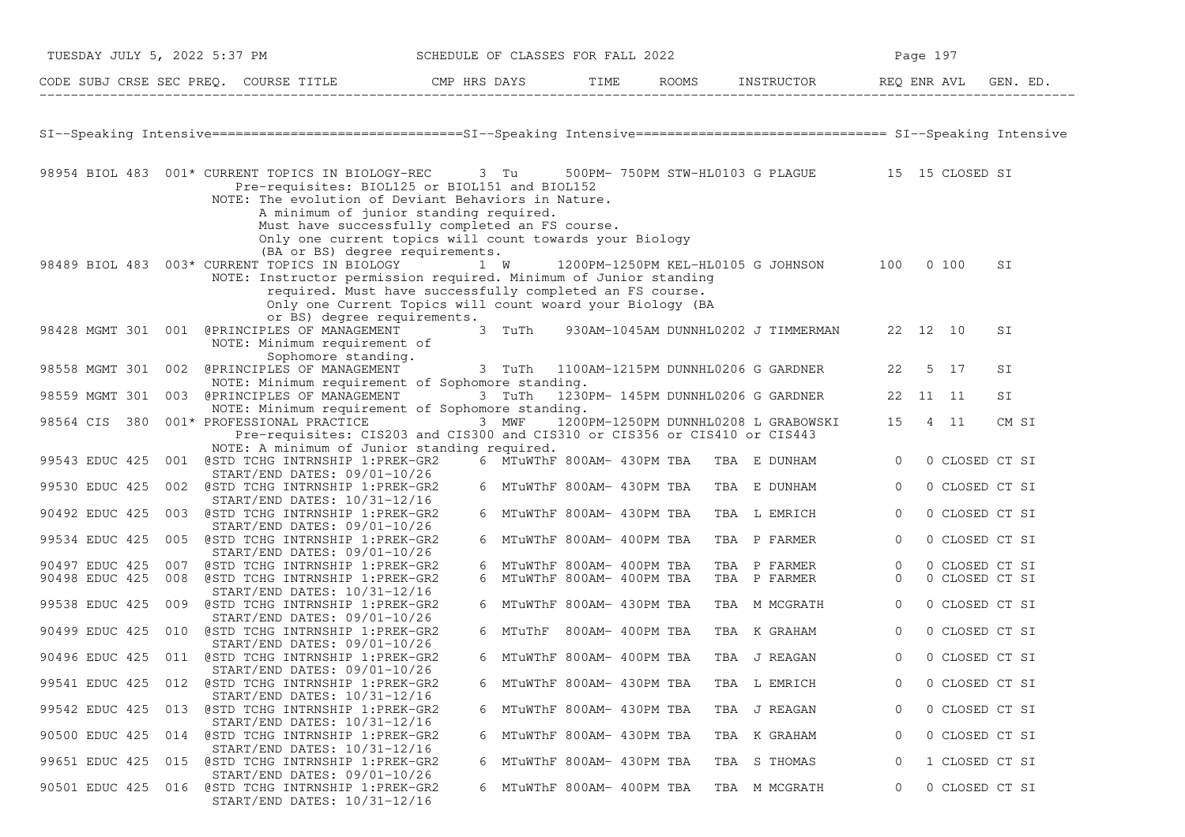| CODE | SUBJ | CRSE | SEC | PREQ. | COURSE TITLE | CMP | HRS | DAYS | TIME | ROOMS | INSTRUCTOR | REQ | ENR | AVL | GEN. ED. |
|---|---|---|---|---|---|---|---|---|---|---|---|---|---|---|---|

SI--Speaking Intensive================================SI--Speaking Intensive================================ SI--Speaking Intensive

| CODE | SUBJ | CRSE | SEC | PREQ. | COURSE TITLE | CMP | HRS | DAYS | TIME | ROOMS | INSTRUCTOR | REQ | ENR | AVL | GEN. ED. |
|---|---|---|---|---|---|---|---|---|---|---|---|---|---|---|---|
| 98954 | BIOL | 483 | 001 | * | CURRENT TOPICS IN BIOLOGY-REC | | 3 | Tu | 500PM- 750PM | STW-HL0103 | G PLAGUE | 15 | 15 | CLOSED | SI |
| | | | | | Pre-requisites: BIOL125 or BIOL151 and BIOL152 | | | | | | | | | | |
| | | | | | NOTE: The evolution of Deviant Behaviors in Nature. A minimum of junior standing required. Must have successfully completed an FS course. Only one current topics will count towards your Biology (BA or BS) degree requirements. | | | | | | | | | | |
| 98489 | BIOL | 483 | 003 | * | CURRENT TOPICS IN BIOLOGY | | 1 | W | 1200PM-1250PM | KEL-HL0105 | G JOHNSON | 100 | 0 | 100 | SI |
| | | | | | NOTE: Instructor permission required. Minimum of Junior standing required. Must have successfully completed an FS course. Only one Current Topics will count woard your Biology (BA or BS) degree requirements. | | | | | | | | | | |
| 98428 | MGMT | 301 | 001 | @ | PRINCIPLES OF MANAGEMENT | | 3 | TuTh | 930AM-1045AM | DUNNHL0202 | J TIMMERMAN | 22 | 12 | 10 | SI |
| | | | | | NOTE: Minimum requirement of Sophomore standing. | | | | | | | | | | |
| 98558 | MGMT | 301 | 002 | @ | PRINCIPLES OF MANAGEMENT | | 3 | TuTh | 1100AM-1215PM | DUNNHL0206 | G GARDNER | 22 | 5 | 17 | SI |
| | | | | | NOTE: Minimum requirement of Sophomore standing. | | | | | | | | | | |
| 98559 | MGMT | 301 | 003 | @ | PRINCIPLES OF MANAGEMENT | | 3 | TuTh | 1230PM- 145PM | DUNNHL0206 | G GARDNER | 22 | 11 | 11 | SI |
| | | | | | NOTE: Minimum requirement of Sophomore standing. | | | | | | | | | | |
| 98564 | CIS | 380 | 001 | * | PROFESSIONAL PRACTICE | | 3 | MWF | 1200PM-1250PM | DUNNHL0208 | L GRABOWSKI | 15 | 4 | 11 | CM SI |
| | | | | | Pre-requisites: CIS203 and CIS300 and CIS310 or CIS356 or CIS410 or CIS443 | | | | | | | | | | |
| | | | | | NOTE: A minimum of Junior standing required. | | | | | | | | | | |
| 99543 | EDUC | 425 | 001 | @ | STD TCHG INTRNSHIP 1:PREK-GR2 | | 6 | MTuWThF | 800AM- 430PM | TBA TBA | E DUNHAM | 0 | 0 | CLOSED | CT SI |
| | | | | | START/END DATES: 09/01-10/26 | | | | | | | | | | |
| 99530 | EDUC | 425 | 002 | @ | STD TCHG INTRNSHIP 1:PREK-GR2 | | 6 | MTuWThF | 800AM- 430PM | TBA TBA | E DUNHAM | 0 | 0 | CLOSED | CT SI |
| | | | | | START/END DATES: 10/31-12/16 | | | | | | | | | | |
| 90492 | EDUC | 425 | 003 | @ | STD TCHG INTRNSHIP 1:PREK-GR2 | | 6 | MTuWThF | 800AM- 430PM | TBA TBA | L EMRICH | 0 | 0 | CLOSED | CT SI |
| | | | | | START/END DATES: 09/01-10/26 | | | | | | | | | | |
| 99534 | EDUC | 425 | 005 | @ | STD TCHG INTRNSHIP 1:PREK-GR2 | | 6 | MTuWThF | 800AM- 400PM | TBA TBA | P FARMER | 0 | 0 | CLOSED | CT SI |
| | | | | | START/END DATES: 09/01-10/26 | | | | | | | | | | |
| 90497 | EDUC | 425 | 007 | @ | STD TCHG INTRNSHIP 1:PREK-GR2 | | 6 | MTuWThF | 800AM- 400PM | TBA TBA | P FARMER | 0 | 0 | CLOSED | CT SI |
| 90498 | EDUC | 425 | 008 | @ | STD TCHG INTRNSHIP 1:PREK-GR2 | | 6 | MTuWThF | 800AM- 400PM | TBA TBA | P FARMER | 0 | 0 | CLOSED | CT SI |
| | | | | | START/END DATES: 10/31-12/16 | | | | | | | | | | |
| 99538 | EDUC | 425 | 009 | @ | STD TCHG INTRNSHIP 1:PREK-GR2 | | 6 | MTuWThF | 800AM- 430PM | TBA TBA | M MCGRATH | 0 | 0 | CLOSED | CT SI |
| | | | | | START/END DATES: 09/01-10/26 | | | | | | | | | | |
| 90499 | EDUC | 425 | 010 | @ | STD TCHG INTRNSHIP 1:PREK-GR2 | | 6 | MTuThF | 800AM- 400PM | TBA TBA | K GRAHAM | 0 | 0 | CLOSED | CT SI |
| | | | | | START/END DATES: 09/01-10/26 | | | | | | | | | | |
| 90496 | EDUC | 425 | 011 | @ | STD TCHG INTRNSHIP 1:PREK-GR2 | | 6 | MTuWThF | 800AM- 400PM | TBA TBA | J REAGAN | 0 | 0 | CLOSED | CT SI |
| | | | | | START/END DATES: 09/01-10/26 | | | | | | | | | | |
| 99541 | EDUC | 425 | 012 | @ | STD TCHG INTRNSHIP 1:PREK-GR2 | | 6 | MTuWThF | 800AM- 430PM | TBA TBA | L EMRICH | 0 | 0 | CLOSED | CT SI |
| | | | | | START/END DATES: 10/31-12/16 | | | | | | | | | | |
| 99542 | EDUC | 425 | 013 | @ | STD TCHG INTRNSHIP 1:PREK-GR2 | | 6 | MTuWThF | 800AM- 430PM | TBA TBA | J REAGAN | 0 | 0 | CLOSED | CT SI |
| | | | | | START/END DATES: 10/31-12/16 | | | | | | | | | | |
| 90500 | EDUC | 425 | 014 | @ | STD TCHG INTRNSHIP 1:PREK-GR2 | | 6 | MTuWThF | 800AM- 430PM | TBA TBA | K GRAHAM | 0 | 0 | CLOSED | CT SI |
| | | | | | START/END DATES: 10/31-12/16 | | | | | | | | | | |
| 99651 | EDUC | 425 | 015 | @ | STD TCHG INTRNSHIP 1:PREK-GR2 | | 6 | MTuWThF | 800AM- 430PM | TBA TBA | S THOMAS | 0 | 1 | CLOSED | CT SI |
| | | | | | START/END DATES: 09/01-10/26 | | | | | | | | | | |
| 90501 | EDUC | 425 | 016 | @ | STD TCHG INTRNSHIP 1:PREK-GR2 | | 6 | MTuWThF | 800AM- 400PM | TBA TBA | M MCGRATH | 0 | 0 | CLOSED | CT SI |
| | | | | | START/END DATES: 10/31-12/16 | | | | | | | | | | |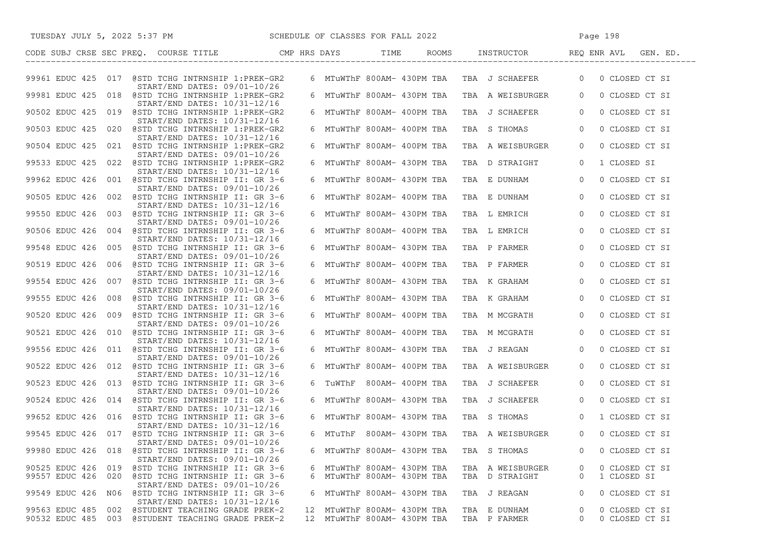| CODE | SUBJ | CRSE | SEC | PREQ. | COURSE TITLE | CMP | HRS | DAYS | TIME | ROOMS | INSTRUCTOR | REQ | ENR | AVL | GEN. ED. |
|---|---|---|---|---|---|---|---|---|---|---|---|---|---|---|---|
| 99961 | EDUC | 425 | 017 | @ | STD TCHG INTRNSHIP 1:PREK-GR2 START/END DATES: 09/01-10/26 | | 6 | MTuWThF | 800AM- 430PM | TBA TBA | J SCHAEFER | 0 | 0 | CLOSED | CT SI |
| 99981 | EDUC | 425 | 018 | @ | STD TCHG INTRNSHIP 1:PREK-GR2 START/END DATES: 10/31-12/16 | | 6 | MTuWThF | 800AM- 430PM | TBA TBA | A WEISBURGER | 0 | 0 | CLOSED | CT SI |
| 90502 | EDUC | 425 | 019 | @ | STD TCHG INTRNSHIP 1:PREK-GR2 START/END DATES: 10/31-12/16 | | 6 | MTuWThF | 800AM- 400PM | TBA TBA | J SCHAEFER | 0 | 0 | CLOSED | CT SI |
| 90503 | EDUC | 425 | 020 | @ | STD TCHG INTRNSHIP 1:PREK-GR2 START/END DATES: 10/31-12/16 | | 6 | MTuWThF | 800AM- 400PM | TBA TBA | S THOMAS | 0 | 0 | CLOSED | CT SI |
| 90504 | EDUC | 425 | 021 | @ | STD TCHG INTRNSHIP 1:PREK-GR2 START/END DATES: 09/01-10/26 | | 6 | MTuWThF | 800AM- 400PM | TBA TBA | A WEISBURGER | 0 | 0 | CLOSED | CT SI |
| 99533 | EDUC | 425 | 022 | @ | STD TCHG INTRNSHIP 1:PREK-GR2 START/END DATES: 10/31-12/16 | | 6 | MTuWThF | 800AM- 430PM | TBA TBA | D STRAIGHT | 0 | 1 | CLOSED | SI |
| 99962 | EDUC | 426 | 001 | @ | STD TCHG INTRNSHIP II: GR 3-6 START/END DATES: 09/01-10/26 | | 6 | MTuWThF | 800AM- 430PM | TBA TBA | E DUNHAM | 0 | 0 | CLOSED | CT SI |
| 90505 | EDUC | 426 | 002 | @ | STD TCHG INTRNSHIP II: GR 3-6 START/END DATES: 10/31-12/16 | | 6 | MTuWThF | 802AM- 400PM | TBA TBA | E DUNHAM | 0 | 0 | CLOSED | CT SI |
| 99550 | EDUC | 426 | 003 | @ | STD TCHG INTRNSHIP II: GR 3-6 START/END DATES: 09/01-10/26 | | 6 | MTuWThF | 800AM- 430PM | TBA TBA | L EMRICH | 0 | 0 | CLOSED | CT SI |
| 90506 | EDUC | 426 | 004 | @ | STD TCHG INTRNSHIP II: GR 3-6 START/END DATES: 10/31-12/16 | | 6 | MTuWThF | 800AM- 400PM | TBA TBA | L EMRICH | 0 | 0 | CLOSED | CT SI |
| 99548 | EDUC | 426 | 005 | @ | STD TCHG INTRNSHIP II: GR 3-6 START/END DATES: 09/01-10/26 | | 6 | MTuWThF | 800AM- 430PM | TBA TBA | P FARMER | 0 | 0 | CLOSED | CT SI |
| 90519 | EDUC | 426 | 006 | @ | STD TCHG INTRNSHIP II: GR 3-6 START/END DATES: 10/31-12/16 | | 6 | MTuWThF | 800AM- 400PM | TBA TBA | P FARMER | 0 | 0 | CLOSED | CT SI |
| 99554 | EDUC | 426 | 007 | @ | STD TCHG INTRNSHIP II: GR 3-6 START/END DATES: 09/01-10/26 | | 6 | MTuWThF | 800AM- 430PM | TBA TBA | K GRAHAM | 0 | 0 | CLOSED | CT SI |
| 99555 | EDUC | 426 | 008 | @ | STD TCHG INTRNSHIP II: GR 3-6 START/END DATES: 10/31-12/16 | | 6 | MTuWThF | 800AM- 430PM | TBA TBA | K GRAHAM | 0 | 0 | CLOSED | CT SI |
| 90520 | EDUC | 426 | 009 | @ | STD TCHG INTRNSHIP II: GR 3-6 START/END DATES: 09/01-10/26 | | 6 | MTuWThF | 800AM- 400PM | TBA TBA | M MCGRATH | 0 | 0 | CLOSED | CT SI |
| 90521 | EDUC | 426 | 010 | @ | STD TCHG INTRNSHIP II: GR 3-6 START/END DATES: 10/31-12/16 | | 6 | MTuWThF | 800AM- 400PM | TBA TBA | M MCGRATH | 0 | 0 | CLOSED | CT SI |
| 99556 | EDUC | 426 | 011 | @ | STD TCHG INTRNSHIP II: GR 3-6 START/END DATES: 09/01-10/26 | | 6 | MTuWThF | 800AM- 430PM | TBA TBA | J REAGAN | 0 | 0 | CLOSED | CT SI |
| 90522 | EDUC | 426 | 012 | @ | STD TCHG INTRNSHIP II: GR 3-6 START/END DATES: 10/31-12/16 | | 6 | MTuWThF | 800AM- 400PM | TBA TBA | A WEISBURGER | 0 | 0 | CLOSED | CT SI |
| 90523 | EDUC | 426 | 013 | @ | STD TCHG INTRNSHIP II: GR 3-6 START/END DATES: 09/01-10/26 | | 6 | TuWThF | 800AM- 400PM | TBA TBA | J SCHAEFER | 0 | 0 | CLOSED | CT SI |
| 90524 | EDUC | 426 | 014 | @ | STD TCHG INTRNSHIP II: GR 3-6 START/END DATES: 10/31-12/16 | | 6 | MTuWThF | 800AM- 430PM | TBA TBA | J SCHAEFER | 0 | 0 | CLOSED | CT SI |
| 99652 | EDUC | 426 | 016 | @ | STD TCHG INTRNSHIP II: GR 3-6 START/END DATES: 10/31-12/16 | | 6 | MTuWThF | 800AM- 430PM | TBA TBA | S THOMAS | 0 | 1 | CLOSED | CT SI |
| 99545 | EDUC | 426 | 017 | @ | STD TCHG INTRNSHIP II: GR 3-6 START/END DATES: 09/01-10/26 | | 6 | MTuThF | 800AM- 430PM | TBA TBA | A WEISBURGER | 0 | 0 | CLOSED | CT SI |
| 99980 | EDUC | 426 | 018 | @ | STD TCHG INTRNSHIP II: GR 3-6 START/END DATES: 09/01-10/26 | | 6 | MTuWThF | 800AM- 430PM | TBA TBA | S THOMAS | 0 | 0 | CLOSED | CT SI |
| 90525 | EDUC | 426 | 019 | @ | STD TCHG INTRNSHIP II: GR 3-6 | | 6 | MTuWThF | 800AM- 430PM | TBA TBA | A WEISBURGER | 0 | 0 | CLOSED | CT SI |
| 99557 | EDUC | 426 | 020 | @ | STD TCHG INTRNSHIP II: GR 3-6 START/END DATES: 09/01-10/26 | | 6 | MTuWThF | 800AM- 430PM | TBA TBA | D STRAIGHT | 0 | 1 | CLOSED | SI |
| 99549 | EDUC | 426 | N06 | @ | STD TCHG INTRNSHIP II: GR 3-6 START/END DATES: 10/31-12/16 | | 6 | MTuWThF | 800AM- 430PM | TBA TBA | J REAGAN | 0 | 0 | CLOSED | CT SI |
| 99563 | EDUC | 485 | 002 | @ | STUDENT TEACHING GRADE PREK-2 | | 12 | MTuWThF | 800AM- 430PM | TBA TBA | E DUNHAM | 0 | 0 | CLOSED | CT SI |
| 90532 | EDUC | 485 | 003 | @ | STUDENT TEACHING GRADE PREK-2 | | 12 | MTuWThF | 800AM- 430PM | TBA TBA | P FARMER | 0 | 0 | CLOSED | CT SI |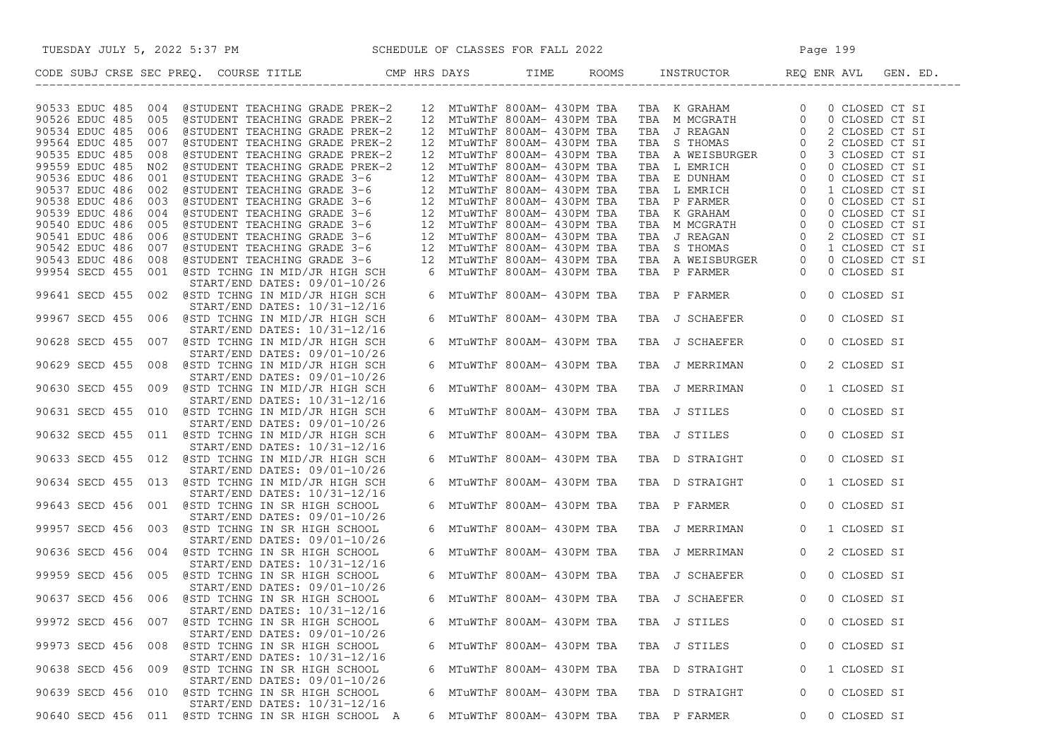| CODE | SUBJ | CRSE | SEC | PREQ. | COURSE TITLE | CMP | HRS | DAYS | TIME | ROOMS | INSTRUCTOR | REQ | ENR | AVL | GEN. ED. |
|---|---|---|---|---|---|---|---|---|---|---|---|---|---|---|---|
| 90533 | EDUC | 485 | 004 | @ | STUDENT TEACHING GRADE PREK-2 | | 12 | MTuWThF | 800AM- 430PM | TBA TBA | K GRAHAM | | 0 | 0 | CLOSED CT SI |
| 90526 | EDUC | 485 | 005 | @ | STUDENT TEACHING GRADE PREK-2 | | 12 | MTuWThF | 800AM- 430PM | TBA TBA | M MCGRATH | | 0 | 0 | CLOSED CT SI |
| 90534 | EDUC | 485 | 006 | @ | STUDENT TEACHING GRADE PREK-2 | | 12 | MTuWThF | 800AM- 430PM | TBA TBA | J REAGAN | | 0 | 2 | CLOSED CT SI |
| 99564 | EDUC | 485 | 007 | @ | STUDENT TEACHING GRADE PREK-2 | | 12 | MTuWThF | 800AM- 430PM | TBA TBA | S THOMAS | | 0 | 2 | CLOSED CT SI |
| 90535 | EDUC | 485 | 008 | @ | STUDENT TEACHING GRADE PREK-2 | | 12 | MTuWThF | 800AM- 430PM | TBA TBA | A WEISBURGER | | 0 | 3 | CLOSED CT SI |
| 99559 | EDUC | 485 | N02 | @ | STUDENT TEACHING GRADE PREK-2 | | 12 | MTuWThF | 800AM- 430PM | TBA TBA | L EMRICH | | 0 | 0 | CLOSED CT SI |
| 90536 | EDUC | 486 | 001 | @ | STUDENT TEACHING GRADE 3-6 | | 12 | MTuWThF | 800AM- 430PM | TBA TBA | E DUNHAM | | 0 | 0 | CLOSED CT SI |
| 90537 | EDUC | 486 | 002 | @ | STUDENT TEACHING GRADE 3-6 | | 12 | MTuWThF | 800AM- 430PM | TBA TBA | L EMRICH | | 0 | 1 | CLOSED CT SI |
| 90538 | EDUC | 486 | 003 | @ | STUDENT TEACHING GRADE 3-6 | | 12 | MTuWThF | 800AM- 430PM | TBA TBA | P FARMER | | 0 | 0 | CLOSED CT SI |
| 90539 | EDUC | 486 | 004 | @ | STUDENT TEACHING GRADE 3-6 | | 12 | MTuWThF | 800AM- 430PM | TBA TBA | K GRAHAM | | 0 | 0 | CLOSED CT SI |
| 90540 | EDUC | 486 | 005 | @ | STUDENT TEACHING GRADE 3-6 | | 12 | MTuWThF | 800AM- 430PM | TBA TBA | M MCGRATH | | 0 | 0 | CLOSED CT SI |
| 90541 | EDUC | 486 | 006 | @ | STUDENT TEACHING GRADE 3-6 | | 12 | MTuWThF | 800AM- 430PM | TBA TBA | J REAGAN | | 0 | 2 | CLOSED CT SI |
| 90542 | EDUC | 486 | 007 | @ | STUDENT TEACHING GRADE 3-6 | | 12 | MTuWThF | 800AM- 430PM | TBA TBA | S THOMAS | | 0 | 1 | CLOSED CT SI |
| 90543 | EDUC | 486 | 008 | @ | STUDENT TEACHING GRADE 3-6 | | 12 | MTuWThF | 800AM- 430PM | TBA TBA | A WEISBURGER | | 0 | 0 | CLOSED CT SI |
| 99954 | SECD | 455 | 001 | @ | STD TCHNG IN MID/JR HIGH SCH START/END DATES: 09/01-10/26 | | 6 | MTuWThF | 800AM- 430PM | TBA TBA | P FARMER | | 0 | 0 | CLOSED SI |
| 99641 | SECD | 455 | 002 | @ | STD TCHNG IN MID/JR HIGH SCH START/END DATES: 10/31-12/16 | | 6 | MTuWThF | 800AM- 430PM | TBA TBA | P FARMER | | 0 | 0 | CLOSED SI |
| 99967 | SECD | 455 | 006 | @ | STD TCHNG IN MID/JR HIGH SCH START/END DATES: 10/31-12/16 | | 6 | MTuWThF | 800AM- 430PM | TBA TBA | J SCHAEFER | | 0 | 0 | CLOSED SI |
| 90628 | SECD | 455 | 007 | @ | STD TCHNG IN MID/JR HIGH SCH START/END DATES: 09/01-10/26 | | 6 | MTuWThF | 800AM- 430PM | TBA TBA | J SCHAEFER | | 0 | 0 | CLOSED SI |
| 90629 | SECD | 455 | 008 | @ | STD TCHNG IN MID/JR HIGH SCH START/END DATES: 09/01-10/26 | | 6 | MTuWThF | 800AM- 430PM | TBA TBA | J MERRIMAN | | 0 | 2 | CLOSED SI |
| 90630 | SECD | 455 | 009 | @ | STD TCHNG IN MID/JR HIGH SCH START/END DATES: 10/31-12/16 | | 6 | MTuWThF | 800AM- 430PM | TBA TBA | J MERRIMAN | | 0 | 1 | CLOSED SI |
| 90631 | SECD | 455 | 010 | @ | STD TCHNG IN MID/JR HIGH SCH START/END DATES: 09/01-10/26 | | 6 | MTuWThF | 800AM- 430PM | TBA TBA | J STILES | | 0 | 0 | CLOSED SI |
| 90632 | SECD | 455 | 011 | @ | STD TCHNG IN MID/JR HIGH SCH START/END DATES: 10/31-12/16 | | 6 | MTuWThF | 800AM- 430PM | TBA TBA | J STILES | | 0 | 0 | CLOSED SI |
| 90633 | SECD | 455 | 012 | @ | STD TCHNG IN MID/JR HIGH SCH START/END DATES: 09/01-10/26 | | 6 | MTuWThF | 800AM- 430PM | TBA TBA | D STRAIGHT | | 0 | 0 | CLOSED SI |
| 90634 | SECD | 455 | 013 | @ | STD TCHNG IN MID/JR HIGH SCH START/END DATES: 10/31-12/16 | | 6 | MTuWThF | 800AM- 430PM | TBA TBA | D STRAIGHT | | 0 | 1 | CLOSED SI |
| 99643 | SECD | 456 | 001 | @ | STD TCHNG IN SR HIGH SCHOOL START/END DATES: 09/01-10/26 | | 6 | MTuWThF | 800AM- 430PM | TBA TBA | P FARMER | | 0 | 0 | CLOSED SI |
| 99957 | SECD | 456 | 003 | @ | STD TCHNG IN SR HIGH SCHOOL START/END DATES: 09/01-10/26 | | 6 | MTuWThF | 800AM- 430PM | TBA TBA | J MERRIMAN | | 0 | 1 | CLOSED SI |
| 90636 | SECD | 456 | 004 | @ | STD TCHNG IN SR HIGH SCHOOL START/END DATES: 10/31-12/16 | | 6 | MTuWThF | 800AM- 430PM | TBA TBA | J MERRIMAN | | 0 | 2 | CLOSED SI |
| 99959 | SECD | 456 | 005 | @ | STD TCHNG IN SR HIGH SCHOOL START/END DATES: 09/01-10/26 | | 6 | MTuWThF | 800AM- 430PM | TBA TBA | J SCHAEFER | | 0 | 0 | CLOSED SI |
| 90637 | SECD | 456 | 006 | @ | STD TCHNG IN SR HIGH SCHOOL START/END DATES: 10/31-12/16 | | 6 | MTuWThF | 800AM- 430PM | TBA TBA | J SCHAEFER | | 0 | 0 | CLOSED SI |
| 99972 | SECD | 456 | 007 | @ | STD TCHNG IN SR HIGH SCHOOL START/END DATES: 09/01-10/26 | | 6 | MTuWThF | 800AM- 430PM | TBA TBA | J STILES | | 0 | 0 | CLOSED SI |
| 99973 | SECD | 456 | 008 | @ | STD TCHNG IN SR HIGH SCHOOL START/END DATES: 10/31-12/16 | | 6 | MTuWThF | 800AM- 430PM | TBA TBA | J STILES | | 0 | 0 | CLOSED SI |
| 90638 | SECD | 456 | 009 | @ | STD TCHNG IN SR HIGH SCHOOL START/END DATES: 09/01-10/26 | | 6 | MTuWThF | 800AM- 430PM | TBA TBA | D STRAIGHT | | 0 | 1 | CLOSED SI |
| 90639 | SECD | 456 | 010 | @ | STD TCHNG IN SR HIGH SCHOOL START/END DATES: 10/31-12/16 | | 6 | MTuWThF | 800AM- 430PM | TBA TBA | D STRAIGHT | | 0 | 0 | CLOSED SI |
| 90640 | SECD | 456 | 011 | @ | STD TCHNG IN SR HIGH SCHOOL | A | 6 | MTuWThF | 800AM- 430PM | TBA TBA | P FARMER | | 0 | 0 | CLOSED SI |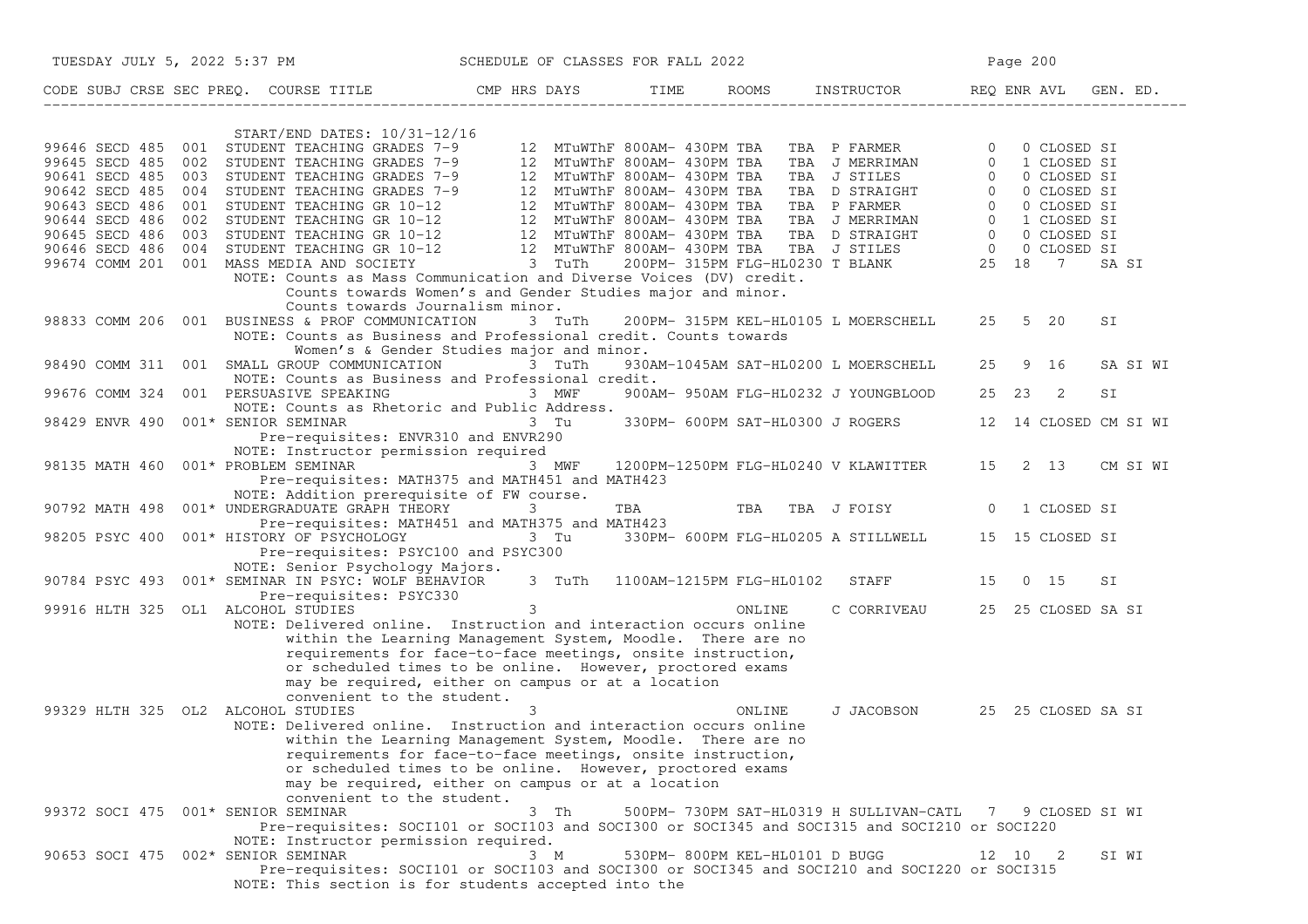| CODE | SUBJ | CRSE | SEC | PREQ. | COURSE TITLE | CMP | HRS | DAYS | TIME | ROOMS | INSTRUCTOR | REQ | ENR | AVL | GEN. ED. |
|---|---|---|---|---|---|---|---|---|---|---|---|---|---|---|---|
| | | | | | START/END DATES: 10/31-12/16 | | | | | | | | | | |
| 99646 | SECD | 485 | 001 | | STUDENT TEACHING GRADES 7-9 | | 12 | MTuWThF | 800AM- 430PM | TBA TBA | P FARMER | 0 | 0 | CLOSED | SI |
| 99645 | SECD | 485 | 002 | | STUDENT TEACHING GRADES 7-9 | | 12 | MTuWThF | 800AM- 430PM | TBA TBA | J MERRIMAN | 0 | 1 | CLOSED | SI |
| 90641 | SECD | 485 | 003 | | STUDENT TEACHING GRADES 7-9 | | 12 | MTuWThF | 800AM- 430PM | TBA TBA | J STILES | 0 | 0 | CLOSED | SI |
| 90642 | SECD | 485 | 004 | | STUDENT TEACHING GRADES 7-9 | | 12 | MTuWThF | 800AM- 430PM | TBA TBA | D STRAIGHT | 0 | 0 | CLOSED | SI |
| 90643 | SECD | 486 | 001 | | STUDENT TEACHING GR 10-12 | | 12 | MTuWThF | 800AM- 430PM | TBA TBA | P FARMER | 0 | 0 | CLOSED | SI |
| 90644 | SECD | 486 | 002 | | STUDENT TEACHING GR 10-12 | | 12 | MTuWThF | 800AM- 430PM | TBA TBA | J MERRIMAN | 0 | 1 | CLOSED | SI |
| 90645 | SECD | 486 | 003 | | STUDENT TEACHING GR 10-12 | | 12 | MTuWThF | 800AM- 430PM | TBA TBA | D STRAIGHT | 0 | 0 | CLOSED | SI |
| 90646 | SECD | 486 | 004 | | STUDENT TEACHING GR 10-12 | | 12 | MTuWThF | 800AM- 430PM | TBA TBA | J STILES | 0 | 0 | CLOSED | SI |
| 99674 | COMM | 201 | 001 | | MASS MEDIA AND SOCIETY | | 3 | TuTh | 200PM- 315PM | FLG-HL0230 | T BLANK | 25 | 18 | 7 | SA SI |
| | | | | | NOTE: Counts as Mass Communication and Diverse Voices (DV) credit. Counts towards Women's and Gender Studies major and minor. Counts towards Journalism minor. | | | | | | | | | | |
| 98833 | COMM | 206 | 001 | | BUSINESS & PROF COMMUNICATION | | 3 | TuTh | 200PM- 315PM | KEL-HL0105 | L MOERSCHELL | 25 | 5 | 20 | SI |
| | | | | | NOTE: Counts as Business and Professional credit. Counts towards Women's & Gender Studies major and minor. | | | | | | | | | | |
| 98490 | COMM | 311 | 001 | | SMALL GROUP COMMUNICATION | | 3 | TuTh | 930AM-1045AM | SAT-HL0200 | L MOERSCHELL | 25 | 9 | 16 | SA SI WI |
| | | | | | NOTE: Counts as Business and Professional credit. | | | | | | | | | | |
| 99676 | COMM | 324 | 001 | | PERSUASIVE SPEAKING | | 3 | MWF | 900AM- 950AM | FLG-HL0232 | J YOUNGBLOOD | 25 | 23 | 2 | SI |
| | | | | | NOTE: Counts as Rhetoric and Public Address. | | | | | | | | | | |
| 98429 | ENVR | 490 | 001 | * | SENIOR SEMINAR | | 3 | Tu | 330PM- 600PM | SAT-HL0300 | J ROGERS | 12 | 14 | CLOSED | CM SI WI |
| | | | | | Pre-requisites: ENVR310 and ENVR290<br>NOTE: Instructor permission required | | | | | | | | | | |
| 98135 | MATH | 460 | 001 | * | PROBLEM SEMINAR | | 3 | MWF | 1200PM-1250PM | FLG-HL0240 | V KLAWITTER | 15 | 2 | 13 | CM SI WI |
| | | | | | Pre-requisites: MATH375 and MATH451 and MATH423<br>NOTE: Addition prerequisite of FW course. | | | | | | | | | | |
| 90792 | MATH | 498 | 001 | * | UNDERGRADUATE GRAPH THEORY | | 3 | | TBA | TBA TBA | J FOISY | 0 | 1 | CLOSED | SI |
| | | | | | Pre-requisites: MATH451 and MATH375 and MATH423 | | | | | | | | | | |
| 98205 | PSYC | 400 | 001 | * | HISTORY OF PSYCHOLOGY | | 3 | Tu | 330PM- 600PM | FLG-HL0205 | A STILLWELL | 15 | 15 | CLOSED | SI |
| | | | | | Pre-requisites: PSYC100 and PSYC300<br>NOTE: Senior Psychology Majors. | | | | | | | | | | |
| 90784 | PSYC | 493 | 001 | * | SEMINAR IN PSYC: WOLF BEHAVIOR | | 3 | TuTh | 1100AM-1215PM | FLG-HL0102 | STAFF | 15 | 0 | 15 | SI |
| | | | | | Pre-requisites: PSYC330 | | | | | | | | | | |
| 99916 | HLTH | 325 | OL1 | | ALCOHOL STUDIES | | 3 | | | ONLINE | C CORRIVEAU | 25 | 25 | CLOSED | SA SI |
| | | | | | NOTE: Delivered online. Instruction and interaction occurs online within the Learning Management System, Moodle. There are no requirements for face-to-face meetings, onsite instruction, or scheduled times to be online. However, proctored exams may be required, either on campus or at a location convenient to the student. | | | | | | | | | | |
| 99329 | HLTH | 325 | OL2 | | ALCOHOL STUDIES | | 3 | | | ONLINE | J JACOBSON | 25 | 25 | CLOSED | SA SI |
| | | | | | NOTE: Delivered online. Instruction and interaction occurs online within the Learning Management System, Moodle. There are no requirements for face-to-face meetings, onsite instruction, or scheduled times to be online. However, proctored exams may be required, either on campus or at a location convenient to the student. | | | | | | | | | | |
| 99372 | SOCI | 475 | 001 | * | SENIOR SEMINAR | | 3 | Th | 500PM- 730PM | SAT-HL0319 | H SULLIVAN-CATL | 7 | 9 | CLOSED | SI WI |
| | | | | | Pre-requisites: SOCI101 or SOCI103 and SOCI300 or SOCI345 and SOCI315 and SOCI210 or SOCI220<br>NOTE: Instructor permission required. | | | | | | | | | | |
| 90653 | SOCI | 475 | 002 | * | SENIOR SEMINAR | | 3 | M | 530PM- 800PM | KEL-HL0101 | D BUGG | 12 | 10 | 2 | SI WI |
| | | | | | Pre-requisites: SOCI101 or SOCI103 and SOCI300 or SOCI345 and SOCI210 and SOCI220 or SOCI315<br>NOTE: This section is for students accepted into the | | | | | | | | | | |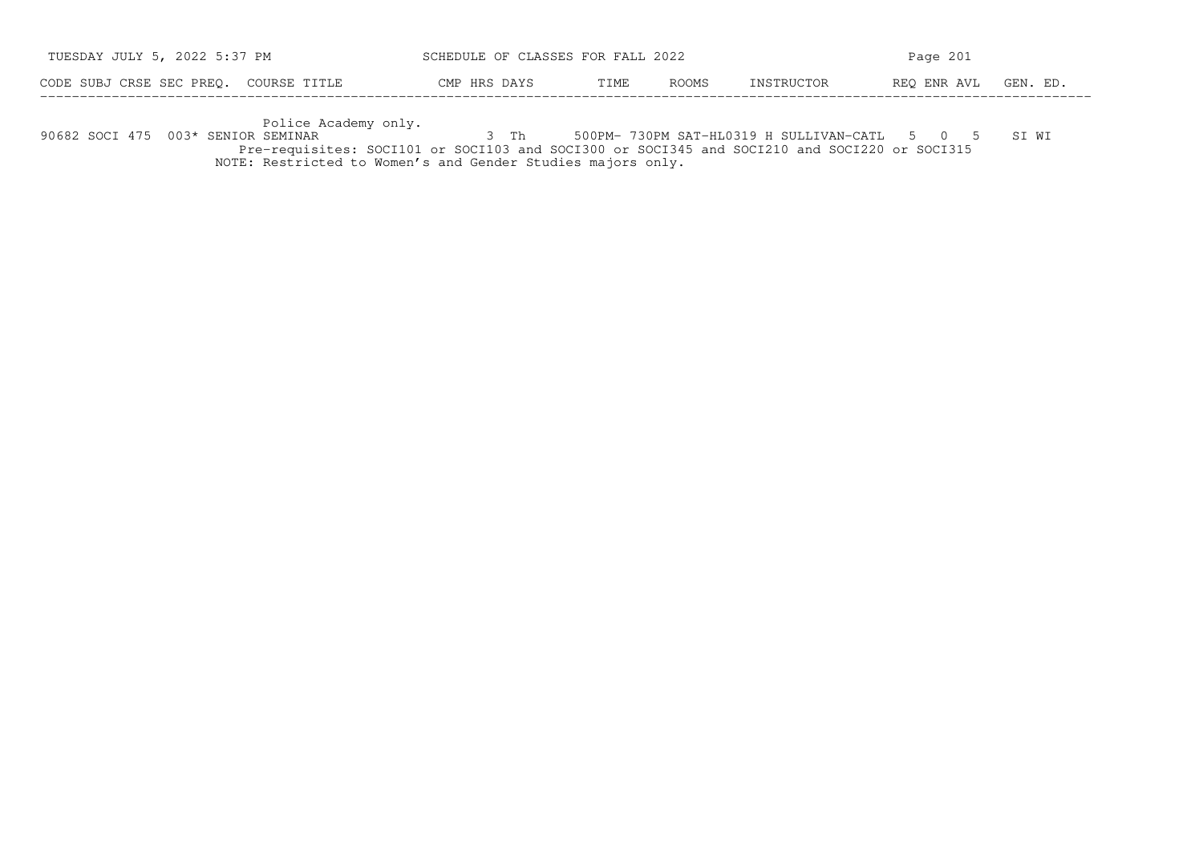| CODE | SUBJ | CRSE | SEC | PREQ. | COURSE TITLE | CMP | HRS | DAYS | TIME | ROOMS | INSTRUCTOR | REQ | ENR | AVL | GEN. ED. |
|---|---|---|---|---|---|---|---|---|---|---|---|---|---|---|---|
| | | | | | Police Academy only. | | | | | | | | | | |
| 90682 | SOCI | 475 | 003* | | SENIOR SEMINAR | | 3 | Th | 500PM- 730PM | SAT-HL0319 | H SULLIVAN-CATL | 5 | 0 | 5 | SI WI |
| | | | | | Pre-requisites: SOCI101 or SOCI103 and SOCI300 or SOCI345 and SOCI210 and SOCI220 or SOCI315 | | | | | | | | | | |
| | | | | | NOTE: Restricted to Women's and Gender Studies majors only. | | | | | | | | | | |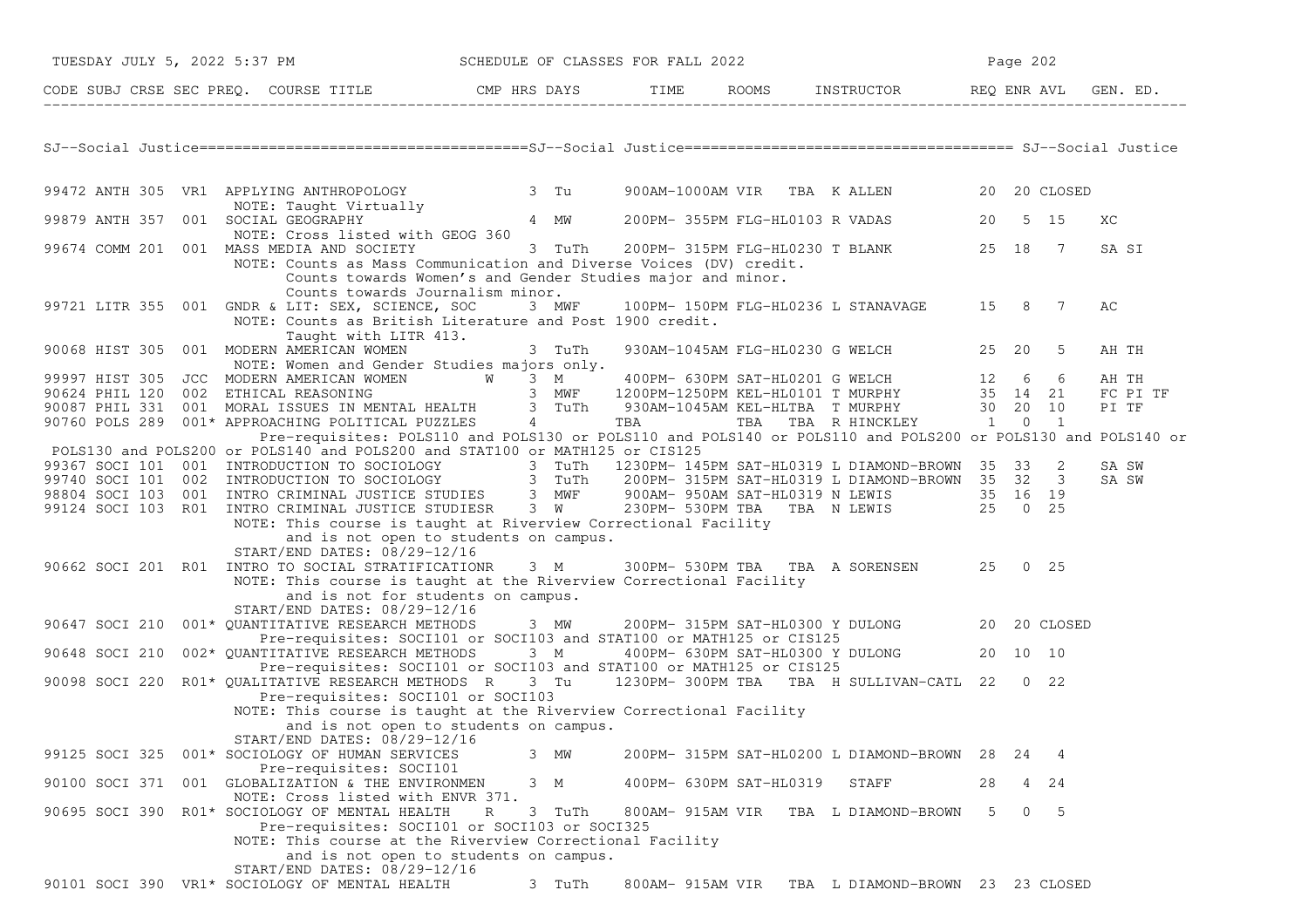CODE SUBJ CRSE SEC PREQ. COURSE TITLE CMP HRS DAYS TIME ROOMS INSTRUCTOR REQ ENR AVL GEN. ED.

## SJ--Social Justice

| CODE | SUBJ | CRSE | SEC | PREQ. | COURSE TITLE | CMP | HRS | DAYS | TIME | ROOMS | INSTRUCTOR | REQ | ENR | AVL | GEN. ED. |
|---|---|---|---|---|---|---|---|---|---|---|---|---|---|---|---|
| 99472 | ANTH | 305 | VR1 | | APPLYING ANTHROPOLOGY | | 3 | Tu | 900AM-1000AM | VIR TBA | K ALLEN | 20 | 20 | CLOSED | |
| | | | | | NOTE: Taught Virtually | | | | | | | | | | |
| 99879 | ANTH | 357 | 001 | | SOCIAL GEOGRAPHY | | 4 | MW | 200PM- 355PM | FLG-HL0103 | R VADAS | 20 | 5 | 15 | XC |
| | | | | | NOTE: Cross listed with GEOG 360 | | | | | | | | | | |
| 99674 | COMM | 201 | 001 | | MASS MEDIA AND SOCIETY | | 3 | TuTh | 200PM- 315PM | FLG-HL0230 | T BLANK | 25 | 18 | 7 | SA SI |
| | | | | | NOTE: Counts as Mass Communication and Diverse Voices (DV) credit. Counts towards Women's and Gender Studies major and minor. Counts towards Journalism minor. | | | | | | | | | | |
| 99721 | LITR | 355 | 001 | | GNDR & LIT: SEX, SCIENCE, SOC | | 3 | MWF | 100PM- 150PM | FLG-HL0236 | L STANAVAGE | 15 | 8 | 7 | AC |
| | | | | | NOTE: Counts as British Literature and Post 1900 credit. Taught with LITR 413. | | | | | | | | | | |
| 90068 | HIST | 305 | 001 | | MODERN AMERICAN WOMEN | | 3 | TuTh | 930AM-1045AM | FLG-HL0230 | G WELCH | 25 | 20 | 5 | AH TH |
| | | | | | NOTE: Women and Gender Studies majors only. | | | | | | | | | | |
| 99997 | HIST | 305 | JCC | | MODERN AMERICAN WOMEN | W | 3 | M | 400PM- 630PM | SAT-HL0201 | G WELCH | 12 | 6 | 6 | AH TH |
| 90624 | PHIL | 120 | 002 | | ETHICAL REASONING | | 3 | MWF | 1200PM-1250PM | KEL-HL0101 | T MURPHY | 35 | 14 | 21 | FC PI TF |
| 90087 | PHIL | 331 | 001 | | MORAL ISSUES IN MENTAL HEALTH | | 3 | TuTh | 930AM-1045AM | KEL-HLTBA | T MURPHY | 30 | 20 | 10 | PI TF |
| 90760 | POLS | 289 | 001 | * | APPROACHING POLITICAL PUZZLES | | 4 | | TBA | TBA TBA | R HINCKLEY | 1 | 0 | 1 | |
| | | | | | Pre-requisites: POLS110 and POLS130 or POLS110 and POLS140 or POLS110 and POLS200 or POLS130 and POLS140 or POLS130 and POLS200 or POLS140 and POLS200 and STAT100 or MATH125 or CIS125 | | | | | | | | | | |
| 99367 | SOCI | 101 | 001 | | INTRODUCTION TO SOCIOLOGY | | 3 | TuTh | 1230PM- 145PM | SAT-HL0319 | L DIAMOND-BROWN | 35 | 33 | 2 | SA SW |
| 99740 | SOCI | 101 | 002 | | INTRODUCTION TO SOCIOLOGY | | 3 | TuTh | 200PM- 315PM | SAT-HL0319 | L DIAMOND-BROWN | 35 | 32 | 3 | SA SW |
| 98804 | SOCI | 103 | 001 | | INTRO CRIMINAL JUSTICE STUDIES | | 3 | MWF | 900AM- 950AM | SAT-HL0319 | N LEWIS | 35 | 16 | 19 | |
| 99124 | SOCI | 103 | R01 | | INTRO CRIMINAL JUSTICE STUDIES | R | 3 | W | 230PM- 530PM | TBA TBA | N LEWIS | 25 | 0 | 25 | |
| | | | | | NOTE: This course is taught at Riverview Correctional Facility and is not open to students on campus. START/END DATES: 08/29-12/16 | | | | | | | | | | |
| 90662 | SOCI | 201 | R01 | | INTRO TO SOCIAL STRATIFICATION | R | 3 | M | 300PM- 530PM | TBA TBA | A SORENSEN | 25 | 0 | 25 | |
| | | | | | NOTE: This course is taught at the Riverview Correctional Facility and is not for students on campus. START/END DATES: 08/29-12/16 | | | | | | | | | | |
| 90647 | SOCI | 210 | 001 | * | QUANTITATIVE RESEARCH METHODS | | 3 | MW | 200PM- 315PM | SAT-HL0300 | Y DULONG | 20 | 20 | CLOSED | |
| | | | | | Pre-requisites: SOCI101 or SOCI103 and STAT100 or MATH125 or CIS125 | | | | | | | | | | |
| 90648 | SOCI | 210 | 002 | * | QUANTITATIVE RESEARCH METHODS | | 3 | M | 400PM- 630PM | SAT-HL0300 | Y DULONG | 20 | 10 | 10 | |
| | | | | | Pre-requisites: SOCI101 or SOCI103 and STAT100 or MATH125 or CIS125 | | | | | | | | | | |
| 90098 | SOCI | 220 | R01 | * | QUALITATIVE RESEARCH METHODS | R | 3 | Tu | 1230PM- 300PM | TBA TBA | H SULLIVAN-CATL | 22 | 0 | 22 | |
| | | | | | Pre-requisites: SOCI101 or SOCI103. NOTE: This course is taught at the Riverview Correctional Facility and is not open to students on campus. START/END DATES: 08/29-12/16 | | | | | | | | | | |
| 99125 | SOCI | 325 | 001 | * | SOCIOLOGY OF HUMAN SERVICES | | 3 | MW | 200PM- 315PM | SAT-HL0200 | L DIAMOND-BROWN | 28 | 24 | 4 | |
| | | | | | Pre-requisites: SOCI101 | | | | | | | | | | |
| 90100 | SOCI | 371 | 001 | | GLOBALIZATION & THE ENVIRONMEN | | 3 | M | 400PM- 630PM | SAT-HL0319 | STAFF | 28 | 4 | 24 | |
| | | | | | NOTE: Cross listed with ENVR 371. | | | | | | | | | | |
| 90695 | SOCI | 390 | R01 | * | SOCIOLOGY OF MENTAL HEALTH | R | 3 | TuTh | 800AM- 915AM | VIR TBA | L DIAMOND-BROWN | 5 | 0 | 5 | |
| | | | | | Pre-requisites: SOCI101 or SOCI103 or SOCI325. NOTE: This course at the Riverview Correctional Facility and is not open to students on campus. START/END DATES: 08/29-12/16 | | | | | | | | | | |
| 90101 | SOCI | 390 | VR1 | * | SOCIOLOGY OF MENTAL HEALTH | | 3 | TuTh | 800AM- 915AM | VIR TBA | L DIAMOND-BROWN | 23 | 23 | CLOSED | |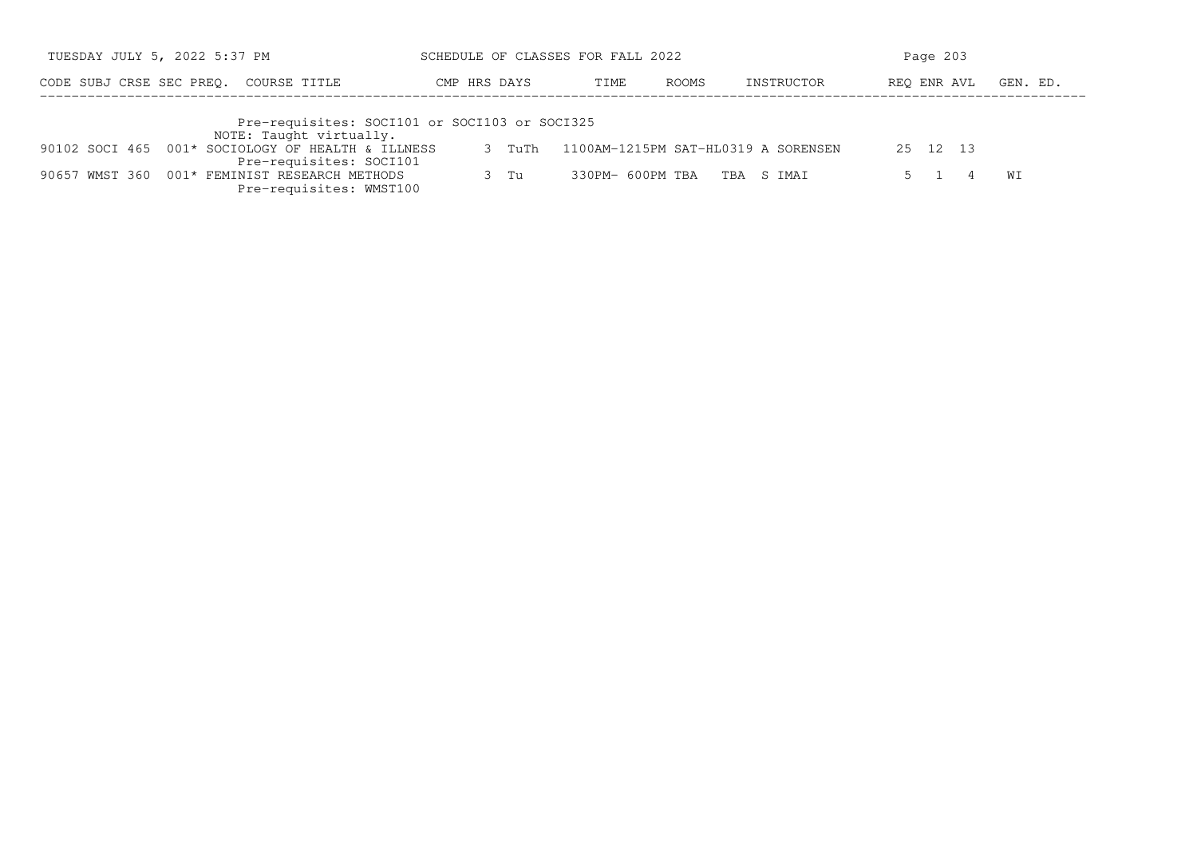| CODE | SUBJ | CRSE | SEC | PREQ. | COURSE TITLE | CMP | HRS | DAYS | TIME | ROOMS | INSTRUCTOR | REQ | ENR | AVL | GEN. ED. |
|---|---|---|---|---|---|---|---|---|---|---|---|---|---|---|---|
| | | | | | Pre-requisites: SOCI101 or SOCI103 or SOCI325 | | | | | | | | | | |
| | | | | | NOTE: Taught virtually. | | | | | | | | | | |
| 90102 | SOCI | 465 | 001 | * | SOCIOLOGY OF HEALTH & ILLNESS | | 3 | TuTh | 1100AM-1215PM | SAT-HL0319 | A SORENSEN | 25 | 12 | 13 | |
| | | | | | Pre-requisites: SOCI101 | | | | | | | | | | |
| 90657 | WMST | 360 | 001 | * | FEMINIST RESEARCH METHODS | | 3 | Tu | 330PM- 600PM | TBA TBA | S IMAI | 5 | 1 | 4 | WI |
| | | | | | Pre-requisites: WMST100 | | | | | | | | | | |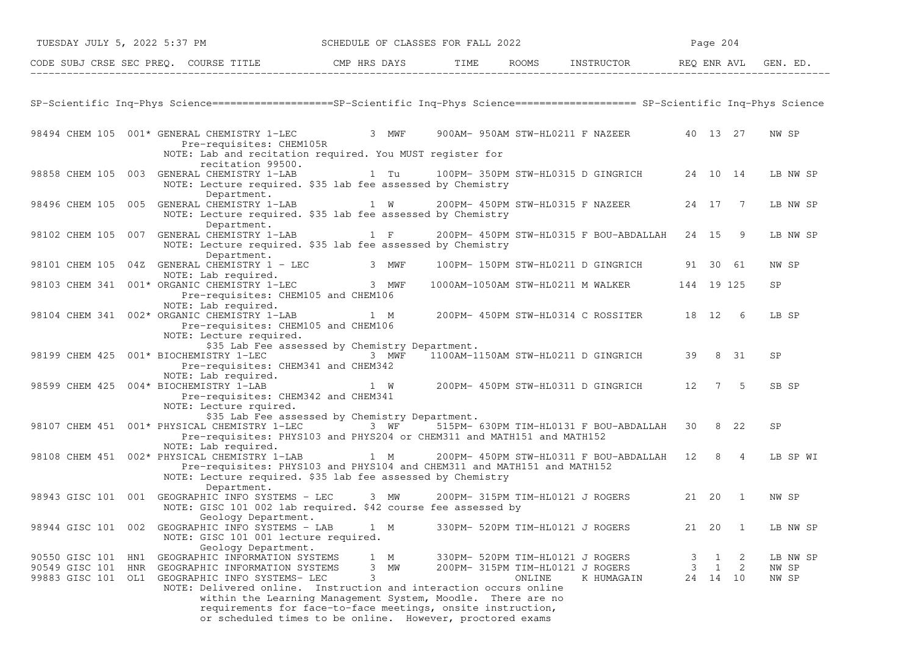SCHEDULE OF CLASSES FOR FALL 2022

| CODE | SUBJ | CRSE | SEC | PREQ. | COURSE TITLE | CMP | HRS | DAYS | TIME | ROOMS | INSTRUCTOR | REQ | ENR | AVL | GEN. ED. |
|---|---|---|---|---|---|---|---|---|---|---|---|---|---|---|---|

## SP-Scientific Inq-Phys Science

| CODE | SUBJ | CRSE | SEC | PREQ. | COURSE TITLE | CMP | HRS | DAYS | TIME | ROOMS | INSTRUCTOR | REQ | ENR | AVL | GEN. ED. |
|---|---|---|---|---|---|---|---|---|---|---|---|---|---|---|---|
| 98494 | CHEM | 105 | 001 | * | GENERAL CHEMISTRY 1-LEC | | 3 | MWF | 900AM- 950AM | STW-HL0211 | F NAZEER | 40 | 13 | 27 | NW SP |
| | | | | | Pre-requisites: CHEM105R<br>NOTE: Lab and recitation required. You MUST register for recitation 99500. | | | | | | | | | | |
| 98858 | CHEM | 105 | 003 | | GENERAL CHEMISTRY 1-LAB | | 1 | Tu | 100PM- 350PM | STW-HL0315 | D GINGRICH | 24 | 10 | 14 | LB NW SP |
| | | | | | NOTE: Lecture required. $35 lab fee assessed by Chemistry Department. | | | | | | | | | | |
| 98496 | CHEM | 105 | 005 | | GENERAL CHEMISTRY 1-LAB | | 1 | W | 200PM- 450PM | STW-HL0315 | F NAZEER | 24 | 17 | 7 | LB NW SP |
| | | | | | NOTE: Lecture required. $35 lab fee assessed by Chemistry Department. | | | | | | | | | | |
| 98102 | CHEM | 105 | 007 | | GENERAL CHEMISTRY 1-LAB | | 1 | F | 200PM- 450PM | STW-HL0315 | F BOU-ABDALLAH | 24 | 15 | 9 | LB NW SP |
| | | | | | NOTE: Lecture required. $35 lab fee assessed by Chemistry Department. | | | | | | | | | | |
| 98101 | CHEM | 105 | 04Z | | GENERAL CHEMISTRY 1 - LEC | | 3 | MWF | 100PM- 150PM | STW-HL0211 | D GINGRICH | 91 | 30 | 61 | NW SP |
| | | | | | NOTE: Lab required. | | | | | | | | | | |
| 98103 | CHEM | 341 | 001 | * | ORGANIC CHEMISTRY 1-LEC | | 3 | MWF | 1000AM-1050AM | STW-HL0211 | M WALKER | 144 | 19 | 125 | SP |
| | | | | | Pre-requisites: CHEM105 and CHEM106<br>NOTE: Lab required. | | | | | | | | | | |
| 98104 | CHEM | 341 | 002 | * | ORGANIC CHEMISTRY 1-LAB | | 1 | M | 200PM- 450PM | STW-HL0314 | C ROSSITER | 18 | 12 | 6 | LB SP |
| | | | | | Pre-requisites: CHEM105 and CHEM106<br>NOTE: Lecture required.<br>$35 Lab Fee assessed by Chemistry Department. | | | | | | | | | | |
| 98199 | CHEM | 425 | 001 | * | BIOCHEMISTRY 1-LEC | | 3 | MWF | 1100AM-1150AM | STW-HL0211 | D GINGRICH | 39 | 8 | 31 | SP |
| | | | | | Pre-requisites: CHEM341 and CHEM342<br>NOTE: Lab required. | | | | | | | | | | |
| 98599 | CHEM | 425 | 004 | * | BIOCHEMISTRY 1-LAB | | 1 | W | 200PM- 450PM | STW-HL0311 | D GINGRICH | 12 | 7 | 5 | SB SP |
| | | | | | Pre-requisites: CHEM342 and CHEM341<br>NOTE: Lecture rquired.<br>$35 Lab Fee assessed by Chemistry Department. | | | | | | | | | | |
| 98107 | CHEM | 451 | 001 | * | PHYSICAL CHEMISTRY 1-LEC | | 3 | WF | 515PM- 630PM | TIM-HL0131 | F BOU-ABDALLAH | 30 | 8 | 22 | SP |
| | | | | | Pre-requisites: PHYS103 and PHYS204 or CHEM311 and MATH151 and MATH152<br>NOTE: Lab required. | | | | | | | | | | |
| 98108 | CHEM | 451 | 002 | * | PHYSICAL CHEMISTRY 1-LAB | | 1 | M | 200PM- 450PM | STW-HL0311 | F BOU-ABDALLAH | 12 | 8 | 4 | LB SP WI |
| | | | | | Pre-requisites: PHYS103 and PHYS104 and CHEM311 and MATH151 and MATH152<br>NOTE: Lecture required. $35 lab fee assessed by Chemistry Department. | | | | | | | | | | |
| 98943 | GISC | 101 | 001 | | GEOGRAPHIC INFO SYSTEMS - LEC | | 3 | MW | 200PM- 315PM | TIM-HL0121 | J ROGERS | 21 | 20 | 1 | NW SP |
| | | | | | NOTE: GISC 101 002 lab required. $42 course fee assessed by Geology Department. | | | | | | | | | | |
| 98944 | GISC | 101 | 002 | | GEOGRAPHIC INFO SYSTEMS - LAB | | 1 | M | 330PM- 520PM | TIM-HL0121 | J ROGERS | 21 | 20 | 1 | LB NW SP |
| | | | | | NOTE: GISC 101 001 lecture required.<br>Geology Department. | | | | | | | | | | |
| 90550 | GISC | 101 | HN1 | | GEOGRAPHIC INFORMATION SYSTEMS | | 1 | M | 330PM- 520PM | TIM-HL0121 | J ROGERS | 3 | 1 | 2 | LB NW SP |
| 90549 | GISC | 101 | HNR | | GEOGRAPHIC INFORMATION SYSTEMS | | 3 | MW | 200PM- 315PM | TIM-HL0121 | J ROGERS | 3 | 1 | 2 | NW SP |
| 99883 | GISC | 101 | OL1 | | GEOGRAPHIC INFO SYSTEMS- LEC | | 3 | | | ONLINE | K HUMAGAIN | 24 | 14 | 10 | NW SP |
| | | | | | NOTE: Delivered online. Instruction and interaction occurs online within the Learning Management System, Moodle. There are no requirements for face-to-face meetings, onsite instruction, or scheduled times to be online. However, proctored exams | | | | | | | | | | |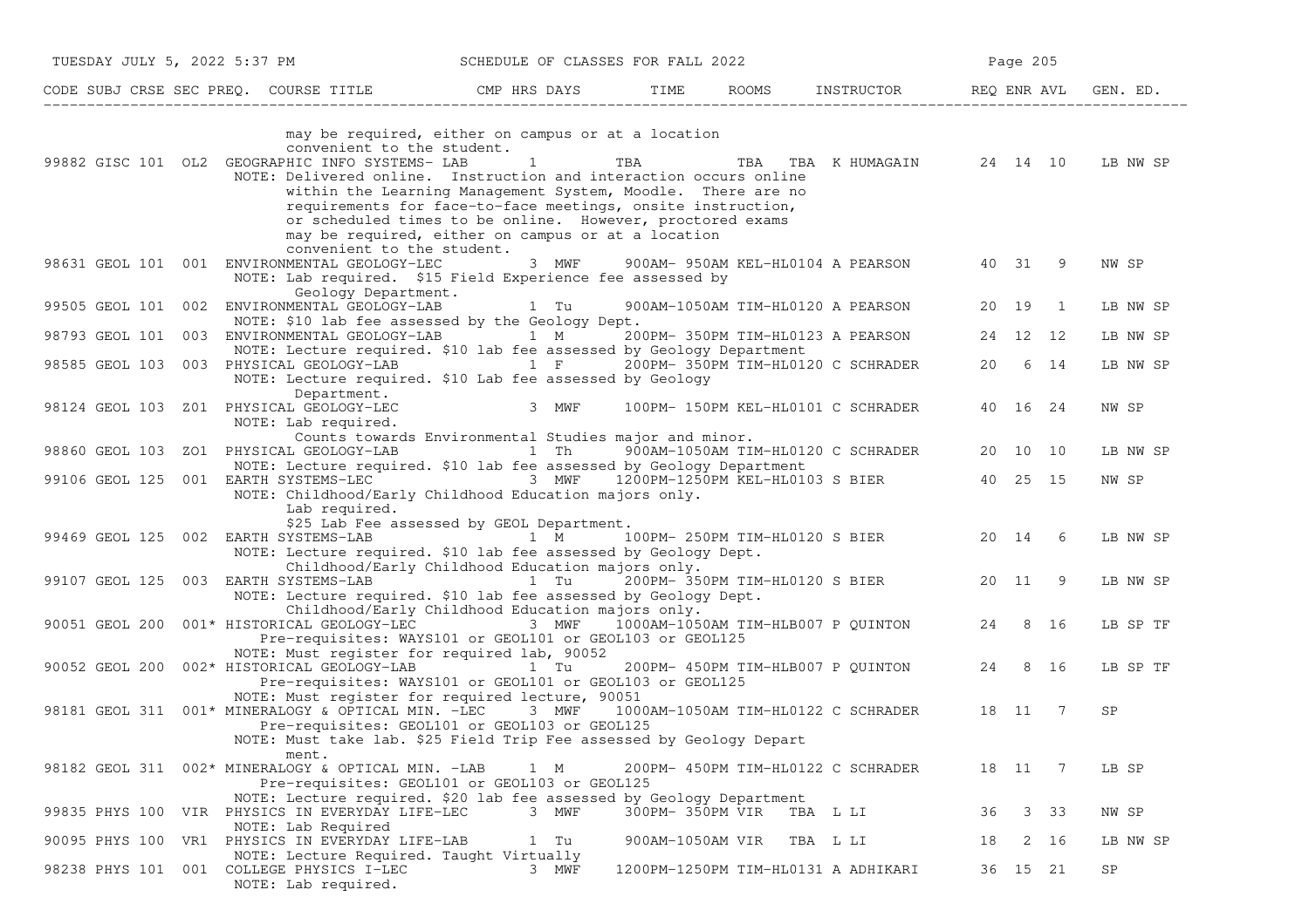| CODE | SUBJ | CRSE | SEC | PREQ. | COURSE TITLE | CMP | HRS | DAYS | TIME | ROOMS | INSTRUCTOR | REQ | ENR | AVL | GEN. ED. |
|---|---|---|---|---|---|---|---|---|---|---|---|---|---|---|---|
| | | | | | may be required, either on campus or at a location convenient to the student. | | | | | | | | | | |
| 99882 | GISC | 101 | OL2 | | GEOGRAPHIC INFO SYSTEMS- LAB | | 1 | TBA | | TBA TBA | K HUMAGAIN | 24 | 14 | 10 | LB NW SP |
| | | | | | NOTE: Delivered online. Instruction and interaction occurs online within the Learning Management System, Moodle. There are no requirements for face-to-face meetings, onsite instruction, or scheduled times to be online. However, proctored exams may be required, either on campus or at a location convenient to the student. | | | | | | | | | | |
| 98631 | GEOL | 101 | 001 | | ENVIRONMENTAL GEOLOGY-LEC | | 3 | MWF | 900AM- 950AM | KEL-HL0104 | A PEARSON | 40 | 31 | 9 | NW SP |
| | | | | | NOTE: Lab required. $15 Field Experience fee assessed by Geology Department. | | | | | | | | | | |
| 99505 | GEOL | 101 | 002 | | ENVIRONMENTAL GEOLOGY-LAB | | 1 | Tu | 900AM-1050AM | TIM-HL0120 | A PEARSON | 20 | 19 | 1 | LB NW SP |
| | | | | | NOTE: $10 lab fee assessed by the Geology Dept. | | | | | | | | | | |
| 98793 | GEOL | 101 | 003 | | ENVIRONMENTAL GEOLOGY-LAB | | 1 | M | 200PM- 350PM | TIM-HL0123 | A PEARSON | 24 | 12 | 12 | LB NW SP |
| | | | | | NOTE: Lecture required. $10 lab fee assessed by Geology Department | | | | | | | | | | |
| 98585 | GEOL | 103 | 003 | | PHYSICAL GEOLOGY-LAB | | 1 | F | 200PM- 350PM | TIM-HL0120 | C SCHRADER | 20 | 6 | 14 | LB NW SP |
| | | | | | NOTE: Lecture required. $10 Lab fee assessed by Geology Department. | | | | | | | | | | |
| 98124 | GEOL | 103 | Z01 | | PHYSICAL GEOLOGY-LEC | | 3 | MWF | 100PM- 150PM | KEL-HL0101 | C SCHRADER | 40 | 16 | 24 | NW SP |
| | | | | | NOTE: Lab required. Counts towards Environmental Studies major and minor. | | | | | | | | | | |
| 98860 | GEOL | 103 | ZO1 | | PHYSICAL GEOLOGY-LAB | | 1 | Th | 900AM-1050AM | TIM-HL0120 | C SCHRADER | 20 | 10 | 10 | LB NW SP |
| | | | | | NOTE: Lecture required. $10 lab fee assessed by Geology Department | | | | | | | | | | |
| 99106 | GEOL | 125 | 001 | | EARTH SYSTEMS-LEC | | 3 | MWF | 1200PM-1250PM | KEL-HL0103 | S BIER | 40 | 25 | 15 | NW SP |
| | | | | | NOTE: Childhood/Early Childhood Education majors only. Lab required. $25 Lab Fee assessed by GEOL Department. | | | | | | | | | | |
| 99469 | GEOL | 125 | 002 | | EARTH SYSTEMS-LAB | | 1 | M | 100PM- 250PM | TIM-HL0120 | S BIER | 20 | 14 | 6 | LB NW SP |
| | | | | | NOTE: Lecture required. $10 lab fee assessed by Geology Dept. Childhood/Early Childhood Education majors only. | | | | | | | | | | |
| 99107 | GEOL | 125 | 003 | | EARTH SYSTEMS-LAB | | 1 | Tu | 200PM- 350PM | TIM-HL0120 | S BIER | 20 | 11 | 9 | LB NW SP |
| | | | | | NOTE: Lecture required. $10 lab fee assessed by Geology Dept. Childhood/Early Childhood Education majors only. | | | | | | | | | | |
| 90051 | GEOL | 200 | 001 | * | HISTORICAL GEOLOGY-LEC | | 3 | MWF | 1000AM-1050AM | TIM-HLB007 | P QUINTON | 24 | 8 | 16 | LB SP TF |
| | | | | | Pre-requisites: WAYS101 or GEOL101 or GEOL103 or GEOL125 | | | | | | | | | | |
| | | | | | NOTE: Must register for required lab, 90052 | | | | | | | | | | |
| 90052 | GEOL | 200 | 002 | * | HISTORICAL GEOLOGY-LAB | | 1 | Tu | 200PM- 450PM | TIM-HLB007 | P QUINTON | 24 | 8 | 16 | LB SP TF |
| | | | | | Pre-requisites: WAYS101 or GEOL101 or GEOL103 or GEOL125 | | | | | | | | | | |
| | | | | | NOTE: Must register for required lecture, 90051 | | | | | | | | | | |
| 98181 | GEOL | 311 | 001 | * | MINERALOGY & OPTICAL MIN. -LEC | | 3 | MWF | 1000AM-1050AM | TIM-HL0122 | C SCHRADER | 18 | 11 | 7 | SP |
| | | | | | Pre-requisites: GEOL101 or GEOL103 or GEOL125 | | | | | | | | | | |
| | | | | | NOTE: Must take lab. $25 Field Trip Fee assessed by Geology Department. | | | | | | | | | | |
| 98182 | GEOL | 311 | 002 | * | MINERALOGY & OPTICAL MIN. -LAB | | 1 | M | 200PM- 450PM | TIM-HL0122 | C SCHRADER | 18 | 11 | 7 | LB SP |
| | | | | | Pre-requisites: GEOL101 or GEOL103 or GEOL125 | | | | | | | | | | |
| | | | | | NOTE: Lecture required. $20 lab fee assessed by Geology Department | | | | | | | | | | |
| 99835 | PHYS | 100 | VIR | | PHYSICS IN EVERYDAY LIFE-LEC | | 3 | MWF | 300PM- 350PM | VIR TBA | L LI | 36 | 3 | 33 | NW SP |
| | | | | | NOTE: Lab Required | | | | | | | | | | |
| 90095 | PHYS | 100 | VR1 | | PHYSICS IN EVERYDAY LIFE-LAB | | 1 | Tu | 900AM-1050AM | VIR TBA | L LI | 18 | 2 | 16 | LB NW SP |
| | | | | | NOTE: Lecture Required. Taught Virtually | | | | | | | | | | |
| 98238 | PHYS | 101 | 001 | | COLLEGE PHYSICS I-LEC | | 3 | MWF | 1200PM-1250PM | TIM-HL0131 | A ADHIKARI | 36 | 15 | 21 | SP |
| | | | | | NOTE: Lab required. | | | | | | | | | | |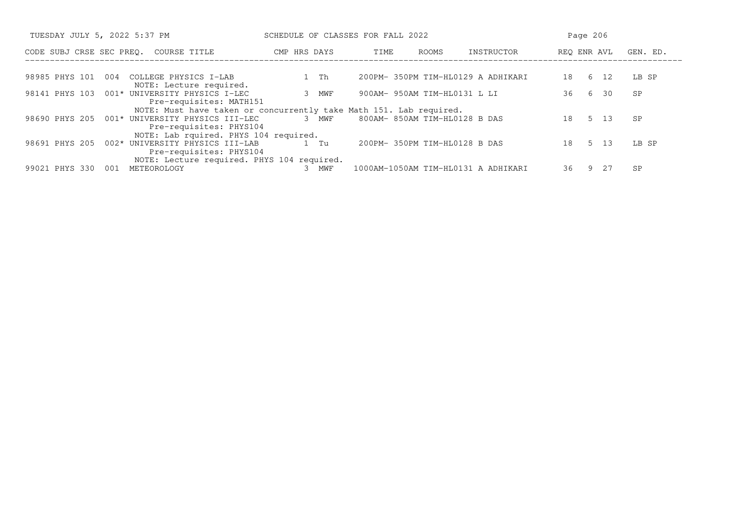| CODE | SUBJ | CRSE | SEC | PREQ. | COURSE TITLE | CMP | HRS | DAYS | TIME | ROOMS | INSTRUCTOR | REQ | ENR | AVL | GEN. ED. |
|---|---|---|---|---|---|---|---|---|---|---|---|---|---|---|---|
| 98985 | PHYS | 101 | 004 | | COLLEGE PHYSICS I-LAB | | 1 | Th | 200PM- 350PM | TIM-HL0129 | A ADHIKARI | 18 | 6 | 12 | LB SP |
| | | | | | NOTE: Lecture required. | | | | | | | | | | |
| 98141 | PHYS | 103 | 001 | * | UNIVERSITY PHYSICS I-LEC | | 3 | MWF | 900AM- 950AM | TIM-HL0131 | L LI | 36 | 6 | 30 | SP |
| | | | | | Pre-requisites: MATH151 | | | | | | | | | | |
| | | | | | NOTE: Must have taken or concurrently take Math 151. Lab required. | | | | | | | | | | |
| 98690 | PHYS | 205 | 001 | * | UNIVERSITY PHYSICS III-LEC | | 3 | MWF | 800AM- 850AM | TIM-HL0128 | B DAS | 18 | 5 | 13 | SP |
| | | | | | Pre-requisites: PHYS104 | | | | | | | | | | |
| | | | | | NOTE: Lab rquired. PHYS 104 required. | | | | | | | | | | |
| 98691 | PHYS | 205 | 002 | * | UNIVERSITY PHYSICS III-LAB | | 1 | Tu | 200PM- 350PM | TIM-HL0128 | B DAS | 18 | 5 | 13 | LB SP |
| | | | | | Pre-requisites: PHYS104 | | | | | | | | | | |
| | | | | | NOTE: Lecture required. PHYS 104 required. | | | | | | | | | | |
| 99021 | PHYS | 330 | 001 | | METEOROLOGY | | 3 | MWF | 1000AM-1050AM | TIM-HL0131 | A ADHIKARI | 36 | 9 | 27 | SP |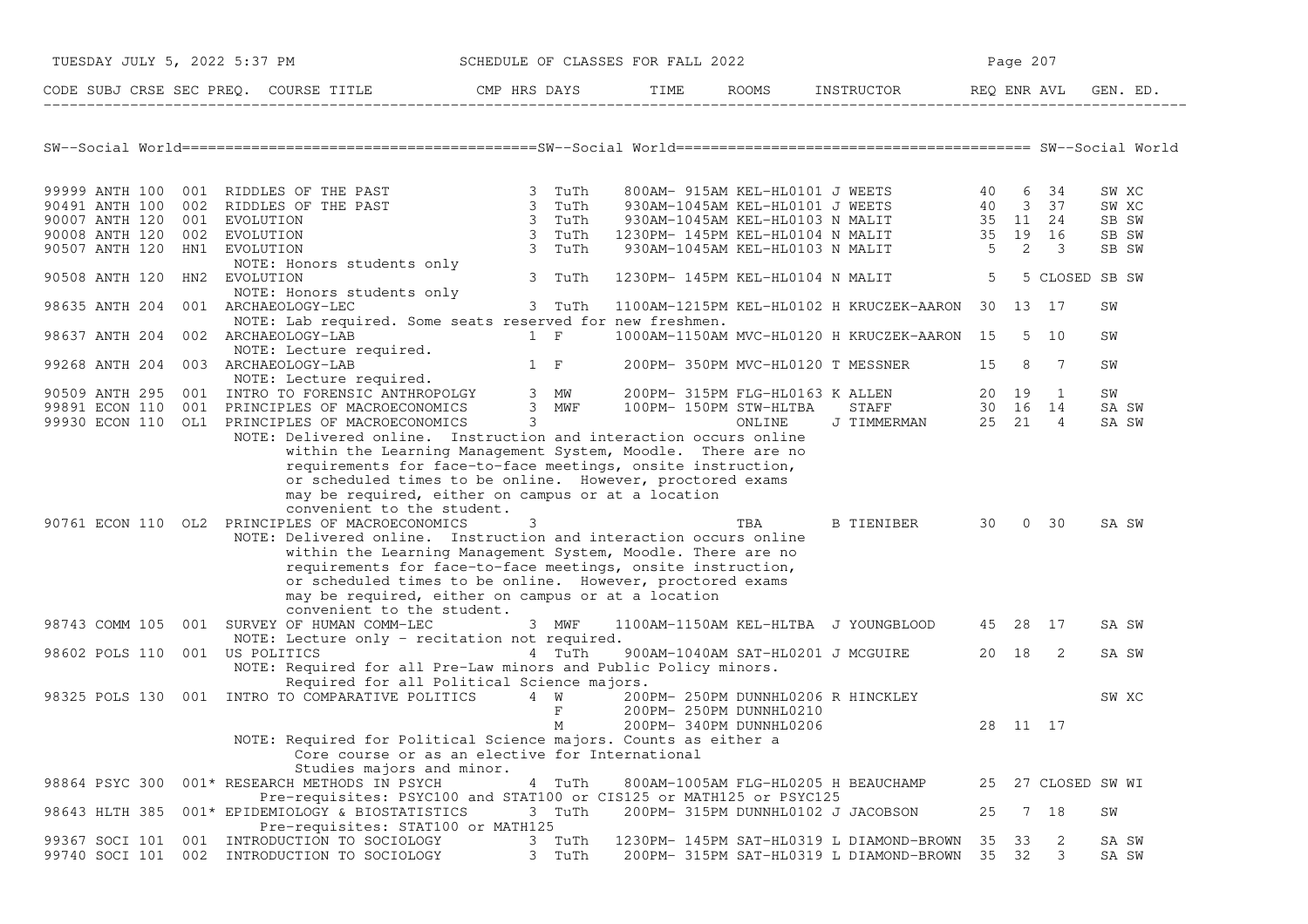## SW--Social World

| CODE | SUBJ | CRSE | SEC | PREQ. | COURSE TITLE | CMP | HRS | DAYS | TIME | ROOMS | INSTRUCTOR | REQ | ENR | AVL | GEN. ED. |
|---|---|---|---|---|---|---|---|---|---|---|---|---|---|---|---|
| 99999 | ANTH | 100 | 001 | | RIDDLES OF THE PAST | | 3 | TuTh | 800AM- 915AM | KEL-HL0101 | J WEETS | 40 | 6 | 34 | SW XC |
| 90491 | ANTH | 100 | 002 | | RIDDLES OF THE PAST | | 3 | TuTh | 930AM-1045AM | KEL-HL0101 | J WEETS | 40 | 3 | 37 | SW XC |
| 90007 | ANTH | 120 | 001 | | EVOLUTION | | 3 | TuTh | 930AM-1045AM | KEL-HL0103 | N MALIT | 35 | 11 | 24 | SB SW |
| 90008 | ANTH | 120 | 002 | | EVOLUTION | | 3 | TuTh | 1230PM- 145PM | KEL-HL0104 | N MALIT | 35 | 19 | 16 | SB SW |
| 90507 | ANTH | 120 | HN1 | | EVOLUTION | | 3 | TuTh | 930AM-1045AM | KEL-HL0103 | N MALIT | 5 | 2 | 3 | SB SW |
| | | | | | NOTE: Honors students only | | | | | | | | | | |
| 90508 | ANTH | 120 | HN2 | | EVOLUTION | | 3 | TuTh | 1230PM- 145PM | KEL-HL0104 | N MALIT | 5 | 5 | CLOSED | SB SW |
| | | | | | NOTE: Honors students only | | | | | | | | | | |
| 98635 | ANTH | 204 | 001 | | ARCHAEOLOGY-LEC | | 3 | TuTh | 1100AM-1215PM | KEL-HL0102 | H KRUCZEK-AARON | 30 | 13 | 17 | SW |
| | | | | | NOTE: Lab required. Some seats reserved for new freshmen. | | | | | | | | | | |
| 98637 | ANTH | 204 | 002 | | ARCHAEOLOGY-LAB | | 1 | F | 1000AM-1150AM | MVC-HL0120 | H KRUCZEK-AARON | 15 | 5 | 10 | SW |
| | | | | | NOTE: Lecture required. | | | | | | | | | | |
| 99268 | ANTH | 204 | 003 | | ARCHAEOLOGY-LAB | | 1 | F | 200PM- 350PM | MVC-HL0120 | T MESSNER | 15 | 8 | 7 | SW |
| | | | | | NOTE: Lecture required. | | | | | | | | | | |
| 90509 | ANTH | 295 | 001 | | INTRO TO FORENSIC ANTHROPOLGY | | 3 | MW | 200PM- 315PM | FLG-HL0163 | K ALLEN | 20 | 19 | 1 | SW |
| 99891 | ECON | 110 | 001 | | PRINCIPLES OF MACROECONOMICS | | 3 | MWF | 100PM- 150PM | STW-HLTBA | STAFF | 30 | 16 | 14 | SA SW |
| 99930 | ECON | 110 | OL1 | | PRINCIPLES OF MACROECONOMICS | | 3 | | | ONLINE | J TIMMERMAN | 25 | 21 | 4 | SA SW |
| | | | | | NOTE: Delivered online. Instruction and interaction occurs online within the Learning Management System, Moodle. There are no requirements for face-to-face meetings, onsite instruction, or scheduled times to be online. However, proctored exams may be required, either on campus or at a location convenient to the student. | | | | | | | | | | |
| 90761 | ECON | 110 | OL2 | | PRINCIPLES OF MACROECONOMICS | | 3 | | | TBA | B TIENIBER | 30 | 0 | 30 | SA SW |
| | | | | | NOTE: Delivered online. Instruction and interaction occurs online within the Learning Management System, Moodle. There are no requirements for face-to-face meetings, onsite instruction, or scheduled times to be online. However, proctored exams may be required, either on campus or at a location convenient to the student. | | | | | | | | | | |
| 98743 | COMM | 105 | 001 | | SURVEY OF HUMAN COMM-LEC | | 3 | MWF | 1100AM-1150AM | KEL-HLTBA | J YOUNGBLOOD | 45 | 28 | 17 | SA SW |
| | | | | | NOTE: Lecture only - recitation not required. | | | | | | | | | | |
| 98602 | POLS | 110 | 001 | | US POLITICS | | 4 | TuTh | 900AM-1040AM | SAT-HL0201 | J MCGUIRE | 20 | 18 | 2 | SA SW |
| | | | | | NOTE: Required for all Pre-Law minors and Public Policy minors. Required for all Political Science majors. | | | | | | | | | | |
| 98325 | POLS | 130 | 001 | | INTRO TO COMPARATIVE POLITICS | | 4 | W | 200PM- 250PM | DUNNHL0206 | R HINCKLEY | | | | SW XC |
| | | | | | | | | F | 200PM- 250PM | DUNNHL0210 | | | | | |
| | | | | | | | | M | 200PM- 340PM | DUNNHL0206 | | 28 | 11 | 17 | |
| | | | | | NOTE: Required for Political Science majors. Counts as either a Core course or as an elective for International Studies majors and minor. | | | | | | | | | | |
| 98864 | PSYC | 300 | 001 | * | RESEARCH METHODS IN PSYCH | | 4 | TuTh | 800AM-1005AM | FLG-HL0205 | H BEAUCHAMP | 25 | 27 | CLOSED | SW WI |
| | | | | | Pre-requisites: PSYC100 and STAT100 or CIS125 or MATH125 or PSYC125 | | | | | | | | | | |
| 98643 | HLTH | 385 | 001 | * | EPIDEMIOLOGY & BIOSTATISTICS | | 3 | TuTh | 200PM- 315PM | DUNNHL0102 | J JACOBSON | 25 | 7 | 18 | SW |
| | | | | | Pre-requisites: STAT100 or MATH125 | | | | | | | | | | |
| 99367 | SOCI | 101 | 001 | | INTRODUCTION TO SOCIOLOGY | | 3 | TuTh | 1230PM- 145PM | SAT-HL0319 | L DIAMOND-BROWN | 35 | 33 | 2 | SA SW |
| 99740 | SOCI | 101 | 002 | | INTRODUCTION TO SOCIOLOGY | | 3 | TuTh | 200PM- 315PM | SAT-HL0319 | L DIAMOND-BROWN | 35 | 32 | 3 | SA SW |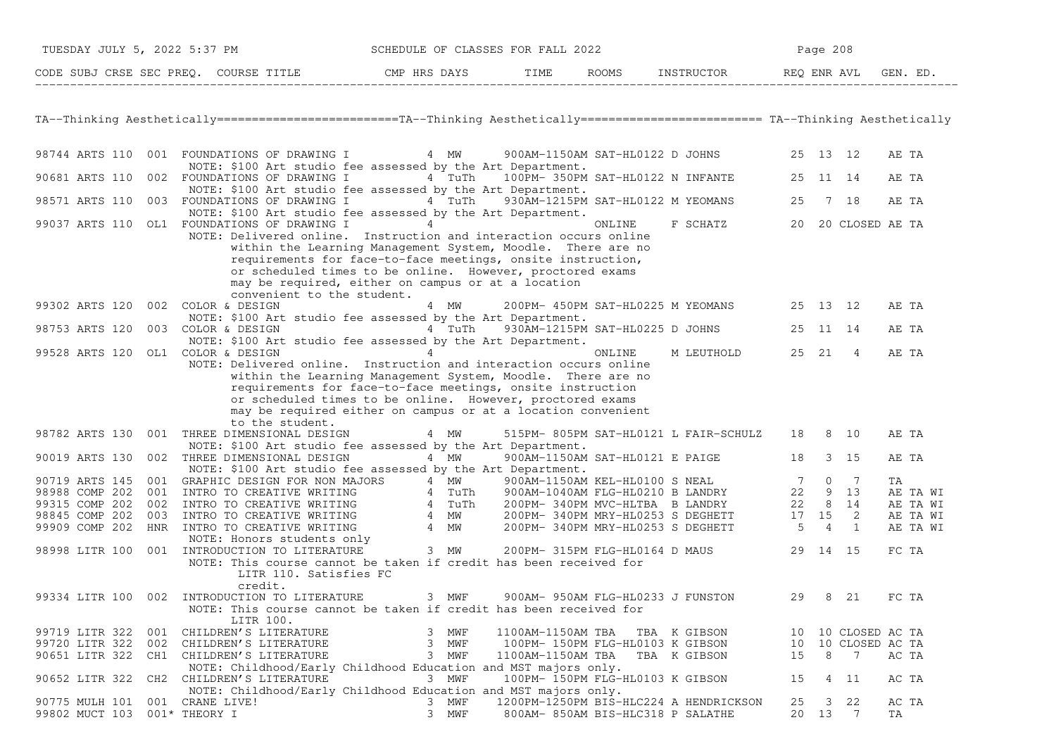TA--Thinking Aesthetically========================TA--Thinking Aesthetically======================== TA--Thinking Aesthetically

| CODE | SUBJ | CRSE | SEC | PREQ. | COURSE TITLE | CMP | HRS | DAYS | TIME | ROOMS | INSTRUCTOR | REQ | ENR | AVL | GEN. ED. |
|---|---|---|---|---|---|---|---|---|---|---|---|---|---|---|---|
| 98744 | ARTS | 110 | 001 | | FOUNDATIONS OF DRAWING I | | 4 | MW | 900AM-1150AM | SAT-HL0122 | D JOHNS | 25 | 13 | 12 | AE TA |
| | | | | | NOTE: $100 Art studio fee assessed by the Art Department. | | | | | | | | | | |
| 90681 | ARTS | 110 | 002 | | FOUNDATIONS OF DRAWING I | | 4 | TuTh | 100PM- 350PM | SAT-HL0122 | N INFANTE | 25 | 11 | 14 | AE TA |
| | | | | | NOTE: $100 Art studio fee assessed by the Art Department. | | | | | | | | | | |
| 98571 | ARTS | 110 | 003 | | FOUNDATIONS OF DRAWING I | | 4 | TuTh | 930AM-1215PM | SAT-HL0122 | M YEOMANS | 25 | 7 | 18 | AE TA |
| | | | | | NOTE: $100 Art studio fee assessed by the Art Department. | | | | | | | | | | |
| 99037 | ARTS | 110 | OL1 | | FOUNDATIONS OF DRAWING I | | 4 | | | ONLINE | F SCHATZ | 20 | 20 | CLOSED | AE TA |
| | | | | | NOTE: Delivered online. Instruction and interaction occurs online within the Learning Management System, Moodle. There are no requirements for face-to-face meetings, onsite instruction, or scheduled times to be online. However, proctored exams may be required, either on campus or at a location convenient to the student. | | | | | | | | | | |
| 99302 | ARTS | 120 | 002 | | COLOR & DESIGN | | 4 | MW | 200PM- 450PM | SAT-HL0225 | M YEOMANS | 25 | 13 | 12 | AE TA |
| | | | | | NOTE: $100 Art studio fee assessed by the Art Department. | | | | | | | | | | |
| 98753 | ARTS | 120 | 003 | | COLOR & DESIGN | | 4 | TuTh | 930AM-1215PM | SAT-HL0225 | D JOHNS | 25 | 11 | 14 | AE TA |
| | | | | | NOTE: $100 Art studio fee assessed by the Art Department. | | | | | | | | | | |
| 99528 | ARTS | 120 | OL1 | | COLOR & DESIGN | | 4 | | | ONLINE | M LEUTHOLD | 25 | 21 | 4 | AE TA |
| | | | | | NOTE: Delivered online. Instruction and interaction occurs online within the Learning Management System, Moodle. There are no requirements for face-to-face meetings, onsite instruction or scheduled times to be online. However, proctored exams may be required either on campus or at a location convenient to the student. | | | | | | | | | | |
| 98782 | ARTS | 130 | 001 | | THREE DIMENSIONAL DESIGN | | 4 | MW | 515PM- 805PM | SAT-HL0121 | L FAIR-SCHULZ | 18 | 8 | 10 | AE TA |
| | | | | | NOTE: $100 Art studio fee assessed by the Art Department. | | | | | | | | | | |
| 90019 | ARTS | 130 | 002 | | THREE DIMENSIONAL DESIGN | | 4 | MW | 900AM-1150AM | SAT-HL0121 | E PAIGE | 18 | 3 | 15 | AE TA |
| | | | | | NOTE: $100 Art studio fee assessed by the Art Department. | | | | | | | | | | |
| 90719 | ARTS | 145 | 001 | | GRAPHIC DESIGN FOR NON MAJORS | | 4 | MW | 900AM-1150AM | KEL-HL0100 | S NEAL | 7 | 0 | 7 | TA |
| 98988 | COMP | 202 | 001 | | INTRO TO CREATIVE WRITING | | 4 | TuTh | 900AM-1040AM | FLG-HL0210 | B LANDRY | 22 | 9 | 13 | AE TA WI |
| 99315 | COMP | 202 | 002 | | INTRO TO CREATIVE WRITING | | 4 | TuTh | 200PM- 340PM | MVC-HLTBA | B LANDRY | 22 | 8 | 14 | AE TA WI |
| 98845 | COMP | 202 | 003 | | INTRO TO CREATIVE WRITING | | 4 | MW | 200PM- 340PM | MRY-HL0253 | S DEGHETT | 17 | 15 | 2 | AE TA WI |
| 99909 | COMP | 202 | HNR | | INTRO TO CREATIVE WRITING | | 4 | MW | 200PM- 340PM | MRY-HL0253 | S DEGHETT | 5 | 4 | 1 | AE TA WI |
| | | | | | NOTE: Honors students only | | | | | | | | | | |
| 98998 | LITR | 100 | 001 | | INTRODUCTION TO LITERATURE | | 3 | MW | 200PM- 315PM | FLG-HL0164 | D MAUS | 29 | 14 | 15 | FC TA |
| | | | | | NOTE: This course cannot be taken if credit has been received for LITR 110. Satisfies FC credit. | | | | | | | | | | |
| 99334 | LITR | 100 | 002 | | INTRODUCTION TO LITERATURE | | 3 | MWF | 900AM- 950AM | FLG-HL0233 | J FUNSTON | 29 | 8 | 21 | FC TA |
| | | | | | NOTE: This course cannot be taken if credit has been received for LITR 100. | | | | | | | | | | |
| 99719 | LITR | 322 | 001 | | CHILDREN'S LITERATURE | | 3 | MWF | 1100AM-1150AM | TBA TBA | K GIBSON | 10 | 10 | CLOSED | AC TA |
| 99720 | LITR | 322 | 002 | | CHILDREN'S LITERATURE | | 3 | MWF | 100PM- 150PM | FLG-HL0103 | K GIBSON | 10 | 10 | CLOSED | AC TA |
| 90651 | LITR | 322 | CH1 | | CHILDREN'S LITERATURE | | 3 | MWF | 1100AM-1150AM | TBA TBA | K GIBSON | 15 | 8 | 7 | AC TA |
| | | | | | NOTE: Childhood/Early Childhood Education and MST majors only. | | | | | | | | | | |
| 90652 | LITR | 322 | CH2 | | CHILDREN'S LITERATURE | | 3 | MWF | 100PM- 150PM | FLG-HL0103 | K GIBSON | 15 | 4 | 11 | AC TA |
| | | | | | NOTE: Childhood/Early Childhood Education and MST majors only. | | | | | | | | | | |
| 90775 | MULH | 101 | 001 | | CRANE LIVE! | | 3 | MWF | 1200PM-1250PM | BIS-HLC224 | A HENDRICKSON | 25 | 3 | 22 | AC TA |
| 99802 | MUCT | 103 | 001* | | THEORY I | | 3 | MWF | 800AM- 850AM | BIS-HLC318 | P SALATHE | 20 | 13 | 7 | TA |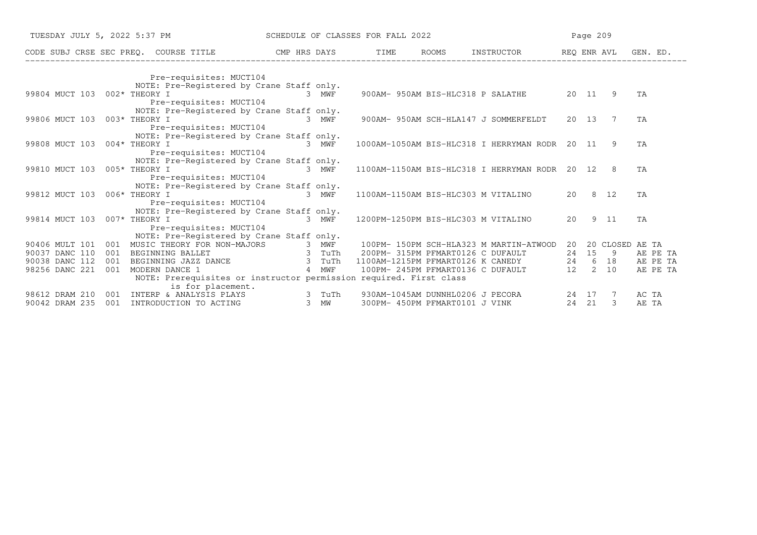| CODE | SUBJ | CRSE | SEC | PREQ. | COURSE TITLE | CMP | HRS | DAYS | TIME | ROOMS | INSTRUCTOR | REQ | ENR | AVL | GEN. ED. |
|---|---|---|---|---|---|---|---|---|---|---|---|---|---|---|---|
| | | | | | Pre-requisites: MUCT104 | | | | | | | | | | |
| | | | | | NOTE: Pre-Registered by Crane Staff only. | | | | | | | | | | |
| 99804 | MUCT | 103 | 002* | | THEORY I | | 3 | MWF | 900AM- 950AM | BIS-HLC318 | P SALATHE | 20 | 11 | 9 | TA |
| | | | | | Pre-requisites: MUCT104 | | | | | | | | | | |
| | | | | | NOTE: Pre-Registered by Crane Staff only. | | | | | | | | | | |
| 99806 | MUCT | 103 | 003* | | THEORY I | | 3 | MWF | 900AM- 950AM | SCH-HLA147 | J SOMMERFELDT | 20 | 13 | 7 | TA |
| | | | | | Pre-requisites: MUCT104 | | | | | | | | | | |
| | | | | | NOTE: Pre-Registered by Crane Staff only. | | | | | | | | | | |
| 99808 | MUCT | 103 | 004* | | THEORY I | | 3 | MWF | 1000AM-1050AM | BIS-HLC318 | I HERRYMAN RODR | 20 | 11 | 9 | TA |
| | | | | | Pre-requisites: MUCT104 | | | | | | | | | | |
| | | | | | NOTE: Pre-Registered by Crane Staff only. | | | | | | | | | | |
| 99810 | MUCT | 103 | 005* | | THEORY I | | 3 | MWF | 1100AM-1150AM | BIS-HLC318 | I HERRYMAN RODR | 20 | 12 | 8 | TA |
| | | | | | Pre-requisites: MUCT104 | | | | | | | | | | |
| | | | | | NOTE: Pre-Registered by Crane Staff only. | | | | | | | | | | |
| 99812 | MUCT | 103 | 006* | | THEORY I | | 3 | MWF | 1100AM-1150AM | BIS-HLC303 | M VITALINO | 20 | 8 | 12 | TA |
| | | | | | Pre-requisites: MUCT104 | | | | | | | | | | |
| | | | | | NOTE: Pre-Registered by Crane Staff only. | | | | | | | | | | |
| 99814 | MUCT | 103 | 007* | | THEORY I | | 3 | MWF | 1200PM-1250PM | BIS-HLC303 | M VITALINO | 20 | 9 | 11 | TA |
| | | | | | Pre-requisites: MUCT104 | | | | | | | | | | |
| | | | | | NOTE: Pre-Registered by Crane Staff only. | | | | | | | | | | |
| 90406 | MULT | 101 | 001 | | MUSIC THEORY FOR NON-MAJORS | | 3 | MWF | 100PM- 150PM | SCH-HLA323 | M MARTIN-ATWOOD | 20 | 20 | CLOSED | AE TA |
| 90037 | DANC | 110 | 001 | | BEGINNING BALLET | | 3 | TuTh | 200PM- 315PM | PFMART0126 | C DUFAULT | 24 | 15 | 9 | AE PE TA |
| 90038 | DANC | 112 | 001 | | BEGINNING JAZZ DANCE | | 3 | TuTh | 1100AM-1215PM | PFMART0126 | K CANEDY | 24 | 6 | 18 | AE PE TA |
| 98256 | DANC | 221 | 001 | | MODERN DANCE 1 | | 4 | MWF | 100PM- 245PM | PFMART0136 | C DUFAULT | 12 | 2 | 10 | AE PE TA |
| | | | | | NOTE: Prerequisites or instructor permission required. First class is for placement. | | | | | | | | | | |
| 98612 | DRAM | 210 | 001 | | INTERP & ANALYSIS PLAYS | | 3 | TuTh | 930AM-1045AM | DUNNHL0206 | J PECORA | 24 | 17 | 7 | AC TA |
| 90042 | DRAM | 235 | 001 | | INTRODUCTION TO ACTING | | 3 | MW | 300PM- 450PM | PFMART0101 | J VINK | 24 | 21 | 3 | AE TA |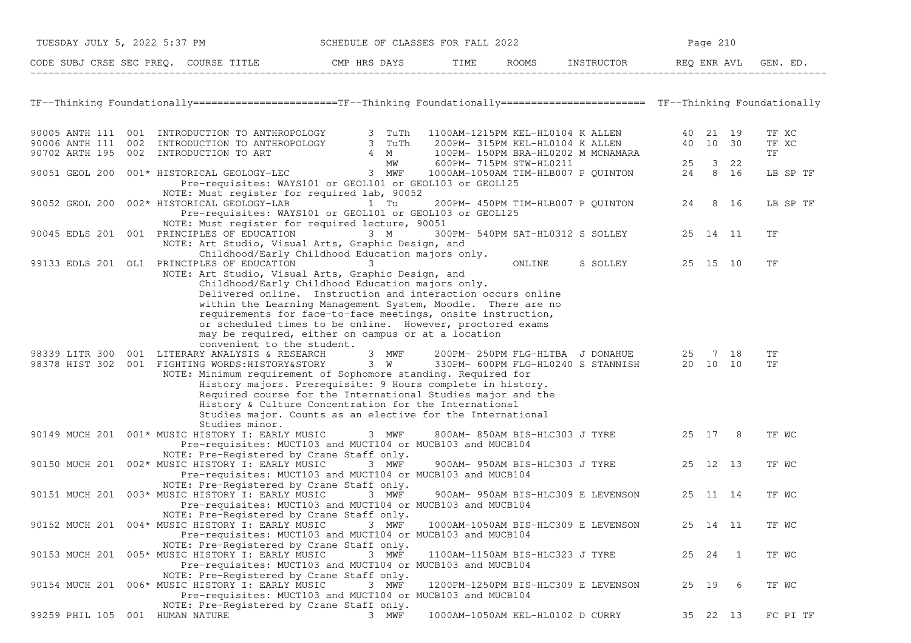SCHEDULE OF CLASSES FOR FALL 2022

## TF--Thinking Foundationally

| CODE | SUBJ | CRSE | SEC | PREQ. | COURSE TITLE | CMP | HRS | DAYS | TIME | ROOMS | INSTRUCTOR | REQ | ENR | AVL | GEN. ED. |
|---|---|---|---|---|---|---|---|---|---|---|---|---|---|---|---|
| 90005 | ANTH | 111 | 001 | | INTRODUCTION TO ANTHROPOLOGY | | 3 | TuTh | 1100AM-1215PM | KEL-HL0104 | K ALLEN | 40 | 21 | 19 | TF XC |
| 90006 | ANTH | 111 | 002 | | INTRODUCTION TO ANTHROPOLOGY | | 3 | TuTh | 200PM- 315PM | KEL-HL0104 | K ALLEN | 40 | 10 | 30 | TF XC |
| 90702 | ARTH | 195 | 002 | | INTRODUCTION TO ART | | 4 | M | 100PM- 150PM | BRA-HL0202 | M MCNAMARA | | | | TF |
| | | | | | | | | MW | 600PM- 715PM | STW-HL0211 | | 25 | 3 | 22 | |
| 90051 | GEOL | 200 | 001 | * | HISTORICAL GEOLOGY-LEC | | 3 | MWF | 1000AM-1050AM | TIM-HLB007 | P QUINTON | 24 | 8 | 16 | LB SP TF |
| | | | | | Pre-requisites: WAYS101 or GEOL101 or GEOL103 or GEOL125 | | | | | | | | | | |
| | | | | | NOTE: Must register for required lab, 90052 | | | | | | | | | | |
| 90052 | GEOL | 200 | 002 | * | HISTORICAL GEOLOGY-LAB | | 1 | Tu | 200PM- 450PM | TIM-HLB007 | P QUINTON | 24 | 8 | 16 | LB SP TF |
| | | | | | Pre-requisites: WAYS101 or GEOL101 or GEOL103 or GEOL125 | | | | | | | | | | |
| | | | | | NOTE: Must register for required lecture, 90051 | | | | | | | | | | |
| 90045 | EDLS | 201 | 001 | | PRINCIPLES OF EDUCATION | | 3 | M | 300PM- 540PM | SAT-HL0312 | S SOLLEY | 25 | 14 | 11 | TF |
| | | | | | NOTE: Art Studio, Visual Arts, Graphic Design, and Childhood/Early Childhood Education majors only. | | | | | | | | | | |
| 99133 | EDLS | 201 | OL1 | | PRINCIPLES OF EDUCATION | | 3 | | | ONLINE | S SOLLEY | 25 | 15 | 10 | TF |
| | | | | | NOTE: Art Studio, Visual Arts, Graphic Design, and Childhood/Early Childhood Education majors only. Delivered online. Instruction and interaction occurs online within the Learning Management System, Moodle. There are no requirements for face-to-face meetings, onsite instruction, or scheduled times to be online. However, proctored exams may be required, either on campus or at a location convenient to the student. | | | | | | | | | | |
| 98339 | LITR | 300 | 001 | | LITERARY ANALYSIS & RESEARCH | | 3 | MWF | 200PM- 250PM | FLG-HLTBA | J DONAHUE | 25 | 7 | 18 | TF |
| 98378 | HIST | 302 | 001 | | FIGHTING WORDS:HISTORY&STORY | | 3 | W | 330PM- 600PM | FLG-HL0240 | S STANNISH | 20 | 10 | 10 | TF |
| | | | | | NOTE: Minimum requirement of Sophomore standing. Required for History majors. Prerequisite: 9 Hours complete in history. Required course for the International Studies major and the History & Culture Concentration for the International Studies major. Counts as an elective for the International Studies minor. | | | | | | | | | | |
| 90149 | MUCH | 201 | 001 | * | MUSIC HISTORY I: EARLY MUSIC | | 3 | MWF | 800AM- 850AM | BIS-HLC303 | J TYRE | 25 | 17 | 8 | TF WC |
| | | | | | Pre-requisites: MUCT103 and MUCT104 or MUCB103 and MUCB104 | | | | | | | | | | |
| | | | | | NOTE: Pre-Registered by Crane Staff only. | | | | | | | | | | |
| 90150 | MUCH | 201 | 002 | * | MUSIC HISTORY I: EARLY MUSIC | | 3 | MWF | 900AM- 950AM | BIS-HLC303 | J TYRE | 25 | 12 | 13 | TF WC |
| | | | | | Pre-requisites: MUCT103 and MUCT104 or MUCB103 and MUCB104 | | | | | | | | | | |
| | | | | | NOTE: Pre-Registered by Crane Staff only. | | | | | | | | | | |
| 90151 | MUCH | 201 | 003 | * | MUSIC HISTORY I: EARLY MUSIC | | 3 | MWF | 900AM- 950AM | BIS-HLC309 | E LEVENSON | 25 | 11 | 14 | TF WC |
| | | | | | Pre-requisites: MUCT103 and MUCT104 or MUCB103 and MUCB104 | | | | | | | | | | |
| | | | | | NOTE: Pre-Registered by Crane Staff only. | | | | | | | | | | |
| 90152 | MUCH | 201 | 004 | * | MUSIC HISTORY I: EARLY MUSIC | | 3 | MWF | 1000AM-1050AM | BIS-HLC309 | E LEVENSON | 25 | 14 | 11 | TF WC |
| | | | | | Pre-requisites: MUCT103 and MUCT104 or MUCB103 and MUCB104 | | | | | | | | | | |
| | | | | | NOTE: Pre-Registered by Crane Staff only. | | | | | | | | | | |
| 90153 | MUCH | 201 | 005 | * | MUSIC HISTORY I: EARLY MUSIC | | 3 | MWF | 1100AM-1150AM | BIS-HLC323 | J TYRE | 25 | 24 | 1 | TF WC |
| | | | | | Pre-requisites: MUCT103 and MUCT104 or MUCB103 and MUCB104 | | | | | | | | | | |
| | | | | | NOTE: Pre-Registered by Crane Staff only. | | | | | | | | | | |
| 90154 | MUCH | 201 | 006 | * | MUSIC HISTORY I: EARLY MUSIC | | 3 | MWF | 1200PM-1250PM | BIS-HLC309 | E LEVENSON | 25 | 19 | 6 | TF WC |
| | | | | | Pre-requisites: MUCT103 and MUCT104 or MUCB103 and MUCB104 | | | | | | | | | | |
| | | | | | NOTE: Pre-Registered by Crane Staff only. | | | | | | | | | | |
| 99259 | PHIL | 105 | 001 | | HUMAN NATURE | | 3 | MWF | 1000AM-1050AM | KEL-HL0102 | D CURRY | 35 | 22 | 13 | FC PI TF |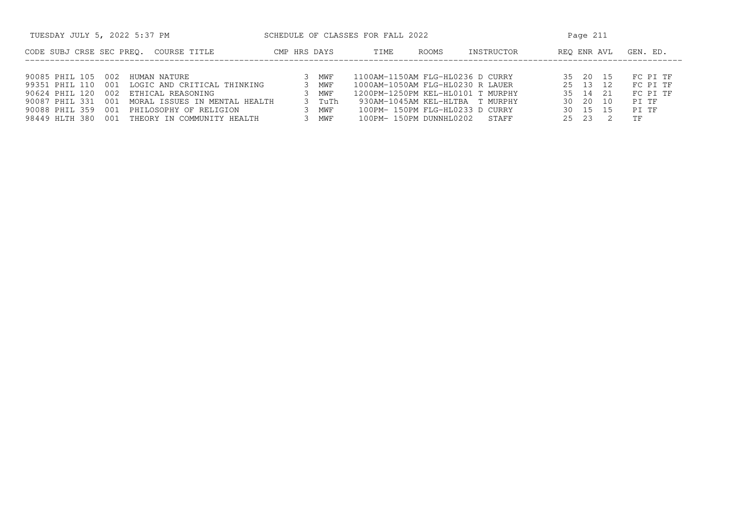| CODE | SUBJ | CRSE | SEC | PREQ. | COURSE TITLE | CMP | HRS | DAYS | TIME | ROOMS | INSTRUCTOR | REQ | ENR | AVL | GEN. ED. |
|---|---|---|---|---|---|---|---|---|---|---|---|---|---|---|---|
| 90085 | PHIL | 105 | 002 | | HUMAN NATURE | | 3 | MWF | 1100AM-1150AM | FLG-HL0236 | D CURRY | 35 | 20 | 15 | FC PI TF |
| 99351 | PHIL | 110 | 001 | | LOGIC AND CRITICAL THINKING | | 3 | MWF | 1000AM-1050AM | FLG-HL0230 | R LAUER | 25 | 13 | 12 | FC PI TF |
| 90624 | PHIL | 120 | 002 | | ETHICAL REASONING | | 3 | MWF | 1200PM-1250PM | KEL-HL0101 | T MURPHY | 35 | 14 | 21 | FC PI TF |
| 90087 | PHIL | 331 | 001 | | MORAL ISSUES IN MENTAL HEALTH | | 3 | TuTh | 930AM-1045AM | KEL-HLTBA | T MURPHY | 30 | 20 | 10 | PI TF |
| 90088 | PHIL | 359 | 001 | | PHILOSOPHY OF RELIGION | | 3 | MWF | 100PM- 150PM | FLG-HL0233 | D CURRY | 30 | 15 | 15 | PI TF |
| 98449 | HLTH | 380 | 001 | | THEORY IN COMMUNITY HEALTH | | 3 | MWF | 100PM- 150PM | DUNNHL0202 | STAFF | 25 | 23 | 2 | TF |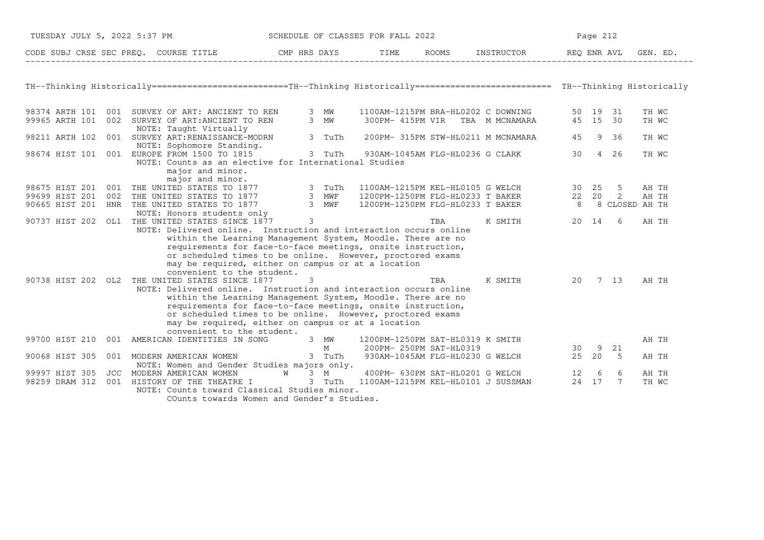## TH--Thinking Historically

| CODE | SUBJ | CRSE | SEC | PREQ. | COURSE TITLE | CMP | HRS | DAYS | TIME | ROOMS | INSTRUCTOR | REQ | ENR | AVL | GEN. ED. |
|---|---|---|---|---|---|---|---|---|---|---|---|---|---|---|---|
| 98374 | ARTH | 101 | 001 | | SURVEY OF ART: ANCIENT TO REN | | 3 | MW | 1100AM-1215PM | BRA-HL0202 | C DOWNING | 50 | 19 | 31 | TH WC |
| 99965 | ARTH | 101 | 002 | | SURVEY OF ART:ANCIENT TO REN | | 3 | MW | 300PM- 415PM | VIR TBA | M MCNAMARA | 45 | 15 | 30 | TH WC |
| | | | | | NOTE: Taught Virtually | | | | | | | | | | |
| 98211 | ARTH | 102 | 001 | | SURVEY ART:RENAISSANCE-MODRN | | 3 | TuTh | 200PM- 315PM | STW-HL0211 | M MCNAMARA | 45 | 9 | 36 | TH WC |
| | | | | | NOTE: Sophomore Standing. | | | | | | | | | | |
| 98674 | HIST | 101 | 001 | | EUROPE FROM 1500 TO 1815 | | 3 | TuTh | 930AM-1045AM | FLG-HL0236 | G CLARK | 30 | 4 | 26 | TH WC |
| | | | | | NOTE: Counts as an elective for International Studies major and minor. major and minor. | | | | | | | | | | |
| 98675 | HIST | 201 | 001 | | THE UNITED STATES TO 1877 | | 3 | TuTh | 1100AM-1215PM | KEL-HL0105 | G WELCH | 30 | 25 | 5 | AH TH |
| 99699 | HIST | 201 | 002 | | THE UNITED STATES TO 1877 | | 3 | MWF | 1200PM-1250PM | FLG-HL0233 | T BAKER | 22 | 20 | 2 | AH TH |
| 90665 | HIST | 201 | HNR | | THE UNITED STATES TO 1877 | | 3 | MWF | 1200PM-1250PM | FLG-HL0233 | T BAKER | 8 | 8 | CLOSED | AH TH |
| | | | | | NOTE: Honors students only | | | | | | | | | | |
| 90737 | HIST | 202 | OL1 | | THE UNITED STATES SINCE 1877 | | 3 | | | TBA | K SMITH | 20 | 14 | 6 | AH TH |
| | | | | | NOTE: Delivered online. Instruction and interaction occurs online within the Learning Management System, Moodle. There are no requirements for face-to-face meetings, onsite instruction, or scheduled times to be online. However, proctored exams may be required, either on campus or at a location convenient to the student. | | | | | | | | | | |
| 90738 | HIST | 202 | OL2 | | THE UNITED STATES SINCE 1877 | | 3 | | | TBA | K SMITH | 20 | 7 | 13 | AH TH |
| | | | | | NOTE: Delivered online. Instruction and interaction occurs online within the Learning Management System, Moodle. There are no requirements for face-to-face meetings, onsite instruction, or scheduled times to be online. However, proctored exams may be required, either on campus or at a location convenient to the student. | | | | | | | | | | |
| 99700 | HIST | 210 | 001 | | AMERICAN IDENTITIES IN SONG | | 3 | MW | 1200PM-1250PM | SAT-HL0319 | K SMITH | | | | AH TH |
| | | | | | | | | M | 200PM- 250PM | SAT-HL0319 | | 30 | 9 | 21 | |
| 90068 | HIST | 305 | 001 | | MODERN AMERICAN WOMEN | | 3 | TuTh | 930AM-1045AM | FLG-HL0230 | G WELCH | 25 | 20 | 5 | AH TH |
| | | | | | NOTE: Women and Gender Studies majors only. | | | | | | | | | | |
| 99997 | HIST | 305 | JCC | | MODERN AMERICAN WOMEN | W | 3 | M | 400PM- 630PM | SAT-HL0201 | G WELCH | 12 | 6 | 6 | AH TH |
| 98259 | DRAM | 312 | 001 | | HISTORY OF THE THEATRE I | | 3 | TuTh | 1100AM-1215PM | KEL-HL0101 | J SUSSMAN | 24 | 17 | 7 | TH WC |
| | | | | | NOTE: Counts toward Classical Studies minor. COunts towards Women and Gender's Studies. | | | | | | | | | | |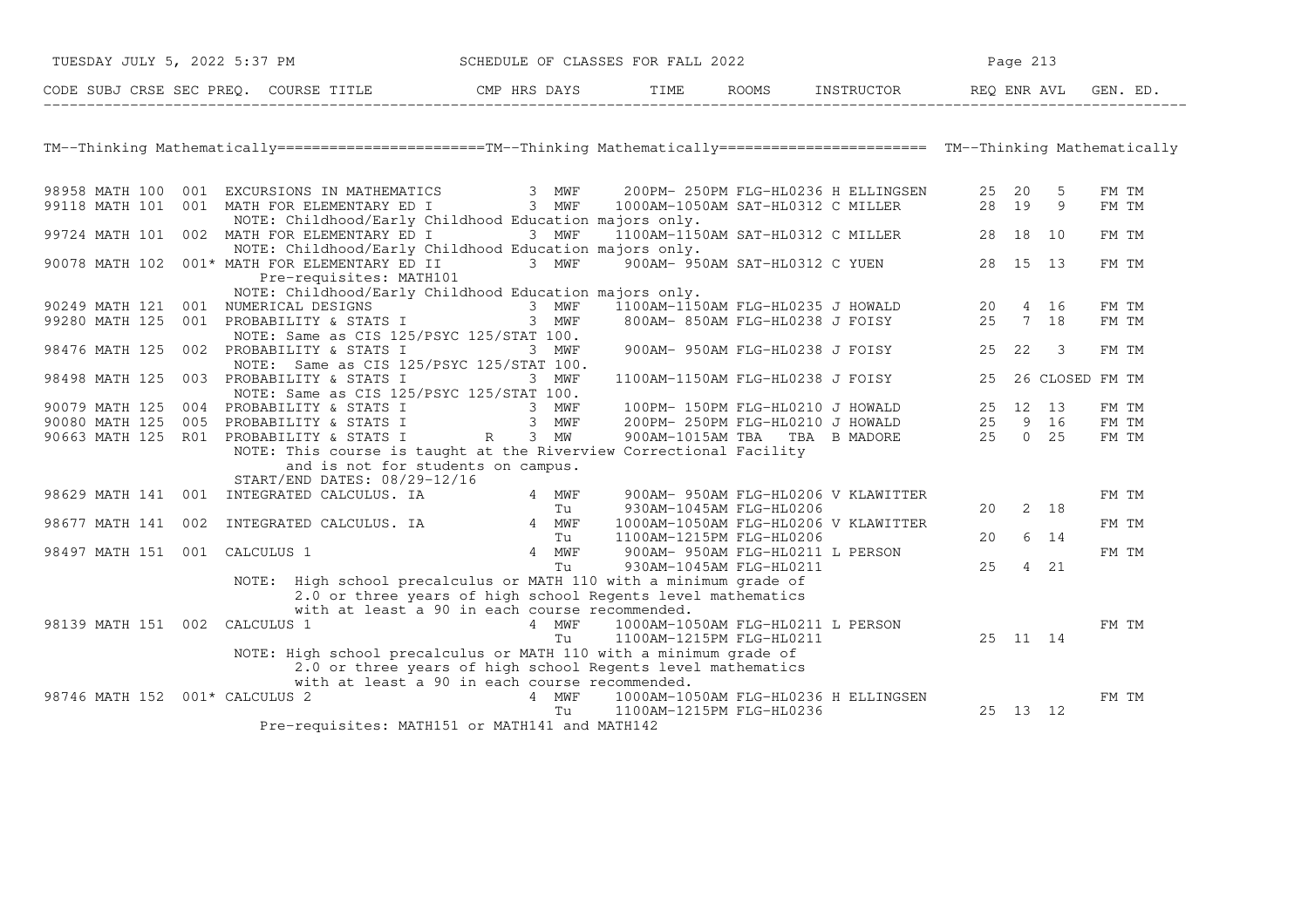| CODE | SUBJ | CRSE | SEC | PREQ. | COURSE TITLE | CMP | HRS | DAYS | TIME | ROOMS | INSTRUCTOR | REQ | ENR | AVL | GEN. ED. |
|---|---|---|---|---|---|---|---|---|---|---|---|---|---|---|---|

## TM--Thinking Mathematically

| CODE | SUBJ | CRSE | SEC | PREQ. | COURSE TITLE | CMP | HRS | DAYS | TIME | ROOMS | INSTRUCTOR | REQ | ENR | AVL | GEN. ED. |
|---|---|---|---|---|---|---|---|---|---|---|---|---|---|---|---|
| 98958 | MATH | 100 | 001 | | EXCURSIONS IN MATHEMATICS | | 3 | MWF | 200PM- 250PM | FLG-HL0236 | H ELLINGSEN | 25 | 20 | 5 | FM TM |
| 99118 | MATH | 101 | 001 | | MATH FOR ELEMENTARY ED I | | 3 | MWF | 1000AM-1050AM | SAT-HL0312 | C MILLER | 28 | 19 | 9 | FM TM |
| | | | | | NOTE: Childhood/Early Childhood Education majors only. | | | | | | | | | | |
| 99724 | MATH | 101 | 002 | | MATH FOR ELEMENTARY ED I | | 3 | MWF | 1100AM-1150AM | SAT-HL0312 | C MILLER | 28 | 18 | 10 | FM TM |
| | | | | | NOTE: Childhood/Early Childhood Education majors only. | | | | | | | | | | |
| 90078 | MATH | 102 | 001 | * | MATH FOR ELEMENTARY ED II | | 3 | MWF | 900AM- 950AM | SAT-HL0312 | C YUEN | 28 | 15 | 13 | FM TM |
| | | | | | Pre-requisites: MATH101 | | | | | | | | | | |
| | | | | | NOTE: Childhood/Early Childhood Education majors only. | | | | | | | | | | |
| 90249 | MATH | 121 | 001 | | NUMERICAL DESIGNS | | 3 | MWF | 1100AM-1150AM | FLG-HL0235 | J HOWALD | 20 | 4 | 16 | FM TM |
| 99280 | MATH | 125 | 001 | | PROBABILITY & STATS I | | 3 | MWF | 800AM- 850AM | FLG-HL0238 | J FOISY | 25 | 7 | 18 | FM TM |
| | | | | | NOTE: Same as CIS 125/PSYC 125/STAT 100. | | | | | | | | | | |
| 98476 | MATH | 125 | 002 | | PROBABILITY & STATS I | | 3 | MWF | 900AM- 950AM | FLG-HL0238 | J FOISY | 25 | 22 | 3 | FM TM |
| | | | | | NOTE: Same as CIS 125/PSYC 125/STAT 100. | | | | | | | | | | |
| 98498 | MATH | 125 | 003 | | PROBABILITY & STATS I | | 3 | MWF | 1100AM-1150AM | FLG-HL0238 | J FOISY | 25 | 26 | CLOSED | FM TM |
| | | | | | NOTE: Same as CIS 125/PSYC 125/STAT 100. | | | | | | | | | | |
| 90079 | MATH | 125 | 004 | | PROBABILITY & STATS I | | 3 | MWF | 100PM- 150PM | FLG-HL0210 | J HOWALD | 25 | 12 | 13 | FM TM |
| 90080 | MATH | 125 | 005 | | PROBABILITY & STATS I | | 3 | MWF | 200PM- 250PM | FLG-HL0210 | J HOWALD | 25 | 9 | 16 | FM TM |
| 90663 | MATH | 125 | R01 | | PROBABILITY & STATS I | R | 3 | MW | 900AM-1015AM | TBA TBA | B MADORE | 25 | 0 | 25 | FM TM |
| | | | | | NOTE: This course is taught at the Riverview Correctional Facility and is not for students on campus. START/END DATES: 08/29-12/16 | | | | | | | | | | |
| 98629 | MATH | 141 | 001 | | INTEGRATED CALCULUS. IA | | 4 | MWF | 900AM- 950AM | FLG-HL0206 | V KLAWITTER | | | | FM TM |
| | | | | | | | | Tu | 930AM-1045AM | FLG-HL0206 | | 20 | 2 | 18 | |
| 98677 | MATH | 141 | 002 | | INTEGRATED CALCULUS. IA | | 4 | MWF | 1000AM-1050AM | FLG-HL0206 | V KLAWITTER | | | | FM TM |
| | | | | | | | | Tu | 1100AM-1215PM | FLG-HL0206 | | 20 | 6 | 14 | |
| 98497 | MATH | 151 | 001 | | CALCULUS 1 | | 4 | MWF | 900AM- 950AM | FLG-HL0211 | L PERSON | | | | FM TM |
| | | | | | | | | Tu | 930AM-1045AM | FLG-HL0211 | | 25 | 4 | 21 | |
| | | | | | NOTE: High school precalculus or MATH 110 with a minimum grade of 2.0 or three years of high school Regents level mathematics with at least a 90 in each course recommended. | | | | | | | | | | |
| 98139 | MATH | 151 | 002 | | CALCULUS 1 | | 4 | MWF | 1000AM-1050AM | FLG-HL0211 | L PERSON | | | | FM TM |
| | | | | | | | | Tu | 1100AM-1215PM | FLG-HL0211 | | 25 | 11 | 14 | |
| | | | | | NOTE: High school precalculus or MATH 110 with a minimum grade of 2.0 or three years of high school Regents level mathematics with at least a 90 in each course recommended. | | | | | | | | | | |
| 98746 | MATH | 152 | 001 | * | CALCULUS 2 | | 4 | MWF | 1000AM-1050AM | FLG-HL0236 | H ELLINGSEN | | | | FM TM |
| | | | | | | | | Tu | 1100AM-1215PM | FLG-HL0236 | | 25 | 13 | 12 | |
| | | | | | Pre-requisites: MATH151 or MATH141 and MATH142 | | | | | | | | | | |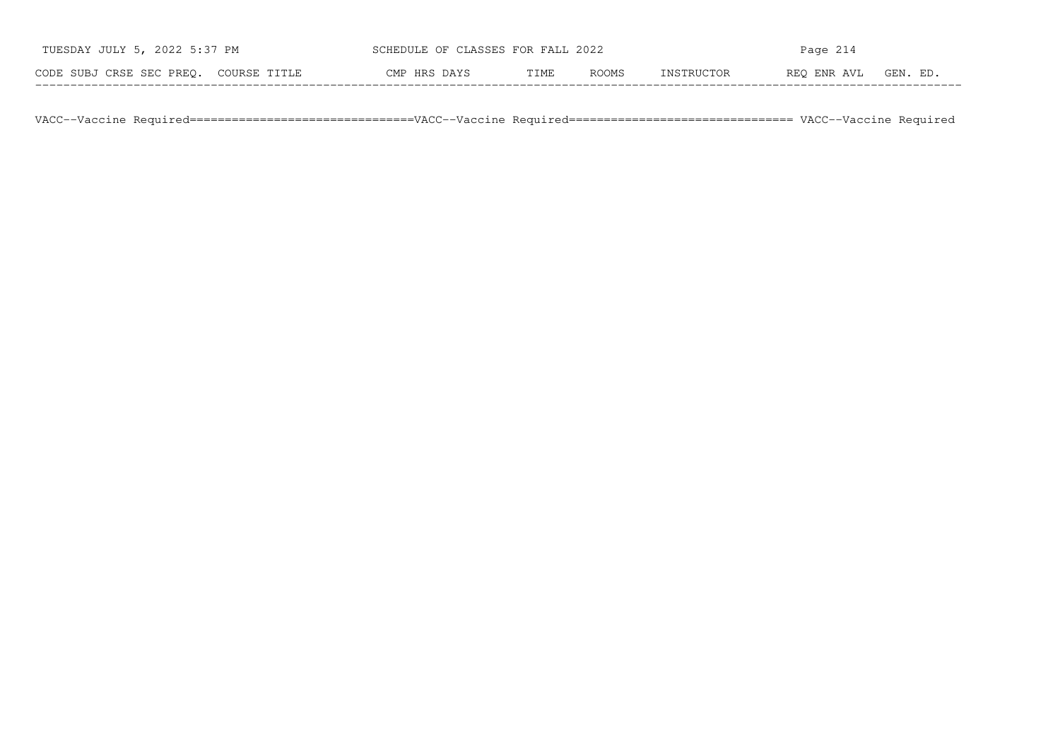| CODE | SUBJ | CRSE | SEC | PREQ. | COURSE TITLE | CMP | HRS | DAYS | TIME | ROOMS | INSTRUCTOR | REQ | ENR | AVL | GEN. ED. |
|---|---|---|---|---|---|---|---|---|---|---|---|---|---|---|---|

VACC--Vaccine Required===============================VACC--Vaccine Required=============================== VACC--Vaccine Required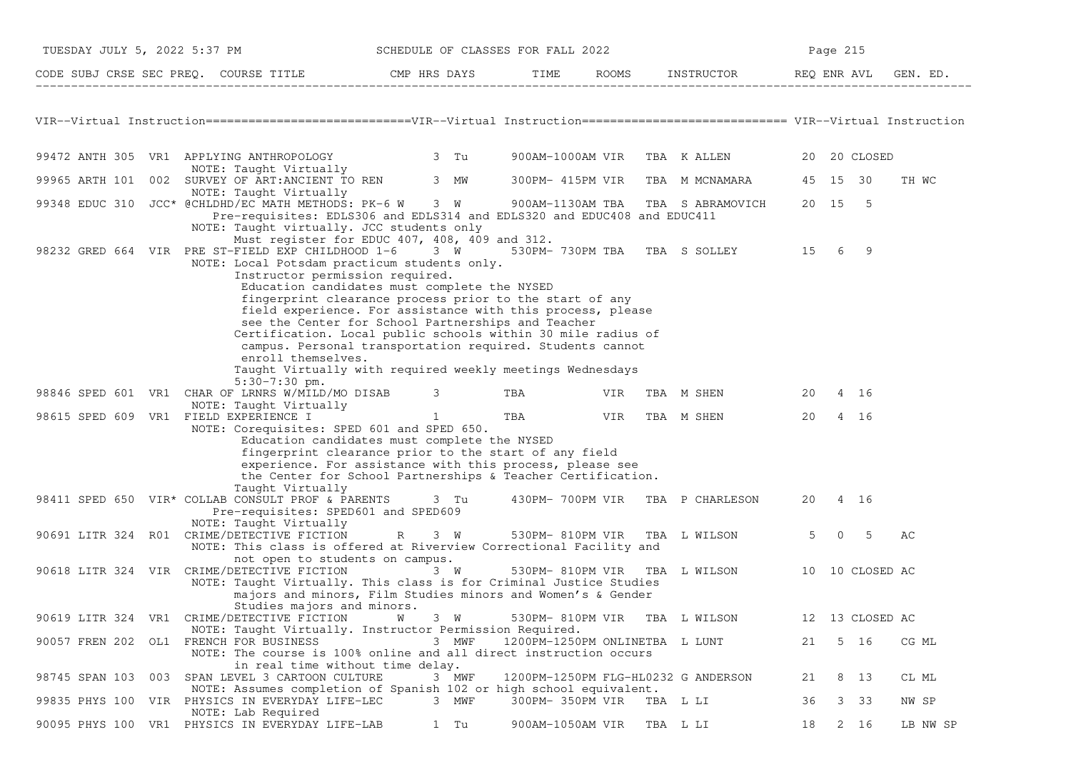| CODE | SUBJ | CRSE | SEC | PREQ. | COURSE TITLE | CMP | HRS | DAYS | TIME | ROOMS | INSTRUCTOR | REQ | ENR | AVL | GEN. ED. |
|---|---|---|---|---|---|---|---|---|---|---|---|---|---|---|---|

## VIR--Virtual Instruction

| CODE | SUBJ | CRSE | SEC | PREQ. | COURSE TITLE | CMP | HRS | DAYS | TIME | ROOMS | INSTRUCTOR | REQ | ENR | AVL | GEN. ED. |
|---|---|---|---|---|---|---|---|---|---|---|---|---|---|---|---|
| 99472 | ANTH | 305 | VR1 | | APPLYING ANTHROPOLOGY | | 3 | Tu | 900AM-1000AM | VIR | TBA K ALLEN | 20 | 20 | CLOSED | |
| | | | | | NOTE: Taught Virtually | | | | | | | | | | |
| 99965 | ARTH | 101 | 002 | | SURVEY OF ART:ANCIENT TO REN | | 3 | MW | 300PM- 415PM | VIR | TBA M MCNAMARA | 45 | 15 | 30 | TH WC |
| | | | | | NOTE: Taught Virtually | | | | | | | | | | |
| 99348 | EDUC | 310 | JCC* | | @CHLDHD/EC MATH METHODS: PK-6 W | | 3 | W | 900AM-1130AM | TBA | TBA S ABRAMOVICH | 20 | 15 | 5 | |
| | | | | | Pre-requisites: EDLS306 and EDLS314 and EDLS320 and EDUC408 and EDUC411 | | | | | | | | | | |
| | | | | | NOTE: Taught virtually. JCC students only Must register for EDUC 407, 408, 409 and 312. | | | | | | | | | | |
| 98232 | GRED | 664 | VIR | | PRE ST-FIELD EXP CHILDHOOD 1-6 | | 3 | W | 530PM- 730PM | TBA | TBA S SOLLEY | 15 | 6 | 9 | |
| | | | | | NOTE: Local Potsdam practicum students only. Instructor permission required. Education candidates must complete the NYSED fingerprint clearance process prior to the start of any field experience. For assistance with this process, please see the Center for School Partnerships and Teacher Certification. Local public schools within 30 mile radius of campus. Personal transportation required. Students cannot enroll themselves. Taught Virtually with required weekly meetings Wednesdays 5:30-7:30 pm. | | | | | | | | | | |
| 98846 | SPED | 601 | VR1 | | CHAR OF LRNRS W/MILD/MO DISAB | | 3 | | TBA | VIR | TBA M SHEN | 20 | 4 | 16 | |
| | | | | | NOTE: Taught Virtually | | | | | | | | | | |
| 98615 | SPED | 609 | VR1 | | FIELD EXPERIENCE I | | 1 | | TBA | VIR | TBA M SHEN | 20 | 4 | 16 | |
| | | | | | NOTE: Corequisites: SPED 601 and SPED 650. Education candidates must complete the NYSED fingerprint clearance prior to the start of any field experience. For assistance with this process, please see the Center for School Partnerships & Teacher Certification. Taught Virtually | | | | | | | | | | |
| 98411 | SPED | 650 | VIR* | | COLLAB CONSULT PROF & PARENTS | | 3 | Tu | 430PM- 700PM | VIR | TBA P CHARLESON | 20 | 4 | 16 | |
| | | | | | Pre-requisites: SPED601 and SPED609 | | | | | | | | | | |
| | | | | | NOTE: Taught Virtually | | | | | | | | | | |
| 90691 | LITR | 324 | R01 | | CRIME/DETECTIVE FICTION | R | 3 | W | 530PM- 810PM | VIR | TBA L WILSON | 5 | 0 | 5 | AC |
| | | | | | NOTE: This class is offered at Riverview Correctional Facility and not open to students on campus. | | | | | | | | | | |
| 90618 | LITR | 324 | VIR | | CRIME/DETECTIVE FICTION | | 3 | W | 530PM- 810PM | VIR | TBA L WILSON | 10 | 10 | CLOSED | AC |
| | | | | | NOTE: Taught Virtually. This class is for Criminal Justice Studies majors and minors, Film Studies minors and Women's & Gender Studies majors and minors. | | | | | | | | | | |
| 90619 | LITR | 324 | VR1 | | CRIME/DETECTIVE FICTION | W | 3 | W | 530PM- 810PM | VIR | TBA L WILSON | 12 | 13 | CLOSED | AC |
| | | | | | NOTE: Taught Virtually. Instructor Permission Required. | | | | | | | | | | |
| 90057 | FREN | 202 | OL1 | | FRENCH FOR BUSINESS | | 3 | MWF | 1200PM-1250PM | ONLINE | TBA L LUNT | 21 | 5 | 16 | CG ML |
| | | | | | NOTE: The course is 100% online and all direct instruction occurs in real time without time delay. | | | | | | | | | | |
| 98745 | SPAN | 103 | 003 | | SPAN LEVEL 3 CARTOON CULTURE | | 3 | MWF | 1200PM-1250PM | FLG-HL0232 | G ANDERSON | 21 | 8 | 13 | CL ML |
| | | | | | NOTE: Assumes completion of Spanish 102 or high school equivalent. | | | | | | | | | | |
| 99835 | PHYS | 100 | VIR | | PHYSICS IN EVERYDAY LIFE-LEC | | 3 | MWF | 300PM- 350PM | VIR | TBA L LI | 36 | 3 | 33 | NW SP |
| | | | | | NOTE: Lab Required | | | | | | | | | | |
| 90095 | PHYS | 100 | VR1 | | PHYSICS IN EVERYDAY LIFE-LAB | | 1 | Tu | 900AM-1050AM | VIR | TBA L LI | 18 | 2 | 16 | LB NW SP |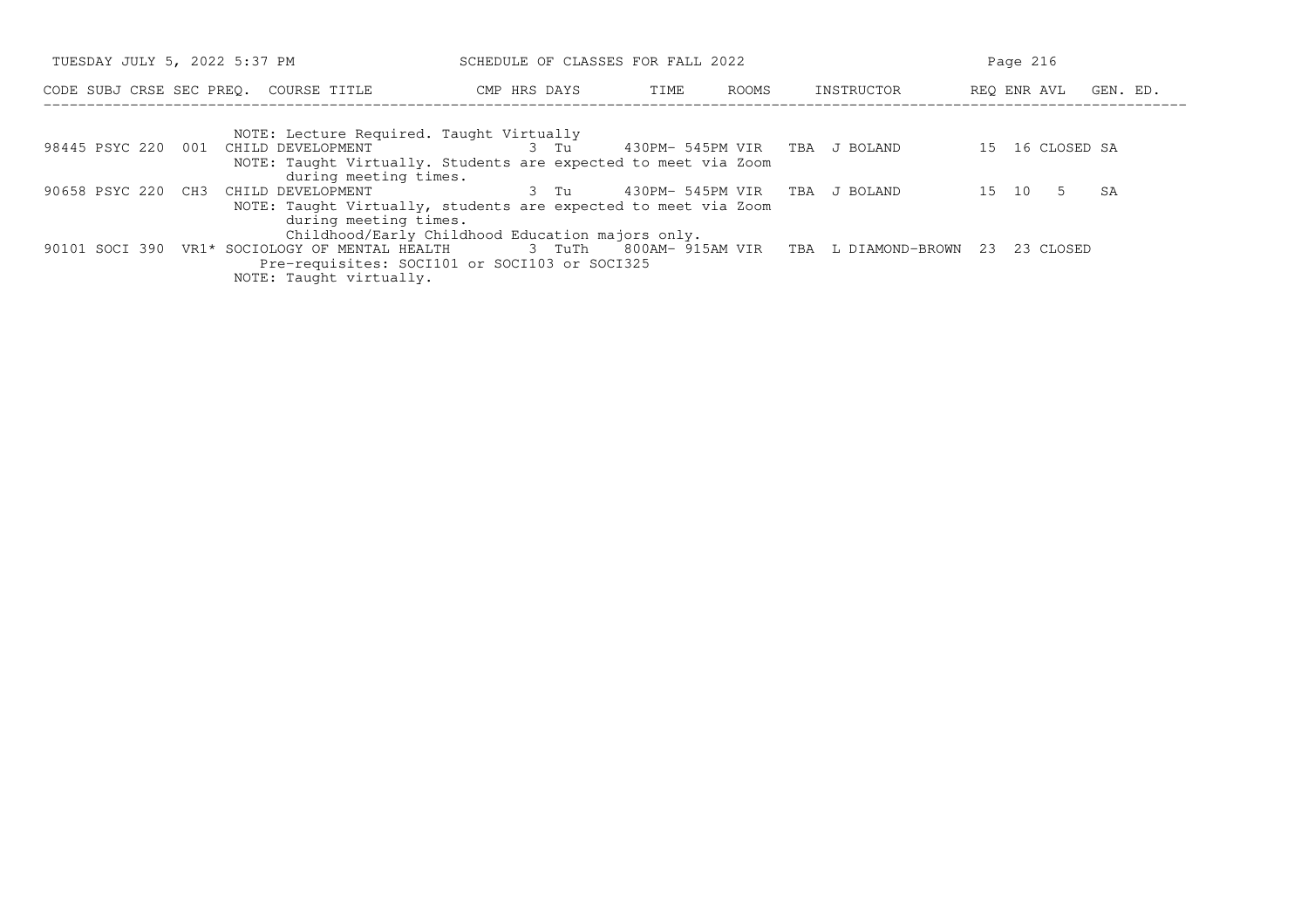| CODE | SUBJ | CRSE | SEC | PREQ. | COURSE TITLE | CMP | HRS | DAYS | TIME | ROOMS | INSTRUCTOR | REQ | ENR | AVL | GEN. ED. |
|---|---|---|---|---|---|---|---|---|---|---|---|---|---|---|---|
| | | | | | NOTE: Lecture Required. Taught Virtually | | | | | | | | | | |
| 98445 | PSYC | 220 | 001 | | CHILD DEVELOPMENT | | 3 | Tu | 430PM- 545PM | VIR TBA | J BOLAND | 15 | 16 | CLOSED | SA |
| | | | | | NOTE: Taught Virtually. Students are expected to meet via Zoom during meeting times. | | | | | | | | | | |
| 90658 | PSYC | 220 | CH3 | | CHILD DEVELOPMENT | | 3 | Tu | 430PM- 545PM | VIR TBA | J BOLAND | 15 | 10 | 5 | SA |
| | | | | | NOTE: Taught Virtually, students are expected to meet via Zoom during meeting times. Childhood/Early Childhood Education majors only. | | | | | | | | | | |
| 90101 | SOCI | 390 | VR1 | * | SOCIOLOGY OF MENTAL HEALTH | | 3 | TuTh | 800AM- 915AM | VIR TBA | L DIAMOND-BROWN | 23 | 23 | CLOSED | |
| | | | | | Pre-requisites: SOCI101 or SOCI103 or SOCI325 | | | | | | | | | | |
| | | | | | NOTE: Taught virtually. | | | | | | | | | | |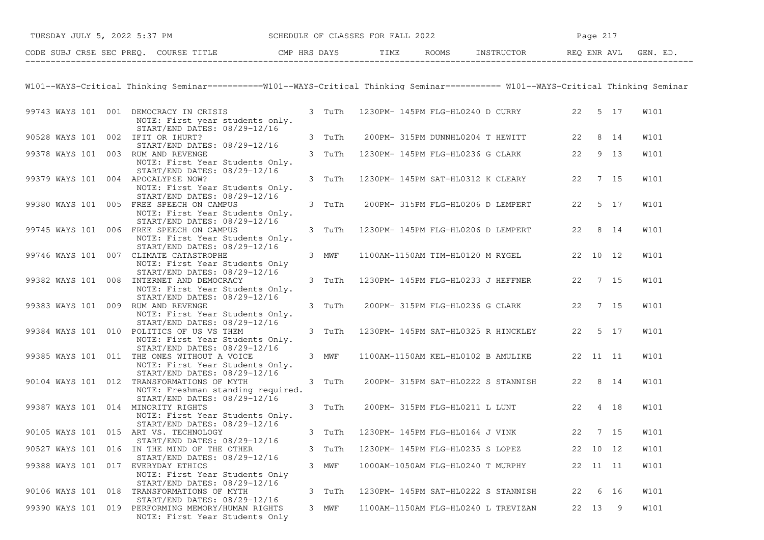SCHEDULE OF CLASSES FOR FALL 2022

## W101--WAYS-Critical Thinking Seminar

| CODE | SUBJ | CRSE | SEC | PREQ. | COURSE TITLE | CMP | HRS | DAYS | TIME | ROOMS | INSTRUCTOR | REQ | ENR | AVL | GEN. ED. |
|---|---|---|---|---|---|---|---|---|---|---|---|---|---|---|---|
| 99743 | WAYS | 101 | 001 | | DEMOCRACY IN CRISIS<br>NOTE: First year students only.<br>START/END DATES: 08/29-12/16 | | 3 | TuTh | 1230PM- 145PM | FLG-HL0240 | D CURRY | 22 | 5 | 17 | W101 |
| 90528 | WAYS | 101 | 002 | | IFIT OR IHURT?<br>START/END DATES: 08/29-12/16 | | 3 | TuTh | 200PM- 315PM | DUNNHL0204 | T HEWITT | 22 | 8 | 14 | W101 |
| 99378 | WAYS | 101 | 003 | | RUM AND REVENGE<br>NOTE: First Year Students Only.<br>START/END DATES: 08/29-12/16 | | 3 | TuTh | 1230PM- 145PM | FLG-HL0236 | G CLARK | 22 | 9 | 13 | W101 |
| 99379 | WAYS | 101 | 004 | | APOCALYPSE NOW?<br>NOTE: First Year Students Only.<br>START/END DATES: 08/29-12/16 | | 3 | TuTh | 1230PM- 145PM | SAT-HL0312 | K CLEARY | 22 | 7 | 15 | W101 |
| 99380 | WAYS | 101 | 005 | | FREE SPEECH ON CAMPUS<br>NOTE: First Year Students Only.<br>START/END DATES: 08/29-12/16 | | 3 | TuTh | 200PM- 315PM | FLG-HL0206 | D LEMPERT | 22 | 5 | 17 | W101 |
| 99745 | WAYS | 101 | 006 | | FREE SPEECH ON CAMPUS<br>NOTE: First Year Students Only.<br>START/END DATES: 08/29-12/16 | | 3 | TuTh | 1230PM- 145PM | FLG-HL0206 | D LEMPERT | 22 | 8 | 14 | W101 |
| 99746 | WAYS | 101 | 007 | | CLIMATE CATASTROPHE<br>NOTE: First Year Students Only<br>START/END DATES: 08/29-12/16 | | 3 | MWF | 1100AM-1150AM | TIM-HL0120 | M RYGEL | 22 | 10 | 12 | W101 |
| 99382 | WAYS | 101 | 008 | | INTERNET AND DEMOCRACY<br>NOTE: First Year Students Only.<br>START/END DATES: 08/29-12/16 | | 3 | TuTh | 1230PM- 145PM | FLG-HL0233 | J HEFFNER | 22 | 7 | 15 | W101 |
| 99383 | WAYS | 101 | 009 | | RUM AND REVENGE<br>NOTE: First Year Students Only.<br>START/END DATES: 08/29-12/16 | | 3 | TuTh | 200PM- 315PM | FLG-HL0236 | G CLARK | 22 | 7 | 15 | W101 |
| 99384 | WAYS | 101 | 010 | | POLITICS OF US VS THEM<br>NOTE: First Year Students Only.<br>START/END DATES: 08/29-12/16 | | 3 | TuTh | 1230PM- 145PM | SAT-HL0325 | R HINCKLEY | 22 | 5 | 17 | W101 |
| 99385 | WAYS | 101 | 011 | | THE ONES WITHOUT A VOICE<br>NOTE: First Year Students Only.<br>START/END DATES: 08/29-12/16 | | 3 | MWF | 1100AM-1150AM | KEL-HL0102 | B AMULIKE | 22 | 11 | 11 | W101 |
| 90104 | WAYS | 101 | 012 | | TRANSFORMATIONS OF MYTH<br>NOTE: Freshman standing required.<br>START/END DATES: 08/29-12/16 | | 3 | TuTh | 200PM- 315PM | SAT-HL0222 | S STANNISH | 22 | 8 | 14 | W101 |
| 99387 | WAYS | 101 | 014 | | MINORITY RIGHTS<br>NOTE: First Year Students Only.<br>START/END DATES: 08/29-12/16 | | 3 | TuTh | 200PM- 315PM | FLG-HL0211 | L LUNT | 22 | 4 | 18 | W101 |
| 90105 | WAYS | 101 | 015 | | ART VS. TECHNOLOGY<br>START/END DATES: 08/29-12/16 | | 3 | TuTh | 1230PM- 145PM | FLG-HL0164 | J VINK | 22 | 7 | 15 | W101 |
| 90527 | WAYS | 101 | 016 | | IN THE MIND OF THE OTHER<br>START/END DATES: 08/29-12/16 | | 3 | TuTh | 1230PM- 145PM | FLG-HL0235 | S LOPEZ | 22 | 10 | 12 | W101 |
| 99388 | WAYS | 101 | 017 | | EVERYDAY ETHICS<br>NOTE: First Year Students Only<br>START/END DATES: 08/29-12/16 | | 3 | MWF | 1000AM-1050AM | FLG-HL0240 | T MURPHY | 22 | 11 | 11 | W101 |
| 90106 | WAYS | 101 | 018 | | TRANSFORMATIONS OF MYTH<br>START/END DATES: 08/29-12/16 | | 3 | TuTh | 1230PM- 145PM | SAT-HL0222 | S STANNISH | 22 | 6 | 16 | W101 |
| 99390 | WAYS | 101 | 019 | | PERFORMING MEMORY/HUMAN RIGHTS<br>NOTE: First Year Students Only | | 3 | MWF | 1100AM-1150AM | FLG-HL0240 | L TREVIZAN | 22 | 13 | 9 | W101 |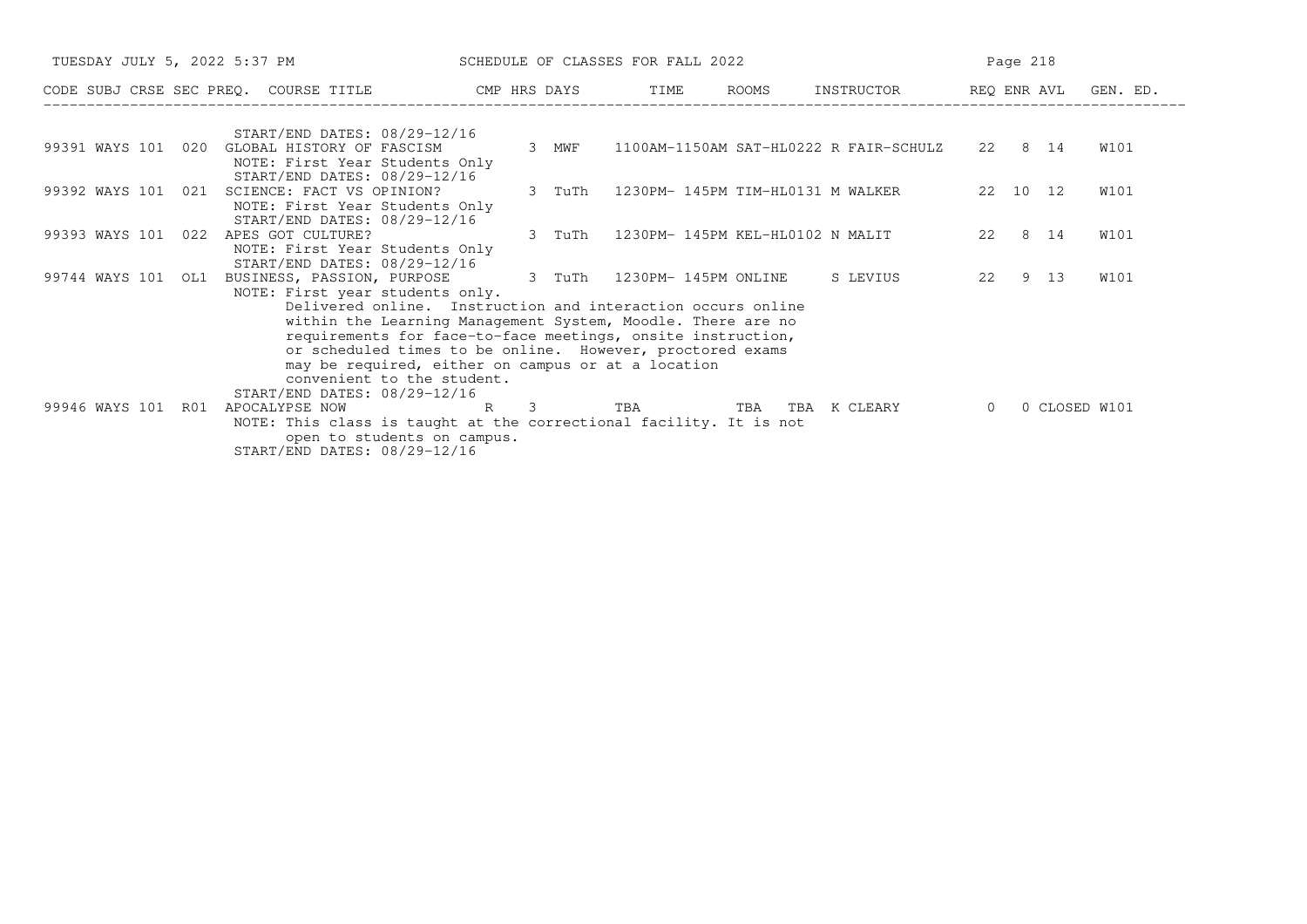SCHEDULE OF CLASSES FOR FALL 2022

| CODE | SUBJ | CRSE | SEC | PREQ. | COURSE TITLE | CMP | HRS | DAYS | TIME | ROOMS | INSTRUCTOR | REQ | ENR | AVL | GEN. ED. |
|---|---|---|---|---|---|---|---|---|---|---|---|---|---|---|---|
| | | | | | START/END DATES: 08/29-12/16 | | | | | | | | | | |
| 99391 | WAYS | 101 | 020 | | GLOBAL HISTORY OF FASCISM | | 3 | MWF | 1100AM-1150AM | SAT-HL0222 | R FAIR-SCHULZ | 22 | 8 | 14 | W101 |
| | | | | | NOTE: First Year Students Only | | | | | | | | | | |
| | | | | | START/END DATES: 08/29-12/16 | | | | | | | | | | |
| 99392 | WAYS | 101 | 021 | | SCIENCE: FACT VS OPINION? | | 3 | TuTh | 1230PM- 145PM | TIM-HL0131 | M WALKER | 22 | 10 | 12 | W101 |
| | | | | | NOTE: First Year Students Only | | | | | | | | | | |
| | | | | | START/END DATES: 08/29-12/16 | | | | | | | | | | |
| 99393 | WAYS | 101 | 022 | | APES GOT CULTURE? | | 3 | TuTh | 1230PM- 145PM | KEL-HL0102 | N MALIT | 22 | 8 | 14 | W101 |
| | | | | | NOTE: First Year Students Only | | | | | | | | | | |
| | | | | | START/END DATES: 08/29-12/16 | | | | | | | | | | |
| 99744 | WAYS | 101 | OL1 | | BUSINESS, PASSION, PURPOSE | | 3 | TuTh | 1230PM- 145PM | ONLINE | S LEVIUS | 22 | 9 | 13 | W101 |
| | | | | | NOTE: First year students only. Delivered online. Instruction and interaction occurs online within the Learning Management System, Moodle. There are no requirements for face-to-face meetings, onsite instruction, or scheduled times to be online. However, proctored exams may be required, either on campus or at a location convenient to the student. | | | | | | | | | | |
| | | | | | START/END DATES: 08/29-12/16 | | | | | | | | | | |
| 99946 | WAYS | 101 | R01 | | APOCALYPSE NOW | R | 3 | | TBA | TBA TBA | K CLEARY | 0 | 0 | CLOSED | W101 |
| | | | | | NOTE: This class is taught at the correctional facility. It is not open to students on campus. | | | | | | | | | | |
| | | | | | START/END DATES: 08/29-12/16 | | | | | | | | | | |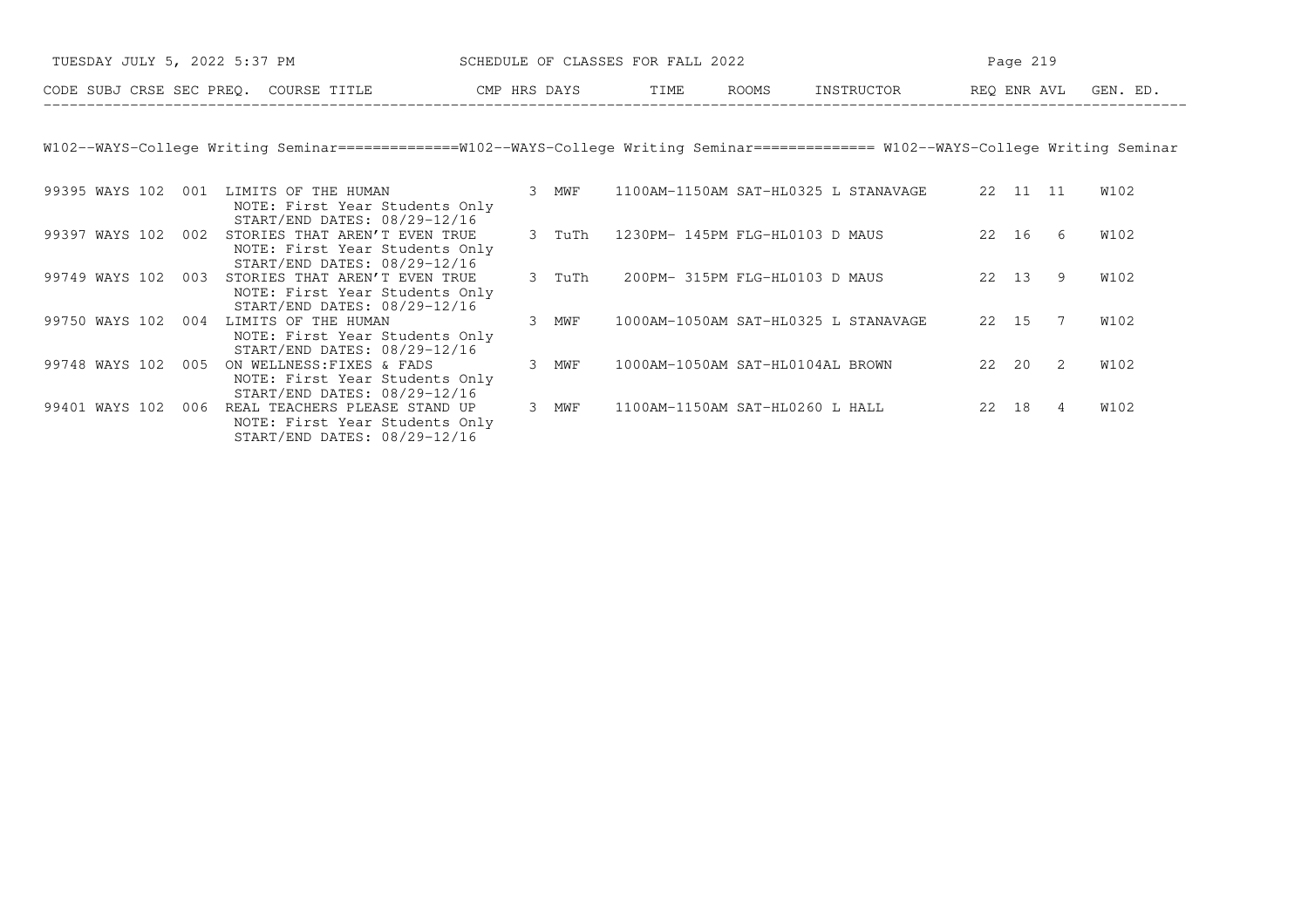| CODE | SUBJ | CRSE | SEC | PREQ. | COURSE TITLE | CMP | HRS | DAYS | TIME | ROOMS | INSTRUCTOR | REQ | ENR | AVL | GEN. ED. |
|---|---|---|---|---|---|---|---|---|---|---|---|---|---|---|---|

## W102--WAYS-College Writing Seminar

| CODE | SUBJ | CRSE | SEC | COURSE TITLE | HRS | DAYS | TIME | ROOMS | INSTRUCTOR | REQ | ENR | AVL | GEN. ED. |
|---|---|---|---|---|---|---|---|---|---|---|---|---|---|
| 99395 | WAYS | 102 | 001 | LIMITS OF THE HUMAN<br>NOTE: First Year Students Only<br>START/END DATES: 08/29-12/16 | 3 | MWF | 1100AM-1150AM | SAT-HL0325 | L STANAVAGE | 22 | 11 | 11 | W102 |
| 99397 | WAYS | 102 | 002 | STORIES THAT AREN'T EVEN TRUE<br>NOTE: First Year Students Only<br>START/END DATES: 08/29-12/16 | 3 | TuTh | 1230PM- 145PM | FLG-HL0103 | D MAUS | 22 | 16 | 6 | W102 |
| 99749 | WAYS | 102 | 003 | STORIES THAT AREN'T EVEN TRUE<br>NOTE: First Year Students Only<br>START/END DATES: 08/29-12/16 | 3 | TuTh | 200PM- 315PM | FLG-HL0103 | D MAUS | 22 | 13 | 9 | W102 |
| 99750 | WAYS | 102 | 004 | LIMITS OF THE HUMAN<br>NOTE: First Year Students Only<br>START/END DATES: 08/29-12/16 | 3 | MWF | 1000AM-1050AM | SAT-HL0325 | L STANAVAGE | 22 | 15 | 7 | W102 |
| 99748 | WAYS | 102 | 005 | ON WELLNESS:FIXES & FADS<br>NOTE: First Year Students Only<br>START/END DATES: 08/29-12/16 | 3 | MWF | 1000AM-1050AM | SAT-HL0104 | AL BROWN | 22 | 20 | 2 | W102 |
| 99401 | WAYS | 102 | 006 | REAL TEACHERS PLEASE STAND UP<br>NOTE: First Year Students Only<br>START/END DATES: 08/29-12/16 | 3 | MWF | 1100AM-1150AM | SAT-HL0260 | L HALL | 22 | 18 | 4 | W102 |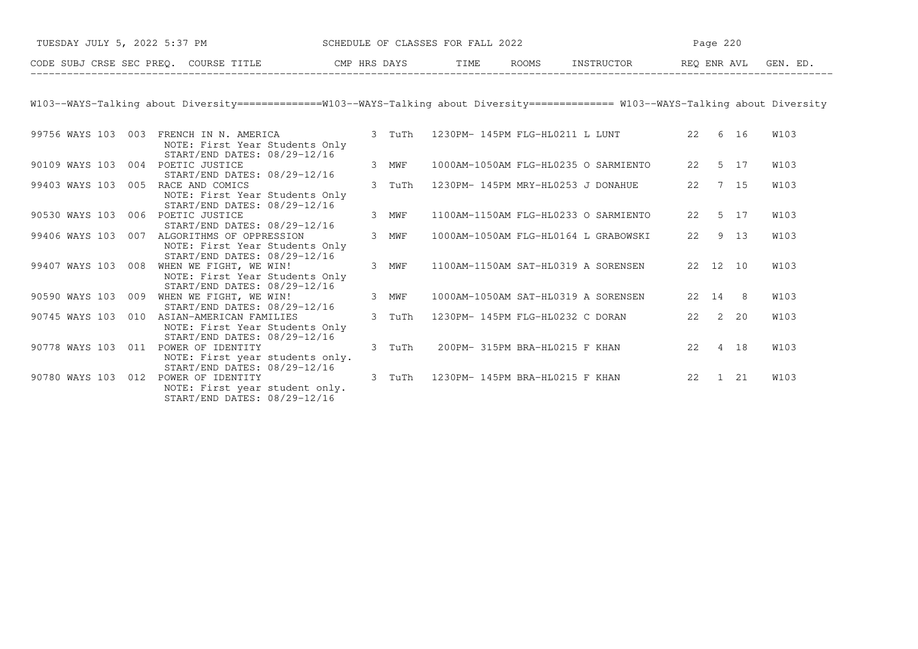| CODE | SUBJ | CRSE | SEC | PREQ. | COURSE TITLE | CMP | HRS | DAYS | TIME | ROOMS | INSTRUCTOR | REQ | ENR | AVL | GEN. ED. |
|---|---|---|---|---|---|---|---|---|---|---|---|---|---|---|---|

W103--WAYS-Talking about Diversity==============W103--WAYS-Talking about Diversity============== W103--WAYS-Talking about Diversity

| CODE | SUBJ | CRSE | SEC | COURSE TITLE | HRS | DAYS | TIME | ROOMS | INSTRUCTOR | REQ | ENR | AVL | GEN. ED. |
|---|---|---|---|---|---|---|---|---|---|---|---|---|---|
| 99756 | WAYS | 103 | 003 | FRENCH IN N. AMERICA<br>NOTE: First Year Students Only<br>START/END DATES: 08/29-12/16 | 3 | TuTh | 1230PM- 145PM | FLG-HL0211 | L LUNT | 22 | 6 | 16 | W103 |
| 90109 | WAYS | 103 | 004 | POETIC JUSTICE<br>START/END DATES: 08/29-12/16 | 3 | MWF | 1000AM-1050AM | FLG-HL0235 | O SARMIENTO | 22 | 5 | 17 | W103 |
| 99403 | WAYS | 103 | 005 | RACE AND COMICS<br>NOTE: First Year Students Only<br>START/END DATES: 08/29-12/16 | 3 | TuTh | 1230PM- 145PM | MRY-HL0253 | J DONAHUE | 22 | 7 | 15 | W103 |
| 90530 | WAYS | 103 | 006 | POETIC JUSTICE<br>START/END DATES: 08/29-12/16 | 3 | MWF | 1100AM-1150AM | FLG-HL0233 | O SARMIENTO | 22 | 5 | 17 | W103 |
| 99406 | WAYS | 103 | 007 | ALGORITHMS OF OPPRESSION<br>NOTE: First Year Students Only<br>START/END DATES: 08/29-12/16 | 3 | MWF | 1000AM-1050AM | FLG-HL0164 | L GRABOWSKI | 22 | 9 | 13 | W103 |
| 99407 | WAYS | 103 | 008 | WHEN WE FIGHT, WE WIN!<br>NOTE: First Year Students Only<br>START/END DATES: 08/29-12/16 | 3 | MWF | 1100AM-1150AM | SAT-HL0319 | A SORENSEN | 22 | 12 | 10 | W103 |
| 90590 | WAYS | 103 | 009 | WHEN WE FIGHT, WE WIN!<br>START/END DATES: 08/29-12/16 | 3 | MWF | 1000AM-1050AM | SAT-HL0319 | A SORENSEN | 22 | 14 | 8 | W103 |
| 90745 | WAYS | 103 | 010 | ASIAN-AMERICAN FAMILIES<br>NOTE: First Year Students Only<br>START/END DATES: 08/29-12/16 | 3 | TuTh | 1230PM- 145PM | FLG-HL0232 | C DORAN | 22 | 2 | 20 | W103 |
| 90778 | WAYS | 103 | 011 | POWER OF IDENTITY<br>NOTE: First year students only.<br>START/END DATES: 08/29-12/16 | 3 | TuTh | 200PM- 315PM | BRA-HL0215 | F KHAN | 22 | 4 | 18 | W103 |
| 90780 | WAYS | 103 | 012 | POWER OF IDENTITY<br>NOTE: First year student only.<br>START/END DATES: 08/29-12/16 | 3 | TuTh | 1230PM- 145PM | BRA-HL0215 | F KHAN | 22 | 1 | 21 | W103 |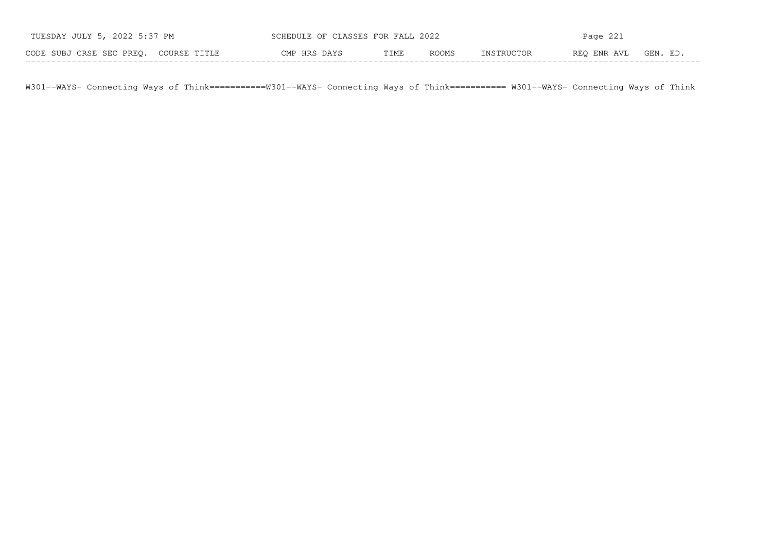| CODE | SUBJ | CRSE | SEC | PREQ. | COURSE TITLE | CMP | HRS | DAYS | TIME | ROOMS | INSTRUCTOR | REQ | ENR | AVL | GEN. ED. |
|---|---|---|---|---|---|---|---|---|---|---|---|---|---|---|---|

W301--WAYS- Connecting Ways of Think===========W301--WAYS- Connecting Ways of Think=========== W301--WAYS- Connecting Ways of Think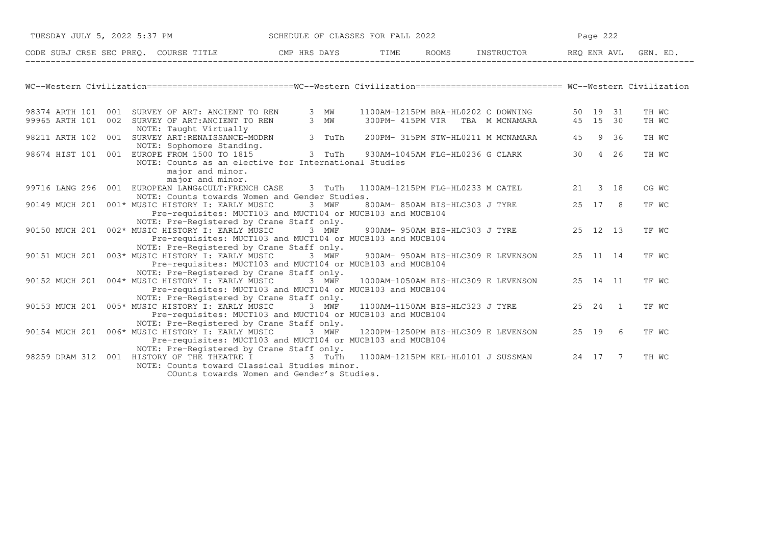## WC--Western Civilization

| CODE | SUBJ | CRSE | SEC | PREQ. | COURSE TITLE | CMP | HRS | DAYS | TIME | ROOMS | INSTRUCTOR | REQ | ENR | AVL | GEN. ED. |
|---|---|---|---|---|---|---|---|---|---|---|---|---|---|---|---|
| 98374 | ARTH | 101 | 001 | | SURVEY OF ART: ANCIENT TO REN | | 3 | MW | 1100AM-1215PM | BRA-HL0202 | C DOWNING | 50 | 19 | 31 | TH WC |
| 99965 | ARTH | 101 | 002 | | SURVEY OF ART:ANCIENT TO REN | | 3 | MW | 300PM- 415PM | VIR TBA | M MCNAMARA | 45 | 15 | 30 | TH WC |
| | | | | | NOTE: Taught Virtually | | | | | | | | | | |
| 98211 | ARTH | 102 | 001 | | SURVEY ART:RENAISSANCE-MODRN | | 3 | TuTh | 200PM- 315PM | STW-HL0211 | M MCNAMARA | 45 | 9 | 36 | TH WC |
| | | | | | NOTE: Sophomore Standing. | | | | | | | | | | |
| 98674 | HIST | 101 | 001 | | EUROPE FROM 1500 TO 1815 | | 3 | TuTh | 930AM-1045AM | FLG-HL0236 | G CLARK | 30 | 4 | 26 | TH WC |
| | | | | | NOTE: Counts as an elective for International Studies major and minor. major and minor. | | | | | | | | | | |
| 99716 | LANG | 296 | 001 | | EUROPEAN LANG&CULT:FRENCH CASE | | 3 | TuTh | 1100AM-1215PM | FLG-HL0233 | M CATEL | 21 | 3 | 18 | CG WC |
| | | | | | NOTE: Counts towards Women and Gender Studies. | | | | | | | | | | |
| 90149 | MUCH | 201 | 001* | | MUSIC HISTORY I: EARLY MUSIC | | 3 | MWF | 800AM- 850AM | BIS-HLC303 | J TYRE | 25 | 17 | 8 | TF WC |
| | | | | | Pre-requisites: MUCT103 and MUCT104 or MUCB103 and MUCB104 | | | | | | | | | | |
| | | | | | NOTE: Pre-Registered by Crane Staff only. | | | | | | | | | | |
| 90150 | MUCH | 201 | 002* | | MUSIC HISTORY I: EARLY MUSIC | | 3 | MWF | 900AM- 950AM | BIS-HLC303 | J TYRE | 25 | 12 | 13 | TF WC |
| | | | | | Pre-requisites: MUCT103 and MUCT104 or MUCB103 and MUCB104 | | | | | | | | | | |
| | | | | | NOTE: Pre-Registered by Crane Staff only. | | | | | | | | | | |
| 90151 | MUCH | 201 | 003* | | MUSIC HISTORY I: EARLY MUSIC | | 3 | MWF | 900AM- 950AM | BIS-HLC309 | E LEVENSON | 25 | 11 | 14 | TF WC |
| | | | | | Pre-requisites: MUCT103 and MUCT104 or MUCB103 and MUCB104 | | | | | | | | | | |
| | | | | | NOTE: Pre-Registered by Crane Staff only. | | | | | | | | | | |
| 90152 | MUCH | 201 | 004* | | MUSIC HISTORY I: EARLY MUSIC | | 3 | MWF | 1000AM-1050AM | BIS-HLC309 | E LEVENSON | 25 | 14 | 11 | TF WC |
| | | | | | Pre-requisites: MUCT103 and MUCT104 or MUCB103 and MUCB104 | | | | | | | | | | |
| | | | | | NOTE: Pre-Registered by Crane Staff only. | | | | | | | | | | |
| 90153 | MUCH | 201 | 005* | | MUSIC HISTORY I: EARLY MUSIC | | 3 | MWF | 1100AM-1150AM | BIS-HLC323 | J TYRE | 25 | 24 | 1 | TF WC |
| | | | | | Pre-requisites: MUCT103 and MUCT104 or MUCB103 and MUCB104 | | | | | | | | | | |
| | | | | | NOTE: Pre-Registered by Crane Staff only. | | | | | | | | | | |
| 90154 | MUCH | 201 | 006* | | MUSIC HISTORY I: EARLY MUSIC | | 3 | MWF | 1200PM-1250PM | BIS-HLC309 | E LEVENSON | 25 | 19 | 6 | TF WC |
| | | | | | Pre-requisites: MUCT103 and MUCT104 or MUCB103 and MUCB104 | | | | | | | | | | |
| | | | | | NOTE: Pre-Registered by Crane Staff only. | | | | | | | | | | |
| 98259 | DRAM | 312 | 001 | | HISTORY OF THE THEATRE I | | 3 | TuTh | 1100AM-1215PM | KEL-HL0101 | J SUSSMAN | 24 | 17 | 7 | TH WC |
| | | | | | NOTE: Counts toward Classical Studies minor. COunts towards Women and Gender's Studies. | | | | | | | | | | |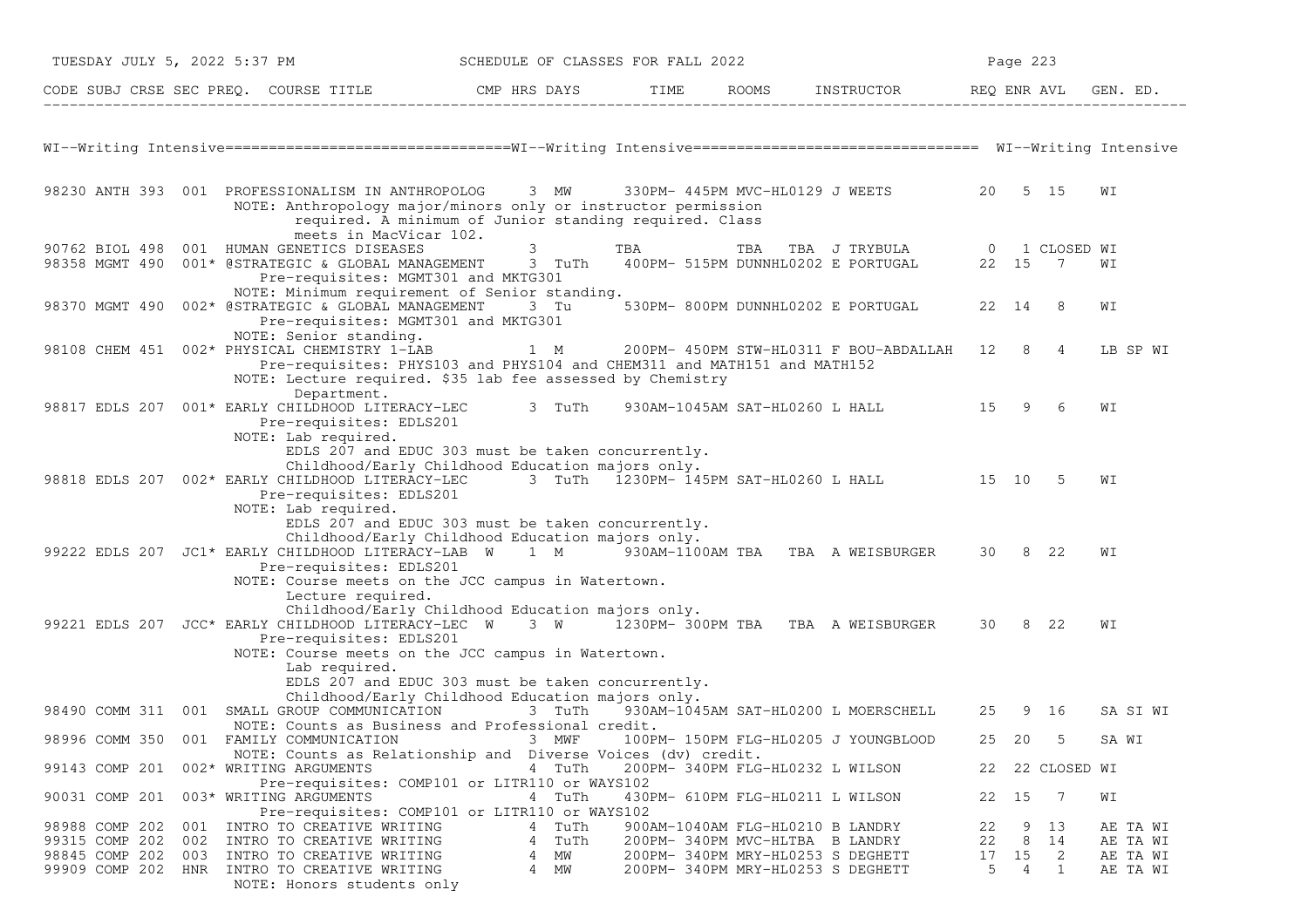| CODE | SUBJ | CRSE | SEC | PREQ. | COURSE TITLE | CMP | HRS | DAYS | TIME | ROOMS | INSTRUCTOR | REQ | ENR | AVL | GEN. ED. |
|---|---|---|---|---|---|---|---|---|---|---|---|---|---|---|---|

## WI--Writing Intensive

| CODE | SUBJ | CRSE | SEC | PREQ. | COURSE TITLE | CMP | HRS | DAYS | TIME | ROOMS | INSTRUCTOR | REQ | ENR | AVL | GEN. ED. |
|---|---|---|---|---|---|---|---|---|---|---|---|---|---|---|---|
| 98230 | ANTH | 393 | 001 | | PROFESSIONALISM IN ANTHROPOLOG | | 3 | MW | 330PM- 445PM | MVC-HL0129 | J WEETS | 20 | 5 | 15 | WI |
| | | | | | NOTE: Anthropology major/minors only or instructor permission required. A minimum of Junior standing required. Class meets in MacVicar 102. | | | | | | | | | | |
| 90762 | BIOL | 498 | 001 | | HUMAN GENETICS DISEASES | | 3 | | TBA | TBA TBA | J TRYBULA | 0 | 1 | CLOSED | WI |
| 98358 | MGMT | 490 | 001 | * | @STRATEGIC & GLOBAL MANAGEMENT | | 3 | TuTh | 400PM- 515PM | DUNNHL0202 | E PORTUGAL | 22 | 15 | 7 | WI |
| | | | | | Pre-requisites: MGMT301 and MKTG301 | | | | | | | | | | |
| | | | | | NOTE: Minimum requirement of Senior standing. | | | | | | | | | | |
| 98370 | MGMT | 490 | 002 | * | @STRATEGIC & GLOBAL MANAGEMENT | | 3 | Tu | 530PM- 800PM | DUNNHL0202 | E PORTUGAL | 22 | 14 | 8 | WI |
| | | | | | Pre-requisites: MGMT301 and MKTG301 | | | | | | | | | | |
| | | | | | NOTE: Senior standing. | | | | | | | | | | |
| 98108 | CHEM | 451 | 002 | * | PHYSICAL CHEMISTRY 1-LAB | | 1 | M | 200PM- 450PM | STW-HL0311 | F BOU-ABDALLAH | 12 | 8 | 4 | LB SP WI |
| | | | | | Pre-requisites: PHYS103 and PHYS104 and CHEM311 and MATH151 and MATH152 | | | | | | | | | | |
| | | | | | NOTE: Lecture required. $35 lab fee assessed by Chemistry Department. | | | | | | | | | | |
| 98817 | EDLS | 207 | 001 | * | EARLY CHILDHOOD LITERACY-LEC | | 3 | TuTh | 930AM-1045AM | SAT-HL0260 | L HALL | 15 | 9 | 6 | WI |
| | | | | | Pre-requisites: EDLS201 | | | | | | | | | | |
| | | | | | NOTE: Lab required. EDLS 207 and EDUC 303 must be taken concurrently. Childhood/Early Childhood Education majors only. | | | | | | | | | | |
| 98818 | EDLS | 207 | 002 | * | EARLY CHILDHOOD LITERACY-LEC | | 3 | TuTh | 1230PM- 145PM | SAT-HL0260 | L HALL | 15 | 10 | 5 | WI |
| | | | | | Pre-requisites: EDLS201 | | | | | | | | | | |
| | | | | | NOTE: Lab required. EDLS 207 and EDUC 303 must be taken concurrently. Childhood/Early Childhood Education majors only. | | | | | | | | | | |
| 99222 | EDLS | 207 | JC1 | * | EARLY CHILDHOOD LITERACY-LAB | W | 1 | M | 930AM-1100AM | TBA TBA | A WEISBURGER | 30 | 8 | 22 | WI |
| | | | | | Pre-requisites: EDLS201 | | | | | | | | | | |
| | | | | | NOTE: Course meets on the JCC campus in Watertown. Lecture required. Childhood/Early Childhood Education majors only. | | | | | | | | | | |
| 99221 | EDLS | 207 | JCC | * | EARLY CHILDHOOD LITERACY-LEC | W | 3 | W | 1230PM- 300PM | TBA TBA | A WEISBURGER | 30 | 8 | 22 | WI |
| | | | | | Pre-requisites: EDLS201 | | | | | | | | | | |
| | | | | | NOTE: Course meets on the JCC campus in Watertown. Lab required. EDLS 207 and EDUC 303 must be taken concurrently. Childhood/Early Childhood Education majors only. | | | | | | | | | | |
| 98490 | COMM | 311 | 001 | | SMALL GROUP COMMUNICATION | | 3 | TuTh | 930AM-1045AM | SAT-HL0200 | L MOERSCHELL | 25 | 9 | 16 | SA SI WI |
| | | | | | NOTE: Counts as Business and Professional credit. | | | | | | | | | | |
| 98996 | COMM | 350 | 001 | | FAMILY COMMUNICATION | | 3 | MWF | 100PM- 150PM | FLG-HL0205 | J YOUNGBLOOD | 25 | 20 | 5 | SA WI |
| | | | | | NOTE: Counts as Relationship and Diverse Voices (dv) credit. | | | | | | | | | | |
| 99143 | COMP | 201 | 002 | * | WRITING ARGUMENTS | | 4 | TuTh | 200PM- 340PM | FLG-HL0232 | L WILSON | 22 | 22 | CLOSED | WI |
| | | | | | Pre-requisites: COMP101 or LITR110 or WAYS102 | | | | | | | | | | |
| 90031 | COMP | 201 | 003 | * | WRITING ARGUMENTS | | 4 | TuTh | 430PM- 610PM | FLG-HL0211 | L WILSON | 22 | 15 | 7 | WI |
| | | | | | Pre-requisites: COMP101 or LITR110 or WAYS102 | | | | | | | | | | |
| 98988 | COMP | 202 | 001 | | INTRO TO CREATIVE WRITING | | 4 | TuTh | 900AM-1040AM | FLG-HL0210 | B LANDRY | 22 | 9 | 13 | AE TA WI |
| 99315 | COMP | 202 | 002 | | INTRO TO CREATIVE WRITING | | 4 | TuTh | 200PM- 340PM | MVC-HLTBA | B LANDRY | 22 | 8 | 14 | AE TA WI |
| 98845 | COMP | 202 | 003 | | INTRO TO CREATIVE WRITING | | 4 | MW | 200PM- 340PM | MRY-HL0253 | S DEGHETT | 17 | 15 | 2 | AE TA WI |
| 99909 | COMP | 202 | HNR | | INTRO TO CREATIVE WRITING | | 4 | MW | 200PM- 340PM | MRY-HL0253 | S DEGHETT | 5 | 4 | 1 | AE TA WI |
| | | | | | NOTE: Honors students only | | | | | | | | | | |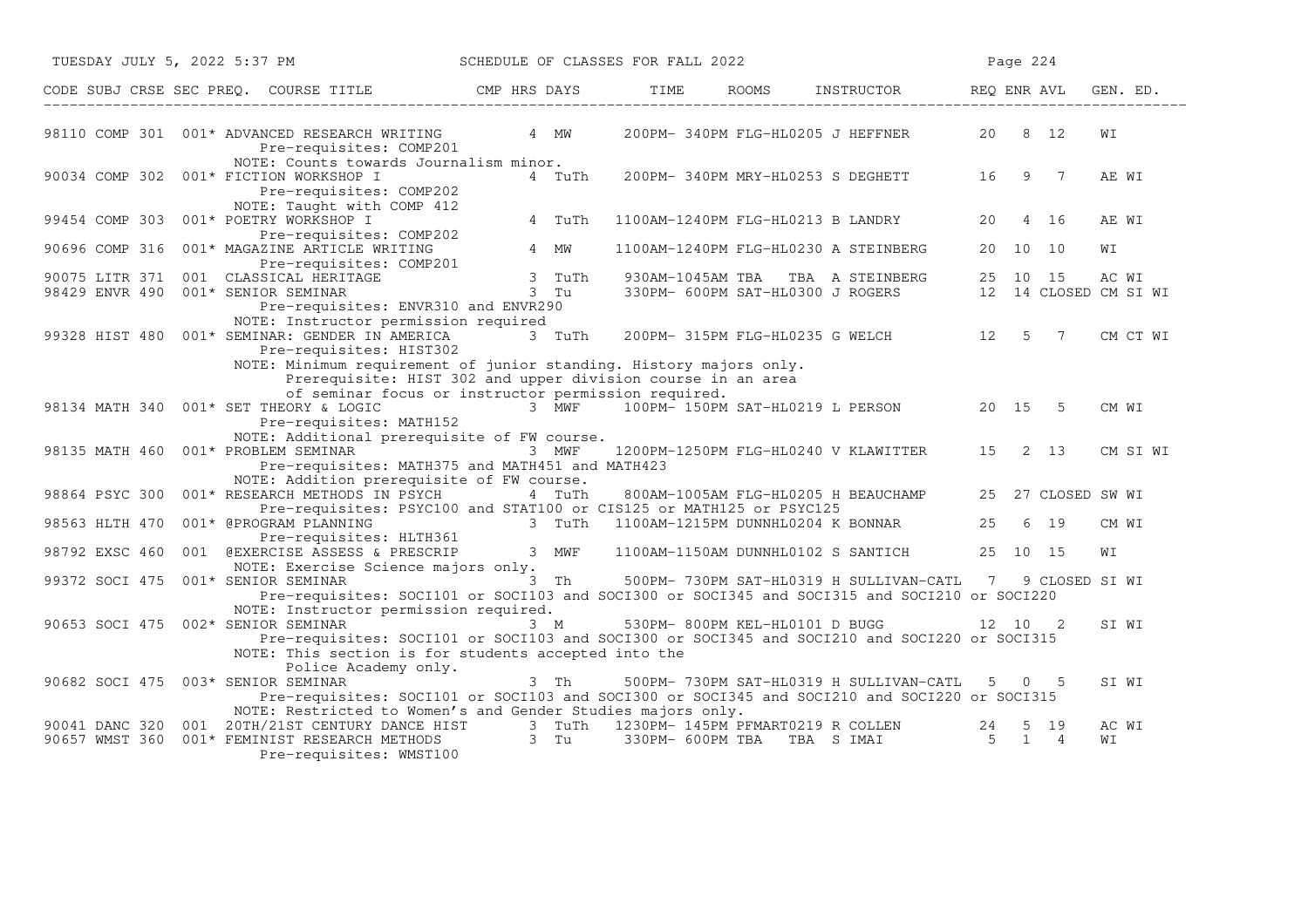| CODE | SUBJ | CRSE | SEC | PREQ. | COURSE TITLE | CMP | HRS | DAYS | TIME | ROOMS | INSTRUCTOR | REQ | ENR | AVL | GEN. ED. |
|---|---|---|---|---|---|---|---|---|---|---|---|---|---|---|---|
| 98110 | COMP | 301 | 001 | * | ADVANCED RESEARCH WRITING | | 4 | MW | 200PM- 340PM | FLG-HL0205 | J HEFFNER | 20 | 8 | 12 | WI |
| | | | | | Pre-requisites: COMP201 | | | | | | | | | | |
| | | | | | NOTE: Counts towards Journalism minor. | | | | | | | | | | |
| 90034 | COMP | 302 | 001 | * | FICTION WORKSHOP I | | 4 | TuTh | 200PM- 340PM | MRY-HL0253 | S DEGHETT | 16 | 9 | 7 | AE WI |
| | | | | | Pre-requisites: COMP202 | | | | | | | | | | |
| | | | | | NOTE: Taught with COMP 412 | | | | | | | | | | |
| 99454 | COMP | 303 | 001 | * | POETRY WORKSHOP I | | 4 | TuTh | 1100AM-1240PM | FLG-HL0213 | B LANDRY | 20 | 4 | 16 | AE WI |
| | | | | | Pre-requisites: COMP202 | | | | | | | | | | |
| 90696 | COMP | 316 | 001 | * | MAGAZINE ARTICLE WRITING | | 4 | MW | 1100AM-1240PM | FLG-HL0230 | A STEINBERG | 20 | 10 | 10 | WI |
| | | | | | Pre-requisites: COMP201 | | | | | | | | | | |
| 90075 | LITR | 371 | 001 | | CLASSICAL HERITAGE | | 3 | TuTh | 930AM-1045AM | TBA TBA | A STEINBERG | 25 | 10 | 15 | AC WI |
| 98429 | ENVR | 490 | 001 | * | SENIOR SEMINAR | | 3 | Tu | 330PM- 600PM | SAT-HL0300 | J ROGERS | 12 | 14 | CLOSED | CM SI WI |
| | | | | | Pre-requisites: ENVR310 and ENVR290 | | | | | | | | | | |
| | | | | | NOTE: Instructor permission required | | | | | | | | | | |
| 99328 | HIST | 480 | 001 | * | SEMINAR: GENDER IN AMERICA | | 3 | TuTh | 200PM- 315PM | FLG-HL0235 | G WELCH | 12 | 5 | 7 | CM CT WI |
| | | | | | Pre-requisites: HIST302 | | | | | | | | | | |
| | | | | | NOTE: Minimum requirement of junior standing. History majors only. Prerequisite: HIST 302 and upper division course in an area of seminar focus or instructor permission required. | | | | | | | | | | |
| 98134 | MATH | 340 | 001 | * | SET THEORY & LOGIC | | 3 | MWF | 100PM- 150PM | SAT-HL0219 | L PERSON | 20 | 15 | 5 | CM WI |
| | | | | | Pre-requisites: MATH152 | | | | | | | | | | |
| | | | | | NOTE: Additional prerequisite of FW course. | | | | | | | | | | |
| 98135 | MATH | 460 | 001 | * | PROBLEM SEMINAR | | 3 | MWF | 1200PM-1250PM | FLG-HL0240 | V KLAWITTER | 15 | 2 | 13 | CM SI WI |
| | | | | | Pre-requisites: MATH375 and MATH451 and MATH423 | | | | | | | | | | |
| | | | | | NOTE: Addition prerequisite of FW course. | | | | | | | | | | |
| 98864 | PSYC | 300 | 001 | * | RESEARCH METHODS IN PSYCH | | 4 | TuTh | 800AM-1005AM | FLG-HL0205 | H BEAUCHAMP | 25 | 27 | CLOSED | SW WI |
| | | | | | Pre-requisites: PSYC100 and STAT100 or CIS125 or MATH125 or PSYC125 | | | | | | | | | | |
| 98563 | HLTH | 470 | 001 | * | @PROGRAM PLANNING | | 3 | TuTh | 1100AM-1215PM | DUNNHL0204 | K BONNAR | 25 | 6 | 19 | CM WI |
| | | | | | Pre-requisites: HLTH361 | | | | | | | | | | |
| 98792 | EXSC | 460 | 001 | | @EXERCISE ASSESS & PRESCRIP | | 3 | MWF | 1100AM-1150AM | DUNNHL0102 | S SANTICH | 25 | 10 | 15 | WI |
| | | | | | NOTE: Exercise Science majors only. | | | | | | | | | | |
| 99372 | SOCI | 475 | 001 | * | SENIOR SEMINAR | | 3 | Th | 500PM- 730PM | SAT-HL0319 | H SULLIVAN-CATL | 7 | 9 | CLOSED | SI WI |
| | | | | | Pre-requisites: SOCI101 or SOCI103 and SOCI300 or SOCI345 and SOCI315 and SOCI210 or SOCI220 | | | | | | | | | | |
| | | | | | NOTE: Instructor permission required. | | | | | | | | | | |
| 90653 | SOCI | 475 | 002 | * | SENIOR SEMINAR | | 3 | M | 530PM- 800PM | KEL-HL0101 | D BUGG | 12 | 10 | 2 | SI WI |
| | | | | | Pre-requisites: SOCI101 or SOCI103 and SOCI300 or SOCI345 and SOCI210 and SOCI220 or SOCI315 | | | | | | | | | | |
| | | | | | NOTE: This section is for students accepted into the Police Academy only. | | | | | | | | | | |
| 90682 | SOCI | 475 | 003 | * | SENIOR SEMINAR | | 3 | Th | 500PM- 730PM | SAT-HL0319 | H SULLIVAN-CATL | 5 | 0 | 5 | SI WI |
| | | | | | Pre-requisites: SOCI101 or SOCI103 and SOCI300 or SOCI345 and SOCI210 and SOCI220 or SOCI315 | | | | | | | | | | |
| | | | | | NOTE: Restricted to Women's and Gender Studies majors only. | | | | | | | | | | |
| 90041 | DANC | 320 | 001 | | 20TH/21ST CENTURY DANCE HIST | | 3 | TuTh | 1230PM- 145PM | PFMART0219 | R COLLEN | 24 | 5 | 19 | AC WI |
| 90657 | WMST | 360 | 001 | * | FEMINIST RESEARCH METHODS | | 3 | Tu | 330PM- 600PM | TBA TBA | S IMAI | 5 | 1 | 4 | WI |
| | | | | | Pre-requisites: WMST100 | | | | | | | | | | |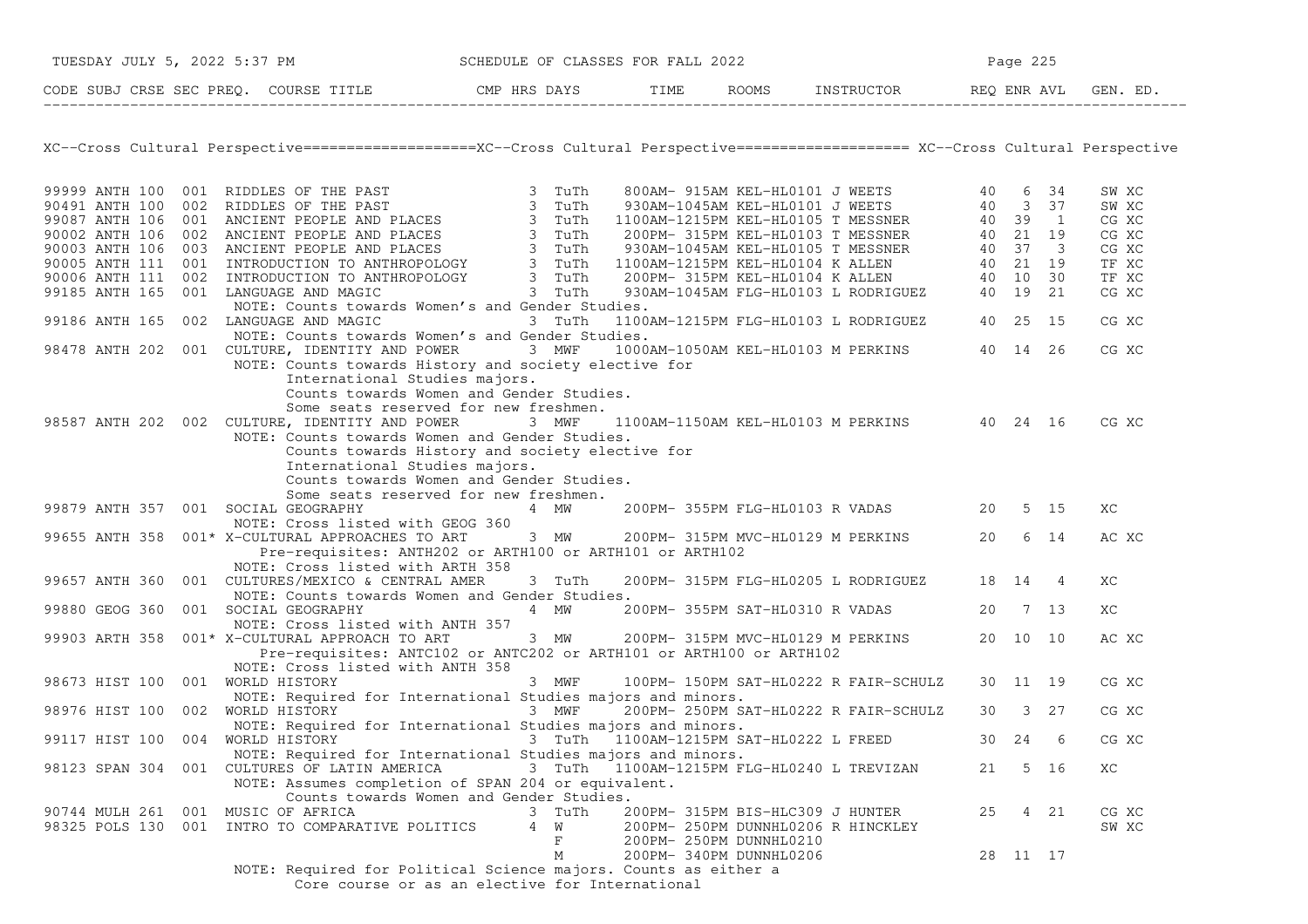SCHEDULE OF CLASSES FOR FALL 2022

## XC--Cross Cultural Perspective

| CODE | SUBJ | CRSE | SEC | PREQ. | COURSE TITLE | CMP | HRS | DAYS | TIME | ROOMS | INSTRUCTOR | REQ | ENR | AVL | GEN. ED. |
|---|---|---|---|---|---|---|---|---|---|---|---|---|---|---|---|
| 99999 | ANTH | 100 | 001 | | RIDDLES OF THE PAST | | 3 | TuTh | 800AM- 915AM | KEL-HL0101 | J WEETS | 40 | 6 | 34 | SW XC |
| 90491 | ANTH | 100 | 002 | | RIDDLES OF THE PAST | | 3 | TuTh | 930AM-1045AM | KEL-HL0101 | J WEETS | 40 | 3 | 37 | SW XC |
| 99087 | ANTH | 106 | 001 | | ANCIENT PEOPLE AND PLACES | | 3 | TuTh | 1100AM-1215PM | KEL-HL0105 | T MESSNER | 40 | 39 | 1 | CG XC |
| 90002 | ANTH | 106 | 002 | | ANCIENT PEOPLE AND PLACES | | 3 | TuTh | 200PM- 315PM | KEL-HL0103 | T MESSNER | 40 | 21 | 19 | CG XC |
| 90003 | ANTH | 106 | 003 | | ANCIENT PEOPLE AND PLACES | | 3 | TuTh | 930AM-1045AM | KEL-HL0105 | T MESSNER | 40 | 37 | 3 | CG XC |
| 90005 | ANTH | 111 | 001 | | INTRODUCTION TO ANTHROPOLOGY | | 3 | TuTh | 1100AM-1215PM | KEL-HL0104 | K ALLEN | 40 | 21 | 19 | TF XC |
| 90006 | ANTH | 111 | 002 | | INTRODUCTION TO ANTHROPOLOGY | | 3 | TuTh | 200PM- 315PM | KEL-HL0104 | K ALLEN | 40 | 10 | 30 | TF XC |
| 99185 | ANTH | 165 | 001 | | LANGUAGE AND MAGIC | | 3 | TuTh | 930AM-1045AM | FLG-HL0103 | L RODRIGUEZ | 40 | 19 | 21 | CG XC |
| | | | | | NOTE: Counts towards Women's and Gender Studies. | | | | | | | | | | |
| 99186 | ANTH | 165 | 002 | | LANGUAGE AND MAGIC | | 3 | TuTh | 1100AM-1215PM | FLG-HL0103 | L RODRIGUEZ | 40 | 25 | 15 | CG XC |
| | | | | | NOTE: Counts towards Women's and Gender Studies. | | | | | | | | | | |
| 98478 | ANTH | 202 | 001 | | CULTURE, IDENTITY AND POWER | | 3 | MWF | 1000AM-1050AM | KEL-HL0103 | M PERKINS | 40 | 14 | 26 | CG XC |
| | | | | | NOTE: Counts towards History and society elective for International Studies majors. Counts towards Women and Gender Studies. Some seats reserved for new freshmen. | | | | | | | | | | |
| 98587 | ANTH | 202 | 002 | | CULTURE, IDENTITY AND POWER | | 3 | MWF | 1100AM-1150AM | KEL-HL0103 | M PERKINS | 40 | 24 | 16 | CG XC |
| | | | | | NOTE: Counts towards Women and Gender Studies. Counts towards History and society elective for International Studies majors. Counts towards Women and Gender Studies. Some seats reserved for new freshmen. | | | | | | | | | | |
| 99879 | ANTH | 357 | 001 | | SOCIAL GEOGRAPHY | | 4 | MW | 200PM- 355PM | FLG-HL0103 | R VADAS | 20 | 5 | 15 | XC |
| | | | | | NOTE: Cross listed with GEOG 360 | | | | | | | | | | |
| 99655 | ANTH | 358 | 001 | * | X-CULTURAL APPROACHES TO ART | | 3 | MW | 200PM- 315PM | MVC-HL0129 | M PERKINS | 20 | 6 | 14 | AC XC |
| | | | | | Pre-requisites: ANTH202 or ARTH100 or ARTH101 or ARTH102 NOTE: Cross listed with ARTH 358 | | | | | | | | | | |
| 99657 | ANTH | 360 | 001 | | CULTURES/MEXICO & CENTRAL AMER | | 3 | TuTh | 200PM- 315PM | FLG-HL0205 | L RODRIGUEZ | 18 | 14 | 4 | XC |
| | | | | | NOTE: Counts towards Women and Gender Studies. | | | | | | | | | | |
| 99880 | GEOG | 360 | 001 | | SOCIAL GEOGRAPHY | | 4 | MW | 200PM- 355PM | SAT-HL0310 | R VADAS | 20 | 7 | 13 | XC |
| | | | | | NOTE: Cross listed with ANTH 357 | | | | | | | | | | |
| 99903 | ARTH | 358 | 001 | * | X-CULTURAL APPROACH TO ART | | 3 | MW | 200PM- 315PM | MVC-HL0129 | M PERKINS | 20 | 10 | 10 | AC XC |
| | | | | | Pre-requisites: ANTC102 or ANTC202 or ARTH101 or ARTH100 or ARTH102 NOTE: Cross listed with ANTH 358 | | | | | | | | | | |
| 98673 | HIST | 100 | 001 | | WORLD HISTORY | | 3 | MWF | 100PM- 150PM | SAT-HL0222 | R FAIR-SCHULZ | 30 | 11 | 19 | CG XC |
| | | | | | NOTE: Required for International Studies majors and minors. | | | | | | | | | | |
| 98976 | HIST | 100 | 002 | | WORLD HISTORY | | 3 | MWF | 200PM- 250PM | SAT-HL0222 | R FAIR-SCHULZ | 30 | 3 | 27 | CG XC |
| | | | | | NOTE: Required for International Studies majors and minors. | | | | | | | | | | |
| 99117 | HIST | 100 | 004 | | WORLD HISTORY | | 3 | TuTh | 1100AM-1215PM | SAT-HL0222 | L FREED | 30 | 24 | 6 | CG XC |
| | | | | | NOTE: Required for International Studies majors and minors. | | | | | | | | | | |
| 98123 | SPAN | 304 | 001 | | CULTURES OF LATIN AMERICA | | 3 | TuTh | 1100AM-1215PM | FLG-HL0240 | L TREVIZAN | 21 | 5 | 16 | XC |
| | | | | | NOTE: Assumes completion of SPAN 204 or equivalent. Counts towards Women and Gender Studies. | | | | | | | | | | |
| 90744 | MULH | 261 | 001 | | MUSIC OF AFRICA | | 3 | TuTh | 200PM- 315PM | BIS-HLC309 | J HUNTER | 25 | 4 | 21 | CG XC |
| 98325 | POLS | 130 | 001 | | INTRO TO COMPARATIVE POLITICS | | 4 | W | 200PM- 250PM | DUNNHL0206 | R HINCKLEY | | | | SW XC |
| | | | | | | | | F | 200PM- 250PM | DUNNHL0210 | | | | | |
| | | | | | | | | M | 200PM- 340PM | DUNNHL0206 | | 28 | 11 | 17 | |
| | | | | | NOTE: Required for Political Science majors. Counts as either a Core course or as an elective for International | | | | | | | | | | |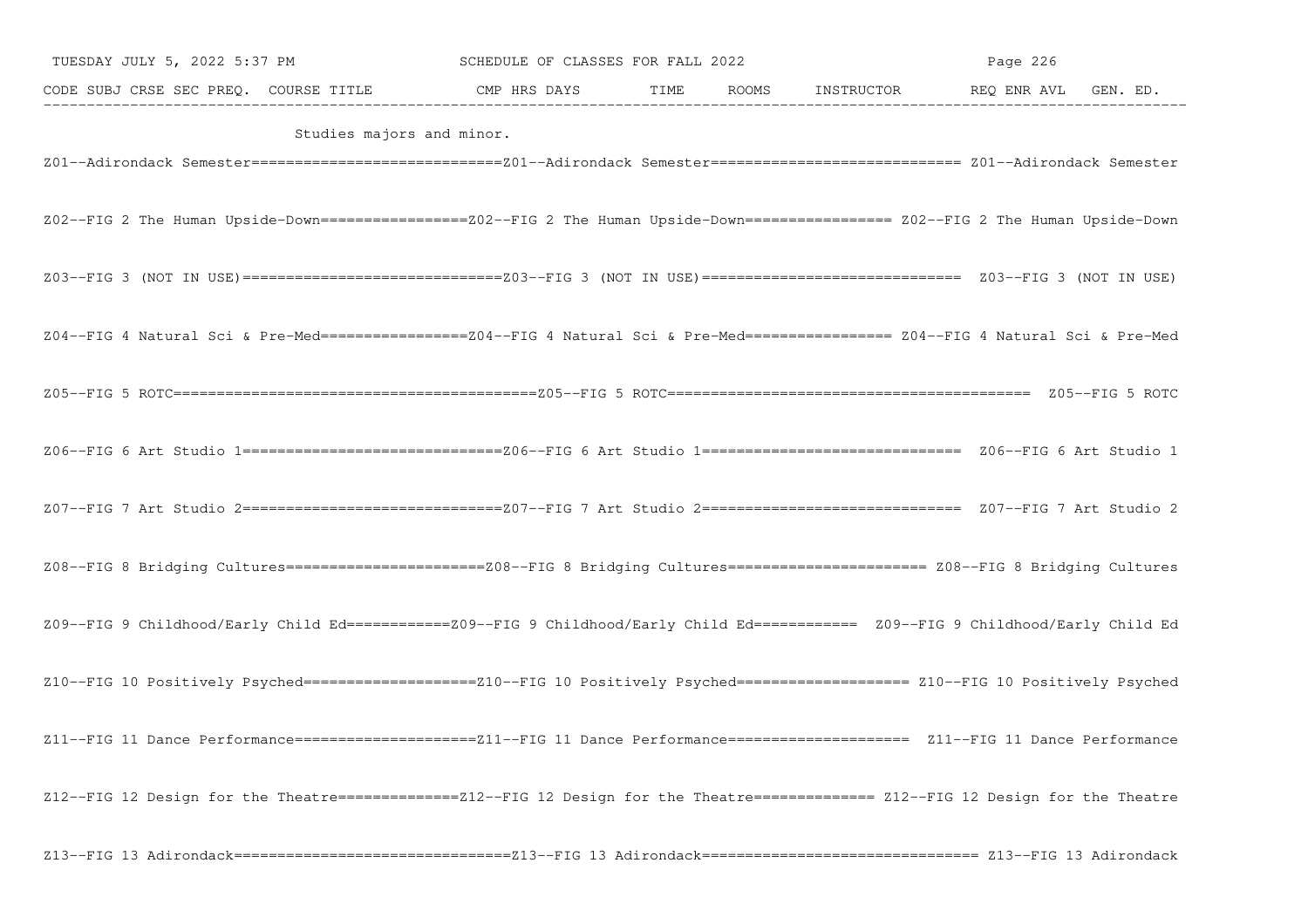Studies majors and minor.

Z01--Adirondack Semester==============================Z01--Adirondack Semester============================== Z01--Adirondack Semester

Z02--FIG 2 The Human Upside-Down=================Z02--FIG 2 The Human Upside-Down================= Z02--FIG 2 The Human Upside-Down

Z03--FIG 3 (NOT IN USE)==============================Z03--FIG 3 (NOT IN USE)============================== Z03--FIG 3 (NOT IN USE)

Z04--FIG 4 Natural Sci & Pre-Med=================Z04--FIG 4 Natural Sci & Pre-Med================= Z04--FIG 4 Natural Sci & Pre-Med

Z05--FIG 5 ROTC==========================================Z05--FIG 5 ROTC========================================== Z05--FIG 5 ROTC

Z06--FIG 6 Art Studio 1==============================Z06--FIG 6 Art Studio 1============================== Z06--FIG 6 Art Studio 1

Z07--FIG 7 Art Studio 2==============================Z07--FIG 7 Art Studio 2============================== Z07--FIG 7 Art Studio 2

Z08--FIG 8 Bridging Cultures=======================Z08--FIG 8 Bridging Cultures======================= Z08--FIG 8 Bridging Cultures

Z09--FIG 9 Childhood/Early Child Ed============Z09--FIG 9 Childhood/Early Child Ed============ Z09--FIG 9 Childhood/Early Child Ed

Z10--FIG 10 Positively Psyched====================Z10--FIG 10 Positively Psyched==================== Z10--FIG 10 Positively Psyched

Z11--FIG 11 Dance Performance=====================Z11--FIG 11 Dance Performance===================== Z11--FIG 11 Dance Performance

Z12--FIG 12 Design for the Theatre==============Z12--FIG 12 Design for the Theatre============== Z12--FIG 12 Design for the Theatre

Z13--FIG 13 Adirondack================================Z13--FIG 13 Adirondack================================ Z13--FIG 13 Adirondack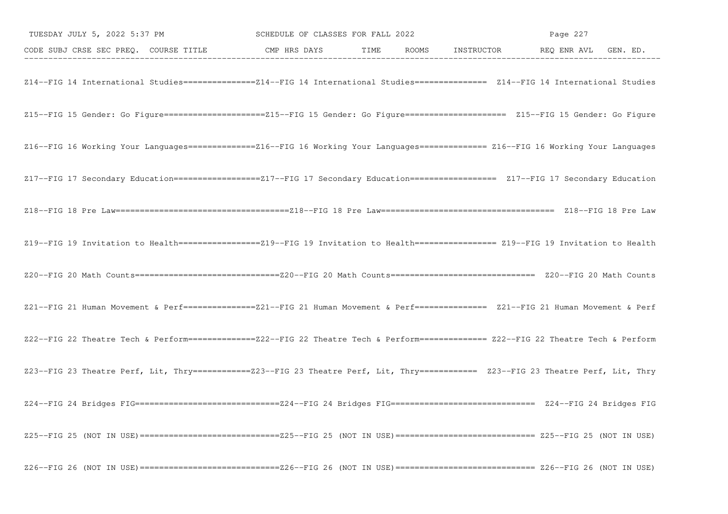CODE SUBJ CRSE SEC PREQ. COURSE TITLE CMP HRS DAYS TIME ROOMS INSTRUCTOR REQ ENR AVL GEN. ED.

```
Z14--FIG 14 International Studies===============Z14--FIG 14 International Studies=============== Z14--FIG 14 International Studies

Z15--FIG 15 Gender: Go Figure=====================Z15--FIG 15 Gender: Go Figure===================== Z15--FIG 15 Gender: Go Figure

Z16--FIG 16 Working Your Languages==============Z16--FIG 16 Working Your Languages============== Z16--FIG 16 Working Your Languages

Z17--FIG 17 Secondary Education==================Z17--FIG 17 Secondary Education================== Z17--FIG 17 Secondary Education

Z18--FIG 18 Pre Law===================================Z18--FIG 18 Pre Law=================================== Z18--FIG 18 Pre Law

Z19--FIG 19 Invitation to Health=================Z19--FIG 19 Invitation to Health================= Z19--FIG 19 Invitation to Health

Z20--FIG 20 Math Counts==============================Z20--FIG 20 Math Counts============================== Z20--FIG 20 Math Counts

Z21--FIG 21 Human Movement & Perf===============Z21--FIG 21 Human Movement & Perf=============== Z21--FIG 21 Human Movement & Perf

Z22--FIG 22 Theatre Tech & Perform==============Z22--FIG 22 Theatre Tech & Perform============== Z22--FIG 22 Theatre Tech & Perform

Z23--FIG 23 Theatre Perf, Lit, Thry============Z23--FIG 23 Theatre Perf, Lit, Thry============ Z23--FIG 23 Theatre Perf, Lit, Thry

Z24--FIG 24 Bridges FIG==============================Z24--FIG 24 Bridges FIG============================== Z24--FIG 24 Bridges FIG

Z25--FIG 25 (NOT IN USE)=============================Z25--FIG 25 (NOT IN USE)============================= Z25--FIG 25 (NOT IN USE)

Z26--FIG 26 (NOT IN USE)=============================Z26--FIG 26 (NOT IN USE)============================= Z26--FIG 26 (NOT IN USE)
```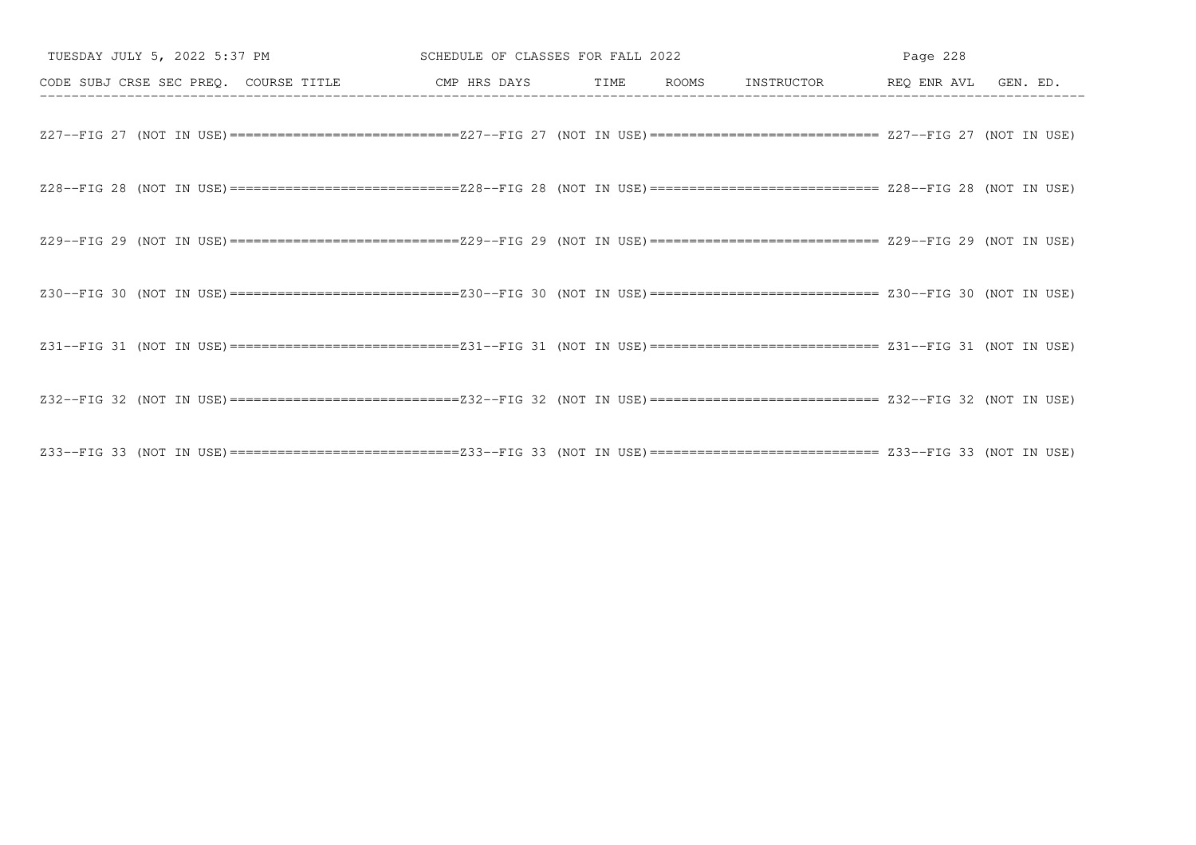| CODE | SUBJ | CRSE | SEC | PREQ. | COURSE TITLE | CMP | HRS | DAYS | TIME | ROOMS | INSTRUCTOR | REQ | ENR | AVL | GEN. ED. |
|---|---|---|---|---|---|---|---|---|---|---|---|---|---|---|---|

Z27--FIG 27 (NOT IN USE)=============================Z27--FIG 27 (NOT IN USE)============================= Z27--FIG 27 (NOT IN USE)

Z28--FIG 28 (NOT IN USE)=============================Z28--FIG 28 (NOT IN USE)============================= Z28--FIG 28 (NOT IN USE)

Z29--FIG 29 (NOT IN USE)=============================Z29--FIG 29 (NOT IN USE)============================= Z29--FIG 29 (NOT IN USE)

Z30--FIG 30 (NOT IN USE)=============================Z30--FIG 30 (NOT IN USE)============================= Z30--FIG 30 (NOT IN USE)

Z31--FIG 31 (NOT IN USE)=============================Z31--FIG 31 (NOT IN USE)============================= Z31--FIG 31 (NOT IN USE)

Z32--FIG 32 (NOT IN USE)=============================Z32--FIG 32 (NOT IN USE)============================= Z32--FIG 32 (NOT IN USE)

Z33--FIG 33 (NOT IN USE)=============================Z33--FIG 33 (NOT IN USE)============================= Z33--FIG 33 (NOT IN USE)